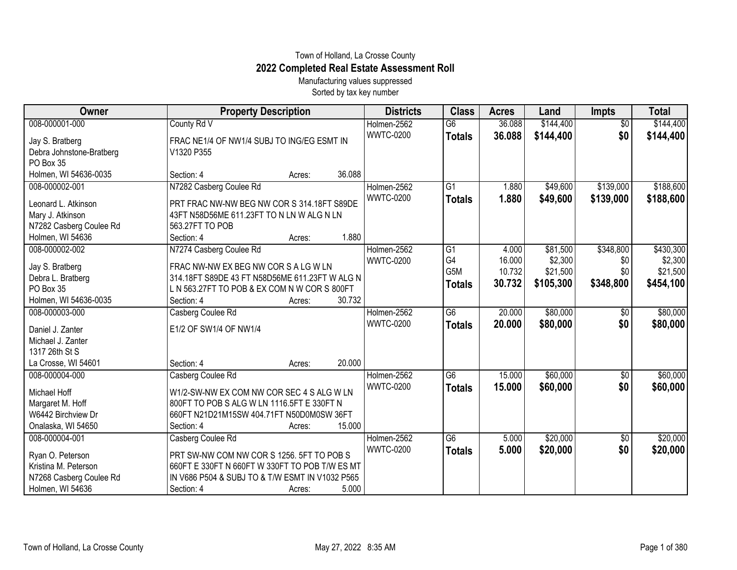Town of Holland, La Crosse County

# 2022 Completed Real Estate Assessment Roll

Manufacturing values suppressed

Sorted by tax key number

| Owner | Property Description | Districts | Class | Acres | Land | Impts | Total |
|---|---|---|---|---|---|---|---|
| 008-000001-000<br>Jay S. Bratberg<br>Debra Johnstone-Bratberg<br>PO Box 35<br>Holmen, WI 54636-0035 | County Rd V<br>FRAC NE1/4 OF NW1/4 SUBJ TO ING/EG ESMT IN V1320 P355<br>Section: 4 Acres: 36.088 | Holmen-2562<br>WWTC-0200 | G6<br>**Totals** | 36.088<br>**36.088** | $144,400<br>**$144,400** | $0<br>**$0** | $144,400<br>**$144,400** |
| 008-000002-001<br>Leonard L. Atkinson<br>Mary J. Atkinson<br>N7282 Casberg Coulee Rd<br>Holmen, WI 54636 | N7282 Casberg Coulee Rd<br>PRT FRAC NW-NW BEG NW COR S 314.18FT S89DE 43FT N58D56ME 611.23FT TO N LN W ALG N LN 563.27FT TO POB<br>Section: 4 Acres: 1.880 | Holmen-2562<br>WWTC-0200 | G1<br>**Totals** | 1.880<br>**1.880** | $49,600<br>**$49,600** | $139,000<br>**$139,000** | $188,600<br>**$188,600** |
| 008-000002-002<br>Jay S. Bratberg<br>Debra L. Bratberg<br>PO Box 35<br>Holmen, WI 54636-0035 | N7274 Casberg Coulee Rd<br>FRAC NW-NW EX BEG NW COR S A LG W LN 314.18FT S89DE 43 FT N58D56ME 611.23FT W ALG N L N 563.27FT TO POB & EX COM N W COR S 800FT<br>Section: 4 Acres: 30.732 | Holmen-2562<br>WWTC-0200 | G1<br>G4<br>G5M<br>**Totals** | 4.000<br>16.000<br>10.732<br>**30.732** | $81,500<br>$2,300<br>$21,500<br>**$105,300** | $348,800<br>$0<br>$0<br>**$348,800** | $430,300<br>$2,300<br>$21,500<br>**$454,100** |
| 008-000003-000<br>Daniel J. Zanter<br>Michael J. Zanter<br>1317 26th St S<br>La Crosse, WI 54601 | Casberg Coulee Rd<br>E1/2 OF SW1/4 OF NW1/4<br>Section: 4 Acres: 20.000 | Holmen-2562<br>WWTC-0200 | G6<br>**Totals** | 20.000<br>**20.000** | $80,000<br>**$80,000** | $0<br>**$0** | $80,000<br>**$80,000** |
| 008-000004-000<br>Michael Hoff<br>Margaret M. Hoff<br>W6442 Birchview Dr<br>Onalaska, WI 54650 | Casberg Coulee Rd<br>W1/2-SW-NW EX COM NW COR SEC 4 S ALG W LN 800FT TO POB S ALG W LN 1116.5FT E 330FT N 660FT N21D21M15SW 404.71FT N50D0M0SW 36FT<br>Section: 4 Acres: 15.000 | Holmen-2562<br>WWTC-0200 | G6<br>**Totals** | 15.000<br>**15.000** | $60,000<br>**$60,000** | $0<br>**$0** | $60,000<br>**$60,000** |
| 008-000004-001<br>Ryan O. Peterson<br>Kristina M. Peterson<br>N7268 Casberg Coulee Rd<br>Holmen, WI 54636 | Casberg Coulee Rd<br>PRT SW-NW COM NW COR S 1256. 5FT TO POB S 660FT E 330FT N 660FT W 330FT TO POB T/W ES MT IN V686 P504 & SUBJ TO & T/W ESMT IN V1032 P565<br>Section: 4 Acres: 5.000 | Holmen-2562<br>WWTC-0200 | G6<br>**Totals** | 5.000<br>**5.000** | $20,000<br>**$20,000** | $0<br>**$0** | $20,000<br>**$20,000** |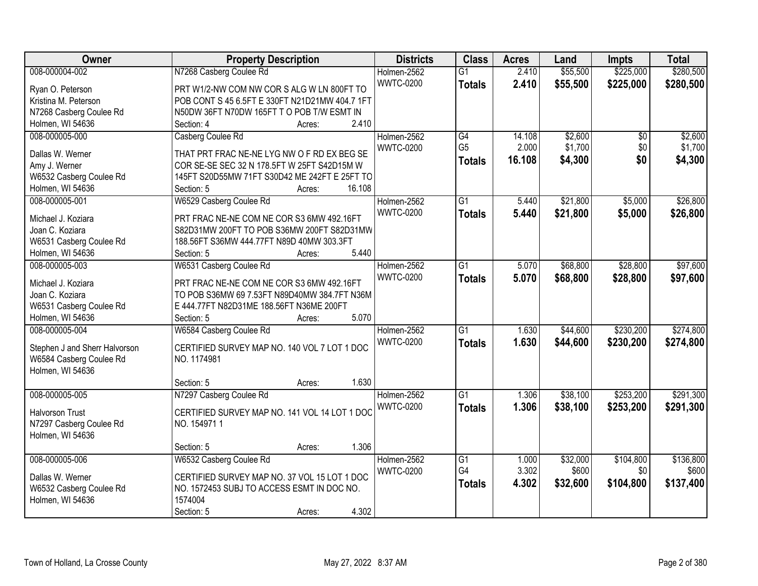| Owner | Property Description | Districts | Class | Acres | Land | Impts | Total |
|---|---|---|---|---|---|---|---|
| 008-000004-002<br>Ryan O. Peterson<br>Kristina M. Peterson<br>N7268 Casberg Coulee Rd<br>Holmen, WI 54636 | N7268 Casberg Coulee Rd<br>PRT W1/2-NW COM NW COR S ALG W LN 800FT TO POB CONT S 45 6.5FT E 330FT N21D21MW 404.7 1FT N50DW 36FT N70DW 165FT T O POB T/W ESMT IN<br>Section: 4 Acres: 2.410 | Holmen-2562<br>WWTC-0200 | G1<br>**Totals** | 2.410<br>**2.410** | $55,500<br>**$55,500** | $225,000<br>**$225,000** | $280,500<br>**$280,500** |
| 008-000005-000<br>Dallas W. Werner<br>Amy J. Werner<br>W6532 Casberg Coulee Rd<br>Holmen, WI 54636 | Casberg Coulee Rd<br>THAT PRT FRAC NE-NE LYG NW O F RD EX BEG SE COR SE-SE SEC 32 N 178.5FT W 25FT S42D15M W 145FT S20D55MW 71FT S30D42 ME 242FT E 25FT TO<br>Section: 5 Acres: 16.108 | Holmen-2562<br>WWTC-0200 | G4<br>G5<br>**Totals** | 14.108<br>2.000<br>**16.108** | $2,600<br>$1,700<br>**$4,300** | $0<br>$0<br>**$0** | $2,600<br>$1,700<br>**$4,300** |
| 008-000005-001<br>Michael J. Koziara<br>Joan C. Koziara<br>W6531 Casberg Coulee Rd<br>Holmen, WI 54636 | W6529 Casberg Coulee Rd<br>PRT FRAC NE-NE COM NE COR S3 6MW 492.16FT S82D31MW 200FT TO POB S36MW 200FT S82D31MW 188.56FT S36MW 444.77FT N89D 40MW 303.3FT<br>Section: 5 Acres: 5.440 | Holmen-2562<br>WWTC-0200 | G1<br>**Totals** | 5.440<br>**5.440** | $21,800<br>**$21,800** | $5,000<br>**$5,000** | $26,800<br>**$26,800** |
| 008-000005-003<br>Michael J. Koziara<br>Joan C. Koziara<br>W6531 Casberg Coulee Rd<br>Holmen, WI 54636 | W6531 Casberg Coulee Rd<br>PRT FRAC NE-NE COM NE COR S3 6MW 492.16FT TO POB S36MW 69 7.53FT N89D40MW 384.7FT N36M E 444.77FT N82D31ME 188.56FT N36ME 200FT<br>Section: 5 Acres: 5.070 | Holmen-2562<br>WWTC-0200 | G1<br>**Totals** | 5.070<br>**5.070** | $68,800<br>**$68,800** | $28,800<br>**$28,800** | $97,600<br>**$97,600** |
| 008-000005-004<br>Stephen J and Sherr Halvorson<br>W6584 Casberg Coulee Rd<br>Holmen, WI 54636 | W6584 Casberg Coulee Rd<br>CERTIFIED SURVEY MAP NO. 140 VOL 7 LOT 1 DOC NO. 1174981<br>Section: 5 Acres: 1.630 | Holmen-2562<br>WWTC-0200 | G1<br>**Totals** | 1.630<br>**1.630** | $44,600<br>**$44,600** | $230,200<br>**$230,200** | $274,800<br>**$274,800** |
| 008-000005-005<br>Halvorson Trust<br>N7297 Casberg Coulee Rd<br>Holmen, WI 54636 | N7297 Casberg Coulee Rd<br>CERTIFIED SURVEY MAP NO. 141 VOL 14 LOT 1 DOC NO. 154971 1<br>Section: 5 Acres: 1.306 | Holmen-2562<br>WWTC-0200 | G1<br>**Totals** | 1.306<br>**1.306** | $38,100<br>**$38,100** | $253,200<br>**$253,200** | $291,300<br>**$291,300** |
| 008-000005-006<br>Dallas W. Werner<br>W6532 Casberg Coulee Rd<br>Holmen, WI 54636 | W6532 Casberg Coulee Rd<br>CERTIFIED SURVEY MAP NO. 37 VOL 15 LOT 1 DOC NO. 1572453 SUBJ TO ACCESS ESMT IN DOC NO. 1574004<br>Section: 5 Acres: 4.302 | Holmen-2562<br>WWTC-0200 | G1<br>G4<br>**Totals** | 1.000<br>3.302<br>**4.302** | $32,000<br>$600<br>**$32,600** | $104,800<br>$0<br>**$104,800** | $136,800<br>$600<br>**$137,400** |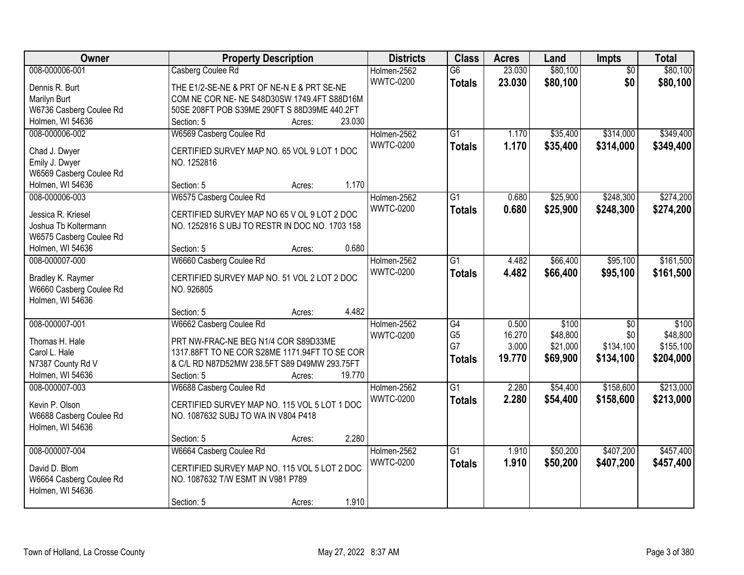| Owner | Property Description | Districts | Class | Acres | Land | Impts | Total |
|---|---|---|---|---|---|---|---|
| 008-000006-001<br>Dennis R. Burt<br>Marilyn Burt<br>W6736 Casberg Coulee Rd<br>Holmen, WI 54636 | Casberg Coulee Rd<br>THE E1/2-SE-NE & PRT OF NE-N E & PRT SE-NE COM NE COR NE- NE S48D30SW 1749.4FT S88D16M 50SE 208FT POB S39ME 290FT S 88D39ME 440.2FT<br>Section: 5 Acres: 23.030 | Holmen-2562<br>WWTC-0200 | G6<br>**Totals** | 23.030<br>**23.030** | $80,100<br>**$80,100** | $0<br>**$0** | $80,100<br>**$80,100** |
| 008-000006-002<br>Chad J. Dwyer<br>Emily J. Dwyer<br>W6569 Casberg Coulee Rd<br>Holmen, WI 54636 | W6569 Casberg Coulee Rd<br>CERTIFIED SURVEY MAP NO. 65 VOL 9 LOT 1 DOC NO. 1252816<br>Section: 5 Acres: 1.170 | Holmen-2562<br>WWTC-0200 | G1<br>**Totals** | 1.170<br>**1.170** | $35,400<br>**$35,400** | $314,000<br>**$314,000** | $349,400<br>**$349,400** |
| 008-000006-003<br>Jessica R. Kriesel<br>Joshua Tb Koltermann<br>W6575 Casberg Coulee Rd<br>Holmen, WI 54636 | W6575 Casberg Coulee Rd<br>CERTIFIED SURVEY MAP NO 65 V OL 9 LOT 2 DOC NO. 1252816 S UBJ TO RESTR IN DOC NO. 1703 158<br>Section: 5 Acres: 0.680 | Holmen-2562<br>WWTC-0200 | G1<br>**Totals** | 0.680<br>**0.680** | $25,900<br>**$25,900** | $248,300<br>**$248,300** | $274,200<br>**$274,200** |
| 008-000007-000<br>Bradley K. Raymer<br>W6660 Casberg Coulee Rd<br>Holmen, WI 54636 | W6660 Casberg Coulee Rd<br>CERTIFIED SURVEY MAP NO. 51 VOL 2 LOT 2 DOC NO. 926805<br>Section: 5 Acres: 4.482 | Holmen-2562<br>WWTC-0200 | G1<br>**Totals** | 4.482<br>**4.482** | $66,400<br>**$66,400** | $95,100<br>**$95,100** | $161,500<br>**$161,500** |
| 008-000007-001<br>Thomas H. Hale<br>Carol L. Hale<br>N7387 County Rd V<br>Holmen, WI 54636 | W6662 Casberg Coulee Rd<br>PRT NW-FRAC-NE BEG N1/4 COR S89D33ME 1317.88FT TO NE COR S28ME 1171.94FT TO SE COR & C/L RD N87D52MW 238.5FT S89 D49MW 293.75FT<br>Section: 5 Acres: 19.770 | Holmen-2562<br>WWTC-0200 | G4<br>G5<br>G7<br>**Totals** | 0.500<br>16.270<br>3.000<br>**19.770** | $100<br>$48,800<br>$21,000<br>**$69,900** | $0<br>$0<br>$134,100<br>**$134,100** | $100<br>$48,800<br>$155,100<br>**$204,000** |
| 008-000007-003<br>Kevin P. Olson<br>W6688 Casberg Coulee Rd<br>Holmen, WI 54636 | W6688 Casberg Coulee Rd<br>CERTIFIED SURVEY MAP NO. 115 VOL 5 LOT 1 DOC NO. 1087632 SUBJ TO WA IN V804 P418<br>Section: 5 Acres: 2.280 | Holmen-2562<br>WWTC-0200 | G1<br>**Totals** | 2.280<br>**2.280** | $54,400<br>**$54,400** | $158,600<br>**$158,600** | $213,000<br>**$213,000** |
| 008-000007-004<br>David D. Blom<br>W6664 Casberg Coulee Rd<br>Holmen, WI 54636 | W6664 Casberg Coulee Rd<br>CERTIFIED SURVEY MAP NO. 115 VOL 5 LOT 2 DOC NO. 1087632 T/W ESMT IN V981 P789<br>Section: 5 Acres: 1.910 | Holmen-2562<br>WWTC-0200 | G1<br>**Totals** | 1.910<br>**1.910** | $50,200<br>**$50,200** | $407,200<br>**$407,200** | $457,400<br>**$457,400** |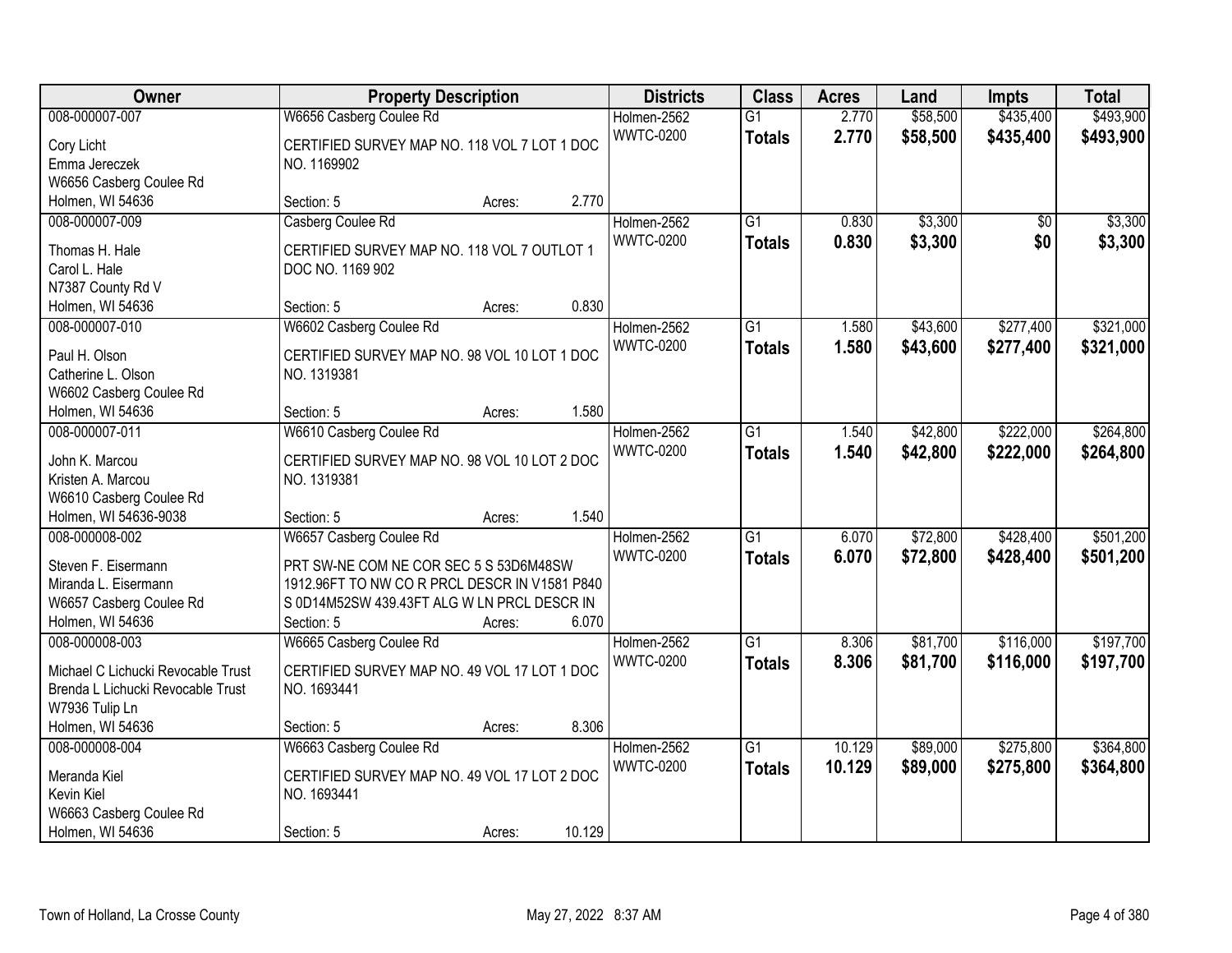| Owner | Property Description | | | Districts | Class | Acres | Land | Impts | Total |
|---|---|---|---|---|---|---|---|---|---|
| 008-000007-007 | W6656 Casberg Coulee Rd | | | Holmen-2562 | G1 | 2.770 | $58,500 | $435,400 | $493,900 |
| Cory Licht<br>Emma Jereczek<br>W6656 Casberg Coulee Rd<br>Holmen, WI 54636 | CERTIFIED SURVEY MAP NO. 118 VOL 7 LOT 1 DOC NO. 1169902 | | | WWTC-0200 | **Totals** | **2.770** | **$58,500** | **$435,400** | **$493,900** |
| | Section: 5 | Acres: | 2.770 | | | | | | |
| 008-000007-009 | Casberg Coulee Rd | | | Holmen-2562 | G1 | 0.830 | $3,300 | $0 | $3,300 |
| Thomas H. Hale<br>Carol L. Hale<br>N7387 County Rd V<br>Holmen, WI 54636 | CERTIFIED SURVEY MAP NO. 118 VOL 7 OUTLOT 1 DOC NO. 1169 902 | | | WWTC-0200 | **Totals** | **0.830** | **$3,300** | **$0** | **$3,300** |
| | Section: 5 | Acres: | 0.830 | | | | | | |
| 008-000007-010 | W6602 Casberg Coulee Rd | | | Holmen-2562 | G1 | 1.580 | $43,600 | $277,400 | $321,000 |
| Paul H. Olson<br>Catherine L. Olson<br>W6602 Casberg Coulee Rd<br>Holmen, WI 54636 | CERTIFIED SURVEY MAP NO. 98 VOL 10 LOT 1 DOC NO. 1319381 | | | WWTC-0200 | **Totals** | **1.580** | **$43,600** | **$277,400** | **$321,000** |
| | Section: 5 | Acres: | 1.580 | | | | | | |
| 008-000007-011 | W6610 Casberg Coulee Rd | | | Holmen-2562 | G1 | 1.540 | $42,800 | $222,000 | $264,800 |
| John K. Marcou<br>Kristen A. Marcou<br>W6610 Casberg Coulee Rd<br>Holmen, WI 54636-9038 | CERTIFIED SURVEY MAP NO. 98 VOL 10 LOT 2 DOC NO. 1319381 | | | WWTC-0200 | **Totals** | **1.540** | **$42,800** | **$222,000** | **$264,800** |
| | Section: 5 | Acres: | 1.540 | | | | | | |
| 008-000008-002 | W6657 Casberg Coulee Rd | | | Holmen-2562 | G1 | 6.070 | $72,800 | $428,400 | $501,200 |
| Steven F. Eisermann<br>Miranda L. Eisermann<br>W6657 Casberg Coulee Rd<br>Holmen, WI 54636 | PRT SW-NE COM NE COR SEC 5 S 53D6M48SW 1912.96FT TO NW CO R PRCL DESCR IN V1581 P840 S 0D14M52SW 439.43FT ALG W LN PRCL DESCR IN | | | WWTC-0200 | **Totals** | **6.070** | **$72,800** | **$428,400** | **$501,200** |
| | Section: 5 | Acres: | 6.070 | | | | | | |
| 008-000008-003 | W6665 Casberg Coulee Rd | | | Holmen-2562 | G1 | 8.306 | $81,700 | $116,000 | $197,700 |
| Michael C Lichucki Revocable Trust<br>Brenda L Lichucki Revocable Trust<br>W7936 Tulip Ln<br>Holmen, WI 54636 | CERTIFIED SURVEY MAP NO. 49 VOL 17 LOT 1 DOC NO. 1693441 | | | WWTC-0200 | **Totals** | **8.306** | **$81,700** | **$116,000** | **$197,700** |
| | Section: 5 | Acres: | 8.306 | | | | | | |
| 008-000008-004 | W6663 Casberg Coulee Rd | | | Holmen-2562 | G1 | 10.129 | $89,000 | $275,800 | $364,800 |
| Meranda Kiel<br>Kevin Kiel<br>W6663 Casberg Coulee Rd<br>Holmen, WI 54636 | CERTIFIED SURVEY MAP NO. 49 VOL 17 LOT 2 DOC NO. 1693441 | | | WWTC-0200 | **Totals** | **10.129** | **$89,000** | **$275,800** | **$364,800** |
| | Section: 5 | Acres: | 10.129 | | | | | | |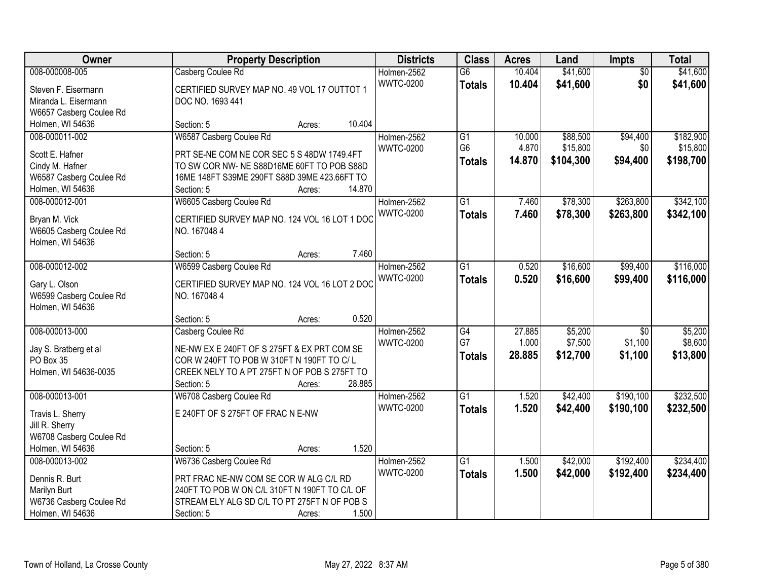| Owner | Property Description | Districts | Class | Acres | Land | Impts | Total |
|---|---|---|---|---|---|---|---|
| 008-000008-005<br>Steven F. Eisermann<br>Miranda L. Eisermann<br>W6657 Casberg Coulee Rd<br>Holmen, WI 54636 | Casberg Coulee Rd<br>CERTIFIED SURVEY MAP NO. 49 VOL 17 OUTTOT 1 DOC NO. 1693 441<br>Section: 5 Acres: 10.404 | Holmen-2562<br>WWTC-0200 | G6<br>**Totals** | 10.404<br>**10.404** | $41,600<br>**$41,600** | $0<br>**$0** | $41,600<br>**$41,600** |
| 008-000011-002<br>Scott E. Hafner<br>Cindy M. Hafner<br>W6587 Casberg Coulee Rd<br>Holmen, WI 54636 | W6587 Casberg Coulee Rd<br>PRT SE-NE COM NE COR SEC 5 S 48DW 1749.4FT TO SW COR NW- NE S88D16ME 60FT TO POB S88D 16ME 148FT S39ME 290FT S88D 39ME 423.66FT TO<br>Section: 5 Acres: 14.870 | Holmen-2562<br>WWTC-0200 | G1<br>G6<br>**Totals** | 10.000<br>4.870<br>**14.870** | $88,500<br>$15,800<br>**$104,300** | $94,400<br>$0<br>**$94,400** | $182,900<br>$15,800<br>**$198,700** |
| 008-000012-001<br>Bryan M. Vick<br>W6605 Casberg Coulee Rd<br>Holmen, WI 54636 | W6605 Casberg Coulee Rd<br>CERTIFIED SURVEY MAP NO. 124 VOL 16 LOT 1 DOC NO. 167048 4<br>Section: 5 Acres: 7.460 | Holmen-2562<br>WWTC-0200 | G1<br>**Totals** | 7.460<br>**7.460** | $78,300<br>**$78,300** | $263,800<br>**$263,800** | $342,100<br>**$342,100** |
| 008-000012-002<br>Gary L. Olson<br>W6599 Casberg Coulee Rd<br>Holmen, WI 54636 | W6599 Casberg Coulee Rd<br>CERTIFIED SURVEY MAP NO. 124 VOL 16 LOT 2 DOC NO. 167048 4<br>Section: 5 Acres: 0.520 | Holmen-2562<br>WWTC-0200 | G1<br>**Totals** | 0.520<br>**0.520** | $16,600<br>**$16,600** | $99,400<br>**$99,400** | $116,000<br>**$116,000** |
| 008-000013-000<br>Jay S. Bratberg et al<br>PO Box 35<br>Holmen, WI 54636-0035 | Casberg Coulee Rd<br>NE-NW EX E 240FT OF S 275FT & EX PRT COM SE COR W 240FT TO POB W 310FT N 190FT TO C/ L CREEK NELY TO A PT 275FT N OF POB S 275FT TO<br>Section: 5 Acres: 28.885 | Holmen-2562<br>WWTC-0200 | G4<br>G7<br>**Totals** | 27.885<br>1.000<br>**28.885** | $5,200<br>$7,500<br>**$12,700** | $0<br>$1,100<br>**$1,100** | $5,200<br>$8,600<br>**$13,800** |
| 008-000013-001<br>Travis L. Sherry<br>Jill R. Sherry<br>W6708 Casberg Coulee Rd<br>Holmen, WI 54636 | W6708 Casberg Coulee Rd<br>E 240FT OF S 275FT OF FRAC N E-NW<br>Section: 5 Acres: 1.520 | Holmen-2562<br>WWTC-0200 | G1<br>**Totals** | 1.520<br>**1.520** | $42,400<br>**$42,400** | $190,100<br>**$190,100** | $232,500<br>**$232,500** |
| 008-000013-002<br>Dennis R. Burt<br>Marilyn Burt<br>W6736 Casberg Coulee Rd<br>Holmen, WI 54636 | W6736 Casberg Coulee Rd<br>PRT FRAC NE-NW COM SE COR W ALG C/L RD 240FT TO POB W ON C/L 310FT N 190FT TO C/L OF STREAM ELY ALG SD C/L TO PT 275FT N OF POB S<br>Section: 5 Acres: 1.500 | Holmen-2562<br>WWTC-0200 | G1<br>**Totals** | 1.500<br>**1.500** | $42,000<br>**$42,000** | $192,400<br>**$192,400** | $234,400<br>**$234,400** |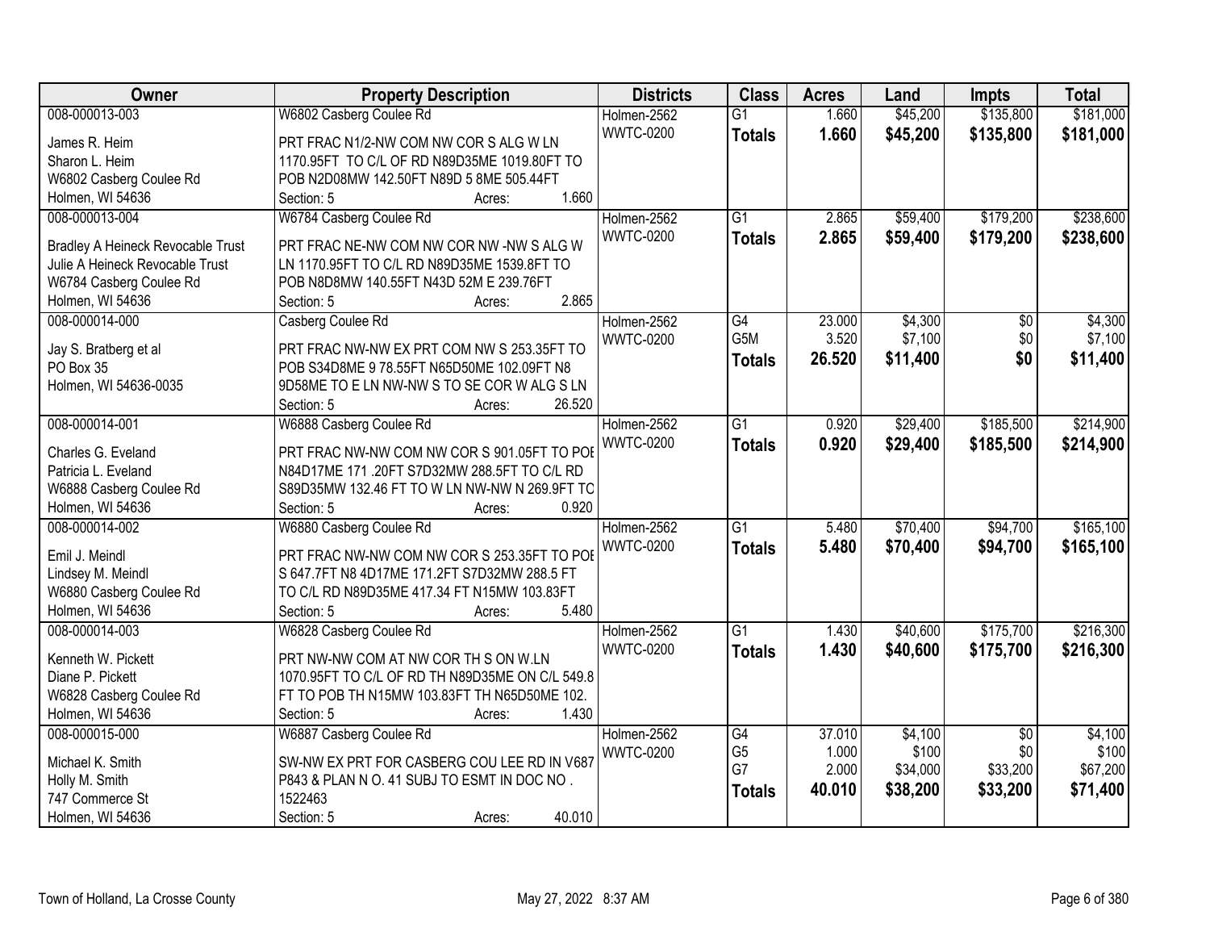| Owner | Property Description | Districts | Class | Acres | Land | Impts | Total |
|---|---|---|---|---|---|---|---|
| 008-000013-003<br>James R. Heim<br>Sharon L. Heim<br>W6802 Casberg Coulee Rd<br>Holmen, WI 54636 | W6802 Casberg Coulee Rd<br>PRT FRAC N1/2-NW COM NW COR S ALG W LN 1170.95FT TO C/L OF RD N89D35ME 1019.80FT TO POB N2D08MW 142.50FT N89D 5 8ME 505.44FT<br>Section: 5 Acres: 1.660 | Holmen-2562<br>WWTC-0200 | G1<br>**Totals** | 1.660<br>**1.660** | $45,200<br>**$45,200** | $135,800<br>**$135,800** | $181,000<br>**$181,000** |
| 008-000013-004<br>Bradley A Heineck Revocable Trust<br>Julie A Heineck Revocable Trust<br>W6784 Casberg Coulee Rd<br>Holmen, WI 54636 | W6784 Casberg Coulee Rd<br>PRT FRAC NE-NW COM NW COR NW -NW S ALG W LN 1170.95FT TO C/L RD N89D35ME 1539.8FT TO POB N8D8MW 140.55FT N43D 52M E 239.76FT<br>Section: 5 Acres: 2.865 | Holmen-2562<br>WWTC-0200 | G1<br>**Totals** | 2.865<br>**2.865** | $59,400<br>**$59,400** | $179,200<br>**$179,200** | $238,600<br>**$238,600** |
| 008-000014-000<br>Jay S. Bratberg et al<br>PO Box 35<br>Holmen, WI 54636-0035 | Casberg Coulee Rd<br>PRT FRAC NW-NW EX PRT COM NW S 253.35FT TO POB S34D8ME 9 78.55FT N65D50ME 102.09FT N8 9D58ME TO E LN NW-NW S TO SE COR W ALG S LN<br>Section: 5 Acres: 26.520 | Holmen-2562<br>WWTC-0200 | G4<br>G5M<br>**Totals** | 23.000<br>3.520<br>**26.520** | $4,300<br>$7,100<br>**$11,400** | $0<br>$0<br>**$0** | $4,300<br>$7,100<br>**$11,400** |
| 008-000014-001<br>Charles G. Eveland<br>Patricia L. Eveland<br>W6888 Casberg Coulee Rd<br>Holmen, WI 54636 | W6888 Casberg Coulee Rd<br>PRT FRAC NW-NW COM NW COR S 901.05FT TO POB N84D17ME 171 .20FT S7D32MW 288.5FT TO C/L RD S89D35MW 132.46 FT TO W LN NW-NW N 269.9FT TO<br>Section: 5 Acres: 0.920 | Holmen-2562<br>WWTC-0200 | G1<br>**Totals** | 0.920<br>**0.920** | $29,400<br>**$29,400** | $185,500<br>**$185,500** | $214,900<br>**$214,900** |
| 008-000014-002<br>Emil J. Meindl<br>Lindsey M. Meindl<br>W6880 Casberg Coulee Rd<br>Holmen, WI 54636 | W6880 Casberg Coulee Rd<br>PRT FRAC NW-NW COM NW COR S 253.35FT TO POB S 647.7FT N8 4D17ME 171.2FT S7D32MW 288.5 FT TO C/L RD N89D35ME 417.34 FT N15MW 103.83FT<br>Section: 5 Acres: 5.480 | Holmen-2562<br>WWTC-0200 | G1<br>**Totals** | 5.480<br>**5.480** | $70,400<br>**$70,400** | $94,700<br>**$94,700** | $165,100<br>**$165,100** |
| 008-000014-003<br>Kenneth W. Pickett<br>Diane P. Pickett<br>W6828 Casberg Coulee Rd<br>Holmen, WI 54636 | W6828 Casberg Coulee Rd<br>PRT NW-NW COM AT NW COR TH S ON W.LN 1070.95FT TO C/L OF RD TH N89D35ME ON C/L 549.8 FT TO POB TH N15MW 103.83FT TH N65D50ME 102.<br>Section: 5 Acres: 1.430 | Holmen-2562<br>WWTC-0200 | G1<br>**Totals** | 1.430<br>**1.430** | $40,600<br>**$40,600** | $175,700<br>**$175,700** | $216,300<br>**$216,300** |
| 008-000015-000<br>Michael K. Smith<br>Holly M. Smith<br>747 Commerce St<br>Holmen, WI 54636 | W6887 Casberg Coulee Rd<br>SW-NW EX PRT FOR CASBERG COU LEE RD IN V687 P843 & PLAN N O. 41 SUBJ TO ESMT IN DOC NO . 1522463<br>Section: 5 Acres: 40.010 | Holmen-2562<br>WWTC-0200 | G4<br>G5<br>G7<br>**Totals** | 37.010<br>1.000<br>2.000<br>**40.010** | $4,100<br>$100<br>$34,000<br>**$38,200** | $0<br>$0<br>$33,200<br>**$33,200** | $4,100<br>$100<br>$67,200<br>**$71,400** |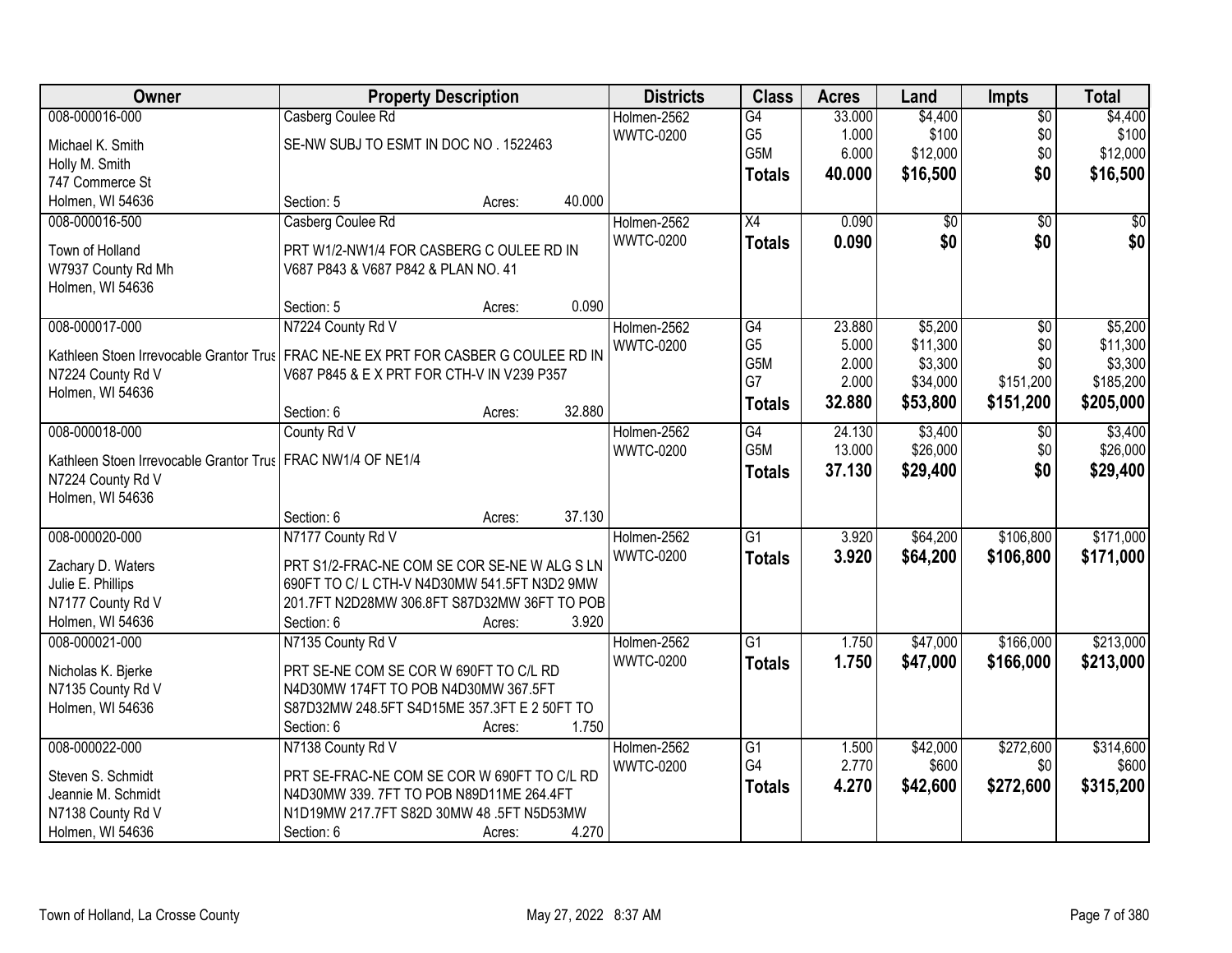| Owner | Property Description | Districts | Class | Acres | Land | Impts | Total |
|---|---|---|---|---|---|---|---|
| 008-000016-000<br>Michael K. Smith<br>Holly M. Smith<br>747 Commerce St<br>Holmen, WI 54636 | Casberg Coulee Rd<br>SE-NW SUBJ TO ESMT IN DOC NO . 1522463<br>Section: 5 Acres: 40.000 | Holmen-2562<br>WWTC-0200 | G4<br>G5<br>G5M<br>**Totals** | 33.000<br>1.000<br>6.000<br>**40.000** | $4,400<br>$100<br>$12,000<br>**$16,500** | $0<br>$0<br>$0<br>**$0** | $4,400<br>$100<br>$12,000<br>**$16,500** |
| 008-000016-500<br>Town of Holland<br>W7937 County Rd Mh<br>Holmen, WI 54636 | Casberg Coulee Rd<br>PRT W1/2-NW1/4 FOR CASBERG C OULEE RD IN V687 P843 & V687 P842 & PLAN NO. 41<br>Section: 5 Acres: 0.090 | Holmen-2562<br>WWTC-0200 | X4<br>**Totals** | 0.090<br>**0.090** | $0<br>**$0** | $0<br>**$0** | $0<br>**$0** |
| 008-000017-000<br>Kathleen Stoen Irrevocable Grantor Trus<br>N7224 County Rd V<br>Holmen, WI 54636 | N7224 County Rd V<br>FRAC NE-NE EX PRT FOR CASBER G COULEE RD IN V687 P845 & E X PRT FOR CTH-V IN V239 P357<br>Section: 6 Acres: 32.880 | Holmen-2562<br>WWTC-0200 | G4<br>G5<br>G5M<br>G7<br>**Totals** | 23.880<br>5.000<br>2.000<br>2.000<br>**32.880** | $5,200<br>$11,300<br>$3,300<br>$34,000<br>**$53,800** | $0<br>$0<br>$0<br>$151,200<br>**$151,200** | $5,200<br>$11,300<br>$3,300<br>$185,200<br>**$205,000** |
| 008-000018-000<br>Kathleen Stoen Irrevocable Grantor Trus<br>N7224 County Rd V<br>Holmen, WI 54636 | County Rd V<br>FRAC NW1/4 OF NE1/4<br>Section: 6 Acres: 37.130 | Holmen-2562<br>WWTC-0200 | G4<br>G5M<br>**Totals** | 24.130<br>13.000<br>**37.130** | $3,400<br>$26,000<br>**$29,400** | $0<br>$0<br>**$0** | $3,400<br>$26,000<br>**$29,400** |
| 008-000020-000<br>Zachary D. Waters<br>Julie E. Phillips<br>N7177 County Rd V<br>Holmen, WI 54636 | N7177 County Rd V<br>PRT S1/2-FRAC-NE COM SE COR SE-NE W ALG S LN 690FT TO C/ L CTH-V N4D30MW 541.5FT N3D2 9MW 201.7FT N2D28MW 306.8FT S87D32MW 36FT TO POB<br>Section: 6 Acres: 3.920 | Holmen-2562<br>WWTC-0200 | G1<br>**Totals** | 3.920<br>**3.920** | $64,200<br>**$64,200** | $106,800<br>**$106,800** | $171,000<br>**$171,000** |
| 008-000021-000<br>Nicholas K. Bjerke<br>N7135 County Rd V<br>Holmen, WI 54636 | N7135 County Rd V<br>PRT SE-NE COM SE COR W 690FT TO C/L RD N4D30MW 174FT TO POB N4D30MW 367.5FT S87D32MW 248.5FT S4D15ME 357.3FT E 2 50FT TO<br>Section: 6 Acres: 1.750 | Holmen-2562<br>WWTC-0200 | G1<br>**Totals** | 1.750<br>**1.750** | $47,000<br>**$47,000** | $166,000<br>**$166,000** | $213,000<br>**$213,000** |
| 008-000022-000<br>Steven S. Schmidt<br>Jeannie M. Schmidt<br>N7138 County Rd V<br>Holmen, WI 54636 | N7138 County Rd V<br>PRT SE-FRAC-NE COM SE COR W 690FT TO C/L RD N4D30MW 339. 7FT TO POB N89D11ME 264.4FT N1D19MW 217.7FT S82D 30MW 48 .5FT N5D53MW<br>Section: 6 Acres: 4.270 | Holmen-2562<br>WWTC-0200 | G1<br>G4<br>**Totals** | 1.500<br>2.770<br>**4.270** | $42,000<br>$600<br>**$42,600** | $272,600<br>$0<br>**$272,600** | $314,600<br>$600<br>**$315,200** |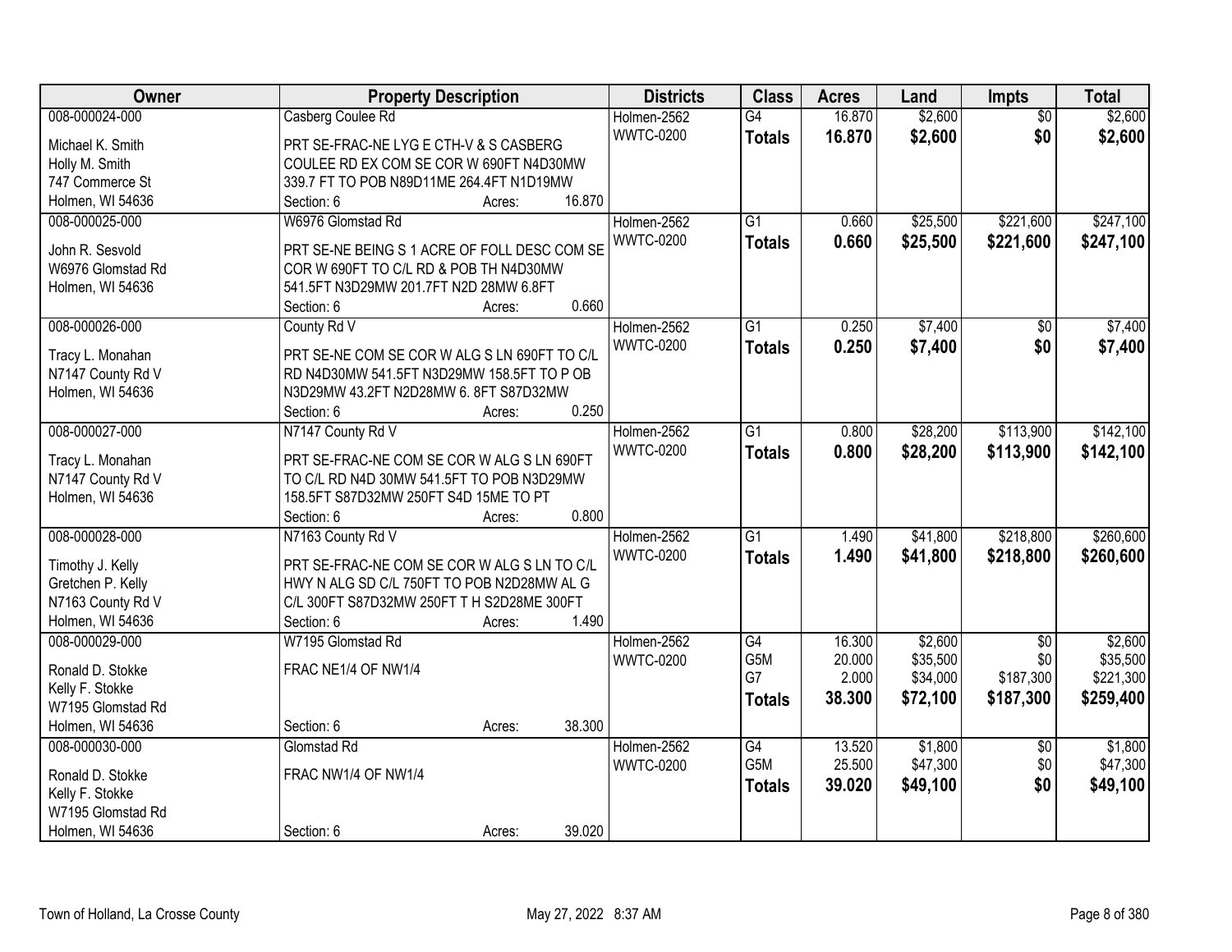| Owner | Property Description | Districts | Class | Acres | Land | Impts | Total |
|---|---|---|---|---|---|---|---|
| 008-000024-000<br>Michael K. Smith<br>Holly M. Smith<br>747 Commerce St<br>Holmen, WI 54636 | Casberg Coulee Rd<br>PRT SE-FRAC-NE LYG E CTH-V & S CASBERG COULEE RD EX COM SE COR W 690FT N4D30MW 339.7 FT TO POB N89D11ME 264.4FT N1D19MW<br>Section: 6 Acres: 16.870 | Holmen-2562<br>WWTC-0200 | G4<br>**Totals** | 16.870<br>**16.870** | $2,600<br>**$2,600** | $0<br>**$0** | $2,600<br>**$2,600** |
| 008-000025-000<br>John R. Sesvold<br>W6976 Glomstad Rd<br>Holmen, WI 54636 | W6976 Glomstad Rd<br>PRT SE-NE BEING S 1 ACRE OF FOLL DESC COM SE COR W 690FT TO C/L RD & POB TH N4D30MW 541.5FT N3D29MW 201.7FT N2D 28MW 6.8FT<br>Section: 6 Acres: 0.660 | Holmen-2562<br>WWTC-0200 | G1<br>**Totals** | 0.660<br>**0.660** | $25,500<br>**$25,500** | $221,600<br>**$221,600** | $247,100<br>**$247,100** |
| 008-000026-000<br>Tracy L. Monahan<br>N7147 County Rd V<br>Holmen, WI 54636 | County Rd V<br>PRT SE-NE COM SE COR W ALG S LN 690FT TO C/L RD N4D30MW 541.5FT N3D29MW 158.5FT TO P OB N3D29MW 43.2FT N2D28MW 6. 8FT S87D32MW<br>Section: 6 Acres: 0.250 | Holmen-2562<br>WWTC-0200 | G1<br>**Totals** | 0.250<br>**0.250** | $7,400<br>**$7,400** | $0<br>**$0** | $7,400<br>**$7,400** |
| 008-000027-000<br>Tracy L. Monahan<br>N7147 County Rd V<br>Holmen, WI 54636 | N7147 County Rd V<br>PRT SE-FRAC-NE COM SE COR W ALG S LN 690FT TO C/L RD N4D 30MW 541.5FT TO POB N3D29MW 158.5FT S87D32MW 250FT S4D 15ME TO PT<br>Section: 6 Acres: 0.800 | Holmen-2562<br>WWTC-0200 | G1<br>**Totals** | 0.800<br>**0.800** | $28,200<br>**$28,200** | $113,900<br>**$113,900** | $142,100<br>**$142,100** |
| 008-000028-000<br>Timothy J. Kelly<br>Gretchen P. Kelly<br>N7163 County Rd V<br>Holmen, WI 54636 | N7163 County Rd V<br>PRT SE-FRAC-NE COM SE COR W ALG S LN TO C/L HWY N ALG SD C/L 750FT TO POB N2D28MW AL G C/L 300FT S87D32MW 250FT T H S2D28ME 300FT<br>Section: 6 Acres: 1.490 | Holmen-2562<br>WWTC-0200 | G1<br>**Totals** | 1.490<br>**1.490** | $41,800<br>**$41,800** | $218,800<br>**$218,800** | $260,600<br>**$260,600** |
| 008-000029-000<br>Ronald D. Stokke<br>Kelly F. Stokke<br>W7195 Glomstad Rd<br>Holmen, WI 54636 | W7195 Glomstad Rd<br>FRAC NE1/4 OF NW1/4<br>Section: 6 Acres: 38.300 | Holmen-2562<br>WWTC-0200 | G4<br>G5M<br>G7<br>**Totals** | 16.300<br>20.000<br>2.000<br>**38.300** | $2,600<br>$35,500<br>$34,000<br>**$72,100** | $0<br>$0<br>$187,300<br>**$187,300** | $2,600<br>$35,500<br>$221,300<br>**$259,400** |
| 008-000030-000<br>Ronald D. Stokke<br>Kelly F. Stokke<br>W7195 Glomstad Rd<br>Holmen, WI 54636 | Glomstad Rd<br>FRAC NW1/4 OF NW1/4<br>Section: 6 Acres: 39.020 | Holmen-2562<br>WWTC-0200 | G4<br>G5M<br>**Totals** | 13.520<br>25.500<br>**39.020** | $1,800<br>$47,300<br>**$49,100** | $0<br>$0<br>**$0** | $1,800<br>$47,300<br>**$49,100** |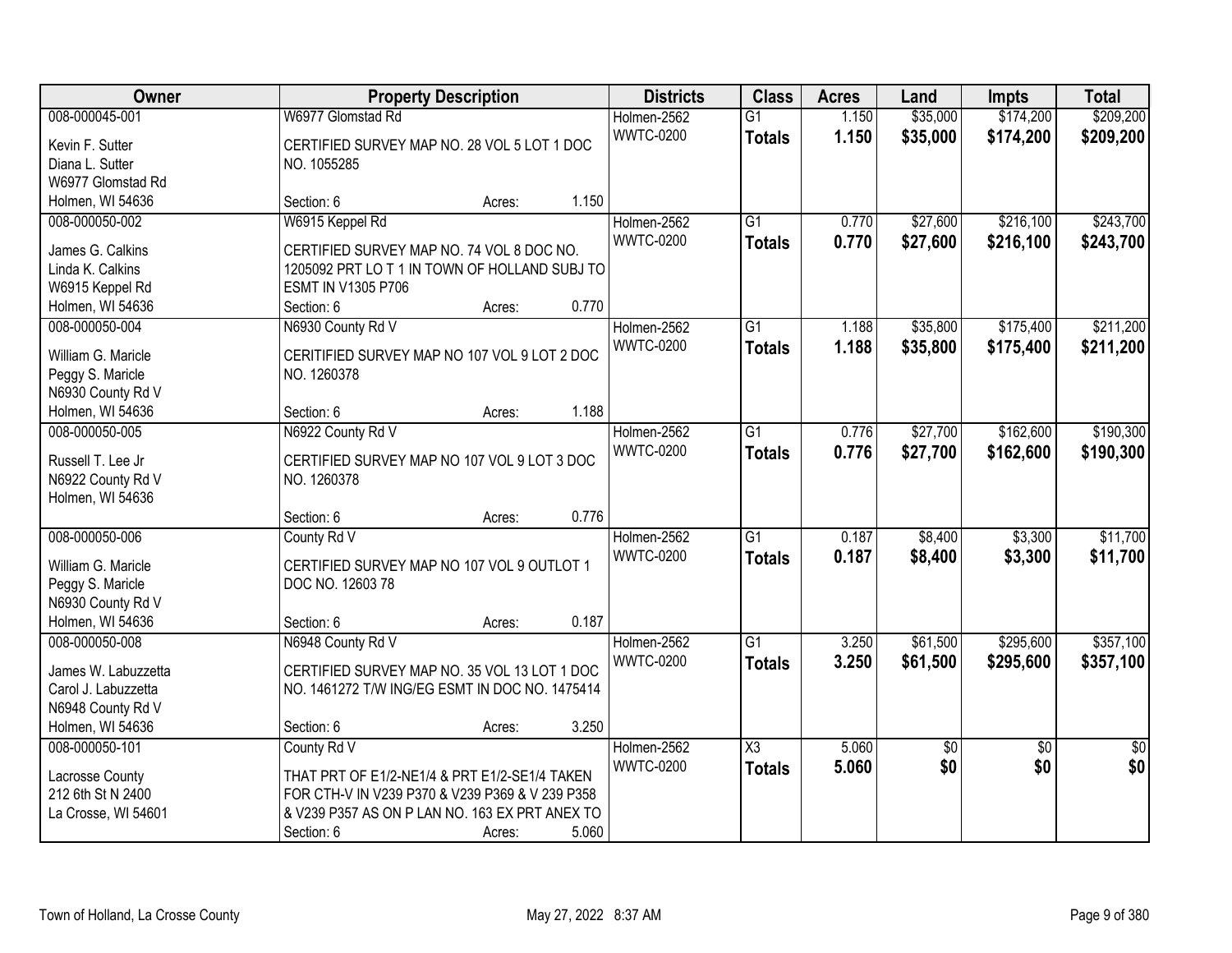| Owner | Property Description | Districts | Class | Acres | Land | Impts | Total |
|---|---|---|---|---|---|---|---|
| 008-000045-001<br>Kevin F. Sutter<br>Diana L. Sutter<br>W6977 Glomstad Rd<br>Holmen, WI 54636 | W6977 Glomstad Rd<br>CERTIFIED SURVEY MAP NO. 28 VOL 5 LOT 1 DOC NO. 1055285<br>Section: 6 Acres: 1.150 | Holmen-2562<br>WWTC-0200 | G1<br>**Totals** | 1.150<br>**1.150** | $35,000<br>**$35,000** | $174,200<br>**$174,200** | $209,200<br>**$209,200** |
| 008-000050-002<br>James G. Calkins<br>Linda K. Calkins<br>W6915 Keppel Rd<br>Holmen, WI 54636 | W6915 Keppel Rd<br>CERTIFIED SURVEY MAP NO. 74 VOL 8 DOC NO. 1205092 PRT LO T 1 IN TOWN OF HOLLAND SUBJ TO ESMT IN V1305 P706<br>Section: 6 Acres: 0.770 | Holmen-2562<br>WWTC-0200 | G1<br>**Totals** | 0.770<br>**0.770** | $27,600<br>**$27,600** | $216,100<br>**$216,100** | $243,700<br>**$243,700** |
| 008-000050-004<br>William G. Maricle<br>Peggy S. Maricle<br>N6930 County Rd V<br>Holmen, WI 54636 | N6930 County Rd V<br>CERITIFIED SURVEY MAP NO 107 VOL 9 LOT 2 DOC NO. 1260378<br>Section: 6 Acres: 1.188 | Holmen-2562<br>WWTC-0200 | G1<br>**Totals** | 1.188<br>**1.188** | $35,800<br>**$35,800** | $175,400<br>**$175,400** | $211,200<br>**$211,200** |
| 008-000050-005<br>Russell T. Lee Jr<br>N6922 County Rd V<br>Holmen, WI 54636 | N6922 County Rd V<br>CERTIFIED SURVEY MAP NO 107 VOL 9 LOT 3 DOC NO. 1260378<br>Section: 6 Acres: 0.776 | Holmen-2562<br>WWTC-0200 | G1<br>**Totals** | 0.776<br>**0.776** | $27,700<br>**$27,700** | $162,600<br>**$162,600** | $190,300<br>**$190,300** |
| 008-000050-006<br>William G. Maricle<br>Peggy S. Maricle<br>N6930 County Rd V<br>Holmen, WI 54636 | County Rd V<br>CERTIFIED SURVEY MAP NO 107 VOL 9 OUTLOT 1 DOC NO. 12603 78<br>Section: 6 Acres: 0.187 | Holmen-2562<br>WWTC-0200 | G1<br>**Totals** | 0.187<br>**0.187** | $8,400<br>**$8,400** | $3,300<br>**$3,300** | $11,700<br>**$11,700** |
| 008-000050-008<br>James W. Labuzzetta<br>Carol J. Labuzzetta<br>N6948 County Rd V<br>Holmen, WI 54636 | N6948 County Rd V<br>CERTIFIED SURVEY MAP NO. 35 VOL 13 LOT 1 DOC NO. 1461272 T/W ING/EG ESMT IN DOC NO. 1475414<br>Section: 6 Acres: 3.250 | Holmen-2562<br>WWTC-0200 | G1<br>**Totals** | 3.250<br>**3.250** | $61,500<br>**$61,500** | $295,600<br>**$295,600** | $357,100<br>**$357,100** |
| 008-000050-101<br>Lacrosse County<br>212 6th St N 2400<br>La Crosse, WI 54601 | County Rd V<br>THAT PRT OF E1/2-NE1/4 & PRT E1/2-SE1/4 TAKEN FOR CTH-V IN V239 P370 & V239 P369 & V 239 P358 & V239 P357 AS ON P LAN NO. 163 EX PRT ANEX TO<br>Section: 6 Acres: 5.060 | Holmen-2562<br>WWTC-0200 | X3<br>**Totals** | 5.060<br>**5.060** | $0<br>**$0** | $0<br>**$0** | $0<br>**$0** |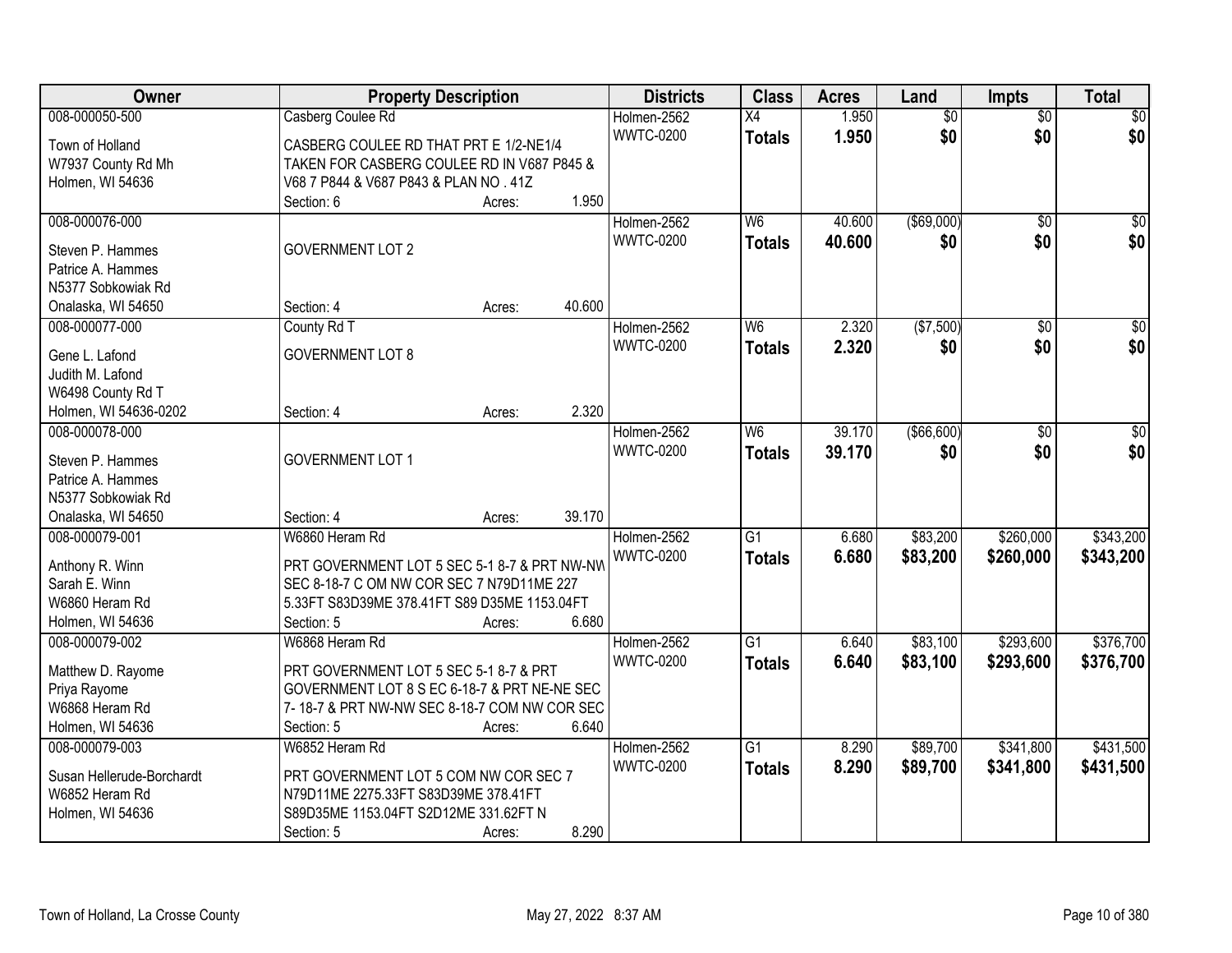| Owner | Property Description | Districts | Class | Acres | Land | Impts | Total |
|---|---|---|---|---|---|---|---|
| 008-000050-500<br>Town of Holland<br>W7937 County Rd Mh<br>Holmen, WI 54636 | Casberg Coulee Rd<br>CASBERG COULEE RD THAT PRT E 1/2-NE1/4 TAKEN FOR CASBERG COULEE RD IN V687 P845 & V68 7 P844 & V687 P843 & PLAN NO . 41Z<br>Section: 6 Acres: 1.950 | Holmen-2562<br>WWTC-0200 | X4<br>**Totals** | 1.950<br>**1.950** | $0<br>**$0** | $0<br>**$0** | $0<br>**$0** |
| 008-000076-000<br>Steven P. Hammes<br>Patrice A. Hammes<br>N5377 Sobkowiak Rd<br>Onalaska, WI 54650 | GOVERNMENT LOT 2<br>Section: 4 Acres: 40.600 | Holmen-2562<br>WWTC-0200 | W6<br>**Totals** | 40.600<br>**40.600** | ($69,000)<br>**$0** | $0<br>**$0** | $0<br>**$0** |
| 008-000077-000<br>Gene L. Lafond<br>Judith M. Lafond<br>W6498 County Rd T<br>Holmen, WI 54636-0202 | County Rd T<br>GOVERNMENT LOT 8<br>Section: 4 Acres: 2.320 | Holmen-2562<br>WWTC-0200 | W6<br>**Totals** | 2.320<br>**2.320** | ($7,500)<br>**$0** | $0<br>**$0** | $0<br>**$0** |
| 008-000078-000<br>Steven P. Hammes<br>Patrice A. Hammes<br>N5377 Sobkowiak Rd<br>Onalaska, WI 54650 | GOVERNMENT LOT 1<br>Section: 4 Acres: 39.170 | Holmen-2562<br>WWTC-0200 | W6<br>**Totals** | 39.170<br>**39.170** | ($66,600)<br>**$0** | $0<br>**$0** | $0<br>**$0** |
| 008-000079-001<br>Anthony R. Winn<br>Sarah E. Winn<br>W6860 Heram Rd<br>Holmen, WI 54636 | W6860 Heram Rd<br>PRT GOVERNMENT LOT 5 SEC 5-1 8-7 & PRT NW-NW SEC 8-18-7 C OM NW COR SEC 7 N79D11ME 227 5.33FT S83D39ME 378.41FT S89 D35ME 1153.04FT<br>Section: 5 Acres: 6.680 | Holmen-2562<br>WWTC-0200 | G1<br>**Totals** | 6.680<br>**6.680** | $83,200<br>**$83,200** | $260,000<br>**$260,000** | $343,200<br>**$343,200** |
| 008-000079-002<br>Matthew D. Rayome<br>Priya Rayome<br>W6868 Heram Rd<br>Holmen, WI 54636 | W6868 Heram Rd<br>PRT GOVERNMENT LOT 5 SEC 5-1 8-7 & PRT GOVERNMENT LOT 8 S EC 6-18-7 & PRT NE-NE SEC 7- 18-7 & PRT NW-NW SEC 8-18-7 COM NW COR SEC<br>Section: 5 Acres: 6.640 | Holmen-2562<br>WWTC-0200 | G1<br>**Totals** | 6.640<br>**6.640** | $83,100<br>**$83,100** | $293,600<br>**$293,600** | $376,700<br>**$376,700** |
| 008-000079-003<br>Susan Hellerude-Borchardt<br>W6852 Heram Rd<br>Holmen, WI 54636 | W6852 Heram Rd<br>PRT GOVERNMENT LOT 5 COM NW COR SEC 7 N79D11ME 2275.33FT S83D39ME 378.41FT S89D35ME 1153.04FT S2D12ME 331.62FT N<br>Section: 5 Acres: 8.290 | Holmen-2562<br>WWTC-0200 | G1<br>**Totals** | 8.290<br>**8.290** | $89,700<br>**$89,700** | $341,800<br>**$341,800** | $431,500<br>**$431,500** |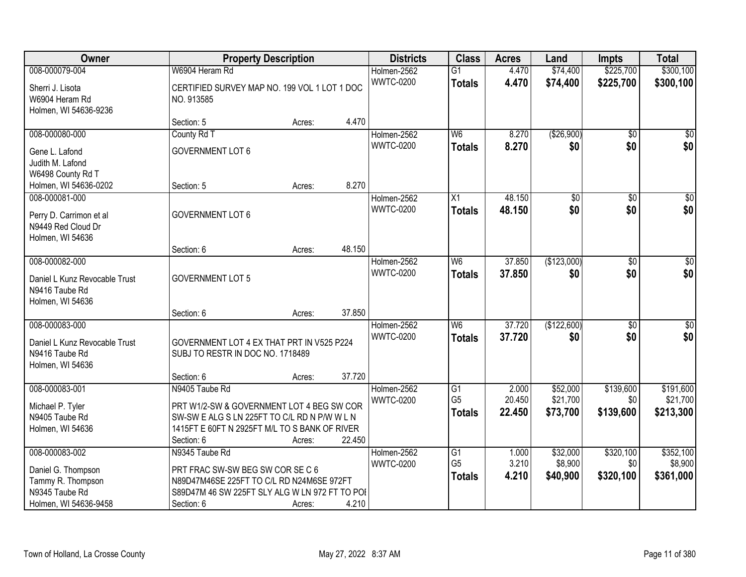| Owner | Property Description | | | Districts | Class | Acres | Land | Impts | Total |
|---|---|---|---|---|---|---|---|---|---|
| 008-000079-004 | W6904 Heram Rd | | | Holmen-2562 | G1 | 4.470 | $74,400 | $225,700 | $300,100 |
| Sherri J. Lisota<br>W6904 Heram Rd<br>Holmen, WI 54636-9236 | CERTIFIED SURVEY MAP NO. 199 VOL 1 LOT 1 DOC NO. 913585 | | | WWTC-0200 | **Totals** | **4.470** | **$74,400** | **$225,700** | **$300,100** |
| | Section: 5 | Acres: | 4.470 | | | | | | |
| 008-000080-000 | County Rd T | | | Holmen-2562 | W6 | 8.270 | ($26,900) | $0 | $0 |
| Gene L. Lafond<br>Judith M. Lafond<br>W6498 County Rd T<br>Holmen, WI 54636-0202 | GOVERNMENT LOT 6 | | | WWTC-0200 | **Totals** | **8.270** | **$0** | **$0** | **$0** |
| | Section: 5 | Acres: | 8.270 | | | | | | |
| 008-000081-000 | | | | Holmen-2562 | X1 | 48.150 | $0 | $0 | $0 |
| Perry D. Carrimon et al<br>N9449 Red Cloud Dr<br>Holmen, WI 54636 | GOVERNMENT LOT 6 | | | WWTC-0200 | **Totals** | **48.150** | **$0** | **$0** | **$0** |
| | Section: 6 | Acres: | 48.150 | | | | | | |
| 008-000082-000 | | | | Holmen-2562 | W6 | 37.850 | ($123,000) | $0 | $0 |
| Daniel L Kunz Revocable Trust<br>N9416 Taube Rd<br>Holmen, WI 54636 | GOVERNMENT LOT 5 | | | WWTC-0200 | **Totals** | **37.850** | **$0** | **$0** | **$0** |
| | Section: 6 | Acres: | 37.850 | | | | | | |
| 008-000083-000 | | | | Holmen-2562 | W6 | 37.720 | ($122,600) | $0 | $0 |
| Daniel L Kunz Revocable Trust<br>N9416 Taube Rd<br>Holmen, WI 54636 | GOVERNMENT LOT 4 EX THAT PRT IN V525 P224 SUBJ TO RESTR IN DOC NO. 1718489 | | | WWTC-0200 | **Totals** | **37.720** | **$0** | **$0** | **$0** |
| | Section: 6 | Acres: | 37.720 | | | | | | |
| 008-000083-001 | N9405 Taube Rd | | | Holmen-2562 | G1 | 2.000 | $52,000 | $139,600 | $191,600 |
| Michael P. Tyler<br>N9405 Taube Rd<br>Holmen, WI 54636 | PRT W1/2-SW & GOVERNMENT LOT 4 BEG SW COR SW-SW E ALG S LN 225FT TO C/L RD N P/W W L N 1415FT E 60FT N 2925FT M/L TO S BANK OF RIVER | | | WWTC-0200 | G5 | 20.450 | $21,700 | $0 | $21,700 |
| | | | | | **Totals** | **22.450** | **$73,700** | **$139,600** | **$213,300** |
| | Section: 6 | Acres: | 22.450 | | | | | | |
| 008-000083-002 | N9345 Taube Rd | | | Holmen-2562 | G1 | 1.000 | $32,000 | $320,100 | $352,100 |
| Daniel G. Thompson<br>Tammy R. Thompson<br>N9345 Taube Rd<br>Holmen, WI 54636-9458 | PRT FRAC SW-SW BEG SW COR SE C 6 N89D47M46SE 225FT TO C/L RD N24M6SE 972FT S89D47M 46 SW 225FT SLY ALG W LN 972 FT TO POI | | | WWTC-0200 | G5 | 3.210 | $8,900 | $0 | $8,900 |
| | | | | | **Totals** | **4.210** | **$40,900** | **$320,100** | **$361,000** |
| | Section: 6 | Acres: | 4.210 | | | | | | |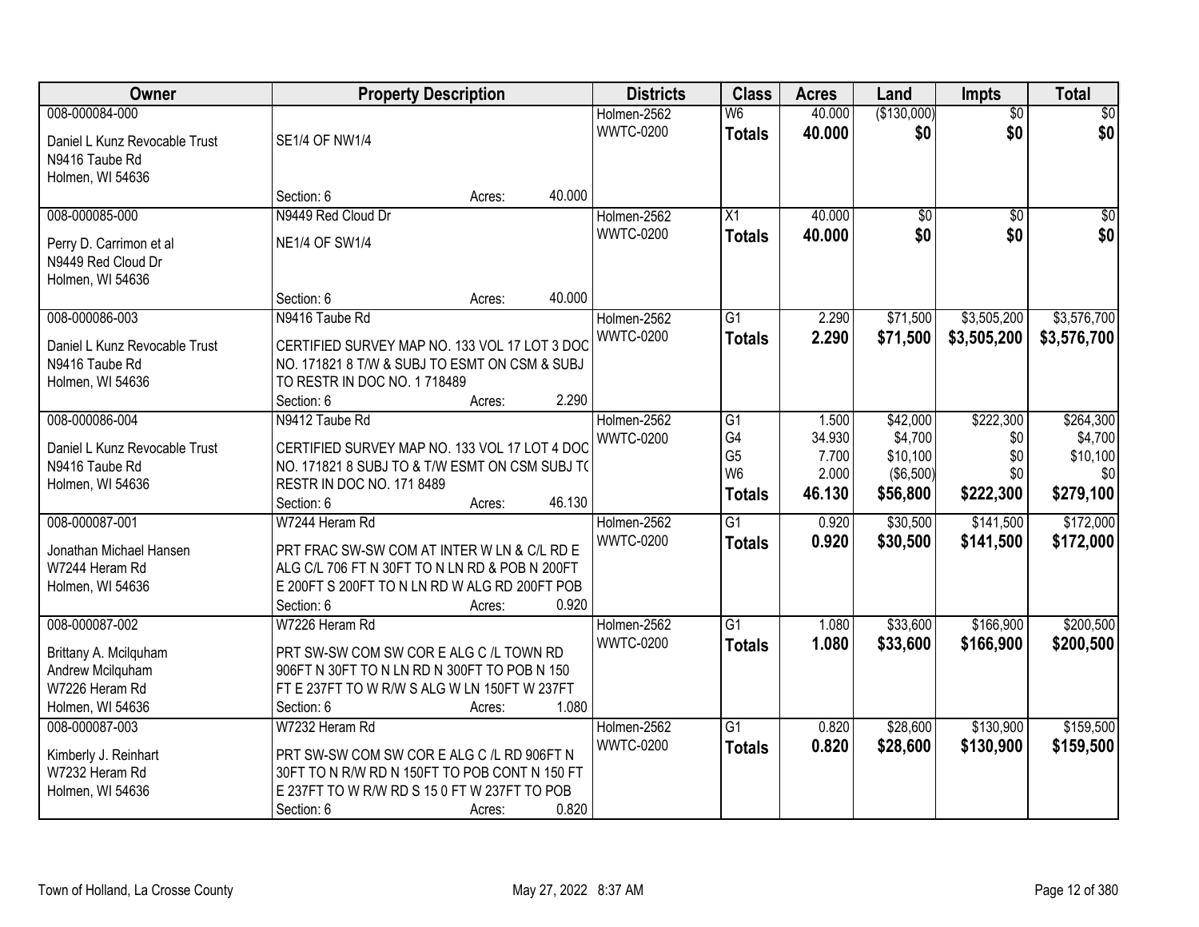| Owner | Property Description | Districts | Class | Acres | Land | Impts | Total |
|---|---|---|---|---|---|---|---|
| 008-000084-000<br>Daniel L Kunz Revocable Trust<br>N9416 Taube Rd<br>Holmen, WI 54636 | SE1/4 OF NW1/4<br>Section: 6 Acres: 40.000 | Holmen-2562<br>WWTC-0200 | W6<br>**Totals** | 40.000<br>**40.000** | ($130,000)<br>**$0** | $0<br>**$0** | $0<br>**$0** |
| 008-000085-000<br>Perry D. Carrimon et al<br>N9449 Red Cloud Dr<br>Holmen, WI 54636 | N9449 Red Cloud Dr<br>NE1/4 OF SW1/4<br>Section: 6 Acres: 40.000 | Holmen-2562<br>WWTC-0200 | X1<br>**Totals** | 40.000<br>**40.000** | $0<br>**$0** | $0<br>**$0** | $0<br>**$0** |
| 008-000086-003<br>Daniel L Kunz Revocable Trust<br>N9416 Taube Rd<br>Holmen, WI 54636 | N9416 Taube Rd<br>CERTIFIED SURVEY MAP NO. 133 VOL 17 LOT 3 DOC NO. 171821 8 T/W & SUBJ TO ESMT ON CSM & SUBJ TO RESTR IN DOC NO. 1 718489<br>Section: 6 Acres: 2.290 | Holmen-2562<br>WWTC-0200 | G1<br>**Totals** | 2.290<br>**2.290** | $71,500<br>**$71,500** | $3,505,200<br>**$3,505,200** | $3,576,700<br>**$3,576,700** |
| 008-000086-004<br>Daniel L Kunz Revocable Trust<br>N9416 Taube Rd<br>Holmen, WI 54636 | N9412 Taube Rd<br>CERTIFIED SURVEY MAP NO. 133 VOL 17 LOT 4 DOC NO. 171821 8 SUBJ TO & T/W ESMT ON CSM SUBJ TO RESTR IN DOC NO. 171 8489<br>Section: 6 Acres: 46.130 | Holmen-2562<br>WWTC-0200 | G1<br>G4<br>G5<br>W6<br>**Totals** | 1.500<br>34.930<br>7.700<br>2.000<br>**46.130** | $42,000<br>$4,700<br>$10,100<br>($6,500)<br>**$56,800** | $222,300<br>$0<br>$0<br>$0<br>**$222,300** | $264,300<br>$4,700<br>$10,100<br>$0<br>**$279,100** |
| 008-000087-001<br>Jonathan Michael Hansen<br>W7244 Heram Rd<br>Holmen, WI 54636 | W7244 Heram Rd<br>PRT FRAC SW-SW COM AT INTER W LN & C/L RD E ALG C/L 706 FT N 30FT TO N LN RD & POB N 200FT E 200FT S 200FT TO N LN RD W ALG RD 200FT POB<br>Section: 6 Acres: 0.920 | Holmen-2562<br>WWTC-0200 | G1<br>**Totals** | 0.920<br>**0.920** | $30,500<br>**$30,500** | $141,500<br>**$141,500** | $172,000<br>**$172,000** |
| 008-000087-002<br>Brittany A. Mcilquham<br>Andrew Mcilquham<br>W7226 Heram Rd<br>Holmen, WI 54636 | W7226 Heram Rd<br>PRT SW-SW COM SW COR E ALG C /L TOWN RD 906FT N 30FT TO N LN RD N 300FT TO POB N 150 FT E 237FT TO W R/W S ALG W LN 150FT W 237FT<br>Section: 6 Acres: 1.080 | Holmen-2562<br>WWTC-0200 | G1<br>**Totals** | 1.080<br>**1.080** | $33,600<br>**$33,600** | $166,900<br>**$166,900** | $200,500<br>**$200,500** |
| 008-000087-003<br>Kimberly J. Reinhart<br>W7232 Heram Rd<br>Holmen, WI 54636 | W7232 Heram Rd<br>PRT SW-SW COM SW COR E ALG C /L RD 906FT N 30FT TO N R/W RD N 150FT TO POB CONT N 150 FT E 237FT TO W R/W RD S 15 0 FT W 237FT TO POB<br>Section: 6 Acres: 0.820 | Holmen-2562<br>WWTC-0200 | G1<br>**Totals** | 0.820<br>**0.820** | $28,600<br>**$28,600** | $130,900<br>**$130,900** | $159,500<br>**$159,500** |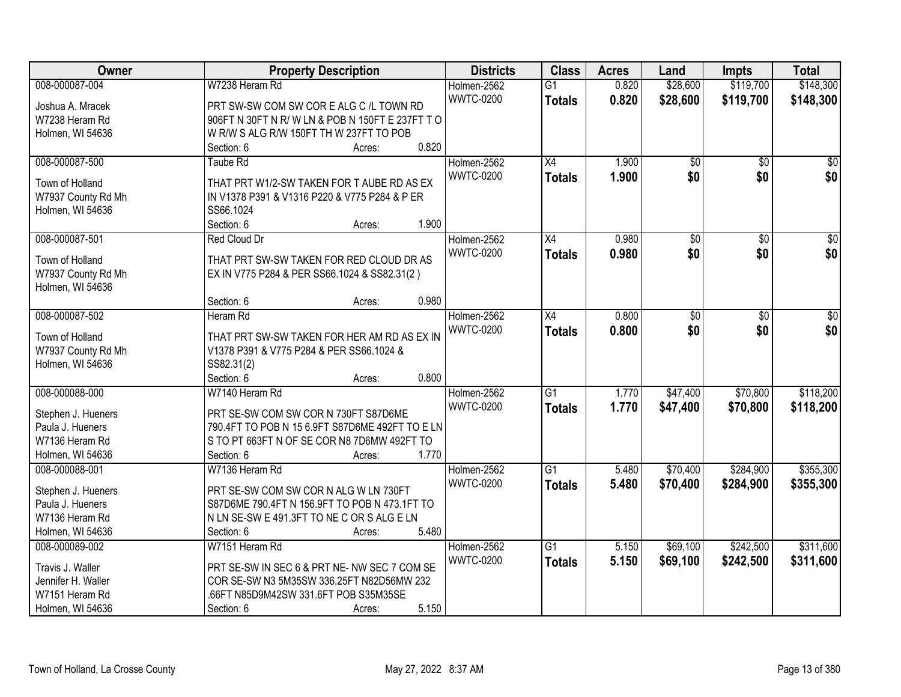| Owner | Property Description | Districts | Class | Acres | Land | Impts | Total |
|---|---|---|---|---|---|---|---|
| 008-000087-004<br>Joshua A. Mracek<br>W7238 Heram Rd<br>Holmen, WI 54636 | W7238 Heram Rd<br>PRT SW-SW COM SW COR E ALG C /L TOWN RD 906FT N 30FT N R/ W LN & POB N 150FT E 237FT T O W R/W S ALG R/W 150FT TH W 237FT TO POB<br>Section: 6 Acres: 0.820 | Holmen-2562<br>WWTC-0200 | G1<br>**Totals** | 0.820<br>**0.820** | $28,600<br>**$28,600** | $119,700<br>**$119,700** | $148,300<br>**$148,300** |
| 008-000087-500<br>Town of Holland<br>W7937 County Rd Mh<br>Holmen, WI 54636 | Taube Rd<br>THAT PRT W1/2-SW TAKEN FOR T AUBE RD AS EX IN V1378 P391 & V1316 P220 & V775 P284 & P ER SS66.1024<br>Section: 6 Acres: 1.900 | Holmen-2562<br>WWTC-0200 | X4<br>**Totals** | 1.900<br>**1.900** | $0<br>**$0** | $0<br>**$0** | $0<br>**$0** |
| 008-000087-501<br>Town of Holland<br>W7937 County Rd Mh<br>Holmen, WI 54636 | Red Cloud Dr<br>THAT PRT SW-SW TAKEN FOR RED CLOUD DR AS EX IN V775 P284 & PER SS66.1024 & SS82.31(2 )<br>Section: 6 Acres: 0.980 | Holmen-2562<br>WWTC-0200 | X4<br>**Totals** | 0.980<br>**0.980** | $0<br>**$0** | $0<br>**$0** | $0<br>**$0** |
| 008-000087-502<br>Town of Holland<br>W7937 County Rd Mh<br>Holmen, WI 54636 | Heram Rd<br>THAT PRT SW-SW TAKEN FOR HER AM RD AS EX IN V1378 P391 & V775 P284 & PER SS66.1024 & SS82.31(2)<br>Section: 6 Acres: 0.800 | Holmen-2562<br>WWTC-0200 | X4<br>**Totals** | 0.800<br>**0.800** | $0<br>**$0** | $0<br>**$0** | $0<br>**$0** |
| 008-000088-000<br>Stephen J. Hueners<br>Paula J. Hueners<br>W7136 Heram Rd<br>Holmen, WI 54636 | W7140 Heram Rd<br>PRT SE-SW COM SW COR N 730FT S87D6ME 790.4FT TO POB N 15 6.9FT S87D6ME 492FT TO E LN S TO PT 663FT N OF SE COR N8 7D6MW 492FT TO<br>Section: 6 Acres: 1.770 | Holmen-2562<br>WWTC-0200 | G1<br>**Totals** | 1.770<br>**1.770** | $47,400<br>**$47,400** | $70,800<br>**$70,800** | $118,200<br>**$118,200** |
| 008-000088-001<br>Stephen J. Hueners<br>Paula J. Hueners<br>W7136 Heram Rd<br>Holmen, WI 54636 | W7136 Heram Rd<br>PRT SE-SW COM SW COR N ALG W LN 730FT S87D6ME 790.4FT N 156.9FT TO POB N 473.1FT TO N LN SE-SW E 491.3FT TO NE C OR S ALG E LN<br>Section: 6 Acres: 5.480 | Holmen-2562<br>WWTC-0200 | G1<br>**Totals** | 5.480<br>**5.480** | $70,400<br>**$70,400** | $284,900<br>**$284,900** | $355,300<br>**$355,300** |
| 008-000089-002<br>Travis J. Waller<br>Jennifer H. Waller<br>W7151 Heram Rd<br>Holmen, WI 54636 | W7151 Heram Rd<br>PRT SE-SW IN SEC 6 & PRT NE- NW SEC 7 COM SE COR SE-SW N3 5M35SW 336.25FT N82D56MW 232 .66FT N85D9M42SW 331.6FT POB S35M35SE<br>Section: 6 Acres: 5.150 | Holmen-2562<br>WWTC-0200 | G1<br>**Totals** | 5.150<br>**5.150** | $69,100<br>**$69,100** | $242,500<br>**$242,500** | $311,600<br>**$311,600** |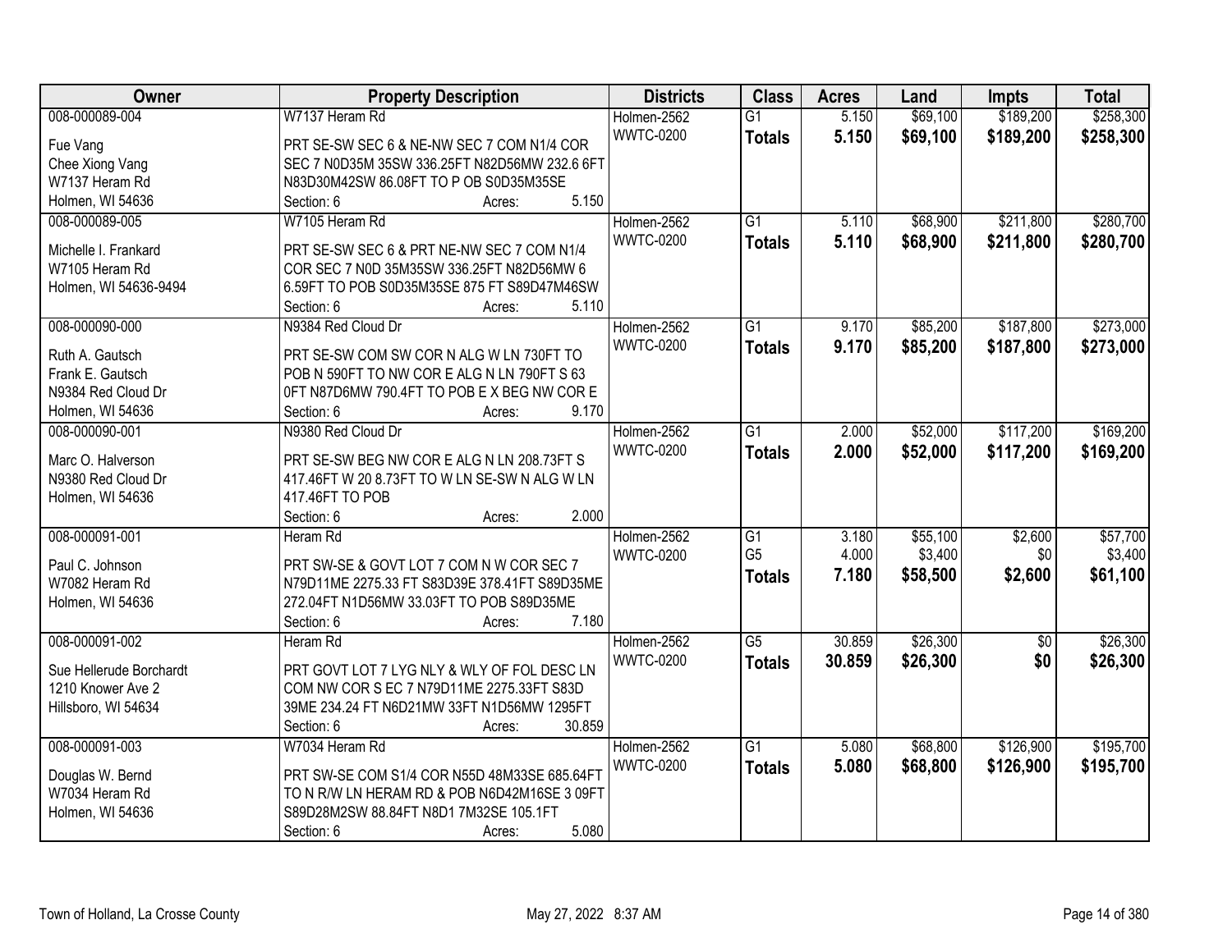| Owner | Property Description | Districts | Class | Acres | Land | Impts | Total |
|---|---|---|---|---|---|---|---|
| 008-000089-004<br>Fue Vang<br>Chee Xiong Vang<br>W7137 Heram Rd<br>Holmen, WI 54636 | W7137 Heram Rd<br>PRT SE-SW SEC 6 & NE-NW SEC 7 COM N1/4 COR SEC 7 N0D35M 35SW 336.25FT N82D56MW 232.6 6FT N83D30M42SW 86.08FT TO P OB S0D35M35SE<br>Section: 6 Acres: 5.150 | Holmen-2562<br>WWTC-0200 | G1<br>**Totals** | 5.150<br>**5.150** | $69,100<br>**$69,100** | $189,200<br>**$189,200** | $258,300<br>**$258,300** |
| 008-000089-005<br>Michelle I. Frankard<br>W7105 Heram Rd<br>Holmen, WI 54636-9494 | W7105 Heram Rd<br>PRT SE-SW SEC 6 & PRT NE-NW SEC 7 COM N1/4 COR SEC 7 N0D 35M35SW 336.25FT N82D56MW 6 6.59FT TO POB S0D35M35SE 875 FT S89D47M46SW<br>Section: 6 Acres: 5.110 | Holmen-2562<br>WWTC-0200 | G1<br>**Totals** | 5.110<br>**5.110** | $68,900<br>**$68,900** | $211,800<br>**$211,800** | $280,700<br>**$280,700** |
| 008-000090-000<br>Ruth A. Gautsch<br>Frank E. Gautsch<br>N9384 Red Cloud Dr<br>Holmen, WI 54636 | N9384 Red Cloud Dr<br>PRT SE-SW COM SW COR N ALG W LN 730FT TO POB N 590FT TO NW COR E ALG N LN 790FT S 63 0FT N87D6MW 790.4FT TO POB E X BEG NW COR E<br>Section: 6 Acres: 9.170 | Holmen-2562<br>WWTC-0200 | G1<br>**Totals** | 9.170<br>**9.170** | $85,200<br>**$85,200** | $187,800<br>**$187,800** | $273,000<br>**$273,000** |
| 008-000090-001<br>Marc O. Halverson<br>N9380 Red Cloud Dr<br>Holmen, WI 54636 | N9380 Red Cloud Dr<br>PRT SE-SW BEG NW COR E ALG N LN 208.73FT S 417.46FT W 20 8.73FT TO W LN SE-SW N ALG W LN 417.46FT TO POB<br>Section: 6 Acres: 2.000 | Holmen-2562<br>WWTC-0200 | G1<br>**Totals** | 2.000<br>**2.000** | $52,000<br>**$52,000** | $117,200<br>**$117,200** | $169,200<br>**$169,200** |
| 008-000091-001<br>Paul C. Johnson<br>W7082 Heram Rd<br>Holmen, WI 54636 | Heram Rd<br>PRT SW-SE & GOVT LOT 7 COM N W COR SEC 7 N79D11ME 2275.33 FT S83D39E 378.41FT S89D35ME 272.04FT N1D56MW 33.03FT TO POB S89D35ME<br>Section: 6 Acres: 7.180 | Holmen-2562<br>WWTC-0200 | G1<br>G5<br>**Totals** | 3.180<br>4.000<br>**7.180** | $55,100<br>$3,400<br>**$58,500** | $2,600<br>$0<br>**$2,600** | $57,700<br>$3,400<br>**$61,100** |
| 008-000091-002<br>Sue Hellerude Borchardt<br>1210 Knower Ave 2<br>Hillsboro, WI 54634 | Heram Rd<br>PRT GOVT LOT 7 LYG NLY & WLY OF FOL DESC LN COM NW COR S EC 7 N79D11ME 2275.33FT S83D 39ME 234.24 FT N6D21MW 33FT N1D56MW 1295FT<br>Section: 6 Acres: 30.859 | Holmen-2562<br>WWTC-0200 | G5<br>**Totals** | 30.859<br>**30.859** | $26,300<br>**$26,300** | $0<br>**$0** | $26,300<br>**$26,300** |
| 008-000091-003<br>Douglas W. Bernd<br>W7034 Heram Rd<br>Holmen, WI 54636 | W7034 Heram Rd<br>PRT SW-SE COM S1/4 COR N55D 48M33SE 685.64FT TO N R/W LN HERAM RD & POB N6D42M16SE 3 09FT S89D28M2SW 88.84FT N8D1 7M32SE 105.1FT<br>Section: 6 Acres: 5.080 | Holmen-2562<br>WWTC-0200 | G1<br>**Totals** | 5.080<br>**5.080** | $68,800<br>**$68,800** | $126,900<br>**$126,900** | $195,700<br>**$195,700** |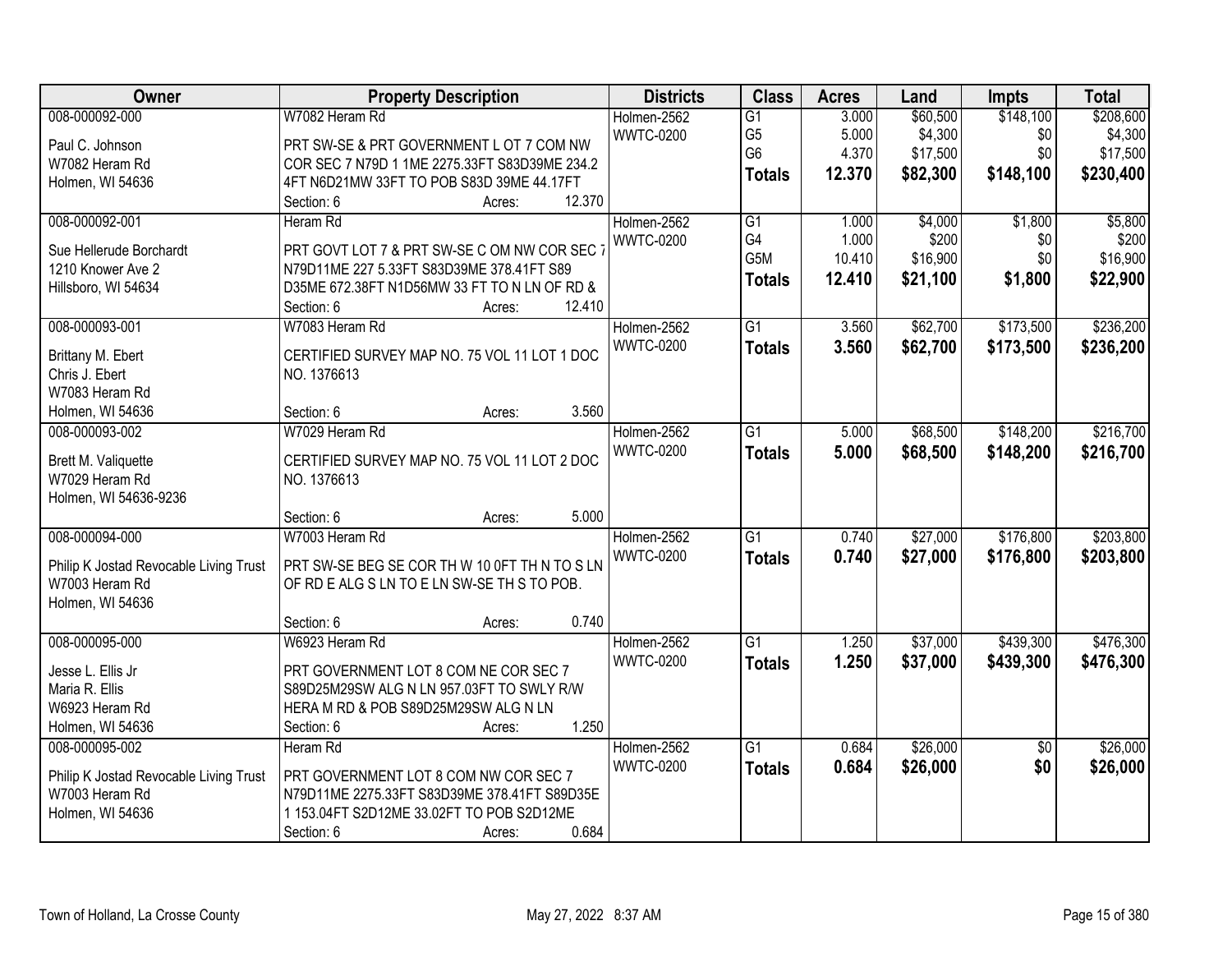| Owner | Property Description | Districts | Class | Acres | Land | Impts | Total |
|---|---|---|---|---|---|---|---|
| 008-000092-000<br>Paul C. Johnson<br>W7082 Heram Rd<br>Holmen, WI 54636 | W7082 Heram Rd<br>PRT SW-SE & PRT GOVERNMENT L OT 7 COM NW COR SEC 7 N79D 1 1ME 2275.33FT S83D39ME 234.2 4FT N6D21MW 33FT TO POB S83D 39ME 44.17FT<br>Section: 6 Acres: 12.370 | Holmen-2562<br>WWTC-0200 | G1<br>G5<br>G6<br>**Totals** | 3.000<br>5.000<br>4.370<br>**12.370** | $60,500<br>$4,300<br>$17,500<br>**$82,300** | $148,100<br>$0<br>$0<br>**$148,100** | $208,600<br>$4,300<br>$17,500<br>**$230,400** |
| 008-000092-001<br>Sue Hellerude Borchardt<br>1210 Knower Ave 2<br>Hillsboro, WI 54634 | Heram Rd<br>PRT GOVT LOT 7 & PRT SW-SE C OM NW COR SEC 7 N79D11ME 227 5.33FT S83D39ME 378.41FT S89 D35ME 672.38FT N1D56MW 33 FT TO N LN OF RD &<br>Section: 6 Acres: 12.410 | Holmen-2562<br>WWTC-0200 | G1<br>G4<br>G5M<br>**Totals** | 1.000<br>1.000<br>10.410<br>**12.410** | $4,000<br>$200<br>$16,900<br>**$21,100** | $1,800<br>$0<br>$0<br>**$1,800** | $5,800<br>$200<br>$16,900<br>**$22,900** |
| 008-000093-001<br>Brittany M. Ebert<br>Chris J. Ebert<br>W7083 Heram Rd<br>Holmen, WI 54636 | W7083 Heram Rd<br>CERTIFIED SURVEY MAP NO. 75 VOL 11 LOT 1 DOC NO. 1376613<br>Section: 6 Acres: 3.560 | Holmen-2562<br>WWTC-0200 | G1<br>**Totals** | 3.560<br>**3.560** | $62,700<br>**$62,700** | $173,500<br>**$173,500** | $236,200<br>**$236,200** |
| 008-000093-002<br>Brett M. Valiquette<br>W7029 Heram Rd<br>Holmen, WI 54636-9236 | W7029 Heram Rd<br>CERTIFIED SURVEY MAP NO. 75 VOL 11 LOT 2 DOC NO. 1376613<br>Section: 6 Acres: 5.000 | Holmen-2562<br>WWTC-0200 | G1<br>**Totals** | 5.000<br>**5.000** | $68,500<br>**$68,500** | $148,200<br>**$148,200** | $216,700<br>**$216,700** |
| 008-000094-000<br>Philip K Jostad Revocable Living Trust<br>W7003 Heram Rd<br>Holmen, WI 54636 | W7003 Heram Rd<br>PRT SW-SE BEG SE COR TH W 10 0FT TH N TO S LN OF RD E ALG S LN TO E LN SW-SE TH S TO POB.<br>Section: 6 Acres: 0.740 | Holmen-2562<br>WWTC-0200 | G1<br>**Totals** | 0.740<br>**0.740** | $27,000<br>**$27,000** | $176,800<br>**$176,800** | $203,800<br>**$203,800** |
| 008-000095-000<br>Jesse L. Ellis Jr<br>Maria R. Ellis<br>W6923 Heram Rd<br>Holmen, WI 54636 | W6923 Heram Rd<br>PRT GOVERNMENT LOT 8 COM NE COR SEC 7 S89D25M29SW ALG N LN 957.03FT TO SWLY R/W HERA M RD & POB S89D25M29SW ALG N LN<br>Section: 6 Acres: 1.250 | Holmen-2562<br>WWTC-0200 | G1<br>**Totals** | 1.250<br>**1.250** | $37,000<br>**$37,000** | $439,300<br>**$439,300** | $476,300<br>**$476,300** |
| 008-000095-002<br>Philip K Jostad Revocable Living Trust<br>W7003 Heram Rd<br>Holmen, WI 54636 | Heram Rd<br>PRT GOVERNMENT LOT 8 COM NW COR SEC 7 N79D11ME 2275.33FT S83D39ME 378.41FT S89D35E 1 153.04FT S2D12ME 33.02FT TO POB S2D12ME<br>Section: 6 Acres: 0.684 | Holmen-2562<br>WWTC-0200 | G1<br>**Totals** | 0.684<br>**0.684** | $26,000<br>**$26,000** | $0<br>**$0** | $26,000<br>**$26,000** |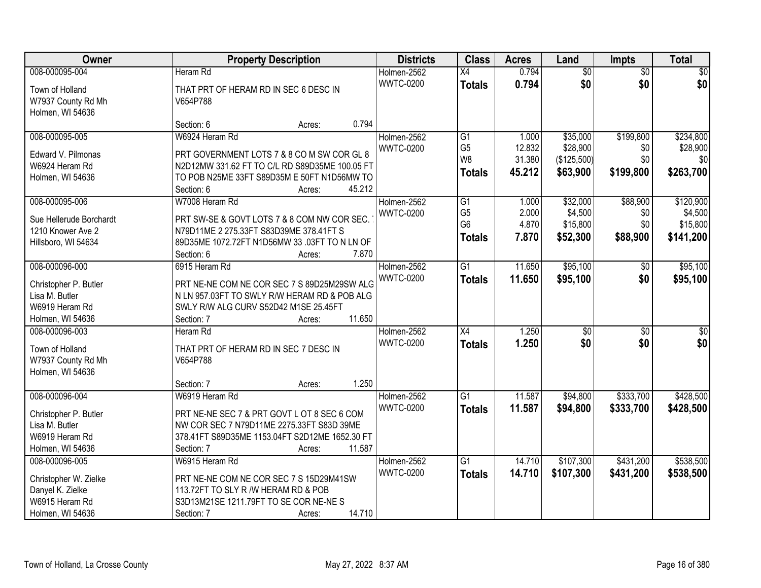| Owner | Property Description | Districts | Class | Acres | Land | Impts | Total |
|---|---|---|---|---|---|---|---|
| 008-000095-004<br>Town of Holland<br>W7937 County Rd Mh<br>Holmen, WI 54636 | Heram Rd<br>THAT PRT OF HERAM RD IN SEC 6 DESC IN V654P788<br>Section: 6 Acres: 0.794 | Holmen-2562<br>WWTC-0200 | X4<br>**Totals** | 0.794<br>**0.794** | $0<br>**$0** | $0<br>**$0** | $0<br>**$0** |
| 008-000095-005<br>Edward V. Pilmonas<br>W6924 Heram Rd<br>Holmen, WI 54636 | W6924 Heram Rd<br>PRT GOVERNMENT LOTS 7 & 8 CO M SW COR GL 8 N2D12MW 331.62 FT TO C/L RD S89D35ME 100.05 FT TO POB N25ME 33FT S89D35M E 50FT N1D56MW TO<br>Section: 6 Acres: 45.212 | Holmen-2562<br>WWTC-0200 | G1<br>G5<br>W8<br>**Totals** | 1.000<br>12.832<br>31.380<br>**45.212** | $35,000<br>$28,900<br>($125,500)<br>**$63,900** | $199,800<br>$0<br>$0<br>**$199,800** | $234,800<br>$28,900<br>$0<br>**$263,700** |
| 008-000095-006<br>Sue Hellerude Borchardt<br>1210 Knower Ave 2<br>Hillsboro, WI 54634 | W7008 Heram Rd<br>PRT SW-SE & GOVT LOTS 7 & 8 COM NW COR SEC. 7 N79D11ME 2 275.33FT S83D39ME 378.41FT S 89D35ME 1072.72FT N1D56MW 33 .03FT TO N LN OF<br>Section: 6 Acres: 7.870 | Holmen-2562<br>WWTC-0200 | G1<br>G5<br>G6<br>**Totals** | 1.000<br>2.000<br>4.870<br>**7.870** | $32,000<br>$4,500<br>$15,800<br>**$52,300** | $88,900<br>$0<br>$0<br>**$88,900** | $120,900<br>$4,500<br>$15,800<br>**$141,200** |
| 008-000096-000<br>Christopher P. Butler<br>Lisa M. Butler<br>W6919 Heram Rd<br>Holmen, WI 54636 | 6915 Heram Rd<br>PRT NE-NE COM NE COR SEC 7 S 89D25M29SW ALG N LN 957.03FT TO SWLY R/W HERAM RD & POB ALG SWLY R/W ALG CURV S52D42 M1SE 25.45FT<br>Section: 7 Acres: 11.650 | Holmen-2562<br>WWTC-0200 | G1<br>**Totals** | 11.650<br>**11.650** | $95,100<br>**$95,100** | $0<br>**$0** | $95,100<br>**$95,100** |
| 008-000096-003<br>Town of Holland<br>W7937 County Rd Mh<br>Holmen, WI 54636 | Heram Rd<br>THAT PRT OF HERAM RD IN SEC 7 DESC IN V654P788<br>Section: 7 Acres: 1.250 | Holmen-2562<br>WWTC-0200 | X4<br>**Totals** | 1.250<br>**1.250** | $0<br>**$0** | $0<br>**$0** | $0<br>**$0** |
| 008-000096-004<br>Christopher P. Butler<br>Lisa M. Butler<br>W6919 Heram Rd<br>Holmen, WI 54636 | W6919 Heram Rd<br>PRT NE-NE SEC 7 & PRT GOVT L OT 8 SEC 6 COM NW COR SEC 7 N79D11ME 2275.33FT S83D 39ME 378.41FT S89D35ME 1153.04FT S2D12ME 1652.30 FT<br>Section: 7 Acres: 11.587 | Holmen-2562<br>WWTC-0200 | G1<br>**Totals** | 11.587<br>**11.587** | $94,800<br>**$94,800** | $333,700<br>**$333,700** | $428,500<br>**$428,500** |
| 008-000096-005<br>Christopher W. Zielke<br>Danyel K. Zielke<br>W6915 Heram Rd<br>Holmen, WI 54636 | W6915 Heram Rd<br>PRT NE-NE COM NE COR SEC 7 S 15D29M41SW 113.72FT TO SLY R /W HERAM RD & POB S3D13M21SE 1211.79FT TO SE COR NE-NE S<br>Section: 7 Acres: 14.710 | Holmen-2562<br>WWTC-0200 | G1<br>**Totals** | 14.710<br>**14.710** | $107,300<br>**$107,300** | $431,200<br>**$431,200** | $538,500<br>**$538,500** |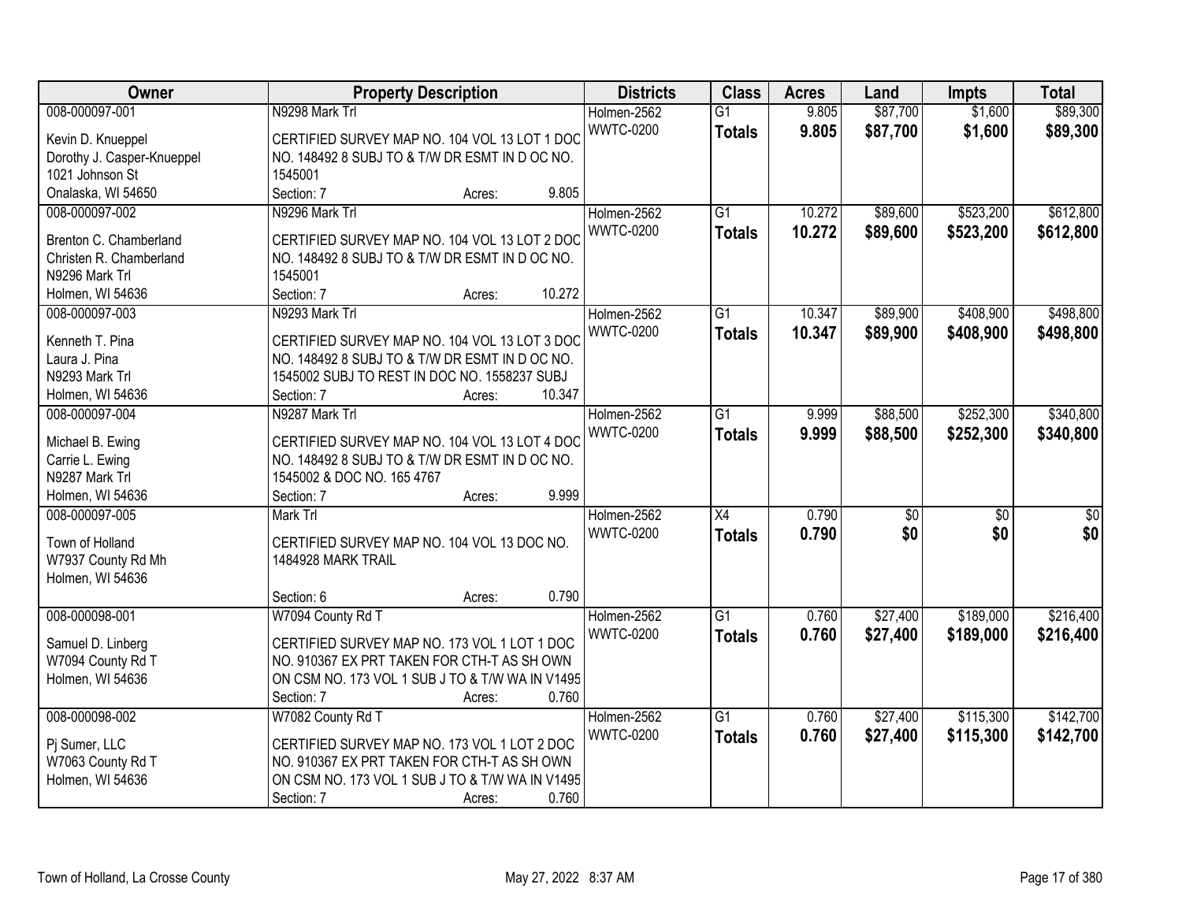| Owner | Property Description | Districts | Class | Acres | Land | Impts | Total |
|---|---|---|---|---|---|---|---|
| 008-000097-001<br>Kevin D. Knueppel<br>Dorothy J. Casper-Knueppel<br>1021 Johnson St<br>Onalaska, WI 54650 | N9298 Mark Trl<br>CERTIFIED SURVEY MAP NO. 104 VOL 13 LOT 1 DOC NO. 148492 8 SUBJ TO & T/W DR ESMT IN D OC NO. 1545001<br>Section: 7 Acres: 9.805 | Holmen-2562<br>WWTC-0200 | G1<br>**Totals** | 9.805<br>**9.805** | $87,700<br>**$87,700** | $1,600<br>**$1,600** | $89,300<br>**$89,300** |
| 008-000097-002<br>Brenton C. Chamberland<br>Christen R. Chamberland<br>N9296 Mark Trl<br>Holmen, WI 54636 | N9296 Mark Trl<br>CERTIFIED SURVEY MAP NO. 104 VOL 13 LOT 2 DOC NO. 148492 8 SUBJ TO & T/W DR ESMT IN D OC NO. 1545001<br>Section: 7 Acres: 10.272 | Holmen-2562<br>WWTC-0200 | G1<br>**Totals** | 10.272<br>**10.272** | $89,600<br>**$89,600** | $523,200<br>**$523,200** | $612,800<br>**$612,800** |
| 008-000097-003<br>Kenneth T. Pina<br>Laura J. Pina<br>N9293 Mark Trl<br>Holmen, WI 54636 | N9293 Mark Trl<br>CERTIFIED SURVEY MAP NO. 104 VOL 13 LOT 3 DOC NO. 148492 8 SUBJ TO & T/W DR ESMT IN D OC NO. 1545002 SUBJ TO REST IN DOC NO. 1558237 SUBJ<br>Section: 7 Acres: 10.347 | Holmen-2562<br>WWTC-0200 | G1<br>**Totals** | 10.347<br>**10.347** | $89,900<br>**$89,900** | $408,900<br>**$408,900** | $498,800<br>**$498,800** |
| 008-000097-004<br>Michael B. Ewing<br>Carrie L. Ewing<br>N9287 Mark Trl<br>Holmen, WI 54636 | N9287 Mark Trl<br>CERTIFIED SURVEY MAP NO. 104 VOL 13 LOT 4 DOC NO. 148492 8 SUBJ TO & T/W DR ESMT IN D OC NO. 1545002 & DOC NO. 165 4767<br>Section: 7 Acres: 9.999 | Holmen-2562<br>WWTC-0200 | G1<br>**Totals** | 9.999<br>**9.999** | $88,500<br>**$88,500** | $252,300<br>**$252,300** | $340,800<br>**$340,800** |
| 008-000097-005<br>Town of Holland<br>W7937 County Rd Mh<br>Holmen, WI 54636 | Mark Trl<br>CERTIFIED SURVEY MAP NO. 104 VOL 13 DOC NO. 1484928 MARK TRAIL<br>Section: 6 Acres: 0.790 | Holmen-2562<br>WWTC-0200 | X4<br>**Totals** | 0.790<br>**0.790** | $0<br>**$0** | $0<br>**$0** | $0<br>**$0** |
| 008-000098-001<br>Samuel D. Linberg<br>W7094 County Rd T<br>Holmen, WI 54636 | W7094 County Rd T<br>CERTIFIED SURVEY MAP NO. 173 VOL 1 LOT 1 DOC NO. 910367 EX PRT TAKEN FOR CTH-T AS SH OWN ON CSM NO. 173 VOL 1 SUB J TO & T/W WA IN V1495<br>Section: 7 Acres: 0.760 | Holmen-2562<br>WWTC-0200 | G1<br>**Totals** | 0.760<br>**0.760** | $27,400<br>**$27,400** | $189,000<br>**$189,000** | $216,400<br>**$216,400** |
| 008-000098-002<br>Pj Sumer, LLC<br>W7063 County Rd T<br>Holmen, WI 54636 | W7082 County Rd T<br>CERTIFIED SURVEY MAP NO. 173 VOL 1 LOT 2 DOC NO. 910367 EX PRT TAKEN FOR CTH-T AS SH OWN ON CSM NO. 173 VOL 1 SUB J TO & T/W WA IN V1495<br>Section: 7 Acres: 0.760 | Holmen-2562<br>WWTC-0200 | G1<br>**Totals** | 0.760<br>**0.760** | $27,400<br>**$27,400** | $115,300<br>**$115,300** | $142,700<br>**$142,700** |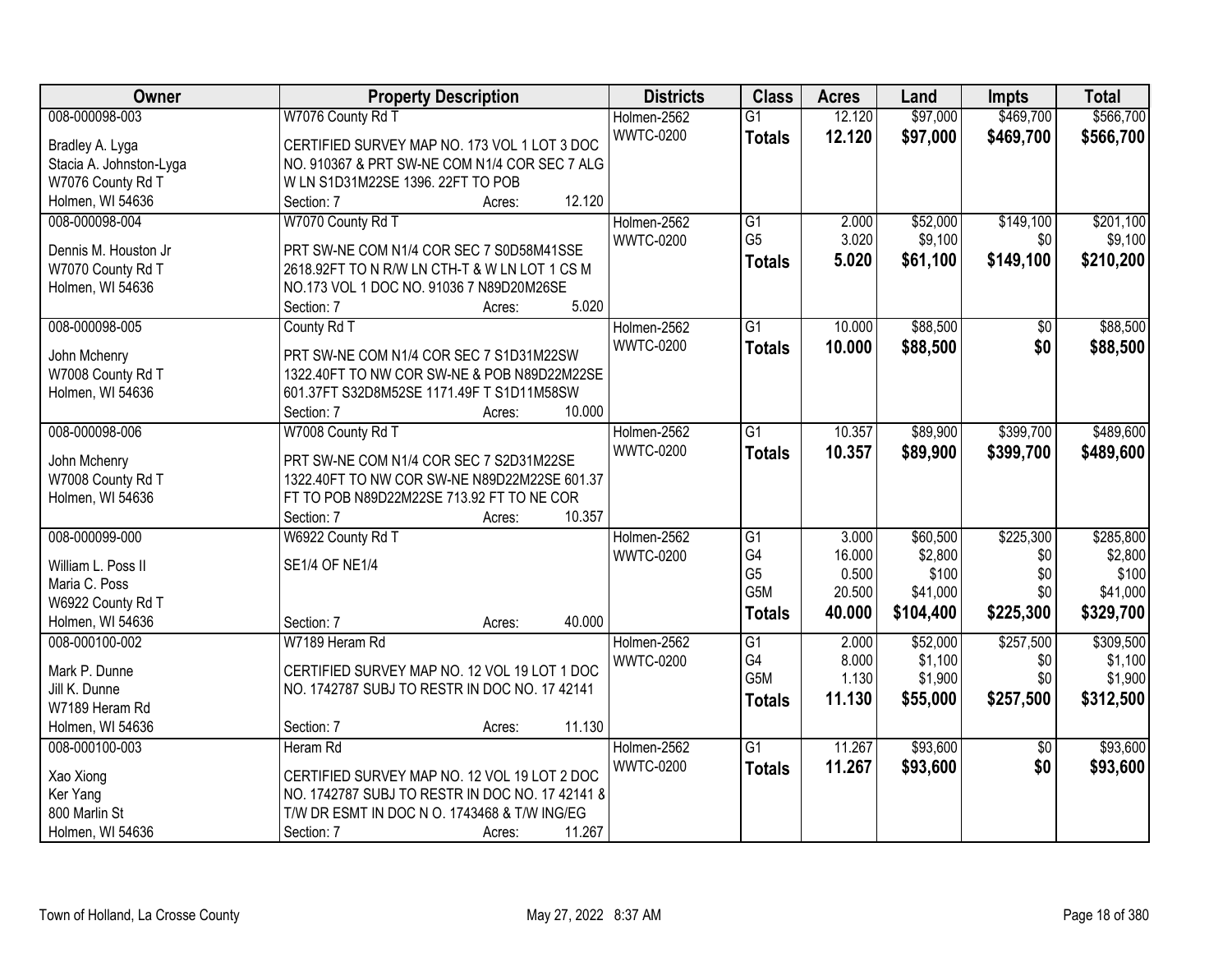| Owner | Property Description | Districts | Class | Acres | Land | Impts | Total |
|---|---|---|---|---|---|---|---|
| 008-000098-003<br>Bradley A. Lyga<br>Stacia A. Johnston-Lyga<br>W7076 County Rd T<br>Holmen, WI 54636 | W7076 County Rd T<br>CERTIFIED SURVEY MAP NO. 173 VOL 1 LOT 3 DOC NO. 910367 & PRT SW-NE COM N1/4 COR SEC 7 ALG W LN S1D31M22SE 1396. 22FT TO POB<br>Section: 7 Acres: 12.120 | Holmen-2562<br>WWTC-0200 | G1<br>**Totals** | 12.120<br>**12.120** | $97,000<br>**$97,000** | $469,700<br>**$469,700** | $566,700<br>**$566,700** |
| 008-000098-004<br>Dennis M. Houston Jr<br>W7070 County Rd T<br>Holmen, WI 54636 | W7070 County Rd T<br>PRT SW-NE COM N1/4 COR SEC 7 S0D58M41SSE 2618.92FT TO N R/W LN CTH-T & W LN LOT 1 CS M NO.173 VOL 1 DOC NO. 91036 7 N89D20M26SE<br>Section: 7 Acres: 5.020 | Holmen-2562<br>WWTC-0200 | G1<br>G5<br>**Totals** | 2.000<br>3.020<br>**5.020** | $52,000<br>$9,100<br>**$61,100** | $149,100<br>$0<br>**$149,100** | $201,100<br>$9,100<br>**$210,200** |
| 008-000098-005<br>John Mchenry<br>W7008 County Rd T<br>Holmen, WI 54636 | County Rd T<br>PRT SW-NE COM N1/4 COR SEC 7 S1D31M22SW 1322.40FT TO NW COR SW-NE & POB N89D22M22SE 601.37FT S32D8M52SE 1171.49F T S1D11M58SW<br>Section: 7 Acres: 10.000 | Holmen-2562<br>WWTC-0200 | G1<br>**Totals** | 10.000<br>**10.000** | $88,500<br>**$88,500** | $0<br>**$0** | $88,500<br>**$88,500** |
| 008-000098-006<br>John Mchenry<br>W7008 County Rd T<br>Holmen, WI 54636 | W7008 County Rd T<br>PRT SW-NE COM N1/4 COR SEC 7 S2D31M22SE 1322.40FT TO NW COR SW-NE N89D22M22SE 601.37 FT TO POB N89D22M22SE 713.92 FT TO NE COR<br>Section: 7 Acres: 10.357 | Holmen-2562<br>WWTC-0200 | G1<br>**Totals** | 10.357<br>**10.357** | $89,900<br>**$89,900** | $399,700<br>**$399,700** | $489,600<br>**$489,600** |
| 008-000099-000<br>William L. Poss II<br>Maria C. Poss<br>W6922 County Rd T<br>Holmen, WI 54636 | W6922 County Rd T<br>SE1/4 OF NE1/4<br>Section: 7 Acres: 40.000 | Holmen-2562<br>WWTC-0200 | G1<br>G4<br>G5<br>G5M<br>**Totals** | 3.000<br>16.000<br>0.500<br>20.500<br>**40.000** | $60,500<br>$2,800<br>$100<br>$41,000<br>**$104,400** | $225,300<br>$0<br>$0<br>$0<br>**$225,300** | $285,800<br>$2,800<br>$100<br>$41,000<br>**$329,700** |
| 008-000100-002<br>Mark P. Dunne<br>Jill K. Dunne<br>W7189 Heram Rd<br>Holmen, WI 54636 | W7189 Heram Rd<br>CERTIFIED SURVEY MAP NO. 12 VOL 19 LOT 1 DOC NO. 1742787 SUBJ TO RESTR IN DOC NO. 17 42141<br>Section: 7 Acres: 11.130 | Holmen-2562<br>WWTC-0200 | G1<br>G4<br>G5M<br>**Totals** | 2.000<br>8.000<br>1.130<br>**11.130** | $52,000<br>$1,100<br>$1,900<br>**$55,000** | $257,500<br>$0<br>$0<br>**$257,500** | $309,500<br>$1,100<br>$1,900<br>**$312,500** |
| 008-000100-003<br>Xao Xiong<br>Ker Yang<br>800 Marlin St<br>Holmen, WI 54636 | Heram Rd<br>CERTIFIED SURVEY MAP NO. 12 VOL 19 LOT 2 DOC NO. 1742787 SUBJ TO RESTR IN DOC NO. 17 42141 & T/W DR ESMT IN DOC N O. 1743468 & T/W ING/EG<br>Section: 7 Acres: 11.267 | Holmen-2562<br>WWTC-0200 | G1<br>**Totals** | 11.267<br>**11.267** | $93,600<br>**$93,600** | $0<br>**$0** | $93,600<br>**$93,600** |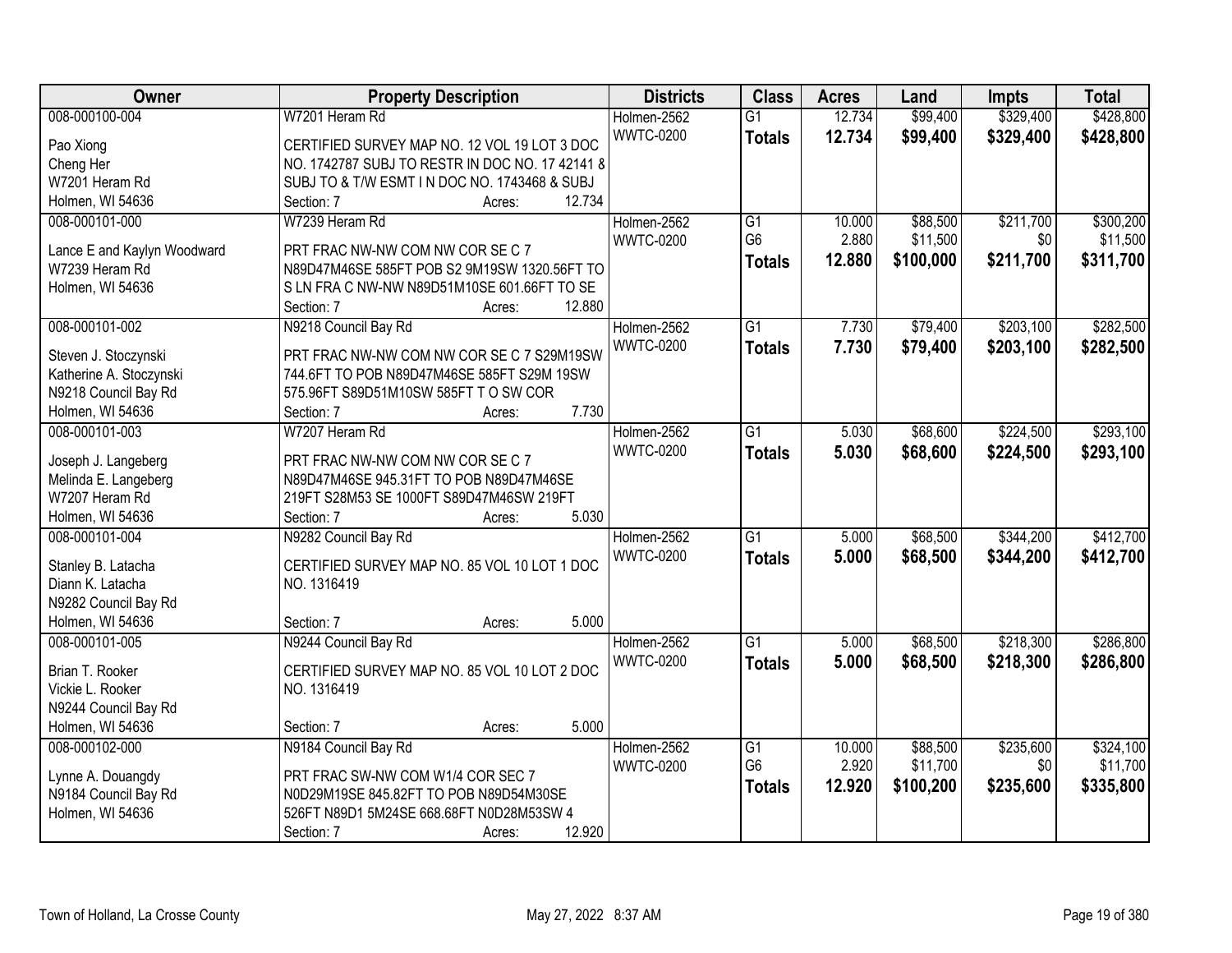| Owner | Property Description | Districts | Class | Acres | Land | Impts | Total |
|---|---|---|---|---|---|---|---|
| 008-000100-004<br><br>Pao Xiong<br>Cheng Her<br>W7201 Heram Rd<br>Holmen, WI 54636 | W7201 Heram Rd<br><br>CERTIFIED SURVEY MAP NO. 12 VOL 19 LOT 3 DOC NO. 1742787 SUBJ TO RESTR IN DOC NO. 17 42141 & SUBJ TO & T/W ESMT I N DOC NO. 1743468 & SUBJ<br>Section: 7 Acres: 12.734 | Holmen-2562<br>WWTC-0200 | G1<br>**Totals** | 12.734<br>**12.734** | $99,400<br>**$99,400** | $329,400<br>**$329,400** | $428,800<br>**$428,800** |
| 008-000101-000<br><br>Lance E and Kaylyn Woodward<br>W7239 Heram Rd<br>Holmen, WI 54636 | W7239 Heram Rd<br><br>PRT FRAC NW-NW COM NW COR SE C 7 N89D47M46SE 585FT POB S2 9M19SW 1320.56FT TO S LN FRA C NW-NW N89D51M10SE 601.66FT TO SE<br>Section: 7 Acres: 12.880 | Holmen-2562<br>WWTC-0200 | G1<br>G6<br>**Totals** | 10.000<br>2.880<br>**12.880** | $88,500<br>$11,500<br>**$100,000** | $211,700<br>$0<br>**$211,700** | $300,200<br>$11,500<br>**$311,700** |
| 008-000101-002<br><br>Steven J. Stoczynski<br>Katherine A. Stoczynski<br>N9218 Council Bay Rd<br>Holmen, WI 54636 | N9218 Council Bay Rd<br><br>PRT FRAC NW-NW COM NW COR SE C 7 S29M19SW 744.6FT TO POB N89D47M46SE 585FT S29M 19SW 575.96FT S89D51M10SW 585FT T O SW COR<br>Section: 7 Acres: 7.730 | Holmen-2562<br>WWTC-0200 | G1<br>**Totals** | 7.730<br>**7.730** | $79,400<br>**$79,400** | $203,100<br>**$203,100** | $282,500<br>**$282,500** |
| 008-000101-003<br><br>Joseph J. Langeberg<br>Melinda E. Langeberg<br>W7207 Heram Rd<br>Holmen, WI 54636 | W7207 Heram Rd<br><br>PRT FRAC NW-NW COM NW COR SE C 7 N89D47M46SE 945.31FT TO POB N89D47M46SE 219FT S28M53 SE 1000FT S89D47M46SW 219FT<br>Section: 7 Acres: 5.030 | Holmen-2562<br>WWTC-0200 | G1<br>**Totals** | 5.030<br>**5.030** | $68,600<br>**$68,600** | $224,500<br>**$224,500** | $293,100<br>**$293,100** |
| 008-000101-004<br><br>Stanley B. Latacha<br>Diann K. Latacha<br>N9282 Council Bay Rd<br>Holmen, WI 54636 | N9282 Council Bay Rd<br><br>CERTIFIED SURVEY MAP NO. 85 VOL 10 LOT 1 DOC NO. 1316419<br><br>Section: 7 Acres: 5.000 | Holmen-2562<br>WWTC-0200 | G1<br>**Totals** | 5.000<br>**5.000** | $68,500<br>**$68,500** | $344,200<br>**$344,200** | $412,700<br>**$412,700** |
| 008-000101-005<br><br>Brian T. Rooker<br>Vickie L. Rooker<br>N9244 Council Bay Rd<br>Holmen, WI 54636 | N9244 Council Bay Rd<br><br>CERTIFIED SURVEY MAP NO. 85 VOL 10 LOT 2 DOC NO. 1316419<br><br>Section: 7 Acres: 5.000 | Holmen-2562<br>WWTC-0200 | G1<br>**Totals** | 5.000<br>**5.000** | $68,500<br>**$68,500** | $218,300<br>**$218,300** | $286,800<br>**$286,800** |
| 008-000102-000<br><br>Lynne A. Douangdy<br>N9184 Council Bay Rd<br>Holmen, WI 54636 | N9184 Council Bay Rd<br><br>PRT FRAC SW-NW COM W1/4 COR SEC 7 N0D29M19SE 845.82FT TO POB N89D54M30SE 526FT N89D1 5M24SE 668.68FT N0D28M53SW 4<br>Section: 7 Acres: 12.920 | Holmen-2562<br>WWTC-0200 | G1<br>G6<br>**Totals** | 10.000<br>2.920<br>**12.920** | $88,500<br>$11,700<br>**$100,200** | $235,600<br>$0<br>**$235,600** | $324,100<br>$11,700<br>**$335,800** |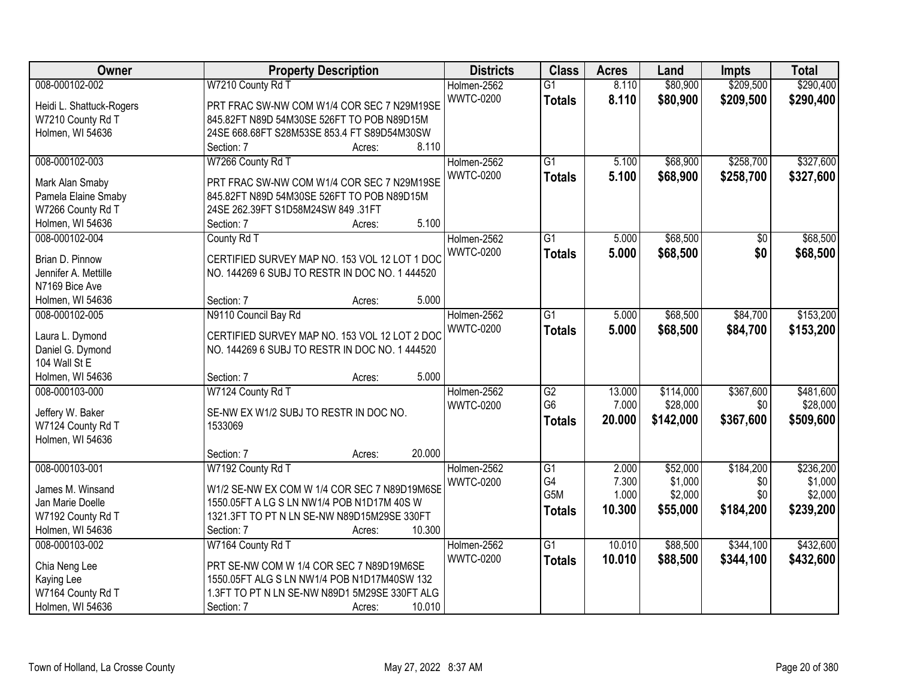| Owner | Property Description | Districts | Class | Acres | Land | Impts | Total |
|---|---|---|---|---|---|---|---|
| 008-000102-002<br>Heidi L. Shattuck-Rogers<br>W7210 County Rd T<br>Holmen, WI 54636 | W7210 County Rd T<br>PRT FRAC SW-NW COM W1/4 COR SEC 7 N29M19SE 845.82FT N89D 54M30SE 526FT TO POB N89D15M 24SE 668.68FT S28M53SE 853.4 FT S89D54M30SW<br>Section: 7 Acres: 8.110 | Holmen-2562<br>WWTC-0200 | G1<br>**Totals** | 8.110<br>**8.110** | \$80,900<br>**\$80,900** | \$209,500<br>**\$209,500** | \$290,400<br>**\$290,400** |
| 008-000102-003<br>Mark Alan Smaby<br>Pamela Elaine Smaby<br>W7266 County Rd T<br>Holmen, WI 54636 | W7266 County Rd T<br>PRT FRAC SW-NW COM W1/4 COR SEC 7 N29M19SE 845.82FT N89D 54M30SE 526FT TO POB N89D15M 24SE 262.39FT S1D58M24SW 849 .31FT<br>Section: 7 Acres: 5.100 | Holmen-2562<br>WWTC-0200 | G1<br>**Totals** | 5.100<br>**5.100** | \$68,900<br>**\$68,900** | \$258,700<br>**\$258,700** | \$327,600<br>**\$327,600** |
| 008-000102-004<br>Brian D. Pinnow<br>Jennifer A. Mettille<br>N7169 Bice Ave<br>Holmen, WI 54636 | County Rd T<br>CERTIFIED SURVEY MAP NO. 153 VOL 12 LOT 1 DOC NO. 144269 6 SUBJ TO RESTR IN DOC NO. 1 444520<br>Section: 7 Acres: 5.000 | Holmen-2562<br>WWTC-0200 | G1<br>**Totals** | 5.000<br>**5.000** | \$68,500<br>**\$68,500** | \$0<br>**\$0** | \$68,500<br>**\$68,500** |
| 008-000102-005<br>Laura L. Dymond<br>Daniel G. Dymond<br>104 Wall St E<br>Holmen, WI 54636 | N9110 Council Bay Rd<br>CERTIFIED SURVEY MAP NO. 153 VOL 12 LOT 2 DOC NO. 144269 6 SUBJ TO RESTR IN DOC NO. 1 444520<br>Section: 7 Acres: 5.000 | Holmen-2562<br>WWTC-0200 | G1<br>**Totals** | 5.000<br>**5.000** | \$68,500<br>**\$68,500** | \$84,700<br>**\$84,700** | \$153,200<br>**\$153,200** |
| 008-000103-000<br>Jeffery W. Baker<br>W7124 County Rd T<br>Holmen, WI 54636 | W7124 County Rd T<br>SE-NW EX W1/2 SUBJ TO RESTR IN DOC NO. 1533069<br>Section: 7 Acres: 20.000 | Holmen-2562<br>WWTC-0200 | G2<br>G6<br>**Totals** | 13.000<br>7.000<br>**20.000** | \$114,000<br>\$28,000<br>**\$142,000** | \$367,600<br>\$0<br>**\$367,600** | \$481,600<br>\$28,000<br>**\$509,600** |
| 008-000103-001<br>James M. Winsand<br>Jan Marie Doelle<br>W7192 County Rd T<br>Holmen, WI 54636 | W7192 County Rd T<br>W1/2 SE-NW EX COM W 1/4 COR SEC 7 N89D19M6SE 1550.05FT A LG S LN NW1/4 POB N1D17M 40S W 1321.3FT TO PT N LN SE-NW N89D15M29SE 330FT<br>Section: 7 Acres: 10.300 | Holmen-2562<br>WWTC-0200 | G1<br>G4<br>G5M<br>**Totals** | 2.000<br>7.300<br>1.000<br>**10.300** | \$52,000<br>\$1,000<br>\$2,000<br>**\$55,000** | \$184,200<br>\$0<br>\$0<br>**\$184,200** | \$236,200<br>\$1,000<br>\$2,000<br>**\$239,200** |
| 008-000103-002<br>Chia Neng Lee<br>Kaying Lee<br>W7164 County Rd T<br>Holmen, WI 54636 | W7164 County Rd T<br>PRT SE-NW COM W 1/4 COR SEC 7 N89D19M6SE 1550.05FT ALG S LN NW1/4 POB N1D17M40SW 132 1.3FT TO PT N LN SE-NW N89D1 5M29SE 330FT ALG<br>Section: 7 Acres: 10.010 | Holmen-2562<br>WWTC-0200 | G1<br>**Totals** | 10.010<br>**10.010** | \$88,500<br>**\$88,500** | \$344,100<br>**\$344,100** | \$432,600<br>**\$432,600** |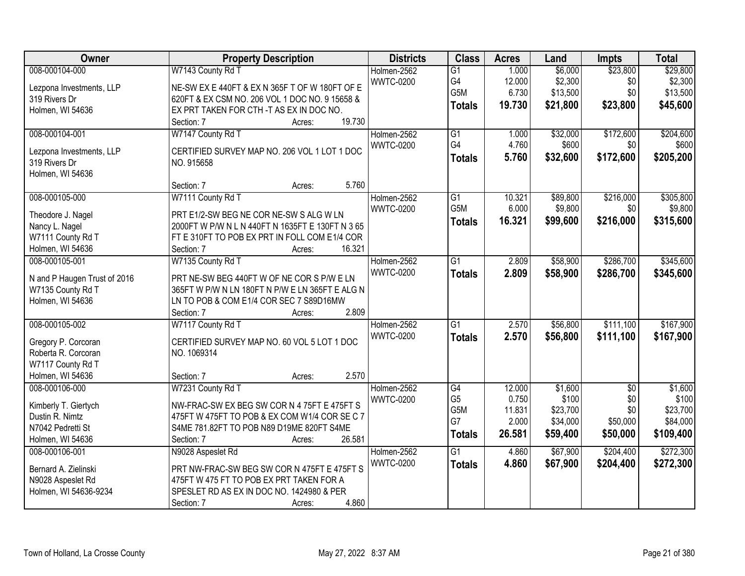| Owner | Property Description | Districts | Class | Acres | Land | Impts | Total |
|---|---|---|---|---|---|---|---|
| 008-000104-000<br><br>Lezpona Investments, LLP<br>319 Rivers Dr<br>Holmen, WI 54636 | W7143 County Rd T<br><br>NE-SW EX E 440FT & EX N 365F T OF W 180FT OF E 620FT & EX CSM NO. 206 VOL 1 DOC NO. 9 15658 & EX PRT TAKEN FOR CTH -T AS EX IN DOC NO.<br>Section: 7 Acres: 19.730 | Holmen-2562<br>WWTC-0200 | G1<br>G4<br>G5M<br>**Totals** | 1.000<br>12.000<br>6.730<br>**19.730** | $6,000<br>$2,300<br>$13,500<br>**$21,800** | $23,800<br>$0<br>$0<br>**$23,800** | $29,800<br>$2,300<br>$13,500<br>**$45,600** |
| 008-000104-001<br><br>Lezpona Investments, LLP<br>319 Rivers Dr<br>Holmen, WI 54636 | W7147 County Rd T<br><br>CERTIFIED SURVEY MAP NO. 206 VOL 1 LOT 1 DOC NO. 915658<br>Section: 7 Acres: 5.760 | Holmen-2562<br>WWTC-0200 | G1<br>G4<br>**Totals** | 1.000<br>4.760<br>**5.760** | $32,000<br>$600<br>**$32,600** | $172,600<br>$0<br>**$172,600** | $204,600<br>$600<br>**$205,200** |
| 008-000105-000<br><br>Theodore J. Nagel<br>Nancy L. Nagel<br>W7111 County Rd T<br>Holmen, WI 54636 | W7111 County Rd T<br><br>PRT E1/2-SW BEG NE COR NE-SW S ALG W LN 2000FT W P/W N L N 440FT N 1635FT E 130FT N 3 65 FT E 310FT TO POB EX PRT IN FOLL COM E1/4 COR<br>Section: 7 Acres: 16.321 | Holmen-2562<br>WWTC-0200 | G1<br>G5M<br>**Totals** | 10.321<br>6.000<br>**16.321** | $89,800<br>$9,800<br>**$99,600** | $216,000<br>$0<br>**$216,000** | $305,800<br>$9,800<br>**$315,600** |
| 008-000105-001<br><br>N and P Haugen Trust of 2016<br>W7135 County Rd T<br>Holmen, WI 54636 | W7135 County Rd T<br><br>PRT NE-SW BEG 440FT W OF NE COR S P/W E LN 365FT W P/W N LN 180FT N P/W E LN 365FT E ALG N LN TO POB & COM E1/4 COR SEC 7 S89D16MW<br>Section: 7 Acres: 2.809 | Holmen-2562<br>WWTC-0200 | G1<br>**Totals** | 2.809<br>**2.809** | $58,900<br>**$58,900** | $286,700<br>**$286,700** | $345,600<br>**$345,600** |
| 008-000105-002<br><br>Gregory P. Corcoran<br>Roberta R. Corcoran<br>W7117 County Rd T<br>Holmen, WI 54636 | W7117 County Rd T<br><br>CERTIFIED SURVEY MAP NO. 60 VOL 5 LOT 1 DOC NO. 1069314<br>Section: 7 Acres: 2.570 | Holmen-2562<br>WWTC-0200 | G1<br>**Totals** | 2.570<br>**2.570** | $56,800<br>**$56,800** | $111,100<br>**$111,100** | $167,900<br>**$167,900** |
| 008-000106-000<br><br>Kimberly T. Giertych<br>Dustin R. Nimtz<br>N7042 Pedretti St<br>Holmen, WI 54636 | W7231 County Rd T<br><br>NW-FRAC-SW EX BEG SW COR N 4 75FT E 475FT S 475FT W 475FT TO POB & EX COM W1/4 COR SE C 7 S4ME 781.82FT TO POB N89 D19ME 820FT S4ME<br>Section: 7 Acres: 26.581 | Holmen-2562<br>WWTC-0200 | G4<br>G5<br>G5M<br>G7<br>**Totals** | 12.000<br>0.750<br>11.831<br>2.000<br>**26.581** | $1,600<br>$100<br>$23,700<br>$34,000<br>**$59,400** | $0<br>$0<br>$0<br>$50,000<br>**$50,000** | $1,600<br>$100<br>$23,700<br>$84,000<br>**$109,400** |
| 008-000106-001<br><br>Bernard A. Zielinski<br>N9028 Aspeslet Rd<br>Holmen, WI 54636-9234 | N9028 Aspeslet Rd<br><br>PRT NW-FRAC-SW BEG SW COR N 475FT E 475FT S 475FT W 475 FT TO POB EX PRT TAKEN FOR A SPESLET RD AS EX IN DOC NO. 1424980 & PER<br>Section: 7 Acres: 4.860 | Holmen-2562<br>WWTC-0200 | G1<br>**Totals** | 4.860<br>**4.860** | $67,900<br>**$67,900** | $204,400<br>**$204,400** | $272,300<br>**$272,300** |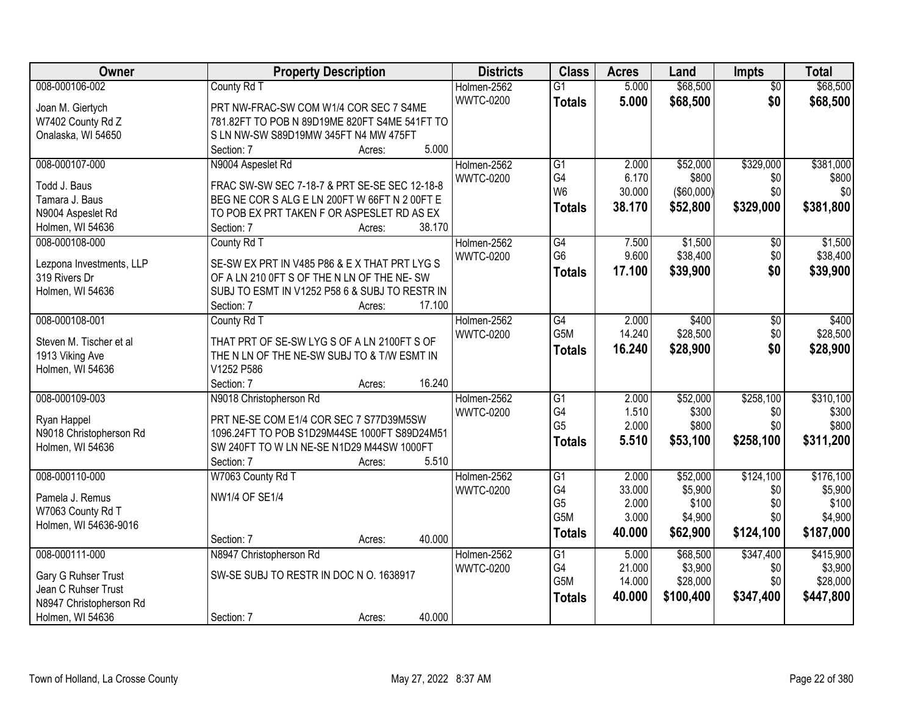| Owner | Property Description | Districts | Class | Acres | Land | Impts | Total |
|---|---|---|---|---|---|---|---|
| 008-000106-002<br>Joan M. Giertych<br>W7402 County Rd Z<br>Onalaska, WI 54650 | County Rd T<br>PRT NW-FRAC-SW COM W1/4 COR SEC 7 S4ME 781.82FT TO POB N 89D19ME 820FT S4ME 541FT TO S LN NW-SW S89D19MW 345FT N4 MW 475FT<br>Section: 7 Acres: 5.000 | Holmen-2562<br>WWTC-0200 | G1<br>**Totals** | 5.000<br>**5.000** | $68,500<br>**$68,500** | $0<br>**$0** | $68,500<br>**$68,500** |
| 008-000107-000<br>Todd J. Baus<br>Tamara J. Baus<br>N9004 Aspeslet Rd<br>Holmen, WI 54636 | N9004 Aspeslet Rd<br>FRAC SW-SW SEC 7-18-7 & PRT SE-SE SEC 12-18-8 BEG NE COR S ALG E LN 200FT W 66FT N 2 00FT E TO POB EX PRT TAKEN F OR ASPESLET RD AS EX<br>Section: 7 Acres: 38.170 | Holmen-2562<br>WWTC-0200 | G1<br>G4<br>W6<br>**Totals** | 2.000<br>6.170<br>30.000<br>**38.170** | $52,000<br>$800<br>($60,000)<br>**$52,800** | $329,000<br>$0<br>$0<br>**$329,000** | $381,000<br>$800<br>$0<br>**$381,800** |
| 008-000108-000<br>Lezpona Investments, LLP<br>319 Rivers Dr<br>Holmen, WI 54636 | County Rd T<br>SE-SW EX PRT IN V485 P86 & E X THAT PRT LYG S OF A LN 210 0FT S OF THE N LN OF THE NE- SW SUBJ TO ESMT IN V1252 P58 6 & SUBJ TO RESTR IN<br>Section: 7 Acres: 17.100 | Holmen-2562<br>WWTC-0200 | G4<br>G6<br>**Totals** | 7.500<br>9.600<br>**17.100** | $1,500<br>$38,400<br>**$39,900** | $0<br>$0<br>**$0** | $1,500<br>$38,400<br>**$39,900** |
| 008-000108-001<br>Steven M. Tischer et al<br>1913 Viking Ave<br>Holmen, WI 54636 | County Rd T<br>THAT PRT OF SE-SW LYG S OF A LN 2100FT S OF THE N LN OF THE NE-SW SUBJ TO & T/W ESMT IN V1252 P586<br>Section: 7 Acres: 16.240 | Holmen-2562<br>WWTC-0200 | G4<br>G5M<br>**Totals** | 2.000<br>14.240<br>**16.240** | $400<br>$28,500<br>**$28,900** | $0<br>$0<br>**$0** | $400<br>$28,500<br>**$28,900** |
| 008-000109-003<br>Ryan Happel<br>N9018 Christopherson Rd<br>Holmen, WI 54636 | N9018 Christopherson Rd<br>PRT NE-SE COM E1/4 COR SEC 7 S77D39M5SW 1096.24FT TO POB S1D29M44SE 1000FT S89D24M51 SW 240FT TO W LN NE-SE N1D29 M44SW 1000FT<br>Section: 7 Acres: 5.510 | Holmen-2562<br>WWTC-0200 | G1<br>G4<br>G5<br>**Totals** | 2.000<br>1.510<br>2.000<br>**5.510** | $52,000<br>$300<br>$800<br>**$53,100** | $258,100<br>$0<br>$0<br>**$258,100** | $310,100<br>$300<br>$800<br>**$311,200** |
| 008-000110-000<br>Pamela J. Remus<br>W7063 County Rd T<br>Holmen, WI 54636-9016 | W7063 County Rd T<br>NW1/4 OF SE1/4<br>Section: 7 Acres: 40.000 | Holmen-2562<br>WWTC-0200 | G1<br>G4<br>G5<br>G5M<br>**Totals** | 2.000<br>33.000<br>2.000<br>3.000<br>**40.000** | $52,000<br>$5,900<br>$100<br>$4,900<br>**$62,900** | $124,100<br>$0<br>$0<br>$0<br>**$124,100** | $176,100<br>$5,900<br>$100<br>$4,900<br>**$187,000** |
| 008-000111-000<br>Gary G Ruhser Trust<br>Jean C Ruhser Trust<br>N8947 Christopherson Rd<br>Holmen, WI 54636 | N8947 Christopherson Rd<br>SW-SE SUBJ TO RESTR IN DOC N O. 1638917<br>Section: 7 Acres: 40.000 | Holmen-2562<br>WWTC-0200 | G1<br>G4<br>G5M<br>**Totals** | 5.000<br>21.000<br>14.000<br>**40.000** | $68,500<br>$3,900<br>$28,000<br>**$100,400** | $347,400<br>$0<br>$0<br>**$347,400** | $415,900<br>$3,900<br>$28,000<br>**$447,800** |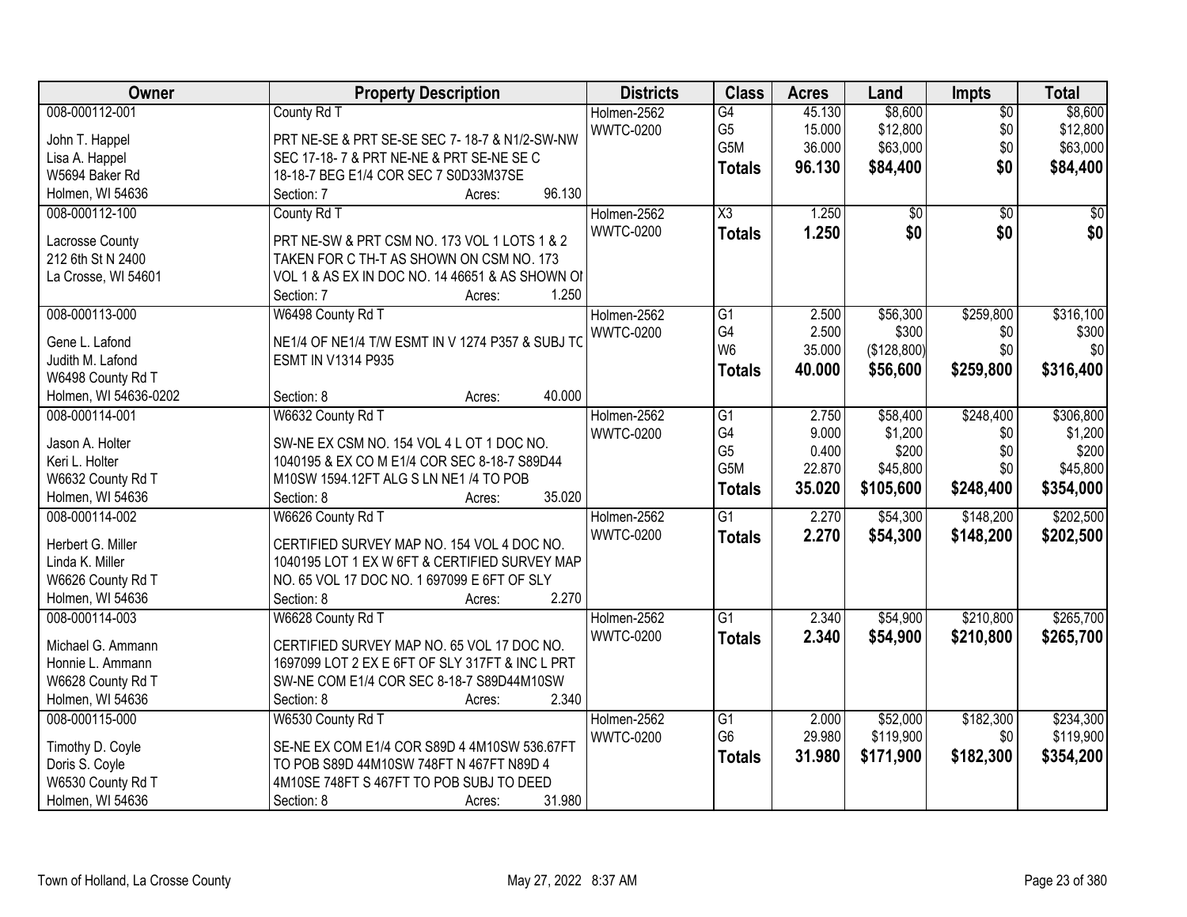| Owner | Property Description | Districts | Class | Acres | Land | Impts | Total |
|---|---|---|---|---|---|---|---|
| 008-000112-001<br><br>John T. Happel<br>Lisa A. Happel<br>W5694 Baker Rd<br>Holmen, WI 54636 | County Rd T<br><br>PRT NE-SE & PRT SE-SE SEC 7- 18-7 & N1/2-SW-NW SEC 17-18- 7 & PRT NE-NE & PRT SE-NE SE C 18-18-7 BEG E1/4 COR SEC 7 S0D33M37SE<br>Section: 7 Acres: 96.130 | Holmen-2562<br>WWTC-0200 | G4<br>G5<br>G5M<br>**Totals** | 45.130<br>15.000<br>36.000<br>**96.130** | $8,600<br>$12,800<br>$63,000<br>**$84,400** | $0<br>$0<br>$0<br>**$0** | $8,600<br>$12,800<br>$63,000<br>**$84,400** |
| 008-000112-100<br><br>Lacrosse County<br>212 6th St N 2400<br>La Crosse, WI 54601 | County Rd T<br><br>PRT NE-SW & PRT CSM NO. 173 VOL 1 LOTS 1 & 2 TAKEN FOR C TH-T AS SHOWN ON CSM NO. 173 VOL 1 & AS EX IN DOC NO. 14 46651 & AS SHOWN OI<br>Section: 7 Acres: 1.250 | Holmen-2562<br>WWTC-0200 | X3<br>**Totals** | 1.250<br>**1.250** | $0<br>**$0** | $0<br>**$0** | $0<br>**$0** |
| 008-000113-000<br><br>Gene L. Lafond<br>Judith M. Lafond<br>W6498 County Rd T<br>Holmen, WI 54636-0202 | W6498 County Rd T<br><br>NE1/4 OF NE1/4 T/W ESMT IN V 1274 P357 & SUBJ TC ESMT IN V1314 P935<br>Section: 8 Acres: 40.000 | Holmen-2562<br>WWTC-0200 | G1<br>G4<br>W6<br>**Totals** | 2.500<br>2.500<br>35.000<br>**40.000** | $56,300<br>$300<br>($128,800)<br>**$56,600** | $259,800<br>$0<br>$0<br>**$259,800** | $316,100<br>$300<br>$0<br>**$316,400** |
| 008-000114-001<br><br>Jason A. Holter<br>Keri L. Holter<br>W6632 County Rd T<br>Holmen, WI 54636 | W6632 County Rd T<br><br>SW-NE EX CSM NO. 154 VOL 4 L OT 1 DOC NO. 1040195 & EX CO M E1/4 COR SEC 8-18-7 S89D44 M10SW 1594.12FT ALG S LN NE1 /4 TO POB<br>Section: 8 Acres: 35.020 | Holmen-2562<br>WWTC-0200 | G1<br>G4<br>G5<br>G5M<br>**Totals** | 2.750<br>9.000<br>0.400<br>22.870<br>**35.020** | $58,400<br>$1,200<br>$200<br>$45,800<br>**$105,600** | $248,400<br>$0<br>$0<br>$0<br>**$248,400** | $306,800<br>$1,200<br>$200<br>$45,800<br>**$354,000** |
| 008-000114-002<br><br>Herbert G. Miller<br>Linda K. Miller<br>W6626 County Rd T<br>Holmen, WI 54636 | W6626 County Rd T<br><br>CERTIFIED SURVEY MAP NO. 154 VOL 4 DOC NO. 1040195 LOT 1 EX W 6FT & CERTIFIED SURVEY MAP NO. 65 VOL 17 DOC NO. 1 697099 E 6FT OF SLY<br>Section: 8 Acres: 2.270 | Holmen-2562<br>WWTC-0200 | G1<br>**Totals** | 2.270<br>**2.270** | $54,300<br>**$54,300** | $148,200<br>**$148,200** | $202,500<br>**$202,500** |
| 008-000114-003<br><br>Michael G. Ammann<br>Honnie L. Ammann<br>W6628 County Rd T<br>Holmen, WI 54636 | W6628 County Rd T<br><br>CERTIFIED SURVEY MAP NO. 65 VOL 17 DOC NO. 1697099 LOT 2 EX E 6FT OF SLY 317FT & INC L PRT SW-NE COM E1/4 COR SEC 8-18-7 S89D44M10SW<br>Section: 8 Acres: 2.340 | Holmen-2562<br>WWTC-0200 | G1<br>**Totals** | 2.340<br>**2.340** | $54,900<br>**$54,900** | $210,800<br>**$210,800** | $265,700<br>**$265,700** |
| 008-000115-000<br><br>Timothy D. Coyle<br>Doris S. Coyle<br>W6530 County Rd T<br>Holmen, WI 54636 | W6530 County Rd T<br><br>SE-NE EX COM E1/4 COR S89D 4 4M10SW 536.67FT TO POB S89D 44M10SW 748FT N 467FT N89D 4 4M10SE 748FT S 467FT TO POB SUBJ TO DEED<br>Section: 8 Acres: 31.980 | Holmen-2562<br>WWTC-0200 | G1<br>G6<br>**Totals** | 2.000<br>29.980<br>**31.980** | $52,000<br>$119,900<br>**$171,900** | $182,300<br>$0<br>**$182,300** | $234,300<br>$119,900<br>**$354,200** |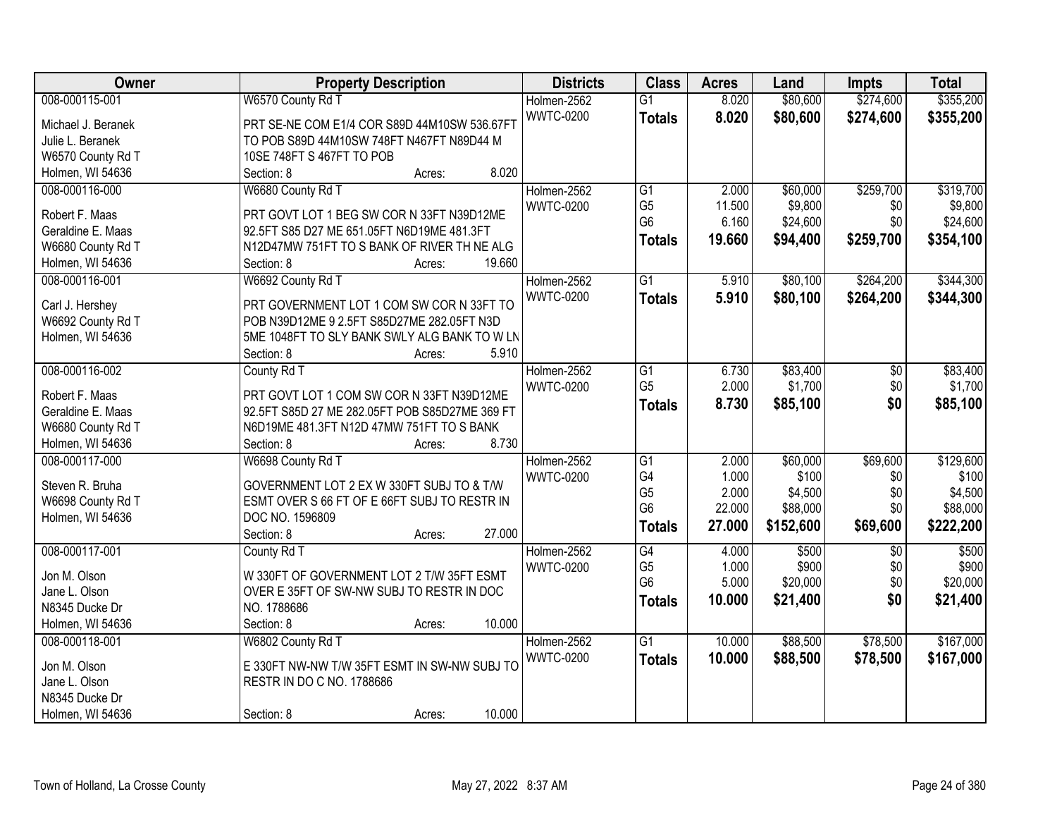| Owner | Property Description | Districts | Class | Acres | Land | Impts | Total |
|---|---|---|---|---|---|---|---|
| 008-000115-001<br>Michael J. Beranek<br>Julie L. Beranek<br>W6570 County Rd T<br>Holmen, WI 54636 | W6570 County Rd T<br>PRT SE-NE COM E1/4 COR S89D 44M10SW 536.67FT TO POB S89D 44M10SW 748FT N467FT N89D44 M 10SE 748FT S 467FT TO POB<br>Section: 8 Acres: 8.020 | Holmen-2562<br>WWTC-0200 | G1<br>**Totals** | 8.020<br>**8.020** | $80,600<br>**$80,600** | $274,600<br>**$274,600** | $355,200<br>**$355,200** |
| 008-000116-000<br>Robert F. Maas<br>Geraldine E. Maas<br>W6680 County Rd T<br>Holmen, WI 54636 | W6680 County Rd T<br>PRT GOVT LOT 1 BEG SW COR N 33FT N39D12ME 92.5FT S85 D27 ME 651.05FT N6D19ME 481.3FT N12D47MW 751FT TO S BANK OF RIVER TH NE ALG<br>Section: 8 Acres: 19.660 | Holmen-2562<br>WWTC-0200 | G1<br>G5<br>G6<br>**Totals** | 2.000<br>11.500<br>6.160<br>**19.660** | $60,000<br>$9,800<br>$24,600<br>**$94,400** | $259,700<br>$0<br>$0<br>**$259,700** | $319,700<br>$9,800<br>$24,600<br>**$354,100** |
| 008-000116-001<br>Carl J. Hershey<br>W6692 County Rd T<br>Holmen, WI 54636 | W6692 County Rd T<br>PRT GOVERNMENT LOT 1 COM SW COR N 33FT TO POB N39D12ME 9 2.5FT S85D27ME 282.05FT N3D 5ME 1048FT TO SLY BANK SWLY ALG BANK TO W LN<br>Section: 8 Acres: 5.910 | Holmen-2562<br>WWTC-0200 | G1<br>**Totals** | 5.910<br>**5.910** | $80,100<br>**$80,100** | $264,200<br>**$264,200** | $344,300<br>**$344,300** |
| 008-000116-002<br>Robert F. Maas<br>Geraldine E. Maas<br>W6680 County Rd T<br>Holmen, WI 54636 | County Rd T<br>PRT GOVT LOT 1 COM SW COR N 33FT N39D12ME 92.5FT S85D 27 ME 282.05FT POB S85D27ME 369 FT N6D19ME 481.3FT N12D 47MW 751FT TO S BANK<br>Section: 8 Acres: 8.730 | Holmen-2562<br>WWTC-0200 | G1<br>G5<br>**Totals** | 6.730<br>2.000<br>**8.730** | $83,400<br>$1,700<br>**$85,100** | $0<br>$0<br>**$0** | $83,400<br>$1,700<br>**$85,100** |
| 008-000117-000<br>Steven R. Bruha<br>W6698 County Rd T<br>Holmen, WI 54636 | W6698 County Rd T<br>GOVERNMENT LOT 2 EX W 330FT SUBJ TO & T/W ESMT OVER S 66 FT OF E 66FT SUBJ TO RESTR IN DOC NO. 1596809<br>Section: 8 Acres: 27.000 | Holmen-2562<br>WWTC-0200 | G1<br>G4<br>G5<br>G6<br>**Totals** | 2.000<br>1.000<br>2.000<br>22.000<br>**27.000** | $60,000<br>$100<br>$4,500<br>$88,000<br>**$152,600** | $69,600<br>$0<br>$0<br>$0<br>**$69,600** | $129,600<br>$100<br>$4,500<br>$88,000<br>**$222,200** |
| 008-000117-001<br>Jon M. Olson<br>Jane L. Olson<br>N8345 Ducke Dr<br>Holmen, WI 54636 | County Rd T<br>W 330FT OF GOVERNMENT LOT 2 T/W 35FT ESMT OVER E 35FT OF SW-NW SUBJ TO RESTR IN DOC NO. 1788686<br>Section: 8 Acres: 10.000 | Holmen-2562<br>WWTC-0200 | G4<br>G5<br>G6<br>**Totals** | 4.000<br>1.000<br>5.000<br>**10.000** | $500<br>$900<br>$20,000<br>**$21,400** | $0<br>$0<br>$0<br>**$0** | $500<br>$900<br>$20,000<br>**$21,400** |
| 008-000118-001<br>Jon M. Olson<br>Jane L. Olson<br>N8345 Ducke Dr<br>Holmen, WI 54636 | W6802 County Rd T<br>E 330FT NW-NW T/W 35FT ESMT IN SW-NW SUBJ TO RESTR IN DO C NO. 1788686<br>Section: 8 Acres: 10.000 | Holmen-2562<br>WWTC-0200 | G1<br>**Totals** | 10.000<br>**10.000** | $88,500<br>**$88,500** | $78,500<br>**$78,500** | $167,000<br>**$167,000** |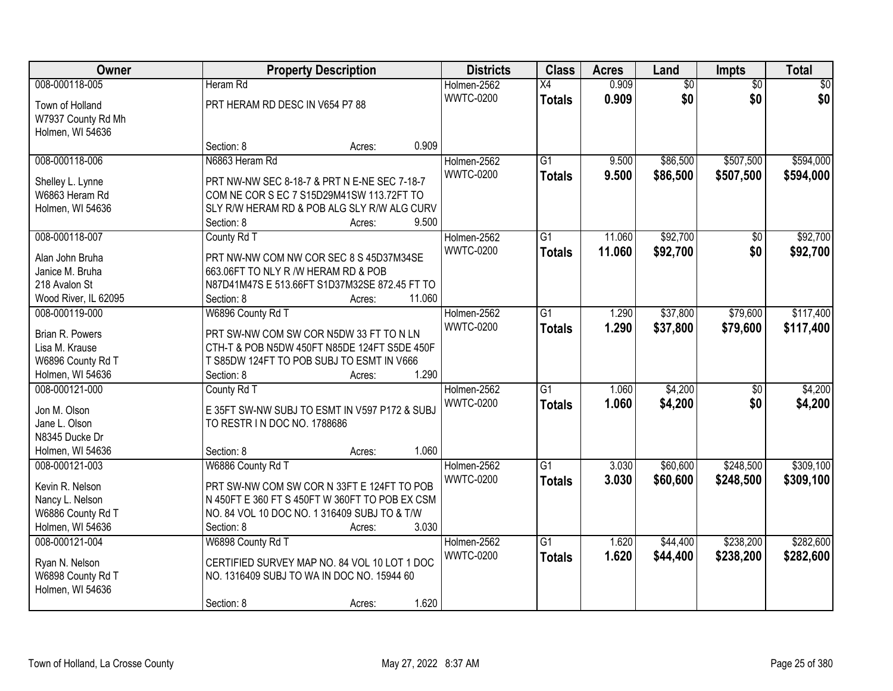| Owner | Property Description | Districts | Class | Acres | Land | Impts | Total |
|---|---|---|---|---|---|---|---|
| 008-000118-005<br>Town of Holland<br>W7937 County Rd Mh<br>Holmen, WI 54636 | Heram Rd<br>PRT HERAM RD DESC IN V654 P7 88<br>Section: 8 Acres: 0.909 | Holmen-2562<br>WWTC-0200 | X4<br>**Totals** | 0.909<br>**0.909** | $0<br>**$0** | $0<br>**$0** | $0<br>**$0** |
| 008-000118-006<br>Shelley L. Lynne<br>W6863 Heram Rd<br>Holmen, WI 54636 | N6863 Heram Rd<br>PRT NW-NW SEC 8-18-7 & PRT N E-NE SEC 7-18-7 COM NE COR S EC 7 S15D29M41SW 113.72FT TO SLY R/W HERAM RD & POB ALG SLY R/W ALG CURV<br>Section: 8 Acres: 9.500 | Holmen-2562<br>WWTC-0200 | G1<br>**Totals** | 9.500<br>**9.500** | $86,500<br>**$86,500** | $507,500<br>**$507,500** | $594,000<br>**$594,000** |
| 008-000118-007<br>Alan John Bruha<br>Janice M. Bruha<br>218 Avalon St<br>Wood River, IL 62095 | County Rd T<br>PRT NW-NW COM NW COR SEC 8 S 45D37M34SE 663.06FT TO NLY R /W HERAM RD & POB N87D41M47S E 513.66FT S1D37M32SE 872.45 FT TO<br>Section: 8 Acres: 11.060 | Holmen-2562<br>WWTC-0200 | G1<br>**Totals** | 11.060<br>**11.060** | $92,700<br>**$92,700** | $0<br>**$0** | $92,700<br>**$92,700** |
| 008-000119-000<br>Brian R. Powers<br>Lisa M. Krause<br>W6896 County Rd T<br>Holmen, WI 54636 | W6896 County Rd T<br>PRT SW-NW COM SW COR N5DW 33 FT TO N LN CTH-T & POB N5DW 450FT N85DE 124FT S5DE 450F T S85DW 124FT TO POB SUBJ TO ESMT IN V666<br>Section: 8 Acres: 1.290 | Holmen-2562<br>WWTC-0200 | G1<br>**Totals** | 1.290<br>**1.290** | $37,800<br>**$37,800** | $79,600<br>**$79,600** | $117,400<br>**$117,400** |
| 008-000121-000<br>Jon M. Olson<br>Jane L. Olson<br>N8345 Ducke Dr<br>Holmen, WI 54636 | County Rd T<br>E 35FT SW-NW SUBJ TO ESMT IN V597 P172 & SUBJ TO RESTR I N DOC NO. 1788686<br>Section: 8 Acres: 1.060 | Holmen-2562<br>WWTC-0200 | G1<br>**Totals** | 1.060<br>**1.060** | $4,200<br>**$4,200** | $0<br>**$0** | $4,200<br>**$4,200** |
| 008-000121-003<br>Kevin R. Nelson<br>Nancy L. Nelson<br>W6886 County Rd T<br>Holmen, WI 54636 | W6886 County Rd T<br>PRT SW-NW COM SW COR N 33FT E 124FT TO POB N 450FT E 360 FT S 450FT W 360FT TO POB EX CSM NO. 84 VOL 10 DOC NO. 1 316409 SUBJ TO & T/W<br>Section: 8 Acres: 3.030 | Holmen-2562<br>WWTC-0200 | G1<br>**Totals** | 3.030<br>**3.030** | $60,600<br>**$60,600** | $248,500<br>**$248,500** | $309,100<br>**$309,100** |
| 008-000121-004<br>Ryan N. Nelson<br>W6898 County Rd T<br>Holmen, WI 54636 | W6898 County Rd T<br>CERTIFIED SURVEY MAP NO. 84 VOL 10 LOT 1 DOC NO. 1316409 SUBJ TO WA IN DOC NO. 15944 60<br>Section: 8 Acres: 1.620 | Holmen-2562<br>WWTC-0200 | G1<br>**Totals** | 1.620<br>**1.620** | $44,400<br>**$44,400** | $238,200<br>**$238,200** | $282,600<br>**$282,600** |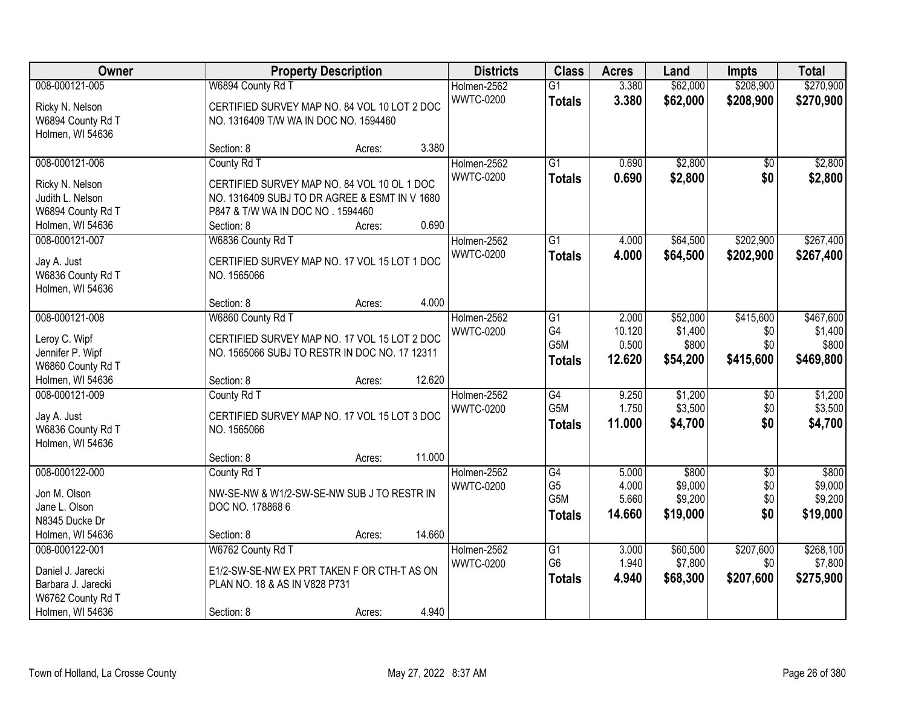| Owner | Property Description | Districts | Class | Acres | Land | Impts | Total |
|---|---|---|---|---|---|---|---|
| 008-000121-005<br>Ricky N. Nelson<br>W6894 County Rd T<br>Holmen, WI 54636 | W6894 County Rd T<br>CERTIFIED SURVEY MAP NO. 84 VOL 10 LOT 2 DOC NO. 1316409 T/W WA IN DOC NO. 1594460<br>Section: 8 Acres: 3.380 | Holmen-2562<br>WWTC-0200 | G1<br>**Totals** | 3.380<br>**3.380** | $62,000<br>**$62,000** | $208,900<br>**$208,900** | $270,900<br>**$270,900** |
| 008-000121-006<br>Ricky N. Nelson<br>Judith L. Nelson<br>W6894 County Rd T<br>Holmen, WI 54636 | County Rd T<br>CERTIFIED SURVEY MAP NO. 84 VOL 10 OL 1 DOC NO. 1316409 SUBJ TO DR AGREE & ESMT IN V 1680 P847 & T/W WA IN DOC NO . 1594460<br>Section: 8 Acres: 0.690 | Holmen-2562<br>WWTC-0200 | G1<br>**Totals** | 0.690<br>**0.690** | $2,800<br>**$2,800** | $0<br>**$0** | $2,800<br>**$2,800** |
| 008-000121-007<br>Jay A. Just<br>W6836 County Rd T<br>Holmen, WI 54636 | W6836 County Rd T<br>CERTIFIED SURVEY MAP NO. 17 VOL 15 LOT 1 DOC NO. 1565066<br>Section: 8 Acres: 4.000 | Holmen-2562<br>WWTC-0200 | G1<br>**Totals** | 4.000<br>**4.000** | $64,500<br>**$64,500** | $202,900<br>**$202,900** | $267,400<br>**$267,400** |
| 008-000121-008<br>Leroy C. Wipf<br>Jennifer P. Wipf<br>W6860 County Rd T<br>Holmen, WI 54636 | W6860 County Rd T<br>CERTIFIED SURVEY MAP NO. 17 VOL 15 LOT 2 DOC NO. 1565066 SUBJ TO RESTR IN DOC NO. 17 12311<br>Section: 8 Acres: 12.620 | Holmen-2562<br>WWTC-0200 | G1<br>G4<br>G5M<br>**Totals** | 2.000<br>10.120<br>0.500<br>**12.620** | $52,000<br>$1,400<br>$800<br>**$54,200** | $415,600<br>$0<br>$0<br>**$415,600** | $467,600<br>$1,400<br>$800<br>**$469,800** |
| 008-000121-009<br>Jay A. Just<br>W6836 County Rd T<br>Holmen, WI 54636 | County Rd T<br>CERTIFIED SURVEY MAP NO. 17 VOL 15 LOT 3 DOC NO. 1565066<br>Section: 8 Acres: 11.000 | Holmen-2562<br>WWTC-0200 | G4<br>G5M<br>**Totals** | 9.250<br>1.750<br>**11.000** | $1,200<br>$3,500<br>**$4,700** | $0<br>$0<br>**$0** | $1,200<br>$3,500<br>**$4,700** |
| 008-000122-000<br>Jon M. Olson<br>Jane L. Olson<br>N8345 Ducke Dr<br>Holmen, WI 54636 | County Rd T<br>NW-SE-NW & W1/2-SW-SE-NW SUB J TO RESTR IN DOC NO. 178868 6<br>Section: 8 Acres: 14.660 | Holmen-2562<br>WWTC-0200 | G4<br>G5<br>G5M<br>**Totals** | 5.000<br>4.000<br>5.660<br>**14.660** | $800<br>$9,000<br>$9,200<br>**$19,000** | $0<br>$0<br>$0<br>**$0** | $800<br>$9,000<br>$9,200<br>**$19,000** |
| 008-000122-001<br>Daniel J. Jarecki<br>Barbara J. Jarecki<br>W6762 County Rd T<br>Holmen, WI 54636 | W6762 County Rd T<br>E1/2-SW-SE-NW EX PRT TAKEN F OR CTH-T AS ON PLAN NO. 18 & AS IN V828 P731<br>Section: 8 Acres: 4.940 | Holmen-2562<br>WWTC-0200 | G1<br>G6<br>**Totals** | 3.000<br>1.940<br>**4.940** | $60,500<br>$7,800<br>**$68,300** | $207,600<br>$0<br>**$207,600** | $268,100<br>$7,800<br>**$275,900** |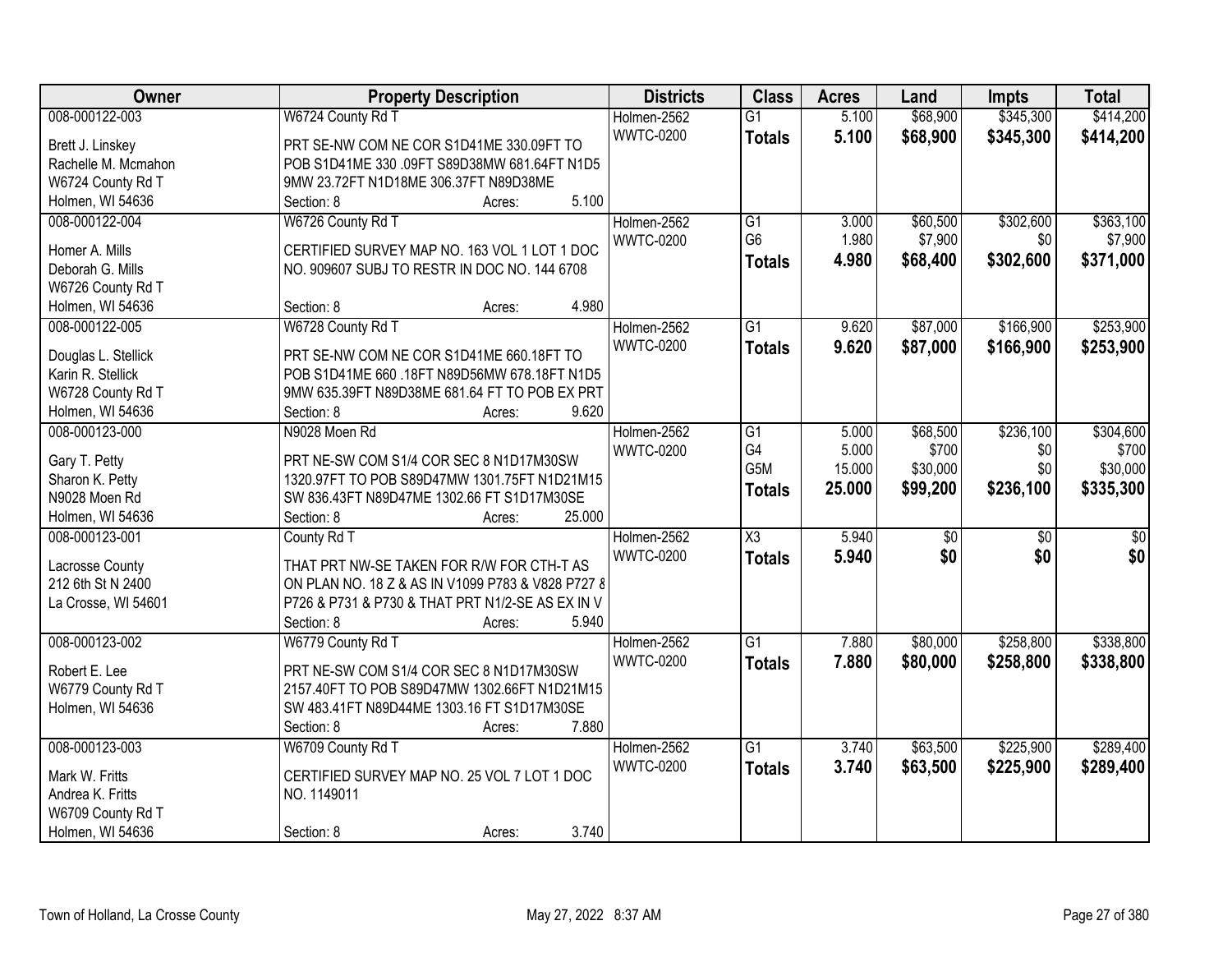| Owner | Property Description | Districts | Class | Acres | Land | Impts | Total |
|---|---|---|---|---|---|---|---|
| 008-000122-003<br>Brett J. Linskey<br>Rachelle M. Mcmahon<br>W6724 County Rd T<br>Holmen, WI 54636 | W6724 County Rd T<br>PRT SE-NW COM NE COR S1D41ME 330.09FT TO POB S1D41ME 330 .09FT S89D38MW 681.64FT N1D5 9MW 23.72FT N1D18ME 306.37FT N89D38ME<br>Section: 8 Acres: 5.100 | Holmen-2562<br>WWTC-0200 | G1<br>**Totals** | 5.100<br>**5.100** | $68,900<br>**$68,900** | $345,300<br>**$345,300** | $414,200<br>**$414,200** |
| 008-000122-004<br>Homer A. Mills<br>Deborah G. Mills<br>W6726 County Rd T<br>Holmen, WI 54636 | W6726 County Rd T<br>CERTIFIED SURVEY MAP NO. 163 VOL 1 LOT 1 DOC NO. 909607 SUBJ TO RESTR IN DOC NO. 144 6708<br>Section: 8 Acres: 4.980 | Holmen-2562<br>WWTC-0200 | G1<br>G6<br>**Totals** | 3.000<br>1.980<br>**4.980** | $60,500<br>$7,900<br>**$68,400** | $302,600<br>$0<br>**$302,600** | $363,100<br>$7,900<br>**$371,000** |
| 008-000122-005<br>Douglas L. Stellick<br>Karin R. Stellick<br>W6728 County Rd T<br>Holmen, WI 54636 | W6728 County Rd T<br>PRT SE-NW COM NE COR S1D41ME 660.18FT TO POB S1D41ME 660 .18FT N89D56MW 678.18FT N1D5 9MW 635.39FT N89D38ME 681.64 FT TO POB EX PRT<br>Section: 8 Acres: 9.620 | Holmen-2562<br>WWTC-0200 | G1<br>**Totals** | 9.620<br>**9.620** | $87,000<br>**$87,000** | $166,900<br>**$166,900** | $253,900<br>**$253,900** |
| 008-000123-000<br>Gary T. Petty<br>Sharon K. Petty<br>N9028 Moen Rd<br>Holmen, WI 54636 | N9028 Moen Rd<br>PRT NE-SW COM S1/4 COR SEC 8 N1D17M30SW 1320.97FT TO POB S89D47MW 1301.75FT N1D21M15 SW 836.43FT N89D47ME 1302.66 FT S1D17M30SE<br>Section: 8 Acres: 25.000 | Holmen-2562<br>WWTC-0200 | G1<br>G4<br>G5M<br>**Totals** | 5.000<br>5.000<br>15.000<br>**25.000** | $68,500<br>$700<br>$30,000<br>**$99,200** | $236,100<br>$0<br>$0<br>**$236,100** | $304,600<br>$700<br>$30,000<br>**$335,300** |
| 008-000123-001<br>Lacrosse County<br>212 6th St N 2400<br>La Crosse, WI 54601 | County Rd T<br>THAT PRT NW-SE TAKEN FOR R/W FOR CTH-T AS ON PLAN NO. 18 Z & AS IN V1099 P783 & V828 P727 & P726 & P731 & P730 & THAT PRT N1/2-SE AS EX IN V<br>Section: 8 Acres: 5.940 | Holmen-2562<br>WWTC-0200 | X3<br>**Totals** | 5.940<br>**5.940** | $0<br>**$0** | $0<br>**$0** | $0<br>**$0** |
| 008-000123-002<br>Robert E. Lee<br>W6779 County Rd T<br>Holmen, WI 54636 | W6779 County Rd T<br>PRT NE-SW COM S1/4 COR SEC 8 N1D17M30SW 2157.40FT TO POB S89D47MW 1302.66FT N1D21M15 SW 483.41FT N89D44ME 1303.16 FT S1D17M30SE<br>Section: 8 Acres: 7.880 | Holmen-2562<br>WWTC-0200 | G1<br>**Totals** | 7.880<br>**7.880** | $80,000<br>**$80,000** | $258,800<br>**$258,800** | $338,800<br>**$338,800** |
| 008-000123-003<br>Mark W. Fritts<br>Andrea K. Fritts<br>W6709 County Rd T<br>Holmen, WI 54636 | W6709 County Rd T<br>CERTIFIED SURVEY MAP NO. 25 VOL 7 LOT 1 DOC NO. 1149011<br>Section: 8 Acres: 3.740 | Holmen-2562<br>WWTC-0200 | G1<br>**Totals** | 3.740<br>**3.740** | $63,500<br>**$63,500** | $225,900<br>**$225,900** | $289,400<br>**$289,400** |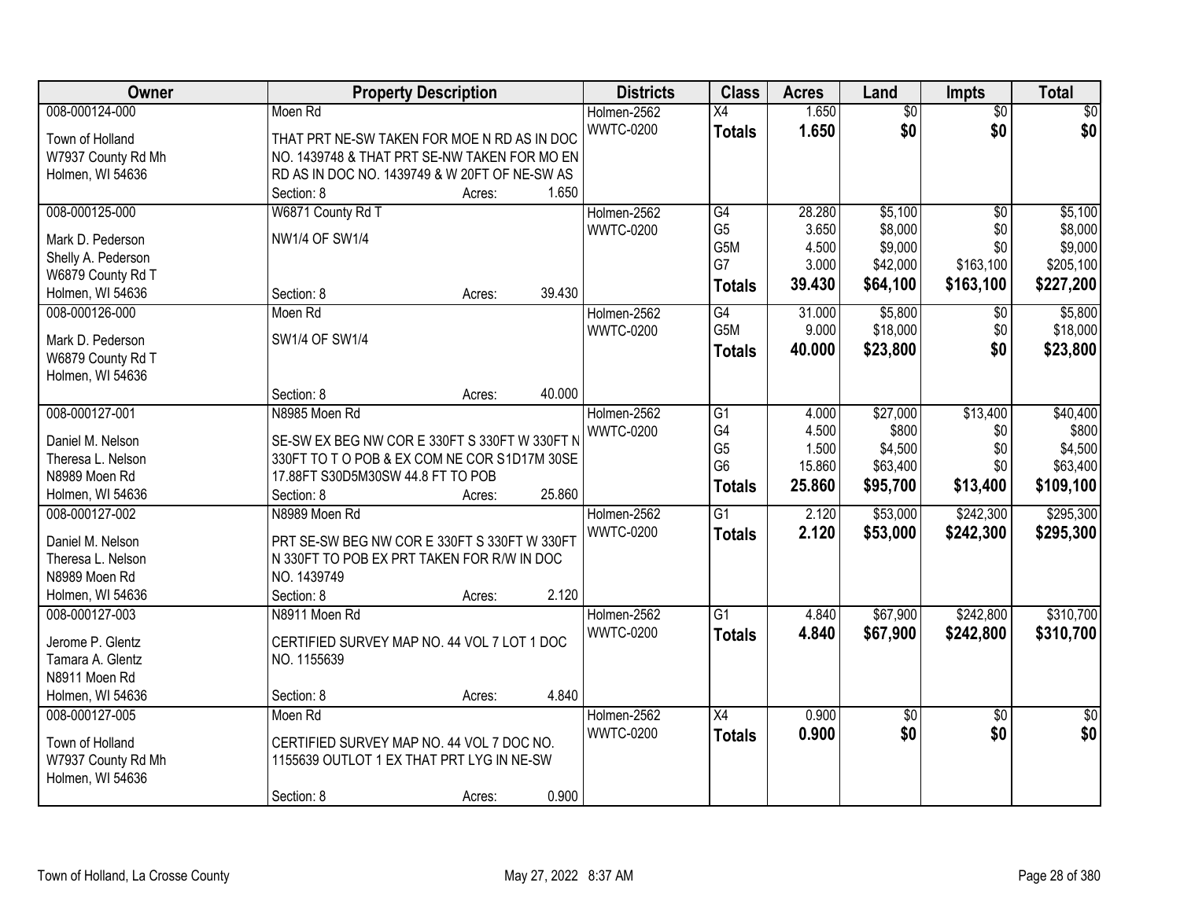| Owner | Property Description | Districts | Class | Acres | Land | Impts | Total |
|---|---|---|---|---|---|---|---|
| 008-000124-000<br>Town of Holland<br>W7937 County Rd Mh<br>Holmen, WI 54636 | Moen Rd<br>THAT PRT NE-SW TAKEN FOR MOE N RD AS IN DOC NO. 1439748 & THAT PRT SE-NW TAKEN FOR MO EN RD AS IN DOC NO. 1439749 & W 20FT OF NE-SW AS<br>Section: 8 Acres: 1.650 | Holmen-2562<br>WWTC-0200 | X4<br>**Totals** | 1.650<br>**1.650** | $0<br>**$0** | $0<br>**$0** | $0<br>**$0** |
| 008-000125-000<br>Mark D. Pederson<br>Shelly A. Pederson<br>W6879 County Rd T<br>Holmen, WI 54636 | W6871 County Rd T<br>NW1/4 OF SW1/4<br>Section: 8 Acres: 39.430 | Holmen-2562<br>WWTC-0200 | G4<br>G5<br>G5M<br>G7<br>**Totals** | 28.280<br>3.650<br>4.500<br>3.000<br>**39.430** | $5,100<br>$8,000<br>$9,000<br>$42,000<br>**$64,100** | $0<br>$0<br>$0<br>$163,100<br>**$163,100** | $5,100<br>$8,000<br>$9,000<br>$205,100<br>**$227,200** |
| 008-000126-000<br>Mark D. Pederson<br>W6879 County Rd T<br>Holmen, WI 54636 | Moen Rd<br>SW1/4 OF SW1/4<br>Section: 8 Acres: 40.000 | Holmen-2562<br>WWTC-0200 | G4<br>G5M<br>**Totals** | 31.000<br>9.000<br>**40.000** | $5,800<br>$18,000<br>**$23,800** | $0<br>$0<br>**$0** | $5,800<br>$18,000<br>**$23,800** |
| 008-000127-001<br>Daniel M. Nelson<br>Theresa L. Nelson<br>N8989 Moen Rd<br>Holmen, WI 54636 | N8985 Moen Rd<br>SE-SW EX BEG NW COR E 330FT S 330FT W 330FT N 330FT TO T O POB & EX COM NE COR S1D17M 30SE 17.88FT S30D5M30SW 44.8 FT TO POB<br>Section: 8 Acres: 25.860 | Holmen-2562<br>WWTC-0200 | G1<br>G4<br>G5<br>G6<br>**Totals** | 4.000<br>4.500<br>1.500<br>15.860<br>**25.860** | $27,000<br>$800<br>$4,500<br>$63,400<br>**$95,700** | $13,400<br>$0<br>$0<br>$0<br>**$13,400** | $40,400<br>$800<br>$4,500<br>$63,400<br>**$109,100** |
| 008-000127-002<br>Daniel M. Nelson<br>Theresa L. Nelson<br>N8989 Moen Rd<br>Holmen, WI 54636 | N8989 Moen Rd<br>PRT SE-SW BEG NW COR E 330FT S 330FT W 330FT N 330FT TO POB EX PRT TAKEN FOR R/W IN DOC NO. 1439749<br>Section: 8 Acres: 2.120 | Holmen-2562<br>WWTC-0200 | G1<br>**Totals** | 2.120<br>**2.120** | $53,000<br>**$53,000** | $242,300<br>**$242,300** | $295,300<br>**$295,300** |
| 008-000127-003<br>Jerome P. Glentz<br>Tamara A. Glentz<br>N8911 Moen Rd<br>Holmen, WI 54636 | N8911 Moen Rd<br>CERTIFIED SURVEY MAP NO. 44 VOL 7 LOT 1 DOC NO. 1155639<br>Section: 8 Acres: 4.840 | Holmen-2562<br>WWTC-0200 | G1<br>**Totals** | 4.840<br>**4.840** | $67,900<br>**$67,900** | $242,800<br>**$242,800** | $310,700<br>**$310,700** |
| 008-000127-005<br>Town of Holland<br>W7937 County Rd Mh<br>Holmen, WI 54636 | Moen Rd<br>CERTIFIED SURVEY MAP NO. 44 VOL 7 DOC NO. 1155639 OUTLOT 1 EX THAT PRT LYG IN NE-SW<br>Section: 8 Acres: 0.900 | Holmen-2562<br>WWTC-0200 | X4<br>**Totals** | 0.900<br>**0.900** | $0<br>**$0** | $0<br>**$0** | $0<br>**$0** |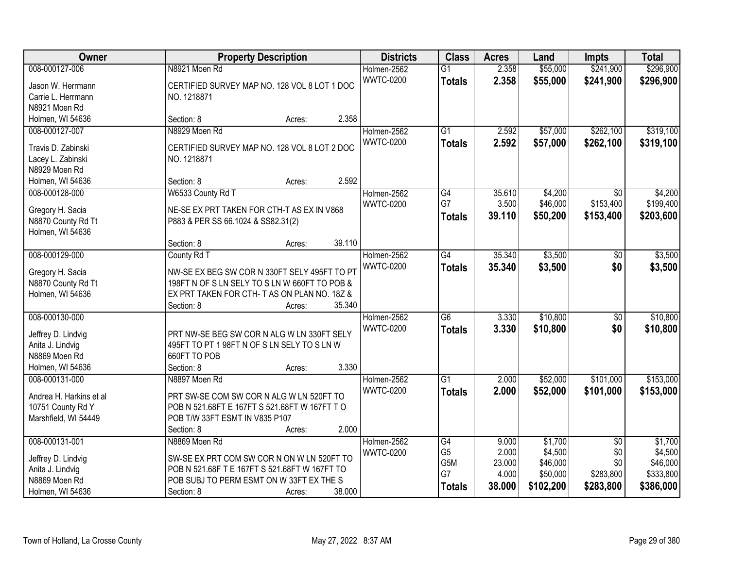| Owner | Property Description | Districts | Class | Acres | Land | Impts | Total |
|---|---|---|---|---|---|---|---|
| 008-000127-006<br>Jason W. Herrmann<br>Carrie L. Herrmann<br>N8921 Moen Rd<br>Holmen, WI 54636 | N8921 Moen Rd<br>CERTIFIED SURVEY MAP NO. 128 VOL 8 LOT 1 DOC NO. 1218871<br>Section: 8 Acres: 2.358 | Holmen-2562<br>WWTC-0200 | G1<br>**Totals** | 2.358<br>**2.358** | $55,000<br>**$55,000** | $241,900<br>**$241,900** | $296,900<br>**$296,900** |
| 008-000127-007<br>Travis D. Zabinski<br>Lacey L. Zabinski<br>N8929 Moen Rd<br>Holmen, WI 54636 | N8929 Moen Rd<br>CERTIFIED SURVEY MAP NO. 128 VOL 8 LOT 2 DOC NO. 1218871<br>Section: 8 Acres: 2.592 | Holmen-2562<br>WWTC-0200 | G1<br>**Totals** | 2.592<br>**2.592** | $57,000<br>**$57,000** | $262,100<br>**$262,100** | $319,100<br>**$319,100** |
| 008-000128-000<br>Gregory H. Sacia<br>N8870 County Rd Tt<br>Holmen, WI 54636 | W6533 County Rd T<br>NE-SE EX PRT TAKEN FOR CTH-T AS EX IN V868 P883 & PER SS 66.1024 & SS82.31(2)<br>Section: 8 Acres: 39.110 | Holmen-2562<br>WWTC-0200 | G4<br>G7<br>**Totals** | 35.610<br>3.500<br>**39.110** | $4,200<br>$46,000<br>**$50,200** | $0<br>$153,400<br>**$153,400** | $4,200<br>$199,400<br>**$203,600** |
| 008-000129-000<br>Gregory H. Sacia<br>N8870 County Rd Tt<br>Holmen, WI 54636 | County Rd T<br>NW-SE EX BEG SW COR N 330FT SELY 495FT TO PT 198FT N OF S LN SELY TO S LN W 660FT TO POB & EX PRT TAKEN FOR CTH- T AS ON PLAN NO. 18Z &<br>Section: 8 Acres: 35.340 | Holmen-2562<br>WWTC-0200 | G4<br>**Totals** | 35.340<br>**35.340** | $3,500<br>**$3,500** | $0<br>**$0** | $3,500<br>**$3,500** |
| 008-000130-000<br>Jeffrey D. Lindvig<br>Anita J. Lindvig<br>N8869 Moen Rd<br>Holmen, WI 54636 | PRT NW-SE BEG SW COR N ALG W LN 330FT SELY 495FT TO PT 1 98FT N OF S LN SELY TO S LN W 660FT TO POB<br>Section: 8 Acres: 3.330 | Holmen-2562<br>WWTC-0200 | G6<br>**Totals** | 3.330<br>**3.330** | $10,800<br>**$10,800** | $0<br>**$0** | $10,800<br>**$10,800** |
| 008-000131-000<br>Andrea H. Harkins et al<br>10751 County Rd Y<br>Marshfield, WI 54449 | N8897 Moen Rd<br>PRT SW-SE COM SW COR N ALG W LN 520FT TO POB N 521.68FT E 167FT S 521.68FT W 167FT T O POB T/W 33FT ESMT IN V835 P107<br>Section: 8 Acres: 2.000 | Holmen-2562<br>WWTC-0200 | G1<br>**Totals** | 2.000<br>**2.000** | $52,000<br>**$52,000** | $101,000<br>**$101,000** | $153,000<br>**$153,000** |
| 008-000131-001<br>Jeffrey D. Lindvig<br>Anita J. Lindvig<br>N8869 Moen Rd<br>Holmen, WI 54636 | N8869 Moen Rd<br>SW-SE EX PRT COM SW COR N ON W LN 520FT TO POB N 521.68F T E 167FT S 521.68FT W 167FT TO POB SUBJ TO PERM ESMT ON W 33FT EX THE S<br>Section: 8 Acres: 38.000 | Holmen-2562<br>WWTC-0200 | G4<br>G5<br>G5M<br>G7<br>**Totals** | 9.000<br>2.000<br>23.000<br>4.000<br>**38.000** | $1,700<br>$4,500<br>$46,000<br>$50,000<br>**$102,200** | $0<br>$0<br>$0<br>$283,800<br>**$283,800** | $1,700<br>$4,500<br>$46,000<br>$333,800<br>**$386,000** |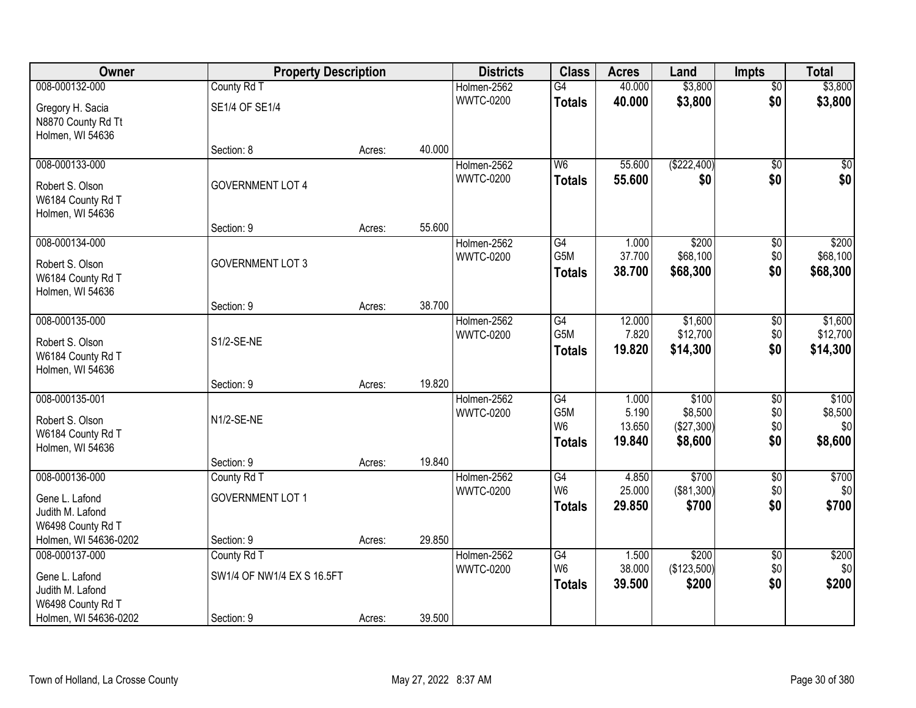| Owner | Property Description | | | Districts | Class | Acres | Land | Impts | Total |
|---|---|---|---|---|---|---|---|---|---|
| 008-000132-000 | County Rd T | | | Holmen-2562 | G4 | 40.000 | $3,800 | $0 | $3,800 |
| Gregory H. Sacia<br>N8870 County Rd Tt<br>Holmen, WI 54636 | SE1/4 OF SE1/4 | | | WWTC-0200 | **Totals** | **40.000** | **$3,800** | **$0** | **$3,800** |
| | Section: 8 | Acres: | 40.000 | | | | | | |
| 008-000133-000 | | | | Holmen-2562 | W6 | 55.600 | ($222,400) | $0 | $0 |
| Robert S. Olson<br>W6184 County Rd T<br>Holmen, WI 54636 | GOVERNMENT LOT 4 | | | WWTC-0200 | **Totals** | **55.600** | **$0** | **$0** | **$0** |
| | Section: 9 | Acres: | 55.600 | | | | | | |
| 008-000134-000 | | | | Holmen-2562 | G4 | 1.000 | $200 | $0 | $200 |
| Robert S. Olson<br>W6184 County Rd T<br>Holmen, WI 54636 | GOVERNMENT LOT 3 | | | WWTC-0200 | G5M | 37.700 | $68,100 | $0 | $68,100 |
| | | | | | **Totals** | **38.700** | **$68,300** | **$0** | **$68,300** |
| | Section: 9 | Acres: | 38.700 | | | | | | |
| 008-000135-000 | | | | Holmen-2562 | G4 | 12.000 | $1,600 | $0 | $1,600 |
| Robert S. Olson<br>W6184 County Rd T<br>Holmen, WI 54636 | S1/2-SE-NE | | | WWTC-0200 | G5M | 7.820 | $12,700 | $0 | $12,700 |
| | | | | | **Totals** | **19.820** | **$14,300** | **$0** | **$14,300** |
| | Section: 9 | Acres: | 19.820 | | | | | | |
| 008-000135-001 | | | | Holmen-2562 | G4 | 1.000 | $100 | $0 | $100 |
| Robert S. Olson<br>W6184 County Rd T<br>Holmen, WI 54636 | N1/2-SE-NE | | | WWTC-0200 | G5M | 5.190 | $8,500 | $0 | $8,500 |
| | | | | | W6 | 13.650 | ($27,300) | $0 | $0 |
| | | | | | **Totals** | **19.840** | **$8,600** | **$0** | **$8,600** |
| | Section: 9 | Acres: | 19.840 | | | | | | |
| 008-000136-000 | County Rd T | | | Holmen-2562 | G4 | 4.850 | $700 | $0 | $700 |
| Gene L. Lafond<br>Judith M. Lafond<br>W6498 County Rd T<br>Holmen, WI 54636-0202 | GOVERNMENT LOT 1 | | | WWTC-0200 | W6 | 25.000 | ($81,300) | $0 | $0 |
| | | | | | **Totals** | **29.850** | **$700** | **$0** | **$700** |
| | Section: 9 | Acres: | 29.850 | | | | | | |
| 008-000137-000 | County Rd T | | | Holmen-2562 | G4 | 1.500 | $200 | $0 | $200 |
| Gene L. Lafond<br>Judith M. Lafond<br>W6498 County Rd T<br>Holmen, WI 54636-0202 | SW1/4 OF NW1/4 EX S 16.5FT | | | WWTC-0200 | W6 | 38.000 | ($123,500) | $0 | $0 |
| | | | | | **Totals** | **39.500** | **$200** | **$0** | **$200** |
| | Section: 9 | Acres: | 39.500 | | | | | | |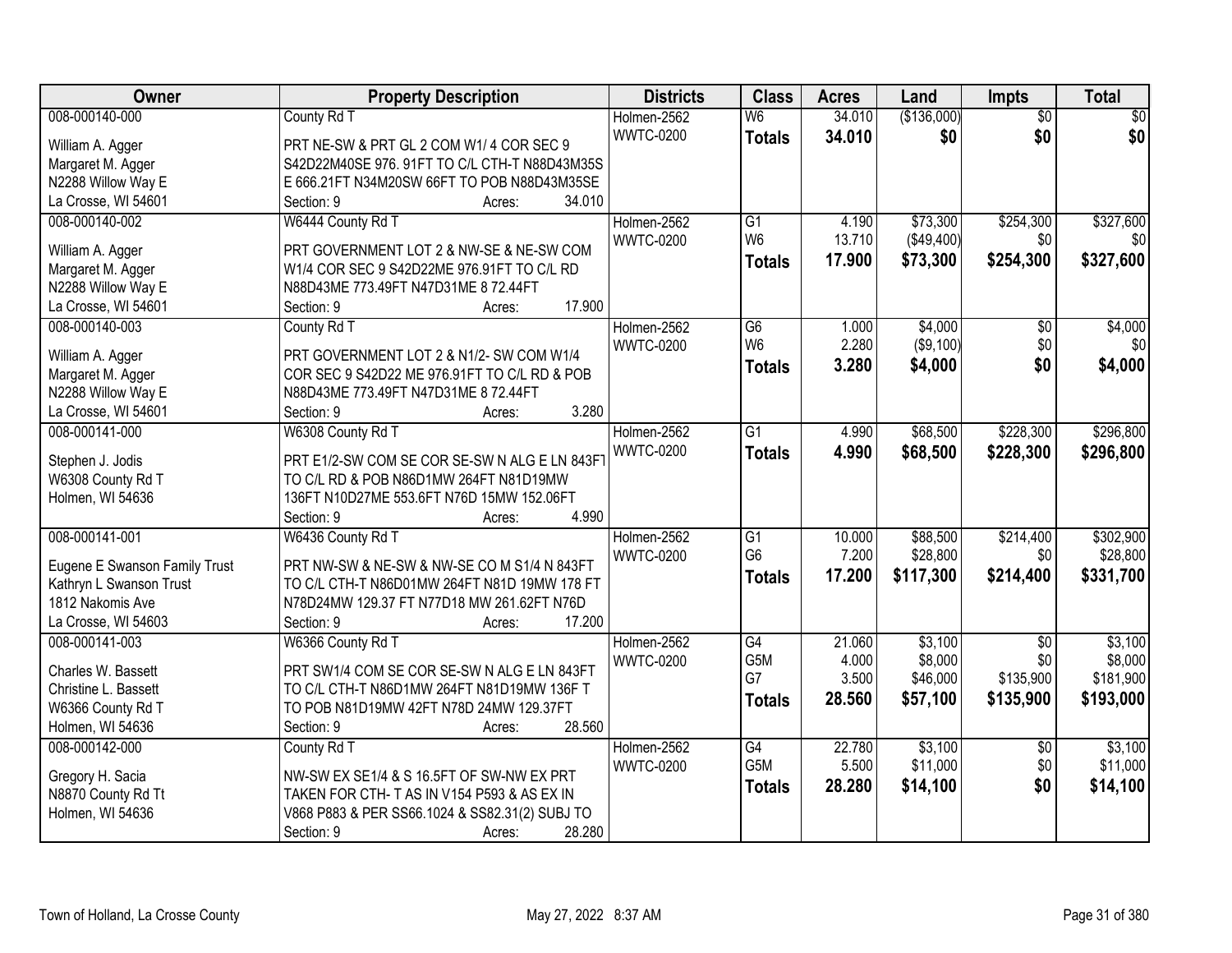| Owner | Property Description | Districts | Class | Acres | Land | Impts | Total |
|---|---|---|---|---|---|---|---|
| 008-000140-000<br>William A. Agger<br>Margaret M. Agger<br>N2288 Willow Way E<br>La Crosse, WI 54601 | County Rd T<br>PRT NE-SW & PRT GL 2 COM W1/ 4 COR SEC 9 S42D22M40SE 976. 91FT TO C/L CTH-T N88D43M35S E 666.21FT N34M20SW 66FT TO POB N88D43M35SE<br>Section: 9 Acres: 34.010 | Holmen-2562<br>WWTC-0200 | W6<br>**Totals** | 34.010<br>**34.010** | ($136,000)<br>**$0** | $0<br>**$0** | $0<br>**$0** |
| 008-000140-002<br>William A. Agger<br>Margaret M. Agger<br>N2288 Willow Way E<br>La Crosse, WI 54601 | W6444 County Rd T<br>PRT GOVERNMENT LOT 2 & NW-SE & NE-SW COM W1/4 COR SEC 9 S42D22ME 976.91FT TO C/L RD N88D43ME 773.49FT N47D31ME 8 72.44FT<br>Section: 9 Acres: 17.900 | Holmen-2562<br>WWTC-0200 | G1<br>W6<br>**Totals** | 4.190<br>13.710<br>**17.900** | $73,300<br>($49,400)<br>**$73,300** | $254,300<br>$0<br>**$254,300** | $327,600<br>$0<br>**$327,600** |
| 008-000140-003<br>William A. Agger<br>Margaret M. Agger<br>N2288 Willow Way E<br>La Crosse, WI 54601 | County Rd T<br>PRT GOVERNMENT LOT 2 & N1/2- SW COM W1/4 COR SEC 9 S42D22 ME 976.91FT TO C/L RD & POB N88D43ME 773.49FT N47D31ME 8 72.44FT<br>Section: 9 Acres: 3.280 | Holmen-2562<br>WWTC-0200 | G6<br>W6<br>**Totals** | 1.000<br>2.280<br>**3.280** | $4,000<br>($9,100)<br>**$4,000** | $0<br>$0<br>**$0** | $4,000<br>$0<br>**$4,000** |
| 008-000141-000<br>Stephen J. Jodis<br>W6308 County Rd T<br>Holmen, WI 54636 | W6308 County Rd T<br>PRT E1/2-SW COM SE COR SE-SW N ALG E LN 843FT TO C/L RD & POB N86D1MW 264FT N81D19MW 136FT N10D27ME 553.6FT N76D 15MW 152.06FT<br>Section: 9 Acres: 4.990 | Holmen-2562<br>WWTC-0200 | G1<br>**Totals** | 4.990<br>**4.990** | $68,500<br>**$68,500** | $228,300<br>**$228,300** | $296,800<br>**$296,800** |
| 008-000141-001<br>Eugene E Swanson Family Trust<br>Kathryn L Swanson Trust<br>1812 Nakomis Ave<br>La Crosse, WI 54603 | W6436 County Rd T<br>PRT NW-SW & NE-SW & NW-SE CO M S1/4 N 843FT TO C/L CTH-T N86D01MW 264FT N81D 19MW 178 FT N78D24MW 129.37 FT N77D18 MW 261.62FT N76D<br>Section: 9 Acres: 17.200 | Holmen-2562<br>WWTC-0200 | G1<br>G6<br>**Totals** | 10.000<br>7.200<br>**17.200** | $88,500<br>$28,800<br>**$117,300** | $214,400<br>$0<br>**$214,400** | $302,900<br>$28,800<br>**$331,700** |
| 008-000141-003<br>Charles W. Bassett<br>Christine L. Bassett<br>W6366 County Rd T<br>Holmen, WI 54636 | W6366 County Rd T<br>PRT SW1/4 COM SE COR SE-SW N ALG E LN 843FT TO C/L CTH-T N86D1MW 264FT N81D19MW 136F T TO POB N81D19MW 42FT N78D 24MW 129.37FT<br>Section: 9 Acres: 28.560 | Holmen-2562<br>WWTC-0200 | G4<br>G5M<br>G7<br>**Totals** | 21.060<br>4.000<br>3.500<br>**28.560** | $3,100<br>$8,000<br>$46,000<br>**$57,100** | $0<br>$0<br>$135,900<br>**$135,900** | $3,100<br>$8,000<br>$181,900<br>**$193,000** |
| 008-000142-000<br>Gregory H. Sacia<br>N8870 County Rd Tt<br>Holmen, WI 54636 | County Rd T<br>NW-SW EX SE1/4 & S 16.5FT OF SW-NW EX PRT TAKEN FOR CTH- T AS IN V154 P593 & AS EX IN V868 P883 & PER SS66.1024 & SS82.31(2) SUBJ TO<br>Section: 9 Acres: 28.280 | Holmen-2562<br>WWTC-0200 | G4<br>G5M<br>**Totals** | 22.780<br>5.500<br>**28.280** | $3,100<br>$11,000<br>**$14,100** | $0<br>$0<br>**$0** | $3,100<br>$11,000<br>**$14,100** |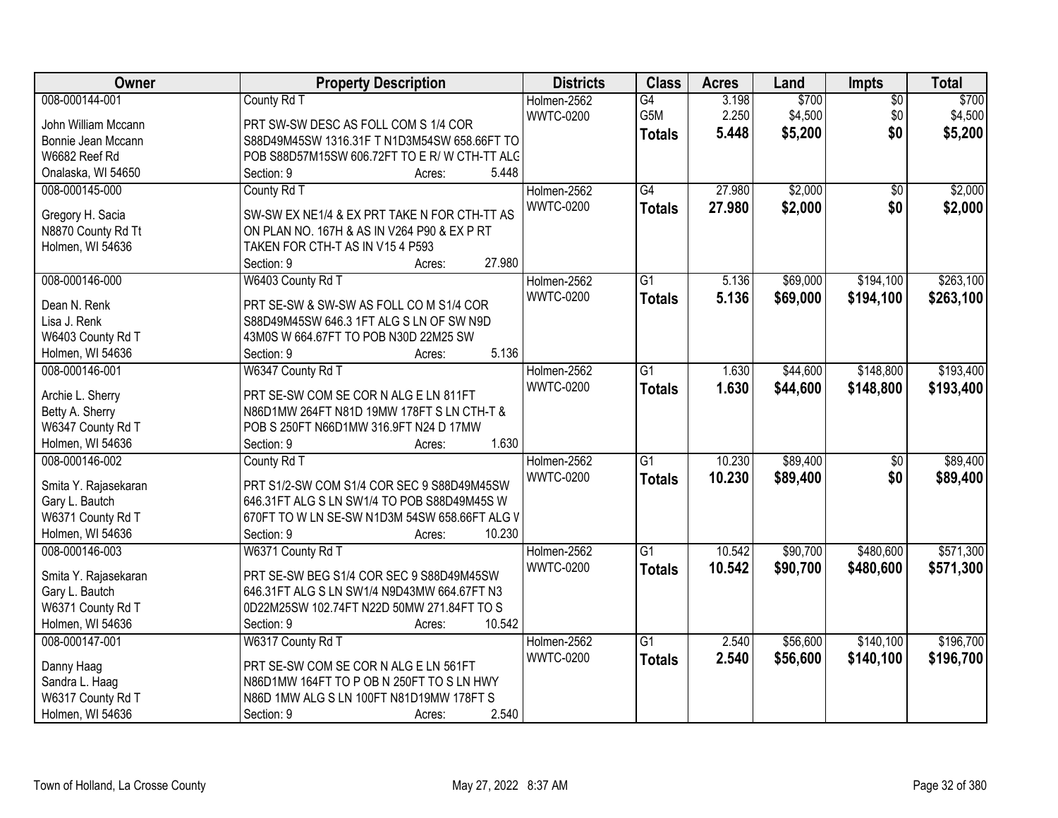| Owner | Property Description | Districts | Class | Acres | Land | Impts | Total |
|---|---|---|---|---|---|---|---|
| 008-000144-001<br>John William Mccann<br>Bonnie Jean Mccann<br>W6682 Reef Rd<br>Onalaska, WI 54650 | County Rd T<br>PRT SW-SW DESC AS FOLL COM S 1/4 COR S88D49M45SW 1316.31F T N1D3M54SW 658.66FT TO POB S88D57M15SW 606.72FT TO E R/ W CTH-TT ALG<br>Section: 9 Acres: 5.448 | Holmen-2562<br>WWTC-0200 | G4<br>G5M<br>**Totals** | 3.198<br>2.250<br>**5.448** | $700<br>$4,500<br>**$5,200** | $0<br>$0<br>**$0** | $700<br>$4,500<br>**$5,200** |
| 008-000145-000<br>Gregory H. Sacia<br>N8870 County Rd Tt<br>Holmen, WI 54636 | County Rd T<br>SW-SW EX NE1/4 & EX PRT TAKE N FOR CTH-TT AS ON PLAN NO. 167H & AS IN V264 P90 & EX P RT TAKEN FOR CTH-T AS IN V15 4 P593<br>Section: 9 Acres: 27.980 | Holmen-2562<br>WWTC-0200 | G4<br>**Totals** | 27.980<br>**27.980** | $2,000<br>**$2,000** | $0<br>**$0** | $2,000<br>**$2,000** |
| 008-000146-000<br>Dean N. Renk<br>Lisa J. Renk<br>W6403 County Rd T<br>Holmen, WI 54636 | W6403 County Rd T<br>PRT SE-SW & SW-SW AS FOLL CO M S1/4 COR S88D49M45SW 646.3 1FT ALG S LN OF SW N9D 43M0S W 664.67FT TO POB N30D 22M25 SW<br>Section: 9 Acres: 5.136 | Holmen-2562<br>WWTC-0200 | G1<br>**Totals** | 5.136<br>**5.136** | $69,000<br>**$69,000** | $194,100<br>**$194,100** | $263,100<br>**$263,100** |
| 008-000146-001<br>Archie L. Sherry<br>Betty A. Sherry<br>W6347 County Rd T<br>Holmen, WI 54636 | W6347 County Rd T<br>PRT SE-SW COM SE COR N ALG E LN 811FT N86D1MW 264FT N81D 19MW 178FT S LN CTH-T & POB S 250FT N66D1MW 316.9FT N24 D 17MW<br>Section: 9 Acres: 1.630 | Holmen-2562<br>WWTC-0200 | G1<br>**Totals** | 1.630<br>**1.630** | $44,600<br>**$44,600** | $148,800<br>**$148,800** | $193,400<br>**$193,400** |
| 008-000146-002<br>Smita Y. Rajasekaran<br>Gary L. Bautch<br>W6371 County Rd T<br>Holmen, WI 54636 | County Rd T<br>PRT S1/2-SW COM S1/4 COR SEC 9 S88D49M45SW 646.31FT ALG S LN SW1/4 TO POB S88D49M45S W 670FT TO W LN SE-SW N1D3M 54SW 658.66FT ALG V<br>Section: 9 Acres: 10.230 | Holmen-2562<br>WWTC-0200 | G1<br>**Totals** | 10.230<br>**10.230** | $89,400<br>**$89,400** | $0<br>**$0** | $89,400<br>**$89,400** |
| 008-000146-003<br>Smita Y. Rajasekaran<br>Gary L. Bautch<br>W6371 County Rd T<br>Holmen, WI 54636 | W6371 County Rd T<br>PRT SE-SW BEG S1/4 COR SEC 9 S88D49M45SW 646.31FT ALG S LN SW1/4 N9D43MW 664.67FT N3 0D22M25SW 102.74FT N22D 50MW 271.84FT TO S<br>Section: 9 Acres: 10.542 | Holmen-2562<br>WWTC-0200 | G1<br>**Totals** | 10.542<br>**10.542** | $90,700<br>**$90,700** | $480,600<br>**$480,600** | $571,300<br>**$571,300** |
| 008-000147-001<br>Danny Haag<br>Sandra L. Haag<br>W6317 County Rd T<br>Holmen, WI 54636 | W6317 County Rd T<br>PRT SE-SW COM SE COR N ALG E LN 561FT N86D1MW 164FT TO P OB N 250FT TO S LN HWY N86D 1MW ALG S LN 100FT N81D19MW 178FT S<br>Section: 9 Acres: 2.540 | Holmen-2562<br>WWTC-0200 | G1<br>**Totals** | 2.540<br>**2.540** | $56,600<br>**$56,600** | $140,100<br>**$140,100** | $196,700<br>**$196,700** |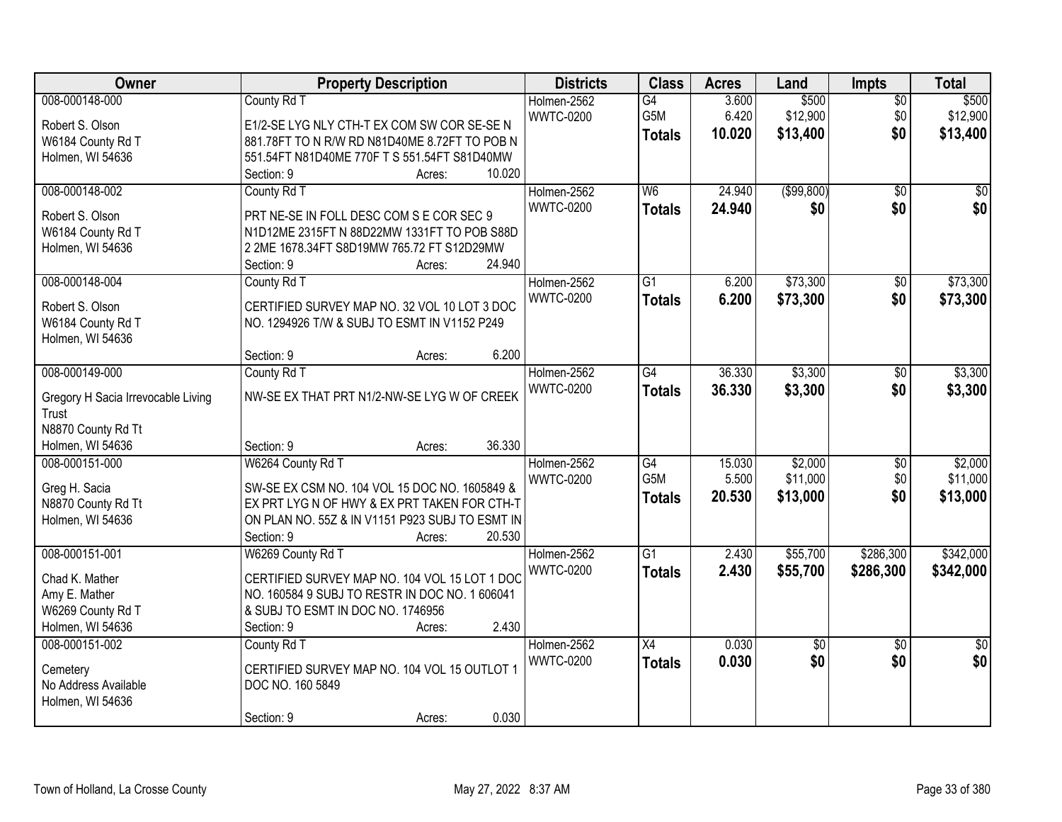| Owner | Property Description | Districts | Class | Acres | Land | Impts | Total |
|---|---|---|---|---|---|---|---|
| 008-000148-000<br>Robert S. Olson<br>W6184 County Rd T<br>Holmen, WI 54636 | County Rd T<br>E1/2-SE LYG NLY CTH-T EX COM SW COR SE-SE N 881.78FT TO N R/W RD N81D40ME 8.72FT TO POB N 551.54FT N81D40ME 770F T S 551.54FT S81D40MW<br>Section: 9 Acres: 10.020 | Holmen-2562<br>WWTC-0200 | G4<br>G5M<br>**Totals** | 3.600<br>6.420<br>**10.020** | $500<br>$12,900<br>**$13,400** | $0<br>$0<br>**$0** | $500<br>$12,900<br>**$13,400** |
| 008-000148-002<br>Robert S. Olson<br>W6184 County Rd T<br>Holmen, WI 54636 | County Rd T<br>PRT NE-SE IN FOLL DESC COM S E COR SEC 9 N1D12ME 2315FT N 88D22MW 1331FT TO POB S88D 2 2ME 1678.34FT S8D19MW 765.72 FT S12D29MW<br>Section: 9 Acres: 24.940 | Holmen-2562<br>WWTC-0200 | W6<br>**Totals** | 24.940<br>**24.940** | ($99,800)<br>**$0** | $0<br>**$0** | $0<br>**$0** |
| 008-000148-004<br>Robert S. Olson<br>W6184 County Rd T<br>Holmen, WI 54636 | County Rd T<br>CERTIFIED SURVEY MAP NO. 32 VOL 10 LOT 3 DOC NO. 1294926 T/W & SUBJ TO ESMT IN V1152 P249<br>Section: 9 Acres: 6.200 | Holmen-2562<br>WWTC-0200 | G1<br>**Totals** | 6.200<br>**6.200** | $73,300<br>**$73,300** | $0<br>**$0** | $73,300<br>**$73,300** |
| 008-000149-000<br>Gregory H Sacia Irrevocable Living Trust<br>N8870 County Rd Tt<br>Holmen, WI 54636 | County Rd T<br>NW-SE EX THAT PRT N1/2-NW-SE LYG W OF CREEK<br>Section: 9 Acres: 36.330 | Holmen-2562<br>WWTC-0200 | G4<br>**Totals** | 36.330<br>**36.330** | $3,300<br>**$3,300** | $0<br>**$0** | $3,300<br>**$3,300** |
| 008-000151-000<br>Greg H. Sacia<br>N8870 County Rd Tt<br>Holmen, WI 54636 | W6264 County Rd T<br>SW-SE EX CSM NO. 104 VOL 15 DOC NO. 1605849 & EX PRT LYG N OF HWY & EX PRT TAKEN FOR CTH-T ON PLAN NO. 55Z & IN V1151 P923 SUBJ TO ESMT IN<br>Section: 9 Acres: 20.530 | Holmen-2562<br>WWTC-0200 | G4<br>G5M<br>**Totals** | 15.030<br>5.500<br>**20.530** | $2,000<br>$11,000<br>**$13,000** | $0<br>$0<br>**$0** | $2,000<br>$11,000<br>**$13,000** |
| 008-000151-001<br>Chad K. Mather<br>Amy E. Mather<br>W6269 County Rd T<br>Holmen, WI 54636 | W6269 County Rd T<br>CERTIFIED SURVEY MAP NO. 104 VOL 15 LOT 1 DOC NO. 160584 9 SUBJ TO RESTR IN DOC NO. 1 606041 & SUBJ TO ESMT IN DOC NO. 1746956<br>Section: 9 Acres: 2.430 | Holmen-2562<br>WWTC-0200 | G1<br>**Totals** | 2.430<br>**2.430** | $55,700<br>**$55,700** | $286,300<br>**$286,300** | $342,000<br>**$342,000** |
| 008-000151-002<br>Cemetery<br>No Address Available<br>Holmen, WI 54636 | County Rd T<br>CERTIFIED SURVEY MAP NO. 104 VOL 15 OUTLOT 1 DOC NO. 160 5849<br>Section: 9 Acres: 0.030 | Holmen-2562<br>WWTC-0200 | X4<br>**Totals** | 0.030<br>**0.030** | $0<br>**$0** | $0<br>**$0** | $0<br>**$0** |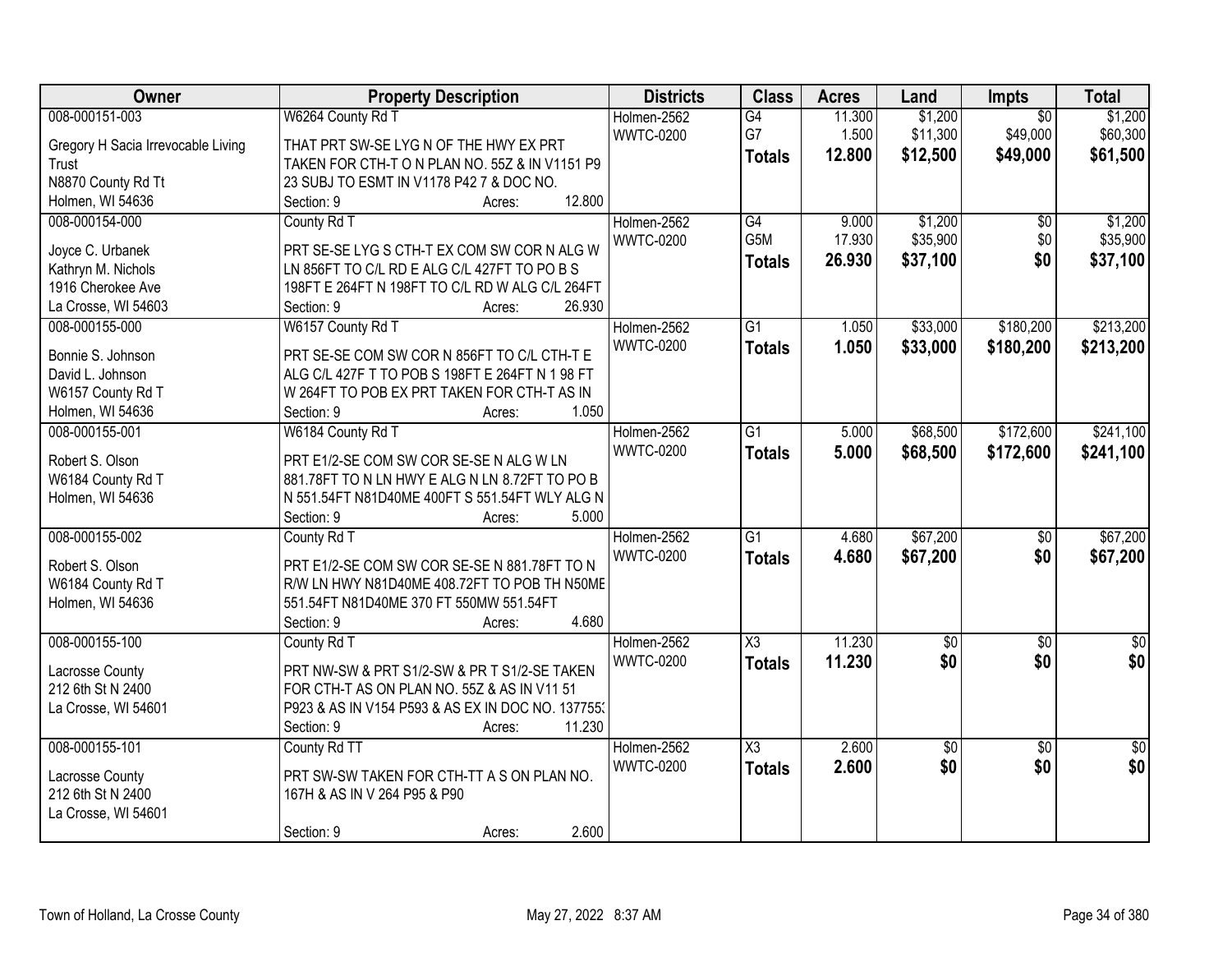| Owner | Property Description | Districts | Class | Acres | Land | Impts | Total |
|---|---|---|---|---|---|---|---|
| 008-000151-003<br>Gregory H Sacia Irrevocable Living Trust<br>N8870 County Rd Tt<br>Holmen, WI 54636 | W6264 County Rd T<br>THAT PRT SW-SE LYG N OF THE HWY EX PRT TAKEN FOR CTH-T O N PLAN NO. 55Z & IN V1151 P9 23 SUBJ TO ESMT IN V1178 P42 7 & DOC NO.<br>Section: 9 Acres: 12.800 | Holmen-2562<br>WWTC-0200 | G4<br>G7<br>**Totals** | 11.300<br>1.500<br>**12.800** | $1,200<br>$11,300<br>**$12,500** | $0<br>$49,000<br>**$49,000** | $1,200<br>$60,300<br>**$61,500** |
| 008-000154-000<br>Joyce C. Urbanek<br>Kathryn M. Nichols<br>1916 Cherokee Ave<br>La Crosse, WI 54603 | County Rd T<br>PRT SE-SE LYG S CTH-T EX COM SW COR N ALG W LN 856FT TO C/L RD E ALG C/L 427FT TO PO B S 198FT E 264FT N 198FT TO C/L RD W ALG C/L 264FT<br>Section: 9 Acres: 26.930 | Holmen-2562<br>WWTC-0200 | G4<br>G5M<br>**Totals** | 9.000<br>17.930<br>**26.930** | $1,200<br>$35,900<br>**$37,100** | $0<br>$0<br>**$0** | $1,200<br>$35,900<br>**$37,100** |
| 008-000155-000<br>Bonnie S. Johnson<br>David L. Johnson<br>W6157 County Rd T<br>Holmen, WI 54636 | W6157 County Rd T<br>PRT SE-SE COM SW COR N 856FT TO C/L CTH-T E ALG C/L 427F T TO POB S 198FT E 264FT N 1 98 FT W 264FT TO POB EX PRT TAKEN FOR CTH-T AS IN<br>Section: 9 Acres: 1.050 | Holmen-2562<br>WWTC-0200 | G1<br>**Totals** | 1.050<br>**1.050** | $33,000<br>**$33,000** | $180,200<br>**$180,200** | $213,200<br>**$213,200** |
| 008-000155-001<br>Robert S. Olson<br>W6184 County Rd T<br>Holmen, WI 54636 | W6184 County Rd T<br>PRT E1/2-SE COM SW COR SE-SE N ALG W LN 881.78FT TO N LN HWY E ALG N LN 8.72FT TO PO B N 551.54FT N81D40ME 400FT S 551.54FT WLY ALG N<br>Section: 9 Acres: 5.000 | Holmen-2562<br>WWTC-0200 | G1<br>**Totals** | 5.000<br>**5.000** | $68,500<br>**$68,500** | $172,600<br>**$172,600** | $241,100<br>**$241,100** |
| 008-000155-002<br>Robert S. Olson<br>W6184 County Rd T<br>Holmen, WI 54636 | County Rd T<br>PRT E1/2-SE COM SW COR SE-SE N 881.78FT TO N R/W LN HWY N81D40ME 408.72FT TO POB TH N50ME 551.54FT N81D40ME 370 FT 550MW 551.54FT<br>Section: 9 Acres: 4.680 | Holmen-2562<br>WWTC-0200 | G1<br>**Totals** | 4.680<br>**4.680** | $67,200<br>**$67,200** | $0<br>**$0** | $67,200<br>**$67,200** |
| 008-000155-100<br>Lacrosse County<br>212 6th St N 2400<br>La Crosse, WI 54601 | County Rd T<br>PRT NW-SW & PRT S1/2-SW & PR T S1/2-SE TAKEN FOR CTH-T AS ON PLAN NO. 55Z & AS IN V11 51 P923 & AS IN V154 P593 & AS EX IN DOC NO. 137755<br>Section: 9 Acres: 11.230 | Holmen-2562<br>WWTC-0200 | X3<br>**Totals** | 11.230<br>**11.230** | $0<br>**$0** | $0<br>**$0** | $0<br>**$0** |
| 008-000155-101<br>Lacrosse County<br>212 6th St N 2400<br>La Crosse, WI 54601 | County Rd TT<br>PRT SW-SW TAKEN FOR CTH-TT A S ON PLAN NO. 167H & AS IN V 264 P95 & P90<br>Section: 9 Acres: 2.600 | Holmen-2562<br>WWTC-0200 | X3<br>**Totals** | 2.600<br>**2.600** | $0<br>**$0** | $0<br>**$0** | $0<br>**$0** |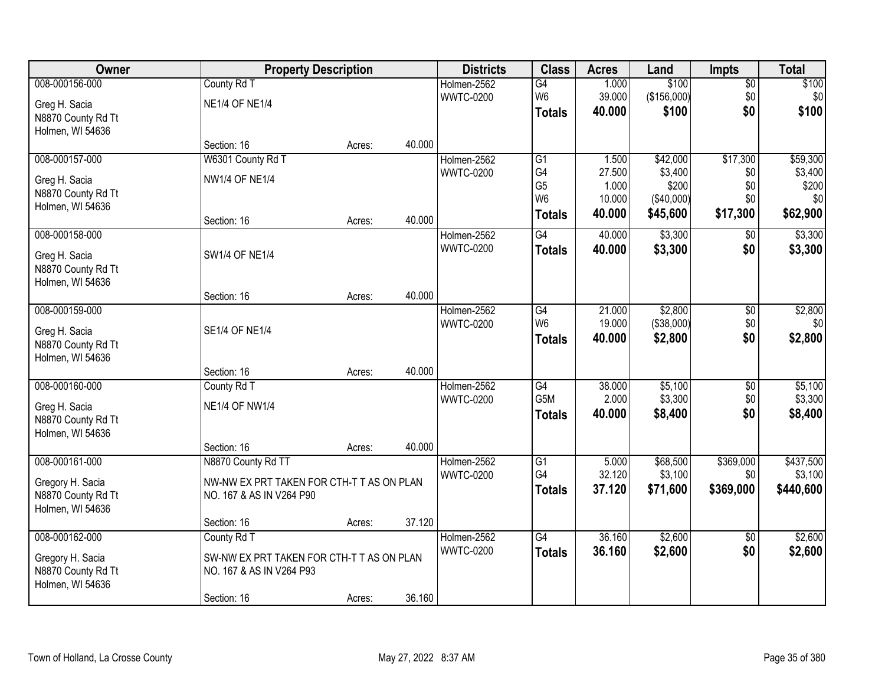| Owner | Property Description | | | Districts | Class | Acres | Land | Impts | Total |
|---|---|---|---|---|---|---|---|---|---|
| 008-000156-000<br>Greg H. Sacia<br>N8870 County Rd Tt<br>Holmen, WI 54636 | County Rd T<br>NE1/4 OF NE1/4<br>Section: 16 | Acres: | 40.000 | Holmen-2562<br>WWTC-0200 | G4<br>W6<br>**Totals** | 1.000<br>39.000<br>**40.000** | $100<br>($156,000)<br>**$100** | $0<br>$0<br>**$0** | $100<br>$0<br>**$100** |
| 008-000157-000<br>Greg H. Sacia<br>N8870 County Rd Tt<br>Holmen, WI 54636 | W6301 County Rd T<br>NW1/4 OF NE1/4<br>Section: 16 | Acres: | 40.000 | Holmen-2562<br>WWTC-0200 | G1<br>G4<br>G5<br>W6<br>**Totals** | 1.500<br>27.500<br>1.000<br>10.000<br>**40.000** | $42,000<br>$3,400<br>$200<br>($40,000)<br>**$45,600** | $17,300<br>$0<br>$0<br>$0<br>**$17,300** | $59,300<br>$3,400<br>$200<br>$0<br>**$62,900** |
| 008-000158-000<br>Greg H. Sacia<br>N8870 County Rd Tt<br>Holmen, WI 54636 | SW1/4 OF NE1/4<br>Section: 16 | Acres: | 40.000 | Holmen-2562<br>WWTC-0200 | G4<br>**Totals** | 40.000<br>**40.000** | $3,300<br>**$3,300** | $0<br>**$0** | $3,300<br>**$3,300** |
| 008-000159-000<br>Greg H. Sacia<br>N8870 County Rd Tt<br>Holmen, WI 54636 | SE1/4 OF NE1/4<br>Section: 16 | Acres: | 40.000 | Holmen-2562<br>WWTC-0200 | G4<br>W6<br>**Totals** | 21.000<br>19.000<br>**40.000** | $2,800<br>($38,000)<br>**$2,800** | $0<br>$0<br>**$0** | $2,800<br>$0<br>**$2,800** |
| 008-000160-000<br>Greg H. Sacia<br>N8870 County Rd Tt<br>Holmen, WI 54636 | County Rd T<br>NE1/4 OF NW1/4<br>Section: 16 | Acres: | 40.000 | Holmen-2562<br>WWTC-0200 | G4<br>G5M<br>**Totals** | 38.000<br>2.000<br>**40.000** | $5,100<br>$3,300<br>**$8,400** | $0<br>$0<br>**$0** | $5,100<br>$3,300<br>**$8,400** |
| 008-000161-000<br>Gregory H. Sacia<br>N8870 County Rd Tt<br>Holmen, WI 54636 | N8870 County Rd TT<br>NW-NW EX PRT TAKEN FOR CTH-T T AS ON PLAN NO. 167 & AS IN V264 P90<br>Section: 16 | Acres: | 37.120 | Holmen-2562<br>WWTC-0200 | G1<br>G4<br>**Totals** | 5.000<br>32.120<br>**37.120** | $68,500<br>$3,100<br>**$71,600** | $369,000<br>$0<br>**$369,000** | $437,500<br>$3,100<br>**$440,600** |
| 008-000162-000<br>Gregory H. Sacia<br>N8870 County Rd Tt<br>Holmen, WI 54636 | County Rd T<br>SW-NW EX PRT TAKEN FOR CTH-T T AS ON PLAN NO. 167 & AS IN V264 P93<br>Section: 16 | Acres: | 36.160 | Holmen-2562<br>WWTC-0200 | G4<br>**Totals** | 36.160<br>**36.160** | $2,600<br>**$2,600** | $0<br>**$0** | $2,600<br>**$2,600** |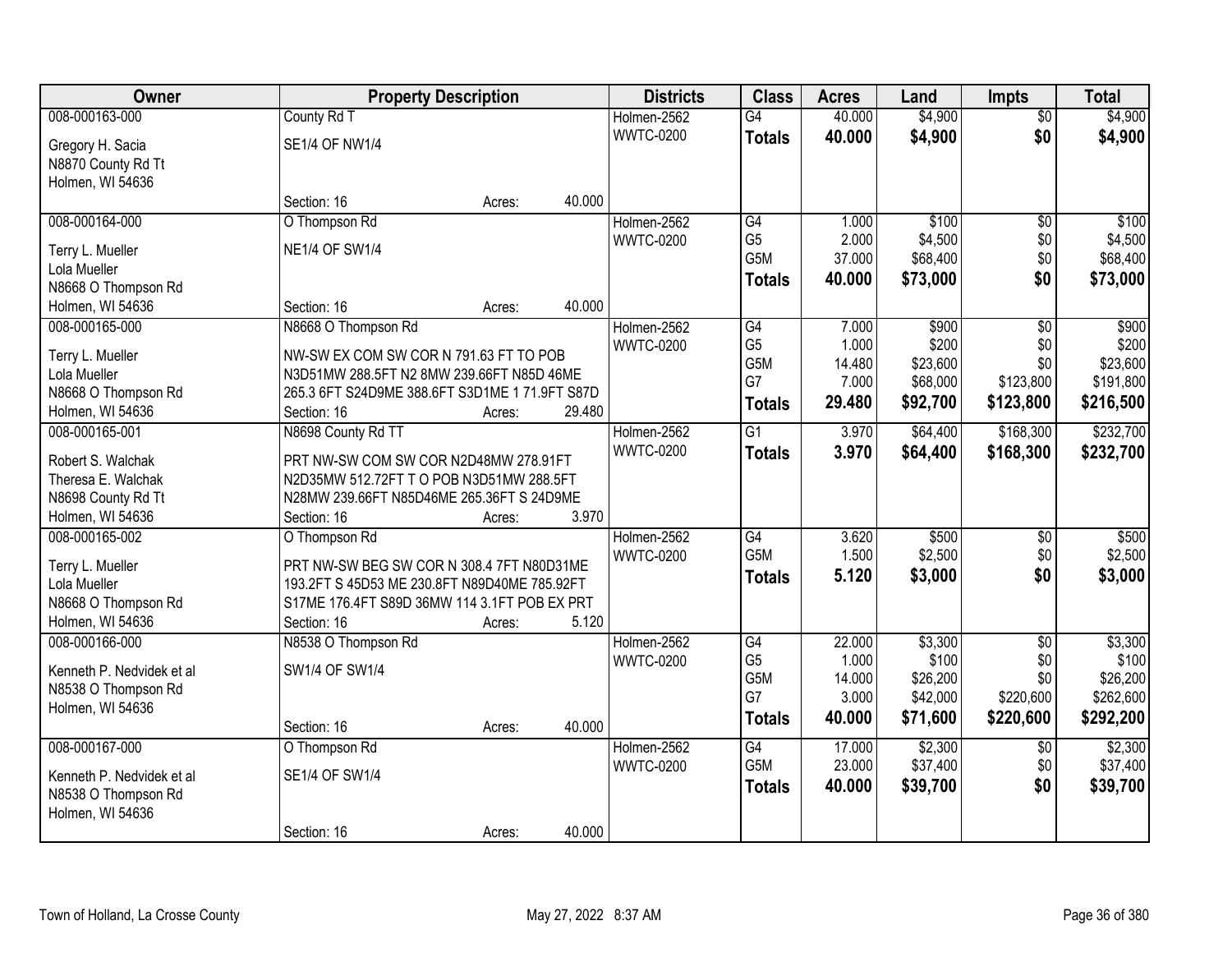| Owner | Property Description | Districts | Class | Acres | Land | Impts | Total |
|---|---|---|---|---|---|---|---|
| 008-000163-000<br>Gregory H. Sacia<br>N8870 County Rd Tt<br>Holmen, WI 54636 | County Rd T<br>SE1/4 OF NW1/4<br>Section: 16 Acres: 40.000 | Holmen-2562<br>WWTC-0200 | G4<br>**Totals** | 40.000<br>**40.000** | $4,900<br>**$4,900** | $0<br>**$0** | $4,900<br>**$4,900** |
| 008-000164-000<br>Terry L. Mueller<br>Lola Mueller<br>N8668 O Thompson Rd<br>Holmen, WI 54636 | O Thompson Rd<br>NE1/4 OF SW1/4<br>Section: 16 Acres: 40.000 | Holmen-2562<br>WWTC-0200 | G4<br>G5<br>G5M<br>**Totals** | 1.000<br>2.000<br>37.000<br>**40.000** | $100<br>$4,500<br>$68,400<br>**$73,000** | $0<br>$0<br>$0<br>**$0** | $100<br>$4,500<br>$68,400<br>**$73,000** |
| 008-000165-000<br>Terry L. Mueller<br>Lola Mueller<br>N8668 O Thompson Rd<br>Holmen, WI 54636 | N8668 O Thompson Rd<br>NW-SW EX COM SW COR N 791.63 FT TO POB N3D51MW 288.5FT N2 8MW 239.66FT N85D 46ME 265.3 6FT S24D9ME 388.6FT S3D1ME 1 71.9FT S87D<br>Section: 16 Acres: 29.480 | Holmen-2562<br>WWTC-0200 | G4<br>G5<br>G5M<br>G7<br>**Totals** | 7.000<br>1.000<br>14.480<br>7.000<br>**29.480** | $900<br>$200<br>$23,600<br>$68,000<br>**$92,700** | $0<br>$0<br>$0<br>$123,800<br>**$123,800** | $900<br>$200<br>$23,600<br>$191,800<br>**$216,500** |
| 008-000165-001<br>Robert S. Walchak<br>Theresa E. Walchak<br>N8698 County Rd Tt<br>Holmen, WI 54636 | N8698 County Rd TT<br>PRT NW-SW COM SW COR N2D48MW 278.91FT N2D35MW 512.72FT T O POB N3D51MW 288.5FT N28MW 239.66FT N85D46ME 265.36FT S 24D9ME<br>Section: 16 Acres: 3.970 | Holmen-2562<br>WWTC-0200 | G1<br>**Totals** | 3.970<br>**3.970** | $64,400<br>**$64,400** | $168,300<br>**$168,300** | $232,700<br>**$232,700** |
| 008-000165-002<br>Terry L. Mueller<br>Lola Mueller<br>N8668 O Thompson Rd<br>Holmen, WI 54636 | O Thompson Rd<br>PRT NW-SW BEG SW COR N 308.4 7FT N80D31ME 193.2FT S 45D53 ME 230.8FT N89D40ME 785.92FT S17ME 176.4FT S89D 36MW 114 3.1FT POB EX PRT<br>Section: 16 Acres: 5.120 | Holmen-2562<br>WWTC-0200 | G4<br>G5M<br>**Totals** | 3.620<br>1.500<br>**5.120** | $500<br>$2,500<br>**$3,000** | $0<br>$0<br>**$0** | $500<br>$2,500<br>**$3,000** |
| 008-000166-000<br>Kenneth P. Nedvidek et al<br>N8538 O Thompson Rd<br>Holmen, WI 54636 | N8538 O Thompson Rd<br>SW1/4 OF SW1/4<br>Section: 16 Acres: 40.000 | Holmen-2562<br>WWTC-0200 | G4<br>G5<br>G5M<br>G7<br>**Totals** | 22.000<br>1.000<br>14.000<br>3.000<br>**40.000** | $3,300<br>$100<br>$26,200<br>$42,000<br>**$71,600** | $0<br>$0<br>$0<br>$220,600<br>**$220,600** | $3,300<br>$100<br>$26,200<br>$262,600<br>**$292,200** |
| 008-000167-000<br>Kenneth P. Nedvidek et al<br>N8538 O Thompson Rd<br>Holmen, WI 54636 | O Thompson Rd<br>SE1/4 OF SW1/4<br>Section: 16 Acres: 40.000 | Holmen-2562<br>WWTC-0200 | G4<br>G5M<br>**Totals** | 17.000<br>23.000<br>**40.000** | $2,300<br>$37,400<br>**$39,700** | $0<br>$0<br>**$0** | $2,300<br>$37,400<br>**$39,700** |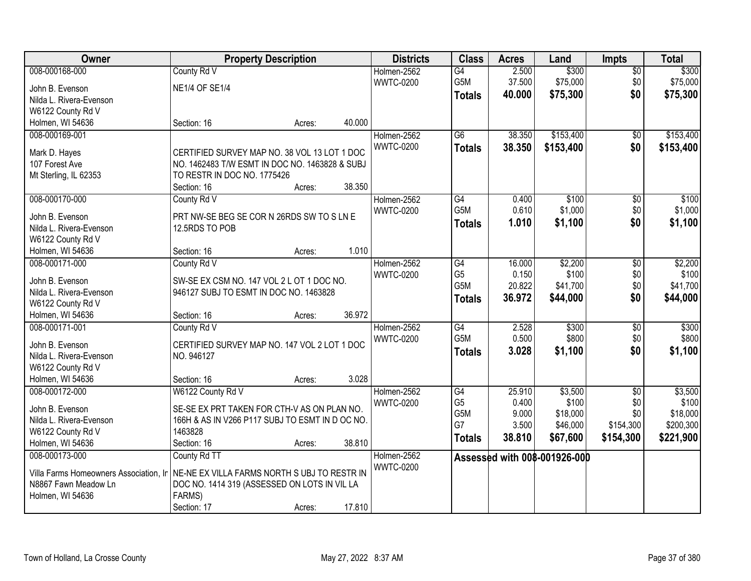| Owner | Property Description | Districts | Class | Acres | Land | Impts | Total |
|---|---|---|---|---|---|---|---|
| 008-000168-000<br>John B. Evenson<br>Nilda L. Rivera-Evenson<br>W6122 County Rd V<br>Holmen, WI 54636 | County Rd V<br>NE1/4 OF SE1/4<br>Section: 16 Acres: 40.000 | Holmen-2562<br>WWTC-0200 | G4<br>G5M<br>**Totals** | 2.500<br>37.500<br>**40.000** | $300<br>$75,000<br>**$75,300** | $0<br>$0<br>**$0** | $300<br>$75,000<br>**$75,300** |
| 008-000169-001<br>Mark D. Hayes<br>107 Forest Ave<br>Mt Sterling, IL 62353 | CERTIFIED SURVEY MAP NO. 38 VOL 13 LOT 1 DOC NO. 1462483 T/W ESMT IN DOC NO. 1463828 & SUBJ TO RESTR IN DOC NO. 1775426<br>Section: 16 Acres: 38.350 | Holmen-2562<br>WWTC-0200 | G6<br>**Totals** | 38.350<br>**38.350** | $153,400<br>**$153,400** | $0<br>**$0** | $153,400<br>**$153,400** |
| 008-000170-000<br>John B. Evenson<br>Nilda L. Rivera-Evenson<br>W6122 County Rd V<br>Holmen, WI 54636 | County Rd V<br>PRT NW-SE BEG SE COR N 26RDS SW TO S LN E 12.5RDS TO POB<br>Section: 16 Acres: 1.010 | Holmen-2562<br>WWTC-0200 | G4<br>G5M<br>**Totals** | 0.400<br>0.610<br>**1.010** | $100<br>$1,000<br>**$1,100** | $0<br>$0<br>**$0** | $100<br>$1,000<br>**$1,100** |
| 008-000171-000<br>John B. Evenson<br>Nilda L. Rivera-Evenson<br>W6122 County Rd V<br>Holmen, WI 54636 | County Rd V<br>SW-SE EX CSM NO. 147 VOL 2 L OT 1 DOC NO. 946127 SUBJ TO ESMT IN DOC NO. 1463828<br>Section: 16 Acres: 36.972 | Holmen-2562<br>WWTC-0200 | G4<br>G5<br>G5M<br>**Totals** | 16.000<br>0.150<br>20.822<br>**36.972** | $2,200<br>$100<br>$41,700<br>**$44,000** | $0<br>$0<br>$0<br>**$0** | $2,200<br>$100<br>$41,700<br>**$44,000** |
| 008-000171-001<br>John B. Evenson<br>Nilda L. Rivera-Evenson<br>W6122 County Rd V<br>Holmen, WI 54636 | County Rd V<br>CERTIFIED SURVEY MAP NO. 147 VOL 2 LOT 1 DOC NO. 946127<br>Section: 16 Acres: 3.028 | Holmen-2562<br>WWTC-0200 | G4<br>G5M<br>**Totals** | 2.528<br>0.500<br>**3.028** | $300<br>$800<br>**$1,100** | $0<br>$0<br>**$0** | $300<br>$800<br>**$1,100** |
| 008-000172-000<br>John B. Evenson<br>Nilda L. Rivera-Evenson<br>W6122 County Rd V<br>Holmen, WI 54636 | W6122 County Rd V<br>SE-SE EX PRT TAKEN FOR CTH-V AS ON PLAN NO. 166H & AS IN V266 P117 SUBJ TO ESMT IN D OC NO. 1463828<br>Section: 16 Acres: 38.810 | Holmen-2562<br>WWTC-0200 | G4<br>G5<br>G5M<br>G7<br>**Totals** | 25.910<br>0.400<br>9.000<br>3.500<br>**38.810** | $3,500<br>$100<br>$18,000<br>$46,000<br>**$67,600** | $0<br>$0<br>$0<br>$154,300<br>**$154,300** | $3,500<br>$100<br>$18,000<br>$200,300<br>**$221,900** |
| 008-000173-000<br>Villa Farms Homeowners Association, Ir<br>N8867 Fawn Meadow Ln<br>Holmen, WI 54636 | County Rd TT<br>NE-NE EX VILLA FARMS NORTH S UBJ TO RESTR IN DOC NO. 1414 319 (ASSESSED ON LOTS IN VIL LA FARMS)<br>Section: 17 Acres: 17.810 | Holmen-2562<br>WWTC-0200 | **Assessed with 008-001926-000** | | | | |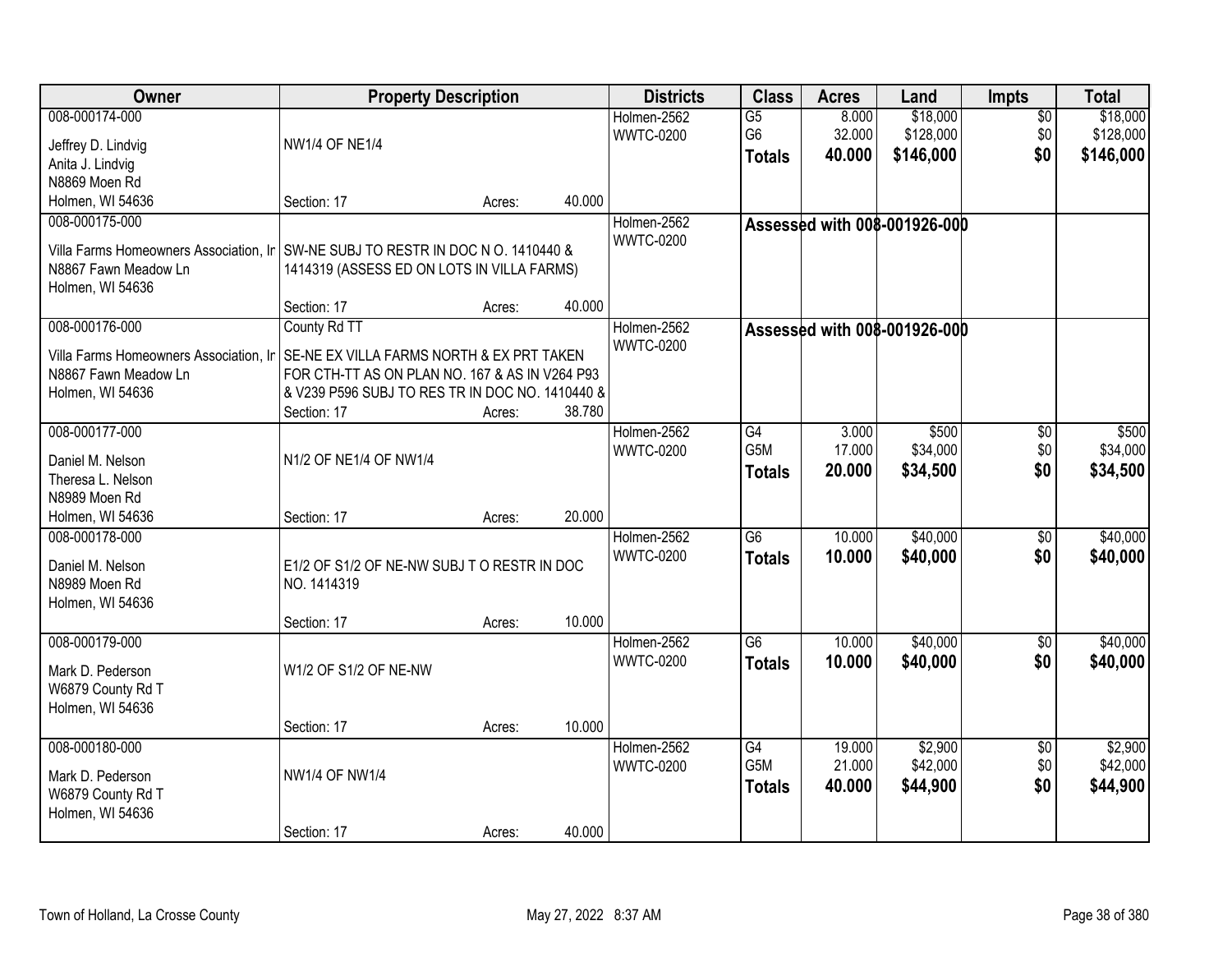| Owner | Property Description | Districts | Class | Acres | Land | Impts | Total |
|---|---|---|---|---|---|---|---|
| 008-000174-000<br>Jeffrey D. Lindvig<br>Anita J. Lindvig<br>N8869 Moen Rd<br>Holmen, WI 54636 | NW1/4 OF NE1/4<br>Section: 17 Acres: 40.000 | Holmen-2562<br>WWTC-0200 | G5<br>G6<br>**Totals** | 8.000<br>32.000<br>**40.000** | $18,000<br>$128,000<br>**$146,000** | $0<br>$0<br>**$0** | $18,000<br>$128,000<br>**$146,000** |
| 008-000175-000<br>Villa Farms Homeowners Association, Ir<br>N8867 Fawn Meadow Ln<br>Holmen, WI 54636 | SW-NE SUBJ TO RESTR IN DOC N O. 1410440 & 1414319 (ASSESS ED ON LOTS IN VILLA FARMS)<br>Section: 17 Acres: 40.000 | Holmen-2562<br>WWTC-0200 | **Assessed with 008-001926-000** | | | | |
| 008-000176-000<br>Villa Farms Homeowners Association, Ir<br>N8867 Fawn Meadow Ln<br>Holmen, WI 54636 | County Rd TT<br>SE-NE EX VILLA FARMS NORTH & EX PRT TAKEN FOR CTH-TT AS ON PLAN NO. 167 & AS IN V264 P93 & V239 P596 SUBJ TO RES TR IN DOC NO. 1410440 &<br>Section: 17 Acres: 38.780 | Holmen-2562<br>WWTC-0200 | **Assessed with 008-001926-000** | | | | |
| 008-000177-000<br>Daniel M. Nelson<br>Theresa L. Nelson<br>N8989 Moen Rd<br>Holmen, WI 54636 | N1/2 OF NE1/4 OF NW1/4<br>Section: 17 Acres: 20.000 | Holmen-2562<br>WWTC-0200 | G4<br>G5M<br>**Totals** | 3.000<br>17.000<br>**20.000** | $500<br>$34,000<br>**$34,500** | $0<br>$0<br>**$0** | $500<br>$34,000<br>**$34,500** |
| 008-000178-000<br>Daniel M. Nelson<br>N8989 Moen Rd<br>Holmen, WI 54636 | E1/2 OF S1/2 OF NE-NW SUBJ T O RESTR IN DOC NO. 1414319<br>Section: 17 Acres: 10.000 | Holmen-2562<br>WWTC-0200 | G6<br>**Totals** | 10.000<br>**10.000** | $40,000<br>**$40,000** | $0<br>**$0** | $40,000<br>**$40,000** |
| 008-000179-000<br>Mark D. Pederson<br>W6879 County Rd T<br>Holmen, WI 54636 | W1/2 OF S1/2 OF NE-NW<br>Section: 17 Acres: 10.000 | Holmen-2562<br>WWTC-0200 | G6<br>**Totals** | 10.000<br>**10.000** | $40,000<br>**$40,000** | $0<br>**$0** | $40,000<br>**$40,000** |
| 008-000180-000<br>Mark D. Pederson<br>W6879 County Rd T<br>Holmen, WI 54636 | NW1/4 OF NW1/4<br>Section: 17 Acres: 40.000 | Holmen-2562<br>WWTC-0200 | G4<br>G5M<br>**Totals** | 19.000<br>21.000<br>**40.000** | $2,900<br>$42,000<br>**$44,900** | $0<br>$0<br>**$0** | $2,900<br>$42,000<br>**$44,900** |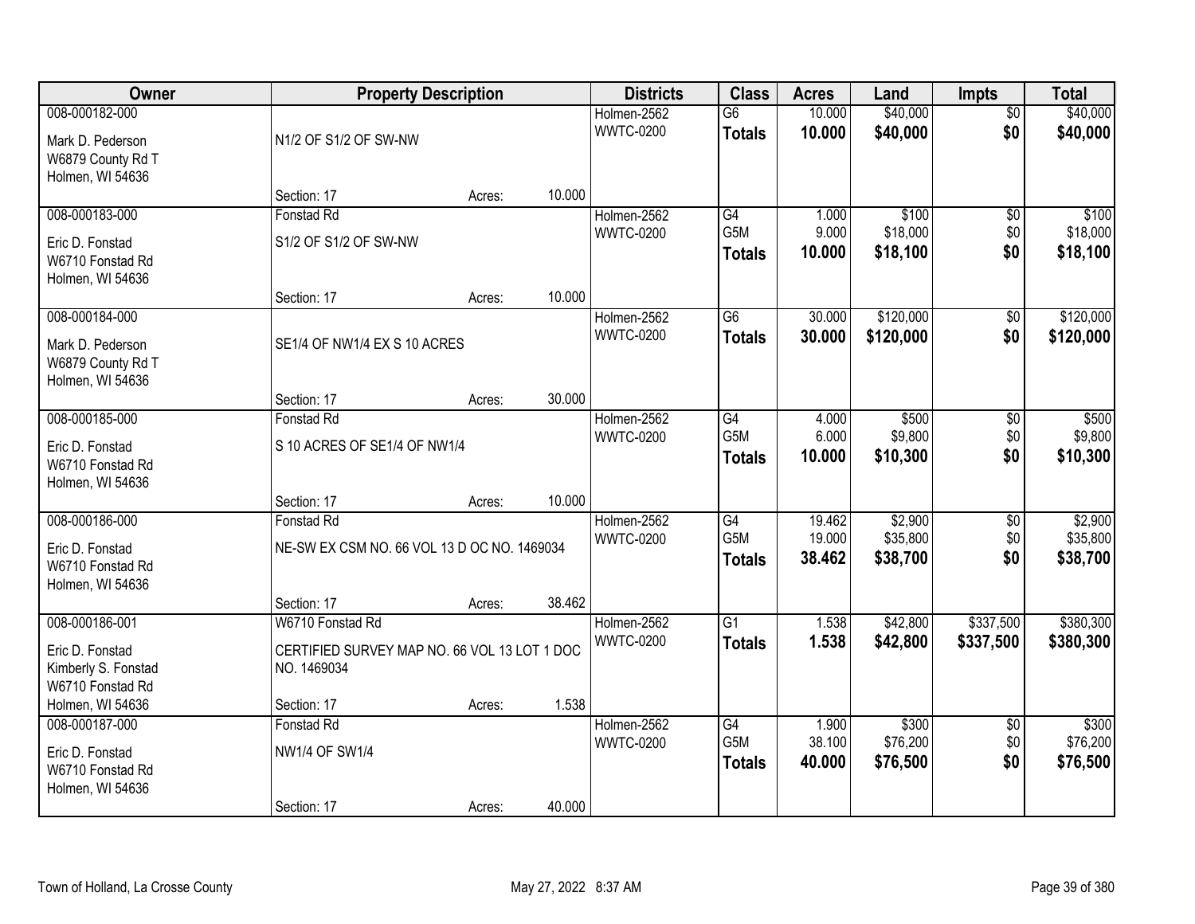| Owner | Property Description | | | Districts | Class | Acres | Land | Impts | Total |
|---|---|---|---|---|---|---|---|---|---|
| 008-000182-000 | | | | Holmen-2562 | G6 | 10.000 | $40,000 | $0 | $40,000 |
| Mark D. Pederson | N1/2 OF S1/2 OF SW-NW | | | WWTC-0200 | **Totals** | **10.000** | **$40,000** | **$0** | **$40,000** |
| W6879 County Rd T | | | | | | | | | |
| Holmen, WI 54636 | | | | | | | | | |
| | Section: 17 | Acres: | 10.000 | | | | | | |
| 008-000183-000 | Fonstad Rd | | | Holmen-2562 | G4 | 1.000 | $100 | $0 | $100 |
| Eric D. Fonstad | S1/2 OF S1/2 OF SW-NW | | | WWTC-0200 | G5M | 9.000 | $18,000 | $0 | $18,000 |
| W6710 Fonstad Rd | | | | | **Totals** | **10.000** | **$18,100** | **$0** | **$18,100** |
| Holmen, WI 54636 | | | | | | | | | |
| | Section: 17 | Acres: | 10.000 | | | | | | |
| 008-000184-000 | | | | Holmen-2562 | G6 | 30.000 | $120,000 | $0 | $120,000 |
| Mark D. Pederson | SE1/4 OF NW1/4 EX S 10 ACRES | | | WWTC-0200 | **Totals** | **30.000** | **$120,000** | **$0** | **$120,000** |
| W6879 County Rd T | | | | | | | | | |
| Holmen, WI 54636 | | | | | | | | | |
| | Section: 17 | Acres: | 30.000 | | | | | | |
| 008-000185-000 | Fonstad Rd | | | Holmen-2562 | G4 | 4.000 | $500 | $0 | $500 |
| Eric D. Fonstad | S 10 ACRES OF SE1/4 OF NW1/4 | | | WWTC-0200 | G5M | 6.000 | $9,800 | $0 | $9,800 |
| W6710 Fonstad Rd | | | | | **Totals** | **10.000** | **$10,300** | **$0** | **$10,300** |
| Holmen, WI 54636 | | | | | | | | | |
| | Section: 17 | Acres: | 10.000 | | | | | | |
| 008-000186-000 | Fonstad Rd | | | Holmen-2562 | G4 | 19.462 | $2,900 | $0 | $2,900 |
| Eric D. Fonstad | NE-SW EX CSM NO. 66 VOL 13 D OC NO. 1469034 | | | WWTC-0200 | G5M | 19.000 | $35,800 | $0 | $35,800 |
| W6710 Fonstad Rd | | | | | **Totals** | **38.462** | **$38,700** | **$0** | **$38,700** |
| Holmen, WI 54636 | | | | | | | | | |
| | Section: 17 | Acres: | 38.462 | | | | | | |
| 008-000186-001 | W6710 Fonstad Rd | | | Holmen-2562 | G1 | 1.538 | $42,800 | $337,500 | $380,300 |
| Eric D. Fonstad | CERTIFIED SURVEY MAP NO. 66 VOL 13 LOT 1 DOC NO. 1469034 | | | WWTC-0200 | **Totals** | **1.538** | **$42,800** | **$337,500** | **$380,300** |
| Kimberly S. Fonstad | | | | | | | | | |
| W6710 Fonstad Rd | | | | | | | | | |
| Holmen, WI 54636 | Section: 17 | Acres: | 1.538 | | | | | | |
| 008-000187-000 | Fonstad Rd | | | Holmen-2562 | G4 | 1.900 | $300 | $0 | $300 |
| Eric D. Fonstad | NW1/4 OF SW1/4 | | | WWTC-0200 | G5M | 38.100 | $76,200 | $0 | $76,200 |
| W6710 Fonstad Rd | | | | | **Totals** | **40.000** | **$76,500** | **$0** | **$76,500** |
| Holmen, WI 54636 | | | | | | | | | |
| | Section: 17 | Acres: | 40.000 | | | | | | |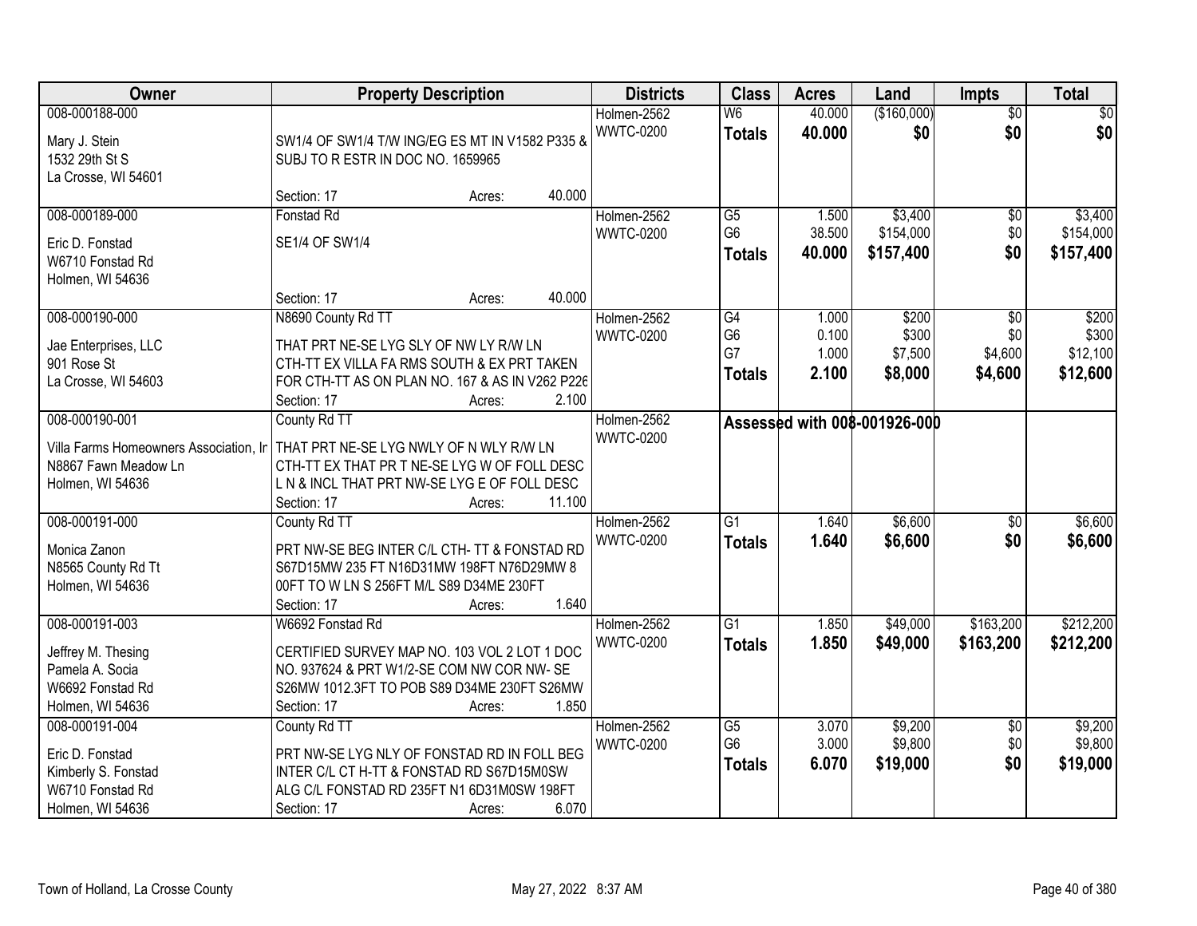| Owner | Property Description | Districts | Class | Acres | Land | Impts | Total |
|---|---|---|---|---|---|---|---|
| 008-000188-000<br>Mary J. Stein<br>1532 29th St S<br>La Crosse, WI 54601 | SW1/4 OF SW1/4 T/W ING/EG ES MT IN V1582 P335 & SUBJ TO R ESTR IN DOC NO. 1659965<br>Section: 17 Acres: 40.000 | Holmen-2562<br>WWTC-0200 | W6<br>**Totals** | 40.000<br>**40.000** | ($160,000)<br>**$0** | $0<br>**$0** | $0<br>**$0** |
| 008-000189-000<br>Eric D. Fonstad<br>W6710 Fonstad Rd<br>Holmen, WI 54636 | Fonstad Rd<br>SE1/4 OF SW1/4<br>Section: 17 Acres: 40.000 | Holmen-2562<br>WWTC-0200 | G5<br>G6<br>**Totals** | 1.500<br>38.500<br>**40.000** | $3,400<br>$154,000<br>**$157,400** | $0<br>$0<br>**$0** | $3,400<br>$154,000<br>**$157,400** |
| 008-000190-000<br>Jae Enterprises, LLC<br>901 Rose St<br>La Crosse, WI 54603 | N8690 County Rd TT<br>THAT PRT NE-SE LYG SLY OF NW LY R/W LN CTH-TT EX VILLA FA RMS SOUTH & EX PRT TAKEN FOR CTH-TT AS ON PLAN NO. 167 & AS IN V262 P226<br>Section: 17 Acres: 2.100 | Holmen-2562<br>WWTC-0200 | G4<br>G6<br>G7<br>**Totals** | 1.000<br>0.100<br>1.000<br>**2.100** | $200<br>$300<br>$7,500<br>**$8,000** | $0<br>$0<br>$4,600<br>**$4,600** | $200<br>$300<br>$12,100<br>**$12,600** |
| 008-000190-001<br>Villa Farms Homeowners Association, Ir<br>N8867 Fawn Meadow Ln<br>Holmen, WI 54636 | County Rd TT<br>THAT PRT NE-SE LYG NWLY OF N WLY R/W LN CTH-TT EX THAT PR T NE-SE LYG W OF FOLL DESC L N & INCL THAT PRT NW-SE LYG E OF FOLL DESC<br>Section: 17 Acres: 11.100 | Holmen-2562<br>WWTC-0200 | Assessed with 008-001926-000 | | | | |
| 008-000191-000<br>Monica Zanon<br>N8565 County Rd Tt<br>Holmen, WI 54636 | County Rd TT<br>PRT NW-SE BEG INTER C/L CTH- TT & FONSTAD RD S67D15MW 235 FT N16D31MW 198FT N76D29MW 8 00FT TO W LN S 256FT M/L S89 D34ME 230FT<br>Section: 17 Acres: 1.640 | Holmen-2562<br>WWTC-0200 | G1<br>**Totals** | 1.640<br>**1.640** | $6,600<br>**$6,600** | $0<br>**$0** | $6,600<br>**$6,600** |
| 008-000191-003<br>Jeffrey M. Thesing<br>Pamela A. Socia<br>W6692 Fonstad Rd<br>Holmen, WI 54636 | W6692 Fonstad Rd<br>CERTIFIED SURVEY MAP NO. 103 VOL 2 LOT 1 DOC NO. 937624 & PRT W1/2-SE COM NW COR NW- SE S26MW 1012.3FT TO POB S89 D34ME 230FT S26MW<br>Section: 17 Acres: 1.850 | Holmen-2562<br>WWTC-0200 | G1<br>**Totals** | 1.850<br>**1.850** | $49,000<br>**$49,000** | $163,200<br>**$163,200** | $212,200<br>**$212,200** |
| 008-000191-004<br>Eric D. Fonstad<br>Kimberly S. Fonstad<br>W6710 Fonstad Rd<br>Holmen, WI 54636 | County Rd TT<br>PRT NW-SE LYG NLY OF FONSTAD RD IN FOLL BEG INTER C/L CT H-TT & FONSTAD RD S67D15M0SW ALG C/L FONSTAD RD 235FT N1 6D31M0SW 198FT<br>Section: 17 Acres: 6.070 | Holmen-2562<br>WWTC-0200 | G5<br>G6<br>**Totals** | 3.070<br>3.000<br>**6.070** | $9,200<br>$9,800<br>**$19,000** | $0<br>$0<br>**$0** | $9,200<br>$9,800<br>**$19,000** |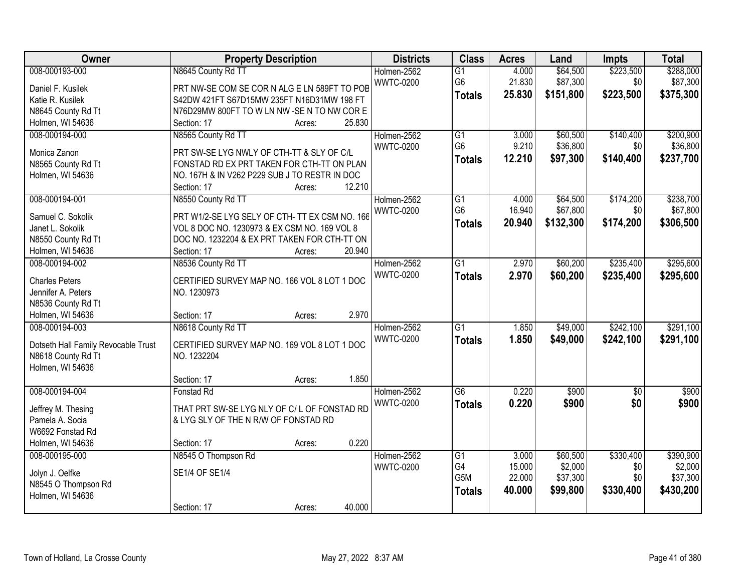| Owner | Property Description | Districts | Class | Acres | Land | Impts | Total |
|---|---|---|---|---|---|---|---|
| 008-000193-000<br>Daniel F. Kusilek<br>Katie R. Kusilek<br>N8645 County Rd Tt<br>Holmen, WI 54636 | N8645 County Rd TT<br>PRT NW-SE COM SE COR N ALG E LN 589FT TO POB S42DW 421FT S67D15MW 235FT N16D31MW 198 FT N76D29MW 800FT TO W LN NW -SE N TO NW COR E<br>Section: 17 Acres: 25.830 | Holmen-2562<br>WWTC-0200 | G1<br>G6<br>**Totals** | 4.000<br>21.830<br>**25.830** | $64,500<br>$87,300<br>**$151,800** | $223,500<br>$0<br>**$223,500** | $288,000<br>$87,300<br>**$375,300** |
| 008-000194-000<br>Monica Zanon<br>N8565 County Rd Tt<br>Holmen, WI 54636 | N8565 County Rd TT<br>PRT SW-SE LYG NWLY OF CTH-TT & SLY OF C/L FONSTAD RD EX PRT TAKEN FOR CTH-TT ON PLAN NO. 167H & IN V262 P229 SUB J TO RESTR IN DOC<br>Section: 17 Acres: 12.210 | Holmen-2562<br>WWTC-0200 | G1<br>G6<br>**Totals** | 3.000<br>9.210<br>**12.210** | $60,500<br>$36,800<br>**$97,300** | $140,400<br>$0<br>**$140,400** | $200,900<br>$36,800<br>**$237,700** |
| 008-000194-001<br>Samuel C. Sokolik<br>Janet L. Sokolik<br>N8550 County Rd Tt<br>Holmen, WI 54636 | N8550 County Rd TT<br>PRT W1/2-SE LYG SELY OF CTH- TT EX CSM NO. 166 VOL 8 DOC NO. 1230973 & EX CSM NO. 169 VOL 8 DOC NO. 1232204 & EX PRT TAKEN FOR CTH-TT ON<br>Section: 17 Acres: 20.940 | Holmen-2562<br>WWTC-0200 | G1<br>G6<br>**Totals** | 4.000<br>16.940<br>**20.940** | $64,500<br>$67,800<br>**$132,300** | $174,200<br>$0<br>**$174,200** | $238,700<br>$67,800<br>**$306,500** |
| 008-000194-002<br>Charles Peters<br>Jennifer A. Peters<br>N8536 County Rd Tt<br>Holmen, WI 54636 | N8536 County Rd TT<br>CERTIFIED SURVEY MAP NO. 166 VOL 8 LOT 1 DOC NO. 1230973<br>Section: 17 Acres: 2.970 | Holmen-2562<br>WWTC-0200 | G1<br>**Totals** | 2.970<br>**2.970** | $60,200<br>**$60,200** | $235,400<br>**$235,400** | $295,600<br>**$295,600** |
| 008-000194-003<br>Dotseth Hall Family Revocable Trust<br>N8618 County Rd Tt<br>Holmen, WI 54636 | N8618 County Rd TT<br>CERTIFIED SURVEY MAP NO. 169 VOL 8 LOT 1 DOC NO. 1232204<br>Section: 17 Acres: 1.850 | Holmen-2562<br>WWTC-0200 | G1<br>**Totals** | 1.850<br>**1.850** | $49,000<br>**$49,000** | $242,100<br>**$242,100** | $291,100<br>**$291,100** |
| 008-000194-004<br>Jeffrey M. Thesing<br>Pamela A. Socia<br>W6692 Fonstad Rd<br>Holmen, WI 54636 | Fonstad Rd<br>THAT PRT SW-SE LYG NLY OF C/ L OF FONSTAD RD & LYG SLY OF THE N R/W OF FONSTAD RD<br>Section: 17 Acres: 0.220 | Holmen-2562<br>WWTC-0200 | G6<br>**Totals** | 0.220<br>**0.220** | $900<br>**$900** | $0<br>**$0** | $900<br>**$900** |
| 008-000195-000<br>Jolyn J. Oelfke<br>N8545 O Thompson Rd<br>Holmen, WI 54636 | N8545 O Thompson Rd<br>SE1/4 OF SE1/4<br>Section: 17 Acres: 40.000 | Holmen-2562<br>WWTC-0200 | G1<br>G4<br>G5M<br>**Totals** | 3.000<br>15.000<br>22.000<br>**40.000** | $60,500<br>$2,000<br>$37,300<br>**$99,800** | $330,400<br>$0<br>$0<br>**$330,400** | $390,900<br>$2,000<br>$37,300<br>**$430,200** |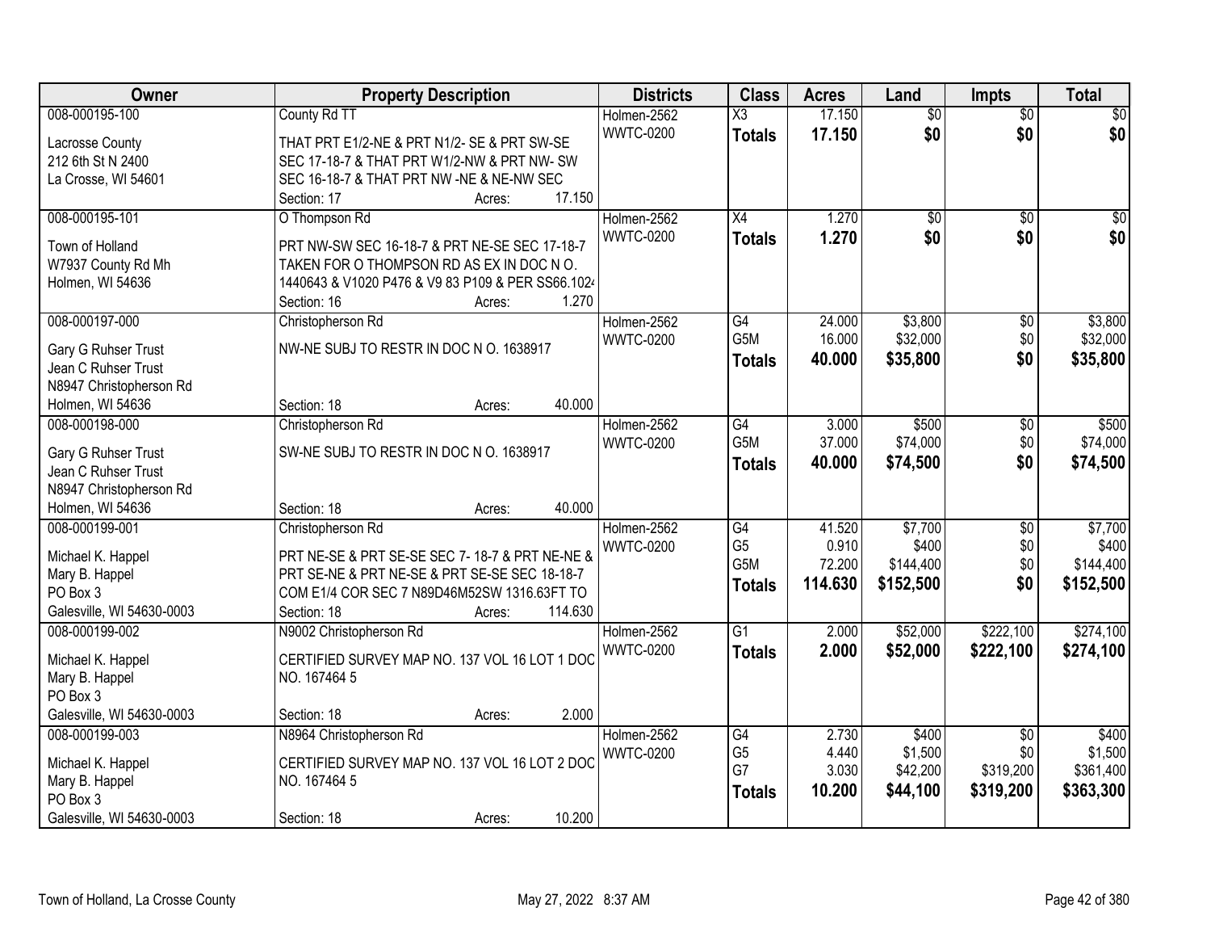| Owner | Property Description | Districts | Class | Acres | Land | Impts | Total |
|---|---|---|---|---|---|---|---|
| 008-000195-100<br>Lacrosse County<br>212 6th St N 2400<br>La Crosse, WI 54601 | County Rd TT<br>THAT PRT E1/2-NE & PRT N1/2- SE & PRT SW-SE SEC 17-18-7 & THAT PRT W1/2-NW & PRT NW- SW SEC 16-18-7 & THAT PRT NW -NE & NE-NW SEC<br>Section: 17 Acres: 17.150 | Holmen-2562<br>WWTC-0200 | X3<br>**Totals** | 17.150<br>**17.150** | $0<br>**$0** | $0<br>**$0** | $0<br>**$0** |
| 008-000195-101<br>Town of Holland<br>W7937 County Rd Mh<br>Holmen, WI 54636 | O Thompson Rd<br>PRT NW-SW SEC 16-18-7 & PRT NE-SE SEC 17-18-7 TAKEN FOR O THOMPSON RD AS EX IN DOC N O. 1440643 & V1020 P476 & V9 83 P109 & PER SS66.1024<br>Section: 16 Acres: 1.270 | Holmen-2562<br>WWTC-0200 | X4<br>**Totals** | 1.270<br>**1.270** | $0<br>**$0** | $0<br>**$0** | $0<br>**$0** |
| 008-000197-000<br>Gary G Ruhser Trust<br>Jean C Ruhser Trust<br>N8947 Christopherson Rd<br>Holmen, WI 54636 | Christopherson Rd<br>NW-NE SUBJ TO RESTR IN DOC N O. 1638917<br>Section: 18 Acres: 40.000 | Holmen-2562<br>WWTC-0200 | G4<br>G5M<br>**Totals** | 24.000<br>16.000<br>**40.000** | $3,800<br>$32,000<br>**$35,800** | $0<br>$0<br>**$0** | $3,800<br>$32,000<br>**$35,800** |
| 008-000198-000<br>Gary G Ruhser Trust<br>Jean C Ruhser Trust<br>N8947 Christopherson Rd<br>Holmen, WI 54636 | Christopherson Rd<br>SW-NE SUBJ TO RESTR IN DOC N O. 1638917<br>Section: 18 Acres: 40.000 | Holmen-2562<br>WWTC-0200 | G4<br>G5M<br>**Totals** | 3.000<br>37.000<br>**40.000** | $500<br>$74,000<br>**$74,500** | $0<br>$0<br>**$0** | $500<br>$74,000<br>**$74,500** |
| 008-000199-001<br>Michael K. Happel<br>Mary B. Happel<br>PO Box 3<br>Galesville, WI 54630-0003 | Christopherson Rd<br>PRT NE-SE & PRT SE-SE SEC 7- 18-7 & PRT NE-NE & PRT SE-NE & PRT NE-SE & PRT SE-SE SEC 18-18-7 COM E1/4 COR SEC 7 N89D46M52SW 1316.63FT TO<br>Section: 18 Acres: 114.630 | Holmen-2562<br>WWTC-0200 | G4<br>G5<br>G5M<br>**Totals** | 41.520<br>0.910<br>72.200<br>**114.630** | $7,700<br>$400<br>$144,400<br>**$152,500** | $0<br>$0<br>$0<br>**$0** | $7,700<br>$400<br>$144,400<br>**$152,500** |
| 008-000199-002<br>Michael K. Happel<br>Mary B. Happel<br>PO Box 3<br>Galesville, WI 54630-0003 | N9002 Christopherson Rd<br>CERTIFIED SURVEY MAP NO. 137 VOL 16 LOT 1 DOC NO. 167464 5<br>Section: 18 Acres: 2.000 | Holmen-2562<br>WWTC-0200 | G1<br>**Totals** | 2.000<br>**2.000** | $52,000<br>**$52,000** | $222,100<br>**$222,100** | $274,100<br>**$274,100** |
| 008-000199-003<br>Michael K. Happel<br>Mary B. Happel<br>PO Box 3<br>Galesville, WI 54630-0003 | N8964 Christopherson Rd<br>CERTIFIED SURVEY MAP NO. 137 VOL 16 LOT 2 DOC NO. 167464 5<br>Section: 18 Acres: 10.200 | Holmen-2562<br>WWTC-0200 | G4<br>G5<br>G7<br>**Totals** | 2.730<br>4.440<br>3.030<br>**10.200** | $400<br>$1,500<br>$42,200<br>**$44,100** | $0<br>$0<br>$319,200<br>**$319,200** | $400<br>$1,500<br>$361,400<br>**$363,300** |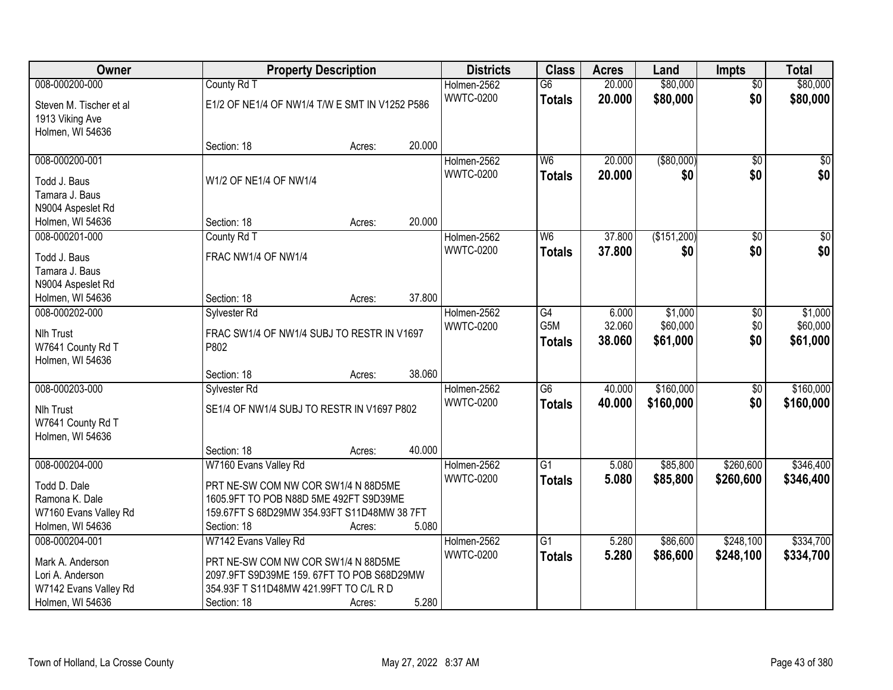| Owner | Property Description | | | Districts | Class | Acres | Land | Impts | Total |
|---|---|---|---|---|---|---|---|---|---|
| 008-000200-000 | County Rd T | | | Holmen-2562 | G6 | 20.000 | $80,000 | $0 | $80,000 |
| Steven M. Tischer et al<br>1913 Viking Ave<br>Holmen, WI 54636 | E1/2 OF NE1/4 OF NW1/4 T/W E SMT IN V1252 P586 | | | WWTC-0200 | **Totals** | **20.000** | **$80,000** | **$0** | **$80,000** |
| | Section: 18 | Acres: | 20.000 | | | | | | |
| 008-000200-001 | | | | Holmen-2562 | W6 | 20.000 | ($80,000) | $0 | $0 |
| Todd J. Baus<br>Tamara J. Baus<br>N9004 Aspeslet Rd<br>Holmen, WI 54636 | W1/2 OF NE1/4 OF NW1/4 | | | WWTC-0200 | **Totals** | **20.000** | **$0** | **$0** | **$0** |
| | Section: 18 | Acres: | 20.000 | | | | | | |
| 008-000201-000 | County Rd T | | | Holmen-2562 | W6 | 37.800 | ($151,200) | $0 | $0 |
| Todd J. Baus<br>Tamara J. Baus<br>N9004 Aspeslet Rd<br>Holmen, WI 54636 | FRAC NW1/4 OF NW1/4 | | | WWTC-0200 | **Totals** | **37.800** | **$0** | **$0** | **$0** |
| | Section: 18 | Acres: | 37.800 | | | | | | |
| 008-000202-000 | Sylvester Rd | | | Holmen-2562 | G4 | 6.000 | $1,000 | $0 | $1,000 |
| Nlh Trust<br>W7641 County Rd T<br>Holmen, WI 54636 | FRAC SW1/4 OF NW1/4 SUBJ TO RESTR IN V1697 P802 | | | WWTC-0200 | G5M | 32.060 | $60,000 | $0 | $60,000 |
| | | | | | **Totals** | **38.060** | **$61,000** | **$0** | **$61,000** |
| | Section: 18 | Acres: | 38.060 | | | | | | |
| 008-000203-000 | Sylvester Rd | | | Holmen-2562 | G6 | 40.000 | $160,000 | $0 | $160,000 |
| Nlh Trust<br>W7641 County Rd T<br>Holmen, WI 54636 | SE1/4 OF NW1/4 SUBJ TO RESTR IN V1697 P802 | | | WWTC-0200 | **Totals** | **40.000** | **$160,000** | **$0** | **$160,000** |
| | Section: 18 | Acres: | 40.000 | | | | | | |
| 008-000204-000 | W7160 Evans Valley Rd | | | Holmen-2562 | G1 | 5.080 | $85,800 | $260,600 | $346,400 |
| Todd D. Dale<br>Ramona K. Dale<br>W7160 Evans Valley Rd<br>Holmen, WI 54636 | PRT NE-SW COM NW COR SW1/4 N 88D5ME 1605.9FT TO POB N88D 5ME 492FT S9D39ME 159.67FT S 68D29MW 354.93FT S11D48MW 38 7FT | | | WWTC-0200 | **Totals** | **5.080** | **$85,800** | **$260,600** | **$346,400** |
| | Section: 18 | Acres: | 5.080 | | | | | | |
| 008-000204-001 | W7142 Evans Valley Rd | | | Holmen-2562 | G1 | 5.280 | $86,600 | $248,100 | $334,700 |
| Mark A. Anderson<br>Lori A. Anderson<br>W7142 Evans Valley Rd<br>Holmen, WI 54636 | PRT NE-SW COM NW COR SW1/4 N 88D5ME 2097.9FT S9D39ME 159. 67FT TO POB S68D29MW 354.93F T S11D48MW 421.99FT TO C/L R D | | | WWTC-0200 | **Totals** | **5.280** | **$86,600** | **$248,100** | **$334,700** |
| | Section: 18 | Acres: | 5.280 | | | | | | |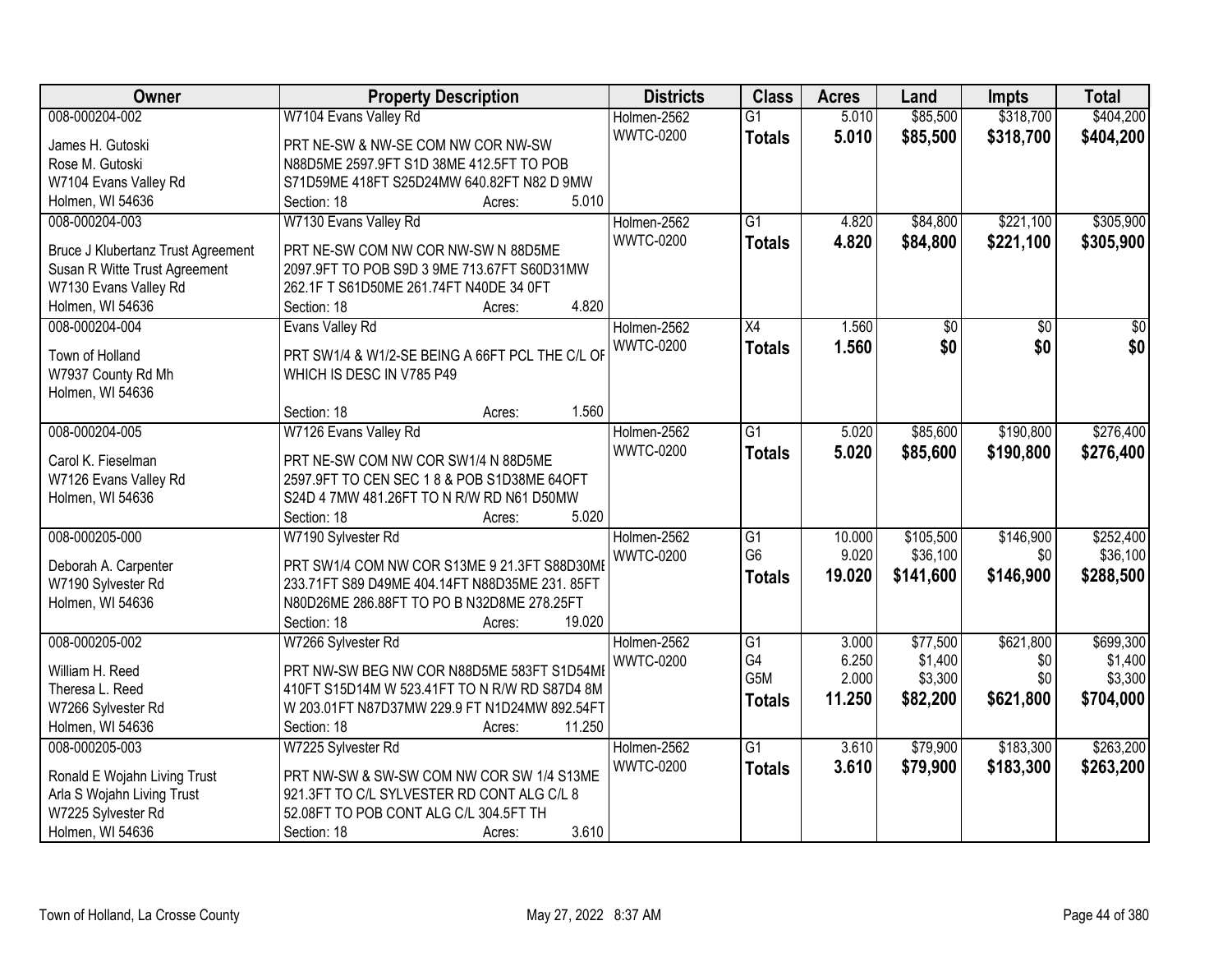| Owner | Property Description | Districts | Class | Acres | Land | Impts | Total |
|---|---|---|---|---|---|---|---|
| 008-000204-002 | W7104 Evans Valley Rd | Holmen-2562 | G1 | 5.010 | $85,500 | $318,700 | $404,200 |
| James H. Gutoski<br>Rose M. Gutoski<br>W7104 Evans Valley Rd<br>Holmen, WI 54636 | PRT NE-SW & NW-SE COM NW COR NW-SW N88D5ME 2597.9FT S1D 38ME 412.5FT TO POB S71D59ME 418FT S25D24MW 640.82FT N82 D 9MW<br>Section: 18 Acres: 5.010 | WWTC-0200 | **Totals** | **5.010** | **$85,500** | **$318,700** | **$404,200** |
| 008-000204-003 | W7130 Evans Valley Rd | Holmen-2562 | G1 | 4.820 | $84,800 | $221,100 | $305,900 |
| Bruce J Klubertanz Trust Agreement<br>Susan R Witte Trust Agreement<br>W7130 Evans Valley Rd<br>Holmen, WI 54636 | PRT NE-SW COM NW COR NW-SW N 88D5ME 2097.9FT TO POB S9D 3 9ME 713.67FT S60D31MW 262.1F T S61D50ME 261.74FT N40DE 34 0FT<br>Section: 18 Acres: 4.820 | WWTC-0200 | **Totals** | **4.820** | **$84,800** | **$221,100** | **$305,900** |
| 008-000204-004 | Evans Valley Rd | Holmen-2562 | X4 | 1.560 | $0 | $0 | $0 |
| Town of Holland<br>W7937 County Rd Mh<br>Holmen, WI 54636 | PRT SW1/4 & W1/2-SE BEING A 66FT PCL THE C/L OF WHICH IS DESC IN V785 P49<br>Section: 18 Acres: 1.560 | WWTC-0200 | **Totals** | **1.560** | **$0** | **$0** | **$0** |
| 008-000204-005 | W7126 Evans Valley Rd | Holmen-2562 | G1 | 5.020 | $85,600 | $190,800 | $276,400 |
| Carol K. Fieselman<br>W7126 Evans Valley Rd<br>Holmen, WI 54636 | PRT NE-SW COM NW COR SW1/4 N 88D5ME 2597.9FT TO CEN SEC 1 8 & POB S1D38ME 64OFT S24D 4 7MW 481.26FT TO N R/W RD N61 D50MW<br>Section: 18 Acres: 5.020 | WWTC-0200 | **Totals** | **5.020** | **$85,600** | **$190,800** | **$276,400** |
| 008-000205-000 | W7190 Sylvester Rd | Holmen-2562 | G1 | 10.000 | $105,500 | $146,900 | $252,400 |
| Deborah A. Carpenter<br>W7190 Sylvester Rd<br>Holmen, WI 54636 | PRT SW1/4 COM NW COR S13ME 9 21.3FT S88D30ME 233.71FT S89 D49ME 404.14FT N88D35ME 231. 85FT N80D26ME 286.88FT TO PO B N32D8ME 278.25FT<br>Section: 18 Acres: 19.020 | WWTC-0200 | G6 | 9.020 | $36,100 | $0 | $36,100 |
| | | | **Totals** | **19.020** | **$141,600** | **$146,900** | **$288,500** |
| 008-000205-002 | W7266 Sylvester Rd | Holmen-2562 | G1 | 3.000 | $77,500 | $621,800 | $699,300 |
| William H. Reed<br>Theresa L. Reed<br>W7266 Sylvester Rd<br>Holmen, WI 54636 | PRT NW-SW BEG NW COR N88D5ME 583FT S1D54ME 410FT S15D14M W 523.41FT TO N R/W RD S87D4 8M W 203.01FT N87D37MW 229.9 FT N1D24MW 892.54FT<br>Section: 18 Acres: 11.250 | WWTC-0200 | G4 | 6.250 | $1,400 | $0 | $1,400 |
| | | | G5M | 2.000 | $3,300 | $0 | $3,300 |
| | | | **Totals** | **11.250** | **$82,200** | **$621,800** | **$704,000** |
| 008-000205-003 | W7225 Sylvester Rd | Holmen-2562 | G1 | 3.610 | $79,900 | $183,300 | $263,200 |
| Ronald E Wojahn Living Trust<br>Arla S Wojahn Living Trust<br>W7225 Sylvester Rd<br>Holmen, WI 54636 | PRT NW-SW & SW-SW COM NW COR SW 1/4 S13ME 921.3FT TO C/L SYLVESTER RD CONT ALG C/L 8 52.08FT TO POB CONT ALG C/L 304.5FT TH<br>Section: 18 Acres: 3.610 | WWTC-0200 | **Totals** | **3.610** | **$79,900** | **$183,300** | **$263,200** |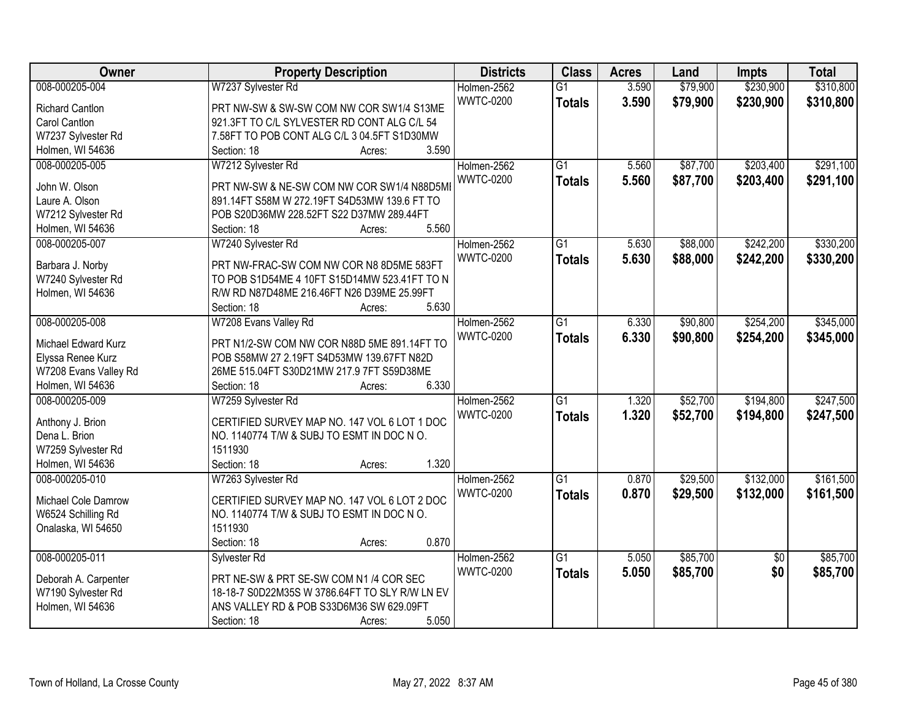| Owner | Property Description | Districts | Class | Acres | Land | Impts | Total |
|---|---|---|---|---|---|---|---|
| 008-000205-004<br>Richard Cantlon<br>Carol Cantlon<br>W7237 Sylvester Rd<br>Holmen, WI 54636 | W7237 Sylvester Rd<br>PRT NW-SW & SW-SW COM NW COR SW1/4 S13ME 921.3FT TO C/L SYLVESTER RD CONT ALG C/L 54 7.58FT TO POB CONT ALG C/L 3 04.5FT S1D30MW<br>Section: 18 Acres: 3.590 | Holmen-2562<br>WWTC-0200 | G1<br>**Totals** | 3.590<br>**3.590** | $79,900<br>**$79,900** | $230,900<br>**$230,900** | $310,800<br>**$310,800** |
| 008-000205-005<br>John W. Olson<br>Laure A. Olson<br>W7212 Sylvester Rd<br>Holmen, WI 54636 | W7212 Sylvester Rd<br>PRT NW-SW & NE-SW COM NW COR SW1/4 N88D5MI 891.14FT S58M W 272.19FT S4D53MW 139.6 FT TO POB S20D36MW 228.52FT S22 D37MW 289.44FT<br>Section: 18 Acres: 5.560 | Holmen-2562<br>WWTC-0200 | G1<br>**Totals** | 5.560<br>**5.560** | $87,700<br>**$87,700** | $203,400<br>**$203,400** | $291,100<br>**$291,100** |
| 008-000205-007<br>Barbara J. Norby<br>W7240 Sylvester Rd<br>Holmen, WI 54636 | W7240 Sylvester Rd<br>PRT NW-FRAC-SW COM NW COR N8 8D5ME 583FT TO POB S1D54ME 4 10FT S15D14MW 523.41FT TO N R/W RD N87D48ME 216.46FT N26 D39ME 25.99FT<br>Section: 18 Acres: 5.630 | Holmen-2562<br>WWTC-0200 | G1<br>**Totals** | 5.630<br>**5.630** | $88,000<br>**$88,000** | $242,200<br>**$242,200** | $330,200<br>**$330,200** |
| 008-000205-008<br>Michael Edward Kurz<br>Elyssa Renee Kurz<br>W7208 Evans Valley Rd<br>Holmen, WI 54636 | W7208 Evans Valley Rd<br>PRT N1/2-SW COM NW COR N88D 5ME 891.14FT TO POB S58MW 27 2.19FT S4D53MW 139.67FT N82D 26ME 515.04FT S30D21MW 217.9 7FT S59D38ME<br>Section: 18 Acres: 6.330 | Holmen-2562<br>WWTC-0200 | G1<br>**Totals** | 6.330<br>**6.330** | $90,800<br>**$90,800** | $254,200<br>**$254,200** | $345,000<br>**$345,000** |
| 008-000205-009<br>Anthony J. Brion<br>Dena L. Brion<br>W7259 Sylvester Rd<br>Holmen, WI 54636 | W7259 Sylvester Rd<br>CERTIFIED SURVEY MAP NO. 147 VOL 6 LOT 1 DOC NO. 1140774 T/W & SUBJ TO ESMT IN DOC N O. 1511930<br>Section: 18 Acres: 1.320 | Holmen-2562<br>WWTC-0200 | G1<br>**Totals** | 1.320<br>**1.320** | $52,700<br>**$52,700** | $194,800<br>**$194,800** | $247,500<br>**$247,500** |
| 008-000205-010<br>Michael Cole Damrow<br>W6524 Schilling Rd<br>Onalaska, WI 54650 | W7263 Sylvester Rd<br>CERTIFIED SURVEY MAP NO. 147 VOL 6 LOT 2 DOC NO. 1140774 T/W & SUBJ TO ESMT IN DOC N O. 1511930<br>Section: 18 Acres: 0.870 | Holmen-2562<br>WWTC-0200 | G1<br>**Totals** | 0.870<br>**0.870** | $29,500<br>**$29,500** | $132,000<br>**$132,000** | $161,500<br>**$161,500** |
| 008-000205-011<br>Deborah A. Carpenter<br>W7190 Sylvester Rd<br>Holmen, WI 54636 | Sylvester Rd<br>PRT NE-SW & PRT SE-SW COM N1 /4 COR SEC 18-18-7 S0D22M35S W 3786.64FT TO SLY R/W LN EV ANS VALLEY RD & POB S33D6M36 SW 629.09FT<br>Section: 18 Acres: 5.050 | Holmen-2562<br>WWTC-0200 | G1<br>**Totals** | 5.050<br>**5.050** | $85,700<br>**$85,700** | $0<br>**$0** | $85,700<br>**$85,700** |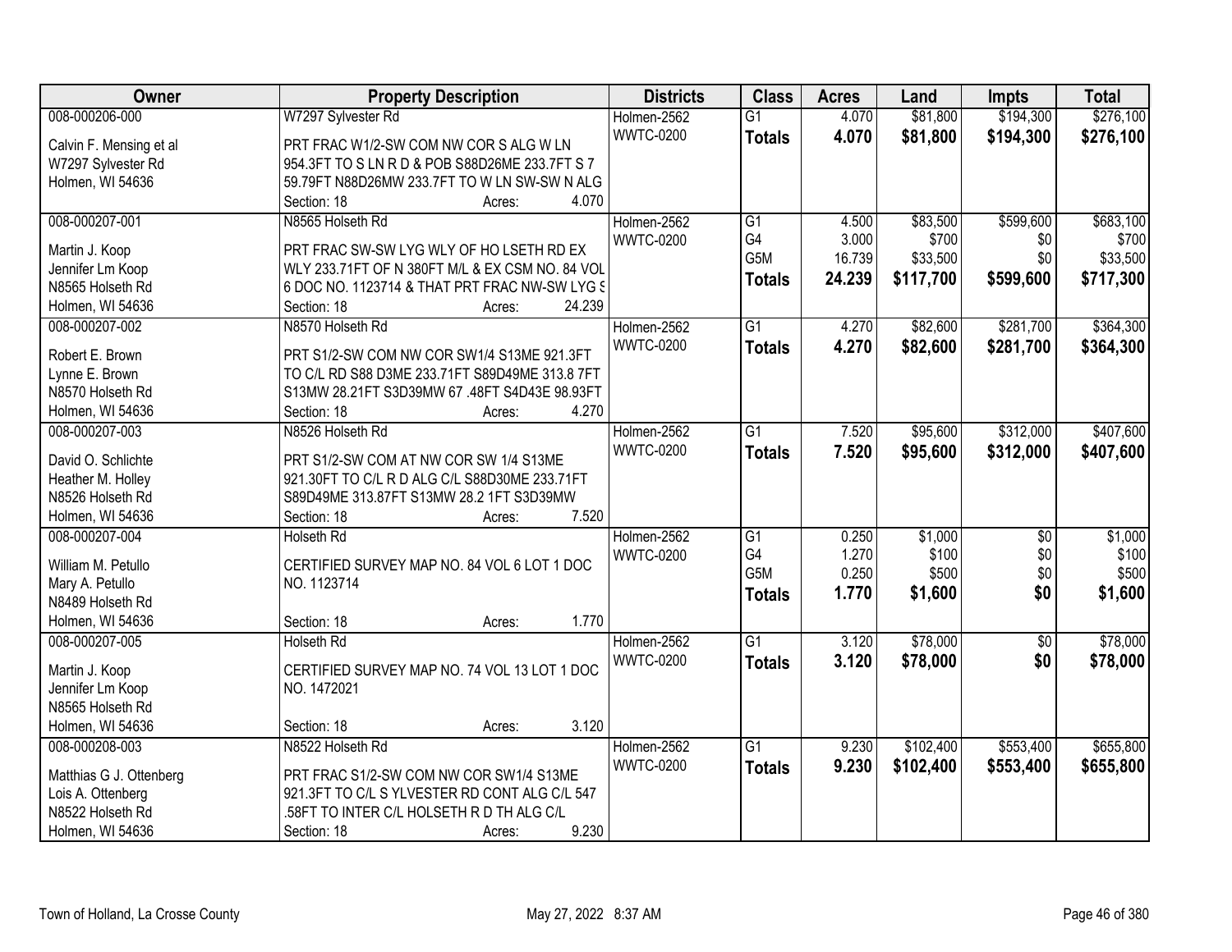| Owner | Property Description | Districts | Class | Acres | Land | Impts | Total |
|---|---|---|---|---|---|---|---|
| 008-000206-000<br>Calvin F. Mensing et al<br>W7297 Sylvester Rd<br>Holmen, WI 54636 | W7297 Sylvester Rd<br>PRT FRAC W1/2-SW COM NW COR S ALG W LN 954.3FT TO S LN R D & POB S88D26ME 233.7FT S 7 59.79FT N88D26MW 233.7FT TO W LN SW-SW N ALG<br>Section: 18 Acres: 4.070 | Holmen-2562<br>WWTC-0200 | G1<br>**Totals** | 4.070<br>**4.070** | \$81,800<br>**\$81,800** | \$194,300<br>**\$194,300** | \$276,100<br>**\$276,100** |
| 008-000207-001<br>Martin J. Koop<br>Jennifer Lm Koop<br>N8565 Holseth Rd<br>Holmen, WI 54636 | N8565 Holseth Rd<br>PRT FRAC SW-SW LYG WLY OF HO LSETH RD EX WLY 233.71FT OF N 380FT M/L & EX CSM NO. 84 VOL 6 DOC NO. 1123714 & THAT PRT FRAC NW-SW LYG S<br>Section: 18 Acres: 24.239 | Holmen-2562<br>WWTC-0200 | G1<br>G4<br>G5M<br>**Totals** | 4.500<br>3.000<br>16.739<br>**24.239** | \$83,500<br>\$700<br>\$33,500<br>**\$117,700** | \$599,600<br>\$0<br>\$0<br>**\$599,600** | \$683,100<br>\$700<br>\$33,500<br>**\$717,300** |
| 008-000207-002<br>Robert E. Brown<br>Lynne E. Brown<br>N8570 Holseth Rd<br>Holmen, WI 54636 | N8570 Holseth Rd<br>PRT S1/2-SW COM NW COR SW1/4 S13ME 921.3FT TO C/L RD S88 D3ME 233.71FT S89D49ME 313.8 7FT S13MW 28.21FT S3D39MW 67 .48FT S4D43E 98.93FT<br>Section: 18 Acres: 4.270 | Holmen-2562<br>WWTC-0200 | G1<br>**Totals** | 4.270<br>**4.270** | \$82,600<br>**\$82,600** | \$281,700<br>**\$281,700** | \$364,300<br>**\$364,300** |
| 008-000207-003<br>David O. Schlichte<br>Heather M. Holley<br>N8526 Holseth Rd<br>Holmen, WI 54636 | N8526 Holseth Rd<br>PRT S1/2-SW COM AT NW COR SW 1/4 S13ME 921.30FT TO C/L R D ALG C/L S88D30ME 233.71FT S89D49ME 313.87FT S13MW 28.2 1FT S3D39MW<br>Section: 18 Acres: 7.520 | Holmen-2562<br>WWTC-0200 | G1<br>**Totals** | 7.520<br>**7.520** | \$95,600<br>**\$95,600** | \$312,000<br>**\$312,000** | \$407,600<br>**\$407,600** |
| 008-000207-004<br>William M. Petullo<br>Mary A. Petullo<br>N8489 Holseth Rd<br>Holmen, WI 54636 | Holseth Rd<br>CERTIFIED SURVEY MAP NO. 84 VOL 6 LOT 1 DOC NO. 1123714<br>Section: 18 Acres: 1.770 | Holmen-2562<br>WWTC-0200 | G1<br>G4<br>G5M<br>**Totals** | 0.250<br>1.270<br>0.250<br>**1.770** | \$1,000<br>\$100<br>\$500<br>**\$1,600** | \$0<br>\$0<br>\$0<br>**\$0** | \$1,000<br>\$100<br>\$500<br>**\$1,600** |
| 008-000207-005<br>Martin J. Koop<br>Jennifer Lm Koop<br>N8565 Holseth Rd<br>Holmen, WI 54636 | Holseth Rd<br>CERTIFIED SURVEY MAP NO. 74 VOL 13 LOT 1 DOC NO. 1472021<br>Section: 18 Acres: 3.120 | Holmen-2562<br>WWTC-0200 | G1<br>**Totals** | 3.120<br>**3.120** | \$78,000<br>**\$78,000** | \$0<br>**\$0** | \$78,000<br>**\$78,000** |
| 008-000208-003<br>Matthias G J. Ottenberg<br>Lois A. Ottenberg<br>N8522 Holseth Rd<br>Holmen, WI 54636 | N8522 Holseth Rd<br>PRT FRAC S1/2-SW COM NW COR SW1/4 S13ME 921.3FT TO C/L S YLVESTER RD CONT ALG C/L 547 .58FT TO INTER C/L HOLSETH R D TH ALG C/L<br>Section: 18 Acres: 9.230 | Holmen-2562<br>WWTC-0200 | G1<br>**Totals** | 9.230<br>**9.230** | \$102,400<br>**\$102,400** | \$553,400<br>**\$553,400** | \$655,800<br>**\$655,800** |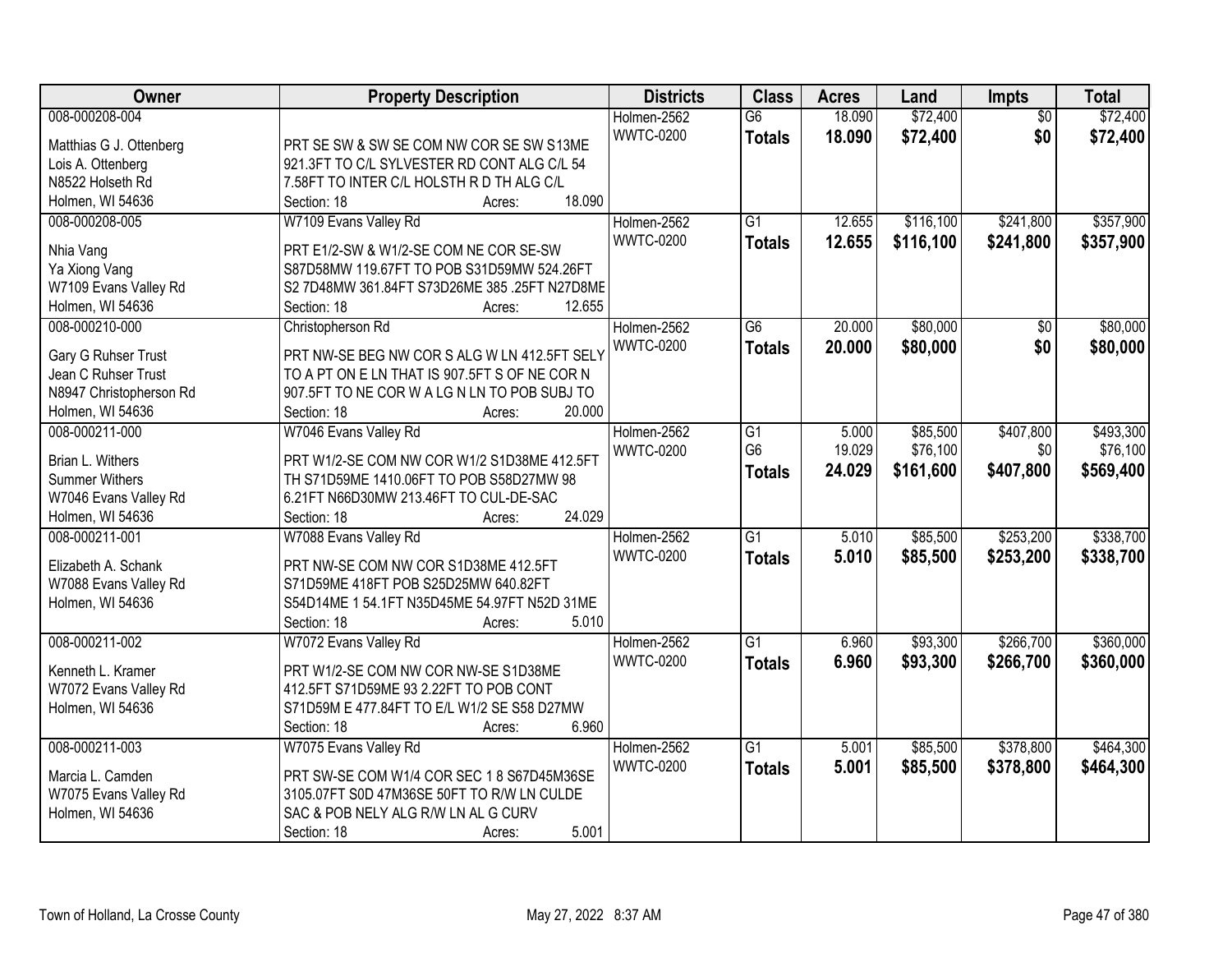| Owner | Property Description | Districts | Class | Acres | Land | Impts | Total |
|---|---|---|---|---|---|---|---|
| 008-000208-004<br>Matthias G J. Ottenberg<br>Lois A. Ottenberg<br>N8522 Holseth Rd<br>Holmen, WI 54636 | PRT SE SW & SW SE COM NW COR SE SW S13ME 921.3FT TO C/L SYLVESTER RD CONT ALG C/L 54 7.58FT TO INTER C/L HOLSTH R D TH ALG C/L<br>Section: 18 Acres: 18.090 | Holmen-2562<br>WWTC-0200 | G6<br>**Totals** | 18.090<br>**18.090** | $72,400<br>**$72,400** | $0<br>**$0** | $72,400<br>**$72,400** |
| 008-000208-005<br>Nhia Vang<br>Ya Xiong Vang<br>W7109 Evans Valley Rd<br>Holmen, WI 54636 | W7109 Evans Valley Rd<br>PRT E1/2-SW & W1/2-SE COM NE COR SE-SW S87D58MW 119.67FT TO POB S31D59MW 524.26FT S2 7D48MW 361.84FT S73D26ME 385 .25FT N27D8ME<br>Section: 18 Acres: 12.655 | Holmen-2562<br>WWTC-0200 | G1<br>**Totals** | 12.655<br>**12.655** | $116,100<br>**$116,100** | $241,800<br>**$241,800** | $357,900<br>**$357,900** |
| 008-000210-000<br>Gary G Ruhser Trust<br>Jean C Ruhser Trust<br>N8947 Christopherson Rd<br>Holmen, WI 54636 | Christopherson Rd<br>PRT NW-SE BEG NW COR S ALG W LN 412.5FT SELY TO A PT ON E LN THAT IS 907.5FT S OF NE COR N 907.5FT TO NE COR W A LG N LN TO POB SUBJ TO<br>Section: 18 Acres: 20.000 | Holmen-2562<br>WWTC-0200 | G6<br>**Totals** | 20.000<br>**20.000** | $80,000<br>**$80,000** | $0<br>**$0** | $80,000<br>**$80,000** |
| 008-000211-000<br>Brian L. Withers<br>Summer Withers<br>W7046 Evans Valley Rd<br>Holmen, WI 54636 | W7046 Evans Valley Rd<br>PRT W1/2-SE COM NW COR W1/2 S1D38ME 412.5FT TH S71D59ME 1410.06FT TO POB S58D27MW 98 6.21FT N66D30MW 213.46FT TO CUL-DE-SAC<br>Section: 18 Acres: 24.029 | Holmen-2562<br>WWTC-0200 | G1<br>G6<br>**Totals** | 5.000<br>19.029<br>**24.029** | $85,500<br>$76,100<br>**$161,600** | $407,800<br>$0<br>**$407,800** | $493,300<br>$76,100<br>**$569,400** |
| 008-000211-001<br>Elizabeth A. Schank<br>W7088 Evans Valley Rd<br>Holmen, WI 54636 | W7088 Evans Valley Rd<br>PRT NW-SE COM NW COR S1D38ME 412.5FT S71D59ME 418FT POB S25D25MW 640.82FT S54D14ME 1 54.1FT N35D45ME 54.97FT N52D 31ME<br>Section: 18 Acres: 5.010 | Holmen-2562<br>WWTC-0200 | G1<br>**Totals** | 5.010<br>**5.010** | $85,500<br>**$85,500** | $253,200<br>**$253,200** | $338,700<br>**$338,700** |
| 008-000211-002<br>Kenneth L. Kramer<br>W7072 Evans Valley Rd<br>Holmen, WI 54636 | W7072 Evans Valley Rd<br>PRT W1/2-SE COM NW COR NW-SE S1D38ME 412.5FT S71D59ME 93 2.22FT TO POB CONT S71D59M E 477.84FT TO E/L W1/2 SE S58 D27MW<br>Section: 18 Acres: 6.960 | Holmen-2562<br>WWTC-0200 | G1<br>**Totals** | 6.960<br>**6.960** | $93,300<br>**$93,300** | $266,700<br>**$266,700** | $360,000<br>**$360,000** |
| 008-000211-003<br>Marcia L. Camden<br>W7075 Evans Valley Rd<br>Holmen, WI 54636 | W7075 Evans Valley Rd<br>PRT SW-SE COM W1/4 COR SEC 1 8 S67D45M36SE 3105.07FT S0D 47M36SE 50FT TO R/W LN CULDE SAC & POB NELY ALG R/W LN AL G CURV<br>Section: 18 Acres: 5.001 | Holmen-2562<br>WWTC-0200 | G1<br>**Totals** | 5.001<br>**5.001** | $85,500<br>**$85,500** | $378,800<br>**$378,800** | $464,300<br>**$464,300** |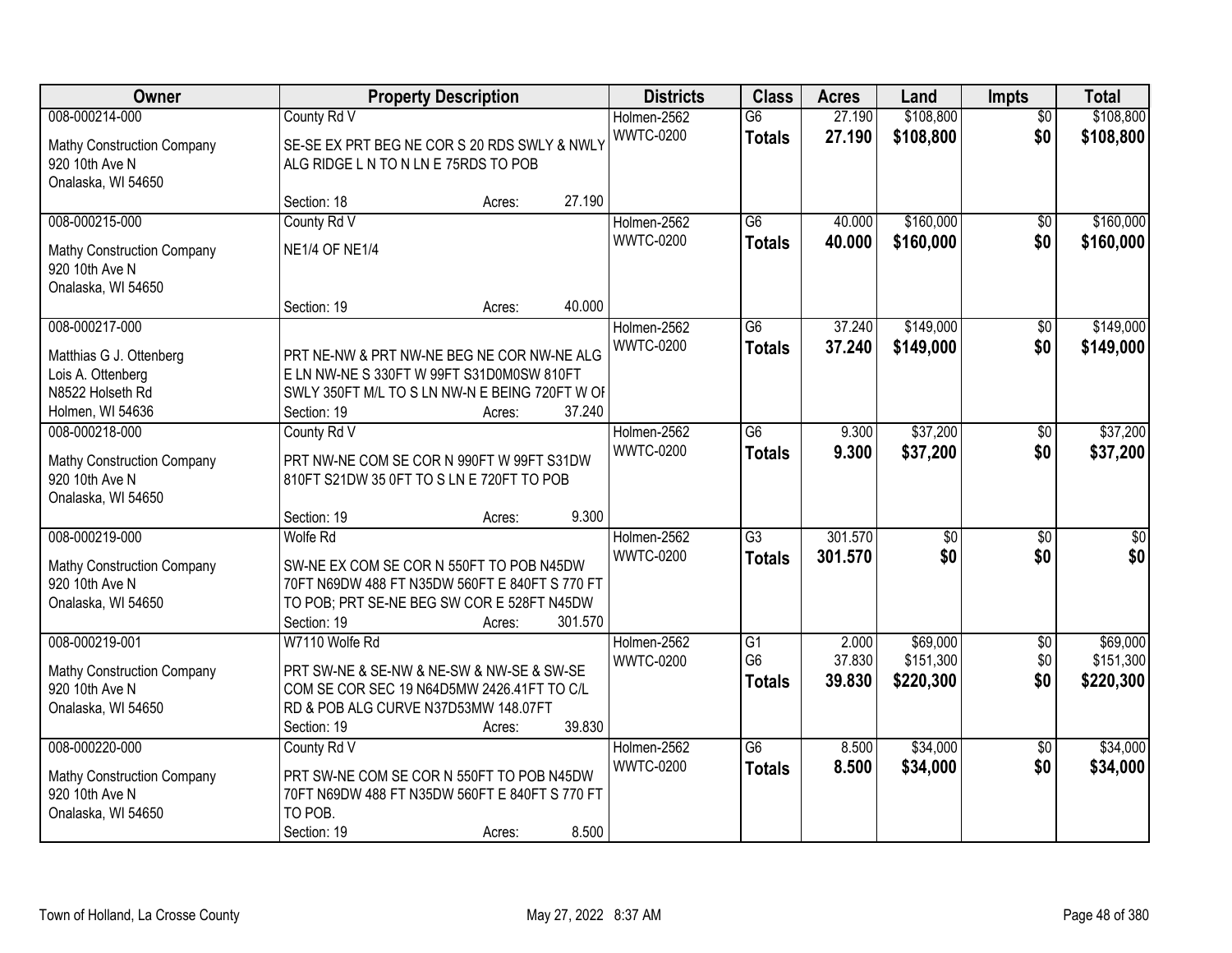| Owner | Property Description | Districts | Class | Acres | Land | Impts | Total |
|---|---|---|---|---|---|---|---|
| 008-000214-000<br>Mathy Construction Company<br>920 10th Ave N<br>Onalaska, WI 54650 | County Rd V<br>SE-SE EX PRT BEG NE COR S 20 RDS SWLY & NWLY ALG RIDGE L N TO N LN E 75RDS TO POB<br>Section: 18 Acres: 27.190 | Holmen-2562<br>WWTC-0200 | G6<br>**Totals** | 27.190<br>**27.190** | \$108,800<br>**\$108,800** | \$0<br>**\$0** | \$108,800<br>**\$108,800** |
| 008-000215-000<br>Mathy Construction Company<br>920 10th Ave N<br>Onalaska, WI 54650 | County Rd V<br>NE1/4 OF NE1/4<br>Section: 19 Acres: 40.000 | Holmen-2562<br>WWTC-0200 | G6<br>**Totals** | 40.000<br>**40.000** | \$160,000<br>**\$160,000** | \$0<br>**\$0** | \$160,000<br>**\$160,000** |
| 008-000217-000<br>Matthias G J. Ottenberg<br>Lois A. Ottenberg<br>N8522 Holseth Rd<br>Holmen, WI 54636 | PRT NE-NW & PRT NW-NE BEG NE COR NW-NE ALG E LN NW-NE S 330FT W 99FT S31D0M0SW 810FT SWLY 350FT M/L TO S LN NW-N E BEING 720FT W OF<br>Section: 19 Acres: 37.240 | Holmen-2562<br>WWTC-0200 | G6<br>**Totals** | 37.240<br>**37.240** | \$149,000<br>**\$149,000** | \$0<br>**\$0** | \$149,000<br>**\$149,000** |
| 008-000218-000<br>Mathy Construction Company<br>920 10th Ave N<br>Onalaska, WI 54650 | County Rd V<br>PRT NW-NE COM SE COR N 990FT W 99FT S31DW 810FT S21DW 35 0FT TO S LN E 720FT TO POB<br>Section: 19 Acres: 9.300 | Holmen-2562<br>WWTC-0200 | G6<br>**Totals** | 9.300<br>**9.300** | \$37,200<br>**\$37,200** | \$0<br>**\$0** | \$37,200<br>**\$37,200** |
| 008-000219-000<br>Mathy Construction Company<br>920 10th Ave N<br>Onalaska, WI 54650 | Wolfe Rd<br>SW-NE EX COM SE COR N 550FT TO POB N45DW 70FT N69DW 488 FT N35DW 560FT E 840FT S 770 FT TO POB; PRT SE-NE BEG SW COR E 528FT N45DW<br>Section: 19 Acres: 301.570 | Holmen-2562<br>WWTC-0200 | G3<br>**Totals** | 301.570<br>**301.570** | \$0<br>**\$0** | \$0<br>**\$0** | \$0<br>**\$0** |
| 008-000219-001<br>Mathy Construction Company<br>920 10th Ave N<br>Onalaska, WI 54650 | W7110 Wolfe Rd<br>PRT SW-NE & SE-NW & NE-SW & NW-SE & SW-SE COM SE COR SEC 19 N64D5MW 2426.41FT TO C/L RD & POB ALG CURVE N37D53MW 148.07FT<br>Section: 19 Acres: 39.830 | Holmen-2562<br>WWTC-0200 | G1<br>G6<br>**Totals** | 2.000<br>37.830<br>**39.830** | \$69,000<br>\$151,300<br>**\$220,300** | \$0<br>\$0<br>**\$0** | \$69,000<br>\$151,300<br>**\$220,300** |
| 008-000220-000<br>Mathy Construction Company<br>920 10th Ave N<br>Onalaska, WI 54650 | County Rd V<br>PRT SW-NE COM SE COR N 550FT TO POB N45DW 70FT N69DW 488 FT N35DW 560FT E 840FT S 770 FT TO POB.<br>Section: 19 Acres: 8.500 | Holmen-2562<br>WWTC-0200 | G6<br>**Totals** | 8.500<br>**8.500** | \$34,000<br>**\$34,000** | \$0<br>**\$0** | \$34,000<br>**\$34,000** |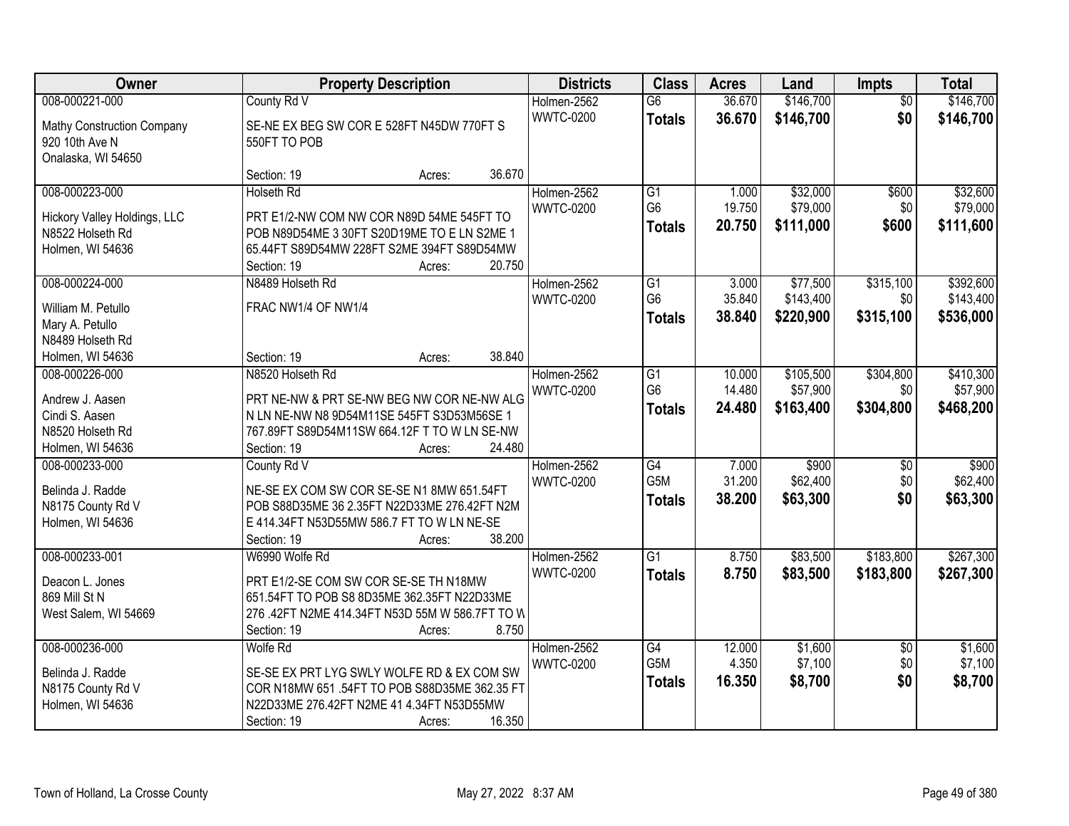| Owner | Property Description | Districts | Class | Acres | Land | Impts | Total |
|---|---|---|---|---|---|---|---|
| 008-000221-000<br>Mathy Construction Company<br>920 10th Ave N<br>Onalaska, WI 54650 | County Rd V<br>SE-NE EX BEG SW COR E 528FT N45DW 770FT S 550FT TO POB<br>Section: 19 Acres: 36.670 | Holmen-2562<br>WWTC-0200 | G6<br>**Totals** | 36.670<br>**36.670** | $146,700<br>**$146,700** | $0<br>**$0** | $146,700<br>**$146,700** |
| 008-000223-000<br>Hickory Valley Holdings, LLC<br>N8522 Holseth Rd<br>Holmen, WI 54636 | Holseth Rd<br>PRT E1/2-NW COM NW COR N89D 54ME 545FT TO POB N89D54ME 3 30FT S20D19ME TO E LN S2ME 1 65.44FT S89D54MW 228FT S2ME 394FT S89D54MW<br>Section: 19 Acres: 20.750 | Holmen-2562<br>WWTC-0200 | G1<br>G6<br>**Totals** | 1.000<br>19.750<br>**20.750** | $32,000<br>$79,000<br>**$111,000** | $600<br>$0<br>**$600** | $32,600<br>$79,000<br>**$111,600** |
| 008-000224-000<br>William M. Petullo<br>Mary A. Petullo<br>N8489 Holseth Rd<br>Holmen, WI 54636 | N8489 Holseth Rd<br>FRAC NW1/4 OF NW1/4<br>Section: 19 Acres: 38.840 | Holmen-2562<br>WWTC-0200 | G1<br>G6<br>**Totals** | 3.000<br>35.840<br>**38.840** | $77,500<br>$143,400<br>**$220,900** | $315,100<br>$0<br>**$315,100** | $392,600<br>$143,400<br>**$536,000** |
| 008-000226-000<br>Andrew J. Aasen<br>Cindi S. Aasen<br>N8520 Holseth Rd<br>Holmen, WI 54636 | N8520 Holseth Rd<br>PRT NE-NW & PRT SE-NW BEG NW COR NE-NW ALG N LN NE-NW N8 9D54M11SE 545FT S3D53M56SE 1 767.89FT S89D54M11SW 664.12F T TO W LN SE-NW<br>Section: 19 Acres: 24.480 | Holmen-2562<br>WWTC-0200 | G1<br>G6<br>**Totals** | 10.000<br>14.480<br>**24.480** | $105,500<br>$57,900<br>**$163,400** | $304,800<br>$0<br>**$304,800** | $410,300<br>$57,900<br>**$468,200** |
| 008-000233-000<br>Belinda J. Radde<br>N8175 County Rd V<br>Holmen, WI 54636 | County Rd V<br>NE-SE EX COM SW COR SE-SE N1 8MW 651.54FT POB S88D35ME 36 2.35FT N22D33ME 276.42FT N2M E 414.34FT N53D55MW 586.7 FT TO W LN NE-SE<br>Section: 19 Acres: 38.200 | Holmen-2562<br>WWTC-0200 | G4<br>G5M<br>**Totals** | 7.000<br>31.200<br>**38.200** | $900<br>$62,400<br>**$63,300** | $0<br>$0<br>**$0** | $900<br>$62,400<br>**$63,300** |
| 008-000233-001<br>Deacon L. Jones<br>869 Mill St N<br>West Salem, WI 54669 | W6990 Wolfe Rd<br>PRT E1/2-SE COM SW COR SE-SE TH N18MW 651.54FT TO POB S8 8D35ME 362.35FT N22D33ME 276 .42FT N2ME 414.34FT N53D 55M W 586.7FT TO W<br>Section: 19 Acres: 8.750 | Holmen-2562<br>WWTC-0200 | G1<br>**Totals** | 8.750<br>**8.750** | $83,500<br>**$83,500** | $183,800<br>**$183,800** | $267,300<br>**$267,300** |
| 008-000236-000<br>Belinda J. Radde<br>N8175 County Rd V<br>Holmen, WI 54636 | Wolfe Rd<br>SE-SE EX PRT LYG SWLY WOLFE RD & EX COM SW COR N18MW 651 .54FT TO POB S88D35ME 362.35 FT N22D33ME 276.42FT N2ME 41 4.34FT N53D55MW<br>Section: 19 Acres: 16.350 | Holmen-2562<br>WWTC-0200 | G4<br>G5M<br>**Totals** | 12.000<br>4.350<br>**16.350** | $1,600<br>$7,100<br>**$8,700** | $0<br>$0<br>**$0** | $1,600<br>$7,100<br>**$8,700** |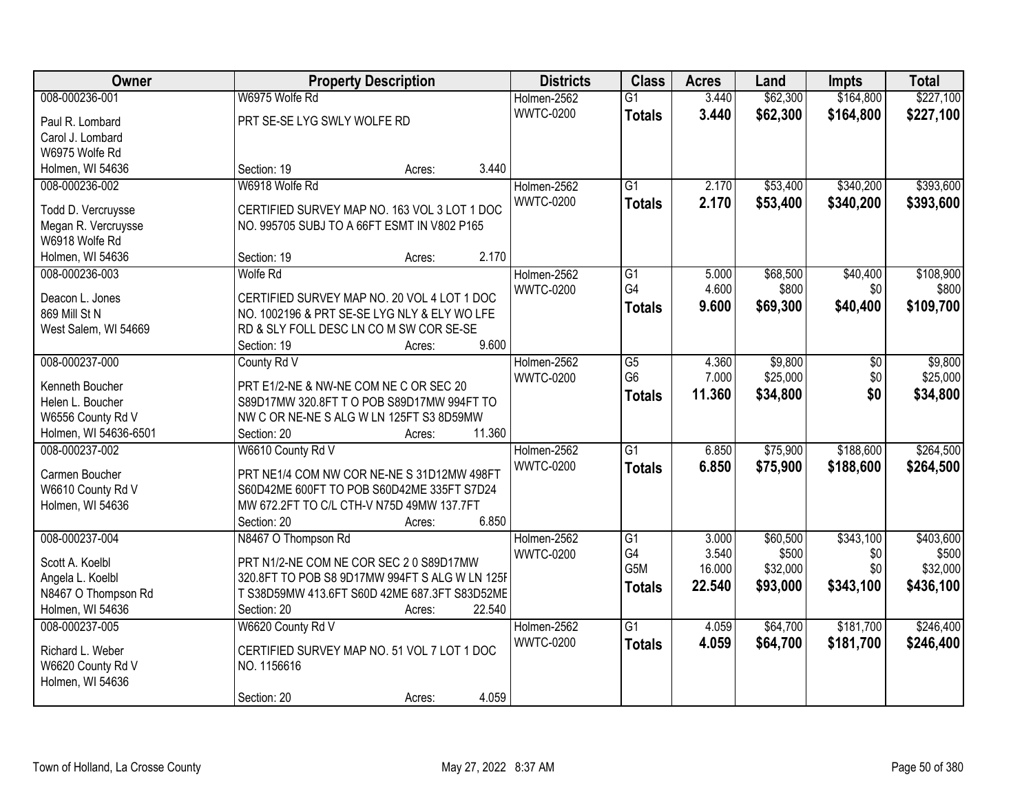| Owner | Property Description | Districts | Class | Acres | Land | Impts | Total |
|---|---|---|---|---|---|---|---|
| 008-000236-001<br>Paul R. Lombard<br>Carol J. Lombard<br>W6975 Wolfe Rd<br>Holmen, WI 54636 | W6975 Wolfe Rd<br>PRT SE-SE LYG SWLY WOLFE RD<br>Section: 19 Acres: 3.440 | Holmen-2562<br>WWTC-0200 | G1<br>**Totals** | 3.440<br>**3.440** | $62,300<br>**$62,300** | $164,800<br>**$164,800** | $227,100<br>**$227,100** |
| 008-000236-002<br>Todd D. Vercruysse<br>Megan R. Vercruysse<br>W6918 Wolfe Rd<br>Holmen, WI 54636 | W6918 Wolfe Rd<br>CERTIFIED SURVEY MAP NO. 163 VOL 3 LOT 1 DOC NO. 995705 SUBJ TO A 66FT ESMT IN V802 P165<br>Section: 19 Acres: 2.170 | Holmen-2562<br>WWTC-0200 | G1<br>**Totals** | 2.170<br>**2.170** | $53,400<br>**$53,400** | $340,200<br>**$340,200** | $393,600<br>**$393,600** |
| 008-000236-003<br>Deacon L. Jones<br>869 Mill St N<br>West Salem, WI 54669 | Wolfe Rd<br>CERTIFIED SURVEY MAP NO. 20 VOL 4 LOT 1 DOC NO. 1002196 & PRT SE-SE LYG NLY & ELY WO LFE RD & SLY FOLL DESC LN CO M SW COR SE-SE<br>Section: 19 Acres: 9.600 | Holmen-2562<br>WWTC-0200 | G1<br>G4<br>**Totals** | 5.000<br>4.600<br>**9.600** | $68,500<br>$800<br>**$69,300** | $40,400<br>$0<br>**$40,400** | $108,900<br>$800<br>**$109,700** |
| 008-000237-000<br>Kenneth Boucher<br>Helen L. Boucher<br>W6556 County Rd V<br>Holmen, WI 54636-6501 | County Rd V<br>PRT E1/2-NE & NW-NE COM NE C OR SEC 20 S89D17MW 320.8FT T O POB S89D17MW 994FT TO NW C OR NE-NE S ALG W LN 125FT S3 8D59MW<br>Section: 20 Acres: 11.360 | Holmen-2562<br>WWTC-0200 | G5<br>G6<br>**Totals** | 4.360<br>7.000<br>**11.360** | $9,800<br>$25,000<br>**$34,800** | $0<br>$0<br>**$0** | $9,800<br>$25,000<br>**$34,800** |
| 008-000237-002<br>Carmen Boucher<br>W6610 County Rd V<br>Holmen, WI 54636 | W6610 County Rd V<br>PRT NE1/4 COM NW COR NE-NE S 31D12MW 498FT S60D42ME 600FT TO POB S60D42ME 335FT S7D24 MW 672.2FT TO C/L CTH-V N75D 49MW 137.7FT<br>Section: 20 Acres: 6.850 | Holmen-2562<br>WWTC-0200 | G1<br>**Totals** | 6.850<br>**6.850** | $75,900<br>**$75,900** | $188,600<br>**$188,600** | $264,500<br>**$264,500** |
| 008-000237-004<br>Scott A. Koelbl<br>Angela L. Koelbl<br>N8467 O Thompson Rd<br>Holmen, WI 54636 | N8467 O Thompson Rd<br>PRT N1/2-NE COM NE COR SEC 2 0 S89D17MW 320.8FT TO POB S8 9D17MW 994FT S ALG W LN 125FT S38D59MW 413.6FT S60D 42ME 687.3FT S83D52ME<br>Section: 20 Acres: 22.540 | Holmen-2562<br>WWTC-0200 | G1<br>G4<br>G5M<br>**Totals** | 3.000<br>3.540<br>16.000<br>**22.540** | $60,500<br>$500<br>$32,000<br>**$93,000** | $343,100<br>$0<br>$0<br>**$343,100** | $403,600<br>$500<br>$32,000<br>**$436,100** |
| 008-000237-005<br>Richard L. Weber<br>W6620 County Rd V<br>Holmen, WI 54636 | W6620 County Rd V<br>CERTIFIED SURVEY MAP NO. 51 VOL 7 LOT 1 DOC NO. 1156616<br>Section: 20 Acres: 4.059 | Holmen-2562<br>WWTC-0200 | G1<br>**Totals** | 4.059<br>**4.059** | $64,700<br>**$64,700** | $181,700<br>**$181,700** | $246,400<br>**$246,400** |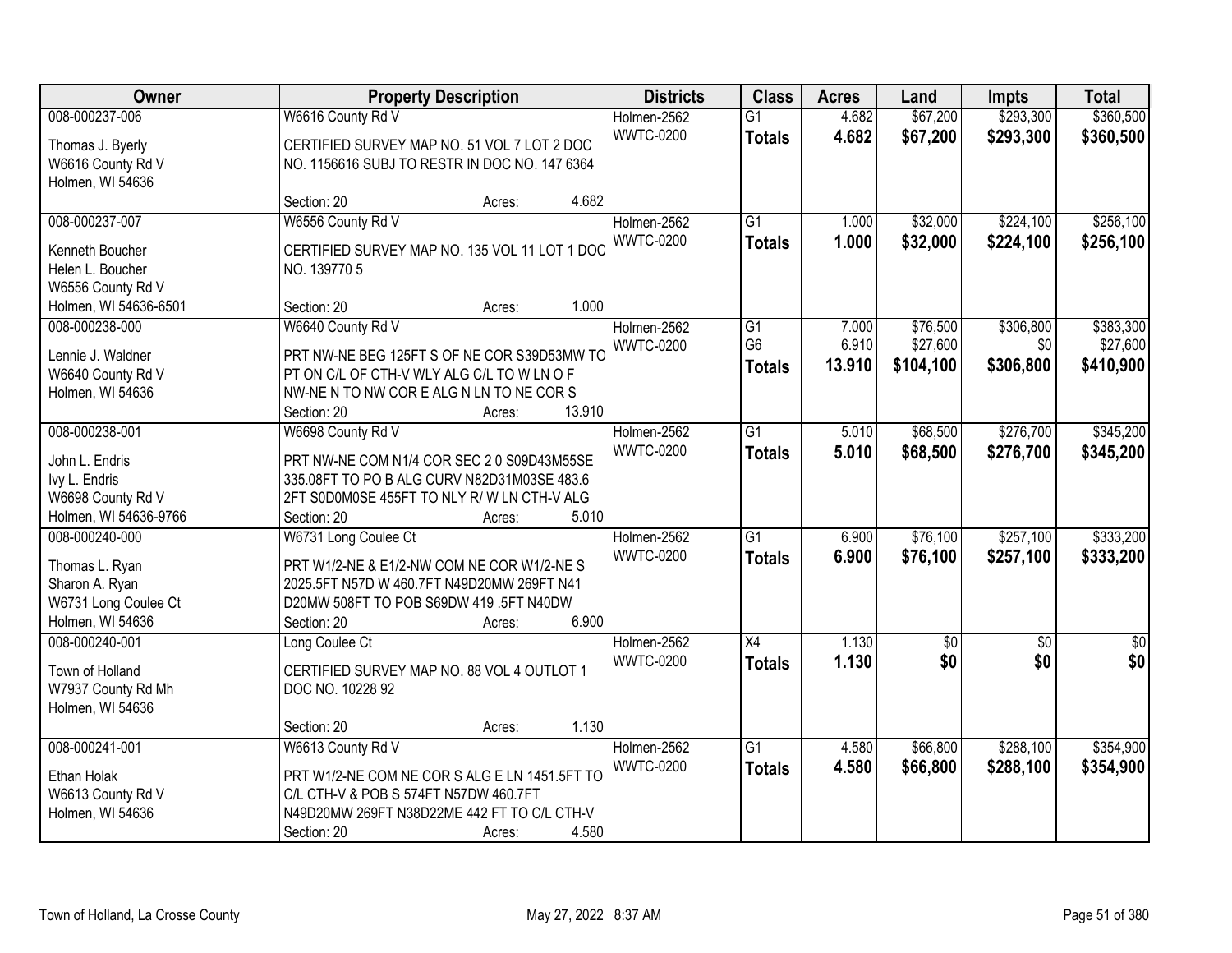| Owner | Property Description | Districts | Class | Acres | Land | Impts | Total |
|---|---|---|---|---|---|---|---|
| 008-000237-006<br>Thomas J. Byerly<br>W6616 County Rd V<br>Holmen, WI 54636 | W6616 County Rd V<br>CERTIFIED SURVEY MAP NO. 51 VOL 7 LOT 2 DOC NO. 1156616 SUBJ TO RESTR IN DOC NO. 147 6364<br>Section: 20 Acres: 4.682 | Holmen-2562<br>WWTC-0200 | G1<br>**Totals** | 4.682<br>**4.682** | $67,200<br>**$67,200** | $293,300<br>**$293,300** | $360,500<br>**$360,500** |
| 008-000237-007<br>Kenneth Boucher<br>Helen L. Boucher<br>W6556 County Rd V<br>Holmen, WI 54636-6501 | W6556 County Rd V<br>CERTIFIED SURVEY MAP NO. 135 VOL 11 LOT 1 DOC NO. 139770 5<br>Section: 20 Acres: 1.000 | Holmen-2562<br>WWTC-0200 | G1<br>**Totals** | 1.000<br>**1.000** | $32,000<br>**$32,000** | $224,100<br>**$224,100** | $256,100<br>**$256,100** |
| 008-000238-000<br>Lennie J. Waldner<br>W6640 County Rd V<br>Holmen, WI 54636 | W6640 County Rd V<br>PRT NW-NE BEG 125FT S OF NE COR S39D53MW TO PT ON C/L OF CTH-V WLY ALG C/L TO W LN O F NW-NE N TO NW COR E ALG N LN TO NE COR S<br>Section: 20 Acres: 13.910 | Holmen-2562<br>WWTC-0200 | G1<br>G6<br>**Totals** | 7.000<br>6.910<br>**13.910** | $76,500<br>$27,600<br>**$104,100** | $306,800<br>$0<br>**$306,800** | $383,300<br>$27,600<br>**$410,900** |
| 008-000238-001<br>John L. Endris<br>Ivy L. Endris<br>W6698 County Rd V<br>Holmen, WI 54636-9766 | W6698 County Rd V<br>PRT NW-NE COM N1/4 COR SEC 2 0 S09D43M55SE 335.08FT TO PO B ALG CURV N82D31M03SE 483.6 2FT S0D0M0SE 455FT TO NLY R/ W LN CTH-V ALG<br>Section: 20 Acres: 5.010 | Holmen-2562<br>WWTC-0200 | G1<br>**Totals** | 5.010<br>**5.010** | $68,500<br>**$68,500** | $276,700<br>**$276,700** | $345,200<br>**$345,200** |
| 008-000240-000<br>Thomas L. Ryan<br>Sharon A. Ryan<br>W6731 Long Coulee Ct<br>Holmen, WI 54636 | W6731 Long Coulee Ct<br>PRT W1/2-NE & E1/2-NW COM NE COR W1/2-NE S 2025.5FT N57D W 460.7FT N49D20MW 269FT N41 D20MW 508FT TO POB S69DW 419 .5FT N40DW<br>Section: 20 Acres: 6.900 | Holmen-2562<br>WWTC-0200 | G1<br>**Totals** | 6.900<br>**6.900** | $76,100<br>**$76,100** | $257,100<br>**$257,100** | $333,200<br>**$333,200** |
| 008-000240-001<br>Town of Holland<br>W7937 County Rd Mh<br>Holmen, WI 54636 | Long Coulee Ct<br>CERTIFIED SURVEY MAP NO. 88 VOL 4 OUTLOT 1 DOC NO. 10228 92<br>Section: 20 Acres: 1.130 | Holmen-2562<br>WWTC-0200 | X4<br>**Totals** | 1.130<br>**1.130** | $0<br>**$0** | $0<br>**$0** | $0<br>**$0** |
| 008-000241-001<br>Ethan Holak<br>W6613 County Rd V<br>Holmen, WI 54636 | W6613 County Rd V<br>PRT W1/2-NE COM NE COR S ALG E LN 1451.5FT TO C/L CTH-V & POB S 574FT N57DW 460.7FT N49D20MW 269FT N38D22ME 442 FT TO C/L CTH-V<br>Section: 20 Acres: 4.580 | Holmen-2562<br>WWTC-0200 | G1<br>**Totals** | 4.580<br>**4.580** | $66,800<br>**$66,800** | $288,100<br>**$288,100** | $354,900<br>**$354,900** |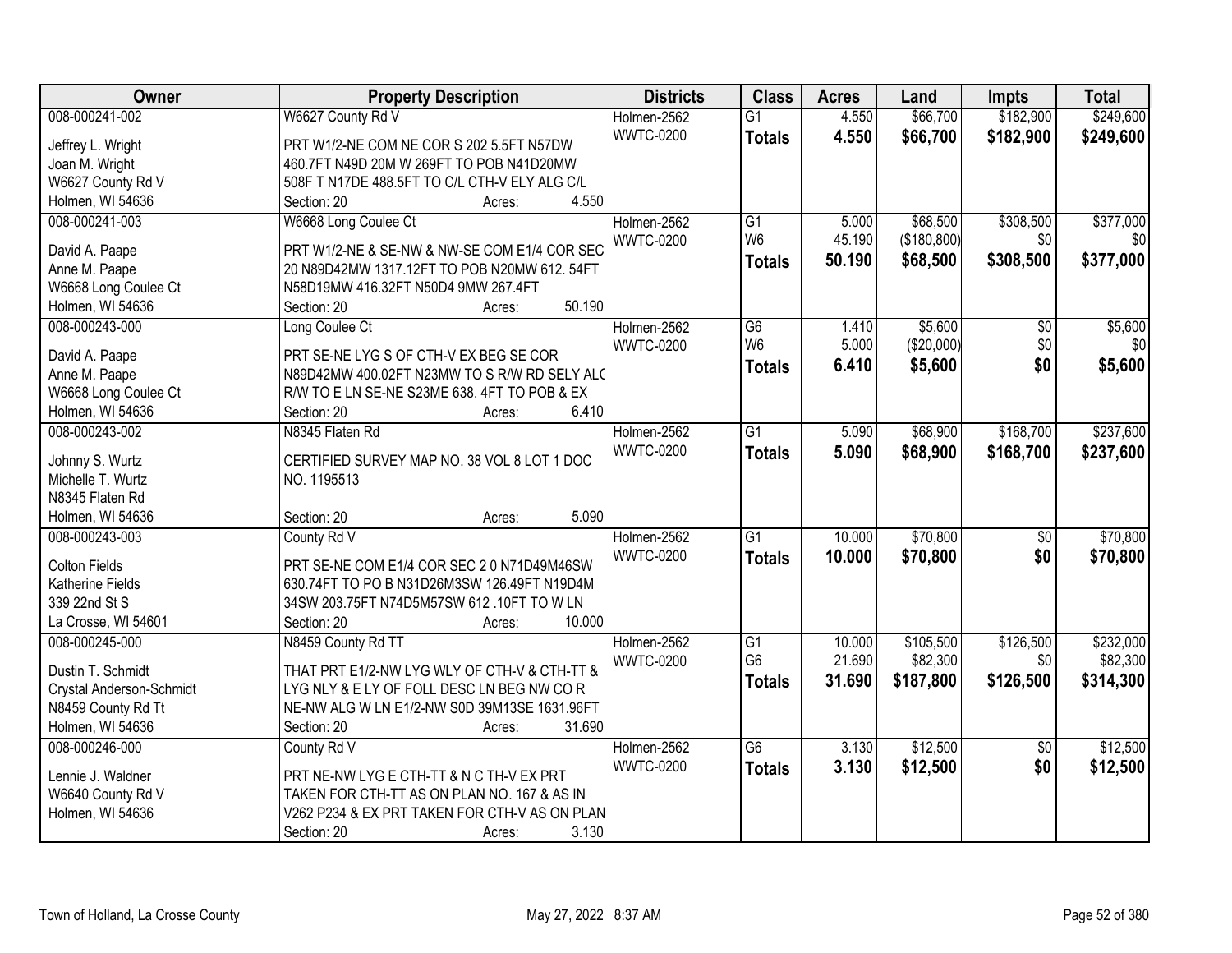| Owner | Property Description | Districts | Class | Acres | Land | Impts | Total |
|---|---|---|---|---|---|---|---|
| 008-000241-002<br>Jeffrey L. Wright<br>Joan M. Wright<br>W6627 County Rd V<br>Holmen, WI 54636 | W6627 County Rd V<br>PRT W1/2-NE COM NE COR S 202 5.5FT N57DW 460.7FT N49D 20M W 269FT TO POB N41D20MW 508F T N17DE 488.5FT TO C/L CTH-V ELY ALG C/L<br>Section: 20 Acres: 4.550 | Holmen-2562<br>WWTC-0200 | G1<br>**Totals** | 4.550<br>**4.550** | $66,700<br>**$66,700** | $182,900<br>**$182,900** | $249,600<br>**$249,600** |
| 008-000241-003<br>David A. Paape<br>Anne M. Paape<br>W6668 Long Coulee Ct<br>Holmen, WI 54636 | W6668 Long Coulee Ct<br>PRT W1/2-NE & SE-NW & NW-SE COM E1/4 COR SEC 20 N89D42MW 1317.12FT TO POB N20MW 612. 54FT N58D19MW 416.32FT N50D4 9MW 267.4FT<br>Section: 20 Acres: 50.190 | Holmen-2562<br>WWTC-0200 | G1<br>W6<br>**Totals** | 5.000<br>45.190<br>**50.190** | $68,500<br>($180,800)<br>**$68,500** | $308,500<br>$0<br>**$308,500** | $377,000<br>$0<br>**$377,000** |
| 008-000243-000<br>David A. Paape<br>Anne M. Paape<br>W6668 Long Coulee Ct<br>Holmen, WI 54636 | Long Coulee Ct<br>PRT SE-NE LYG S OF CTH-V EX BEG SE COR N89D42MW 400.02FT N23MW TO S R/W RD SELY ALG R/W TO E LN SE-NE S23ME 638. 4FT TO POB & EX<br>Section: 20 Acres: 6.410 | Holmen-2562<br>WWTC-0200 | G6<br>W6<br>**Totals** | 1.410<br>5.000<br>**6.410** | $5,600<br>($20,000)<br>**$5,600** | $0<br>$0<br>**$0** | $5,600<br>$0<br>**$5,600** |
| 008-000243-002<br>Johnny S. Wurtz<br>Michelle T. Wurtz<br>N8345 Flaten Rd<br>Holmen, WI 54636 | N8345 Flaten Rd<br>CERTIFIED SURVEY MAP NO. 38 VOL 8 LOT 1 DOC NO. 1195513<br>Section: 20 Acres: 5.090 | Holmen-2562<br>WWTC-0200 | G1<br>**Totals** | 5.090<br>**5.090** | $68,900<br>**$68,900** | $168,700<br>**$168,700** | $237,600<br>**$237,600** |
| 008-000243-003<br>Colton Fields<br>Katherine Fields<br>339 22nd St S<br>La Crosse, WI 54601 | County Rd V<br>PRT SE-NE COM E1/4 COR SEC 2 0 N71D49M46SW 630.74FT TO PO B N31D26M3SW 126.49FT N19D4M 34SW 203.75FT N74D5M57SW 612 .10FT TO W LN<br>Section: 20 Acres: 10.000 | Holmen-2562<br>WWTC-0200 | G1<br>**Totals** | 10.000<br>**10.000** | $70,800<br>**$70,800** | $0<br>**$0** | $70,800<br>**$70,800** |
| 008-000245-000<br>Dustin T. Schmidt<br>Crystal Anderson-Schmidt<br>N8459 County Rd Tt<br>Holmen, WI 54636 | N8459 County Rd TT<br>THAT PRT E1/2-NW LYG WLY OF CTH-V & CTH-TT & LYG NLY & E LY OF FOLL DESC LN BEG NW CO R NE-NW ALG W LN E1/2-NW S0D 39M13SE 1631.96FT<br>Section: 20 Acres: 31.690 | Holmen-2562<br>WWTC-0200 | G1<br>G6<br>**Totals** | 10.000<br>21.690<br>**31.690** | $105,500<br>$82,300<br>**$187,800** | $126,500<br>$0<br>**$126,500** | $232,000<br>$82,300<br>**$314,300** |
| 008-000246-000<br>Lennie J. Waldner<br>W6640 County Rd V<br>Holmen, WI 54636 | County Rd V<br>PRT NE-NW LYG E CTH-TT & N C TH-V EX PRT TAKEN FOR CTH-TT AS ON PLAN NO. 167 & AS IN V262 P234 & EX PRT TAKEN FOR CTH-V AS ON PLAN<br>Section: 20 Acres: 3.130 | Holmen-2562<br>WWTC-0200 | G6<br>**Totals** | 3.130<br>**3.130** | $12,500<br>**$12,500** | $0<br>**$0** | $12,500<br>**$12,500** |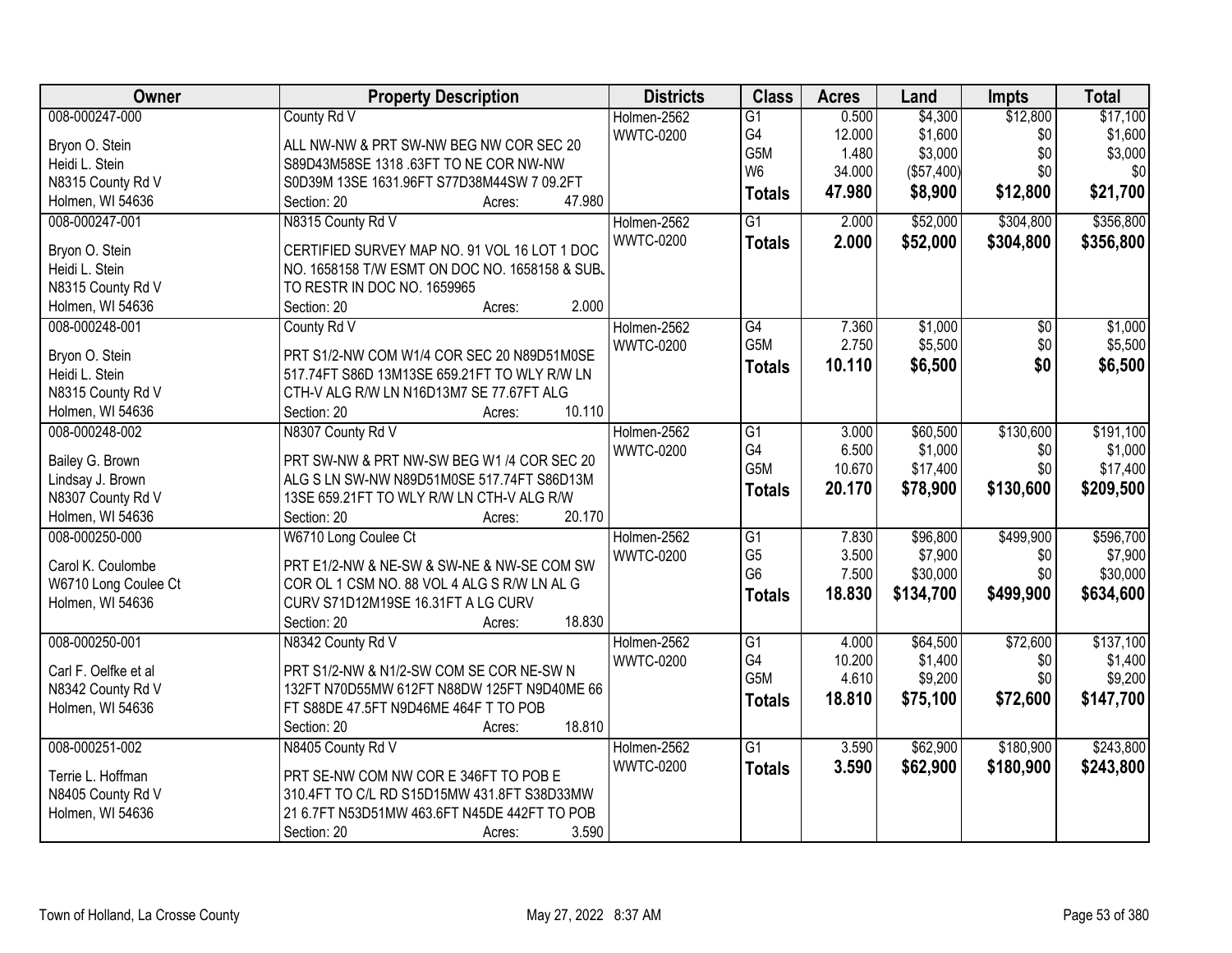| Owner | Property Description | Districts | Class | Acres | Land | Impts | Total |
|---|---|---|---|---|---|---|---|
| 008-000247-000<br>Bryon O. Stein<br>Heidi L. Stein<br>N8315 County Rd V<br>Holmen, WI 54636 | County Rd V<br>ALL NW-NW & PRT SW-NW BEG NW COR SEC 20 S89D43M58SE 1318 .63FT TO NE COR NW-NW S0D39M 13SE 1631.96FT S77D38M44SW 7 09.2FT<br>Section: 20 Acres: 47.980 | Holmen-2562<br>WWTC-0200 | G1<br>G4<br>G5M<br>W6<br>**Totals** | 0.500<br>12.000<br>1.480<br>34.000<br>**47.980** | $4,300<br>$1,600<br>$3,000<br>($57,400)<br>**$8,900** | $12,800<br>$0<br>$0<br>$0<br>**$12,800** | $17,100<br>$1,600<br>$3,000<br>$0<br>**$21,700** |
| 008-000247-001<br>Bryon O. Stein<br>Heidi L. Stein<br>N8315 County Rd V<br>Holmen, WI 54636 | N8315 County Rd V<br>CERTIFIED SURVEY MAP NO. 91 VOL 16 LOT 1 DOC NO. 1658158 T/W ESMT ON DOC NO. 1658158 & SUBJ TO RESTR IN DOC NO. 1659965<br>Section: 20 Acres: 2.000 | Holmen-2562<br>WWTC-0200 | G1<br>**Totals** | 2.000<br>**2.000** | $52,000<br>**$52,000** | $304,800<br>**$304,800** | $356,800<br>**$356,800** |
| 008-000248-001<br>Bryon O. Stein<br>Heidi L. Stein<br>N8315 County Rd V<br>Holmen, WI 54636 | County Rd V<br>PRT S1/2-NW COM W1/4 COR SEC 20 N89D51M0SE 517.74FT S86D 13M13SE 659.21FT TO WLY R/W LN CTH-V ALG R/W LN N16D13M7 SE 77.67FT ALG<br>Section: 20 Acres: 10.110 | Holmen-2562<br>WWTC-0200 | G4<br>G5M<br>**Totals** | 7.360<br>2.750<br>**10.110** | $1,000<br>$5,500<br>**$6,500** | $0<br>$0<br>**$0** | $1,000<br>$5,500<br>**$6,500** |
| 008-000248-002<br>Bailey G. Brown<br>Lindsay J. Brown<br>N8307 County Rd V<br>Holmen, WI 54636 | N8307 County Rd V<br>PRT SW-NW & PRT NW-SW BEG W1 /4 COR SEC 20 ALG S LN SW-NW N89D51M0SE 517.74FT S86D13M 13SE 659.21FT TO WLY R/W LN CTH-V ALG R/W<br>Section: 20 Acres: 20.170 | Holmen-2562<br>WWTC-0200 | G1<br>G4<br>G5M<br>**Totals** | 3.000<br>6.500<br>10.670<br>**20.170** | $60,500<br>$1,000<br>$17,400<br>**$78,900** | $130,600<br>$0<br>$0<br>**$130,600** | $191,100<br>$1,000<br>$17,400<br>**$209,500** |
| 008-000250-000<br>Carol K. Coulombe<br>W6710 Long Coulee Ct<br>Holmen, WI 54636 | W6710 Long Coulee Ct<br>PRT E1/2-NW & NE-SW & SW-NE & NW-SE COM SW COR OL 1 CSM NO. 88 VOL 4 ALG S R/W LN AL G CURV S71D12M19SE 16.31FT A LG CURV<br>Section: 20 Acres: 18.830 | Holmen-2562<br>WWTC-0200 | G1<br>G5<br>G6<br>**Totals** | 7.830<br>3.500<br>7.500<br>**18.830** | $96,800<br>$7,900<br>$30,000<br>**$134,700** | $499,900<br>$0<br>$0<br>**$499,900** | $596,700<br>$7,900<br>$30,000<br>**$634,600** |
| 008-000250-001<br>Carl F. Oelfke et al<br>N8342 County Rd V<br>Holmen, WI 54636 | N8342 County Rd V<br>PRT S1/2-NW & N1/2-SW COM SE COR NE-SW N 132FT N70D55MW 612FT N88DW 125FT N9D40ME 66 FT S88DE 47.5FT N9D46ME 464F T TO POB<br>Section: 20 Acres: 18.810 | Holmen-2562<br>WWTC-0200 | G1<br>G4<br>G5M<br>**Totals** | 4.000<br>10.200<br>4.610<br>**18.810** | $64,500<br>$1,400<br>$9,200<br>**$75,100** | $72,600<br>$0<br>$0<br>**$72,600** | $137,100<br>$1,400<br>$9,200<br>**$147,700** |
| 008-000251-002<br>Terrie L. Hoffman<br>N8405 County Rd V<br>Holmen, WI 54636 | N8405 County Rd V<br>PRT SE-NW COM NW COR E 346FT TO POB E 310.4FT TO C/L RD S15D15MW 431.8FT S38D33MW 21 6.7FT N53D51MW 463.6FT N45DE 442FT TO POB<br>Section: 20 Acres: 3.590 | Holmen-2562<br>WWTC-0200 | G1<br>**Totals** | 3.590<br>**3.590** | $62,900<br>**$62,900** | $180,900<br>**$180,900** | $243,800<br>**$243,800** |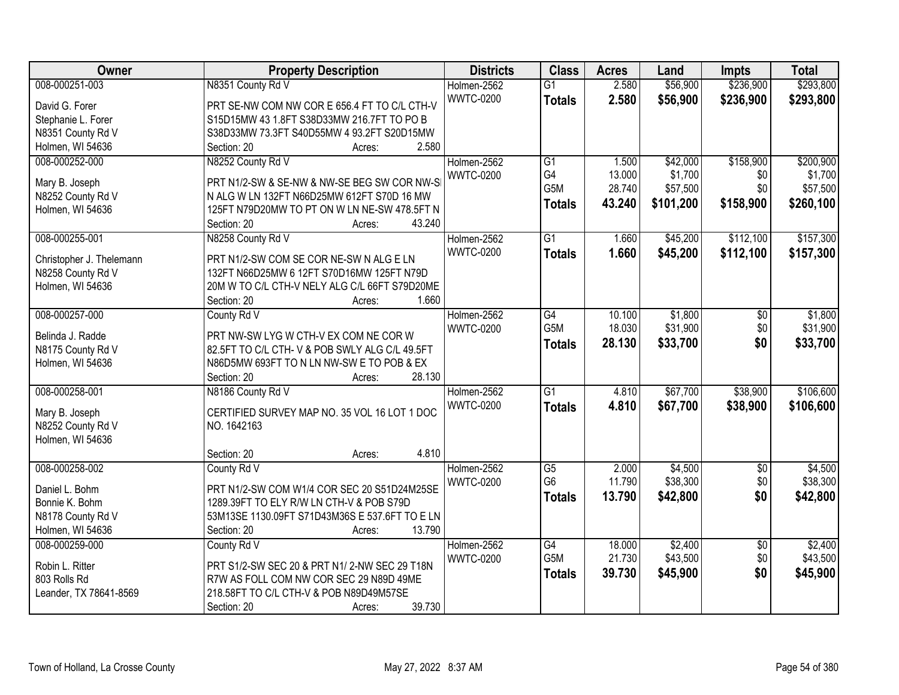| Owner | Property Description | Districts | Class | Acres | Land | Impts | Total |
|---|---|---|---|---|---|---|---|
| 008-000251-003<br>David G. Forer<br>Stephanie L. Forer<br>N8351 County Rd V<br>Holmen, WI 54636 | N8351 County Rd V<br>PRT SE-NW COM NW COR E 656.4 FT TO C/L CTH-V S15D15MW 43 1.8FT S38D33MW 216.7FT TO PO B S38D33MW 73.3FT S40D55MW 4 93.2FT S20D15MW<br>Section: 20 Acres: 2.580 | Holmen-2562<br>WWTC-0200 | G1<br>**Totals** | 2.580<br>**2.580** | \$56,900<br>**\$56,900** | \$236,900<br>**\$236,900** | \$293,800<br>**\$293,800** |
| 008-000252-000<br>Mary B. Joseph<br>N8252 County Rd V<br>Holmen, WI 54636 | N8252 County Rd V<br>PRT N1/2-SW & SE-NW & NW-SE BEG SW COR NW-SI N ALG W LN 132FT N66D25MW 612FT S70D 16 MW 125FT N79D20MW TO PT ON W LN NE-SW 478.5FT N<br>Section: 20 Acres: 43.240 | Holmen-2562<br>WWTC-0200 | G1<br>G4<br>G5M<br>**Totals** | 1.500<br>13.000<br>28.740<br>**43.240** | \$42,000<br>\$1,700<br>\$57,500<br>**\$101,200** | \$158,900<br>\$0<br>\$0<br>**\$158,900** | \$200,900<br>\$1,700<br>\$57,500<br>**\$260,100** |
| 008-000255-001<br>Christopher J. Thelemann<br>N8258 County Rd V<br>Holmen, WI 54636 | N8258 County Rd V<br>PRT N1/2-SW COM SE COR NE-SW N ALG E LN 132FT N66D25MW 6 12FT S70D16MW 125FT N79D 20M W TO C/L CTH-V NELY ALG C/L 66FT S79D20ME<br>Section: 20 Acres: 1.660 | Holmen-2562<br>WWTC-0200 | G1<br>**Totals** | 1.660<br>**1.660** | \$45,200<br>**\$45,200** | \$112,100<br>**\$112,100** | \$157,300<br>**\$157,300** |
| 008-000257-000<br>Belinda J. Radde<br>N8175 County Rd V<br>Holmen, WI 54636 | County Rd V<br>PRT NW-SW LYG W CTH-V EX COM NE COR W 82.5FT TO C/L CTH- V & POB SWLY ALG C/L 49.5FT N86D5MW 693FT TO N LN NW-SW E TO POB & EX<br>Section: 20 Acres: 28.130 | Holmen-2562<br>WWTC-0200 | G4<br>G5M<br>**Totals** | 10.100<br>18.030<br>**28.130** | \$1,800<br>\$31,900<br>**\$33,700** | \$0<br>\$0<br>**\$0** | \$1,800<br>\$31,900<br>**\$33,700** |
| 008-000258-001<br>Mary B. Joseph<br>N8252 County Rd V<br>Holmen, WI 54636 | N8186 County Rd V<br>CERTIFIED SURVEY MAP NO. 35 VOL 16 LOT 1 DOC NO. 1642163<br>Section: 20 Acres: 4.810 | Holmen-2562<br>WWTC-0200 | G1<br>**Totals** | 4.810<br>**4.810** | \$67,700<br>**\$67,700** | \$38,900<br>**\$38,900** | \$106,600<br>**\$106,600** |
| 008-000258-002<br>Daniel L. Bohm<br>Bonnie K. Bohm<br>N8178 County Rd V<br>Holmen, WI 54636 | County Rd V<br>PRT N1/2-SW COM W1/4 COR SEC 20 S51D24M25SE 1289.39FT TO ELY R/W LN CTH-V & POB S79D 53M13SE 1130.09FT S71D43M36S E 537.6FT TO E LN<br>Section: 20 Acres: 13.790 | Holmen-2562<br>WWTC-0200 | G5<br>G6<br>**Totals** | 2.000<br>11.790<br>**13.790** | \$4,500<br>\$38,300<br>**\$42,800** | \$0<br>\$0<br>**\$0** | \$4,500<br>\$38,300<br>**\$42,800** |
| 008-000259-000<br>Robin L. Ritter<br>803 Rolls Rd<br>Leander, TX 78641-8569 | County Rd V<br>PRT S1/2-SW SEC 20 & PRT N1/ 2-NW SEC 29 T18N R7W AS FOLL COM NW COR SEC 29 N89D 49ME 218.58FT TO C/L CTH-V & POB N89D49M57SE<br>Section: 20 Acres: 39.730 | Holmen-2562<br>WWTC-0200 | G4<br>G5M<br>**Totals** | 18.000<br>21.730<br>**39.730** | \$2,400<br>\$43,500<br>**\$45,900** | \$0<br>\$0<br>**\$0** | \$2,400<br>\$43,500<br>**\$45,900** |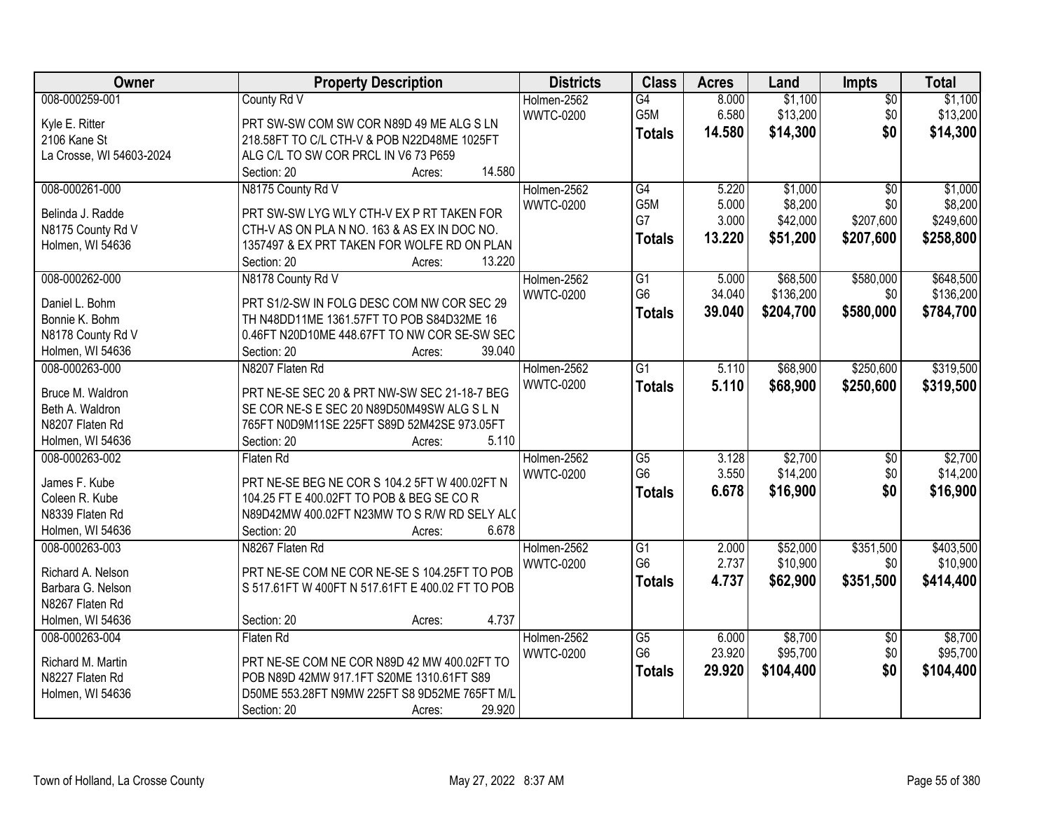| Owner | Property Description | Districts | Class | Acres | Land | Impts | Total |
|---|---|---|---|---|---|---|---|
| 008-000259-001<br><br>Kyle E. Ritter<br>2106 Kane St<br>La Crosse, WI 54603-2024 | County Rd V<br><br>PRT SW-SW COM SW COR N89D 49 ME ALG S LN 218.58FT TO C/L CTH-V & POB N22D48ME 1025FT ALG C/L TO SW COR PRCL IN V6 73 P659<br>Section: 20 Acres: 14.580 | Holmen-2562<br>WWTC-0200 | G4<br>G5M<br>**Totals** | 8.000<br>6.580<br>**14.580** | $1,100<br>$13,200<br>**$14,300** | $0<br>$0<br>**$0** | $1,100<br>$13,200<br>**$14,300** |
| 008-000261-000<br><br>Belinda J. Radde<br>N8175 County Rd V<br>Holmen, WI 54636 | N8175 County Rd V<br><br>PRT SW-SW LYG WLY CTH-V EX P RT TAKEN FOR CTH-V AS ON PLA N NO. 163 & AS EX IN DOC NO. 1357497 & EX PRT TAKEN FOR WOLFE RD ON PLAN<br>Section: 20 Acres: 13.220 | Holmen-2562<br>WWTC-0200 | G4<br>G5M<br>G7<br>**Totals** | 5.220<br>5.000<br>3.000<br>**13.220** | $1,000<br>$8,200<br>$42,000<br>**$51,200** | $0<br>$0<br>$207,600<br>**$207,600** | $1,000<br>$8,200<br>$249,600<br>**$258,800** |
| 008-000262-000<br><br>Daniel L. Bohm<br>Bonnie K. Bohm<br>N8178 County Rd V<br>Holmen, WI 54636 | N8178 County Rd V<br><br>PRT S1/2-SW IN FOLG DESC COM NW COR SEC 29 TH N48DD11ME 1361.57FT TO POB S84D32ME 16 0.46FT N20D10ME 448.67FT TO NW COR SE-SW SEC<br>Section: 20 Acres: 39.040 | Holmen-2562<br>WWTC-0200 | G1<br>G6<br>**Totals** | 5.000<br>34.040<br>**39.040** | $68,500<br>$136,200<br>**$204,700** | $580,000<br>$0<br>**$580,000** | $648,500<br>$136,200<br>**$784,700** |
| 008-000263-000<br><br>Bruce M. Waldron<br>Beth A. Waldron<br>N8207 Flaten Rd<br>Holmen, WI 54636 | N8207 Flaten Rd<br><br>PRT NE-SE SEC 20 & PRT NW-SW SEC 21-18-7 BEG SE COR NE-S E SEC 20 N89D50M49SW ALG S L N 765FT N0D9M11SE 225FT S89D 52M42SE 973.05FT<br>Section: 20 Acres: 5.110 | Holmen-2562<br>WWTC-0200 | G1<br>**Totals** | 5.110<br>**5.110** | $68,900<br>**$68,900** | $250,600<br>**$250,600** | $319,500<br>**$319,500** |
| 008-000263-002<br><br>James F. Kube<br>Coleen R. Kube<br>N8339 Flaten Rd<br>Holmen, WI 54636 | Flaten Rd<br><br>PRT NE-SE BEG NE COR S 104.2 5FT W 400.02FT N 104.25 FT E 400.02FT TO POB & BEG SE CO R N89D42MW 400.02FT N23MW TO S R/W RD SELY ALC<br>Section: 20 Acres: 6.678 | Holmen-2562<br>WWTC-0200 | G5<br>G6<br>**Totals** | 3.128<br>3.550<br>**6.678** | $2,700<br>$14,200<br>**$16,900** | $0<br>$0<br>**$0** | $2,700<br>$14,200<br>**$16,900** |
| 008-000263-003<br><br>Richard A. Nelson<br>Barbara G. Nelson<br>N8267 Flaten Rd<br>Holmen, WI 54636 | N8267 Flaten Rd<br><br>PRT NE-SE COM NE COR NE-SE S 104.25FT TO POB S 517.61FT W 400FT N 517.61FT E 400.02 FT TO POB<br><br>Section: 20 Acres: 4.737 | Holmen-2562<br>WWTC-0200 | G1<br>G6<br>**Totals** | 2.000<br>2.737<br>**4.737** | $52,000<br>$10,900<br>**$62,900** | $351,500<br>$0<br>**$351,500** | $403,500<br>$10,900<br>**$414,400** |
| 008-000263-004<br><br>Richard M. Martin<br>N8227 Flaten Rd<br>Holmen, WI 54636 | Flaten Rd<br><br>PRT NE-SE COM NE COR N89D 42 MW 400.02FT TO POB N89D 42MW 917.1FT S20ME 1310.61FT S89 D50ME 553.28FT N9MW 225FT S8 9D52ME 765FT M/L<br>Section: 20 Acres: 29.920 | Holmen-2562<br>WWTC-0200 | G5<br>G6<br>**Totals** | 6.000<br>23.920<br>**29.920** | $8,700<br>$95,700<br>**$104,400** | $0<br>$0<br>**$0** | $8,700<br>$95,700<br>**$104,400** |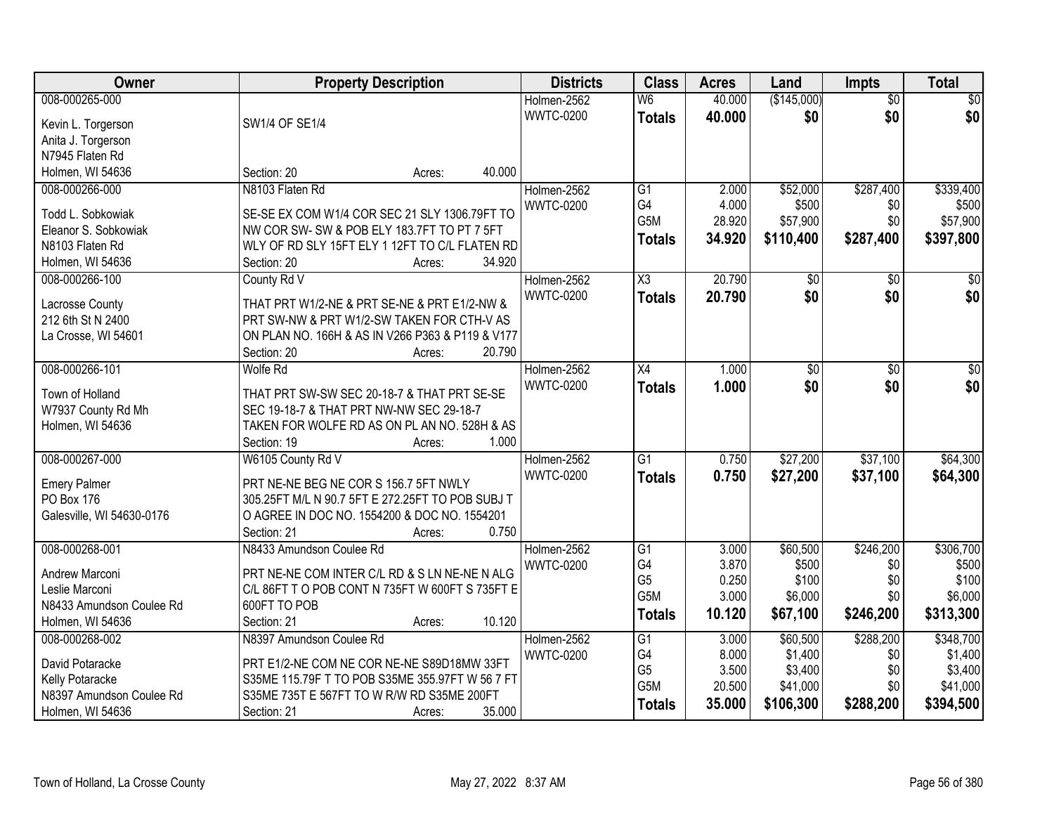| Owner | Property Description | Districts | Class | Acres | Land | Impts | Total |
|---|---|---|---|---|---|---|---|
| 008-000265-000<br>Kevin L. Torgerson<br>Anita J. Torgerson<br>N7945 Flaten Rd<br>Holmen, WI 54636 | SW1/4 OF SE1/4<br>Section: 20 Acres: 40.000 | Holmen-2562<br>WWTC-0200 | W6<br>**Totals** | 40.000<br>**40.000** | ($145,000)<br>**$0** | $0<br>**$0** | $0<br>**$0** |
| 008-000266-000<br>Todd L. Sobkowiak<br>Eleanor S. Sobkowiak<br>N8103 Flaten Rd<br>Holmen, WI 54636 | N8103 Flaten Rd<br>SE-SE EX COM W1/4 COR SEC 21 SLY 1306.79FT TO NW COR SW- SW & POB ELY 183.7FT TO PT 7 5FT WLY OF RD SLY 15FT ELY 1 12FT TO C/L FLATEN RD<br>Section: 20 Acres: 34.920 | Holmen-2562<br>WWTC-0200 | G1<br>G4<br>G5M<br>**Totals** | 2.000<br>4.000<br>28.920<br>**34.920** | $52,000<br>$500<br>$57,900<br>**$110,400** | $287,400<br>$0<br>$0<br>**$287,400** | $339,400<br>$500<br>$57,900<br>**$397,800** |
| 008-000266-100<br>Lacrosse County<br>212 6th St N 2400<br>La Crosse, WI 54601 | County Rd V<br>THAT PRT W1/2-NE & PRT SE-NE & PRT E1/2-NW & PRT SW-NW & PRT W1/2-SW TAKEN FOR CTH-V AS ON PLAN NO. 166H & AS IN V266 P363 & P119 & V177<br>Section: 20 Acres: 20.790 | Holmen-2562<br>WWTC-0200 | X3<br>**Totals** | 20.790<br>**20.790** | $0<br>**$0** | $0<br>**$0** | $0<br>**$0** |
| 008-000266-101<br>Town of Holland<br>W7937 County Rd Mh<br>Holmen, WI 54636 | Wolfe Rd<br>THAT PRT SW-SW SEC 20-18-7 & THAT PRT SE-SE SEC 19-18-7 & THAT PRT NW-NW SEC 29-18-7 TAKEN FOR WOLFE RD AS ON PL AN NO. 528H & AS<br>Section: 19 Acres: 1.000 | Holmen-2562<br>WWTC-0200 | X4<br>**Totals** | 1.000<br>**1.000** | $0<br>**$0** | $0<br>**$0** | $0<br>**$0** |
| 008-000267-000<br>Emery Palmer<br>PO Box 176<br>Galesville, WI 54630-0176 | W6105 County Rd V<br>PRT NE-NE BEG NE COR S 156.7 5FT NWLY 305.25FT M/L N 90.7 5FT E 272.25FT TO POB SUBJ T O AGREE IN DOC NO. 1554200 & DOC NO. 1554201<br>Section: 21 Acres: 0.750 | Holmen-2562<br>WWTC-0200 | G1<br>**Totals** | 0.750<br>**0.750** | $27,200<br>**$27,200** | $37,100<br>**$37,100** | $64,300<br>**$64,300** |
| 008-000268-001<br>Andrew Marconi<br>Leslie Marconi<br>N8433 Amundson Coulee Rd<br>Holmen, WI 54636 | N8433 Amundson Coulee Rd<br>PRT NE-NE COM INTER C/L RD & S LN NE-NE N ALG C/L 86FT T O POB CONT N 735FT W 600FT S 735FT E 600FT TO POB<br>Section: 21 Acres: 10.120 | Holmen-2562<br>WWTC-0200 | G1<br>G4<br>G5<br>G5M<br>**Totals** | 3.000<br>3.870<br>0.250<br>3.000<br>**10.120** | $60,500<br>$500<br>$100<br>$6,000<br>**$67,100** | $246,200<br>$0<br>$0<br>$0<br>**$246,200** | $306,700<br>$500<br>$100<br>$6,000<br>**$313,300** |
| 008-000268-002<br>David Potaracke<br>Kelly Potaracke<br>N8397 Amundson Coulee Rd<br>Holmen, WI 54636 | N8397 Amundson Coulee Rd<br>PRT E1/2-NE COM NE COR NE-NE S89D18MW 33FT S35ME 115.79F T TO POB S35ME 355.97FT W 56 7 FT S35ME 735T E 567FT TO W R/W RD S35ME 200FT<br>Section: 21 Acres: 35.000 | Holmen-2562<br>WWTC-0200 | G1<br>G4<br>G5<br>G5M<br>**Totals** | 3.000<br>8.000<br>3.500<br>20.500<br>**35.000** | $60,500<br>$1,400<br>$3,400<br>$41,000<br>**$106,300** | $288,200<br>$0<br>$0<br>$0<br>**$288,200** | $348,700<br>$1,400<br>$3,400<br>$41,000<br>**$394,500** |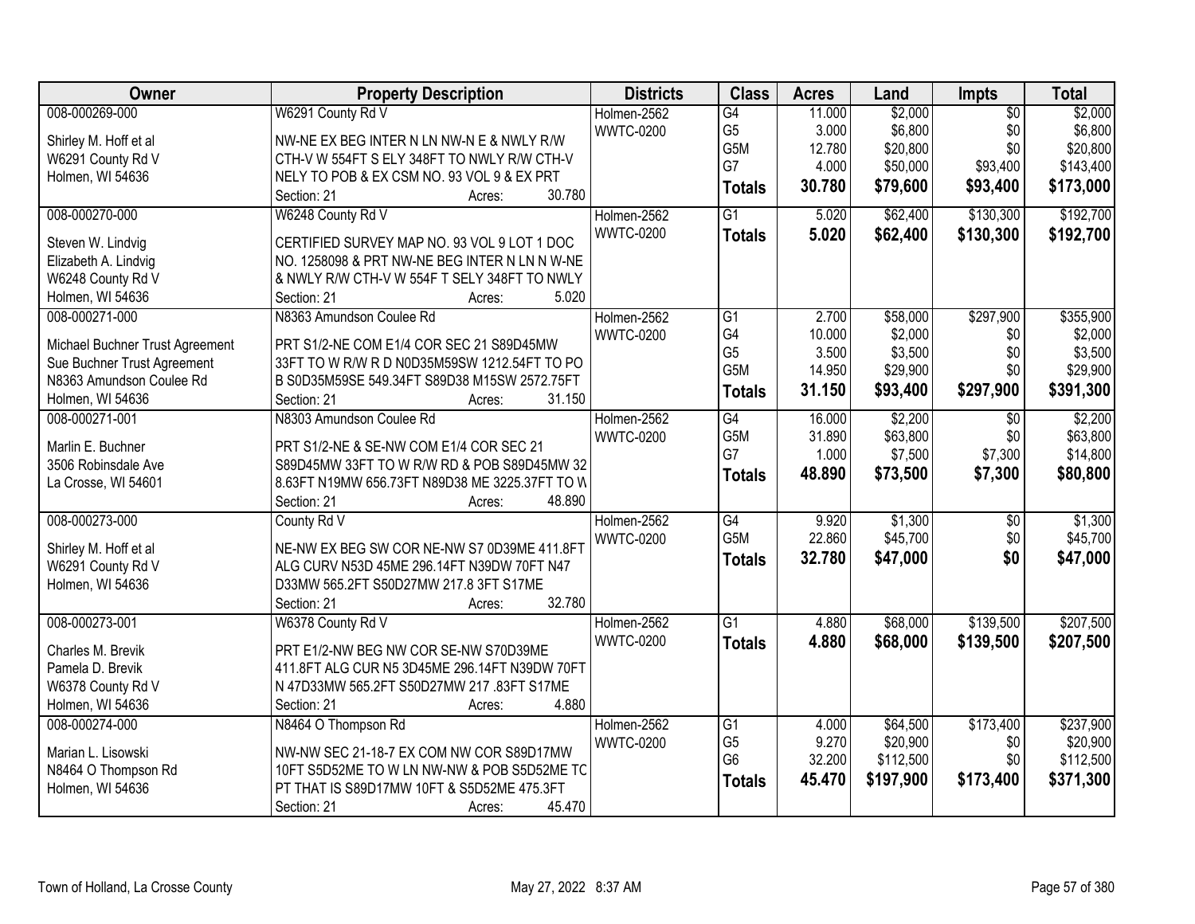| Owner | Property Description | Districts | Class | Acres | Land | Impts | Total |
|---|---|---|---|---|---|---|---|
| 008-000269-000<br><br>Shirley M. Hoff et al<br>W6291 County Rd V<br>Holmen, WI 54636 | W6291 County Rd V<br><br>NW-NE EX BEG INTER N LN NW-N E & NWLY R/W CTH-V W 554FT S ELY 348FT TO NWLY R/W CTH-V NELY TO POB & EX CSM NO. 93 VOL 9 & EX PRT<br>Section: 21 Acres: 30.780 | Holmen-2562<br>WWTC-0200 | G4<br>G5<br>G5M<br>G7<br>**Totals** | 11.000<br>3.000<br>12.780<br>4.000<br>**30.780** | $2,000<br>$6,800<br>$20,800<br>$50,000<br>**$79,600** | $0<br>$0<br>$0<br>$93,400<br>**$93,400** | $2,000<br>$6,800<br>$20,800<br>$143,400<br>**$173,000** |
| 008-000270-000<br><br>Steven W. Lindvig<br>Elizabeth A. Lindvig<br>W6248 County Rd V<br>Holmen, WI 54636 | W6248 County Rd V<br><br>CERTIFIED SURVEY MAP NO. 93 VOL 9 LOT 1 DOC NO. 1258098 & PRT NW-NE BEG INTER N LN N W-NE & NWLY R/W CTH-V W 554F T SELY 348FT TO NWLY<br>Section: 21 Acres: 5.020 | Holmen-2562<br>WWTC-0200 | G1<br>**Totals** | 5.020<br>**5.020** | $62,400<br>**$62,400** | $130,300<br>**$130,300** | $192,700<br>**$192,700** |
| 008-000271-000<br><br>Michael Buchner Trust Agreement<br>Sue Buchner Trust Agreement<br>N8363 Amundson Coulee Rd<br>Holmen, WI 54636 | N8363 Amundson Coulee Rd<br><br>PRT S1/2-NE COM E1/4 COR SEC 21 S89D45MW 33FT TO W R/W R D N0D35M59SW 1212.54FT TO PO B S0D35M59SE 549.34FT S89D38 M15SW 2572.75FT<br>Section: 21 Acres: 31.150 | Holmen-2562<br>WWTC-0200 | G1<br>G4<br>G5<br>G5M<br>**Totals** | 2.700<br>10.000<br>3.500<br>14.950<br>**31.150** | $58,000<br>$2,000<br>$3,500<br>$29,900<br>**$93,400** | $297,900<br>$0<br>$0<br>$0<br>**$297,900** | $355,900<br>$2,000<br>$3,500<br>$29,900<br>**$391,300** |
| 008-000271-001<br><br>Marlin E. Buchner<br>3506 Robinsdale Ave<br>La Crosse, WI 54601 | N8303 Amundson Coulee Rd<br><br>PRT S1/2-NE & SE-NW COM E1/4 COR SEC 21 S89D45MW 33FT TO W R/W RD & POB S89D45MW 32 8.63FT N19MW 656.73FT N89D38 ME 3225.37FT TO W<br>Section: 21 Acres: 48.890 | Holmen-2562<br>WWTC-0200 | G4<br>G5M<br>G7<br>**Totals** | 16.000<br>31.890<br>1.000<br>**48.890** | $2,200<br>$63,800<br>$7,500<br>**$73,500** | $0<br>$0<br>$7,300<br>**$7,300** | $2,200<br>$63,800<br>$14,800<br>**$80,800** |
| 008-000273-000<br><br>Shirley M. Hoff et al<br>W6291 County Rd V<br>Holmen, WI 54636 | County Rd V<br><br>NE-NW EX BEG SW COR NE-NW S7 0D39ME 411.8FT ALG CURV N53D 45ME 296.14FT N39DW 70FT N47 D33MW 565.2FT S50D27MW 217.8 3FT S17ME<br>Section: 21 Acres: 32.780 | Holmen-2562<br>WWTC-0200 | G4<br>G5M<br>**Totals** | 9.920<br>22.860<br>**32.780** | $1,300<br>$45,700<br>**$47,000** | $0<br>$0<br>**$0** | $1,300<br>$45,700<br>**$47,000** |
| 008-000273-001<br><br>Charles M. Brevik<br>Pamela D. Brevik<br>W6378 County Rd V<br>Holmen, WI 54636 | W6378 County Rd V<br><br>PRT E1/2-NW BEG NW COR SE-NW S70D39ME 411.8FT ALG CUR N5 3D45ME 296.14FT N39DW 70FT N 47D33MW 565.2FT S50D27MW 217 .83FT S17ME<br>Section: 21 Acres: 4.880 | Holmen-2562<br>WWTC-0200 | G1<br>**Totals** | 4.880<br>**4.880** | $68,000<br>**$68,000** | $139,500<br>**$139,500** | $207,500<br>**$207,500** |
| 008-000274-000<br><br>Marian L. Lisowski<br>N8464 O Thompson Rd<br>Holmen, WI 54636 | N8464 O Thompson Rd<br><br>NW-NW SEC 21-18-7 EX COM NW COR S89D17MW 10FT S5D52ME TO W LN NW-NW & POB S5D52ME TO PT THAT IS S89D17MW 10FT & S5D52ME 475.3FT<br>Section: 21 Acres: 45.470 | Holmen-2562<br>WWTC-0200 | G1<br>G5<br>G6<br>**Totals** | 4.000<br>9.270<br>32.200<br>**45.470** | $64,500<br>$20,900<br>$112,500<br>**$197,900** | $173,400<br>$0<br>$0<br>**$173,400** | $237,900<br>$20,900<br>$112,500<br>**$371,300** |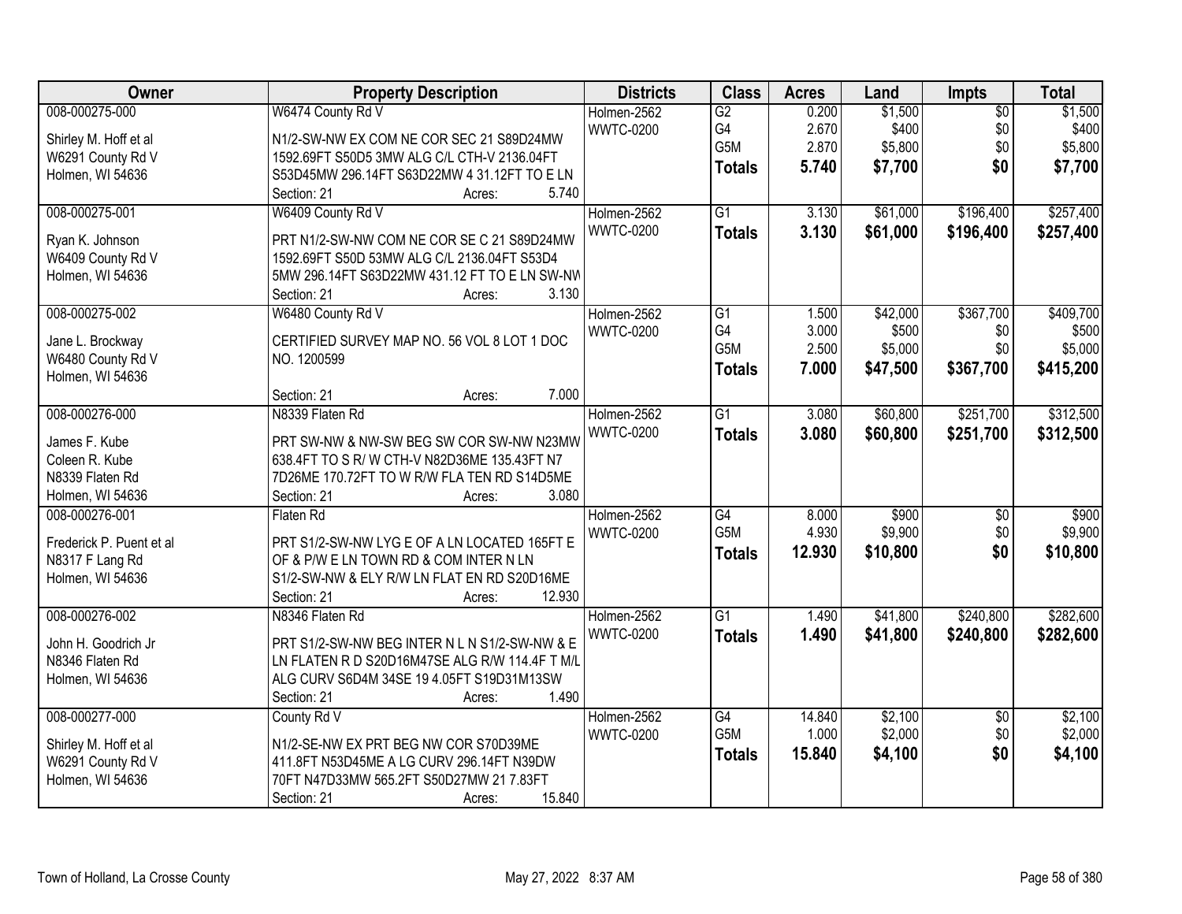| Owner | Property Description | Districts | Class | Acres | Land | Impts | Total |
|---|---|---|---|---|---|---|---|
| 008-000275-000<br><br>Shirley M. Hoff et al<br>W6291 County Rd V<br>Holmen, WI 54636 | W6474 County Rd V<br><br>N1/2-SW-NW EX COM NE COR SEC 21 S89D24MW 1592.69FT S50D5 3MW ALG C/L CTH-V 2136.04FT S53D45MW 296.14FT S63D22MW 4 31.12FT TO E LN<br>Section: 21 Acres: 5.740 | Holmen-2562<br>WWTC-0200 | G2<br>G4<br>G5M<br>**Totals** | 0.200<br>2.670<br>2.870<br>**5.740** | $1,500<br>$400<br>$5,800<br>**$7,700** | $0<br>$0<br>$0<br>**$0** | $1,500<br>$400<br>$5,800<br>**$7,700** |
| 008-000275-001<br><br>Ryan K. Johnson<br>W6409 County Rd V<br>Holmen, WI 54636 | W6409 County Rd V<br><br>PRT N1/2-SW-NW COM NE COR SE C 21 S89D24MW 1592.69FT S50D 53MW ALG C/L 2136.04FT S53D4 5MW 296.14FT S63D22MW 431.12 FT TO E LN SW-NW<br>Section: 21 Acres: 3.130 | Holmen-2562<br>WWTC-0200 | G1<br>**Totals** | 3.130<br>**3.130** | $61,000<br>**$61,000** | $196,400<br>**$196,400** | $257,400<br>**$257,400** |
| 008-000275-002<br><br>Jane L. Brockway<br>W6480 County Rd V<br>Holmen, WI 54636 | W6480 County Rd V<br><br>CERTIFIED SURVEY MAP NO. 56 VOL 8 LOT 1 DOC NO. 1200599<br>Section: 21 Acres: 7.000 | Holmen-2562<br>WWTC-0200 | G1<br>G4<br>G5M<br>**Totals** | 1.500<br>3.000<br>2.500<br>**7.000** | $42,000<br>$500<br>$5,000<br>**$47,500** | $367,700<br>$0<br>$0<br>**$367,700** | $409,700<br>$500<br>$5,000<br>**$415,200** |
| 008-000276-000<br><br>James F. Kube<br>Coleen R. Kube<br>N8339 Flaten Rd<br>Holmen, WI 54636 | N8339 Flaten Rd<br><br>PRT SW-NW & NW-SW BEG SW COR SW-NW N23MW 638.4FT TO S R/ W CTH-V N82D36ME 135.43FT N7 7D26ME 170.72FT TO W R/W FLA TEN RD S14D5ME<br>Section: 21 Acres: 3.080 | Holmen-2562<br>WWTC-0200 | G1<br>**Totals** | 3.080<br>**3.080** | $60,800<br>**$60,800** | $251,700<br>**$251,700** | $312,500<br>**$312,500** |
| 008-000276-001<br><br>Frederick P. Puent et al<br>N8317 F Lang Rd<br>Holmen, WI 54636 | Flaten Rd<br><br>PRT S1/2-SW-NW LYG E OF A LN LOCATED 165FT E OF & P/W E LN TOWN RD & COM INTER N LN S1/2-SW-NW & ELY R/W LN FLAT EN RD S20D16ME<br>Section: 21 Acres: 12.930 | Holmen-2562<br>WWTC-0200 | G4<br>G5M<br>**Totals** | 8.000<br>4.930<br>**12.930** | $900<br>$9,900<br>**$10,800** | $0<br>$0<br>**$0** | $900<br>$9,900<br>**$10,800** |
| 008-000276-002<br><br>John H. Goodrich Jr<br>N8346 Flaten Rd<br>Holmen, WI 54636 | N8346 Flaten Rd<br><br>PRT S1/2-SW-NW BEG INTER N L N S1/2-SW-NW & E LN FLATEN R D S20D16M47SE ALG R/W 114.4F T M/L ALG CURV S6D4M 34SE 19 4.05FT S19D31M13SW<br>Section: 21 Acres: 1.490 | Holmen-2562<br>WWTC-0200 | G1<br>**Totals** | 1.490<br>**1.490** | $41,800<br>**$41,800** | $240,800<br>**$240,800** | $282,600<br>**$282,600** |
| 008-000277-000<br><br>Shirley M. Hoff et al<br>W6291 County Rd V<br>Holmen, WI 54636 | County Rd V<br><br>N1/2-SE-NW EX PRT BEG NW COR S70D39ME 411.8FT N53D45ME A LG CURV 296.14FT N39DW 70FT N47D33MW 565.2FT S50D27MW 21 7.83FT<br>Section: 21 Acres: 15.840 | Holmen-2562<br>WWTC-0200 | G4<br>G5M<br>**Totals** | 14.840<br>1.000<br>**15.840** | $2,100<br>$2,000<br>**$4,100** | $0<br>$0<br>**$0** | $2,100<br>$2,000<br>**$4,100** |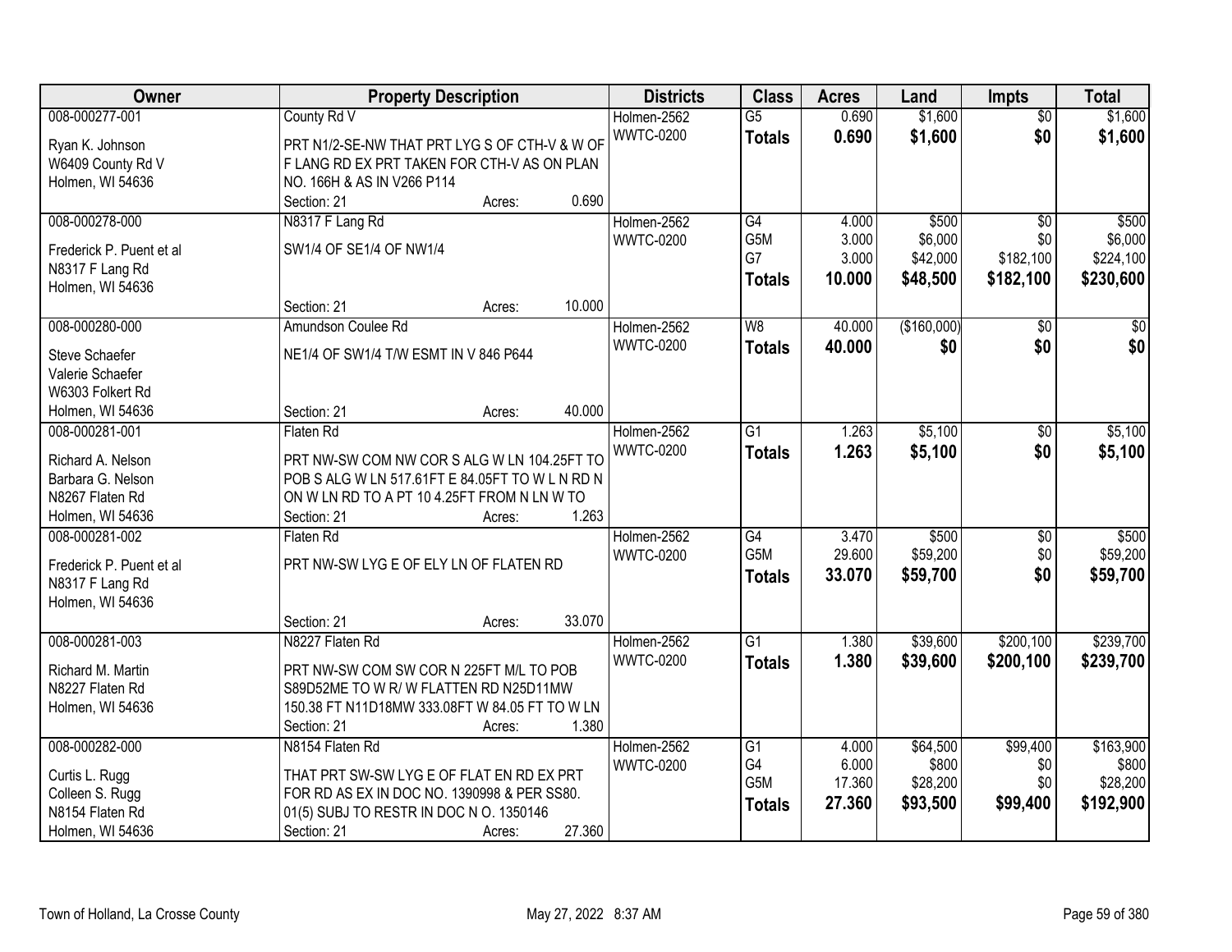| Owner | Property Description | Districts | Class | Acres | Land | Impts | Total |
|---|---|---|---|---|---|---|---|
| 008-000277-001<br>Ryan K. Johnson<br>W6409 County Rd V<br>Holmen, WI 54636 | County Rd V<br>PRT N1/2-SE-NW THAT PRT LYG S OF CTH-V & W OF F LANG RD EX PRT TAKEN FOR CTH-V AS ON PLAN NO. 166H & AS IN V266 P114<br>Section: 21 Acres: 0.690 | Holmen-2562<br>WWTC-0200 | G5<br>**Totals** | 0.690<br>**0.690** | $1,600<br>**$1,600** | $0<br>**$0** | $1,600<br>**$1,600** |
| 008-000278-000<br>Frederick P. Puent et al<br>N8317 F Lang Rd<br>Holmen, WI 54636 | N8317 F Lang Rd<br>SW1/4 OF SE1/4 OF NW1/4<br>Section: 21 Acres: 10.000 | Holmen-2562<br>WWTC-0200 | G4<br>G5M<br>G7<br>**Totals** | 4.000<br>3.000<br>3.000<br>**10.000** | $500<br>$6,000<br>$42,000<br>**$48,500** | $0<br>$0<br>$182,100<br>**$182,100** | $500<br>$6,000<br>$224,100<br>**$230,600** |
| 008-000280-000<br>Steve Schaefer<br>Valerie Schaefer<br>W6303 Folkert Rd<br>Holmen, WI 54636 | Amundson Coulee Rd<br>NE1/4 OF SW1/4 T/W ESMT IN V 846 P644<br>Section: 21 Acres: 40.000 | Holmen-2562<br>WWTC-0200 | W8<br>**Totals** | 40.000<br>**40.000** | ($160,000)<br>**$0** | $0<br>**$0** | $0<br>**$0** |
| 008-000281-001<br>Richard A. Nelson<br>Barbara G. Nelson<br>N8267 Flaten Rd<br>Holmen, WI 54636 | Flaten Rd<br>PRT NW-SW COM NW COR S ALG W LN 104.25FT TO POB S ALG W LN 517.61FT E 84.05FT TO W L N RD N ON W LN RD TO A PT 10 4.25FT FROM N LN W TO<br>Section: 21 Acres: 1.263 | Holmen-2562<br>WWTC-0200 | G1<br>**Totals** | 1.263<br>**1.263** | $5,100<br>**$5,100** | $0<br>**$0** | $5,100<br>**$5,100** |
| 008-000281-002<br>Frederick P. Puent et al<br>N8317 F Lang Rd<br>Holmen, WI 54636 | Flaten Rd<br>PRT NW-SW LYG E OF ELY LN OF FLATEN RD<br>Section: 21 Acres: 33.070 | Holmen-2562<br>WWTC-0200 | G4<br>G5M<br>**Totals** | 3.470<br>29.600<br>**33.070** | $500<br>$59,200<br>**$59,700** | $0<br>$0<br>**$0** | $500<br>$59,200<br>**$59,700** |
| 008-000281-003<br>Richard M. Martin<br>N8227 Flaten Rd<br>Holmen, WI 54636 | N8227 Flaten Rd<br>PRT NW-SW COM SW COR N 225FT M/L TO POB S89D52ME TO W R/ W FLATTEN RD N25D11MW 150.38 FT N11D18MW 333.08FT W 84.05 FT TO W LN<br>Section: 21 Acres: 1.380 | Holmen-2562<br>WWTC-0200 | G1<br>**Totals** | 1.380<br>**1.380** | $39,600<br>**$39,600** | $200,100<br>**$200,100** | $239,700<br>**$239,700** |
| 008-000282-000<br>Curtis L. Rugg<br>Colleen S. Rugg<br>N8154 Flaten Rd<br>Holmen, WI 54636 | N8154 Flaten Rd<br>THAT PRT SW-SW LYG E OF FLAT EN RD EX PRT FOR RD AS EX IN DOC NO. 1390998 & PER SS80. 01(5) SUBJ TO RESTR IN DOC N O. 1350146<br>Section: 21 Acres: 27.360 | Holmen-2562<br>WWTC-0200 | G1<br>G4<br>G5M<br>**Totals** | 4.000<br>6.000<br>17.360<br>**27.360** | $64,500<br>$800<br>$28,200<br>**$93,500** | $99,400<br>$0<br>$0<br>**$99,400** | $163,900<br>$800<br>$28,200<br>**$192,900** |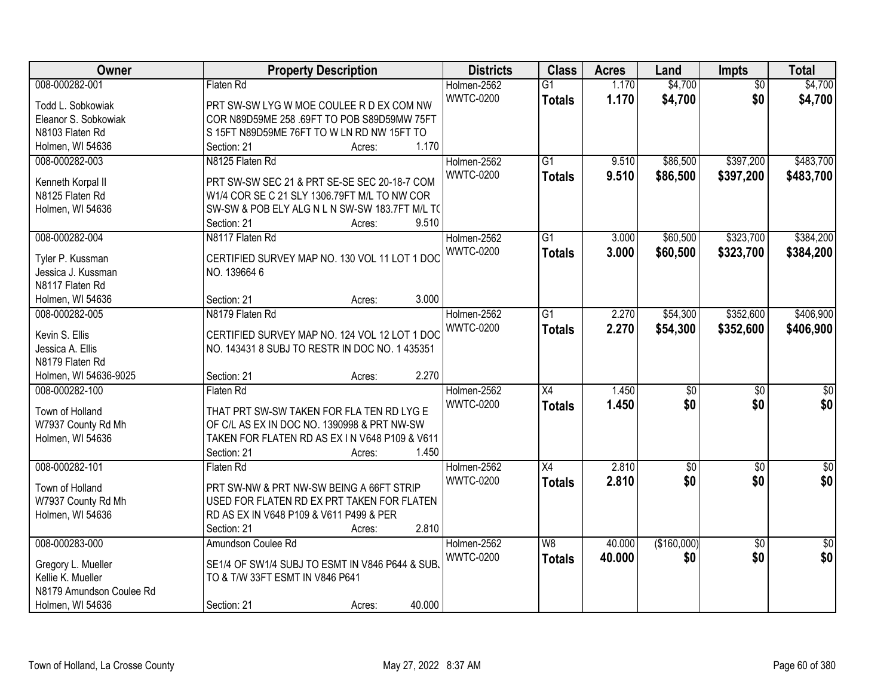| Owner | Property Description | Districts | Class | Acres | Land | Impts | Total |
|---|---|---|---|---|---|---|---|
| 008-000282-001<br>Todd L. Sobkowiak<br>Eleanor S. Sobkowiak<br>N8103 Flaten Rd<br>Holmen, WI 54636 | Flaten Rd<br>PRT SW-SW LYG W MOE COULEE R D EX COM NW COR N89D59ME 258 .69FT TO POB S89D59MW 75FT S 15FT N89D59ME 76FT TO W LN RD NW 15FT TO<br>Section: 21 Acres: 1.170 | Holmen-2562<br>WWTC-0200 | G1<br>**Totals** | 1.170<br>**1.170** | $4,700<br>**$4,700** | $0<br>**$0** | $4,700<br>**$4,700** |
| 008-000282-003<br>Kenneth Korpal II<br>N8125 Flaten Rd<br>Holmen, WI 54636 | N8125 Flaten Rd<br>PRT SW-SW SEC 21 & PRT SE-SE SEC 20-18-7 COM W1/4 COR SE C 21 SLY 1306.79FT M/L TO NW COR SW-SW & POB ELY ALG N L N SW-SW 183.7FT M/L T(<br>Section: 21 Acres: 9.510 | Holmen-2562<br>WWTC-0200 | G1<br>**Totals** | 9.510<br>**9.510** | $86,500<br>**$86,500** | $397,200<br>**$397,200** | $483,700<br>**$483,700** |
| 008-000282-004<br>Tyler P. Kussman<br>Jessica J. Kussman<br>N8117 Flaten Rd<br>Holmen, WI 54636 | N8117 Flaten Rd<br>CERTIFIED SURVEY MAP NO. 130 VOL 11 LOT 1 DOC NO. 139664 6<br>Section: 21 Acres: 3.000 | Holmen-2562<br>WWTC-0200 | G1<br>**Totals** | 3.000<br>**3.000** | $60,500<br>**$60,500** | $323,700<br>**$323,700** | $384,200<br>**$384,200** |
| 008-000282-005<br>Kevin S. Ellis<br>Jessica A. Ellis<br>N8179 Flaten Rd<br>Holmen, WI 54636-9025 | N8179 Flaten Rd<br>CERTIFIED SURVEY MAP NO. 124 VOL 12 LOT 1 DOC NO. 143431 8 SUBJ TO RESTR IN DOC NO. 1 435351<br>Section: 21 Acres: 2.270 | Holmen-2562<br>WWTC-0200 | G1<br>**Totals** | 2.270<br>**2.270** | $54,300<br>**$54,300** | $352,600<br>**$352,600** | $406,900<br>**$406,900** |
| 008-000282-100<br>Town of Holland<br>W7937 County Rd Mh<br>Holmen, WI 54636 | Flaten Rd<br>THAT PRT SW-SW TAKEN FOR FLA TEN RD LYG E OF C/L AS EX IN DOC NO. 1390998 & PRT NW-SW TAKEN FOR FLATEN RD AS EX I N V648 P109 & V611<br>Section: 21 Acres: 1.450 | Holmen-2562<br>WWTC-0200 | X4<br>**Totals** | 1.450<br>**1.450** | $0<br>**$0** | $0<br>**$0** | $0<br>**$0** |
| 008-000282-101<br>Town of Holland<br>W7937 County Rd Mh<br>Holmen, WI 54636 | Flaten Rd<br>PRT SW-NW & PRT NW-SW BEING A 66FT STRIP USED FOR FLATEN RD EX PRT TAKEN FOR FLATEN RD AS EX IN V648 P109 & V611 P499 & PER<br>Section: 21 Acres: 2.810 | Holmen-2562<br>WWTC-0200 | X4<br>**Totals** | 2.810<br>**2.810** | $0<br>**$0** | $0<br>**$0** | $0<br>**$0** |
| 008-000283-000<br>Gregory L. Mueller<br>Kellie K. Mueller<br>N8179 Amundson Coulee Rd<br>Holmen, WI 54636 | Amundson Coulee Rd<br>SE1/4 OF SW1/4 SUBJ TO ESMT IN V846 P644 & SUB. TO & T/W 33FT ESMT IN V846 P641<br>Section: 21 Acres: 40.000 | Holmen-2562<br>WWTC-0200 | W8<br>**Totals** | 40.000<br>**40.000** | ($160,000)<br>**$0** | $0<br>**$0** | $0<br>**$0** |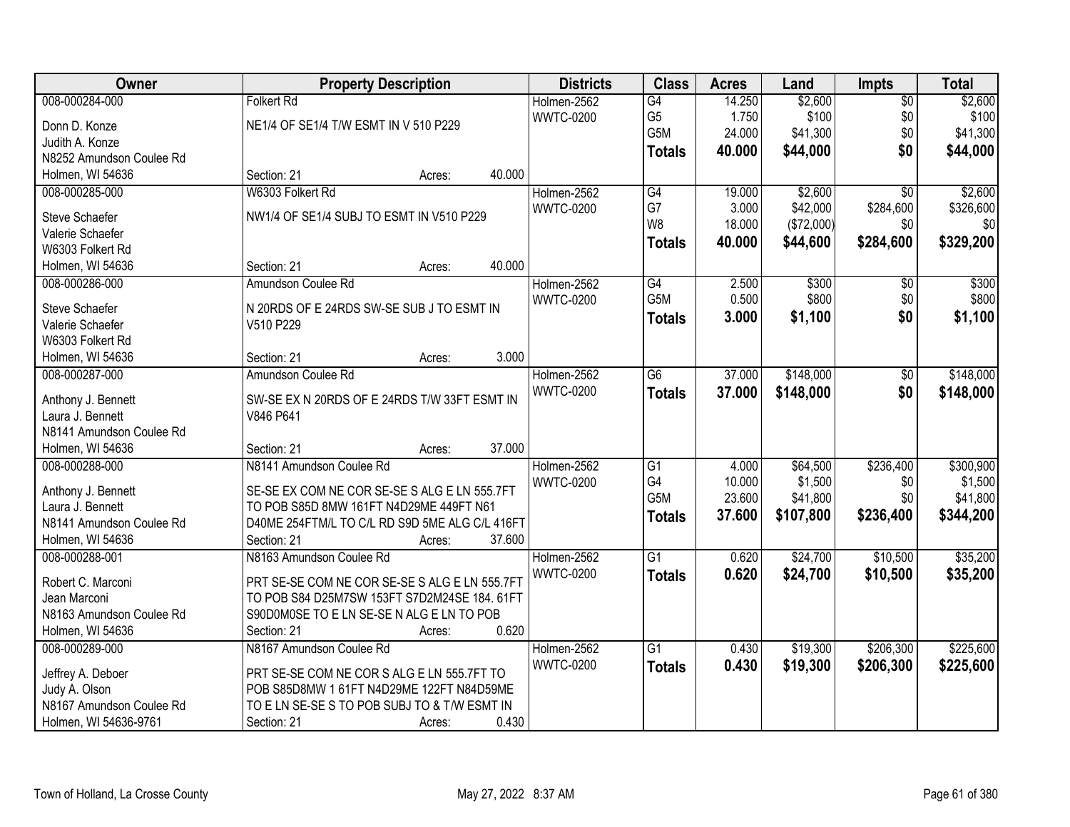| Owner | Property Description | Districts | Class | Acres | Land | Impts | Total |
|---|---|---|---|---|---|---|---|
| 008-000284-000<br>Donn D. Konze<br>Judith A. Konze<br>N8252 Amundson Coulee Rd<br>Holmen, WI 54636 | Folkert Rd<br>NE1/4 OF SE1/4 T/W ESMT IN V 510 P229<br>Section: 21 Acres: 40.000 | Holmen-2562<br>WWTC-0200 | G4<br>G5<br>G5M<br>**Totals** | 14.250<br>1.750<br>24.000<br>**40.000** | $2,600<br>$100<br>$41,300<br>**$44,000** | $0<br>$0<br>$0<br>**$0** | $2,600<br>$100<br>$41,300<br>**$44,000** |
| 008-000285-000<br>Steve Schaefer<br>Valerie Schaefer<br>W6303 Folkert Rd<br>Holmen, WI 54636 | W6303 Folkert Rd<br>NW1/4 OF SE1/4 SUBJ TO ESMT IN V510 P229<br>Section: 21 Acres: 40.000 | Holmen-2562<br>WWTC-0200 | G4<br>G7<br>W8<br>**Totals** | 19.000<br>3.000<br>18.000<br>**40.000** | $2,600<br>$42,000<br>($72,000)<br>**$44,600** | $0<br>$284,600<br>$0<br>**$284,600** | $2,600<br>$326,600<br>$0<br>**$329,200** |
| 008-000286-000<br>Steve Schaefer<br>Valerie Schaefer<br>W6303 Folkert Rd<br>Holmen, WI 54636 | Amundson Coulee Rd<br>N 20RDS OF E 24RDS SW-SE SUB J TO ESMT IN V510 P229<br>Section: 21 Acres: 3.000 | Holmen-2562<br>WWTC-0200 | G4<br>G5M<br>**Totals** | 2.500<br>0.500<br>**3.000** | $300<br>$800<br>**$1,100** | $0<br>$0<br>**$0** | $300<br>$800<br>**$1,100** |
| 008-000287-000<br>Anthony J. Bennett<br>Laura J. Bennett<br>N8141 Amundson Coulee Rd<br>Holmen, WI 54636 | Amundson Coulee Rd<br>SW-SE EX N 20RDS OF E 24RDS T/W 33FT ESMT IN V846 P641<br>Section: 21 Acres: 37.000 | Holmen-2562<br>WWTC-0200 | G6<br>**Totals** | 37.000<br>**37.000** | $148,000<br>**$148,000** | $0<br>**$0** | $148,000<br>**$148,000** |
| 008-000288-000<br>Anthony J. Bennett<br>Laura J. Bennett<br>N8141 Amundson Coulee Rd<br>Holmen, WI 54636 | N8141 Amundson Coulee Rd<br>SE-SE EX COM NE COR SE-SE S ALG E LN 555.7FT TO POB S85D 8MW 161FT N4D29ME 449FT N61 D40ME 254FTM/L TO C/L RD S9D 5ME ALG C/L 416FT<br>Section: 21 Acres: 37.600 | Holmen-2562<br>WWTC-0200 | G1<br>G4<br>G5M<br>**Totals** | 4.000<br>10.000<br>23.600<br>**37.600** | $64,500<br>$1,500<br>$41,800<br>**$107,800** | $236,400<br>$0<br>$0<br>**$236,400** | $300,900<br>$1,500<br>$41,800<br>**$344,200** |
| 008-000288-001<br>Robert C. Marconi<br>Jean Marconi<br>N8163 Amundson Coulee Rd<br>Holmen, WI 54636 | N8163 Amundson Coulee Rd<br>PRT SE-SE COM NE COR SE-SE S ALG E LN 555.7FT TO POB S84 D25M7SW 153FT S7D2M24SE 184. 61FT S90D0M0SE TO E LN SE-SE N ALG E LN TO POB<br>Section: 21 Acres: 0.620 | Holmen-2562<br>WWTC-0200 | G1<br>**Totals** | 0.620<br>**0.620** | $24,700<br>**$24,700** | $10,500<br>**$10,500** | $35,200<br>**$35,200** |
| 008-000289-000<br>Jeffrey A. Deboer<br>Judy A. Olson<br>N8167 Amundson Coulee Rd<br>Holmen, WI 54636-9761 | N8167 Amundson Coulee Rd<br>PRT SE-SE COM NE COR S ALG E LN 555.7FT TO POB S85D8MW 1 61FT N4D29ME 122FT N84D59ME TO E LN SE-SE S TO POB SUBJ TO & T/W ESMT IN<br>Section: 21 Acres: 0.430 | Holmen-2562<br>WWTC-0200 | G1<br>**Totals** | 0.430<br>**0.430** | $19,300<br>**$19,300** | $206,300<br>**$206,300** | $225,600<br>**$225,600** |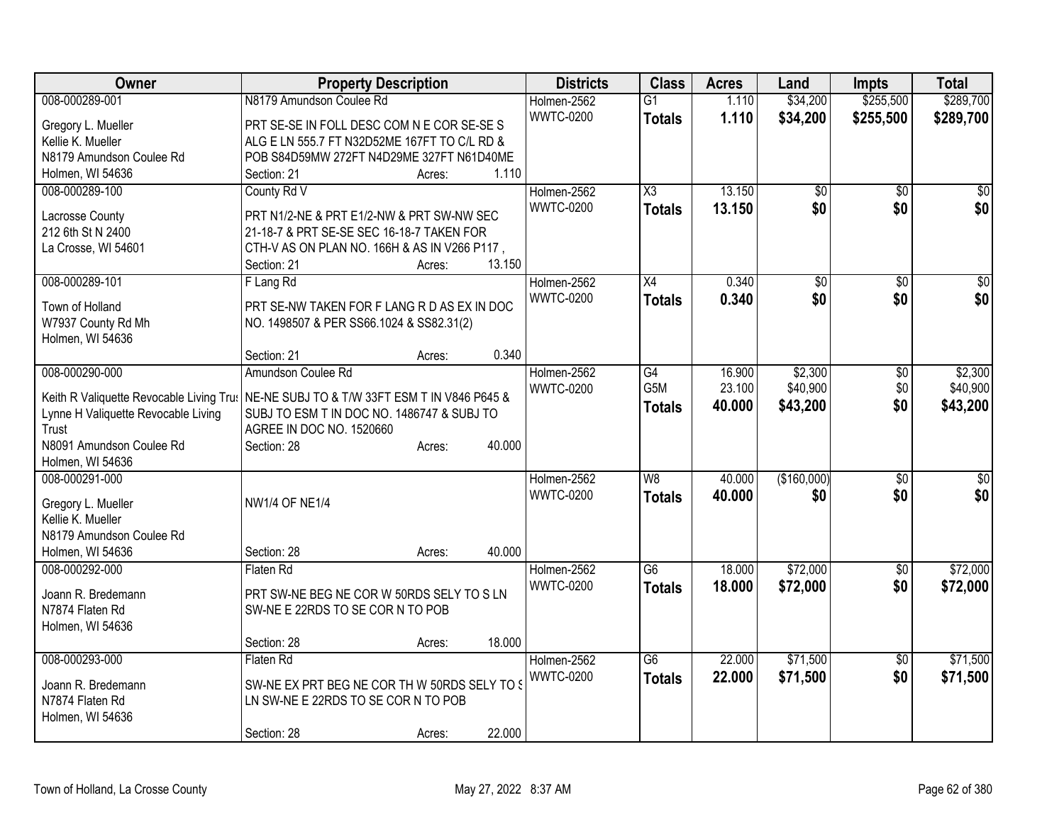| Owner | Property Description | Districts | Class | Acres | Land | Impts | Total |
|---|---|---|---|---|---|---|---|
| 008-000289-001<br>Gregory L. Mueller<br>Kellie K. Mueller<br>N8179 Amundson Coulee Rd<br>Holmen, WI 54636 | N8179 Amundson Coulee Rd<br>PRT SE-SE IN FOLL DESC COM N E COR SE-SE S ALG E LN 555.7 FT N32D52ME 167FT TO C/L RD & POB S84D59MW 272FT N4D29ME 327FT N61D40ME<br>Section: 21 Acres: 1.110 | Holmen-2562<br>WWTC-0200 | G1<br>**Totals** | 1.110<br>**1.110** | $34,200<br>**$34,200** | $255,500<br>**$255,500** | $289,700<br>**$289,700** |
| 008-000289-100<br>Lacrosse County<br>212 6th St N 2400<br>La Crosse, WI 54601 | County Rd V<br>PRT N1/2-NE & PRT E1/2-NW & PRT SW-NW SEC 21-18-7 & PRT SE-SE SEC 16-18-7 TAKEN FOR CTH-V AS ON PLAN NO. 166H & AS IN V266 P117 ,<br>Section: 21 Acres: 13.150 | Holmen-2562<br>WWTC-0200 | X3<br>**Totals** | 13.150<br>**13.150** | $0<br>**$0** | $0<br>**$0** | $0<br>**$0** |
| 008-000289-101<br>Town of Holland<br>W7937 County Rd Mh<br>Holmen, WI 54636 | F Lang Rd<br>PRT SE-NW TAKEN FOR F LANG R D AS EX IN DOC NO. 1498507 & PER SS66.1024 & SS82.31(2)<br>Section: 21 Acres: 0.340 | Holmen-2562<br>WWTC-0200 | X4<br>**Totals** | 0.340<br>**0.340** | $0<br>**$0** | $0<br>**$0** | $0<br>**$0** |
| 008-000290-000<br>Keith R Valiquette Revocable Living Trus<br>Lynne H Valiquette Revocable Living Trust<br>N8091 Amundson Coulee Rd<br>Holmen, WI 54636 | Amundson Coulee Rd<br>NE-NE SUBJ TO & T/W 33FT ESM T IN V846 P645 & SUBJ TO ESM T IN DOC NO. 1486747 & SUBJ TO AGREE IN DOC NO. 1520660<br>Section: 28 Acres: 40.000 | Holmen-2562<br>WWTC-0200 | G4<br>G5M<br>**Totals** | 16.900<br>23.100<br>**40.000** | $2,300<br>$40,900<br>**$43,200** | $0<br>$0<br>**$0** | $2,300<br>$40,900<br>**$43,200** |
| 008-000291-000<br>Gregory L. Mueller<br>Kellie K. Mueller<br>N8179 Amundson Coulee Rd<br>Holmen, WI 54636 | NW1/4 OF NE1/4<br>Section: 28 Acres: 40.000 | Holmen-2562<br>WWTC-0200 | W8<br>**Totals** | 40.000<br>**40.000** | ($160,000)<br>**$0** | $0<br>**$0** | $0<br>**$0** |
| 008-000292-000<br>Joann R. Bredemann<br>N7874 Flaten Rd<br>Holmen, WI 54636 | Flaten Rd<br>PRT SW-NE BEG NE COR W 50RDS SELY TO S LN SW-NE E 22RDS TO SE COR N TO POB<br>Section: 28 Acres: 18.000 | Holmen-2562<br>WWTC-0200 | G6<br>**Totals** | 18.000<br>**18.000** | $72,000<br>**$72,000** | $0<br>**$0** | $72,000<br>**$72,000** |
| 008-000293-000<br>Joann R. Bredemann<br>N7874 Flaten Rd<br>Holmen, WI 54636 | Flaten Rd<br>SW-NE EX PRT BEG NE COR TH W 50RDS SELY TO S LN SW-NE E 22RDS TO SE COR N TO POB<br>Section: 28 Acres: 22.000 | Holmen-2562<br>WWTC-0200 | G6<br>**Totals** | 22.000<br>**22.000** | $71,500<br>**$71,500** | $0<br>**$0** | $71,500<br>**$71,500** |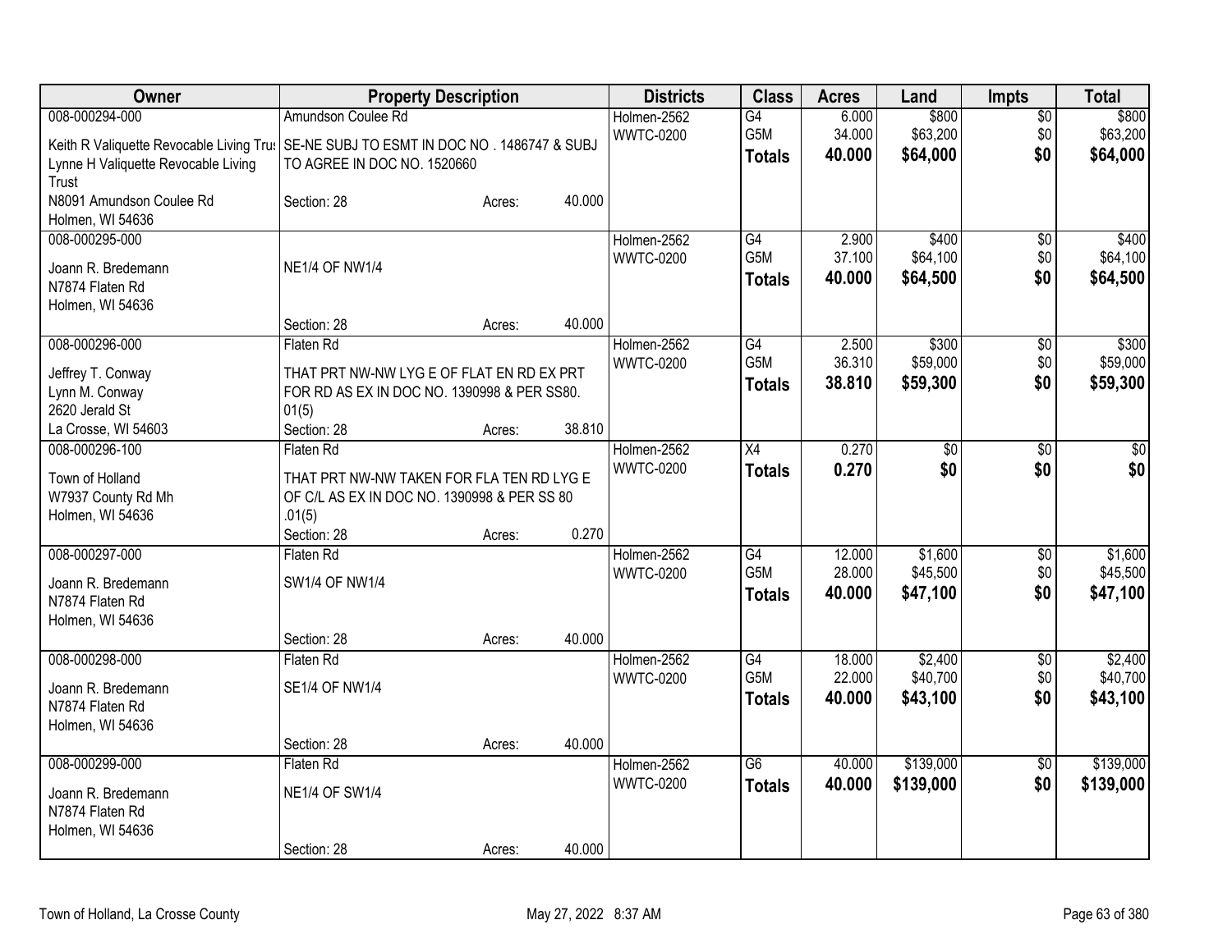| Owner | Property Description | Districts | Class | Acres | Land | Impts | Total |
|---|---|---|---|---|---|---|---|
| 008-000294-000<br>Keith R Valiquette Revocable Living Trus<br>Lynne H Valiquette Revocable Living Trust<br>N8091 Amundson Coulee Rd<br>Holmen, WI 54636 | Amundson Coulee Rd<br>SE-NE SUBJ TO ESMT IN DOC NO . 1486747 & SUBJ TO AGREE IN DOC NO. 1520660<br>Section: 28 Acres: 40.000 | Holmen-2562<br>WWTC-0200 | G4<br>G5M<br>**Totals** | 6.000<br>34.000<br>**40.000** | $800<br>$63,200<br>**$64,000** | $0<br>$0<br>**$0** | $800<br>$63,200<br>**$64,000** |
| 008-000295-000<br>Joann R. Bredemann<br>N7874 Flaten Rd<br>Holmen, WI 54636 | NE1/4 OF NW1/4<br>Section: 28 Acres: 40.000 | Holmen-2562<br>WWTC-0200 | G4<br>G5M<br>**Totals** | 2.900<br>37.100<br>**40.000** | $400<br>$64,100<br>**$64,500** | $0<br>$0<br>**$0** | $400<br>$64,100<br>**$64,500** |
| 008-000296-000<br>Jeffrey T. Conway<br>Lynn M. Conway<br>2620 Jerald St<br>La Crosse, WI 54603 | Flaten Rd<br>THAT PRT NW-NW LYG E OF FLAT EN RD EX PRT FOR RD AS EX IN DOC NO. 1390998 & PER SS80. 01(5)<br>Section: 28 Acres: 38.810 | Holmen-2562<br>WWTC-0200 | G4<br>G5M<br>**Totals** | 2.500<br>36.310<br>**38.810** | $300<br>$59,000<br>**$59,300** | $0<br>$0<br>**$0** | $300<br>$59,000<br>**$59,300** |
| 008-000296-100<br>Town of Holland<br>W7937 County Rd Mh<br>Holmen, WI 54636 | Flaten Rd<br>THAT PRT NW-NW TAKEN FOR FLA TEN RD LYG E OF C/L AS EX IN DOC NO. 1390998 & PER SS 80 .01(5)<br>Section: 28 Acres: 0.270 | Holmen-2562<br>WWTC-0200 | X4<br>**Totals** | 0.270<br>**0.270** | $0<br>**$0** | $0<br>**$0** | $0<br>**$0** |
| 008-000297-000<br>Joann R. Bredemann<br>N7874 Flaten Rd<br>Holmen, WI 54636 | Flaten Rd<br>SW1/4 OF NW1/4<br>Section: 28 Acres: 40.000 | Holmen-2562<br>WWTC-0200 | G4<br>G5M<br>**Totals** | 12.000<br>28.000<br>**40.000** | $1,600<br>$45,500<br>**$47,100** | $0<br>$0<br>**$0** | $1,600<br>$45,500<br>**$47,100** |
| 008-000298-000<br>Joann R. Bredemann<br>N7874 Flaten Rd<br>Holmen, WI 54636 | Flaten Rd<br>SE1/4 OF NW1/4<br>Section: 28 Acres: 40.000 | Holmen-2562<br>WWTC-0200 | G4<br>G5M<br>**Totals** | 18.000<br>22.000<br>**40.000** | $2,400<br>$40,700<br>**$43,100** | $0<br>$0<br>**$0** | $2,400<br>$40,700<br>**$43,100** |
| 008-000299-000<br>Joann R. Bredemann<br>N7874 Flaten Rd<br>Holmen, WI 54636 | Flaten Rd<br>NE1/4 OF SW1/4<br>Section: 28 Acres: 40.000 | Holmen-2562<br>WWTC-0200 | G6<br>**Totals** | 40.000<br>**40.000** | $139,000<br>**$139,000** | $0<br>**$0** | $139,000<br>**$139,000** |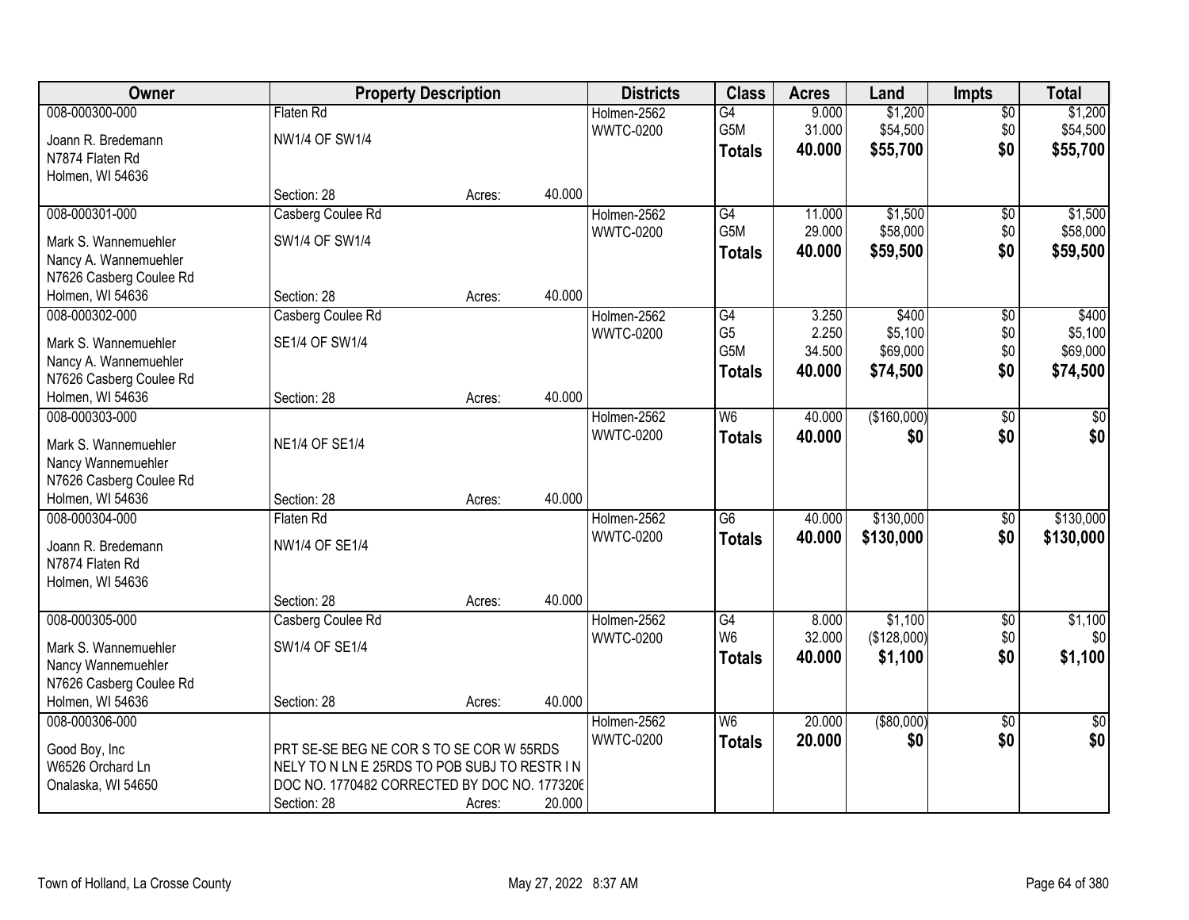| Owner | Property Description | | | Districts | Class | Acres | Land | Impts | Total |
|---|---|---|---|---|---|---|---|---|---|
| 008-000300-000<br>Joann R. Bredemann<br>N7874 Flaten Rd<br>Holmen, WI 54636 | Flaten Rd<br>NW1/4 OF SW1/4<br>Section: 28 | Acres: | 40.000 | Holmen-2562<br>WWTC-0200 | G4<br>G5M<br>**Totals** | 9.000<br>31.000<br>**40.000** | $1,200<br>$54,500<br>**$55,700** | $0<br>$0<br>**$0** | $1,200<br>$54,500<br>**$55,700** |
| 008-000301-000<br>Mark S. Wannemuehler<br>Nancy A. Wannemuehler<br>N7626 Casberg Coulee Rd<br>Holmen, WI 54636 | Casberg Coulee Rd<br>SW1/4 OF SW1/4<br>Section: 28 | Acres: | 40.000 | Holmen-2562<br>WWTC-0200 | G4<br>G5M<br>**Totals** | 11.000<br>29.000<br>**40.000** | $1,500<br>$58,000<br>**$59,500** | $0<br>$0<br>**$0** | $1,500<br>$58,000<br>**$59,500** |
| 008-000302-000<br>Mark S. Wannemuehler<br>Nancy A. Wannemuehler<br>N7626 Casberg Coulee Rd<br>Holmen, WI 54636 | Casberg Coulee Rd<br>SE1/4 OF SW1/4<br>Section: 28 | Acres: | 40.000 | Holmen-2562<br>WWTC-0200 | G4<br>G5<br>G5M<br>**Totals** | 3.250<br>2.250<br>34.500<br>**40.000** | $400<br>$5,100<br>$69,000<br>**$74,500** | $0<br>$0<br>$0<br>**$0** | $400<br>$5,100<br>$69,000<br>**$74,500** |
| 008-000303-000<br>Mark S. Wannemuehler<br>Nancy Wannemuehler<br>N7626 Casberg Coulee Rd<br>Holmen, WI 54636 | NE1/4 OF SE1/4<br>Section: 28 | Acres: | 40.000 | Holmen-2562<br>WWTC-0200 | W6<br>**Totals** | 40.000<br>**40.000** | ($160,000)<br>**$0** | $0<br>**$0** | $0<br>**$0** |
| 008-000304-000<br>Joann R. Bredemann<br>N7874 Flaten Rd<br>Holmen, WI 54636 | Flaten Rd<br>NW1/4 OF SE1/4<br>Section: 28 | Acres: | 40.000 | Holmen-2562<br>WWTC-0200 | G6<br>**Totals** | 40.000<br>**40.000** | $130,000<br>**$130,000** | $0<br>**$0** | $130,000<br>**$130,000** |
| 008-000305-000<br>Mark S. Wannemuehler<br>Nancy Wannemuehler<br>N7626 Casberg Coulee Rd<br>Holmen, WI 54636 | Casberg Coulee Rd<br>SW1/4 OF SE1/4<br>Section: 28 | Acres: | 40.000 | Holmen-2562<br>WWTC-0200 | G4<br>W6<br>**Totals** | 8.000<br>32.000<br>**40.000** | $1,100<br>($128,000)<br>**$1,100** | $0<br>$0<br>**$0** | $1,100<br>$0<br>**$1,100** |
| 008-000306-000<br>Good Boy, Inc<br>W6526 Orchard Ln<br>Onalaska, WI 54650 | PRT SE-SE BEG NE COR S TO SE COR W 55RDS NELY TO N LN E 25RDS TO POB SUBJ TO RESTR I N DOC NO. 1770482 CORRECTED BY DOC NO. 1773206<br>Section: 28 | Acres: | 20.000 | Holmen-2562<br>WWTC-0200 | W6<br>**Totals** | 20.000<br>**20.000** | ($80,000)<br>**$0** | $0<br>**$0** | $0<br>**$0** |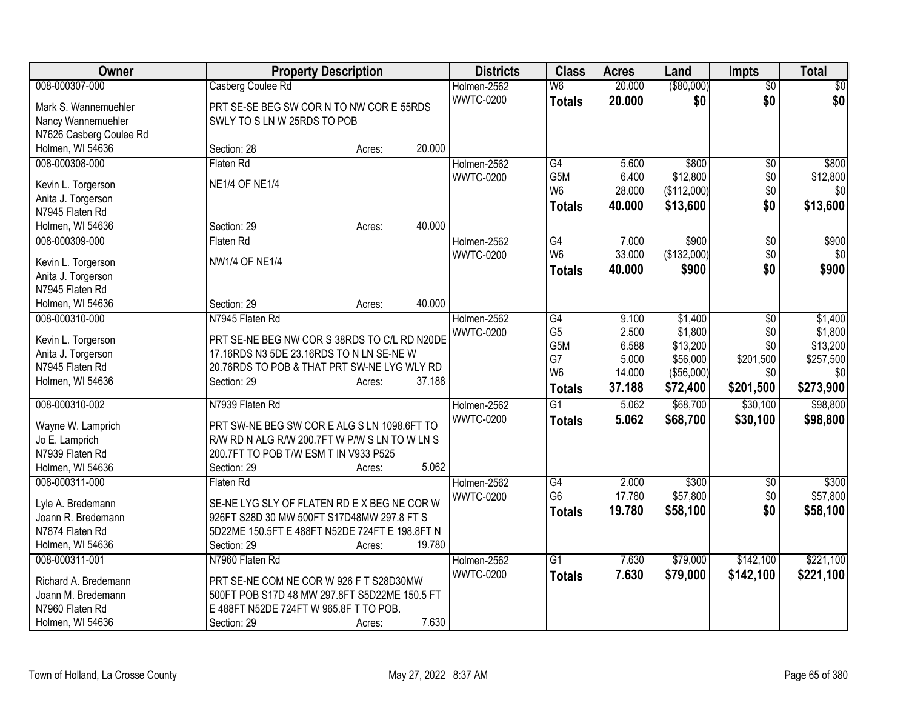| Owner | Property Description | Districts | Class | Acres | Land | Impts | Total |
|---|---|---|---|---|---|---|---|
| 008-000307-000<br><br>Mark S. Wannemuehler<br>Nancy Wannemuehler<br>N7626 Casberg Coulee Rd<br>Holmen, WI 54636 | Casberg Coulee Rd<br><br>PRT SE-SE BEG SW COR N TO NW COR E 55RDS SWLY TO S LN W 25RDS TO POB<br><br>Section: 28 Acres: 20.000 | Holmen-2562<br>WWTC-0200 | W6<br>**Totals** | 20.000<br>**20.000** | ($80,000)<br>**$0** | $0<br>**$0** | $0<br>**$0** |
| 008-000308-000<br><br>Kevin L. Torgerson<br>Anita J. Torgerson<br>N7945 Flaten Rd<br>Holmen, WI 54636 | Flaten Rd<br><br>NE1/4 OF NE1/4<br><br>Section: 29 Acres: 40.000 | Holmen-2562<br>WWTC-0200 | G4<br>G5M<br>W6<br>**Totals** | 5.600<br>6.400<br>28.000<br>**40.000** | $800<br>$12,800<br>($112,000)<br>**$13,600** | $0<br>$0<br>$0<br>**$0** | $800<br>$12,800<br>$0<br>**$13,600** |
| 008-000309-000<br><br>Kevin L. Torgerson<br>Anita J. Torgerson<br>N7945 Flaten Rd<br>Holmen, WI 54636 | Flaten Rd<br><br>NW1/4 OF NE1/4<br><br>Section: 29 Acres: 40.000 | Holmen-2562<br>WWTC-0200 | G4<br>W6<br>**Totals** | 7.000<br>33.000<br>**40.000** | $900<br>($132,000)<br>**$900** | $0<br>$0<br>**$0** | $900<br>$0<br>**$900** |
| 008-000310-000<br><br>Kevin L. Torgerson<br>Anita J. Torgerson<br>N7945 Flaten Rd<br>Holmen, WI 54636 | N7945 Flaten Rd<br><br>PRT SE-NE BEG NW COR S 38RDS TO C/L RD N20DE 17.16RDS N3 5DE 23.16RDS TO N LN SE-NE W 20.76RDS TO POB & THAT PRT SW-NE LYG WLY RD<br>Section: 29 Acres: 37.188 | Holmen-2562<br>WWTC-0200 | G4<br>G5<br>G5M<br>G7<br>W6<br>**Totals** | 9.100<br>2.500<br>6.588<br>5.000<br>14.000<br>**37.188** | $1,400<br>$1,800<br>$13,200<br>$56,000<br>($56,000)<br>**$72,400** | $0<br>$0<br>$0<br>$201,500<br>$0<br>**$201,500** | $1,400<br>$1,800<br>$13,200<br>$257,500<br>$0<br>**$273,900** |
| 008-000310-002<br><br>Wayne W. Lamprich<br>Jo E. Lamprich<br>N7939 Flaten Rd<br>Holmen, WI 54636 | N7939 Flaten Rd<br><br>PRT SW-NE BEG SW COR E ALG S LN 1098.6FT TO R/W RD N ALG R/W 200.7FT W P/W S LN TO W LN S 200.7FT TO POB T/W ESM T IN V933 P525<br>Section: 29 Acres: 5.062 | Holmen-2562<br>WWTC-0200 | G1<br>**Totals** | 5.062<br>**5.062** | $68,700<br>**$68,700** | $30,100<br>**$30,100** | $98,800<br>**$98,800** |
| 008-000311-000<br><br>Lyle A. Bredemann<br>Joann R. Bredemann<br>N7874 Flaten Rd<br>Holmen, WI 54636 | Flaten Rd<br><br>SE-NE LYG SLY OF FLATEN RD E X BEG NE COR W 926FT S28D 30 MW 500FT S17D48MW 297.8 FT S 5D22ME 150.5FT E 488FT N52DE 724FT E 198.8FT N<br>Section: 29 Acres: 19.780 | Holmen-2562<br>WWTC-0200 | G4<br>G6<br>**Totals** | 2.000<br>17.780<br>**19.780** | $300<br>$57,800<br>**$58,100** | $0<br>$0<br>**$0** | $300<br>$57,800<br>**$58,100** |
| 008-000311-001<br><br>Richard A. Bredemann<br>Joann M. Bredemann<br>N7960 Flaten Rd<br>Holmen, WI 54636 | N7960 Flaten Rd<br><br>PRT SE-NE COM NE COR W 926 F T S28D30MW 500FT POB S17D 48 MW 297.8FT S5D22ME 150.5 FT E 488FT N52DE 724FT W 965.8F T TO POB.<br>Section: 29 Acres: 7.630 | Holmen-2562<br>WWTC-0200 | G1<br>**Totals** | 7.630<br>**7.630** | $79,000<br>**$79,000** | $142,100<br>**$142,100** | $221,100<br>**$221,100** |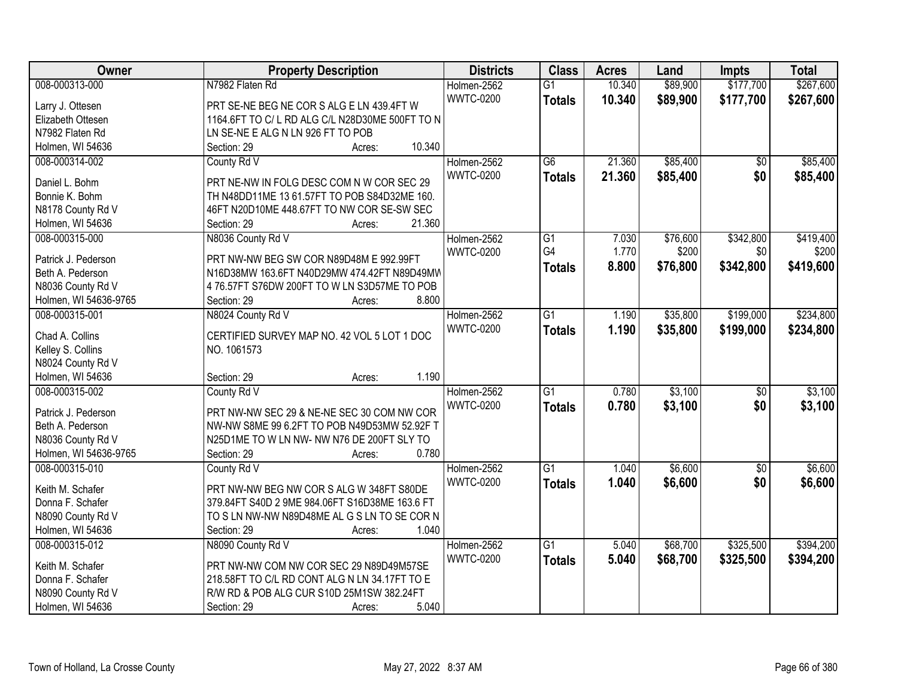| Owner | Property Description | Districts | Class | Acres | Land | Impts | Total |
|---|---|---|---|---|---|---|---|
| 008-000313-000<br>Larry J. Ottesen<br>Elizabeth Ottesen<br>N7982 Flaten Rd<br>Holmen, WI 54636 | N7982 Flaten Rd<br>PRT SE-NE BEG NE COR S ALG E LN 439.4FT W 1164.6FT TO C/ L RD ALG C/L N28D30ME 500FT TO N LN SE-NE E ALG N LN 926 FT TO POB<br>Section: 29 Acres: 10.340 | Holmen-2562<br>WWTC-0200 | G1<br>**Totals** | 10.340<br>**10.340** | $89,900<br>**$89,900** | $177,700<br>**$177,700** | $267,600<br>**$267,600** |
| 008-000314-002<br>Daniel L. Bohm<br>Bonnie K. Bohm<br>N8178 County Rd V<br>Holmen, WI 54636 | County Rd V<br>PRT NE-NW IN FOLG DESC COM N W COR SEC 29 TH N48DD11ME 13 61.57FT TO POB S84D32ME 160. 46FT N20D10ME 448.67FT TO NW COR SE-SW SEC<br>Section: 29 Acres: 21.360 | Holmen-2562<br>WWTC-0200 | G6<br>**Totals** | 21.360<br>**21.360** | $85,400<br>**$85,400** | $0<br>**$0** | $85,400<br>**$85,400** |
| 008-000315-000<br>Patrick J. Pederson<br>Beth A. Pederson<br>N8036 County Rd V<br>Holmen, WI 54636-9765 | N8036 County Rd V<br>PRT NW-NW BEG SW COR N89D48M E 992.99FT N16D38MW 163.6FT N40D29MW 474.42FT N89D49MW 4 76.57FT S76DW 200FT TO W LN S3D57ME TO POB<br>Section: 29 Acres: 8.800 | Holmen-2562<br>WWTC-0200 | G1<br>G4<br>**Totals** | 7.030<br>1.770<br>**8.800** | $76,600<br>$200<br>**$76,800** | $342,800<br>$0<br>**$342,800** | $419,400<br>$200<br>**$419,600** |
| 008-000315-001<br>Chad A. Collins<br>Kelley S. Collins<br>N8024 County Rd V<br>Holmen, WI 54636 | N8024 County Rd V<br>CERTIFIED SURVEY MAP NO. 42 VOL 5 LOT 1 DOC NO. 1061573<br>Section: 29 Acres: 1.190 | Holmen-2562<br>WWTC-0200 | G1<br>**Totals** | 1.190<br>**1.190** | $35,800<br>**$35,800** | $199,000<br>**$199,000** | $234,800<br>**$234,800** |
| 008-000315-002<br>Patrick J. Pederson<br>Beth A. Pederson<br>N8036 County Rd V<br>Holmen, WI 54636-9765 | County Rd V<br>PRT NW-NW SEC 29 & NE-NE SEC 30 COM NW COR NW-NW S8ME 99 6.2FT TO POB N49D53MW 52.92F T N25D1ME TO W LN NW- NW N76 DE 200FT SLY TO<br>Section: 29 Acres: 0.780 | Holmen-2562<br>WWTC-0200 | G1<br>**Totals** | 0.780<br>**0.780** | $3,100<br>**$3,100** | $0<br>**$0** | $3,100<br>**$3,100** |
| 008-000315-010<br>Keith M. Schafer<br>Donna F. Schafer<br>N8090 County Rd V<br>Holmen, WI 54636 | County Rd V<br>PRT NW-NW BEG NW COR S ALG W 348FT S80DE 379.84FT S40D 2 9ME 984.06FT S16D38ME 163.6 FT TO S LN NW-NW N89D48ME AL G S LN TO SE COR N<br>Section: 29 Acres: 1.040 | Holmen-2562<br>WWTC-0200 | G1<br>**Totals** | 1.040<br>**1.040** | $6,600<br>**$6,600** | $0<br>**$0** | $6,600<br>**$6,600** |
| 008-000315-012<br>Keith M. Schafer<br>Donna F. Schafer<br>N8090 County Rd V<br>Holmen, WI 54636 | N8090 County Rd V<br>PRT NW-NW COM NW COR SEC 29 N89D49M57SE 218.58FT TO C/L RD CONT ALG N LN 34.17FT TO E R/W RD & POB ALG CUR S10D 25M1SW 382.24FT<br>Section: 29 Acres: 5.040 | Holmen-2562<br>WWTC-0200 | G1<br>**Totals** | 5.040<br>**5.040** | $68,700<br>**$68,700** | $325,500<br>**$325,500** | $394,200<br>**$394,200** |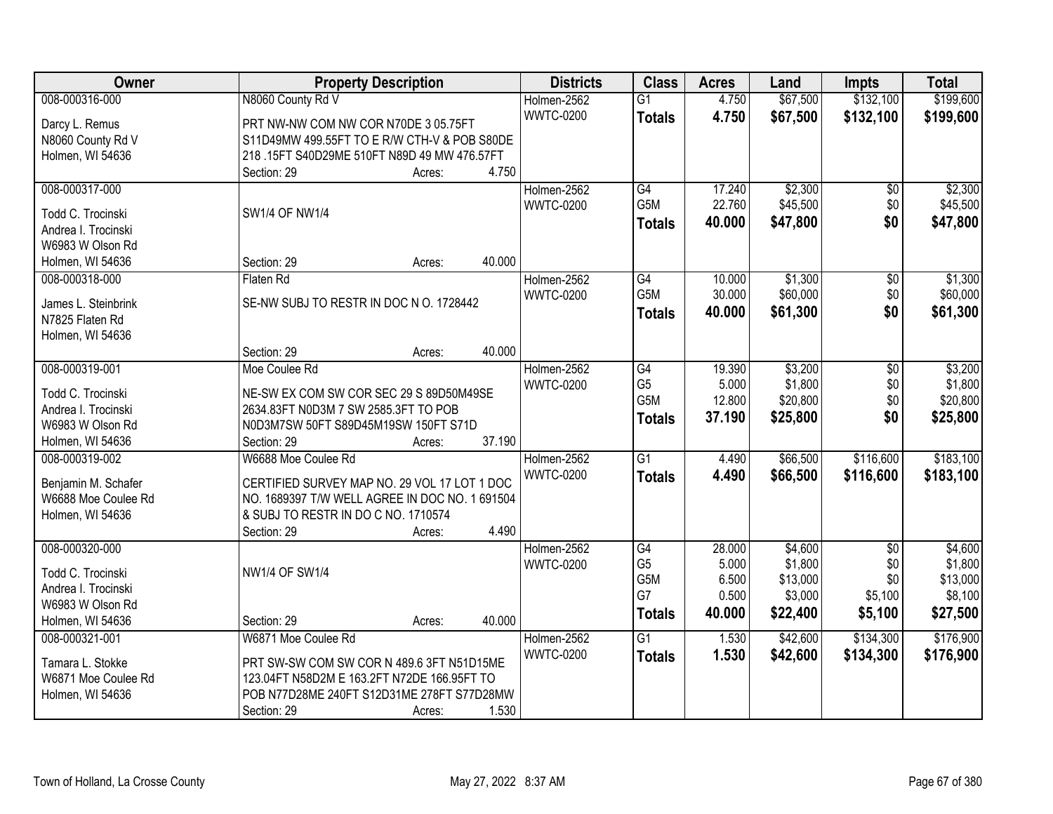| Owner | Property Description | Districts | Class | Acres | Land | Impts | Total |
|---|---|---|---|---|---|---|---|
| 008-000316-000<br>Darcy L. Remus<br>N8060 County Rd V<br>Holmen, WI 54636 | N8060 County Rd V<br>PRT NW-NW COM NW COR N70DE 3 05.75FT S11D49MW 499.55FT TO E R/W CTH-V & POB S80DE 218 .15FT S40D29ME 510FT N89D 49 MW 476.57FT<br>Section: 29 Acres: 4.750 | Holmen-2562<br>WWTC-0200 | G1<br>**Totals** | 4.750<br>**4.750** | \$67,500<br>**\$67,500** | \$132,100<br>**\$132,100** | \$199,600<br>**\$199,600** |
| 008-000317-000<br>Todd C. Trocinski<br>Andrea I. Trocinski<br>W6983 W Olson Rd<br>Holmen, WI 54636 | SW1/4 OF NW1/4<br>Section: 29 Acres: 40.000 | Holmen-2562<br>WWTC-0200 | G4<br>G5M<br>**Totals** | 17.240<br>22.760<br>**40.000** | \$2,300<br>\$45,500<br>**\$47,800** | \$0<br>\$0<br>**\$0** | \$2,300<br>\$45,500<br>**\$47,800** |
| 008-000318-000<br>James L. Steinbrink<br>N7825 Flaten Rd<br>Holmen, WI 54636 | Flaten Rd<br>SE-NW SUBJ TO RESTR IN DOC N O. 1728442<br>Section: 29 Acres: 40.000 | Holmen-2562<br>WWTC-0200 | G4<br>G5M<br>**Totals** | 10.000<br>30.000<br>**40.000** | \$1,300<br>\$60,000<br>**\$61,300** | \$0<br>\$0<br>**\$0** | \$1,300<br>\$60,000<br>**\$61,300** |
| 008-000319-001<br>Todd C. Trocinski<br>Andrea I. Trocinski<br>W6983 W Olson Rd<br>Holmen, WI 54636 | Moe Coulee Rd<br>NE-SW EX COM SW COR SEC 29 S 89D50M49SE 2634.83FT N0D3M 7 SW 2585.3FT TO POB N0D3M7SW 50FT S89D45M19SW 150FT S71D<br>Section: 29 Acres: 37.190 | Holmen-2562<br>WWTC-0200 | G4<br>G5<br>G5M<br>**Totals** | 19.390<br>5.000<br>12.800<br>**37.190** | \$3,200<br>\$1,800<br>\$20,800<br>**\$25,800** | \$0<br>\$0<br>\$0<br>**\$0** | \$3,200<br>\$1,800<br>\$20,800<br>**\$25,800** |
| 008-000319-002<br>Benjamin M. Schafer<br>W6688 Moe Coulee Rd<br>Holmen, WI 54636 | W6688 Moe Coulee Rd<br>CERTIFIED SURVEY MAP NO. 29 VOL 17 LOT 1 DOC NO. 1689397 T/W WELL AGREE IN DOC NO. 1 691504 & SUBJ TO RESTR IN DO C NO. 1710574<br>Section: 29 Acres: 4.490 | Holmen-2562<br>WWTC-0200 | G1<br>**Totals** | 4.490<br>**4.490** | \$66,500<br>**\$66,500** | \$116,600<br>**\$116,600** | \$183,100<br>**\$183,100** |
| 008-000320-000<br>Todd C. Trocinski<br>Andrea I. Trocinski<br>W6983 W Olson Rd<br>Holmen, WI 54636 | NW1/4 OF SW1/4<br>Section: 29 Acres: 40.000 | Holmen-2562<br>WWTC-0200 | G4<br>G5<br>G5M<br>G7<br>**Totals** | 28.000<br>5.000<br>6.500<br>0.500<br>**40.000** | \$4,600<br>\$1,800<br>\$13,000<br>\$3,000<br>**\$22,400** | \$0<br>\$0<br>\$0<br>\$5,100<br>**\$5,100** | \$4,600<br>\$1,800<br>\$13,000<br>\$8,100<br>**\$27,500** |
| 008-000321-001<br>Tamara L. Stokke<br>W6871 Moe Coulee Rd<br>Holmen, WI 54636 | W6871 Moe Coulee Rd<br>PRT SW-SW COM SW COR N 489.6 3FT N51D15ME 123.04FT N58D2M E 163.2FT N72DE 166.95FT TO POB N77D28ME 240FT S12D31ME 278FT S77D28MW<br>Section: 29 Acres: 1.530 | Holmen-2562<br>WWTC-0200 | G1<br>**Totals** | 1.530<br>**1.530** | \$42,600<br>**\$42,600** | \$134,300<br>**\$134,300** | \$176,900<br>**\$176,900** |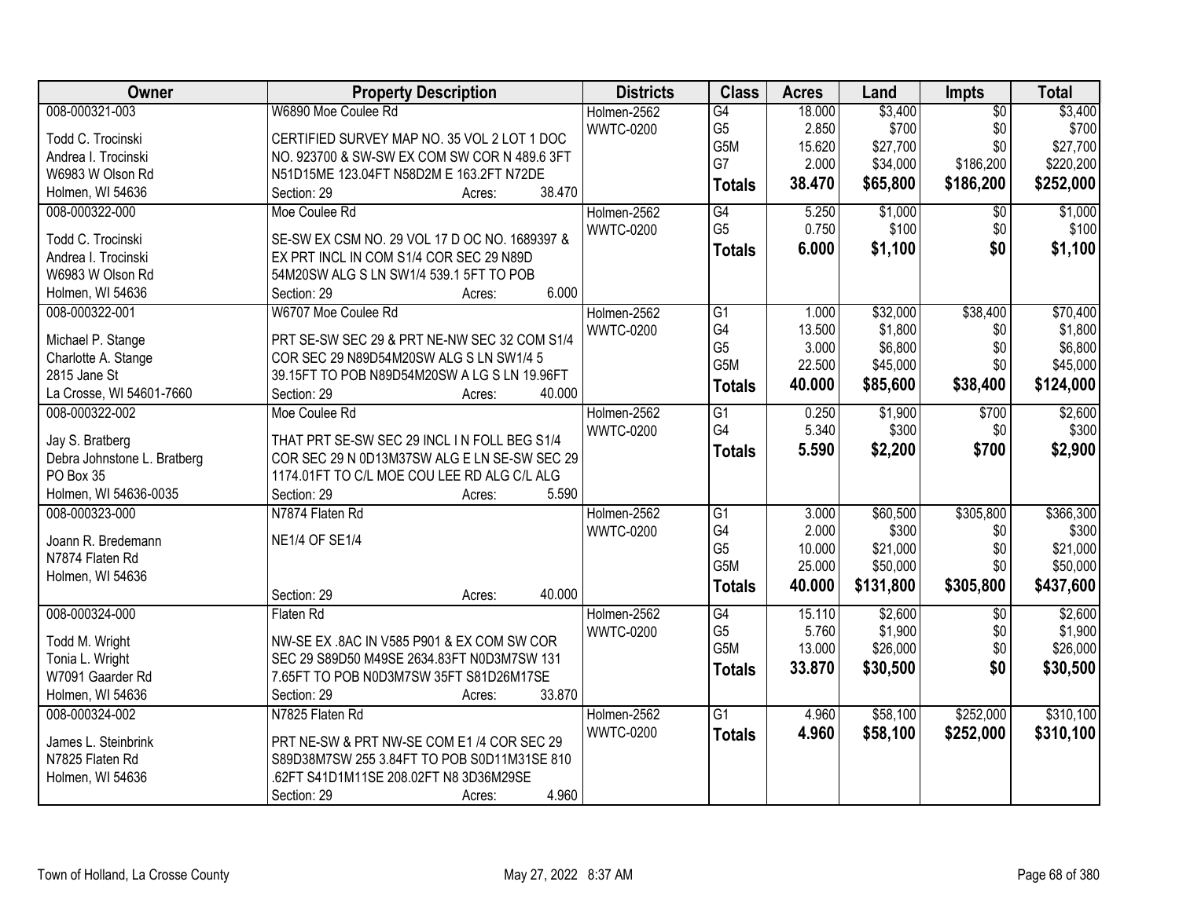| Owner | Property Description | Districts | Class | Acres | Land | Impts | Total |
|---|---|---|---|---|---|---|---|
| 008-000321-003<br><br>Todd C. Trocinski<br>Andrea I. Trocinski<br>W6983 W Olson Rd<br>Holmen, WI 54636 | W6890 Moe Coulee Rd<br><br>CERTIFIED SURVEY MAP NO. 35 VOL 2 LOT 1 DOC NO. 923700 & SW-SW EX COM SW COR N 489.6 3FT N51D15ME 123.04FT N58D2M E 163.2FT N72DE<br>Section: 29 Acres: 38.470 | Holmen-2562<br>WWTC-0200 | G4<br>G5<br>G5M<br>G7<br>**Totals** | 18.000<br>2.850<br>15.620<br>2.000<br>**38.470** | $3,400<br>$700<br>$27,700<br>$34,000<br>**$65,800** | $0<br>$0<br>$0<br>$186,200<br>**$186,200** | $3,400<br>$700<br>$27,700<br>$220,200<br>**$252,000** |
| 008-000322-000<br><br>Todd C. Trocinski<br>Andrea I. Trocinski<br>W6983 W Olson Rd<br>Holmen, WI 54636 | Moe Coulee Rd<br><br>SE-SW EX CSM NO. 29 VOL 17 D OC NO. 1689397 & EX PRT INCL IN COM S1/4 COR SEC 29 N89D 54M20SW ALG S LN SW1/4 539.1 5FT TO POB<br>Section: 29 Acres: 6.000 | Holmen-2562<br>WWTC-0200 | G4<br>G5<br>**Totals** | 5.250<br>0.750<br>**6.000** | $1,000<br>$100<br>**$1,100** | $0<br>$0<br>**$0** | $1,000<br>$100<br>**$1,100** |
| 008-000322-001<br><br>Michael P. Stange<br>Charlotte A. Stange<br>2815 Jane St<br>La Crosse, WI 54601-7660 | W6707 Moe Coulee Rd<br><br>PRT SE-SW SEC 29 & PRT NE-NW SEC 32 COM S1/4 COR SEC 29 N89D54M20SW ALG S LN SW1/4 5 39.15FT TO POB N89D54M20SW A LG S LN 19.96FT<br>Section: 29 Acres: 40.000 | Holmen-2562<br>WWTC-0200 | G1<br>G4<br>G5<br>G5M<br>**Totals** | 1.000<br>13.500<br>3.000<br>22.500<br>**40.000** | $32,000<br>$1,800<br>$6,800<br>$45,000<br>**$85,600** | $38,400<br>$0<br>$0<br>$0<br>**$38,400** | $70,400<br>$1,800<br>$6,800<br>$45,000<br>**$124,000** |
| 008-000322-002<br><br>Jay S. Bratberg<br>Debra Johnstone L. Bratberg<br>PO Box 35<br>Holmen, WI 54636-0035 | Moe Coulee Rd<br><br>THAT PRT SE-SW SEC 29 INCL I N FOLL BEG S1/4 COR SEC 29 N 0D13M37SW ALG E LN SE-SW SEC 29 1174.01FT TO C/L MOE COU LEE RD ALG C/L ALG<br>Section: 29 Acres: 5.590 | Holmen-2562<br>WWTC-0200 | G1<br>G4<br>**Totals** | 0.250<br>5.340<br>**5.590** | $1,900<br>$300<br>**$2,200** | $700<br>$0<br>**$700** | $2,600<br>$300<br>**$2,900** |
| 008-000323-000<br><br>Joann R. Bredemann<br>N7874 Flaten Rd<br>Holmen, WI 54636 | N7874 Flaten Rd<br><br>NE1/4 OF SE1/4<br><br>Section: 29 Acres: 40.000 | Holmen-2562<br>WWTC-0200 | G1<br>G4<br>G5<br>G5M<br>**Totals** | 3.000<br>2.000<br>10.000<br>25.000<br>**40.000** | $60,500<br>$300<br>$21,000<br>$50,000<br>**$131,800** | $305,800<br>$0<br>$0<br>$0<br>**$305,800** | $366,300<br>$300<br>$21,000<br>$50,000<br>**$437,600** |
| 008-000324-000<br><br>Todd M. Wright<br>Tonia L. Wright<br>W7091 Gaarder Rd<br>Holmen, WI 54636 | Flaten Rd<br><br>NW-SE EX .8AC IN V585 P901 & EX COM SW COR SEC 29 S89D50 M49SE 2634.83FT N0D3M7SW 131 7.65FT TO POB N0D3M7SW 35FT S81D26M17SE<br>Section: 29 Acres: 33.870 | Holmen-2562<br>WWTC-0200 | G4<br>G5<br>G5M<br>**Totals** | 15.110<br>5.760<br>13.000<br>**33.870** | $2,600<br>$1,900<br>$26,000<br>**$30,500** | $0<br>$0<br>$0<br>**$0** | $2,600<br>$1,900<br>$26,000<br>**$30,500** |
| 008-000324-002<br><br>James L. Steinbrink<br>N7825 Flaten Rd<br>Holmen, WI 54636 | N7825 Flaten Rd<br><br>PRT NE-SW & PRT NW-SE COM E1 /4 COR SEC 29 S89D38M7SW 255 3.84FT TO POB S0D11M31SE 810 .62FT S41D1M11SE 208.02FT N8 3D36M29SE<br>Section: 29 Acres: 4.960 | Holmen-2562<br>WWTC-0200 | G1<br>**Totals** | 4.960<br>**4.960** | $58,100<br>**$58,100** | $252,000<br>**$252,000** | $310,100<br>**$310,100** |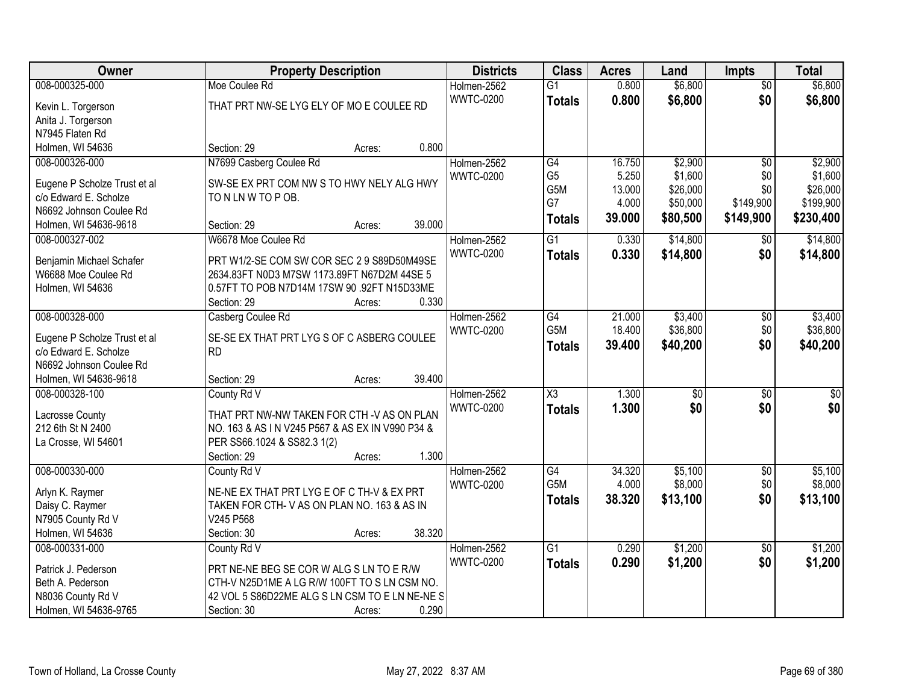| Owner | Property Description | Districts | Class | Acres | Land | Impts | Total |
|---|---|---|---|---|---|---|---|
| 008-000325-000<br>Kevin L. Torgerson<br>Anita J. Torgerson<br>N7945 Flaten Rd<br>Holmen, WI 54636 | Moe Coulee Rd<br>THAT PRT NW-SE LYG ELY OF MO E COULEE RD<br>Section: 29 Acres: 0.800 | Holmen-2562<br>WWTC-0200 | G1<br>**Totals** | 0.800<br>**0.800** | $6,800<br>**$6,800** | $0<br>**$0** | $6,800<br>**$6,800** |
| 008-000326-000<br>Eugene P Scholze Trust et al<br>c/o Edward E. Scholze<br>N6692 Johnson Coulee Rd<br>Holmen, WI 54636-9618 | N7699 Casberg Coulee Rd<br>SW-SE EX PRT COM NW S TO HWY NELY ALG HWY TO N LN W TO P OB.<br>Section: 29 Acres: 39.000 | Holmen-2562<br>WWTC-0200 | G4<br>G5<br>G5M<br>G7<br>**Totals** | 16.750<br>5.250<br>13.000<br>4.000<br>**39.000** | $2,900<br>$1,600<br>$26,000<br>$50,000<br>**$80,500** | $0<br>$0<br>$0<br>$149,900<br>**$149,900** | $2,900<br>$1,600<br>$26,000<br>$199,900<br>**$230,400** |
| 008-000327-002<br>Benjamin Michael Schafer<br>W6688 Moe Coulee Rd<br>Holmen, WI 54636 | W6678 Moe Coulee Rd<br>PRT W1/2-SE COM SW COR SEC 2 9 S89D50M49SE 2634.83FT N0D3 M7SW 1173.89FT N67D2M 44SE 5 0.57FT TO POB N7D14M 17SW 90 .92FT N15D33ME<br>Section: 29 Acres: 0.330 | Holmen-2562<br>WWTC-0200 | G1<br>**Totals** | 0.330<br>**0.330** | $14,800<br>**$14,800** | $0<br>**$0** | $14,800<br>**$14,800** |
| 008-000328-000<br>Eugene P Scholze Trust et al<br>c/o Edward E. Scholze<br>N6692 Johnson Coulee Rd<br>Holmen, WI 54636-9618 | Casberg Coulee Rd<br>SE-SE EX THAT PRT LYG S OF C ASBERG COULEE RD<br>Section: 29 Acres: 39.400 | Holmen-2562<br>WWTC-0200 | G4<br>G5M<br>**Totals** | 21.000<br>18.400<br>**39.400** | $3,400<br>$36,800<br>**$40,200** | $0<br>$0<br>**$0** | $3,400<br>$36,800<br>**$40,200** |
| 008-000328-100<br>Lacrosse County<br>212 6th St N 2400<br>La Crosse, WI 54601 | County Rd V<br>THAT PRT NW-NW TAKEN FOR CTH -V AS ON PLAN NO. 163 & AS I N V245 P567 & AS EX IN V990 P34 & PER SS66.1024 & SS82.3 1(2)<br>Section: 29 Acres: 1.300 | Holmen-2562<br>WWTC-0200 | X3<br>**Totals** | 1.300<br>**1.300** | $0<br>**$0** | $0<br>**$0** | $0<br>**$0** |
| 008-000330-000<br>Arlyn K. Raymer<br>Daisy C. Raymer<br>N7905 County Rd V<br>Holmen, WI 54636 | County Rd V<br>NE-NE EX THAT PRT LYG E OF C TH-V & EX PRT TAKEN FOR CTH- V AS ON PLAN NO. 163 & AS IN V245 P568<br>Section: 30 Acres: 38.320 | Holmen-2562<br>WWTC-0200 | G4<br>G5M<br>**Totals** | 34.320<br>4.000<br>**38.320** | $5,100<br>$8,000<br>**$13,100** | $0<br>$0<br>**$0** | $5,100<br>$8,000<br>**$13,100** |
| 008-000331-000<br>Patrick J. Pederson<br>Beth A. Pederson<br>N8036 County Rd V<br>Holmen, WI 54636-9765 | County Rd V<br>PRT NE-NE BEG SE COR W ALG S LN TO E R/W CTH-V N25D1ME A LG R/W 100FT TO S LN CSM NO. 42 VOL 5 S86D22ME ALG S LN CSM TO E LN NE-NE S<br>Section: 30 Acres: 0.290 | Holmen-2562<br>WWTC-0200 | G1<br>**Totals** | 0.290<br>**0.290** | $1,200<br>**$1,200** | $0<br>**$0** | $1,200<br>**$1,200** |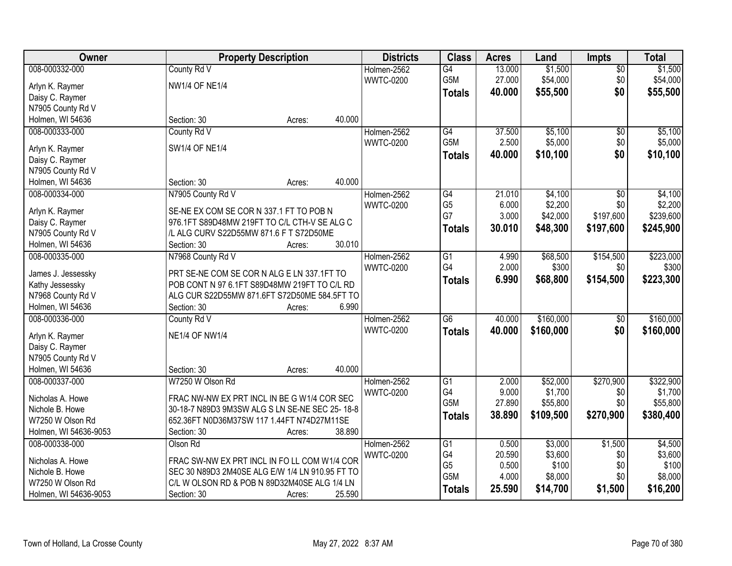| Owner | Property Description | Districts | Class | Acres | Land | Impts | Total |
|---|---|---|---|---|---|---|---|
| 008-000332-000<br>Arlyn K. Raymer<br>Daisy C. Raymer<br>N7905 County Rd V<br>Holmen, WI 54636 | County Rd V<br>NW1/4 OF NE1/4<br>Section: 30 Acres: 40.000 | Holmen-2562<br>WWTC-0200 | G4<br>G5M<br>**Totals** | 13.000<br>27.000<br>**40.000** | $1,500<br>$54,000<br>**$55,500** | $0<br>$0<br>**$0** | $1,500<br>$54,000<br>**$55,500** |
| 008-000333-000<br>Arlyn K. Raymer<br>Daisy C. Raymer<br>N7905 County Rd V<br>Holmen, WI 54636 | County Rd V<br>SW1/4 OF NE1/4<br>Section: 30 Acres: 40.000 | Holmen-2562<br>WWTC-0200 | G4<br>G5M<br>**Totals** | 37.500<br>2.500<br>**40.000** | $5,100<br>$5,000<br>**$10,100** | $0<br>$0<br>**$0** | $5,100<br>$5,000<br>**$10,100** |
| 008-000334-000<br>Arlyn K. Raymer<br>Daisy C. Raymer<br>N7905 County Rd V<br>Holmen, WI 54636 | N7905 County Rd V<br>SE-NE EX COM SE COR N 337.1 FT TO POB N 976.1FT S89D48MW 219FT TO C/L CTH-V SE ALG C /L ALG CURV S22D55MW 871.6 F T S72D50ME<br>Section: 30 Acres: 30.010 | Holmen-2562<br>WWTC-0200 | G4<br>G5<br>G7<br>**Totals** | 21.010<br>6.000<br>3.000<br>**30.010** | $4,100<br>$2,200<br>$42,000<br>**$48,300** | $0<br>$0<br>$197,600<br>**$197,600** | $4,100<br>$2,200<br>$239,600<br>**$245,900** |
| 008-000335-000<br>James J. Jessessky<br>Kathy Jessessky<br>N7968 County Rd V<br>Holmen, WI 54636 | N7968 County Rd V<br>PRT SE-NE COM SE COR N ALG E LN 337.1FT TO POB CONT N 97 6.1FT S89D48MW 219FT TO C/L RD ALG CUR S22D55MW 871.6FT S72D50ME 584.5FT TO<br>Section: 30 Acres: 6.990 | Holmen-2562<br>WWTC-0200 | G1<br>G4<br>**Totals** | 4.990<br>2.000<br>**6.990** | $68,500<br>$300<br>**$68,800** | $154,500<br>$0<br>**$154,500** | $223,000<br>$300<br>**$223,300** |
| 008-000336-000<br>Arlyn K. Raymer<br>Daisy C. Raymer<br>N7905 County Rd V<br>Holmen, WI 54636 | County Rd V<br>NE1/4 OF NW1/4<br>Section: 30 Acres: 40.000 | Holmen-2562<br>WWTC-0200 | G6<br>**Totals** | 40.000<br>**40.000** | $160,000<br>**$160,000** | $0<br>**$0** | $160,000<br>**$160,000** |
| 008-000337-000<br>Nicholas A. Howe<br>Nichole B. Howe<br>W7250 W Olson Rd<br>Holmen, WI 54636-9053 | W7250 W Olson Rd<br>FRAC NW-NW EX PRT INCL IN BE G W1/4 COR SEC 30-18-7 N89D3 9M3SW ALG S LN SE-NE SEC 25- 18-8 652.36FT N0D36M37SW 117 1.44FT N74D27M11SE<br>Section: 30 Acres: 38.890 | Holmen-2562<br>WWTC-0200 | G1<br>G4<br>G5M<br>**Totals** | 2.000<br>9.000<br>27.890<br>**38.890** | $52,000<br>$1,700<br>$55,800<br>**$109,500** | $270,900<br>$0<br>$0<br>**$270,900** | $322,900<br>$1,700<br>$55,800<br>**$380,400** |
| 008-000338-000<br>Nicholas A. Howe<br>Nichole B. Howe<br>W7250 W Olson Rd<br>Holmen, WI 54636-9053 | Olson Rd<br>FRAC SW-NW EX PRT INCL IN FO LL COM W1/4 COR SEC 30 N89D3 2M40SE ALG E/W 1/4 LN 910.95 FT TO C/L W OLSON RD & POB N 89D32M40SE ALG 1/4 LN<br>Section: 30 Acres: 25.590 | Holmen-2562<br>WWTC-0200 | G1<br>G4<br>G5<br>G5M<br>**Totals** | 0.500<br>20.590<br>0.500<br>4.000<br>**25.590** | $3,000<br>$3,600<br>$100<br>$8,000<br>**$14,700** | $1,500<br>$0<br>$0<br>$0<br>**$1,500** | $4,500<br>$3,600<br>$100<br>$8,000<br>**$16,200** |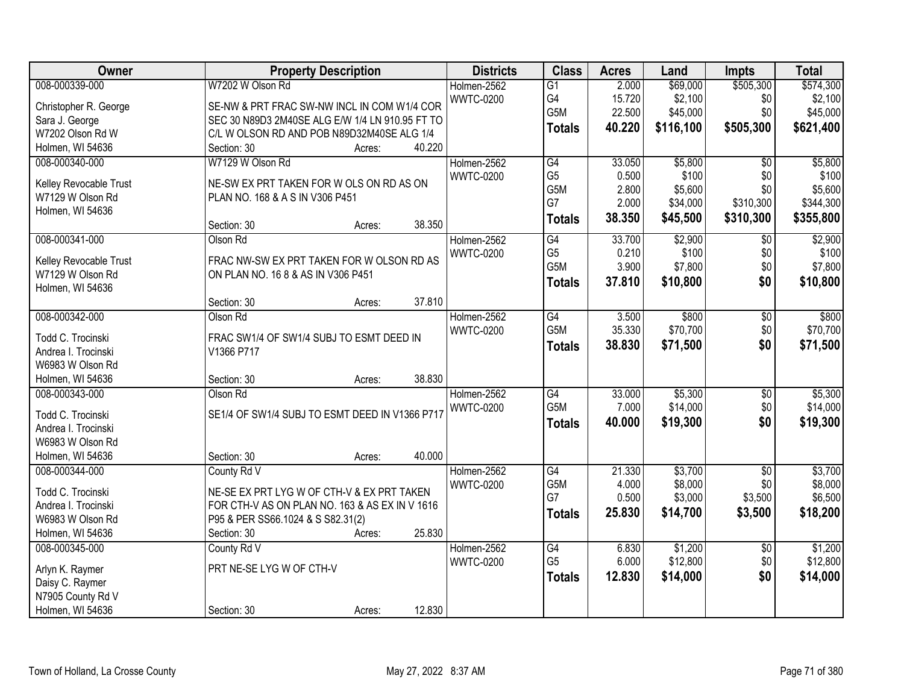| Owner | Property Description | Districts | Class | Acres | Land | Impts | Total |
|---|---|---|---|---|---|---|---|
| 008-000339-000<br>Christopher R. George<br>Sara J. George<br>W7202 Olson Rd W<br>Holmen, WI 54636 | W7202 W Olson Rd<br>SE-NW & PRT FRAC SW-NW INCL IN COM W1/4 COR SEC 30 N89D3 2M40SE ALG E/W 1/4 LN 910.95 FT TO C/L W OLSON RD AND POB N89D32M40SE ALG 1/4<br>Section: 30 Acres: 40.220 | Holmen-2562<br>WWTC-0200 | G1<br>G4<br>G5M<br>**Totals** | 2.000<br>15.720<br>22.500<br>**40.220** | $69,000<br>$2,100<br>$45,000<br>**$116,100** | $505,300<br>$0<br>$0<br>**$505,300** | $574,300<br>$2,100<br>$45,000<br>**$621,400** |
| 008-000340-000<br>Kelley Revocable Trust<br>W7129 W Olson Rd<br>Holmen, WI 54636 | W7129 W Olson Rd<br>NE-SW EX PRT TAKEN FOR W OLS ON RD AS ON PLAN NO. 168 & A S IN V306 P451<br>Section: 30 Acres: 38.350 | Holmen-2562<br>WWTC-0200 | G4<br>G5<br>G5M<br>G7<br>**Totals** | 33.050<br>0.500<br>2.800<br>2.000<br>**38.350** | $5,800<br>$100<br>$5,600<br>$34,000<br>**$45,500** | $0<br>$0<br>$0<br>$310,300<br>**$310,300** | $5,800<br>$100<br>$5,600<br>$344,300<br>**$355,800** |
| 008-000341-000<br>Kelley Revocable Trust<br>W7129 W Olson Rd<br>Holmen, WI 54636 | Olson Rd<br>FRAC NW-SW EX PRT TAKEN FOR W OLSON RD AS ON PLAN NO. 16 8 & AS IN V306 P451<br>Section: 30 Acres: 37.810 | Holmen-2562<br>WWTC-0200 | G4<br>G5<br>G5M<br>**Totals** | 33.700<br>0.210<br>3.900<br>**37.810** | $2,900<br>$100<br>$7,800<br>**$10,800** | $0<br>$0<br>$0<br>**$0** | $2,900<br>$100<br>$7,800<br>**$10,800** |
| 008-000342-000<br>Todd C. Trocinski<br>Andrea I. Trocinski<br>W6983 W Olson Rd<br>Holmen, WI 54636 | Olson Rd<br>FRAC SW1/4 OF SW1/4 SUBJ TO ESMT DEED IN V1366 P717<br>Section: 30 Acres: 38.830 | Holmen-2562<br>WWTC-0200 | G4<br>G5M<br>**Totals** | 3.500<br>35.330<br>**38.830** | $800<br>$70,700<br>**$71,500** | $0<br>$0<br>**$0** | $800<br>$70,700<br>**$71,500** |
| 008-000343-000<br>Todd C. Trocinski<br>Andrea I. Trocinski<br>W6983 W Olson Rd<br>Holmen, WI 54636 | Olson Rd<br>SE1/4 OF SW1/4 SUBJ TO ESMT DEED IN V1366 P717<br>Section: 30 Acres: 40.000 | Holmen-2562<br>WWTC-0200 | G4<br>G5M<br>**Totals** | 33.000<br>7.000<br>**40.000** | $5,300<br>$14,000<br>**$19,300** | $0<br>$0<br>**$0** | $5,300<br>$14,000<br>**$19,300** |
| 008-000344-000<br>Todd C. Trocinski<br>Andrea I. Trocinski<br>W6983 W Olson Rd<br>Holmen, WI 54636 | County Rd V<br>NE-SE EX PRT LYG W OF CTH-V & EX PRT TAKEN FOR CTH-V AS ON PLAN NO. 163 & AS EX IN V 1616 P95 & PER SS66.1024 & S S82.31(2)<br>Section: 30 Acres: 25.830 | Holmen-2562<br>WWTC-0200 | G4<br>G5M<br>G7<br>**Totals** | 21.330<br>4.000<br>0.500<br>**25.830** | $3,700<br>$8,000<br>$3,000<br>**$14,700** | $0<br>$0<br>$3,500<br>**$3,500** | $3,700<br>$8,000<br>$6,500<br>**$18,200** |
| 008-000345-000<br>Arlyn K. Raymer<br>Daisy C. Raymer<br>N7905 County Rd V<br>Holmen, WI 54636 | County Rd V<br>PRT NE-SE LYG W OF CTH-V<br>Section: 30 Acres: 12.830 | Holmen-2562<br>WWTC-0200 | G4<br>G5<br>**Totals** | 6.830<br>6.000<br>**12.830** | $1,200<br>$12,800<br>**$14,000** | $0<br>$0<br>**$0** | $1,200<br>$12,800<br>**$14,000** |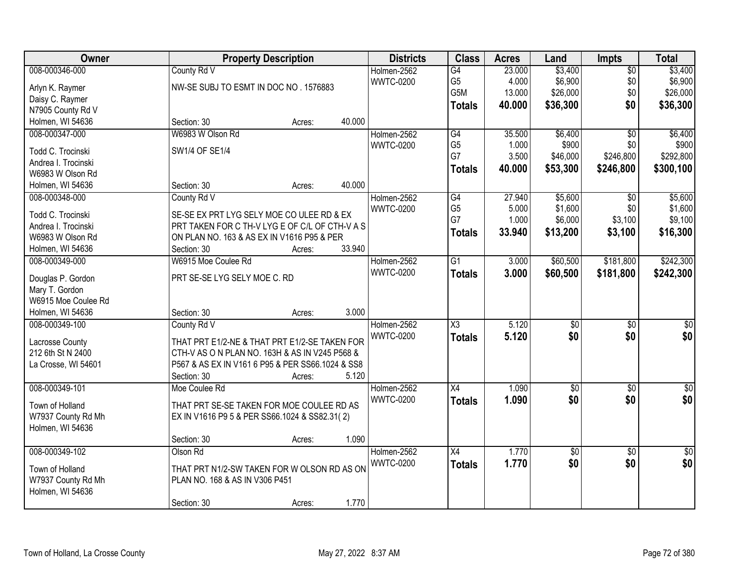| Owner | Property Description | Districts | Class | Acres | Land | Impts | Total |
|---|---|---|---|---|---|---|---|
| 008-000346-000<br>Arlyn K. Raymer<br>Daisy C. Raymer<br>N7905 County Rd V<br>Holmen, WI 54636 | County Rd V<br>NW-SE SUBJ TO ESMT IN DOC NO . 1576883<br>Section: 30 Acres: 40.000 | Holmen-2562<br>WWTC-0200 | G4<br>G5<br>G5M<br>**Totals** | 23.000<br>4.000<br>13.000<br>**40.000** | $3,400<br>$6,900<br>$26,000<br>**$36,300** | $0<br>$0<br>$0<br>**$0** | $3,400<br>$6,900<br>$26,000<br>**$36,300** |
| 008-000347-000<br>Todd C. Trocinski<br>Andrea I. Trocinski<br>W6983 W Olson Rd<br>Holmen, WI 54636 | W6983 W Olson Rd<br>SW1/4 OF SE1/4<br>Section: 30 Acres: 40.000 | Holmen-2562<br>WWTC-0200 | G4<br>G5<br>G7<br>**Totals** | 35.500<br>1.000<br>3.500<br>**40.000** | $6,400<br>$900<br>$46,000<br>**$53,300** | $0<br>$0<br>$246,800<br>**$246,800** | $6,400<br>$900<br>$292,800<br>**$300,100** |
| 008-000348-000<br>Todd C. Trocinski<br>Andrea I. Trocinski<br>W6983 W Olson Rd<br>Holmen, WI 54636 | County Rd V<br>SE-SE EX PRT LYG SELY MOE CO ULEE RD & EX PRT TAKEN FOR C TH-V LYG E OF C/L OF CTH-V A S ON PLAN NO. 163 & AS EX IN V1616 P95 & PER<br>Section: 30 Acres: 33.940 | Holmen-2562<br>WWTC-0200 | G4<br>G5<br>G7<br>**Totals** | 27.940<br>5.000<br>1.000<br>**33.940** | $5,600<br>$1,600<br>$6,000<br>**$13,200** | $0<br>$0<br>$3,100<br>**$3,100** | $5,600<br>$1,600<br>$9,100<br>**$16,300** |
| 008-000349-000<br>Douglas P. Gordon<br>Mary T. Gordon<br>W6915 Moe Coulee Rd<br>Holmen, WI 54636 | W6915 Moe Coulee Rd<br>PRT SE-SE LYG SELY MOE C. RD<br>Section: 30 Acres: 3.000 | Holmen-2562<br>WWTC-0200 | G1<br>**Totals** | 3.000<br>**3.000** | $60,500<br>**$60,500** | $181,800<br>**$181,800** | $242,300<br>**$242,300** |
| 008-000349-100<br>Lacrosse County<br>212 6th St N 2400<br>La Crosse, WI 54601 | County Rd V<br>THAT PRT E1/2-NE & THAT PRT E1/2-SE TAKEN FOR CTH-V AS O N PLAN NO. 163H & AS IN V245 P568 & P567 & AS EX IN V161 6 P95 & PER SS66.1024 & SS8<br>Section: 30 Acres: 5.120 | Holmen-2562<br>WWTC-0200 | X3<br>**Totals** | 5.120<br>**5.120** | $0<br>**$0** | $0<br>**$0** | $0<br>**$0** |
| 008-000349-101<br>Town of Holland<br>W7937 County Rd Mh<br>Holmen, WI 54636 | Moe Coulee Rd<br>THAT PRT SE-SE TAKEN FOR MOE COULEE RD AS EX IN V1616 P9 5 & PER SS66.1024 & SS82.31( 2)<br>Section: 30 Acres: 1.090 | Holmen-2562<br>WWTC-0200 | X4<br>**Totals** | 1.090<br>**1.090** | $0<br>**$0** | $0<br>**$0** | $0<br>**$0** |
| 008-000349-102<br>Town of Holland<br>W7937 County Rd Mh<br>Holmen, WI 54636 | Olson Rd<br>THAT PRT N1/2-SW TAKEN FOR W OLSON RD AS ON PLAN NO. 168 & AS IN V306 P451<br>Section: 30 Acres: 1.770 | Holmen-2562<br>WWTC-0200 | X4<br>**Totals** | 1.770<br>**1.770** | $0<br>**$0** | $0<br>**$0** | $0<br>**$0** |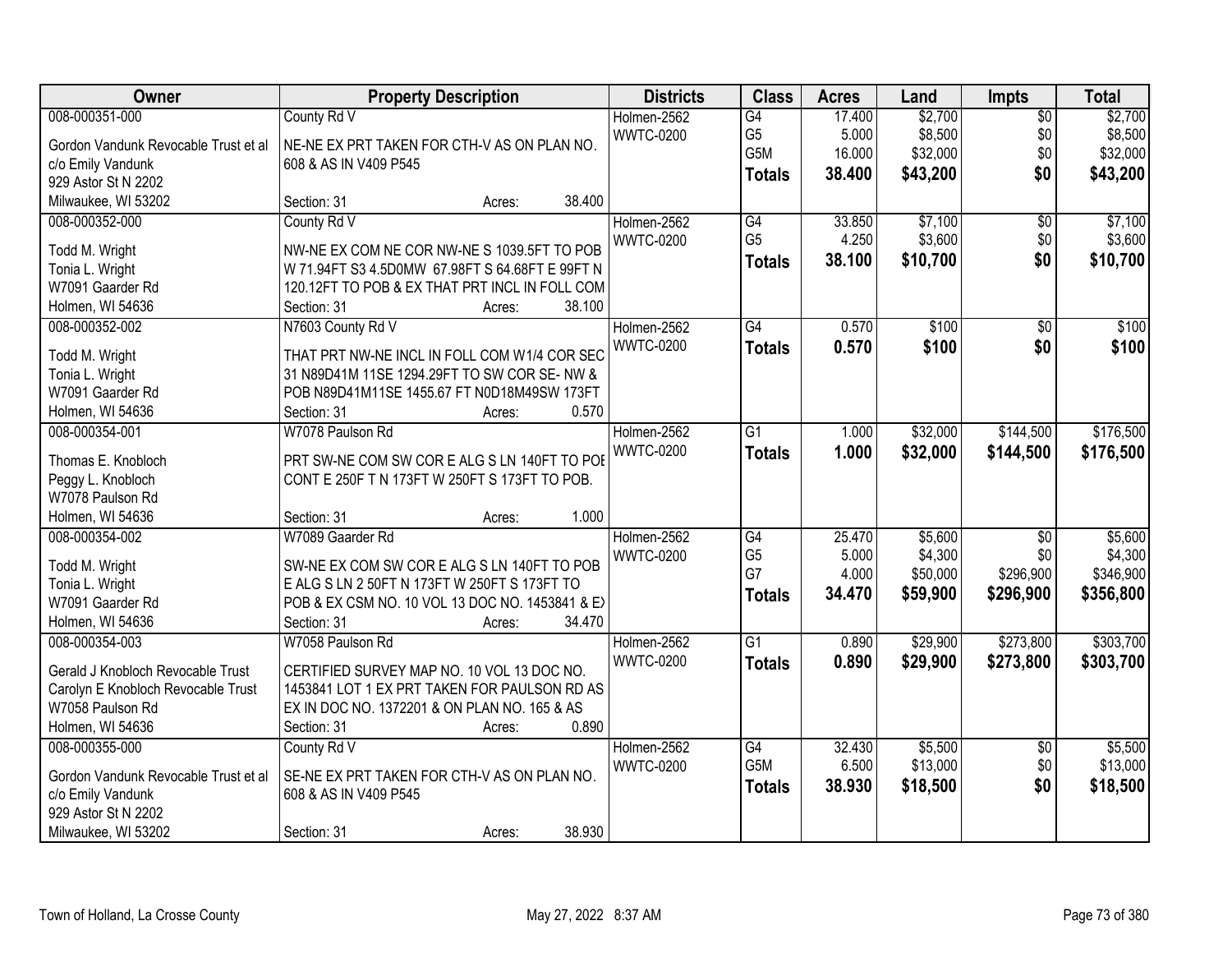| Owner | Property Description | Districts | Class | Acres | Land | Impts | Total |
|---|---|---|---|---|---|---|---|
| 008-000351-000<br>Gordon Vandunk Revocable Trust et al<br>c/o Emily Vandunk<br>929 Astor St N 2202<br>Milwaukee, WI 53202 | County Rd V<br>NE-NE EX PRT TAKEN FOR CTH-V AS ON PLAN NO. 608 & AS IN V409 P545<br>Section: 31 Acres: 38.400 | Holmen-2562<br>WWTC-0200 | G4<br>G5<br>G5M<br>**Totals** | 17.400<br>5.000<br>16.000<br>**38.400** | $2,700<br>$8,500<br>$32,000<br>**$43,200** | $0<br>$0<br>$0<br>**$0** | $2,700<br>$8,500<br>$32,000<br>**$43,200** |
| 008-000352-000<br>Todd M. Wright<br>Tonia L. Wright<br>W7091 Gaarder Rd<br>Holmen, WI 54636 | County Rd V<br>NW-NE EX COM NE COR NW-NE S 1039.5FT TO POB W 71.94FT S3 4.5D0MW 67.98FT S 64.68FT E 99FT N 120.12FT TO POB & EX THAT PRT INCL IN FOLL COM<br>Section: 31 Acres: 38.100 | Holmen-2562<br>WWTC-0200 | G4<br>G5<br>**Totals** | 33.850<br>4.250<br>**38.100** | $7,100<br>$3,600<br>**$10,700** | $0<br>$0<br>**$0** | $7,100<br>$3,600<br>**$10,700** |
| 008-000352-002<br>Todd M. Wright<br>Tonia L. Wright<br>W7091 Gaarder Rd<br>Holmen, WI 54636 | N7603 County Rd V<br>THAT PRT NW-NE INCL IN FOLL COM W1/4 COR SEC 31 N89D41M 11SE 1294.29FT TO SW COR SE- NW & POB N89D41M11SE 1455.67 FT N0D18M49SW 173FT<br>Section: 31 Acres: 0.570 | Holmen-2562<br>WWTC-0200 | G4<br>**Totals** | 0.570<br>**0.570** | $100<br>**$100** | $0<br>**$0** | $100<br>**$100** |
| 008-000354-001<br>Thomas E. Knobloch<br>Peggy L. Knobloch<br>W7078 Paulson Rd<br>Holmen, WI 54636 | W7078 Paulson Rd<br>PRT SW-NE COM SW COR E ALG S LN 140FT TO POB CONT E 250F T N 173FT W 250FT S 173FT TO POB.<br>Section: 31 Acres: 1.000 | Holmen-2562<br>WWTC-0200 | G1<br>**Totals** | 1.000<br>**1.000** | $32,000<br>**$32,000** | $144,500<br>**$144,500** | $176,500<br>**$176,500** |
| 008-000354-002<br>Todd M. Wright<br>Tonia L. Wright<br>W7091 Gaarder Rd<br>Holmen, WI 54636 | W7089 Gaarder Rd<br>SW-NE EX COM SW COR E ALG S LN 140FT TO POB E ALG S LN 2 50FT N 173FT W 250FT S 173FT TO POB & EX CSM NO. 10 VOL 13 DOC NO. 1453841 & EX<br>Section: 31 Acres: 34.470 | Holmen-2562<br>WWTC-0200 | G4<br>G5<br>G7<br>**Totals** | 25.470<br>5.000<br>4.000<br>**34.470** | $5,600<br>$4,300<br>$50,000<br>**$59,900** | $0<br>$0<br>$296,900<br>**$296,900** | $5,600<br>$4,300<br>$346,900<br>**$356,800** |
| 008-000354-003<br>Gerald J Knobloch Revocable Trust<br>Carolyn E Knobloch Revocable Trust<br>W7058 Paulson Rd<br>Holmen, WI 54636 | W7058 Paulson Rd<br>CERTIFIED SURVEY MAP NO. 10 VOL 13 DOC NO. 1453841 LOT 1 EX PRT TAKEN FOR PAULSON RD AS EX IN DOC NO. 1372201 & ON PLAN NO. 165 & AS<br>Section: 31 Acres: 0.890 | Holmen-2562<br>WWTC-0200 | G1<br>**Totals** | 0.890<br>**0.890** | $29,900<br>**$29,900** | $273,800<br>**$273,800** | $303,700<br>**$303,700** |
| 008-000355-000<br>Gordon Vandunk Revocable Trust et al<br>c/o Emily Vandunk<br>929 Astor St N 2202<br>Milwaukee, WI 53202 | County Rd V<br>SE-NE EX PRT TAKEN FOR CTH-V AS ON PLAN NO. 608 & AS IN V409 P545<br>Section: 31 Acres: 38.930 | Holmen-2562<br>WWTC-0200 | G4<br>G5M<br>**Totals** | 32.430<br>6.500<br>**38.930** | $5,500<br>$13,000<br>**$18,500** | $0<br>$0<br>**$0** | $5,500<br>$13,000<br>**$18,500** |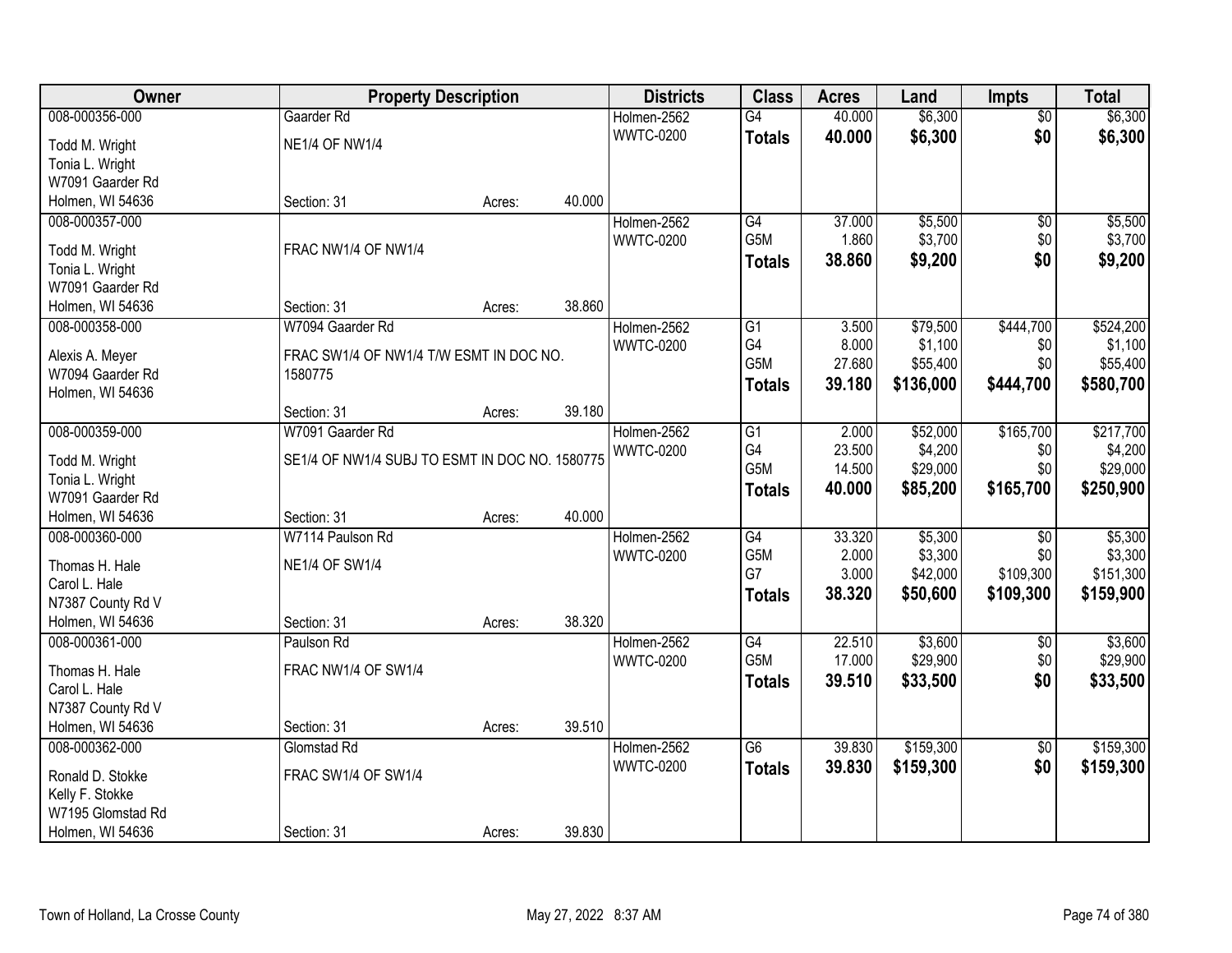| Owner | Property Description | | | Districts | Class | Acres | Land | Impts | Total |
|---|---|---|---|---|---|---|---|---|---|
| 008-000356-000 | Gaarder Rd | | | Holmen-2562 | G4 | 40.000 | $6,300 | $0 | $6,300 |
| Todd M. Wright | NE1/4 OF NW1/4 | | | WWTC-0200 | **Totals** | **40.000** | **$6,300** | **$0** | **$6,300** |
| Tonia L. Wright | | | | | | | | | |
| W7091 Gaarder Rd | | | | | | | | | |
| Holmen, WI 54636 | Section: 31 | Acres: | 40.000 | | | | | | |
| 008-000357-000 | | | | Holmen-2562 | G4 | 37.000 | $5,500 | $0 | $5,500 |
| Todd M. Wright | FRAC NW1/4 OF NW1/4 | | | WWTC-0200 | G5M | 1.860 | $3,700 | $0 | $3,700 |
| Tonia L. Wright | | | | | **Totals** | **38.860** | **$9,200** | **$0** | **$9,200** |
| W7091 Gaarder Rd | | | | | | | | | |
| Holmen, WI 54636 | Section: 31 | Acres: | 38.860 | | | | | | |
| 008-000358-000 | W7094 Gaarder Rd | | | Holmen-2562 | G1 | 3.500 | $79,500 | $444,700 | $524,200 |
| Alexis A. Meyer | FRAC SW1/4 OF NW1/4 T/W ESMT IN DOC NO. 1580775 | | | WWTC-0200 | G4 | 8.000 | $1,100 | $0 | $1,100 |
| W7094 Gaarder Rd | | | | | G5M | 27.680 | $55,400 | $0 | $55,400 |
| Holmen, WI 54636 | | | | | **Totals** | **39.180** | **$136,000** | **$444,700** | **$580,700** |
| | Section: 31 | Acres: | 39.180 | | | | | | |
| 008-000359-000 | W7091 Gaarder Rd | | | Holmen-2562 | G1 | 2.000 | $52,000 | $165,700 | $217,700 |
| Todd M. Wright | SE1/4 OF NW1/4 SUBJ TO ESMT IN DOC NO. 1580775 | | | WWTC-0200 | G4 | 23.500 | $4,200 | $0 | $4,200 |
| Tonia L. Wright | | | | | G5M | 14.500 | $29,000 | $0 | $29,000 |
| W7091 Gaarder Rd | | | | | **Totals** | **40.000** | **$85,200** | **$165,700** | **$250,900** |
| Holmen, WI 54636 | Section: 31 | Acres: | 40.000 | | | | | | |
| 008-000360-000 | W7114 Paulson Rd | | | Holmen-2562 | G4 | 33.320 | $5,300 | $0 | $5,300 |
| Thomas H. Hale | NE1/4 OF SW1/4 | | | WWTC-0200 | G5M | 2.000 | $3,300 | $0 | $3,300 |
| Carol L. Hale | | | | | G7 | 3.000 | $42,000 | $109,300 | $151,300 |
| N7387 County Rd V | | | | | **Totals** | **38.320** | **$50,600** | **$109,300** | **$159,900** |
| Holmen, WI 54636 | Section: 31 | Acres: | 38.320 | | | | | | |
| 008-000361-000 | Paulson Rd | | | Holmen-2562 | G4 | 22.510 | $3,600 | $0 | $3,600 |
| Thomas H. Hale | FRAC NW1/4 OF SW1/4 | | | WWTC-0200 | G5M | 17.000 | $29,900 | $0 | $29,900 |
| Carol L. Hale | | | | | **Totals** | **39.510** | **$33,500** | **$0** | **$33,500** |
| N7387 County Rd V | | | | | | | | | |
| Holmen, WI 54636 | Section: 31 | Acres: | 39.510 | | | | | | |
| 008-000362-000 | Glomstad Rd | | | Holmen-2562 | G6 | 39.830 | $159,300 | $0 | $159,300 |
| Ronald D. Stokke | FRAC SW1/4 OF SW1/4 | | | WWTC-0200 | **Totals** | **39.830** | **$159,300** | **$0** | **$159,300** |
| Kelly F. Stokke | | | | | | | | | |
| W7195 Glomstad Rd | | | | | | | | | |
| Holmen, WI 54636 | Section: 31 | Acres: | 39.830 | | | | | | |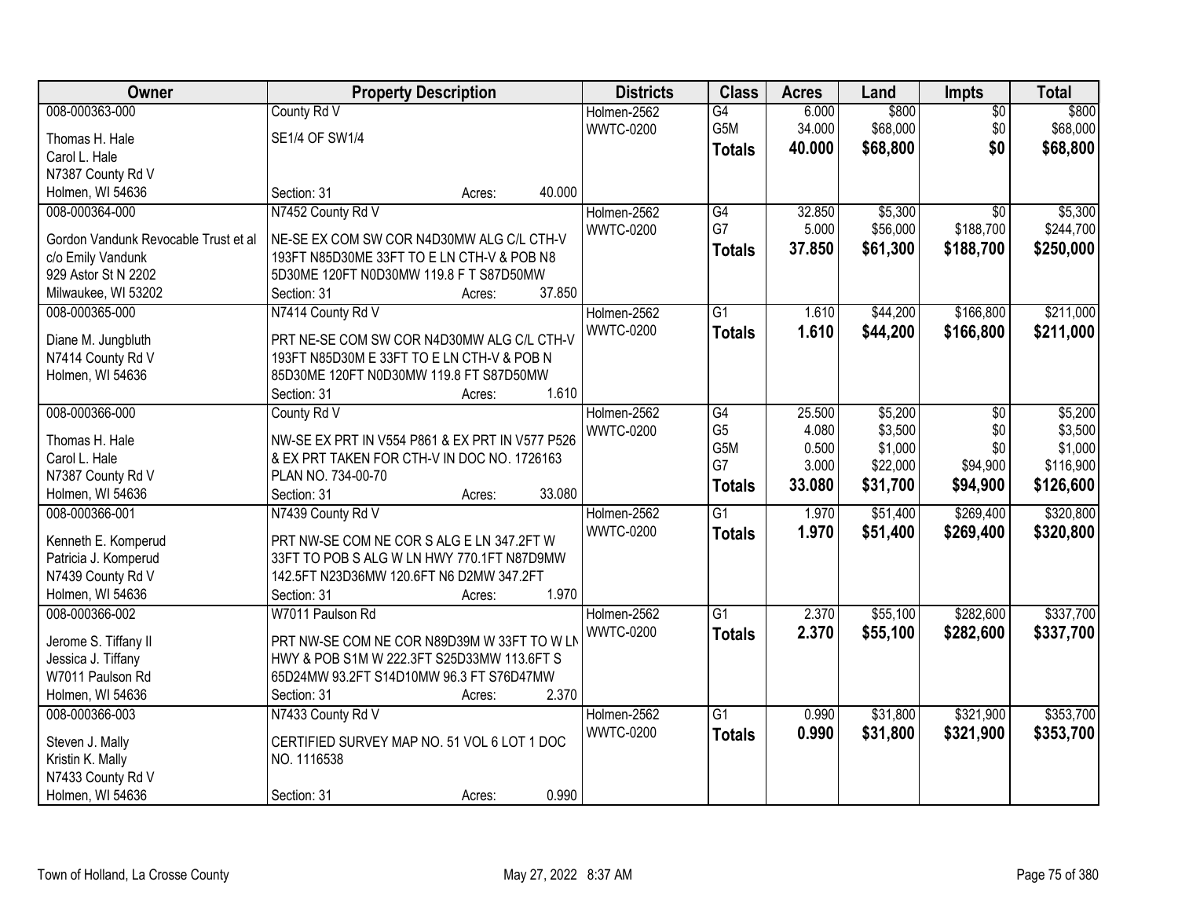| Owner | Property Description | Districts | Class | Acres | Land | Impts | Total |
|---|---|---|---|---|---|---|---|
| 008-000363-000 | County Rd V | Holmen-2562 | G4 | 6.000 | $800 | $0 | $800 |
| Thomas H. Hale | SE1/4 OF SW1/4 | WWTC-0200 | G5M | 34.000 | $68,000 | $0 | $68,000 |
| Carol L. Hale | | | **Totals** | **40.000** | **$68,800** | **$0** | **$68,800** |
| N7387 County Rd V | | | | | | | |
| Holmen, WI 54636 | Section: 31 Acres: 40.000 | | | | | | |
| 008-000364-000 | N7452 County Rd V | Holmen-2562 | G4 | 32.850 | $5,300 | $0 | $5,300 |
| Gordon Vandunk Revocable Trust et al | NE-SE EX COM SW COR N4D30MW ALG C/L CTH-V | WWTC-0200 | G7 | 5.000 | $56,000 | $188,700 | $244,700 |
| c/o Emily Vandunk | 193FT N85D30ME 33FT TO E LN CTH-V & POB N8 | | **Totals** | **37.850** | **$61,300** | **$188,700** | **$250,000** |
| 929 Astor St N 2202 | 5D30ME 120FT N0D30MW 119.8 F T S87D50MW | | | | | | |
| Milwaukee, WI 53202 | Section: 31 Acres: 37.850 | | | | | | |
| 008-000365-000 | N7414 County Rd V | Holmen-2562 | G1 | 1.610 | $44,200 | $166,800 | $211,000 |
| Diane M. Jungbluth | PRT NE-SE COM SW COR N4D30MW ALG C/L CTH-V | WWTC-0200 | **Totals** | **1.610** | **$44,200** | **$166,800** | **$211,000** |
| N7414 County Rd V | 193FT N85D30M E 33FT TO E LN CTH-V & POB N | | | | | | |
| Holmen, WI 54636 | 85D30ME 120FT N0D30MW 119.8 FT S87D50MW | | | | | | |
| | Section: 31 Acres: 1.610 | | | | | | |
| 008-000366-000 | County Rd V | Holmen-2562 | G4 | 25.500 | $5,200 | $0 | $5,200 |
| Thomas H. Hale | NW-SE EX PRT IN V554 P861 & EX PRT IN V577 P526 | WWTC-0200 | G5 | 4.080 | $3,500 | $0 | $3,500 |
| Carol L. Hale | & EX PRT TAKEN FOR CTH-V IN DOC NO. 1726163 | | G5M | 0.500 | $1,000 | $0 | $1,000 |
| N7387 County Rd V | PLAN NO. 734-00-70 | | G7 | 3.000 | $22,000 | $94,900 | $116,900 |
| Holmen, WI 54636 | Section: 31 Acres: 33.080 | | **Totals** | **33.080** | **$31,700** | **$94,900** | **$126,600** |
| 008-000366-001 | N7439 County Rd V | Holmen-2562 | G1 | 1.970 | $51,400 | $269,400 | $320,800 |
| Kenneth E. Komperud | PRT NW-SE COM NE COR S ALG E LN 347.2FT W | WWTC-0200 | **Totals** | **1.970** | **$51,400** | **$269,400** | **$320,800** |
| Patricia J. Komperud | 33FT TO POB S ALG W LN HWY 770.1FT N87D9MW | | | | | | |
| N7439 County Rd V | 142.5FT N23D36MW 120.6FT N6 D2MW 347.2FT | | | | | | |
| Holmen, WI 54636 | Section: 31 Acres: 1.970 | | | | | | |
| 008-000366-002 | W7011 Paulson Rd | Holmen-2562 | G1 | 2.370 | $55,100 | $282,600 | $337,700 |
| Jerome S. Tiffany II | PRT NW-SE COM NE COR N89D39M W 33FT TO W LN | WWTC-0200 | **Totals** | **2.370** | **$55,100** | **$282,600** | **$337,700** |
| Jessica J. Tiffany | HWY & POB S1M W 222.3FT S25D33MW 113.6FT S | | | | | | |
| W7011 Paulson Rd | 65D24MW 93.2FT S14D10MW 96.3 FT S76D47MW | | | | | | |
| Holmen, WI 54636 | Section: 31 Acres: 2.370 | | | | | | |
| 008-000366-003 | N7433 County Rd V | Holmen-2562 | G1 | 0.990 | $31,800 | $321,900 | $353,700 |
| Steven J. Mally | CERTIFIED SURVEY MAP NO. 51 VOL 6 LOT 1 DOC | WWTC-0200 | **Totals** | **0.990** | **$31,800** | **$321,900** | **$353,700** |
| Kristin K. Mally | NO. 1116538 | | | | | | |
| N7433 County Rd V | | | | | | | |
| Holmen, WI 54636 | Section: 31 Acres: 0.990 | | | | | | |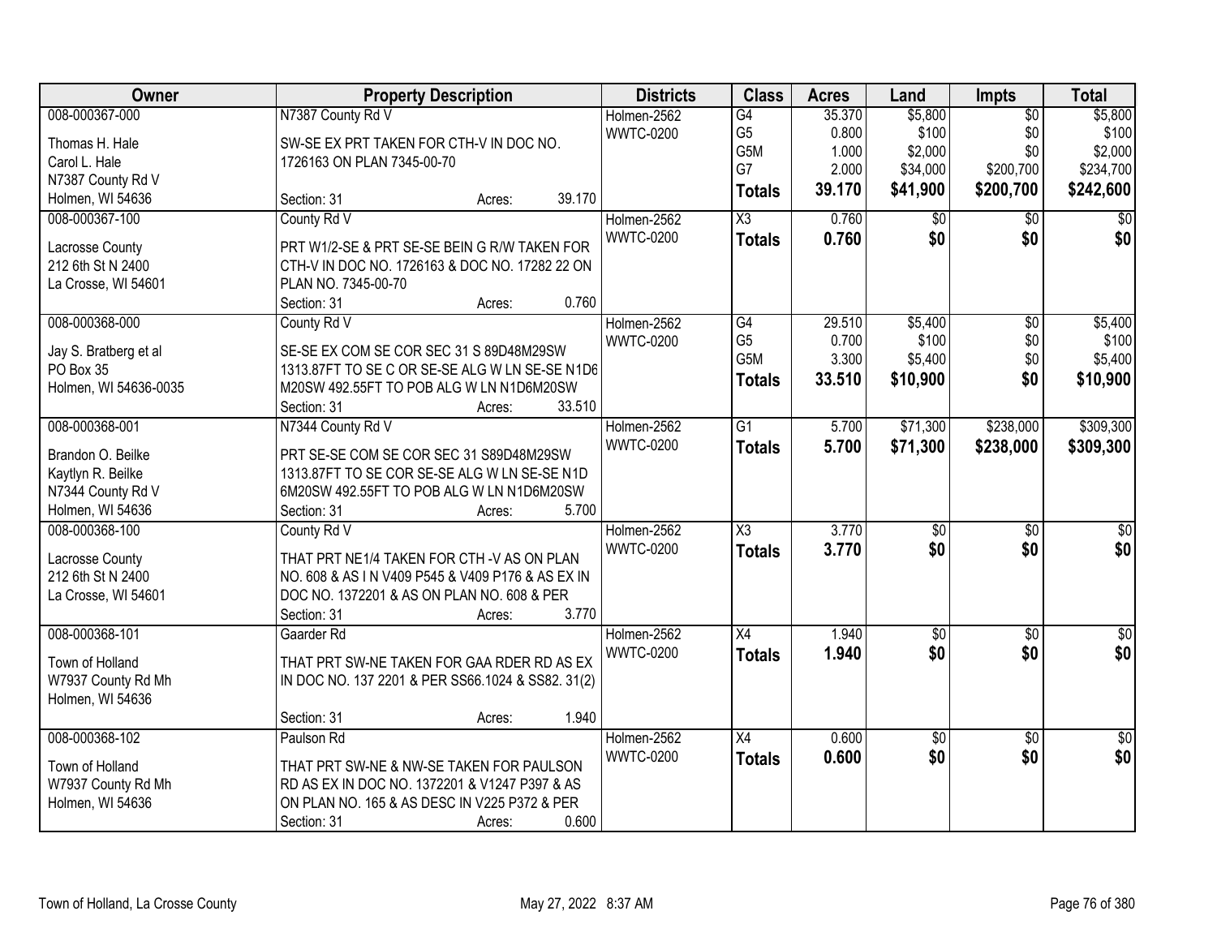| Owner | Property Description | Districts | Class | Acres | Land | Impts | Total |
|---|---|---|---|---|---|---|---|
| 008-000367-000<br><br>Thomas H. Hale<br>Carol L. Hale<br>N7387 County Rd V<br>Holmen, WI 54636 | N7387 County Rd V<br><br>SW-SE EX PRT TAKEN FOR CTH-V IN DOC NO. 1726163 ON PLAN 7345-00-70<br><br>Section: 31 Acres: 39.170 | Holmen-2562<br>WWTC-0200 | G4<br>G5<br>G5M<br>G7<br>**Totals** | 35.370<br>0.800<br>1.000<br>2.000<br>**39.170** | $5,800<br>$100<br>$2,000<br>$34,000<br>**$41,900** | $0<br>$0<br>$0<br>$200,700<br>**$200,700** | $5,800<br>$100<br>$2,000<br>$234,700<br>**$242,600** |
| 008-000367-100<br><br>Lacrosse County<br>212 6th St N 2400<br>La Crosse, WI 54601 | County Rd V<br><br>PRT W1/2-SE & PRT SE-SE BEIN G R/W TAKEN FOR CTH-V IN DOC NO. 1726163 & DOC NO. 17282 22 ON PLAN NO. 7345-00-70<br>Section: 31 Acres: 0.760 | Holmen-2562<br>WWTC-0200 | X3<br>**Totals** | 0.760<br>**0.760** | $0<br>**$0** | $0<br>**$0** | $0<br>**$0** |
| 008-000368-000<br><br>Jay S. Bratberg et al<br>PO Box 35<br>Holmen, WI 54636-0035 | County Rd V<br><br>SE-SE EX COM SE COR SEC 31 S 89D48M29SW 1313.87FT TO SE C OR SE-SE ALG W LN SE-SE N1D6 M20SW 492.55FT TO POB ALG W LN N1D6M20SW<br>Section: 31 Acres: 33.510 | Holmen-2562<br>WWTC-0200 | G4<br>G5<br>G5M<br>**Totals** | 29.510<br>0.700<br>3.300<br>**33.510** | $5,400<br>$100<br>$5,400<br>**$10,900** | $0<br>$0<br>$0<br>**$0** | $5,400<br>$100<br>$5,400<br>**$10,900** |
| 008-000368-001<br><br>Brandon O. Beilke<br>Kaytlyn R. Beilke<br>N7344 County Rd V<br>Holmen, WI 54636 | N7344 County Rd V<br><br>PRT SE-SE COM SE COR SEC 31 S89D48M29SW 1313.87FT TO SE COR SE-SE ALG W LN SE-SE N1D 6M20SW 492.55FT TO POB ALG W LN N1D6M20SW<br>Section: 31 Acres: 5.700 | Holmen-2562<br>WWTC-0200 | G1<br>**Totals** | 5.700<br>**5.700** | $71,300<br>**$71,300** | $238,000<br>**$238,000** | $309,300<br>**$309,300** |
| 008-000368-100<br><br>Lacrosse County<br>212 6th St N 2400<br>La Crosse, WI 54601 | County Rd V<br><br>THAT PRT NE1/4 TAKEN FOR CTH -V AS ON PLAN NO. 608 & AS I N V409 P545 & V409 P176 & AS EX IN DOC NO. 1372201 & AS ON PLAN NO. 608 & PER<br>Section: 31 Acres: 3.770 | Holmen-2562<br>WWTC-0200 | X3<br>**Totals** | 3.770<br>**3.770** | $0<br>**$0** | $0<br>**$0** | $0<br>**$0** |
| 008-000368-101<br><br>Town of Holland<br>W7937 County Rd Mh<br>Holmen, WI 54636 | Gaarder Rd<br><br>THAT PRT SW-NE TAKEN FOR GAA RDER RD AS EX IN DOC NO. 137 2201 & PER SS66.1024 & SS82. 31(2)<br><br>Section: 31 Acres: 1.940 | Holmen-2562<br>WWTC-0200 | X4<br>**Totals** | 1.940<br>**1.940** | $0<br>**$0** | $0<br>**$0** | $0<br>**$0** |
| 008-000368-102<br><br>Town of Holland<br>W7937 County Rd Mh<br>Holmen, WI 54636 | Paulson Rd<br><br>THAT PRT SW-NE & NW-SE TAKEN FOR PAULSON RD AS EX IN DOC NO. 1372201 & V1247 P397 & AS ON PLAN NO. 165 & AS DESC IN V225 P372 & PER<br>Section: 31 Acres: 0.600 | Holmen-2562<br>WWTC-0200 | X4<br>**Totals** | 0.600<br>**0.600** | $0<br>**$0** | $0<br>**$0** | $0<br>**$0** |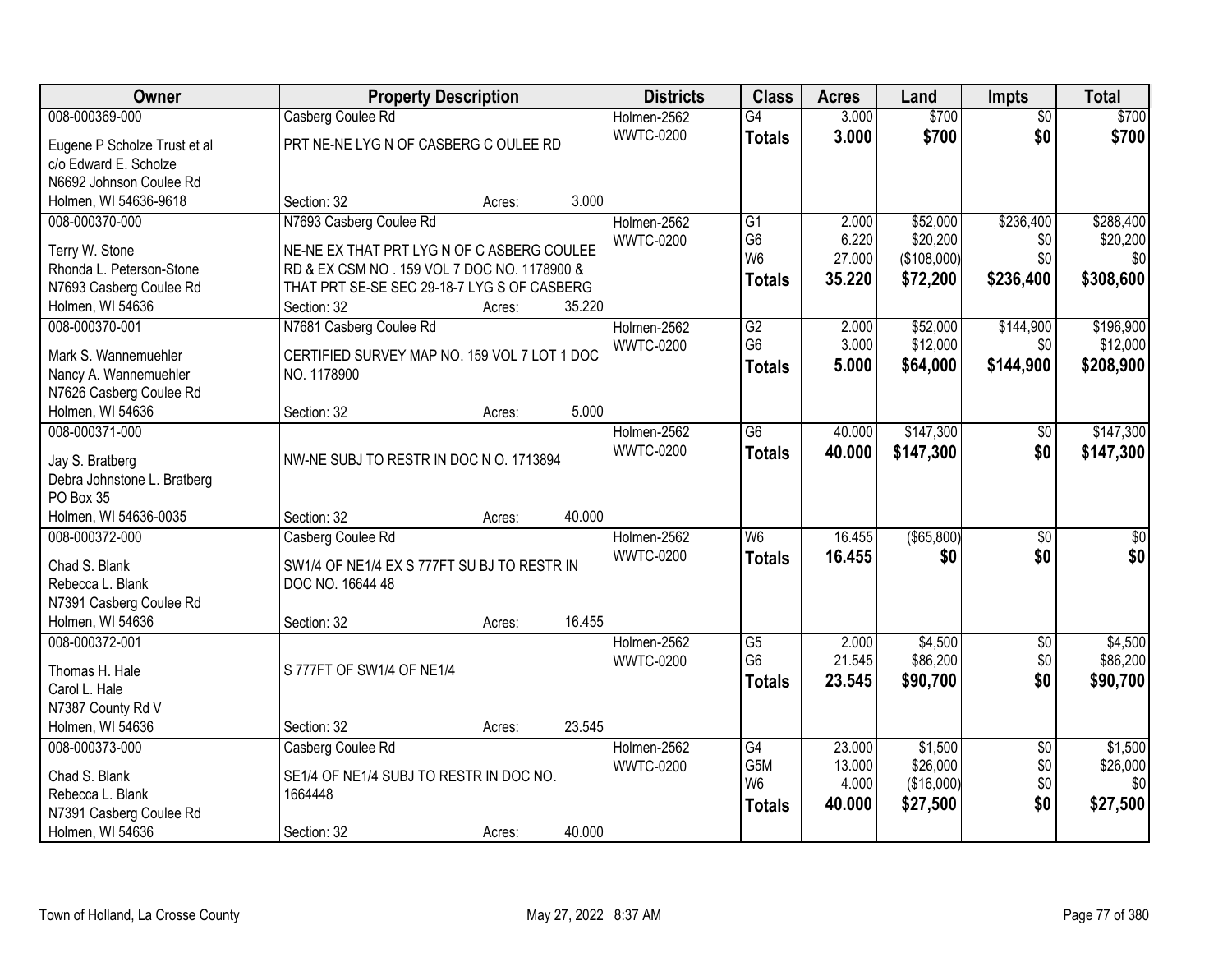| Owner | Property Description | Districts | Class | Acres | Land | Impts | Total |
|---|---|---|---|---|---|---|---|
| 008-000369-000<br>Eugene P Scholze Trust et al<br>c/o Edward E. Scholze<br>N6692 Johnson Coulee Rd<br>Holmen, WI 54636-9618 | Casberg Coulee Rd<br>PRT NE-NE LYG N OF CASBERG C OULEE RD<br>Section: 32 Acres: 3.000 | Holmen-2562<br>WWTC-0200 | G4<br>**Totals** | 3.000<br>**3.000** | $700<br>**$700** | $0<br>**$0** | $700<br>**$700** |
| 008-000370-000<br>Terry W. Stone<br>Rhonda L. Peterson-Stone<br>N7693 Casberg Coulee Rd<br>Holmen, WI 54636 | N7693 Casberg Coulee Rd<br>NE-NE EX THAT PRT LYG N OF C ASBERG COULEE RD & EX CSM NO . 159 VOL 7 DOC NO. 1178900 & THAT PRT SE-SE SEC 29-18-7 LYG S OF CASBERG<br>Section: 32 Acres: 35.220 | Holmen-2562<br>WWTC-0200 | G1<br>G6<br>W6<br>**Totals** | 2.000<br>6.220<br>27.000<br>**35.220** | $52,000<br>$20,200<br>($108,000)<br>**$72,200** | $236,400<br>$0<br>$0<br>**$236,400** | $288,400<br>$20,200<br>$0<br>**$308,600** |
| 008-000370-001<br>Mark S. Wannemuehler<br>Nancy A. Wannemuehler<br>N7626 Casberg Coulee Rd<br>Holmen, WI 54636 | N7681 Casberg Coulee Rd<br>CERTIFIED SURVEY MAP NO. 159 VOL 7 LOT 1 DOC NO. 1178900<br>Section: 32 Acres: 5.000 | Holmen-2562<br>WWTC-0200 | G2<br>G6<br>**Totals** | 2.000<br>3.000<br>**5.000** | $52,000<br>$12,000<br>**$64,000** | $144,900<br>$0<br>**$144,900** | $196,900<br>$12,000<br>**$208,900** |
| 008-000371-000<br>Jay S. Bratberg<br>Debra Johnstone L. Bratberg<br>PO Box 35<br>Holmen, WI 54636-0035 | NW-NE SUBJ TO RESTR IN DOC N O. 1713894<br>Section: 32 Acres: 40.000 | Holmen-2562<br>WWTC-0200 | G6<br>**Totals** | 40.000<br>**40.000** | $147,300<br>**$147,300** | $0<br>**$0** | $147,300<br>**$147,300** |
| 008-000372-000<br>Chad S. Blank<br>Rebecca L. Blank<br>N7391 Casberg Coulee Rd<br>Holmen, WI 54636 | Casberg Coulee Rd<br>SW1/4 OF NE1/4 EX S 777FT SU BJ TO RESTR IN DOC NO. 16644 48<br>Section: 32 Acres: 16.455 | Holmen-2562<br>WWTC-0200 | W6<br>**Totals** | 16.455<br>**16.455** | ($65,800)<br>**$0** | $0<br>**$0** | $0<br>**$0** |
| 008-000372-001<br>Thomas H. Hale<br>Carol L. Hale<br>N7387 County Rd V<br>Holmen, WI 54636 | S 777FT OF SW1/4 OF NE1/4<br>Section: 32 Acres: 23.545 | Holmen-2562<br>WWTC-0200 | G5<br>G6<br>**Totals** | 2.000<br>21.545<br>**23.545** | $4,500<br>$86,200<br>**$90,700** | $0<br>$0<br>**$0** | $4,500<br>$86,200<br>**$90,700** |
| 008-000373-000<br>Chad S. Blank<br>Rebecca L. Blank<br>N7391 Casberg Coulee Rd<br>Holmen, WI 54636 | Casberg Coulee Rd<br>SE1/4 OF NE1/4 SUBJ TO RESTR IN DOC NO. 1664448<br>Section: 32 Acres: 40.000 | Holmen-2562<br>WWTC-0200 | G4<br>G5M<br>W6<br>**Totals** | 23.000<br>13.000<br>4.000<br>**40.000** | $1,500<br>$26,000<br>($16,000)<br>**$27,500** | $0<br>$0<br>$0<br>**$0** | $1,500<br>$26,000<br>$0<br>**$27,500** |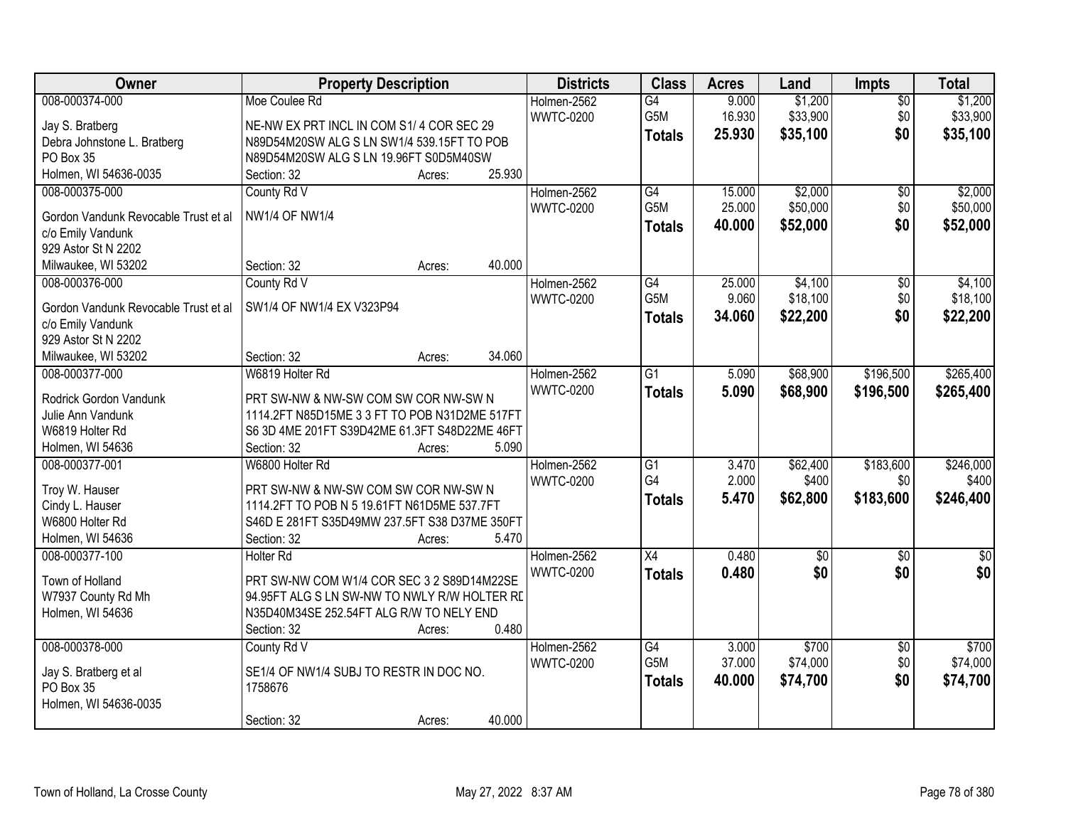| Owner | Property Description | Districts | Class | Acres | Land | Impts | Total |
|---|---|---|---|---|---|---|---|
| 008-000374-000<br>Jay S. Bratberg<br>Debra Johnstone L. Bratberg<br>PO Box 35<br>Holmen, WI 54636-0035 | Moe Coulee Rd<br>NE-NW EX PRT INCL IN COM S1/ 4 COR SEC 29 N89D54M20SW ALG S LN SW1/4 539.15FT TO POB N89D54M20SW ALG S LN 19.96FT S0D5M40SW<br>Section: 32 Acres: 25.930 | Holmen-2562<br>WWTC-0200 | G4<br>G5M<br>**Totals** | 9.000<br>16.930<br>**25.930** | $1,200<br>$33,900<br>**$35,100** | $0<br>$0<br>**$0** | $1,200<br>$33,900<br>**$35,100** |
| 008-000375-000<br>Gordon Vandunk Revocable Trust et al<br>c/o Emily Vandunk<br>929 Astor St N 2202<br>Milwaukee, WI 53202 | County Rd V<br>NW1/4 OF NW1/4<br>Section: 32 Acres: 40.000 | Holmen-2562<br>WWTC-0200 | G4<br>G5M<br>**Totals** | 15.000<br>25.000<br>**40.000** | $2,000<br>$50,000<br>**$52,000** | $0<br>$0<br>**$0** | $2,000<br>$50,000<br>**$52,000** |
| 008-000376-000<br>Gordon Vandunk Revocable Trust et al<br>c/o Emily Vandunk<br>929 Astor St N 2202<br>Milwaukee, WI 53202 | County Rd V<br>SW1/4 OF NW1/4 EX V323P94<br>Section: 32 Acres: 34.060 | Holmen-2562<br>WWTC-0200 | G4<br>G5M<br>**Totals** | 25.000<br>9.060<br>**34.060** | $4,100<br>$18,100<br>**$22,200** | $0<br>$0<br>**$0** | $4,100<br>$18,100<br>**$22,200** |
| 008-000377-000<br>Rodrick Gordon Vandunk<br>Julie Ann Vandunk<br>W6819 Holter Rd<br>Holmen, WI 54636 | W6819 Holter Rd<br>PRT SW-NW & NW-SW COM SW COR NW-SW N 1114.2FT N85D15ME 3 3 FT TO POB N31D2ME 517FT S6 3D 4ME 201FT S39D42ME 61.3FT S48D22ME 46FT<br>Section: 32 Acres: 5.090 | Holmen-2562<br>WWTC-0200 | G1<br>**Totals** | 5.090<br>**5.090** | $68,900<br>**$68,900** | $196,500<br>**$196,500** | $265,400<br>**$265,400** |
| 008-000377-001<br>Troy W. Hauser<br>Cindy L. Hauser<br>W6800 Holter Rd<br>Holmen, WI 54636 | W6800 Holter Rd<br>PRT SW-NW & NW-SW COM SW COR NW-SW N 1114.2FT TO POB N 5 19.61FT N61D5ME 537.7FT S46D E 281FT S35D49MW 237.5FT S38 D37ME 350FT<br>Section: 32 Acres: 5.470 | Holmen-2562<br>WWTC-0200 | G1<br>G4<br>**Totals** | 3.470<br>2.000<br>**5.470** | $62,400<br>$400<br>**$62,800** | $183,600<br>$0<br>**$183,600** | $246,000<br>$400<br>**$246,400** |
| 008-000377-100<br>Town of Holland<br>W7937 County Rd Mh<br>Holmen, WI 54636 | Holter Rd<br>PRT SW-NW COM W1/4 COR SEC 3 2 S89D14M22SE 94.95FT ALG S LN SW-NW TO NWLY R/W HOLTER RD N35D40M34SE 252.54FT ALG R/W TO NELY END<br>Section: 32 Acres: 0.480 | Holmen-2562<br>WWTC-0200 | X4<br>**Totals** | 0.480<br>**0.480** | $0<br>**$0** | $0<br>**$0** | $0<br>**$0** |
| 008-000378-000<br>Jay S. Bratberg et al<br>PO Box 35<br>Holmen, WI 54636-0035 | County Rd V<br>SE1/4 OF NW1/4 SUBJ TO RESTR IN DOC NO. 1758676<br>Section: 32 Acres: 40.000 | Holmen-2562<br>WWTC-0200 | G4<br>G5M<br>**Totals** | 3.000<br>37.000<br>**40.000** | $700<br>$74,000<br>**$74,700** | $0<br>$0<br>**$0** | $700<br>$74,000<br>**$74,700** |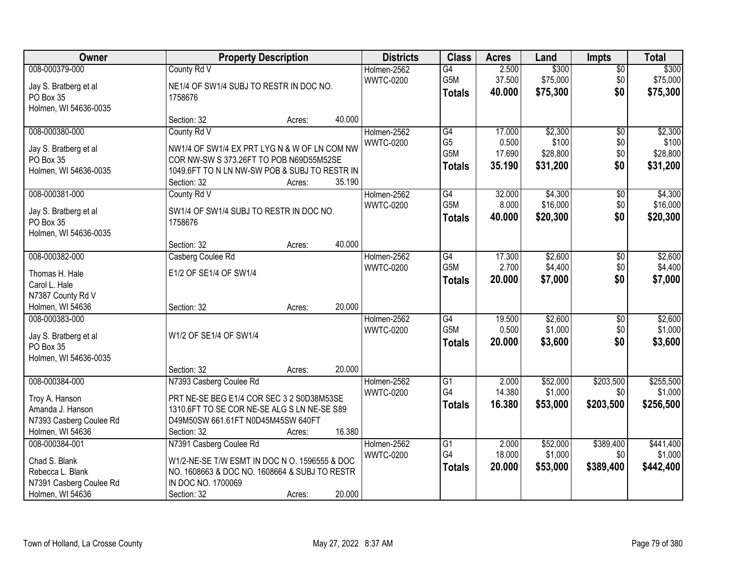| Owner | Property Description | Districts | Class | Acres | Land | Impts | Total |
|---|---|---|---|---|---|---|---|
| 008-000379-000<br>Jay S. Bratberg et al<br>PO Box 35<br>Holmen, WI 54636-0035 | County Rd V<br>NE1/4 OF SW1/4 SUBJ TO RESTR IN DOC NO. 1758676<br>Section: 32 Acres: 40.000 | Holmen-2562<br>WWTC-0200 | G4<br>G5M<br>**Totals** | 2.500<br>37.500<br>**40.000** | $300<br>$75,000<br>**$75,300** | $0<br>$0<br>**$0** | $300<br>$75,000<br>**$75,300** |
| 008-000380-000<br>Jay S. Bratberg et al<br>PO Box 35<br>Holmen, WI 54636-0035 | County Rd V<br>NW1/4 OF SW1/4 EX PRT LYG N & W OF LN COM NW COR NW-SW S 373.26FT TO POB N69D55M52SE 1049.6FT TO N LN NW-SW POB & SUBJ TO RESTR IN<br>Section: 32 Acres: 35.190 | Holmen-2562<br>WWTC-0200 | G4<br>G5<br>G5M<br>**Totals** | 17.000<br>0.500<br>17.690<br>**35.190** | $2,300<br>$100<br>$28,800<br>**$31,200** | $0<br>$0<br>$0<br>**$0** | $2,300<br>$100<br>$28,800<br>**$31,200** |
| 008-000381-000<br>Jay S. Bratberg et al<br>PO Box 35<br>Holmen, WI 54636-0035 | County Rd V<br>SW1/4 OF SW1/4 SUBJ TO RESTR IN DOC NO. 1758676<br>Section: 32 Acres: 40.000 | Holmen-2562<br>WWTC-0200 | G4<br>G5M<br>**Totals** | 32.000<br>8.000<br>**40.000** | $4,300<br>$16,000<br>**$20,300** | $0<br>$0<br>**$0** | $4,300<br>$16,000<br>**$20,300** |
| 008-000382-000<br>Thomas H. Hale<br>Carol L. Hale<br>N7387 County Rd V<br>Holmen, WI 54636 | Casberg Coulee Rd<br>E1/2 OF SE1/4 OF SW1/4<br>Section: 32 Acres: 20.000 | Holmen-2562<br>WWTC-0200 | G4<br>G5M<br>**Totals** | 17.300<br>2.700<br>**20.000** | $2,600<br>$4,400<br>**$7,000** | $0<br>$0<br>**$0** | $2,600<br>$4,400<br>**$7,000** |
| 008-000383-000<br>Jay S. Bratberg et al<br>PO Box 35<br>Holmen, WI 54636-0035 | W1/2 OF SE1/4 OF SW1/4<br>Section: 32 Acres: 20.000 | Holmen-2562<br>WWTC-0200 | G4<br>G5M<br>**Totals** | 19.500<br>0.500<br>**20.000** | $2,600<br>$1,000<br>**$3,600** | $0<br>$0<br>**$0** | $2,600<br>$1,000<br>**$3,600** |
| 008-000384-000<br>Troy A. Hanson<br>Amanda J. Hanson<br>N7393 Casberg Coulee Rd<br>Holmen, WI 54636 | N7393 Casberg Coulee Rd<br>PRT NE-SE BEG E1/4 COR SEC 3 2 S0D38M53SE 1310.6FT TO SE COR NE-SE ALG S LN NE-SE S89 D49M50SW 661.61FT N0D45M45SW 640FT<br>Section: 32 Acres: 16.380 | Holmen-2562<br>WWTC-0200 | G1<br>G4<br>**Totals** | 2.000<br>14.380<br>**16.380** | $52,000<br>$1,000<br>**$53,000** | $203,500<br>$0<br>**$203,500** | $255,500<br>$1,000<br>**$256,500** |
| 008-000384-001<br>Chad S. Blank<br>Rebecca L. Blank<br>N7391 Casberg Coulee Rd<br>Holmen, WI 54636 | N7391 Casberg Coulee Rd<br>W1/2-NE-SE T/W ESMT IN DOC N O. 1596555 & DOC NO. 1608663 & DOC NO. 1608664 & SUBJ TO RESTR IN DOC NO. 1700069<br>Section: 32 Acres: 20.000 | Holmen-2562<br>WWTC-0200 | G1<br>G4<br>**Totals** | 2.000<br>18.000<br>**20.000** | $52,000<br>$1,000<br>**$53,000** | $389,400<br>$0<br>**$389,400** | $441,400<br>$1,000<br>**$442,400** |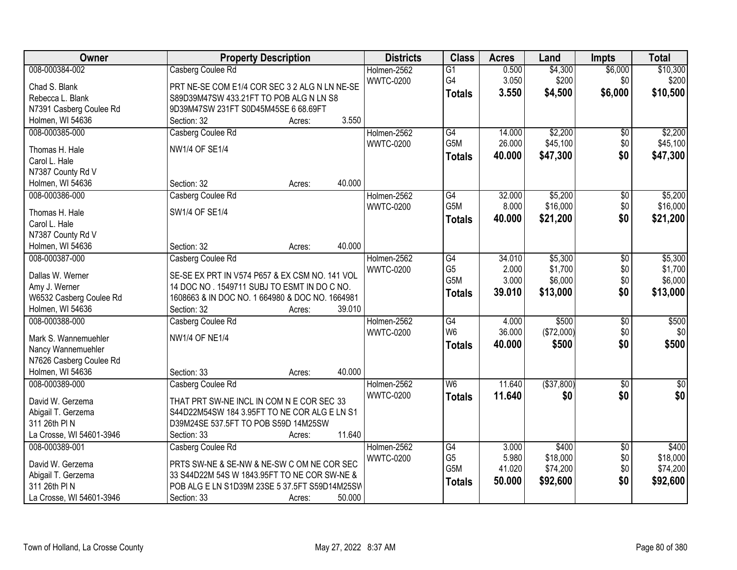| Owner | Property Description | Districts | Class | Acres | Land | Impts | Total |
|---|---|---|---|---|---|---|---|
| 008-000384-002<br>Chad S. Blank<br>Rebecca L. Blank<br>N7391 Casberg Coulee Rd<br>Holmen, WI 54636 | Casberg Coulee Rd<br>PRT NE-SE COM E1/4 COR SEC 3 2 ALG N LN NE-SE S89D39M47SW 433.21FT TO POB ALG N LN S8 9D39M47SW 231FT S0D45M45SE 6 68.69FT<br>Section: 32 Acres: 3.550 | Holmen-2562<br>WWTC-0200 | G1<br>G4<br>**Totals** | 0.500<br>3.050<br>**3.550** | $4,300<br>$200<br>**$4,500** | $6,000<br>$0<br>**$6,000** | $10,300<br>$200<br>**$10,500** |
| 008-000385-000<br>Thomas H. Hale<br>Carol L. Hale<br>N7387 County Rd V<br>Holmen, WI 54636 | Casberg Coulee Rd<br>NW1/4 OF SE1/4<br>Section: 32 Acres: 40.000 | Holmen-2562<br>WWTC-0200 | G4<br>G5M<br>**Totals** | 14.000<br>26.000<br>**40.000** | $2,200<br>$45,100<br>**$47,300** | $0<br>$0<br>**$0** | $2,200<br>$45,100<br>**$47,300** |
| 008-000386-000<br>Thomas H. Hale<br>Carol L. Hale<br>N7387 County Rd V<br>Holmen, WI 54636 | Casberg Coulee Rd<br>SW1/4 OF SE1/4<br>Section: 32 Acres: 40.000 | Holmen-2562<br>WWTC-0200 | G4<br>G5M<br>**Totals** | 32.000<br>8.000<br>**40.000** | $5,200<br>$16,000<br>**$21,200** | $0<br>$0<br>**$0** | $5,200<br>$16,000<br>**$21,200** |
| 008-000387-000<br>Dallas W. Werner<br>Amy J. Werner<br>W6532 Casberg Coulee Rd<br>Holmen, WI 54636 | Casberg Coulee Rd<br>SE-SE EX PRT IN V574 P657 & EX CSM NO. 141 VOL 14 DOC NO . 1549711 SUBJ TO ESMT IN DO C NO. 1608663 & IN DOC NO. 1 664980 & DOC NO. 1664981<br>Section: 32 Acres: 39.010 | Holmen-2562<br>WWTC-0200 | G4<br>G5<br>G5M<br>**Totals** | 34.010<br>2.000<br>3.000<br>**39.010** | $5,300<br>$1,700<br>$6,000<br>**$13,000** | $0<br>$0<br>$0<br>**$0** | $5,300<br>$1,700<br>$6,000<br>**$13,000** |
| 008-000388-000<br>Mark S. Wannemuehler<br>Nancy Wannemuehler<br>N7626 Casberg Coulee Rd<br>Holmen, WI 54636 | Casberg Coulee Rd<br>NW1/4 OF NE1/4<br>Section: 33 Acres: 40.000 | Holmen-2562<br>WWTC-0200 | G4<br>W6<br>**Totals** | 4.000<br>36.000<br>**40.000** | $500<br>($72,000)<br>**$500** | $0<br>$0<br>**$0** | $500<br>$0<br>**$500** |
| 008-000389-000<br>David W. Gerzema<br>Abigail T. Gerzema<br>311 26th Pl N<br>La Crosse, WI 54601-3946 | Casberg Coulee Rd<br>THAT PRT SW-NE INCL IN COM N E COR SEC 33 S44D22M54SW 184 3.95FT TO NE COR ALG E LN S1 D39M24SE 537.5FT TO POB S59D 14M25SW<br>Section: 33 Acres: 11.640 | Holmen-2562<br>WWTC-0200 | W6<br>**Totals** | 11.640<br>**11.640** | ($37,800)<br>**$0** | $0<br>**$0** | $0<br>**$0** |
| 008-000389-001<br>David W. Gerzema<br>Abigail T. Gerzema<br>311 26th Pl N<br>La Crosse, WI 54601-3946 | Casberg Coulee Rd<br>PRTS SW-NE & SE-NW & NE-SW C OM NE COR SEC 33 S44D22M 54S W 1843.95FT TO NE COR SW-NE & POB ALG E LN S1D39M 23SE 5 37.5FT S59D14M25SW<br>Section: 33 Acres: 50.000 | Holmen-2562<br>WWTC-0200 | G4<br>G5<br>G5M<br>**Totals** | 3.000<br>5.980<br>41.020<br>**50.000** | $400<br>$18,000<br>$74,200<br>**$92,600** | $0<br>$0<br>$0<br>**$0** | $400<br>$18,000<br>$74,200<br>**$92,600** |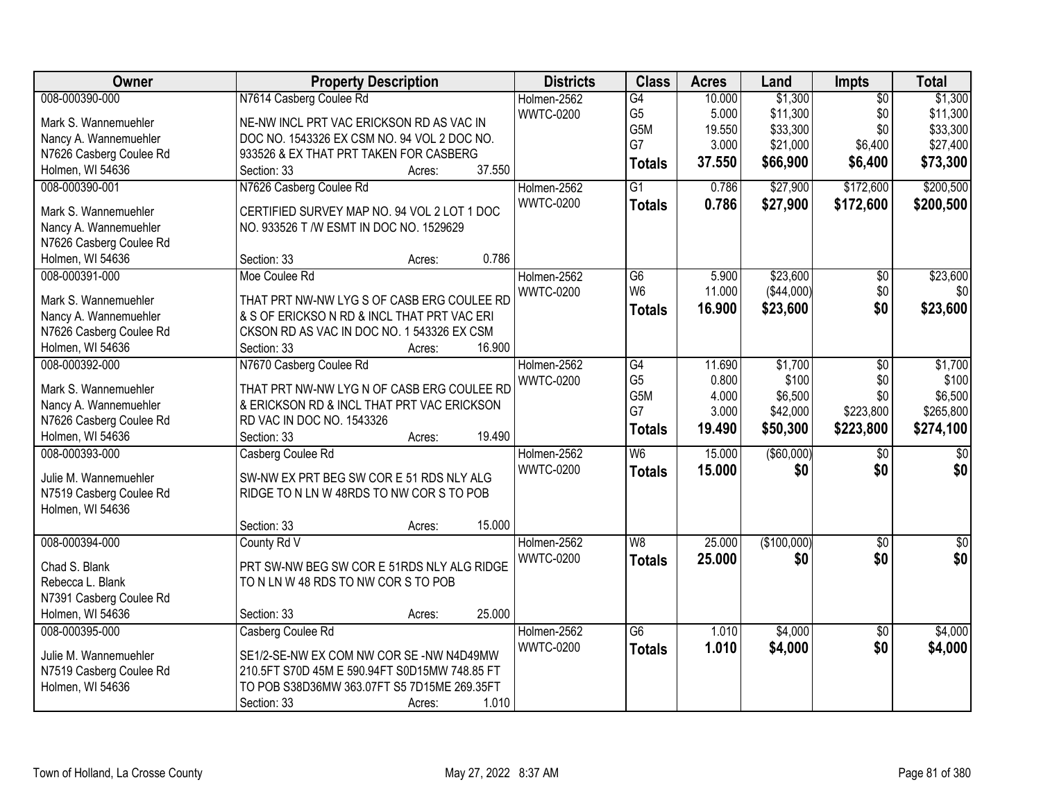| Owner | Property Description | Districts | Class | Acres | Land | Impts | Total |
|---|---|---|---|---|---|---|---|
| 008-000390-000<br>Mark S. Wannemuehler<br>Nancy A. Wannemuehler<br>N7626 Casberg Coulee Rd<br>Holmen, WI 54636 | N7614 Casberg Coulee Rd<br>NE-NW INCL PRT VAC ERICKSON RD AS VAC IN DOC NO. 1543326 EX CSM NO. 94 VOL 2 DOC NO. 933526 & EX THAT PRT TAKEN FOR CASBERG<br>Section: 33 Acres: 37.550 | Holmen-2562<br>WWTC-0200 | G4<br>G5<br>G5M<br>G7<br>**Totals** | 10.000<br>5.000<br>19.550<br>3.000<br>**37.550** | $1,300<br>$11,300<br>$33,300<br>$21,000<br>**$66,900** | $0<br>$0<br>$0<br>$6,400<br>**$6,400** | $1,300<br>$11,300<br>$33,300<br>$27,400<br>**$73,300** |
| 008-000390-001<br>Mark S. Wannemuehler<br>Nancy A. Wannemuehler<br>N7626 Casberg Coulee Rd<br>Holmen, WI 54636 | N7626 Casberg Coulee Rd<br>CERTIFIED SURVEY MAP NO. 94 VOL 2 LOT 1 DOC NO. 933526 T /W ESMT IN DOC NO. 1529629<br>Section: 33 Acres: 0.786 | Holmen-2562<br>WWTC-0200 | G1<br>**Totals** | 0.786<br>**0.786** | $27,900<br>**$27,900** | $172,600<br>**$172,600** | $200,500<br>**$200,500** |
| 008-000391-000<br>Mark S. Wannemuehler<br>Nancy A. Wannemuehler<br>N7626 Casberg Coulee Rd<br>Holmen, WI 54636 | Moe Coulee Rd<br>THAT PRT NW-NW LYG S OF CASB ERG COULEE RD & S OF ERICKSO N RD & INCL THAT PRT VAC ERI CKSON RD AS VAC IN DOC NO. 1 543326 EX CSM<br>Section: 33 Acres: 16.900 | Holmen-2562<br>WWTC-0200 | G6<br>W6<br>**Totals** | 5.900<br>11.000<br>**16.900** | $23,600<br>($44,000)<br>**$23,600** | $0<br>$0<br>**$0** | $23,600<br>$0<br>**$23,600** |
| 008-000392-000<br>Mark S. Wannemuehler<br>Nancy A. Wannemuehler<br>N7626 Casberg Coulee Rd<br>Holmen, WI 54636 | N7670 Casberg Coulee Rd<br>THAT PRT NW-NW LYG N OF CASB ERG COULEE RD & ERICKSON RD & INCL THAT PRT VAC ERICKSON RD VAC IN DOC NO. 1543326<br>Section: 33 Acres: 19.490 | Holmen-2562<br>WWTC-0200 | G4<br>G5<br>G5M<br>G7<br>**Totals** | 11.690<br>0.800<br>4.000<br>3.000<br>**19.490** | $1,700<br>$100<br>$6,500<br>$42,000<br>**$50,300** | $0<br>$0<br>$0<br>$223,800<br>**$223,800** | $1,700<br>$100<br>$6,500<br>$265,800<br>**$274,100** |
| 008-000393-000<br>Julie M. Wannemuehler<br>N7519 Casberg Coulee Rd<br>Holmen, WI 54636 | Casberg Coulee Rd<br>SW-NW EX PRT BEG SW COR E 51 RDS NLY ALG RIDGE TO N LN W 48RDS TO NW COR S TO POB<br>Section: 33 Acres: 15.000 | Holmen-2562<br>WWTC-0200 | W6<br>**Totals** | 15.000<br>**15.000** | ($60,000)<br>**$0** | $0<br>**$0** | $0<br>**$0** |
| 008-000394-000<br>Chad S. Blank<br>Rebecca L. Blank<br>N7391 Casberg Coulee Rd<br>Holmen, WI 54636 | County Rd V<br>PRT SW-NW BEG SW COR E 51RDS NLY ALG RIDGE TO N LN W 48 RDS TO NW COR S TO POB<br>Section: 33 Acres: 25.000 | Holmen-2562<br>WWTC-0200 | W8<br>**Totals** | 25.000<br>**25.000** | ($100,000)<br>**$0** | $0<br>**$0** | $0<br>**$0** |
| 008-000395-000<br>Julie M. Wannemuehler<br>N7519 Casberg Coulee Rd<br>Holmen, WI 54636 | Casberg Coulee Rd<br>SE1/2-SE-NW EX COM NW COR SE -NW N4D49MW 210.5FT S70D 45M E 590.94FT S0D15MW 748.85 FT TO POB S38D36MW 363.07FT S5 7D15ME 269.35FT<br>Section: 33 Acres: 1.010 | Holmen-2562<br>WWTC-0200 | G6<br>**Totals** | 1.010<br>**1.010** | $4,000<br>**$4,000** | $0<br>**$0** | $4,000<br>**$4,000** |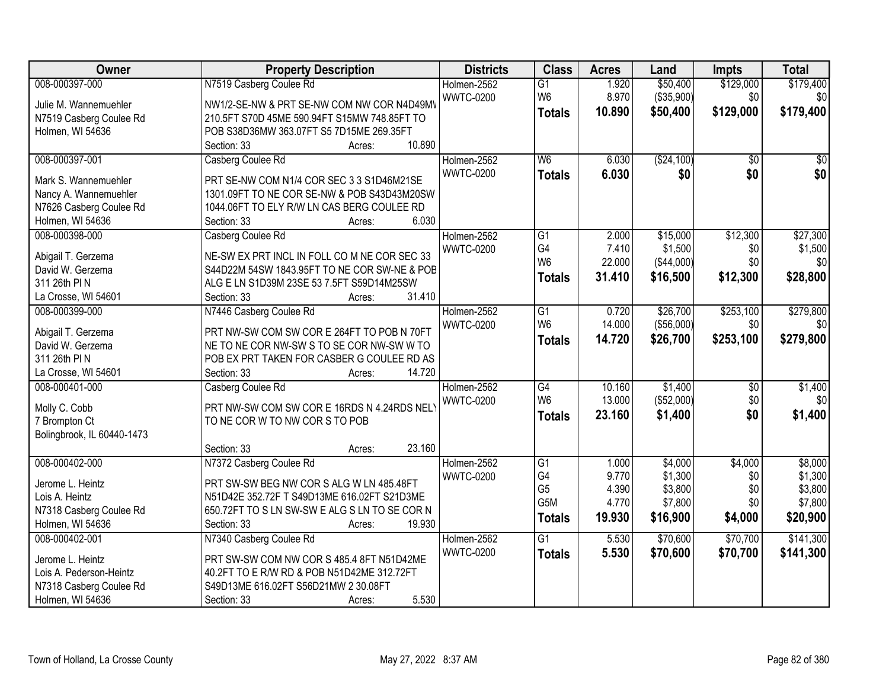| Owner | Property Description | Districts | Class | Acres | Land | Impts | Total |
|---|---|---|---|---|---|---|---|
| 008-000397-000<br>Julie M. Wannemuehler<br>N7519 Casberg Coulee Rd<br>Holmen, WI 54636 | N7519 Casberg Coulee Rd<br>NW1/2-SE-NW & PRT SE-NW COM NW COR N4D49MW 210.5FT S70D 45ME 590.94FT S15MW 748.85FT TO POB S38D36MW 363.07FT S5 7D15ME 269.35FT<br>Section: 33 Acres: 10.890 | Holmen-2562<br>WWTC-0200 | G1<br>W6<br>**Totals** | 1.920<br>8.970<br>**10.890** | $50,400<br>($35,900)<br>**$50,400** | $129,000<br>$0<br>**$129,000** | $179,400<br>$0<br>**$179,400** |
| 008-000397-001<br>Mark S. Wannemuehler<br>Nancy A. Wannemuehler<br>N7626 Casberg Coulee Rd<br>Holmen, WI 54636 | Casberg Coulee Rd<br>PRT SE-NW COM N1/4 COR SEC 3 3 S1D46M21SE 1301.09FT TO NE COR SE-NW & POB S43D43M20SW 1044.06FT TO ELY R/W LN CAS BERG COULEE RD<br>Section: 33 Acres: 6.030 | Holmen-2562<br>WWTC-0200 | W6<br>**Totals** | 6.030<br>**6.030** | ($24,100)<br>**$0** | $0<br>**$0** | $0<br>**$0** |
| 008-000398-000<br>Abigail T. Gerzema<br>David W. Gerzema<br>311 26th Pl N<br>La Crosse, WI 54601 | Casberg Coulee Rd<br>NE-SW EX PRT INCL IN FOLL CO M NE COR SEC 33 S44D22M 54SW 1843.95FT TO NE COR SW-NE & POB ALG E LN S1D39M 23SE 53 7.5FT S59D14M25SW<br>Section: 33 Acres: 31.410 | Holmen-2562<br>WWTC-0200 | G1<br>G4<br>W6<br>**Totals** | 2.000<br>7.410<br>22.000<br>**31.410** | $15,000<br>$1,500<br>($44,000)<br>**$16,500** | $12,300<br>$0<br>$0<br>**$12,300** | $27,300<br>$1,500<br>$0<br>**$28,800** |
| 008-000399-000<br>Abigail T. Gerzema<br>David W. Gerzema<br>311 26th Pl N<br>La Crosse, WI 54601 | N7446 Casberg Coulee Rd<br>PRT NW-SW COM SW COR E 264FT TO POB N 70FT NE TO NE COR NW-SW S TO SE COR NW-SW W TO POB EX PRT TAKEN FOR CASBER G COULEE RD AS<br>Section: 33 Acres: 14.720 | Holmen-2562<br>WWTC-0200 | G1<br>W6<br>**Totals** | 0.720<br>14.000<br>**14.720** | $26,700<br>($56,000)<br>**$26,700** | $253,100<br>$0<br>**$253,100** | $279,800<br>$0<br>**$279,800** |
| 008-000401-000<br>Molly C. Cobb<br>7 Brompton Ct<br>Bolingbrook, IL 60440-1473 | Casberg Coulee Rd<br>PRT NW-SW COM SW COR E 16RDS N 4.24RDS NELY TO NE COR W TO NW COR S TO POB<br>Section: 33 Acres: 23.160 | Holmen-2562<br>WWTC-0200 | G4<br>W6<br>**Totals** | 10.160<br>13.000<br>**23.160** | $1,400<br>($52,000)<br>**$1,400** | $0<br>$0<br>**$0** | $1,400<br>$0<br>**$1,400** |
| 008-000402-000<br>Jerome L. Heintz<br>Lois A. Heintz<br>N7318 Casberg Coulee Rd<br>Holmen, WI 54636 | N7372 Casberg Coulee Rd<br>PRT SW-SW BEG NW COR S ALG W LN 485.48FT N51D42E 352.72F T S49D13ME 616.02FT S21D3ME 650.72FT TO S LN SW-SW E ALG S LN TO SE COR N<br>Section: 33 Acres: 19.930 | Holmen-2562<br>WWTC-0200 | G1<br>G4<br>G5<br>G5M<br>**Totals** | 1.000<br>9.770<br>4.390<br>4.770<br>**19.930** | $4,000<br>$1,300<br>$3,800<br>$7,800<br>**$16,900** | $4,000<br>$0<br>$0<br>$0<br>**$4,000** | $8,000<br>$1,300<br>$3,800<br>$7,800<br>**$20,900** |
| 008-000402-001<br>Jerome L. Heintz<br>Lois A. Pederson-Heintz<br>N7318 Casberg Coulee Rd<br>Holmen, WI 54636 | N7340 Casberg Coulee Rd<br>PRT SW-SW COM NW COR S 485.4 8FT N51D42ME 40.2FT TO E R/W RD & POB N51D42ME 312.72FT S49D13ME 616.02FT S56D21MW 2 30.08FT<br>Section: 33 Acres: 5.530 | Holmen-2562<br>WWTC-0200 | G1<br>**Totals** | 5.530<br>**5.530** | $70,600<br>**$70,600** | $70,700<br>**$70,700** | $141,300<br>**$141,300** |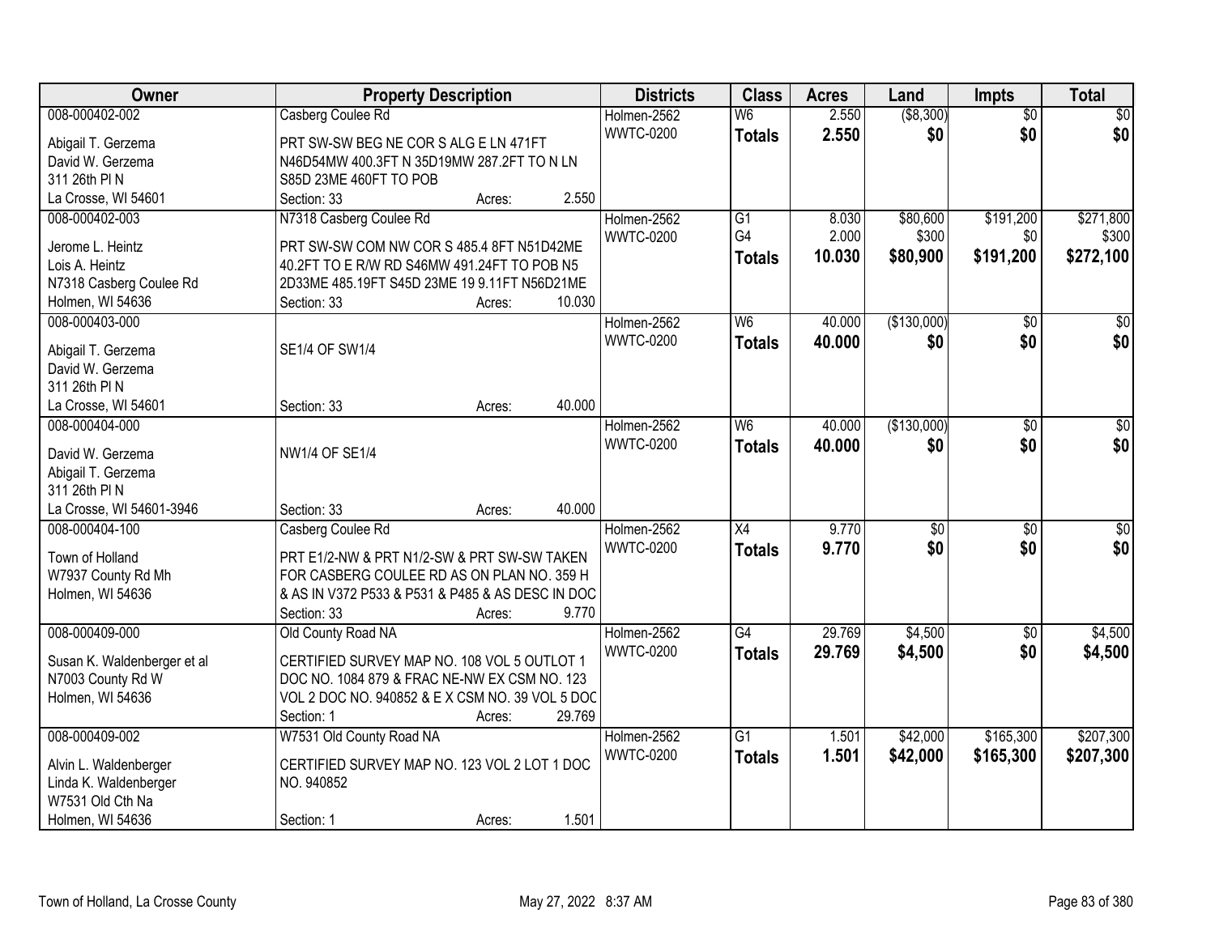| Owner | Property Description | Districts | Class | Acres | Land | Impts | Total |
|---|---|---|---|---|---|---|---|
| 008-000402-002<br>Abigail T. Gerzema<br>David W. Gerzema<br>311 26th Pl N<br>La Crosse, WI 54601 | Casberg Coulee Rd<br>PRT SW-SW BEG NE COR S ALG E LN 471FT N46D54MW 400.3FT N 35D19MW 287.2FT TO N LN S85D 23ME 460FT TO POB<br>Section: 33 Acres: 2.550 | Holmen-2562<br>WWTC-0200 | W6<br>**Totals** | 2.550<br>**2.550** | ($8,300)<br>**$0** | $0<br>**$0** | $0<br>**$0** |
| 008-000402-003<br>Jerome L. Heintz<br>Lois A. Heintz<br>N7318 Casberg Coulee Rd<br>Holmen, WI 54636 | N7318 Casberg Coulee Rd<br>PRT SW-SW COM NW COR S 485.4 8FT N51D42ME 40.2FT TO E R/W RD S46MW 491.24FT TO POB N5 2D33ME 485.19FT S45D 23ME 19 9.11FT N56D21ME<br>Section: 33 Acres: 10.030 | Holmen-2562<br>WWTC-0200 | G1<br>G4<br>**Totals** | 8.030<br>2.000<br>**10.030** | $80,600<br>$300<br>**$80,900** | $191,200<br>$0<br>**$191,200** | $271,800<br>$300<br>**$272,100** |
| 008-000403-000<br>Abigail T. Gerzema<br>David W. Gerzema<br>311 26th Pl N<br>La Crosse, WI 54601 | SE1/4 OF SW1/4<br>Section: 33 Acres: 40.000 | Holmen-2562<br>WWTC-0200 | W6<br>**Totals** | 40.000<br>**40.000** | ($130,000)<br>**$0** | $0<br>**$0** | $0<br>**$0** |
| 008-000404-000<br>David W. Gerzema<br>Abigail T. Gerzema<br>311 26th Pl N<br>La Crosse, WI 54601-3946 | NW1/4 OF SE1/4<br>Section: 33 Acres: 40.000 | Holmen-2562<br>WWTC-0200 | W6<br>**Totals** | 40.000<br>**40.000** | ($130,000)<br>**$0** | $0<br>**$0** | $0<br>**$0** |
| 008-000404-100<br>Town of Holland<br>W7937 County Rd Mh<br>Holmen, WI 54636 | Casberg Coulee Rd<br>PRT E1/2-NW & PRT N1/2-SW & PRT SW-SW TAKEN FOR CASBERG COULEE RD AS ON PLAN NO. 359 H & AS IN V372 P533 & P531 & P485 & AS DESC IN DOC<br>Section: 33 Acres: 9.770 | Holmen-2562<br>WWTC-0200 | X4<br>**Totals** | 9.770<br>**9.770** | $0<br>**$0** | $0<br>**$0** | $0<br>**$0** |
| 008-000409-000<br>Susan K. Waldenberger et al<br>N7003 County Rd W<br>Holmen, WI 54636 | Old County Road NA<br>CERTIFIED SURVEY MAP NO. 108 VOL 5 OUTLOT 1 DOC NO. 1084 879 & FRAC NE-NW EX CSM NO. 123 VOL 2 DOC NO. 940852 & E X CSM NO. 39 VOL 5 DOC<br>Section: 1 Acres: 29.769 | Holmen-2562<br>WWTC-0200 | G4<br>**Totals** | 29.769<br>**29.769** | $4,500<br>**$4,500** | $0<br>**$0** | $4,500<br>**$4,500** |
| 008-000409-002<br>Alvin L. Waldenberger<br>Linda K. Waldenberger<br>W7531 Old Cth Na<br>Holmen, WI 54636 | W7531 Old County Road NA<br>CERTIFIED SURVEY MAP NO. 123 VOL 2 LOT 1 DOC NO. 940852<br>Section: 1 Acres: 1.501 | Holmen-2562<br>WWTC-0200 | G1<br>**Totals** | 1.501<br>**1.501** | $42,000<br>**$42,000** | $165,300<br>**$165,300** | $207,300<br>**$207,300** |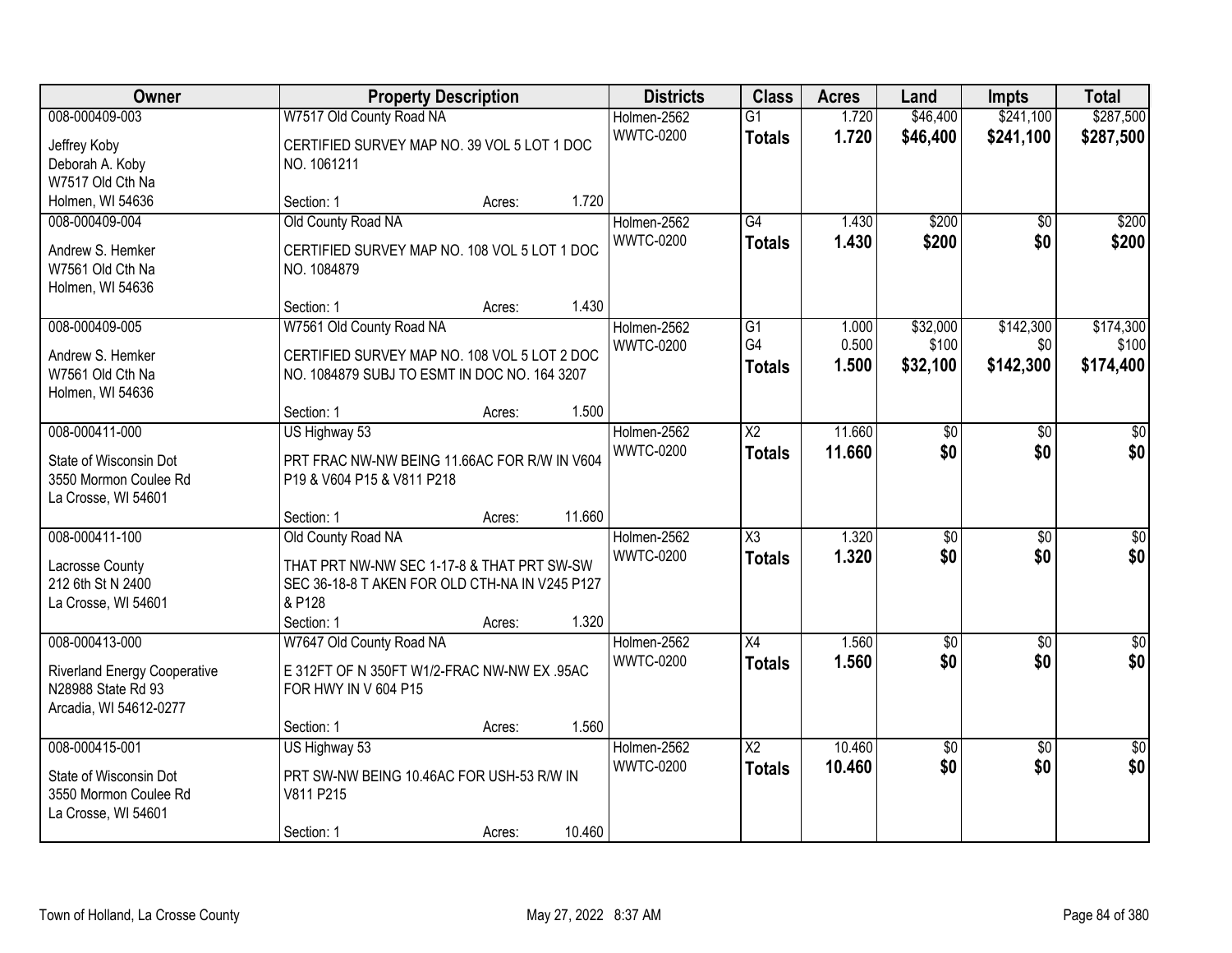| Owner | Property Description | Districts | Class | Acres | Land | Impts | Total |
|---|---|---|---|---|---|---|---|
| 008-000409-003<br>Jeffrey Koby<br>Deborah A. Koby<br>W7517 Old Cth Na<br>Holmen, WI 54636 | W7517 Old County Road NA<br>CERTIFIED SURVEY MAP NO. 39 VOL 5 LOT 1 DOC NO. 1061211<br>Section: 1 Acres: 1.720 | Holmen-2562<br>WWTC-0200 | G1<br>**Totals** | 1.720<br>**1.720** | $46,400<br>**$46,400** | $241,100<br>**$241,100** | $287,500<br>**$287,500** |
| 008-000409-004<br>Andrew S. Hemker<br>W7561 Old Cth Na<br>Holmen, WI 54636 | Old County Road NA<br>CERTIFIED SURVEY MAP NO. 108 VOL 5 LOT 1 DOC NO. 1084879<br>Section: 1 Acres: 1.430 | Holmen-2562<br>WWTC-0200 | G4<br>**Totals** | 1.430<br>**1.430** | $200<br>**$200** | $0<br>**$0** | $200<br>**$200** |
| 008-000409-005<br>Andrew S. Hemker<br>W7561 Old Cth Na<br>Holmen, WI 54636 | W7561 Old County Road NA<br>CERTIFIED SURVEY MAP NO. 108 VOL 5 LOT 2 DOC NO. 1084879 SUBJ TO ESMT IN DOC NO. 164 3207<br>Section: 1 Acres: 1.500 | Holmen-2562<br>WWTC-0200 | G1<br>G4<br>**Totals** | 1.000<br>0.500<br>**1.500** | $32,000<br>$100<br>**$32,100** | $142,300<br>$0<br>**$142,300** | $174,300<br>$100<br>**$174,400** |
| 008-000411-000<br>State of Wisconsin Dot<br>3550 Mormon Coulee Rd<br>La Crosse, WI 54601 | US Highway 53<br>PRT FRAC NW-NW BEING 11.66AC FOR R/W IN V604 P19 & V604 P15 & V811 P218<br>Section: 1 Acres: 11.660 | Holmen-2562<br>WWTC-0200 | X2<br>**Totals** | 11.660<br>**11.660** | $0<br>**$0** | $0<br>**$0** | $0<br>**$0** |
| 008-000411-100<br>Lacrosse County<br>212 6th St N 2400<br>La Crosse, WI 54601 | Old County Road NA<br>THAT PRT NW-NW SEC 1-17-8 & THAT PRT SW-SW SEC 36-18-8 T AKEN FOR OLD CTH-NA IN V245 P127 & P128<br>Section: 1 Acres: 1.320 | Holmen-2562<br>WWTC-0200 | X3<br>**Totals** | 1.320<br>**1.320** | $0<br>**$0** | $0<br>**$0** | $0<br>**$0** |
| 008-000413-000<br>Riverland Energy Cooperative<br>N28988 State Rd 93<br>Arcadia, WI 54612-0277 | W7647 Old County Road NA<br>E 312FT OF N 350FT W1/2-FRAC NW-NW EX .95AC FOR HWY IN V 604 P15<br>Section: 1 Acres: 1.560 | Holmen-2562<br>WWTC-0200 | X4<br>**Totals** | 1.560<br>**1.560** | $0<br>**$0** | $0<br>**$0** | $0<br>**$0** |
| 008-000415-001<br>State of Wisconsin Dot<br>3550 Mormon Coulee Rd<br>La Crosse, WI 54601 | US Highway 53<br>PRT SW-NW BEING 10.46AC FOR USH-53 R/W IN V811 P215<br>Section: 1 Acres: 10.460 | Holmen-2562<br>WWTC-0200 | X2<br>**Totals** | 10.460<br>**10.460** | $0<br>**$0** | $0<br>**$0** | $0<br>**$0** |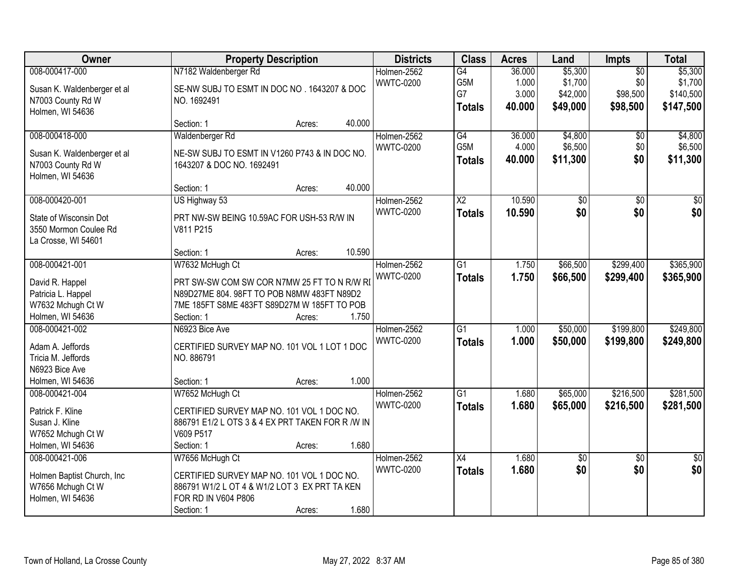| Owner | Property Description | Districts | Class | Acres | Land | Impts | Total |
|---|---|---|---|---|---|---|---|
| 008-000417-000<br>Susan K. Waldenberger et al<br>N7003 County Rd W<br>Holmen, WI 54636 | N7182 Waldenberger Rd<br>SE-NW SUBJ TO ESMT IN DOC NO . 1643207 & DOC NO. 1692491<br>Section: 1 Acres: 40.000 | Holmen-2562<br>WWTC-0200 | G4<br>G5M<br>G7<br>**Totals** | 36.000<br>1.000<br>3.000<br>**40.000** | $5,300<br>$1,700<br>$42,000<br>**$49,000** | $0<br>$0<br>$98,500<br>**$98,500** | $5,300<br>$1,700<br>$140,500<br>**$147,500** |
| 008-000418-000<br>Susan K. Waldenberger et al<br>N7003 County Rd W<br>Holmen, WI 54636 | Waldenberger Rd<br>NE-SW SUBJ TO ESMT IN V1260 P743 & IN DOC NO. 1643207 & DOC NO. 1692491<br>Section: 1 Acres: 40.000 | Holmen-2562<br>WWTC-0200 | G4<br>G5M<br>**Totals** | 36.000<br>4.000<br>**40.000** | $4,800<br>$6,500<br>**$11,300** | $0<br>$0<br>**$0** | $4,800<br>$6,500<br>**$11,300** |
| 008-000420-001<br>State of Wisconsin Dot<br>3550 Mormon Coulee Rd<br>La Crosse, WI 54601 | US Highway 53<br>PRT NW-SW BEING 10.59AC FOR USH-53 R/W IN V811 P215<br>Section: 1 Acres: 10.590 | Holmen-2562<br>WWTC-0200 | X2<br>**Totals** | 10.590<br>**10.590** | $0<br>**$0** | $0<br>**$0** | $0<br>**$0** |
| 008-000421-001<br>David R. Happel<br>Patricia L. Happel<br>W7632 Mchugh Ct W<br>Holmen, WI 54636 | W7632 McHugh Ct<br>PRT SW-SW COM SW COR N7MW 25 FT TO N R/W RI N89D27ME 804. 98FT TO POB N8MW 483FT N89D2 7ME 185FT S8ME 483FT S89D27M W 185FT TO POB<br>Section: 1 Acres: 1.750 | Holmen-2562<br>WWTC-0200 | G1<br>**Totals** | 1.750<br>**1.750** | $66,500<br>**$66,500** | $299,400<br>**$299,400** | $365,900<br>**$365,900** |
| 008-000421-002<br>Adam A. Jeffords<br>Tricia M. Jeffords<br>N6923 Bice Ave<br>Holmen, WI 54636 | N6923 Bice Ave<br>CERTIFIED SURVEY MAP NO. 101 VOL 1 LOT 1 DOC NO. 886791<br>Section: 1 Acres: 1.000 | Holmen-2562<br>WWTC-0200 | G1<br>**Totals** | 1.000<br>**1.000** | $50,000<br>**$50,000** | $199,800<br>**$199,800** | $249,800<br>**$249,800** |
| 008-000421-004<br>Patrick F. Kline<br>Susan J. Kline<br>W7652 Mchugh Ct W<br>Holmen, WI 54636 | W7652 McHugh Ct<br>CERTIFIED SURVEY MAP NO. 101 VOL 1 DOC NO. 886791 E1/2 L OTS 3 & 4 EX PRT TAKEN FOR R /W IN V609 P517<br>Section: 1 Acres: 1.680 | Holmen-2562<br>WWTC-0200 | G1<br>**Totals** | 1.680<br>**1.680** | $65,000<br>**$65,000** | $216,500<br>**$216,500** | $281,500<br>**$281,500** |
| 008-000421-006<br>Holmen Baptist Church, Inc<br>W7656 Mchugh Ct W<br>Holmen, WI 54636 | W7656 McHugh Ct<br>CERTIFIED SURVEY MAP NO. 101 VOL 1 DOC NO. 886791 W1/2 L OT 4 & W1/2 LOT 3 EX PRT TA KEN FOR RD IN V604 P806<br>Section: 1 Acres: 1.680 | Holmen-2562<br>WWTC-0200 | X4<br>**Totals** | 1.680<br>**1.680** | $0<br>**$0** | $0<br>**$0** | $0<br>**$0** |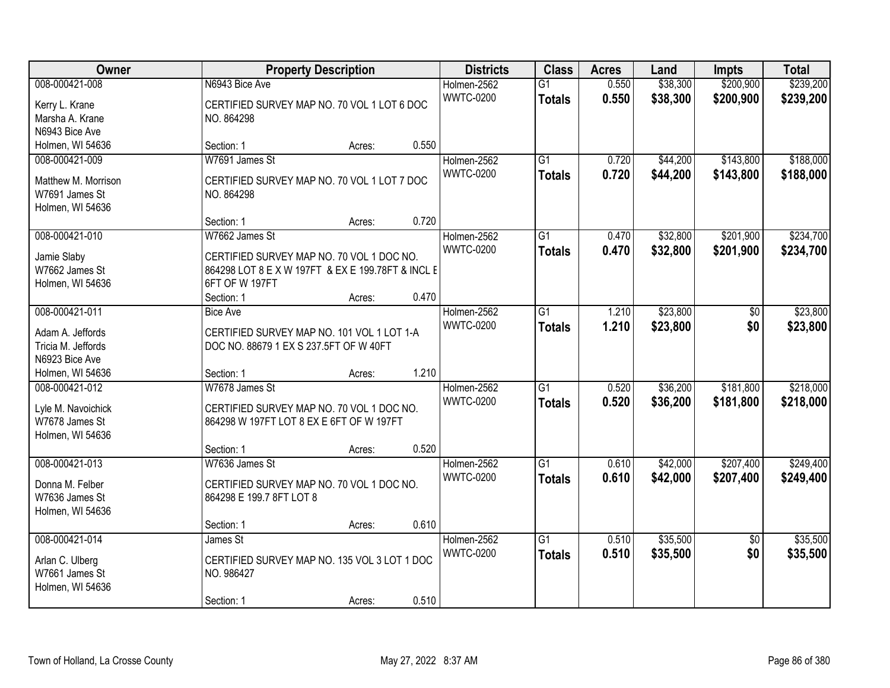| Owner | Property Description | Districts | Class | Acres | Land | Impts | Total |
|---|---|---|---|---|---|---|---|
| 008-000421-008<br>Kerry L. Krane<br>Marsha A. Krane<br>N6943 Bice Ave<br>Holmen, WI 54636 | N6943 Bice Ave<br>CERTIFIED SURVEY MAP NO. 70 VOL 1 LOT 6 DOC NO. 864298<br>Section: 1 Acres: 0.550 | Holmen-2562<br>WWTC-0200 | G1<br>**Totals** | 0.550<br>**0.550** | $38,300<br>**$38,300** | $200,900<br>**$200,900** | $239,200<br>**$239,200** |
| 008-000421-009<br>Matthew M. Morrison<br>W7691 James St<br>Holmen, WI 54636 | W7691 James St<br>CERTIFIED SURVEY MAP NO. 70 VOL 1 LOT 7 DOC NO. 864298<br>Section: 1 Acres: 0.720 | Holmen-2562<br>WWTC-0200 | G1<br>**Totals** | 0.720<br>**0.720** | $44,200<br>**$44,200** | $143,800<br>**$143,800** | $188,000<br>**$188,000** |
| 008-000421-010<br>Jamie Slaby<br>W7662 James St<br>Holmen, WI 54636 | W7662 James St<br>CERTIFIED SURVEY MAP NO. 70 VOL 1 DOC NO. 864298 LOT 8 E X W 197FT & EX E 199.78FT & INCL E 6FT OF W 197FT<br>Section: 1 Acres: 0.470 | Holmen-2562<br>WWTC-0200 | G1<br>**Totals** | 0.470<br>**0.470** | $32,800<br>**$32,800** | $201,900<br>**$201,900** | $234,700<br>**$234,700** |
| 008-000421-011<br>Adam A. Jeffords<br>Tricia M. Jeffords<br>N6923 Bice Ave<br>Holmen, WI 54636 | Bice Ave<br>CERTIFIED SURVEY MAP NO. 101 VOL 1 LOT 1-A DOC NO. 88679 1 EX S 237.5FT OF W 40FT<br>Section: 1 Acres: 1.210 | Holmen-2562<br>WWTC-0200 | G1<br>**Totals** | 1.210<br>**1.210** | $23,800<br>**$23,800** | $0<br>**$0** | $23,800<br>**$23,800** |
| 008-000421-012<br>Lyle M. Navoichick<br>W7678 James St<br>Holmen, WI 54636 | W7678 James St<br>CERTIFIED SURVEY MAP NO. 70 VOL 1 DOC NO. 864298 W 197FT LOT 8 EX E 6FT OF W 197FT<br>Section: 1 Acres: 0.520 | Holmen-2562<br>WWTC-0200 | G1<br>**Totals** | 0.520<br>**0.520** | $36,200<br>**$36,200** | $181,800<br>**$181,800** | $218,000<br>**$218,000** |
| 008-000421-013<br>Donna M. Felber<br>W7636 James St<br>Holmen, WI 54636 | W7636 James St<br>CERTIFIED SURVEY MAP NO. 70 VOL 1 DOC NO. 864298 E 199.7 8FT LOT 8<br>Section: 1 Acres: 0.610 | Holmen-2562<br>WWTC-0200 | G1<br>**Totals** | 0.610<br>**0.610** | $42,000<br>**$42,000** | $207,400<br>**$207,400** | $249,400<br>**$249,400** |
| 008-000421-014<br>Arlan C. Ulberg<br>W7661 James St<br>Holmen, WI 54636 | James St<br>CERTIFIED SURVEY MAP NO. 135 VOL 3 LOT 1 DOC NO. 986427<br>Section: 1 Acres: 0.510 | Holmen-2562<br>WWTC-0200 | G1<br>**Totals** | 0.510<br>**0.510** | $35,500<br>**$35,500** | $0<br>**$0** | $35,500<br>**$35,500** |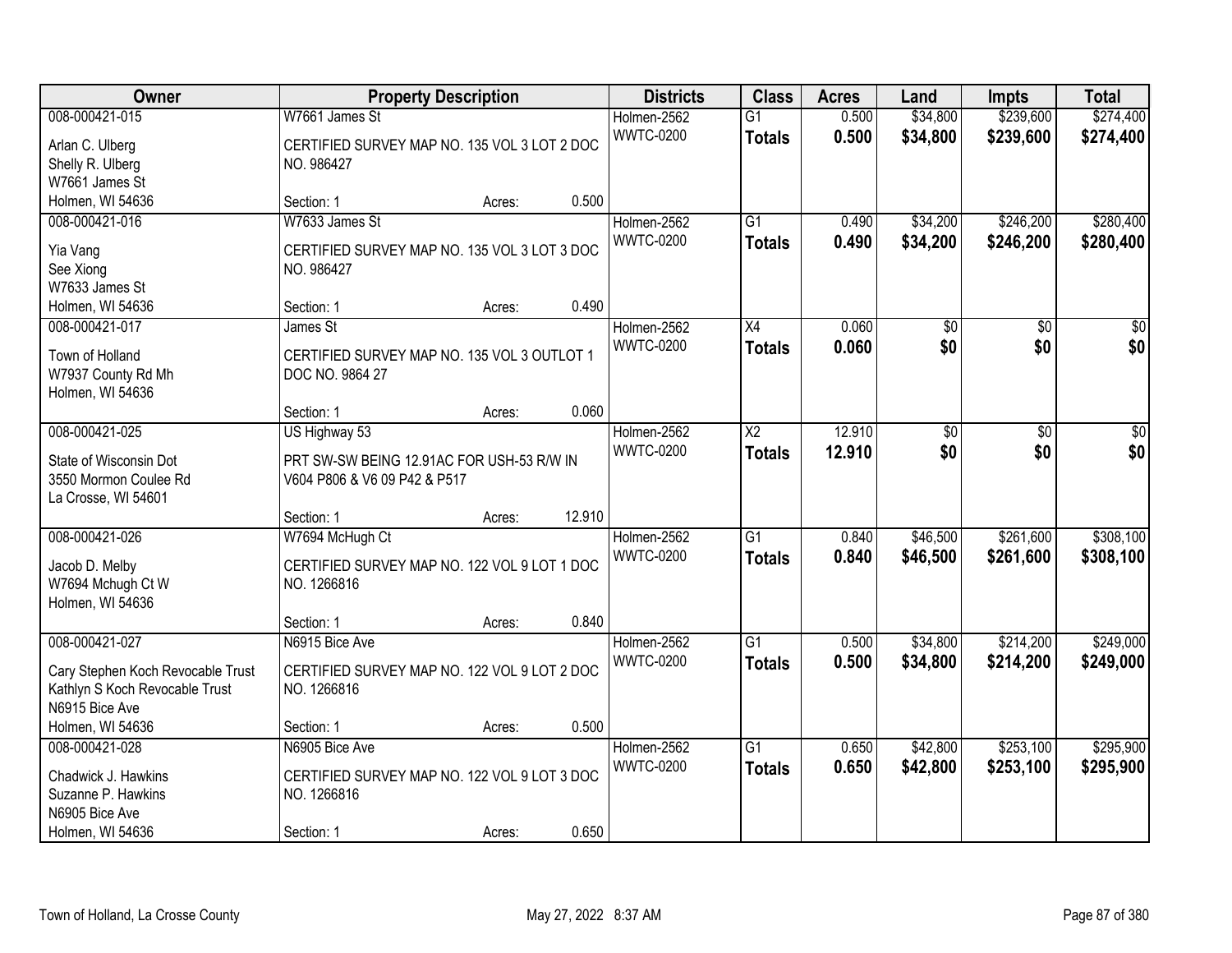| Owner | Property Description | | | Districts | Class | Acres | Land | Impts | Total |
|---|---|---|---|---|---|---|---|---|---|
| 008-000421-015 | W7661 James St | | | Holmen-2562 | G1 | 0.500 | $34,800 | $239,600 | $274,400 |
| Arlan C. Ulberg<br>Shelly R. Ulberg<br>W7661 James St<br>Holmen, WI 54636 | CERTIFIED SURVEY MAP NO. 135 VOL 3 LOT 2 DOC NO. 986427 | | | WWTC-0200 | **Totals** | **0.500** | **$34,800** | **$239,600** | **$274,400** |
| | Section: 1 | Acres: | 0.500 | | | | | | |
| 008-000421-016 | W7633 James St | | | Holmen-2562 | G1 | 0.490 | $34,200 | $246,200 | $280,400 |
| Yia Vang<br>See Xiong<br>W7633 James St<br>Holmen, WI 54636 | CERTIFIED SURVEY MAP NO. 135 VOL 3 LOT 3 DOC NO. 986427 | | | WWTC-0200 | **Totals** | **0.490** | **$34,200** | **$246,200** | **$280,400** |
| | Section: 1 | Acres: | 0.490 | | | | | | |
| 008-000421-017 | James St | | | Holmen-2562 | X4 | 0.060 | $0 | $0 | $0 |
| Town of Holland<br>W7937 County Rd Mh<br>Holmen, WI 54636 | CERTIFIED SURVEY MAP NO. 135 VOL 3 OUTLOT 1 DOC NO. 9864 27 | | | WWTC-0200 | **Totals** | **0.060** | **$0** | **$0** | **$0** |
| | Section: 1 | Acres: | 0.060 | | | | | | |
| 008-000421-025 | US Highway 53 | | | Holmen-2562 | X2 | 12.910 | $0 | $0 | $0 |
| State of Wisconsin Dot<br>3550 Mormon Coulee Rd<br>La Crosse, WI 54601 | PRT SW-SW BEING 12.91AC FOR USH-53 R/W IN V604 P806 & V6 09 P42 & P517 | | | WWTC-0200 | **Totals** | **12.910** | **$0** | **$0** | **$0** |
| | Section: 1 | Acres: | 12.910 | | | | | | |
| 008-000421-026 | W7694 McHugh Ct | | | Holmen-2562 | G1 | 0.840 | $46,500 | $261,600 | $308,100 |
| Jacob D. Melby<br>W7694 Mchugh Ct W<br>Holmen, WI 54636 | CERTIFIED SURVEY MAP NO. 122 VOL 9 LOT 1 DOC NO. 1266816 | | | WWTC-0200 | **Totals** | **0.840** | **$46,500** | **$261,600** | **$308,100** |
| | Section: 1 | Acres: | 0.840 | | | | | | |
| 008-000421-027 | N6915 Bice Ave | | | Holmen-2562 | G1 | 0.500 | $34,800 | $214,200 | $249,000 |
| Cary Stephen Koch Revocable Trust<br>Kathlyn S Koch Revocable Trust<br>N6915 Bice Ave<br>Holmen, WI 54636 | CERTIFIED SURVEY MAP NO. 122 VOL 9 LOT 2 DOC NO. 1266816 | | | WWTC-0200 | **Totals** | **0.500** | **$34,800** | **$214,200** | **$249,000** |
| | Section: 1 | Acres: | 0.500 | | | | | | |
| 008-000421-028 | N6905 Bice Ave | | | Holmen-2562 | G1 | 0.650 | $42,800 | $253,100 | $295,900 |
| Chadwick J. Hawkins<br>Suzanne P. Hawkins<br>N6905 Bice Ave<br>Holmen, WI 54636 | CERTIFIED SURVEY MAP NO. 122 VOL 9 LOT 3 DOC NO. 1266816 | | | WWTC-0200 | **Totals** | **0.650** | **$42,800** | **$253,100** | **$295,900** |
| | Section: 1 | Acres: | 0.650 | | | | | | |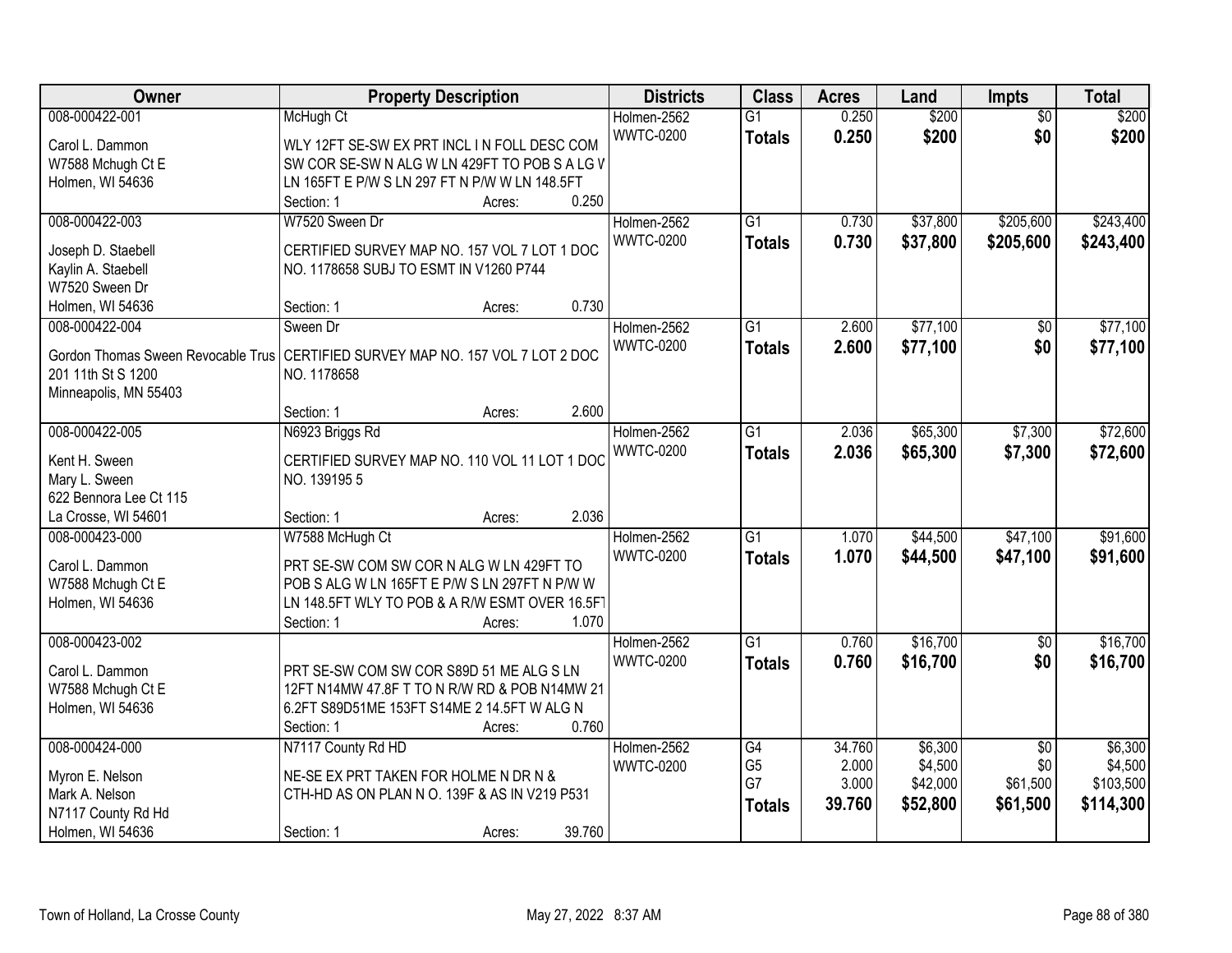| Owner | Property Description | Districts | Class | Acres | Land | Impts | Total |
|---|---|---|---|---|---|---|---|
| 008-000422-001<br>Carol L. Dammon<br>W7588 Mchugh Ct E<br>Holmen, WI 54636 | McHugh Ct<br>WLY 12FT SE-SW EX PRT INCL I N FOLL DESC COM SW COR SE-SW N ALG W LN 429FT TO POB S A LG V LN 165FT E P/W S LN 297 FT N P/W W LN 148.5FT<br>Section: 1 Acres: 0.250 | Holmen-2562<br>WWTC-0200 | G1<br>**Totals** | 0.250<br>**0.250** | $200<br>**$200** | $0<br>**$0** | $200<br>**$200** |
| 008-000422-003<br>Joseph D. Staebell<br>Kaylin A. Staebell<br>W7520 Sween Dr<br>Holmen, WI 54636 | W7520 Sween Dr<br>CERTIFIED SURVEY MAP NO. 157 VOL 7 LOT 1 DOC NO. 1178658 SUBJ TO ESMT IN V1260 P744<br>Section: 1 Acres: 0.730 | Holmen-2562<br>WWTC-0200 | G1<br>**Totals** | 0.730<br>**0.730** | $37,800<br>**$37,800** | $205,600<br>**$205,600** | $243,400<br>**$243,400** |
| 008-000422-004<br>Gordon Thomas Sween Revocable Trus<br>201 11th St S 1200<br>Minneapolis, MN 55403 | Sween Dr<br>CERTIFIED SURVEY MAP NO. 157 VOL 7 LOT 2 DOC NO. 1178658<br>Section: 1 Acres: 2.600 | Holmen-2562<br>WWTC-0200 | G1<br>**Totals** | 2.600<br>**2.600** | $77,100<br>**$77,100** | $0<br>**$0** | $77,100<br>**$77,100** |
| 008-000422-005<br>Kent H. Sween<br>Mary L. Sween<br>622 Bennora Lee Ct 115<br>La Crosse, WI 54601 | N6923 Briggs Rd<br>CERTIFIED SURVEY MAP NO. 110 VOL 11 LOT 1 DOC NO. 139195 5<br>Section: 1 Acres: 2.036 | Holmen-2562<br>WWTC-0200 | G1<br>**Totals** | 2.036<br>**2.036** | $65,300<br>**$65,300** | $7,300<br>**$7,300** | $72,600<br>**$72,600** |
| 008-000423-000<br>Carol L. Dammon<br>W7588 Mchugh Ct E<br>Holmen, WI 54636 | W7588 McHugh Ct<br>PRT SE-SW COM SW COR N ALG W LN 429FT TO POB S ALG W LN 165FT E P/W S LN 297FT N P/W W LN 148.5FT WLY TO POB & A R/W ESMT OVER 16.5FT<br>Section: 1 Acres: 1.070 | Holmen-2562<br>WWTC-0200 | G1<br>**Totals** | 1.070<br>**1.070** | $44,500<br>**$44,500** | $47,100<br>**$47,100** | $91,600<br>**$91,600** |
| 008-000423-002<br>Carol L. Dammon<br>W7588 Mchugh Ct E<br>Holmen, WI 54636 | PRT SE-SW COM SW COR S89D 51 ME ALG S LN 12FT N14MW 47.8F T TO N R/W RD & POB N14MW 21 6.2FT S89D51ME 153FT S14ME 2 14.5FT W ALG N<br>Section: 1 Acres: 0.760 | Holmen-2562<br>WWTC-0200 | G1<br>**Totals** | 0.760<br>**0.760** | $16,700<br>**$16,700** | $0<br>**$0** | $16,700<br>**$16,700** |
| 008-000424-000<br>Myron E. Nelson<br>Mark A. Nelson<br>N7117 County Rd Hd<br>Holmen, WI 54636 | N7117 County Rd HD<br>NE-SE EX PRT TAKEN FOR HOLME N DR N & CTH-HD AS ON PLAN N O. 139F & AS IN V219 P531<br>Section: 1 Acres: 39.760 | Holmen-2562<br>WWTC-0200 | G4<br>G5<br>G7<br>**Totals** | 34.760<br>2.000<br>3.000<br>**39.760** | $6,300<br>$4,500<br>$42,000<br>**$52,800** | $0<br>$0<br>$61,500<br>**$61,500** | $6,300<br>$4,500<br>$103,500<br>**$114,300** |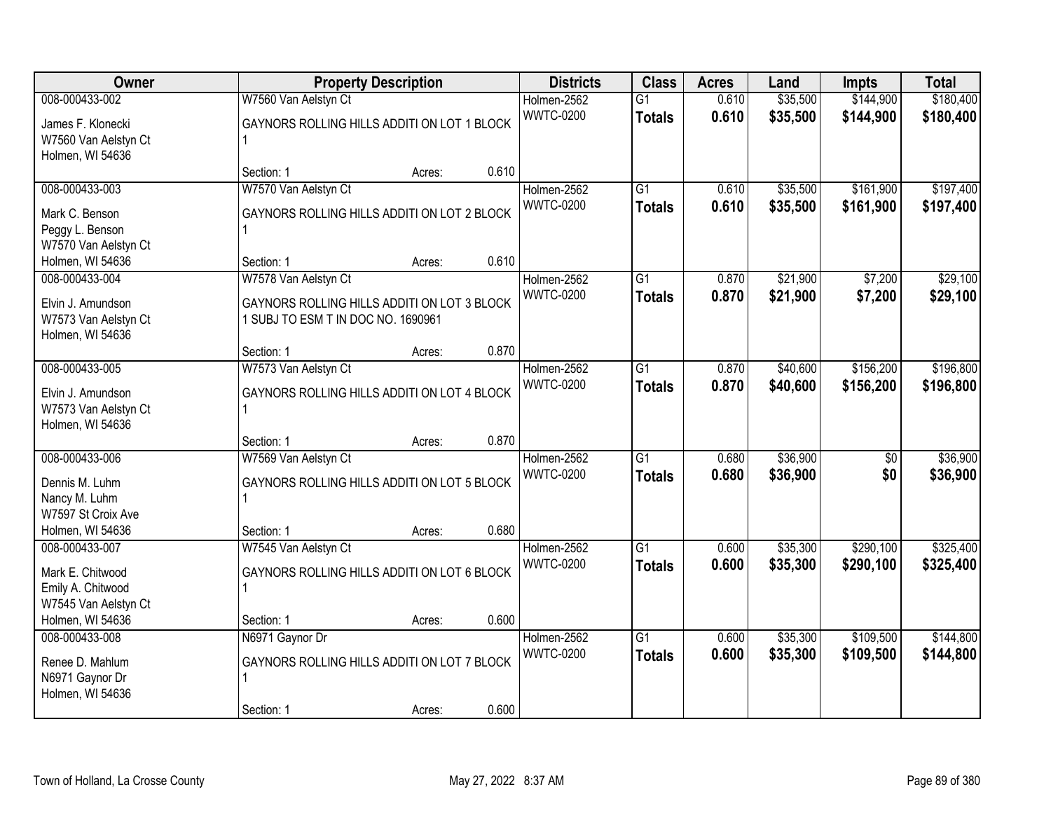| Owner | Property Description | Districts | Class | Acres | Land | Impts | Total |
|---|---|---|---|---|---|---|---|
| 008-000433-002<br>James F. Klonecki<br>W7560 Van Aelstyn Ct<br>Holmen, WI 54636 | W7560 Van Aelstyn Ct<br>GAYNORS ROLLING HILLS ADDITI ON LOT 1 BLOCK 1<br>Section: 1 Acres: 0.610 | Holmen-2562<br>WWTC-0200 | G1<br>**Totals** | 0.610<br>**0.610** | $35,500<br>**$35,500** | $144,900<br>**$144,900** | $180,400<br>**$180,400** |
| 008-000433-003<br>Mark C. Benson<br>Peggy L. Benson<br>W7570 Van Aelstyn Ct<br>Holmen, WI 54636 | W7570 Van Aelstyn Ct<br>GAYNORS ROLLING HILLS ADDITI ON LOT 2 BLOCK 1<br>Section: 1 Acres: 0.610 | Holmen-2562<br>WWTC-0200 | G1<br>**Totals** | 0.610<br>**0.610** | $35,500<br>**$35,500** | $161,900<br>**$161,900** | $197,400<br>**$197,400** |
| 008-000433-004<br>Elvin J. Amundson<br>W7573 Van Aelstyn Ct<br>Holmen, WI 54636 | W7578 Van Aelstyn Ct<br>GAYNORS ROLLING HILLS ADDITI ON LOT 3 BLOCK 1 SUBJ TO ESM T IN DOC NO. 1690961<br>Section: 1 Acres: 0.870 | Holmen-2562<br>WWTC-0200 | G1<br>**Totals** | 0.870<br>**0.870** | $21,900<br>**$21,900** | $7,200<br>**$7,200** | $29,100<br>**$29,100** |
| 008-000433-005<br>Elvin J. Amundson<br>W7573 Van Aelstyn Ct<br>Holmen, WI 54636 | W7573 Van Aelstyn Ct<br>GAYNORS ROLLING HILLS ADDITI ON LOT 4 BLOCK 1<br>Section: 1 Acres: 0.870 | Holmen-2562<br>WWTC-0200 | G1<br>**Totals** | 0.870<br>**0.870** | $40,600<br>**$40,600** | $156,200<br>**$156,200** | $196,800<br>**$196,800** |
| 008-000433-006<br>Dennis M. Luhm<br>Nancy M. Luhm<br>W7597 St Croix Ave<br>Holmen, WI 54636 | W7569 Van Aelstyn Ct<br>GAYNORS ROLLING HILLS ADDITI ON LOT 5 BLOCK 1<br>Section: 1 Acres: 0.680 | Holmen-2562<br>WWTC-0200 | G1<br>**Totals** | 0.680<br>**0.680** | $36,900<br>**$36,900** | $0<br>**$0** | $36,900<br>**$36,900** |
| 008-000433-007<br>Mark E. Chitwood<br>Emily A. Chitwood<br>W7545 Van Aelstyn Ct<br>Holmen, WI 54636 | W7545 Van Aelstyn Ct<br>GAYNORS ROLLING HILLS ADDITI ON LOT 6 BLOCK 1<br>Section: 1 Acres: 0.600 | Holmen-2562<br>WWTC-0200 | G1<br>**Totals** | 0.600<br>**0.600** | $35,300<br>**$35,300** | $290,100<br>**$290,100** | $325,400<br>**$325,400** |
| 008-000433-008<br>Renee D. Mahlum<br>N6971 Gaynor Dr<br>Holmen, WI 54636 | N6971 Gaynor Dr<br>GAYNORS ROLLING HILLS ADDITI ON LOT 7 BLOCK 1<br>Section: 1 Acres: 0.600 | Holmen-2562<br>WWTC-0200 | G1<br>**Totals** | 0.600<br>**0.600** | $35,300<br>**$35,300** | $109,500<br>**$109,500** | $144,800<br>**$144,800** |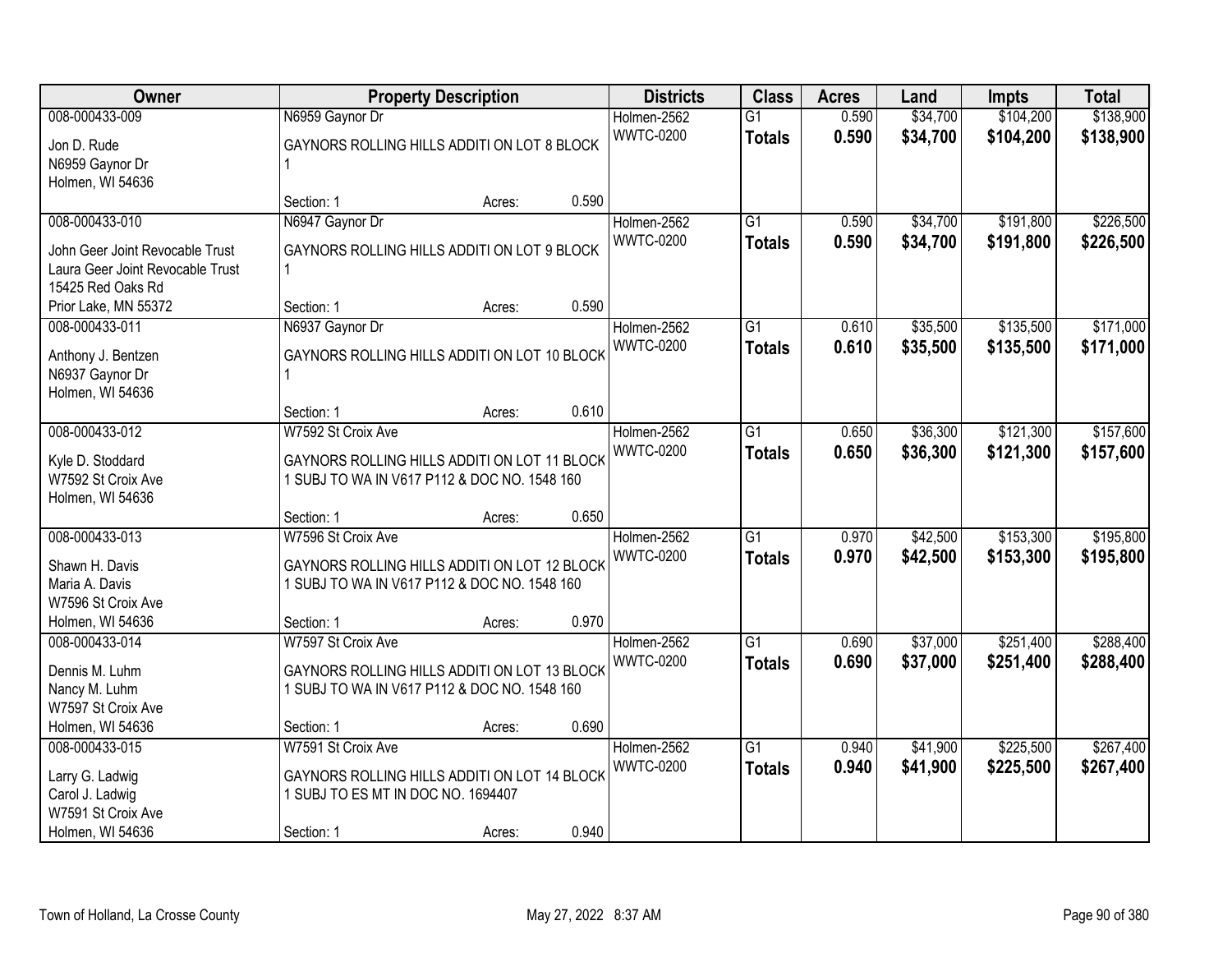| Owner | Property Description | | | Districts | Class | Acres | Land | Impts | Total |
|---|---|---|---|---|---|---|---|---|---|
| 008-000433-009 | N6959 Gaynor Dr | | | Holmen-2562 | G1 | 0.590 | $34,700 | $104,200 | $138,900 |
| Jon D. Rude<br>N6959 Gaynor Dr<br>Holmen, WI 54636 | GAYNORS ROLLING HILLS ADDITI ON LOT 8 BLOCK 1 | | | WWTC-0200 | **Totals** | **0.590** | **$34,700** | **$104,200** | **$138,900** |
| | Section: 1 | Acres: | 0.590 | | | | | | |
| 008-000433-010 | N6947 Gaynor Dr | | | Holmen-2562 | G1 | 0.590 | $34,700 | $191,800 | $226,500 |
| John Geer Joint Revocable Trust<br>Laura Geer Joint Revocable Trust<br>15425 Red Oaks Rd<br>Prior Lake, MN 55372 | GAYNORS ROLLING HILLS ADDITI ON LOT 9 BLOCK 1 | | | WWTC-0200 | **Totals** | **0.590** | **$34,700** | **$191,800** | **$226,500** |
| | Section: 1 | Acres: | 0.590 | | | | | | |
| 008-000433-011 | N6937 Gaynor Dr | | | Holmen-2562 | G1 | 0.610 | $35,500 | $135,500 | $171,000 |
| Anthony J. Bentzen<br>N6937 Gaynor Dr<br>Holmen, WI 54636 | GAYNORS ROLLING HILLS ADDITI ON LOT 10 BLOCK 1 | | | WWTC-0200 | **Totals** | **0.610** | **$35,500** | **$135,500** | **$171,000** |
| | Section: 1 | Acres: | 0.610 | | | | | | |
| 008-000433-012 | W7592 St Croix Ave | | | Holmen-2562 | G1 | 0.650 | $36,300 | $121,300 | $157,600 |
| Kyle D. Stoddard<br>W7592 St Croix Ave<br>Holmen, WI 54636 | GAYNORS ROLLING HILLS ADDITI ON LOT 11 BLOCK 1 SUBJ TO WA IN V617 P112 & DOC NO. 1548 160 | | | WWTC-0200 | **Totals** | **0.650** | **$36,300** | **$121,300** | **$157,600** |
| | Section: 1 | Acres: | 0.650 | | | | | | |
| 008-000433-013 | W7596 St Croix Ave | | | Holmen-2562 | G1 | 0.970 | $42,500 | $153,300 | $195,800 |
| Shawn H. Davis<br>Maria A. Davis<br>W7596 St Croix Ave<br>Holmen, WI 54636 | GAYNORS ROLLING HILLS ADDITI ON LOT 12 BLOCK 1 SUBJ TO WA IN V617 P112 & DOC NO. 1548 160 | | | WWTC-0200 | **Totals** | **0.970** | **$42,500** | **$153,300** | **$195,800** |
| | Section: 1 | Acres: | 0.970 | | | | | | |
| 008-000433-014 | W7597 St Croix Ave | | | Holmen-2562 | G1 | 0.690 | $37,000 | $251,400 | $288,400 |
| Dennis M. Luhm<br>Nancy M. Luhm<br>W7597 St Croix Ave<br>Holmen, WI 54636 | GAYNORS ROLLING HILLS ADDITI ON LOT 13 BLOCK 1 SUBJ TO WA IN V617 P112 & DOC NO. 1548 160 | | | WWTC-0200 | **Totals** | **0.690** | **$37,000** | **$251,400** | **$288,400** |
| | Section: 1 | Acres: | 0.690 | | | | | | |
| 008-000433-015 | W7591 St Croix Ave | | | Holmen-2562 | G1 | 0.940 | $41,900 | $225,500 | $267,400 |
| Larry G. Ladwig<br>Carol J. Ladwig<br>W7591 St Croix Ave<br>Holmen, WI 54636 | GAYNORS ROLLING HILLS ADDITI ON LOT 14 BLOCK 1 SUBJ TO ES MT IN DOC NO. 1694407 | | | WWTC-0200 | **Totals** | **0.940** | **$41,900** | **$225,500** | **$267,400** |
| | Section: 1 | Acres: | 0.940 | | | | | | |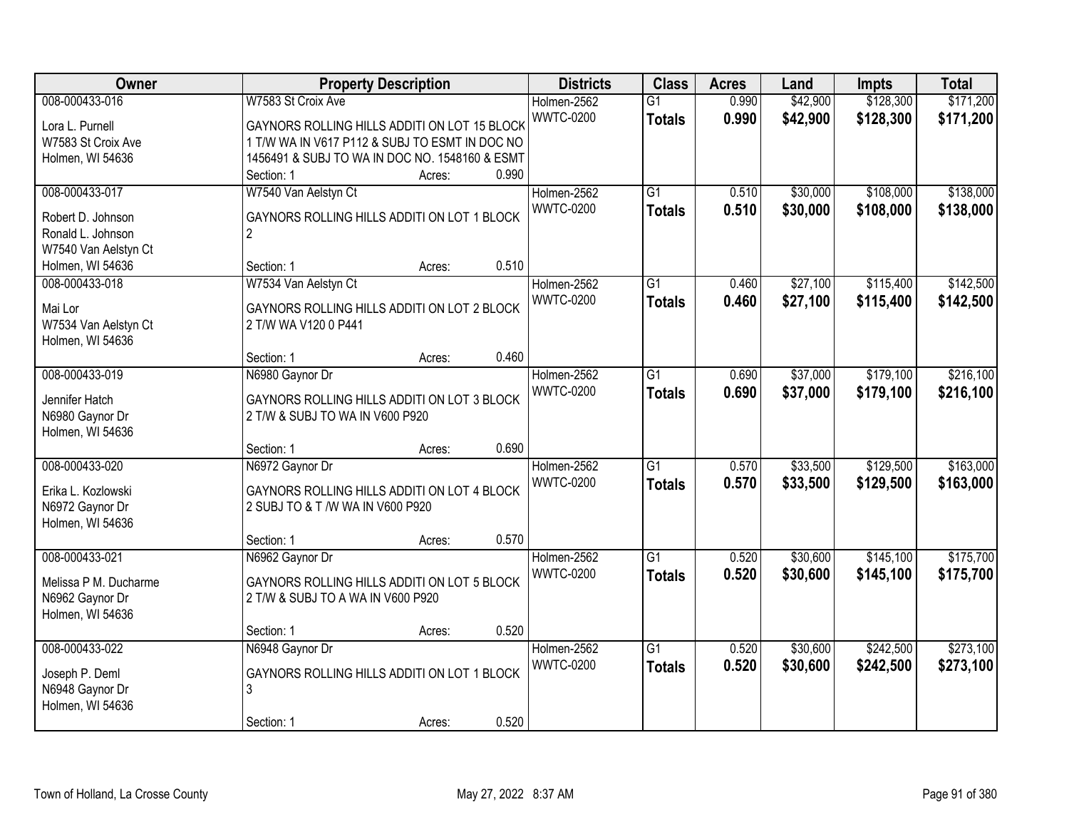| Owner | Property Description | Districts | Class | Acres | Land | Impts | Total |
|---|---|---|---|---|---|---|---|
| 008-000433-016<br>Lora L. Purnell<br>W7583 St Croix Ave<br>Holmen, WI 54636 | W7583 St Croix Ave<br>GAYNORS ROLLING HILLS ADDITI ON LOT 15 BLOCK 1 T/W WA IN V617 P112 & SUBJ TO ESMT IN DOC NO 1456491 & SUBJ TO WA IN DOC NO. 1548160 & ESMT<br>Section: 1 Acres: 0.990 | Holmen-2562<br>WWTC-0200 | G1<br>**Totals** | 0.990<br>**0.990** | $42,900<br>**$42,900** | $128,300<br>**$128,300** | $171,200<br>**$171,200** |
| 008-000433-017<br>Robert D. Johnson<br>Ronald L. Johnson<br>W7540 Van Aelstyn Ct<br>Holmen, WI 54636 | W7540 Van Aelstyn Ct<br>GAYNORS ROLLING HILLS ADDITI ON LOT 1 BLOCK 2<br>Section: 1 Acres: 0.510 | Holmen-2562<br>WWTC-0200 | G1<br>**Totals** | 0.510<br>**0.510** | $30,000<br>**$30,000** | $108,000<br>**$108,000** | $138,000<br>**$138,000** |
| 008-000433-018<br>Mai Lor<br>W7534 Van Aelstyn Ct<br>Holmen, WI 54636 | W7534 Van Aelstyn Ct<br>GAYNORS ROLLING HILLS ADDITI ON LOT 2 BLOCK 2 T/W WA V120 0 P441<br>Section: 1 Acres: 0.460 | Holmen-2562<br>WWTC-0200 | G1<br>**Totals** | 0.460<br>**0.460** | $27,100<br>**$27,100** | $115,400<br>**$115,400** | $142,500<br>**$142,500** |
| 008-000433-019<br>Jennifer Hatch<br>N6980 Gaynor Dr<br>Holmen, WI 54636 | N6980 Gaynor Dr<br>GAYNORS ROLLING HILLS ADDITI ON LOT 3 BLOCK 2 T/W & SUBJ TO WA IN V600 P920<br>Section: 1 Acres: 0.690 | Holmen-2562<br>WWTC-0200 | G1<br>**Totals** | 0.690<br>**0.690** | $37,000<br>**$37,000** | $179,100<br>**$179,100** | $216,100<br>**$216,100** |
| 008-000433-020<br>Erika L. Kozlowski<br>N6972 Gaynor Dr<br>Holmen, WI 54636 | N6972 Gaynor Dr<br>GAYNORS ROLLING HILLS ADDITI ON LOT 4 BLOCK 2 SUBJ TO & T /W WA IN V600 P920<br>Section: 1 Acres: 0.570 | Holmen-2562<br>WWTC-0200 | G1<br>**Totals** | 0.570<br>**0.570** | $33,500<br>**$33,500** | $129,500<br>**$129,500** | $163,000<br>**$163,000** |
| 008-000433-021<br>Melissa P M. Ducharme<br>N6962 Gaynor Dr<br>Holmen, WI 54636 | N6962 Gaynor Dr<br>GAYNORS ROLLING HILLS ADDITI ON LOT 5 BLOCK 2 T/W & SUBJ TO A WA IN V600 P920<br>Section: 1 Acres: 0.520 | Holmen-2562<br>WWTC-0200 | G1<br>**Totals** | 0.520<br>**0.520** | $30,600<br>**$30,600** | $145,100<br>**$145,100** | $175,700<br>**$175,700** |
| 008-000433-022<br>Joseph P. Deml<br>N6948 Gaynor Dr<br>Holmen, WI 54636 | N6948 Gaynor Dr<br>GAYNORS ROLLING HILLS ADDITI ON LOT 1 BLOCK 3<br>Section: 1 Acres: 0.520 | Holmen-2562<br>WWTC-0200 | G1<br>**Totals** | 0.520<br>**0.520** | $30,600<br>**$30,600** | $242,500<br>**$242,500** | $273,100<br>**$273,100** |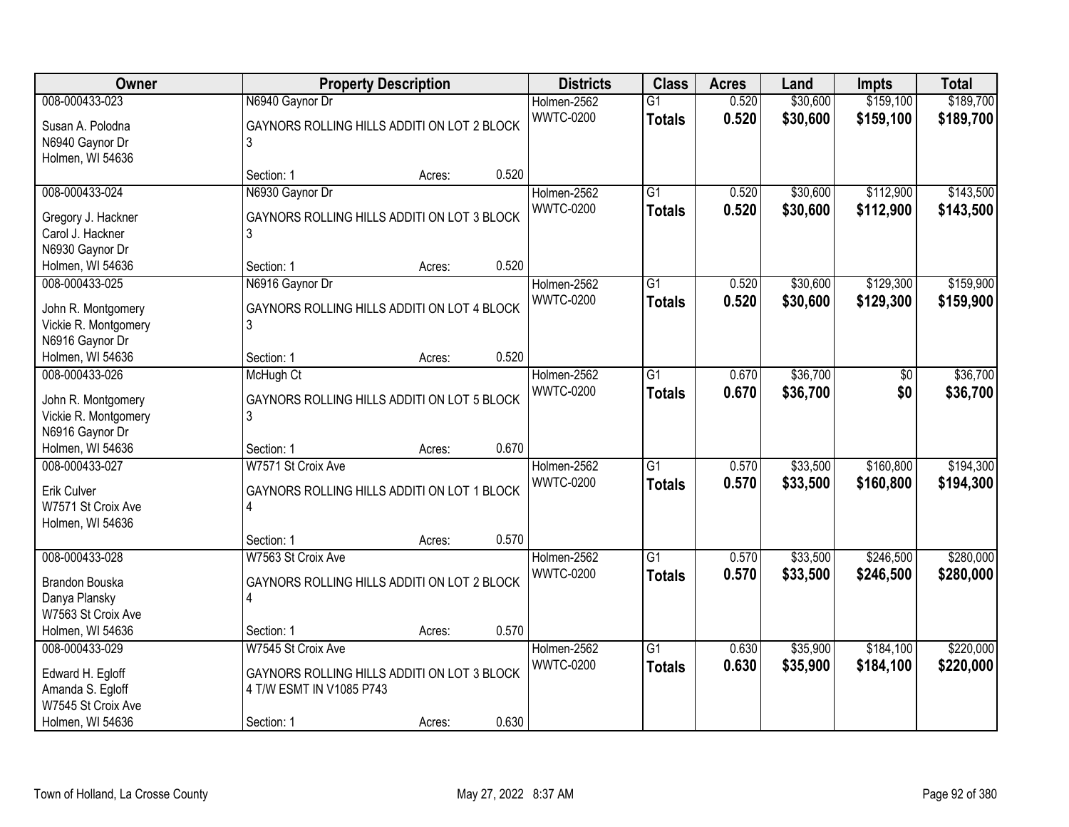| Owner | Property Description | | Districts | Class | Acres | Land | Impts | Total |
|---|---|---|---|---|---|---|---|---|
| 008-000433-023<br>Susan A. Polodna<br>N6940 Gaynor Dr<br>Holmen, WI 54636 | N6940 Gaynor Dr<br>GAYNORS ROLLING HILLS ADDITI ON LOT 2 BLOCK 3<br>Section: 1 | Acres: 0.520 | Holmen-2562<br>WWTC-0200 | G1<br>**Totals** | 0.520<br>**0.520** | $30,600<br>**$30,600** | $159,100<br>**$159,100** | $189,700<br>**$189,700** |
| 008-000433-024<br>Gregory J. Hackner<br>Carol J. Hackner<br>N6930 Gaynor Dr<br>Holmen, WI 54636 | N6930 Gaynor Dr<br>GAYNORS ROLLING HILLS ADDITI ON LOT 3 BLOCK 3<br>Section: 1 | Acres: 0.520 | Holmen-2562<br>WWTC-0200 | G1<br>**Totals** | 0.520<br>**0.520** | $30,600<br>**$30,600** | $112,900<br>**$112,900** | $143,500<br>**$143,500** |
| 008-000433-025<br>John R. Montgomery<br>Vickie R. Montgomery<br>N6916 Gaynor Dr<br>Holmen, WI 54636 | N6916 Gaynor Dr<br>GAYNORS ROLLING HILLS ADDITI ON LOT 4 BLOCK 3<br>Section: 1 | Acres: 0.520 | Holmen-2562<br>WWTC-0200 | G1<br>**Totals** | 0.520<br>**0.520** | $30,600<br>**$30,600** | $129,300<br>**$129,300** | $159,900<br>**$159,900** |
| 008-000433-026<br>John R. Montgomery<br>Vickie R. Montgomery<br>N6916 Gaynor Dr<br>Holmen, WI 54636 | McHugh Ct<br>GAYNORS ROLLING HILLS ADDITI ON LOT 5 BLOCK 3<br>Section: 1 | Acres: 0.670 | Holmen-2562<br>WWTC-0200 | G1<br>**Totals** | 0.670<br>**0.670** | $36,700<br>**$36,700** | $0<br>**$0** | $36,700<br>**$36,700** |
| 008-000433-027<br>Erik Culver<br>W7571 St Croix Ave<br>Holmen, WI 54636 | W7571 St Croix Ave<br>GAYNORS ROLLING HILLS ADDITI ON LOT 1 BLOCK 4<br>Section: 1 | Acres: 0.570 | Holmen-2562<br>WWTC-0200 | G1<br>**Totals** | 0.570<br>**0.570** | $33,500<br>**$33,500** | $160,800<br>**$160,800** | $194,300<br>**$194,300** |
| 008-000433-028<br>Brandon Bouska<br>Danya Plansky<br>W7563 St Croix Ave<br>Holmen, WI 54636 | W7563 St Croix Ave<br>GAYNORS ROLLING HILLS ADDITI ON LOT 2 BLOCK 4<br>Section: 1 | Acres: 0.570 | Holmen-2562<br>WWTC-0200 | G1<br>**Totals** | 0.570<br>**0.570** | $33,500<br>**$33,500** | $246,500<br>**$246,500** | $280,000<br>**$280,000** |
| 008-000433-029<br>Edward H. Egloff<br>Amanda S. Egloff<br>W7545 St Croix Ave<br>Holmen, WI 54636 | W7545 St Croix Ave<br>GAYNORS ROLLING HILLS ADDITI ON LOT 3 BLOCK 4 T/W ESMT IN V1085 P743<br>Section: 1 | Acres: 0.630 | Holmen-2562<br>WWTC-0200 | G1<br>**Totals** | 0.630<br>**0.630** | $35,900<br>**$35,900** | $184,100<br>**$184,100** | $220,000<br>**$220,000** |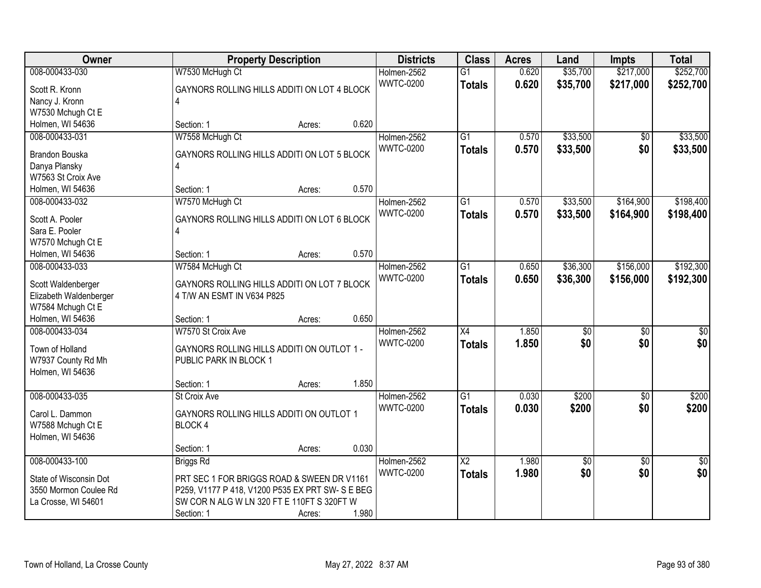| Owner | Property Description | Districts | Class | Acres | Land | Impts | Total |
|---|---|---|---|---|---|---|---|
| 008-000433-030<br>Scott R. Kronn<br>Nancy J. Kronn<br>W7530 Mchugh Ct E<br>Holmen, WI 54636 | W7530 McHugh Ct<br>GAYNORS ROLLING HILLS ADDITI ON LOT 4 BLOCK 4<br>Section: 1 Acres: 0.620 | Holmen-2562<br>WWTC-0200 | G1<br>**Totals** | 0.620<br>**0.620** | $35,700<br>**$35,700** | $217,000<br>**$217,000** | $252,700<br>**$252,700** |
| 008-000433-031<br>Brandon Bouska<br>Danya Plansky<br>W7563 St Croix Ave<br>Holmen, WI 54636 | W7558 McHugh Ct<br>GAYNORS ROLLING HILLS ADDITI ON LOT 5 BLOCK 4<br>Section: 1 Acres: 0.570 | Holmen-2562<br>WWTC-0200 | G1<br>**Totals** | 0.570<br>**0.570** | $33,500<br>**$33,500** | $0<br>**$0** | $33,500<br>**$33,500** |
| 008-000433-032<br>Scott A. Pooler<br>Sara E. Pooler<br>W7570 Mchugh Ct E<br>Holmen, WI 54636 | W7570 McHugh Ct<br>GAYNORS ROLLING HILLS ADDITI ON LOT 6 BLOCK 4<br>Section: 1 Acres: 0.570 | Holmen-2562<br>WWTC-0200 | G1<br>**Totals** | 0.570<br>**0.570** | $33,500<br>**$33,500** | $164,900<br>**$164,900** | $198,400<br>**$198,400** |
| 008-000433-033<br>Scott Waldenberger<br>Elizabeth Waldenberger<br>W7584 Mchugh Ct E<br>Holmen, WI 54636 | W7584 McHugh Ct<br>GAYNORS ROLLING HILLS ADDITI ON LOT 7 BLOCK 4 T/W AN ESMT IN V634 P825<br>Section: 1 Acres: 0.650 | Holmen-2562<br>WWTC-0200 | G1<br>**Totals** | 0.650<br>**0.650** | $36,300<br>**$36,300** | $156,000<br>**$156,000** | $192,300<br>**$192,300** |
| 008-000433-034<br>Town of Holland<br>W7937 County Rd Mh<br>Holmen, WI 54636 | W7570 St Croix Ave<br>GAYNORS ROLLING HILLS ADDITI ON OUTLOT 1 - PUBLIC PARK IN BLOCK 1<br>Section: 1 Acres: 1.850 | Holmen-2562<br>WWTC-0200 | X4<br>**Totals** | 1.850<br>**1.850** | $0<br>**$0** | $0<br>**$0** | $0<br>**$0** |
| 008-000433-035<br>Carol L. Dammon<br>W7588 Mchugh Ct E<br>Holmen, WI 54636 | St Croix Ave<br>GAYNORS ROLLING HILLS ADDITI ON OUTLOT 1 BLOCK 4<br>Section: 1 Acres: 0.030 | Holmen-2562<br>WWTC-0200 | G1<br>**Totals** | 0.030<br>**0.030** | $200<br>**$200** | $0<br>**$0** | $200<br>**$200** |
| 008-000433-100<br>State of Wisconsin Dot<br>3550 Mormon Coulee Rd<br>La Crosse, WI 54601 | Briggs Rd<br>PRT SEC 1 FOR BRIGGS ROAD & SWEEN DR V1161 P259, V1177 P 418, V1200 P535 EX PRT SW- S E BEG SW COR N ALG W LN 320 FT E 110FT S 320FT W<br>Section: 1 Acres: 1.980 | Holmen-2562<br>WWTC-0200 | X2<br>**Totals** | 1.980<br>**1.980** | $0<br>**$0** | $0<br>**$0** | $0<br>**$0** |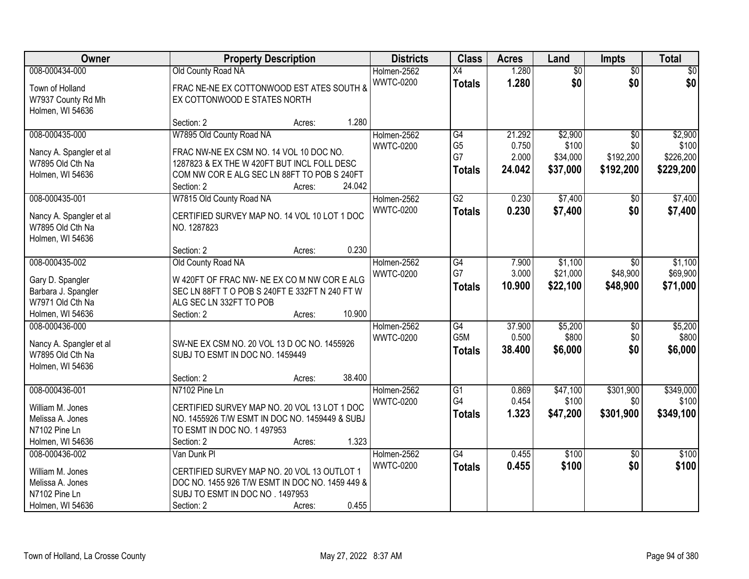| Owner | Property Description | Districts | Class | Acres | Land | Impts | Total |
|---|---|---|---|---|---|---|---|
| 008-000434-000<br>Town of Holland<br>W7937 County Rd Mh<br>Holmen, WI 54636 | Old County Road NA<br>FRAC NE-NE EX COTTONWOOD EST ATES SOUTH & EX COTTONWOOD E STATES NORTH<br>Section: 2 Acres: 1.280 | Holmen-2562<br>WWTC-0200 | X4<br>**Totals** | 1.280<br>**1.280** | $0<br>**$0** | $0<br>**$0** | $0<br>**$0** |
| 008-000435-000<br>Nancy A. Spangler et al<br>W7895 Old Cth Na<br>Holmen, WI 54636 | W7895 Old County Road NA<br>FRAC NW-NE EX CSM NO. 14 VOL 10 DOC NO. 1287823 & EX THE W 420FT BUT INCL FOLL DESC COM NW COR E ALG SEC LN 88FT TO POB S 240FT<br>Section: 2 Acres: 24.042 | Holmen-2562<br>WWTC-0200 | G4<br>G5<br>G7<br>**Totals** | 21.292<br>0.750<br>2.000<br>**24.042** | $2,900<br>$100<br>$34,000<br>**$37,000** | $0<br>$0<br>$192,200<br>**$192,200** | $2,900<br>$100<br>$226,200<br>**$229,200** |
| 008-000435-001<br>Nancy A. Spangler et al<br>W7895 Old Cth Na<br>Holmen, WI 54636 | W7815 Old County Road NA<br>CERTIFIED SURVEY MAP NO. 14 VOL 10 LOT 1 DOC NO. 1287823<br>Section: 2 Acres: 0.230 | Holmen-2562<br>WWTC-0200 | G2<br>**Totals** | 0.230<br>**0.230** | $7,400<br>**$7,400** | $0<br>**$0** | $7,400<br>**$7,400** |
| 008-000435-002<br>Gary D. Spangler<br>Barbara J. Spangler<br>W7971 Old Cth Na<br>Holmen, WI 54636 | Old County Road NA<br>W 420FT OF FRAC NW- NE EX CO M NW COR E ALG SEC LN 88FT T O POB S 240FT E 332FT N 240 FT W ALG SEC LN 332FT TO POB<br>Section: 2 Acres: 10.900 | Holmen-2562<br>WWTC-0200 | G4<br>G7<br>**Totals** | 7.900<br>3.000<br>**10.900** | $1,100<br>$21,000<br>**$22,100** | $0<br>$48,900<br>**$48,900** | $1,100<br>$69,900<br>**$71,000** |
| 008-000436-000<br>Nancy A. Spangler et al<br>W7895 Old Cth Na<br>Holmen, WI 54636 | SW-NE EX CSM NO. 20 VOL 13 D OC NO. 1455926 SUBJ TO ESMT IN DOC NO. 1459449<br>Section: 2 Acres: 38.400 | Holmen-2562<br>WWTC-0200 | G4<br>G5M<br>**Totals** | 37.900<br>0.500<br>**38.400** | $5,200<br>$800<br>**$6,000** | $0<br>$0<br>**$0** | $5,200<br>$800<br>**$6,000** |
| 008-000436-001<br>William M. Jones<br>Melissa A. Jones<br>N7102 Pine Ln<br>Holmen, WI 54636 | N7102 Pine Ln<br>CERTIFIED SURVEY MAP NO. 20 VOL 13 LOT 1 DOC NO. 1455926 T/W ESMT IN DOC NO. 1459449 & SUBJ TO ESMT IN DOC NO. 1 497953<br>Section: 2 Acres: 1.323 | Holmen-2562<br>WWTC-0200 | G1<br>G4<br>**Totals** | 0.869<br>0.454<br>**1.323** | $47,100<br>$100<br>**$47,200** | $301,900<br>$0<br>**$301,900** | $349,000<br>$100<br>**$349,100** |
| 008-000436-002<br>William M. Jones<br>Melissa A. Jones<br>N7102 Pine Ln<br>Holmen, WI 54636 | Van Dunk Pl<br>CERTIFIED SURVEY MAP NO. 20 VOL 13 OUTLOT 1 DOC NO. 1455 926 T/W ESMT IN DOC NO. 1459 449 & SUBJ TO ESMT IN DOC NO . 1497953<br>Section: 2 Acres: 0.455 | Holmen-2562<br>WWTC-0200 | G4<br>**Totals** | 0.455<br>**0.455** | $100<br>**$100** | $0<br>**$0** | $100<br>**$100** |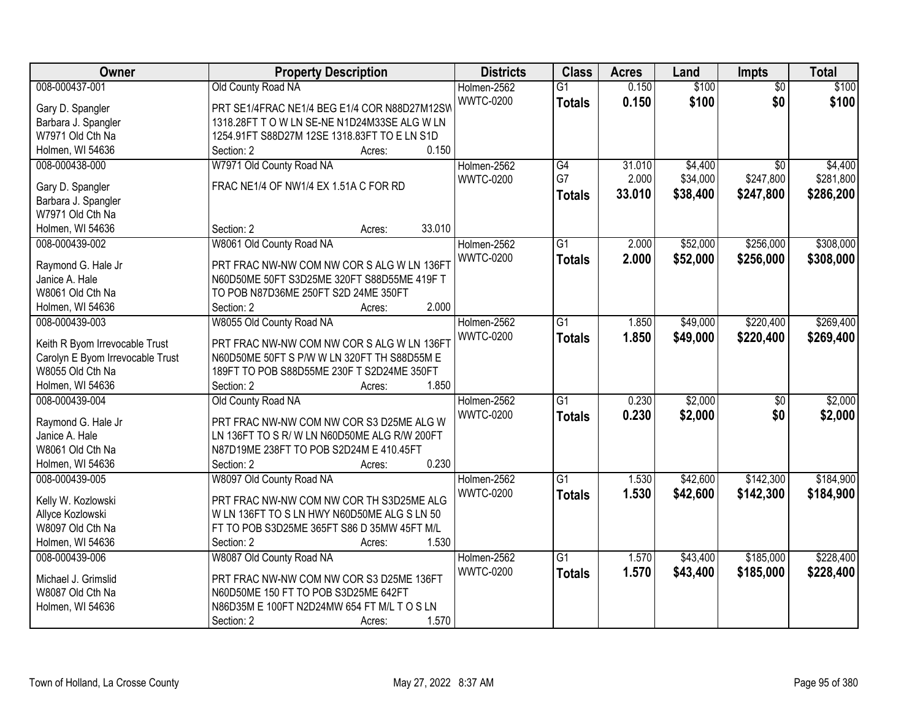| Owner | Property Description | Districts | Class | Acres | Land | Impts | Total |
|---|---|---|---|---|---|---|---|
| 008-000437-001<br>Gary D. Spangler<br>Barbara J. Spangler<br>W7971 Old Cth Na<br>Holmen, WI 54636 | Old County Road NA<br>PRT SE1/4FRAC NE1/4 BEG E1/4 COR N88D27M12SW 1318.28FT T O W LN SE-NE N1D24M33SE ALG W LN 1254.91FT S88D27M 12SE 1318.83FT TO E LN S1D<br>Section: 2 Acres: 0.150 | Holmen-2562<br>WWTC-0200 | G1<br>**Totals** | 0.150<br>**0.150** | $100<br>**$100** | $0<br>**$0** | $100<br>**$100** |
| 008-000438-000<br>Gary D. Spangler<br>Barbara J. Spangler<br>W7971 Old Cth Na<br>Holmen, WI 54636 | W7971 Old County Road NA<br>FRAC NE1/4 OF NW1/4 EX 1.51A C FOR RD<br>Section: 2 Acres: 33.010 | Holmen-2562<br>WWTC-0200 | G4<br>G7<br>**Totals** | 31.010<br>2.000<br>**33.010** | $4,400<br>$34,000<br>**$38,400** | $0<br>$247,800<br>**$247,800** | $4,400<br>$281,800<br>**$286,200** |
| 008-000439-002<br>Raymond G. Hale Jr<br>Janice A. Hale<br>W8061 Old Cth Na<br>Holmen, WI 54636 | W8061 Old County Road NA<br>PRT FRAC NW-NW COM NW COR S ALG W LN 136FT N60D50ME 50FT S3D25ME 320FT S88D55ME 419F T TO POB N87D36ME 250FT S2D 24ME 350FT<br>Section: 2 Acres: 2.000 | Holmen-2562<br>WWTC-0200 | G1<br>**Totals** | 2.000<br>**2.000** | $52,000<br>**$52,000** | $256,000<br>**$256,000** | $308,000<br>**$308,000** |
| 008-000439-003<br>Keith R Byom Irrevocable Trust<br>Carolyn E Byom Irrevocable Trust<br>W8055 Old Cth Na<br>Holmen, WI 54636 | W8055 Old County Road NA<br>PRT FRAC NW-NW COM NW COR S ALG W LN 136FT N60D50ME 50FT S P/W W LN 320FT TH S88D55M E 189FT TO POB S88D55ME 230F T S2D24ME 350FT<br>Section: 2 Acres: 1.850 | Holmen-2562<br>WWTC-0200 | G1<br>**Totals** | 1.850<br>**1.850** | $49,000<br>**$49,000** | $220,400<br>**$220,400** | $269,400<br>**$269,400** |
| 008-000439-004<br>Raymond G. Hale Jr<br>Janice A. Hale<br>W8061 Old Cth Na<br>Holmen, WI 54636 | Old County Road NA<br>PRT FRAC NW-NW COM NW COR S3 D25ME ALG W LN 136FT TO S R/ W LN N60D50ME ALG R/W 200FT N87D19ME 238FT TO POB S2D24M E 410.45FT<br>Section: 2 Acres: 0.230 | Holmen-2562<br>WWTC-0200 | G1<br>**Totals** | 0.230<br>**0.230** | $2,000<br>**$2,000** | $0<br>**$0** | $2,000<br>**$2,000** |
| 008-000439-005<br>Kelly W. Kozlowski<br>Allyce Kozlowski<br>W8097 Old Cth Na<br>Holmen, WI 54636 | W8097 Old County Road NA<br>PRT FRAC NW-NW COM NW COR TH S3D25ME ALG W LN 136FT TO S LN HWY N60D50ME ALG S LN 50 FT TO POB S3D25ME 365FT S86 D 35MW 45FT M/L<br>Section: 2 Acres: 1.530 | Holmen-2562<br>WWTC-0200 | G1<br>**Totals** | 1.530<br>**1.530** | $42,600<br>**$42,600** | $142,300<br>**$142,300** | $184,900<br>**$184,900** |
| 008-000439-006<br>Michael J. Grimslid<br>W8087 Old Cth Na<br>Holmen, WI 54636 | W8087 Old County Road NA<br>PRT FRAC NW-NW COM NW COR S3 D25ME 136FT N60D50ME 150 FT TO POB S3D25ME 642FT N86D35M E 100FT N2D24MW 654 FT M/L T O S LN<br>Section: 2 Acres: 1.570 | Holmen-2562<br>WWTC-0200 | G1<br>**Totals** | 1.570<br>**1.570** | $43,400<br>**$43,400** | $185,000<br>**$185,000** | $228,400<br>**$228,400** |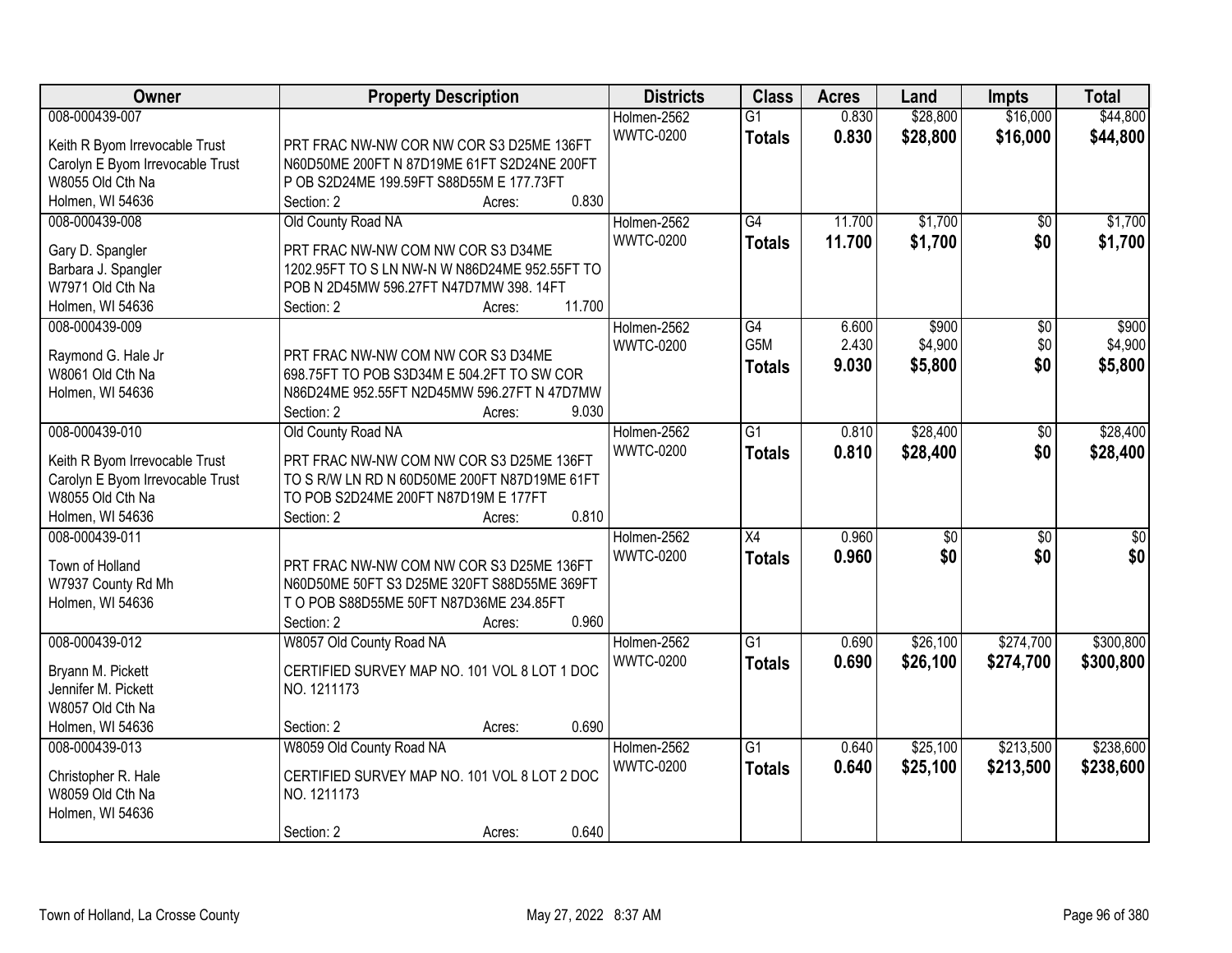| Owner | Property Description | Districts | Class | Acres | Land | Impts | Total |
|---|---|---|---|---|---|---|---|
| 008-000439-007 |  | Holmen-2562 | G1 | 0.830 | $28,800 | $16,000 | $44,800 |
| Keith R Byom Irrevocable Trust<br>Carolyn E Byom Irrevocable Trust<br>W8055 Old Cth Na<br>Holmen, WI 54636 | PRT FRAC NW-NW COR NW COR S3 D25ME 136FT N60D50ME 200FT N 87D19ME 61FT S2D24NE 200FT P OB S2D24ME 199.59FT S88D55M E 177.73FT<br>Section: 2 Acres: 0.830 | WWTC-0200 | **Totals** | **0.830** | **$28,800** | **$16,000** | **$44,800** |
| 008-000439-008 | Old County Road NA | Holmen-2562 | G4 | 11.700 | $1,700 | $0 | $1,700 |
| Gary D. Spangler<br>Barbara J. Spangler<br>W7971 Old Cth Na<br>Holmen, WI 54636 | PRT FRAC NW-NW COM NW COR S3 D34ME 1202.95FT TO S LN NW-N W N86D24ME 952.55FT TO POB N 2D45MW 596.27FT N47D7MW 398. 14FT<br>Section: 2 Acres: 11.700 | WWTC-0200 | **Totals** | **11.700** | **$1,700** | **$0** | **$1,700** |
| 008-000439-009 |  | Holmen-2562 | G4 | 6.600 | $900 | $0 | $900 |
| Raymond G. Hale Jr<br>W8061 Old Cth Na<br>Holmen, WI 54636 | PRT FRAC NW-NW COM NW COR S3 D34ME 698.75FT TO POB S3D34M E 504.2FT TO SW COR N86D24ME 952.55FT N2D45MW 596.27FT N 47D7MW<br>Section: 2 Acres: 9.030 | WWTC-0200 | G5M | 2.430 | $4,900 | $0 | $4,900 |
|  |  |  | **Totals** | **9.030** | **$5,800** | **$0** | **$5,800** |
| 008-000439-010 | Old County Road NA | Holmen-2562 | G1 | 0.810 | $28,400 | $0 | $28,400 |
| Keith R Byom Irrevocable Trust<br>Carolyn E Byom Irrevocable Trust<br>W8055 Old Cth Na<br>Holmen, WI 54636 | PRT FRAC NW-NW COM NW COR S3 D25ME 136FT TO S R/W LN RD N 60D50ME 200FT N87D19ME 61FT TO POB S2D24ME 200FT N87D19M E 177FT<br>Section: 2 Acres: 0.810 | WWTC-0200 | **Totals** | **0.810** | **$28,400** | **$0** | **$28,400** |
| 008-000439-011 |  | Holmen-2562 | X4 | 0.960 | $0 | $0 | $0 |
| Town of Holland<br>W7937 County Rd Mh<br>Holmen, WI 54636 | PRT FRAC NW-NW COM NW COR S3 D25ME 136FT N60D50ME 50FT S3 D25ME 320FT S88D55ME 369FT T O POB S88D55ME 50FT N87D36ME 234.85FT<br>Section: 2 Acres: 0.960 | WWTC-0200 | **Totals** | **0.960** | **$0** | **$0** | **$0** |
| 008-000439-012 | W8057 Old County Road NA | Holmen-2562 | G1 | 0.690 | $26,100 | $274,700 | $300,800 |
| Bryann M. Pickett<br>Jennifer M. Pickett<br>W8057 Old Cth Na<br>Holmen, WI 54636 | CERTIFIED SURVEY MAP NO. 101 VOL 8 LOT 1 DOC NO. 1211173<br>Section: 2 Acres: 0.690 | WWTC-0200 | **Totals** | **0.690** | **$26,100** | **$274,700** | **$300,800** |
| 008-000439-013 | W8059 Old County Road NA | Holmen-2562 | G1 | 0.640 | $25,100 | $213,500 | $238,600 |
| Christopher R. Hale<br>W8059 Old Cth Na<br>Holmen, WI 54636 | CERTIFIED SURVEY MAP NO. 101 VOL 8 LOT 2 DOC NO. 1211173<br>Section: 2 Acres: 0.640 | WWTC-0200 | **Totals** | **0.640** | **$25,100** | **$213,500** | **$238,600** |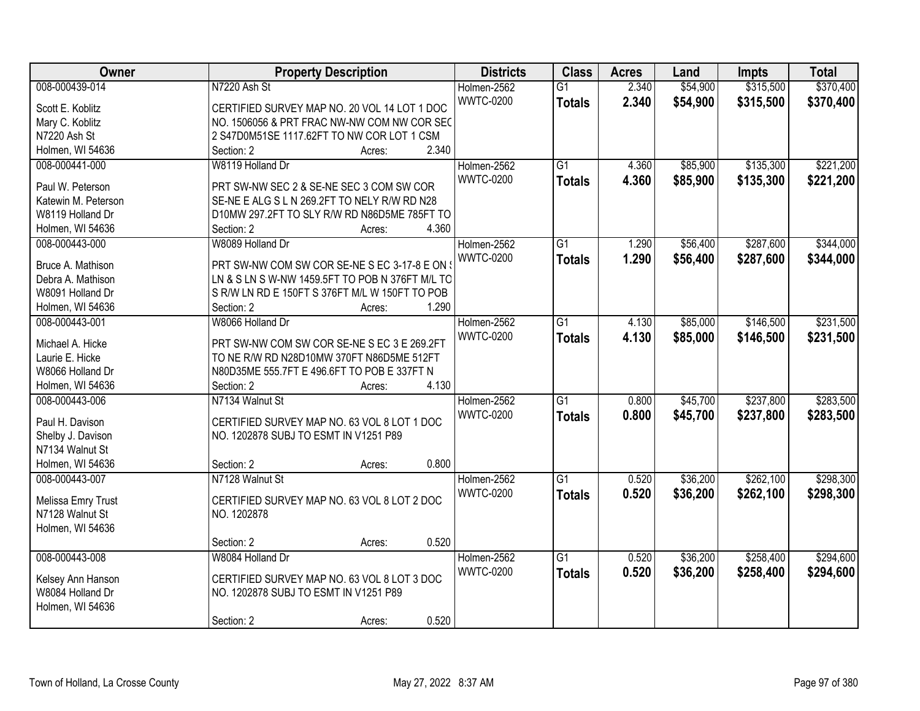| Owner | Property Description | Districts | Class | Acres | Land | Impts | Total |
|---|---|---|---|---|---|---|---|
| 008-000439-014<br>Scott E. Koblitz<br>Mary C. Koblitz<br>N7220 Ash St<br>Holmen, WI 54636 | N7220 Ash St<br>CERTIFIED SURVEY MAP NO. 20 VOL 14 LOT 1 DOC NO. 1506056 & PRT FRAC NW-NW COM NW COR SEC 2 S47D0M51SE 1117.62FT TO NW COR LOT 1 CSM<br>Section: 2 Acres: 2.340 | Holmen-2562<br>WWTC-0200 | G1<br>**Totals** | 2.340<br>**2.340** | $54,900<br>**$54,900** | $315,500<br>**$315,500** | $370,400<br>**$370,400** |
| 008-000441-000<br>Paul W. Peterson<br>Katewin M. Peterson<br>W8119 Holland Dr<br>Holmen, WI 54636 | W8119 Holland Dr<br>PRT SW-NW SEC 2 & SE-NE SEC 3 COM SW COR SE-NE E ALG S L N 269.2FT TO NELY R/W RD N28 D10MW 297.2FT TO SLY R/W RD N86D5ME 785FT TO<br>Section: 2 Acres: 4.360 | Holmen-2562<br>WWTC-0200 | G1<br>**Totals** | 4.360<br>**4.360** | $85,900<br>**$85,900** | $135,300<br>**$135,300** | $221,200<br>**$221,200** |
| 008-000443-000<br>Bruce A. Mathison<br>Debra A. Mathison<br>W8091 Holland Dr<br>Holmen, WI 54636 | W8089 Holland Dr<br>PRT SW-NW COM SW COR SE-NE S EC 3-17-8 E ON S LN & S LN S W-NW 1459.5FT TO POB N 376FT M/L TO S R/W LN RD E 150FT S 376FT M/L W 150FT TO POB<br>Section: 2 Acres: 1.290 | Holmen-2562<br>WWTC-0200 | G1<br>**Totals** | 1.290<br>**1.290** | $56,400<br>**$56,400** | $287,600<br>**$287,600** | $344,000<br>**$344,000** |
| 008-000443-001<br>Michael A. Hicke<br>Laurie E. Hicke<br>W8066 Holland Dr<br>Holmen, WI 54636 | W8066 Holland Dr<br>PRT SW-NW COM SW COR SE-NE S EC 3 E 269.2FT TO NE R/W RD N28D10MW 370FT N86D5ME 512FT N80D35ME 555.7FT E 496.6FT TO POB E 337FT N<br>Section: 2 Acres: 4.130 | Holmen-2562<br>WWTC-0200 | G1<br>**Totals** | 4.130<br>**4.130** | $85,000<br>**$85,000** | $146,500<br>**$146,500** | $231,500<br>**$231,500** |
| 008-000443-006<br>Paul H. Davison<br>Shelby J. Davison<br>N7134 Walnut St<br>Holmen, WI 54636 | N7134 Walnut St<br>CERTIFIED SURVEY MAP NO. 63 VOL 8 LOT 1 DOC NO. 1202878 SUBJ TO ESMT IN V1251 P89<br>Section: 2 Acres: 0.800 | Holmen-2562<br>WWTC-0200 | G1<br>**Totals** | 0.800<br>**0.800** | $45,700<br>**$45,700** | $237,800<br>**$237,800** | $283,500<br>**$283,500** |
| 008-000443-007<br>Melissa Emry Trust<br>N7128 Walnut St<br>Holmen, WI 54636 | N7128 Walnut St<br>CERTIFIED SURVEY MAP NO. 63 VOL 8 LOT 2 DOC NO. 1202878<br>Section: 2 Acres: 0.520 | Holmen-2562<br>WWTC-0200 | G1<br>**Totals** | 0.520<br>**0.520** | $36,200<br>**$36,200** | $262,100<br>**$262,100** | $298,300<br>**$298,300** |
| 008-000443-008<br>Kelsey Ann Hanson<br>W8084 Holland Dr<br>Holmen, WI 54636 | W8084 Holland Dr<br>CERTIFIED SURVEY MAP NO. 63 VOL 8 LOT 3 DOC NO. 1202878 SUBJ TO ESMT IN V1251 P89<br>Section: 2 Acres: 0.520 | Holmen-2562<br>WWTC-0200 | G1<br>**Totals** | 0.520<br>**0.520** | $36,200<br>**$36,200** | $258,400<br>**$258,400** | $294,600<br>**$294,600** |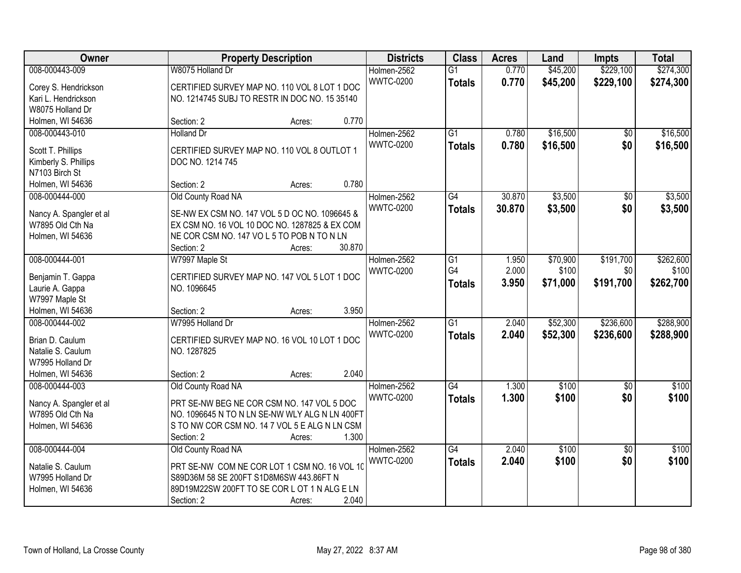| Owner | Property Description | Districts | Class | Acres | Land | Impts | Total |
|---|---|---|---|---|---|---|---|
| 008-000443-009<br>Corey S. Hendrickson<br>Kari L. Hendrickson<br>W8075 Holland Dr<br>Holmen, WI 54636 | W8075 Holland Dr<br>CERTIFIED SURVEY MAP NO. 110 VOL 8 LOT 1 DOC NO. 1214745 SUBJ TO RESTR IN DOC NO. 15 35140<br>Section: 2 Acres: 0.770 | Holmen-2562<br>WWTC-0200 | G1<br>**Totals** | 0.770<br>**0.770** | $45,200<br>**$45,200** | $229,100<br>**$229,100** | $274,300<br>**$274,300** |
| 008-000443-010<br>Scott T. Phillips<br>Kimberly S. Phillips<br>N7103 Birch St<br>Holmen, WI 54636 | Holland Dr<br>CERTIFIED SURVEY MAP NO. 110 VOL 8 OUTLOT 1 DOC NO. 1214 745<br>Section: 2 Acres: 0.780 | Holmen-2562<br>WWTC-0200 | G1<br>**Totals** | 0.780<br>**0.780** | $16,500<br>**$16,500** | $0<br>**$0** | $16,500<br>**$16,500** |
| 008-000444-000<br>Nancy A. Spangler et al<br>W7895 Old Cth Na<br>Holmen, WI 54636 | Old County Road NA<br>SE-NW EX CSM NO. 147 VOL 5 D OC NO. 1096645 & EX CSM NO. 16 VOL 10 DOC NO. 1287825 & EX COM NE COR CSM NO. 147 VO L 5 TO POB N TO N LN<br>Section: 2 Acres: 30.870 | Holmen-2562<br>WWTC-0200 | G4<br>**Totals** | 30.870<br>**30.870** | $3,500<br>**$3,500** | $0<br>**$0** | $3,500<br>**$3,500** |
| 008-000444-001<br>Benjamin T. Gappa<br>Laurie A. Gappa<br>W7997 Maple St<br>Holmen, WI 54636 | W7997 Maple St<br>CERTIFIED SURVEY MAP NO. 147 VOL 5 LOT 1 DOC NO. 1096645<br>Section: 2 Acres: 3.950 | Holmen-2562<br>WWTC-0200 | G1<br>G4<br>**Totals** | 1.950<br>2.000<br>**3.950** | $70,900<br>$100<br>**$71,000** | $191,700<br>$0<br>**$191,700** | $262,600<br>$100<br>**$262,700** |
| 008-000444-002<br>Brian D. Caulum<br>Natalie S. Caulum<br>W7995 Holland Dr<br>Holmen, WI 54636 | W7995 Holland Dr<br>CERTIFIED SURVEY MAP NO. 16 VOL 10 LOT 1 DOC NO. 1287825<br>Section: 2 Acres: 2.040 | Holmen-2562<br>WWTC-0200 | G1<br>**Totals** | 2.040<br>**2.040** | $52,300<br>**$52,300** | $236,600<br>**$236,600** | $288,900<br>**$288,900** |
| 008-000444-003<br>Nancy A. Spangler et al<br>W7895 Old Cth Na<br>Holmen, WI 54636 | Old County Road NA<br>PRT SE-NW BEG NE COR CSM NO. 147 VOL 5 DOC NO. 1096645 N TO N LN SE-NW WLY ALG N LN 400FT S TO NW COR CSM NO. 14 7 VOL 5 E ALG N LN CSM<br>Section: 2 Acres: 1.300 | Holmen-2562<br>WWTC-0200 | G4<br>**Totals** | 1.300<br>**1.300** | $100<br>**$100** | $0<br>**$0** | $100<br>**$100** |
| 008-000444-004<br>Natalie S. Caulum<br>W7995 Holland Dr<br>Holmen, WI 54636 | Old County Road NA<br>PRT SE-NW COM NE COR LOT 1 CSM NO. 16 VOL 10 S89D36M 58 SE 200FT S1D8M6SW 443.86FT N 89D19M22SW 200FT TO SE COR L OT 1 N ALG E LN<br>Section: 2 Acres: 2.040 | Holmen-2562<br>WWTC-0200 | G4<br>**Totals** | 2.040<br>**2.040** | $100<br>**$100** | $0<br>**$0** | $100<br>**$100** |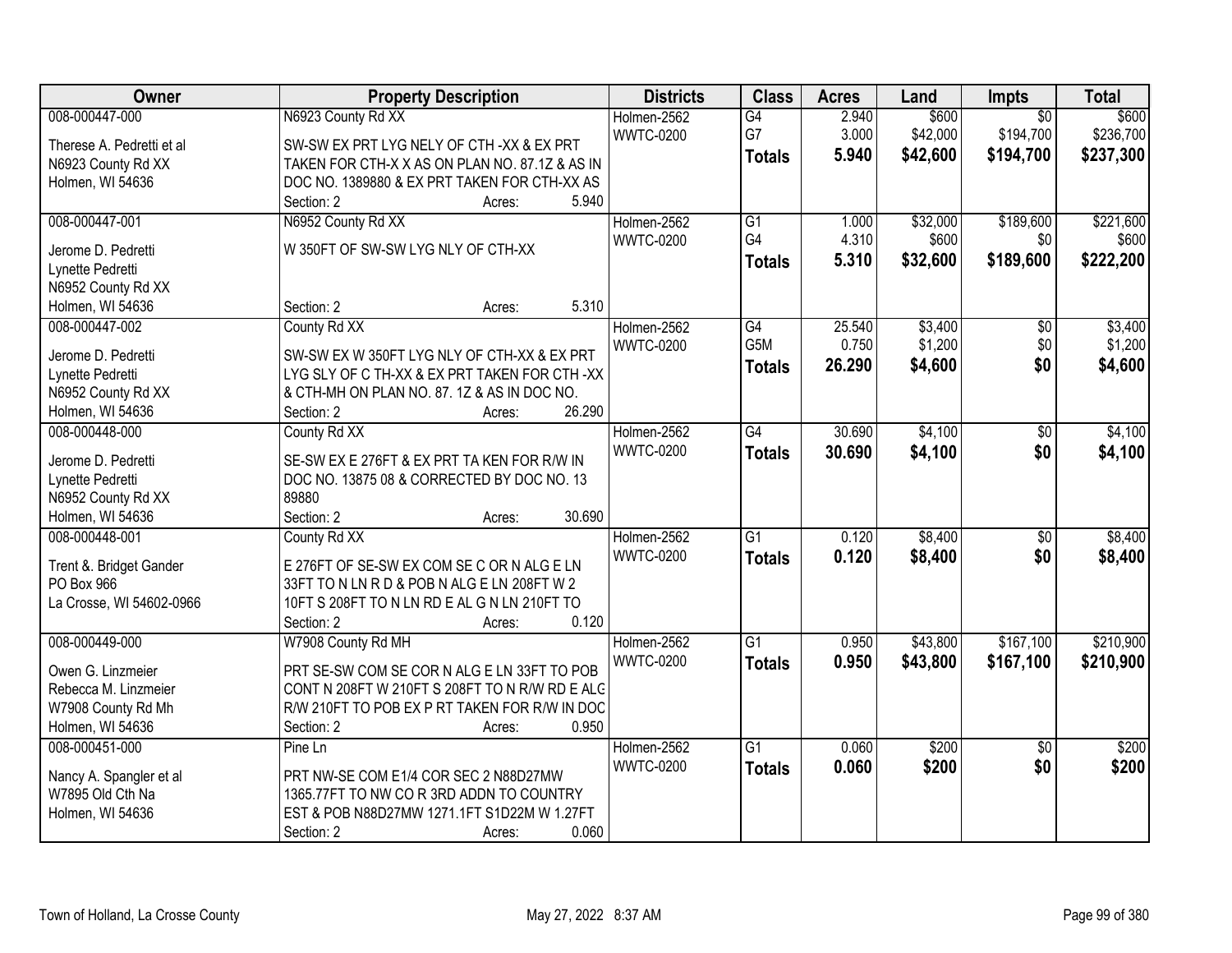| Owner | Property Description | Districts | Class | Acres | Land | Impts | Total |
|---|---|---|---|---|---|---|---|
| 008-000447-000<br>Therese A. Pedretti et al<br>N6923 County Rd XX<br>Holmen, WI 54636 | N6923 County Rd XX<br>SW-SW EX PRT LYG NELY OF CTH -XX & EX PRT TAKEN FOR CTH-X X AS ON PLAN NO. 87.1Z & AS IN DOC NO. 1389880 & EX PRT TAKEN FOR CTH-XX AS<br>Section: 2 Acres: 5.940 | Holmen-2562<br>WWTC-0200 | G4<br>G7<br>**Totals** | 2.940<br>3.000<br>**5.940** | $600<br>$42,000<br>**$42,600** | $0<br>$194,700<br>**$194,700** | $600<br>$236,700<br>**$237,300** |
| 008-000447-001<br>Jerome D. Pedretti<br>Lynette Pedretti<br>N6952 County Rd XX<br>Holmen, WI 54636 | N6952 County Rd XX<br>W 350FT OF SW-SW LYG NLY OF CTH-XX<br>Section: 2 Acres: 5.310 | Holmen-2562<br>WWTC-0200 | G1<br>G4<br>**Totals** | 1.000<br>4.310<br>**5.310** | $32,000<br>$600<br>**$32,600** | $189,600<br>$0<br>**$189,600** | $221,600<br>$600<br>**$222,200** |
| 008-000447-002<br>Jerome D. Pedretti<br>Lynette Pedretti<br>N6952 County Rd XX<br>Holmen, WI 54636 | County Rd XX<br>SW-SW EX W 350FT LYG NLY OF CTH-XX & EX PRT LYG SLY OF C TH-XX & EX PRT TAKEN FOR CTH -XX & CTH-MH ON PLAN NO. 87. 1Z & AS IN DOC NO.<br>Section: 2 Acres: 26.290 | Holmen-2562<br>WWTC-0200 | G4<br>G5M<br>**Totals** | 25.540<br>0.750<br>**26.290** | $3,400<br>$1,200<br>**$4,600** | $0<br>$0<br>**$0** | $3,400<br>$1,200<br>**$4,600** |
| 008-000448-000<br>Jerome D. Pedretti<br>Lynette Pedretti<br>N6952 County Rd XX<br>Holmen, WI 54636 | County Rd XX<br>SE-SW EX E 276FT & EX PRT TA KEN FOR R/W IN DOC NO. 13875 08 & CORRECTED BY DOC NO. 13 89880<br>Section: 2 Acres: 30.690 | Holmen-2562<br>WWTC-0200 | G4<br>**Totals** | 30.690<br>**30.690** | $4,100<br>**$4,100** | $0<br>**$0** | $4,100<br>**$4,100** |
| 008-000448-001<br>Trent &. Bridget Gander<br>PO Box 966<br>La Crosse, WI 54602-0966 | County Rd XX<br>E 276FT OF SE-SW EX COM SE C OR N ALG E LN 33FT TO N LN R D & POB N ALG E LN 208FT W 2 10FT S 208FT TO N LN RD E AL G N LN 210FT TO<br>Section: 2 Acres: 0.120 | Holmen-2562<br>WWTC-0200 | G1<br>**Totals** | 0.120<br>**0.120** | $8,400<br>**$8,400** | $0<br>**$0** | $8,400<br>**$8,400** |
| 008-000449-000<br>Owen G. Linzmeier<br>Rebecca M. Linzmeier<br>W7908 County Rd Mh<br>Holmen, WI 54636 | W7908 County Rd MH<br>PRT SE-SW COM SE COR N ALG E LN 33FT TO POB CONT N 208FT W 210FT S 208FT TO N R/W RD E ALG R/W 210FT TO POB EX P RT TAKEN FOR R/W IN DOC<br>Section: 2 Acres: 0.950 | Holmen-2562<br>WWTC-0200 | G1<br>**Totals** | 0.950<br>**0.950** | $43,800<br>**$43,800** | $167,100<br>**$167,100** | $210,900<br>**$210,900** |
| 008-000451-000<br>Nancy A. Spangler et al<br>W7895 Old Cth Na<br>Holmen, WI 54636 | Pine Ln<br>PRT NW-SE COM E1/4 COR SEC 2 N88D27MW 1365.77FT TO NW CO R 3RD ADDN TO COUNTRY EST & POB N88D27MW 1271.1FT S1D22M W 1.27FT<br>Section: 2 Acres: 0.060 | Holmen-2562<br>WWTC-0200 | G1<br>**Totals** | 0.060<br>**0.060** | $200<br>**$200** | $0<br>**$0** | $200<br>**$200** |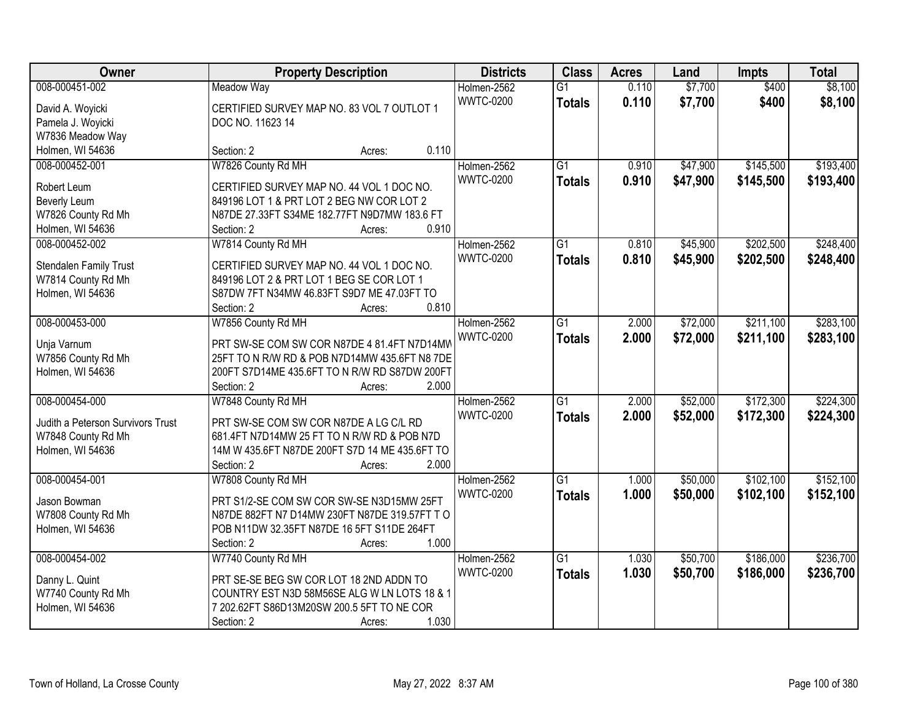| Owner | Property Description | Districts | Class | Acres | Land | Impts | Total |
|---|---|---|---|---|---|---|---|
| 008-000451-002<br>David A. Woyicki<br>Pamela J. Woyicki<br>W7836 Meadow Way<br>Holmen, WI 54636 | Meadow Way<br>CERTIFIED SURVEY MAP NO. 83 VOL 7 OUTLOT 1 DOC NO. 11623 14<br>Section: 2 Acres: 0.110 | Holmen-2562<br>WWTC-0200 | G1<br>**Totals** | 0.110<br>**0.110** | $7,700<br>**$7,700** | $400<br>**$400** | $8,100<br>**$8,100** |
| 008-000452-001<br>Robert Leum<br>Beverly Leum<br>W7826 County Rd Mh<br>Holmen, WI 54636 | W7826 County Rd MH<br>CERTIFIED SURVEY MAP NO. 44 VOL 1 DOC NO. 849196 LOT 1 & PRT LOT 2 BEG NW COR LOT 2 N87DE 27.33FT S34ME 182.77FT N9D7MW 183.6 FT<br>Section: 2 Acres: 0.910 | Holmen-2562<br>WWTC-0200 | G1<br>**Totals** | 0.910<br>**0.910** | $47,900<br>**$47,900** | $145,500<br>**$145,500** | $193,400<br>**$193,400** |
| 008-000452-002<br>Stendalen Family Trust<br>W7814 County Rd Mh<br>Holmen, WI 54636 | W7814 County Rd MH<br>CERTIFIED SURVEY MAP NO. 44 VOL 1 DOC NO. 849196 LOT 2 & PRT LOT 1 BEG SE COR LOT 1 S87DW 7FT N34MW 46.83FT S9D7 ME 47.03FT TO<br>Section: 2 Acres: 0.810 | Holmen-2562<br>WWTC-0200 | G1<br>**Totals** | 0.810<br>**0.810** | $45,900<br>**$45,900** | $202,500<br>**$202,500** | $248,400<br>**$248,400** |
| 008-000453-000<br>Unja Varnum<br>W7856 County Rd Mh<br>Holmen, WI 54636 | W7856 County Rd MH<br>PRT SW-SE COM SW COR N87DE 4 81.4FT N7D14MW 25FT TO N R/W RD & POB N7D14MW 435.6FT N8 7DE 200FT S7D14ME 435.6FT TO N R/W RD S87DW 200FT<br>Section: 2 Acres: 2.000 | Holmen-2562<br>WWTC-0200 | G1<br>**Totals** | 2.000<br>**2.000** | $72,000<br>**$72,000** | $211,100<br>**$211,100** | $283,100<br>**$283,100** |
| 008-000454-000<br>Judith a Peterson Survivors Trust<br>W7848 County Rd Mh<br>Holmen, WI 54636 | W7848 County Rd MH<br>PRT SW-SE COM SW COR N87DE A LG C/L RD 681.4FT N7D14MW 25 FT TO N R/W RD & POB N7D 14M W 435.6FT N87DE 200FT S7D 14 ME 435.6FT TO<br>Section: 2 Acres: 2.000 | Holmen-2562<br>WWTC-0200 | G1<br>**Totals** | 2.000<br>**2.000** | $52,000<br>**$52,000** | $172,300<br>**$172,300** | $224,300<br>**$224,300** |
| 008-000454-001<br>Jason Bowman<br>W7808 County Rd Mh<br>Holmen, WI 54636 | W7808 County Rd MH<br>PRT S1/2-SE COM SW COR SW-SE N3D15MW 25FT N87DE 882FT N7 D14MW 230FT N87DE 319.57FT T O POB N11DW 32.35FT N87DE 16 5FT S11DE 264FT<br>Section: 2 Acres: 1.000 | Holmen-2562<br>WWTC-0200 | G1<br>**Totals** | 1.000<br>**1.000** | $50,000<br>**$50,000** | $102,100<br>**$102,100** | $152,100<br>**$152,100** |
| 008-000454-002<br>Danny L. Quint<br>W7740 County Rd Mh<br>Holmen, WI 54636 | W7740 County Rd MH<br>PRT SE-SE BEG SW COR LOT 18 2ND ADDN TO COUNTRY EST N3D 58M56SE ALG W LN LOTS 18 & 1 7 202.62FT S86D13M20SW 200.5 5FT TO NE COR<br>Section: 2 Acres: 1.030 | Holmen-2562<br>WWTC-0200 | G1<br>**Totals** | 1.030<br>**1.030** | $50,700<br>**$50,700** | $186,000<br>**$186,000** | $236,700<br>**$236,700** |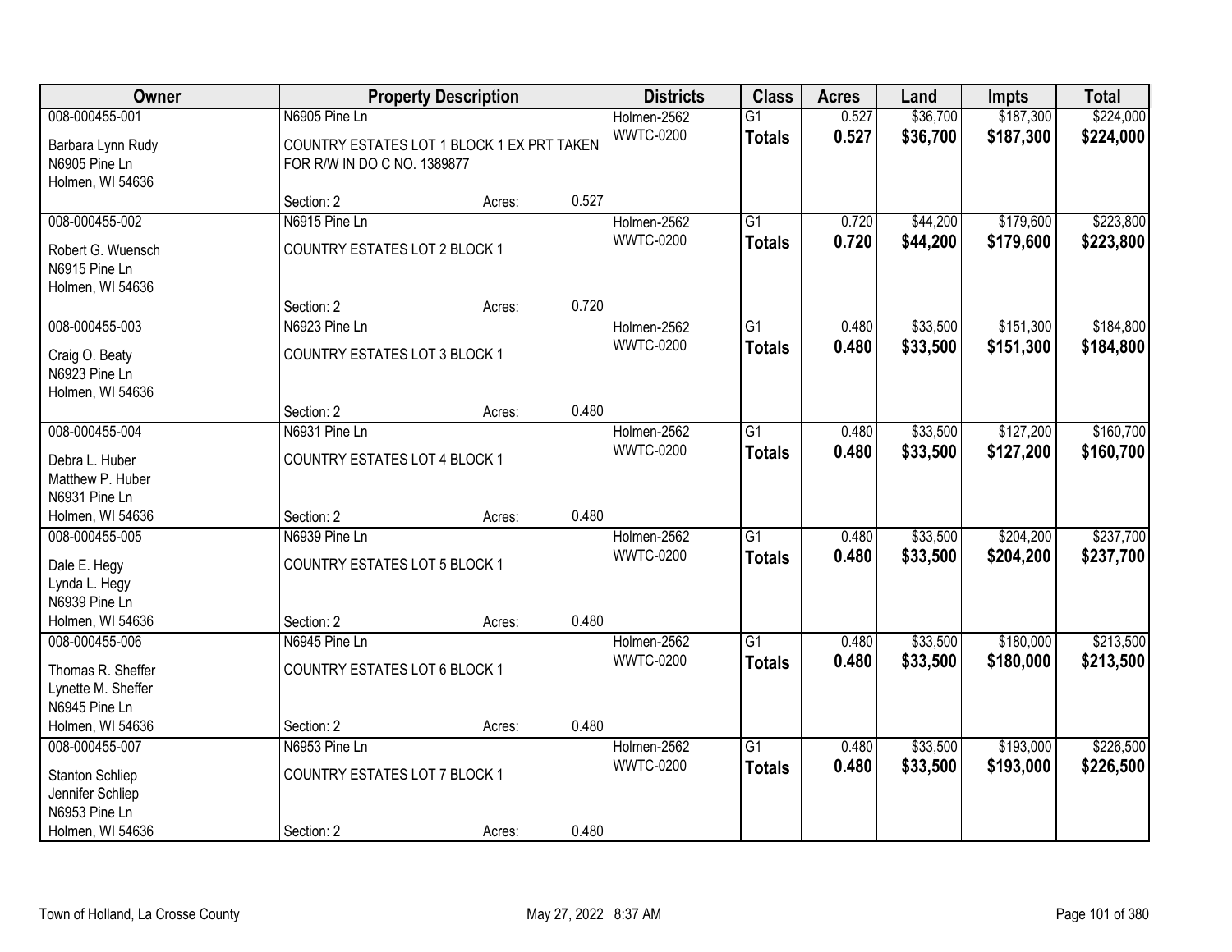| Owner | Property Description | | | Districts | Class | Acres | Land | Impts | Total |
|---|---|---|---|---|---|---|---|---|---|
| 008-000455-001 | N6905 Pine Ln | | | Holmen-2562 | G1 | 0.527 | $36,700 | $187,300 | $224,000 |
| Barbara Lynn Rudy<br>N6905 Pine Ln<br>Holmen, WI 54636 | COUNTRY ESTATES LOT 1 BLOCK 1 EX PRT TAKEN FOR R/W IN DO C NO. 1389877 | | | WWTC-0200 | **Totals** | **0.527** | **$36,700** | **$187,300** | **$224,000** |
| | Section: 2 | Acres: | 0.527 | | | | | | |
| 008-000455-002 | N6915 Pine Ln | | | Holmen-2562 | G1 | 0.720 | $44,200 | $179,600 | $223,800 |
| Robert G. Wuensch<br>N6915 Pine Ln<br>Holmen, WI 54636 | COUNTRY ESTATES LOT 2 BLOCK 1 | | | WWTC-0200 | **Totals** | **0.720** | **$44,200** | **$179,600** | **$223,800** |
| | Section: 2 | Acres: | 0.720 | | | | | | |
| 008-000455-003 | N6923 Pine Ln | | | Holmen-2562 | G1 | 0.480 | $33,500 | $151,300 | $184,800 |
| Craig O. Beaty<br>N6923 Pine Ln<br>Holmen, WI 54636 | COUNTRY ESTATES LOT 3 BLOCK 1 | | | WWTC-0200 | **Totals** | **0.480** | **$33,500** | **$151,300** | **$184,800** |
| | Section: 2 | Acres: | 0.480 | | | | | | |
| 008-000455-004 | N6931 Pine Ln | | | Holmen-2562 | G1 | 0.480 | $33,500 | $127,200 | $160,700 |
| Debra L. Huber<br>Matthew P. Huber<br>N6931 Pine Ln<br>Holmen, WI 54636 | COUNTRY ESTATES LOT 4 BLOCK 1 | | | WWTC-0200 | **Totals** | **0.480** | **$33,500** | **$127,200** | **$160,700** |
| | Section: 2 | Acres: | 0.480 | | | | | | |
| 008-000455-005 | N6939 Pine Ln | | | Holmen-2562 | G1 | 0.480 | $33,500 | $204,200 | $237,700 |
| Dale E. Hegy<br>Lynda L. Hegy<br>N6939 Pine Ln<br>Holmen, WI 54636 | COUNTRY ESTATES LOT 5 BLOCK 1 | | | WWTC-0200 | **Totals** | **0.480** | **$33,500** | **$204,200** | **$237,700** |
| | Section: 2 | Acres: | 0.480 | | | | | | |
| 008-000455-006 | N6945 Pine Ln | | | Holmen-2562 | G1 | 0.480 | $33,500 | $180,000 | $213,500 |
| Thomas R. Sheffer<br>Lynette M. Sheffer<br>N6945 Pine Ln<br>Holmen, WI 54636 | COUNTRY ESTATES LOT 6 BLOCK 1 | | | WWTC-0200 | **Totals** | **0.480** | **$33,500** | **$180,000** | **$213,500** |
| | Section: 2 | Acres: | 0.480 | | | | | | |
| 008-000455-007 | N6953 Pine Ln | | | Holmen-2562 | G1 | 0.480 | $33,500 | $193,000 | $226,500 |
| Stanton Schliep<br>Jennifer Schliep<br>N6953 Pine Ln<br>Holmen, WI 54636 | COUNTRY ESTATES LOT 7 BLOCK 1 | | | WWTC-0200 | **Totals** | **0.480** | **$33,500** | **$193,000** | **$226,500** |
| | Section: 2 | Acres: | 0.480 | | | | | | |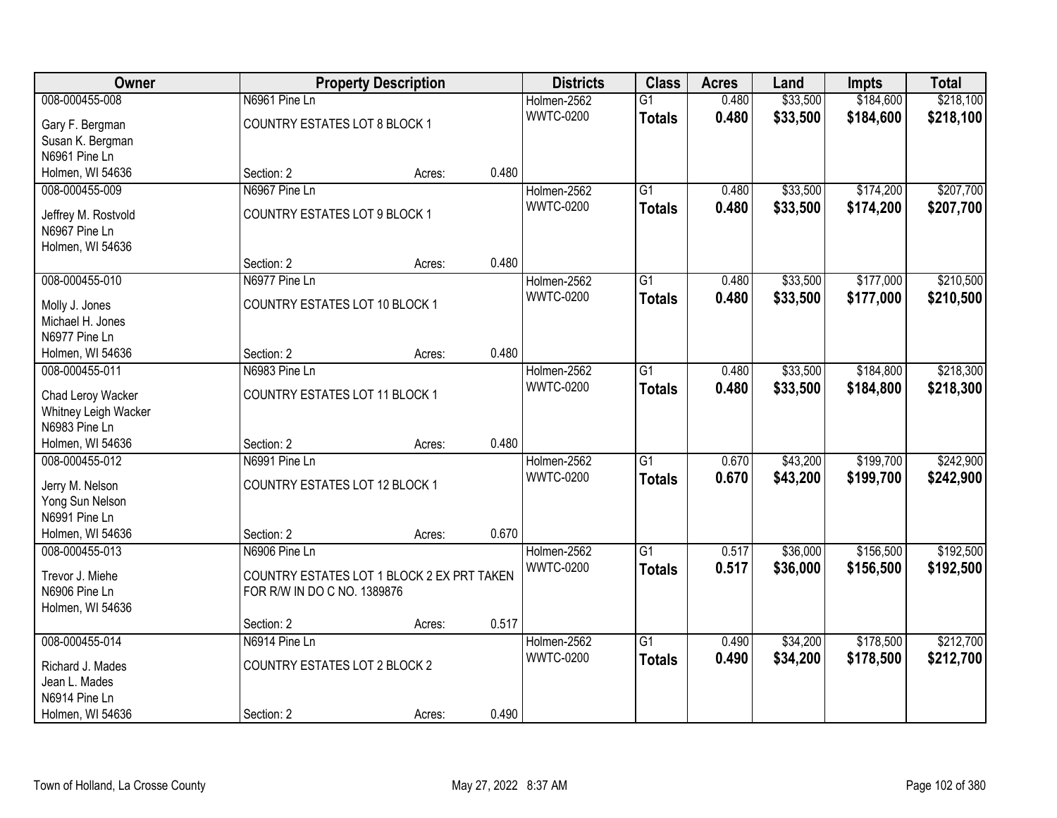| Owner | Property Description | | | Districts | Class | Acres | Land | Impts | Total |
|---|---|---|---|---|---|---|---|---|---|
| 008-000455-008 | N6961 Pine Ln | | | Holmen-2562 | G1 | 0.480 | $33,500 | $184,600 | $218,100 |
| Gary F. Bergman<br>Susan K. Bergman<br>N6961 Pine Ln<br>Holmen, WI 54636 | COUNTRY ESTATES LOT 8 BLOCK 1 | | | WWTC-0200 | **Totals** | **0.480** | **$33,500** | **$184,600** | **$218,100** |
| | Section: 2 | Acres: | 0.480 | | | | | | |
| 008-000455-009 | N6967 Pine Ln | | | Holmen-2562 | G1 | 0.480 | $33,500 | $174,200 | $207,700 |
| Jeffrey M. Rostvold<br>N6967 Pine Ln<br>Holmen, WI 54636 | COUNTRY ESTATES LOT 9 BLOCK 1 | | | WWTC-0200 | **Totals** | **0.480** | **$33,500** | **$174,200** | **$207,700** |
| | Section: 2 | Acres: | 0.480 | | | | | | |
| 008-000455-010 | N6977 Pine Ln | | | Holmen-2562 | G1 | 0.480 | $33,500 | $177,000 | $210,500 |
| Molly J. Jones<br>Michael H. Jones<br>N6977 Pine Ln<br>Holmen, WI 54636 | COUNTRY ESTATES LOT 10 BLOCK 1 | | | WWTC-0200 | **Totals** | **0.480** | **$33,500** | **$177,000** | **$210,500** |
| | Section: 2 | Acres: | 0.480 | | | | | | |
| 008-000455-011 | N6983 Pine Ln | | | Holmen-2562 | G1 | 0.480 | $33,500 | $184,800 | $218,300 |
| Chad Leroy Wacker<br>Whitney Leigh Wacker<br>N6983 Pine Ln<br>Holmen, WI 54636 | COUNTRY ESTATES LOT 11 BLOCK 1 | | | WWTC-0200 | **Totals** | **0.480** | **$33,500** | **$184,800** | **$218,300** |
| | Section: 2 | Acres: | 0.480 | | | | | | |
| 008-000455-012 | N6991 Pine Ln | | | Holmen-2562 | G1 | 0.670 | $43,200 | $199,700 | $242,900 |
| Jerry M. Nelson<br>Yong Sun Nelson<br>N6991 Pine Ln<br>Holmen, WI 54636 | COUNTRY ESTATES LOT 12 BLOCK 1 | | | WWTC-0200 | **Totals** | **0.670** | **$43,200** | **$199,700** | **$242,900** |
| | Section: 2 | Acres: | 0.670 | | | | | | |
| 008-000455-013 | N6906 Pine Ln | | | Holmen-2562 | G1 | 0.517 | $36,000 | $156,500 | $192,500 |
| Trevor J. Miehe<br>N6906 Pine Ln<br>Holmen, WI 54636 | COUNTRY ESTATES LOT 1 BLOCK 2 EX PRT TAKEN FOR R/W IN DO C NO. 1389876 | | | WWTC-0200 | **Totals** | **0.517** | **$36,000** | **$156,500** | **$192,500** |
| | Section: 2 | Acres: | 0.517 | | | | | | |
| 008-000455-014 | N6914 Pine Ln | | | Holmen-2562 | G1 | 0.490 | $34,200 | $178,500 | $212,700 |
| Richard J. Mades<br>Jean L. Mades<br>N6914 Pine Ln<br>Holmen, WI 54636 | COUNTRY ESTATES LOT 2 BLOCK 2 | | | WWTC-0200 | **Totals** | **0.490** | **$34,200** | **$178,500** | **$212,700** |
| | Section: 2 | Acres: | 0.490 | | | | | | |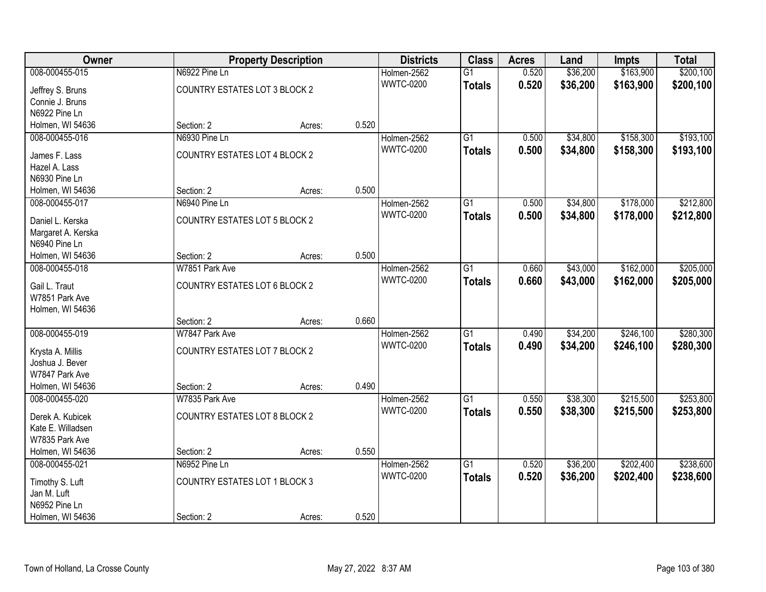| Owner | Property Description | | | Districts | Class | Acres | Land | Impts | Total |
|---|---|---|---|---|---|---|---|---|---|
| 008-000455-015 | N6922 Pine Ln | | | Holmen-2562 | G1 | 0.520 | $36,200 | $163,900 | $200,100 |
| Jeffrey S. Bruns<br>Connie J. Bruns<br>N6922 Pine Ln<br>Holmen, WI 54636 | COUNTRY ESTATES LOT 3 BLOCK 2 | | | WWTC-0200 | **Totals** | **0.520** | **$36,200** | **$163,900** | **$200,100** |
| | Section: 2 | Acres: | 0.520 | | | | | | |
| 008-000455-016 | N6930 Pine Ln | | | Holmen-2562 | G1 | 0.500 | $34,800 | $158,300 | $193,100 |
| James F. Lass<br>Hazel A. Lass<br>N6930 Pine Ln<br>Holmen, WI 54636 | COUNTRY ESTATES LOT 4 BLOCK 2 | | | WWTC-0200 | **Totals** | **0.500** | **$34,800** | **$158,300** | **$193,100** |
| | Section: 2 | Acres: | 0.500 | | | | | | |
| 008-000455-017 | N6940 Pine Ln | | | Holmen-2562 | G1 | 0.500 | $34,800 | $178,000 | $212,800 |
| Daniel L. Kerska<br>Margaret A. Kerska<br>N6940 Pine Ln<br>Holmen, WI 54636 | COUNTRY ESTATES LOT 5 BLOCK 2 | | | WWTC-0200 | **Totals** | **0.500** | **$34,800** | **$178,000** | **$212,800** |
| | Section: 2 | Acres: | 0.500 | | | | | | |
| 008-000455-018 | W7851 Park Ave | | | Holmen-2562 | G1 | 0.660 | $43,000 | $162,000 | $205,000 |
| Gail L. Traut<br>W7851 Park Ave<br>Holmen, WI 54636 | COUNTRY ESTATES LOT 6 BLOCK 2 | | | WWTC-0200 | **Totals** | **0.660** | **$43,000** | **$162,000** | **$205,000** |
| | Section: 2 | Acres: | 0.660 | | | | | | |
| 008-000455-019 | W7847 Park Ave | | | Holmen-2562 | G1 | 0.490 | $34,200 | $246,100 | $280,300 |
| Krysta A. Millis<br>Joshua J. Bever<br>W7847 Park Ave<br>Holmen, WI 54636 | COUNTRY ESTATES LOT 7 BLOCK 2 | | | WWTC-0200 | **Totals** | **0.490** | **$34,200** | **$246,100** | **$280,300** |
| | Section: 2 | Acres: | 0.490 | | | | | | |
| 008-000455-020 | W7835 Park Ave | | | Holmen-2562 | G1 | 0.550 | $38,300 | $215,500 | $253,800 |
| Derek A. Kubicek<br>Kate E. Willadsen<br>W7835 Park Ave<br>Holmen, WI 54636 | COUNTRY ESTATES LOT 8 BLOCK 2 | | | WWTC-0200 | **Totals** | **0.550** | **$38,300** | **$215,500** | **$253,800** |
| | Section: 2 | Acres: | 0.550 | | | | | | |
| 008-000455-021 | N6952 Pine Ln | | | Holmen-2562 | G1 | 0.520 | $36,200 | $202,400 | $238,600 |
| Timothy S. Luft<br>Jan M. Luft<br>N6952 Pine Ln<br>Holmen, WI 54636 | COUNTRY ESTATES LOT 1 BLOCK 3 | | | WWTC-0200 | **Totals** | **0.520** | **$36,200** | **$202,400** | **$238,600** |
| | Section: 2 | Acres: | 0.520 | | | | | | |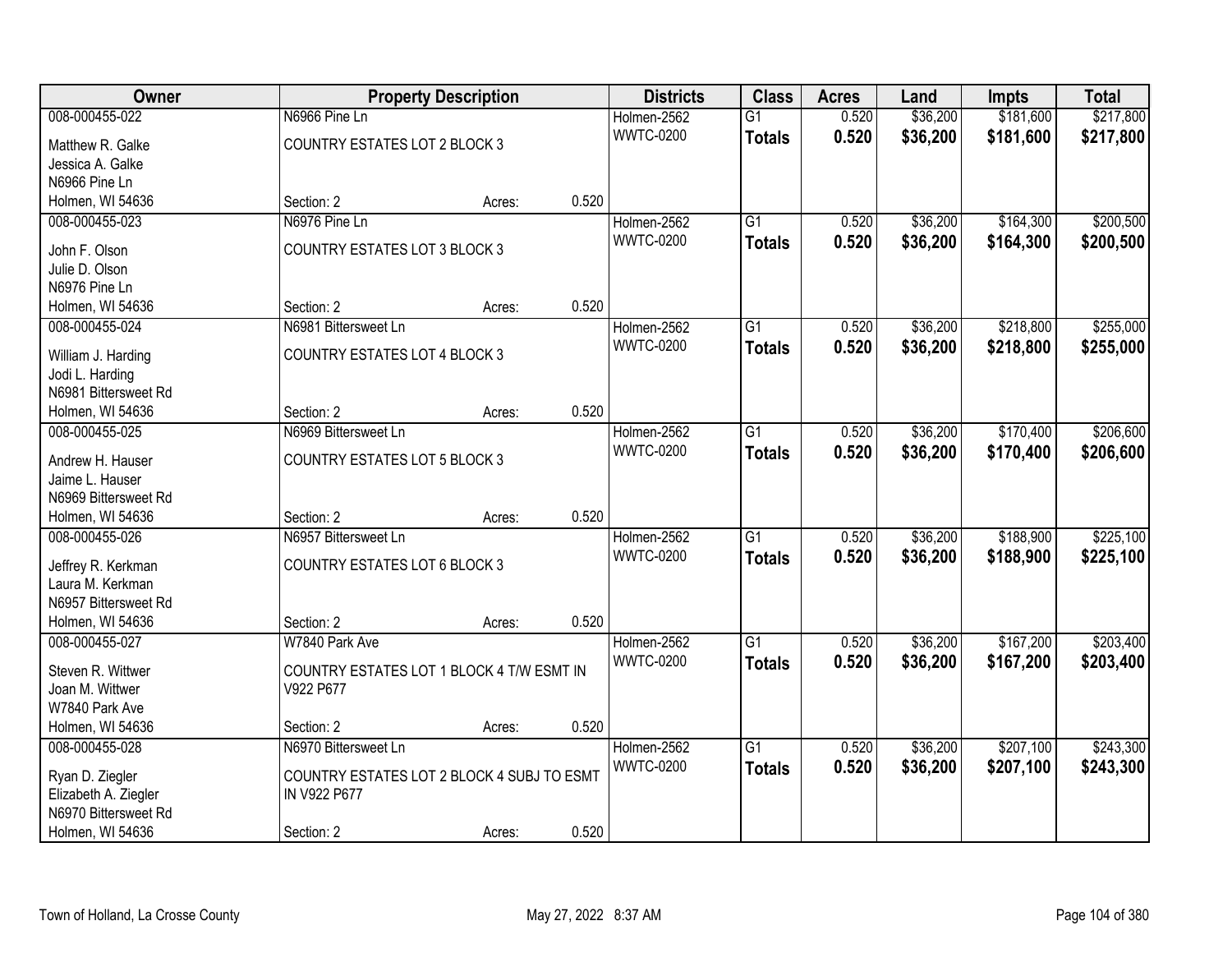| Owner | Property Description | | | Districts | Class | Acres | Land | Impts | Total |
|---|---|---|---|---|---|---|---|---|---|
| 008-000455-022 | N6966 Pine Ln | | | Holmen-2562 | G1 | 0.520 | $36,200 | $181,600 | $217,800 |
| Matthew R. Galke<br>Jessica A. Galke<br>N6966 Pine Ln<br>Holmen, WI 54636 | COUNTRY ESTATES LOT 2 BLOCK 3<br><br>Section: 2 | Acres: | 0.520 | WWTC-0200 | **Totals** | **0.520** | **$36,200** | **$181,600** | **$217,800** |
| 008-000455-023 | N6976 Pine Ln | | | Holmen-2562 | G1 | 0.520 | $36,200 | $164,300 | $200,500 |
| John F. Olson<br>Julie D. Olson<br>N6976 Pine Ln<br>Holmen, WI 54636 | COUNTRY ESTATES LOT 3 BLOCK 3<br><br>Section: 2 | Acres: | 0.520 | WWTC-0200 | **Totals** | **0.520** | **$36,200** | **$164,300** | **$200,500** |
| 008-000455-024 | N6981 Bittersweet Ln | | | Holmen-2562 | G1 | 0.520 | $36,200 | $218,800 | $255,000 |
| William J. Harding<br>Jodi L. Harding<br>N6981 Bittersweet Rd<br>Holmen, WI 54636 | COUNTRY ESTATES LOT 4 BLOCK 3<br><br>Section: 2 | Acres: | 0.520 | WWTC-0200 | **Totals** | **0.520** | **$36,200** | **$218,800** | **$255,000** |
| 008-000455-025 | N6969 Bittersweet Ln | | | Holmen-2562 | G1 | 0.520 | $36,200 | $170,400 | $206,600 |
| Andrew H. Hauser<br>Jaime L. Hauser<br>N6969 Bittersweet Rd<br>Holmen, WI 54636 | COUNTRY ESTATES LOT 5 BLOCK 3<br><br>Section: 2 | Acres: | 0.520 | WWTC-0200 | **Totals** | **0.520** | **$36,200** | **$170,400** | **$206,600** |
| 008-000455-026 | N6957 Bittersweet Ln | | | Holmen-2562 | G1 | 0.520 | $36,200 | $188,900 | $225,100 |
| Jeffrey R. Kerkman<br>Laura M. Kerkman<br>N6957 Bittersweet Rd<br>Holmen, WI 54636 | COUNTRY ESTATES LOT 6 BLOCK 3<br><br>Section: 2 | Acres: | 0.520 | WWTC-0200 | **Totals** | **0.520** | **$36,200** | **$188,900** | **$225,100** |
| 008-000455-027 | W7840 Park Ave | | | Holmen-2562 | G1 | 0.520 | $36,200 | $167,200 | $203,400 |
| Steven R. Wittwer<br>Joan M. Wittwer<br>W7840 Park Ave<br>Holmen, WI 54636 | COUNTRY ESTATES LOT 1 BLOCK 4 T/W ESMT IN V922 P677<br><br>Section: 2 | Acres: | 0.520 | WWTC-0200 | **Totals** | **0.520** | **$36,200** | **$167,200** | **$203,400** |
| 008-000455-028 | N6970 Bittersweet Ln | | | Holmen-2562 | G1 | 0.520 | $36,200 | $207,100 | $243,300 |
| Ryan D. Ziegler<br>Elizabeth A. Ziegler<br>N6970 Bittersweet Rd<br>Holmen, WI 54636 | COUNTRY ESTATES LOT 2 BLOCK 4 SUBJ TO ESMT IN V922 P677<br><br>Section: 2 | Acres: | 0.520 | WWTC-0200 | **Totals** | **0.520** | **$36,200** | **$207,100** | **$243,300** |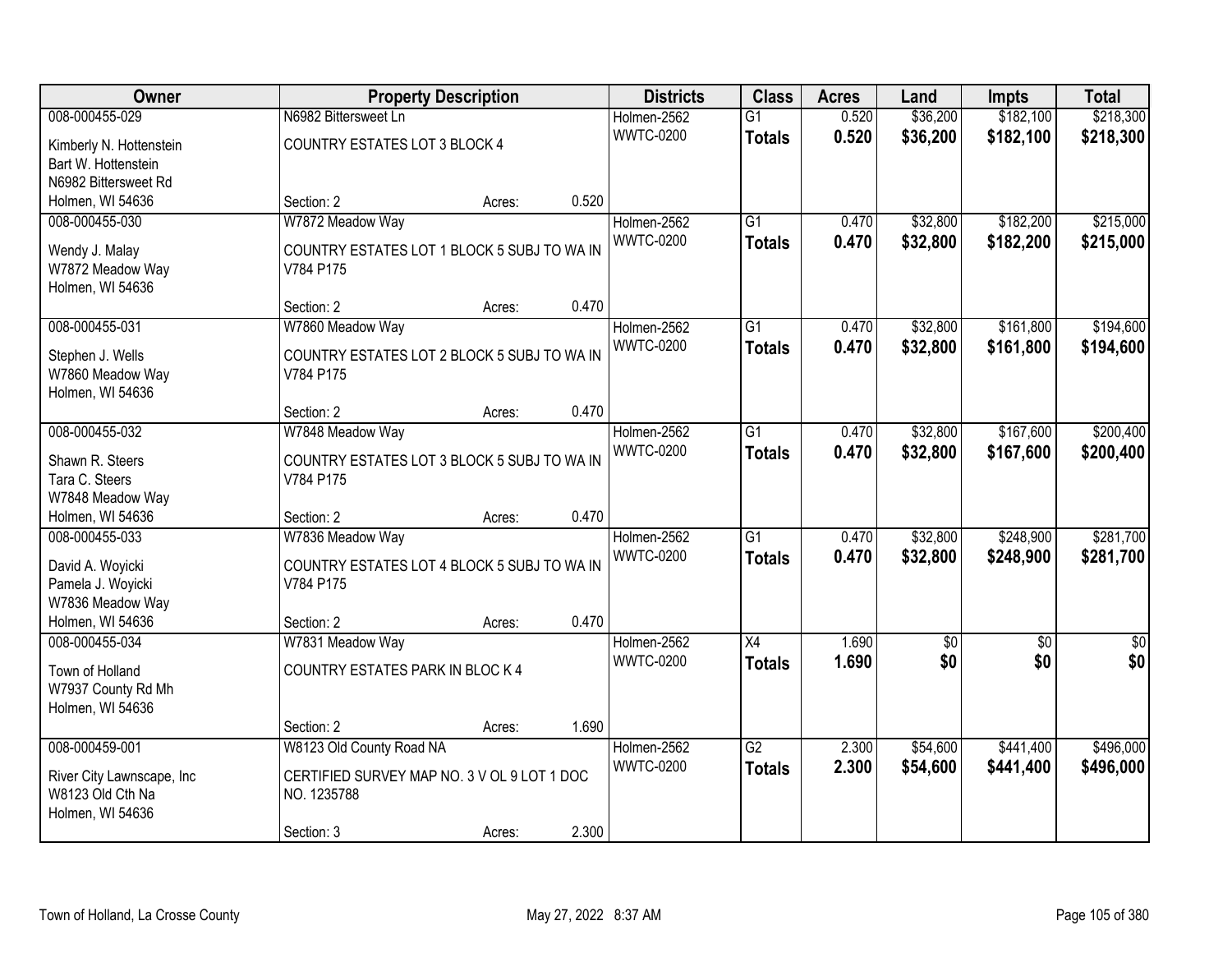| Owner | Property Description | Districts | Class | Acres | Land | Impts | Total |
|---|---|---|---|---|---|---|---|
| 008-000455-029<br>Kimberly N. Hottenstein<br>Bart W. Hottenstein<br>N6982 Bittersweet Rd<br>Holmen, WI 54636 | N6982 Bittersweet Ln<br>COUNTRY ESTATES LOT 3 BLOCK 4<br>Section: 2 Acres: 0.520 | Holmen-2562<br>WWTC-0200 | G1<br>**Totals** | 0.520<br>**0.520** | \$36,200<br>**\$36,200** | \$182,100<br>**\$182,100** | \$218,300<br>**\$218,300** |
| 008-000455-030<br>Wendy J. Malay<br>W7872 Meadow Way<br>Holmen, WI 54636 | W7872 Meadow Way<br>COUNTRY ESTATES LOT 1 BLOCK 5 SUBJ TO WA IN V784 P175<br>Section: 2 Acres: 0.470 | Holmen-2562<br>WWTC-0200 | G1<br>**Totals** | 0.470<br>**0.470** | \$32,800<br>**\$32,800** | \$182,200<br>**\$182,200** | \$215,000<br>**\$215,000** |
| 008-000455-031<br>Stephen J. Wells<br>W7860 Meadow Way<br>Holmen, WI 54636 | W7860 Meadow Way<br>COUNTRY ESTATES LOT 2 BLOCK 5 SUBJ TO WA IN V784 P175<br>Section: 2 Acres: 0.470 | Holmen-2562<br>WWTC-0200 | G1<br>**Totals** | 0.470<br>**0.470** | \$32,800<br>**\$32,800** | \$161,800<br>**\$161,800** | \$194,600<br>**\$194,600** |
| 008-000455-032<br>Shawn R. Steers<br>Tara C. Steers<br>W7848 Meadow Way<br>Holmen, WI 54636 | W7848 Meadow Way<br>COUNTRY ESTATES LOT 3 BLOCK 5 SUBJ TO WA IN V784 P175<br>Section: 2 Acres: 0.470 | Holmen-2562<br>WWTC-0200 | G1<br>**Totals** | 0.470<br>**0.470** | \$32,800<br>**\$32,800** | \$167,600<br>**\$167,600** | \$200,400<br>**\$200,400** |
| 008-000455-033<br>David A. Woyicki<br>Pamela J. Woyicki<br>W7836 Meadow Way<br>Holmen, WI 54636 | W7836 Meadow Way<br>COUNTRY ESTATES LOT 4 BLOCK 5 SUBJ TO WA IN V784 P175<br>Section: 2 Acres: 0.470 | Holmen-2562<br>WWTC-0200 | G1<br>**Totals** | 0.470<br>**0.470** | \$32,800<br>**\$32,800** | \$248,900<br>**\$248,900** | \$281,700<br>**\$281,700** |
| 008-000455-034<br>Town of Holland<br>W7937 County Rd Mh<br>Holmen, WI 54636 | W7831 Meadow Way<br>COUNTRY ESTATES PARK IN BLOC K 4<br>Section: 2 Acres: 1.690 | Holmen-2562<br>WWTC-0200 | X4<br>**Totals** | 1.690<br>**1.690** | \$0<br>**\$0** | \$0<br>**\$0** | \$0<br>**\$0** |
| 008-000459-001<br>River City Lawnscape, Inc<br>W8123 Old Cth Na<br>Holmen, WI 54636 | W8123 Old County Road NA<br>CERTIFIED SURVEY MAP NO. 3 V OL 9 LOT 1 DOC NO. 1235788<br>Section: 3 Acres: 2.300 | Holmen-2562<br>WWTC-0200 | G2<br>**Totals** | 2.300<br>**2.300** | \$54,600<br>**\$54,600** | \$441,400<br>**\$441,400** | \$496,000<br>**\$496,000** |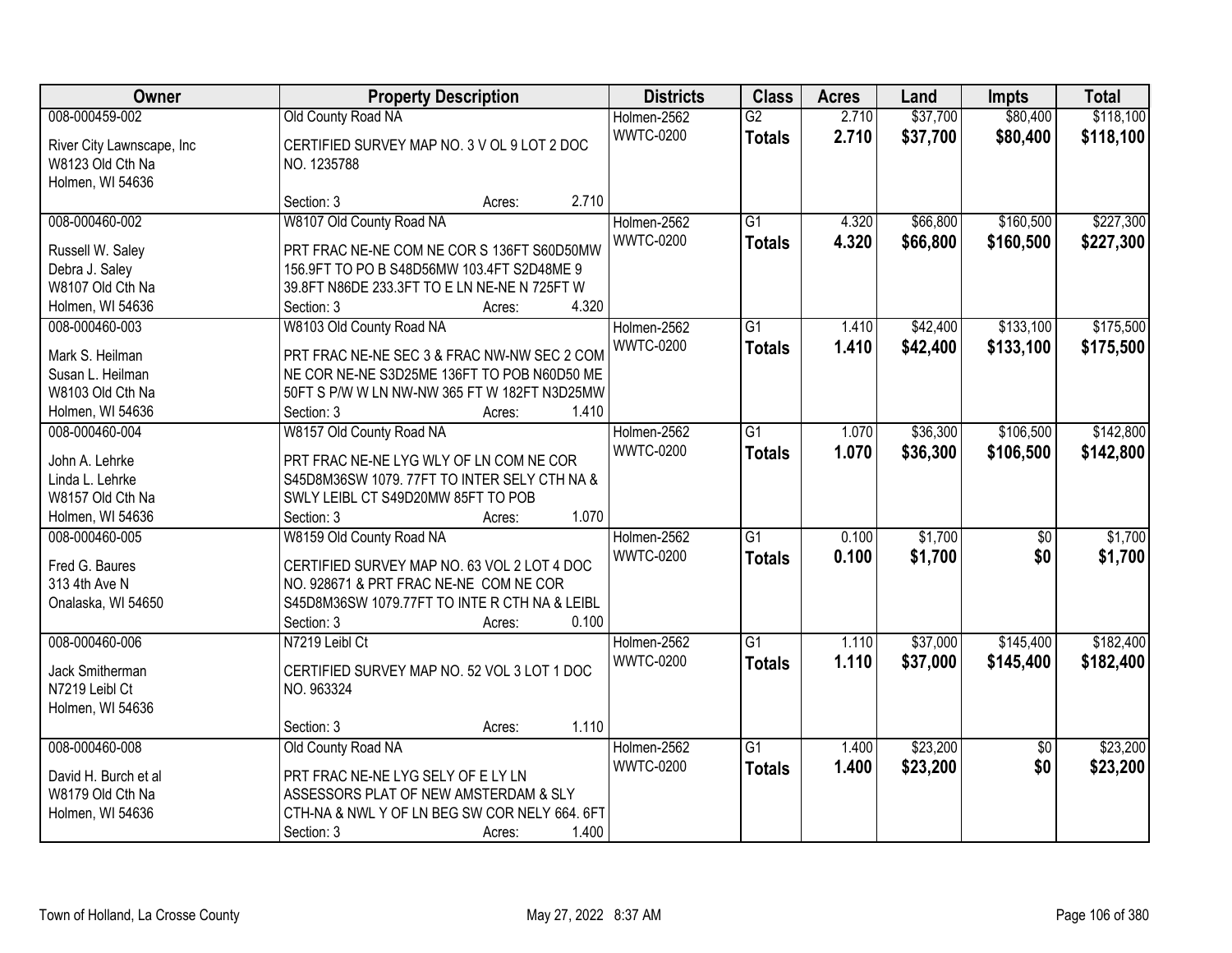| Owner | Property Description | Districts | Class | Acres | Land | Impts | Total |
|---|---|---|---|---|---|---|---|
| 008-000459-002<br>River City Lawnscape, Inc<br>W8123 Old Cth Na<br>Holmen, WI 54636 | Old County Road NA<br>CERTIFIED SURVEY MAP NO. 3 V OL 9 LOT 2 DOC NO. 1235788<br>Section: 3 Acres: 2.710 | Holmen-2562<br>WWTC-0200 | G2<br>**Totals** | 2.710<br>**2.710** | $37,700<br>**$37,700** | $80,400<br>**$80,400** | $118,100<br>**$118,100** |
| 008-000460-002<br>Russell W. Saley<br>Debra J. Saley<br>W8107 Old Cth Na<br>Holmen, WI 54636 | W8107 Old County Road NA<br>PRT FRAC NE-NE COM NE COR S 136FT S60D50MW 156.9FT TO PO B S48D56MW 103.4FT S2D48ME 9 39.8FT N86DE 233.3FT TO E LN NE-NE N 725FT W<br>Section: 3 Acres: 4.320 | Holmen-2562<br>WWTC-0200 | G1<br>**Totals** | 4.320<br>**4.320** | $66,800<br>**$66,800** | $160,500<br>**$160,500** | $227,300<br>**$227,300** |
| 008-000460-003<br>Mark S. Heilman<br>Susan L. Heilman<br>W8103 Old Cth Na<br>Holmen, WI 54636 | W8103 Old County Road NA<br>PRT FRAC NE-NE SEC 3 & FRAC NW-NW SEC 2 COM NE COR NE-NE S3D25ME 136FT TO POB N60D50 ME 50FT S P/W W LN NW-NW 365 FT W 182FT N3D25MW<br>Section: 3 Acres: 1.410 | Holmen-2562<br>WWTC-0200 | G1<br>**Totals** | 1.410<br>**1.410** | $42,400<br>**$42,400** | $133,100<br>**$133,100** | $175,500<br>**$175,500** |
| 008-000460-004<br>John A. Lehrke<br>Linda L. Lehrke<br>W8157 Old Cth Na<br>Holmen, WI 54636 | W8157 Old County Road NA<br>PRT FRAC NE-NE LYG WLY OF LN COM NE COR S45D8M36SW 1079. 77FT TO INTER SELY CTH NA & SWLY LEIBL CT S49D20MW 85FT TO POB<br>Section: 3 Acres: 1.070 | Holmen-2562<br>WWTC-0200 | G1<br>**Totals** | 1.070<br>**1.070** | $36,300<br>**$36,300** | $106,500<br>**$106,500** | $142,800<br>**$142,800** |
| 008-000460-005<br>Fred G. Baures<br>313 4th Ave N<br>Onalaska, WI 54650 | W8159 Old County Road NA<br>CERTIFIED SURVEY MAP NO. 63 VOL 2 LOT 4 DOC NO. 928671 & PRT FRAC NE-NE COM NE COR S45D8M36SW 1079.77FT TO INTE R CTH NA & LEIBL<br>Section: 3 Acres: 0.100 | Holmen-2562<br>WWTC-0200 | G1<br>**Totals** | 0.100<br>**0.100** | $1,700<br>**$1,700** | $0<br>**$0** | $1,700<br>**$1,700** |
| 008-000460-006<br>Jack Smitherman<br>N7219 Leibl Ct<br>Holmen, WI 54636 | N7219 Leibl Ct<br>CERTIFIED SURVEY MAP NO. 52 VOL 3 LOT 1 DOC NO. 963324<br>Section: 3 Acres: 1.110 | Holmen-2562<br>WWTC-0200 | G1<br>**Totals** | 1.110<br>**1.110** | $37,000<br>**$37,000** | $145,400<br>**$145,400** | $182,400<br>**$182,400** |
| 008-000460-008<br>David H. Burch et al<br>W8179 Old Cth Na<br>Holmen, WI 54636 | Old County Road NA<br>PRT FRAC NE-NE LYG SELY OF E LY LN ASSESSORS PLAT OF NEW AMSTERDAM & SLY CTH-NA & NWL Y OF LN BEG SW COR NELY 664. 6FT<br>Section: 3 Acres: 1.400 | Holmen-2562<br>WWTC-0200 | G1<br>**Totals** | 1.400<br>**1.400** | $23,200<br>**$23,200** | $0<br>**$0** | $23,200<br>**$23,200** |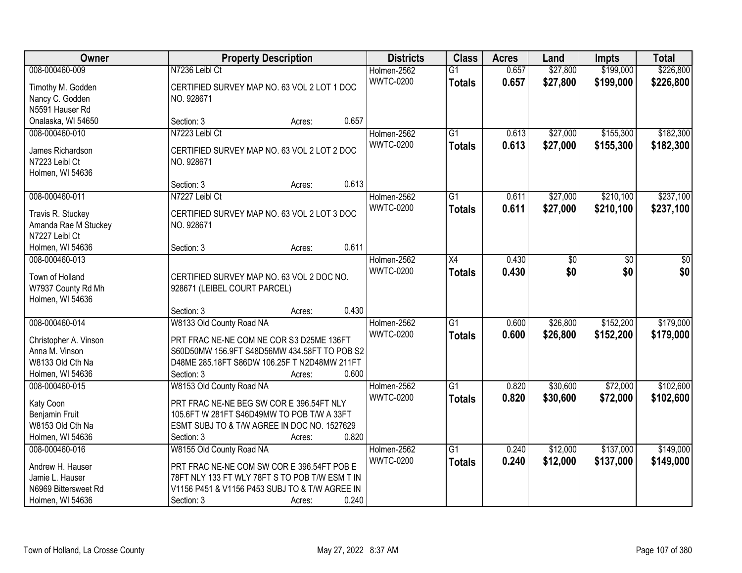| Owner | Property Description | Districts | Class | Acres | Land | Impts | Total |
|---|---|---|---|---|---|---|---|
| 008-000460-009<br>Timothy M. Godden<br>Nancy C. Godden<br>N5591 Hauser Rd<br>Onalaska, WI 54650 | N7236 Leibl Ct<br>CERTIFIED SURVEY MAP NO. 63 VOL 2 LOT 1 DOC NO. 928671<br>Section: 3 Acres: 0.657 | Holmen-2562<br>WWTC-0200 | G1<br>**Totals** | 0.657<br>**0.657** | $27,800<br>**$27,800** | $199,000<br>**$199,000** | $226,800<br>**$226,800** |
| 008-000460-010<br>James Richardson<br>N7223 Leibl Ct<br>Holmen, WI 54636 | N7223 Leibl Ct<br>CERTIFIED SURVEY MAP NO. 63 VOL 2 LOT 2 DOC NO. 928671<br>Section: 3 Acres: 0.613 | Holmen-2562<br>WWTC-0200 | G1<br>**Totals** | 0.613<br>**0.613** | $27,000<br>**$27,000** | $155,300<br>**$155,300** | $182,300<br>**$182,300** |
| 008-000460-011<br>Travis R. Stuckey<br>Amanda Rae M Stuckey<br>N7227 Leibl Ct<br>Holmen, WI 54636 | N7227 Leibl Ct<br>CERTIFIED SURVEY MAP NO. 63 VOL 2 LOT 3 DOC NO. 928671<br>Section: 3 Acres: 0.611 | Holmen-2562<br>WWTC-0200 | G1<br>**Totals** | 0.611<br>**0.611** | $27,000<br>**$27,000** | $210,100<br>**$210,100** | $237,100<br>**$237,100** |
| 008-000460-013<br>Town of Holland<br>W7937 County Rd Mh<br>Holmen, WI 54636 | CERTIFIED SURVEY MAP NO. 63 VOL 2 DOC NO. 928671 (LEIBEL COURT PARCEL)<br>Section: 3 Acres: 0.430 | Holmen-2562<br>WWTC-0200 | X4<br>**Totals** | 0.430<br>**0.430** | $0<br>**$0** | $0<br>**$0** | $0<br>**$0** |
| 008-000460-014<br>Christopher A. Vinson<br>Anna M. Vinson<br>W8133 Old Cth Na<br>Holmen, WI 54636 | W8133 Old County Road NA<br>PRT FRAC NE-NE COM NE COR S3 D25ME 136FT S60D50MW 156.9FT S48D56MW 434.58FT TO POB S2 D48ME 285.18FT S86DW 106.25F T N2D48MW 211FT<br>Section: 3 Acres: 0.600 | Holmen-2562<br>WWTC-0200 | G1<br>**Totals** | 0.600<br>**0.600** | $26,800<br>**$26,800** | $152,200<br>**$152,200** | $179,000<br>**$179,000** |
| 008-000460-015<br>Katy Coon<br>Benjamin Fruit<br>W8153 Old Cth Na<br>Holmen, WI 54636 | W8153 Old County Road NA<br>PRT FRAC NE-NE BEG SW COR E 396.54FT NLY 105.6FT W 281FT S46D49MW TO POB T/W A 33FT ESMT SUBJ TO & T/W AGREE IN DOC NO. 1527629<br>Section: 3 Acres: 0.820 | Holmen-2562<br>WWTC-0200 | G1<br>**Totals** | 0.820<br>**0.820** | $30,600<br>**$30,600** | $72,000<br>**$72,000** | $102,600<br>**$102,600** |
| 008-000460-016<br>Andrew H. Hauser<br>Jamie L. Hauser<br>N6969 Bittersweet Rd<br>Holmen, WI 54636 | W8155 Old County Road NA<br>PRT FRAC NE-NE COM SW COR E 396.54FT POB E 78FT NLY 133 FT WLY 78FT S TO POB T/W ESM T IN V1156 P451 & V1156 P453 SUBJ TO & T/W AGREE IN<br>Section: 3 Acres: 0.240 | Holmen-2562<br>WWTC-0200 | G1<br>**Totals** | 0.240<br>**0.240** | $12,000<br>**$12,000** | $137,000<br>**$137,000** | $149,000<br>**$149,000** |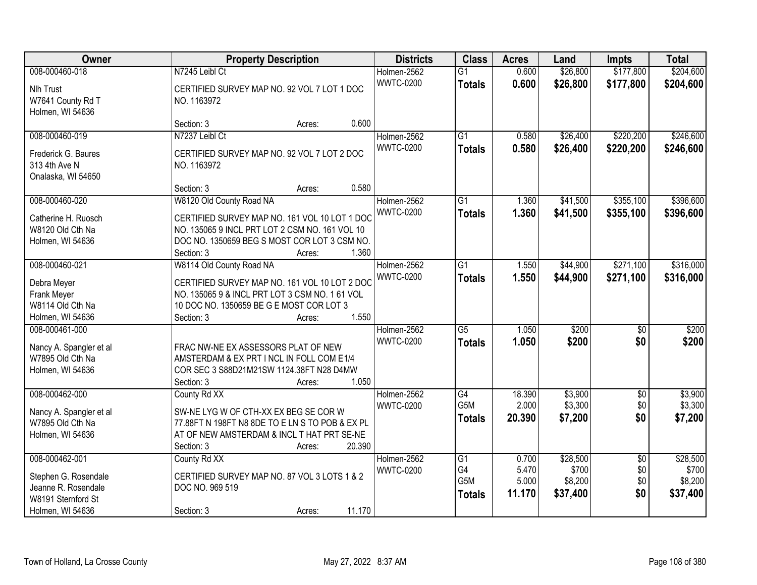| Owner | Property Description | Districts | Class | Acres | Land | Impts | Total |
|---|---|---|---|---|---|---|---|
| 008-000460-018<br>Nlh Trust<br>W7641 County Rd T<br>Holmen, WI 54636 | N7245 Leibl Ct<br>CERTIFIED SURVEY MAP NO. 92 VOL 7 LOT 1 DOC NO. 1163972<br>Section: 3 Acres: 0.600 | Holmen-2562<br>WWTC-0200 | G1<br>**Totals** | 0.600<br>**0.600** | $26,800<br>**$26,800** | $177,800<br>**$177,800** | $204,600<br>**$204,600** |
| 008-000460-019<br>Frederick G. Baures<br>313 4th Ave N<br>Onalaska, WI 54650 | N7237 Leibl Ct<br>CERTIFIED SURVEY MAP NO. 92 VOL 7 LOT 2 DOC NO. 1163972<br>Section: 3 Acres: 0.580 | Holmen-2562<br>WWTC-0200 | G1<br>**Totals** | 0.580<br>**0.580** | $26,400<br>**$26,400** | $220,200<br>**$220,200** | $246,600<br>**$246,600** |
| 008-000460-020<br>Catherine H. Ruosch<br>W8120 Old Cth Na<br>Holmen, WI 54636 | W8120 Old County Road NA<br>CERTIFIED SURVEY MAP NO. 161 VOL 10 LOT 1 DOC NO. 135065 9 INCL PRT LOT 2 CSM NO. 161 VOL 10 DOC NO. 1350659 BEG S MOST COR LOT 3 CSM NO.<br>Section: 3 Acres: 1.360 | Holmen-2562<br>WWTC-0200 | G1<br>**Totals** | 1.360<br>**1.360** | $41,500<br>**$41,500** | $355,100<br>**$355,100** | $396,600<br>**$396,600** |
| 008-000460-021<br>Debra Meyer<br>Frank Meyer<br>W8114 Old Cth Na<br>Holmen, WI 54636 | W8114 Old County Road NA<br>CERTIFIED SURVEY MAP NO. 161 VOL 10 LOT 2 DOC NO. 135065 9 & INCL PRT LOT 3 CSM NO. 1 61 VOL 10 DOC NO. 1350659 BE G E MOST COR LOT 3<br>Section: 3 Acres: 1.550 | Holmen-2562<br>WWTC-0200 | G1<br>**Totals** | 1.550<br>**1.550** | $44,900<br>**$44,900** | $271,100<br>**$271,100** | $316,000<br>**$316,000** |
| 008-000461-000<br>Nancy A. Spangler et al<br>W7895 Old Cth Na<br>Holmen, WI 54636 | FRAC NW-NE EX ASSESSORS PLAT OF NEW AMSTERDAM & EX PRT I NCL IN FOLL COM E1/4 COR SEC 3 S88D21M21SW 1124.38FT N28 D4MW<br>Section: 3 Acres: 1.050 | Holmen-2562<br>WWTC-0200 | G5<br>**Totals** | 1.050<br>**1.050** | $200<br>**$200** | $0<br>**$0** | $200<br>**$200** |
| 008-000462-000<br>Nancy A. Spangler et al<br>W7895 Old Cth Na<br>Holmen, WI 54636 | County Rd XX<br>SW-NE LYG W OF CTH-XX EX BEG SE COR W 77.88FT N 198FT N8 8DE TO E LN S TO POB & EX PL AT OF NEW AMSTERDAM & INCL T HAT PRT SE-NE<br>Section: 3 Acres: 20.390 | Holmen-2562<br>WWTC-0200 | G4<br>G5M<br>**Totals** | 18.390<br>2.000<br>**20.390** | $3,900<br>$3,300<br>**$7,200** | $0<br>$0<br>**$0** | $3,900<br>$3,300<br>**$7,200** |
| 008-000462-001<br>Stephen G. Rosendale<br>Jeanne R. Rosendale<br>W8191 Sternford St<br>Holmen, WI 54636 | County Rd XX<br>CERTIFIED SURVEY MAP NO. 87 VOL 3 LOTS 1 & 2 DOC NO. 969 519<br>Section: 3 Acres: 11.170 | Holmen-2562<br>WWTC-0200 | G1<br>G4<br>G5M<br>**Totals** | 0.700<br>5.470<br>5.000<br>**11.170** | $28,500<br>$700<br>$8,200<br>**$37,400** | $0<br>$0<br>$0<br>**$0** | $28,500<br>$700<br>$8,200<br>**$37,400** |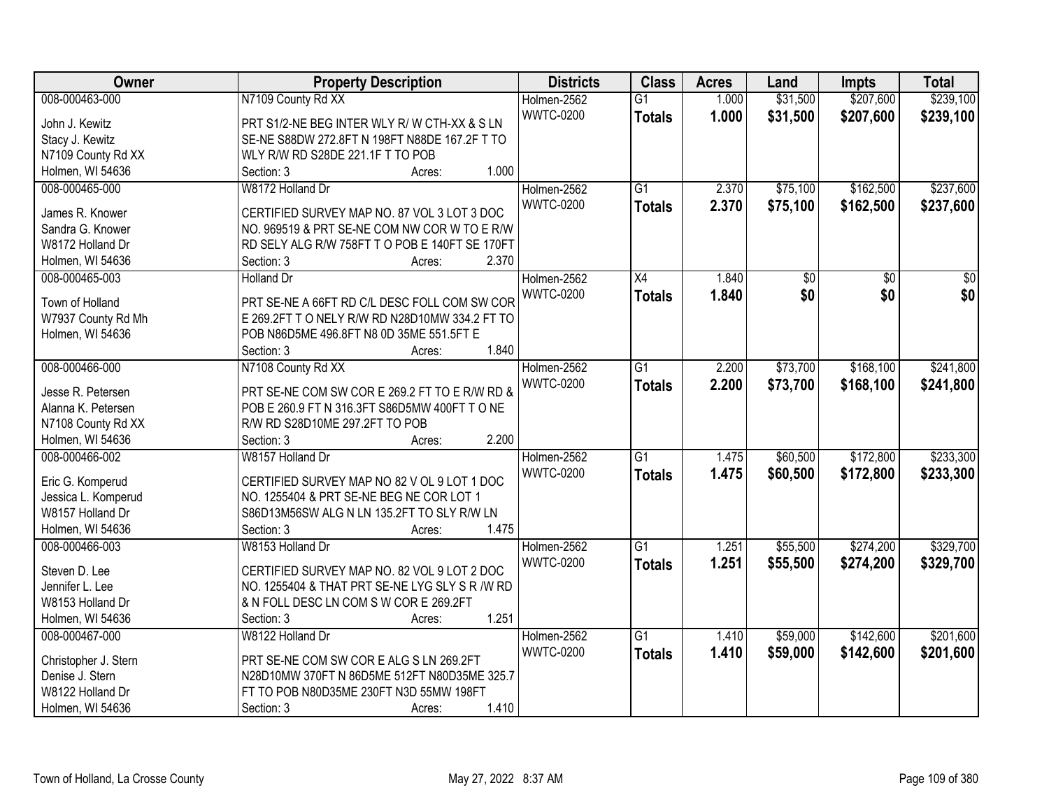| Owner | Property Description | Districts | Class | Acres | Land | Impts | Total |
|---|---|---|---|---|---|---|---|
| 008-000463-000<br>John J. Kewitz<br>Stacy J. Kewitz<br>N7109 County Rd XX<br>Holmen, WI 54636 | N7109 County Rd XX<br>PRT S1/2-NE BEG INTER WLY R/ W CTH-XX & S LN SE-NE S88DW 272.8FT N 198FT N88DE 167.2F T TO WLY R/W RD S28DE 221.1F T TO POB<br>Section: 3 Acres: 1.000 | Holmen-2562<br>WWTC-0200 | G1<br>**Totals** | 1.000<br>**1.000** | $31,500<br>**$31,500** | $207,600<br>**$207,600** | $239,100<br>**$239,100** |
| 008-000465-000<br>James R. Knower<br>Sandra G. Knower<br>W8172 Holland Dr<br>Holmen, WI 54636 | W8172 Holland Dr<br>CERTIFIED SURVEY MAP NO. 87 VOL 3 LOT 3 DOC NO. 969519 & PRT SE-NE COM NW COR W TO E R/W RD SELY ALG R/W 758FT T O POB E 140FT SE 170FT<br>Section: 3 Acres: 2.370 | Holmen-2562<br>WWTC-0200 | G1<br>**Totals** | 2.370<br>**2.370** | $75,100<br>**$75,100** | $162,500<br>**$162,500** | $237,600<br>**$237,600** |
| 008-000465-003<br>Town of Holland<br>W7937 County Rd Mh<br>Holmen, WI 54636 | Holland Dr<br>PRT SE-NE A 66FT RD C/L DESC FOLL COM SW COR E 269.2FT T O NELY R/W RD N28D10MW 334.2 FT TO POB N86D5ME 496.8FT N8 0D 35ME 551.5FT E<br>Section: 3 Acres: 1.840 | Holmen-2562<br>WWTC-0200 | X4<br>**Totals** | 1.840<br>**1.840** | $0<br>**$0** | $0<br>**$0** | $0<br>**$0** |
| 008-000466-000<br>Jesse R. Petersen<br>Alanna K. Petersen<br>N7108 County Rd XX<br>Holmen, WI 54636 | N7108 County Rd XX<br>PRT SE-NE COM SW COR E 269.2 FT TO E R/W RD & POB E 260.9 FT N 316.3FT S86D5MW 400FT T O NE R/W RD S28D10ME 297.2FT TO POB<br>Section: 3 Acres: 2.200 | Holmen-2562<br>WWTC-0200 | G1<br>**Totals** | 2.200<br>**2.200** | $73,700<br>**$73,700** | $168,100<br>**$168,100** | $241,800<br>**$241,800** |
| 008-000466-002<br>Eric G. Komperud<br>Jessica L. Komperud<br>W8157 Holland Dr<br>Holmen, WI 54636 | W8157 Holland Dr<br>CERTIFIED SURVEY MAP NO 82 V OL 9 LOT 1 DOC NO. 1255404 & PRT SE-NE BEG NE COR LOT 1 S86D13M56SW ALG N LN 135.2FT TO SLY R/W LN<br>Section: 3 Acres: 1.475 | Holmen-2562<br>WWTC-0200 | G1<br>**Totals** | 1.475<br>**1.475** | $60,500<br>**$60,500** | $172,800<br>**$172,800** | $233,300<br>**$233,300** |
| 008-000466-003<br>Steven D. Lee<br>Jennifer L. Lee<br>W8153 Holland Dr<br>Holmen, WI 54636 | W8153 Holland Dr<br>CERTIFIED SURVEY MAP NO. 82 VOL 9 LOT 2 DOC NO. 1255404 & THAT PRT SE-NE LYG SLY S R /W RD & N FOLL DESC LN COM S W COR E 269.2FT<br>Section: 3 Acres: 1.251 | Holmen-2562<br>WWTC-0200 | G1<br>**Totals** | 1.251<br>**1.251** | $55,500<br>**$55,500** | $274,200<br>**$274,200** | $329,700<br>**$329,700** |
| 008-000467-000<br>Christopher J. Stern<br>Denise J. Stern<br>W8122 Holland Dr<br>Holmen, WI 54636 | W8122 Holland Dr<br>PRT SE-NE COM SW COR E ALG S LN 269.2FT N28D10MW 370FT N 86D5ME 512FT N80D35ME 325.7 FT TO POB N80D35ME 230FT N3D 55MW 198FT<br>Section: 3 Acres: 1.410 | Holmen-2562<br>WWTC-0200 | G1<br>**Totals** | 1.410<br>**1.410** | $59,000<br>**$59,000** | $142,600<br>**$142,600** | $201,600<br>**$201,600** |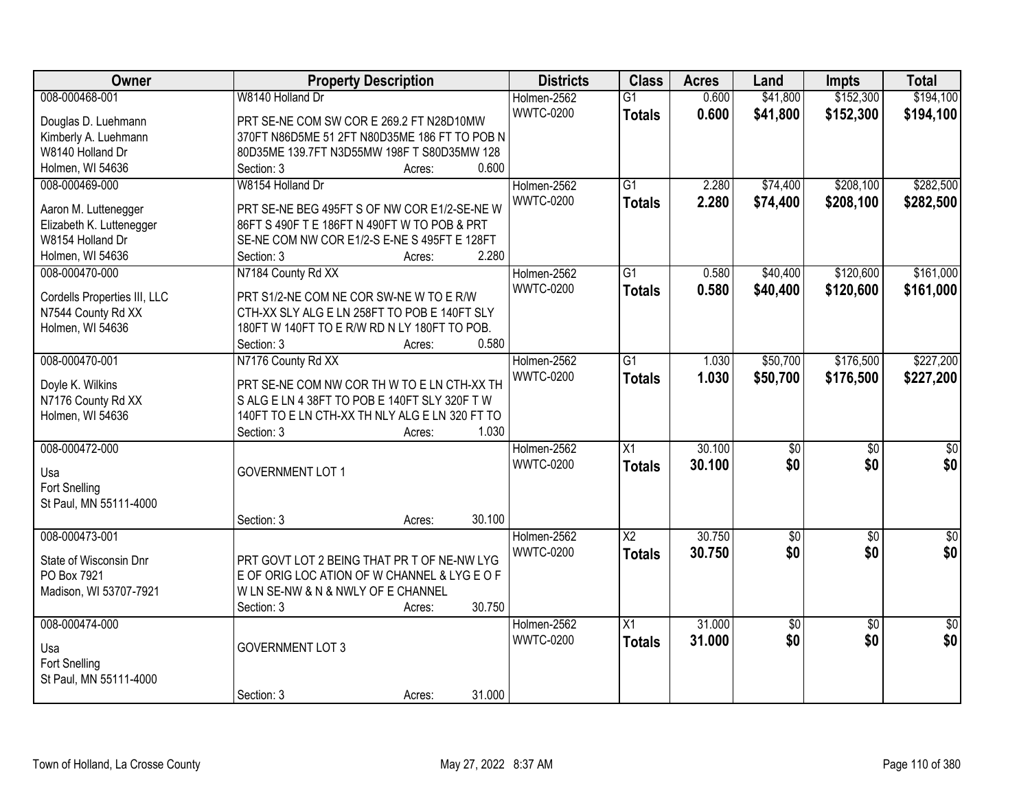| Owner | Property Description | Districts | Class | Acres | Land | Impts | Total |
|---|---|---|---|---|---|---|---|
| 008-000468-001<br>Douglas D. Luehmann<br>Kimberly A. Luehmann<br>W8140 Holland Dr<br>Holmen, WI 54636 | W8140 Holland Dr<br>PRT SE-NE COM SW COR E 269.2 FT N28D10MW 370FT N86D5ME 51 2FT N80D35ME 186 FT TO POB N 80D35ME 139.7FT N3D55MW 198F T S80D35MW 128<br>Section: 3 Acres: 0.600 | Holmen-2562<br>WWTC-0200 | G1<br>**Totals** | 0.600<br>**0.600** | $41,800<br>**$41,800** | $152,300<br>**$152,300** | $194,100<br>**$194,100** |
| 008-000469-000<br>Aaron M. Luttenegger<br>Elizabeth K. Luttenegger<br>W8154 Holland Dr<br>Holmen, WI 54636 | W8154 Holland Dr<br>PRT SE-NE BEG 495FT S OF NW COR E1/2-SE-NE W 86FT S 490F T E 186FT N 490FT W TO POB & PRT SE-NE COM NW COR E1/2-S E-NE S 495FT E 128FT<br>Section: 3 Acres: 2.280 | Holmen-2562<br>WWTC-0200 | G1<br>**Totals** | 2.280<br>**2.280** | $74,400<br>**$74,400** | $208,100<br>**$208,100** | $282,500<br>**$282,500** |
| 008-000470-000<br>Cordells Properties III, LLC<br>N7544 County Rd XX<br>Holmen, WI 54636 | N7184 County Rd XX<br>PRT S1/2-NE COM NE COR SW-NE W TO E R/W CTH-XX SLY ALG E LN 258FT TO POB E 140FT SLY 180FT W 140FT TO E R/W RD N LY 180FT TO POB.<br>Section: 3 Acres: 0.580 | Holmen-2562<br>WWTC-0200 | G1<br>**Totals** | 0.580<br>**0.580** | $40,400<br>**$40,400** | $120,600<br>**$120,600** | $161,000<br>**$161,000** |
| 008-000470-001<br>Doyle K. Wilkins<br>N7176 County Rd XX<br>Holmen, WI 54636 | N7176 County Rd XX<br>PRT SE-NE COM NW COR TH W TO E LN CTH-XX TH S ALG E LN 4 38FT TO POB E 140FT SLY 320F T W 140FT TO E LN CTH-XX TH NLY ALG E LN 320 FT TO<br>Section: 3 Acres: 1.030 | Holmen-2562<br>WWTC-0200 | G1<br>**Totals** | 1.030<br>**1.030** | $50,700<br>**$50,700** | $176,500<br>**$176,500** | $227,200<br>**$227,200** |
| 008-000472-000<br>Usa<br>Fort Snelling<br>St Paul, MN 55111-4000 | GOVERNMENT LOT 1<br>Section: 3 Acres: 30.100 | Holmen-2562<br>WWTC-0200 | X1<br>**Totals** | 30.100<br>**30.100** | $0<br>**$0** | $0<br>**$0** | $0<br>**$0** |
| 008-000473-001<br>State of Wisconsin Dnr<br>PO Box 7921<br>Madison, WI 53707-7921 | PRT GOVT LOT 2 BEING THAT PR T OF NE-NW LYG E OF ORIG LOC ATION OF W CHANNEL & LYG E O F W LN SE-NW & N & NWLY OF E CHANNEL<br>Section: 3 Acres: 30.750 | Holmen-2562<br>WWTC-0200 | X2<br>**Totals** | 30.750<br>**30.750** | $0<br>**$0** | $0<br>**$0** | $0<br>**$0** |
| 008-000474-000<br>Usa<br>Fort Snelling<br>St Paul, MN 55111-4000 | GOVERNMENT LOT 3<br>Section: 3 Acres: 31.000 | Holmen-2562<br>WWTC-0200 | X1<br>**Totals** | 31.000<br>**31.000** | $0<br>**$0** | $0<br>**$0** | $0<br>**$0** |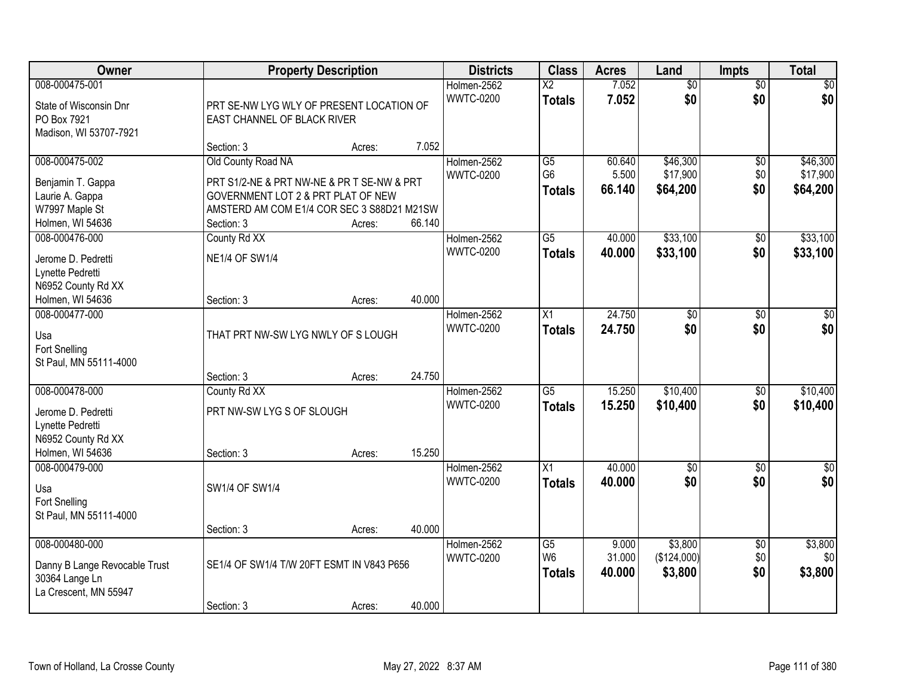| Owner | Property Description | | | Districts | Class | Acres | Land | Impts | Total |
|---|---|---|---|---|---|---|---|---|---|
| 008-000475-001<br>State of Wisconsin Dnr<br>PO Box 7921<br>Madison, WI 53707-7921 | PRT SE-NW LYG WLY OF PRESENT LOCATION OF EAST CHANNEL OF BLACK RIVER<br>Section: 3 | Acres: | 7.052 | Holmen-2562<br>WWTC-0200 | X2<br>**Totals** | 7.052<br>**7.052** | $0<br>**$0** | $0<br>**$0** | $0<br>**$0** |
| 008-000475-002<br>Benjamin T. Gappa<br>Laurie A. Gappa<br>W7997 Maple St<br>Holmen, WI 54636 | Old County Road NA<br>PRT S1/2-NE & PRT NW-NE & PR T SE-NW & PRT GOVERNMENT LOT 2 & PRT PLAT OF NEW AMSTERD AM COM E1/4 COR SEC 3 S88D21 M21SW<br>Section: 3 | Acres: | 66.140 | Holmen-2562<br>WWTC-0200 | G5<br>G6<br>**Totals** | 60.640<br>5.500<br>**66.140** | $46,300<br>$17,900<br>**$64,200** | $0<br>$0<br>**$0** | $46,300<br>$17,900<br>**$64,200** |
| 008-000476-000<br>Jerome D. Pedretti<br>Lynette Pedretti<br>N6952 County Rd XX<br>Holmen, WI 54636 | County Rd XX<br>NE1/4 OF SW1/4<br>Section: 3 | Acres: | 40.000 | Holmen-2562<br>WWTC-0200 | G5<br>**Totals** | 40.000<br>**40.000** | $33,100<br>**$33,100** | $0<br>**$0** | $33,100<br>**$33,100** |
| 008-000477-000<br>Usa<br>Fort Snelling<br>St Paul, MN 55111-4000 | THAT PRT NW-SW LYG NWLY OF S LOUGH<br>Section: 3 | Acres: | 24.750 | Holmen-2562<br>WWTC-0200 | X1<br>**Totals** | 24.750<br>**24.750** | $0<br>**$0** | $0<br>**$0** | $0<br>**$0** |
| 008-000478-000<br>Jerome D. Pedretti<br>Lynette Pedretti<br>N6952 County Rd XX<br>Holmen, WI 54636 | County Rd XX<br>PRT NW-SW LYG S OF SLOUGH<br>Section: 3 | Acres: | 15.250 | Holmen-2562<br>WWTC-0200 | G5<br>**Totals** | 15.250<br>**15.250** | $10,400<br>**$10,400** | $0<br>**$0** | $10,400<br>**$10,400** |
| 008-000479-000<br>Usa<br>Fort Snelling<br>St Paul, MN 55111-4000 | SW1/4 OF SW1/4<br>Section: 3 | Acres: | 40.000 | Holmen-2562<br>WWTC-0200 | X1<br>**Totals** | 40.000<br>**40.000** | $0<br>**$0** | $0<br>**$0** | $0<br>**$0** |
| 008-000480-000<br>Danny B Lange Revocable Trust<br>30364 Lange Ln<br>La Crescent, MN 55947 | SE1/4 OF SW1/4 T/W 20FT ESMT IN V843 P656<br>Section: 3 | Acres: | 40.000 | Holmen-2562<br>WWTC-0200 | G5<br>W6<br>**Totals** | 9.000<br>31.000<br>**40.000** | $3,800<br>($124,000)<br>**$3,800** | $0<br>$0<br>**$0** | $3,800<br>$0<br>**$3,800** |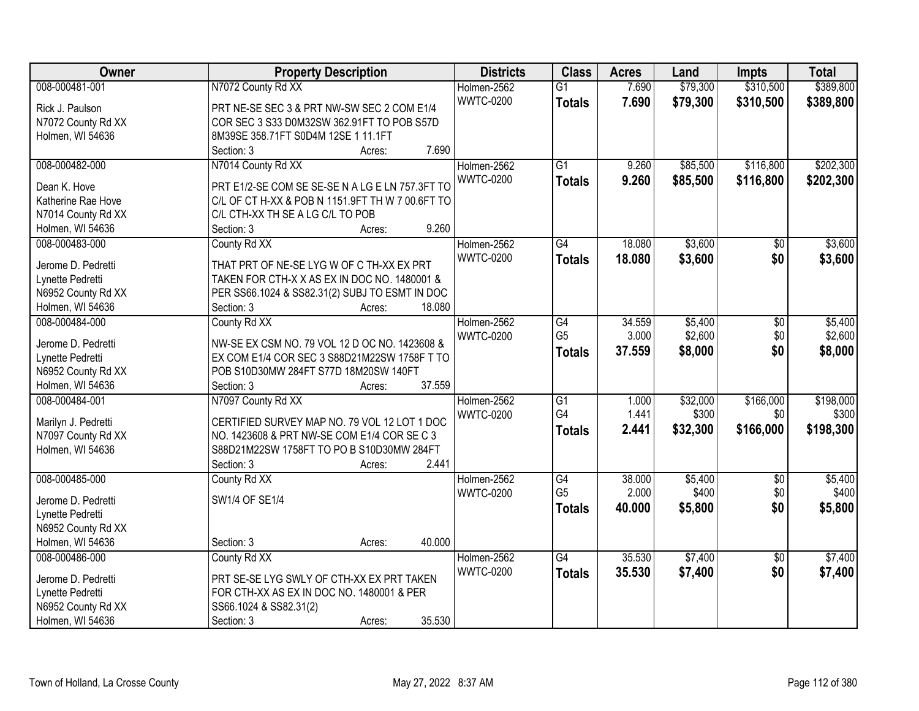| Owner | Property Description | Districts | Class | Acres | Land | Impts | Total |
|---|---|---|---|---|---|---|---|
| 008-000481-001<br>Rick J. Paulson<br>N7072 County Rd XX<br>Holmen, WI 54636 | N7072 County Rd XX<br>PRT NE-SE SEC 3 & PRT NW-SW SEC 2 COM E1/4 COR SEC 3 S33 D0M32SW 362.91FT TO POB S57D 8M39SE 358.71FT S0D4M 12SE 1 11.1FT<br>Section: 3 Acres: 7.690 | Holmen-2562<br>WWTC-0200 | G1<br>**Totals** | 7.690<br>**7.690** | $79,300<br>**$79,300** | $310,500<br>**$310,500** | $389,800<br>**$389,800** |
| 008-000482-000<br>Dean K. Hove<br>Katherine Rae Hove<br>N7014 County Rd XX<br>Holmen, WI 54636 | N7014 County Rd XX<br>PRT E1/2-SE COM SE SE-SE N A LG E LN 757.3FT TO C/L OF CT H-XX & POB N 1151.9FT TH W 7 00.6FT TO C/L CTH-XX TH SE A LG C/L TO POB<br>Section: 3 Acres: 9.260 | Holmen-2562<br>WWTC-0200 | G1<br>**Totals** | 9.260<br>**9.260** | $85,500<br>**$85,500** | $116,800<br>**$116,800** | $202,300<br>**$202,300** |
| 008-000483-000<br>Jerome D. Pedretti<br>Lynette Pedretti<br>N6952 County Rd XX<br>Holmen, WI 54636 | County Rd XX<br>THAT PRT OF NE-SE LYG W OF C TH-XX EX PRT TAKEN FOR CTH-X X AS EX IN DOC NO. 1480001 & PER SS66.1024 & SS82.31(2) SUBJ TO ESMT IN DOC<br>Section: 3 Acres: 18.080 | Holmen-2562<br>WWTC-0200 | G4<br>**Totals** | 18.080<br>**18.080** | $3,600<br>**$3,600** | $0<br>**$0** | $3,600<br>**$3,600** |
| 008-000484-000<br>Jerome D. Pedretti<br>Lynette Pedretti<br>N6952 County Rd XX<br>Holmen, WI 54636 | County Rd XX<br>NW-SE EX CSM NO. 79 VOL 12 D OC NO. 1423608 & EX COM E1/4 COR SEC 3 S88D21M22SW 1758F T TO POB S10D30MW 284FT S77D 18M20SW 140FT<br>Section: 3 Acres: 37.559 | Holmen-2562<br>WWTC-0200 | G4<br>G5<br>**Totals** | 34.559<br>3.000<br>**37.559** | $5,400<br>$2,600<br>**$8,000** | $0<br>$0<br>**$0** | $5,400<br>$2,600<br>**$8,000** |
| 008-000484-001<br>Marilyn J. Pedretti<br>N7097 County Rd XX<br>Holmen, WI 54636 | N7097 County Rd XX<br>CERTIFIED SURVEY MAP NO. 79 VOL 12 LOT 1 DOC NO. 1423608 & PRT NW-SE COM E1/4 COR SE C 3 S88D21M22SW 1758FT TO PO B S10D30MW 284FT<br>Section: 3 Acres: 2.441 | Holmen-2562<br>WWTC-0200 | G1<br>G4<br>**Totals** | 1.000<br>1.441<br>**2.441** | $32,000<br>$300<br>**$32,300** | $166,000<br>$0<br>**$166,000** | $198,000<br>$300<br>**$198,300** |
| 008-000485-000<br>Jerome D. Pedretti<br>Lynette Pedretti<br>N6952 County Rd XX<br>Holmen, WI 54636 | County Rd XX<br>SW1/4 OF SE1/4<br>Section: 3 Acres: 40.000 | Holmen-2562<br>WWTC-0200 | G4<br>G5<br>**Totals** | 38.000<br>2.000<br>**40.000** | $5,400<br>$400<br>**$5,800** | $0<br>$0<br>**$0** | $5,400<br>$400<br>**$5,800** |
| 008-000486-000<br>Jerome D. Pedretti<br>Lynette Pedretti<br>N6952 County Rd XX<br>Holmen, WI 54636 | County Rd XX<br>PRT SE-SE LYG SWLY OF CTH-XX EX PRT TAKEN FOR CTH-XX AS EX IN DOC NO. 1480001 & PER SS66.1024 & SS82.31(2)<br>Section: 3 Acres: 35.530 | Holmen-2562<br>WWTC-0200 | G4<br>**Totals** | 35.530<br>**35.530** | $7,400<br>**$7,400** | $0<br>**$0** | $7,400<br>**$7,400** |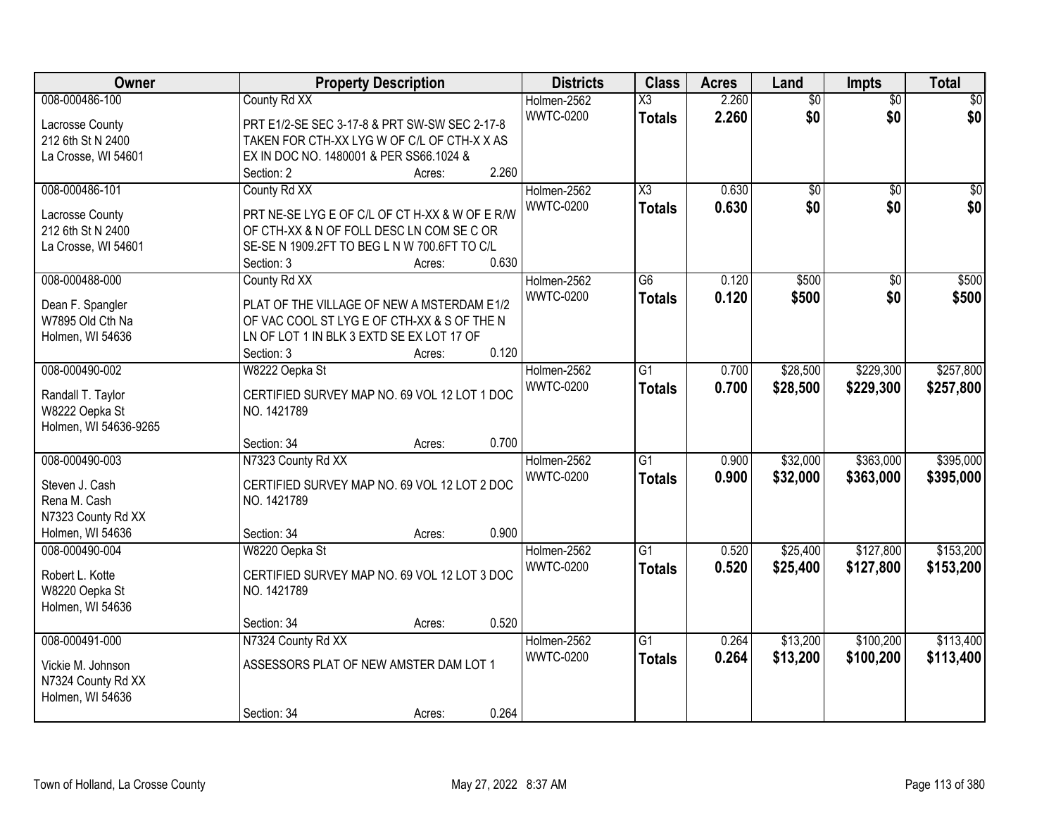| Owner | Property Description | Districts | Class | Acres | Land | Impts | Total |
|---|---|---|---|---|---|---|---|
| 008-000486-100<br>Lacrosse County<br>212 6th St N 2400<br>La Crosse, WI 54601 | County Rd XX<br>PRT E1/2-SE SEC 3-17-8 & PRT SW-SW SEC 2-17-8 TAKEN FOR CTH-XX LYG W OF C/L OF CTH-X X AS EX IN DOC NO. 1480001 & PER SS66.1024 &<br>Section: 2 Acres: 2.260 | Holmen-2562<br>WWTC-0200 | X3<br>**Totals** | 2.260<br>**2.260** | $0<br>**$0** | $0<br>**$0** | $0<br>**$0** |
| 008-000486-101<br>Lacrosse County<br>212 6th St N 2400<br>La Crosse, WI 54601 | County Rd XX<br>PRT NE-SE LYG E OF C/L OF CT H-XX & W OF E R/W OF CTH-XX & N OF FOLL DESC LN COM SE C OR SE-SE N 1909.2FT TO BEG L N W 700.6FT TO C/L<br>Section: 3 Acres: 0.630 | Holmen-2562<br>WWTC-0200 | X3<br>**Totals** | 0.630<br>**0.630** | $0<br>**$0** | $0<br>**$0** | $0<br>**$0** |
| 008-000488-000<br>Dean F. Spangler<br>W7895 Old Cth Na<br>Holmen, WI 54636 | County Rd XX<br>PLAT OF THE VILLAGE OF NEW A MSTERDAM E1/2 OF VAC COOL ST LYG E OF CTH-XX & S OF THE N LN OF LOT 1 IN BLK 3 EXTD SE EX LOT 17 OF<br>Section: 3 Acres: 0.120 | Holmen-2562<br>WWTC-0200 | G6<br>**Totals** | 0.120<br>**0.120** | $500<br>**$500** | $0<br>**$0** | $500<br>**$500** |
| 008-000490-002<br>Randall T. Taylor<br>W8222 Oepka St<br>Holmen, WI 54636-9265 | W8222 Oepka St<br>CERTIFIED SURVEY MAP NO. 69 VOL 12 LOT 1 DOC NO. 1421789<br>Section: 34 Acres: 0.700 | Holmen-2562<br>WWTC-0200 | G1<br>**Totals** | 0.700<br>**0.700** | $28,500<br>**$28,500** | $229,300<br>**$229,300** | $257,800<br>**$257,800** |
| 008-000490-003<br>Steven J. Cash<br>Rena M. Cash<br>N7323 County Rd XX<br>Holmen, WI 54636 | N7323 County Rd XX<br>CERTIFIED SURVEY MAP NO. 69 VOL 12 LOT 2 DOC NO. 1421789<br>Section: 34 Acres: 0.900 | Holmen-2562<br>WWTC-0200 | G1<br>**Totals** | 0.900<br>**0.900** | $32,000<br>**$32,000** | $363,000<br>**$363,000** | $395,000<br>**$395,000** |
| 008-000490-004<br>Robert L. Kotte<br>W8220 Oepka St<br>Holmen, WI 54636 | W8220 Oepka St<br>CERTIFIED SURVEY MAP NO. 69 VOL 12 LOT 3 DOC NO. 1421789<br>Section: 34 Acres: 0.520 | Holmen-2562<br>WWTC-0200 | G1<br>**Totals** | 0.520<br>**0.520** | $25,400<br>**$25,400** | $127,800<br>**$127,800** | $153,200<br>**$153,200** |
| 008-000491-000<br>Vickie M. Johnson<br>N7324 County Rd XX<br>Holmen, WI 54636 | N7324 County Rd XX<br>ASSESSORS PLAT OF NEW AMSTER DAM LOT 1<br>Section: 34 Acres: 0.264 | Holmen-2562<br>WWTC-0200 | G1<br>**Totals** | 0.264<br>**0.264** | $13,200<br>**$13,200** | $100,200<br>**$100,200** | $113,400<br>**$113,400** |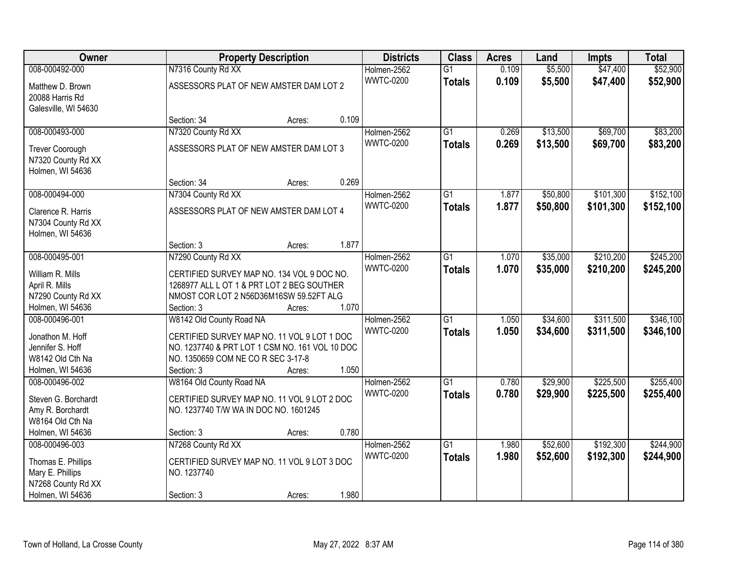| Owner | Property Description | | | Districts | Class | Acres | Land | Impts | Total |
|---|---|---|---|---|---|---|---|---|---|
| 008-000492-000<br>Matthew D. Brown<br>20088 Harris Rd<br>Galesville, WI 54630 | N7316 County Rd XX<br>ASSESSORS PLAT OF NEW AMSTER DAM LOT 2<br>Section: 34 | Acres: | 0.109 | Holmen-2562<br>WWTC-0200 | G1<br>**Totals** | 0.109<br>**0.109** | $5,500<br>**$5,500** | $47,400<br>**$47,400** | $52,900<br>**$52,900** |
| 008-000493-000<br>Trever Coorough<br>N7320 County Rd XX<br>Holmen, WI 54636 | N7320 County Rd XX<br>ASSESSORS PLAT OF NEW AMSTER DAM LOT 3<br>Section: 34 | Acres: | 0.269 | Holmen-2562<br>WWTC-0200 | G1<br>**Totals** | 0.269<br>**0.269** | $13,500<br>**$13,500** | $69,700<br>**$69,700** | $83,200<br>**$83,200** |
| 008-000494-000<br>Clarence R. Harris<br>N7304 County Rd XX<br>Holmen, WI 54636 | N7304 County Rd XX<br>ASSESSORS PLAT OF NEW AMSTER DAM LOT 4<br>Section: 3 | Acres: | 1.877 | Holmen-2562<br>WWTC-0200 | G1<br>**Totals** | 1.877<br>**1.877** | $50,800<br>**$50,800** | $101,300<br>**$101,300** | $152,100<br>**$152,100** |
| 008-000495-001<br>William R. Mills<br>April R. Mills<br>N7290 County Rd XX<br>Holmen, WI 54636 | N7290 County Rd XX<br>CERTIFIED SURVEY MAP NO. 134 VOL 9 DOC NO. 1268977 ALL L OT 1 & PRT LOT 2 BEG SOUTHER NMOST COR LOT 2 N56D36M16SW 59.52FT ALG<br>Section: 3 | Acres: | 1.070 | Holmen-2562<br>WWTC-0200 | G1<br>**Totals** | 1.070<br>**1.070** | $35,000<br>**$35,000** | $210,200<br>**$210,200** | $245,200<br>**$245,200** |
| 008-000496-001<br>Jonathon M. Hoff<br>Jennifer S. Hoff<br>W8142 Old Cth Na<br>Holmen, WI 54636 | W8142 Old County Road NA<br>CERTIFIED SURVEY MAP NO. 11 VOL 9 LOT 1 DOC NO. 1237740 & PRT LOT 1 CSM NO. 161 VOL 10 DOC NO. 1350659 COM NE CO R SEC 3-17-8<br>Section: 3 | Acres: | 1.050 | Holmen-2562<br>WWTC-0200 | G1<br>**Totals** | 1.050<br>**1.050** | $34,600<br>**$34,600** | $311,500<br>**$311,500** | $346,100<br>**$346,100** |
| 008-000496-002<br>Steven G. Borchardt<br>Amy R. Borchardt<br>W8164 Old Cth Na<br>Holmen, WI 54636 | W8164 Old County Road NA<br>CERTIFIED SURVEY MAP NO. 11 VOL 9 LOT 2 DOC NO. 1237740 T/W WA IN DOC NO. 1601245<br>Section: 3 | Acres: | 0.780 | Holmen-2562<br>WWTC-0200 | G1<br>**Totals** | 0.780<br>**0.780** | $29,900<br>**$29,900** | $225,500<br>**$225,500** | $255,400<br>**$255,400** |
| 008-000496-003<br>Thomas E. Phillips<br>Mary E. Phillips<br>N7268 County Rd XX<br>Holmen, WI 54636 | N7268 County Rd XX<br>CERTIFIED SURVEY MAP NO. 11 VOL 9 LOT 3 DOC NO. 1237740<br>Section: 3 | Acres: | 1.980 | Holmen-2562<br>WWTC-0200 | G1<br>**Totals** | 1.980<br>**1.980** | $52,600<br>**$52,600** | $192,300<br>**$192,300** | $244,900<br>**$244,900** |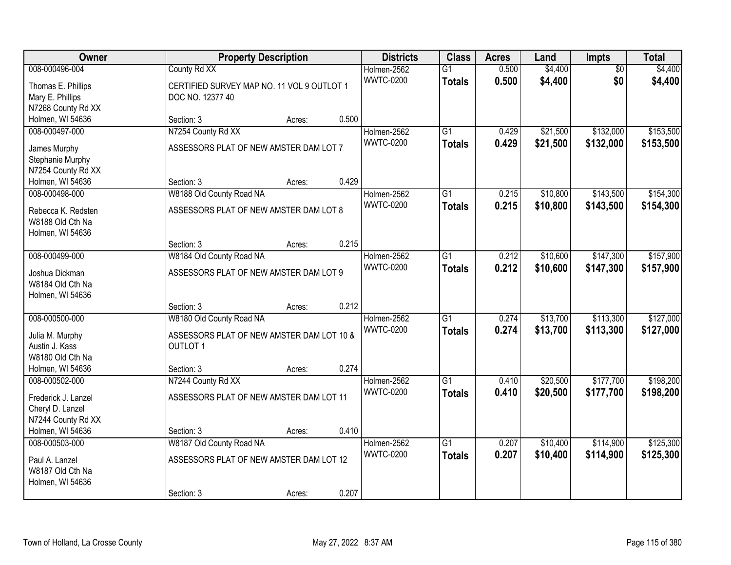| Owner | Property Description | | | Districts | Class | Acres | Land | Impts | Total |
|---|---|---|---|---|---|---|---|---|---|
| 008-000496-004 | County Rd XX | | | Holmen-2562 | G1 | 0.500 | $4,400 | $0 | $4,400 |
| Thomas E. Phillips<br>Mary E. Phillips<br>N7268 County Rd XX<br>Holmen, WI 54636 | CERTIFIED SURVEY MAP NO. 11 VOL 9 OUTLOT 1 DOC NO. 12377 40 | | | WWTC-0200 | **Totals** | **0.500** | **$4,400** | **$0** | **$4,400** |
| | Section: 3 | Acres: | 0.500 | | | | | | |
| 008-000497-000 | N7254 County Rd XX | | | Holmen-2562 | G1 | 0.429 | $21,500 | $132,000 | $153,500 |
| James Murphy<br>Stephanie Murphy<br>N7254 County Rd XX<br>Holmen, WI 54636 | ASSESSORS PLAT OF NEW AMSTER DAM LOT 7 | | | WWTC-0200 | **Totals** | **0.429** | **$21,500** | **$132,000** | **$153,500** |
| | Section: 3 | Acres: | 0.429 | | | | | | |
| 008-000498-000 | W8188 Old County Road NA | | | Holmen-2562 | G1 | 0.215 | $10,800 | $143,500 | $154,300 |
| Rebecca K. Redsten<br>W8188 Old Cth Na<br>Holmen, WI 54636 | ASSESSORS PLAT OF NEW AMSTER DAM LOT 8 | | | WWTC-0200 | **Totals** | **0.215** | **$10,800** | **$143,500** | **$154,300** |
| | Section: 3 | Acres: | 0.215 | | | | | | |
| 008-000499-000 | W8184 Old County Road NA | | | Holmen-2562 | G1 | 0.212 | $10,600 | $147,300 | $157,900 |
| Joshua Dickman<br>W8184 Old Cth Na<br>Holmen, WI 54636 | ASSESSORS PLAT OF NEW AMSTER DAM LOT 9 | | | WWTC-0200 | **Totals** | **0.212** | **$10,600** | **$147,300** | **$157,900** |
| | Section: 3 | Acres: | 0.212 | | | | | | |
| 008-000500-000 | W8180 Old County Road NA | | | Holmen-2562 | G1 | 0.274 | $13,700 | $113,300 | $127,000 |
| Julia M. Murphy<br>Austin J. Kass<br>W8180 Old Cth Na<br>Holmen, WI 54636 | ASSESSORS PLAT OF NEW AMSTER DAM LOT 10 & OUTLOT 1 | | | WWTC-0200 | **Totals** | **0.274** | **$13,700** | **$113,300** | **$127,000** |
| | Section: 3 | Acres: | 0.274 | | | | | | |
| 008-000502-000 | N7244 County Rd XX | | | Holmen-2562 | G1 | 0.410 | $20,500 | $177,700 | $198,200 |
| Frederick J. Lanzel<br>Cheryl D. Lanzel<br>N7244 County Rd XX<br>Holmen, WI 54636 | ASSESSORS PLAT OF NEW AMSTER DAM LOT 11 | | | WWTC-0200 | **Totals** | **0.410** | **$20,500** | **$177,700** | **$198,200** |
| | Section: 3 | Acres: | 0.410 | | | | | | |
| 008-000503-000 | W8187 Old County Road NA | | | Holmen-2562 | G1 | 0.207 | $10,400 | $114,900 | $125,300 |
| Paul A. Lanzel<br>W8187 Old Cth Na<br>Holmen, WI 54636 | ASSESSORS PLAT OF NEW AMSTER DAM LOT 12 | | | WWTC-0200 | **Totals** | **0.207** | **$10,400** | **$114,900** | **$125,300** |
| | Section: 3 | Acres: | 0.207 | | | | | | |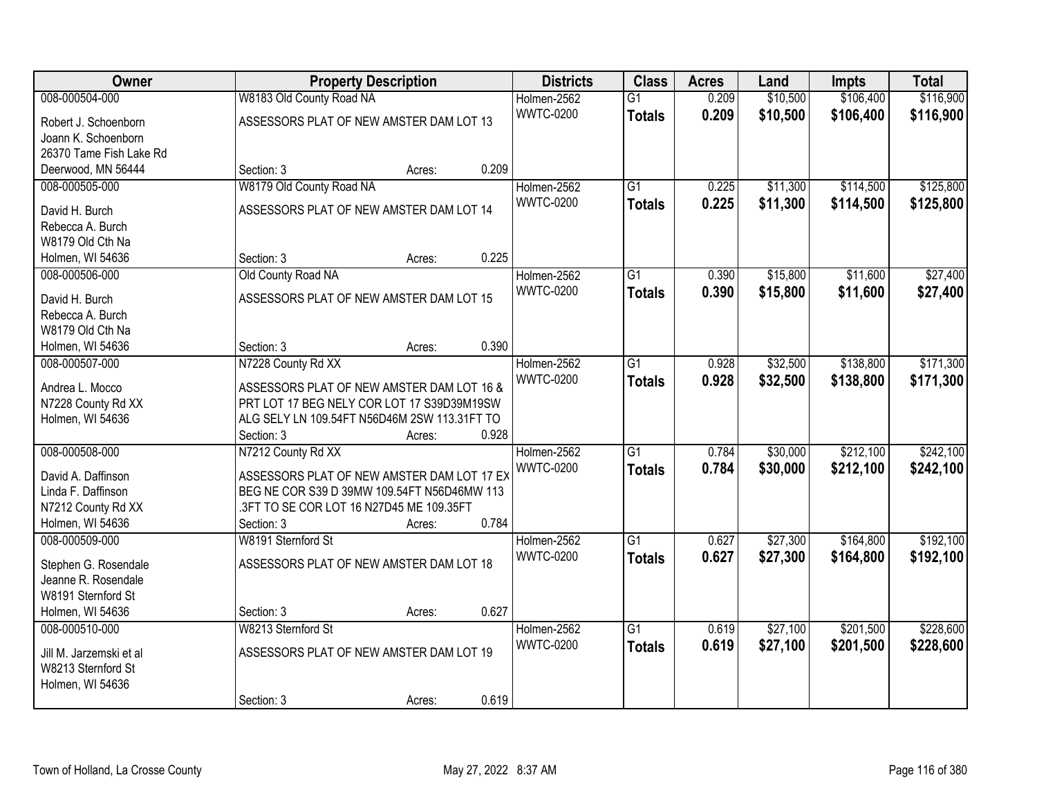| Owner | Property Description | | | Districts | Class | Acres | Land | Impts | Total |
|---|---|---|---|---|---|---|---|---|---|
| 008-000504-000 | W8183 Old County Road NA | | | Holmen-2562 | G1 | 0.209 | $10,500 | $106,400 | $116,900 |
| Robert J. Schoenborn<br>Joann K. Schoenborn<br>26370 Tame Fish Lake Rd<br>Deerwood, MN 56444 | ASSESSORS PLAT OF NEW AMSTER DAM LOT 13 | | | WWTC-0200 | **Totals** | **0.209** | **$10,500** | **$106,400** | **$116,900** |
| | Section: 3 | Acres: | 0.209 | | | | | | |
| 008-000505-000 | W8179 Old County Road NA | | | Holmen-2562 | G1 | 0.225 | $11,300 | $114,500 | $125,800 |
| David H. Burch<br>Rebecca A. Burch<br>W8179 Old Cth Na<br>Holmen, WI 54636 | ASSESSORS PLAT OF NEW AMSTER DAM LOT 14 | | | WWTC-0200 | **Totals** | **0.225** | **$11,300** | **$114,500** | **$125,800** |
| | Section: 3 | Acres: | 0.225 | | | | | | |
| 008-000506-000 | Old County Road NA | | | Holmen-2562 | G1 | 0.390 | $15,800 | $11,600 | $27,400 |
| David H. Burch<br>Rebecca A. Burch<br>W8179 Old Cth Na<br>Holmen, WI 54636 | ASSESSORS PLAT OF NEW AMSTER DAM LOT 15 | | | WWTC-0200 | **Totals** | **0.390** | **$15,800** | **$11,600** | **$27,400** |
| | Section: 3 | Acres: | 0.390 | | | | | | |
| 008-000507-000 | N7228 County Rd XX | | | Holmen-2562 | G1 | 0.928 | $32,500 | $138,800 | $171,300 |
| Andrea L. Mocco<br>N7228 County Rd XX<br>Holmen, WI 54636 | ASSESSORS PLAT OF NEW AMSTER DAM LOT 16 & PRT LOT 17 BEG NELY COR LOT 17 S39D39M19SW ALG SELY LN 109.54FT N56D46M 2SW 113.31FT TO | | | WWTC-0200 | **Totals** | **0.928** | **$32,500** | **$138,800** | **$171,300** |
| | Section: 3 | Acres: | 0.928 | | | | | | |
| 008-000508-000 | N7212 County Rd XX | | | Holmen-2562 | G1 | 0.784 | $30,000 | $212,100 | $242,100 |
| David A. Daffinson<br>Linda F. Daffinson<br>N7212 County Rd XX<br>Holmen, WI 54636 | ASSESSORS PLAT OF NEW AMSTER DAM LOT 17 EX BEG NE COR S39 D 39MW 109.54FT N56D46MW 113 .3FT TO SE COR LOT 16 N27D45 ME 109.35FT | | | WWTC-0200 | **Totals** | **0.784** | **$30,000** | **$212,100** | **$242,100** |
| | Section: 3 | Acres: | 0.784 | | | | | | |
| 008-000509-000 | W8191 Sternford St | | | Holmen-2562 | G1 | 0.627 | $27,300 | $164,800 | $192,100 |
| Stephen G. Rosendale<br>Jeanne R. Rosendale<br>W8191 Sternford St<br>Holmen, WI 54636 | ASSESSORS PLAT OF NEW AMSTER DAM LOT 18 | | | WWTC-0200 | **Totals** | **0.627** | **$27,300** | **$164,800** | **$192,100** |
| | Section: 3 | Acres: | 0.627 | | | | | | |
| 008-000510-000 | W8213 Sternford St | | | Holmen-2562 | G1 | 0.619 | $27,100 | $201,500 | $228,600 |
| Jill M. Jarzemski et al<br>W8213 Sternford St<br>Holmen, WI 54636 | ASSESSORS PLAT OF NEW AMSTER DAM LOT 19 | | | WWTC-0200 | **Totals** | **0.619** | **$27,100** | **$201,500** | **$228,600** |
| | Section: 3 | Acres: | 0.619 | | | | | | |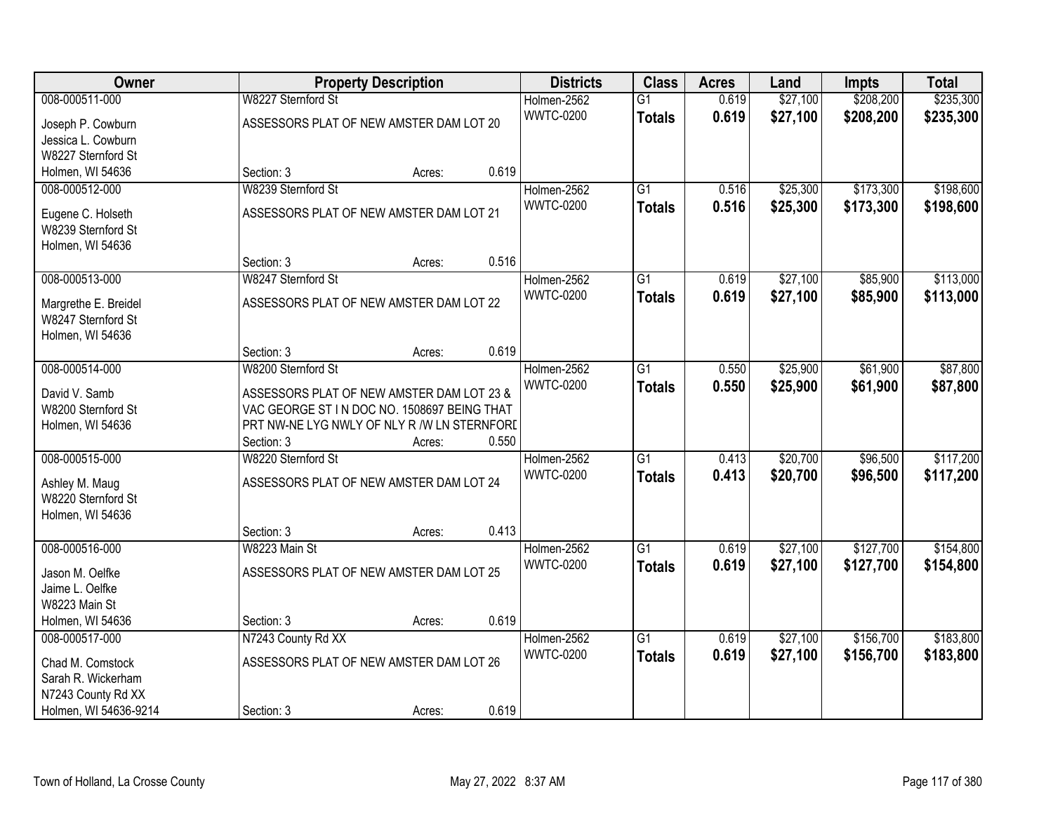| Owner | Property Description | | | Districts | Class | Acres | Land | Impts | Total |
|---|---|---|---|---|---|---|---|---|---|
| 008-000511-000 | W8227 Sternford St | | | Holmen-2562 | G1 | 0.619 | $27,100 | $208,200 | $235,300 |
| Joseph P. Cowburn<br>Jessica L. Cowburn<br>W8227 Sternford St<br>Holmen, WI 54636 | ASSESSORS PLAT OF NEW AMSTER DAM LOT 20 | | | WWTC-0200 | **Totals** | **0.619** | **$27,100** | **$208,200** | **$235,300** |
| | Section: 3 | Acres: | 0.619 | | | | | | |
| 008-000512-000 | W8239 Sternford St | | | Holmen-2562 | G1 | 0.516 | $25,300 | $173,300 | $198,600 |
| Eugene C. Holseth<br>W8239 Sternford St<br>Holmen, WI 54636 | ASSESSORS PLAT OF NEW AMSTER DAM LOT 21 | | | WWTC-0200 | **Totals** | **0.516** | **$25,300** | **$173,300** | **$198,600** |
| | Section: 3 | Acres: | 0.516 | | | | | | |
| 008-000513-000 | W8247 Sternford St | | | Holmen-2562 | G1 | 0.619 | $27,100 | $85,900 | $113,000 |
| Margrethe E. Breidel<br>W8247 Sternford St<br>Holmen, WI 54636 | ASSESSORS PLAT OF NEW AMSTER DAM LOT 22 | | | WWTC-0200 | **Totals** | **0.619** | **$27,100** | **$85,900** | **$113,000** |
| | Section: 3 | Acres: | 0.619 | | | | | | |
| 008-000514-000 | W8200 Sternford St | | | Holmen-2562 | G1 | 0.550 | $25,900 | $61,900 | $87,800 |
| David V. Samb<br>W8200 Sternford St<br>Holmen, WI 54636 | ASSESSORS PLAT OF NEW AMSTER DAM LOT 23 &<br>VAC GEORGE ST I N DOC NO. 1508697 BEING THAT<br>PRT NW-NE LYG NWLY OF NLY R /W LN STERNFORD | | | WWTC-0200 | **Totals** | **0.550** | **$25,900** | **$61,900** | **$87,800** |
| | Section: 3 | Acres: | 0.550 | | | | | | |
| 008-000515-000 | W8220 Sternford St | | | Holmen-2562 | G1 | 0.413 | $20,700 | $96,500 | $117,200 |
| Ashley M. Maug<br>W8220 Sternford St<br>Holmen, WI 54636 | ASSESSORS PLAT OF NEW AMSTER DAM LOT 24 | | | WWTC-0200 | **Totals** | **0.413** | **$20,700** | **$96,500** | **$117,200** |
| | Section: 3 | Acres: | 0.413 | | | | | | |
| 008-000516-000 | W8223 Main St | | | Holmen-2562 | G1 | 0.619 | $27,100 | $127,700 | $154,800 |
| Jason M. Oelfke<br>Jaime L. Oelfke<br>W8223 Main St<br>Holmen, WI 54636 | ASSESSORS PLAT OF NEW AMSTER DAM LOT 25 | | | WWTC-0200 | **Totals** | **0.619** | **$27,100** | **$127,700** | **$154,800** |
| | Section: 3 | Acres: | 0.619 | | | | | | |
| 008-000517-000 | N7243 County Rd XX | | | Holmen-2562 | G1 | 0.619 | $27,100 | $156,700 | $183,800 |
| Chad M. Comstock<br>Sarah R. Wickerham<br>N7243 County Rd XX<br>Holmen, WI 54636-9214 | ASSESSORS PLAT OF NEW AMSTER DAM LOT 26 | | | WWTC-0200 | **Totals** | **0.619** | **$27,100** | **$156,700** | **$183,800** |
| | Section: 3 | Acres: | 0.619 | | | | | | |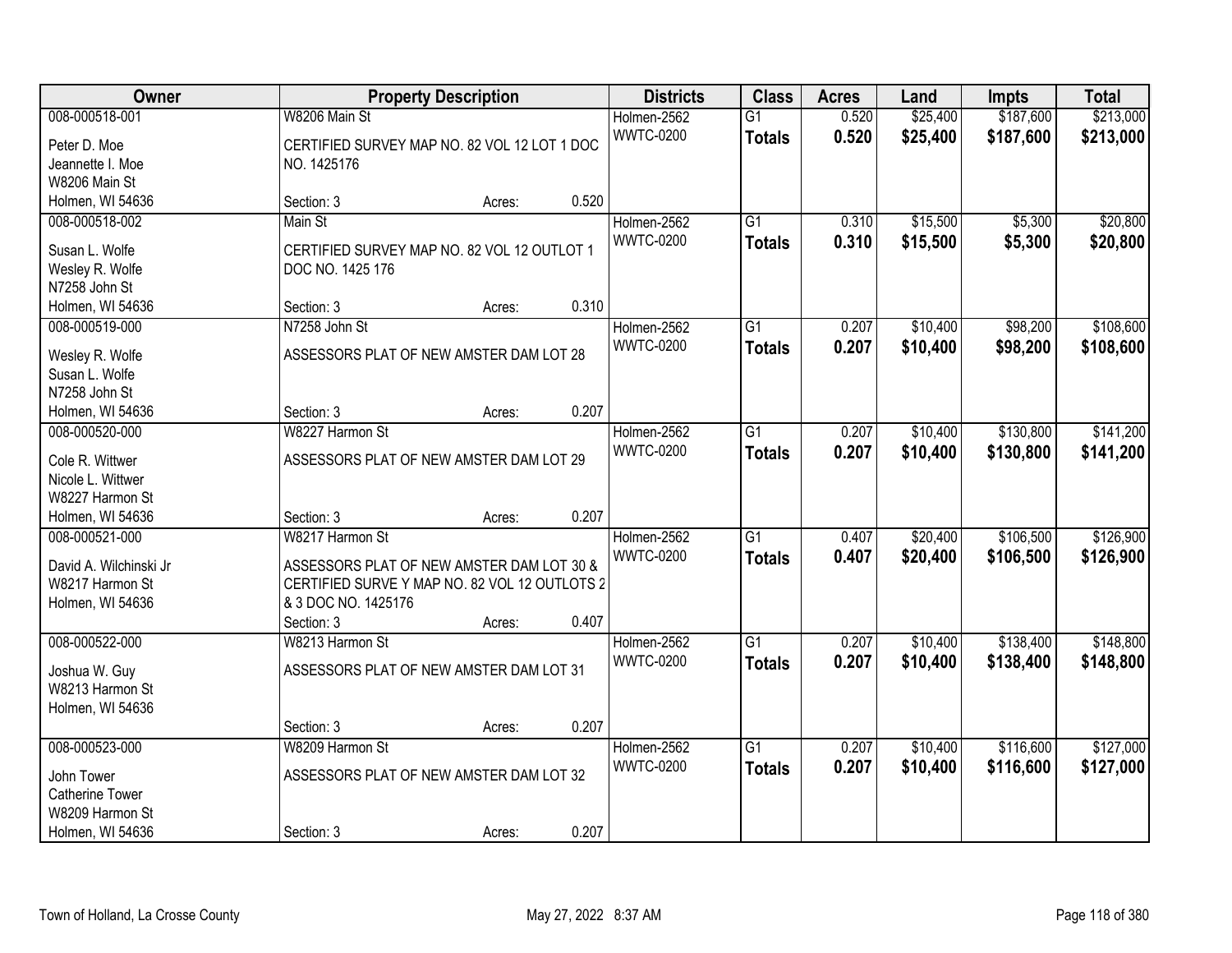| Owner | Property Description | Districts | Class | Acres | Land | Impts | Total |
|---|---|---|---|---|---|---|---|
| 008-000518-001<br>Peter D. Moe<br>Jeannette I. Moe<br>W8206 Main St<br>Holmen, WI 54636 | W8206 Main St<br>CERTIFIED SURVEY MAP NO. 82 VOL 12 LOT 1 DOC NO. 1425176<br>Section: 3 Acres: 0.520 | Holmen-2562<br>WWTC-0200 | G1<br>**Totals** | 0.520<br>**0.520** | $25,400<br>**$25,400** | $187,600<br>**$187,600** | $213,000<br>**$213,000** |
| 008-000518-002<br>Susan L. Wolfe<br>Wesley R. Wolfe<br>N7258 John St<br>Holmen, WI 54636 | Main St<br>CERTIFIED SURVEY MAP NO. 82 VOL 12 OUTLOT 1 DOC NO. 1425 176<br>Section: 3 Acres: 0.310 | Holmen-2562<br>WWTC-0200 | G1<br>**Totals** | 0.310<br>**0.310** | $15,500<br>**$15,500** | $5,300<br>**$5,300** | $20,800<br>**$20,800** |
| 008-000519-000<br>Wesley R. Wolfe<br>Susan L. Wolfe<br>N7258 John St<br>Holmen, WI 54636 | N7258 John St<br>ASSESSORS PLAT OF NEW AMSTER DAM LOT 28<br>Section: 3 Acres: 0.207 | Holmen-2562<br>WWTC-0200 | G1<br>**Totals** | 0.207<br>**0.207** | $10,400<br>**$10,400** | $98,200<br>**$98,200** | $108,600<br>**$108,600** |
| 008-000520-000<br>Cole R. Wittwer<br>Nicole L. Wittwer<br>W8227 Harmon St<br>Holmen, WI 54636 | W8227 Harmon St<br>ASSESSORS PLAT OF NEW AMSTER DAM LOT 29<br>Section: 3 Acres: 0.207 | Holmen-2562<br>WWTC-0200 | G1<br>**Totals** | 0.207<br>**0.207** | $10,400<br>**$10,400** | $130,800<br>**$130,800** | $141,200<br>**$141,200** |
| 008-000521-000<br>David A. Wilchinski Jr<br>W8217 Harmon St<br>Holmen, WI 54636 | W8217 Harmon St<br>ASSESSORS PLAT OF NEW AMSTER DAM LOT 30 & CERTIFIED SURVE Y MAP NO. 82 VOL 12 OUTLOTS 2 & 3 DOC NO. 1425176<br>Section: 3 Acres: 0.407 | Holmen-2562<br>WWTC-0200 | G1<br>**Totals** | 0.407<br>**0.407** | $20,400<br>**$20,400** | $106,500<br>**$106,500** | $126,900<br>**$126,900** |
| 008-000522-000<br>Joshua W. Guy<br>W8213 Harmon St<br>Holmen, WI 54636 | W8213 Harmon St<br>ASSESSORS PLAT OF NEW AMSTER DAM LOT 31<br>Section: 3 Acres: 0.207 | Holmen-2562<br>WWTC-0200 | G1<br>**Totals** | 0.207<br>**0.207** | $10,400<br>**$10,400** | $138,400<br>**$138,400** | $148,800<br>**$148,800** |
| 008-000523-000<br>John Tower<br>Catherine Tower<br>W8209 Harmon St<br>Holmen, WI 54636 | W8209 Harmon St<br>ASSESSORS PLAT OF NEW AMSTER DAM LOT 32<br>Section: 3 Acres: 0.207 | Holmen-2562<br>WWTC-0200 | G1<br>**Totals** | 0.207<br>**0.207** | $10,400<br>**$10,400** | $116,600<br>**$116,600** | $127,000<br>**$127,000** |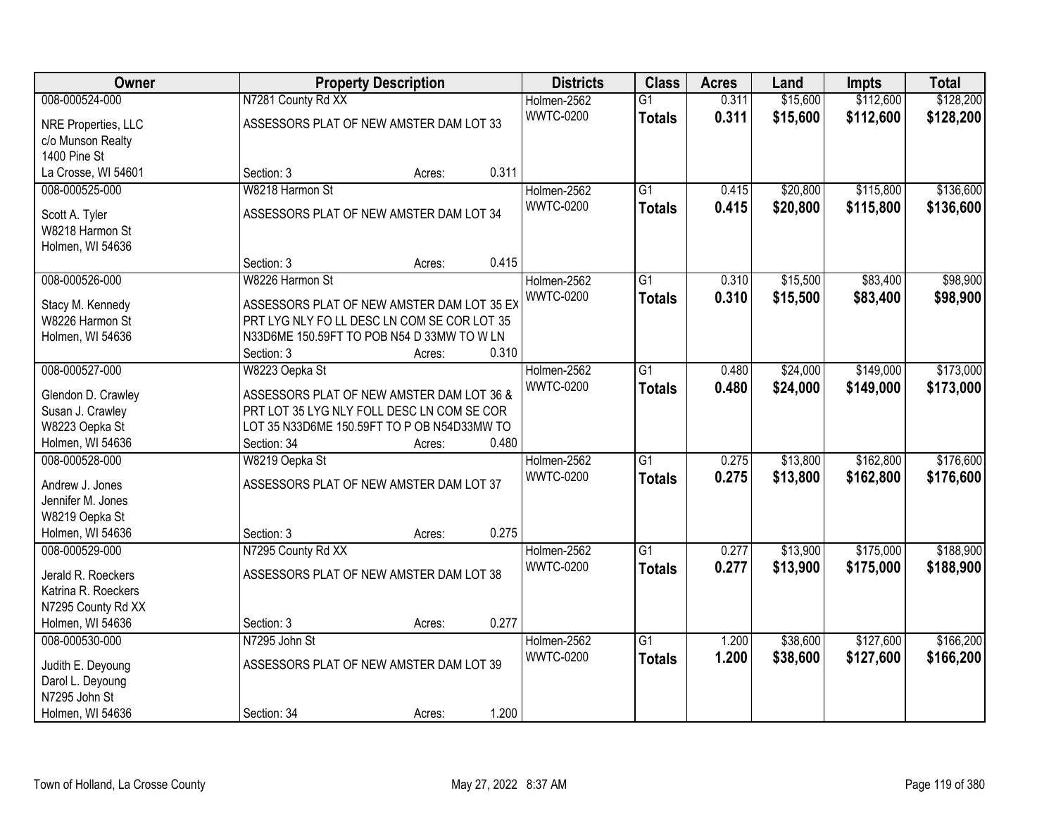| Owner | Property Description | Districts | Class | Acres | Land | Impts | Total |
|---|---|---|---|---|---|---|---|
| 008-000524-000<br>NRE Properties, LLC<br>c/o Munson Realty<br>1400 Pine St<br>La Crosse, WI 54601 | N7281 County Rd XX<br>ASSESSORS PLAT OF NEW AMSTER DAM LOT 33<br>Section: 3 Acres: 0.311 | Holmen-2562<br>WWTC-0200 | G1<br>**Totals** | 0.311<br>**0.311** | $15,600<br>**$15,600** | $112,600<br>**$112,600** | $128,200<br>**$128,200** |
| 008-000525-000<br>Scott A. Tyler<br>W8218 Harmon St<br>Holmen, WI 54636 | W8218 Harmon St<br>ASSESSORS PLAT OF NEW AMSTER DAM LOT 34<br>Section: 3 Acres: 0.415 | Holmen-2562<br>WWTC-0200 | G1<br>**Totals** | 0.415<br>**0.415** | $20,800<br>**$20,800** | $115,800<br>**$115,800** | $136,600<br>**$136,600** |
| 008-000526-000<br>Stacy M. Kennedy<br>W8226 Harmon St<br>Holmen, WI 54636 | W8226 Harmon St<br>ASSESSORS PLAT OF NEW AMSTER DAM LOT 35 EX PRT LYG NLY FO LL DESC LN COM SE COR LOT 35 N33D6ME 150.59FT TO POB N54 D 33MW TO W LN<br>Section: 3 Acres: 0.310 | Holmen-2562<br>WWTC-0200 | G1<br>**Totals** | 0.310<br>**0.310** | $15,500<br>**$15,500** | $83,400<br>**$83,400** | $98,900<br>**$98,900** |
| 008-000527-000<br>Glendon D. Crawley<br>Susan J. Crawley<br>W8223 Oepka St<br>Holmen, WI 54636 | W8223 Oepka St<br>ASSESSORS PLAT OF NEW AMSTER DAM LOT 36 & PRT LOT 35 LYG NLY FOLL DESC LN COM SE COR LOT 35 N33D6ME 150.59FT TO P OB N54D33MW TO<br>Section: 34 Acres: 0.480 | Holmen-2562<br>WWTC-0200 | G1<br>**Totals** | 0.480<br>**0.480** | $24,000<br>**$24,000** | $149,000<br>**$149,000** | $173,000<br>**$173,000** |
| 008-000528-000<br>Andrew J. Jones<br>Jennifer M. Jones<br>W8219 Oepka St<br>Holmen, WI 54636 | W8219 Oepka St<br>ASSESSORS PLAT OF NEW AMSTER DAM LOT 37<br>Section: 3 Acres: 0.275 | Holmen-2562<br>WWTC-0200 | G1<br>**Totals** | 0.275<br>**0.275** | $13,800<br>**$13,800** | $162,800<br>**$162,800** | $176,600<br>**$176,600** |
| 008-000529-000<br>Jerald R. Roeckers<br>Katrina R. Roeckers<br>N7295 County Rd XX<br>Holmen, WI 54636 | N7295 County Rd XX<br>ASSESSORS PLAT OF NEW AMSTER DAM LOT 38<br>Section: 3 Acres: 0.277 | Holmen-2562<br>WWTC-0200 | G1<br>**Totals** | 0.277<br>**0.277** | $13,900<br>**$13,900** | $175,000<br>**$175,000** | $188,900<br>**$188,900** |
| 008-000530-000<br>Judith E. Deyoung<br>Darol L. Deyoung<br>N7295 John St<br>Holmen, WI 54636 | N7295 John St<br>ASSESSORS PLAT OF NEW AMSTER DAM LOT 39<br>Section: 34 Acres: 1.200 | Holmen-2562<br>WWTC-0200 | G1<br>**Totals** | 1.200<br>**1.200** | $38,600<br>**$38,600** | $127,600<br>**$127,600** | $166,200<br>**$166,200** |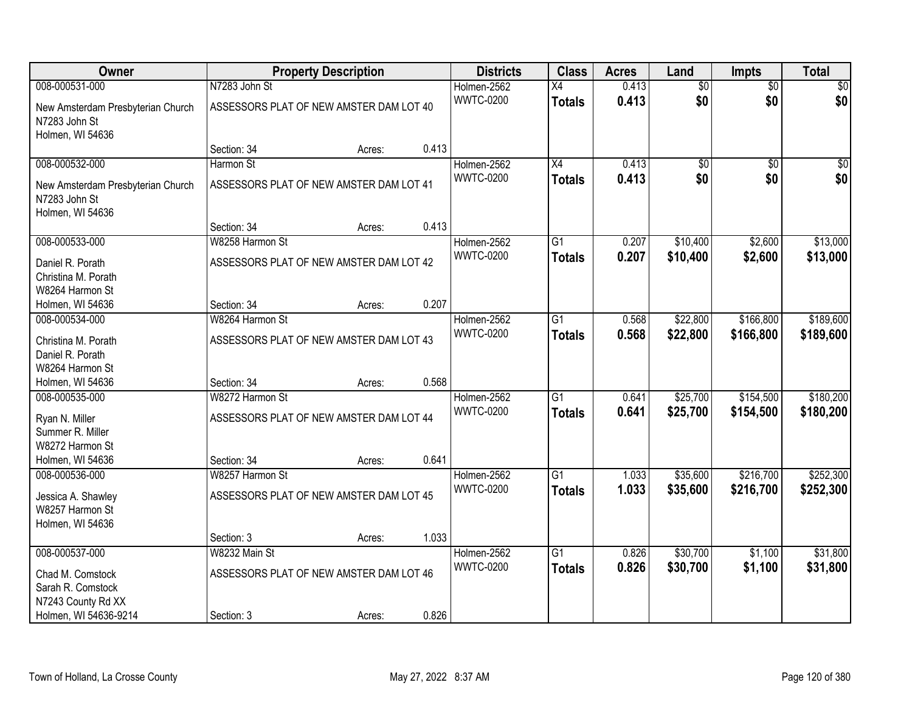| Owner | Property Description | Districts | Class | Acres | Land | Impts | Total |
|---|---|---|---|---|---|---|---|
| 008-000531-000<br>New Amsterdam Presbyterian Church<br>N7283 John St<br>Holmen, WI 54636 | N7283 John St<br>ASSESSORS PLAT OF NEW AMSTER DAM LOT 40<br>Section: 34 Acres: 0.413 | Holmen-2562<br>WWTC-0200 | X4<br>**Totals** | 0.413<br>**0.413** | $0<br>**$0** | $0<br>**$0** | $0<br>**$0** |
| 008-000532-000<br>New Amsterdam Presbyterian Church<br>N7283 John St<br>Holmen, WI 54636 | Harmon St<br>ASSESSORS PLAT OF NEW AMSTER DAM LOT 41<br>Section: 34 Acres: 0.413 | Holmen-2562<br>WWTC-0200 | X4<br>**Totals** | 0.413<br>**0.413** | $0<br>**$0** | $0<br>**$0** | $0<br>**$0** |
| 008-000533-000<br>Daniel R. Porath<br>Christina M. Porath<br>W8264 Harmon St<br>Holmen, WI 54636 | W8258 Harmon St<br>ASSESSORS PLAT OF NEW AMSTER DAM LOT 42<br>Section: 34 Acres: 0.207 | Holmen-2562<br>WWTC-0200 | G1<br>**Totals** | 0.207<br>**0.207** | $10,400<br>**$10,400** | $2,600<br>**$2,600** | $13,000<br>**$13,000** |
| 008-000534-000<br>Christina M. Porath<br>Daniel R. Porath<br>W8264 Harmon St<br>Holmen, WI 54636 | W8264 Harmon St<br>ASSESSORS PLAT OF NEW AMSTER DAM LOT 43<br>Section: 34 Acres: 0.568 | Holmen-2562<br>WWTC-0200 | G1<br>**Totals** | 0.568<br>**0.568** | $22,800<br>**$22,800** | $166,800<br>**$166,800** | $189,600<br>**$189,600** |
| 008-000535-000<br>Ryan N. Miller<br>Summer R. Miller<br>W8272 Harmon St<br>Holmen, WI 54636 | W8272 Harmon St<br>ASSESSORS PLAT OF NEW AMSTER DAM LOT 44<br>Section: 34 Acres: 0.641 | Holmen-2562<br>WWTC-0200 | G1<br>**Totals** | 0.641<br>**0.641** | $25,700<br>**$25,700** | $154,500<br>**$154,500** | $180,200<br>**$180,200** |
| 008-000536-000<br>Jessica A. Shawley<br>W8257 Harmon St<br>Holmen, WI 54636 | W8257 Harmon St<br>ASSESSORS PLAT OF NEW AMSTER DAM LOT 45<br>Section: 3 Acres: 1.033 | Holmen-2562<br>WWTC-0200 | G1<br>**Totals** | 1.033<br>**1.033** | $35,600<br>**$35,600** | $216,700<br>**$216,700** | $252,300<br>**$252,300** |
| 008-000537-000<br>Chad M. Comstock<br>Sarah R. Comstock<br>N7243 County Rd XX<br>Holmen, WI 54636-9214 | W8232 Main St<br>ASSESSORS PLAT OF NEW AMSTER DAM LOT 46<br>Section: 3 Acres: 0.826 | Holmen-2562<br>WWTC-0200 | G1<br>**Totals** | 0.826<br>**0.826** | $30,700<br>**$30,700** | $1,100<br>**$1,100** | $31,800<br>**$31,800** |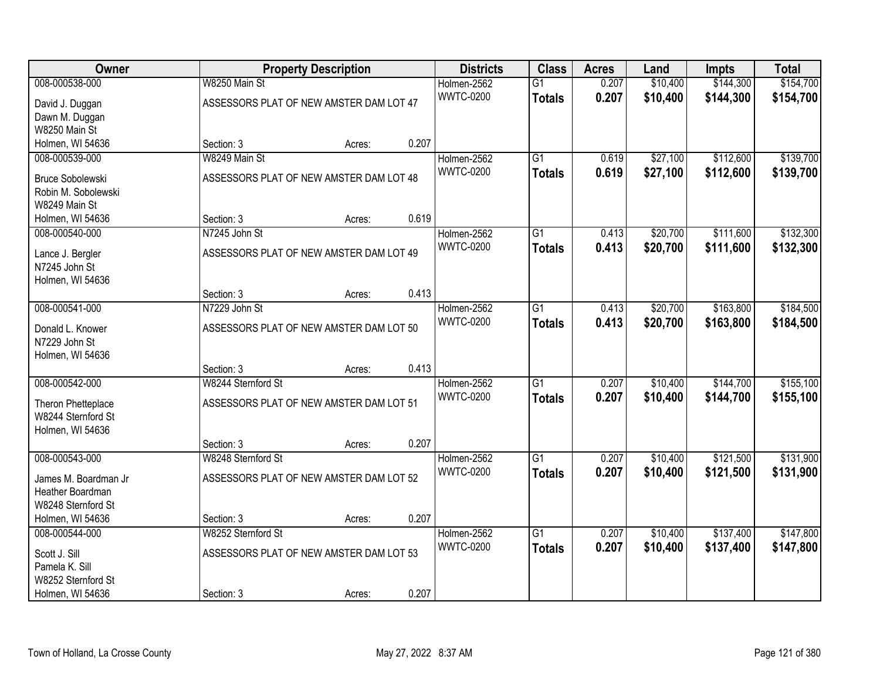| Owner | Property Description | | | Districts | Class | Acres | Land | Impts | Total |
|---|---|---|---|---|---|---|---|---|---|
| 008-000538-000 | W8250 Main St | | | Holmen-2562 | G1 | 0.207 | $10,400 | $144,300 | $154,700 |
| David J. Duggan<br>Dawn M. Duggan<br>W8250 Main St<br>Holmen, WI 54636 | ASSESSORS PLAT OF NEW AMSTER DAM LOT 47 | | | WWTC-0200 | **Totals** | **0.207** | **$10,400** | **$144,300** | **$154,700** |
| | Section: 3 | Acres: | 0.207 | | | | | | |
| 008-000539-000 | W8249 Main St | | | Holmen-2562 | G1 | 0.619 | $27,100 | $112,600 | $139,700 |
| Bruce Sobolewski<br>Robin M. Sobolewski<br>W8249 Main St<br>Holmen, WI 54636 | ASSESSORS PLAT OF NEW AMSTER DAM LOT 48 | | | WWTC-0200 | **Totals** | **0.619** | **$27,100** | **$112,600** | **$139,700** |
| | Section: 3 | Acres: | 0.619 | | | | | | |
| 008-000540-000 | N7245 John St | | | Holmen-2562 | G1 | 0.413 | $20,700 | $111,600 | $132,300 |
| Lance J. Bergler<br>N7245 John St<br>Holmen, WI 54636 | ASSESSORS PLAT OF NEW AMSTER DAM LOT 49 | | | WWTC-0200 | **Totals** | **0.413** | **$20,700** | **$111,600** | **$132,300** |
| | Section: 3 | Acres: | 0.413 | | | | | | |
| 008-000541-000 | N7229 John St | | | Holmen-2562 | G1 | 0.413 | $20,700 | $163,800 | $184,500 |
| Donald L. Knower<br>N7229 John St<br>Holmen, WI 54636 | ASSESSORS PLAT OF NEW AMSTER DAM LOT 50 | | | WWTC-0200 | **Totals** | **0.413** | **$20,700** | **$163,800** | **$184,500** |
| | Section: 3 | Acres: | 0.413 | | | | | | |
| 008-000542-000 | W8244 Sternford St | | | Holmen-2562 | G1 | 0.207 | $10,400 | $144,700 | $155,100 |
| Theron Phetteplace<br>W8244 Sternford St<br>Holmen, WI 54636 | ASSESSORS PLAT OF NEW AMSTER DAM LOT 51 | | | WWTC-0200 | **Totals** | **0.207** | **$10,400** | **$144,700** | **$155,100** |
| | Section: 3 | Acres: | 0.207 | | | | | | |
| 008-000543-000 | W8248 Sternford St | | | Holmen-2562 | G1 | 0.207 | $10,400 | $121,500 | $131,900 |
| James M. Boardman Jr<br>Heather Boardman<br>W8248 Sternford St<br>Holmen, WI 54636 | ASSESSORS PLAT OF NEW AMSTER DAM LOT 52 | | | WWTC-0200 | **Totals** | **0.207** | **$10,400** | **$121,500** | **$131,900** |
| | Section: 3 | Acres: | 0.207 | | | | | | |
| 008-000544-000 | W8252 Sternford St | | | Holmen-2562 | G1 | 0.207 | $10,400 | $137,400 | $147,800 |
| Scott J. Sill<br>Pamela K. Sill<br>W8252 Sternford St<br>Holmen, WI 54636 | ASSESSORS PLAT OF NEW AMSTER DAM LOT 53 | | | WWTC-0200 | **Totals** | **0.207** | **$10,400** | **$137,400** | **$147,800** |
| | Section: 3 | Acres: | 0.207 | | | | | | |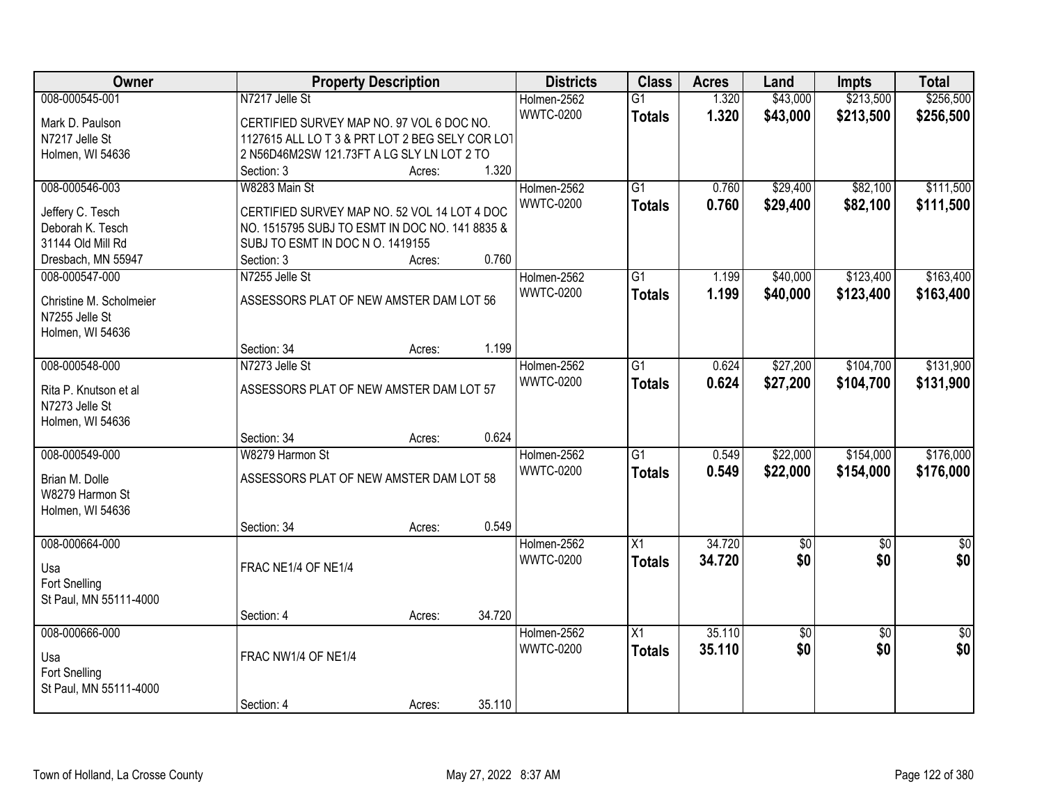| Owner | Property Description | Districts | Class | Acres | Land | Impts | Total |
|---|---|---|---|---|---|---|---|
| 008-000545-001<br>Mark D. Paulson<br>N7217 Jelle St<br>Holmen, WI 54636 | N7217 Jelle St<br>CERTIFIED SURVEY MAP NO. 97 VOL 6 DOC NO. 1127615 ALL LO T 3 & PRT LOT 2 BEG SELY COR LOT 2 N56D46M2SW 121.73FT A LG SLY LN LOT 2 TO<br>Section: 3 Acres: 1.320 | Holmen-2562<br>WWTC-0200 | G1<br>**Totals** | 1.320<br>**1.320** | $43,000<br>**$43,000** | $213,500<br>**$213,500** | $256,500<br>**$256,500** |
| 008-000546-003<br>Jeffery C. Tesch<br>Deborah K. Tesch<br>31144 Old Mill Rd<br>Dresbach, MN 55947 | W8283 Main St<br>CERTIFIED SURVEY MAP NO. 52 VOL 14 LOT 4 DOC NO. 1515795 SUBJ TO ESMT IN DOC NO. 141 8835 & SUBJ TO ESMT IN DOC N O. 1419155<br>Section: 3 Acres: 0.760 | Holmen-2562<br>WWTC-0200 | G1<br>**Totals** | 0.760<br>**0.760** | $29,400<br>**$29,400** | $82,100<br>**$82,100** | $111,500<br>**$111,500** |
| 008-000547-000<br>Christine M. Scholmeier<br>N7255 Jelle St<br>Holmen, WI 54636 | N7255 Jelle St<br>ASSESSORS PLAT OF NEW AMSTER DAM LOT 56<br>Section: 34 Acres: 1.199 | Holmen-2562<br>WWTC-0200 | G1<br>**Totals** | 1.199<br>**1.199** | $40,000<br>**$40,000** | $123,400<br>**$123,400** | $163,400<br>**$163,400** |
| 008-000548-000<br>Rita P. Knutson et al<br>N7273 Jelle St<br>Holmen, WI 54636 | N7273 Jelle St<br>ASSESSORS PLAT OF NEW AMSTER DAM LOT 57<br>Section: 34 Acres: 0.624 | Holmen-2562<br>WWTC-0200 | G1<br>**Totals** | 0.624<br>**0.624** | $27,200<br>**$27,200** | $104,700<br>**$104,700** | $131,900<br>**$131,900** |
| 008-000549-000<br>Brian M. Dolle<br>W8279 Harmon St<br>Holmen, WI 54636 | W8279 Harmon St<br>ASSESSORS PLAT OF NEW AMSTER DAM LOT 58<br>Section: 34 Acres: 0.549 | Holmen-2562<br>WWTC-0200 | G1<br>**Totals** | 0.549<br>**0.549** | $22,000<br>**$22,000** | $154,000<br>**$154,000** | $176,000<br>**$176,000** |
| 008-000664-000<br>Usa<br>Fort Snelling<br>St Paul, MN 55111-4000 | FRAC NE1/4 OF NE1/4<br>Section: 4 Acres: 34.720 | Holmen-2562<br>WWTC-0200 | X1<br>**Totals** | 34.720<br>**34.720** | $0<br>**$0** | $0<br>**$0** | $0<br>**$0** |
| 008-000666-000<br>Usa<br>Fort Snelling<br>St Paul, MN 55111-4000 | FRAC NW1/4 OF NE1/4<br>Section: 4 Acres: 35.110 | Holmen-2562<br>WWTC-0200 | X1<br>**Totals** | 35.110<br>**35.110** | $0<br>**$0** | $0<br>**$0** | $0<br>**$0** |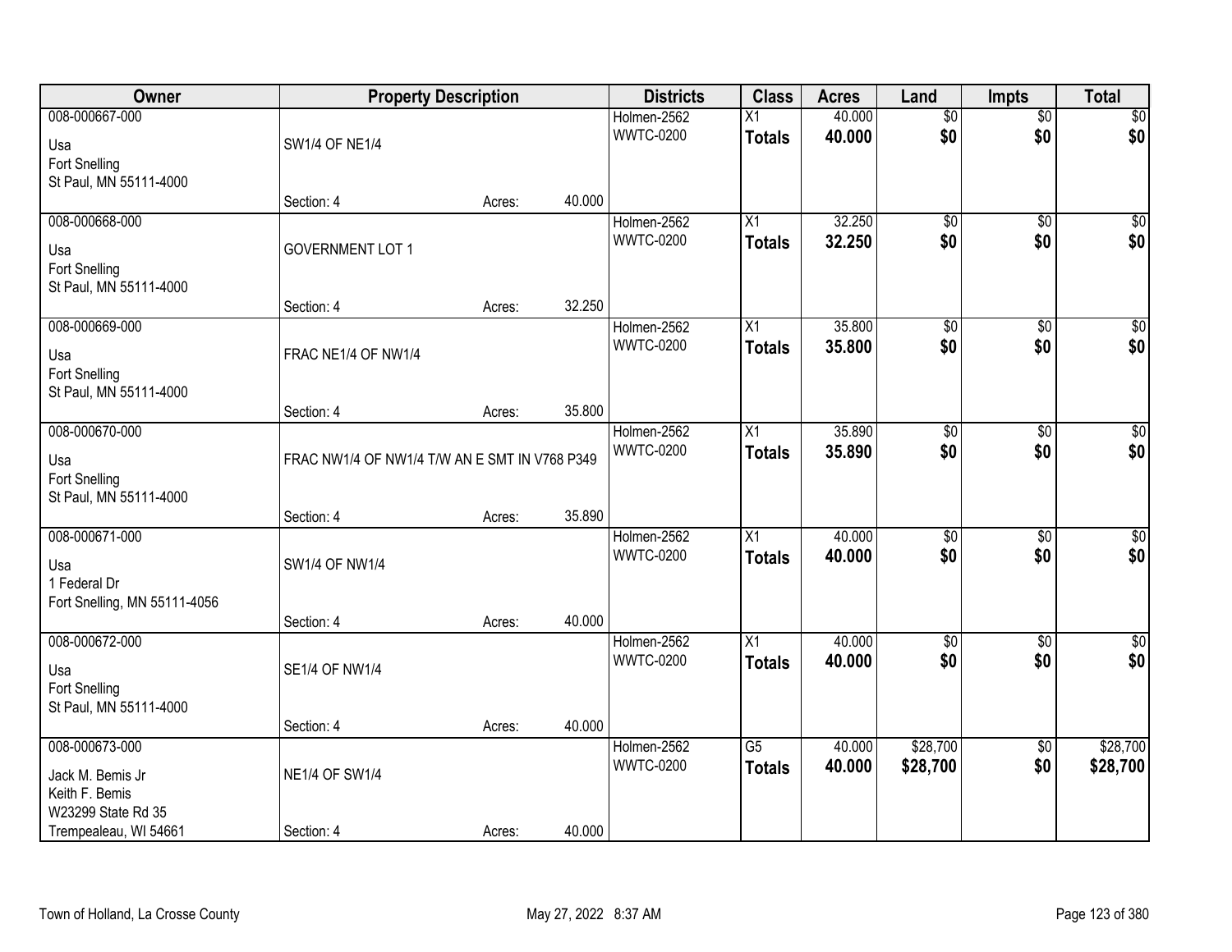| Owner | Property Description | Districts | Class | Acres | Land | Impts | Total |
|---|---|---|---|---|---|---|---|
| 008-000667-000<br>Usa<br>Fort Snelling<br>St Paul, MN 55111-4000 | SW1/4 OF NE1/4<br>Section: 4 Acres: 40.000 | Holmen-2562<br>WWTC-0200 | X1<br>**Totals** | 40.000<br>**40.000** | $0<br>**$0** | $0<br>**$0** | $0<br>**$0** |
| 008-000668-000<br>Usa<br>Fort Snelling<br>St Paul, MN 55111-4000 | GOVERNMENT LOT 1<br>Section: 4 Acres: 32.250 | Holmen-2562<br>WWTC-0200 | X1<br>**Totals** | 32.250<br>**32.250** | $0<br>**$0** | $0<br>**$0** | $0<br>**$0** |
| 008-000669-000<br>Usa<br>Fort Snelling<br>St Paul, MN 55111-4000 | FRAC NE1/4 OF NW1/4<br>Section: 4 Acres: 35.800 | Holmen-2562<br>WWTC-0200 | X1<br>**Totals** | 35.800<br>**35.800** | $0<br>**$0** | $0<br>**$0** | $0<br>**$0** |
| 008-000670-000<br>Usa<br>Fort Snelling<br>St Paul, MN 55111-4000 | FRAC NW1/4 OF NW1/4 T/W AN E SMT IN V768 P349<br>Section: 4 Acres: 35.890 | Holmen-2562<br>WWTC-0200 | X1<br>**Totals** | 35.890<br>**35.890** | $0<br>**$0** | $0<br>**$0** | $0<br>**$0** |
| 008-000671-000<br>Usa<br>1 Federal Dr<br>Fort Snelling, MN 55111-4056 | SW1/4 OF NW1/4<br>Section: 4 Acres: 40.000 | Holmen-2562<br>WWTC-0200 | X1<br>**Totals** | 40.000<br>**40.000** | $0<br>**$0** | $0<br>**$0** | $0<br>**$0** |
| 008-000672-000<br>Usa<br>Fort Snelling<br>St Paul, MN 55111-4000 | SE1/4 OF NW1/4<br>Section: 4 Acres: 40.000 | Holmen-2562<br>WWTC-0200 | X1<br>**Totals** | 40.000<br>**40.000** | $0<br>**$0** | $0<br>**$0** | $0<br>**$0** |
| 008-000673-000<br>Jack M. Bemis Jr<br>Keith F. Bemis<br>W23299 State Rd 35<br>Trempealeau, WI 54661 | NE1/4 OF SW1/4<br>Section: 4 Acres: 40.000 | Holmen-2562<br>WWTC-0200 | G5<br>**Totals** | 40.000<br>**40.000** | $28,700<br>**$28,700** | $0<br>**$0** | $28,700<br>**$28,700** |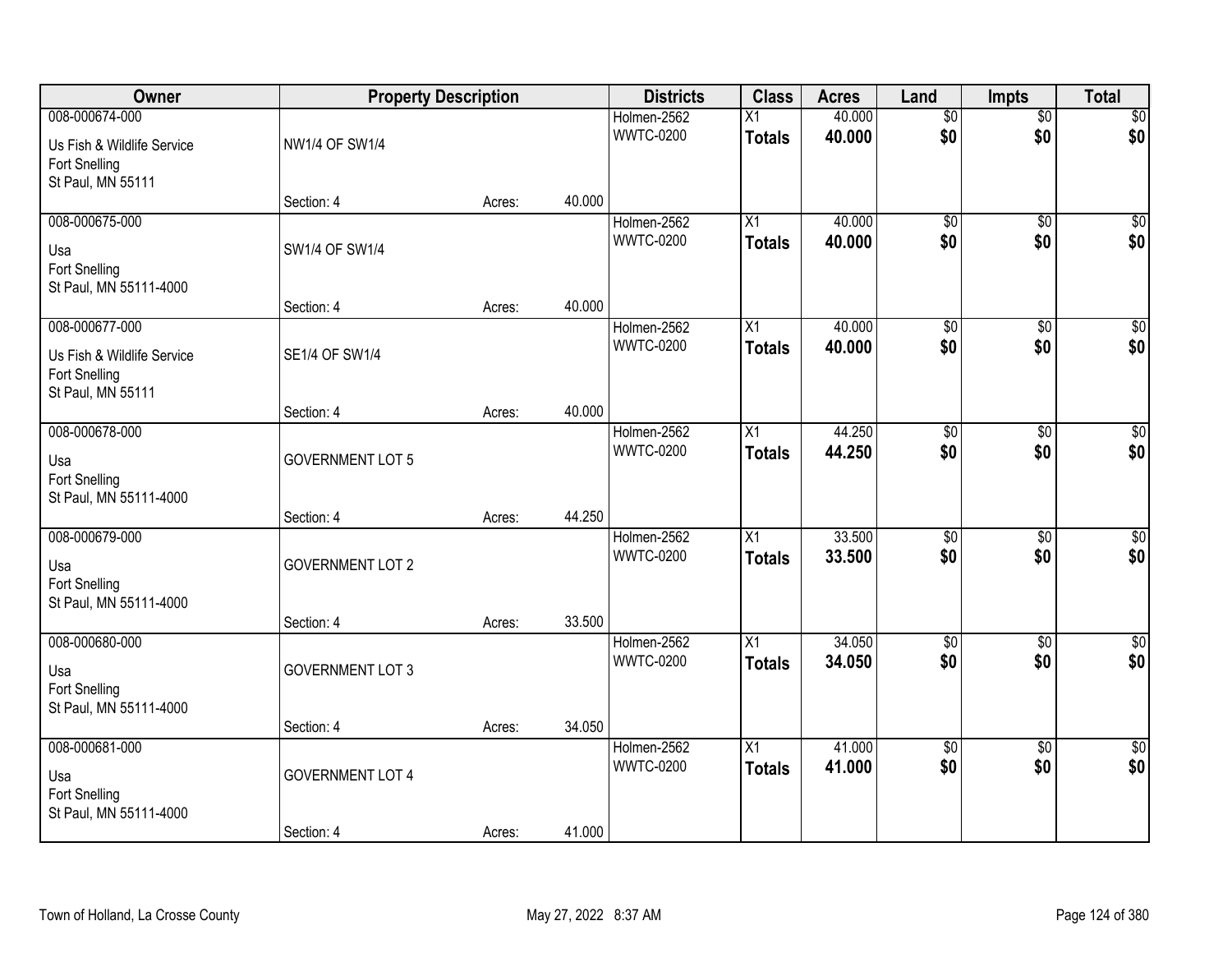| Owner | Property Description | | | Districts | Class | Acres | Land | Impts | Total |
|---|---|---|---|---|---|---|---|---|---|
| 008-000674-000<br>Us Fish & Wildlife Service<br>Fort Snelling<br>St Paul, MN 55111 | NW1/4 OF SW1/4<br><br>Section: 4 | Acres: | 40.000 | Holmen-2562<br>WWTC-0200 | X1<br>**Totals** | 40.000<br>**40.000** | $0<br>**$0** | $0<br>**$0** | $0<br>**$0** |
| 008-000675-000<br>Usa<br>Fort Snelling<br>St Paul, MN 55111-4000 | SW1/4 OF SW1/4<br><br>Section: 4 | Acres: | 40.000 | Holmen-2562<br>WWTC-0200 | X1<br>**Totals** | 40.000<br>**40.000** | $0<br>**$0** | $0<br>**$0** | $0<br>**$0** |
| 008-000677-000<br>Us Fish & Wildlife Service<br>Fort Snelling<br>St Paul, MN 55111 | SE1/4 OF SW1/4<br><br>Section: 4 | Acres: | 40.000 | Holmen-2562<br>WWTC-0200 | X1<br>**Totals** | 40.000<br>**40.000** | $0<br>**$0** | $0<br>**$0** | $0<br>**$0** |
| 008-000678-000<br>Usa<br>Fort Snelling<br>St Paul, MN 55111-4000 | GOVERNMENT LOT 5<br><br>Section: 4 | Acres: | 44.250 | Holmen-2562<br>WWTC-0200 | X1<br>**Totals** | 44.250<br>**44.250** | $0<br>**$0** | $0<br>**$0** | $0<br>**$0** |
| 008-000679-000<br>Usa<br>Fort Snelling<br>St Paul, MN 55111-4000 | GOVERNMENT LOT 2<br><br>Section: 4 | Acres: | 33.500 | Holmen-2562<br>WWTC-0200 | X1<br>**Totals** | 33.500<br>**33.500** | $0<br>**$0** | $0<br>**$0** | $0<br>**$0** |
| 008-000680-000<br>Usa<br>Fort Snelling<br>St Paul, MN 55111-4000 | GOVERNMENT LOT 3<br><br>Section: 4 | Acres: | 34.050 | Holmen-2562<br>WWTC-0200 | X1<br>**Totals** | 34.050<br>**34.050** | $0<br>**$0** | $0<br>**$0** | $0<br>**$0** |
| 008-000681-000<br>Usa<br>Fort Snelling<br>St Paul, MN 55111-4000 | GOVERNMENT LOT 4<br><br>Section: 4 | Acres: | 41.000 | Holmen-2562<br>WWTC-0200 | X1<br>**Totals** | 41.000<br>**41.000** | $0<br>**$0** | $0<br>**$0** | $0<br>**$0** |

Town of Holland, La Crosse County

May 27, 2022 8:37 AM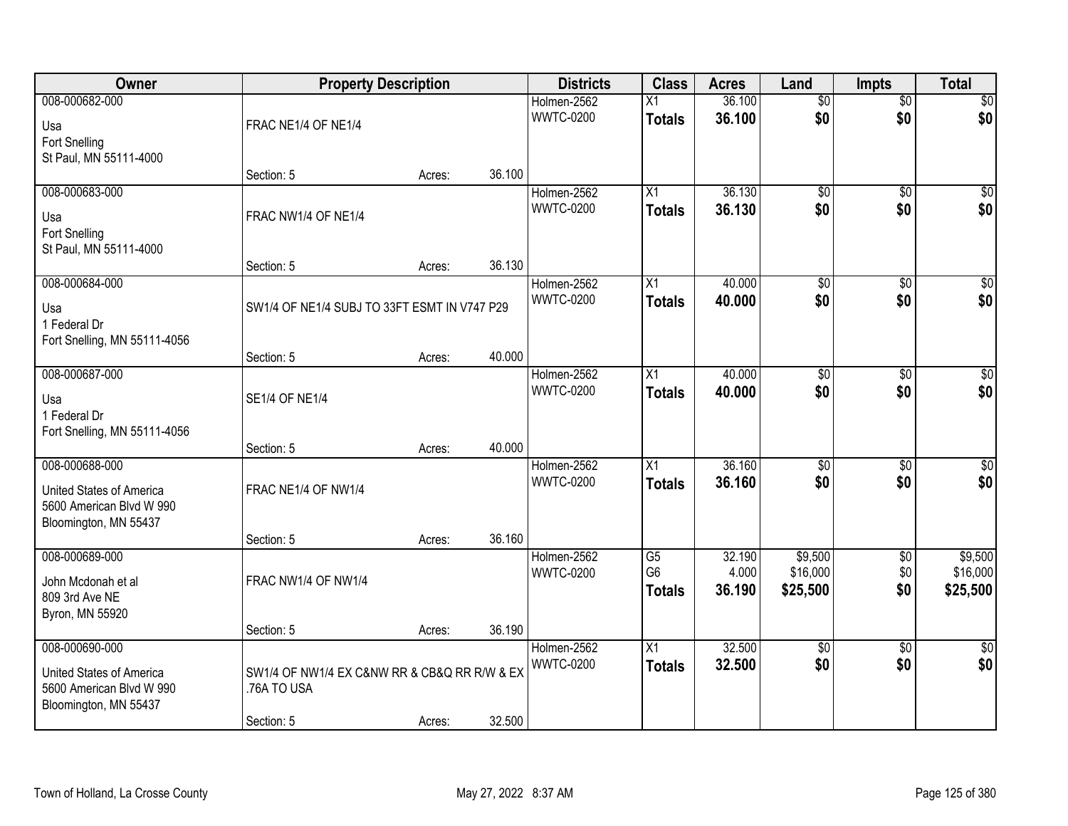| Owner | Property Description | Districts | Class | Acres | Land | Impts | Total |
|---|---|---|---|---|---|---|---|
| 008-000682-000<br>Usa<br>Fort Snelling<br>St Paul, MN 55111-4000 | FRAC NE1/4 OF NE1/4<br>Section: 5 Acres: 36.100 | Holmen-2562<br>WWTC-0200 | X1<br>**Totals** | 36.100<br>**36.100** | $0<br>**$0** | $0<br>**$0** | $0<br>**$0** |
| 008-000683-000<br>Usa<br>Fort Snelling<br>St Paul, MN 55111-4000 | FRAC NW1/4 OF NE1/4<br>Section: 5 Acres: 36.130 | Holmen-2562<br>WWTC-0200 | X1<br>**Totals** | 36.130<br>**36.130** | $0<br>**$0** | $0<br>**$0** | $0<br>**$0** |
| 008-000684-000<br>Usa<br>1 Federal Dr<br>Fort Snelling, MN 55111-4056 | SW1/4 OF NE1/4 SUBJ TO 33FT ESMT IN V747 P29<br>Section: 5 Acres: 40.000 | Holmen-2562<br>WWTC-0200 | X1<br>**Totals** | 40.000<br>**40.000** | $0<br>**$0** | $0<br>**$0** | $0<br>**$0** |
| 008-000687-000<br>Usa<br>1 Federal Dr<br>Fort Snelling, MN 55111-4056 | SE1/4 OF NE1/4<br>Section: 5 Acres: 40.000 | Holmen-2562<br>WWTC-0200 | X1<br>**Totals** | 40.000<br>**40.000** | $0<br>**$0** | $0<br>**$0** | $0<br>**$0** |
| 008-000688-000<br>United States of America<br>5600 American Blvd W 990<br>Bloomington, MN 55437 | FRAC NE1/4 OF NW1/4<br>Section: 5 Acres: 36.160 | Holmen-2562<br>WWTC-0200 | X1<br>**Totals** | 36.160<br>**36.160** | $0<br>**$0** | $0<br>**$0** | $0<br>**$0** |
| 008-000689-000<br>John Mcdonah et al<br>809 3rd Ave NE<br>Byron, MN 55920 | FRAC NW1/4 OF NW1/4<br>Section: 5 Acres: 36.190 | Holmen-2562<br>WWTC-0200 | G5<br>G6<br>**Totals** | 32.190<br>4.000<br>**36.190** | $9,500<br>$16,000<br>**$25,500** | $0<br>$0<br>**$0** | $9,500<br>$16,000<br>**$25,500** |
| 008-000690-000<br>United States of America<br>5600 American Blvd W 990<br>Bloomington, MN 55437 | SW1/4 OF NW1/4 EX C&NW RR & CB&Q RR R/W & EX .76A TO USA<br>Section: 5 Acres: 32.500 | Holmen-2562<br>WWTC-0200 | X1<br>**Totals** | 32.500<br>**32.500** | $0<br>**$0** | $0<br>**$0** | $0<br>**$0** |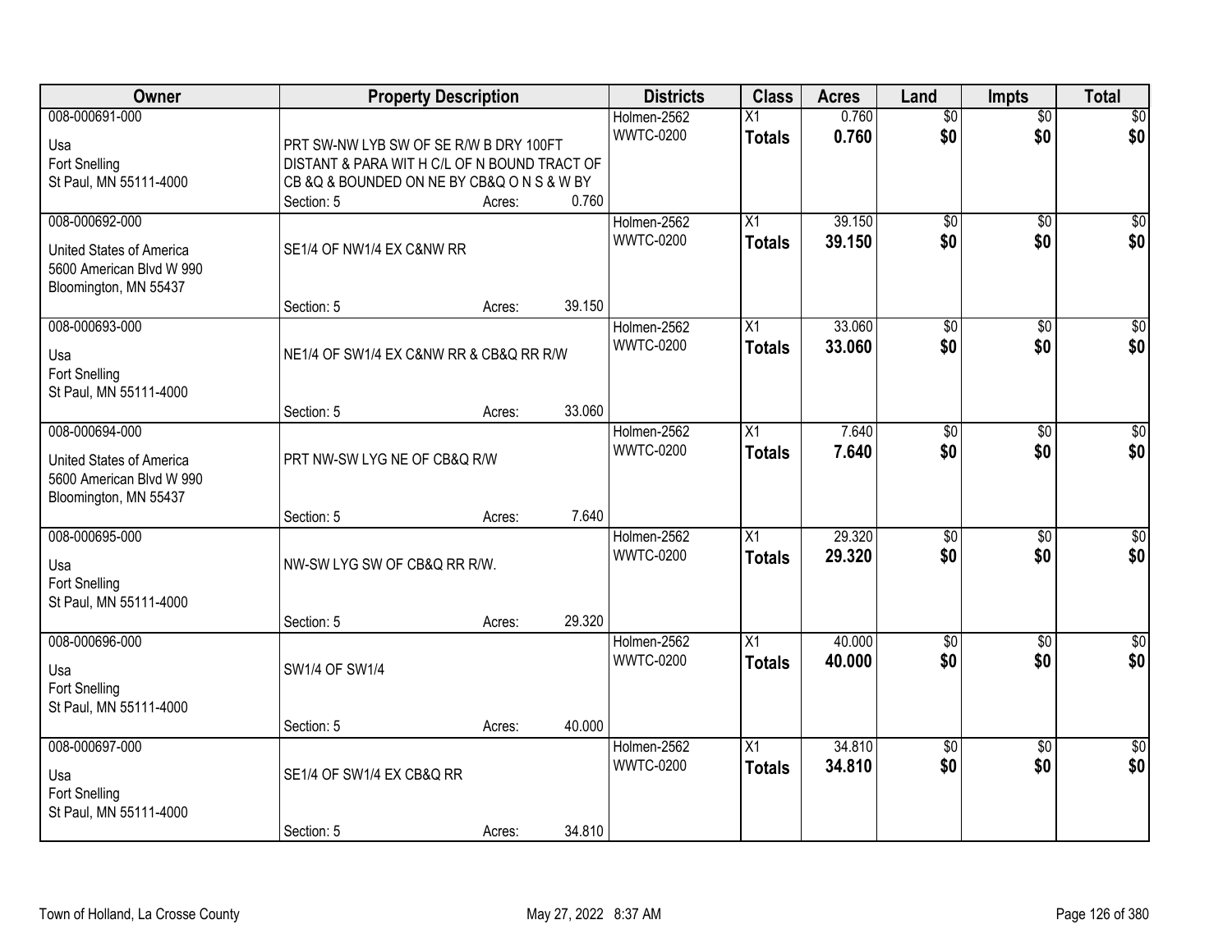| Owner | Property Description | Districts | Class | Acres | Land | Impts | Total |
|---|---|---|---|---|---|---|---|
| 008-000691-000<br>Usa<br>Fort Snelling<br>St Paul, MN 55111-4000 | PRT SW-NW LYB SW OF SE R/W B DRY 100FT DISTANT & PARA WIT H C/L OF N BOUND TRACT OF CB &Q & BOUNDED ON NE BY CB&Q O N S & W BY<br>Section: 5 Acres: 0.760 | Holmen-2562<br>WWTC-0200 | X1<br>**Totals** | 0.760<br>**0.760** | $0<br>**$0** | $0<br>**$0** | $0<br>**$0** |
| 008-000692-000<br>United States of America<br>5600 American Blvd W 990<br>Bloomington, MN 55437 | SE1/4 OF NW1/4 EX C&NW RR<br>Section: 5 Acres: 39.150 | Holmen-2562<br>WWTC-0200 | X1<br>**Totals** | 39.150<br>**39.150** | $0<br>**$0** | $0<br>**$0** | $0<br>**$0** |
| 008-000693-000<br>Usa<br>Fort Snelling<br>St Paul, MN 55111-4000 | NE1/4 OF SW1/4 EX C&NW RR & CB&Q RR R/W<br>Section: 5 Acres: 33.060 | Holmen-2562<br>WWTC-0200 | X1<br>**Totals** | 33.060<br>**33.060** | $0<br>**$0** | $0<br>**$0** | $0<br>**$0** |
| 008-000694-000<br>United States of America<br>5600 American Blvd W 990<br>Bloomington, MN 55437 | PRT NW-SW LYG NE OF CB&Q R/W<br>Section: 5 Acres: 7.640 | Holmen-2562<br>WWTC-0200 | X1<br>**Totals** | 7.640<br>**7.640** | $0<br>**$0** | $0<br>**$0** | $0<br>**$0** |
| 008-000695-000<br>Usa<br>Fort Snelling<br>St Paul, MN 55111-4000 | NW-SW LYG SW OF CB&Q RR R/W.<br>Section: 5 Acres: 29.320 | Holmen-2562<br>WWTC-0200 | X1<br>**Totals** | 29.320<br>**29.320** | $0<br>**$0** | $0<br>**$0** | $0<br>**$0** |
| 008-000696-000<br>Usa<br>Fort Snelling<br>St Paul, MN 55111-4000 | SW1/4 OF SW1/4<br>Section: 5 Acres: 40.000 | Holmen-2562<br>WWTC-0200 | X1<br>**Totals** | 40.000<br>**40.000** | $0<br>**$0** | $0<br>**$0** | $0<br>**$0** |
| 008-000697-000<br>Usa<br>Fort Snelling<br>St Paul, MN 55111-4000 | SE1/4 OF SW1/4 EX CB&Q RR<br>Section: 5 Acres: 34.810 | Holmen-2562<br>WWTC-0200 | X1<br>**Totals** | 34.810<br>**34.810** | $0<br>**$0** | $0<br>**$0** | $0<br>**$0** |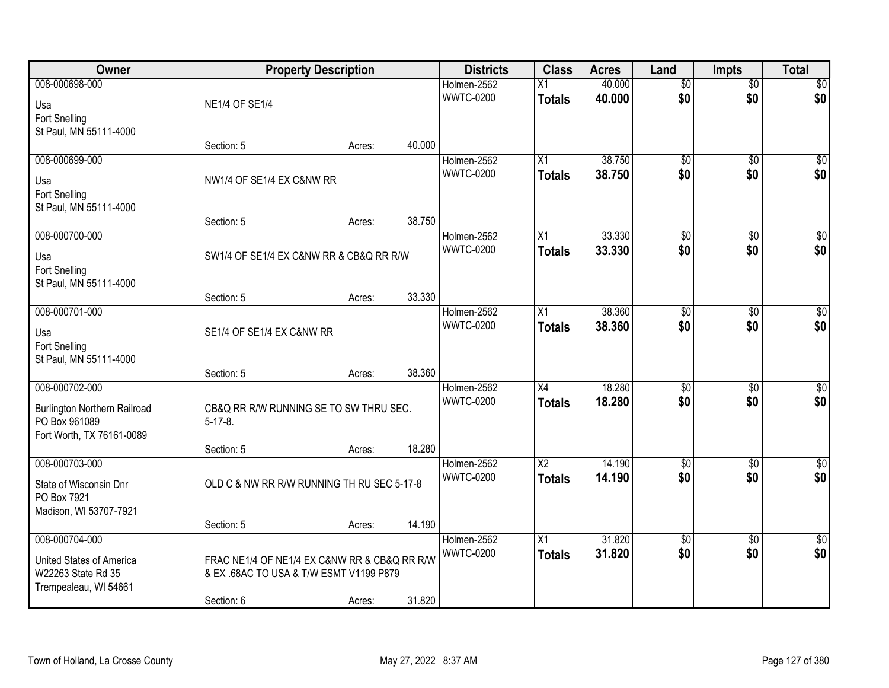| Owner | Property Description | Districts | Class | Acres | Land | Impts | Total |
|---|---|---|---|---|---|---|---|
| 008-000698-000<br>Usa<br>Fort Snelling<br>St Paul, MN 55111-4000 | NE1/4 OF SE1/4<br>Section: 5 Acres: 40.000 | Holmen-2562<br>WWTC-0200 | X1<br>**Totals** | 40.000<br>**40.000** | $0<br>**$0** | $0<br>**$0** | $0<br>**$0** |
| 008-000699-000<br>Usa<br>Fort Snelling<br>St Paul, MN 55111-4000 | NW1/4 OF SE1/4 EX C&NW RR<br>Section: 5 Acres: 38.750 | Holmen-2562<br>WWTC-0200 | X1<br>**Totals** | 38.750<br>**38.750** | $0<br>**$0** | $0<br>**$0** | $0<br>**$0** |
| 008-000700-000<br>Usa<br>Fort Snelling<br>St Paul, MN 55111-4000 | SW1/4 OF SE1/4 EX C&NW RR & CB&Q RR R/W<br>Section: 5 Acres: 33.330 | Holmen-2562<br>WWTC-0200 | X1<br>**Totals** | 33.330<br>**33.330** | $0<br>**$0** | $0<br>**$0** | $0<br>**$0** |
| 008-000701-000<br>Usa<br>Fort Snelling<br>St Paul, MN 55111-4000 | SE1/4 OF SE1/4 EX C&NW RR<br>Section: 5 Acres: 38.360 | Holmen-2562<br>WWTC-0200 | X1<br>**Totals** | 38.360<br>**38.360** | $0<br>**$0** | $0<br>**$0** | $0<br>**$0** |
| 008-000702-000<br>Burlington Northern Railroad<br>PO Box 961089<br>Fort Worth, TX 76161-0089 | CB&Q RR R/W RUNNING SE TO SW THRU SEC. 5-17-8.<br>Section: 5 Acres: 18.280 | Holmen-2562<br>WWTC-0200 | X4<br>**Totals** | 18.280<br>**18.280** | $0<br>**$0** | $0<br>**$0** | $0<br>**$0** |
| 008-000703-000<br>State of Wisconsin Dnr<br>PO Box 7921<br>Madison, WI 53707-7921 | OLD C & NW RR R/W RUNNING TH RU SEC 5-17-8<br>Section: 5 Acres: 14.190 | Holmen-2562<br>WWTC-0200 | X2<br>**Totals** | 14.190<br>**14.190** | $0<br>**$0** | $0<br>**$0** | $0<br>**$0** |
| 008-000704-000<br>United States of America<br>W22263 State Rd 35<br>Trempealeau, WI 54661 | FRAC NE1/4 OF NE1/4 EX C&NW RR & CB&Q RR R/W & EX .68AC TO USA & T/W ESMT V1199 P879<br>Section: 6 Acres: 31.820 | Holmen-2562<br>WWTC-0200 | X1<br>**Totals** | 31.820<br>**31.820** | $0<br>**$0** | $0<br>**$0** | $0<br>**$0** |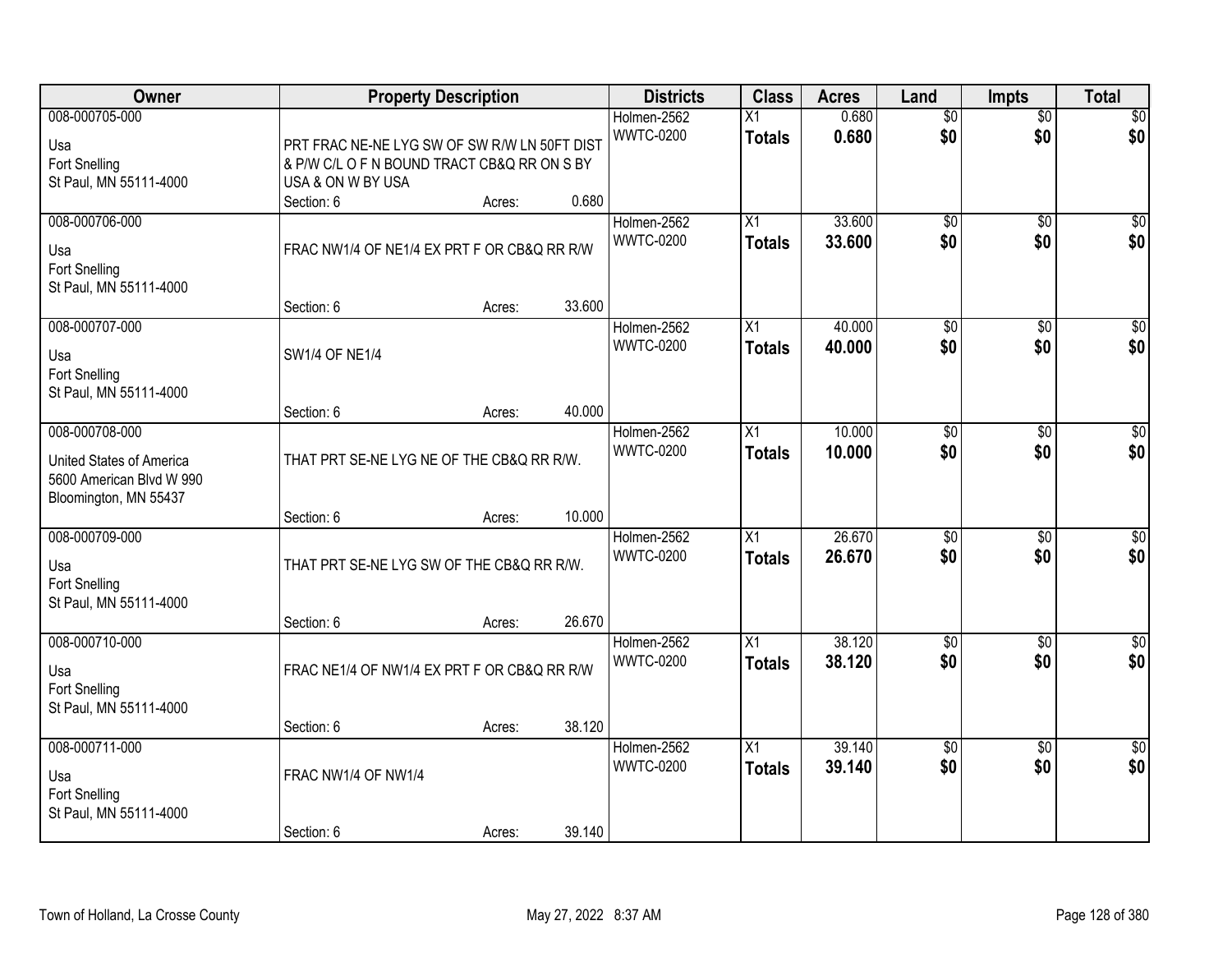| Owner | Property Description | Districts | Class | Acres | Land | Impts | Total |
|---|---|---|---|---|---|---|---|
| 008-000705-000<br>Usa<br>Fort Snelling<br>St Paul, MN 55111-4000 | PRT FRAC NE-NE LYG SW OF SW R/W LN 50FT DIST & P/W C/L O F N BOUND TRACT CB&Q RR ON S BY USA & ON W BY USA<br>Section: 6 Acres: 0.680 | Holmen-2562<br>WWTC-0200 | X1<br>**Totals** | 0.680<br>**0.680** | $0<br>**$0** | $0<br>**$0** | $0<br>**$0** |
| 008-000706-000<br>Usa<br>Fort Snelling<br>St Paul, MN 55111-4000 | FRAC NW1/4 OF NE1/4 EX PRT F OR CB&Q RR R/W<br>Section: 6 Acres: 33.600 | Holmen-2562<br>WWTC-0200 | X1<br>**Totals** | 33.600<br>**33.600** | $0<br>**$0** | $0<br>**$0** | $0<br>**$0** |
| 008-000707-000<br>Usa<br>Fort Snelling<br>St Paul, MN 55111-4000 | SW1/4 OF NE1/4<br>Section: 6 Acres: 40.000 | Holmen-2562<br>WWTC-0200 | X1<br>**Totals** | 40.000<br>**40.000** | $0<br>**$0** | $0<br>**$0** | $0<br>**$0** |
| 008-000708-000<br>United States of America<br>5600 American Blvd W 990<br>Bloomington, MN 55437 | THAT PRT SE-NE LYG NE OF THE CB&Q RR R/W.<br>Section: 6 Acres: 10.000 | Holmen-2562<br>WWTC-0200 | X1<br>**Totals** | 10.000<br>**10.000** | $0<br>**$0** | $0<br>**$0** | $0<br>**$0** |
| 008-000709-000<br>Usa<br>Fort Snelling<br>St Paul, MN 55111-4000 | THAT PRT SE-NE LYG SW OF THE CB&Q RR R/W.<br>Section: 6 Acres: 26.670 | Holmen-2562<br>WWTC-0200 | X1<br>**Totals** | 26.670<br>**26.670** | $0<br>**$0** | $0<br>**$0** | $0<br>**$0** |
| 008-000710-000<br>Usa<br>Fort Snelling<br>St Paul, MN 55111-4000 | FRAC NE1/4 OF NW1/4 EX PRT F OR CB&Q RR R/W<br>Section: 6 Acres: 38.120 | Holmen-2562<br>WWTC-0200 | X1<br>**Totals** | 38.120<br>**38.120** | $0<br>**$0** | $0<br>**$0** | $0<br>**$0** |
| 008-000711-000<br>Usa<br>Fort Snelling<br>St Paul, MN 55111-4000 | FRAC NW1/4 OF NW1/4<br>Section: 6 Acres: 39.140 | Holmen-2562<br>WWTC-0200 | X1<br>**Totals** | 39.140<br>**39.140** | $0<br>**$0** | $0<br>**$0** | $0<br>**$0** |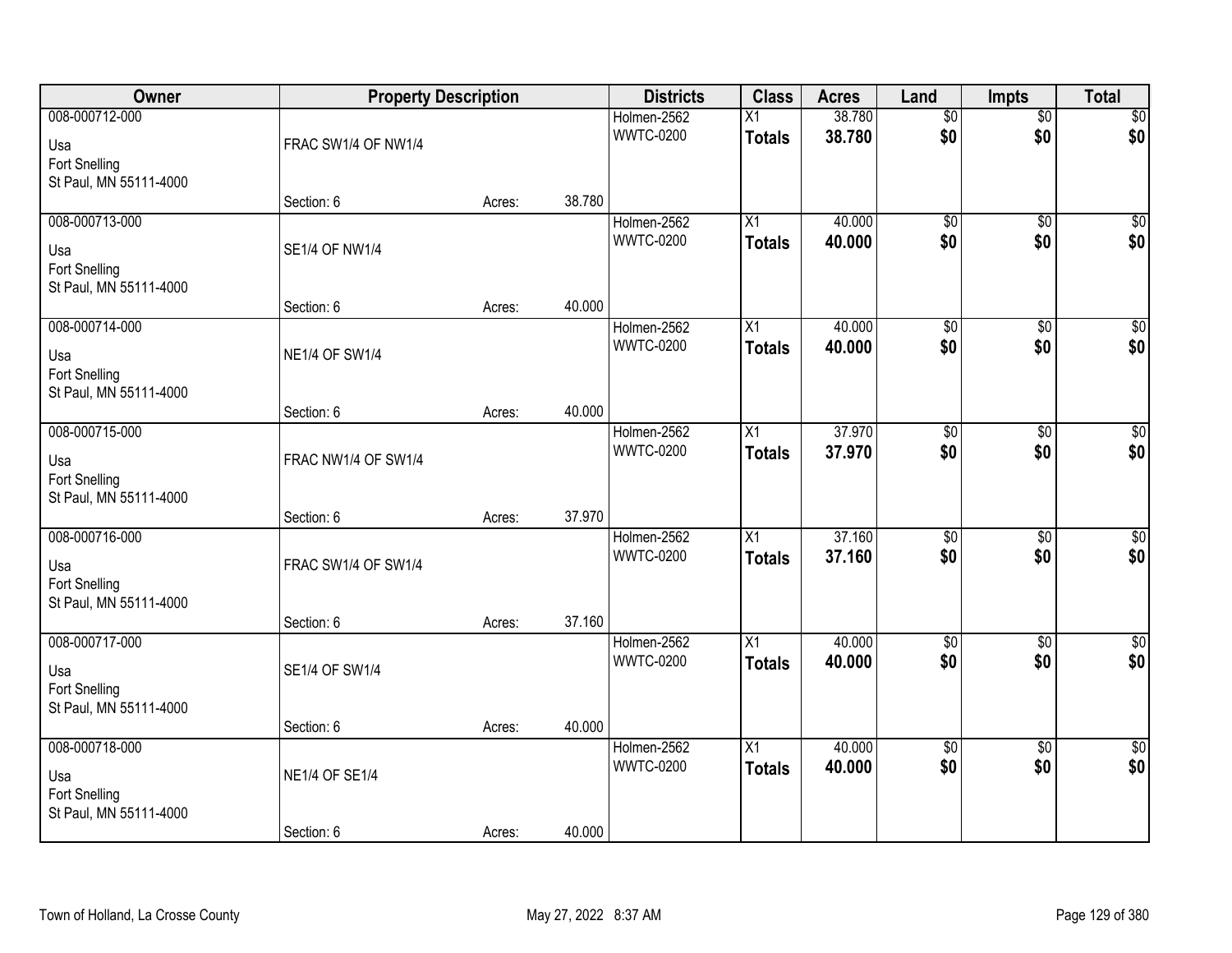| Owner | Property Description | | | Districts | Class | Acres | Land | Impts | Total |
|---|---|---|---|---|---|---|---|---|---|
| 008-000712-000<br>Usa<br>Fort Snelling<br>St Paul, MN 55111-4000 | FRAC SW1/4 OF NW1/4<br><br>Section: 6 | Acres: | 38.780 | Holmen-2562<br>WWTC-0200 | X1<br>**Totals** | 38.780<br>**38.780** | $0<br>**$0** | $0<br>**$0** | $0<br>**$0** |
| 008-000713-000<br>Usa<br>Fort Snelling<br>St Paul, MN 55111-4000 | SE1/4 OF NW1/4<br><br>Section: 6 | Acres: | 40.000 | Holmen-2562<br>WWTC-0200 | X1<br>**Totals** | 40.000<br>**40.000** | $0<br>**$0** | $0<br>**$0** | $0<br>**$0** |
| 008-000714-000<br>Usa<br>Fort Snelling<br>St Paul, MN 55111-4000 | NE1/4 OF SW1/4<br><br>Section: 6 | Acres: | 40.000 | Holmen-2562<br>WWTC-0200 | X1<br>**Totals** | 40.000<br>**40.000** | $0<br>**$0** | $0<br>**$0** | $0<br>**$0** |
| 008-000715-000<br>Usa<br>Fort Snelling<br>St Paul, MN 55111-4000 | FRAC NW1/4 OF SW1/4<br><br>Section: 6 | Acres: | 37.970 | Holmen-2562<br>WWTC-0200 | X1<br>**Totals** | 37.970<br>**37.970** | $0<br>**$0** | $0<br>**$0** | $0<br>**$0** |
| 008-000716-000<br>Usa<br>Fort Snelling<br>St Paul, MN 55111-4000 | FRAC SW1/4 OF SW1/4<br><br>Section: 6 | Acres: | 37.160 | Holmen-2562<br>WWTC-0200 | X1<br>**Totals** | 37.160<br>**37.160** | $0<br>**$0** | $0<br>**$0** | $0<br>**$0** |
| 008-000717-000<br>Usa<br>Fort Snelling<br>St Paul, MN 55111-4000 | SE1/4 OF SW1/4<br><br>Section: 6 | Acres: | 40.000 | Holmen-2562<br>WWTC-0200 | X1<br>**Totals** | 40.000<br>**40.000** | $0<br>**$0** | $0<br>**$0** | $0<br>**$0** |
| 008-000718-000<br>Usa<br>Fort Snelling<br>St Paul, MN 55111-4000 | NE1/4 OF SE1/4<br><br>Section: 6 | Acres: | 40.000 | Holmen-2562<br>WWTC-0200 | X1<br>**Totals** | 40.000<br>**40.000** | $0<br>**$0** | $0<br>**$0** | $0<br>**$0** |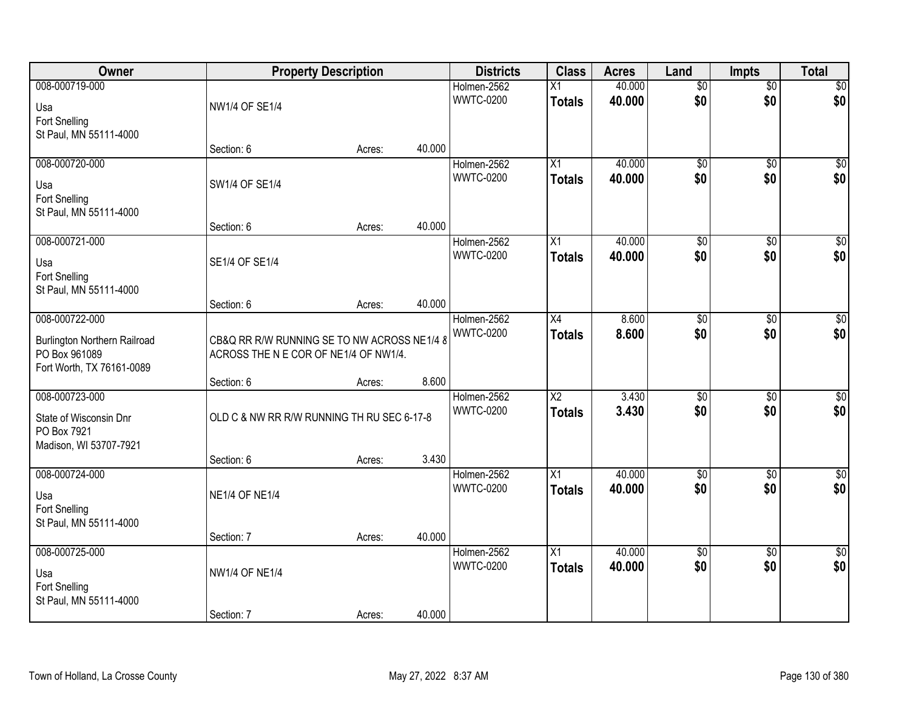| Owner | Property Description | | | Districts | Class | Acres | Land | Impts | Total |
|---|---|---|---|---|---|---|---|---|---|
| 008-000719-000<br>Usa<br>Fort Snelling<br>St Paul, MN 55111-4000 | NW1/4 OF SE1/4<br>Section: 6 | Acres: | 40.000 | Holmen-2562<br>WWTC-0200 | X1<br>**Totals** | 40.000<br>**40.000** | $0<br>**$0** | $0<br>**$0** | $0<br>**$0** |
| 008-000720-000<br>Usa<br>Fort Snelling<br>St Paul, MN 55111-4000 | SW1/4 OF SE1/4<br>Section: 6 | Acres: | 40.000 | Holmen-2562<br>WWTC-0200 | X1<br>**Totals** | 40.000<br>**40.000** | $0<br>**$0** | $0<br>**$0** | $0<br>**$0** |
| 008-000721-000<br>Usa<br>Fort Snelling<br>St Paul, MN 55111-4000 | SE1/4 OF SE1/4<br>Section: 6 | Acres: | 40.000 | Holmen-2562<br>WWTC-0200 | X1<br>**Totals** | 40.000<br>**40.000** | $0<br>**$0** | $0<br>**$0** | $0<br>**$0** |
| 008-000722-000<br>Burlington Northern Railroad<br>PO Box 961089<br>Fort Worth, TX 76161-0089 | CB&Q RR R/W RUNNING SE TO NW ACROSS NE1/4 8 ACROSS THE N E COR OF NE1/4 OF NW1/4.<br>Section: 6 | Acres: | 8.600 | Holmen-2562<br>WWTC-0200 | X4<br>**Totals** | 8.600<br>**8.600** | $0<br>**$0** | $0<br>**$0** | $0<br>**$0** |
| 008-000723-000<br>State of Wisconsin Dnr<br>PO Box 7921<br>Madison, WI 53707-7921 | OLD C & NW RR R/W RUNNING TH RU SEC 6-17-8<br>Section: 6 | Acres: | 3.430 | Holmen-2562<br>WWTC-0200 | X2<br>**Totals** | 3.430<br>**3.430** | $0<br>**$0** | $0<br>**$0** | $0<br>**$0** |
| 008-000724-000<br>Usa<br>Fort Snelling<br>St Paul, MN 55111-4000 | NE1/4 OF NE1/4<br>Section: 7 | Acres: | 40.000 | Holmen-2562<br>WWTC-0200 | X1<br>**Totals** | 40.000<br>**40.000** | $0<br>**$0** | $0<br>**$0** | $0<br>**$0** |
| 008-000725-000<br>Usa<br>Fort Snelling<br>St Paul, MN 55111-4000 | NW1/4 OF NE1/4<br>Section: 7 | Acres: | 40.000 | Holmen-2562<br>WWTC-0200 | X1<br>**Totals** | 40.000<br>**40.000** | $0<br>**$0** | $0<br>**$0** | $0<br>**$0** |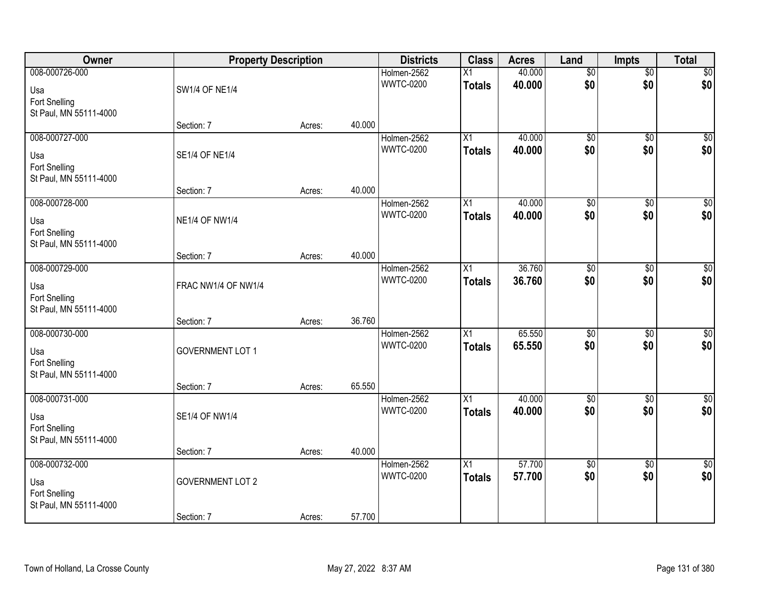| Owner | Property Description | | | Districts | Class | Acres | Land | Impts | Total |
|---|---|---|---|---|---|---|---|---|---|
| 008-000726-000<br>Usa<br>Fort Snelling<br>St Paul, MN 55111-4000 | SW1/4 OF NE1/4<br>Section: 7 | Acres: | 40.000 | Holmen-2562<br>WWTC-0200 | X1<br>**Totals** | 40.000<br>**40.000** | $0<br>**$0** | $0<br>**$0** | $0<br>**$0** |
| 008-000727-000<br>Usa<br>Fort Snelling<br>St Paul, MN 55111-4000 | SE1/4 OF NE1/4<br>Section: 7 | Acres: | 40.000 | Holmen-2562<br>WWTC-0200 | X1<br>**Totals** | 40.000<br>**40.000** | $0<br>**$0** | $0<br>**$0** | $0<br>**$0** |
| 008-000728-000<br>Usa<br>Fort Snelling<br>St Paul, MN 55111-4000 | NE1/4 OF NW1/4<br>Section: 7 | Acres: | 40.000 | Holmen-2562<br>WWTC-0200 | X1<br>**Totals** | 40.000<br>**40.000** | $0<br>**$0** | $0<br>**$0** | $0<br>**$0** |
| 008-000729-000<br>Usa<br>Fort Snelling<br>St Paul, MN 55111-4000 | FRAC NW1/4 OF NW1/4<br>Section: 7 | Acres: | 36.760 | Holmen-2562<br>WWTC-0200 | X1<br>**Totals** | 36.760<br>**36.760** | $0<br>**$0** | $0<br>**$0** | $0<br>**$0** |
| 008-000730-000<br>Usa<br>Fort Snelling<br>St Paul, MN 55111-4000 | GOVERNMENT LOT 1<br>Section: 7 | Acres: | 65.550 | Holmen-2562<br>WWTC-0200 | X1<br>**Totals** | 65.550<br>**65.550** | $0<br>**$0** | $0<br>**$0** | $0<br>**$0** |
| 008-000731-000<br>Usa<br>Fort Snelling<br>St Paul, MN 55111-4000 | SE1/4 OF NW1/4<br>Section: 7 | Acres: | 40.000 | Holmen-2562<br>WWTC-0200 | X1<br>**Totals** | 40.000<br>**40.000** | $0<br>**$0** | $0<br>**$0** | $0<br>**$0** |
| 008-000732-000<br>Usa<br>Fort Snelling<br>St Paul, MN 55111-4000 | GOVERNMENT LOT 2<br>Section: 7 | Acres: | 57.700 | Holmen-2562<br>WWTC-0200 | X1<br>**Totals** | 57.700<br>**57.700** | $0<br>**$0** | $0<br>**$0** | $0<br>**$0** |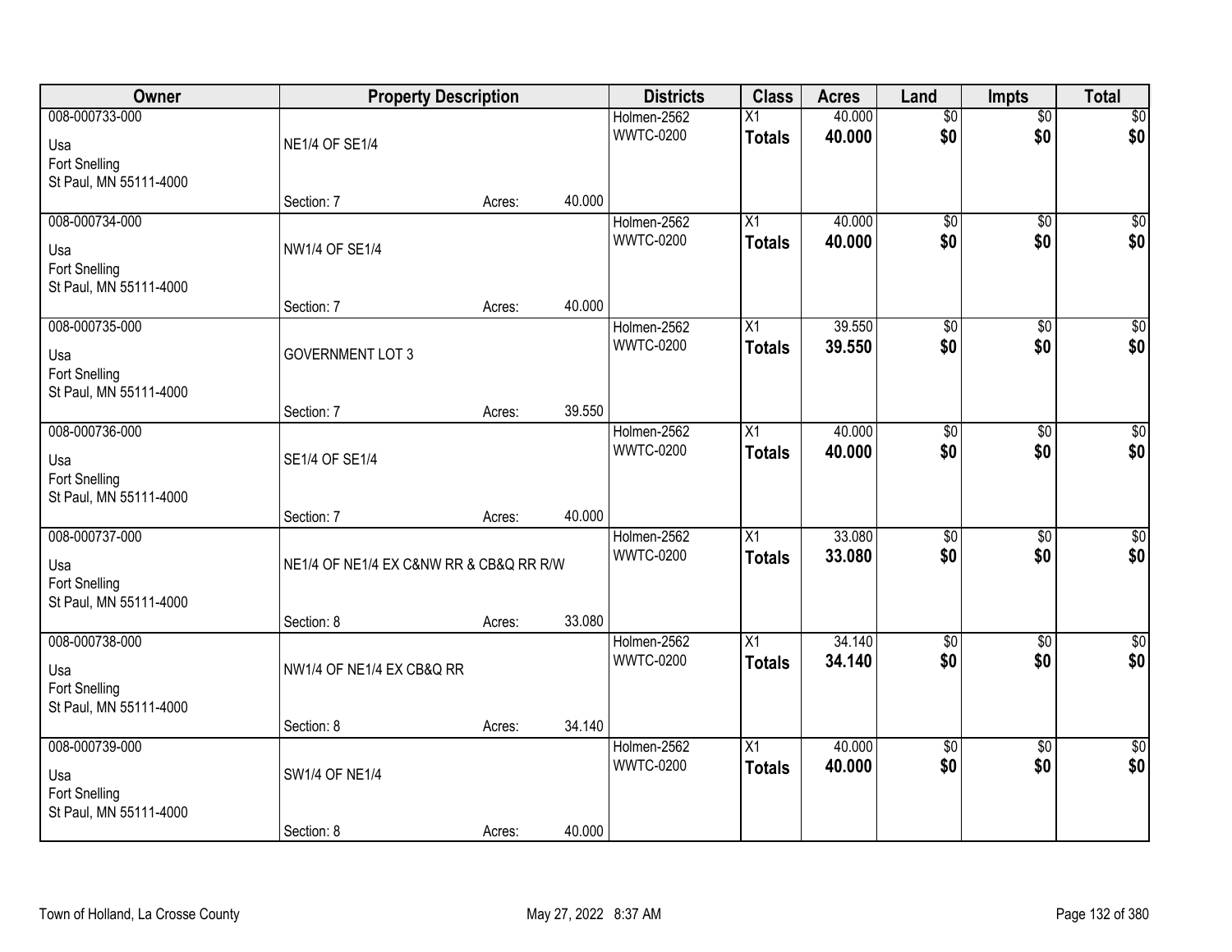| Owner | Property Description | | | Districts | Class | Acres | Land | Impts | Total |
|---|---|---|---|---|---|---|---|---|---|
| 008-000733-000<br>Usa<br>Fort Snelling<br>St Paul, MN 55111-4000 | NE1/4 OF SE1/4<br>Section: 7 | Acres: | 40.000 | Holmen-2562<br>WWTC-0200 | X1<br>**Totals** | 40.000<br>**40.000** | $0<br>**$0** | $0<br>**$0** | $0<br>**$0** |
| 008-000734-000<br>Usa<br>Fort Snelling<br>St Paul, MN 55111-4000 | NW1/4 OF SE1/4<br>Section: 7 | Acres: | 40.000 | Holmen-2562<br>WWTC-0200 | X1<br>**Totals** | 40.000<br>**40.000** | $0<br>**$0** | $0<br>**$0** | $0<br>**$0** |
| 008-000735-000<br>Usa<br>Fort Snelling<br>St Paul, MN 55111-4000 | GOVERNMENT LOT 3<br>Section: 7 | Acres: | 39.550 | Holmen-2562<br>WWTC-0200 | X1<br>**Totals** | 39.550<br>**39.550** | $0<br>**$0** | $0<br>**$0** | $0<br>**$0** |
| 008-000736-000<br>Usa<br>Fort Snelling<br>St Paul, MN 55111-4000 | SE1/4 OF SE1/4<br>Section: 7 | Acres: | 40.000 | Holmen-2562<br>WWTC-0200 | X1<br>**Totals** | 40.000<br>**40.000** | $0<br>**$0** | $0<br>**$0** | $0<br>**$0** |
| 008-000737-000<br>Usa<br>Fort Snelling<br>St Paul, MN 55111-4000 | NE1/4 OF NE1/4 EX C&NW RR & CB&Q RR R/W<br>Section: 8 | Acres: | 33.080 | Holmen-2562<br>WWTC-0200 | X1<br>**Totals** | 33.080<br>**33.080** | $0<br>**$0** | $0<br>**$0** | $0<br>**$0** |
| 008-000738-000<br>Usa<br>Fort Snelling<br>St Paul, MN 55111-4000 | NW1/4 OF NE1/4 EX CB&Q RR<br>Section: 8 | Acres: | 34.140 | Holmen-2562<br>WWTC-0200 | X1<br>**Totals** | 34.140<br>**34.140** | $0<br>**$0** | $0<br>**$0** | $0<br>**$0** |
| 008-000739-000<br>Usa<br>Fort Snelling<br>St Paul, MN 55111-4000 | SW1/4 OF NE1/4<br>Section: 8 | Acres: | 40.000 | Holmen-2562<br>WWTC-0200 | X1<br>**Totals** | 40.000<br>**40.000** | $0<br>**$0** | $0<br>**$0** | $0<br>**$0** |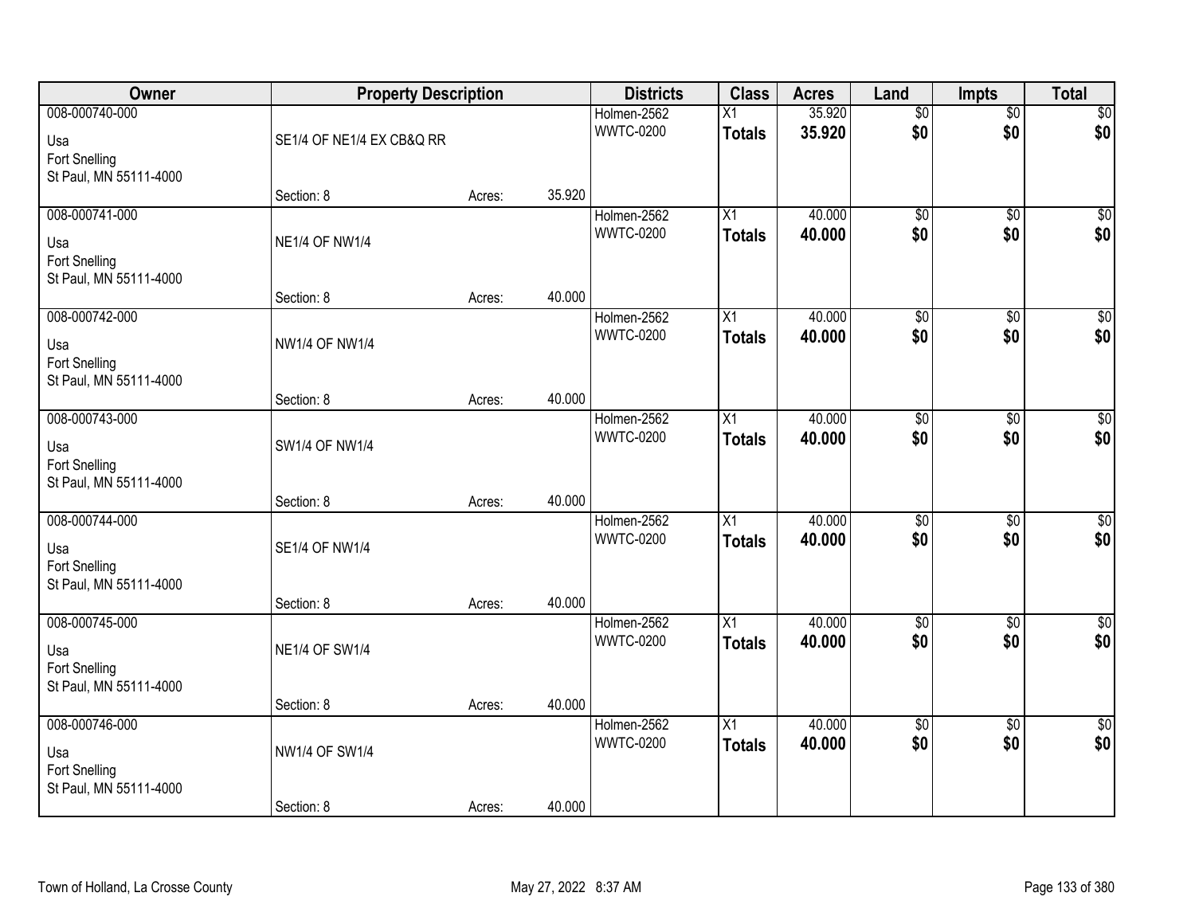| Owner | Property Description | | | Districts | Class | Acres | Land | Impts | Total |
|---|---|---|---|---|---|---|---|---|---|
| 008-000740-000<br>Usa<br>Fort Snelling<br>St Paul, MN 55111-4000 | SE1/4 OF NE1/4 EX CB&Q RR | | | Holmen-2562<br>WWTC-0200 | X1<br>**Totals** | 35.920<br>**35.920** | $0<br>**$0** | $0<br>**$0** | $0<br>**$0** |
| | Section: 8 | Acres: | 35.920 | | | | | | |
| 008-000741-000<br>Usa<br>Fort Snelling<br>St Paul, MN 55111-4000 | NE1/4 OF NW1/4 | | | Holmen-2562<br>WWTC-0200 | X1<br>**Totals** | 40.000<br>**40.000** | $0<br>**$0** | $0<br>**$0** | $0<br>**$0** |
| | Section: 8 | Acres: | 40.000 | | | | | | |
| 008-000742-000<br>Usa<br>Fort Snelling<br>St Paul, MN 55111-4000 | NW1/4 OF NW1/4 | | | Holmen-2562<br>WWTC-0200 | X1<br>**Totals** | 40.000<br>**40.000** | $0<br>**$0** | $0<br>**$0** | $0<br>**$0** |
| | Section: 8 | Acres: | 40.000 | | | | | | |
| 008-000743-000<br>Usa<br>Fort Snelling<br>St Paul, MN 55111-4000 | SW1/4 OF NW1/4 | | | Holmen-2562<br>WWTC-0200 | X1<br>**Totals** | 40.000<br>**40.000** | $0<br>**$0** | $0<br>**$0** | $0<br>**$0** |
| | Section: 8 | Acres: | 40.000 | | | | | | |
| 008-000744-000<br>Usa<br>Fort Snelling<br>St Paul, MN 55111-4000 | SE1/4 OF NW1/4 | | | Holmen-2562<br>WWTC-0200 | X1<br>**Totals** | 40.000<br>**40.000** | $0<br>**$0** | $0<br>**$0** | $0<br>**$0** |
| | Section: 8 | Acres: | 40.000 | | | | | | |
| 008-000745-000<br>Usa<br>Fort Snelling<br>St Paul, MN 55111-4000 | NE1/4 OF SW1/4 | | | Holmen-2562<br>WWTC-0200 | X1<br>**Totals** | 40.000<br>**40.000** | $0<br>**$0** | $0<br>**$0** | $0<br>**$0** |
| | Section: 8 | Acres: | 40.000 | | | | | | |
| 008-000746-000<br>Usa<br>Fort Snelling<br>St Paul, MN 55111-4000 | NW1/4 OF SW1/4 | | | Holmen-2562<br>WWTC-0200 | X1<br>**Totals** | 40.000<br>**40.000** | $0<br>**$0** | $0<br>**$0** | $0<br>**$0** |
| | Section: 8 | Acres: | 40.000 | | | | | | |

Town of Holland, La Crosse County May 27, 2022 8:37 AM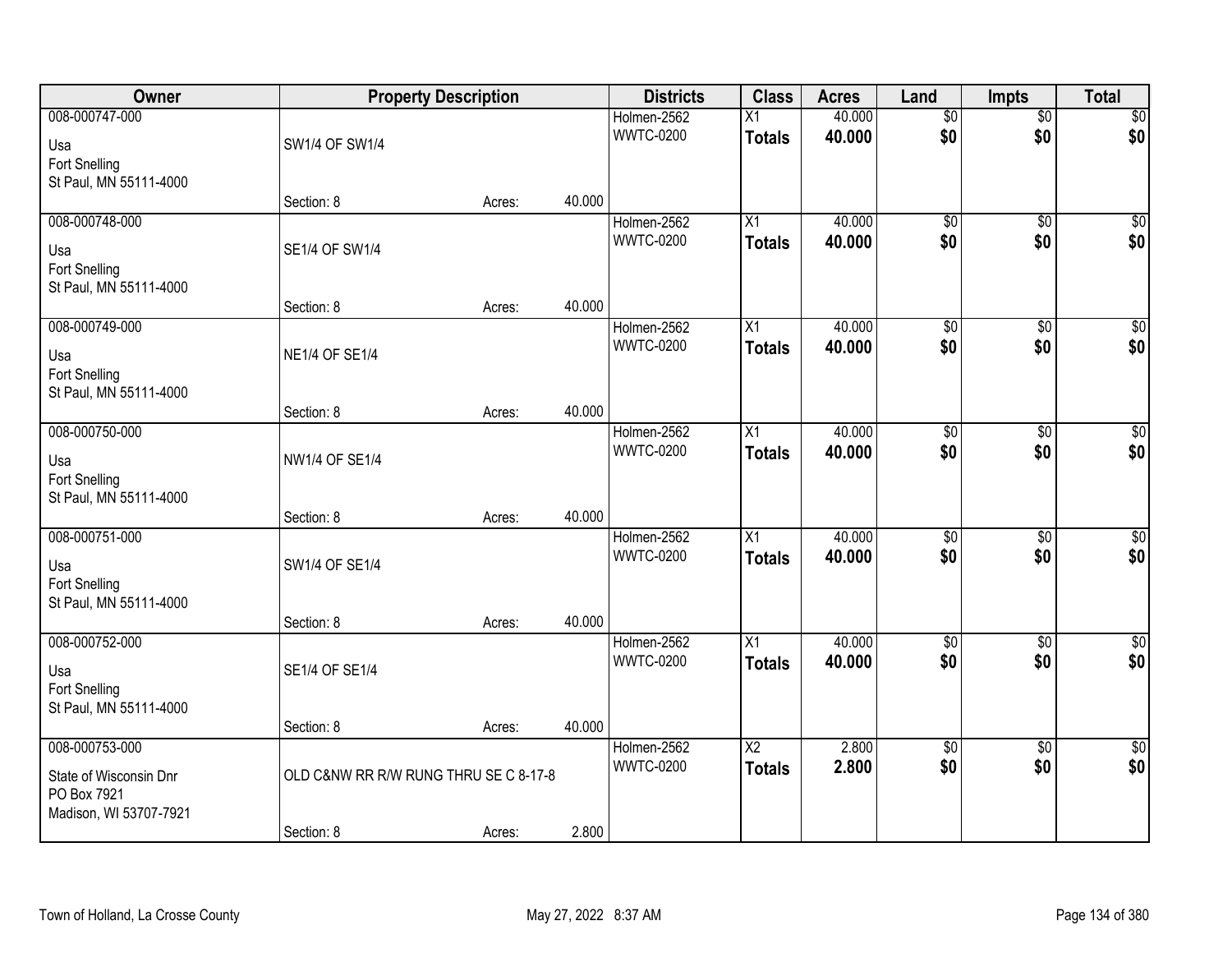| Owner | Property Description | | | Districts | Class | Acres | Land | Impts | Total |
|---|---|---|---|---|---|---|---|---|---|
| 008-000747-000<br>Usa<br>Fort Snelling<br>St Paul, MN 55111-4000 | SW1/4 OF SW1/4<br>Section: 8 | Acres: | 40.000 | Holmen-2562<br>WWTC-0200 | X1<br>**Totals** | 40.000<br>**40.000** | $0<br>**$0** | $0<br>**$0** | $0<br>**$0** |
| 008-000748-000<br>Usa<br>Fort Snelling<br>St Paul, MN 55111-4000 | SE1/4 OF SW1/4<br>Section: 8 | Acres: | 40.000 | Holmen-2562<br>WWTC-0200 | X1<br>**Totals** | 40.000<br>**40.000** | $0<br>**$0** | $0<br>**$0** | $0<br>**$0** |
| 008-000749-000<br>Usa<br>Fort Snelling<br>St Paul, MN 55111-4000 | NE1/4 OF SE1/4<br>Section: 8 | Acres: | 40.000 | Holmen-2562<br>WWTC-0200 | X1<br>**Totals** | 40.000<br>**40.000** | $0<br>**$0** | $0<br>**$0** | $0<br>**$0** |
| 008-000750-000<br>Usa<br>Fort Snelling<br>St Paul, MN 55111-4000 | NW1/4 OF SE1/4<br>Section: 8 | Acres: | 40.000 | Holmen-2562<br>WWTC-0200 | X1<br>**Totals** | 40.000<br>**40.000** | $0<br>**$0** | $0<br>**$0** | $0<br>**$0** |
| 008-000751-000<br>Usa<br>Fort Snelling<br>St Paul, MN 55111-4000 | SW1/4 OF SE1/4<br>Section: 8 | Acres: | 40.000 | Holmen-2562<br>WWTC-0200 | X1<br>**Totals** | 40.000<br>**40.000** | $0<br>**$0** | $0<br>**$0** | $0<br>**$0** |
| 008-000752-000<br>Usa<br>Fort Snelling<br>St Paul, MN 55111-4000 | SE1/4 OF SE1/4<br>Section: 8 | Acres: | 40.000 | Holmen-2562<br>WWTC-0200 | X1<br>**Totals** | 40.000<br>**40.000** | $0<br>**$0** | $0<br>**$0** | $0<br>**$0** |
| 008-000753-000<br>State of Wisconsin Dnr<br>PO Box 7921<br>Madison, WI 53707-7921 | OLD C&NW RR R/W RUNG THRU SE C 8-17-8<br>Section: 8 | Acres: | 2.800 | Holmen-2562<br>WWTC-0200 | X2<br>**Totals** | 2.800<br>**2.800** | $0<br>**$0** | $0<br>**$0** | $0<br>**$0** |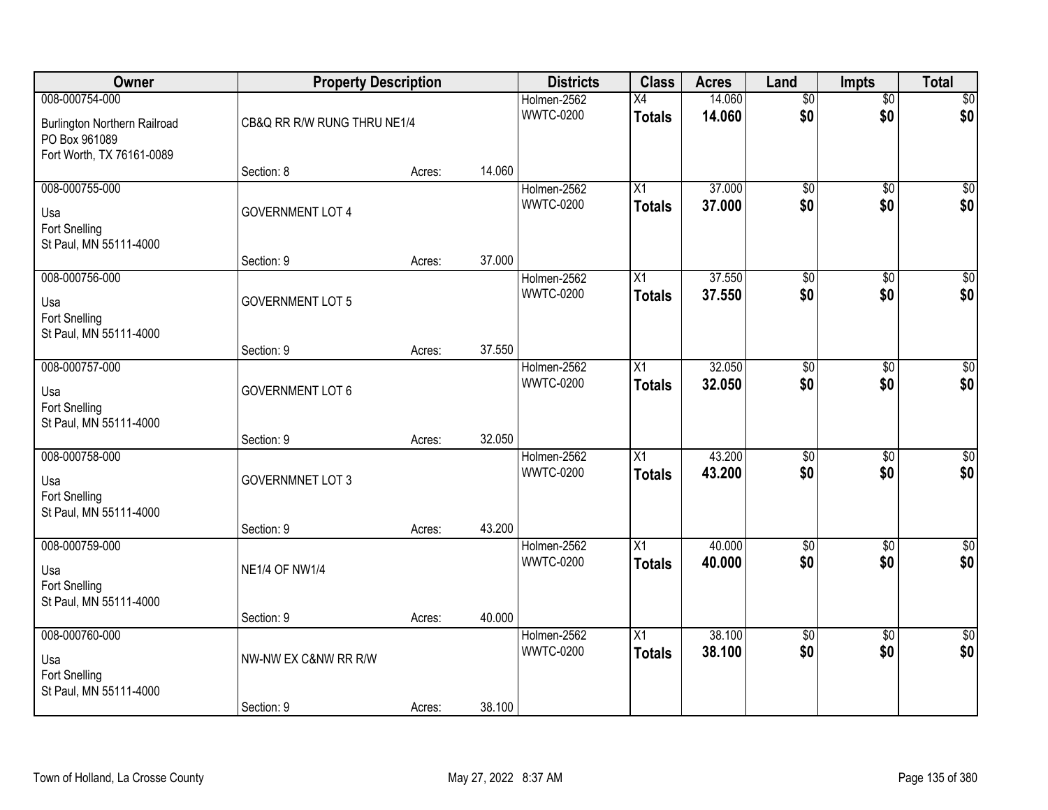| Owner | Property Description | | | Districts | Class | Acres | Land | Impts | Total |
|---|---|---|---|---|---|---|---|---|---|
| 008-000754-000<br>Burlington Northern Railroad<br>PO Box 961089<br>Fort Worth, TX 76161-0089 | CB&Q RR R/W RUNG THRU NE1/4<br>Section: 8 | Acres: | 14.060 | Holmen-2562<br>WWTC-0200 | X4<br>**Totals** | 14.060<br>**14.060** | $0<br>**$0** | $0<br>**$0** | $0<br>**$0** |
| 008-000755-000<br>Usa<br>Fort Snelling<br>St Paul, MN 55111-4000 | GOVERNMENT LOT 4<br>Section: 9 | Acres: | 37.000 | Holmen-2562<br>WWTC-0200 | X1<br>**Totals** | 37.000<br>**37.000** | $0<br>**$0** | $0<br>**$0** | $0<br>**$0** |
| 008-000756-000<br>Usa<br>Fort Snelling<br>St Paul, MN 55111-4000 | GOVERNMENT LOT 5<br>Section: 9 | Acres: | 37.550 | Holmen-2562<br>WWTC-0200 | X1<br>**Totals** | 37.550<br>**37.550** | $0<br>**$0** | $0<br>**$0** | $0<br>**$0** |
| 008-000757-000<br>Usa<br>Fort Snelling<br>St Paul, MN 55111-4000 | GOVERNMENT LOT 6<br>Section: 9 | Acres: | 32.050 | Holmen-2562<br>WWTC-0200 | X1<br>**Totals** | 32.050<br>**32.050** | $0<br>**$0** | $0<br>**$0** | $0<br>**$0** |
| 008-000758-000<br>Usa<br>Fort Snelling<br>St Paul, MN 55111-4000 | GOVERNMNET LOT 3<br>Section: 9 | Acres: | 43.200 | Holmen-2562<br>WWTC-0200 | X1<br>**Totals** | 43.200<br>**43.200** | $0<br>**$0** | $0<br>**$0** | $0<br>**$0** |
| 008-000759-000<br>Usa<br>Fort Snelling<br>St Paul, MN 55111-4000 | NE1/4 OF NW1/4<br>Section: 9 | Acres: | 40.000 | Holmen-2562<br>WWTC-0200 | X1<br>**Totals** | 40.000<br>**40.000** | $0<br>**$0** | $0<br>**$0** | $0<br>**$0** |
| 008-000760-000<br>Usa<br>Fort Snelling<br>St Paul, MN 55111-4000 | NW-NW EX C&NW RR R/W<br>Section: 9 | Acres: | 38.100 | Holmen-2562<br>WWTC-0200 | X1<br>**Totals** | 38.100<br>**38.100** | $0<br>**$0** | $0<br>**$0** | $0<br>**$0** |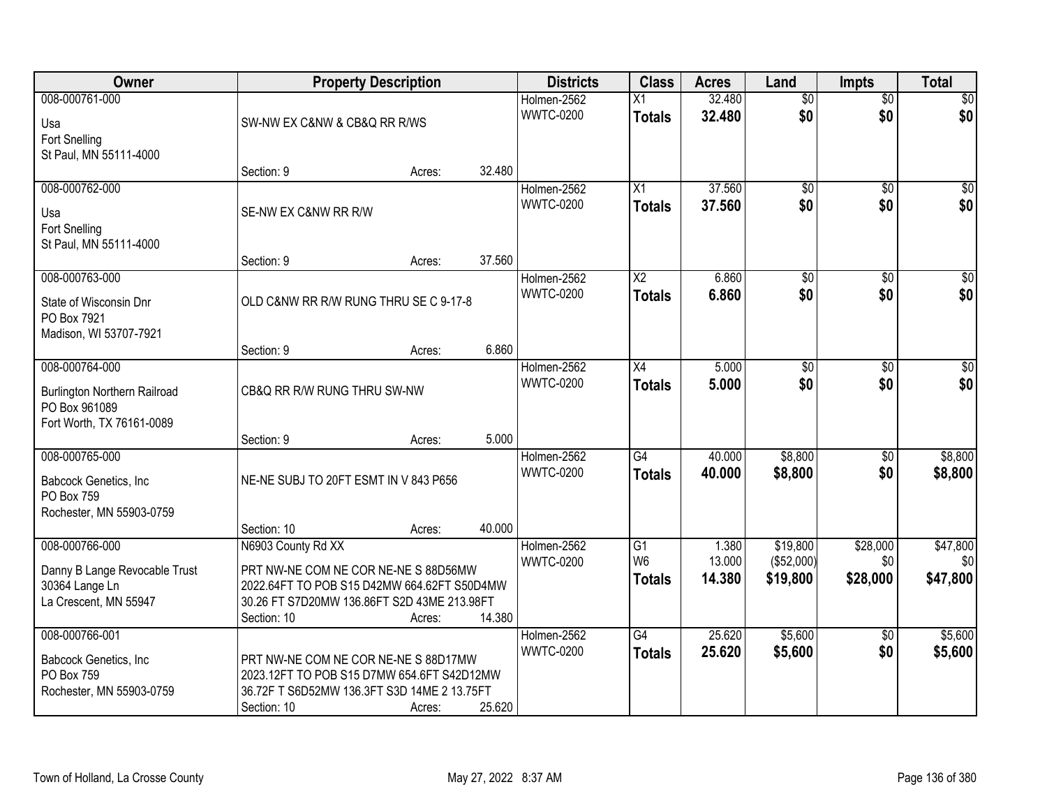| Owner | Property Description | Districts | Class | Acres | Land | Impts | Total |
|---|---|---|---|---|---|---|---|
| 008-000761-000<br>Usa<br>Fort Snelling<br>St Paul, MN 55111-4000 | SW-NW EX C&NW & CB&Q RR R/WS<br>Section: 9 Acres: 32.480 | Holmen-2562<br>WWTC-0200 | X1<br>**Totals** | 32.480<br>**32.480** | $0<br>**$0** | $0<br>**$0** | $0<br>**$0** |
| 008-000762-000<br>Usa<br>Fort Snelling<br>St Paul, MN 55111-4000 | SE-NW EX C&NW RR R/W<br>Section: 9 Acres: 37.560 | Holmen-2562<br>WWTC-0200 | X1<br>**Totals** | 37.560<br>**37.560** | $0<br>**$0** | $0<br>**$0** | $0<br>**$0** |
| 008-000763-000<br>State of Wisconsin Dnr<br>PO Box 7921<br>Madison, WI 53707-7921 | OLD C&NW RR R/W RUNG THRU SE C 9-17-8<br>Section: 9 Acres: 6.860 | Holmen-2562<br>WWTC-0200 | X2<br>**Totals** | 6.860<br>**6.860** | $0<br>**$0** | $0<br>**$0** | $0<br>**$0** |
| 008-000764-000<br>Burlington Northern Railroad<br>PO Box 961089<br>Fort Worth, TX 76161-0089 | CB&Q RR R/W RUNG THRU SW-NW<br>Section: 9 Acres: 5.000 | Holmen-2562<br>WWTC-0200 | X4<br>**Totals** | 5.000<br>**5.000** | $0<br>**$0** | $0<br>**$0** | $0<br>**$0** |
| 008-000765-000<br>Babcock Genetics, Inc<br>PO Box 759<br>Rochester, MN 55903-0759 | NE-NE SUBJ TO 20FT ESMT IN V 843 P656<br>Section: 10 Acres: 40.000 | Holmen-2562<br>WWTC-0200 | G4<br>**Totals** | 40.000<br>**40.000** | $8,800<br>**$8,800** | $0<br>**$0** | $8,800<br>**$8,800** |
| 008-000766-000<br>Danny B Lange Revocable Trust<br>30364 Lange Ln<br>La Crescent, MN 55947 | N6903 County Rd XX<br>PRT NW-NE COM NE COR NE-NE S 88D56MW 2022.64FT TO POB S15 D42MW 664.62FT S50D4MW 30.26 FT S7D20MW 136.86FT S2D 43ME 213.98FT<br>Section: 10 Acres: 14.380 | Holmen-2562<br>WWTC-0200 | G1<br>W6<br>**Totals** | 1.380<br>13.000<br>**14.380** | $19,800<br>($52,000)<br>**$19,800** | $28,000<br>$0<br>**$28,000** | $47,800<br>$0<br>**$47,800** |
| 008-000766-001<br>Babcock Genetics, Inc<br>PO Box 759<br>Rochester, MN 55903-0759 | PRT NW-NE COM NE COR NE-NE S 88D17MW 2023.12FT TO POB S15 D7MW 654.6FT S42D12MW 36.72F T S6D52MW 136.3FT S3D 14ME 2 13.75FT<br>Section: 10 Acres: 25.620 | Holmen-2562<br>WWTC-0200 | G4<br>**Totals** | 25.620<br>**25.620** | $5,600<br>**$5,600** | $0<br>**$0** | $5,600<br>**$5,600** |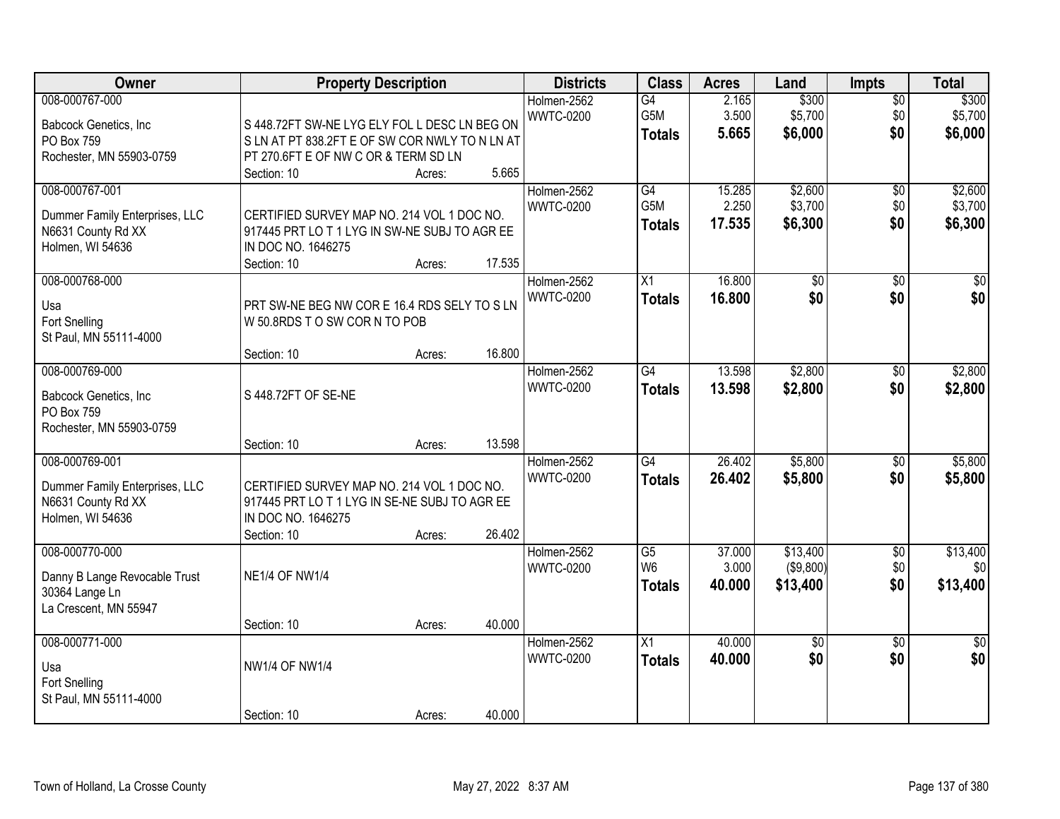| Owner | Property Description | Districts | Class | Acres | Land | Impts | Total |
|---|---|---|---|---|---|---|---|
| 008-000767-000<br>Babcock Genetics, Inc<br>PO Box 759<br>Rochester, MN 55903-0759 | S 448.72FT SW-NE LYG ELY FOL L DESC LN BEG ON S LN AT PT 838.2FT E OF SW COR NWLY TO N LN AT PT 270.6FT E OF NW C OR & TERM SD LN<br>Section: 10 Acres: 5.665 | Holmen-2562<br>WWTC-0200 | G4<br>G5M<br>**Totals** | 2.165<br>3.500<br>**5.665** | $300<br>$5,700<br>**$6,000** | $0<br>$0<br>**$0** | $300<br>$5,700<br>**$6,000** |
| 008-000767-001<br>Dummer Family Enterprises, LLC<br>N6631 County Rd XX<br>Holmen, WI 54636 | CERTIFIED SURVEY MAP NO. 214 VOL 1 DOC NO. 917445 PRT LO T 1 LYG IN SW-NE SUBJ TO AGR EE IN DOC NO. 1646275<br>Section: 10 Acres: 17.535 | Holmen-2562<br>WWTC-0200 | G4<br>G5M<br>**Totals** | 15.285<br>2.250<br>**17.535** | $2,600<br>$3,700<br>**$6,300** | $0<br>$0<br>**$0** | $2,600<br>$3,700<br>**$6,300** |
| 008-000768-000<br>Usa<br>Fort Snelling<br>St Paul, MN 55111-4000 | PRT SW-NE BEG NW COR E 16.4 RDS SELY TO S LN W 50.8RDS T O SW COR N TO POB<br>Section: 10 Acres: 16.800 | Holmen-2562<br>WWTC-0200 | X1<br>**Totals** | 16.800<br>**16.800** | $0<br>**$0** | $0<br>**$0** | $0<br>**$0** |
| 008-000769-000<br>Babcock Genetics, Inc<br>PO Box 759<br>Rochester, MN 55903-0759 | S 448.72FT OF SE-NE<br>Section: 10 Acres: 13.598 | Holmen-2562<br>WWTC-0200 | G4<br>**Totals** | 13.598<br>**13.598** | $2,800<br>**$2,800** | $0<br>**$0** | $2,800<br>**$2,800** |
| 008-000769-001<br>Dummer Family Enterprises, LLC<br>N6631 County Rd XX<br>Holmen, WI 54636 | CERTIFIED SURVEY MAP NO. 214 VOL 1 DOC NO. 917445 PRT LO T 1 LYG IN SE-NE SUBJ TO AGR EE IN DOC NO. 1646275<br>Section: 10 Acres: 26.402 | Holmen-2562<br>WWTC-0200 | G4<br>**Totals** | 26.402<br>**26.402** | $5,800<br>**$5,800** | $0<br>**$0** | $5,800<br>**$5,800** |
| 008-000770-000<br>Danny B Lange Revocable Trust<br>30364 Lange Ln<br>La Crescent, MN 55947 | NE1/4 OF NW1/4<br>Section: 10 Acres: 40.000 | Holmen-2562<br>WWTC-0200 | G5<br>W6<br>**Totals** | 37.000<br>3.000<br>**40.000** | $13,400<br>($9,800)<br>**$13,400** | $0<br>$0<br>**$0** | $13,400<br>$0<br>**$13,400** |
| 008-000771-000<br>Usa<br>Fort Snelling<br>St Paul, MN 55111-4000 | NW1/4 OF NW1/4<br>Section: 10 Acres: 40.000 | Holmen-2562<br>WWTC-0200 | X1<br>**Totals** | 40.000<br>**40.000** | $0<br>**$0** | $0<br>**$0** | $0<br>**$0** |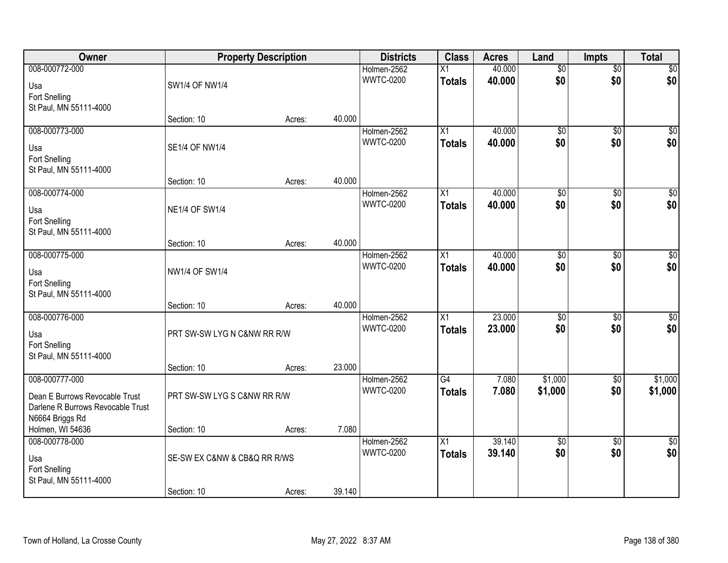| Owner | Property Description | | | Districts | Class | Acres | Land | Impts | Total |
|---|---|---|---|---|---|---|---|---|---|
| 008-000772-000<br>Usa<br>Fort Snelling<br>St Paul, MN 55111-4000 | SW1/4 OF NW1/4<br>Section: 10 | Acres: | 40.000 | Holmen-2562<br>WWTC-0200 | X1<br>**Totals** | 40.000<br>**40.000** | $0<br>**$0** | $0<br>**$0** | $0<br>**$0** |
| 008-000773-000<br>Usa<br>Fort Snelling<br>St Paul, MN 55111-4000 | SE1/4 OF NW1/4<br>Section: 10 | Acres: | 40.000 | Holmen-2562<br>WWTC-0200 | X1<br>**Totals** | 40.000<br>**40.000** | $0<br>**$0** | $0<br>**$0** | $0<br>**$0** |
| 008-000774-000<br>Usa<br>Fort Snelling<br>St Paul, MN 55111-4000 | NE1/4 OF SW1/4<br>Section: 10 | Acres: | 40.000 | Holmen-2562<br>WWTC-0200 | X1<br>**Totals** | 40.000<br>**40.000** | $0<br>**$0** | $0<br>**$0** | $0<br>**$0** |
| 008-000775-000<br>Usa<br>Fort Snelling<br>St Paul, MN 55111-4000 | NW1/4 OF SW1/4<br>Section: 10 | Acres: | 40.000 | Holmen-2562<br>WWTC-0200 | X1<br>**Totals** | 40.000<br>**40.000** | $0<br>**$0** | $0<br>**$0** | $0<br>**$0** |
| 008-000776-000<br>Usa<br>Fort Snelling<br>St Paul, MN 55111-4000 | PRT SW-SW LYG N C&NW RR R/W<br>Section: 10 | Acres: | 23.000 | Holmen-2562<br>WWTC-0200 | X1<br>**Totals** | 23.000<br>**23.000** | $0<br>**$0** | $0<br>**$0** | $0<br>**$0** |
| 008-000777-000<br>Dean E Burrows Revocable Trust<br>Darlene R Burrows Revocable Trust<br>N6664 Briggs Rd<br>Holmen, WI 54636 | PRT SW-SW LYG S C&NW RR R/W<br>Section: 10 | Acres: | 7.080 | Holmen-2562<br>WWTC-0200 | G4<br>**Totals** | 7.080<br>**7.080** | $1,000<br>**$1,000** | $0<br>**$0** | $1,000<br>**$1,000** |
| 008-000778-000<br>Usa<br>Fort Snelling<br>St Paul, MN 55111-4000 | SE-SW EX C&NW & CB&Q RR R/WS<br>Section: 10 | Acres: | 39.140 | Holmen-2562<br>WWTC-0200 | X1<br>**Totals** | 39.140<br>**39.140** | $0<br>**$0** | $0<br>**$0** | $0<br>**$0** |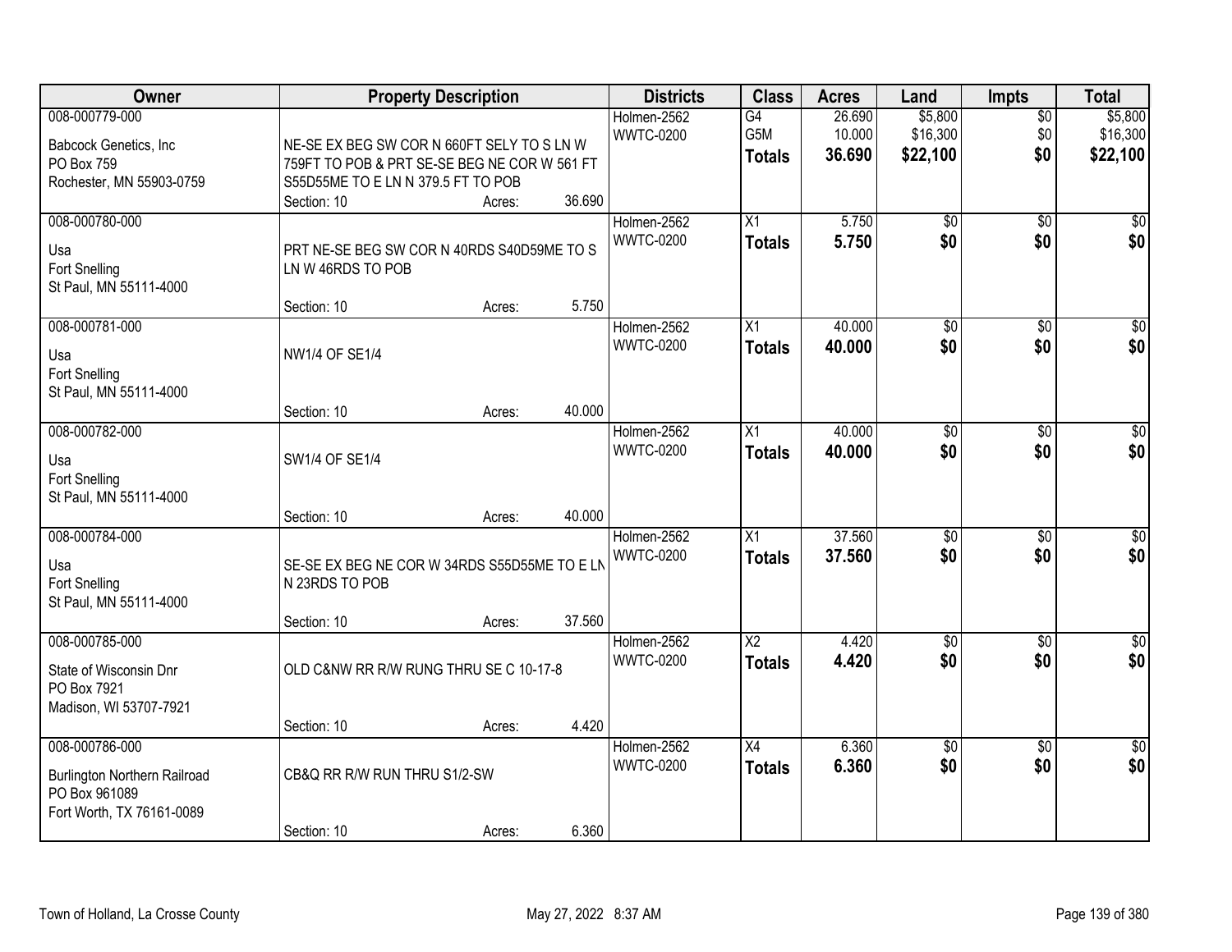| Owner | Property Description | Districts | Class | Acres | Land | Impts | Total |
|---|---|---|---|---|---|---|---|
| 008-000779-000<br>Babcock Genetics, Inc<br>PO Box 759<br>Rochester, MN 55903-0759 | NE-SE EX BEG SW COR N 660FT SELY TO S LN W 759FT TO POB & PRT SE-SE BEG NE COR W 561 FT S55D55ME TO E LN N 379.5 FT TO POB<br>Section: 10 Acres: 36.690 | Holmen-2562<br>WWTC-0200 | G4<br>G5M<br>**Totals** | 26.690<br>10.000<br>**36.690** | $5,800<br>$16,300<br>**$22,100** | $0<br>$0<br>**$0** | $5,800<br>$16,300<br>**$22,100** |
| 008-000780-000<br>Usa<br>Fort Snelling<br>St Paul, MN 55111-4000 | PRT NE-SE BEG SW COR N 40RDS S40D59ME TO S LN W 46RDS TO POB<br>Section: 10 Acres: 5.750 | Holmen-2562<br>WWTC-0200 | X1<br>**Totals** | 5.750<br>**5.750** | $0<br>**$0** | $0<br>**$0** | $0<br>**$0** |
| 008-000781-000<br>Usa<br>Fort Snelling<br>St Paul, MN 55111-4000 | NW1/4 OF SE1/4<br>Section: 10 Acres: 40.000 | Holmen-2562<br>WWTC-0200 | X1<br>**Totals** | 40.000<br>**40.000** | $0<br>**$0** | $0<br>**$0** | $0<br>**$0** |
| 008-000782-000<br>Usa<br>Fort Snelling<br>St Paul, MN 55111-4000 | SW1/4 OF SE1/4<br>Section: 10 Acres: 40.000 | Holmen-2562<br>WWTC-0200 | X1<br>**Totals** | 40.000<br>**40.000** | $0<br>**$0** | $0<br>**$0** | $0<br>**$0** |
| 008-000784-000<br>Usa<br>Fort Snelling<br>St Paul, MN 55111-4000 | SE-SE EX BEG NE COR W 34RDS S55D55ME TO E LN N 23RDS TO POB<br>Section: 10 Acres: 37.560 | Holmen-2562<br>WWTC-0200 | X1<br>**Totals** | 37.560<br>**37.560** | $0<br>**$0** | $0<br>**$0** | $0<br>**$0** |
| 008-000785-000<br>State of Wisconsin Dnr<br>PO Box 7921<br>Madison, WI 53707-7921 | OLD C&NW RR R/W RUNG THRU SE C 10-17-8<br>Section: 10 Acres: 4.420 | Holmen-2562<br>WWTC-0200 | X2<br>**Totals** | 4.420<br>**4.420** | $0<br>**$0** | $0<br>**$0** | $0<br>**$0** |
| 008-000786-000<br>Burlington Northern Railroad<br>PO Box 961089<br>Fort Worth, TX 76161-0089 | CB&Q RR R/W RUN THRU S1/2-SW<br>Section: 10 Acres: 6.360 | Holmen-2562<br>WWTC-0200 | X4<br>**Totals** | 6.360<br>**6.360** | $0<br>**$0** | $0<br>**$0** | $0<br>**$0** |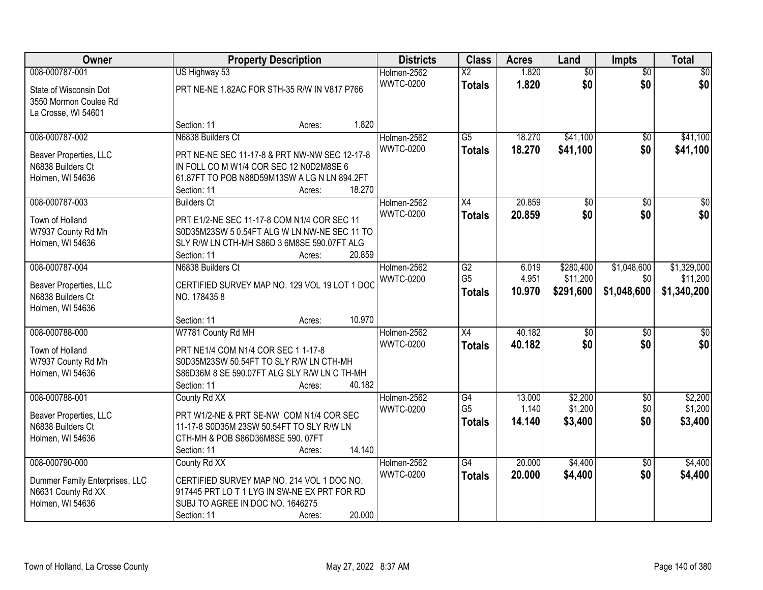| Owner | Property Description | Districts | Class | Acres | Land | Impts | Total |
|---|---|---|---|---|---|---|---|
| 008-000787-001<br>State of Wisconsin Dot<br>3550 Mormon Coulee Rd<br>La Crosse, WI 54601 | US Highway 53<br>PRT NE-NE 1.82AC FOR STH-35 R/W IN V817 P766<br>Section: 11 Acres: 1.820 | Holmen-2562<br>WWTC-0200 | X2<br>**Totals** | 1.820<br>**1.820** | $0<br>**$0** | $0<br>**$0** | $0<br>**$0** |
| 008-000787-002<br>Beaver Properties, LLC<br>N6838 Builders Ct<br>Holmen, WI 54636 | N6838 Builders Ct<br>PRT NE-NE SEC 11-17-8 & PRT NW-NW SEC 12-17-8 IN FOLL CO M W1/4 COR SEC 12 N0D2M8SE 6 61.87FT TO POB N88D59M13SW A LG N LN 894.2FT<br>Section: 11 Acres: 18.270 | Holmen-2562<br>WWTC-0200 | G5<br>**Totals** | 18.270<br>**18.270** | $41,100<br>**$41,100** | $0<br>**$0** | $41,100<br>**$41,100** |
| 008-000787-003<br>Town of Holland<br>W7937 County Rd Mh<br>Holmen, WI 54636 | Builders Ct<br>PRT E1/2-NE SEC 11-17-8 COM N1/4 COR SEC 11 S0D35M23SW 5 0.54FT ALG W LN NW-NE SEC 11 TO SLY R/W LN CTH-MH S86D 3 6M8SE 590.07FT ALG<br>Section: 11 Acres: 20.859 | Holmen-2562<br>WWTC-0200 | X4<br>**Totals** | 20.859<br>**20.859** | $0<br>**$0** | $0<br>**$0** | $0<br>**$0** |
| 008-000787-004<br>Beaver Properties, LLC<br>N6838 Builders Ct<br>Holmen, WI 54636 | N6838 Builders Ct<br>CERTIFIED SURVEY MAP NO. 129 VOL 19 LOT 1 DOC NO. 178435 8<br>Section: 11 Acres: 10.970 | Holmen-2562<br>WWTC-0200 | G2<br>G5<br>**Totals** | 6.019<br>4.951<br>**10.970** | $280,400<br>$11,200<br>**$291,600** | $1,048,600<br>$0<br>**$1,048,600** | $1,329,000<br>$11,200<br>**$1,340,200** |
| 008-000788-000<br>Town of Holland<br>W7937 County Rd Mh<br>Holmen, WI 54636 | W7781 County Rd MH<br>PRT NE1/4 COM N1/4 COR SEC 1 1-17-8 S0D35M23SW 50.54FT TO SLY R/W LN CTH-MH S86D36M 8 SE 590.07FT ALG SLY R/W LN C TH-MH<br>Section: 11 Acres: 40.182 | Holmen-2562<br>WWTC-0200 | X4<br>**Totals** | 40.182<br>**40.182** | $0<br>**$0** | $0<br>**$0** | $0<br>**$0** |
| 008-000788-001<br>Beaver Properties, LLC<br>N6838 Builders Ct<br>Holmen, WI 54636 | County Rd XX<br>PRT W1/2-NE & PRT SE-NW COM N1/4 COR SEC 11-17-8 S0D35M 23SW 50.54FT TO SLY R/W LN CTH-MH & POB S86D36M8SE 590. 07FT<br>Section: 11 Acres: 14.140 | Holmen-2562<br>WWTC-0200 | G4<br>G5<br>**Totals** | 13.000<br>1.140<br>**14.140** | $2,200<br>$1,200<br>**$3,400** | $0<br>$0<br>**$0** | $2,200<br>$1,200<br>**$3,400** |
| 008-000790-000<br>Dummer Family Enterprises, LLC<br>N6631 County Rd XX<br>Holmen, WI 54636 | County Rd XX<br>CERTIFIED SURVEY MAP NO. 214 VOL 1 DOC NO. 917445 PRT LO T 1 LYG IN SW-NE EX PRT FOR RD SUBJ TO AGREE IN DOC NO. 1646275<br>Section: 11 Acres: 20.000 | Holmen-2562<br>WWTC-0200 | G4<br>**Totals** | 20.000<br>**20.000** | $4,400<br>**$4,400** | $0<br>**$0** | $4,400<br>**$4,400** |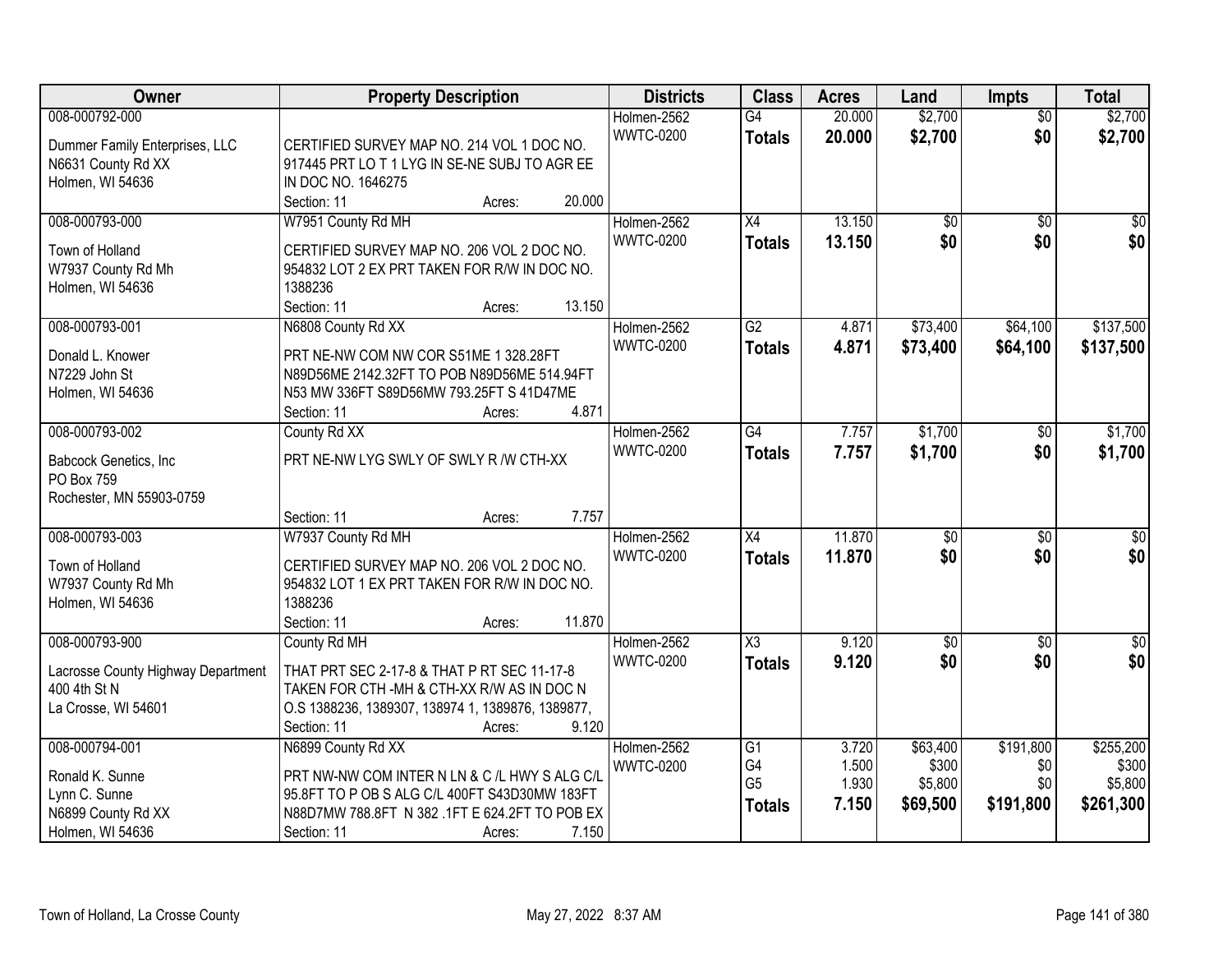| Owner | Property Description | Districts | Class | Acres | Land | Impts | Total |
|---|---|---|---|---|---|---|---|
| 008-000792-000<br>Dummer Family Enterprises, LLC<br>N6631 County Rd XX<br>Holmen, WI 54636 | CERTIFIED SURVEY MAP NO. 214 VOL 1 DOC NO. 917445 PRT LO T 1 LYG IN SE-NE SUBJ TO AGR EE IN DOC NO. 1646275<br>Section: 11 Acres: 20.000 | Holmen-2562<br>WWTC-0200 | G4<br>**Totals** | 20.000<br>**20.000** | $2,700<br>**$2,700** | $0<br>**$0** | $2,700<br>**$2,700** |
| 008-000793-000<br>Town of Holland<br>W7937 County Rd Mh<br>Holmen, WI 54636 | W7951 County Rd MH<br>CERTIFIED SURVEY MAP NO. 206 VOL 2 DOC NO. 954832 LOT 2 EX PRT TAKEN FOR R/W IN DOC NO. 1388236<br>Section: 11 Acres: 13.150 | Holmen-2562<br>WWTC-0200 | X4<br>**Totals** | 13.150<br>**13.150** | $0<br>**$0** | $0<br>**$0** | $0<br>**$0** |
| 008-000793-001<br>Donald L. Knower<br>N7229 John St<br>Holmen, WI 54636 | N6808 County Rd XX<br>PRT NE-NW COM NW COR S51ME 1 328.28FT N89D56ME 2142.32FT TO POB N89D56ME 514.94FT N53 MW 336FT S89D56MW 793.25FT S 41D47ME<br>Section: 11 Acres: 4.871 | Holmen-2562<br>WWTC-0200 | G2<br>**Totals** | 4.871<br>**4.871** | $73,400<br>**$73,400** | $64,100<br>**$64,100** | $137,500<br>**$137,500** |
| 008-000793-002<br>Babcock Genetics, Inc<br>PO Box 759<br>Rochester, MN 55903-0759 | County Rd XX<br>PRT NE-NW LYG SWLY OF SWLY R /W CTH-XX<br>Section: 11 Acres: 7.757 | Holmen-2562<br>WWTC-0200 | G4<br>**Totals** | 7.757<br>**7.757** | $1,700<br>**$1,700** | $0<br>**$0** | $1,700<br>**$1,700** |
| 008-000793-003<br>Town of Holland<br>W7937 County Rd Mh<br>Holmen, WI 54636 | W7937 County Rd MH<br>CERTIFIED SURVEY MAP NO. 206 VOL 2 DOC NO. 954832 LOT 1 EX PRT TAKEN FOR R/W IN DOC NO. 1388236<br>Section: 11 Acres: 11.870 | Holmen-2562<br>WWTC-0200 | X4<br>**Totals** | 11.870<br>**11.870** | $0<br>**$0** | $0<br>**$0** | $0<br>**$0** |
| 008-000793-900<br>Lacrosse County Highway Department<br>400 4th St N<br>La Crosse, WI 54601 | County Rd MH<br>THAT PRT SEC 2-17-8 & THAT P RT SEC 11-17-8 TAKEN FOR CTH -MH & CTH-XX R/W AS IN DOC N O.S 1388236, 1389307, 138974 1, 1389876, 1389877,<br>Section: 11 Acres: 9.120 | Holmen-2562<br>WWTC-0200 | X3<br>**Totals** | 9.120<br>**9.120** | $0<br>**$0** | $0<br>**$0** | $0<br>**$0** |
| 008-000794-001<br>Ronald K. Sunne<br>Lynn C. Sunne<br>N6899 County Rd XX<br>Holmen, WI 54636 | N6899 County Rd XX<br>PRT NW-NW COM INTER N LN & C /L HWY S ALG C/L 95.8FT TO P OB S ALG C/L 400FT S43D30MW 183FT N88D7MW 788.8FT N 382 .1FT E 624.2FT TO POB EX<br>Section: 11 Acres: 7.150 | Holmen-2562<br>WWTC-0200 | G1<br>G4<br>G5<br>**Totals** | 3.720<br>1.500<br>1.930<br>**7.150** | $63,400<br>$300<br>$5,800<br>**$69,500** | $191,800<br>$0<br>$0<br>**$191,800** | $255,200<br>$300<br>$5,800<br>**$261,300** |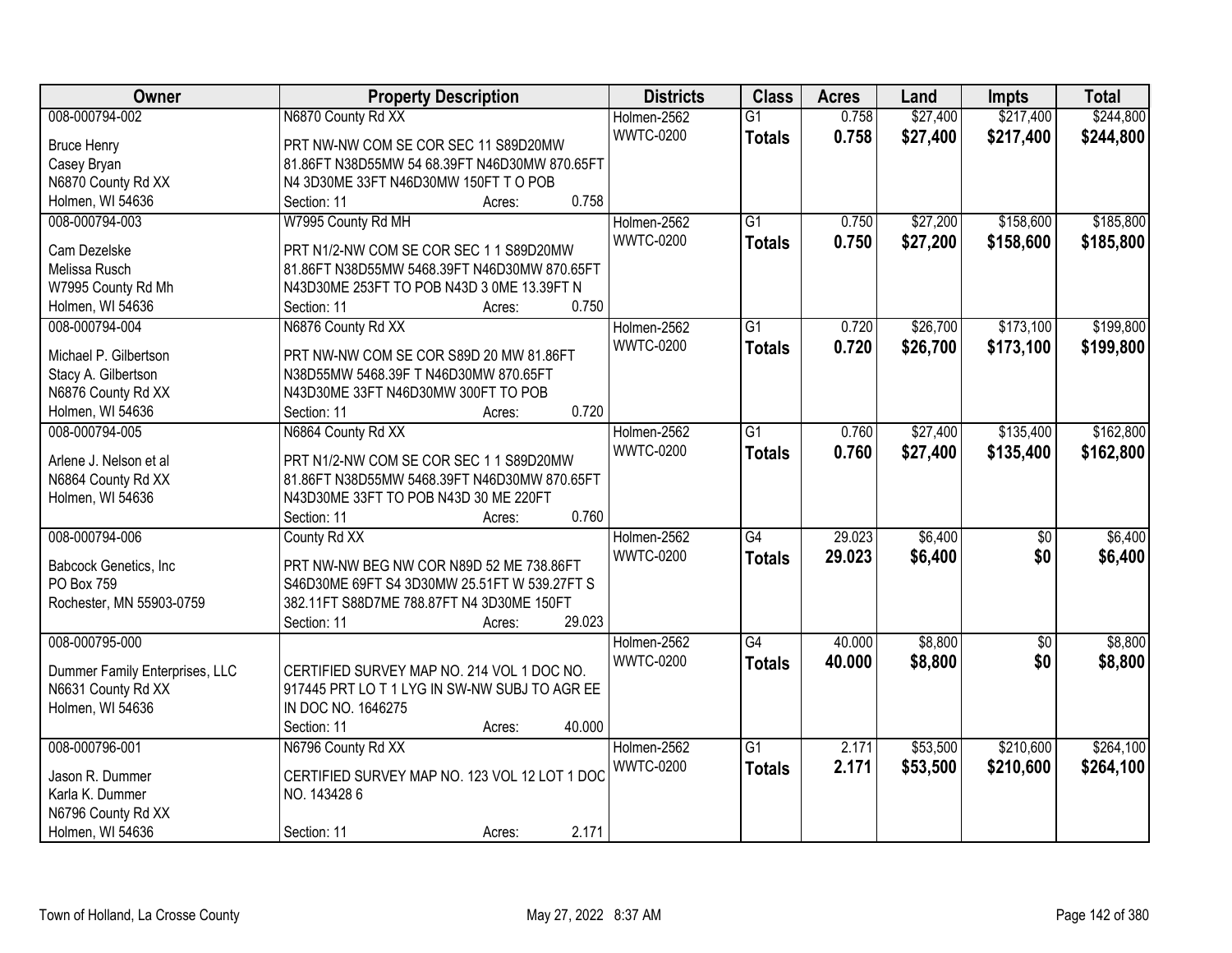| Owner | Property Description | Districts | Class | Acres | Land | Impts | Total |
|---|---|---|---|---|---|---|---|
| 008-000794-002<br>Bruce Henry<br>Casey Bryan<br>N6870 County Rd XX<br>Holmen, WI 54636 | N6870 County Rd XX<br>PRT NW-NW COM SE COR SEC 11 S89D20MW 81.86FT N38D55MW 54 68.39FT N46D30MW 870.65FT N4 3D30ME 33FT N46D30MW 150FT T O POB<br>Section: 11 Acres: 0.758 | Holmen-2562<br>WWTC-0200 | G1<br>**Totals** | 0.758<br>**0.758** | $27,400<br>**$27,400** | $217,400<br>**$217,400** | $244,800<br>**$244,800** |
| 008-000794-003<br>Cam Dezelske<br>Melissa Rusch<br>W7995 County Rd Mh<br>Holmen, WI 54636 | W7995 County Rd MH<br>PRT N1/2-NW COM SE COR SEC 1 1 S89D20MW 81.86FT N38D55MW 5468.39FT N46D30MW 870.65FT N43D30ME 253FT TO POB N43D 3 0ME 13.39FT N<br>Section: 11 Acres: 0.750 | Holmen-2562<br>WWTC-0200 | G1<br>**Totals** | 0.750<br>**0.750** | $27,200<br>**$27,200** | $158,600<br>**$158,600** | $185,800<br>**$185,800** |
| 008-000794-004<br>Michael P. Gilbertson<br>Stacy A. Gilbertson<br>N6876 County Rd XX<br>Holmen, WI 54636 | N6876 County Rd XX<br>PRT NW-NW COM SE COR S89D 20 MW 81.86FT N38D55MW 5468.39F T N46D30MW 870.65FT N43D30ME 33FT N46D30MW 300FT TO POB<br>Section: 11 Acres: 0.720 | Holmen-2562<br>WWTC-0200 | G1<br>**Totals** | 0.720<br>**0.720** | $26,700<br>**$26,700** | $173,100<br>**$173,100** | $199,800<br>**$199,800** |
| 008-000794-005<br>Arlene J. Nelson et al<br>N6864 County Rd XX<br>Holmen, WI 54636 | N6864 County Rd XX<br>PRT N1/2-NW COM SE COR SEC 1 1 S89D20MW 81.86FT N38D55MW 5468.39FT N46D30MW 870.65FT N43D30ME 33FT TO POB N43D 30 ME 220FT<br>Section: 11 Acres: 0.760 | Holmen-2562<br>WWTC-0200 | G1<br>**Totals** | 0.760<br>**0.760** | $27,400<br>**$27,400** | $135,400<br>**$135,400** | $162,800<br>**$162,800** |
| 008-000794-006<br>Babcock Genetics, Inc<br>PO Box 759<br>Rochester, MN 55903-0759 | County Rd XX<br>PRT NW-NW BEG NW COR N89D 52 ME 738.86FT S46D30ME 69FT S4 3D30MW 25.51FT W 539.27FT S 382.11FT S88D7ME 788.87FT N4 3D30ME 150FT<br>Section: 11 Acres: 29.023 | Holmen-2562<br>WWTC-0200 | G4<br>**Totals** | 29.023<br>**29.023** | $6,400<br>**$6,400** | $0<br>**$0** | $6,400<br>**$6,400** |
| 008-000795-000<br>Dummer Family Enterprises, LLC<br>N6631 County Rd XX<br>Holmen, WI 54636 | CERTIFIED SURVEY MAP NO. 214 VOL 1 DOC NO. 917445 PRT LO T 1 LYG IN SW-NW SUBJ TO AGR EE IN DOC NO. 1646275<br>Section: 11 Acres: 40.000 | Holmen-2562<br>WWTC-0200 | G4<br>**Totals** | 40.000<br>**40.000** | $8,800<br>**$8,800** | $0<br>**$0** | $8,800<br>**$8,800** |
| 008-000796-001<br>Jason R. Dummer<br>Karla K. Dummer<br>N6796 County Rd XX<br>Holmen, WI 54636 | N6796 County Rd XX<br>CERTIFIED SURVEY MAP NO. 123 VOL 12 LOT 1 DOC NO. 143428 6<br>Section: 11 Acres: 2.171 | Holmen-2562<br>WWTC-0200 | G1<br>**Totals** | 2.171<br>**2.171** | $53,500<br>**$53,500** | $210,600<br>**$210,600** | $264,100<br>**$264,100** |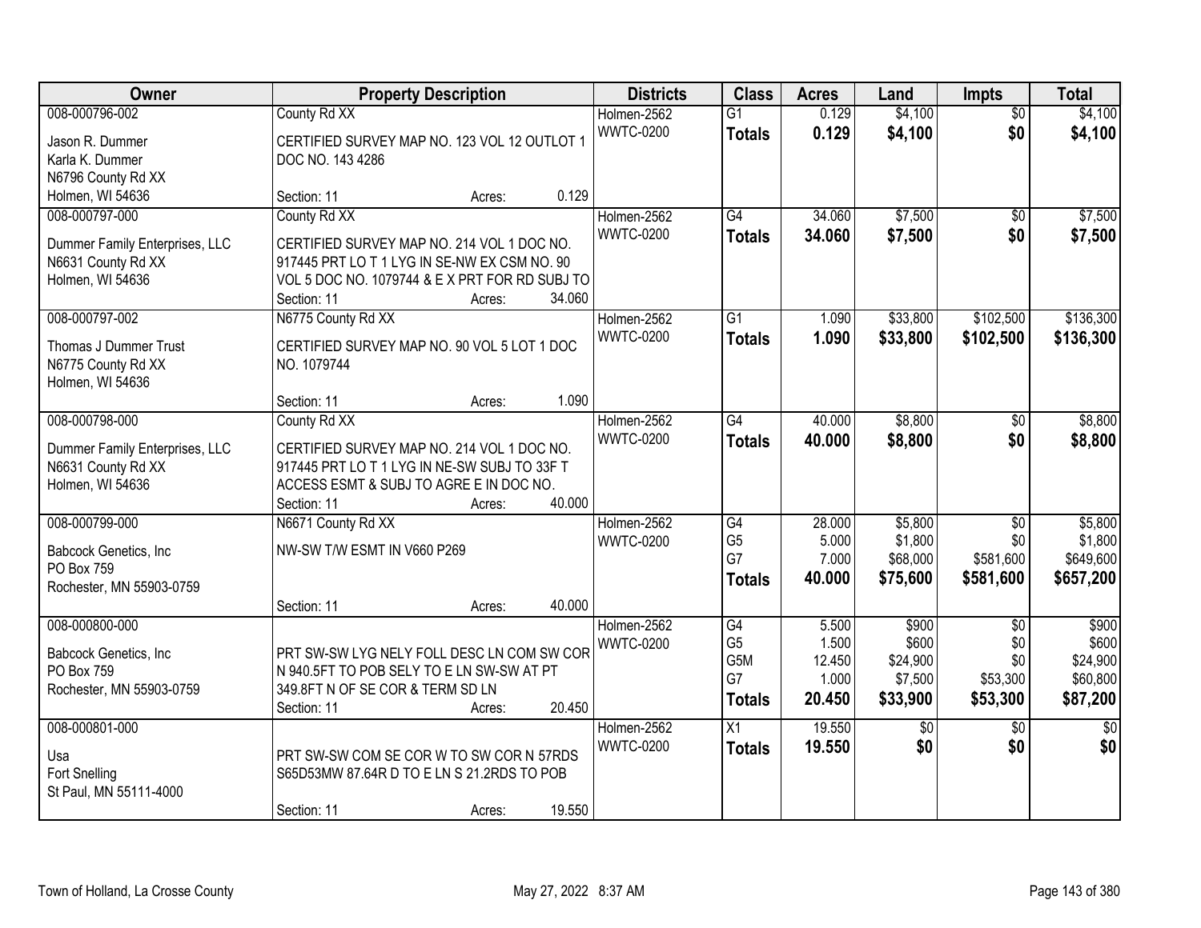| Owner | Property Description | Districts | Class | Acres | Land | Impts | Total |
|---|---|---|---|---|---|---|---|
| 008-000796-002<br>Jason R. Dummer<br>Karla K. Dummer<br>N6796 County Rd XX<br>Holmen, WI 54636 | County Rd XX<br>CERTIFIED SURVEY MAP NO. 123 VOL 12 OUTLOT 1 DOC NO. 143 4286<br>Section: 11 Acres: 0.129 | Holmen-2562<br>WWTC-0200 | G1<br>**Totals** | 0.129<br>**0.129** | $4,100<br>**$4,100** | $0<br>**$0** | $4,100<br>**$4,100** |
| 008-000797-000<br>Dummer Family Enterprises, LLC<br>N6631 County Rd XX<br>Holmen, WI 54636 | County Rd XX<br>CERTIFIED SURVEY MAP NO. 214 VOL 1 DOC NO. 917445 PRT LO T 1 LYG IN SE-NW EX CSM NO. 90 VOL 5 DOC NO. 1079744 & E X PRT FOR RD SUBJ TO<br>Section: 11 Acres: 34.060 | Holmen-2562<br>WWTC-0200 | G4<br>**Totals** | 34.060<br>**34.060** | $7,500<br>**$7,500** | $0<br>**$0** | $7,500<br>**$7,500** |
| 008-000797-002<br>Thomas J Dummer Trust<br>N6775 County Rd XX<br>Holmen, WI 54636 | N6775 County Rd XX<br>CERTIFIED SURVEY MAP NO. 90 VOL 5 LOT 1 DOC NO. 1079744<br>Section: 11 Acres: 1.090 | Holmen-2562<br>WWTC-0200 | G1<br>**Totals** | 1.090<br>**1.090** | $33,800<br>**$33,800** | $102,500<br>**$102,500** | $136,300<br>**$136,300** |
| 008-000798-000<br>Dummer Family Enterprises, LLC<br>N6631 County Rd XX<br>Holmen, WI 54636 | County Rd XX<br>CERTIFIED SURVEY MAP NO. 214 VOL 1 DOC NO. 917445 PRT LO T 1 LYG IN NE-SW SUBJ TO 33F T ACCESS ESMT & SUBJ TO AGRE E IN DOC NO.<br>Section: 11 Acres: 40.000 | Holmen-2562<br>WWTC-0200 | G4<br>**Totals** | 40.000<br>**40.000** | $8,800<br>**$8,800** | $0<br>**$0** | $8,800<br>**$8,800** |
| 008-000799-000<br>Babcock Genetics, Inc<br>PO Box 759<br>Rochester, MN 55903-0759 | N6671 County Rd XX<br>NW-SW T/W ESMT IN V660 P269<br>Section: 11 Acres: 40.000 | Holmen-2562<br>WWTC-0200 | G4<br>G5<br>G7<br>**Totals** | 28.000<br>5.000<br>7.000<br>**40.000** | $5,800<br>$1,800<br>$68,000<br>**$75,600** | $0<br>$0<br>$581,600<br>**$581,600** | $5,800<br>$1,800<br>$649,600<br>**$657,200** |
| 008-000800-000<br>Babcock Genetics, Inc<br>PO Box 759<br>Rochester, MN 55903-0759 | PRT SW-SW LYG NELY FOLL DESC LN COM SW COR N 940.5FT TO POB SELY TO E LN SW-SW AT PT 349.8FT N OF SE COR & TERM SD LN<br>Section: 11 Acres: 20.450 | Holmen-2562<br>WWTC-0200 | G4<br>G5<br>G5M<br>G7<br>**Totals** | 5.500<br>1.500<br>12.450<br>1.000<br>**20.450** | $900<br>$600<br>$24,900<br>$7,500<br>**$33,900** | $0<br>$0<br>$0<br>$53,300<br>**$53,300** | $900<br>$600<br>$24,900<br>$60,800<br>**$87,200** |
| 008-000801-000<br>Usa<br>Fort Snelling<br>St Paul, MN 55111-4000 | PRT SW-SW COM SE COR W TO SW COR N 57RDS S65D53MW 87.64R D TO E LN S 21.2RDS TO POB<br>Section: 11 Acres: 19.550 | Holmen-2562<br>WWTC-0200 | X1<br>**Totals** | 19.550<br>**19.550** | $0<br>**$0** | $0<br>**$0** | $0<br>**$0** |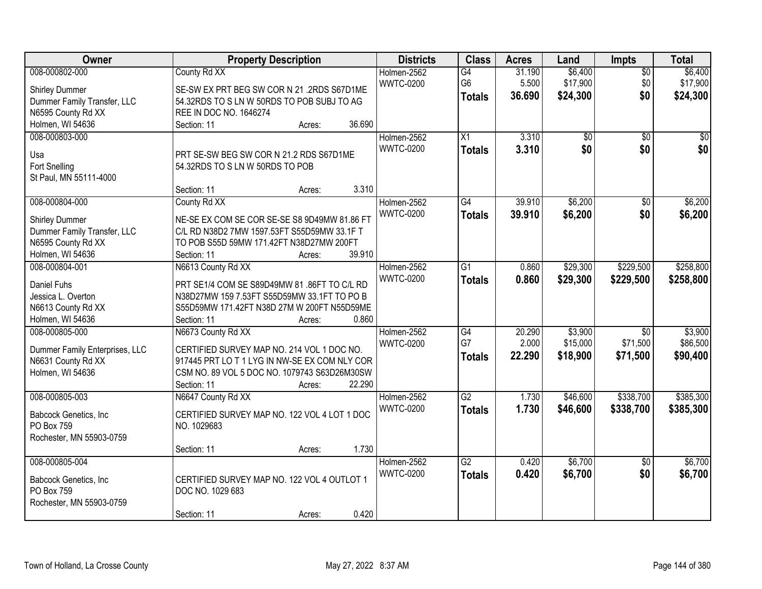| Owner | Property Description | Districts | Class | Acres | Land | Impts | Total |
|---|---|---|---|---|---|---|---|
| 008-000802-000<br>Shirley Dummer<br>Dummer Family Transfer, LLC<br>N6595 County Rd XX<br>Holmen, WI 54636 | County Rd XX<br>SE-SW EX PRT BEG SW COR N 21 .2RDS S67D1ME 54.32RDS TO S LN W 50RDS TO POB SUBJ TO AG REE IN DOC NO. 1646274<br>Section: 11 Acres: 36.690 | Holmen-2562<br>WWTC-0200 | G4<br>G6<br>**Totals** | 31.190<br>5.500<br>**36.690** | $6,400<br>$17,900<br>**$24,300** | $0<br>$0<br>**$0** | $6,400<br>$17,900<br>**$24,300** |
| 008-000803-000<br>Usa<br>Fort Snelling<br>St Paul, MN 55111-4000 | PRT SE-SW BEG SW COR N 21.2 RDS S67D1ME 54.32RDS TO S LN W 50RDS TO POB<br>Section: 11 Acres: 3.310 | Holmen-2562<br>WWTC-0200 | X1<br>**Totals** | 3.310<br>**3.310** | $0<br>**$0** | $0<br>**$0** | $0<br>**$0** |
| 008-000804-000<br>Shirley Dummer<br>Dummer Family Transfer, LLC<br>N6595 County Rd XX<br>Holmen, WI 54636 | County Rd XX<br>NE-SE EX COM SE COR SE-SE S8 9D49MW 81.86 FT C/L RD N38D2 7MW 1597.53FT S55D59MW 33.1F T TO POB S55D 59MW 171.42FT N38D27MW 200FT<br>Section: 11 Acres: 39.910 | Holmen-2562<br>WWTC-0200 | G4<br>**Totals** | 39.910<br>**39.910** | $6,200<br>**$6,200** | $0<br>**$0** | $6,200<br>**$6,200** |
| 008-000804-001<br>Daniel Fuhs<br>Jessica L. Overton<br>N6613 County Rd XX<br>Holmen, WI 54636 | N6613 County Rd XX<br>PRT SE1/4 COM SE S89D49MW 81 .86FT TO C/L RD N38D27MW 159 7.53FT S55D59MW 33.1FT TO PO B S55D59MW 171.42FT N38D 27M W 200FT N55D59ME<br>Section: 11 Acres: 0.860 | Holmen-2562<br>WWTC-0200 | G1<br>**Totals** | 0.860<br>**0.860** | $29,300<br>**$29,300** | $229,500<br>**$229,500** | $258,800<br>**$258,800** |
| 008-000805-000<br>Dummer Family Enterprises, LLC<br>N6631 County Rd XX<br>Holmen, WI 54636 | N6673 County Rd XX<br>CERTIFIED SURVEY MAP NO. 214 VOL 1 DOC NO. 917445 PRT LO T 1 LYG IN NW-SE EX COM NLY COR CSM NO. 89 VOL 5 DOC NO. 1079743 S63D26M30SW<br>Section: 11 Acres: 22.290 | Holmen-2562<br>WWTC-0200 | G4<br>G7<br>**Totals** | 20.290<br>2.000<br>**22.290** | $3,900<br>$15,000<br>**$18,900** | $0<br>$71,500<br>**$71,500** | $3,900<br>$86,500<br>**$90,400** |
| 008-000805-003<br>Babcock Genetics, Inc<br>PO Box 759<br>Rochester, MN 55903-0759 | N6647 County Rd XX<br>CERTIFIED SURVEY MAP NO. 122 VOL 4 LOT 1 DOC NO. 1029683<br>Section: 11 Acres: 1.730 | Holmen-2562<br>WWTC-0200 | G2<br>**Totals** | 1.730<br>**1.730** | $46,600<br>**$46,600** | $338,700<br>**$338,700** | $385,300<br>**$385,300** |
| 008-000805-004<br>Babcock Genetics, Inc<br>PO Box 759<br>Rochester, MN 55903-0759 | CERTIFIED SURVEY MAP NO. 122 VOL 4 OUTLOT 1 DOC NO. 1029 683<br>Section: 11 Acres: 0.420 | Holmen-2562<br>WWTC-0200 | G2<br>**Totals** | 0.420<br>**0.420** | $6,700<br>**$6,700** | $0<br>**$0** | $6,700<br>**$6,700** |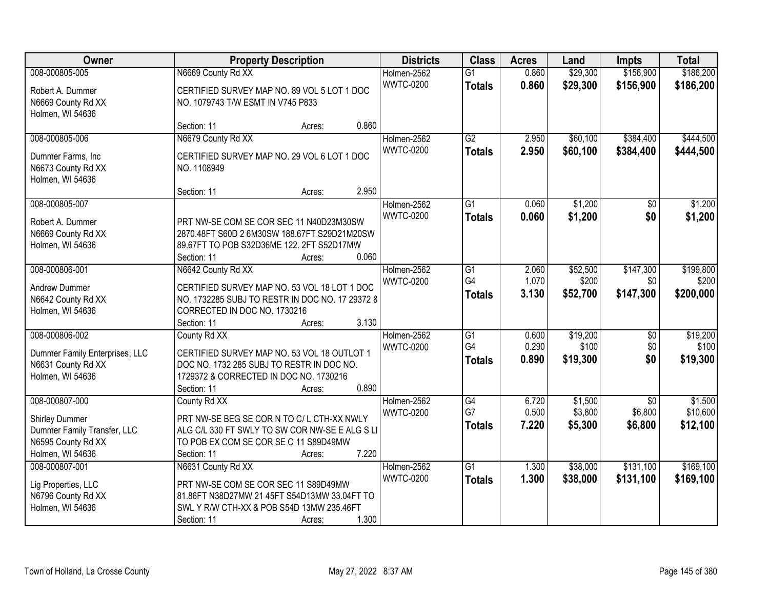| Owner | Property Description | Districts | Class | Acres | Land | Impts | Total |
|---|---|---|---|---|---|---|---|
| 008-000805-005<br>Robert A. Dummer<br>N6669 County Rd XX<br>Holmen, WI 54636 | N6669 County Rd XX<br>CERTIFIED SURVEY MAP NO. 89 VOL 5 LOT 1 DOC NO. 1079743 T/W ESMT IN V745 P833<br>Section: 11 Acres: 0.860 | Holmen-2562<br>WWTC-0200 | G1<br>**Totals** | 0.860<br>**0.860** | $29,300<br>**$29,300** | $156,900<br>**$156,900** | $186,200<br>**$186,200** |
| 008-000805-006<br>Dummer Farms, Inc<br>N6673 County Rd XX<br>Holmen, WI 54636 | N6679 County Rd XX<br>CERTIFIED SURVEY MAP NO. 29 VOL 6 LOT 1 DOC NO. 1108949<br>Section: 11 Acres: 2.950 | Holmen-2562<br>WWTC-0200 | G2<br>**Totals** | 2.950<br>**2.950** | $60,100<br>**$60,100** | $384,400<br>**$384,400** | $444,500<br>**$444,500** |
| 008-000805-007<br>Robert A. Dummer<br>N6669 County Rd XX<br>Holmen, WI 54636 | PRT NW-SE COM SE COR SEC 11 N40D23M30SW 2870.48FT S60D 2 6M30SW 188.67FT S29D21M20SW 89.67FT TO POB S32D36ME 122. 2FT S52D17MW<br>Section: 11 Acres: 0.060 | Holmen-2562<br>WWTC-0200 | G1<br>**Totals** | 0.060<br>**0.060** | $1,200<br>**$1,200** | $0<br>**$0** | $1,200<br>**$1,200** |
| 008-000806-001<br>Andrew Dummer<br>N6642 County Rd XX<br>Holmen, WI 54636 | N6642 County Rd XX<br>CERTIFIED SURVEY MAP NO. 53 VOL 18 LOT 1 DOC NO. 1732285 SUBJ TO RESTR IN DOC NO. 17 29372 & CORRECTED IN DOC NO. 1730216<br>Section: 11 Acres: 3.130 | Holmen-2562<br>WWTC-0200 | G1<br>G4<br>**Totals** | 2.060<br>1.070<br>**3.130** | $52,500<br>$200<br>**$52,700** | $147,300<br>$0<br>**$147,300** | $199,800<br>$200<br>**$200,000** |
| 008-000806-002<br>Dummer Family Enterprises, LLC<br>N6631 County Rd XX<br>Holmen, WI 54636 | County Rd XX<br>CERTIFIED SURVEY MAP NO. 53 VOL 18 OUTLOT 1 DOC NO. 1732 285 SUBJ TO RESTR IN DOC NO. 1729372 & CORRECTED IN DOC NO. 1730216<br>Section: 11 Acres: 0.890 | Holmen-2562<br>WWTC-0200 | G1<br>G4<br>**Totals** | 0.600<br>0.290<br>**0.890** | $19,200<br>$100<br>**$19,300** | $0<br>$0<br>**$0** | $19,200<br>$100<br>**$19,300** |
| 008-000807-000<br>Shirley Dummer<br>Dummer Family Transfer, LLC<br>N6595 County Rd XX<br>Holmen, WI 54636 | County Rd XX<br>PRT NW-SE BEG SE COR N TO C/ L CTH-XX NWLY ALG C/L 330 FT SWLY TO SW COR NW-SE E ALG S LI TO POB EX COM SE COR SE C 11 S89D49MW<br>Section: 11 Acres: 7.220 | Holmen-2562<br>WWTC-0200 | G4<br>G7<br>**Totals** | 6.720<br>0.500<br>**7.220** | $1,500<br>$3,800<br>**$5,300** | $0<br>$6,800<br>**$6,800** | $1,500<br>$10,600<br>**$12,100** |
| 008-000807-001<br>Lig Properties, LLC<br>N6796 County Rd XX<br>Holmen, WI 54636 | N6631 County Rd XX<br>PRT NW-SE COM SE COR SEC 11 S89D49MW 81.86FT N38D27MW 21 45FT S54D13MW 33.04FT TO SWL Y R/W CTH-XX & POB S54D 13MW 235.46FT<br>Section: 11 Acres: 1.300 | Holmen-2562<br>WWTC-0200 | G1<br>**Totals** | 1.300<br>**1.300** | $38,000<br>**$38,000** | $131,100<br>**$131,100** | $169,100<br>**$169,100** |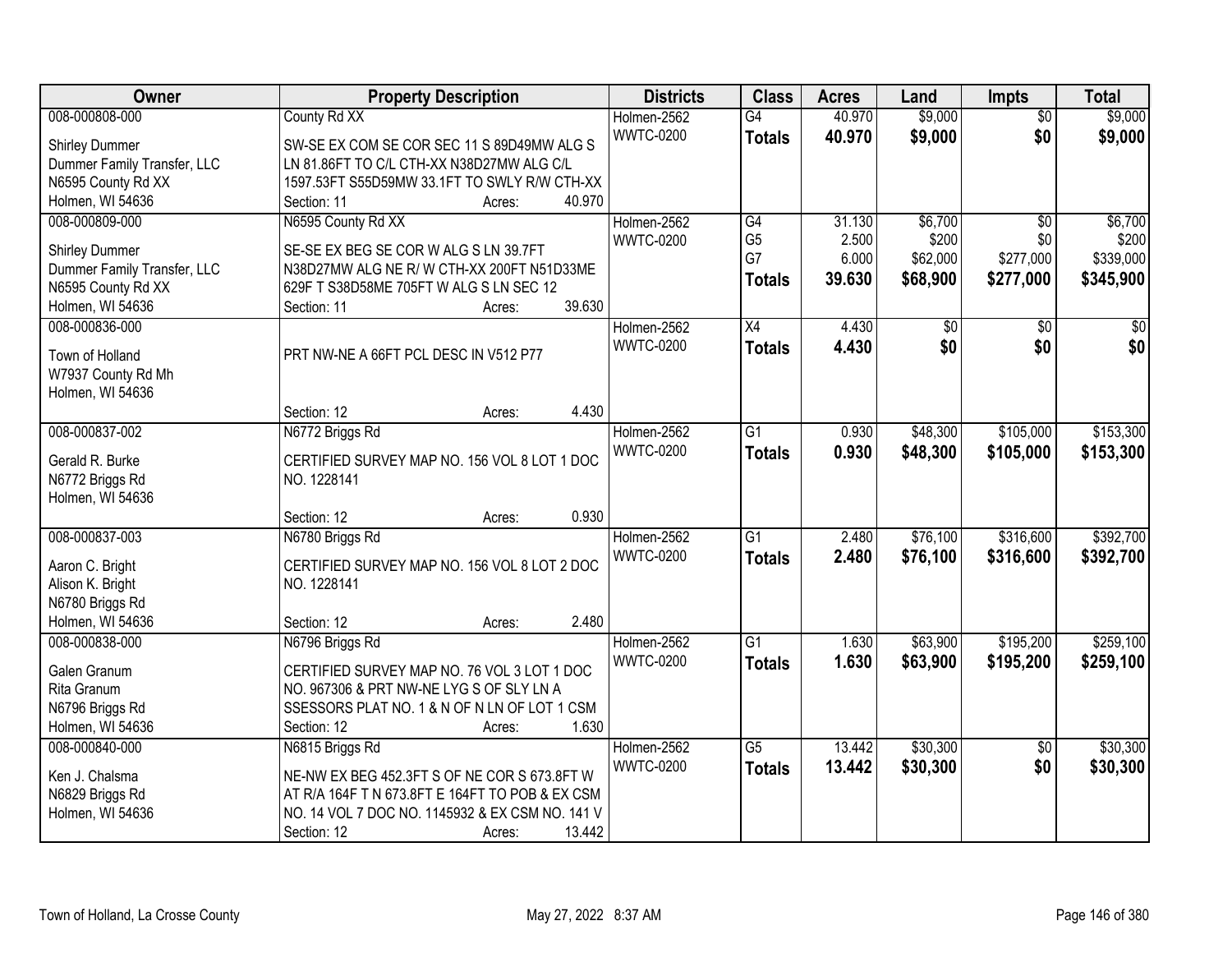| Owner | Property Description | Districts | Class | Acres | Land | Impts | Total |
|---|---|---|---|---|---|---|---|
| 008-000808-000<br>Shirley Dummer<br>Dummer Family Transfer, LLC<br>N6595 County Rd XX<br>Holmen, WI 54636 | County Rd XX<br>SW-SE EX COM SE COR SEC 11 S 89D49MW ALG S LN 81.86FT TO C/L CTH-XX N38D27MW ALG C/L 1597.53FT S55D59MW 33.1FT TO SWLY R/W CTH-XX<br>Section: 11 Acres: 40.970 | Holmen-2562<br>WWTC-0200 | G4<br>**Totals** | 40.970<br>**40.970** | $9,000<br>**$9,000** | $0<br>**$0** | $9,000<br>**$9,000** |
| 008-000809-000<br>Shirley Dummer<br>Dummer Family Transfer, LLC<br>N6595 County Rd XX<br>Holmen, WI 54636 | N6595 County Rd XX<br>SE-SE EX BEG SE COR W ALG S LN 39.7FT N38D27MW ALG NE R/ W CTH-XX 200FT N51D33ME 629F T S38D58ME 705FT W ALG S LN SEC 12<br>Section: 11 Acres: 39.630 | Holmen-2562<br>WWTC-0200 | G4<br>G5<br>G7<br>**Totals** | 31.130<br>2.500<br>6.000<br>**39.630** | $6,700<br>$200<br>$62,000<br>**$68,900** | $0<br>$0<br>$277,000<br>**$277,000** | $6,700<br>$200<br>$339,000<br>**$345,900** |
| 008-000836-000<br>Town of Holland<br>W7937 County Rd Mh<br>Holmen, WI 54636 | PRT NW-NE A 66FT PCL DESC IN V512 P77<br>Section: 12 Acres: 4.430 | Holmen-2562<br>WWTC-0200 | X4<br>**Totals** | 4.430<br>**4.430** | $0<br>**$0** | $0<br>**$0** | $0<br>**$0** |
| 008-000837-002<br>Gerald R. Burke<br>N6772 Briggs Rd<br>Holmen, WI 54636 | N6772 Briggs Rd<br>CERTIFIED SURVEY MAP NO. 156 VOL 8 LOT 1 DOC NO. 1228141<br>Section: 12 Acres: 0.930 | Holmen-2562<br>WWTC-0200 | G1<br>**Totals** | 0.930<br>**0.930** | $48,300<br>**$48,300** | $105,000<br>**$105,000** | $153,300<br>**$153,300** |
| 008-000837-003<br>Aaron C. Bright<br>Alison K. Bright<br>N6780 Briggs Rd<br>Holmen, WI 54636 | N6780 Briggs Rd<br>CERTIFIED SURVEY MAP NO. 156 VOL 8 LOT 2 DOC NO. 1228141<br>Section: 12 Acres: 2.480 | Holmen-2562<br>WWTC-0200 | G1<br>**Totals** | 2.480<br>**2.480** | $76,100<br>**$76,100** | $316,600<br>**$316,600** | $392,700<br>**$392,700** |
| 008-000838-000<br>Galen Granum<br>Rita Granum<br>N6796 Briggs Rd<br>Holmen, WI 54636 | N6796 Briggs Rd<br>CERTIFIED SURVEY MAP NO. 76 VOL 3 LOT 1 DOC NO. 967306 & PRT NW-NE LYG S OF SLY LN A SSESSORS PLAT NO. 1 & N OF N LN OF LOT 1 CSM<br>Section: 12 Acres: 1.630 | Holmen-2562<br>WWTC-0200 | G1<br>**Totals** | 1.630<br>**1.630** | $63,900<br>**$63,900** | $195,200<br>**$195,200** | $259,100<br>**$259,100** |
| 008-000840-000<br>Ken J. Chalsma<br>N6829 Briggs Rd<br>Holmen, WI 54636 | N6815 Briggs Rd<br>NE-NW EX BEG 452.3FT S OF NE COR S 673.8FT W AT R/A 164F T N 673.8FT E 164FT TO POB & EX CSM NO. 14 VOL 7 DOC NO. 1145932 & EX CSM NO. 141 V<br>Section: 12 Acres: 13.442 | Holmen-2562<br>WWTC-0200 | G5<br>**Totals** | 13.442<br>**13.442** | $30,300<br>**$30,300** | $0<br>**$0** | $30,300<br>**$30,300** |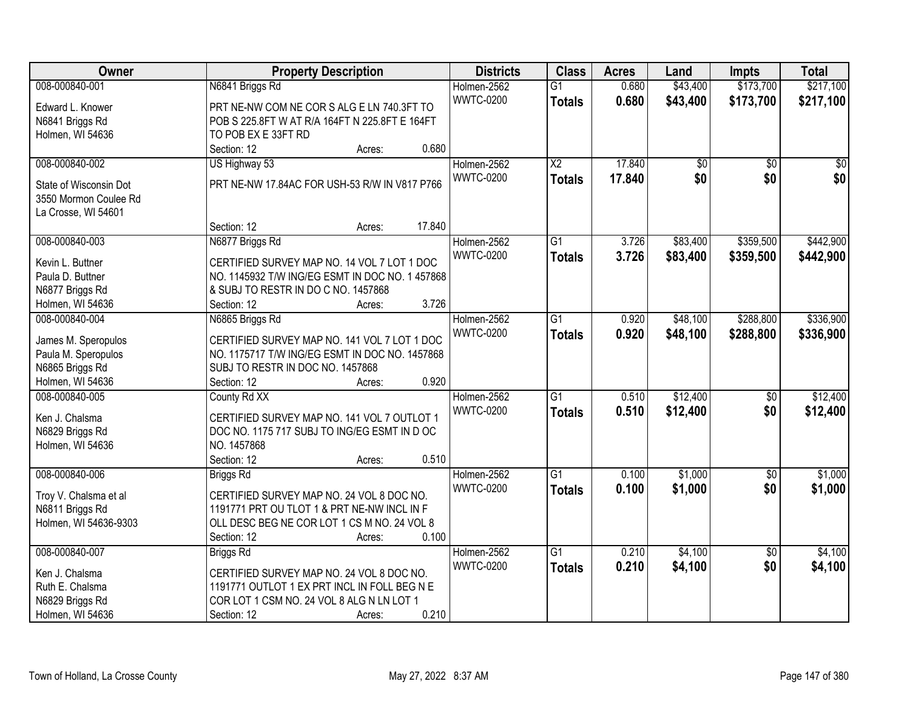| Owner | Property Description | Districts | Class | Acres | Land | Impts | Total |
|---|---|---|---|---|---|---|---|
| 008-000840-001<br>Edward L. Knower<br>N6841 Briggs Rd<br>Holmen, WI 54636 | N6841 Briggs Rd<br>PRT NE-NW COM NE COR S ALG E LN 740.3FT TO POB S 225.8FT W AT R/A 164FT N 225.8FT E 164FT TO POB EX E 33FT RD<br>Section: 12 Acres: 0.680 | Holmen-2562<br>WWTC-0200 | G1<br>**Totals** | 0.680<br>**0.680** | $43,400<br>**$43,400** | $173,700<br>**$173,700** | $217,100<br>**$217,100** |
| 008-000840-002<br>State of Wisconsin Dot<br>3550 Mormon Coulee Rd<br>La Crosse, WI 54601 | US Highway 53<br>PRT NE-NW 17.84AC FOR USH-53 R/W IN V817 P766<br>Section: 12 Acres: 17.840 | Holmen-2562<br>WWTC-0200 | X2<br>**Totals** | 17.840<br>**17.840** | $0<br>**$0** | $0<br>**$0** | $0<br>**$0** |
| 008-000840-003<br>Kevin L. Buttner<br>Paula D. Buttner<br>N6877 Briggs Rd<br>Holmen, WI 54636 | N6877 Briggs Rd<br>CERTIFIED SURVEY MAP NO. 14 VOL 7 LOT 1 DOC NO. 1145932 T/W ING/EG ESMT IN DOC NO. 1 457868 & SUBJ TO RESTR IN DO C NO. 1457868<br>Section: 12 Acres: 3.726 | Holmen-2562<br>WWTC-0200 | G1<br>**Totals** | 3.726<br>**3.726** | $83,400<br>**$83,400** | $359,500<br>**$359,500** | $442,900<br>**$442,900** |
| 008-000840-004<br>James M. Speropulos<br>Paula M. Speropulos<br>N6865 Briggs Rd<br>Holmen, WI 54636 | N6865 Briggs Rd<br>CERTIFIED SURVEY MAP NO. 141 VOL 7 LOT 1 DOC NO. 1175717 T/W ING/EG ESMT IN DOC NO. 1457868 SUBJ TO RESTR IN DOC NO. 1457868<br>Section: 12 Acres: 0.920 | Holmen-2562<br>WWTC-0200 | G1<br>**Totals** | 0.920<br>**0.920** | $48,100<br>**$48,100** | $288,800<br>**$288,800** | $336,900<br>**$336,900** |
| 008-000840-005<br>Ken J. Chalsma<br>N6829 Briggs Rd<br>Holmen, WI 54636 | County Rd XX<br>CERTIFIED SURVEY MAP NO. 141 VOL 7 OUTLOT 1 DOC NO. 1175 717 SUBJ TO ING/EG ESMT IN D OC NO. 1457868<br>Section: 12 Acres: 0.510 | Holmen-2562<br>WWTC-0200 | G1<br>**Totals** | 0.510<br>**0.510** | $12,400<br>**$12,400** | $0<br>**$0** | $12,400<br>**$12,400** |
| 008-000840-006<br>Troy V. Chalsma et al<br>N6811 Briggs Rd<br>Holmen, WI 54636-9303 | Briggs Rd<br>CERTIFIED SURVEY MAP NO. 24 VOL 8 DOC NO. 1191771 PRT OU TLOT 1 & PRT NE-NW INCL IN F OLL DESC BEG NE COR LOT 1 CS M NO. 24 VOL 8<br>Section: 12 Acres: 0.100 | Holmen-2562<br>WWTC-0200 | G1<br>**Totals** | 0.100<br>**0.100** | $1,000<br>**$1,000** | $0<br>**$0** | $1,000<br>**$1,000** |
| 008-000840-007<br>Ken J. Chalsma<br>Ruth E. Chalsma<br>N6829 Briggs Rd<br>Holmen, WI 54636 | Briggs Rd<br>CERTIFIED SURVEY MAP NO. 24 VOL 8 DOC NO. 1191771 OUTLOT 1 EX PRT INCL IN FOLL BEG N E COR LOT 1 CSM NO. 24 VOL 8 ALG N LN LOT 1<br>Section: 12 Acres: 0.210 | Holmen-2562<br>WWTC-0200 | G1<br>**Totals** | 0.210<br>**0.210** | $4,100<br>**$4,100** | $0<br>**$0** | $4,100<br>**$4,100** |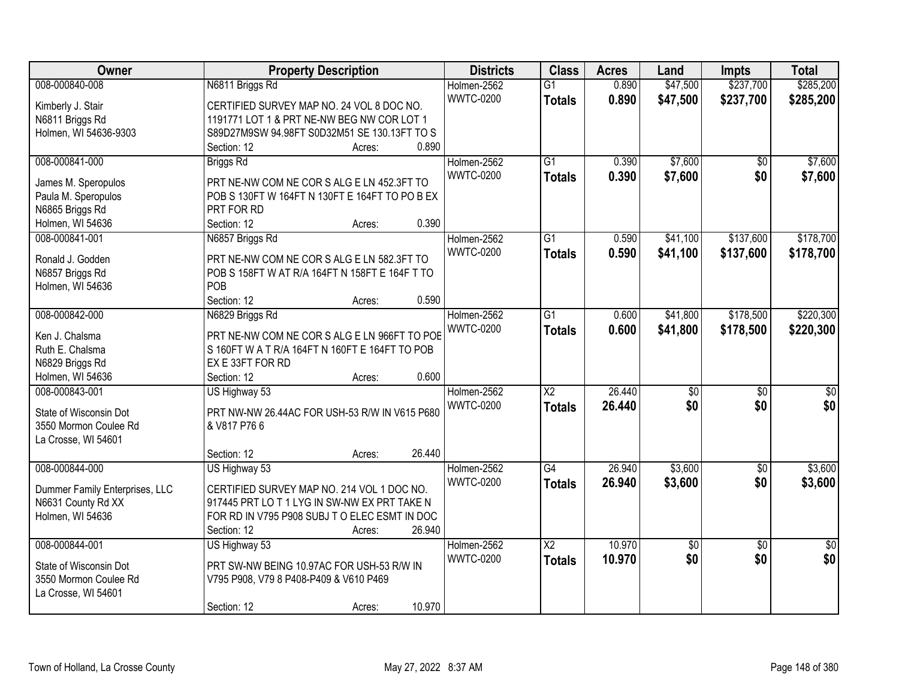| Owner | Property Description | Districts | Class | Acres | Land | Impts | Total |
|---|---|---|---|---|---|---|---|
| 008-000840-008<br>Kimberly J. Stair<br>N6811 Briggs Rd<br>Holmen, WI 54636-9303 | N6811 Briggs Rd<br>CERTIFIED SURVEY MAP NO. 24 VOL 8 DOC NO. 1191771 LOT 1 & PRT NE-NW BEG NW COR LOT 1 S89D27M9SW 94.98FT S0D32M51 SE 130.13FT TO S<br>Section: 12 Acres: 0.890 | Holmen-2562<br>WWTC-0200 | G1<br>**Totals** | 0.890<br>**0.890** | $47,500<br>**$47,500** | $237,700<br>**$237,700** | $285,200<br>**$285,200** |
| 008-000841-000<br>James M. Speropulos<br>Paula M. Speropulos<br>N6865 Briggs Rd<br>Holmen, WI 54636 | Briggs Rd<br>PRT NE-NW COM NE COR S ALG E LN 452.3FT TO POB S 130FT W 164FT N 130FT E 164FT TO PO B EX PRT FOR RD<br>Section: 12 Acres: 0.390 | Holmen-2562<br>WWTC-0200 | G1<br>**Totals** | 0.390<br>**0.390** | $7,600<br>**$7,600** | $0<br>**$0** | $7,600<br>**$7,600** |
| 008-000841-001<br>Ronald J. Godden<br>N6857 Briggs Rd<br>Holmen, WI 54636 | N6857 Briggs Rd<br>PRT NE-NW COM NE COR S ALG E LN 582.3FT TO POB S 158FT W AT R/A 164FT N 158FT E 164F T TO POB<br>Section: 12 Acres: 0.590 | Holmen-2562<br>WWTC-0200 | G1<br>**Totals** | 0.590<br>**0.590** | $41,100<br>**$41,100** | $137,600<br>**$137,600** | $178,700<br>**$178,700** |
| 008-000842-000<br>Ken J. Chalsma<br>Ruth E. Chalsma<br>N6829 Briggs Rd<br>Holmen, WI 54636 | N6829 Briggs Rd<br>PRT NE-NW COM NE COR S ALG E LN 966FT TO POB S 160FT W A T R/A 164FT N 160FT E 164FT TO POB EX E 33FT FOR RD<br>Section: 12 Acres: 0.600 | Holmen-2562<br>WWTC-0200 | G1<br>**Totals** | 0.600<br>**0.600** | $41,800<br>**$41,800** | $178,500<br>**$178,500** | $220,300<br>**$220,300** |
| 008-000843-001<br>State of Wisconsin Dot<br>3550 Mormon Coulee Rd<br>La Crosse, WI 54601 | US Highway 53<br>PRT NW-NW 26.44AC FOR USH-53 R/W IN V615 P680 & V817 P76 6<br>Section: 12 Acres: 26.440 | Holmen-2562<br>WWTC-0200 | X2<br>**Totals** | 26.440<br>**26.440** | $0<br>**$0** | $0<br>**$0** | $0<br>**$0** |
| 008-000844-000<br>Dummer Family Enterprises, LLC<br>N6631 County Rd XX<br>Holmen, WI 54636 | US Highway 53<br>CERTIFIED SURVEY MAP NO. 214 VOL 1 DOC NO. 917445 PRT LO T 1 LYG IN SW-NW EX PRT TAKE N FOR RD IN V795 P908 SUBJ T O ELEC ESMT IN DOC<br>Section: 12 Acres: 26.940 | Holmen-2562<br>WWTC-0200 | G4<br>**Totals** | 26.940<br>**26.940** | $3,600<br>**$3,600** | $0<br>**$0** | $3,600<br>**$3,600** |
| 008-000844-001<br>State of Wisconsin Dot<br>3550 Mormon Coulee Rd<br>La Crosse, WI 54601 | US Highway 53<br>PRT SW-NW BEING 10.97AC FOR USH-53 R/W IN V795 P908, V79 8 P408-P409 & V610 P469<br>Section: 12 Acres: 10.970 | Holmen-2562<br>WWTC-0200 | X2<br>**Totals** | 10.970<br>**10.970** | $0<br>**$0** | $0<br>**$0** | $0<br>**$0** |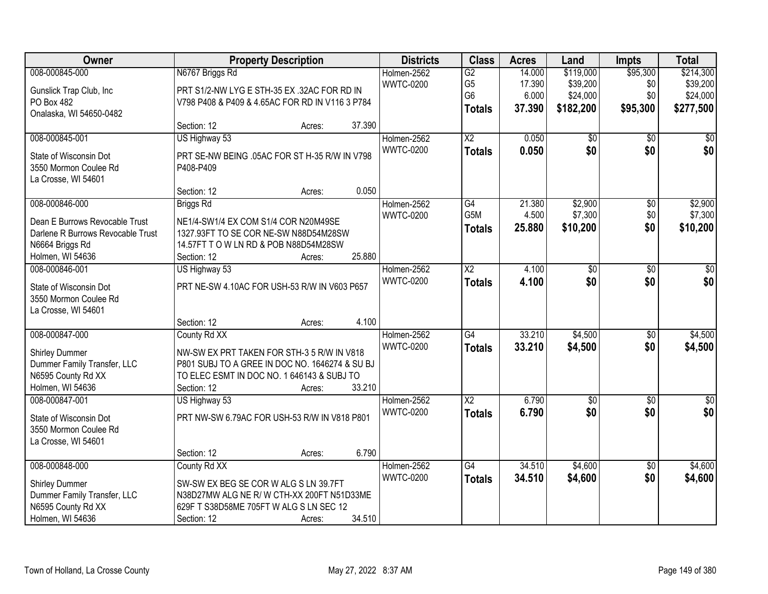| Owner | Property Description | Districts | Class | Acres | Land | Impts | Total |
|---|---|---|---|---|---|---|---|
| 008-000845-000<br>Gunslick Trap Club, Inc<br>PO Box 482<br>Onalaska, WI 54650-0482 | N6767 Briggs Rd<br>PRT S1/2-NW LYG E STH-35 EX .32AC FOR RD IN V798 P408 & P409 & 4.65AC FOR RD IN V116 3 P784<br>Section: 12 Acres: 37.390 | Holmen-2562<br>WWTC-0200 | G2<br>G5<br>G6<br>**Totals** | 14.000<br>17.390<br>6.000<br>**37.390** | $119,000<br>$39,200<br>$24,000<br>**$182,200** | $95,300<br>$0<br>$0<br>**$95,300** | $214,300<br>$39,200<br>$24,000<br>**$277,500** |
| 008-000845-001<br>State of Wisconsin Dot<br>3550 Mormon Coulee Rd<br>La Crosse, WI 54601 | US Highway 53<br>PRT SE-NW BEING .05AC FOR ST H-35 R/W IN V798 P408-P409<br>Section: 12 Acres: 0.050 | Holmen-2562<br>WWTC-0200 | X2<br>**Totals** | 0.050<br>**0.050** | $0<br>**$0** | $0<br>**$0** | $0<br>**$0** |
| 008-000846-000<br>Dean E Burrows Revocable Trust<br>Darlene R Burrows Revocable Trust<br>N6664 Briggs Rd<br>Holmen, WI 54636 | Briggs Rd<br>NE1/4-SW1/4 EX COM S1/4 COR N20M49SE 1327.93FT TO SE COR NE-SW N88D54M28SW 14.57FT T O W LN RD & POB N88D54M28SW<br>Section: 12 Acres: 25.880 | Holmen-2562<br>WWTC-0200 | G4<br>G5M<br>**Totals** | 21.380<br>4.500<br>**25.880** | $2,900<br>$7,300<br>**$10,200** | $0<br>$0<br>**$0** | $2,900<br>$7,300<br>**$10,200** |
| 008-000846-001<br>State of Wisconsin Dot<br>3550 Mormon Coulee Rd<br>La Crosse, WI 54601 | US Highway 53<br>PRT NE-SW 4.10AC FOR USH-53 R/W IN V603 P657<br>Section: 12 Acres: 4.100 | Holmen-2562<br>WWTC-0200 | X2<br>**Totals** | 4.100<br>**4.100** | $0<br>**$0** | $0<br>**$0** | $0<br>**$0** |
| 008-000847-000<br>Shirley Dummer<br>Dummer Family Transfer, LLC<br>N6595 County Rd XX<br>Holmen, WI 54636 | County Rd XX<br>NW-SW EX PRT TAKEN FOR STH-3 5 R/W IN V818 P801 SUBJ TO A GREE IN DOC NO. 1646274 & SU BJ TO ELEC ESMT IN DOC NO. 1 646143 & SUBJ TO<br>Section: 12 Acres: 33.210 | Holmen-2562<br>WWTC-0200 | G4<br>**Totals** | 33.210<br>**33.210** | $4,500<br>**$4,500** | $0<br>**$0** | $4,500<br>**$4,500** |
| 008-000847-001<br>State of Wisconsin Dot<br>3550 Mormon Coulee Rd<br>La Crosse, WI 54601 | US Highway 53<br>PRT NW-SW 6.79AC FOR USH-53 R/W IN V818 P801<br>Section: 12 Acres: 6.790 | Holmen-2562<br>WWTC-0200 | X2<br>**Totals** | 6.790<br>**6.790** | $0<br>**$0** | $0<br>**$0** | $0<br>**$0** |
| 008-000848-000<br>Shirley Dummer<br>Dummer Family Transfer, LLC<br>N6595 County Rd XX<br>Holmen, WI 54636 | County Rd XX<br>SW-SW EX BEG SE COR W ALG S LN 39.7FT N38D27MW ALG NE R/ W CTH-XX 200FT N51D33ME 629F T S38D58ME 705FT W ALG S LN SEC 12<br>Section: 12 Acres: 34.510 | Holmen-2562<br>WWTC-0200 | G4<br>**Totals** | 34.510<br>**34.510** | $4,600<br>**$4,600** | $0<br>**$0** | $4,600<br>**$4,600** |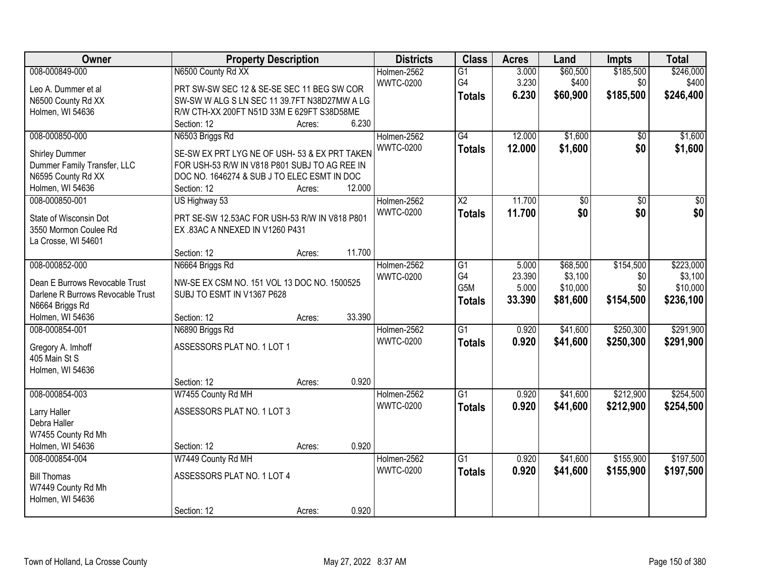| Owner | Property Description | Districts | Class | Acres | Land | Impts | Total |
|---|---|---|---|---|---|---|---|
| 008-000849-000<br>Leo A. Dummer et al<br>N6500 County Rd XX<br>Holmen, WI 54636 | N6500 County Rd XX<br>PRT SW-SW SEC 12 & SE-SE SEC 11 BEG SW COR SW-SW W ALG S LN SEC 11 39.7FT N38D27MW A LG R/W CTH-XX 200FT N51D 33M E 629FT S38D58ME<br>Section: 12 Acres: 6.230 | Holmen-2562<br>WWTC-0200 | G1<br>G4<br>**Totals** | 3.000<br>3.230<br>**6.230** | $60,500<br>$400<br>**$60,900** | $185,500<br>$0<br>**$185,500** | $246,000<br>$400<br>**$246,400** |
| 008-000850-000<br>Shirley Dummer<br>Dummer Family Transfer, LLC<br>N6595 County Rd XX<br>Holmen, WI 54636 | N6503 Briggs Rd<br>SE-SW EX PRT LYG NE OF USH- 53 & EX PRT TAKEN FOR USH-53 R/W IN V818 P801 SUBJ TO AG REE IN DOC NO. 1646274 & SUB J TO ELEC ESMT IN DOC<br>Section: 12 Acres: 12.000 | Holmen-2562<br>WWTC-0200 | G4<br>**Totals** | 12.000<br>**12.000** | $1,600<br>**$1,600** | $0<br>**$0** | $1,600<br>**$1,600** |
| 008-000850-001<br>State of Wisconsin Dot<br>3550 Mormon Coulee Rd<br>La Crosse, WI 54601 | US Highway 53<br>PRT SE-SW 12.53AC FOR USH-53 R/W IN V818 P801 EX .83AC A NNEXED IN V1260 P431<br>Section: 12 Acres: 11.700 | Holmen-2562<br>WWTC-0200 | X2<br>**Totals** | 11.700<br>**11.700** | $0<br>**$0** | $0<br>**$0** | $0<br>**$0** |
| 008-000852-000<br>Dean E Burrows Revocable Trust<br>Darlene R Burrows Revocable Trust<br>N6664 Briggs Rd<br>Holmen, WI 54636 | N6664 Briggs Rd<br>NW-SE EX CSM NO. 151 VOL 13 DOC NO. 1500525 SUBJ TO ESMT IN V1367 P628<br>Section: 12 Acres: 33.390 | Holmen-2562<br>WWTC-0200 | G1<br>G4<br>G5M<br>**Totals** | 5.000<br>23.390<br>5.000<br>**33.390** | $68,500<br>$3,100<br>$10,000<br>**$81,600** | $154,500<br>$0<br>$0<br>**$154,500** | $223,000<br>$3,100<br>$10,000<br>**$236,100** |
| 008-000854-001<br>Gregory A. Imhoff<br>405 Main St S<br>Holmen, WI 54636 | N6890 Briggs Rd<br>ASSESSORS PLAT NO. 1 LOT 1<br>Section: 12 Acres: 0.920 | Holmen-2562<br>WWTC-0200 | G1<br>**Totals** | 0.920<br>**0.920** | $41,600<br>**$41,600** | $250,300<br>**$250,300** | $291,900<br>**$291,900** |
| 008-000854-003<br>Larry Haller<br>Debra Haller<br>W7455 County Rd Mh<br>Holmen, WI 54636 | W7455 County Rd MH<br>ASSESSORS PLAT NO. 1 LOT 3<br>Section: 12 Acres: 0.920 | Holmen-2562<br>WWTC-0200 | G1<br>**Totals** | 0.920<br>**0.920** | $41,600<br>**$41,600** | $212,900<br>**$212,900** | $254,500<br>**$254,500** |
| 008-000854-004<br>Bill Thomas<br>W7449 County Rd Mh<br>Holmen, WI 54636 | W7449 County Rd MH<br>ASSESSORS PLAT NO. 1 LOT 4<br>Section: 12 Acres: 0.920 | Holmen-2562<br>WWTC-0200 | G1<br>**Totals** | 0.920<br>**0.920** | $41,600<br>**$41,600** | $155,900<br>**$155,900** | $197,500<br>**$197,500** |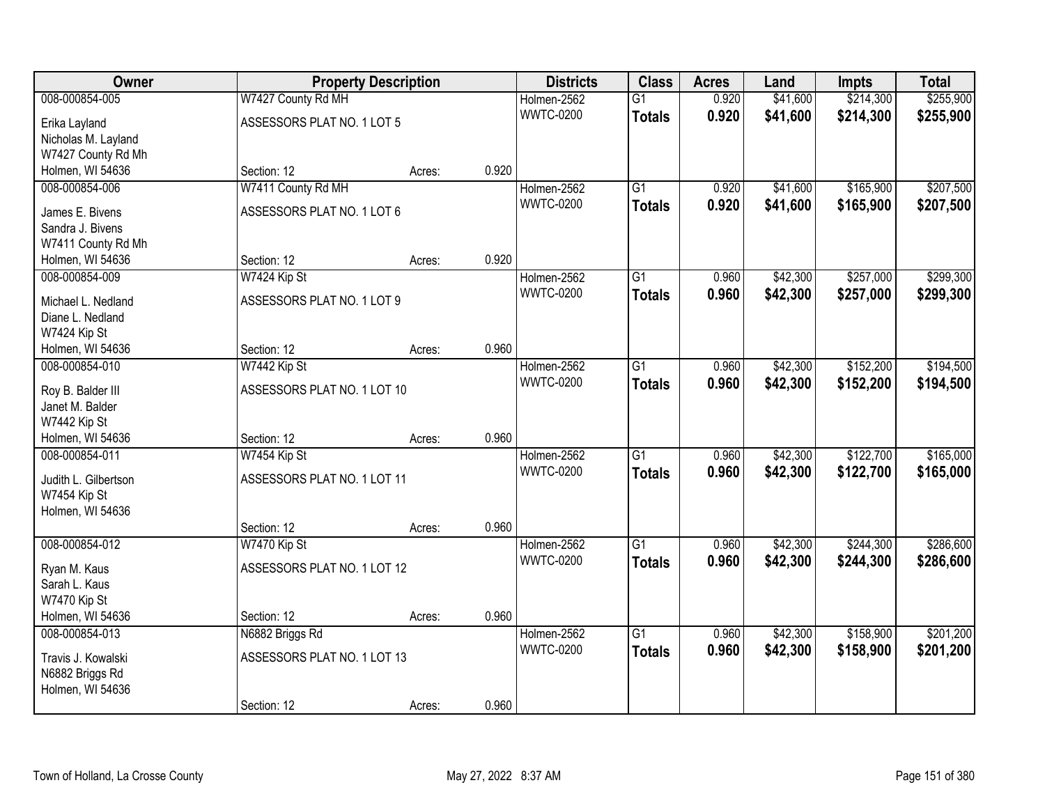| Owner | Property Description | | | Districts | Class | Acres | Land | Impts | Total |
|---|---|---|---|---|---|---|---|---|---|
| 008-000854-005 | W7427 County Rd MH | | | Holmen-2562 | G1 | 0.920 | $41,600 | $214,300 | $255,900 |
| Erika Layland<br>Nicholas M. Layland<br>W7427 County Rd Mh<br>Holmen, WI 54636 | ASSESSORS PLAT NO. 1 LOT 5 | | | WWTC-0200 | **Totals** | **0.920** | **$41,600** | **$214,300** | **$255,900** |
| | Section: 12 | Acres: | 0.920 | | | | | | |
| 008-000854-006 | W7411 County Rd MH | | | Holmen-2562 | G1 | 0.920 | $41,600 | $165,900 | $207,500 |
| James E. Bivens<br>Sandra J. Bivens<br>W7411 County Rd Mh<br>Holmen, WI 54636 | ASSESSORS PLAT NO. 1 LOT 6 | | | WWTC-0200 | **Totals** | **0.920** | **$41,600** | **$165,900** | **$207,500** |
| | Section: 12 | Acres: | 0.920 | | | | | | |
| 008-000854-009 | W7424 Kip St | | | Holmen-2562 | G1 | 0.960 | $42,300 | $257,000 | $299,300 |
| Michael L. Nedland<br>Diane L. Nedland<br>W7424 Kip St<br>Holmen, WI 54636 | ASSESSORS PLAT NO. 1 LOT 9 | | | WWTC-0200 | **Totals** | **0.960** | **$42,300** | **$257,000** | **$299,300** |
| | Section: 12 | Acres: | 0.960 | | | | | | |
| 008-000854-010 | W7442 Kip St | | | Holmen-2562 | G1 | 0.960 | $42,300 | $152,200 | $194,500 |
| Roy B. Balder III<br>Janet M. Balder<br>W7442 Kip St<br>Holmen, WI 54636 | ASSESSORS PLAT NO. 1 LOT 10 | | | WWTC-0200 | **Totals** | **0.960** | **$42,300** | **$152,200** | **$194,500** |
| | Section: 12 | Acres: | 0.960 | | | | | | |
| 008-000854-011 | W7454 Kip St | | | Holmen-2562 | G1 | 0.960 | $42,300 | $122,700 | $165,000 |
| Judith L. Gilbertson<br>W7454 Kip St<br>Holmen, WI 54636 | ASSESSORS PLAT NO. 1 LOT 11 | | | WWTC-0200 | **Totals** | **0.960** | **$42,300** | **$122,700** | **$165,000** |
| | Section: 12 | Acres: | 0.960 | | | | | | |
| 008-000854-012 | W7470 Kip St | | | Holmen-2562 | G1 | 0.960 | $42,300 | $244,300 | $286,600 |
| Ryan M. Kaus<br>Sarah L. Kaus<br>W7470 Kip St<br>Holmen, WI 54636 | ASSESSORS PLAT NO. 1 LOT 12 | | | WWTC-0200 | **Totals** | **0.960** | **$42,300** | **$244,300** | **$286,600** |
| | Section: 12 | Acres: | 0.960 | | | | | | |
| 008-000854-013 | N6882 Briggs Rd | | | Holmen-2562 | G1 | 0.960 | $42,300 | $158,900 | $201,200 |
| Travis J. Kowalski<br>N6882 Briggs Rd<br>Holmen, WI 54636 | ASSESSORS PLAT NO. 1 LOT 13 | | | WWTC-0200 | **Totals** | **0.960** | **$42,300** | **$158,900** | **$201,200** |
| | Section: 12 | Acres: | 0.960 | | | | | | |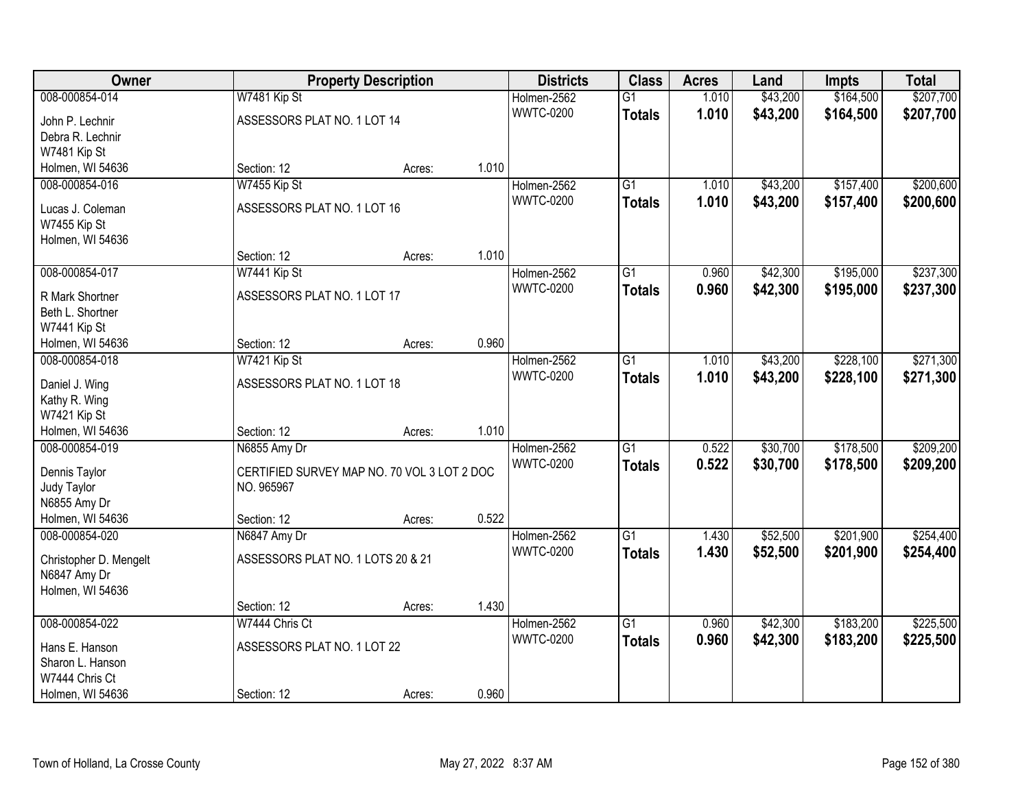| Owner | Property Description | | | Districts | Class | Acres | Land | Impts | Total |
|---|---|---|---|---|---|---|---|---|---|
| 008-000854-014 | W7481 Kip St | | | Holmen-2562 | G1 | 1.010 | $43,200 | $164,500 | $207,700 |
| John P. Lechnir<br>Debra R. Lechnir<br>W7481 Kip St<br>Holmen, WI 54636 | ASSESSORS PLAT NO. 1 LOT 14 | | | WWTC-0200 | **Totals** | **1.010** | **$43,200** | **$164,500** | **$207,700** |
| | Section: 12 | Acres: | 1.010 | | | | | | |
| 008-000854-016 | W7455 Kip St | | | Holmen-2562 | G1 | 1.010 | $43,200 | $157,400 | $200,600 |
| Lucas J. Coleman<br>W7455 Kip St<br>Holmen, WI 54636 | ASSESSORS PLAT NO. 1 LOT 16 | | | WWTC-0200 | **Totals** | **1.010** | **$43,200** | **$157,400** | **$200,600** |
| | Section: 12 | Acres: | 1.010 | | | | | | |
| 008-000854-017 | W7441 Kip St | | | Holmen-2562 | G1 | 0.960 | $42,300 | $195,000 | $237,300 |
| R Mark Shortner<br>Beth L. Shortner<br>W7441 Kip St<br>Holmen, WI 54636 | ASSESSORS PLAT NO. 1 LOT 17 | | | WWTC-0200 | **Totals** | **0.960** | **$42,300** | **$195,000** | **$237,300** |
| | Section: 12 | Acres: | 0.960 | | | | | | |
| 008-000854-018 | W7421 Kip St | | | Holmen-2562 | G1 | 1.010 | $43,200 | $228,100 | $271,300 |
| Daniel J. Wing<br>Kathy R. Wing<br>W7421 Kip St<br>Holmen, WI 54636 | ASSESSORS PLAT NO. 1 LOT 18 | | | WWTC-0200 | **Totals** | **1.010** | **$43,200** | **$228,100** | **$271,300** |
| | Section: 12 | Acres: | 1.010 | | | | | | |
| 008-000854-019 | N6855 Amy Dr | | | Holmen-2562 | G1 | 0.522 | $30,700 | $178,500 | $209,200 |
| Dennis Taylor<br>Judy Taylor<br>N6855 Amy Dr<br>Holmen, WI 54636 | CERTIFIED SURVEY MAP NO. 70 VOL 3 LOT 2 DOC NO. 965967 | | | WWTC-0200 | **Totals** | **0.522** | **$30,700** | **$178,500** | **$209,200** |
| | Section: 12 | Acres: | 0.522 | | | | | | |
| 008-000854-020 | N6847 Amy Dr | | | Holmen-2562 | G1 | 1.430 | $52,500 | $201,900 | $254,400 |
| Christopher D. Mengelt<br>N6847 Amy Dr<br>Holmen, WI 54636 | ASSESSORS PLAT NO. 1 LOTS 20 & 21 | | | WWTC-0200 | **Totals** | **1.430** | **$52,500** | **$201,900** | **$254,400** |
| | Section: 12 | Acres: | 1.430 | | | | | | |
| 008-000854-022 | W7444 Chris Ct | | | Holmen-2562 | G1 | 0.960 | $42,300 | $183,200 | $225,500 |
| Hans E. Hanson<br>Sharon L. Hanson<br>W7444 Chris Ct<br>Holmen, WI 54636 | ASSESSORS PLAT NO. 1 LOT 22 | | | WWTC-0200 | **Totals** | **0.960** | **$42,300** | **$183,200** | **$225,500** |
| | Section: 12 | Acres: | 0.960 | | | | | | |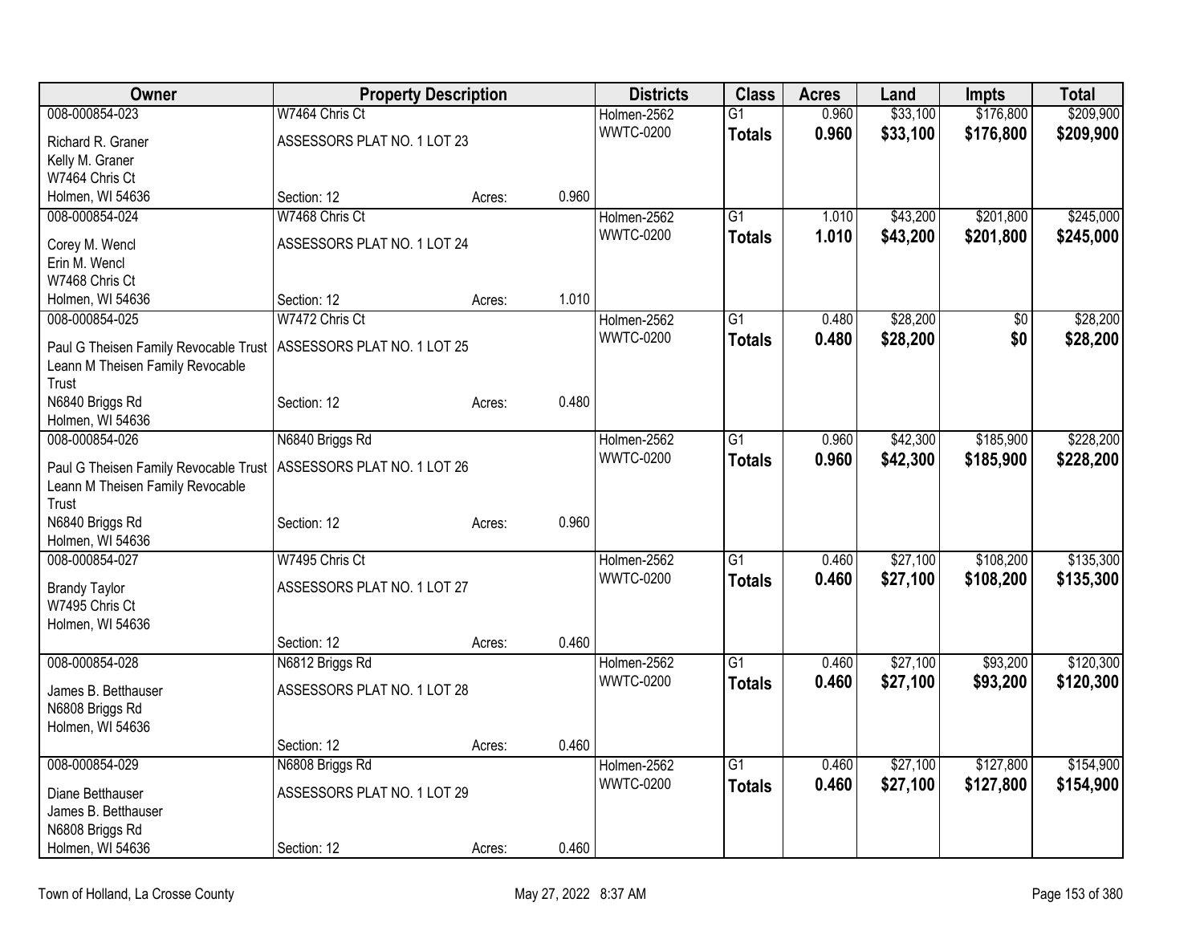| Owner | Property Description | | | Districts | Class | Acres | Land | Impts | Total |
|---|---|---|---|---|---|---|---|---|---|
| 008-000854-023 | W7464 Chris Ct | | | Holmen-2562 | G1 | 0.960 | $33,100 | $176,800 | $209,900 |
| Richard R. Graner<br>Kelly M. Graner<br>W7464 Chris Ct<br>Holmen, WI 54636 | ASSESSORS PLAT NO. 1 LOT 23<br><br>Section: 12 | Acres: | 0.960 | WWTC-0200 | **Totals** | **0.960** | **$33,100** | **$176,800** | **$209,900** |
| 008-000854-024 | W7468 Chris Ct | | | Holmen-2562 | G1 | 1.010 | $43,200 | $201,800 | $245,000 |
| Corey M. Wencl<br>Erin M. Wencl<br>W7468 Chris Ct<br>Holmen, WI 54636 | ASSESSORS PLAT NO. 1 LOT 24<br><br>Section: 12 | Acres: | 1.010 | WWTC-0200 | **Totals** | **1.010** | **$43,200** | **$201,800** | **$245,000** |
| 008-000854-025 | W7472 Chris Ct | | | Holmen-2562 | G1 | 0.480 | $28,200 | $0 | $28,200 |
| Paul G Theisen Family Revocable Trust<br>Leann M Theisen Family Revocable Trust<br>N6840 Briggs Rd<br>Holmen, WI 54636 | ASSESSORS PLAT NO. 1 LOT 25<br><br>Section: 12 | Acres: | 0.480 | WWTC-0200 | **Totals** | **0.480** | **$28,200** | **$0** | **$28,200** |
| 008-000854-026 | N6840 Briggs Rd | | | Holmen-2562 | G1 | 0.960 | $42,300 | $185,900 | $228,200 |
| Paul G Theisen Family Revocable Trust<br>Leann M Theisen Family Revocable Trust<br>N6840 Briggs Rd<br>Holmen, WI 54636 | ASSESSORS PLAT NO. 1 LOT 26<br><br>Section: 12 | Acres: | 0.960 | WWTC-0200 | **Totals** | **0.960** | **$42,300** | **$185,900** | **$228,200** |
| 008-000854-027 | W7495 Chris Ct | | | Holmen-2562 | G1 | 0.460 | $27,100 | $108,200 | $135,300 |
| Brandy Taylor<br>W7495 Chris Ct<br>Holmen, WI 54636 | ASSESSORS PLAT NO. 1 LOT 27<br><br>Section: 12 | Acres: | 0.460 | WWTC-0200 | **Totals** | **0.460** | **$27,100** | **$108,200** | **$135,300** |
| 008-000854-028 | N6812 Briggs Rd | | | Holmen-2562 | G1 | 0.460 | $27,100 | $93,200 | $120,300 |
| James B. Betthauser<br>N6808 Briggs Rd<br>Holmen, WI 54636 | ASSESSORS PLAT NO. 1 LOT 28<br><br>Section: 12 | Acres: | 0.460 | WWTC-0200 | **Totals** | **0.460** | **$27,100** | **$93,200** | **$120,300** |
| 008-000854-029 | N6808 Briggs Rd | | | Holmen-2562 | G1 | 0.460 | $27,100 | $127,800 | $154,900 |
| Diane Betthauser<br>James B. Betthauser<br>N6808 Briggs Rd<br>Holmen, WI 54636 | ASSESSORS PLAT NO. 1 LOT 29<br><br>Section: 12 | Acres: | 0.460 | WWTC-0200 | **Totals** | **0.460** | **$27,100** | **$127,800** | **$154,900** |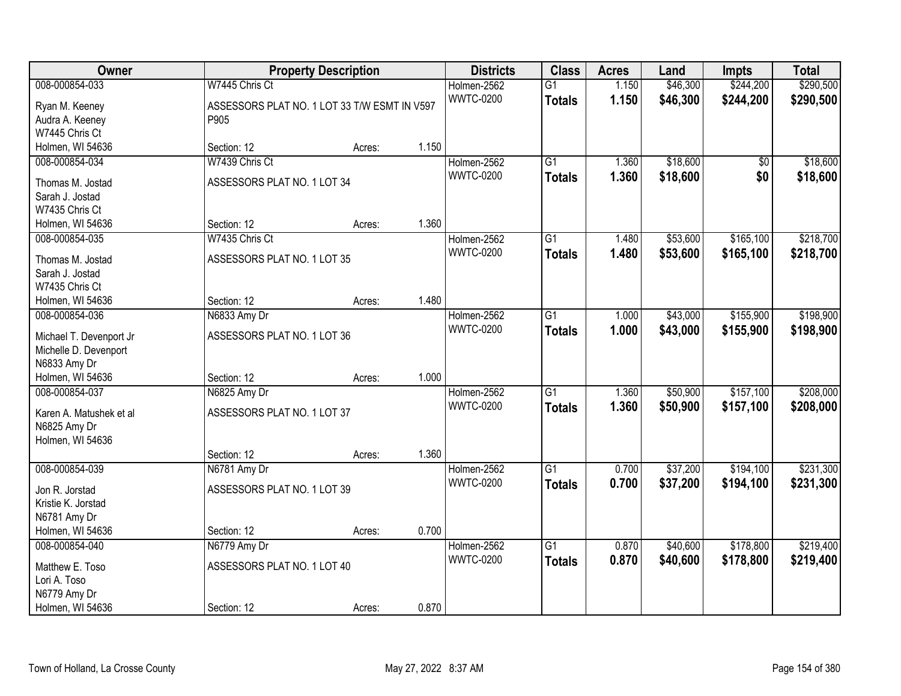| Owner | Property Description | | | Districts | Class | Acres | Land | Impts | Total |
|---|---|---|---|---|---|---|---|---|---|
| 008-000854-033 | W7445 Chris Ct | | | Holmen-2562 | G1 | 1.150 | $46,300 | $244,200 | $290,500 |
| Ryan M. Keeney<br>Audra A. Keeney<br>W7445 Chris Ct<br>Holmen, WI 54636 | ASSESSORS PLAT NO. 1 LOT 33 T/W ESMT IN V597 P905 | | | WWTC-0200 | **Totals** | **1.150** | **$46,300** | **$244,200** | **$290,500** |
| | Section: 12 | Acres: | 1.150 | | | | | | |
| 008-000854-034 | W7439 Chris Ct | | | Holmen-2562 | G1 | 1.360 | $18,600 | $0 | $18,600 |
| Thomas M. Jostad<br>Sarah J. Jostad<br>W7435 Chris Ct<br>Holmen, WI 54636 | ASSESSORS PLAT NO. 1 LOT 34 | | | WWTC-0200 | **Totals** | **1.360** | **$18,600** | **$0** | **$18,600** |
| | Section: 12 | Acres: | 1.360 | | | | | | |
| 008-000854-035 | W7435 Chris Ct | | | Holmen-2562 | G1 | 1.480 | $53,600 | $165,100 | $218,700 |
| Thomas M. Jostad<br>Sarah J. Jostad<br>W7435 Chris Ct<br>Holmen, WI 54636 | ASSESSORS PLAT NO. 1 LOT 35 | | | WWTC-0200 | **Totals** | **1.480** | **$53,600** | **$165,100** | **$218,700** |
| | Section: 12 | Acres: | 1.480 | | | | | | |
| 008-000854-036 | N6833 Amy Dr | | | Holmen-2562 | G1 | 1.000 | $43,000 | $155,900 | $198,900 |
| Michael T. Devenport Jr<br>Michelle D. Devenport<br>N6833 Amy Dr<br>Holmen, WI 54636 | ASSESSORS PLAT NO. 1 LOT 36 | | | WWTC-0200 | **Totals** | **1.000** | **$43,000** | **$155,900** | **$198,900** |
| | Section: 12 | Acres: | 1.000 | | | | | | |
| 008-000854-037 | N6825 Amy Dr | | | Holmen-2562 | G1 | 1.360 | $50,900 | $157,100 | $208,000 |
| Karen A. Matushek et al<br>N6825 Amy Dr<br>Holmen, WI 54636 | ASSESSORS PLAT NO. 1 LOT 37 | | | WWTC-0200 | **Totals** | **1.360** | **$50,900** | **$157,100** | **$208,000** |
| | Section: 12 | Acres: | 1.360 | | | | | | |
| 008-000854-039 | N6781 Amy Dr | | | Holmen-2562 | G1 | 0.700 | $37,200 | $194,100 | $231,300 |
| Jon R. Jorstad<br>Kristie K. Jorstad<br>N6781 Amy Dr<br>Holmen, WI 54636 | ASSESSORS PLAT NO. 1 LOT 39 | | | WWTC-0200 | **Totals** | **0.700** | **$37,200** | **$194,100** | **$231,300** |
| | Section: 12 | Acres: | 0.700 | | | | | | |
| 008-000854-040 | N6779 Amy Dr | | | Holmen-2562 | G1 | 0.870 | $40,600 | $178,800 | $219,400 |
| Matthew E. Toso<br>Lori A. Toso<br>N6779 Amy Dr<br>Holmen, WI 54636 | ASSESSORS PLAT NO. 1 LOT 40 | | | WWTC-0200 | **Totals** | **0.870** | **$40,600** | **$178,800** | **$219,400** |
| | Section: 12 | Acres: | 0.870 | | | | | | |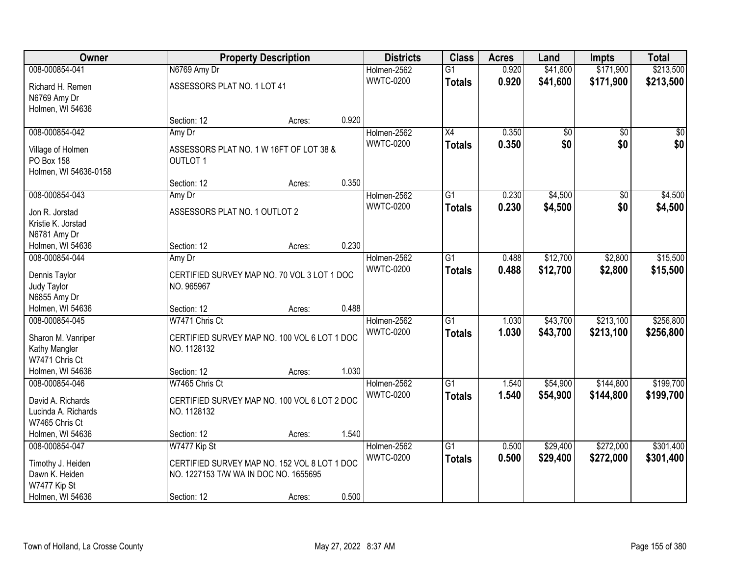| Owner | Property Description | Districts | Class | Acres | Land | Impts | Total |
|---|---|---|---|---|---|---|---|
| 008-000854-041<br>Richard H. Remen<br>N6769 Amy Dr<br>Holmen, WI 54636 | N6769 Amy Dr<br>ASSESSORS PLAT NO. 1 LOT 41<br>Section: 12 Acres: 0.920 | Holmen-2562<br>WWTC-0200 | G1<br>**Totals** | 0.920<br>**0.920** | $41,600<br>**$41,600** | $171,900<br>**$171,900** | $213,500<br>**$213,500** |
| 008-000854-042<br>Village of Holmen<br>PO Box 158<br>Holmen, WI 54636-0158 | Amy Dr<br>ASSESSORS PLAT NO. 1 W 16FT OF LOT 38 & OUTLOT 1<br>Section: 12 Acres: 0.350 | Holmen-2562<br>WWTC-0200 | X4<br>**Totals** | 0.350<br>**0.350** | $0<br>**$0** | $0<br>**$0** | $0<br>**$0** |
| 008-000854-043<br>Jon R. Jorstad<br>Kristie K. Jorstad<br>N6781 Amy Dr<br>Holmen, WI 54636 | Amy Dr<br>ASSESSORS PLAT NO. 1 OUTLOT 2<br>Section: 12 Acres: 0.230 | Holmen-2562<br>WWTC-0200 | G1<br>**Totals** | 0.230<br>**0.230** | $4,500<br>**$4,500** | $0<br>**$0** | $4,500<br>**$4,500** |
| 008-000854-044<br>Dennis Taylor<br>Judy Taylor<br>N6855 Amy Dr<br>Holmen, WI 54636 | Amy Dr<br>CERTIFIED SURVEY MAP NO. 70 VOL 3 LOT 1 DOC NO. 965967<br>Section: 12 Acres: 0.488 | Holmen-2562<br>WWTC-0200 | G1<br>**Totals** | 0.488<br>**0.488** | $12,700<br>**$12,700** | $2,800<br>**$2,800** | $15,500<br>**$15,500** |
| 008-000854-045<br>Sharon M. Vanriper<br>Kathy Mangler<br>W7471 Chris Ct<br>Holmen, WI 54636 | W7471 Chris Ct<br>CERTIFIED SURVEY MAP NO. 100 VOL 6 LOT 1 DOC NO. 1128132<br>Section: 12 Acres: 1.030 | Holmen-2562<br>WWTC-0200 | G1<br>**Totals** | 1.030<br>**1.030** | $43,700<br>**$43,700** | $213,100<br>**$213,100** | $256,800<br>**$256,800** |
| 008-000854-046<br>David A. Richards<br>Lucinda A. Richards<br>W7465 Chris Ct<br>Holmen, WI 54636 | W7465 Chris Ct<br>CERTIFIED SURVEY MAP NO. 100 VOL 6 LOT 2 DOC NO. 1128132<br>Section: 12 Acres: 1.540 | Holmen-2562<br>WWTC-0200 | G1<br>**Totals** | 1.540<br>**1.540** | $54,900<br>**$54,900** | $144,800<br>**$144,800** | $199,700<br>**$199,700** |
| 008-000854-047<br>Timothy J. Heiden<br>Dawn K. Heiden<br>W7477 Kip St<br>Holmen, WI 54636 | W7477 Kip St<br>CERTIFIED SURVEY MAP NO. 152 VOL 8 LOT 1 DOC NO. 1227153 T/W WA IN DOC NO. 1655695<br>Section: 12 Acres: 0.500 | Holmen-2562<br>WWTC-0200 | G1<br>**Totals** | 0.500<br>**0.500** | $29,400<br>**$29,400** | $272,000<br>**$272,000** | $301,400<br>**$301,400** |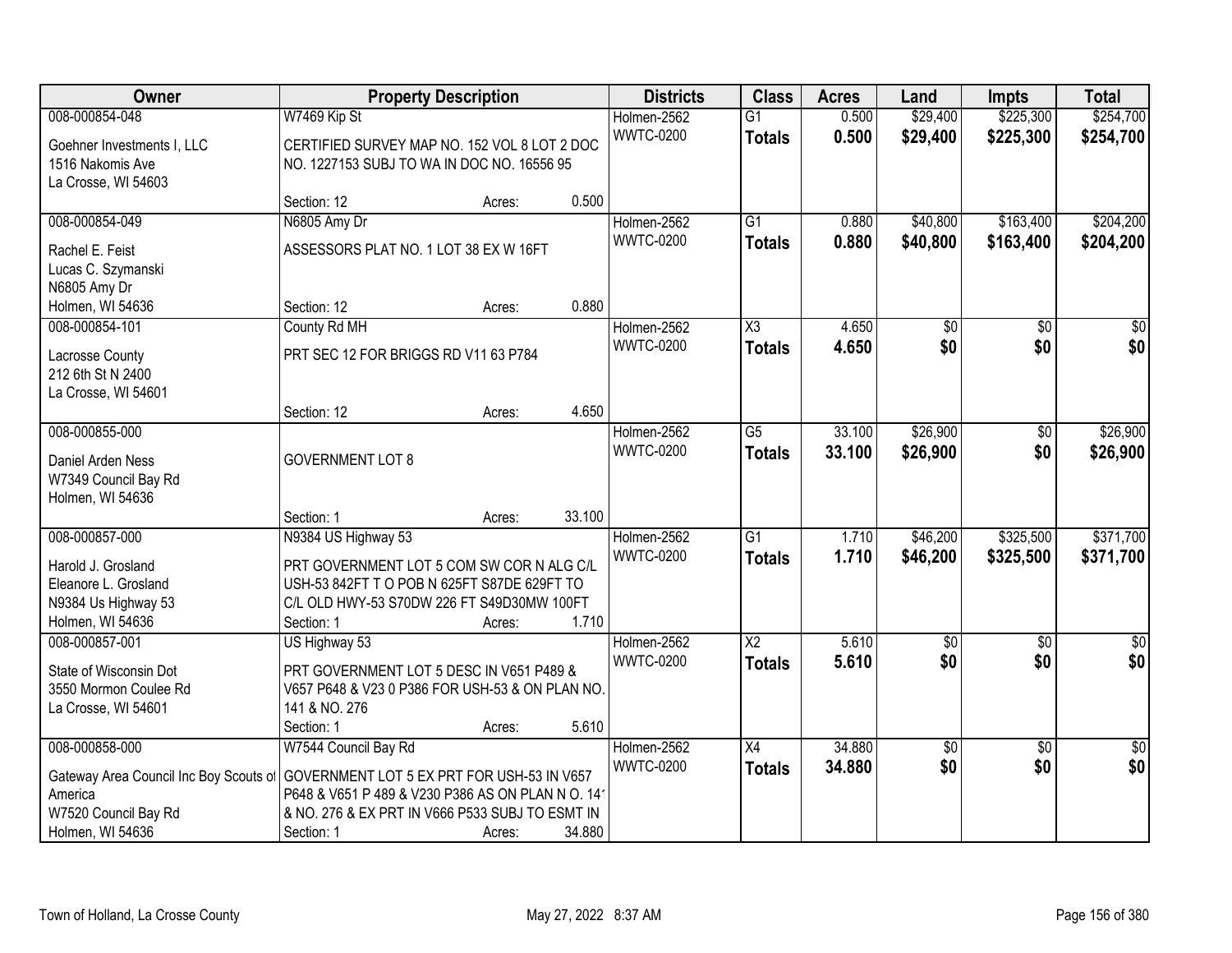| Owner | Property Description | Districts | Class | Acres | Land | Impts | Total |
|---|---|---|---|---|---|---|---|
| 008-000854-048<br>Goehner Investments I, LLC<br>1516 Nakomis Ave<br>La Crosse, WI 54603 | W7469 Kip St<br>CERTIFIED SURVEY MAP NO. 152 VOL 8 LOT 2 DOC NO. 1227153 SUBJ TO WA IN DOC NO. 16556 95<br>Section: 12 Acres: 0.500 | Holmen-2562<br>WWTC-0200 | G1<br>**Totals** | 0.500<br>**0.500** | $29,400<br>**$29,400** | $225,300<br>**$225,300** | $254,700<br>**$254,700** |
| 008-000854-049<br>Rachel E. Feist<br>Lucas C. Szymanski<br>N6805 Amy Dr<br>Holmen, WI 54636 | N6805 Amy Dr<br>ASSESSORS PLAT NO. 1 LOT 38 EX W 16FT<br>Section: 12 Acres: 0.880 | Holmen-2562<br>WWTC-0200 | G1<br>**Totals** | 0.880<br>**0.880** | $40,800<br>**$40,800** | $163,400<br>**$163,400** | $204,200<br>**$204,200** |
| 008-000854-101<br>Lacrosse County<br>212 6th St N 2400<br>La Crosse, WI 54601 | County Rd MH<br>PRT SEC 12 FOR BRIGGS RD V11 63 P784<br>Section: 12 Acres: 4.650 | Holmen-2562<br>WWTC-0200 | X3<br>**Totals** | 4.650<br>**4.650** | $0<br>**$0** | $0<br>**$0** | $0<br>**$0** |
| 008-000855-000<br>Daniel Arden Ness<br>W7349 Council Bay Rd<br>Holmen, WI 54636 | GOVERNMENT LOT 8<br>Section: 1 Acres: 33.100 | Holmen-2562<br>WWTC-0200 | G5<br>**Totals** | 33.100<br>**33.100** | $26,900<br>**$26,900** | $0<br>**$0** | $26,900<br>**$26,900** |
| 008-000857-000<br>Harold J. Grosland<br>Eleanore L. Grosland<br>N9384 Us Highway 53<br>Holmen, WI 54636 | N9384 US Highway 53<br>PRT GOVERNMENT LOT 5 COM SW COR N ALG C/L USH-53 842FT T O POB N 625FT S87DE 629FT TO C/L OLD HWY-53 S70DW 226 FT S49D30MW 100FT<br>Section: 1 Acres: 1.710 | Holmen-2562<br>WWTC-0200 | G1<br>**Totals** | 1.710<br>**1.710** | $46,200<br>**$46,200** | $325,500<br>**$325,500** | $371,700<br>**$371,700** |
| 008-000857-001<br>State of Wisconsin Dot<br>3550 Mormon Coulee Rd<br>La Crosse, WI 54601 | US Highway 53<br>PRT GOVERNMENT LOT 5 DESC IN V651 P489 & V657 P648 & V23 0 P386 FOR USH-53 & ON PLAN NO. 141 & NO. 276<br>Section: 1 Acres: 5.610 | Holmen-2562<br>WWTC-0200 | X2<br>**Totals** | 5.610<br>**5.610** | $0<br>**$0** | $0<br>**$0** | $0<br>**$0** |
| 008-000858-000<br>Gateway Area Council Inc Boy Scouts of America<br>W7520 Council Bay Rd<br>Holmen, WI 54636 | W7544 Council Bay Rd<br>GOVERNMENT LOT 5 EX PRT FOR USH-53 IN V657 P648 & V651 P 489 & V230 P386 AS ON PLAN N O. 141 & NO. 276 & EX PRT IN V666 P533 SUBJ TO ESMT IN<br>Section: 1 Acres: 34.880 | Holmen-2562<br>WWTC-0200 | X4<br>**Totals** | 34.880<br>**34.880** | $0<br>**$0** | $0<br>**$0** | $0<br>**$0** |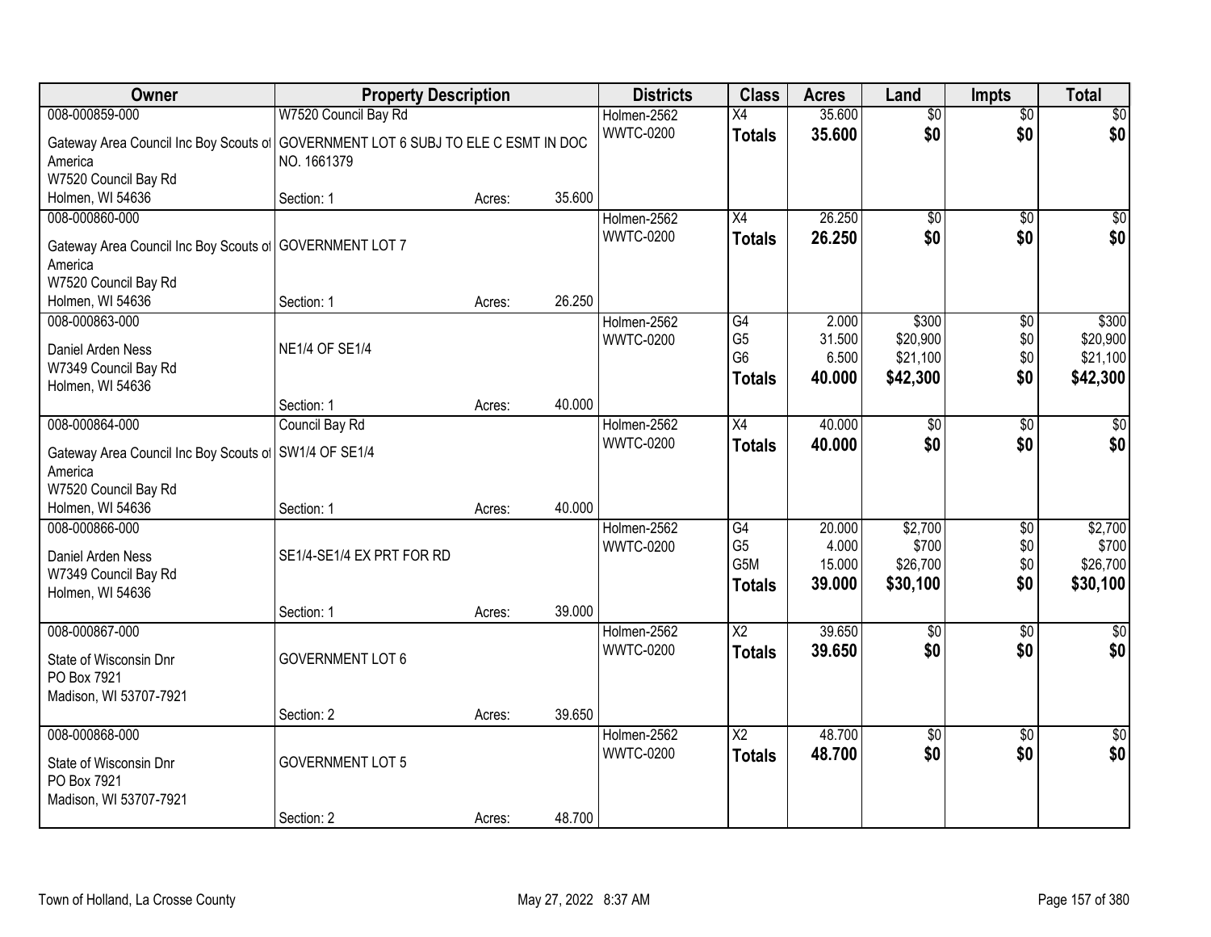| Owner | Property Description | | | Districts | Class | Acres | Land | Impts | Total |
|---|---|---|---|---|---|---|---|---|---|
| 008-000859-000 | W7520 Council Bay Rd | | | Holmen-2562 | X4 | 35.600 | $0 | $0 | $0 |
| Gateway Area Council Inc Boy Scouts of America<br>W7520 Council Bay Rd<br>Holmen, WI 54636 | GOVERNMENT LOT 6 SUBJ TO ELE C ESMT IN DOC NO. 1661379 | | | WWTC-0200 | **Totals** | **35.600** | **$0** | **$0** | **$0** |
| | Section: 1 | Acres: | 35.600 | | | | | | |
| 008-000860-000 | | | | Holmen-2562 | X4 | 26.250 | $0 | $0 | $0 |
| Gateway Area Council Inc Boy Scouts of America<br>W7520 Council Bay Rd<br>Holmen, WI 54636 | GOVERNMENT LOT 7 | | | WWTC-0200 | **Totals** | **26.250** | **$0** | **$0** | **$0** |
| | Section: 1 | Acres: | 26.250 | | | | | | |
| 008-000863-000 | | | | Holmen-2562 | G4 | 2.000 | $300 | $0 | $300 |
| Daniel Arden Ness<br>W7349 Council Bay Rd<br>Holmen, WI 54636 | NE1/4 OF SE1/4 | | | WWTC-0200 | G5 | 31.500 | $20,900 | $0 | $20,900 |
| | | | | | G6 | 6.500 | $21,100 | $0 | $21,100 |
| | | | | | **Totals** | **40.000** | **$42,300** | **$0** | **$42,300** |
| | Section: 1 | Acres: | 40.000 | | | | | | |
| 008-000864-000 | Council Bay Rd | | | Holmen-2562 | X4 | 40.000 | $0 | $0 | $0 |
| Gateway Area Council Inc Boy Scouts of America<br>W7520 Council Bay Rd<br>Holmen, WI 54636 | SW1/4 OF SE1/4 | | | WWTC-0200 | **Totals** | **40.000** | **$0** | **$0** | **$0** |
| | Section: 1 | Acres: | 40.000 | | | | | | |
| 008-000866-000 | | | | Holmen-2562 | G4 | 20.000 | $2,700 | $0 | $2,700 |
| Daniel Arden Ness<br>W7349 Council Bay Rd<br>Holmen, WI 54636 | SE1/4-SE1/4 EX PRT FOR RD | | | WWTC-0200 | G5 | 4.000 | $700 | $0 | $700 |
| | | | | | G5M | 15.000 | $26,700 | $0 | $26,700 |
| | | | | | **Totals** | **39.000** | **$30,100** | **$0** | **$30,100** |
| | Section: 1 | Acres: | 39.000 | | | | | | |
| 008-000867-000 | | | | Holmen-2562 | X2 | 39.650 | $0 | $0 | $0 |
| State of Wisconsin Dnr<br>PO Box 7921<br>Madison, WI 53707-7921 | GOVERNMENT LOT 6 | | | WWTC-0200 | **Totals** | **39.650** | **$0** | **$0** | **$0** |
| | Section: 2 | Acres: | 39.650 | | | | | | |
| 008-000868-000 | | | | Holmen-2562 | X2 | 48.700 | $0 | $0 | $0 |
| State of Wisconsin Dnr<br>PO Box 7921<br>Madison, WI 53707-7921 | GOVERNMENT LOT 5 | | | WWTC-0200 | **Totals** | **48.700** | **$0** | **$0** | **$0** |
| | Section: 2 | Acres: | 48.700 | | | | | | |

Town of Holland, La Crosse County May 27, 2022 8:37 AM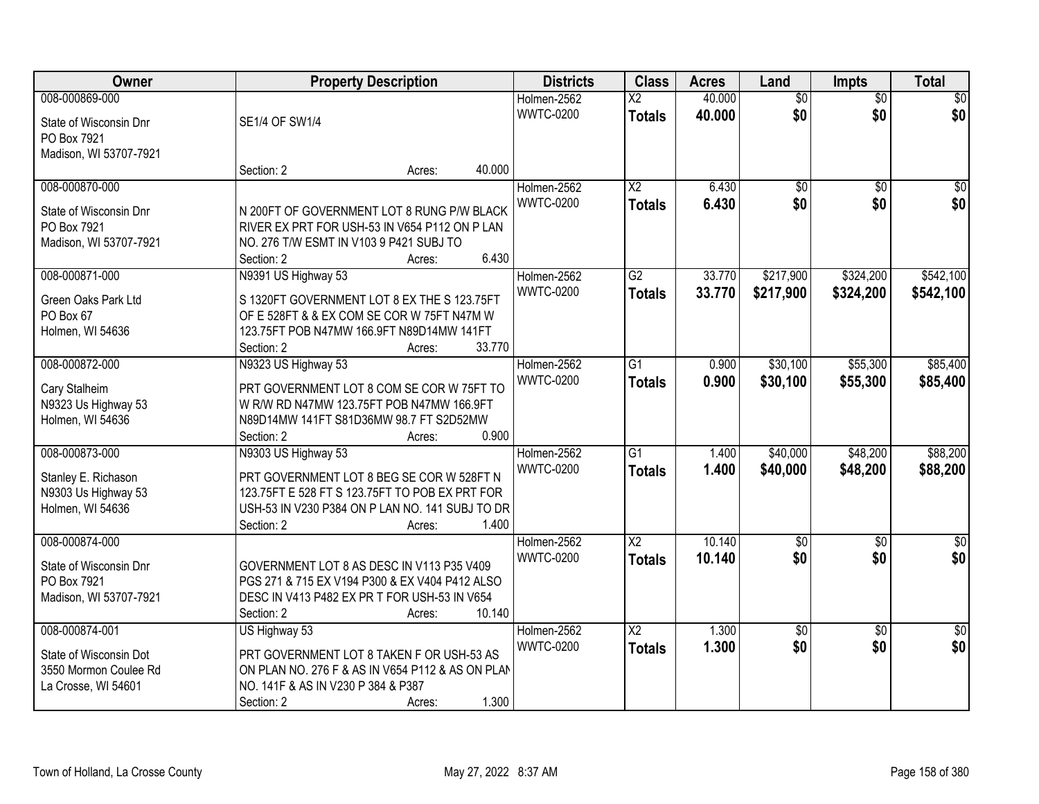| Owner | Property Description | Districts | Class | Acres | Land | Impts | Total |
|---|---|---|---|---|---|---|---|
| 008-000869-000<br>State of Wisconsin Dnr<br>PO Box 7921<br>Madison, WI 53707-7921 | SE1/4 OF SW1/4<br>Section: 2 Acres: 40.000 | Holmen-2562<br>WWTC-0200 | X2<br>**Totals** | 40.000<br>**40.000** | $0<br>**$0** | $0<br>**$0** | $0<br>**$0** |
| 008-000870-000<br>State of Wisconsin Dnr<br>PO Box 7921<br>Madison, WI 53707-7921 | N 200FT OF GOVERNMENT LOT 8 RUNG P/W BLACK RIVER EX PRT FOR USH-53 IN V654 P112 ON P LAN NO. 276 T/W ESMT IN V103 9 P421 SUBJ TO<br>Section: 2 Acres: 6.430 | Holmen-2562<br>WWTC-0200 | X2<br>**Totals** | 6.430<br>**6.430** | $0<br>**$0** | $0<br>**$0** | $0<br>**$0** |
| 008-000871-000<br>Green Oaks Park Ltd<br>PO Box 67<br>Holmen, WI 54636 | N9391 US Highway 53<br>S 1320FT GOVERNMENT LOT 8 EX THE S 123.75FT OF E 528FT & & EX COM SE COR W 75FT N47M W 123.75FT POB N47MW 166.9FT N89D14MW 141FT<br>Section: 2 Acres: 33.770 | Holmen-2562<br>WWTC-0200 | G2<br>**Totals** | 33.770<br>**33.770** | $217,900<br>**$217,900** | $324,200<br>**$324,200** | $542,100<br>**$542,100** |
| 008-000872-000<br>Cary Stalheim<br>N9323 Us Highway 53<br>Holmen, WI 54636 | N9323 US Highway 53<br>PRT GOVERNMENT LOT 8 COM SE COR W 75FT TO W R/W RD N47MW 123.75FT POB N47MW 166.9FT N89D14MW 141FT S81D36MW 98.7 FT S2D52MW<br>Section: 2 Acres: 0.900 | Holmen-2562<br>WWTC-0200 | G1<br>**Totals** | 0.900<br>**0.900** | $30,100<br>**$30,100** | $55,300<br>**$55,300** | $85,400<br>**$85,400** |
| 008-000873-000<br>Stanley E. Richason<br>N9303 Us Highway 53<br>Holmen, WI 54636 | N9303 US Highway 53<br>PRT GOVERNMENT LOT 8 BEG SE COR W 528FT N 123.75FT E 528 FT S 123.75FT TO POB EX PRT FOR USH-53 IN V230 P384 ON P LAN NO. 141 SUBJ TO DR<br>Section: 2 Acres: 1.400 | Holmen-2562<br>WWTC-0200 | G1<br>**Totals** | 1.400<br>**1.400** | $40,000<br>**$40,000** | $48,200<br>**$48,200** | $88,200<br>**$88,200** |
| 008-000874-000<br>State of Wisconsin Dnr<br>PO Box 7921<br>Madison, WI 53707-7921 | GOVERNMENT LOT 8 AS DESC IN V113 P35 V409 PGS 271 & 715 EX V194 P300 & EX V404 P412 ALSO DESC IN V413 P482 EX PR T FOR USH-53 IN V654<br>Section: 2 Acres: 10.140 | Holmen-2562<br>WWTC-0200 | X2<br>**Totals** | 10.140<br>**10.140** | $0<br>**$0** | $0<br>**$0** | $0<br>**$0** |
| 008-000874-001<br>State of Wisconsin Dot<br>3550 Mormon Coulee Rd<br>La Crosse, WI 54601 | US Highway 53<br>PRT GOVERNMENT LOT 8 TAKEN F OR USH-53 AS ON PLAN NO. 276 F & AS IN V654 P112 & AS ON PLAN NO. 141F & AS IN V230 P 384 & P387<br>Section: 2 Acres: 1.300 | Holmen-2562<br>WWTC-0200 | X2<br>**Totals** | 1.300<br>**1.300** | $0<br>**$0** | $0<br>**$0** | $0<br>**$0** |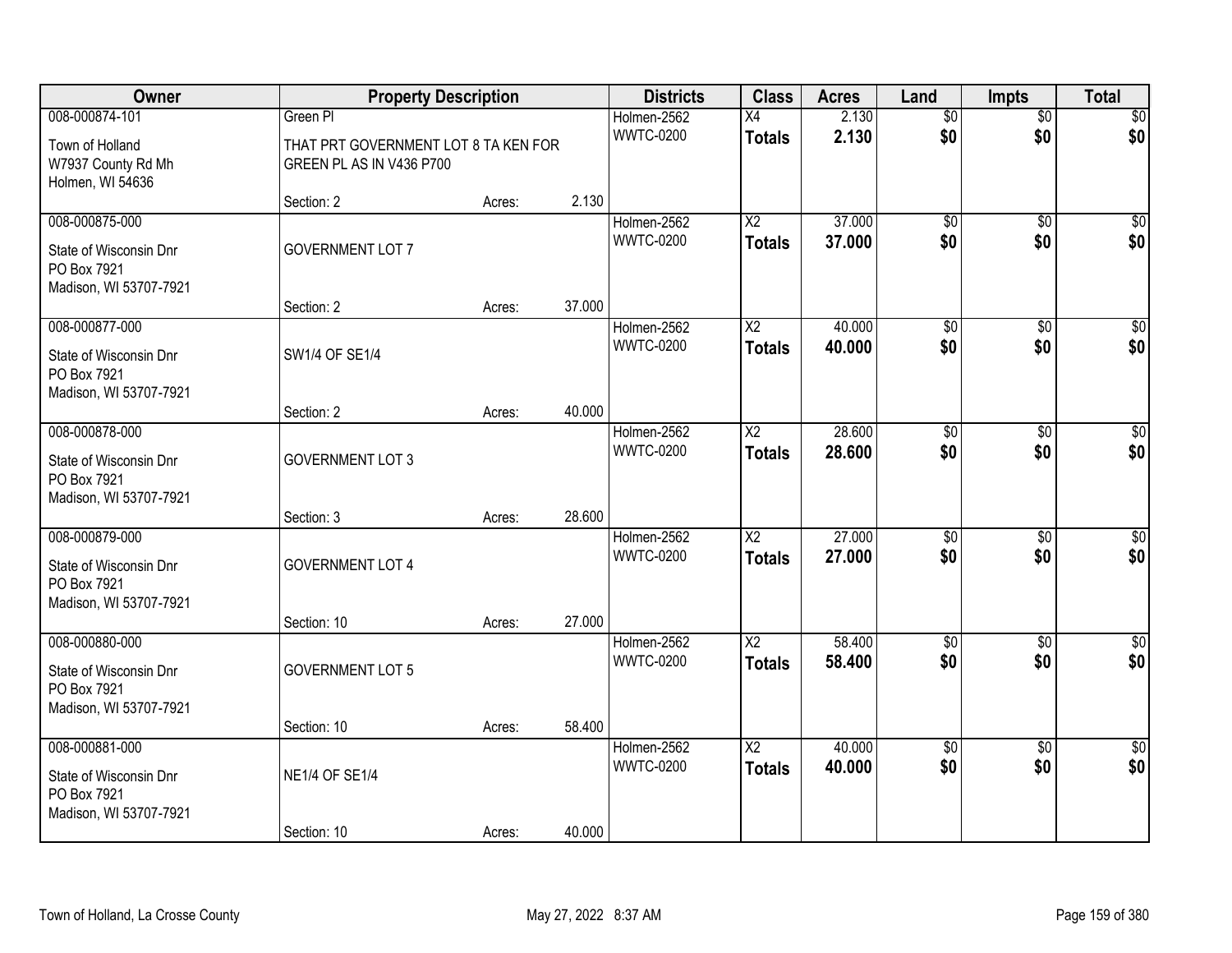| Owner | Property Description | | | Districts | Class | Acres | Land | Impts | Total |
|---|---|---|---|---|---|---|---|---|---|
| 008-000874-101<br>Town of Holland<br>W7937 County Rd Mh<br>Holmen, WI 54636 | Green Pl<br>THAT PRT GOVERNMENT LOT 8 TA KEN FOR GREEN PL AS IN V436 P700<br>Section: 2 | Acres: | 2.130 | Holmen-2562<br>WWTC-0200 | X4<br>**Totals** | 2.130<br>**2.130** | $0<br>**$0** | $0<br>**$0** | $0<br>**$0** |
| 008-000875-000<br>State of Wisconsin Dnr<br>PO Box 7921<br>Madison, WI 53707-7921 | GOVERNMENT LOT 7<br>Section: 2 | Acres: | 37.000 | Holmen-2562<br>WWTC-0200 | X2<br>**Totals** | 37.000<br>**37.000** | $0<br>**$0** | $0<br>**$0** | $0<br>**$0** |
| 008-000877-000<br>State of Wisconsin Dnr<br>PO Box 7921<br>Madison, WI 53707-7921 | SW1/4 OF SE1/4<br>Section: 2 | Acres: | 40.000 | Holmen-2562<br>WWTC-0200 | X2<br>**Totals** | 40.000<br>**40.000** | $0<br>**$0** | $0<br>**$0** | $0<br>**$0** |
| 008-000878-000<br>State of Wisconsin Dnr<br>PO Box 7921<br>Madison, WI 53707-7921 | GOVERNMENT LOT 3<br>Section: 3 | Acres: | 28.600 | Holmen-2562<br>WWTC-0200 | X2<br>**Totals** | 28.600<br>**28.600** | $0<br>**$0** | $0<br>**$0** | $0<br>**$0** |
| 008-000879-000<br>State of Wisconsin Dnr<br>PO Box 7921<br>Madison, WI 53707-7921 | GOVERNMENT LOT 4<br>Section: 10 | Acres: | 27.000 | Holmen-2562<br>WWTC-0200 | X2<br>**Totals** | 27.000<br>**27.000** | $0<br>**$0** | $0<br>**$0** | $0<br>**$0** |
| 008-000880-000<br>State of Wisconsin Dnr<br>PO Box 7921<br>Madison, WI 53707-7921 | GOVERNMENT LOT 5<br>Section: 10 | Acres: | 58.400 | Holmen-2562<br>WWTC-0200 | X2<br>**Totals** | 58.400<br>**58.400** | $0<br>**$0** | $0<br>**$0** | $0<br>**$0** |
| 008-000881-000<br>State of Wisconsin Dnr<br>PO Box 7921<br>Madison, WI 53707-7921 | NE1/4 OF SE1/4<br>Section: 10 | Acres: | 40.000 | Holmen-2562<br>WWTC-0200 | X2<br>**Totals** | 40.000<br>**40.000** | $0<br>**$0** | $0<br>**$0** | $0<br>**$0** |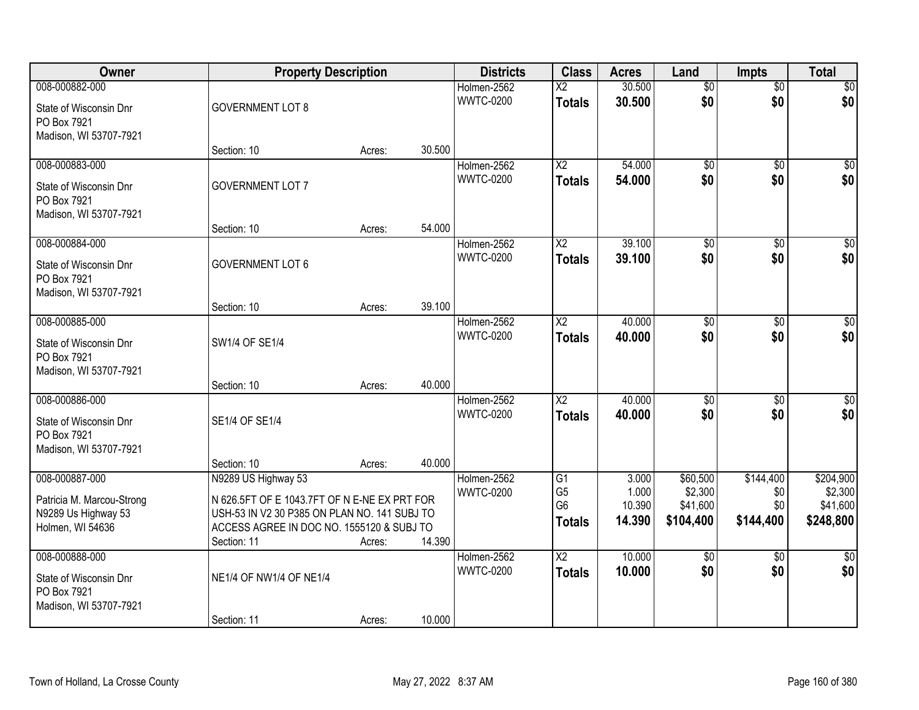| Owner | Property Description | | | Districts | Class | Acres | Land | Impts | Total |
|---|---|---|---|---|---|---|---|---|---|
| 008-000882-000 | | | | Holmen-2562 | X2 | 30.500 | $0 | $0 | $0 |
| State of Wisconsin Dnr | GOVERNMENT LOT 8 | | | WWTC-0200 | **Totals** | **30.500** | **$0** | **$0** | **$0** |
| PO Box 7921 | | | | | | | | | |
| Madison, WI 53707-7921 | | | | | | | | | |
| | Section: 10 | Acres: | 30.500 | | | | | | |
| 008-000883-000 | | | | Holmen-2562 | X2 | 54.000 | $0 | $0 | $0 |
| State of Wisconsin Dnr | GOVERNMENT LOT 7 | | | WWTC-0200 | **Totals** | **54.000** | **$0** | **$0** | **$0** |
| PO Box 7921 | | | | | | | | | |
| Madison, WI 53707-7921 | | | | | | | | | |
| | Section: 10 | Acres: | 54.000 | | | | | | |
| 008-000884-000 | | | | Holmen-2562 | X2 | 39.100 | $0 | $0 | $0 |
| State of Wisconsin Dnr | GOVERNMENT LOT 6 | | | WWTC-0200 | **Totals** | **39.100** | **$0** | **$0** | **$0** |
| PO Box 7921 | | | | | | | | | |
| Madison, WI 53707-7921 | | | | | | | | | |
| | Section: 10 | Acres: | 39.100 | | | | | | |
| 008-000885-000 | | | | Holmen-2562 | X2 | 40.000 | $0 | $0 | $0 |
| State of Wisconsin Dnr | SW1/4 OF SE1/4 | | | WWTC-0200 | **Totals** | **40.000** | **$0** | **$0** | **$0** |
| PO Box 7921 | | | | | | | | | |
| Madison, WI 53707-7921 | | | | | | | | | |
| | Section: 10 | Acres: | 40.000 | | | | | | |
| 008-000886-000 | | | | Holmen-2562 | X2 | 40.000 | $0 | $0 | $0 |
| State of Wisconsin Dnr | SE1/4 OF SE1/4 | | | WWTC-0200 | **Totals** | **40.000** | **$0** | **$0** | **$0** |
| PO Box 7921 | | | | | | | | | |
| Madison, WI 53707-7921 | | | | | | | | | |
| | Section: 10 | Acres: | 40.000 | | | | | | |
| 008-000887-000 | N9289 US Highway 53 | | | Holmen-2562 | G1 | 3.000 | $60,500 | $144,400 | $204,900 |
| Patricia M. Marcou-Strong | N 626.5FT OF E 1043.7FT OF N E-NE EX PRT FOR | | | WWTC-0200 | G5 | 1.000 | $2,300 | $0 | $2,300 |
| N9289 Us Highway 53 | USH-53 IN V2 30 P385 ON PLAN NO. 141 SUBJ TO | | | | G6 | 10.390 | $41,600 | $0 | $41,600 |
| Holmen, WI 54636 | ACCESS AGREE IN DOC NO. 1555120 & SUBJ TO | | | | **Totals** | **14.390** | **$104,400** | **$144,400** | **$248,800** |
| | Section: 11 | Acres: | 14.390 | | | | | | |
| 008-000888-000 | | | | Holmen-2562 | X2 | 10.000 | $0 | $0 | $0 |
| State of Wisconsin Dnr | NE1/4 OF NW1/4 OF NE1/4 | | | WWTC-0200 | **Totals** | **10.000** | **$0** | **$0** | **$0** |
| PO Box 7921 | | | | | | | | | |
| Madison, WI 53707-7921 | | | | | | | | | |
| | Section: 11 | Acres: | 10.000 | | | | | | |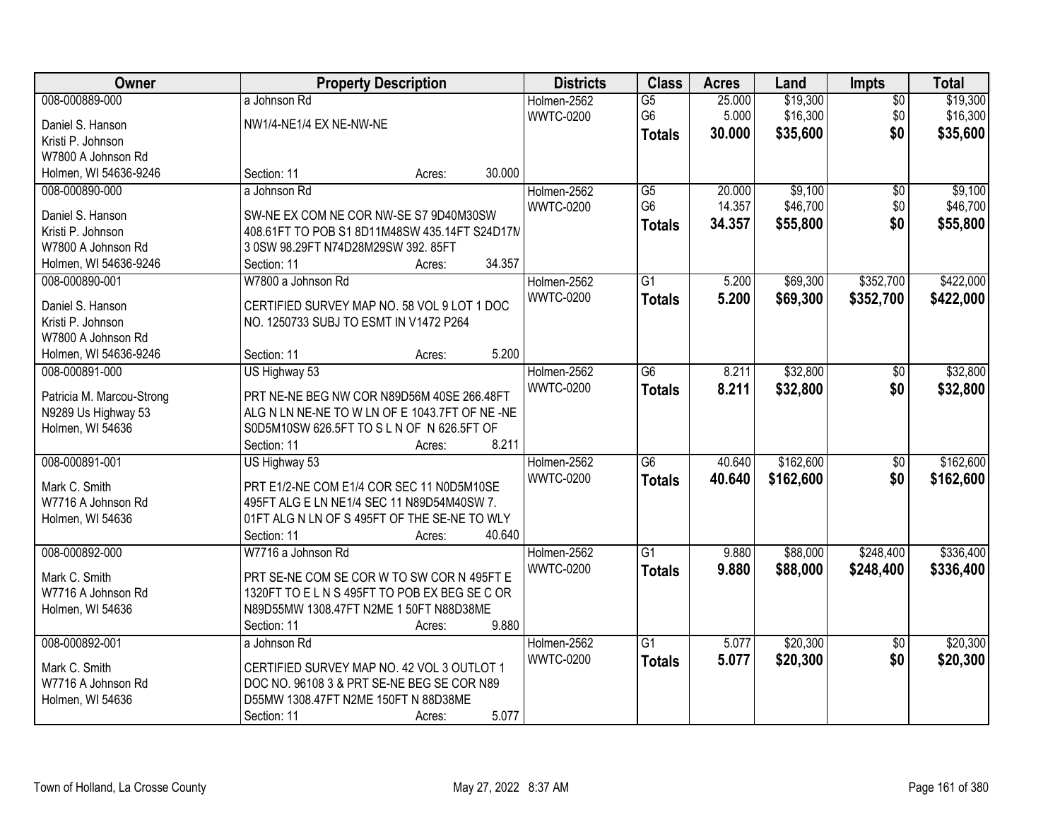| Owner | Property Description | Districts | Class | Acres | Land | Impts | Total |
|---|---|---|---|---|---|---|---|
| 008-000889-000<br><br>Daniel S. Hanson<br>Kristi P. Johnson<br>W7800 A Johnson Rd<br>Holmen, WI 54636-9246 | a Johnson Rd<br><br>NW1/4-NE1/4 EX NE-NW-NE<br><br>Section: 11 Acres: 30.000 | Holmen-2562<br>WWTC-0200 | G5<br>G6<br>**Totals** | 25.000<br>5.000<br>**30.000** | $19,300<br>$16,300<br>**$35,600** | $0<br>$0<br>**$0** | $19,300<br>$16,300<br>**$35,600** |
| 008-000890-000<br><br>Daniel S. Hanson<br>Kristi P. Johnson<br>W7800 A Johnson Rd<br>Holmen, WI 54636-9246 | a Johnson Rd<br><br>SW-NE EX COM NE COR NW-SE S7 9D40M30SW 408.61FT TO POB S1 8D11M48SW 435.14FT S24D17M 3 0SW 98.29FT N74D28M29SW 392. 85FT<br>Section: 11 Acres: 34.357 | Holmen-2562<br>WWTC-0200 | G5<br>G6<br>**Totals** | 20.000<br>14.357<br>**34.357** | $9,100<br>$46,700<br>**$55,800** | $0<br>$0<br>**$0** | $9,100<br>$46,700<br>**$55,800** |
| 008-000890-001<br><br>Daniel S. Hanson<br>Kristi P. Johnson<br>W7800 A Johnson Rd<br>Holmen, WI 54636-9246 | W7800 a Johnson Rd<br><br>CERTIFIED SURVEY MAP NO. 58 VOL 9 LOT 1 DOC NO. 1250733 SUBJ TO ESMT IN V1472 P264<br><br>Section: 11 Acres: 5.200 | Holmen-2562<br>WWTC-0200 | G1<br>**Totals** | 5.200<br>**5.200** | $69,300<br>**$69,300** | $352,700<br>**$352,700** | $422,000<br>**$422,000** |
| 008-000891-000<br><br>Patricia M. Marcou-Strong<br>N9289 Us Highway 53<br>Holmen, WI 54636 | US Highway 53<br><br>PRT NE-NE BEG NW COR N89D56M 40SE 266.48FT ALG N LN NE-NE TO W LN OF E 1043.7FT OF NE -NE S0D5M10SW 626.5FT TO S L N OF N 626.5FT OF<br>Section: 11 Acres: 8.211 | Holmen-2562<br>WWTC-0200 | G6<br>**Totals** | 8.211<br>**8.211** | $32,800<br>**$32,800** | $0<br>**$0** | $32,800<br>**$32,800** |
| 008-000891-001<br><br>Mark C. Smith<br>W7716 A Johnson Rd<br>Holmen, WI 54636 | US Highway 53<br><br>PRT E1/2-NE COM E1/4 COR SEC 11 N0D5M10SE 495FT ALG E LN NE1/4 SEC 11 N89D54M40SW 7. 01FT ALG N LN OF S 495FT OF THE SE-NE TO WLY<br>Section: 11 Acres: 40.640 | Holmen-2562<br>WWTC-0200 | G6<br>**Totals** | 40.640<br>**40.640** | $162,600<br>**$162,600** | $0<br>**$0** | $162,600<br>**$162,600** |
| 008-000892-000<br><br>Mark C. Smith<br>W7716 A Johnson Rd<br>Holmen, WI 54636 | W7716 a Johnson Rd<br><br>PRT SE-NE COM SE COR W TO SW COR N 495FT E 1320FT TO E L N S 495FT TO POB EX BEG SE C OR N89D55MW 1308.47FT N2ME 1 50FT N88D38ME<br>Section: 11 Acres: 9.880 | Holmen-2562<br>WWTC-0200 | G1<br>**Totals** | 9.880<br>**9.880** | $88,000<br>**$88,000** | $248,400<br>**$248,400** | $336,400<br>**$336,400** |
| 008-000892-001<br><br>Mark C. Smith<br>W7716 A Johnson Rd<br>Holmen, WI 54636 | a Johnson Rd<br><br>CERTIFIED SURVEY MAP NO. 42 VOL 3 OUTLOT 1 DOC NO. 96108 3 & PRT SE-NE BEG SE COR N89 D55MW 1308.47FT N2ME 150FT N 88D38ME<br>Section: 11 Acres: 5.077 | Holmen-2562<br>WWTC-0200 | G1<br>**Totals** | 5.077<br>**5.077** | $20,300<br>**$20,300** | $0<br>**$0** | $20,300<br>**$20,300** |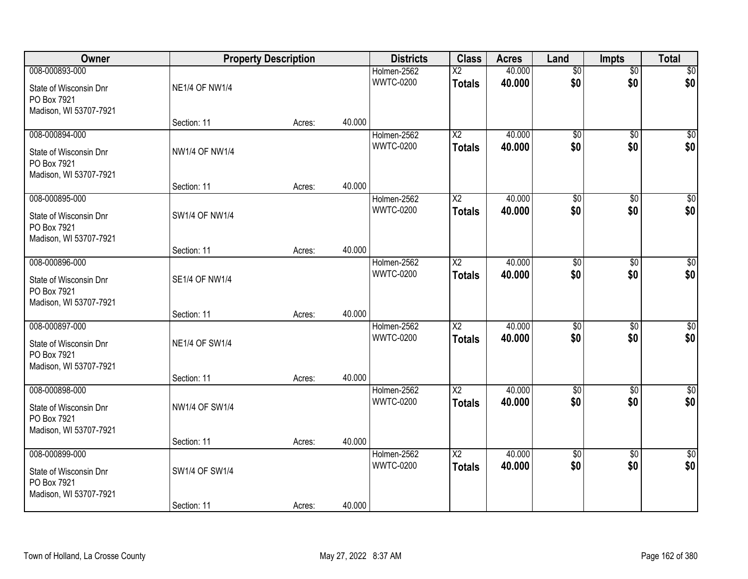| Owner | Property Description | | | Districts | Class | Acres | Land | Impts | Total |
|---|---|---|---|---|---|---|---|---|---|
| 008-000893-000<br>State of Wisconsin Dnr<br>PO Box 7921<br>Madison, WI 53707-7921 | NE1/4 OF NW1/4<br><br>Section: 11 | Acres: | 40.000 | Holmen-2562<br>WWTC-0200 | X2<br>**Totals** | 40.000<br>**40.000** | $0<br>**$0** | $0<br>**$0** | $0<br>**$0** |
| 008-000894-000<br>State of Wisconsin Dnr<br>PO Box 7921<br>Madison, WI 53707-7921 | NW1/4 OF NW1/4<br><br>Section: 11 | Acres: | 40.000 | Holmen-2562<br>WWTC-0200 | X2<br>**Totals** | 40.000<br>**40.000** | $0<br>**$0** | $0<br>**$0** | $0<br>**$0** |
| 008-000895-000<br>State of Wisconsin Dnr<br>PO Box 7921<br>Madison, WI 53707-7921 | SW1/4 OF NW1/4<br><br>Section: 11 | Acres: | 40.000 | Holmen-2562<br>WWTC-0200 | X2<br>**Totals** | 40.000<br>**40.000** | $0<br>**$0** | $0<br>**$0** | $0<br>**$0** |
| 008-000896-000<br>State of Wisconsin Dnr<br>PO Box 7921<br>Madison, WI 53707-7921 | SE1/4 OF NW1/4<br><br>Section: 11 | Acres: | 40.000 | Holmen-2562<br>WWTC-0200 | X2<br>**Totals** | 40.000<br>**40.000** | $0<br>**$0** | $0<br>**$0** | $0<br>**$0** |
| 008-000897-000<br>State of Wisconsin Dnr<br>PO Box 7921<br>Madison, WI 53707-7921 | NE1/4 OF SW1/4<br><br>Section: 11 | Acres: | 40.000 | Holmen-2562<br>WWTC-0200 | X2<br>**Totals** | 40.000<br>**40.000** | $0<br>**$0** | $0<br>**$0** | $0<br>**$0** |
| 008-000898-000<br>State of Wisconsin Dnr<br>PO Box 7921<br>Madison, WI 53707-7921 | NW1/4 OF SW1/4<br><br>Section: 11 | Acres: | 40.000 | Holmen-2562<br>WWTC-0200 | X2<br>**Totals** | 40.000<br>**40.000** | $0<br>**$0** | $0<br>**$0** | $0<br>**$0** |
| 008-000899-000<br>State of Wisconsin Dnr<br>PO Box 7921<br>Madison, WI 53707-7921 | SW1/4 OF SW1/4<br><br>Section: 11 | Acres: | 40.000 | Holmen-2562<br>WWTC-0200 | X2<br>**Totals** | 40.000<br>**40.000** | $0<br>**$0** | $0<br>**$0** | $0<br>**$0** |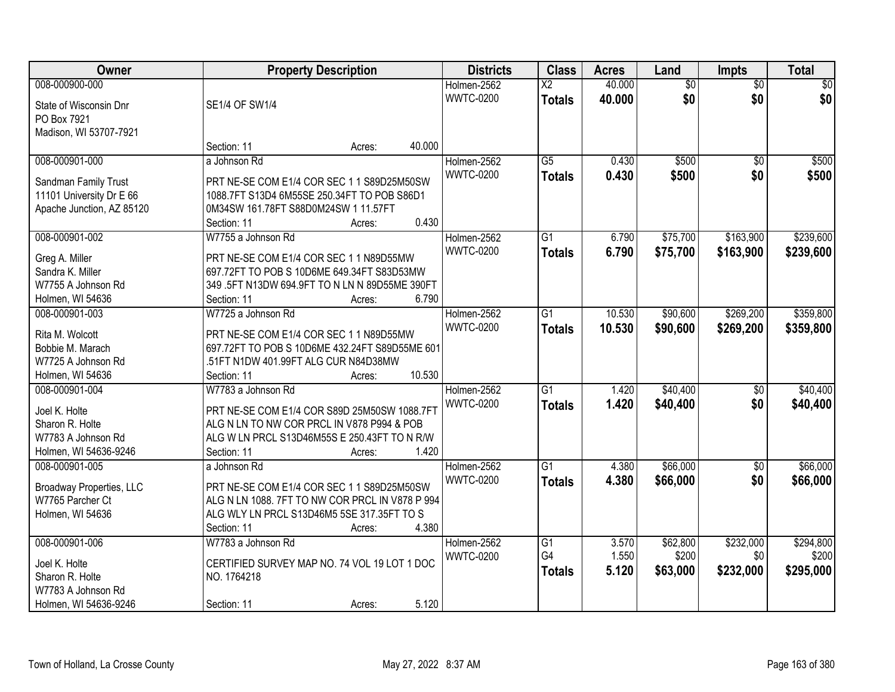| Owner | Property Description | Districts | Class | Acres | Land | Impts | Total |
|---|---|---|---|---|---|---|---|
| 008-000900-000<br>State of Wisconsin Dnr<br>PO Box 7921<br>Madison, WI 53707-7921 | SE1/4 OF SW1/4<br>Section: 11 Acres: 40.000 | Holmen-2562<br>WWTC-0200 | X2<br>**Totals** | 40.000<br>**40.000** | $0<br>**$0** | $0<br>**$0** | $0<br>**$0** |
| 008-000901-000<br>Sandman Family Trust<br>11101 University Dr E 66<br>Apache Junction, AZ 85120 | a Johnson Rd<br>PRT NE-SE COM E1/4 COR SEC 1 1 S89D25M50SW 1088.7FT S13D4 6M55SE 250.34FT TO POB S86D1 0M34SW 161.78FT S88D0M24SW 1 11.57FT<br>Section: 11 Acres: 0.430 | Holmen-2562<br>WWTC-0200 | G5<br>**Totals** | 0.430<br>**0.430** | $500<br>**$500** | $0<br>**$0** | $500<br>**$500** |
| 008-000901-002<br>Greg A. Miller<br>Sandra K. Miller<br>W7755 A Johnson Rd<br>Holmen, WI 54636 | W7755 a Johnson Rd<br>PRT NE-SE COM E1/4 COR SEC 1 1 N89D55MW 697.72FT TO POB S 10D6ME 649.34FT S83D53MW 349 .5FT N13DW 694.9FT TO N LN N 89D55ME 390FT<br>Section: 11 Acres: 6.790 | Holmen-2562<br>WWTC-0200 | G1<br>**Totals** | 6.790<br>**6.790** | $75,700<br>**$75,700** | $163,900<br>**$163,900** | $239,600<br>**$239,600** |
| 008-000901-003<br>Rita M. Wolcott<br>Bobbie M. Marach<br>W7725 A Johnson Rd<br>Holmen, WI 54636 | W7725 a Johnson Rd<br>PRT NE-SE COM E1/4 COR SEC 1 1 N89D55MW 697.72FT TO POB S 10D6ME 432.24FT S89D55ME 601 .51FT N1DW 401.99FT ALG CUR N84D38MW<br>Section: 11 Acres: 10.530 | Holmen-2562<br>WWTC-0200 | G1<br>**Totals** | 10.530<br>**10.530** | $90,600<br>**$90,600** | $269,200<br>**$269,200** | $359,800<br>**$359,800** |
| 008-000901-004<br>Joel K. Holte<br>Sharon R. Holte<br>W7783 A Johnson Rd<br>Holmen, WI 54636-9246 | W7783 a Johnson Rd<br>PRT NE-SE COM E1/4 COR S89D 25M50SW 1088.7FT ALG N LN TO NW COR PRCL IN V878 P994 & POB ALG W LN PRCL S13D46M55S E 250.43FT TO N R/W<br>Section: 11 Acres: 1.420 | Holmen-2562<br>WWTC-0200 | G1<br>**Totals** | 1.420<br>**1.420** | $40,400<br>**$40,400** | $0<br>**$0** | $40,400<br>**$40,400** |
| 008-000901-005<br>Broadway Properties, LLC<br>W7765 Parcher Ct<br>Holmen, WI 54636 | a Johnson Rd<br>PRT NE-SE COM E1/4 COR SEC 1 1 S89D25M50SW ALG N LN 1088. 7FT TO NW COR PRCL IN V878 P 994 ALG WLY LN PRCL S13D46M5 5SE 317.35FT TO S<br>Section: 11 Acres: 4.380 | Holmen-2562<br>WWTC-0200 | G1<br>**Totals** | 4.380<br>**4.380** | $66,000<br>**$66,000** | $0<br>**$0** | $66,000<br>**$66,000** |
| 008-000901-006<br>Joel K. Holte<br>Sharon R. Holte<br>W7783 A Johnson Rd<br>Holmen, WI 54636-9246 | W7783 a Johnson Rd<br>CERTIFIED SURVEY MAP NO. 74 VOL 19 LOT 1 DOC NO. 1764218<br>Section: 11 Acres: 5.120 | Holmen-2562<br>WWTC-0200 | G1<br>G4<br>**Totals** | 3.570<br>1.550<br>**5.120** | $62,800<br>$200<br>**$63,000** | $232,000<br>$0<br>**$232,000** | $294,800<br>$200<br>**$295,000** |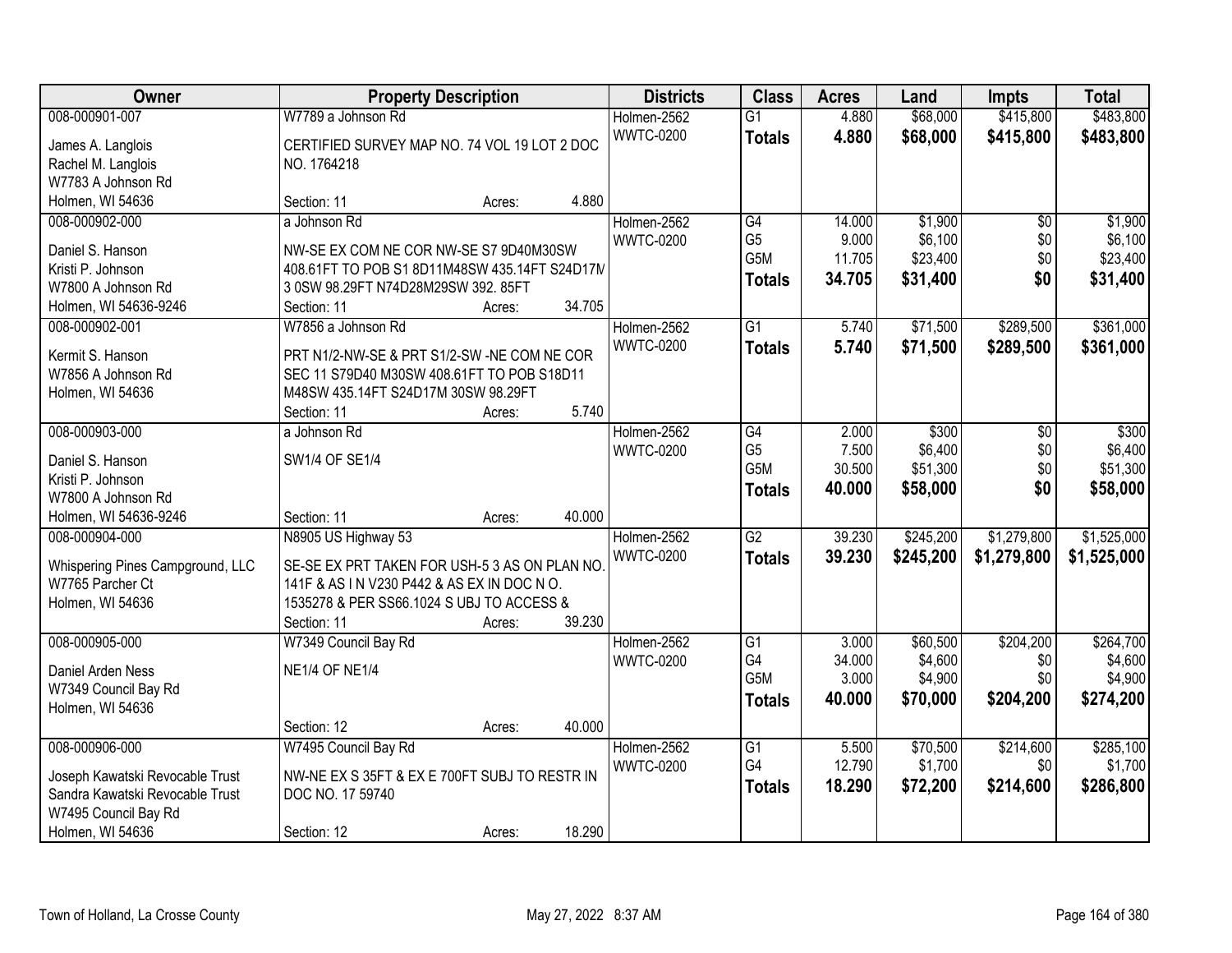| Owner | Property Description | Districts | Class | Acres | Land | Impts | Total |
|---|---|---|---|---|---|---|---|
| 008-000901-007<br>James A. Langlois<br>Rachel M. Langlois<br>W7783 A Johnson Rd<br>Holmen, WI 54636 | W7789 a Johnson Rd<br>CERTIFIED SURVEY MAP NO. 74 VOL 19 LOT 2 DOC NO. 1764218<br>Section: 11 Acres: 4.880 | Holmen-2562<br>WWTC-0200 | G1<br>**Totals** | 4.880<br>**4.880** | $68,000<br>**$68,000** | $415,800<br>**$415,800** | $483,800<br>**$483,800** |
| 008-000902-000<br>Daniel S. Hanson<br>Kristi P. Johnson<br>W7800 A Johnson Rd<br>Holmen, WI 54636-9246 | a Johnson Rd<br>NW-SE EX COM NE COR NW-SE S7 9D40M30SW 408.61FT TO POB S1 8D11M48SW 435.14FT S24D17M 3 0SW 98.29FT N74D28M29SW 392. 85FT<br>Section: 11 Acres: 34.705 | Holmen-2562<br>WWTC-0200 | G4<br>G5<br>G5M<br>**Totals** | 14.000<br>9.000<br>11.705<br>**34.705** | $1,900<br>$6,100<br>$23,400<br>**$31,400** | $0<br>$0<br>$0<br>**$0** | $1,900<br>$6,100<br>$23,400<br>**$31,400** |
| 008-000902-001<br>Kermit S. Hanson<br>W7856 A Johnson Rd<br>Holmen, WI 54636 | W7856 a Johnson Rd<br>PRT N1/2-NW-SE & PRT S1/2-SW -NE COM NE COR SEC 11 S79D40 M30SW 408.61FT TO POB S18D11 M48SW 435.14FT S24D17M 30SW 98.29FT<br>Section: 11 Acres: 5.740 | Holmen-2562<br>WWTC-0200 | G1<br>**Totals** | 5.740<br>**5.740** | $71,500<br>**$71,500** | $289,500<br>**$289,500** | $361,000<br>**$361,000** |
| 008-000903-000<br>Daniel S. Hanson<br>Kristi P. Johnson<br>W7800 A Johnson Rd<br>Holmen, WI 54636-9246 | a Johnson Rd<br>SW1/4 OF SE1/4<br>Section: 11 Acres: 40.000 | Holmen-2562<br>WWTC-0200 | G4<br>G5<br>G5M<br>**Totals** | 2.000<br>7.500<br>30.500<br>**40.000** | $300<br>$6,400<br>$51,300<br>**$58,000** | $0<br>$0<br>$0<br>**$0** | $300<br>$6,400<br>$51,300<br>**$58,000** |
| 008-000904-000<br>Whispering Pines Campground, LLC<br>W7765 Parcher Ct<br>Holmen, WI 54636 | N8905 US Highway 53<br>SE-SE EX PRT TAKEN FOR USH-5 3 AS ON PLAN NO. 141F & AS I N V230 P442 & AS EX IN DOC N O. 1535278 & PER SS66.1024 S UBJ TO ACCESS &<br>Section: 11 Acres: 39.230 | Holmen-2562<br>WWTC-0200 | G2<br>**Totals** | 39.230<br>**39.230** | $245,200<br>**$245,200** | $1,279,800<br>**$1,279,800** | $1,525,000<br>**$1,525,000** |
| 008-000905-000<br>Daniel Arden Ness<br>W7349 Council Bay Rd<br>Holmen, WI 54636 | W7349 Council Bay Rd<br>NE1/4 OF NE1/4<br>Section: 12 Acres: 40.000 | Holmen-2562<br>WWTC-0200 | G1<br>G4<br>G5M<br>**Totals** | 3.000<br>34.000<br>3.000<br>**40.000** | $60,500<br>$4,600<br>$4,900<br>**$70,000** | $204,200<br>$0<br>$0<br>**$204,200** | $264,700<br>$4,600<br>$4,900<br>**$274,200** |
| 008-000906-000<br>Joseph Kawatski Revocable Trust<br>Sandra Kawatski Revocable Trust<br>W7495 Council Bay Rd<br>Holmen, WI 54636 | W7495 Council Bay Rd<br>NW-NE EX S 35FT & EX E 700FT SUBJ TO RESTR IN DOC NO. 17 59740<br>Section: 12 Acres: 18.290 | Holmen-2562<br>WWTC-0200 | G1<br>G4<br>**Totals** | 5.500<br>12.790<br>**18.290** | $70,500<br>$1,700<br>**$72,200** | $214,600<br>$0<br>**$214,600** | $285,100<br>$1,700<br>**$286,800** |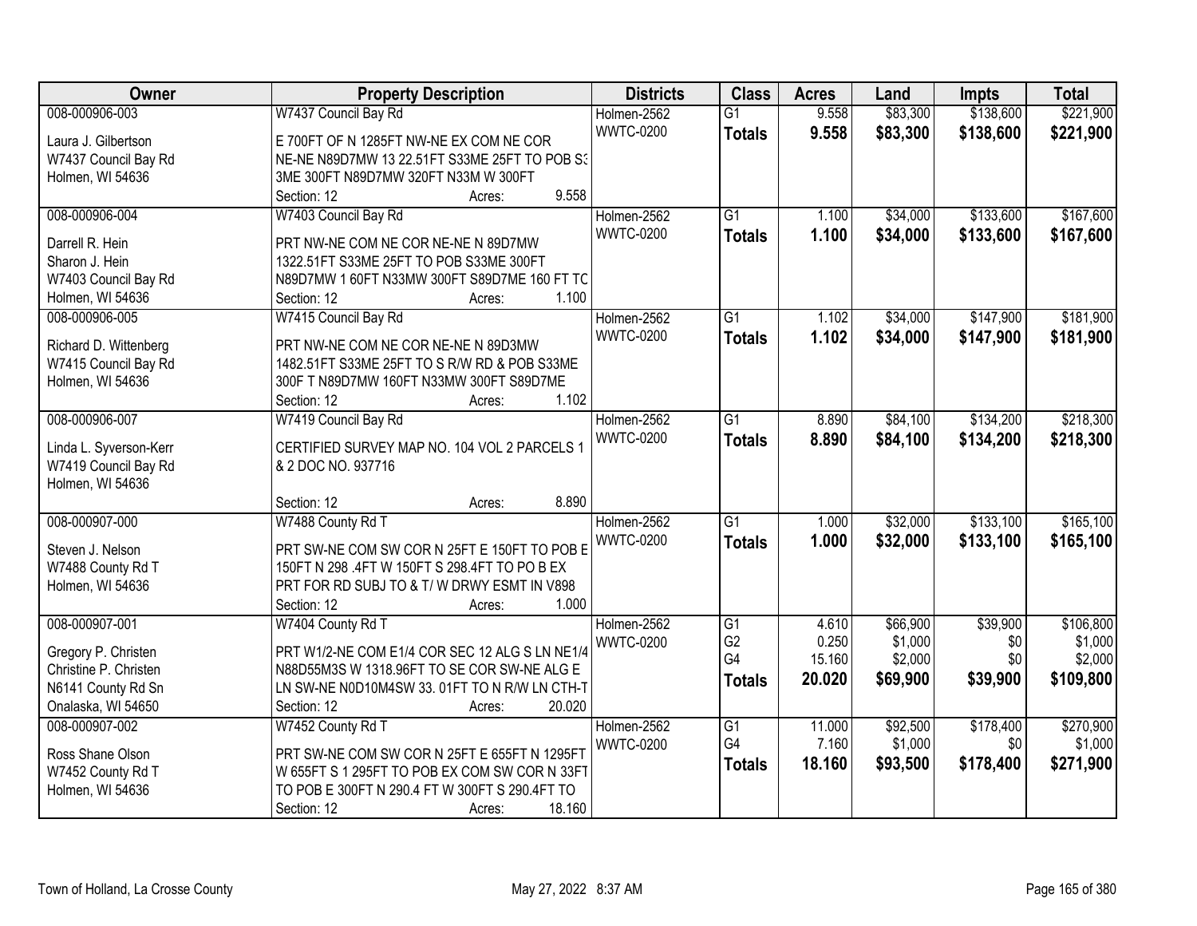| Owner | Property Description | Districts | Class | Acres | Land | Impts | Total |
|---|---|---|---|---|---|---|---|
| 008-000906-003<br>Laura J. Gilbertson<br>W7437 Council Bay Rd<br>Holmen, WI 54636 | W7437 Council Bay Rd<br>E 700FT OF N 1285FT NW-NE EX COM NE COR NE-NE N89D7MW 13 22.51FT S33ME 25FT TO POB S33ME 300FT N89D7MW 320FT N33M W 300FT<br>Section: 12 Acres: 9.558 | Holmen-2562<br>WWTC-0200 | G1<br>**Totals** | 9.558<br>**9.558** | $83,300<br>**$83,300** | $138,600<br>**$138,600** | $221,900<br>**$221,900** |
| 008-000906-004<br>Darrell R. Hein<br>Sharon J. Hein<br>W7403 Council Bay Rd<br>Holmen, WI 54636 | W7403 Council Bay Rd<br>PRT NW-NE COM NE COR NE-NE N 89D7MW 1322.51FT S33ME 25FT TO POB S33ME 300FT N89D7MW 1 60FT N33MW 300FT S89D7ME 160 FT TO<br>Section: 12 Acres: 1.100 | Holmen-2562<br>WWTC-0200 | G1<br>**Totals** | 1.100<br>**1.100** | $34,000<br>**$34,000** | $133,600<br>**$133,600** | $167,600<br>**$167,600** |
| 008-000906-005<br>Richard D. Wittenberg<br>W7415 Council Bay Rd<br>Holmen, WI 54636 | W7415 Council Bay Rd<br>PRT NW-NE COM NE COR NE-NE N 89D3MW 1482.51FT S33ME 25FT TO S R/W RD & POB S33ME 300F T N89D7MW 160FT N33MW 300FT S89D7ME<br>Section: 12 Acres: 1.102 | Holmen-2562<br>WWTC-0200 | G1<br>**Totals** | 1.102<br>**1.102** | $34,000<br>**$34,000** | $147,900<br>**$147,900** | $181,900<br>**$181,900** |
| 008-000906-007<br>Linda L. Syverson-Kerr<br>W7419 Council Bay Rd<br>Holmen, WI 54636 | W7419 Council Bay Rd<br>CERTIFIED SURVEY MAP NO. 104 VOL 2 PARCELS 1 & 2 DOC NO. 937716<br>Section: 12 Acres: 8.890 | Holmen-2562<br>WWTC-0200 | G1<br>**Totals** | 8.890<br>**8.890** | $84,100<br>**$84,100** | $134,200<br>**$134,200** | $218,300<br>**$218,300** |
| 008-000907-000<br>Steven J. Nelson<br>W7488 County Rd T<br>Holmen, WI 54636 | W7488 County Rd T<br>PRT SW-NE COM SW COR N 25FT E 150FT TO POB E 150FT N 298 .4FT W 150FT S 298.4FT TO PO B EX PRT FOR RD SUBJ TO & T/ W DRWY ESMT IN V898<br>Section: 12 Acres: 1.000 | Holmen-2562<br>WWTC-0200 | G1<br>**Totals** | 1.000<br>**1.000** | $32,000<br>**$32,000** | $133,100<br>**$133,100** | $165,100<br>**$165,100** |
| 008-000907-001<br>Gregory P. Christen<br>Christine P. Christen<br>N6141 County Rd Sn<br>Onalaska, WI 54650 | W7404 County Rd T<br>PRT W1/2-NE COM E1/4 COR SEC 12 ALG S LN NE1/4 N88D55M3S W 1318.96FT TO SE COR SW-NE ALG E LN SW-NE N0D10M4SW 33. 01FT TO N R/W LN CTH-T<br>Section: 12 Acres: 20.020 | Holmen-2562<br>WWTC-0200 | G1<br>G2<br>G4<br>**Totals** | 4.610<br>0.250<br>15.160<br>**20.020** | $66,900<br>$1,000<br>$2,000<br>**$69,900** | $39,900<br>$0<br>$0<br>**$39,900** | $106,800<br>$1,000<br>$2,000<br>**$109,800** |
| 008-000907-002<br>Ross Shane Olson<br>W7452 County Rd T<br>Holmen, WI 54636 | W7452 County Rd T<br>PRT SW-NE COM SW COR N 25FT E 655FT N 1295FT W 655FT S 1 295FT TO POB EX COM SW COR N 33FT TO POB E 300FT N 290.4 FT W 300FT S 290.4FT TO<br>Section: 12 Acres: 18.160 | Holmen-2562<br>WWTC-0200 | G1<br>G4<br>**Totals** | 11.000<br>7.160<br>**18.160** | $92,500<br>$1,000<br>**$93,500** | $178,400<br>$0<br>**$178,400** | $270,900<br>$1,000<br>**$271,900** |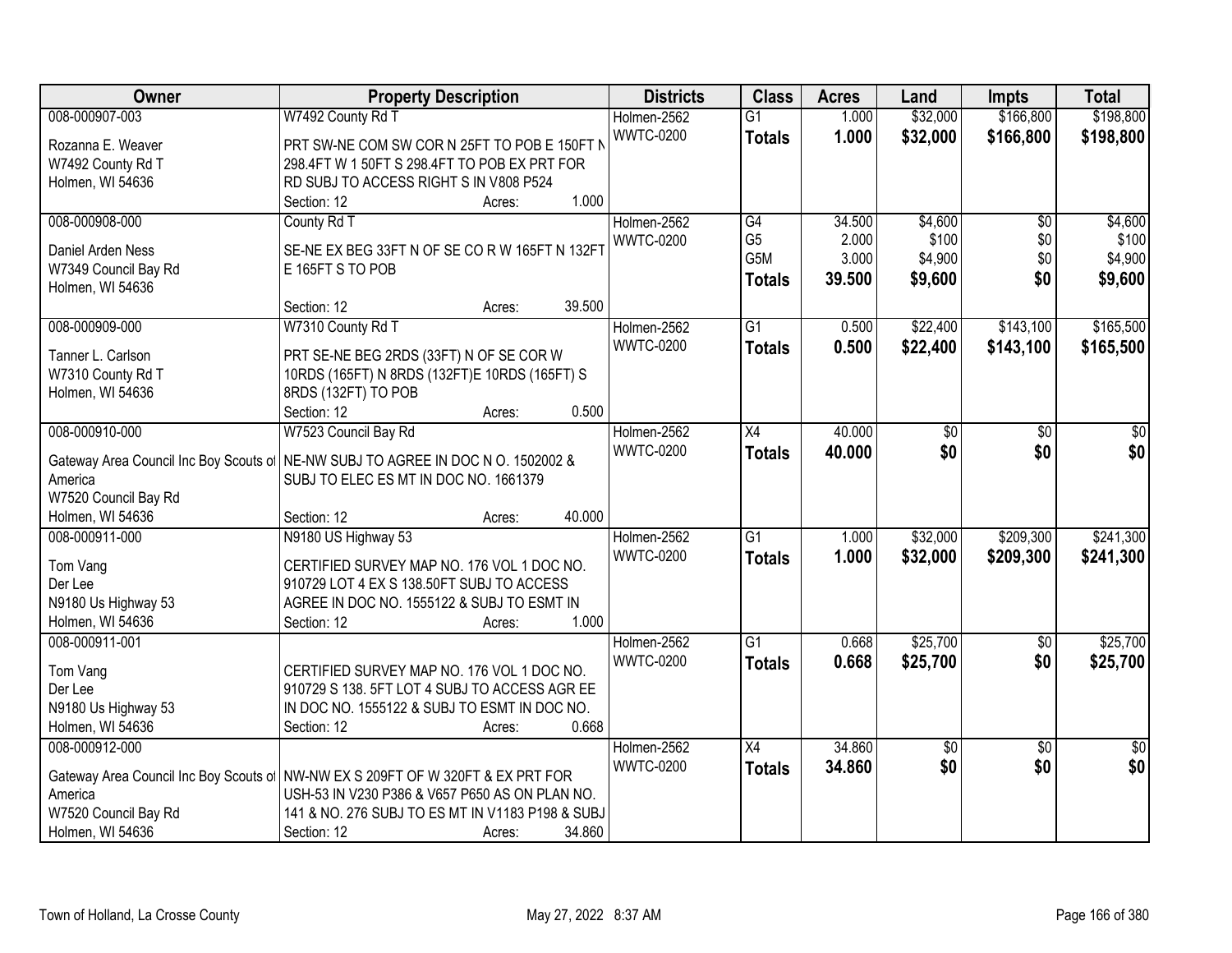| Owner | Property Description | Districts | Class | Acres | Land | Impts | Total |
|---|---|---|---|---|---|---|---|
| 008-000907-003<br>Rozanna E. Weaver<br>W7492 County Rd T<br>Holmen, WI 54636 | W7492 County Rd T<br>PRT SW-NE COM SW COR N 25FT TO POB E 150FT N 298.4FT W 1 50FT S 298.4FT TO POB EX PRT FOR RD SUBJ TO ACCESS RIGHT S IN V808 P524<br>Section: 12 Acres: 1.000 | Holmen-2562<br>WWTC-0200 | G1<br>**Totals** | 1.000<br>**1.000** | $32,000<br>**$32,000** | $166,800<br>**$166,800** | $198,800<br>**$198,800** |
| 008-000908-000<br>Daniel Arden Ness<br>W7349 Council Bay Rd<br>Holmen, WI 54636 | County Rd T<br>SE-NE EX BEG 33FT N OF SE CO R W 165FT N 132FT E 165FT S TO POB<br>Section: 12 Acres: 39.500 | Holmen-2562<br>WWTC-0200 | G4<br>G5<br>G5M<br>**Totals** | 34.500<br>2.000<br>3.000<br>**39.500** | $4,600<br>$100<br>$4,900<br>**$9,600** | $0<br>$0<br>$0<br>**$0** | $4,600<br>$100<br>$4,900<br>**$9,600** |
| 008-000909-000<br>Tanner L. Carlson<br>W7310 County Rd T<br>Holmen, WI 54636 | W7310 County Rd T<br>PRT SE-NE BEG 2RDS (33FT) N OF SE COR W 10RDS (165FT) N 8RDS (132FT)E 10RDS (165FT) S 8RDS (132FT) TO POB<br>Section: 12 Acres: 0.500 | Holmen-2562<br>WWTC-0200 | G1<br>**Totals** | 0.500<br>**0.500** | $22,400<br>**$22,400** | $143,100<br>**$143,100** | $165,500<br>**$165,500** |
| 008-000910-000<br>Gateway Area Council Inc Boy Scouts of America<br>W7520 Council Bay Rd<br>Holmen, WI 54636 | W7523 Council Bay Rd<br>NE-NW SUBJ TO AGREE IN DOC N O. 1502002 & SUBJ TO ELEC ES MT IN DOC NO. 1661379<br>Section: 12 Acres: 40.000 | Holmen-2562<br>WWTC-0200 | X4<br>**Totals** | 40.000<br>**40.000** | $0<br>**$0** | $0<br>**$0** | $0<br>**$0** |
| 008-000911-000<br>Tom Vang<br>Der Lee<br>N9180 Us Highway 53<br>Holmen, WI 54636 | N9180 US Highway 53<br>CERTIFIED SURVEY MAP NO. 176 VOL 1 DOC NO. 910729 LOT 4 EX S 138.50FT SUBJ TO ACCESS AGREE IN DOC NO. 1555122 & SUBJ TO ESMT IN<br>Section: 12 Acres: 1.000 | Holmen-2562<br>WWTC-0200 | G1<br>**Totals** | 1.000<br>**1.000** | $32,000<br>**$32,000** | $209,300<br>**$209,300** | $241,300<br>**$241,300** |
| 008-000911-001<br>Tom Vang<br>Der Lee<br>N9180 Us Highway 53<br>Holmen, WI 54636 | CERTIFIED SURVEY MAP NO. 176 VOL 1 DOC NO. 910729 S 138. 5FT LOT 4 SUBJ TO ACCESS AGR EE IN DOC NO. 1555122 & SUBJ TO ESMT IN DOC NO.<br>Section: 12 Acres: 0.668 | Holmen-2562<br>WWTC-0200 | G1<br>**Totals** | 0.668<br>**0.668** | $25,700<br>**$25,700** | $0<br>**$0** | $25,700<br>**$25,700** |
| 008-000912-000<br>Gateway Area Council Inc Boy Scouts of America<br>W7520 Council Bay Rd<br>Holmen, WI 54636 | NW-NW EX S 209FT OF W 320FT & EX PRT FOR USH-53 IN V230 P386 & V657 P650 AS ON PLAN NO. 141 & NO. 276 SUBJ TO ES MT IN V1183 P198 & SUBJ<br>Section: 12 Acres: 34.860 | Holmen-2562<br>WWTC-0200 | X4<br>**Totals** | 34.860<br>**34.860** | $0<br>**$0** | $0<br>**$0** | $0<br>**$0** |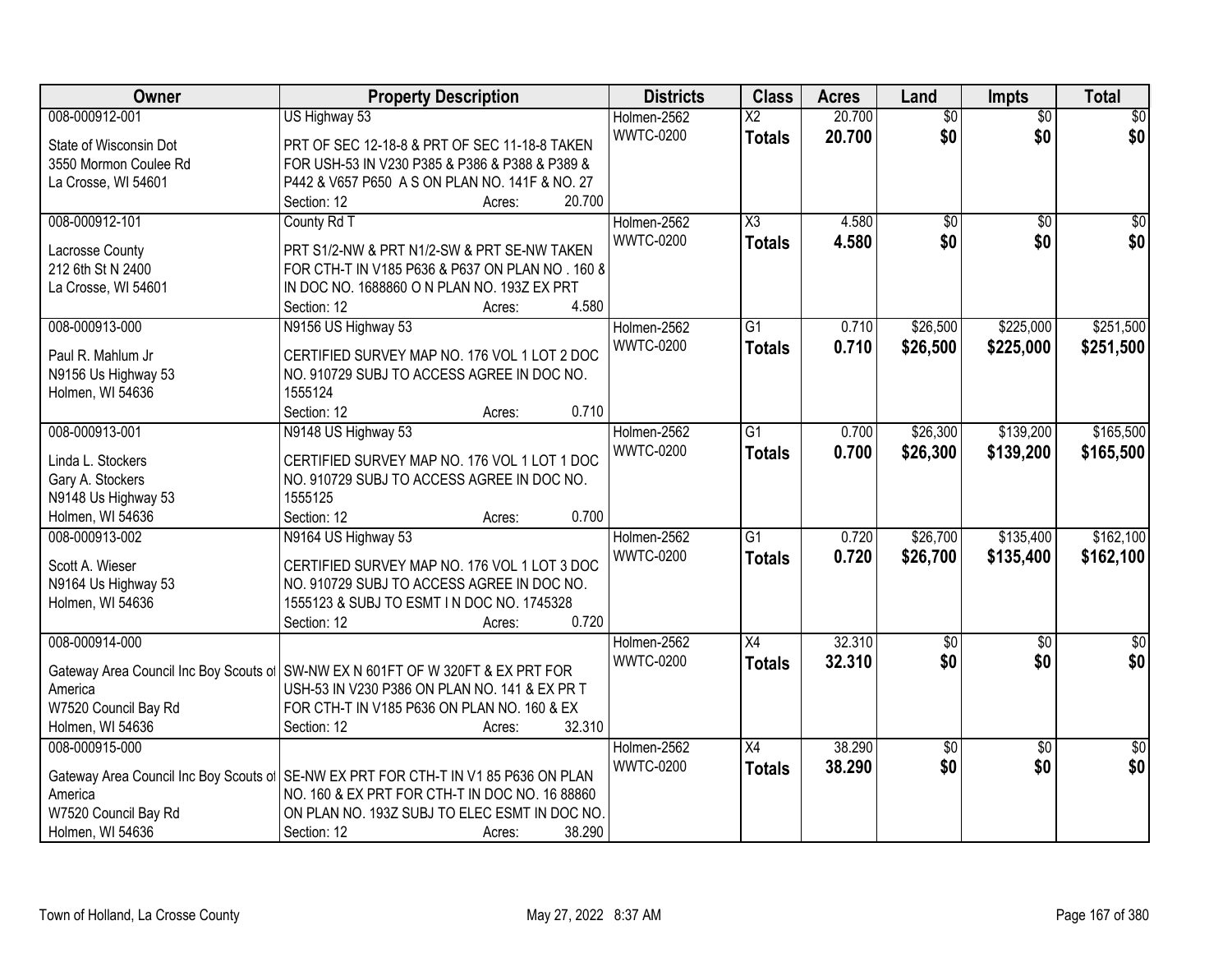| Owner | Property Description | Districts | Class | Acres | Land | Impts | Total |
|---|---|---|---|---|---|---|---|
| 008-000912-001<br>State of Wisconsin Dot<br>3550 Mormon Coulee Rd<br>La Crosse, WI 54601 | US Highway 53<br>PRT OF SEC 12-18-8 & PRT OF SEC 11-18-8 TAKEN FOR USH-53 IN V230 P385 & P386 & P388 & P389 & P442 & V657 P650 A S ON PLAN NO. 141F & NO. 27<br>Section: 12 Acres: 20.700 | Holmen-2562<br>WWTC-0200 | X2<br>**Totals** | 20.700<br>**20.700** | $0<br>**$0** | $0<br>**$0** | $0<br>**$0** |
| 008-000912-101<br>Lacrosse County<br>212 6th St N 2400<br>La Crosse, WI 54601 | County Rd T<br>PRT S1/2-NW & PRT N1/2-SW & PRT SE-NW TAKEN FOR CTH-T IN V185 P636 & P637 ON PLAN NO . 160 & IN DOC NO. 1688860 O N PLAN NO. 193Z EX PRT<br>Section: 12 Acres: 4.580 | Holmen-2562<br>WWTC-0200 | X3<br>**Totals** | 4.580<br>**4.580** | $0<br>**$0** | $0<br>**$0** | $0<br>**$0** |
| 008-000913-000<br>Paul R. Mahlum Jr<br>N9156 Us Highway 53<br>Holmen, WI 54636 | N9156 US Highway 53<br>CERTIFIED SURVEY MAP NO. 176 VOL 1 LOT 2 DOC NO. 910729 SUBJ TO ACCESS AGREE IN DOC NO. 1555124<br>Section: 12 Acres: 0.710 | Holmen-2562<br>WWTC-0200 | G1<br>**Totals** | 0.710<br>**0.710** | $26,500<br>**$26,500** | $225,000<br>**$225,000** | $251,500<br>**$251,500** |
| 008-000913-001<br>Linda L. Stockers<br>Gary A. Stockers<br>N9148 Us Highway 53<br>Holmen, WI 54636 | N9148 US Highway 53<br>CERTIFIED SURVEY MAP NO. 176 VOL 1 LOT 1 DOC NO. 910729 SUBJ TO ACCESS AGREE IN DOC NO. 1555125<br>Section: 12 Acres: 0.700 | Holmen-2562<br>WWTC-0200 | G1<br>**Totals** | 0.700<br>**0.700** | $26,300<br>**$26,300** | $139,200<br>**$139,200** | $165,500<br>**$165,500** |
| 008-000913-002<br>Scott A. Wieser<br>N9164 Us Highway 53<br>Holmen, WI 54636 | N9164 US Highway 53<br>CERTIFIED SURVEY MAP NO. 176 VOL 1 LOT 3 DOC NO. 910729 SUBJ TO ACCESS AGREE IN DOC NO. 1555123 & SUBJ TO ESMT I N DOC NO. 1745328<br>Section: 12 Acres: 0.720 | Holmen-2562<br>WWTC-0200 | G1<br>**Totals** | 0.720<br>**0.720** | $26,700<br>**$26,700** | $135,400<br>**$135,400** | $162,100<br>**$162,100** |
| 008-000914-000<br>Gateway Area Council Inc Boy Scouts of America<br>W7520 Council Bay Rd<br>Holmen, WI 54636 | SW-NW EX N 601FT OF W 320FT & EX PRT FOR USH-53 IN V230 P386 ON PLAN NO. 141 & EX PR T FOR CTH-T IN V185 P636 ON PLAN NO. 160 & EX<br>Section: 12 Acres: 32.310 | Holmen-2562<br>WWTC-0200 | X4<br>**Totals** | 32.310<br>**32.310** | $0<br>**$0** | $0<br>**$0** | $0<br>**$0** |
| 008-000915-000<br>Gateway Area Council Inc Boy Scouts of America<br>W7520 Council Bay Rd<br>Holmen, WI 54636 | SE-NW EX PRT FOR CTH-T IN V1 85 P636 ON PLAN NO. 160 & EX PRT FOR CTH-T IN DOC NO. 16 88860 ON PLAN NO. 193Z SUBJ TO ELEC ESMT IN DOC NO.<br>Section: 12 Acres: 38.290 | Holmen-2562<br>WWTC-0200 | X4<br>**Totals** | 38.290<br>**38.290** | $0<br>**$0** | $0<br>**$0** | $0<br>**$0** |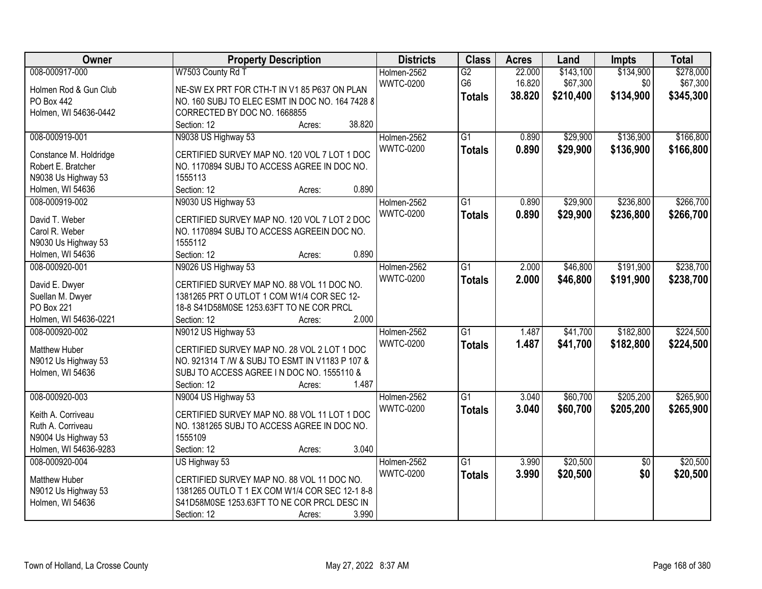| Owner | Property Description | Districts | Class | Acres | Land | Impts | Total |
|---|---|---|---|---|---|---|---|
| 008-000917-000<br>Holmen Rod & Gun Club<br>PO Box 442<br>Holmen, WI 54636-0442 | W7503 County Rd T<br>NE-SW EX PRT FOR CTH-T IN V1 85 P637 ON PLAN NO. 160 SUBJ TO ELEC ESMT IN DOC NO. 164 7428 & CORRECTED BY DOC NO. 1668855<br>Section: 12 Acres: 38.820 | Holmen-2562<br>WWTC-0200 | G2<br>G6<br>**Totals** | 22.000<br>16.820<br>**38.820** | $143,100<br>$67,300<br>**$210,400** | $134,900<br>$0<br>**$134,900** | $278,000<br>$67,300<br>**$345,300** |
| 008-000919-001<br>Constance M. Holdridge<br>Robert E. Bratcher<br>N9038 Us Highway 53<br>Holmen, WI 54636 | N9038 US Highway 53<br>CERTIFIED SURVEY MAP NO. 120 VOL 7 LOT 1 DOC NO. 1170894 SUBJ TO ACCESS AGREE IN DOC NO. 1555113<br>Section: 12 Acres: 0.890 | Holmen-2562<br>WWTC-0200 | G1<br>**Totals** | 0.890<br>**0.890** | $29,900<br>**$29,900** | $136,900<br>**$136,900** | $166,800<br>**$166,800** |
| 008-000919-002<br>David T. Weber<br>Carol R. Weber<br>N9030 Us Highway 53<br>Holmen, WI 54636 | N9030 US Highway 53<br>CERTIFIED SURVEY MAP NO. 120 VOL 7 LOT 2 DOC NO. 1170894 SUBJ TO ACCESS AGREEIN DOC NO. 1555112<br>Section: 12 Acres: 0.890 | Holmen-2562<br>WWTC-0200 | G1<br>**Totals** | 0.890<br>**0.890** | $29,900<br>**$29,900** | $236,800<br>**$236,800** | $266,700<br>**$266,700** |
| 008-000920-001<br>David E. Dwyer<br>Suellan M. Dwyer<br>PO Box 221<br>Holmen, WI 54636-0221 | N9026 US Highway 53<br>CERTIFIED SURVEY MAP NO. 88 VOL 11 DOC NO. 1381265 PRT O UTLOT 1 COM W1/4 COR SEC 12-18-8 S41D58M0SE 1253.63FT TO NE COR PRCL<br>Section: 12 Acres: 2.000 | Holmen-2562<br>WWTC-0200 | G1<br>**Totals** | 2.000<br>**2.000** | $46,800<br>**$46,800** | $191,900<br>**$191,900** | $238,700<br>**$238,700** |
| 008-000920-002<br>Matthew Huber<br>N9012 Us Highway 53<br>Holmen, WI 54636 | N9012 US Highway 53<br>CERTIFIED SURVEY MAP NO. 28 VOL 2 LOT 1 DOC NO. 921314 T /W & SUBJ TO ESMT IN V1183 P 107 & SUBJ TO ACCESS AGREE I N DOC NO. 1555110 &<br>Section: 12 Acres: 1.487 | Holmen-2562<br>WWTC-0200 | G1<br>**Totals** | 1.487<br>**1.487** | $41,700<br>**$41,700** | $182,800<br>**$182,800** | $224,500<br>**$224,500** |
| 008-000920-003<br>Keith A. Corriveau<br>Ruth A. Corriveau<br>N9004 Us Highway 53<br>Holmen, WI 54636-9283 | N9004 US Highway 53<br>CERTIFIED SURVEY MAP NO. 88 VOL 11 LOT 1 DOC NO. 1381265 SUBJ TO ACCESS AGREE IN DOC NO. 1555109<br>Section: 12 Acres: 3.040 | Holmen-2562<br>WWTC-0200 | G1<br>**Totals** | 3.040<br>**3.040** | $60,700<br>**$60,700** | $205,200<br>**$205,200** | $265,900<br>**$265,900** |
| 008-000920-004<br>Matthew Huber<br>N9012 Us Highway 53<br>Holmen, WI 54636 | US Highway 53<br>CERTIFIED SURVEY MAP NO. 88 VOL 11 DOC NO. 1381265 OUTLO T 1 EX COM W1/4 COR SEC 12-1 8-8 S41D58M0SE 1253.63FT TO NE COR PRCL DESC IN<br>Section: 12 Acres: 3.990 | Holmen-2562<br>WWTC-0200 | G1<br>**Totals** | 3.990<br>**3.990** | $20,500<br>**$20,500** | $0<br>**$0** | $20,500<br>**$20,500** |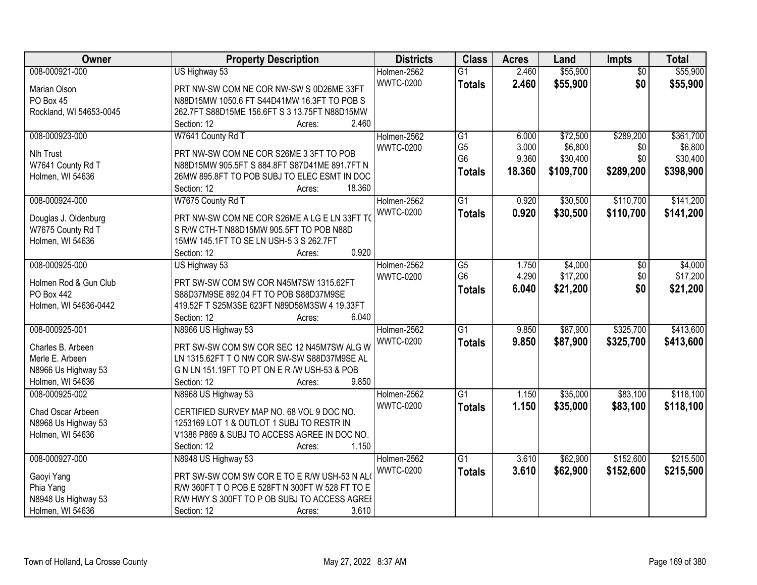| Owner | Property Description | Districts | Class | Acres | Land | Impts | Total |
|---|---|---|---|---|---|---|---|
| 008-000921-000<br>Marian Olson<br>PO Box 45<br>Rockland, WI 54653-0045 | US Highway 53<br>PRT NW-SW COM NE COR NW-SW S 0D26ME 33FT N88D15MW 1050.6 FT S44D41MW 16.3FT TO POB S 262.7FT S88D15ME 156.6FT S 3 13.75FT N88D15MW<br>Section: 12 Acres: 2.460 | Holmen-2562<br>WWTC-0200 | G1<br>**Totals** | 2.460<br>**2.460** | $55,900<br>**$55,900** | $0<br>**$0** | $55,900<br>**$55,900** |
| 008-000923-000<br>Nlh Trust<br>W7641 County Rd T<br>Holmen, WI 54636 | W7641 County Rd T<br>PRT NW-SW COM NE COR S26ME 3 3FT TO POB N88D15MW 905.5FT S 884.8FT S87D41ME 891.7FT N 26MW 895.8FT TO POB SUBJ TO ELEC ESMT IN DOC<br>Section: 12 Acres: 18.360 | Holmen-2562<br>WWTC-0200 | G1<br>G5<br>G6<br>**Totals** | 6.000<br>3.000<br>9.360<br>**18.360** | $72,500<br>$6,800<br>$30,400<br>**$109,700** | $289,200<br>$0<br>$0<br>**$289,200** | $361,700<br>$6,800<br>$30,400<br>**$398,900** |
| 008-000924-000<br>Douglas J. Oldenburg<br>W7675 County Rd T<br>Holmen, WI 54636 | W7675 County Rd T<br>PRT NW-SW COM NE COR S26ME A LG E LN 33FT TO S R/W CTH-T N88D15MW 905.5FT TO POB N88D 15MW 145.1FT TO SE LN USH-5 3 S 262.7FT<br>Section: 12 Acres: 0.920 | Holmen-2562<br>WWTC-0200 | G1<br>**Totals** | 0.920<br>**0.920** | $30,500<br>**$30,500** | $110,700<br>**$110,700** | $141,200<br>**$141,200** |
| 008-000925-000<br>Holmen Rod & Gun Club<br>PO Box 442<br>Holmen, WI 54636-0442 | US Highway 53<br>PRT SW-SW COM SW COR N45M7SW 1315.62FT S88D37M9SE 892.04 FT TO POB S88D37M9SE 419.52F T S25M3SE 623FT N89D58M3SW 4 19.33FT<br>Section: 12 Acres: 6.040 | Holmen-2562<br>WWTC-0200 | G5<br>G6<br>**Totals** | 1.750<br>4.290<br>**6.040** | $4,000<br>$17,200<br>**$21,200** | $0<br>$0<br>**$0** | $4,000<br>$17,200<br>**$21,200** |
| 008-000925-001<br>Charles B. Arbeen<br>Merle E. Arbeen<br>N8966 Us Highway 53<br>Holmen, WI 54636 | N8966 US Highway 53<br>PRT SW-SW COM SW COR SEC 12 N45M7SW ALG W LN 1315.62FT T O NW COR SW-SW S88D37M9SE AL G N LN 151.19FT TO PT ON E R /W USH-53 & POB<br>Section: 12 Acres: 9.850 | Holmen-2562<br>WWTC-0200 | G1<br>**Totals** | 9.850<br>**9.850** | $87,900<br>**$87,900** | $325,700<br>**$325,700** | $413,600<br>**$413,600** |
| 008-000925-002<br>Chad Oscar Arbeen<br>N8968 Us Highway 53<br>Holmen, WI 54636 | N8968 US Highway 53<br>CERTIFIED SURVEY MAP NO. 68 VOL 9 DOC NO. 1253169 LOT 1 & OUTLOT 1 SUBJ TO RESTR IN V1386 P869 & SUBJ TO ACCESS AGREE IN DOC NO.<br>Section: 12 Acres: 1.150 | Holmen-2562<br>WWTC-0200 | G1<br>**Totals** | 1.150<br>**1.150** | $35,000<br>**$35,000** | $83,100<br>**$83,100** | $118,100<br>**$118,100** |
| 008-000927-000<br>Gaoyi Yang<br>Phia Yang<br>N8948 Us Highway 53<br>Holmen, WI 54636 | N8948 US Highway 53<br>PRT SW-SW COM SW COR E TO E R/W USH-53 N ALG R/W 360FT T O POB E 528FT N 300FT W 528 FT TO E R/W HWY S 300FT TO P OB SUBJ TO ACCESS AGREE<br>Section: 12 Acres: 3.610 | Holmen-2562<br>WWTC-0200 | G1<br>**Totals** | 3.610<br>**3.610** | $62,900<br>**$62,900** | $152,600<br>**$152,600** | $215,500<br>**$215,500** |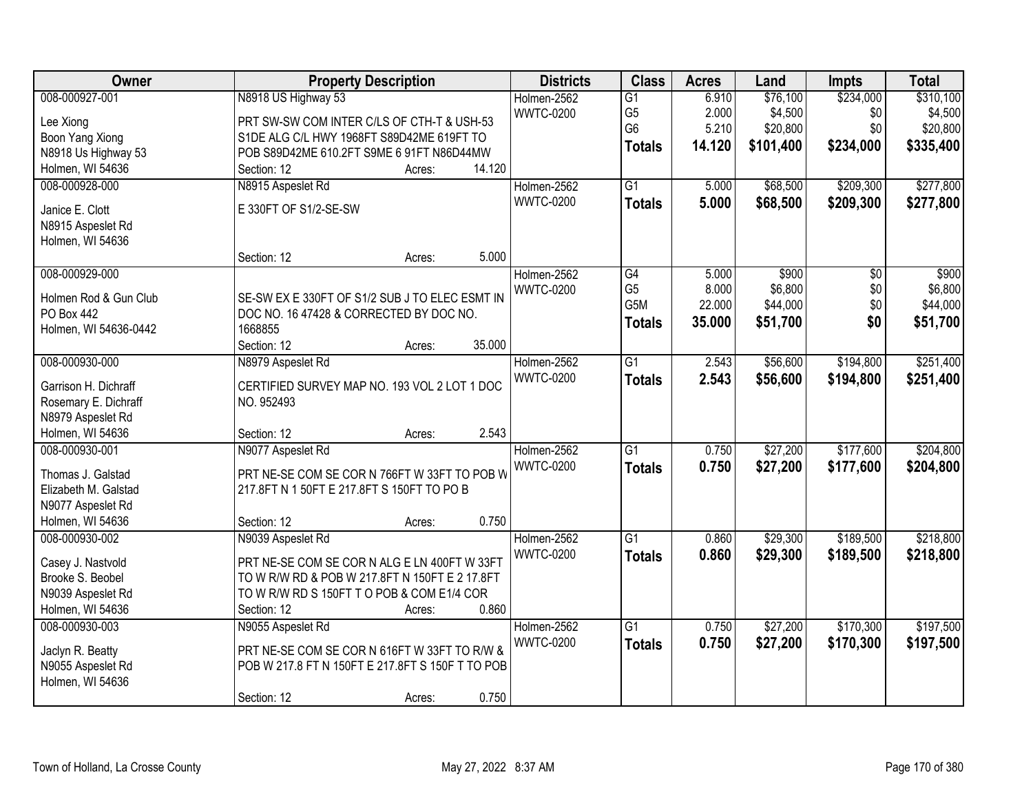| Owner | Property Description | Districts | Class | Acres | Land | Impts | Total |
|---|---|---|---|---|---|---|---|
| 008-000927-001<br>Lee Xiong<br>Boon Yang Xiong<br>N8918 Us Highway 53<br>Holmen, WI 54636 | N8918 US Highway 53<br>PRT SW-SW COM INTER C/LS OF CTH-T & USH-53 S1DE ALG C/L HWY 1968FT S89D42ME 619FT TO POB S89D42ME 610.2FT S9ME 6 91FT N86D44MW<br>Section: 12 Acres: 14.120 | Holmen-2562<br>WWTC-0200 | G1<br>G5<br>G6<br>**Totals** | 6.910<br>2.000<br>5.210<br>**14.120** | $76,100<br>$4,500<br>$20,800<br>**$101,400** | $234,000<br>$0<br>$0<br>**$234,000** | $310,100<br>$4,500<br>$20,800<br>**$335,400** |
| 008-000928-000<br>Janice E. Clott<br>N8915 Aspeslet Rd<br>Holmen, WI 54636 | N8915 Aspeslet Rd<br>E 330FT OF S1/2-SE-SW<br>Section: 12 Acres: 5.000 | Holmen-2562<br>WWTC-0200 | G1<br>**Totals** | 5.000<br>**5.000** | $68,500<br>**$68,500** | $209,300<br>**$209,300** | $277,800<br>**$277,800** |
| 008-000929-000<br>Holmen Rod & Gun Club<br>PO Box 442<br>Holmen, WI 54636-0442 | SE-SW EX E 330FT OF S1/2 SUB J TO ELEC ESMT IN DOC NO. 16 47428 & CORRECTED BY DOC NO. 1668855<br>Section: 12 Acres: 35.000 | Holmen-2562<br>WWTC-0200 | G4<br>G5<br>G5M<br>**Totals** | 5.000<br>8.000<br>22.000<br>**35.000** | $900<br>$6,800<br>$44,000<br>**$51,700** | $0<br>$0<br>$0<br>**$0** | $900<br>$6,800<br>$44,000<br>**$51,700** |
| 008-000930-000<br>Garrison H. Dichraff<br>Rosemary E. Dichraff<br>N8979 Aspeslet Rd<br>Holmen, WI 54636 | N8979 Aspeslet Rd<br>CERTIFIED SURVEY MAP NO. 193 VOL 2 LOT 1 DOC NO. 952493<br>Section: 12 Acres: 2.543 | Holmen-2562<br>WWTC-0200 | G1<br>**Totals** | 2.543<br>**2.543** | $56,600<br>**$56,600** | $194,800<br>**$194,800** | $251,400<br>**$251,400** |
| 008-000930-001<br>Thomas J. Galstad<br>Elizabeth M. Galstad<br>N9077 Aspeslet Rd<br>Holmen, WI 54636 | N9077 Aspeslet Rd<br>PRT NE-SE COM SE COR N 766FT W 33FT TO POB W 217.8FT N 1 50FT E 217.8FT S 150FT TO PO B<br>Section: 12 Acres: 0.750 | Holmen-2562<br>WWTC-0200 | G1<br>**Totals** | 0.750<br>**0.750** | $27,200<br>**$27,200** | $177,600<br>**$177,600** | $204,800<br>**$204,800** |
| 008-000930-002<br>Casey J. Nastvold<br>Brooke S. Beobel<br>N9039 Aspeslet Rd<br>Holmen, WI 54636 | N9039 Aspeslet Rd<br>PRT NE-SE COM SE COR N ALG E LN 400FT W 33FT TO W R/W RD & POB W 217.8FT N 150FT E 2 17.8FT TO W R/W RD S 150FT T O POB & COM E1/4 COR<br>Section: 12 Acres: 0.860 | Holmen-2562<br>WWTC-0200 | G1<br>**Totals** | 0.860<br>**0.860** | $29,300<br>**$29,300** | $189,500<br>**$189,500** | $218,800<br>**$218,800** |
| 008-000930-003<br>Jaclyn R. Beatty<br>N9055 Aspeslet Rd<br>Holmen, WI 54636 | N9055 Aspeslet Rd<br>PRT NE-SE COM SE COR N 616FT W 33FT TO R/W & POB W 217.8 FT N 150FT E 217.8FT S 150F T TO POB<br>Section: 12 Acres: 0.750 | Holmen-2562<br>WWTC-0200 | G1<br>**Totals** | 0.750<br>**0.750** | $27,200<br>**$27,200** | $170,300<br>**$170,300** | $197,500<br>**$197,500** |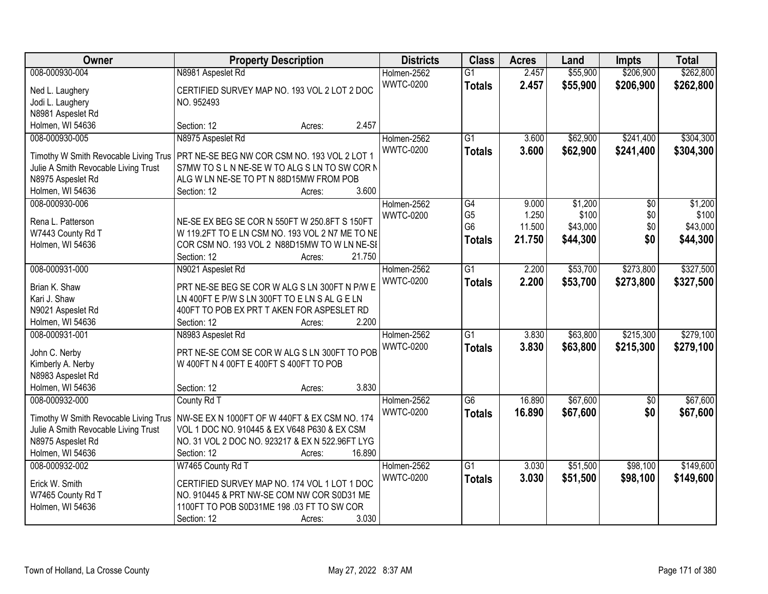| Owner | Property Description | Districts | Class | Acres | Land | Impts | Total |
|---|---|---|---|---|---|---|---|
| 008-000930-004<br>Ned L. Laughery<br>Jodi L. Laughery<br>N8981 Aspeslet Rd<br>Holmen, WI 54636 | N8981 Aspeslet Rd<br>CERTIFIED SURVEY MAP NO. 193 VOL 2 LOT 2 DOC NO. 952493<br>Section: 12 Acres: 2.457 | Holmen-2562<br>WWTC-0200 | G1<br>**Totals** | 2.457<br>**2.457** | $55,900<br>**$55,900** | $206,900<br>**$206,900** | $262,800<br>**$262,800** |
| 008-000930-005<br>Timothy W Smith Revocable Living Trus<br>Julie A Smith Revocable Living Trust<br>N8975 Aspeslet Rd<br>Holmen, WI 54636 | N8975 Aspeslet Rd<br>PRT NE-SE BEG NW COR CSM NO. 193 VOL 2 LOT 1 S7MW TO S L N NE-SE W TO ALG S LN TO SW COR N ALG W LN NE-SE TO PT N 88D15MW FROM POB<br>Section: 12 Acres: 3.600 | Holmen-2562<br>WWTC-0200 | G1<br>**Totals** | 3.600<br>**3.600** | $62,900<br>**$62,900** | $241,400<br>**$241,400** | $304,300<br>**$304,300** |
| 008-000930-006<br>Rena L. Patterson<br>W7443 County Rd T<br>Holmen, WI 54636 | NE-SE EX BEG SE COR N 550FT W 250.8FT S 150FT W 119.2FT TO E LN CSM NO. 193 VOL 2 N7 ME TO NE COR CSM NO. 193 VOL 2 N88D15MW TO W LN NE-SE<br>Section: 12 Acres: 21.750 | Holmen-2562<br>WWTC-0200 | G4<br>G5<br>G6<br>**Totals** | 9.000<br>1.250<br>11.500<br>**21.750** | $1,200<br>$100<br>$43,000<br>**$44,300** | $0<br>$0<br>$0<br>**$0** | $1,200<br>$100<br>$43,000<br>**$44,300** |
| 008-000931-000<br>Brian K. Shaw<br>Kari J. Shaw<br>N9021 Aspeslet Rd<br>Holmen, WI 54636 | N9021 Aspeslet Rd<br>PRT NE-SE BEG SE COR W ALG S LN 300FT N P/W E LN 400FT E P/W S LN 300FT TO E LN S AL G E LN 400FT TO POB EX PRT T AKEN FOR ASPESLET RD<br>Section: 12 Acres: 2.200 | Holmen-2562<br>WWTC-0200 | G1<br>**Totals** | 2.200<br>**2.200** | $53,700<br>**$53,700** | $273,800<br>**$273,800** | $327,500<br>**$327,500** |
| 008-000931-001<br>John C. Nerby<br>Kimberly A. Nerby<br>N8983 Aspeslet Rd<br>Holmen, WI 54636 | N8983 Aspeslet Rd<br>PRT NE-SE COM SE COR W ALG S LN 300FT TO POB W 400FT N 4 00FT E 400FT S 400FT TO POB<br>Section: 12 Acres: 3.830 | Holmen-2562<br>WWTC-0200 | G1<br>**Totals** | 3.830<br>**3.830** | $63,800<br>**$63,800** | $215,300<br>**$215,300** | $279,100<br>**$279,100** |
| 008-000932-000<br>Timothy W Smith Revocable Living Trus<br>Julie A Smith Revocable Living Trust<br>N8975 Aspeslet Rd<br>Holmen, WI 54636 | County Rd T<br>NW-SE EX N 1000FT OF W 440FT & EX CSM NO. 174 VOL 1 DOC NO. 910445 & EX V648 P630 & EX CSM NO. 31 VOL 2 DOC NO. 923217 & EX N 522.96FT LYG<br>Section: 12 Acres: 16.890 | Holmen-2562<br>WWTC-0200 | G6<br>**Totals** | 16.890<br>**16.890** | $67,600<br>**$67,600** | $0<br>**$0** | $67,600<br>**$67,600** |
| 008-000932-002<br>Erick W. Smith<br>W7465 County Rd T<br>Holmen, WI 54636 | W7465 County Rd T<br>CERTIFIED SURVEY MAP NO. 174 VOL 1 LOT 1 DOC NO. 910445 & PRT NW-SE COM NW COR S0D31 ME 1100FT TO POB S0D31ME 198 .03 FT TO SW COR<br>Section: 12 Acres: 3.030 | Holmen-2562<br>WWTC-0200 | G1<br>**Totals** | 3.030<br>**3.030** | $51,500<br>**$51,500** | $98,100<br>**$98,100** | $149,600<br>**$149,600** |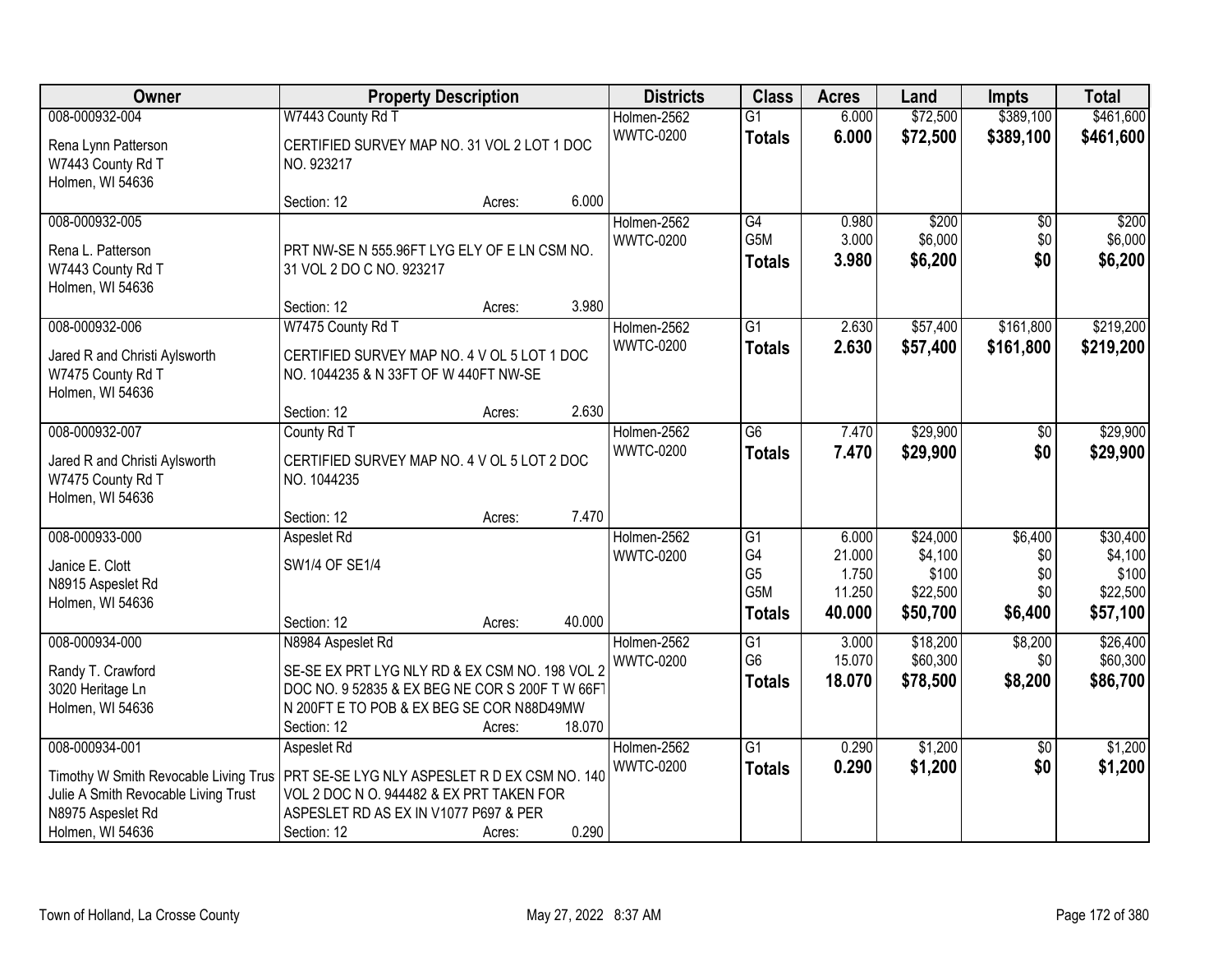| Owner | Property Description | | | Districts | Class | Acres | Land | Impts | Total |
|---|---|---|---|---|---|---|---|---|---|
| 008-000932-004 | W7443 County Rd T | | | Holmen-2562 | G1 | 6.000 | $72,500 | $389,100 | $461,600 |
| Rena Lynn Patterson<br>W7443 County Rd T<br>Holmen, WI 54636 | CERTIFIED SURVEY MAP NO. 31 VOL 2 LOT 1 DOC NO. 923217 | | | WWTC-0200 | **Totals** | **6.000** | **$72,500** | **$389,100** | **$461,600** |
| | Section: 12 | Acres: | 6.000 | | | | | | |
| 008-000932-005 | | | | Holmen-2562 | G4 | 0.980 | $200 | $0 | $200 |
| Rena L. Patterson<br>W7443 County Rd T<br>Holmen, WI 54636 | PRT NW-SE N 555.96FT LYG ELY OF E LN CSM NO. 31 VOL 2 DO C NO. 923217 | | | WWTC-0200 | G5M | 3.000 | $6,000 | $0 | $6,000 |
| | | | | | **Totals** | **3.980** | **$6,200** | **$0** | **$6,200** |
| | Section: 12 | Acres: | 3.980 | | | | | | |
| 008-000932-006 | W7475 County Rd T | | | Holmen-2562 | G1 | 2.630 | $57,400 | $161,800 | $219,200 |
| Jared R and Christi Aylsworth<br>W7475 County Rd T<br>Holmen, WI 54636 | CERTIFIED SURVEY MAP NO. 4 V OL 5 LOT 1 DOC NO. 1044235 & N 33FT OF W 440FT NW-SE | | | WWTC-0200 | **Totals** | **2.630** | **$57,400** | **$161,800** | **$219,200** |
| | Section: 12 | Acres: | 2.630 | | | | | | |
| 008-000932-007 | County Rd T | | | Holmen-2562 | G6 | 7.470 | $29,900 | $0 | $29,900 |
| Jared R and Christi Aylsworth<br>W7475 County Rd T<br>Holmen, WI 54636 | CERTIFIED SURVEY MAP NO. 4 V OL 5 LOT 2 DOC NO. 1044235 | | | WWTC-0200 | **Totals** | **7.470** | **$29,900** | **$0** | **$29,900** |
| | Section: 12 | Acres: | 7.470 | | | | | | |
| 008-000933-000 | Aspeslet Rd | | | Holmen-2562 | G1 | 6.000 | $24,000 | $6,400 | $30,400 |
| Janice E. Clott<br>N8915 Aspeslet Rd<br>Holmen, WI 54636 | SW1/4 OF SE1/4 | | | WWTC-0200 | G4 | 21.000 | $4,100 | $0 | $4,100 |
| | | | | | G5 | 1.750 | $100 | $0 | $100 |
| | | | | | G5M | 11.250 | $22,500 | $0 | $22,500 |
| | Section: 12 | Acres: | 40.000 | | **Totals** | **40.000** | **$50,700** | **$6,400** | **$57,100** |
| 008-000934-000 | N8984 Aspeslet Rd | | | Holmen-2562 | G1 | 3.000 | $18,200 | $8,200 | $26,400 |
| Randy T. Crawford<br>3020 Heritage Ln<br>Holmen, WI 54636 | SE-SE EX PRT LYG NLY RD & EX CSM NO. 198 VOL 2 DOC NO. 9 52835 & EX BEG NE COR S 200F T W 66FT N 200FT E TO POB & EX BEG SE COR N88D49MW | | | WWTC-0200 | G6 | 15.070 | $60,300 | $0 | $60,300 |
| | | | | | **Totals** | **18.070** | **$78,500** | **$8,200** | **$86,700** |
| | Section: 12 | Acres: | 18.070 | | | | | | |
| 008-000934-001 | Aspeslet Rd | | | Holmen-2562 | G1 | 0.290 | $1,200 | $0 | $1,200 |
| Timothy W Smith Revocable Living Trus<br>Julie A Smith Revocable Living Trust<br>N8975 Aspeslet Rd<br>Holmen, WI 54636 | PRT SE-SE LYG NLY ASPESLET R D EX CSM NO. 140 VOL 2 DOC N O. 944482 & EX PRT TAKEN FOR ASPESLET RD AS EX IN V1077 P697 & PER | | | WWTC-0200 | **Totals** | **0.290** | **$1,200** | **$0** | **$1,200** |
| | Section: 12 | Acres: | 0.290 | | | | | | |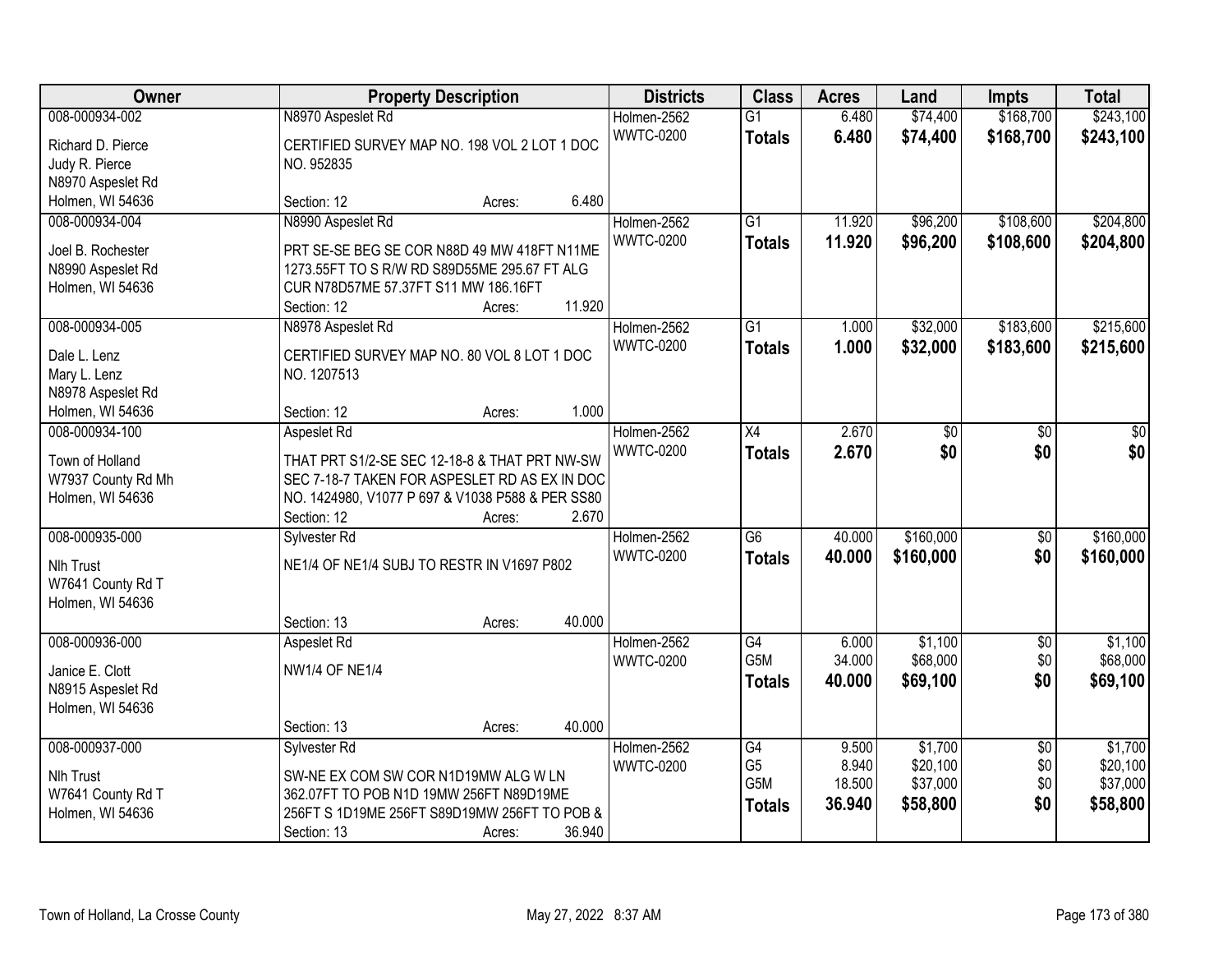| Owner | Property Description | Districts | Class | Acres | Land | Impts | Total |
|---|---|---|---|---|---|---|---|
| 008-000934-002<br>Richard D. Pierce<br>Judy R. Pierce<br>N8970 Aspeslet Rd<br>Holmen, WI 54636 | N8970 Aspeslet Rd<br>CERTIFIED SURVEY MAP NO. 198 VOL 2 LOT 1 DOC NO. 952835<br>Section: 12 Acres: 6.480 | Holmen-2562<br>WWTC-0200 | G1<br>**Totals** | 6.480<br>**6.480** | $74,400<br>**$74,400** | $168,700<br>**$168,700** | $243,100<br>**$243,100** |
| 008-000934-004<br>Joel B. Rochester<br>N8990 Aspeslet Rd<br>Holmen, WI 54636 | N8990 Aspeslet Rd<br>PRT SE-SE BEG SE COR N88D 49 MW 418FT N11ME 1273.55FT TO S R/W RD S89D55ME 295.67 FT ALG CUR N78D57ME 57.37FT S11 MW 186.16FT<br>Section: 12 Acres: 11.920 | Holmen-2562<br>WWTC-0200 | G1<br>**Totals** | 11.920<br>**11.920** | $96,200<br>**$96,200** | $108,600<br>**$108,600** | $204,800<br>**$204,800** |
| 008-000934-005<br>Dale L. Lenz<br>Mary L. Lenz<br>N8978 Aspeslet Rd<br>Holmen, WI 54636 | N8978 Aspeslet Rd<br>CERTIFIED SURVEY MAP NO. 80 VOL 8 LOT 1 DOC NO. 1207513<br>Section: 12 Acres: 1.000 | Holmen-2562<br>WWTC-0200 | G1<br>**Totals** | 1.000<br>**1.000** | $32,000<br>**$32,000** | $183,600<br>**$183,600** | $215,600<br>**$215,600** |
| 008-000934-100<br>Town of Holland<br>W7937 County Rd Mh<br>Holmen, WI 54636 | Aspeslet Rd<br>THAT PRT S1/2-SE SEC 12-18-8 & THAT PRT NW-SW SEC 7-18-7 TAKEN FOR ASPESLET RD AS EX IN DOC NO. 1424980, V1077 P 697 & V1038 P588 & PER SS80<br>Section: 12 Acres: 2.670 | Holmen-2562<br>WWTC-0200 | X4<br>**Totals** | 2.670<br>**2.670** | $0<br>**$0** | $0<br>**$0** | $0<br>**$0** |
| 008-000935-000<br>Nlh Trust<br>W7641 County Rd T<br>Holmen, WI 54636 | Sylvester Rd<br>NE1/4 OF NE1/4 SUBJ TO RESTR IN V1697 P802<br>Section: 13 Acres: 40.000 | Holmen-2562<br>WWTC-0200 | G6<br>**Totals** | 40.000<br>**40.000** | $160,000<br>**$160,000** | $0<br>**$0** | $160,000<br>**$160,000** |
| 008-000936-000<br>Janice E. Clott<br>N8915 Aspeslet Rd<br>Holmen, WI 54636 | Aspeslet Rd<br>NW1/4 OF NE1/4<br>Section: 13 Acres: 40.000 | Holmen-2562<br>WWTC-0200 | G4<br>G5M<br>**Totals** | 6.000<br>34.000<br>**40.000** | $1,100<br>$68,000<br>**$69,100** | $0<br>$0<br>**$0** | $1,100<br>$68,000<br>**$69,100** |
| 008-000937-000<br>Nlh Trust<br>W7641 County Rd T<br>Holmen, WI 54636 | Sylvester Rd<br>SW-NE EX COM SW COR N1D19MW ALG W LN 362.07FT TO POB N1D 19MW 256FT N89D19ME 256FT S 1D19ME 256FT S89D19MW 256FT TO POB &<br>Section: 13 Acres: 36.940 | Holmen-2562<br>WWTC-0200 | G4<br>G5<br>G5M<br>**Totals** | 9.500<br>8.940<br>18.500<br>**36.940** | $1,700<br>$20,100<br>$37,000<br>**$58,800** | $0<br>$0<br>$0<br>**$0** | $1,700<br>$20,100<br>$37,000<br>**$58,800** |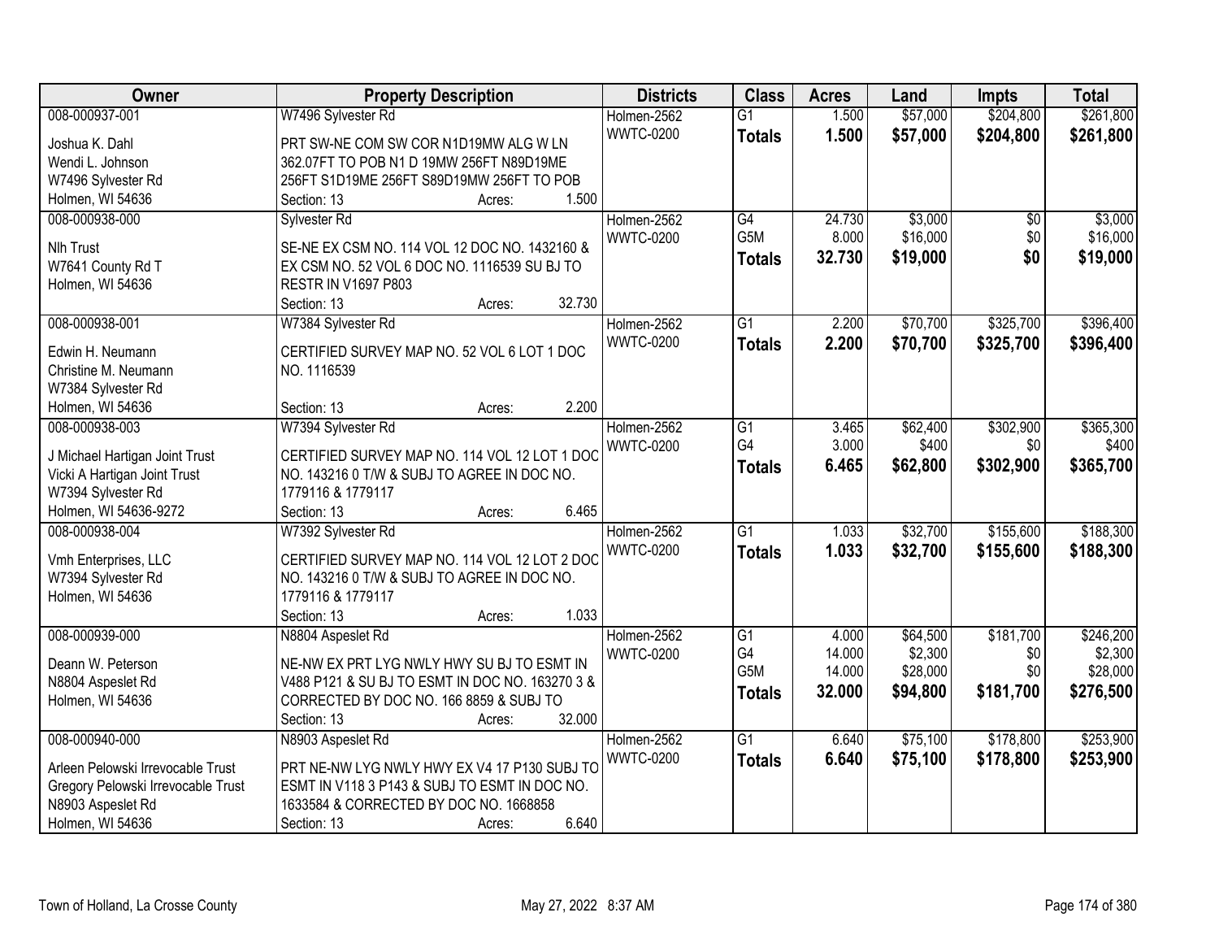| Owner | Property Description | Districts | Class | Acres | Land | Impts | Total |
|---|---|---|---|---|---|---|---|
| 008-000937-001<br>Joshua K. Dahl<br>Wendi L. Johnson<br>W7496 Sylvester Rd<br>Holmen, WI 54636 | W7496 Sylvester Rd<br>PRT SW-NE COM SW COR N1D19MW ALG W LN 362.07FT TO POB N1 D 19MW 256FT N89D19ME 256FT S1D19ME 256FT S89D19MW 256FT TO POB<br>Section: 13 Acres: 1.500 | Holmen-2562<br>WWTC-0200 | G1<br>**Totals** | 1.500<br>**1.500** | $57,000<br>**$57,000** | $204,800<br>**$204,800** | $261,800<br>**$261,800** |
| 008-000938-000<br>Nlh Trust<br>W7641 County Rd T<br>Holmen, WI 54636 | Sylvester Rd<br>SE-NE EX CSM NO. 114 VOL 12 DOC NO. 1432160 & EX CSM NO. 52 VOL 6 DOC NO. 1116539 SU BJ TO RESTR IN V1697 P803<br>Section: 13 Acres: 32.730 | Holmen-2562<br>WWTC-0200 | G4<br>G5M<br>**Totals** | 24.730<br>8.000<br>**32.730** | $3,000<br>$16,000<br>**$19,000** | $0<br>$0<br>**$0** | $3,000<br>$16,000<br>**$19,000** |
| 008-000938-001<br>Edwin H. Neumann<br>Christine M. Neumann<br>W7384 Sylvester Rd<br>Holmen, WI 54636 | W7384 Sylvester Rd<br>CERTIFIED SURVEY MAP NO. 52 VOL 6 LOT 1 DOC NO. 1116539<br>Section: 13 Acres: 2.200 | Holmen-2562<br>WWTC-0200 | G1<br>**Totals** | 2.200<br>**2.200** | $70,700<br>**$70,700** | $325,700<br>**$325,700** | $396,400<br>**$396,400** |
| 008-000938-003<br>J Michael Hartigan Joint Trust<br>Vicki A Hartigan Joint Trust<br>W7394 Sylvester Rd<br>Holmen, WI 54636-9272 | W7394 Sylvester Rd<br>CERTIFIED SURVEY MAP NO. 114 VOL 12 LOT 1 DOC NO. 143216 0 T/W & SUBJ TO AGREE IN DOC NO. 1779116 & 1779117<br>Section: 13 Acres: 6.465 | Holmen-2562<br>WWTC-0200 | G1<br>G4<br>**Totals** | 3.465<br>3.000<br>**6.465** | $62,400<br>$400<br>**$62,800** | $302,900<br>$0<br>**$302,900** | $365,300<br>$400<br>**$365,700** |
| 008-000938-004<br>Vmh Enterprises, LLC<br>W7394 Sylvester Rd<br>Holmen, WI 54636 | W7392 Sylvester Rd<br>CERTIFIED SURVEY MAP NO. 114 VOL 12 LOT 2 DOC NO. 143216 0 T/W & SUBJ TO AGREE IN DOC NO. 1779116 & 1779117<br>Section: 13 Acres: 1.033 | Holmen-2562<br>WWTC-0200 | G1<br>**Totals** | 1.033<br>**1.033** | $32,700<br>**$32,700** | $155,600<br>**$155,600** | $188,300<br>**$188,300** |
| 008-000939-000<br>Deann W. Peterson<br>N8804 Aspeslet Rd<br>Holmen, WI 54636 | N8804 Aspeslet Rd<br>NE-NW EX PRT LYG NWLY HWY SU BJ TO ESMT IN V488 P121 & SU BJ TO ESMT IN DOC NO. 163270 3 & CORRECTED BY DOC NO. 166 8859 & SUBJ TO<br>Section: 13 Acres: 32.000 | Holmen-2562<br>WWTC-0200 | G1<br>G4<br>G5M<br>**Totals** | 4.000<br>14.000<br>14.000<br>**32.000** | $64,500<br>$2,300<br>$28,000<br>**$94,800** | $181,700<br>$0<br>$0<br>**$181,700** | $246,200<br>$2,300<br>$28,000<br>**$276,500** |
| 008-000940-000<br>Arleen Pelowski Irrevocable Trust<br>Gregory Pelowski Irrevocable Trust<br>N8903 Aspeslet Rd<br>Holmen, WI 54636 | N8903 Aspeslet Rd<br>PRT NE-NW LYG NWLY HWY EX V4 17 P130 SUBJ TO ESMT IN V118 3 P143 & SUBJ TO ESMT IN DOC NO. 1633584 & CORRECTED BY DOC NO. 1668858<br>Section: 13 Acres: 6.640 | Holmen-2562<br>WWTC-0200 | G1<br>**Totals** | 6.640<br>**6.640** | $75,100<br>**$75,100** | $178,800<br>**$178,800** | $253,900<br>**$253,900** |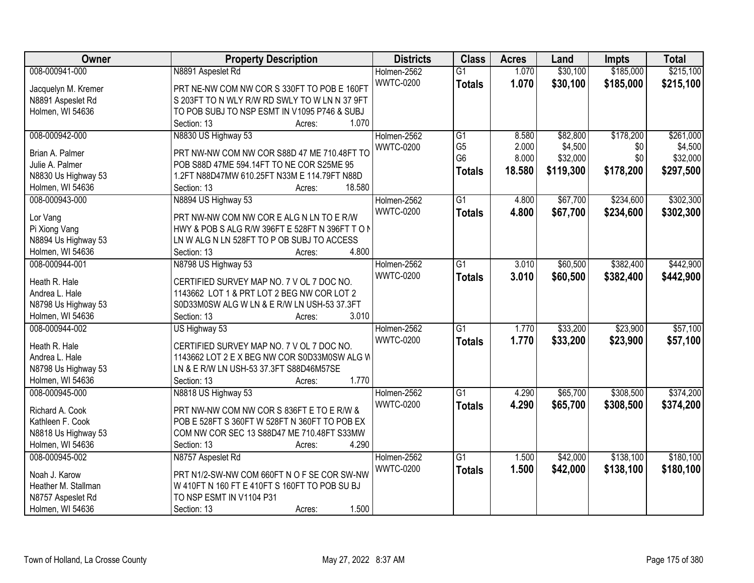| Owner | Property Description | Districts | Class | Acres | Land | Impts | Total |
|---|---|---|---|---|---|---|---|
| 008-000941-000<br><br>Jacquelyn M. Kremer<br>N8891 Aspeslet Rd<br>Holmen, WI 54636 | N8891 Aspeslet Rd<br><br>PRT NE-NW COM NW COR S 330FT TO POB E 160FT S 203FT TO N WLY R/W RD SWLY TO W LN N 37 9FT TO POB SUBJ TO NSP ESMT IN V1095 P746 & SUBJ<br>Section: 13 Acres: 1.070 | Holmen-2562<br>WWTC-0200 | G1<br>**Totals** | 1.070<br>**1.070** | \$30,100<br>**\$30,100** | \$185,000<br>**\$185,000** | \$215,100<br>**\$215,100** |
| 008-000942-000<br><br>Brian A. Palmer<br>Julie A. Palmer<br>N8830 Us Highway 53<br>Holmen, WI 54636 | N8830 US Highway 53<br><br>PRT NW-NW COM NW COR S88D 47 ME 710.48FT TO POB S88D 47ME 594.14FT TO NE COR S25ME 95 1.2FT N88D47MW 610.25FT N33M E 114.79FT N88D<br>Section: 13 Acres: 18.580 | Holmen-2562<br>WWTC-0200 | G1<br>G5<br>G6<br>**Totals** | 8.580<br>2.000<br>8.000<br>**18.580** | \$82,800<br>\$4,500<br>\$32,000<br>**\$119,300** | \$178,200<br>\$0<br>\$0<br>**\$178,200** | \$261,000<br>\$4,500<br>\$32,000<br>**\$297,500** |
| 008-000943-000<br><br>Lor Vang<br>Pi Xiong Vang<br>N8894 Us Highway 53<br>Holmen, WI 54636 | N8894 US Highway 53<br><br>PRT NW-NW COM NW COR E ALG N LN TO E R/W HWY & POB S ALG R/W 396FT E 528FT N 396FT T O N LN W ALG N LN 528FT TO P OB SUBJ TO ACCESS<br>Section: 13 Acres: 4.800 | Holmen-2562<br>WWTC-0200 | G1<br>**Totals** | 4.800<br>**4.800** | \$67,700<br>**\$67,700** | \$234,600<br>**\$234,600** | \$302,300<br>**\$302,300** |
| 008-000944-001<br><br>Heath R. Hale<br>Andrea L. Hale<br>N8798 Us Highway 53<br>Holmen, WI 54636 | N8798 US Highway 53<br><br>CERTIFIED SURVEY MAP NO. 7 V OL 7 DOC NO. 1143662 LOT 1 & PRT LOT 2 BEG NW COR LOT 2 S0D33M0SW ALG W LN & E R/W LN USH-53 37.3FT<br>Section: 13 Acres: 3.010 | Holmen-2562<br>WWTC-0200 | G1<br>**Totals** | 3.010<br>**3.010** | \$60,500<br>**\$60,500** | \$382,400<br>**\$382,400** | \$442,900<br>**\$442,900** |
| 008-000944-002<br><br>Heath R. Hale<br>Andrea L. Hale<br>N8798 Us Highway 53<br>Holmen, WI 54636 | US Highway 53<br><br>CERTIFIED SURVEY MAP NO. 7 V OL 7 DOC NO. 1143662 LOT 2 E X BEG NW COR S0D33M0SW ALG W LN & E R/W LN USH-53 37.3FT S88D46M57SE<br>Section: 13 Acres: 1.770 | Holmen-2562<br>WWTC-0200 | G1<br>**Totals** | 1.770<br>**1.770** | \$33,200<br>**\$33,200** | \$23,900<br>**\$23,900** | \$57,100<br>**\$57,100** |
| 008-000945-000<br><br>Richard A. Cook<br>Kathleen F. Cook<br>N8818 Us Highway 53<br>Holmen, WI 54636 | N8818 US Highway 53<br><br>PRT NW-NW COM NW COR S 836FT E TO E R/W & POB E 528FT S 360FT W 528FT N 360FT TO POB EX COM NW COR SEC 13 S88D47 ME 710.48FT S33MW<br>Section: 13 Acres: 4.290 | Holmen-2562<br>WWTC-0200 | G1<br>**Totals** | 4.290<br>**4.290** | \$65,700<br>**\$65,700** | \$308,500<br>**\$308,500** | \$374,200<br>**\$374,200** |
| 008-000945-002<br><br>Noah J. Karow<br>Heather M. Stallman<br>N8757 Aspeslet Rd<br>Holmen, WI 54636 | N8757 Aspeslet Rd<br><br>PRT N1/2-SW-NW COM 660FT N O F SE COR SW-NW W 410FT N 160 FT E 410FT S 160FT TO POB SU BJ TO NSP ESMT IN V1104 P31<br>Section: 13 Acres: 1.500 | Holmen-2562<br>WWTC-0200 | G1<br>**Totals** | 1.500<br>**1.500** | \$42,000<br>**\$42,000** | \$138,100<br>**\$138,100** | \$180,100<br>**\$180,100** |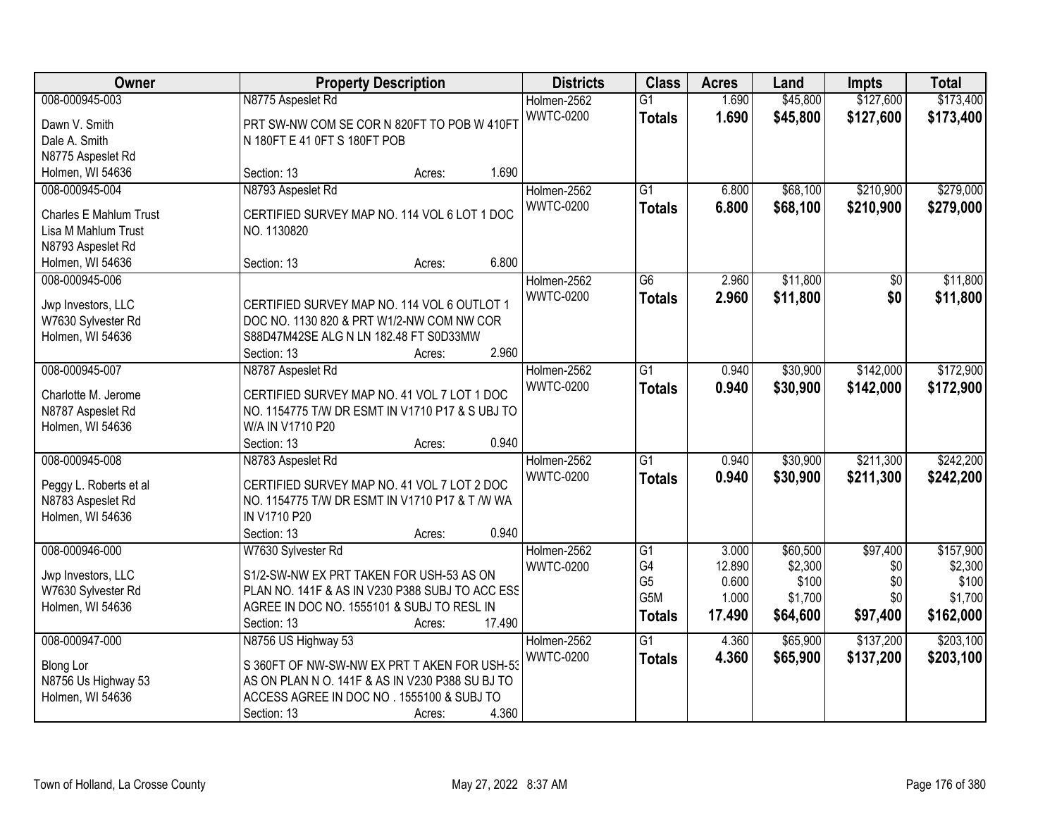| Owner | Property Description | Districts | Class | Acres | Land | Impts | Total |
|---|---|---|---|---|---|---|---|
| 008-000945-003<br><br>Dawn V. Smith<br>Dale A. Smith<br>N8775 Aspeslet Rd<br>Holmen, WI 54636 | N8775 Aspeslet Rd<br><br>PRT SW-NW COM SE COR N 820FT TO POB W 410FT N 180FT E 41 0FT S 180FT POB<br><br>Section: 13 Acres: 1.690 | Holmen-2562<br>WWTC-0200 | G1<br>**Totals** | 1.690<br>**1.690** | \$45,800<br>**\$45,800** | \$127,600<br>**\$127,600** | \$173,400<br>**\$173,400** |
| 008-000945-004<br><br>Charles E Mahlum Trust<br>Lisa M Mahlum Trust<br>N8793 Aspeslet Rd<br>Holmen, WI 54636 | N8793 Aspeslet Rd<br><br>CERTIFIED SURVEY MAP NO. 114 VOL 6 LOT 1 DOC NO. 1130820<br><br>Section: 13 Acres: 6.800 | Holmen-2562<br>WWTC-0200 | G1<br>**Totals** | 6.800<br>**6.800** | \$68,100<br>**\$68,100** | \$210,900<br>**\$210,900** | \$279,000<br>**\$279,000** |
| 008-000945-006<br><br>Jwp Investors, LLC<br>W7630 Sylvester Rd<br>Holmen, WI 54636 | CERTIFIED SURVEY MAP NO. 114 VOL 6 OUTLOT 1 DOC NO. 1130 820 & PRT W1/2-NW COM NW COR S88D47M42SE ALG N LN 182.48 FT S0D33MW<br>Section: 13 Acres: 2.960 | Holmen-2562<br>WWTC-0200 | G6<br>**Totals** | 2.960<br>**2.960** | \$11,800<br>**\$11,800** | \$0<br>**\$0** | \$11,800<br>**\$11,800** |
| 008-000945-007<br><br>Charlotte M. Jerome<br>N8787 Aspeslet Rd<br>Holmen, WI 54636 | N8787 Aspeslet Rd<br><br>CERTIFIED SURVEY MAP NO. 41 VOL 7 LOT 1 DOC NO. 1154775 T/W DR ESMT IN V1710 P17 & S UBJ TO W/A IN V1710 P20<br>Section: 13 Acres: 0.940 | Holmen-2562<br>WWTC-0200 | G1<br>**Totals** | 0.940<br>**0.940** | \$30,900<br>**\$30,900** | \$142,000<br>**\$142,000** | \$172,900<br>**\$172,900** |
| 008-000945-008<br><br>Peggy L. Roberts et al<br>N8783 Aspeslet Rd<br>Holmen, WI 54636 | N8783 Aspeslet Rd<br><br>CERTIFIED SURVEY MAP NO. 41 VOL 7 LOT 2 DOC NO. 1154775 T/W DR ESMT IN V1710 P17 & T /W WA IN V1710 P20<br>Section: 13 Acres: 0.940 | Holmen-2562<br>WWTC-0200 | G1<br>**Totals** | 0.940<br>**0.940** | \$30,900<br>**\$30,900** | \$211,300<br>**\$211,300** | \$242,200<br>**\$242,200** |
| 008-000946-000<br><br>Jwp Investors, LLC<br>W7630 Sylvester Rd<br>Holmen, WI 54636 | W7630 Sylvester Rd<br><br>S1/2-SW-NW EX PRT TAKEN FOR USH-53 AS ON PLAN NO. 141F & AS IN V230 P388 SUBJ TO ACC ESS AGREE IN DOC NO. 1555101 & SUBJ TO RESL IN<br>Section: 13 Acres: 17.490 | Holmen-2562<br>WWTC-0200 | G1<br>G4<br>G5<br>G5M<br>**Totals** | 3.000<br>12.890<br>0.600<br>1.000<br>**17.490** | \$60,500<br>\$2,300<br>\$100<br>\$1,700<br>**\$64,600** | \$97,400<br>\$0<br>\$0<br>\$0<br>**\$97,400** | \$157,900<br>\$2,300<br>\$100<br>\$1,700<br>**\$162,000** |
| 008-000947-000<br><br>Blong Lor<br>N8756 Us Highway 53<br>Holmen, WI 54636 | N8756 US Highway 53<br><br>S 360FT OF NW-SW-NW EX PRT T AKEN FOR USH-53 AS ON PLAN N O. 141F & AS IN V230 P388 SU BJ TO ACCESS AGREE IN DOC NO . 1555100 & SUBJ TO<br>Section: 13 Acres: 4.360 | Holmen-2562<br>WWTC-0200 | G1<br>**Totals** | 4.360<br>**4.360** | \$65,900<br>**\$65,900** | \$137,200<br>**\$137,200** | \$203,100<br>**\$203,100** |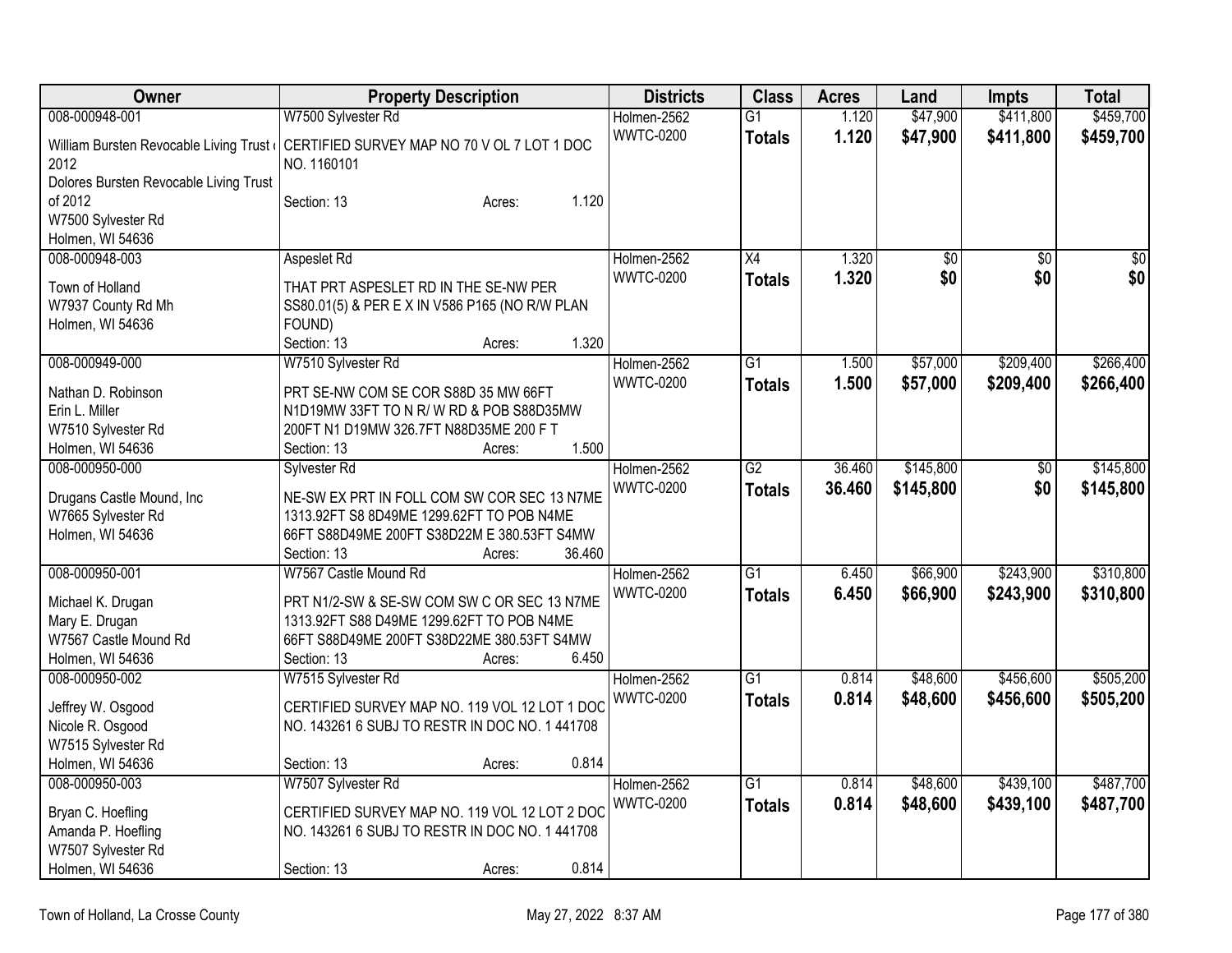| Owner | Property Description | Districts | Class | Acres | Land | Impts | Total |
|---|---|---|---|---|---|---|---|
| 008-000948-001<br>William Bursten Revocable Living Trust of 2012<br>Dolores Bursten Revocable Living Trust of 2012<br>W7500 Sylvester Rd<br>Holmen, WI 54636 | W7500 Sylvester Rd<br>CERTIFIED SURVEY MAP NO 70 V OL 7 LOT 1 DOC NO. 1160101<br>Section: 13 Acres: 1.120 | Holmen-2562<br>WWTC-0200 | G1<br>**Totals** | 1.120<br>**1.120** | $47,900<br>**$47,900** | $411,800<br>**$411,800** | $459,700<br>**$459,700** |
| 008-000948-003<br>Town of Holland<br>W7937 County Rd Mh<br>Holmen, WI 54636 | Aspeslet Rd<br>THAT PRT ASPESLET RD IN THE SE-NW PER SS80.01(5) & PER E X IN V586 P165 (NO R/W PLAN FOUND)<br>Section: 13 Acres: 1.320 | Holmen-2562<br>WWTC-0200 | X4<br>**Totals** | 1.320<br>**1.320** | $0<br>**$0** | $0<br>**$0** | $0<br>**$0** |
| 008-000949-000<br>Nathan D. Robinson<br>Erin L. Miller<br>W7510 Sylvester Rd<br>Holmen, WI 54636 | W7510 Sylvester Rd<br>PRT SE-NW COM SE COR S88D 35 MW 66FT N1D19MW 33FT TO N R/ W RD & POB S88D35MW 200FT N1 D19MW 326.7FT N88D35ME 200 F T<br>Section: 13 Acres: 1.500 | Holmen-2562<br>WWTC-0200 | G1<br>**Totals** | 1.500<br>**1.500** | $57,000<br>**$57,000** | $209,400<br>**$209,400** | $266,400<br>**$266,400** |
| 008-000950-000<br>Drugans Castle Mound, Inc<br>W7665 Sylvester Rd<br>Holmen, WI 54636 | Sylvester Rd<br>NE-SW EX PRT IN FOLL COM SW COR SEC 13 N7ME 1313.92FT S8 8D49ME 1299.62FT TO POB N4ME 66FT S88D49ME 200FT S38D22M E 380.53FT S4MW<br>Section: 13 Acres: 36.460 | Holmen-2562<br>WWTC-0200 | G2<br>**Totals** | 36.460<br>**36.460** | $145,800<br>**$145,800** | $0<br>**$0** | $145,800<br>**$145,800** |
| 008-000950-001<br>Michael K. Drugan<br>Mary E. Drugan<br>W7567 Castle Mound Rd<br>Holmen, WI 54636 | W7567 Castle Mound Rd<br>PRT N1/2-SW & SE-SW COM SW C OR SEC 13 N7ME 1313.92FT S88 D49ME 1299.62FT TO POB N4ME 66FT S88D49ME 200FT S38D22ME 380.53FT S4MW<br>Section: 13 Acres: 6.450 | Holmen-2562<br>WWTC-0200 | G1<br>**Totals** | 6.450<br>**6.450** | $66,900<br>**$66,900** | $243,900<br>**$243,900** | $310,800<br>**$310,800** |
| 008-000950-002<br>Jeffrey W. Osgood<br>Nicole R. Osgood<br>W7515 Sylvester Rd<br>Holmen, WI 54636 | W7515 Sylvester Rd<br>CERTIFIED SURVEY MAP NO. 119 VOL 12 LOT 1 DOC NO. 143261 6 SUBJ TO RESTR IN DOC NO. 1 441708<br>Section: 13 Acres: 0.814 | Holmen-2562<br>WWTC-0200 | G1<br>**Totals** | 0.814<br>**0.814** | $48,600<br>**$48,600** | $456,600<br>**$456,600** | $505,200<br>**$505,200** |
| 008-000950-003<br>Bryan C. Hoefling<br>Amanda P. Hoefling<br>W7507 Sylvester Rd<br>Holmen, WI 54636 | W7507 Sylvester Rd<br>CERTIFIED SURVEY MAP NO. 119 VOL 12 LOT 2 DOC NO. 143261 6 SUBJ TO RESTR IN DOC NO. 1 441708<br>Section: 13 Acres: 0.814 | Holmen-2562<br>WWTC-0200 | G1<br>**Totals** | 0.814<br>**0.814** | $48,600<br>**$48,600** | $439,100<br>**$439,100** | $487,700<br>**$487,700** |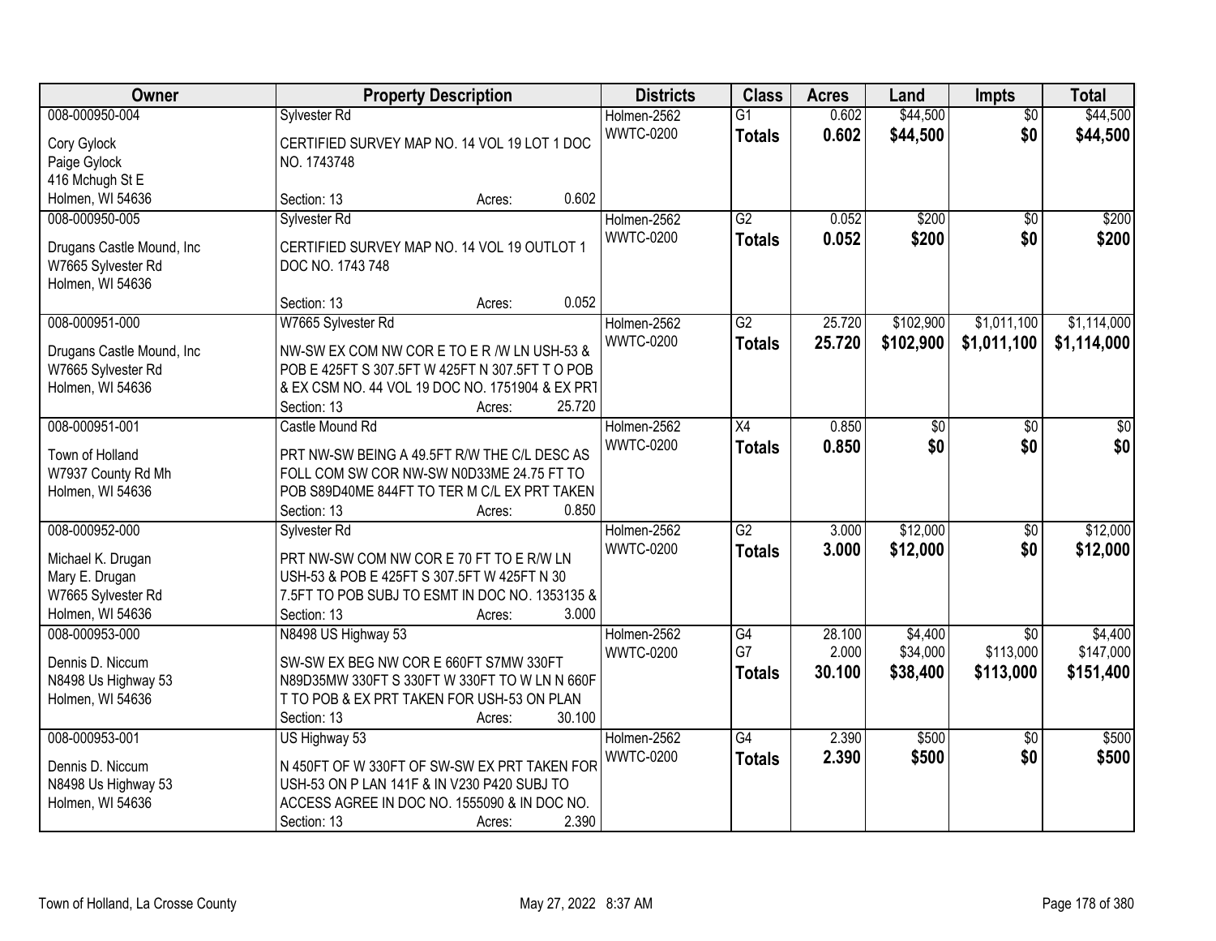| Owner | Property Description | Districts | Class | Acres | Land | Impts | Total |
|---|---|---|---|---|---|---|---|
| 008-000950-004<br>Cory Gylock<br>Paige Gylock<br>416 Mchugh St E<br>Holmen, WI 54636 | Sylvester Rd<br>CERTIFIED SURVEY MAP NO. 14 VOL 19 LOT 1 DOC NO. 1743748<br>Section: 13 Acres: 0.602 | Holmen-2562<br>WWTC-0200 | G1<br>**Totals** | 0.602<br>**0.602** | $44,500<br>**$44,500** | $0<br>**$0** | $44,500<br>**$44,500** |
| 008-000950-005<br>Drugans Castle Mound, Inc<br>W7665 Sylvester Rd<br>Holmen, WI 54636 | Sylvester Rd<br>CERTIFIED SURVEY MAP NO. 14 VOL 19 OUTLOT 1 DOC NO. 1743 748<br>Section: 13 Acres: 0.052 | Holmen-2562<br>WWTC-0200 | G2<br>**Totals** | 0.052<br>**0.052** | $200<br>**$200** | $0<br>**$0** | $200<br>**$200** |
| 008-000951-000<br>Drugans Castle Mound, Inc<br>W7665 Sylvester Rd<br>Holmen, WI 54636 | W7665 Sylvester Rd<br>NW-SW EX COM NW COR E TO E R /W LN USH-53 & POB E 425FT S 307.5FT W 425FT N 307.5FT T O POB & EX CSM NO. 44 VOL 19 DOC NO. 1751904 & EX PRT<br>Section: 13 Acres: 25.720 | Holmen-2562<br>WWTC-0200 | G2<br>**Totals** | 25.720<br>**25.720** | $102,900<br>**$102,900** | $1,011,100<br>**$1,011,100** | $1,114,000<br>**$1,114,000** |
| 008-000951-001<br>Town of Holland<br>W7937 County Rd Mh<br>Holmen, WI 54636 | Castle Mound Rd<br>PRT NW-SW BEING A 49.5FT R/W THE C/L DESC AS FOLL COM SW COR NW-SW N0D33ME 24.75 FT TO POB S89D40ME 844FT TO TER M C/L EX PRT TAKEN<br>Section: 13 Acres: 0.850 | Holmen-2562<br>WWTC-0200 | X4<br>**Totals** | 0.850<br>**0.850** | $0<br>**$0** | $0<br>**$0** | $0<br>**$0** |
| 008-000952-000<br>Michael K. Drugan<br>Mary E. Drugan<br>W7665 Sylvester Rd<br>Holmen, WI 54636 | Sylvester Rd<br>PRT NW-SW COM NW COR E 70 FT TO E R/W LN USH-53 & POB E 425FT S 307.5FT W 425FT N 30 7.5FT TO POB SUBJ TO ESMT IN DOC NO. 1353135 &<br>Section: 13 Acres: 3.000 | Holmen-2562<br>WWTC-0200 | G2<br>**Totals** | 3.000<br>**3.000** | $12,000<br>**$12,000** | $0<br>**$0** | $12,000<br>**$12,000** |
| 008-000953-000<br>Dennis D. Niccum<br>N8498 Us Highway 53<br>Holmen, WI 54636 | N8498 US Highway 53<br>SW-SW EX BEG NW COR E 660FT S7MW 330FT N89D35MW 330FT S 330FT W 330FT TO W LN N 660F T TO POB & EX PRT TAKEN FOR USH-53 ON PLAN<br>Section: 13 Acres: 30.100 | Holmen-2562<br>WWTC-0200 | G4<br>G7<br>**Totals** | 28.100<br>2.000<br>**30.100** | $4,400<br>$34,000<br>**$38,400** | $0<br>$113,000<br>**$113,000** | $4,400<br>$147,000<br>**$151,400** |
| 008-000953-001<br>Dennis D. Niccum<br>N8498 Us Highway 53<br>Holmen, WI 54636 | US Highway 53<br>N 450FT OF W 330FT OF SW-SW EX PRT TAKEN FOR USH-53 ON P LAN 141F & IN V230 P420 SUBJ TO ACCESS AGREE IN DOC NO. 1555090 & IN DOC NO.<br>Section: 13 Acres: 2.390 | Holmen-2562<br>WWTC-0200 | G4<br>**Totals** | 2.390<br>**2.390** | $500<br>**$500** | $0<br>**$0** | $500<br>**$500** |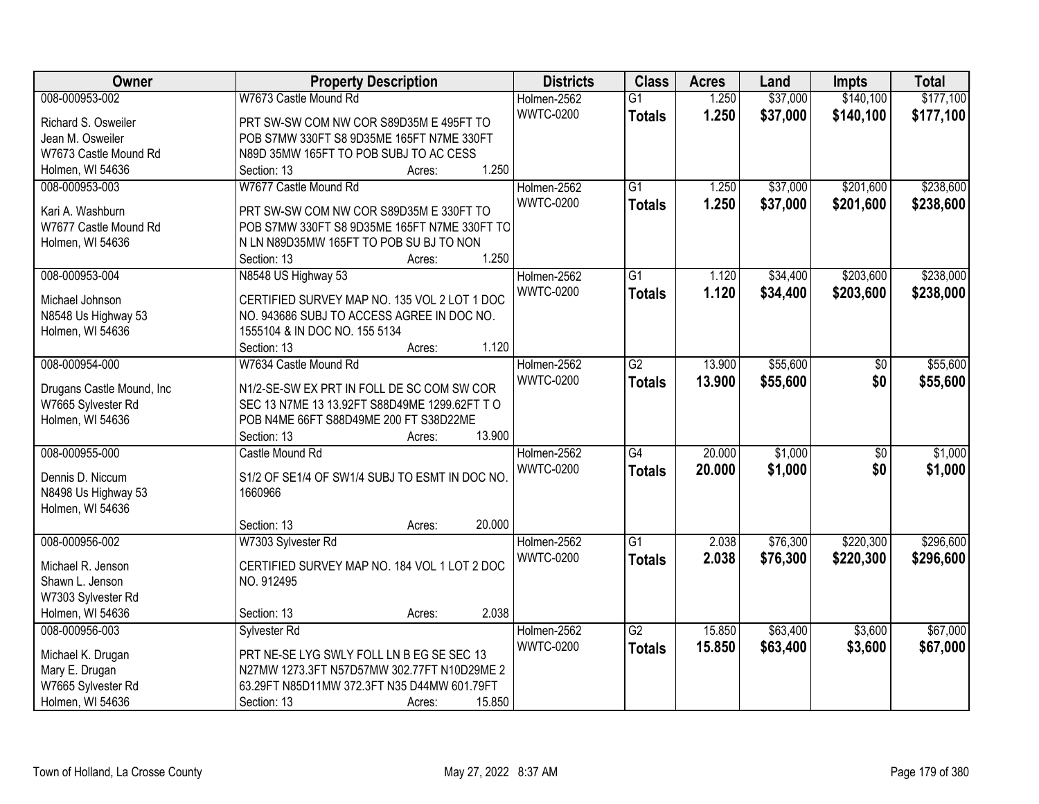| Owner | Property Description | Districts | Class | Acres | Land | Impts | Total |
|---|---|---|---|---|---|---|---|
| 008-000953-002<br>Richard S. Osweiler<br>Jean M. Osweiler<br>W7673 Castle Mound Rd<br>Holmen, WI 54636 | W7673 Castle Mound Rd<br>PRT SW-SW COM NW COR S89D35M E 495FT TO POB S7MW 330FT S8 9D35ME 165FT N7ME 330FT N89D 35MW 165FT TO POB SUBJ TO AC CESS<br>Section: 13 Acres: 1.250 | Holmen-2562<br>WWTC-0200 | G1<br>**Totals** | 1.250<br>**1.250** | \$37,000<br>**\$37,000** | \$140,100<br>**\$140,100** | \$177,100<br>**\$177,100** |
| 008-000953-003<br>Kari A. Washburn<br>W7677 Castle Mound Rd<br>Holmen, WI 54636 | W7677 Castle Mound Rd<br>PRT SW-SW COM NW COR S89D35M E 330FT TO POB S7MW 330FT S8 9D35ME 165FT N7ME 330FT TO N LN N89D35MW 165FT TO POB SU BJ TO NON<br>Section: 13 Acres: 1.250 | Holmen-2562<br>WWTC-0200 | G1<br>**Totals** | 1.250<br>**1.250** | \$37,000<br>**\$37,000** | \$201,600<br>**\$201,600** | \$238,600<br>**\$238,600** |
| 008-000953-004<br>Michael Johnson<br>N8548 Us Highway 53<br>Holmen, WI 54636 | N8548 US Highway 53<br>CERTIFIED SURVEY MAP NO. 135 VOL 2 LOT 1 DOC NO. 943686 SUBJ TO ACCESS AGREE IN DOC NO. 1555104 & IN DOC NO. 155 5134<br>Section: 13 Acres: 1.120 | Holmen-2562<br>WWTC-0200 | G1<br>**Totals** | 1.120<br>**1.120** | \$34,400<br>**\$34,400** | \$203,600<br>**\$203,600** | \$238,000<br>**\$238,000** |
| 008-000954-000<br>Drugans Castle Mound, Inc<br>W7665 Sylvester Rd<br>Holmen, WI 54636 | W7634 Castle Mound Rd<br>N1/2-SE-SW EX PRT IN FOLL DE SC COM SW COR SEC 13 N7ME 13 13.92FT S88D49ME 1299.62FT T O POB N4ME 66FT S88D49ME 200 FT S38D22ME<br>Section: 13 Acres: 13.900 | Holmen-2562<br>WWTC-0200 | G2<br>**Totals** | 13.900<br>**13.900** | \$55,600<br>**\$55,600** | \$0<br>**\$0** | \$55,600<br>**\$55,600** |
| 008-000955-000<br>Dennis D. Niccum<br>N8498 Us Highway 53<br>Holmen, WI 54636 | Castle Mound Rd<br>S1/2 OF SE1/4 OF SW1/4 SUBJ TO ESMT IN DOC NO. 1660966<br>Section: 13 Acres: 20.000 | Holmen-2562<br>WWTC-0200 | G4<br>**Totals** | 20.000<br>**20.000** | \$1,000<br>**\$1,000** | \$0<br>**\$0** | \$1,000<br>**\$1,000** |
| 008-000956-002<br>Michael R. Jenson<br>Shawn L. Jenson<br>W7303 Sylvester Rd<br>Holmen, WI 54636 | W7303 Sylvester Rd<br>CERTIFIED SURVEY MAP NO. 184 VOL 1 LOT 2 DOC NO. 912495<br>Section: 13 Acres: 2.038 | Holmen-2562<br>WWTC-0200 | G1<br>**Totals** | 2.038<br>**2.038** | \$76,300<br>**\$76,300** | \$220,300<br>**\$220,300** | \$296,600<br>**\$296,600** |
| 008-000956-003<br>Michael K. Drugan<br>Mary E. Drugan<br>W7665 Sylvester Rd<br>Holmen, WI 54636 | Sylvester Rd<br>PRT NE-SE LYG SWLY FOLL LN B EG SE SEC 13 N27MW 1273.3FT N57D57MW 302.77FT N10D29ME 2 63.29FT N85D11MW 372.3FT N35 D44MW 601.79FT<br>Section: 13 Acres: 15.850 | Holmen-2562<br>WWTC-0200 | G2<br>**Totals** | 15.850<br>**15.850** | \$63,400<br>**\$63,400** | \$3,600<br>**\$3,600** | \$67,000<br>**\$67,000** |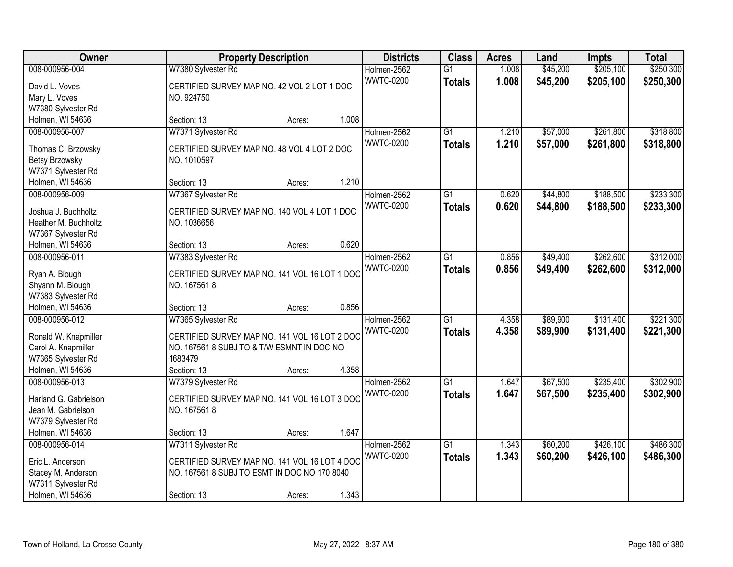| Owner | Property Description | Districts | Class | Acres | Land | Impts | Total |
|---|---|---|---|---|---|---|---|
| 008-000956-004<br>David L. Voves<br>Mary L. Voves<br>W7380 Sylvester Rd<br>Holmen, WI 54636 | W7380 Sylvester Rd<br>CERTIFIED SURVEY MAP NO. 42 VOL 2 LOT 1 DOC NO. 924750<br>Section: 13 Acres: 1.008 | Holmen-2562<br>WWTC-0200 | G1<br>**Totals** | 1.008<br>**1.008** | $45,200<br>**$45,200** | $205,100<br>**$205,100** | $250,300<br>**$250,300** |
| 008-000956-007<br>Thomas C. Brzowsky<br>Betsy Brzowsky<br>W7371 Sylvester Rd<br>Holmen, WI 54636 | W7371 Sylvester Rd<br>CERTIFIED SURVEY MAP NO. 48 VOL 4 LOT 2 DOC NO. 1010597<br>Section: 13 Acres: 1.210 | Holmen-2562<br>WWTC-0200 | G1<br>**Totals** | 1.210<br>**1.210** | $57,000<br>**$57,000** | $261,800<br>**$261,800** | $318,800<br>**$318,800** |
| 008-000956-009<br>Joshua J. Buchholtz<br>Heather M. Buchholtz<br>W7367 Sylvester Rd<br>Holmen, WI 54636 | W7367 Sylvester Rd<br>CERTIFIED SURVEY MAP NO. 140 VOL 4 LOT 1 DOC NO. 1036656<br>Section: 13 Acres: 0.620 | Holmen-2562<br>WWTC-0200 | G1<br>**Totals** | 0.620<br>**0.620** | $44,800<br>**$44,800** | $188,500<br>**$188,500** | $233,300<br>**$233,300** |
| 008-000956-011<br>Ryan A. Blough<br>Shyann M. Blough<br>W7383 Sylvester Rd<br>Holmen, WI 54636 | W7383 Sylvester Rd<br>CERTIFIED SURVEY MAP NO. 141 VOL 16 LOT 1 DOC NO. 167561 8<br>Section: 13 Acres: 0.856 | Holmen-2562<br>WWTC-0200 | G1<br>**Totals** | 0.856<br>**0.856** | $49,400<br>**$49,400** | $262,600<br>**$262,600** | $312,000<br>**$312,000** |
| 008-000956-012<br>Ronald W. Knapmiller<br>Carol A. Knapmiller<br>W7365 Sylvester Rd<br>Holmen, WI 54636 | W7365 Sylvester Rd<br>CERTIFIED SURVEY MAP NO. 141 VOL 16 LOT 2 DOC NO. 167561 8 SUBJ TO & T/W ESMNT IN DOC NO. 1683479<br>Section: 13 Acres: 4.358 | Holmen-2562<br>WWTC-0200 | G1<br>**Totals** | 4.358<br>**4.358** | $89,900<br>**$89,900** | $131,400<br>**$131,400** | $221,300<br>**$221,300** |
| 008-000956-013<br>Harland G. Gabrielson<br>Jean M. Gabrielson<br>W7379 Sylvester Rd<br>Holmen, WI 54636 | W7379 Sylvester Rd<br>CERTIFIED SURVEY MAP NO. 141 VOL 16 LOT 3 DOC NO. 167561 8<br>Section: 13 Acres: 1.647 | Holmen-2562<br>WWTC-0200 | G1<br>**Totals** | 1.647<br>**1.647** | $67,500<br>**$67,500** | $235,400<br>**$235,400** | $302,900<br>**$302,900** |
| 008-000956-014<br>Eric L. Anderson<br>Stacey M. Anderson<br>W7311 Sylvester Rd<br>Holmen, WI 54636 | W7311 Sylvester Rd<br>CERTIFIED SURVEY MAP NO. 141 VOL 16 LOT 4 DOC NO. 167561 8 SUBJ TO ESMT IN DOC NO 170 8040<br>Section: 13 Acres: 1.343 | Holmen-2562<br>WWTC-0200 | G1<br>**Totals** | 1.343<br>**1.343** | $60,200<br>**$60,200** | $426,100<br>**$426,100** | $486,300<br>**$486,300** |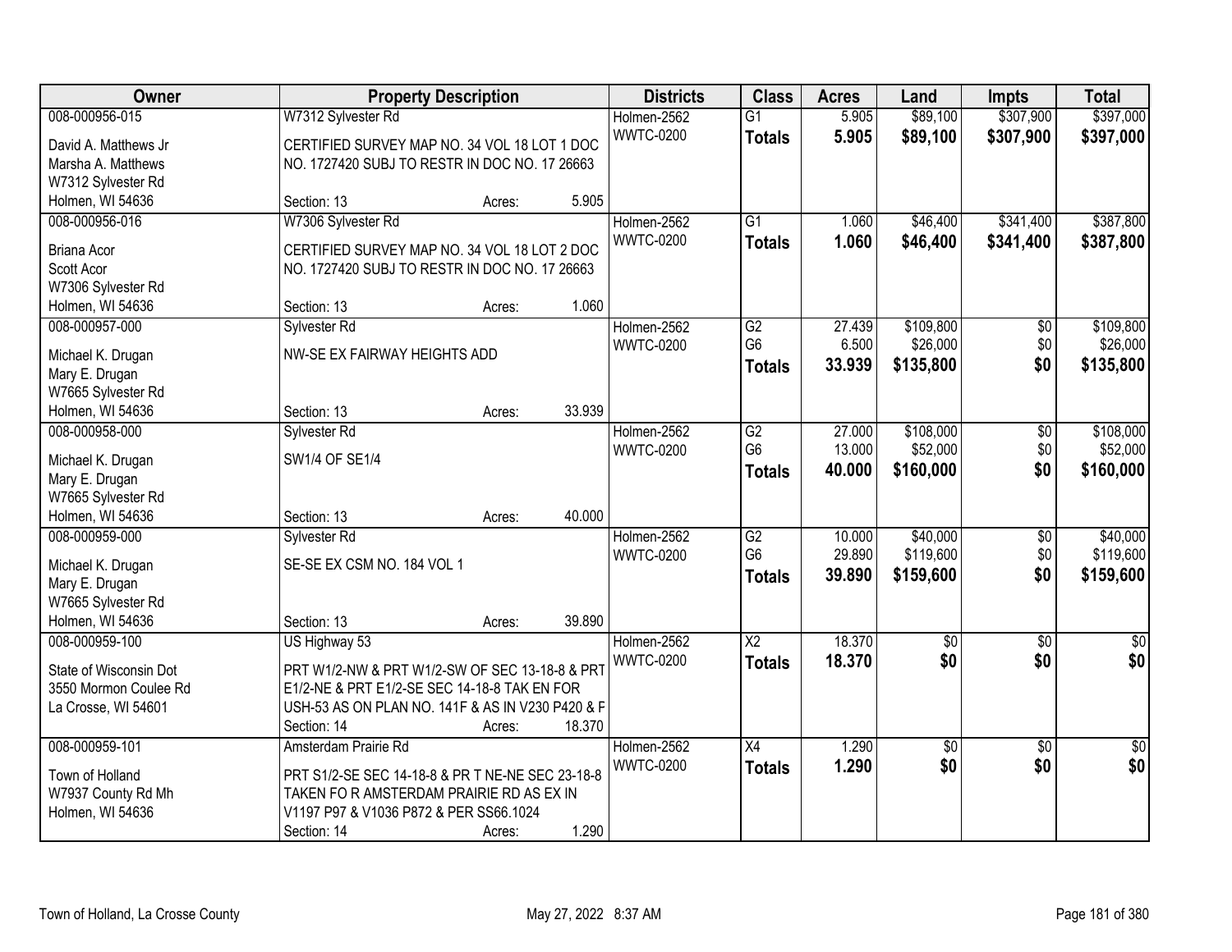| Owner | Property Description | Districts | Class | Acres | Land | Impts | Total |
|---|---|---|---|---|---|---|---|
| 008-000956-015<br>David A. Matthews Jr<br>Marsha A. Matthews<br>W7312 Sylvester Rd<br>Holmen, WI 54636 | W7312 Sylvester Rd<br>CERTIFIED SURVEY MAP NO. 34 VOL 18 LOT 1 DOC NO. 1727420 SUBJ TO RESTR IN DOC NO. 17 26663<br>Section: 13 Acres: 5.905 | Holmen-2562<br>WWTC-0200 | G1<br>**Totals** | 5.905<br>**5.905** | $89,100<br>**$89,100** | $307,900<br>**$307,900** | $397,000<br>**$397,000** |
| 008-000956-016<br>Briana Acor<br>Scott Acor<br>W7306 Sylvester Rd<br>Holmen, WI 54636 | W7306 Sylvester Rd<br>CERTIFIED SURVEY MAP NO. 34 VOL 18 LOT 2 DOC NO. 1727420 SUBJ TO RESTR IN DOC NO. 17 26663<br>Section: 13 Acres: 1.060 | Holmen-2562<br>WWTC-0200 | G1<br>**Totals** | 1.060<br>**1.060** | $46,400<br>**$46,400** | $341,400<br>**$341,400** | $387,800<br>**$387,800** |
| 008-000957-000<br>Michael K. Drugan<br>Mary E. Drugan<br>W7665 Sylvester Rd<br>Holmen, WI 54636 | Sylvester Rd<br>NW-SE EX FAIRWAY HEIGHTS ADD<br>Section: 13 Acres: 33.939 | Holmen-2562<br>WWTC-0200 | G2<br>G6<br>**Totals** | 27.439<br>6.500<br>**33.939** | $109,800<br>$26,000<br>**$135,800** | $0<br>$0<br>**$0** | $109,800<br>$26,000<br>**$135,800** |
| 008-000958-000<br>Michael K. Drugan<br>Mary E. Drugan<br>W7665 Sylvester Rd<br>Holmen, WI 54636 | Sylvester Rd<br>SW1/4 OF SE1/4<br>Section: 13 Acres: 40.000 | Holmen-2562<br>WWTC-0200 | G2<br>G6<br>**Totals** | 27.000<br>13.000<br>**40.000** | $108,000<br>$52,000<br>**$160,000** | $0<br>$0<br>**$0** | $108,000<br>$52,000<br>**$160,000** |
| 008-000959-000<br>Michael K. Drugan<br>Mary E. Drugan<br>W7665 Sylvester Rd<br>Holmen, WI 54636 | Sylvester Rd<br>SE-SE EX CSM NO. 184 VOL 1<br>Section: 13 Acres: 39.890 | Holmen-2562<br>WWTC-0200 | G2<br>G6<br>**Totals** | 10.000<br>29.890<br>**39.890** | $40,000<br>$119,600<br>**$159,600** | $0<br>$0<br>**$0** | $40,000<br>$119,600<br>**$159,600** |
| 008-000959-100<br>State of Wisconsin Dot<br>3550 Mormon Coulee Rd<br>La Crosse, WI 54601 | US Highway 53<br>PRT W1/2-NW & PRT W1/2-SW OF SEC 13-18-8 & PRT E1/2-NE & PRT E1/2-SE SEC 14-18-8 TAK EN FOR USH-53 AS ON PLAN NO. 141F & AS IN V230 P420 & F<br>Section: 14 Acres: 18.370 | Holmen-2562<br>WWTC-0200 | X2<br>**Totals** | 18.370<br>**18.370** | $0<br>**$0** | $0<br>**$0** | $0<br>**$0** |
| 008-000959-101<br>Town of Holland<br>W7937 County Rd Mh<br>Holmen, WI 54636 | Amsterdam Prairie Rd<br>PRT S1/2-SE SEC 14-18-8 & PR T NE-NE SEC 23-18-8 TAKEN FO R AMSTERDAM PRAIRIE RD AS EX IN V1197 P97 & V1036 P872 & PER SS66.1024<br>Section: 14 Acres: 1.290 | Holmen-2562<br>WWTC-0200 | X4<br>**Totals** | 1.290<br>**1.290** | $0<br>**$0** | $0<br>**$0** | $0<br>**$0** |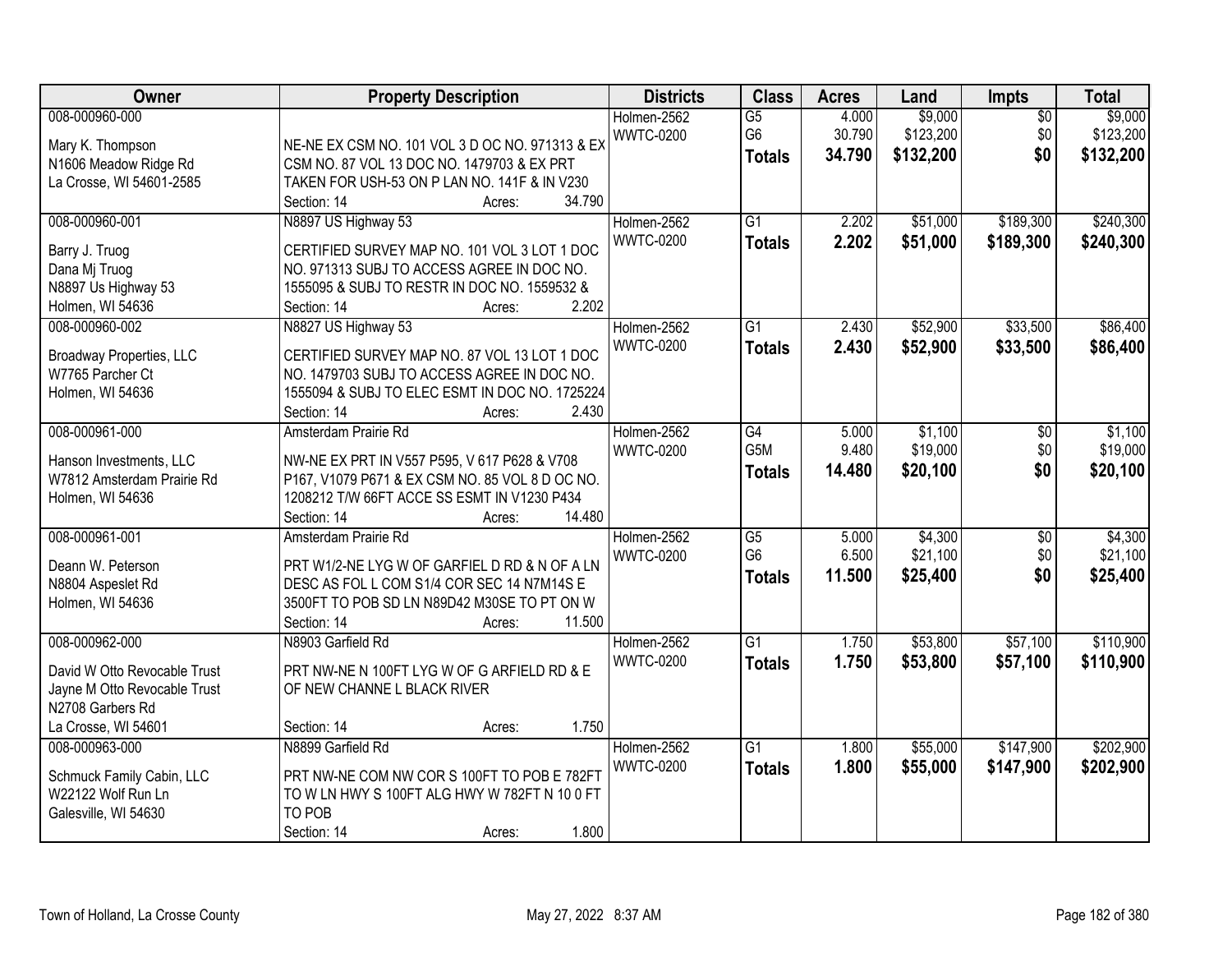| Owner | Property Description | Districts | Class | Acres | Land | Impts | Total |
|---|---|---|---|---|---|---|---|
| 008-000960-000<br>Mary K. Thompson<br>N1606 Meadow Ridge Rd<br>La Crosse, WI 54601-2585 | NE-NE EX CSM NO. 101 VOL 3 D OC NO. 971313 & EX CSM NO. 87 VOL 13 DOC NO. 1479703 & EX PRT TAKEN FOR USH-53 ON P LAN NO. 141F & IN V230<br>Section: 14 Acres: 34.790 | Holmen-2562<br>WWTC-0200 | G5<br>G6<br>**Totals** | 4.000<br>30.790<br>**34.790** | $9,000<br>$123,200<br>**$132,200** | $0<br>$0<br>**$0** | $9,000<br>$123,200<br>**$132,200** |
| 008-000960-001<br>Barry J. Truog<br>Dana Mj Truog<br>N8897 Us Highway 53<br>Holmen, WI 54636 | N8897 US Highway 53<br>CERTIFIED SURVEY MAP NO. 101 VOL 3 LOT 1 DOC NO. 971313 SUBJ TO ACCESS AGREE IN DOC NO. 1555095 & SUBJ TO RESTR IN DOC NO. 1559532 &<br>Section: 14 Acres: 2.202 | Holmen-2562<br>WWTC-0200 | G1<br>**Totals** | 2.202<br>**2.202** | $51,000<br>**$51,000** | $189,300<br>**$189,300** | $240,300<br>**$240,300** |
| 008-000960-002<br>Broadway Properties, LLC<br>W7765 Parcher Ct<br>Holmen, WI 54636 | N8827 US Highway 53<br>CERTIFIED SURVEY MAP NO. 87 VOL 13 LOT 1 DOC NO. 1479703 SUBJ TO ACCESS AGREE IN DOC NO. 1555094 & SUBJ TO ELEC ESMT IN DOC NO. 1725224<br>Section: 14 Acres: 2.430 | Holmen-2562<br>WWTC-0200 | G1<br>**Totals** | 2.430<br>**2.430** | $52,900<br>**$52,900** | $33,500<br>**$33,500** | $86,400<br>**$86,400** |
| 008-000961-000<br>Hanson Investments, LLC<br>W7812 Amsterdam Prairie Rd<br>Holmen, WI 54636 | Amsterdam Prairie Rd<br>NW-NE EX PRT IN V557 P595, V 617 P628 & V708 P167, V1079 P671 & EX CSM NO. 85 VOL 8 D OC NO. 1208212 T/W 66FT ACCE SS ESMT IN V1230 P434<br>Section: 14 Acres: 14.480 | Holmen-2562<br>WWTC-0200 | G4<br>G5M<br>**Totals** | 5.000<br>9.480<br>**14.480** | $1,100<br>$19,000<br>**$20,100** | $0<br>$0<br>**$0** | $1,100<br>$19,000<br>**$20,100** |
| 008-000961-001<br>Deann W. Peterson<br>N8804 Aspeslet Rd<br>Holmen, WI 54636 | Amsterdam Prairie Rd<br>PRT W1/2-NE LYG W OF GARFIEL D RD & N OF A LN DESC AS FOL L COM S1/4 COR SEC 14 N7M14S E 3500FT TO POB SD LN N89D42 M30SE TO PT ON W<br>Section: 14 Acres: 11.500 | Holmen-2562<br>WWTC-0200 | G5<br>G6<br>**Totals** | 5.000<br>6.500<br>**11.500** | $4,300<br>$21,100<br>**$25,400** | $0<br>$0<br>**$0** | $4,300<br>$21,100<br>**$25,400** |
| 008-000962-000<br>David W Otto Revocable Trust<br>Jayne M Otto Revocable Trust<br>N2708 Garbers Rd<br>La Crosse, WI 54601 | N8903 Garfield Rd<br>PRT NW-NE N 100FT LYG W OF G ARFIELD RD & E OF NEW CHANNE L BLACK RIVER<br>Section: 14 Acres: 1.750 | Holmen-2562<br>WWTC-0200 | G1<br>**Totals** | 1.750<br>**1.750** | $53,800<br>**$53,800** | $57,100<br>**$57,100** | $110,900<br>**$110,900** |
| 008-000963-000<br>Schmuck Family Cabin, LLC<br>W22122 Wolf Run Ln<br>Galesville, WI 54630 | N8899 Garfield Rd<br>PRT NW-NE COM NW COR S 100FT TO POB E 782FT TO W LN HWY S 100FT ALG HWY W 782FT N 10 0 FT TO POB<br>Section: 14 Acres: 1.800 | Holmen-2562<br>WWTC-0200 | G1<br>**Totals** | 1.800<br>**1.800** | $55,000<br>**$55,000** | $147,900<br>**$147,900** | $202,900<br>**$202,900** |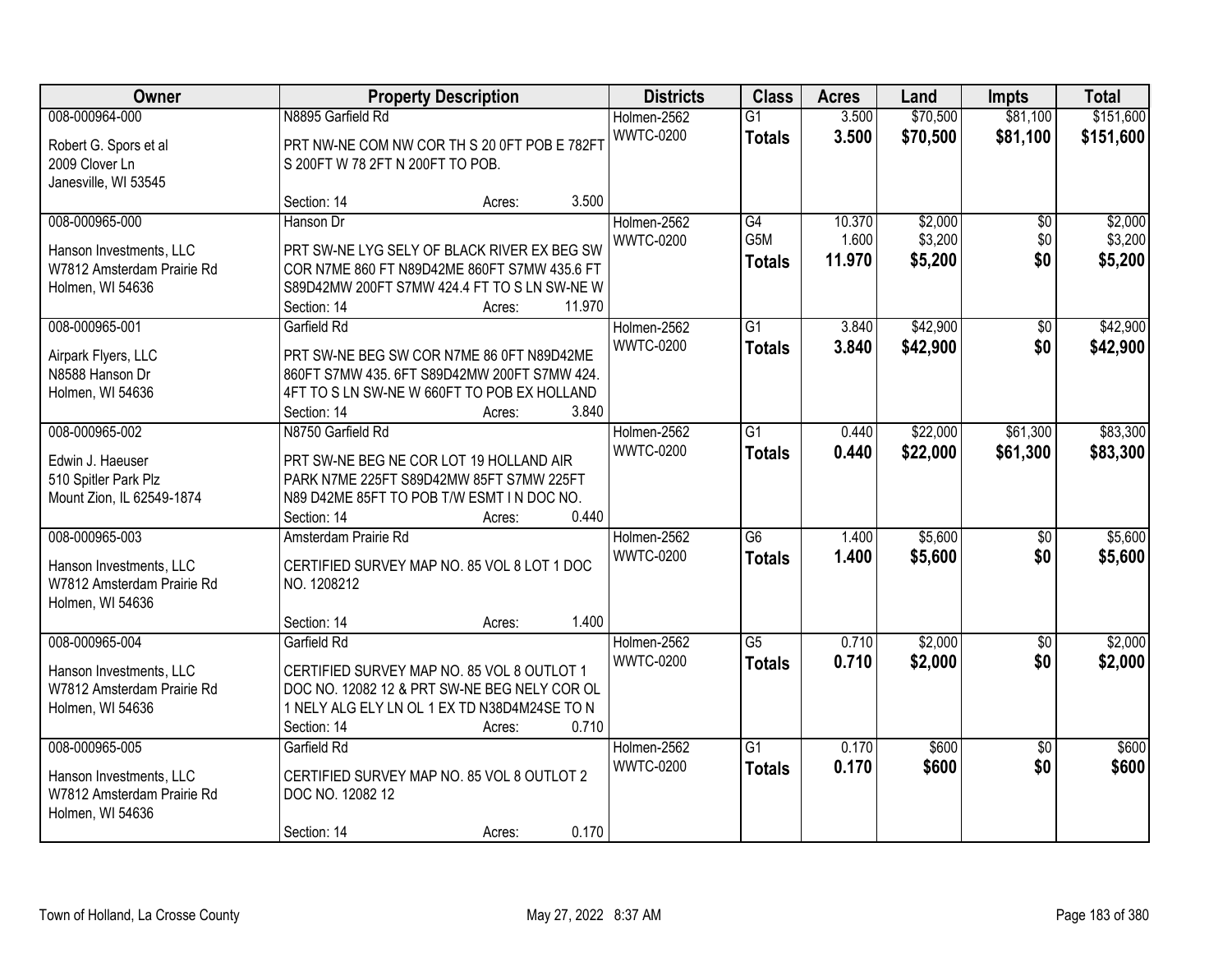| Owner | Property Description | Districts | Class | Acres | Land | Impts | Total |
|---|---|---|---|---|---|---|---|
| 008-000964-000<br>Robert G. Spors et al<br>2009 Clover Ln<br>Janesville, WI 53545 | N8895 Garfield Rd<br>PRT NW-NE COM NW COR TH S 20 0FT POB E 782FT S 200FT W 78 2FT N 200FT TO POB.<br>Section: 14 Acres: 3.500 | Holmen-2562<br>WWTC-0200 | G1<br>**Totals** | 3.500<br>**3.500** | $70,500<br>**$70,500** | $81,100<br>**$81,100** | $151,600<br>**$151,600** |
| 008-000965-000<br>Hanson Investments, LLC<br>W7812 Amsterdam Prairie Rd<br>Holmen, WI 54636 | Hanson Dr<br>PRT SW-NE LYG SELY OF BLACK RIVER EX BEG SW COR N7ME 860 FT N89D42ME 860FT S7MW 435.6 FT S89D42MW 200FT S7MW 424.4 FT TO S LN SW-NE W<br>Section: 14 Acres: 11.970 | Holmen-2562<br>WWTC-0200 | G4<br>G5M<br>**Totals** | 10.370<br>1.600<br>**11.970** | $2,000<br>$3,200<br>**$5,200** | $0<br>$0<br>**$0** | $2,000<br>$3,200<br>**$5,200** |
| 008-000965-001<br>Airpark Flyers, LLC<br>N8588 Hanson Dr<br>Holmen, WI 54636 | Garfield Rd<br>PRT SW-NE BEG SW COR N7ME 86 0FT N89D42ME 860FT S7MW 435. 6FT S89D42MW 200FT S7MW 424. 4FT TO S LN SW-NE W 660FT TO POB EX HOLLAND<br>Section: 14 Acres: 3.840 | Holmen-2562<br>WWTC-0200 | G1<br>**Totals** | 3.840<br>**3.840** | $42,900<br>**$42,900** | $0<br>**$0** | $42,900<br>**$42,900** |
| 008-000965-002<br>Edwin J. Haeuser<br>510 Spitler Park Plz<br>Mount Zion, IL 62549-1874 | N8750 Garfield Rd<br>PRT SW-NE BEG NE COR LOT 19 HOLLAND AIR PARK N7ME 225FT S89D42MW 85FT S7MW 225FT N89 D42ME 85FT TO POB T/W ESMT I N DOC NO.<br>Section: 14 Acres: 0.440 | Holmen-2562<br>WWTC-0200 | G1<br>**Totals** | 0.440<br>**0.440** | $22,000<br>**$22,000** | $61,300<br>**$61,300** | $83,300<br>**$83,300** |
| 008-000965-003<br>Hanson Investments, LLC<br>W7812 Amsterdam Prairie Rd<br>Holmen, WI 54636 | Amsterdam Prairie Rd<br>CERTIFIED SURVEY MAP NO. 85 VOL 8 LOT 1 DOC NO. 1208212<br>Section: 14 Acres: 1.400 | Holmen-2562<br>WWTC-0200 | G6<br>**Totals** | 1.400<br>**1.400** | $5,600<br>**$5,600** | $0<br>**$0** | $5,600<br>**$5,600** |
| 008-000965-004<br>Hanson Investments, LLC<br>W7812 Amsterdam Prairie Rd<br>Holmen, WI 54636 | Garfield Rd<br>CERTIFIED SURVEY MAP NO. 85 VOL 8 OUTLOT 1 DOC NO. 12082 12 & PRT SW-NE BEG NELY COR OL 1 NELY ALG ELY LN OL 1 EX TD N38D4M24SE TO N<br>Section: 14 Acres: 0.710 | Holmen-2562<br>WWTC-0200 | G5<br>**Totals** | 0.710<br>**0.710** | $2,000<br>**$2,000** | $0<br>**$0** | $2,000<br>**$2,000** |
| 008-000965-005<br>Hanson Investments, LLC<br>W7812 Amsterdam Prairie Rd<br>Holmen, WI 54636 | Garfield Rd<br>CERTIFIED SURVEY MAP NO. 85 VOL 8 OUTLOT 2 DOC NO. 12082 12<br>Section: 14 Acres: 0.170 | Holmen-2562<br>WWTC-0200 | G1<br>**Totals** | 0.170<br>**0.170** | $600<br>**$600** | $0<br>**$0** | $600<br>**$600** |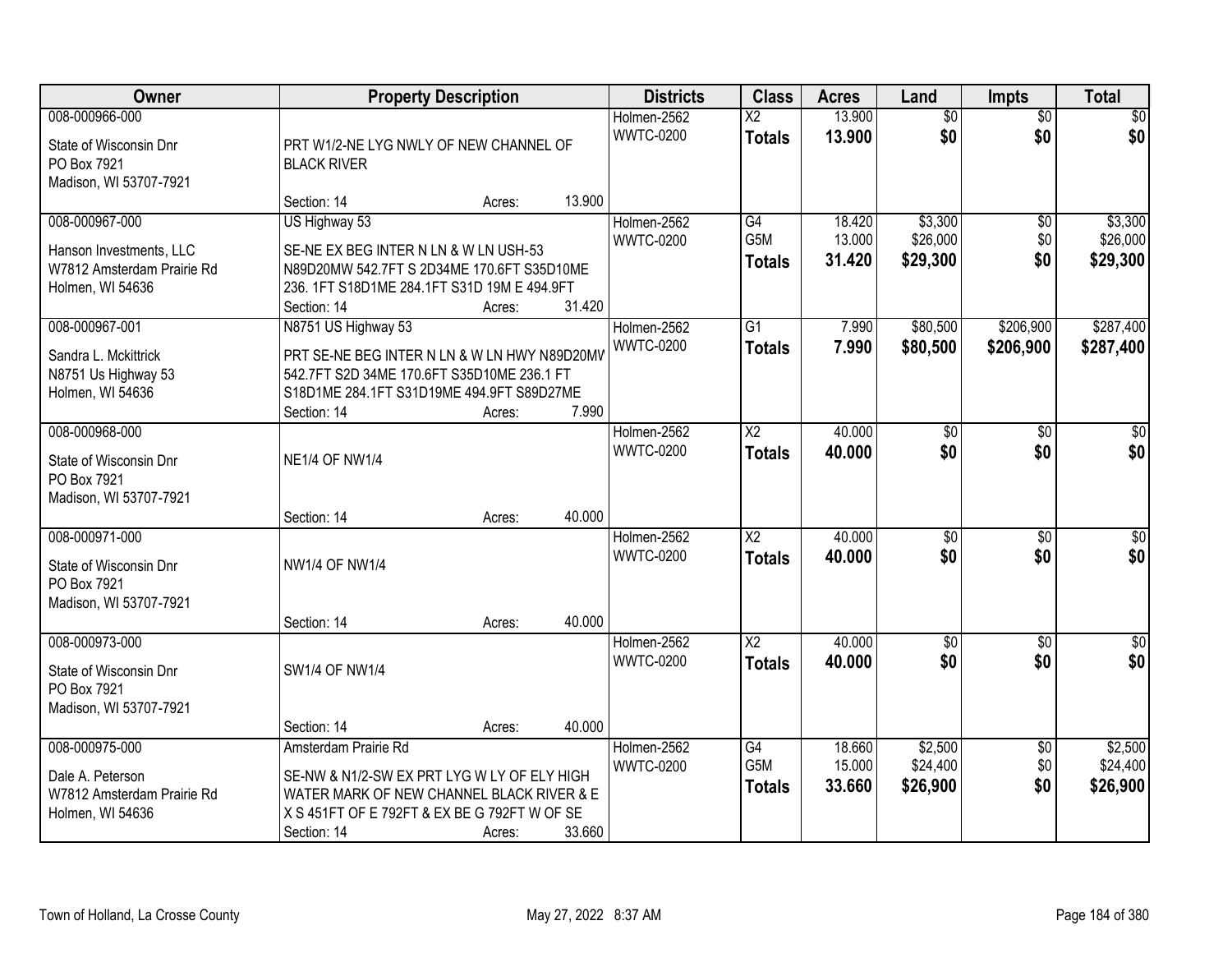| Owner | Property Description | Districts | Class | Acres | Land | Impts | Total |
|---|---|---|---|---|---|---|---|
| 008-000966-000<br>State of Wisconsin Dnr<br>PO Box 7921<br>Madison, WI 53707-7921 | PRT W1/2-NE LYG NWLY OF NEW CHANNEL OF BLACK RIVER<br>Section: 14 Acres: 13.900 | Holmen-2562<br>WWTC-0200 | X2<br>**Totals** | 13.900<br>**13.900** | $0<br>**$0** | $0<br>**$0** | $0<br>**$0** |
| 008-000967-000<br>Hanson Investments, LLC<br>W7812 Amsterdam Prairie Rd<br>Holmen, WI 54636 | US Highway 53<br>SE-NE EX BEG INTER N LN & W LN USH-53 N89D20MW 542.7FT S 2D34ME 170.6FT S35D10ME 236. 1FT S18D1ME 284.1FT S31D 19M E 494.9FT<br>Section: 14 Acres: 31.420 | Holmen-2562<br>WWTC-0200 | G4<br>G5M<br>**Totals** | 18.420<br>13.000<br>**31.420** | $3,300<br>$26,000<br>**$29,300** | $0<br>$0<br>**$0** | $3,300<br>$26,000<br>**$29,300** |
| 008-000967-001<br>Sandra L. Mckittrick<br>N8751 Us Highway 53<br>Holmen, WI 54636 | N8751 US Highway 53<br>PRT SE-NE BEG INTER N LN & W LN HWY N89D20MW 542.7FT S2D 34ME 170.6FT S35D10ME 236.1 FT S18D1ME 284.1FT S31D19ME 494.9FT S89D27ME<br>Section: 14 Acres: 7.990 | Holmen-2562<br>WWTC-0200 | G1<br>**Totals** | 7.990<br>**7.990** | $80,500<br>**$80,500** | $206,900<br>**$206,900** | $287,400<br>**$287,400** |
| 008-000968-000<br>State of Wisconsin Dnr<br>PO Box 7921<br>Madison, WI 53707-7921 | NE1/4 OF NW1/4<br>Section: 14 Acres: 40.000 | Holmen-2562<br>WWTC-0200 | X2<br>**Totals** | 40.000<br>**40.000** | $0<br>**$0** | $0<br>**$0** | $0<br>**$0** |
| 008-000971-000<br>State of Wisconsin Dnr<br>PO Box 7921<br>Madison, WI 53707-7921 | NW1/4 OF NW1/4<br>Section: 14 Acres: 40.000 | Holmen-2562<br>WWTC-0200 | X2<br>**Totals** | 40.000<br>**40.000** | $0<br>**$0** | $0<br>**$0** | $0<br>**$0** |
| 008-000973-000<br>State of Wisconsin Dnr<br>PO Box 7921<br>Madison, WI 53707-7921 | SW1/4 OF NW1/4<br>Section: 14 Acres: 40.000 | Holmen-2562<br>WWTC-0200 | X2<br>**Totals** | 40.000<br>**40.000** | $0<br>**$0** | $0<br>**$0** | $0<br>**$0** |
| 008-000975-000<br>Dale A. Peterson<br>W7812 Amsterdam Prairie Rd<br>Holmen, WI 54636 | Amsterdam Prairie Rd<br>SE-NW & N1/2-SW EX PRT LYG W LY OF ELY HIGH WATER MARK OF NEW CHANNEL BLACK RIVER & E X S 451FT OF E 792FT & EX BE G 792FT W OF SE<br>Section: 14 Acres: 33.660 | Holmen-2562<br>WWTC-0200 | G4<br>G5M<br>**Totals** | 18.660<br>15.000<br>**33.660** | $2,500<br>$24,400<br>**$26,900** | $0<br>$0<br>**$0** | $2,500<br>$24,400<br>**$26,900** |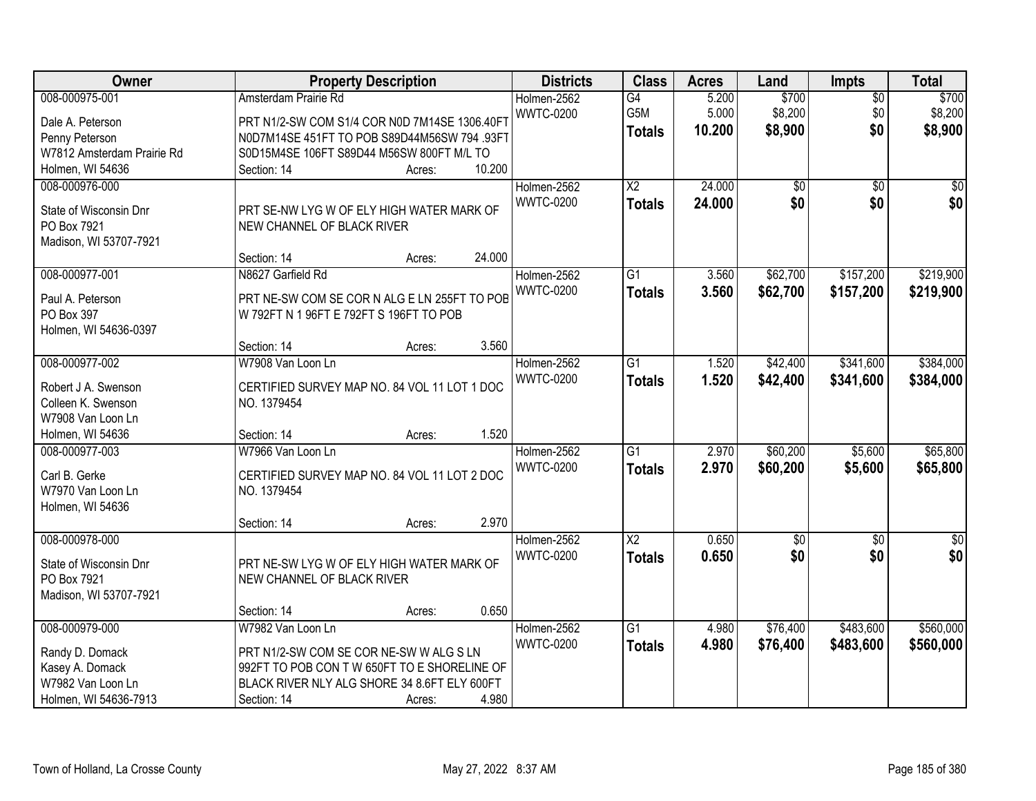| Owner | Property Description | Districts | Class | Acres | Land | Impts | Total |
|---|---|---|---|---|---|---|---|
| 008-000975-001<br><br>Dale A. Peterson<br>Penny Peterson<br>W7812 Amsterdam Prairie Rd<br>Holmen, WI 54636 | Amsterdam Prairie Rd<br><br>PRT N1/2-SW COM S1/4 COR N0D 7M14SE 1306.40FT N0D7M14SE 451FT TO POB S89D44M56SW 794 .93FT S0D15M4SE 106FT S89D44 M56SW 800FT M/L TO<br>Section: 14 Acres: 10.200 | Holmen-2562<br>WWTC-0200 | G4<br>G5M<br>**Totals** | 5.200<br>5.000<br>**10.200** | $700<br>$8,200<br>**$8,900** | $0<br>$0<br>**$0** | $700<br>$8,200<br>**$8,900** |
| 008-000976-000<br><br>State of Wisconsin Dnr<br>PO Box 7921<br>Madison, WI 53707-7921 | PRT SE-NW LYG W OF ELY HIGH WATER MARK OF NEW CHANNEL OF BLACK RIVER<br>Section: 14 Acres: 24.000 | Holmen-2562<br>WWTC-0200 | X2<br>**Totals** | 24.000<br>**24.000** | $0<br>**$0** | $0<br>**$0** | $0<br>**$0** |
| 008-000977-001<br><br>Paul A. Peterson<br>PO Box 397<br>Holmen, WI 54636-0397 | N8627 Garfield Rd<br><br>PRT NE-SW COM SE COR N ALG E LN 255FT TO POB W 792FT N 1 96FT E 792FT S 196FT TO POB<br>Section: 14 Acres: 3.560 | Holmen-2562<br>WWTC-0200 | G1<br>**Totals** | 3.560<br>**3.560** | $62,700<br>**$62,700** | $157,200<br>**$157,200** | $219,900<br>**$219,900** |
| 008-000977-002<br><br>Robert J A. Swenson<br>Colleen K. Swenson<br>W7908 Van Loon Ln<br>Holmen, WI 54636 | W7908 Van Loon Ln<br><br>CERTIFIED SURVEY MAP NO. 84 VOL 11 LOT 1 DOC NO. 1379454<br>Section: 14 Acres: 1.520 | Holmen-2562<br>WWTC-0200 | G1<br>**Totals** | 1.520<br>**1.520** | $42,400<br>**$42,400** | $341,600<br>**$341,600** | $384,000<br>**$384,000** |
| 008-000977-003<br><br>Carl B. Gerke<br>W7970 Van Loon Ln<br>Holmen, WI 54636 | W7966 Van Loon Ln<br><br>CERTIFIED SURVEY MAP NO. 84 VOL 11 LOT 2 DOC NO. 1379454<br>Section: 14 Acres: 2.970 | Holmen-2562<br>WWTC-0200 | G1<br>**Totals** | 2.970<br>**2.970** | $60,200<br>**$60,200** | $5,600<br>**$5,600** | $65,800<br>**$65,800** |
| 008-000978-000<br><br>State of Wisconsin Dnr<br>PO Box 7921<br>Madison, WI 53707-7921 | PRT NE-SW LYG W OF ELY HIGH WATER MARK OF NEW CHANNEL OF BLACK RIVER<br>Section: 14 Acres: 0.650 | Holmen-2562<br>WWTC-0200 | X2<br>**Totals** | 0.650<br>**0.650** | $0<br>**$0** | $0<br>**$0** | $0<br>**$0** |
| 008-000979-000<br><br>Randy D. Domack<br>Kasey A. Domack<br>W7982 Van Loon Ln<br>Holmen, WI 54636-7913 | W7982 Van Loon Ln<br><br>PRT N1/2-SW COM SE COR NE-SW W ALG S LN 992FT TO POB CON T W 650FT TO E SHORELINE OF BLACK RIVER NLY ALG SHORE 34 8.6FT ELY 600FT<br>Section: 14 Acres: 4.980 | Holmen-2562<br>WWTC-0200 | G1<br>**Totals** | 4.980<br>**4.980** | $76,400<br>**$76,400** | $483,600<br>**$483,600** | $560,000<br>**$560,000** |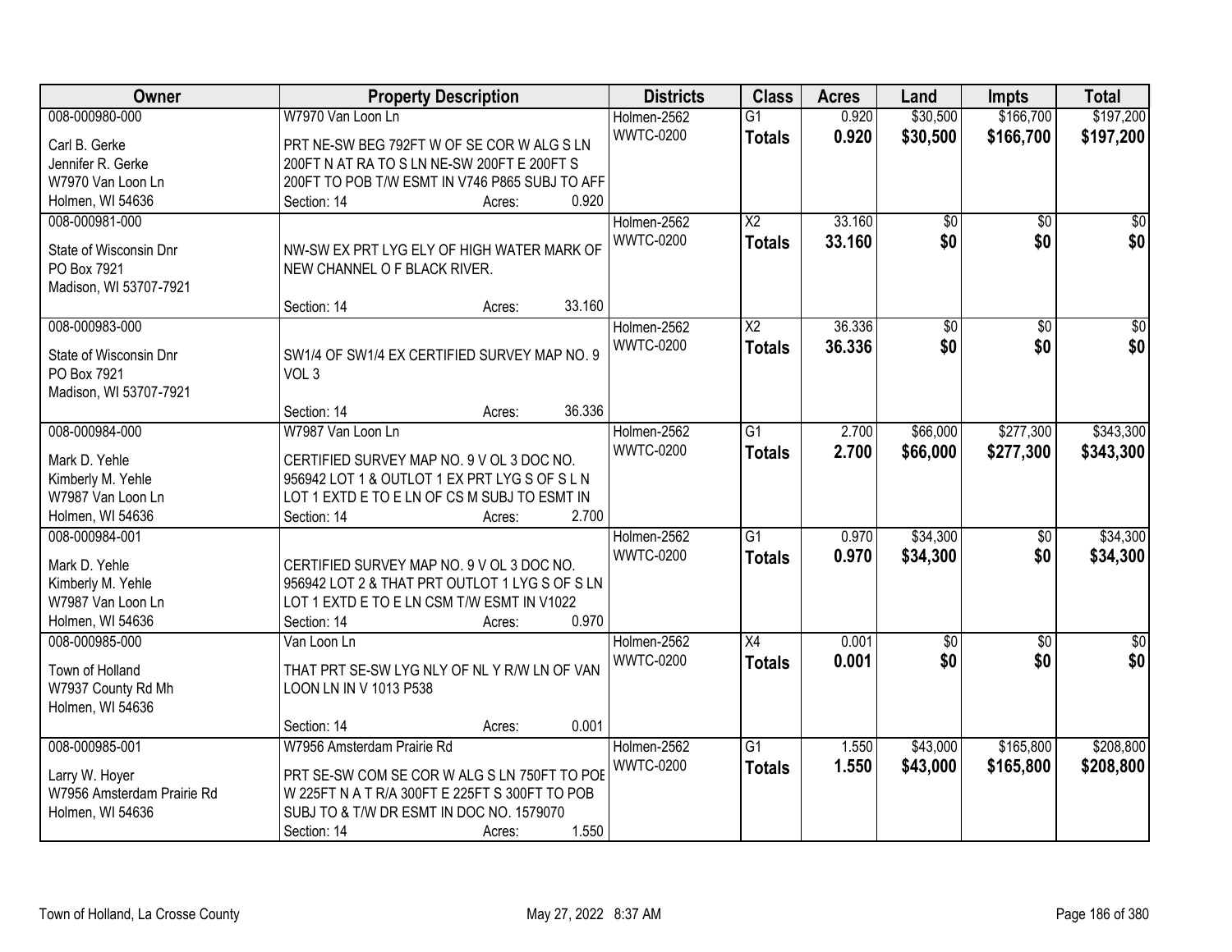| Owner | Property Description | Districts | Class | Acres | Land | Impts | Total |
|---|---|---|---|---|---|---|---|
| 008-000980-000<br>Carl B. Gerke<br>Jennifer R. Gerke<br>W7970 Van Loon Ln<br>Holmen, WI 54636 | W7970 Van Loon Ln<br>PRT NE-SW BEG 792FT W OF SE COR W ALG S LN 200FT N AT RA TO S LN NE-SW 200FT E 200FT S 200FT TO POB T/W ESMT IN V746 P865 SUBJ TO AFF<br>Section: 14 Acres: 0.920 | Holmen-2562<br>WWTC-0200 | G1<br>**Totals** | 0.920<br>**0.920** | $30,500<br>**$30,500** | $166,700<br>**$166,700** | $197,200<br>**$197,200** |
| 008-000981-000<br>State of Wisconsin Dnr<br>PO Box 7921<br>Madison, WI 53707-7921 | NW-SW EX PRT LYG ELY OF HIGH WATER MARK OF NEW CHANNEL O F BLACK RIVER.<br>Section: 14 Acres: 33.160 | Holmen-2562<br>WWTC-0200 | X2<br>**Totals** | 33.160<br>**33.160** | $0<br>**$0** | $0<br>**$0** | $0<br>**$0** |
| 008-000983-000<br>State of Wisconsin Dnr<br>PO Box 7921<br>Madison, WI 53707-7921 | SW1/4 OF SW1/4 EX CERTIFIED SURVEY MAP NO. 9 VOL 3<br>Section: 14 Acres: 36.336 | Holmen-2562<br>WWTC-0200 | X2<br>**Totals** | 36.336<br>**36.336** | $0<br>**$0** | $0<br>**$0** | $0<br>**$0** |
| 008-000984-000<br>Mark D. Yehle<br>Kimberly M. Yehle<br>W7987 Van Loon Ln<br>Holmen, WI 54636 | W7987 Van Loon Ln<br>CERTIFIED SURVEY MAP NO. 9 V OL 3 DOC NO. 956942 LOT 1 & OUTLOT 1 EX PRT LYG S OF S L N LOT 1 EXTD E TO E LN OF CS M SUBJ TO ESMT IN<br>Section: 14 Acres: 2.700 | Holmen-2562<br>WWTC-0200 | G1<br>**Totals** | 2.700<br>**2.700** | $66,000<br>**$66,000** | $277,300<br>**$277,300** | $343,300<br>**$343,300** |
| 008-000984-001<br>Mark D. Yehle<br>Kimberly M. Yehle<br>W7987 Van Loon Ln<br>Holmen, WI 54636 | CERTIFIED SURVEY MAP NO. 9 V OL 3 DOC NO. 956942 LOT 2 & THAT PRT OUTLOT 1 LYG S OF S LN LOT 1 EXTD E TO E LN CSM T/W ESMT IN V1022<br>Section: 14 Acres: 0.970 | Holmen-2562<br>WWTC-0200 | G1<br>**Totals** | 0.970<br>**0.970** | $34,300<br>**$34,300** | $0<br>**$0** | $34,300<br>**$34,300** |
| 008-000985-000<br>Town of Holland<br>W7937 County Rd Mh<br>Holmen, WI 54636 | Van Loon Ln<br>THAT PRT SE-SW LYG NLY OF NL Y R/W LN OF VAN LOON LN IN V 1013 P538<br>Section: 14 Acres: 0.001 | Holmen-2562<br>WWTC-0200 | X4<br>**Totals** | 0.001<br>**0.001** | $0<br>**$0** | $0<br>**$0** | $0<br>**$0** |
| 008-000985-001<br>Larry W. Hoyer<br>W7956 Amsterdam Prairie Rd<br>Holmen, WI 54636 | W7956 Amsterdam Prairie Rd<br>PRT SE-SW COM SE COR W ALG S LN 750FT TO POE W 225FT N A T R/A 300FT E 225FT S 300FT TO POB SUBJ TO & T/W DR ESMT IN DOC NO. 1579070<br>Section: 14 Acres: 1.550 | Holmen-2562<br>WWTC-0200 | G1<br>**Totals** | 1.550<br>**1.550** | $43,000<br>**$43,000** | $165,800<br>**$165,800** | $208,800<br>**$208,800** |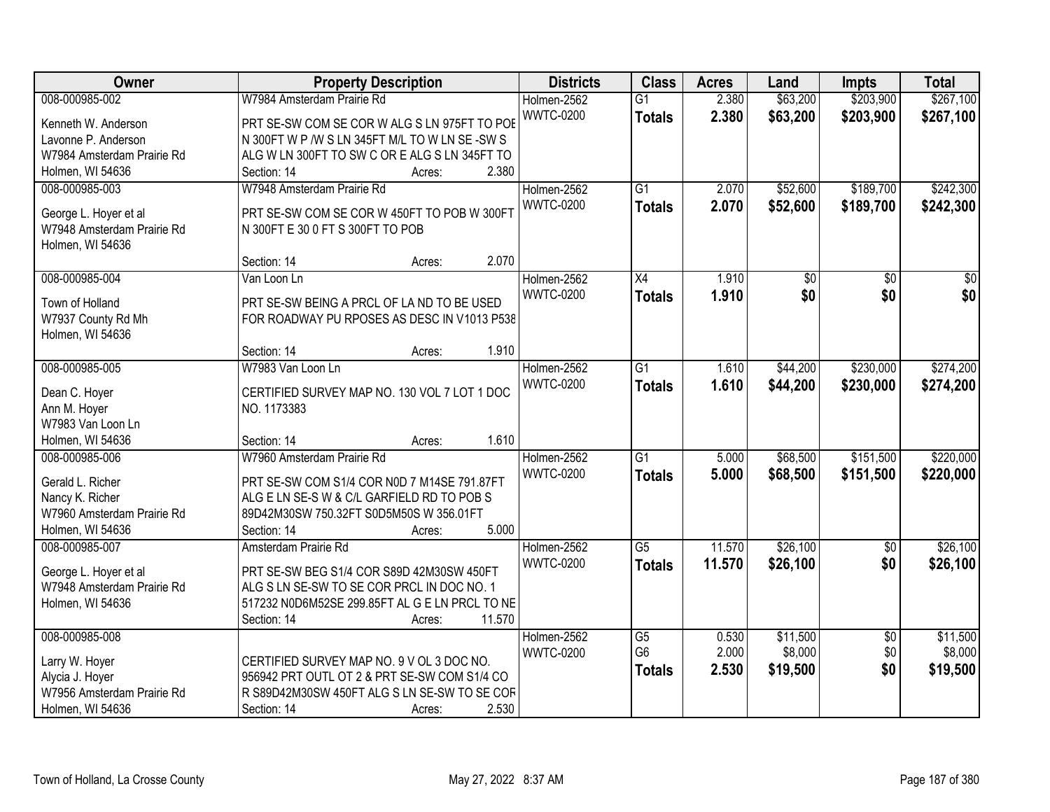| Owner | Property Description | Districts | Class | Acres | Land | Impts | Total |
|---|---|---|---|---|---|---|---|
| 008-000985-002<br>Kenneth W. Anderson<br>Lavonne P. Anderson<br>W7984 Amsterdam Prairie Rd<br>Holmen, WI 54636 | W7984 Amsterdam Prairie Rd<br>PRT SE-SW COM SE COR W ALG S LN 975FT TO POE N 300FT W P /W S LN 345FT M/L TO W LN SE -SW S ALG W LN 300FT TO SW C OR E ALG S LN 345FT TO<br>Section: 14 Acres: 2.380 | Holmen-2562<br>WWTC-0200 | G1<br>**Totals** | 2.380<br>**2.380** | $63,200<br>**$63,200** | $203,900<br>**$203,900** | $267,100<br>**$267,100** |
| 008-000985-003<br>George L. Hoyer et al<br>W7948 Amsterdam Prairie Rd<br>Holmen, WI 54636 | W7948 Amsterdam Prairie Rd<br>PRT SE-SW COM SE COR W 450FT TO POB W 300FT N 300FT E 30 0 FT S 300FT TO POB<br>Section: 14 Acres: 2.070 | Holmen-2562<br>WWTC-0200 | G1<br>**Totals** | 2.070<br>**2.070** | $52,600<br>**$52,600** | $189,700<br>**$189,700** | $242,300<br>**$242,300** |
| 008-000985-004<br>Town of Holland<br>W7937 County Rd Mh<br>Holmen, WI 54636 | Van Loon Ln<br>PRT SE-SW BEING A PRCL OF LA ND TO BE USED FOR ROADWAY PU RPOSES AS DESC IN V1013 P538<br>Section: 14 Acres: 1.910 | Holmen-2562<br>WWTC-0200 | X4<br>**Totals** | 1.910<br>**1.910** | $0<br>**$0** | $0<br>**$0** | $0<br>**$0** |
| 008-000985-005<br>Dean C. Hoyer<br>Ann M. Hoyer<br>W7983 Van Loon Ln<br>Holmen, WI 54636 | W7983 Van Loon Ln<br>CERTIFIED SURVEY MAP NO. 130 VOL 7 LOT 1 DOC NO. 1173383<br>Section: 14 Acres: 1.610 | Holmen-2562<br>WWTC-0200 | G1<br>**Totals** | 1.610<br>**1.610** | $44,200<br>**$44,200** | $230,000<br>**$230,000** | $274,200<br>**$274,200** |
| 008-000985-006<br>Gerald L. Richer<br>Nancy K. Richer<br>W7960 Amsterdam Prairie Rd<br>Holmen, WI 54636 | W7960 Amsterdam Prairie Rd<br>PRT SE-SW COM S1/4 COR N0D 7 M14SE 791.87FT ALG E LN SE-S W & C/L GARFIELD RD TO POB S 89D42M30SW 750.32FT S0D5M50S W 356.01FT<br>Section: 14 Acres: 5.000 | Holmen-2562<br>WWTC-0200 | G1<br>**Totals** | 5.000<br>**5.000** | $68,500<br>**$68,500** | $151,500<br>**$151,500** | $220,000<br>**$220,000** |
| 008-000985-007<br>George L. Hoyer et al<br>W7948 Amsterdam Prairie Rd<br>Holmen, WI 54636 | Amsterdam Prairie Rd<br>PRT SE-SW BEG S1/4 COR S89D 42M30SW 450FT ALG S LN SE-SW TO SE COR PRCL IN DOC NO. 1 517232 N0D6M52SE 299.85FT AL G E LN PRCL TO NE<br>Section: 14 Acres: 11.570 | Holmen-2562<br>WWTC-0200 | G5<br>**Totals** | 11.570<br>**11.570** | $26,100<br>**$26,100** | $0<br>**$0** | $26,100<br>**$26,100** |
| 008-000985-008<br>Larry W. Hoyer<br>Alycia J. Hoyer<br>W7956 Amsterdam Prairie Rd<br>Holmen, WI 54636 | CERTIFIED SURVEY MAP NO. 9 V OL 3 DOC NO. 956942 PRT OUTL OT 2 & PRT SE-SW COM S1/4 CO R S89D42M30SW 450FT ALG S LN SE-SW TO SE COR<br>Section: 14 Acres: 2.530 | Holmen-2562<br>WWTC-0200 | G5<br>G6<br>**Totals** | 0.530<br>2.000<br>**2.530** | $11,500<br>$8,000<br>**$19,500** | $0<br>$0<br>**$0** | $11,500<br>$8,000<br>**$19,500** |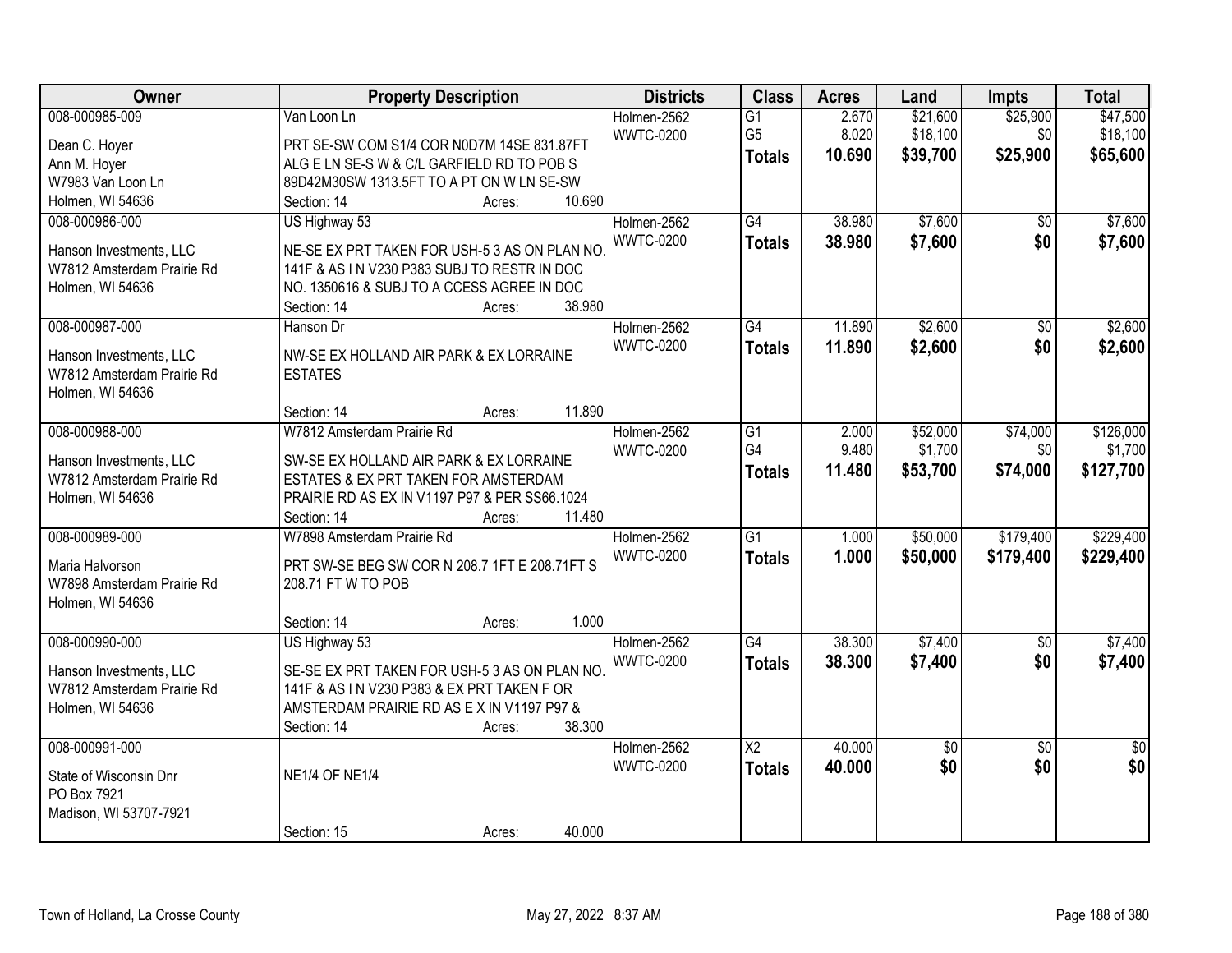| Owner | Property Description | Districts | Class | Acres | Land | Impts | Total |
|---|---|---|---|---|---|---|---|
| 008-000985-009<br>Dean C. Hoyer<br>Ann M. Hoyer<br>W7983 Van Loon Ln<br>Holmen, WI 54636 | Van Loon Ln<br>PRT SE-SW COM S1/4 COR N0D7M 14SE 831.87FT ALG E LN SE-S W & C/L GARFIELD RD TO POB S 89D42M30SW 1313.5FT TO A PT ON W LN SE-SW<br>Section: 14 Acres: 10.690 | Holmen-2562<br>WWTC-0200 | G1<br>G5<br>**Totals** | 2.670<br>8.020<br>**10.690** | $21,600<br>$18,100<br>**$39,700** | $25,900<br>$0<br>**$25,900** | $47,500<br>$18,100<br>**$65,600** |
| 008-000986-000<br>Hanson Investments, LLC<br>W7812 Amsterdam Prairie Rd<br>Holmen, WI 54636 | US Highway 53<br>NE-SE EX PRT TAKEN FOR USH-5 3 AS ON PLAN NO. 141F & AS I N V230 P383 SUBJ TO RESTR IN DOC NO. 1350616 & SUBJ TO A CCESS AGREE IN DOC<br>Section: 14 Acres: 38.980 | Holmen-2562<br>WWTC-0200 | G4<br>**Totals** | 38.980<br>**38.980** | $7,600<br>**$7,600** | $0<br>**$0** | $7,600<br>**$7,600** |
| 008-000987-000<br>Hanson Investments, LLC<br>W7812 Amsterdam Prairie Rd<br>Holmen, WI 54636 | Hanson Dr<br>NW-SE EX HOLLAND AIR PARK & EX LORRAINE ESTATES<br>Section: 14 Acres: 11.890 | Holmen-2562<br>WWTC-0200 | G4<br>**Totals** | 11.890<br>**11.890** | $2,600<br>**$2,600** | $0<br>**$0** | $2,600<br>**$2,600** |
| 008-000988-000<br>Hanson Investments, LLC<br>W7812 Amsterdam Prairie Rd<br>Holmen, WI 54636 | W7812 Amsterdam Prairie Rd<br>SW-SE EX HOLLAND AIR PARK & EX LORRAINE ESTATES & EX PRT TAKEN FOR AMSTERDAM PRAIRIE RD AS EX IN V1197 P97 & PER SS66.1024<br>Section: 14 Acres: 11.480 | Holmen-2562<br>WWTC-0200 | G1<br>G4<br>**Totals** | 2.000<br>9.480<br>**11.480** | $52,000<br>$1,700<br>**$53,700** | $74,000<br>$0<br>**$74,000** | $126,000<br>$1,700<br>**$127,700** |
| 008-000989-000<br>Maria Halvorson<br>W7898 Amsterdam Prairie Rd<br>Holmen, WI 54636 | W7898 Amsterdam Prairie Rd<br>PRT SW-SE BEG SW COR N 208.7 1FT E 208.71FT S 208.71 FT W TO POB<br>Section: 14 Acres: 1.000 | Holmen-2562<br>WWTC-0200 | G1<br>**Totals** | 1.000<br>**1.000** | $50,000<br>**$50,000** | $179,400<br>**$179,400** | $229,400<br>**$229,400** |
| 008-000990-000<br>Hanson Investments, LLC<br>W7812 Amsterdam Prairie Rd<br>Holmen, WI 54636 | US Highway 53<br>SE-SE EX PRT TAKEN FOR USH-5 3 AS ON PLAN NO. 141F & AS I N V230 P383 & EX PRT TAKEN F OR AMSTERDAM PRAIRIE RD AS E X IN V1197 P97 &<br>Section: 14 Acres: 38.300 | Holmen-2562<br>WWTC-0200 | G4<br>**Totals** | 38.300<br>**38.300** | $7,400<br>**$7,400** | $0<br>**$0** | $7,400<br>**$7,400** |
| 008-000991-000<br>State of Wisconsin Dnr<br>PO Box 7921<br>Madison, WI 53707-7921 | NE1/4 OF NE1/4<br>Section: 15 Acres: 40.000 | Holmen-2562<br>WWTC-0200 | X2<br>**Totals** | 40.000<br>**40.000** | $0<br>**$0** | $0<br>**$0** | $0<br>**$0** |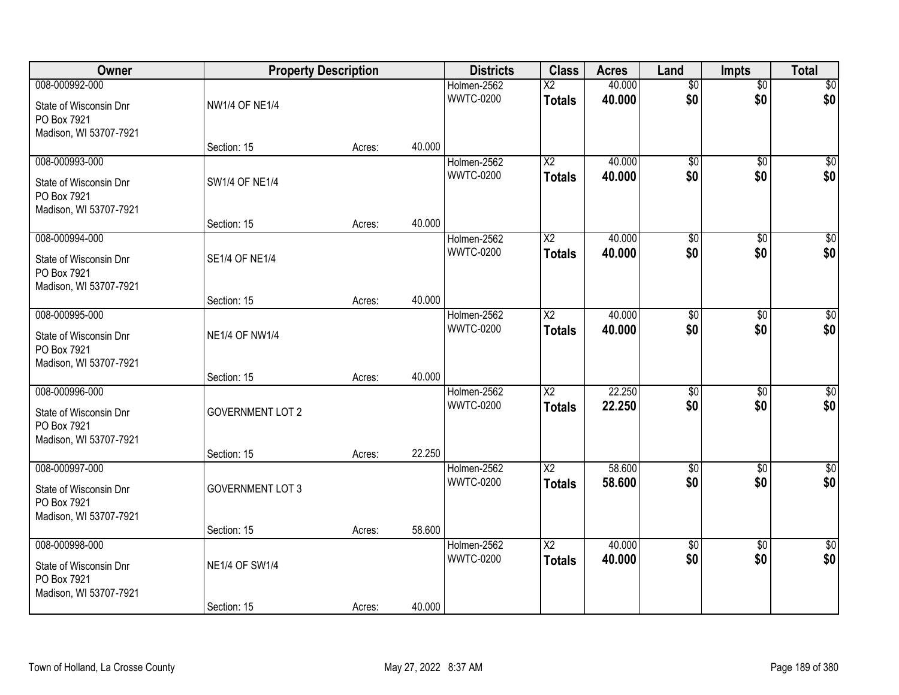| Owner | Property Description | | | Districts | Class | Acres | Land | Impts | Total |
|---|---|---|---|---|---|---|---|---|---|
| 008-000992-000<br>State of Wisconsin Dnr<br>PO Box 7921<br>Madison, WI 53707-7921 | NW1/4 OF NE1/4<br>Section: 15 | Acres: | 40.000 | Holmen-2562<br>WWTC-0200 | X2<br>**Totals** | 40.000<br>**40.000** | $0<br>**$0** | $0<br>**$0** | $0<br>**$0** |
| 008-000993-000<br>State of Wisconsin Dnr<br>PO Box 7921<br>Madison, WI 53707-7921 | SW1/4 OF NE1/4<br>Section: 15 | Acres: | 40.000 | Holmen-2562<br>WWTC-0200 | X2<br>**Totals** | 40.000<br>**40.000** | $0<br>**$0** | $0<br>**$0** | $0<br>**$0** |
| 008-000994-000<br>State of Wisconsin Dnr<br>PO Box 7921<br>Madison, WI 53707-7921 | SE1/4 OF NE1/4<br>Section: 15 | Acres: | 40.000 | Holmen-2562<br>WWTC-0200 | X2<br>**Totals** | 40.000<br>**40.000** | $0<br>**$0** | $0<br>**$0** | $0<br>**$0** |
| 008-000995-000<br>State of Wisconsin Dnr<br>PO Box 7921<br>Madison, WI 53707-7921 | NE1/4 OF NW1/4<br>Section: 15 | Acres: | 40.000 | Holmen-2562<br>WWTC-0200 | X2<br>**Totals** | 40.000<br>**40.000** | $0<br>**$0** | $0<br>**$0** | $0<br>**$0** |
| 008-000996-000<br>State of Wisconsin Dnr<br>PO Box 7921<br>Madison, WI 53707-7921 | GOVERNMENT LOT 2<br>Section: 15 | Acres: | 22.250 | Holmen-2562<br>WWTC-0200 | X2<br>**Totals** | 22.250<br>**22.250** | $0<br>**$0** | $0<br>**$0** | $0<br>**$0** |
| 008-000997-000<br>State of Wisconsin Dnr<br>PO Box 7921<br>Madison, WI 53707-7921 | GOVERNMENT LOT 3<br>Section: 15 | Acres: | 58.600 | Holmen-2562<br>WWTC-0200 | X2<br>**Totals** | 58.600<br>**58.600** | $0<br>**$0** | $0<br>**$0** | $0<br>**$0** |
| 008-000998-000<br>State of Wisconsin Dnr<br>PO Box 7921<br>Madison, WI 53707-7921 | NE1/4 OF SW1/4<br>Section: 15 | Acres: | 40.000 | Holmen-2562<br>WWTC-0200 | X2<br>**Totals** | 40.000<br>**40.000** | $0<br>**$0** | $0<br>**$0** | $0<br>**$0** |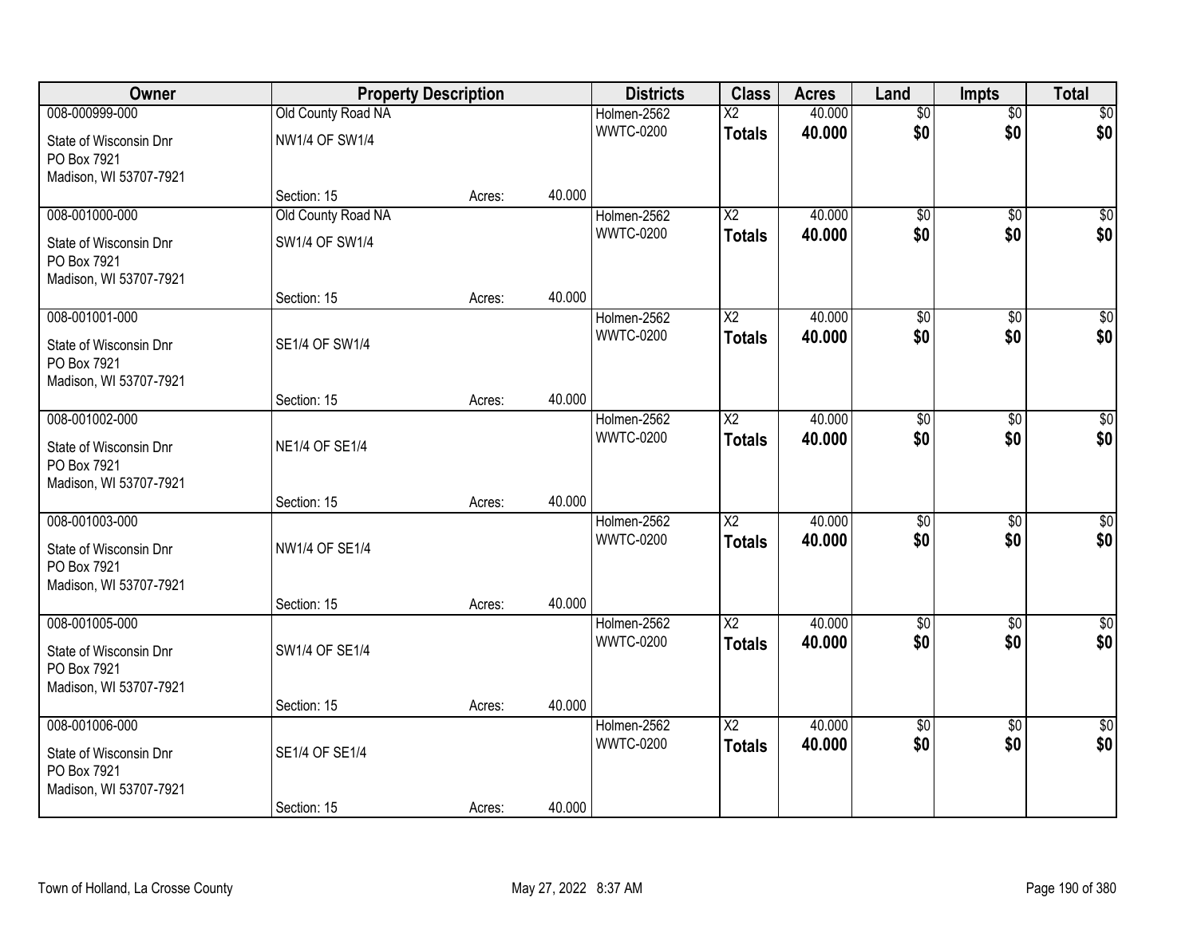| Owner | Property Description | | | Districts | Class | Acres | Land | Impts | Total |
|---|---|---|---|---|---|---|---|---|---|
| 008-000999-000<br>State of Wisconsin Dnr<br>PO Box 7921<br>Madison, WI 53707-7921 | Old County Road NA<br>NW1/4 OF SW1/4<br><br>Section: 15 | Acres: | 40.000 | Holmen-2562<br>WWTC-0200 | X2<br>**Totals** | 40.000<br>**40.000** | $0<br>**$0** | $0<br>**$0** | $0<br>**$0** |
| 008-001000-000<br>State of Wisconsin Dnr<br>PO Box 7921<br>Madison, WI 53707-7921 | Old County Road NA<br>SW1/4 OF SW1/4<br><br>Section: 15 | Acres: | 40.000 | Holmen-2562<br>WWTC-0200 | X2<br>**Totals** | 40.000<br>**40.000** | $0<br>**$0** | $0<br>**$0** | $0<br>**$0** |
| 008-001001-000<br>State of Wisconsin Dnr<br>PO Box 7921<br>Madison, WI 53707-7921 | SE1/4 OF SW1/4<br><br>Section: 15 | Acres: | 40.000 | Holmen-2562<br>WWTC-0200 | X2<br>**Totals** | 40.000<br>**40.000** | $0<br>**$0** | $0<br>**$0** | $0<br>**$0** |
| 008-001002-000<br>State of Wisconsin Dnr<br>PO Box 7921<br>Madison, WI 53707-7921 | NE1/4 OF SE1/4<br><br>Section: 15 | Acres: | 40.000 | Holmen-2562<br>WWTC-0200 | X2<br>**Totals** | 40.000<br>**40.000** | $0<br>**$0** | $0<br>**$0** | $0<br>**$0** |
| 008-001003-000<br>State of Wisconsin Dnr<br>PO Box 7921<br>Madison, WI 53707-7921 | NW1/4 OF SE1/4<br><br>Section: 15 | Acres: | 40.000 | Holmen-2562<br>WWTC-0200 | X2<br>**Totals** | 40.000<br>**40.000** | $0<br>**$0** | $0<br>**$0** | $0<br>**$0** |
| 008-001005-000<br>State of Wisconsin Dnr<br>PO Box 7921<br>Madison, WI 53707-7921 | SW1/4 OF SE1/4<br><br>Section: 15 | Acres: | 40.000 | Holmen-2562<br>WWTC-0200 | X2<br>**Totals** | 40.000<br>**40.000** | $0<br>**$0** | $0<br>**$0** | $0<br>**$0** |
| 008-001006-000<br>State of Wisconsin Dnr<br>PO Box 7921<br>Madison, WI 53707-7921 | SE1/4 OF SE1/4<br><br>Section: 15 | Acres: | 40.000 | Holmen-2562<br>WWTC-0200 | X2<br>**Totals** | 40.000<br>**40.000** | $0<br>**$0** | $0<br>**$0** | $0<br>**$0** |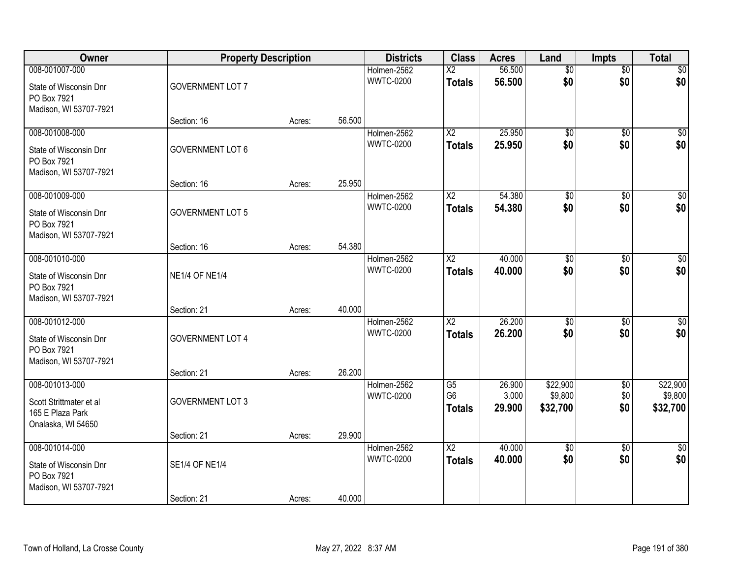| Owner | Property Description | | | Districts | Class | Acres | Land | Impts | Total |
|---|---|---|---|---|---|---|---|---|---|
| 008-001007-000<br>State of Wisconsin Dnr<br>PO Box 7921<br>Madison, WI 53707-7921 | GOVERNMENT LOT 7<br>Section: 16 | Acres: | 56.500 | Holmen-2562<br>WWTC-0200 | X2<br>**Totals** | 56.500<br>**56.500** | $0<br>**$0** | $0<br>**$0** | $0<br>**$0** |
| 008-001008-000<br>State of Wisconsin Dnr<br>PO Box 7921<br>Madison, WI 53707-7921 | GOVERNMENT LOT 6<br>Section: 16 | Acres: | 25.950 | Holmen-2562<br>WWTC-0200 | X2<br>**Totals** | 25.950<br>**25.950** | $0<br>**$0** | $0<br>**$0** | $0<br>**$0** |
| 008-001009-000<br>State of Wisconsin Dnr<br>PO Box 7921<br>Madison, WI 53707-7921 | GOVERNMENT LOT 5<br>Section: 16 | Acres: | 54.380 | Holmen-2562<br>WWTC-0200 | X2<br>**Totals** | 54.380<br>**54.380** | $0<br>**$0** | $0<br>**$0** | $0<br>**$0** |
| 008-001010-000<br>State of Wisconsin Dnr<br>PO Box 7921<br>Madison, WI 53707-7921 | NE1/4 OF NE1/4<br>Section: 21 | Acres: | 40.000 | Holmen-2562<br>WWTC-0200 | X2<br>**Totals** | 40.000<br>**40.000** | $0<br>**$0** | $0<br>**$0** | $0<br>**$0** |
| 008-001012-000<br>State of Wisconsin Dnr<br>PO Box 7921<br>Madison, WI 53707-7921 | GOVERNMENT LOT 4<br>Section: 21 | Acres: | 26.200 | Holmen-2562<br>WWTC-0200 | X2<br>**Totals** | 26.200<br>**26.200** | $0<br>**$0** | $0<br>**$0** | $0<br>**$0** |
| 008-001013-000<br>Scott Strittmater et al<br>165 E Plaza Park<br>Onalaska, WI 54650 | GOVERNMENT LOT 3<br>Section: 21 | Acres: | 29.900 | Holmen-2562<br>WWTC-0200 | G5<br>G6<br>**Totals** | 26.900<br>3.000<br>**29.900** | $22,900<br>$9,800<br>**$32,700** | $0<br>$0<br>**$0** | $22,900<br>$9,800<br>**$32,700** |
| 008-001014-000<br>State of Wisconsin Dnr<br>PO Box 7921<br>Madison, WI 53707-7921 | SE1/4 OF NE1/4<br>Section: 21 | Acres: | 40.000 | Holmen-2562<br>WWTC-0200 | X2<br>**Totals** | 40.000<br>**40.000** | $0<br>**$0** | $0<br>**$0** | $0<br>**$0** |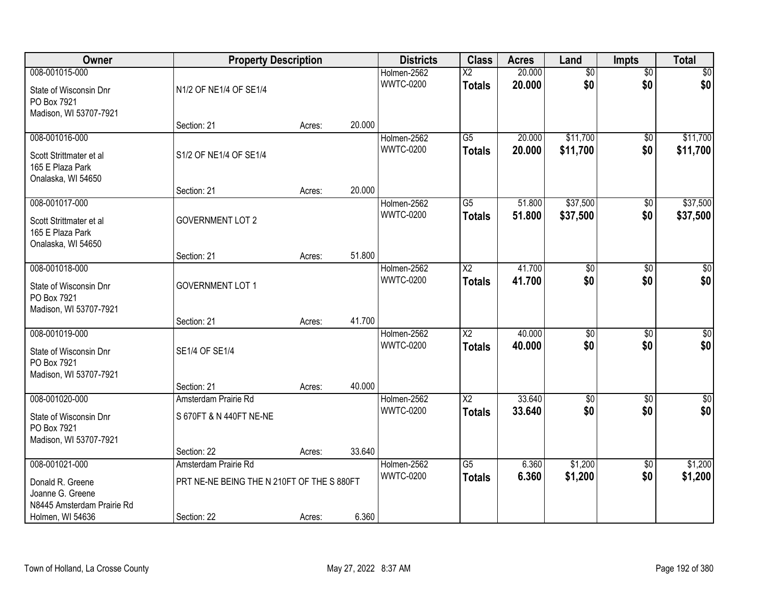| Owner | Property Description | | | Districts | Class | Acres | Land | Impts | Total |
|---|---|---|---|---|---|---|---|---|---|
| 008-001015-000<br>State of Wisconsin Dnr<br>PO Box 7921<br>Madison, WI 53707-7921 | N1/2 OF NE1/4 OF SE1/4<br>Section: 21 | Acres: | 20.000 | Holmen-2562<br>WWTC-0200 | X2<br>**Totals** | 20.000<br>**20.000** | $0<br>**$0** | $0<br>**$0** | $0<br>**$0** |
| 008-001016-000<br>Scott Strittmater et al<br>165 E Plaza Park<br>Onalaska, WI 54650 | S1/2 OF NE1/4 OF SE1/4<br>Section: 21 | Acres: | 20.000 | Holmen-2562<br>WWTC-0200 | G5<br>**Totals** | 20.000<br>**20.000** | $11,700<br>**$11,700** | $0<br>**$0** | $11,700<br>**$11,700** |
| 008-001017-000<br>Scott Strittmater et al<br>165 E Plaza Park<br>Onalaska, WI 54650 | GOVERNMENT LOT 2<br>Section: 21 | Acres: | 51.800 | Holmen-2562<br>WWTC-0200 | G5<br>**Totals** | 51.800<br>**51.800** | $37,500<br>**$37,500** | $0<br>**$0** | $37,500<br>**$37,500** |
| 008-001018-000<br>State of Wisconsin Dnr<br>PO Box 7921<br>Madison, WI 53707-7921 | GOVERNMENT LOT 1<br>Section: 21 | Acres: | 41.700 | Holmen-2562<br>WWTC-0200 | X2<br>**Totals** | 41.700<br>**41.700** | $0<br>**$0** | $0<br>**$0** | $0<br>**$0** |
| 008-001019-000<br>State of Wisconsin Dnr<br>PO Box 7921<br>Madison, WI 53707-7921 | SE1/4 OF SE1/4<br>Section: 21 | Acres: | 40.000 | Holmen-2562<br>WWTC-0200 | X2<br>**Totals** | 40.000<br>**40.000** | $0<br>**$0** | $0<br>**$0** | $0<br>**$0** |
| 008-001020-000<br>State of Wisconsin Dnr<br>PO Box 7921<br>Madison, WI 53707-7921 | Amsterdam Prairie Rd<br>S 670FT & N 440FT NE-NE<br>Section: 22 | Acres: | 33.640 | Holmen-2562<br>WWTC-0200 | X2<br>**Totals** | 33.640<br>**33.640** | $0<br>**$0** | $0<br>**$0** | $0<br>**$0** |
| 008-001021-000<br>Donald R. Greene<br>Joanne G. Greene<br>N8445 Amsterdam Prairie Rd<br>Holmen, WI 54636 | Amsterdam Prairie Rd<br>PRT NE-NE BEING THE N 210FT OF THE S 880FT<br>Section: 22 | Acres: | 6.360 | Holmen-2562<br>WWTC-0200 | G5<br>**Totals** | 6.360<br>**6.360** | $1,200<br>**$1,200** | $0<br>**$0** | $1,200<br>**$1,200** |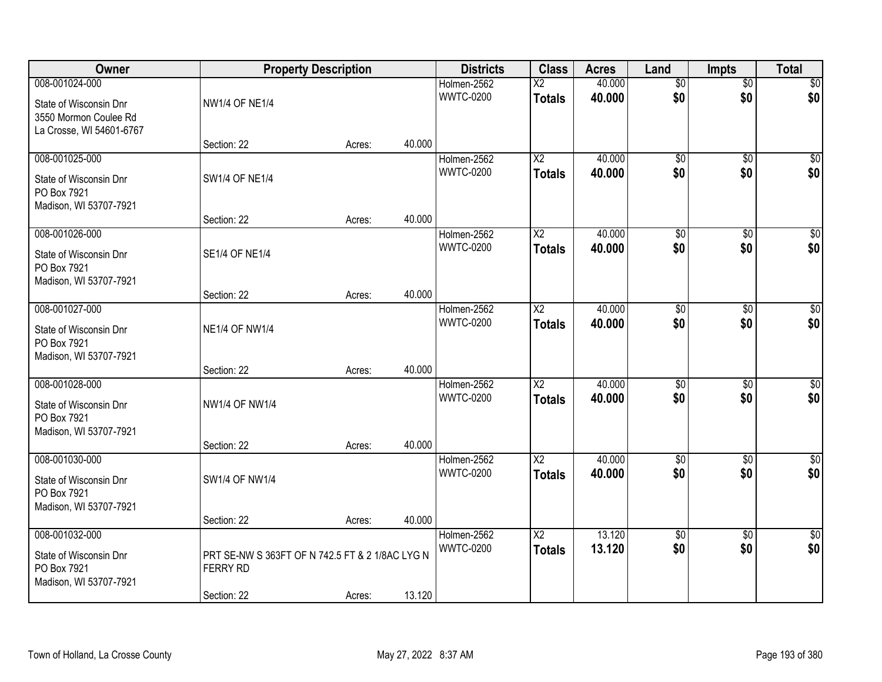| Owner | Property Description | | | Districts | Class | Acres | Land | Impts | Total |
|---|---|---|---|---|---|---|---|---|---|
| 008-001024-000<br>State of Wisconsin Dnr<br>3550 Mormon Coulee Rd<br>La Crosse, WI 54601-6767 | NW1/4 OF NE1/4<br>Section: 22 | Acres: | 40.000 | Holmen-2562<br>WWTC-0200 | X2<br>**Totals** | 40.000<br>**40.000** | $0<br>**$0** | $0<br>**$0** | $0<br>**$0** |
| 008-001025-000<br>State of Wisconsin Dnr<br>PO Box 7921<br>Madison, WI 53707-7921 | SW1/4 OF NE1/4<br>Section: 22 | Acres: | 40.000 | Holmen-2562<br>WWTC-0200 | X2<br>**Totals** | 40.000<br>**40.000** | $0<br>**$0** | $0<br>**$0** | $0<br>**$0** |
| 008-001026-000<br>State of Wisconsin Dnr<br>PO Box 7921<br>Madison, WI 53707-7921 | SE1/4 OF NE1/4<br>Section: 22 | Acres: | 40.000 | Holmen-2562<br>WWTC-0200 | X2<br>**Totals** | 40.000<br>**40.000** | $0<br>**$0** | $0<br>**$0** | $0<br>**$0** |
| 008-001027-000<br>State of Wisconsin Dnr<br>PO Box 7921<br>Madison, WI 53707-7921 | NE1/4 OF NW1/4<br>Section: 22 | Acres: | 40.000 | Holmen-2562<br>WWTC-0200 | X2<br>**Totals** | 40.000<br>**40.000** | $0<br>**$0** | $0<br>**$0** | $0<br>**$0** |
| 008-001028-000<br>State of Wisconsin Dnr<br>PO Box 7921<br>Madison, WI 53707-7921 | NW1/4 OF NW1/4<br>Section: 22 | Acres: | 40.000 | Holmen-2562<br>WWTC-0200 | X2<br>**Totals** | 40.000<br>**40.000** | $0<br>**$0** | $0<br>**$0** | $0<br>**$0** |
| 008-001030-000<br>State of Wisconsin Dnr<br>PO Box 7921<br>Madison, WI 53707-7921 | SW1/4 OF NW1/4<br>Section: 22 | Acres: | 40.000 | Holmen-2562<br>WWTC-0200 | X2<br>**Totals** | 40.000<br>**40.000** | $0<br>**$0** | $0<br>**$0** | $0<br>**$0** |
| 008-001032-000<br>State of Wisconsin Dnr<br>PO Box 7921<br>Madison, WI 53707-7921 | PRT SE-NW S 363FT OF N 742.5 FT & 2 1/8AC LYG N FERRY RD<br>Section: 22 | Acres: | 13.120 | Holmen-2562<br>WWTC-0200 | X2<br>**Totals** | 13.120<br>**13.120** | $0<br>**$0** | $0<br>**$0** | $0<br>**$0** |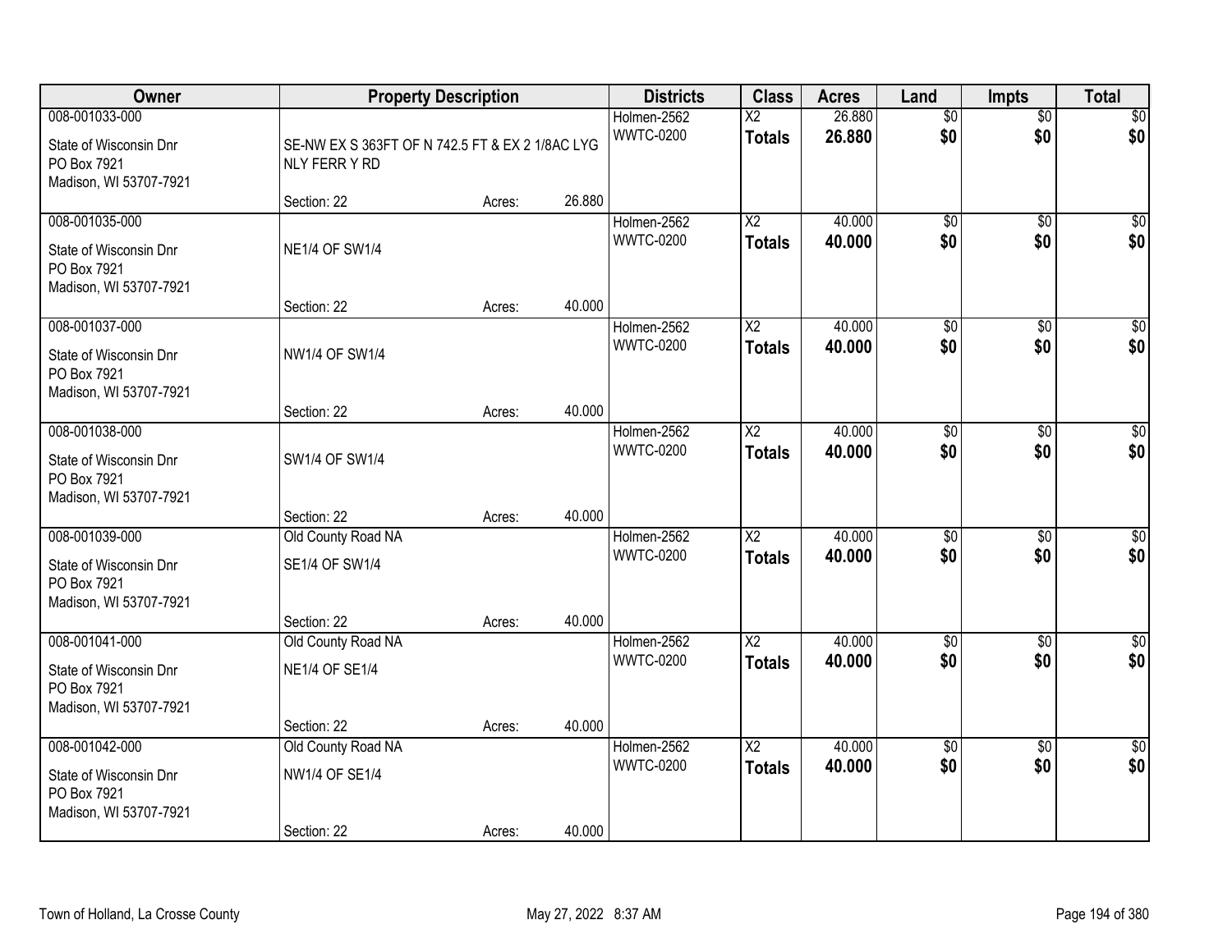| Owner | Property Description | | | Districts | Class | Acres | Land | Impts | Total |
|---|---|---|---|---|---|---|---|---|---|
| 008-001033-000<br>State of Wisconsin Dnr<br>PO Box 7921<br>Madison, WI 53707-7921 | SE-NW EX S 363FT OF N 742.5 FT & EX 2 1/8AC LYG NLY FERR Y RD<br>Section: 22 | Acres: | 26.880 | Holmen-2562<br>WWTC-0200 | X2<br>**Totals** | 26.880<br>**26.880** | $0<br>**$0** | $0<br>**$0** | $0<br>**$0** |
| 008-001035-000<br>State of Wisconsin Dnr<br>PO Box 7921<br>Madison, WI 53707-7921 | NE1/4 OF SW1/4<br>Section: 22 | Acres: | 40.000 | Holmen-2562<br>WWTC-0200 | X2<br>**Totals** | 40.000<br>**40.000** | $0<br>**$0** | $0<br>**$0** | $0<br>**$0** |
| 008-001037-000<br>State of Wisconsin Dnr<br>PO Box 7921<br>Madison, WI 53707-7921 | NW1/4 OF SW1/4<br>Section: 22 | Acres: | 40.000 | Holmen-2562<br>WWTC-0200 | X2<br>**Totals** | 40.000<br>**40.000** | $0<br>**$0** | $0<br>**$0** | $0<br>**$0** |
| 008-001038-000<br>State of Wisconsin Dnr<br>PO Box 7921<br>Madison, WI 53707-7921 | SW1/4 OF SW1/4<br>Section: 22 | Acres: | 40.000 | Holmen-2562<br>WWTC-0200 | X2<br>**Totals** | 40.000<br>**40.000** | $0<br>**$0** | $0<br>**$0** | $0<br>**$0** |
| 008-001039-000<br>State of Wisconsin Dnr<br>PO Box 7921<br>Madison, WI 53707-7921 | Old County Road NA<br>SE1/4 OF SW1/4<br>Section: 22 | Acres: | 40.000 | Holmen-2562<br>WWTC-0200 | X2<br>**Totals** | 40.000<br>**40.000** | $0<br>**$0** | $0<br>**$0** | $0<br>**$0** |
| 008-001041-000<br>State of Wisconsin Dnr<br>PO Box 7921<br>Madison, WI 53707-7921 | Old County Road NA<br>NE1/4 OF SE1/4<br>Section: 22 | Acres: | 40.000 | Holmen-2562<br>WWTC-0200 | X2<br>**Totals** | 40.000<br>**40.000** | $0<br>**$0** | $0<br>**$0** | $0<br>**$0** |
| 008-001042-000<br>State of Wisconsin Dnr<br>PO Box 7921<br>Madison, WI 53707-7921 | Old County Road NA<br>NW1/4 OF SE1/4<br>Section: 22 | Acres: | 40.000 | Holmen-2562<br>WWTC-0200 | X2<br>**Totals** | 40.000<br>**40.000** | $0<br>**$0** | $0<br>**$0** | $0<br>**$0** |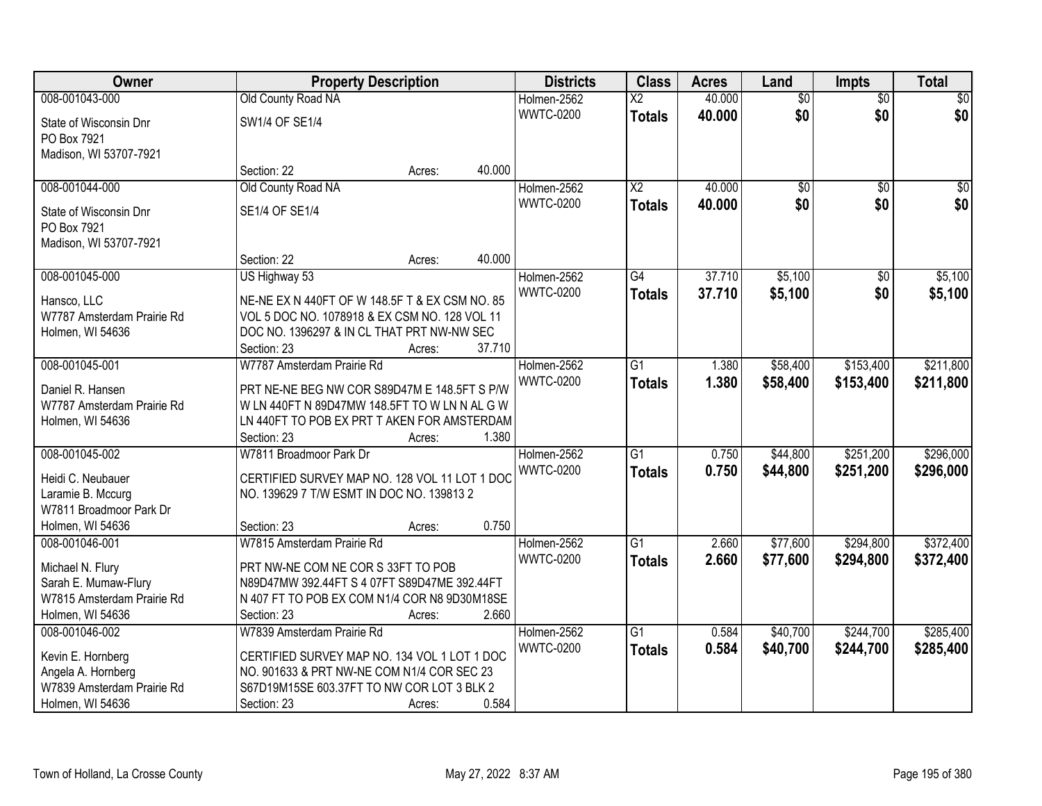| Owner | Property Description | Districts | Class | Acres | Land | Impts | Total |
|---|---|---|---|---|---|---|---|
| 008-001043-000<br>State of Wisconsin Dnr<br>PO Box 7921<br>Madison, WI 53707-7921 | Old County Road NA<br>SW1/4 OF SE1/4<br>Section: 22 Acres: 40.000 | Holmen-2562<br>WWTC-0200 | X2<br>**Totals** | 40.000<br>**40.000** | $0<br>**$0** | $0<br>**$0** | $0<br>**$0** |
| 008-001044-000<br>State of Wisconsin Dnr<br>PO Box 7921<br>Madison, WI 53707-7921 | Old County Road NA<br>SE1/4 OF SE1/4<br>Section: 22 Acres: 40.000 | Holmen-2562<br>WWTC-0200 | X2<br>**Totals** | 40.000<br>**40.000** | $0<br>**$0** | $0<br>**$0** | $0<br>**$0** |
| 008-001045-000<br>Hansco, LLC<br>W7787 Amsterdam Prairie Rd<br>Holmen, WI 54636 | US Highway 53<br>NE-NE EX N 440FT OF W 148.5F T & EX CSM NO. 85 VOL 5 DOC NO. 1078918 & EX CSM NO. 128 VOL 11 DOC NO. 1396297 & IN CL THAT PRT NW-NW SEC<br>Section: 23 Acres: 37.710 | Holmen-2562<br>WWTC-0200 | G4<br>**Totals** | 37.710<br>**37.710** | $5,100<br>**$5,100** | $0<br>**$0** | $5,100<br>**$5,100** |
| 008-001045-001<br>Daniel R. Hansen<br>W7787 Amsterdam Prairie Rd<br>Holmen, WI 54636 | W7787 Amsterdam Prairie Rd<br>PRT NE-NE BEG NW COR S89D47M E 148.5FT S P/W W LN 440FT N 89D47MW 148.5FT TO W LN N AL G W LN 440FT TO POB EX PRT T AKEN FOR AMSTERDAM<br>Section: 23 Acres: 1.380 | Holmen-2562<br>WWTC-0200 | G1<br>**Totals** | 1.380<br>**1.380** | $58,400<br>**$58,400** | $153,400<br>**$153,400** | $211,800<br>**$211,800** |
| 008-001045-002<br>Heidi C. Neubauer<br>Laramie B. Mccurg<br>W7811 Broadmoor Park Dr<br>Holmen, WI 54636 | W7811 Broadmoor Park Dr<br>CERTIFIED SURVEY MAP NO. 128 VOL 11 LOT 1 DOC NO. 139629 7 T/W ESMT IN DOC NO. 139813 2<br>Section: 23 Acres: 0.750 | Holmen-2562<br>WWTC-0200 | G1<br>**Totals** | 0.750<br>**0.750** | $44,800<br>**$44,800** | $251,200<br>**$251,200** | $296,000<br>**$296,000** |
| 008-001046-001<br>Michael N. Flury<br>Sarah E. Mumaw-Flury<br>W7815 Amsterdam Prairie Rd<br>Holmen, WI 54636 | W7815 Amsterdam Prairie Rd<br>PRT NW-NE COM NE COR S 33FT TO POB N89D47MW 392.44FT S 4 07FT S89D47ME 392.44FT N 407 FT TO POB EX COM N1/4 COR N8 9D30M18SE<br>Section: 23 Acres: 2.660 | Holmen-2562<br>WWTC-0200 | G1<br>**Totals** | 2.660<br>**2.660** | $77,600<br>**$77,600** | $294,800<br>**$294,800** | $372,400<br>**$372,400** |
| 008-001046-002<br>Kevin E. Hornberg<br>Angela A. Hornberg<br>W7839 Amsterdam Prairie Rd<br>Holmen, WI 54636 | W7839 Amsterdam Prairie Rd<br>CERTIFIED SURVEY MAP NO. 134 VOL 1 LOT 1 DOC NO. 901633 & PRT NW-NE COM N1/4 COR SEC 23 S67D19M15SE 603.37FT TO NW COR LOT 3 BLK 2<br>Section: 23 Acres: 0.584 | Holmen-2562<br>WWTC-0200 | G1<br>**Totals** | 0.584<br>**0.584** | $40,700<br>**$40,700** | $244,700<br>**$244,700** | $285,400<br>**$285,400** |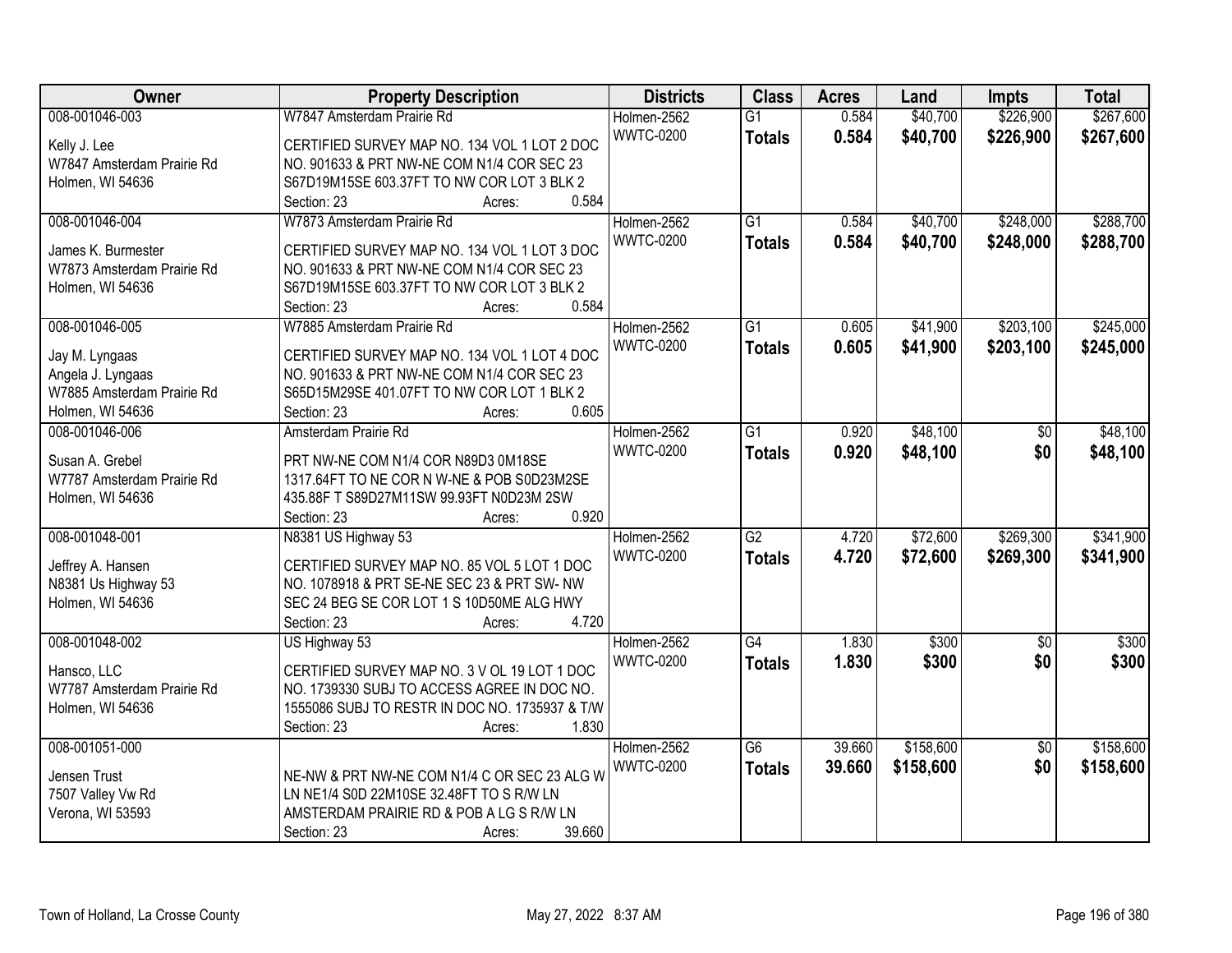| Owner | Property Description | Districts | Class | Acres | Land | Impts | Total |
|---|---|---|---|---|---|---|---|
| 008-001046-003<br>Kelly J. Lee<br>W7847 Amsterdam Prairie Rd<br>Holmen, WI 54636 | W7847 Amsterdam Prairie Rd<br>CERTIFIED SURVEY MAP NO. 134 VOL 1 LOT 2 DOC NO. 901633 & PRT NW-NE COM N1/4 COR SEC 23 S67D19M15SE 603.37FT TO NW COR LOT 3 BLK 2<br>Section: 23 Acres: 0.584 | Holmen-2562<br>WWTC-0200 | G1<br>**Totals** | 0.584<br>**0.584** | $40,700<br>**$40,700** | $226,900<br>**$226,900** | $267,600<br>**$267,600** |
| 008-001046-004<br>James K. Burmester<br>W7873 Amsterdam Prairie Rd<br>Holmen, WI 54636 | W7873 Amsterdam Prairie Rd<br>CERTIFIED SURVEY MAP NO. 134 VOL 1 LOT 3 DOC NO. 901633 & PRT NW-NE COM N1/4 COR SEC 23 S67D19M15SE 603.37FT TO NW COR LOT 3 BLK 2<br>Section: 23 Acres: 0.584 | Holmen-2562<br>WWTC-0200 | G1<br>**Totals** | 0.584<br>**0.584** | $40,700<br>**$40,700** | $248,000<br>**$248,000** | $288,700<br>**$288,700** |
| 008-001046-005<br>Jay M. Lyngaas<br>Angela J. Lyngaas<br>W7885 Amsterdam Prairie Rd<br>Holmen, WI 54636 | W7885 Amsterdam Prairie Rd<br>CERTIFIED SURVEY MAP NO. 134 VOL 1 LOT 4 DOC NO. 901633 & PRT NW-NE COM N1/4 COR SEC 23 S65D15M29SE 401.07FT TO NW COR LOT 1 BLK 2<br>Section: 23 Acres: 0.605 | Holmen-2562<br>WWTC-0200 | G1<br>**Totals** | 0.605<br>**0.605** | $41,900<br>**$41,900** | $203,100<br>**$203,100** | $245,000<br>**$245,000** |
| 008-001046-006<br>Susan A. Grebel<br>W7787 Amsterdam Prairie Rd<br>Holmen, WI 54636 | Amsterdam Prairie Rd<br>PRT NW-NE COM N1/4 COR N89D3 0M18SE 1317.64FT TO NE COR N W-NE & POB S0D23M2SE 435.88F T S89D27M11SW 99.93FT N0D23M 2SW<br>Section: 23 Acres: 0.920 | Holmen-2562<br>WWTC-0200 | G1<br>**Totals** | 0.920<br>**0.920** | $48,100<br>**$48,100** | $0<br>**$0** | $48,100<br>**$48,100** |
| 008-001048-001<br>Jeffrey A. Hansen<br>N8381 Us Highway 53<br>Holmen, WI 54636 | N8381 US Highway 53<br>CERTIFIED SURVEY MAP NO. 85 VOL 5 LOT 1 DOC NO. 1078918 & PRT SE-NE SEC 23 & PRT SW- NW SEC 24 BEG SE COR LOT 1 S 10D50ME ALG HWY<br>Section: 23 Acres: 4.720 | Holmen-2562<br>WWTC-0200 | G2<br>**Totals** | 4.720<br>**4.720** | $72,600<br>**$72,600** | $269,300<br>**$269,300** | $341,900<br>**$341,900** |
| 008-001048-002<br>Hansco, LLC<br>W7787 Amsterdam Prairie Rd<br>Holmen, WI 54636 | US Highway 53<br>CERTIFIED SURVEY MAP NO. 3 V OL 19 LOT 1 DOC NO. 1739330 SUBJ TO ACCESS AGREE IN DOC NO. 1555086 SUBJ TO RESTR IN DOC NO. 1735937 & T/W<br>Section: 23 Acres: 1.830 | Holmen-2562<br>WWTC-0200 | G4<br>**Totals** | 1.830<br>**1.830** | $300<br>**$300** | $0<br>**$0** | $300<br>**$300** |
| 008-001051-000<br>Jensen Trust<br>7507 Valley Vw Rd<br>Verona, WI 53593 | NE-NW & PRT NW-NE COM N1/4 C OR SEC 23 ALG W LN NE1/4 S0D 22M10SE 32.48FT TO S R/W LN AMSTERDAM PRAIRIE RD & POB A LG S R/W LN<br>Section: 23 Acres: 39.660 | Holmen-2562<br>WWTC-0200 | G6<br>**Totals** | 39.660<br>**39.660** | $158,600<br>**$158,600** | $0<br>**$0** | $158,600<br>**$158,600** |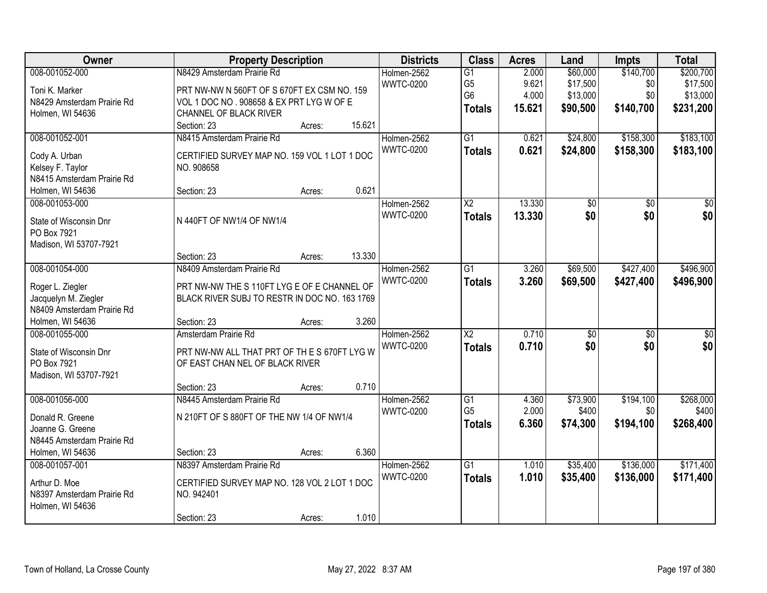| Owner | Property Description | Districts | Class | Acres | Land | Impts | Total |
|---|---|---|---|---|---|---|---|
| 008-001052-000<br>Toni K. Marker<br>N8429 Amsterdam Prairie Rd<br>Holmen, WI 54636 | N8429 Amsterdam Prairie Rd<br>PRT NW-NW N 560FT OF S 670FT EX CSM NO. 159 VOL 1 DOC NO . 908658 & EX PRT LYG W OF E CHANNEL OF BLACK RIVER<br>Section: 23 Acres: 15.621 | Holmen-2562<br>WWTC-0200 | G1<br>G5<br>G6<br>**Totals** | 2.000<br>9.621<br>4.000<br>**15.621** | $60,000<br>$17,500<br>$13,000<br>**$90,500** | $140,700<br>$0<br>$0<br>**$140,700** | $200,700<br>$17,500<br>$13,000<br>**$231,200** |
| 008-001052-001<br>Cody A. Urban<br>Kelsey F. Taylor<br>N8415 Amsterdam Prairie Rd<br>Holmen, WI 54636 | N8415 Amsterdam Prairie Rd<br>CERTIFIED SURVEY MAP NO. 159 VOL 1 LOT 1 DOC NO. 908658<br>Section: 23 Acres: 0.621 | Holmen-2562<br>WWTC-0200 | G1<br>**Totals** | 0.621<br>**0.621** | $24,800<br>**$24,800** | $158,300<br>**$158,300** | $183,100<br>**$183,100** |
| 008-001053-000<br>State of Wisconsin Dnr<br>PO Box 7921<br>Madison, WI 53707-7921 | N 440FT OF NW1/4 OF NW1/4<br>Section: 23 Acres: 13.330 | Holmen-2562<br>WWTC-0200 | X2<br>**Totals** | 13.330<br>**13.330** | $0<br>**$0** | $0<br>**$0** | $0<br>**$0** |
| 008-001054-000<br>Roger L. Ziegler<br>Jacquelyn M. Ziegler<br>N8409 Amsterdam Prairie Rd<br>Holmen, WI 54636 | N8409 Amsterdam Prairie Rd<br>PRT NW-NW THE S 110FT LYG E OF E CHANNEL OF BLACK RIVER SUBJ TO RESTR IN DOC NO. 163 1769<br>Section: 23 Acres: 3.260 | Holmen-2562<br>WWTC-0200 | G1<br>**Totals** | 3.260<br>**3.260** | $69,500<br>**$69,500** | $427,400<br>**$427,400** | $496,900<br>**$496,900** |
| 008-001055-000<br>State of Wisconsin Dnr<br>PO Box 7921<br>Madison, WI 53707-7921 | Amsterdam Prairie Rd<br>PRT NW-NW ALL THAT PRT OF TH E S 670FT LYG W OF EAST CHAN NEL OF BLACK RIVER<br>Section: 23 Acres: 0.710 | Holmen-2562<br>WWTC-0200 | X2<br>**Totals** | 0.710<br>**0.710** | $0<br>**$0** | $0<br>**$0** | $0<br>**$0** |
| 008-001056-000<br>Donald R. Greene<br>Joanne G. Greene<br>N8445 Amsterdam Prairie Rd<br>Holmen, WI 54636 | N8445 Amsterdam Prairie Rd<br>N 210FT OF S 880FT OF THE NW 1/4 OF NW1/4<br>Section: 23 Acres: 6.360 | Holmen-2562<br>WWTC-0200 | G1<br>G5<br>**Totals** | 4.360<br>2.000<br>**6.360** | $73,900<br>$400<br>**$74,300** | $194,100<br>$0<br>**$194,100** | $268,000<br>$400<br>**$268,400** |
| 008-001057-001<br>Arthur D. Moe<br>N8397 Amsterdam Prairie Rd<br>Holmen, WI 54636 | N8397 Amsterdam Prairie Rd<br>CERTIFIED SURVEY MAP NO. 128 VOL 2 LOT 1 DOC NO. 942401<br>Section: 23 Acres: 1.010 | Holmen-2562<br>WWTC-0200 | G1<br>**Totals** | 1.010<br>**1.010** | $35,400<br>**$35,400** | $136,000<br>**$136,000** | $171,400<br>**$171,400** |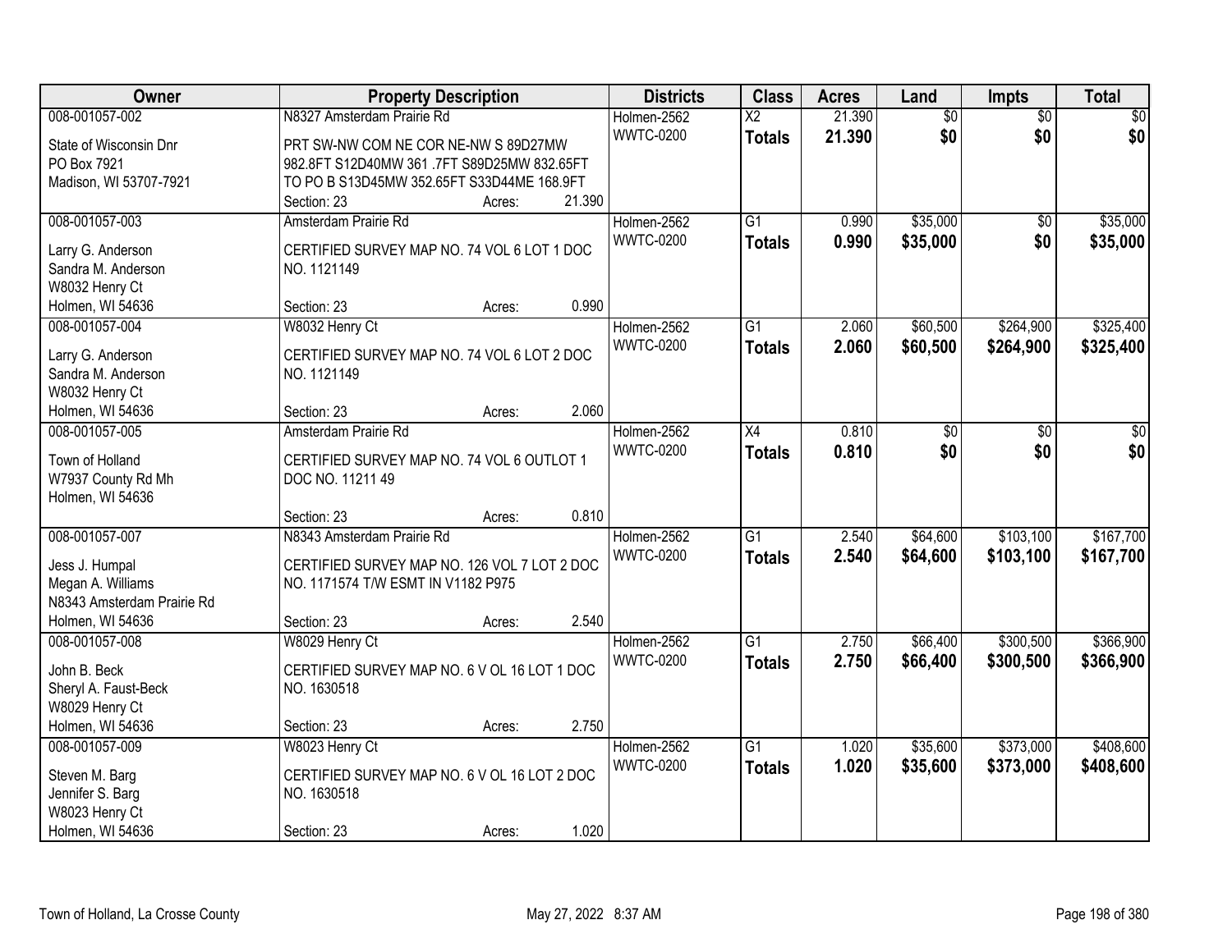| Owner | Property Description | Districts | Class | Acres | Land | Impts | Total |
|---|---|---|---|---|---|---|---|
| 008-001057-002<br>State of Wisconsin Dnr<br>PO Box 7921<br>Madison, WI 53707-7921 | N8327 Amsterdam Prairie Rd<br>PRT SW-NW COM NE COR NE-NW S 89D27MW 982.8FT S12D40MW 361 .7FT S89D25MW 832.65FT TO PO B S13D45MW 352.65FT S33D44ME 168.9FT<br>Section: 23 Acres: 21.390 | Holmen-2562<br>WWTC-0200 | X2<br>**Totals** | 21.390<br>**21.390** | $0<br>**$0** | $0<br>**$0** | $0<br>**$0** |
| 008-001057-003<br>Larry G. Anderson<br>Sandra M. Anderson<br>W8032 Henry Ct<br>Holmen, WI 54636 | Amsterdam Prairie Rd<br>CERTIFIED SURVEY MAP NO. 74 VOL 6 LOT 1 DOC NO. 1121149<br>Section: 23 Acres: 0.990 | Holmen-2562<br>WWTC-0200 | G1<br>**Totals** | 0.990<br>**0.990** | $35,000<br>**$35,000** | $0<br>**$0** | $35,000<br>**$35,000** |
| 008-001057-004<br>Larry G. Anderson<br>Sandra M. Anderson<br>W8032 Henry Ct<br>Holmen, WI 54636 | W8032 Henry Ct<br>CERTIFIED SURVEY MAP NO. 74 VOL 6 LOT 2 DOC NO. 1121149<br>Section: 23 Acres: 2.060 | Holmen-2562<br>WWTC-0200 | G1<br>**Totals** | 2.060<br>**2.060** | $60,500<br>**$60,500** | $264,900<br>**$264,900** | $325,400<br>**$325,400** |
| 008-001057-005<br>Town of Holland<br>W7937 County Rd Mh<br>Holmen, WI 54636 | Amsterdam Prairie Rd<br>CERTIFIED SURVEY MAP NO. 74 VOL 6 OUTLOT 1 DOC NO. 11211 49<br>Section: 23 Acres: 0.810 | Holmen-2562<br>WWTC-0200 | X4<br>**Totals** | 0.810<br>**0.810** | $0<br>**$0** | $0<br>**$0** | $0<br>**$0** |
| 008-001057-007<br>Jess J. Humpal<br>Megan A. Williams<br>N8343 Amsterdam Prairie Rd<br>Holmen, WI 54636 | N8343 Amsterdam Prairie Rd<br>CERTIFIED SURVEY MAP NO. 126 VOL 7 LOT 2 DOC NO. 1171574 T/W ESMT IN V1182 P975<br>Section: 23 Acres: 2.540 | Holmen-2562<br>WWTC-0200 | G1<br>**Totals** | 2.540<br>**2.540** | $64,600<br>**$64,600** | $103,100<br>**$103,100** | $167,700<br>**$167,700** |
| 008-001057-008<br>John B. Beck<br>Sheryl A. Faust-Beck<br>W8029 Henry Ct<br>Holmen, WI 54636 | W8029 Henry Ct<br>CERTIFIED SURVEY MAP NO. 6 V OL 16 LOT 1 DOC NO. 1630518<br>Section: 23 Acres: 2.750 | Holmen-2562<br>WWTC-0200 | G1<br>**Totals** | 2.750<br>**2.750** | $66,400<br>**$66,400** | $300,500<br>**$300,500** | $366,900<br>**$366,900** |
| 008-001057-009<br>Steven M. Barg<br>Jennifer S. Barg<br>W8023 Henry Ct<br>Holmen, WI 54636 | W8023 Henry Ct<br>CERTIFIED SURVEY MAP NO. 6 V OL 16 LOT 2 DOC NO. 1630518<br>Section: 23 Acres: 1.020 | Holmen-2562<br>WWTC-0200 | G1<br>**Totals** | 1.020<br>**1.020** | $35,600<br>**$35,600** | $373,000<br>**$373,000** | $408,600<br>**$408,600** |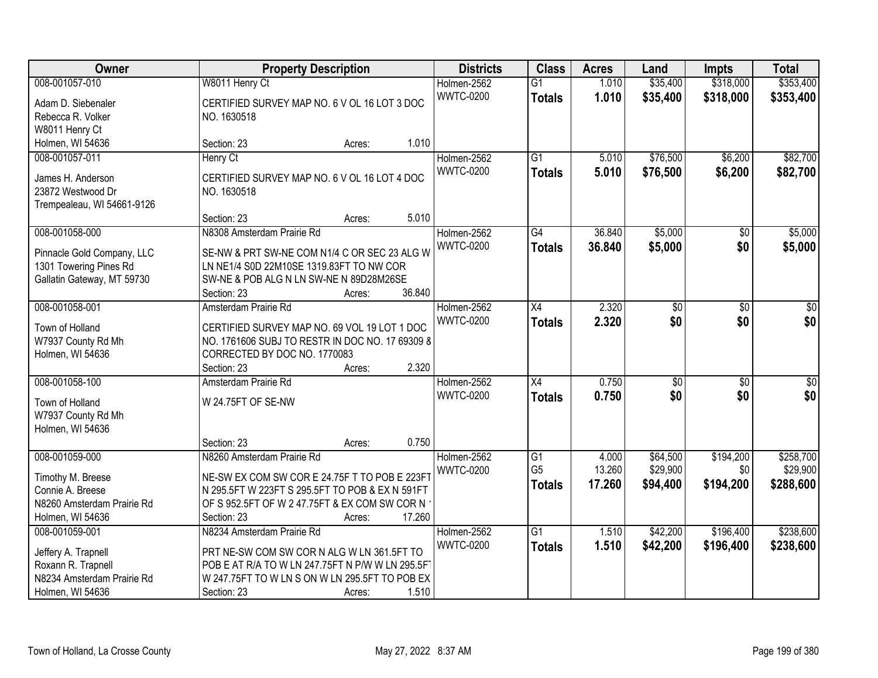| Owner | Property Description | Districts | Class | Acres | Land | Impts | Total |
|---|---|---|---|---|---|---|---|
| 008-001057-010<br>Adam D. Siebenaler<br>Rebecca R. Volker<br>W8011 Henry Ct<br>Holmen, WI 54636 | W8011 Henry Ct<br>CERTIFIED SURVEY MAP NO. 6 V OL 16 LOT 3 DOC NO. 1630518<br>Section: 23 Acres: 1.010 | Holmen-2562<br>WWTC-0200 | G1<br>**Totals** | 1.010<br>**1.010** | $35,400<br>**$35,400** | $318,000<br>**$318,000** | $353,400<br>**$353,400** |
| 008-001057-011<br>James H. Anderson<br>23872 Westwood Dr<br>Trempealeau, WI 54661-9126 | Henry Ct<br>CERTIFIED SURVEY MAP NO. 6 V OL 16 LOT 4 DOC NO. 1630518<br>Section: 23 Acres: 5.010 | Holmen-2562<br>WWTC-0200 | G1<br>**Totals** | 5.010<br>**5.010** | $76,500<br>**$76,500** | $6,200<br>**$6,200** | $82,700<br>**$82,700** |
| 008-001058-000<br>Pinnacle Gold Company, LLC<br>1301 Towering Pines Rd<br>Gallatin Gateway, MT 59730 | N8308 Amsterdam Prairie Rd<br>SE-NW & PRT SW-NE COM N1/4 C OR SEC 23 ALG W LN NE1/4 S0D 22M10SE 1319.83FT TO NW COR SW-NE & POB ALG N LN SW-NE N 89D28M26SE<br>Section: 23 Acres: 36.840 | Holmen-2562<br>WWTC-0200 | G4<br>**Totals** | 36.840<br>**36.840** | $5,000<br>**$5,000** | $0<br>**$0** | $5,000<br>**$5,000** |
| 008-001058-001<br>Town of Holland<br>W7937 County Rd Mh<br>Holmen, WI 54636 | Amsterdam Prairie Rd<br>CERTIFIED SURVEY MAP NO. 69 VOL 19 LOT 1 DOC NO. 1761606 SUBJ TO RESTR IN DOC NO. 17 69309 & CORRECTED BY DOC NO. 1770083<br>Section: 23 Acres: 2.320 | Holmen-2562<br>WWTC-0200 | X4<br>**Totals** | 2.320<br>**2.320** | $0<br>**$0** | $0<br>**$0** | $0<br>**$0** |
| 008-001058-100<br>Town of Holland<br>W7937 County Rd Mh<br>Holmen, WI 54636 | Amsterdam Prairie Rd<br>W 24.75FT OF SE-NW<br>Section: 23 Acres: 0.750 | Holmen-2562<br>WWTC-0200 | X4<br>**Totals** | 0.750<br>**0.750** | $0<br>**$0** | $0<br>**$0** | $0<br>**$0** |
| 008-001059-000<br>Timothy M. Breese<br>Connie A. Breese<br>N8260 Amsterdam Prairie Rd<br>Holmen, WI 54636 | N8260 Amsterdam Prairie Rd<br>NE-SW EX COM SW COR E 24.75F T TO POB E 223FT N 295.5FT W 223FT S 295.5FT TO POB & EX N 591FT OF S 952.5FT OF W 2 47.75FT & EX COM SW COR N<br>Section: 23 Acres: 17.260 | Holmen-2562<br>WWTC-0200 | G1<br>G5<br>**Totals** | 4.000<br>13.260<br>**17.260** | $64,500<br>$29,900<br>**$94,400** | $194,200<br>$0<br>**$194,200** | $258,700<br>$29,900<br>**$288,600** |
| 008-001059-001<br>Jeffery A. Trapnell<br>Roxann R. Trapnell<br>N8234 Amsterdam Prairie Rd<br>Holmen, WI 54636 | N8234 Amsterdam Prairie Rd<br>PRT NE-SW COM SW COR N ALG W LN 361.5FT TO POB E AT R/A TO W LN 247.75FT N P/W W LN 295.5FT W 247.75FT TO W LN S ON W LN 295.5FT TO POB EX<br>Section: 23 Acres: 1.510 | Holmen-2562<br>WWTC-0200 | G1<br>**Totals** | 1.510<br>**1.510** | $42,200<br>**$42,200** | $196,400<br>**$196,400** | $238,600<br>**$238,600** |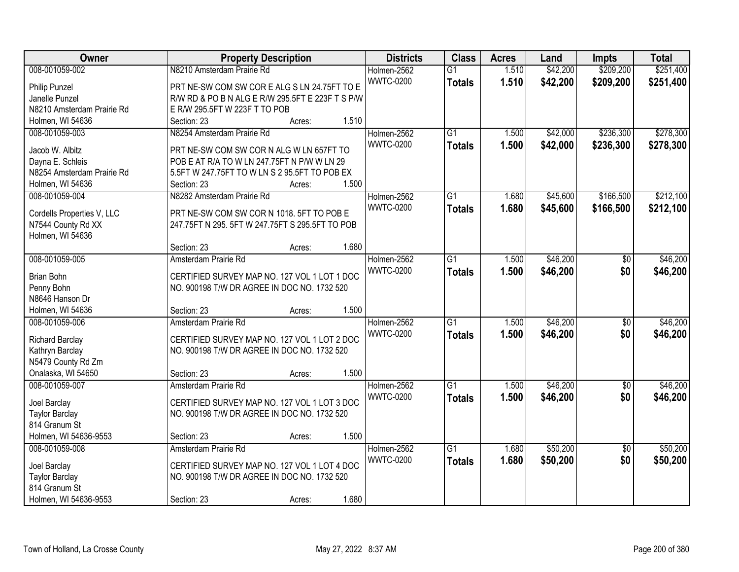| Owner | Property Description | Districts | Class | Acres | Land | Impts | Total |
|---|---|---|---|---|---|---|---|
| 008-001059-002<br>Philip Punzel<br>Janelle Punzel<br>N8210 Amsterdam Prairie Rd<br>Holmen, WI 54636 | N8210 Amsterdam Prairie Rd<br>PRT NE-SW COM SW COR E ALG S LN 24.75FT TO E R/W RD & PO B N ALG E R/W 295.5FT E 223F T S P/W E R/W 295.5FT W 223F T TO POB<br>Section: 23 Acres: 1.510 | Holmen-2562<br>WWTC-0200 | G1<br>**Totals** | 1.510<br>**1.510** | $42,200<br>**$42,200** | $209,200<br>**$209,200** | $251,400<br>**$251,400** |
| 008-001059-003<br>Jacob W. Albitz<br>Dayna E. Schleis<br>N8254 Amsterdam Prairie Rd<br>Holmen, WI 54636 | N8254 Amsterdam Prairie Rd<br>PRT NE-SW COM SW COR N ALG W LN 657FT TO POB E AT R/A TO W LN 247.75FT N P/W W LN 29 5.5FT W 247.75FT TO W LN S 2 95.5FT TO POB EX<br>Section: 23 Acres: 1.500 | Holmen-2562<br>WWTC-0200 | G1<br>**Totals** | 1.500<br>**1.500** | $42,000<br>**$42,000** | $236,300<br>**$236,300** | $278,300<br>**$278,300** |
| 008-001059-004<br>Cordells Properties V, LLC<br>N7544 County Rd XX<br>Holmen, WI 54636 | N8282 Amsterdam Prairie Rd<br>PRT NE-SW COM SW COR N 1018. 5FT TO POB E 247.75FT N 295. 5FT W 247.75FT S 295.5FT TO POB<br>Section: 23 Acres: 1.680 | Holmen-2562<br>WWTC-0200 | G1<br>**Totals** | 1.680<br>**1.680** | $45,600<br>**$45,600** | $166,500<br>**$166,500** | $212,100<br>**$212,100** |
| 008-001059-005<br>Brian Bohn<br>Penny Bohn<br>N8646 Hanson Dr<br>Holmen, WI 54636 | Amsterdam Prairie Rd<br>CERTIFIED SURVEY MAP NO. 127 VOL 1 LOT 1 DOC NO. 900198 T/W DR AGREE IN DOC NO. 1732 520<br>Section: 23 Acres: 1.500 | Holmen-2562<br>WWTC-0200 | G1<br>**Totals** | 1.500<br>**1.500** | $46,200<br>**$46,200** | $0<br>**$0** | $46,200<br>**$46,200** |
| 008-001059-006<br>Richard Barclay<br>Kathryn Barclay<br>N5479 County Rd Zm<br>Onalaska, WI 54650 | Amsterdam Prairie Rd<br>CERTIFIED SURVEY MAP NO. 127 VOL 1 LOT 2 DOC NO. 900198 T/W DR AGREE IN DOC NO. 1732 520<br>Section: 23 Acres: 1.500 | Holmen-2562<br>WWTC-0200 | G1<br>**Totals** | 1.500<br>**1.500** | $46,200<br>**$46,200** | $0<br>**$0** | $46,200<br>**$46,200** |
| 008-001059-007<br>Joel Barclay<br>Taylor Barclay<br>814 Granum St<br>Holmen, WI 54636-9553 | Amsterdam Prairie Rd<br>CERTIFIED SURVEY MAP NO. 127 VOL 1 LOT 3 DOC NO. 900198 T/W DR AGREE IN DOC NO. 1732 520<br>Section: 23 Acres: 1.500 | Holmen-2562<br>WWTC-0200 | G1<br>**Totals** | 1.500<br>**1.500** | $46,200<br>**$46,200** | $0<br>**$0** | $46,200<br>**$46,200** |
| 008-001059-008<br>Joel Barclay<br>Taylor Barclay<br>814 Granum St<br>Holmen, WI 54636-9553 | Amsterdam Prairie Rd<br>CERTIFIED SURVEY MAP NO. 127 VOL 1 LOT 4 DOC NO. 900198 T/W DR AGREE IN DOC NO. 1732 520<br>Section: 23 Acres: 1.680 | Holmen-2562<br>WWTC-0200 | G1<br>**Totals** | 1.680<br>**1.680** | $50,200<br>**$50,200** | $0<br>**$0** | $50,200<br>**$50,200** |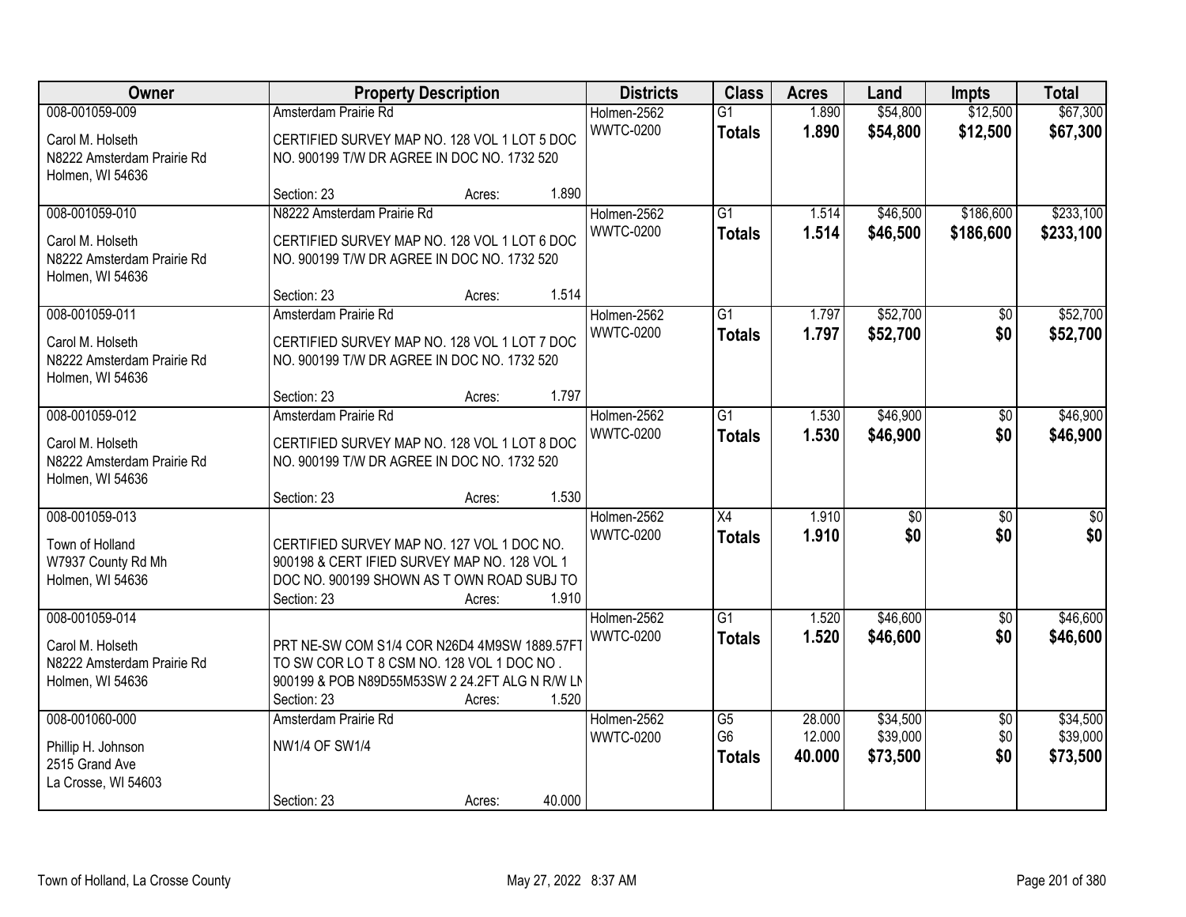| Owner | Property Description | Districts | Class | Acres | Land | Impts | Total |
|---|---|---|---|---|---|---|---|
| 008-001059-009<br>Carol M. Holseth<br>N8222 Amsterdam Prairie Rd<br>Holmen, WI 54636 | Amsterdam Prairie Rd<br>CERTIFIED SURVEY MAP NO. 128 VOL 1 LOT 5 DOC NO. 900199 T/W DR AGREE IN DOC NO. 1732 520<br>Section: 23 Acres: 1.890 | Holmen-2562<br>WWTC-0200 | G1<br>**Totals** | 1.890<br>**1.890** | $54,800<br>**$54,800** | $12,500<br>**$12,500** | $67,300<br>**$67,300** |
| 008-001059-010<br>Carol M. Holseth<br>N8222 Amsterdam Prairie Rd<br>Holmen, WI 54636 | N8222 Amsterdam Prairie Rd<br>CERTIFIED SURVEY MAP NO. 128 VOL 1 LOT 6 DOC NO. 900199 T/W DR AGREE IN DOC NO. 1732 520<br>Section: 23 Acres: 1.514 | Holmen-2562<br>WWTC-0200 | G1<br>**Totals** | 1.514<br>**1.514** | $46,500<br>**$46,500** | $186,600<br>**$186,600** | $233,100<br>**$233,100** |
| 008-001059-011<br>Carol M. Holseth<br>N8222 Amsterdam Prairie Rd<br>Holmen, WI 54636 | Amsterdam Prairie Rd<br>CERTIFIED SURVEY MAP NO. 128 VOL 1 LOT 7 DOC NO. 900199 T/W DR AGREE IN DOC NO. 1732 520<br>Section: 23 Acres: 1.797 | Holmen-2562<br>WWTC-0200 | G1<br>**Totals** | 1.797<br>**1.797** | $52,700<br>**$52,700** | $0<br>**$0** | $52,700<br>**$52,700** |
| 008-001059-012<br>Carol M. Holseth<br>N8222 Amsterdam Prairie Rd<br>Holmen, WI 54636 | Amsterdam Prairie Rd<br>CERTIFIED SURVEY MAP NO. 128 VOL 1 LOT 8 DOC NO. 900199 T/W DR AGREE IN DOC NO. 1732 520<br>Section: 23 Acres: 1.530 | Holmen-2562<br>WWTC-0200 | G1<br>**Totals** | 1.530<br>**1.530** | $46,900<br>**$46,900** | $0<br>**$0** | $46,900<br>**$46,900** |
| 008-001059-013<br>Town of Holland<br>W7937 County Rd Mh<br>Holmen, WI 54636 | CERTIFIED SURVEY MAP NO. 127 VOL 1 DOC NO. 900198 & CERT IFIED SURVEY MAP NO. 128 VOL 1 DOC NO. 900199 SHOWN AS T OWN ROAD SUBJ TO<br>Section: 23 Acres: 1.910 | Holmen-2562<br>WWTC-0200 | X4<br>**Totals** | 1.910<br>**1.910** | $0<br>**$0** | $0<br>**$0** | $0<br>**$0** |
| 008-001059-014<br>Carol M. Holseth<br>N8222 Amsterdam Prairie Rd<br>Holmen, WI 54636 | PRT NE-SW COM S1/4 COR N26D4 4M9SW 1889.57FT TO SW COR LO T 8 CSM NO. 128 VOL 1 DOC NO . 900199 & POB N89D55M53SW 2 24.2FT ALG N R/W LN<br>Section: 23 Acres: 1.520 | Holmen-2562<br>WWTC-0200 | G1<br>**Totals** | 1.520<br>**1.520** | $46,600<br>**$46,600** | $0<br>**$0** | $46,600<br>**$46,600** |
| 008-001060-000<br>Phillip H. Johnson<br>2515 Grand Ave<br>La Crosse, WI 54603 | Amsterdam Prairie Rd<br>NW1/4 OF SW1/4<br>Section: 23 Acres: 40.000 | Holmen-2562<br>WWTC-0200 | G5<br>G6<br>**Totals** | 28.000<br>12.000<br>**40.000** | $34,500<br>$39,000<br>**$73,500** | $0<br>$0<br>**$0** | $34,500<br>$39,000<br>**$73,500** |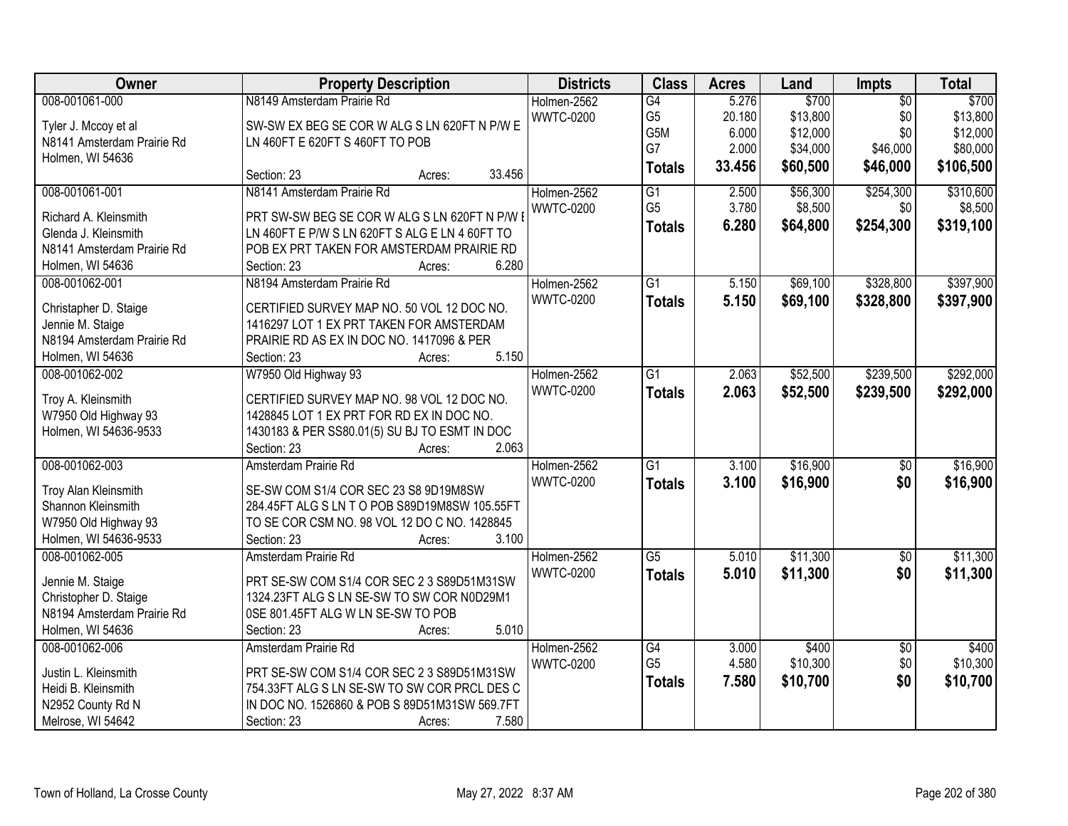| Owner | Property Description | Districts | Class | Acres | Land | Impts | Total |
|---|---|---|---|---|---|---|---|
| 008-001061-000<br>Tyler J. Mccoy et al<br>N8141 Amsterdam Prairie Rd<br>Holmen, WI 54636 | N8149 Amsterdam Prairie Rd<br>SW-SW EX BEG SE COR W ALG S LN 620FT N P/W E LN 460FT E 620FT S 460FT TO POB<br>Section: 23 Acres: 33.456 | Holmen-2562<br>WWTC-0200 | G4<br>G5<br>G5M<br>G7<br>**Totals** | 5.276<br>20.180<br>6.000<br>2.000<br>**33.456** | $700<br>$13,800<br>$12,000<br>$34,000<br>**$60,500** | $0<br>$0<br>$0<br>$46,000<br>**$46,000** | $700<br>$13,800<br>$12,000<br>$80,000<br>**$106,500** |
| 008-001061-001<br>Richard A. Kleinsmith<br>Glenda J. Kleinsmith<br>N8141 Amsterdam Prairie Rd<br>Holmen, WI 54636 | N8141 Amsterdam Prairie Rd<br>PRT SW-SW BEG SE COR W ALG S LN 620FT N P/W E LN 460FT E P/W S LN 620FT S ALG E LN 4 60FT TO POB EX PRT TAKEN FOR AMSTERDAM PRAIRIE RD<br>Section: 23 Acres: 6.280 | Holmen-2562<br>WWTC-0200 | G1<br>G5<br>**Totals** | 2.500<br>3.780<br>**6.280** | $56,300<br>$8,500<br>**$64,800** | $254,300<br>$0<br>**$254,300** | $310,600<br>$8,500<br>**$319,100** |
| 008-001062-001<br>Christapher D. Staige<br>Jennie M. Staige<br>N8194 Amsterdam Prairie Rd<br>Holmen, WI 54636 | N8194 Amsterdam Prairie Rd<br>CERTIFIED SURVEY MAP NO. 50 VOL 12 DOC NO. 1416297 LOT 1 EX PRT TAKEN FOR AMSTERDAM PRAIRIE RD AS EX IN DOC NO. 1417096 & PER<br>Section: 23 Acres: 5.150 | Holmen-2562<br>WWTC-0200 | G1<br>**Totals** | 5.150<br>**5.150** | $69,100<br>**$69,100** | $328,800<br>**$328,800** | $397,900<br>**$397,900** |
| 008-001062-002<br>Troy A. Kleinsmith<br>W7950 Old Highway 93<br>Holmen, WI 54636-9533 | W7950 Old Highway 93<br>CERTIFIED SURVEY MAP NO. 98 VOL 12 DOC NO. 1428845 LOT 1 EX PRT FOR RD EX IN DOC NO. 1430183 & PER SS80.01(5) SU BJ TO ESMT IN DOC<br>Section: 23 Acres: 2.063 | Holmen-2562<br>WWTC-0200 | G1<br>**Totals** | 2.063<br>**2.063** | $52,500<br>**$52,500** | $239,500<br>**$239,500** | $292,000<br>**$292,000** |
| 008-001062-003<br>Troy Alan Kleinsmith<br>Shannon Kleinsmith<br>W7950 Old Highway 93<br>Holmen, WI 54636-9533 | Amsterdam Prairie Rd<br>SE-SW COM S1/4 COR SEC 23 S8 9D19M8SW 284.45FT ALG S LN T O POB S89D19M8SW 105.55FT TO SE COR CSM NO. 98 VOL 12 DO C NO. 1428845<br>Section: 23 Acres: 3.100 | Holmen-2562<br>WWTC-0200 | G1<br>**Totals** | 3.100<br>**3.100** | $16,900<br>**$16,900** | $0<br>**$0** | $16,900<br>**$16,900** |
| 008-001062-005<br>Jennie M. Staige<br>Christopher D. Staige<br>N8194 Amsterdam Prairie Rd<br>Holmen, WI 54636 | Amsterdam Prairie Rd<br>PRT SE-SW COM S1/4 COR SEC 2 3 S89D51M31SW 1324.23FT ALG S LN SE-SW TO SW COR N0D29M1 0SE 801.45FT ALG W LN SE-SW TO POB<br>Section: 23 Acres: 5.010 | Holmen-2562<br>WWTC-0200 | G5<br>**Totals** | 5.010<br>**5.010** | $11,300<br>**$11,300** | $0<br>**$0** | $11,300<br>**$11,300** |
| 008-001062-006<br>Justin L. Kleinsmith<br>Heidi B. Kleinsmith<br>N2952 County Rd N<br>Melrose, WI 54642 | Amsterdam Prairie Rd<br>PRT SE-SW COM S1/4 COR SEC 2 3 S89D51M31SW 754.33FT ALG S LN SE-SW TO SW COR PRCL DES C IN DOC NO. 1526860 & POB S 89D51M31SW 569.7FT<br>Section: 23 Acres: 7.580 | Holmen-2562<br>WWTC-0200 | G4<br>G5<br>**Totals** | 3.000<br>4.580<br>**7.580** | $400<br>$10,300<br>**$10,700** | $0<br>$0<br>**$0** | $400<br>$10,300<br>**$10,700** |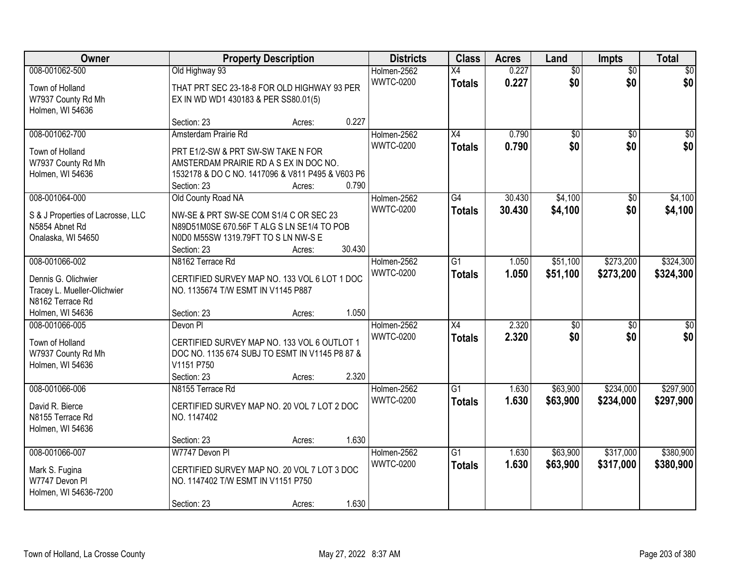| Owner | Property Description | Districts | Class | Acres | Land | Impts | Total |
|---|---|---|---|---|---|---|---|
| 008-001062-500<br>Town of Holland<br>W7937 County Rd Mh<br>Holmen, WI 54636 | Old Highway 93<br>THAT PRT SEC 23-18-8 FOR OLD HIGHWAY 93 PER EX IN WD WD1 430183 & PER SS80.01(5)<br>Section: 23 Acres: 0.227 | Holmen-2562<br>WWTC-0200 | X4<br>**Totals** | 0.227<br>**0.227** | $0<br>**$0** | $0<br>**$0** | $0<br>**$0** |
| 008-001062-700<br>Town of Holland<br>W7937 County Rd Mh<br>Holmen, WI 54636 | Amsterdam Prairie Rd<br>PRT E1/2-SW & PRT SW-SW TAKE N FOR AMSTERDAM PRAIRIE RD A S EX IN DOC NO. 1532178 & DO C NO. 1417096 & V811 P495 & V603 P6<br>Section: 23 Acres: 0.790 | Holmen-2562<br>WWTC-0200 | X4<br>**Totals** | 0.790<br>**0.790** | $0<br>**$0** | $0<br>**$0** | $0<br>**$0** |
| 008-001064-000<br>S & J Properties of Lacrosse, LLC<br>N5854 Abnet Rd<br>Onalaska, WI 54650 | Old County Road NA<br>NW-SE & PRT SW-SE COM S1/4 C OR SEC 23 N89D51M0SE 670.56F T ALG S LN SE1/4 TO POB N0D0 M55SW 1319.79FT TO S LN NW-S E<br>Section: 23 Acres: 30.430 | Holmen-2562<br>WWTC-0200 | G4<br>**Totals** | 30.430<br>**30.430** | $4,100<br>**$4,100** | $0<br>**$0** | $4,100<br>**$4,100** |
| 008-001066-002<br>Dennis G. Olichwier<br>Tracey L. Mueller-Olichwier<br>N8162 Terrace Rd<br>Holmen, WI 54636 | N8162 Terrace Rd<br>CERTIFIED SURVEY MAP NO. 133 VOL 6 LOT 1 DOC NO. 1135674 T/W ESMT IN V1145 P887<br>Section: 23 Acres: 1.050 | Holmen-2562<br>WWTC-0200 | G1<br>**Totals** | 1.050<br>**1.050** | $51,100<br>**$51,100** | $273,200<br>**$273,200** | $324,300<br>**$324,300** |
| 008-001066-005<br>Town of Holland<br>W7937 County Rd Mh<br>Holmen, WI 54636 | Devon Pl<br>CERTIFIED SURVEY MAP NO. 133 VOL 6 OUTLOT 1 DOC NO. 1135 674 SUBJ TO ESMT IN V1145 P8 87 & V1151 P750<br>Section: 23 Acres: 2.320 | Holmen-2562<br>WWTC-0200 | X4<br>**Totals** | 2.320<br>**2.320** | $0<br>**$0** | $0<br>**$0** | $0<br>**$0** |
| 008-001066-006<br>David R. Bierce<br>N8155 Terrace Rd<br>Holmen, WI 54636 | N8155 Terrace Rd<br>CERTIFIED SURVEY MAP NO. 20 VOL 7 LOT 2 DOC NO. 1147402<br>Section: 23 Acres: 1.630 | Holmen-2562<br>WWTC-0200 | G1<br>**Totals** | 1.630<br>**1.630** | $63,900<br>**$63,900** | $234,000<br>**$234,000** | $297,900<br>**$297,900** |
| 008-001066-007<br>Mark S. Fugina<br>W7747 Devon Pl<br>Holmen, WI 54636-7200 | W7747 Devon Pl<br>CERTIFIED SURVEY MAP NO. 20 VOL 7 LOT 3 DOC NO. 1147402 T/W ESMT IN V1151 P750<br>Section: 23 Acres: 1.630 | Holmen-2562<br>WWTC-0200 | G1<br>**Totals** | 1.630<br>**1.630** | $63,900<br>**$63,900** | $317,000<br>**$317,000** | $380,900<br>**$380,900** |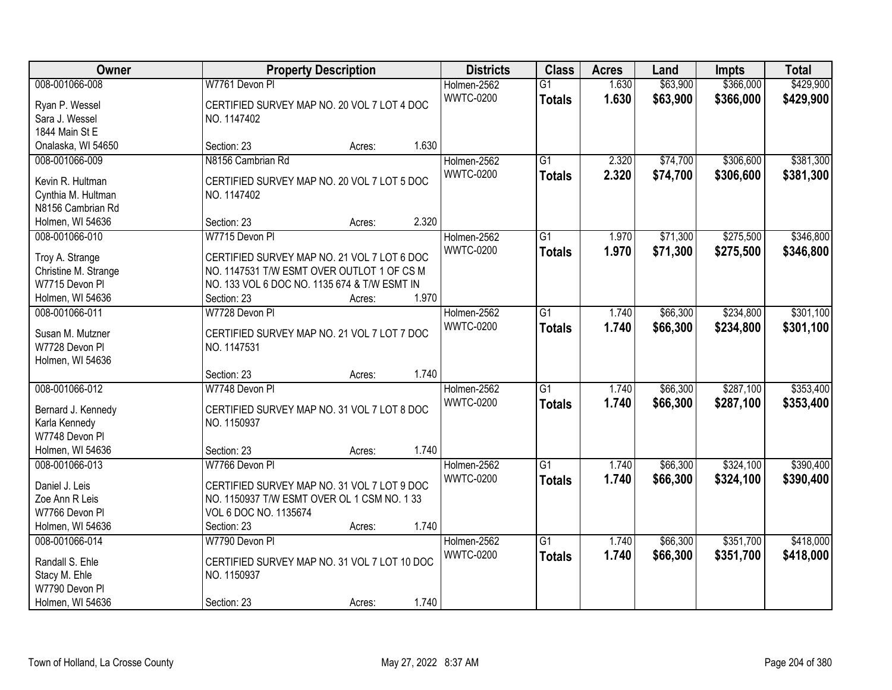| Owner | Property Description | Districts | Class | Acres | Land | Impts | Total |
|---|---|---|---|---|---|---|---|
| 008-001066-008<br>Ryan P. Wessel<br>Sara J. Wessel<br>1844 Main St E<br>Onalaska, WI 54650 | W7761 Devon Pl<br>CERTIFIED SURVEY MAP NO. 20 VOL 7 LOT 4 DOC NO. 1147402<br>Section: 23 Acres: 1.630 | Holmen-2562<br>WWTC-0200 | G1<br>**Totals** | 1.630<br>**1.630** | $63,900<br>**$63,900** | $366,000<br>**$366,000** | $429,900<br>**$429,900** |
| 008-001066-009<br>Kevin R. Hultman<br>Cynthia M. Hultman<br>N8156 Cambrian Rd<br>Holmen, WI 54636 | N8156 Cambrian Rd<br>CERTIFIED SURVEY MAP NO. 20 VOL 7 LOT 5 DOC NO. 1147402<br>Section: 23 Acres: 2.320 | Holmen-2562<br>WWTC-0200 | G1<br>**Totals** | 2.320<br>**2.320** | $74,700<br>**$74,700** | $306,600<br>**$306,600** | $381,300<br>**$381,300** |
| 008-001066-010<br>Troy A. Strange<br>Christine M. Strange<br>W7715 Devon Pl<br>Holmen, WI 54636 | W7715 Devon Pl<br>CERTIFIED SURVEY MAP NO. 21 VOL 7 LOT 6 DOC NO. 1147531 T/W ESMT OVER OUTLOT 1 OF CS M NO. 133 VOL 6 DOC NO. 1135 674 & T/W ESMT IN<br>Section: 23 Acres: 1.970 | Holmen-2562<br>WWTC-0200 | G1<br>**Totals** | 1.970<br>**1.970** | $71,300<br>**$71,300** | $275,500<br>**$275,500** | $346,800<br>**$346,800** |
| 008-001066-011<br>Susan M. Mutzner<br>W7728 Devon Pl<br>Holmen, WI 54636 | W7728 Devon Pl<br>CERTIFIED SURVEY MAP NO. 21 VOL 7 LOT 7 DOC NO. 1147531<br>Section: 23 Acres: 1.740 | Holmen-2562<br>WWTC-0200 | G1<br>**Totals** | 1.740<br>**1.740** | $66,300<br>**$66,300** | $234,800<br>**$234,800** | $301,100<br>**$301,100** |
| 008-001066-012<br>Bernard J. Kennedy<br>Karla Kennedy<br>W7748 Devon Pl<br>Holmen, WI 54636 | W7748 Devon Pl<br>CERTIFIED SURVEY MAP NO. 31 VOL 7 LOT 8 DOC NO. 1150937<br>Section: 23 Acres: 1.740 | Holmen-2562<br>WWTC-0200 | G1<br>**Totals** | 1.740<br>**1.740** | $66,300<br>**$66,300** | $287,100<br>**$287,100** | $353,400<br>**$353,400** |
| 008-001066-013<br>Daniel J. Leis<br>Zoe Ann R Leis<br>W7766 Devon Pl<br>Holmen, WI 54636 | W7766 Devon Pl<br>CERTIFIED SURVEY MAP NO. 31 VOL 7 LOT 9 DOC NO. 1150937 T/W ESMT OVER OL 1 CSM NO. 1 33 VOL 6 DOC NO. 1135674<br>Section: 23 Acres: 1.740 | Holmen-2562<br>WWTC-0200 | G1<br>**Totals** | 1.740<br>**1.740** | $66,300<br>**$66,300** | $324,100<br>**$324,100** | $390,400<br>**$390,400** |
| 008-001066-014<br>Randall S. Ehle<br>Stacy M. Ehle<br>W7790 Devon Pl<br>Holmen, WI 54636 | W7790 Devon Pl<br>CERTIFIED SURVEY MAP NO. 31 VOL 7 LOT 10 DOC NO. 1150937<br>Section: 23 Acres: 1.740 | Holmen-2562<br>WWTC-0200 | G1<br>**Totals** | 1.740<br>**1.740** | $66,300<br>**$66,300** | $351,700<br>**$351,700** | $418,000<br>**$418,000** |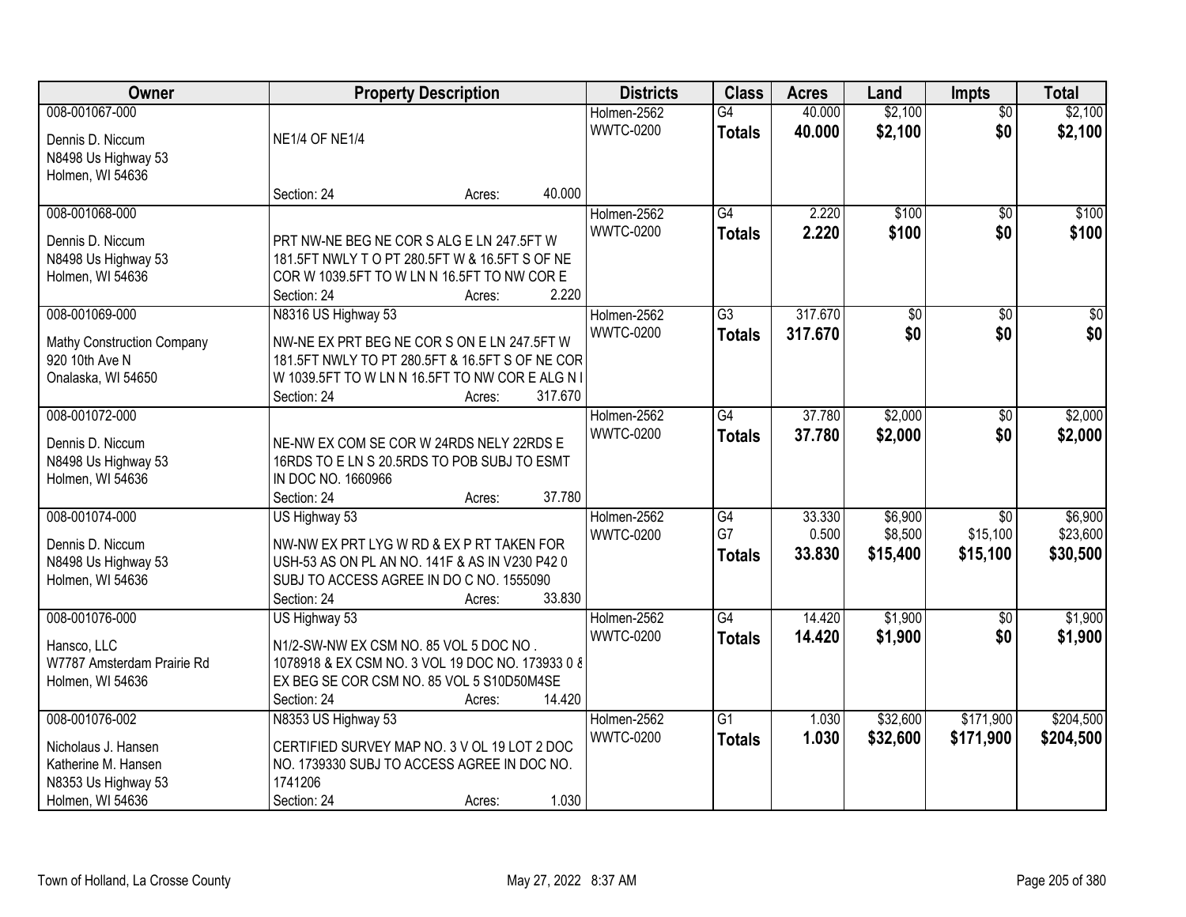| Owner | Property Description | Districts | Class | Acres | Land | Impts | Total |
|---|---|---|---|---|---|---|---|
| 008-001067-000<br>Dennis D. Niccum<br>N8498 Us Highway 53<br>Holmen, WI 54636 | NE1/4 OF NE1/4<br>Section: 24 Acres: 40.000 | Holmen-2562<br>WWTC-0200 | G4<br>**Totals** | 40.000<br>**40.000** | $2,100<br>**$2,100** | $0<br>**$0** | $2,100<br>**$2,100** |
| 008-001068-000<br>Dennis D. Niccum<br>N8498 Us Highway 53<br>Holmen, WI 54636 | PRT NW-NE BEG NE COR S ALG E LN 247.5FT W 181.5FT NWLY T O PT 280.5FT W & 16.5FT S OF NE COR W 1039.5FT TO W LN N 16.5FT TO NW COR E<br>Section: 24 Acres: 2.220 | Holmen-2562<br>WWTC-0200 | G4<br>**Totals** | 2.220<br>**2.220** | $100<br>**$100** | $0<br>**$0** | $100<br>**$100** |
| 008-001069-000<br>Mathy Construction Company<br>920 10th Ave N<br>Onalaska, WI 54650 | N8316 US Highway 53<br>NW-NE EX PRT BEG NE COR S ON E LN 247.5FT W 181.5FT NWLY TO PT 280.5FT & 16.5FT S OF NE COR W 1039.5FT TO W LN N 16.5FT TO NW COR E ALG N I<br>Section: 24 Acres: 317.670 | Holmen-2562<br>WWTC-0200 | G3<br>**Totals** | 317.670<br>**317.670** | $0<br>**$0** | $0<br>**$0** | $0<br>**$0** |
| 008-001072-000<br>Dennis D. Niccum<br>N8498 Us Highway 53<br>Holmen, WI 54636 | NE-NW EX COM SE COR W 24RDS NELY 22RDS E 16RDS TO E LN S 20.5RDS TO POB SUBJ TO ESMT IN DOC NO. 1660966<br>Section: 24 Acres: 37.780 | Holmen-2562<br>WWTC-0200 | G4<br>**Totals** | 37.780<br>**37.780** | $2,000<br>**$2,000** | $0<br>**$0** | $2,000<br>**$2,000** |
| 008-001074-000<br>Dennis D. Niccum<br>N8498 Us Highway 53<br>Holmen, WI 54636 | US Highway 53<br>NW-NW EX PRT LYG W RD & EX P RT TAKEN FOR USH-53 AS ON PL AN NO. 141F & AS IN V230 P42 0 SUBJ TO ACCESS AGREE IN DO C NO. 1555090<br>Section: 24 Acres: 33.830 | Holmen-2562<br>WWTC-0200 | G4<br>G7<br>**Totals** | 33.330<br>0.500<br>**33.830** | $6,900<br>$8,500<br>**$15,400** | $0<br>$15,100<br>**$15,100** | $6,900<br>$23,600<br>**$30,500** |
| 008-001076-000<br>Hansco, LLC<br>W7787 Amsterdam Prairie Rd<br>Holmen, WI 54636 | US Highway 53<br>N1/2-SW-NW EX CSM NO. 85 VOL 5 DOC NO . 1078918 & EX CSM NO. 3 VOL 19 DOC NO. 173933 0 & EX BEG SE COR CSM NO. 85 VOL 5 S10D50M4SE<br>Section: 24 Acres: 14.420 | Holmen-2562<br>WWTC-0200 | G4<br>**Totals** | 14.420<br>**14.420** | $1,900<br>**$1,900** | $0<br>**$0** | $1,900<br>**$1,900** |
| 008-001076-002<br>Nicholaus J. Hansen<br>Katherine M. Hansen<br>N8353 Us Highway 53<br>Holmen, WI 54636 | N8353 US Highway 53<br>CERTIFIED SURVEY MAP NO. 3 V OL 19 LOT 2 DOC NO. 1739330 SUBJ TO ACCESS AGREE IN DOC NO. 1741206<br>Section: 24 Acres: 1.030 | Holmen-2562<br>WWTC-0200 | G1<br>**Totals** | 1.030<br>**1.030** | $32,600<br>**$32,600** | $171,900<br>**$171,900** | $204,500<br>**$204,500** |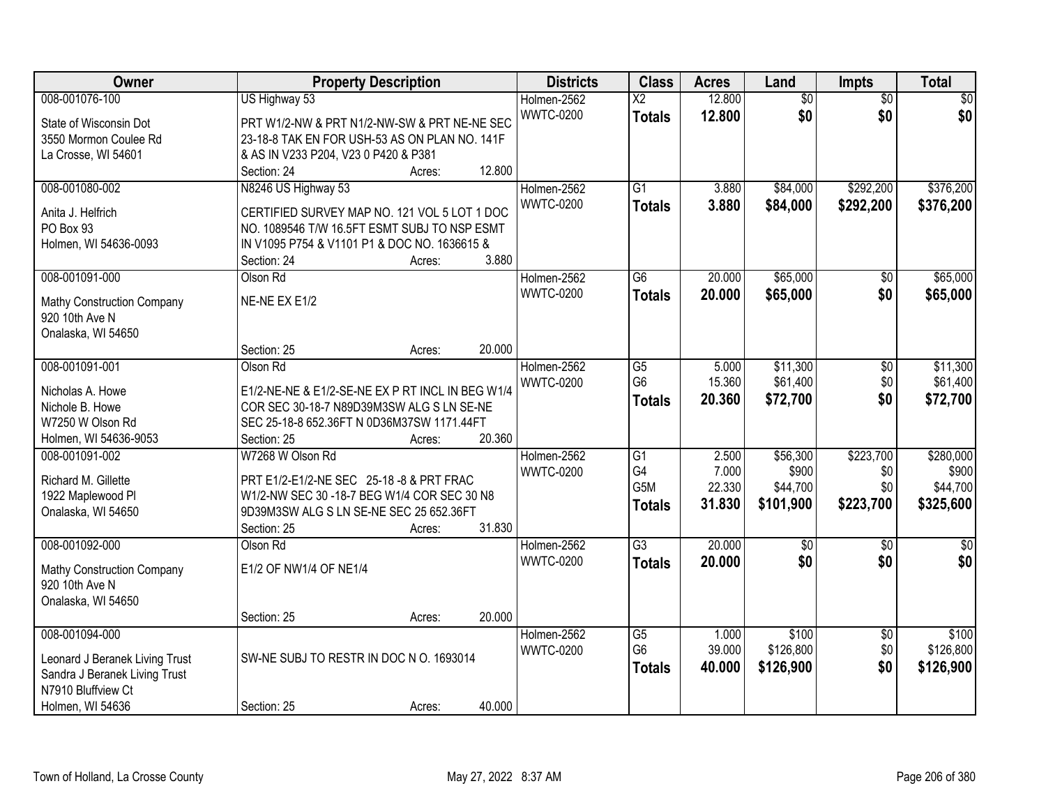| Owner | Property Description | Districts | Class | Acres | Land | Impts | Total |
|---|---|---|---|---|---|---|---|
| 008-001076-100<br>State of Wisconsin Dot<br>3550 Mormon Coulee Rd<br>La Crosse, WI 54601 | US Highway 53<br>PRT W1/2-NW & PRT N1/2-NW-SW & PRT NE-NE SEC 23-18-8 TAK EN FOR USH-53 AS ON PLAN NO. 141F & AS IN V233 P204, V23 0 P420 & P381<br>Section: 24 Acres: 12.800 | Holmen-2562<br>WWTC-0200 | X2<br>**Totals** | 12.800<br>**12.800** | $0<br>**$0** | $0<br>**$0** | $0<br>**$0** |
| 008-001080-002<br>Anita J. Helfrich<br>PO Box 93<br>Holmen, WI 54636-0093 | N8246 US Highway 53<br>CERTIFIED SURVEY MAP NO. 121 VOL 5 LOT 1 DOC NO. 1089546 T/W 16.5FT ESMT SUBJ TO NSP ESMT IN V1095 P754 & V1101 P1 & DOC NO. 1636615 &<br>Section: 24 Acres: 3.880 | Holmen-2562<br>WWTC-0200 | G1<br>**Totals** | 3.880<br>**3.880** | $84,000<br>**$84,000** | $292,200<br>**$292,200** | $376,200<br>**$376,200** |
| 008-001091-000<br>Mathy Construction Company<br>920 10th Ave N<br>Onalaska, WI 54650 | Olson Rd<br>NE-NE EX E1/2<br>Section: 25 Acres: 20.000 | Holmen-2562<br>WWTC-0200 | G6<br>**Totals** | 20.000<br>**20.000** | $65,000<br>**$65,000** | $0<br>**$0** | $65,000<br>**$65,000** |
| 008-001091-001<br>Nicholas A. Howe<br>Nichole B. Howe<br>W7250 W Olson Rd<br>Holmen, WI 54636-9053 | Olson Rd<br>E1/2-NE-NE & E1/2-SE-NE EX P RT INCL IN BEG W1/4 COR SEC 30-18-7 N89D39M3SW ALG S LN SE-NE SEC 25-18-8 652.36FT N 0D36M37SW 1171.44FT<br>Section: 25 Acres: 20.360 | Holmen-2562<br>WWTC-0200 | G5<br>G6<br>**Totals** | 5.000<br>15.360<br>**20.360** | $11,300<br>$61,400<br>**$72,700** | $0<br>$0<br>**$0** | $11,300<br>$61,400<br>**$72,700** |
| 008-001091-002<br>Richard M. Gillette<br>1922 Maplewood Pl<br>Onalaska, WI 54650 | W7268 W Olson Rd<br>PRT E1/2-E1/2-NE SEC 25-18 -8 & PRT FRAC W1/2-NW SEC 30 -18-7 BEG W1/4 COR SEC 30 N8 9D39M3SW ALG S LN SE-NE SEC 25 652.36FT<br>Section: 25 Acres: 31.830 | Holmen-2562<br>WWTC-0200 | G1<br>G4<br>G5M<br>**Totals** | 2.500<br>7.000<br>22.330<br>**31.830** | $56,300<br>$900<br>$44,700<br>**$101,900** | $223,700<br>$0<br>$0<br>**$223,700** | $280,000<br>$900<br>$44,700<br>**$325,600** |
| 008-001092-000<br>Mathy Construction Company<br>920 10th Ave N<br>Onalaska, WI 54650 | Olson Rd<br>E1/2 OF NW1/4 OF NE1/4<br>Section: 25 Acres: 20.000 | Holmen-2562<br>WWTC-0200 | G3<br>**Totals** | 20.000<br>**20.000** | $0<br>**$0** | $0<br>**$0** | $0<br>**$0** |
| 008-001094-000<br>Leonard J Beranek Living Trust<br>Sandra J Beranek Living Trust<br>N7910 Bluffview Ct<br>Holmen, WI 54636 | SW-NE SUBJ TO RESTR IN DOC N O. 1693014<br>Section: 25 Acres: 40.000 | Holmen-2562<br>WWTC-0200 | G5<br>G6<br>**Totals** | 1.000<br>39.000<br>**40.000** | $100<br>$126,800<br>**$126,900** | $0<br>$0<br>**$0** | $100<br>$126,800<br>**$126,900** |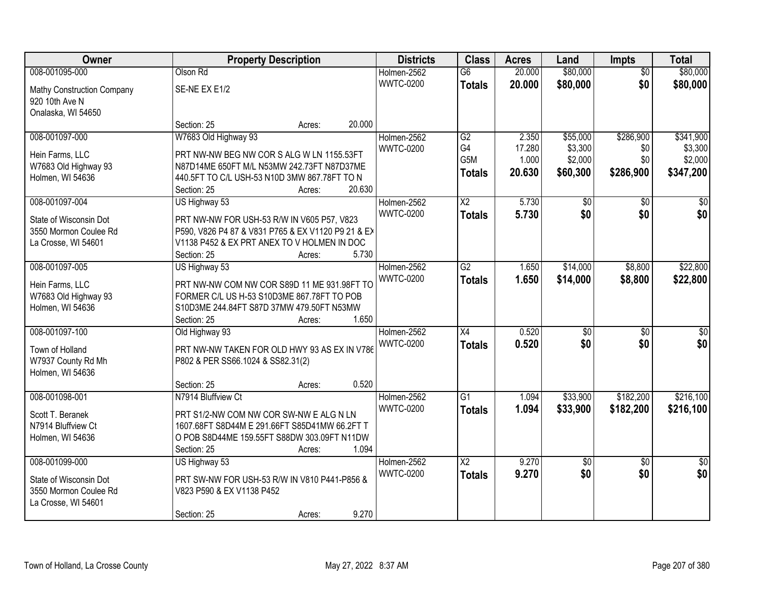| Owner | Property Description | Districts | Class | Acres | Land | Impts | Total |
|---|---|---|---|---|---|---|---|
| 008-001095-000<br>Mathy Construction Company<br>920 10th Ave N<br>Onalaska, WI 54650 | Olson Rd<br>SE-NE EX E1/2<br>Section: 25 Acres: 20.000 | Holmen-2562<br>WWTC-0200 | G6<br>**Totals** | 20.000<br>**20.000** | $80,000<br>**$80,000** | $0<br>**$0** | $80,000<br>**$80,000** |
| 008-001097-000<br>Hein Farms, LLC<br>W7683 Old Highway 93<br>Holmen, WI 54636 | W7683 Old Highway 93<br>PRT NW-NW BEG NW COR S ALG W LN 1155.53FT N87D14ME 650FT M/L N53MW 242.73FT N87D37ME 440.5FT TO C/L USH-53 N10D 3MW 867.78FT TO N<br>Section: 25 Acres: 20.630 | Holmen-2562<br>WWTC-0200 | G2<br>G4<br>G5M<br>**Totals** | 2.350<br>17.280<br>1.000<br>**20.630** | $55,000<br>$3,300<br>$2,000<br>**$60,300** | $286,900<br>$0<br>$0<br>**$286,900** | $341,900<br>$3,300<br>$2,000<br>**$347,200** |
| 008-001097-004<br>State of Wisconsin Dot<br>3550 Mormon Coulee Rd<br>La Crosse, WI 54601 | US Highway 53<br>PRT NW-NW FOR USH-53 R/W IN V605 P57, V823 P590, V826 P4 87 & V831 P765 & EX V1120 P9 21 & EX V1138 P452 & EX PRT ANEX TO V HOLMEN IN DOC<br>Section: 25 Acres: 5.730 | Holmen-2562<br>WWTC-0200 | X2<br>**Totals** | 5.730<br>**5.730** | $0<br>**$0** | $0<br>**$0** | $0<br>**$0** |
| 008-001097-005<br>Hein Farms, LLC<br>W7683 Old Highway 93<br>Holmen, WI 54636 | US Highway 53<br>PRT NW-NW COM NW COR S89D 11 ME 931.98FT TO FORMER C/L US H-53 S10D3ME 867.78FT TO POB S10D3ME 244.84FT S87D 37MW 479.50FT N53MW<br>Section: 25 Acres: 1.650 | Holmen-2562<br>WWTC-0200 | G2<br>**Totals** | 1.650<br>**1.650** | $14,000<br>**$14,000** | $8,800<br>**$8,800** | $22,800<br>**$22,800** |
| 008-001097-100<br>Town of Holland<br>W7937 County Rd Mh<br>Holmen, WI 54636 | Old Highway 93<br>PRT NW-NW TAKEN FOR OLD HWY 93 AS EX IN V786 P802 & PER SS66.1024 & SS82.31(2)<br>Section: 25 Acres: 0.520 | Holmen-2562<br>WWTC-0200 | X4<br>**Totals** | 0.520<br>**0.520** | $0<br>**$0** | $0<br>**$0** | $0<br>**$0** |
| 008-001098-001<br>Scott T. Beranek<br>N7914 Bluffview Ct<br>Holmen, WI 54636 | N7914 Bluffview Ct<br>PRT S1/2-NW COM NW COR SW-NW E ALG N LN 1607.68FT S8D44M E 291.66FT S85D41MW 66.2FT T O POB S8D44ME 159.55FT S88DW 303.09FT N11DW<br>Section: 25 Acres: 1.094 | Holmen-2562<br>WWTC-0200 | G1<br>**Totals** | 1.094<br>**1.094** | $33,900<br>**$33,900** | $182,200<br>**$182,200** | $216,100<br>**$216,100** |
| 008-001099-000<br>State of Wisconsin Dot<br>3550 Mormon Coulee Rd<br>La Crosse, WI 54601 | US Highway 53<br>PRT SW-NW FOR USH-53 R/W IN V810 P441-P856 & V823 P590 & EX V1138 P452<br>Section: 25 Acres: 9.270 | Holmen-2562<br>WWTC-0200 | X2<br>**Totals** | 9.270<br>**9.270** | $0<br>**$0** | $0<br>**$0** | $0<br>**$0** |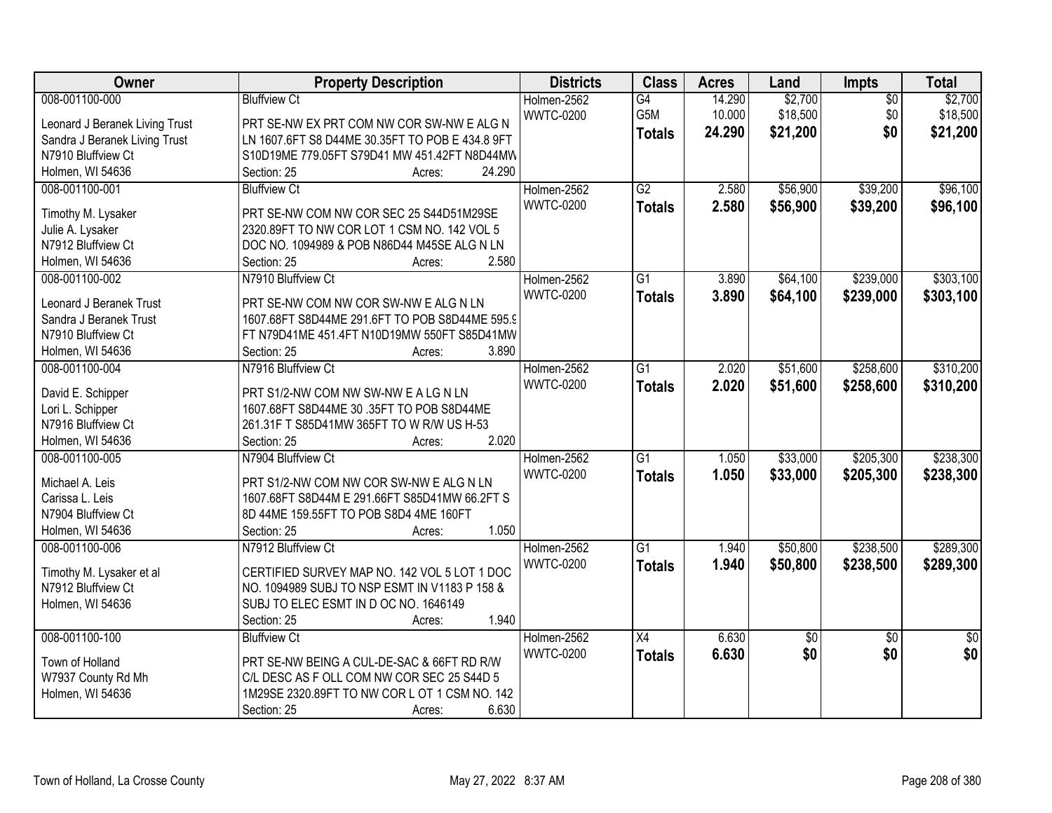| Owner | Property Description | Districts | Class | Acres | Land | Impts | Total |
|---|---|---|---|---|---|---|---|
| 008-001100-000<br>Leonard J Beranek Living Trust<br>Sandra J Beranek Living Trust<br>N7910 Bluffview Ct<br>Holmen, WI 54636 | Bluffview Ct<br>PRT SE-NW EX PRT COM NW COR SW-NW E ALG N LN 1607.6FT S8 D44ME 30.35FT TO POB E 434.8 9FT S10D19ME 779.05FT S79D41 MW 451.42FT N8D44MW<br>Section: 25 Acres: 24.290 | Holmen-2562<br>WWTC-0200 | G4<br>G5M<br>**Totals** | 14.290<br>10.000<br>**24.290** | $2,700<br>$18,500<br>**$21,200** | $0<br>$0<br>**$0** | $2,700<br>$18,500<br>**$21,200** |
| 008-001100-001<br>Timothy M. Lysaker<br>Julie A. Lysaker<br>N7912 Bluffview Ct<br>Holmen, WI 54636 | Bluffview Ct<br>PRT SE-NW COM NW COR SEC 25 S44D51M29SE 2320.89FT TO NW COR LOT 1 CSM NO. 142 VOL 5 DOC NO. 1094989 & POB N86D44 M45SE ALG N LN<br>Section: 25 Acres: 2.580 | Holmen-2562<br>WWTC-0200 | G2<br>**Totals** | 2.580<br>**2.580** | $56,900<br>**$56,900** | $39,200<br>**$39,200** | $96,100<br>**$96,100** |
| 008-001100-002<br>Leonard J Beranek Trust<br>Sandra J Beranek Trust<br>N7910 Bluffview Ct<br>Holmen, WI 54636 | N7910 Bluffview Ct<br>PRT SE-NW COM NW COR SW-NW E ALG N LN 1607.68FT S8D44ME 291.6FT TO POB S8D44ME 595.9 FT N79D41ME 451.4FT N10D19MW 550FT S85D41MW<br>Section: 25 Acres: 3.890 | Holmen-2562<br>WWTC-0200 | G1<br>**Totals** | 3.890<br>**3.890** | $64,100<br>**$64,100** | $239,000<br>**$239,000** | $303,100<br>**$303,100** |
| 008-001100-004<br>David E. Schipper<br>Lori L. Schipper<br>N7916 Bluffview Ct<br>Holmen, WI 54636 | N7916 Bluffview Ct<br>PRT S1/2-NW COM NW SW-NW E A LG N LN 1607.68FT S8D44ME 30 .35FT TO POB S8D44ME 261.31F T S85D41MW 365FT TO W R/W US H-53<br>Section: 25 Acres: 2.020 | Holmen-2562<br>WWTC-0200 | G1<br>**Totals** | 2.020<br>**2.020** | $51,600<br>**$51,600** | $258,600<br>**$258,600** | $310,200<br>**$310,200** |
| 008-001100-005<br>Michael A. Leis<br>Carissa L. Leis<br>N7904 Bluffview Ct<br>Holmen, WI 54636 | N7904 Bluffview Ct<br>PRT S1/2-NW COM NW COR SW-NW E ALG N LN 1607.68FT S8D44M E 291.66FT S85D41MW 66.2FT S 8D 44ME 159.55FT TO POB S8D4 4ME 160FT<br>Section: 25 Acres: 1.050 | Holmen-2562<br>WWTC-0200 | G1<br>**Totals** | 1.050<br>**1.050** | $33,000<br>**$33,000** | $205,300<br>**$205,300** | $238,300<br>**$238,300** |
| 008-001100-006<br>Timothy M. Lysaker et al<br>N7912 Bluffview Ct<br>Holmen, WI 54636 | N7912 Bluffview Ct<br>CERTIFIED SURVEY MAP NO. 142 VOL 5 LOT 1 DOC NO. 1094989 SUBJ TO NSP ESMT IN V1183 P 158 & SUBJ TO ELEC ESMT IN D OC NO. 1646149<br>Section: 25 Acres: 1.940 | Holmen-2562<br>WWTC-0200 | G1<br>**Totals** | 1.940<br>**1.940** | $50,800<br>**$50,800** | $238,500<br>**$238,500** | $289,300<br>**$289,300** |
| 008-001100-100<br>Town of Holland<br>W7937 County Rd Mh<br>Holmen, WI 54636 | Bluffview Ct<br>PRT SE-NW BEING A CUL-DE-SAC & 66FT RD R/W C/L DESC AS F OLL COM NW COR SEC 25 S44D 5 1M29SE 2320.89FT TO NW COR L OT 1 CSM NO. 142<br>Section: 25 Acres: 6.630 | Holmen-2562<br>WWTC-0200 | X4<br>**Totals** | 6.630<br>**6.630** | $0<br>**$0** | $0<br>**$0** | $0<br>**$0** |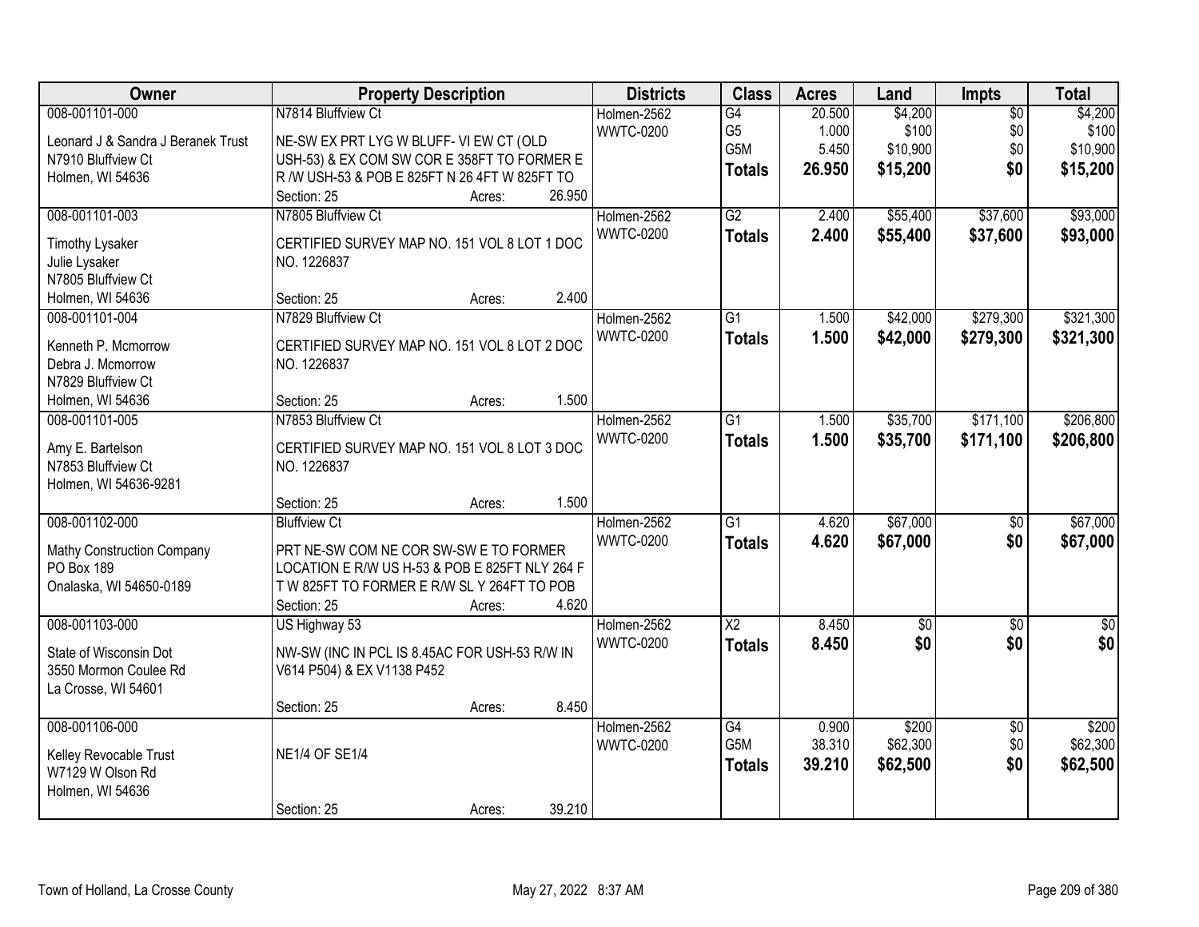| Owner | Property Description | Districts | Class | Acres | Land | Impts | Total |
|---|---|---|---|---|---|---|---|
| 008-001101-000<br>Leonard J & Sandra J Beranek Trust<br>N7910 Bluffview Ct<br>Holmen, WI 54636 | N7814 Bluffview Ct<br>NE-SW EX PRT LYG W BLUFF- VI EW CT (OLD USH-53) & EX COM SW COR E 358FT TO FORMER E R /W USH-53 & POB E 825FT N 26 4FT W 825FT TO<br>Section: 25 Acres: 26.950 | Holmen-2562<br>WWTC-0200 | G4<br>G5<br>G5M<br>**Totals** | 20.500<br>1.000<br>5.450<br>**26.950** | $4,200<br>$100<br>$10,900<br>**$15,200** | $0<br>$0<br>$0<br>**$0** | $4,200<br>$100<br>$10,900<br>**$15,200** |
| 008-001101-003<br>Timothy Lysaker<br>Julie Lysaker<br>N7805 Bluffview Ct<br>Holmen, WI 54636 | N7805 Bluffview Ct<br>CERTIFIED SURVEY MAP NO. 151 VOL 8 LOT 1 DOC NO. 1226837<br>Section: 25 Acres: 2.400 | Holmen-2562<br>WWTC-0200 | G2<br>**Totals** | 2.400<br>**2.400** | $55,400<br>**$55,400** | $37,600<br>**$37,600** | $93,000<br>**$93,000** |
| 008-001101-004<br>Kenneth P. Mcmorrow<br>Debra J. Mcmorrow<br>N7829 Bluffview Ct<br>Holmen, WI 54636 | N7829 Bluffview Ct<br>CERTIFIED SURVEY MAP NO. 151 VOL 8 LOT 2 DOC NO. 1226837<br>Section: 25 Acres: 1.500 | Holmen-2562<br>WWTC-0200 | G1<br>**Totals** | 1.500<br>**1.500** | $42,000<br>**$42,000** | $279,300<br>**$279,300** | $321,300<br>**$321,300** |
| 008-001101-005<br>Amy E. Bartelson<br>N7853 Bluffview Ct<br>Holmen, WI 54636-9281 | N7853 Bluffview Ct<br>CERTIFIED SURVEY MAP NO. 151 VOL 8 LOT 3 DOC NO. 1226837<br>Section: 25 Acres: 1.500 | Holmen-2562<br>WWTC-0200 | G1<br>**Totals** | 1.500<br>**1.500** | $35,700<br>**$35,700** | $171,100<br>**$171,100** | $206,800<br>**$206,800** |
| 008-001102-000<br>Mathy Construction Company<br>PO Box 189<br>Onalaska, WI 54650-0189 | Bluffview Ct<br>PRT NE-SW COM NE COR SW-SW E TO FORMER LOCATION E R/W US H-53 & POB E 825FT NLY 264 F T W 825FT TO FORMER E R/W SL Y 264FT TO POB<br>Section: 25 Acres: 4.620 | Holmen-2562<br>WWTC-0200 | G1<br>**Totals** | 4.620<br>**4.620** | $67,000<br>**$67,000** | $0<br>**$0** | $67,000<br>**$67,000** |
| 008-001103-000<br>State of Wisconsin Dot<br>3550 Mormon Coulee Rd<br>La Crosse, WI 54601 | US Highway 53<br>NW-SW (INC IN PCL IS 8.45AC FOR USH-53 R/W IN V614 P504) & EX V1138 P452<br>Section: 25 Acres: 8.450 | Holmen-2562<br>WWTC-0200 | X2<br>**Totals** | 8.450<br>**8.450** | $0<br>**$0** | $0<br>**$0** | $0<br>**$0** |
| 008-001106-000<br>Kelley Revocable Trust<br>W7129 W Olson Rd<br>Holmen, WI 54636 | NE1/4 OF SE1/4<br>Section: 25 Acres: 39.210 | Holmen-2562<br>WWTC-0200 | G4<br>G5M<br>**Totals** | 0.900<br>38.310<br>**39.210** | $200<br>$62,300<br>**$62,500** | $0<br>$0<br>**$0** | $200<br>$62,300<br>**$62,500** |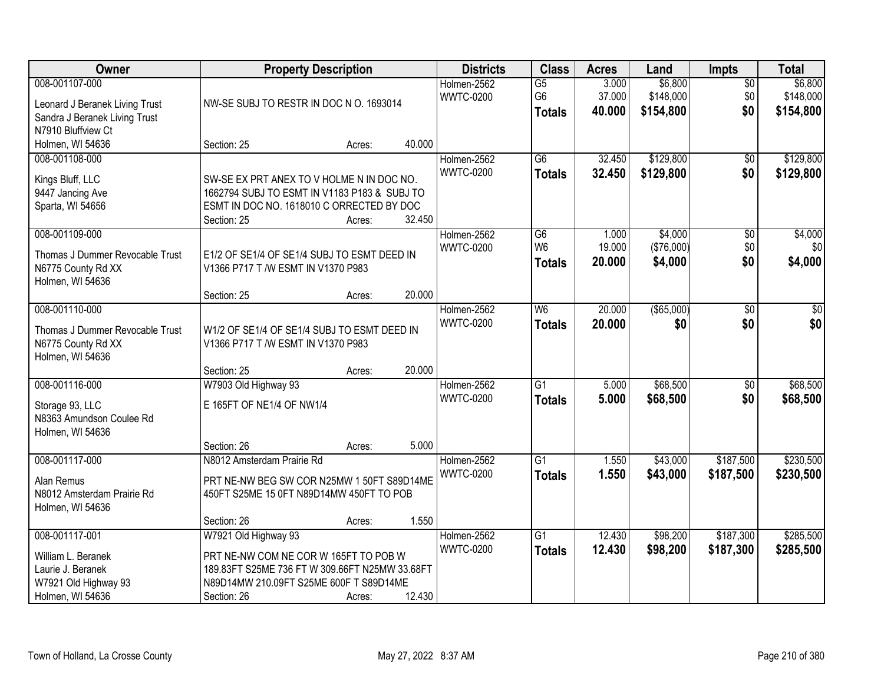| Owner | Property Description | Districts | Class | Acres | Land | Impts | Total |
|---|---|---|---|---|---|---|---|
| 008-001107-000<br>Leonard J Beranek Living Trust<br>Sandra J Beranek Living Trust<br>N7910 Bluffview Ct<br>Holmen, WI 54636 | NW-SE SUBJ TO RESTR IN DOC N O. 1693014<br>Section: 25 Acres: 40.000 | Holmen-2562<br>WWTC-0200 | G5<br>G6<br>**Totals** | 3.000<br>37.000<br>**40.000** | $6,800<br>$148,000<br>**$154,800** | $0<br>$0<br>**$0** | $6,800<br>$148,000<br>**$154,800** |
| 008-001108-000<br>Kings Bluff, LLC<br>9447 Jancing Ave<br>Sparta, WI 54656 | SW-SE EX PRT ANEX TO V HOLME N IN DOC NO. 1662794 SUBJ TO ESMT IN V1183 P183 & SUBJ TO ESMT IN DOC NO. 1618010 C ORRECTED BY DOC<br>Section: 25 Acres: 32.450 | Holmen-2562<br>WWTC-0200 | G6<br>**Totals** | 32.450<br>**32.450** | $129,800<br>**$129,800** | $0<br>**$0** | $129,800<br>**$129,800** |
| 008-001109-000<br>Thomas J Dummer Revocable Trust<br>N6775 County Rd XX<br>Holmen, WI 54636 | E1/2 OF SE1/4 OF SE1/4 SUBJ TO ESMT DEED IN V1366 P717 T /W ESMT IN V1370 P983<br>Section: 25 Acres: 20.000 | Holmen-2562<br>WWTC-0200 | G6<br>W6<br>**Totals** | 1.000<br>19.000<br>**20.000** | $4,000<br>($76,000)<br>**$4,000** | $0<br>$0<br>**$0** | $4,000<br>$0<br>**$4,000** |
| 008-001110-000<br>Thomas J Dummer Revocable Trust<br>N6775 County Rd XX<br>Holmen, WI 54636 | W1/2 OF SE1/4 OF SE1/4 SUBJ TO ESMT DEED IN V1366 P717 T /W ESMT IN V1370 P983<br>Section: 25 Acres: 20.000 | Holmen-2562<br>WWTC-0200 | W6<br>**Totals** | 20.000<br>**20.000** | ($65,000)<br>**$0** | $0<br>**$0** | $0<br>**$0** |
| 008-001116-000<br>Storage 93, LLC<br>N8363 Amundson Coulee Rd<br>Holmen, WI 54636 | W7903 Old Highway 93<br>E 165FT OF NE1/4 OF NW1/4<br>Section: 26 Acres: 5.000 | Holmen-2562<br>WWTC-0200 | G1<br>**Totals** | 5.000<br>**5.000** | $68,500<br>**$68,500** | $0<br>**$0** | $68,500<br>**$68,500** |
| 008-001117-000<br>Alan Remus<br>N8012 Amsterdam Prairie Rd<br>Holmen, WI 54636 | N8012 Amsterdam Prairie Rd<br>PRT NE-NW BEG SW COR N25MW 1 50FT S89D14ME 450FT S25ME 15 0FT N89D14MW 450FT TO POB<br>Section: 26 Acres: 1.550 | Holmen-2562<br>WWTC-0200 | G1<br>**Totals** | 1.550<br>**1.550** | $43,000<br>**$43,000** | $187,500<br>**$187,500** | $230,500<br>**$230,500** |
| 008-001117-001<br>William L. Beranek<br>Laurie J. Beranek<br>W7921 Old Highway 93<br>Holmen, WI 54636 | W7921 Old Highway 93<br>PRT NE-NW COM NE COR W 165FT TO POB W 189.83FT S25ME 736 FT W 309.66FT N25MW 33.68FT N89D14MW 210.09FT S25ME 600F T S89D14ME<br>Section: 26 Acres: 12.430 | Holmen-2562<br>WWTC-0200 | G1<br>**Totals** | 12.430<br>**12.430** | $98,200<br>**$98,200** | $187,300<br>**$187,300** | $285,500<br>**$285,500** |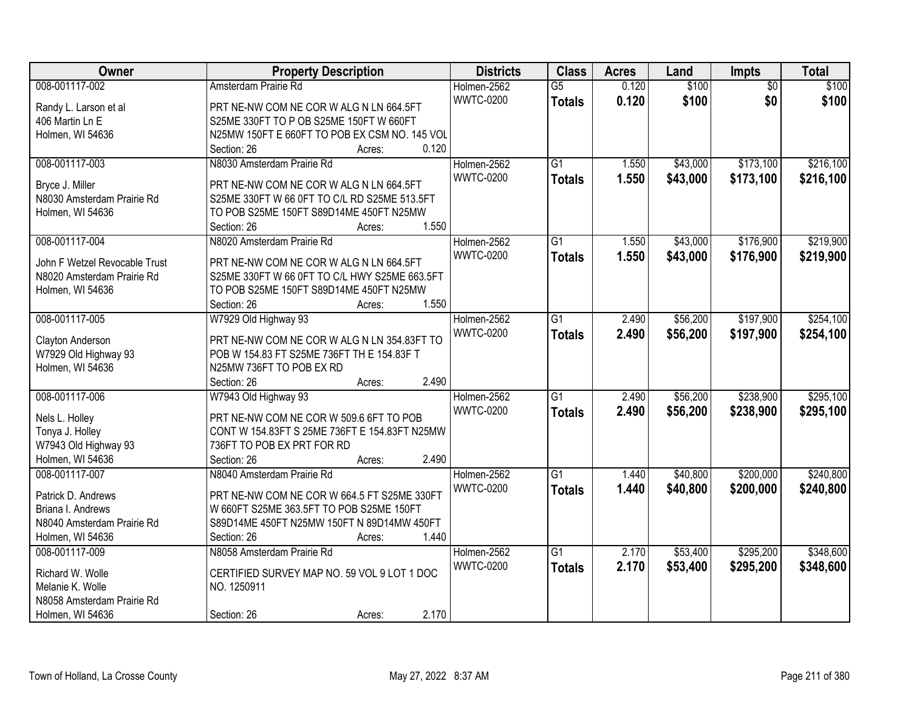| Owner | Property Description | Districts | Class | Acres | Land | Impts | Total |
|---|---|---|---|---|---|---|---|
| 008-001117-002<br>Randy L. Larson et al<br>406 Martin Ln E<br>Holmen, WI 54636 | Amsterdam Prairie Rd<br>PRT NE-NW COM NE COR W ALG N LN 664.5FT S25ME 330FT TO P OB S25ME 150FT W 660FT N25MW 150FT E 660FT TO POB EX CSM NO. 145 VOL<br>Section: 26 Acres: 0.120 | Holmen-2562<br>WWTC-0200 | G5<br>**Totals** | 0.120<br>**0.120** | $100<br>**$100** | $0<br>**$0** | $100<br>**$100** |
| 008-001117-003<br>Bryce J. Miller<br>N8030 Amsterdam Prairie Rd<br>Holmen, WI 54636 | N8030 Amsterdam Prairie Rd<br>PRT NE-NW COM NE COR W ALG N LN 664.5FT S25ME 330FT W 66 0FT TO C/L RD S25ME 513.5FT TO POB S25ME 150FT S89D14ME 450FT N25MW<br>Section: 26 Acres: 1.550 | Holmen-2562<br>WWTC-0200 | G1<br>**Totals** | 1.550<br>**1.550** | $43,000<br>**$43,000** | $173,100<br>**$173,100** | $216,100<br>**$216,100** |
| 008-001117-004<br>John F Wetzel Revocable Trust<br>N8020 Amsterdam Prairie Rd<br>Holmen, WI 54636 | N8020 Amsterdam Prairie Rd<br>PRT NE-NW COM NE COR W ALG N LN 664.5FT S25ME 330FT W 66 0FT TO C/L HWY S25ME 663.5FT TO POB S25ME 150FT S89D14ME 450FT N25MW<br>Section: 26 Acres: 1.550 | Holmen-2562<br>WWTC-0200 | G1<br>**Totals** | 1.550<br>**1.550** | $43,000<br>**$43,000** | $176,900<br>**$176,900** | $219,900<br>**$219,900** |
| 008-001117-005<br>Clayton Anderson<br>W7929 Old Highway 93<br>Holmen, WI 54636 | W7929 Old Highway 93<br>PRT NE-NW COM NE COR W ALG N LN 354.83FT TO POB W 154.83 FT S25ME 736FT TH E 154.83F T N25MW 736FT TO POB EX RD<br>Section: 26 Acres: 2.490 | Holmen-2562<br>WWTC-0200 | G1<br>**Totals** | 2.490<br>**2.490** | $56,200<br>**$56,200** | $197,900<br>**$197,900** | $254,100<br>**$254,100** |
| 008-001117-006<br>Nels L. Holley<br>Tonya J. Holley<br>W7943 Old Highway 93<br>Holmen, WI 54636 | W7943 Old Highway 93<br>PRT NE-NW COM NE COR W 509.6 6FT TO POB CONT W 154.83FT S 25ME 736FT E 154.83FT N25MW 736FT TO POB EX PRT FOR RD<br>Section: 26 Acres: 2.490 | Holmen-2562<br>WWTC-0200 | G1<br>**Totals** | 2.490<br>**2.490** | $56,200<br>**$56,200** | $238,900<br>**$238,900** | $295,100<br>**$295,100** |
| 008-001117-007<br>Patrick D. Andrews<br>Briana I. Andrews<br>N8040 Amsterdam Prairie Rd<br>Holmen, WI 54636 | N8040 Amsterdam Prairie Rd<br>PRT NE-NW COM NE COR W 664.5 FT S25ME 330FT W 660FT S25ME 363.5FT TO POB S25ME 150FT S89D14ME 450FT N25MW 150FT N 89D14MW 450FT<br>Section: 26 Acres: 1.440 | Holmen-2562<br>WWTC-0200 | G1<br>**Totals** | 1.440<br>**1.440** | $40,800<br>**$40,800** | $200,000<br>**$200,000** | $240,800<br>**$240,800** |
| 008-001117-009<br>Richard W. Wolle<br>Melanie K. Wolle<br>N8058 Amsterdam Prairie Rd<br>Holmen, WI 54636 | N8058 Amsterdam Prairie Rd<br>CERTIFIED SURVEY MAP NO. 59 VOL 9 LOT 1 DOC NO. 1250911<br>Section: 26 Acres: 2.170 | Holmen-2562<br>WWTC-0200 | G1<br>**Totals** | 2.170<br>**2.170** | $53,400<br>**$53,400** | $295,200<br>**$295,200** | $348,600<br>**$348,600** |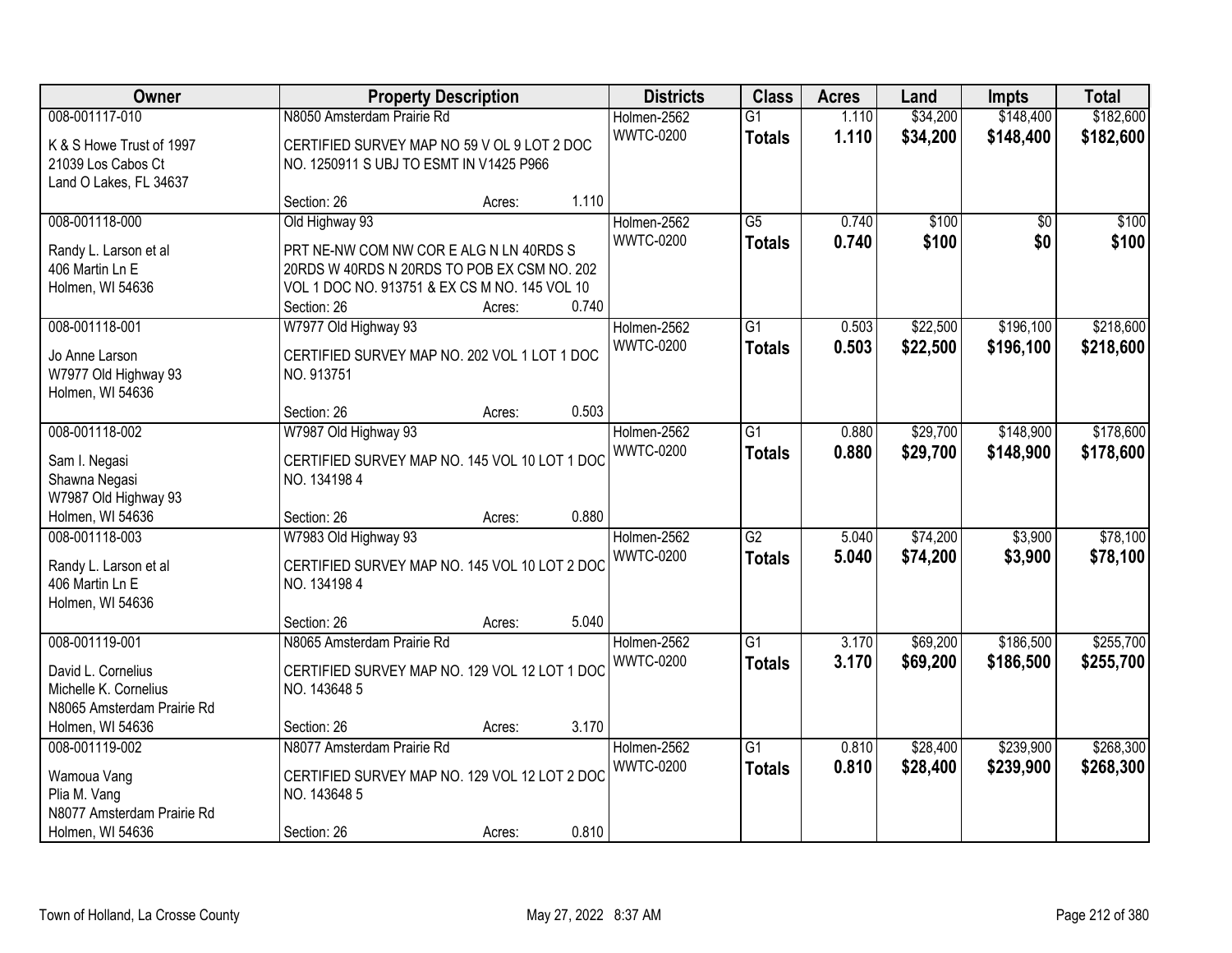| Owner | Property Description | Districts | Class | Acres | Land | Impts | Total |
|---|---|---|---|---|---|---|---|
| 008-001117-010<br>K & S Howe Trust of 1997<br>21039 Los Cabos Ct<br>Land O Lakes, FL 34637 | N8050 Amsterdam Prairie Rd<br>CERTIFIED SURVEY MAP NO 59 V OL 9 LOT 2 DOC NO. 1250911 S UBJ TO ESMT IN V1425 P966<br>Section: 26 Acres: 1.110 | Holmen-2562<br>WWTC-0200 | G1<br>**Totals** | 1.110<br>**1.110** | $34,200<br>**$34,200** | $148,400<br>**$148,400** | $182,600<br>**$182,600** |
| 008-001118-000<br>Randy L. Larson et al<br>406 Martin Ln E<br>Holmen, WI 54636 | Old Highway 93<br>PRT NE-NW COM NW COR E ALG N LN 40RDS S 20RDS W 40RDS N 20RDS TO POB EX CSM NO. 202 VOL 1 DOC NO. 913751 & EX CS M NO. 145 VOL 10<br>Section: 26 Acres: 0.740 | Holmen-2562<br>WWTC-0200 | G5<br>**Totals** | 0.740<br>**0.740** | $100<br>**$100** | $0<br>**$0** | $100<br>**$100** |
| 008-001118-001<br>Jo Anne Larson<br>W7977 Old Highway 93<br>Holmen, WI 54636 | W7977 Old Highway 93<br>CERTIFIED SURVEY MAP NO. 202 VOL 1 LOT 1 DOC NO. 913751<br>Section: 26 Acres: 0.503 | Holmen-2562<br>WWTC-0200 | G1<br>**Totals** | 0.503<br>**0.503** | $22,500<br>**$22,500** | $196,100<br>**$196,100** | $218,600<br>**$218,600** |
| 008-001118-002<br>Sam I. Negasi<br>Shawna Negasi<br>W7987 Old Highway 93<br>Holmen, WI 54636 | W7987 Old Highway 93<br>CERTIFIED SURVEY MAP NO. 145 VOL 10 LOT 1 DOC NO. 134198 4<br>Section: 26 Acres: 0.880 | Holmen-2562<br>WWTC-0200 | G1<br>**Totals** | 0.880<br>**0.880** | $29,700<br>**$29,700** | $148,900<br>**$148,900** | $178,600<br>**$178,600** |
| 008-001118-003<br>Randy L. Larson et al<br>406 Martin Ln E<br>Holmen, WI 54636 | W7983 Old Highway 93<br>CERTIFIED SURVEY MAP NO. 145 VOL 10 LOT 2 DOC NO. 134198 4<br>Section: 26 Acres: 5.040 | Holmen-2562<br>WWTC-0200 | G2<br>**Totals** | 5.040<br>**5.040** | $74,200<br>**$74,200** | $3,900<br>**$3,900** | $78,100<br>**$78,100** |
| 008-001119-001<br>David L. Cornelius<br>Michelle K. Cornelius<br>N8065 Amsterdam Prairie Rd<br>Holmen, WI 54636 | N8065 Amsterdam Prairie Rd<br>CERTIFIED SURVEY MAP NO. 129 VOL 12 LOT 1 DOC NO. 143648 5<br>Section: 26 Acres: 3.170 | Holmen-2562<br>WWTC-0200 | G1<br>**Totals** | 3.170<br>**3.170** | $69,200<br>**$69,200** | $186,500<br>**$186,500** | $255,700<br>**$255,700** |
| 008-001119-002<br>Wamoua Vang<br>Plia M. Vang<br>N8077 Amsterdam Prairie Rd<br>Holmen, WI 54636 | N8077 Amsterdam Prairie Rd<br>CERTIFIED SURVEY MAP NO. 129 VOL 12 LOT 2 DOC NO. 143648 5<br>Section: 26 Acres: 0.810 | Holmen-2562<br>WWTC-0200 | G1<br>**Totals** | 0.810<br>**0.810** | $28,400<br>**$28,400** | $239,900<br>**$239,900** | $268,300<br>**$268,300** |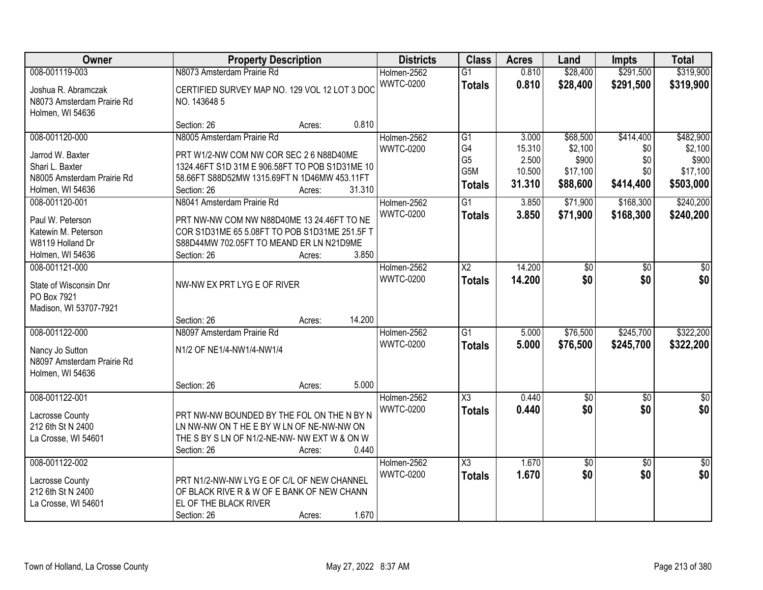| Owner | Property Description | Districts | Class | Acres | Land | Impts | Total |
|---|---|---|---|---|---|---|---|
| 008-001119-003<br>Joshua R. Abramczak<br>N8073 Amsterdam Prairie Rd<br>Holmen, WI 54636 | N8073 Amsterdam Prairie Rd<br>CERTIFIED SURVEY MAP NO. 129 VOL 12 LOT 3 DOC NO. 143648 5<br>Section: 26 Acres: 0.810 | Holmen-2562<br>WWTC-0200 | G1<br>**Totals** | 0.810<br>**0.810** | $28,400<br>**$28,400** | $291,500<br>**$291,500** | $319,900<br>**$319,900** |
| 008-001120-000<br>Jarrod W. Baxter<br>Shari L. Baxter<br>N8005 Amsterdam Prairie Rd<br>Holmen, WI 54636 | N8005 Amsterdam Prairie Rd<br>PRT W1/2-NW COM NW COR SEC 2 6 N88D40ME 1324.46FT S1D 31M E 906.58FT TO POB S1D31ME 10 58.66FT S88D52MW 1315.69FT N 1D46MW 453.11FT<br>Section: 26 Acres: 31.310 | Holmen-2562<br>WWTC-0200 | G1<br>G4<br>G5<br>G5M<br>**Totals** | 3.000<br>15.310<br>2.500<br>10.500<br>**31.310** | $68,500<br>$2,100<br>$900<br>$17,100<br>**$88,600** | $414,400<br>$0<br>$0<br>$0<br>**$414,400** | $482,900<br>$2,100<br>$900<br>$17,100<br>**$503,000** |
| 008-001120-001<br>Paul W. Peterson<br>Katewin M. Peterson<br>W8119 Holland Dr<br>Holmen, WI 54636 | N8041 Amsterdam Prairie Rd<br>PRT NW-NW COM NW N88D40ME 13 24.46FT TO NE COR S1D31ME 65 5.08FT TO POB S1D31ME 251.5F T S88D44MW 702.05FT TO MEAND ER LN N21D9ME<br>Section: 26 Acres: 3.850 | Holmen-2562<br>WWTC-0200 | G1<br>**Totals** | 3.850<br>**3.850** | $71,900<br>**$71,900** | $168,300<br>**$168,300** | $240,200<br>**$240,200** |
| 008-001121-000<br>State of Wisconsin Dnr<br>PO Box 7921<br>Madison, WI 53707-7921 | NW-NW EX PRT LYG E OF RIVER<br>Section: 26 Acres: 14.200 | Holmen-2562<br>WWTC-0200 | X2<br>**Totals** | 14.200<br>**14.200** | $0<br>**$0** | $0<br>**$0** | $0<br>**$0** |
| 008-001122-000<br>Nancy Jo Sutton<br>N8097 Amsterdam Prairie Rd<br>Holmen, WI 54636 | N8097 Amsterdam Prairie Rd<br>N1/2 OF NE1/4-NW1/4-NW1/4<br>Section: 26 Acres: 5.000 | Holmen-2562<br>WWTC-0200 | G1<br>**Totals** | 5.000<br>**5.000** | $76,500<br>**$76,500** | $245,700<br>**$245,700** | $322,200<br>**$322,200** |
| 008-001122-001<br>Lacrosse County<br>212 6th St N 2400<br>La Crosse, WI 54601 | PRT NW-NW BOUNDED BY THE FOL ON THE N BY N LN NW-NW ON T HE E BY W LN OF NE-NW-NW ON THE S BY S LN OF N1/2-NE-NW- NW EXT W & ON W<br>Section: 26 Acres: 0.440 | Holmen-2562<br>WWTC-0200 | X3<br>**Totals** | 0.440<br>**0.440** | $0<br>**$0** | $0<br>**$0** | $0<br>**$0** |
| 008-001122-002<br>Lacrosse County<br>212 6th St N 2400<br>La Crosse, WI 54601 | PRT N1/2-NW-NW LYG E OF C/L OF NEW CHANNEL OF BLACK RIVE R & W OF E BANK OF NEW CHANN EL OF THE BLACK RIVER<br>Section: 26 Acres: 1.670 | Holmen-2562<br>WWTC-0200 | X3<br>**Totals** | 1.670<br>**1.670** | $0<br>**$0** | $0<br>**$0** | $0<br>**$0** |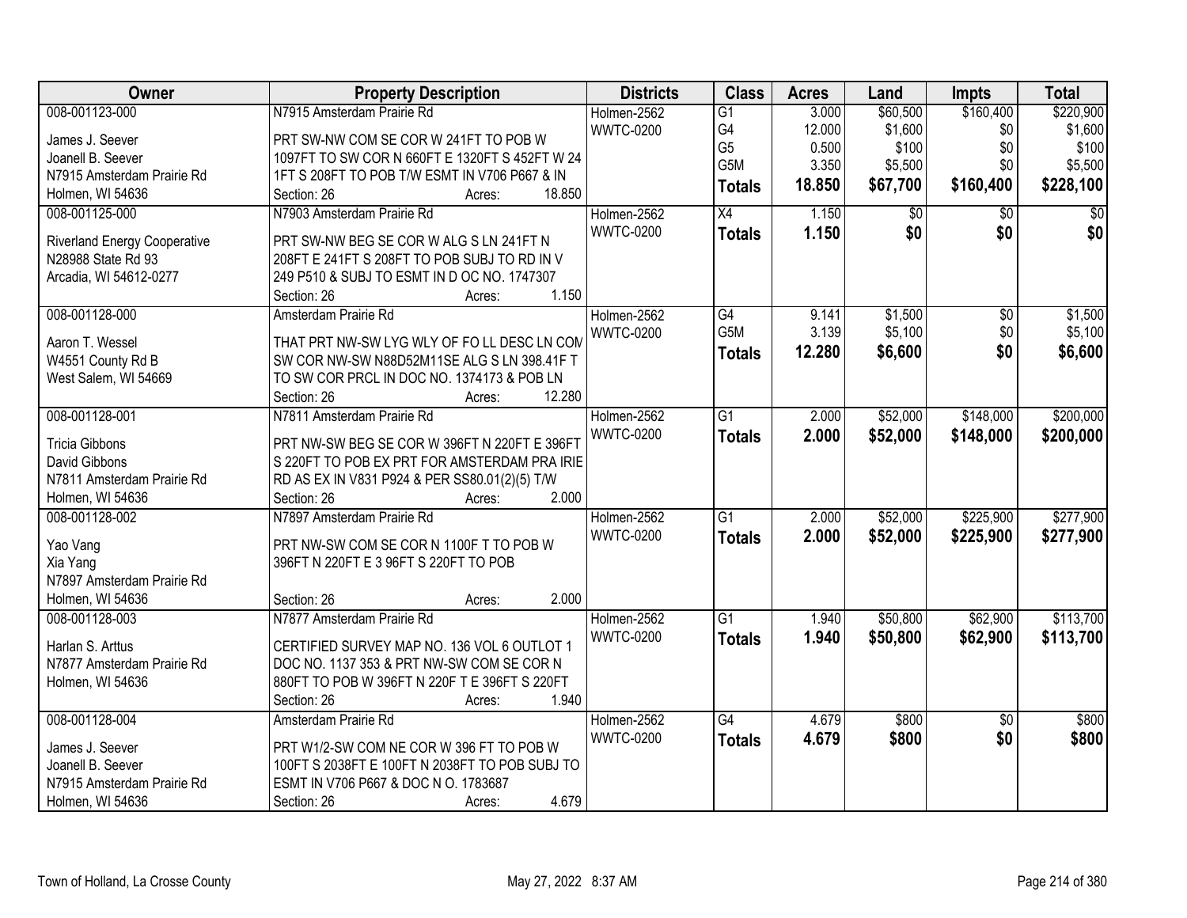| Owner | Property Description | Districts | Class | Acres | Land | Impts | Total |
|---|---|---|---|---|---|---|---|
| 008-001123-000<br>James J. Seever<br>Joanell B. Seever<br>N7915 Amsterdam Prairie Rd<br>Holmen, WI 54636 | N7915 Amsterdam Prairie Rd<br>PRT SW-NW COM SE COR W 241FT TO POB W 1097FT TO SW COR N 660FT E 1320FT S 452FT W 24 1FT S 208FT TO POB T/W ESMT IN V706 P667 & IN<br>Section: 26 Acres: 18.850 | Holmen-2562<br>WWTC-0200 | G1<br>G4<br>G5<br>G5M<br>**Totals** | 3.000<br>12.000<br>0.500<br>3.350<br>**18.850** | $60,500<br>$1,600<br>$100<br>$5,500<br>**$67,700** | $160,400<br>$0<br>$0<br>$0<br>**$160,400** | $220,900<br>$1,600<br>$100<br>$5,500<br>**$228,100** |
| 008-001125-000<br>Riverland Energy Cooperative<br>N28988 State Rd 93<br>Arcadia, WI 54612-0277 | N7903 Amsterdam Prairie Rd<br>PRT SW-NW BEG SE COR W ALG S LN 241FT N 208FT E 241FT S 208FT TO POB SUBJ TO RD IN V 249 P510 & SUBJ TO ESMT IN D OC NO. 1747307<br>Section: 26 Acres: 1.150 | Holmen-2562<br>WWTC-0200 | X4<br>**Totals** | 1.150<br>**1.150** | $0<br>**$0** | $0<br>**$0** | $0<br>**$0** |
| 008-001128-000<br>Aaron T. Wessel<br>W4551 County Rd B<br>West Salem, WI 54669 | Amsterdam Prairie Rd<br>THAT PRT NW-SW LYG WLY OF FO LL DESC LN COM SW COR NW-SW N88D52M11SE ALG S LN 398.41F T TO SW COR PRCL IN DOC NO. 1374173 & POB LN<br>Section: 26 Acres: 12.280 | Holmen-2562<br>WWTC-0200 | G4<br>G5M<br>**Totals** | 9.141<br>3.139<br>**12.280** | $1,500<br>$5,100<br>**$6,600** | $0<br>$0<br>**$0** | $1,500<br>$5,100<br>**$6,600** |
| 008-001128-001<br>Tricia Gibbons<br>David Gibbons<br>N7811 Amsterdam Prairie Rd<br>Holmen, WI 54636 | N7811 Amsterdam Prairie Rd<br>PRT NW-SW BEG SE COR W 396FT N 220FT E 396FT S 220FT TO POB EX PRT FOR AMSTERDAM PRA IRIE RD AS EX IN V831 P924 & PER SS80.01(2)(5) T/W<br>Section: 26 Acres: 2.000 | Holmen-2562<br>WWTC-0200 | G1<br>**Totals** | 2.000<br>**2.000** | $52,000<br>**$52,000** | $148,000<br>**$148,000** | $200,000<br>**$200,000** |
| 008-001128-002<br>Yao Vang<br>Xia Yang<br>N7897 Amsterdam Prairie Rd<br>Holmen, WI 54636 | N7897 Amsterdam Prairie Rd<br>PRT NW-SW COM SE COR N 1100F T TO POB W 396FT N 220FT E 3 96FT S 220FT TO POB<br>Section: 26 Acres: 2.000 | Holmen-2562<br>WWTC-0200 | G1<br>**Totals** | 2.000<br>**2.000** | $52,000<br>**$52,000** | $225,900<br>**$225,900** | $277,900<br>**$277,900** |
| 008-001128-003<br>Harlan S. Arttus<br>N7877 Amsterdam Prairie Rd<br>Holmen, WI 54636 | N7877 Amsterdam Prairie Rd<br>CERTIFIED SURVEY MAP NO. 136 VOL 6 OUTLOT 1 DOC NO. 1137 353 & PRT NW-SW COM SE COR N 880FT TO POB W 396FT N 220F T E 396FT S 220FT<br>Section: 26 Acres: 1.940 | Holmen-2562<br>WWTC-0200 | G1<br>**Totals** | 1.940<br>**1.940** | $50,800<br>**$50,800** | $62,900<br>**$62,900** | $113,700<br>**$113,700** |
| 008-001128-004<br>James J. Seever<br>Joanell B. Seever<br>N7915 Amsterdam Prairie Rd<br>Holmen, WI 54636 | Amsterdam Prairie Rd<br>PRT W1/2-SW COM NE COR W 396 FT TO POB W 100FT S 2038FT E 100FT N 2038FT TO POB SUBJ TO ESMT IN V706 P667 & DOC N O. 1783687<br>Section: 26 Acres: 4.679 | Holmen-2562<br>WWTC-0200 | G4<br>**Totals** | 4.679<br>**4.679** | $800<br>**$800** | $0<br>**$0** | $800<br>**$800** |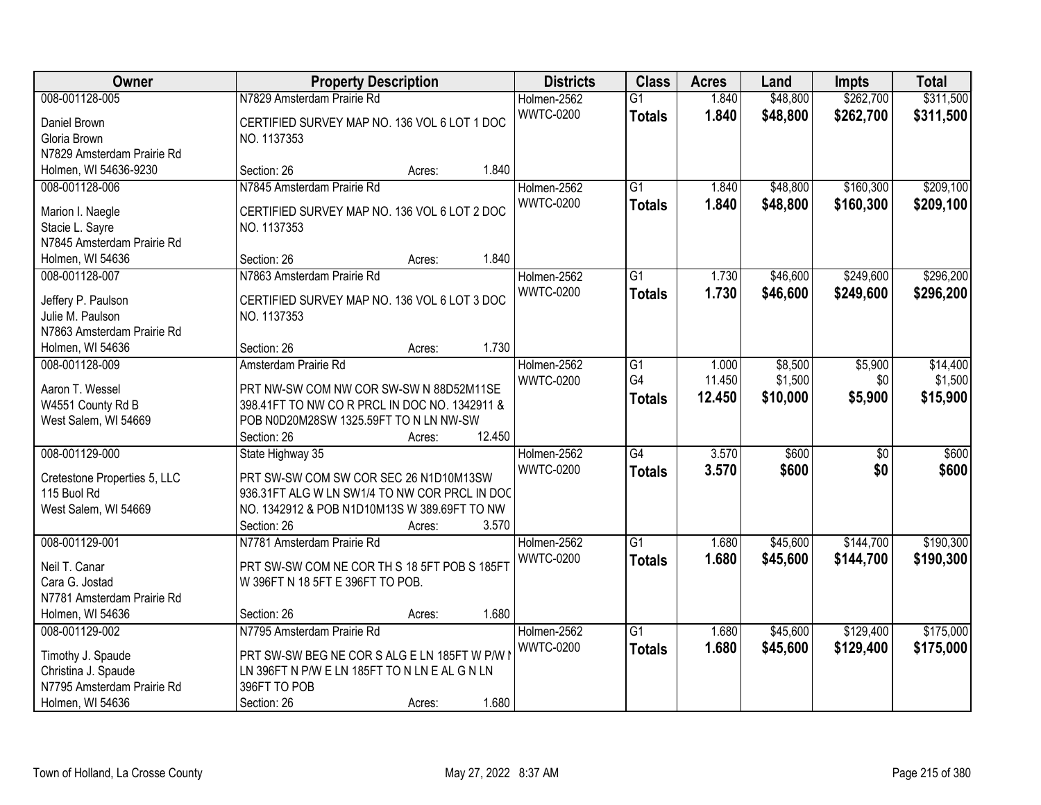| Owner | Property Description | Districts | Class | Acres | Land | Impts | Total |
|---|---|---|---|---|---|---|---|
| 008-001128-005<br>Daniel Brown<br>Gloria Brown<br>N7829 Amsterdam Prairie Rd<br>Holmen, WI 54636-9230 | N7829 Amsterdam Prairie Rd<br>CERTIFIED SURVEY MAP NO. 136 VOL 6 LOT 1 DOC NO. 1137353<br>Section: 26 Acres: 1.840 | Holmen-2562<br>WWTC-0200 | G1<br>**Totals** | 1.840<br>**1.840** | $48,800<br>**$48,800** | $262,700<br>**$262,700** | $311,500<br>**$311,500** |
| 008-001128-006<br>Marion I. Naegle<br>Stacie L. Sayre<br>N7845 Amsterdam Prairie Rd<br>Holmen, WI 54636 | N7845 Amsterdam Prairie Rd<br>CERTIFIED SURVEY MAP NO. 136 VOL 6 LOT 2 DOC NO. 1137353<br>Section: 26 Acres: 1.840 | Holmen-2562<br>WWTC-0200 | G1<br>**Totals** | 1.840<br>**1.840** | $48,800<br>**$48,800** | $160,300<br>**$160,300** | $209,100<br>**$209,100** |
| 008-001128-007<br>Jeffery P. Paulson<br>Julie M. Paulson<br>N7863 Amsterdam Prairie Rd<br>Holmen, WI 54636 | N7863 Amsterdam Prairie Rd<br>CERTIFIED SURVEY MAP NO. 136 VOL 6 LOT 3 DOC NO. 1137353<br>Section: 26 Acres: 1.730 | Holmen-2562<br>WWTC-0200 | G1<br>**Totals** | 1.730<br>**1.730** | $46,600<br>**$46,600** | $249,600<br>**$249,600** | $296,200<br>**$296,200** |
| 008-001128-009<br>Aaron T. Wessel<br>W4551 County Rd B<br>West Salem, WI 54669 | Amsterdam Prairie Rd<br>PRT NW-SW COM NW COR SW-SW N 88D52M11SE 398.41FT TO NW CO R PRCL IN DOC NO. 1342911 & POB N0D20M28SW 1325.59FT TO N LN NW-SW<br>Section: 26 Acres: 12.450 | Holmen-2562<br>WWTC-0200 | G1<br>G4<br>**Totals** | 1.000<br>11.450<br>**12.450** | $8,500<br>$1,500<br>**$10,000** | $5,900<br>$0<br>**$5,900** | $14,400<br>$1,500<br>**$15,900** |
| 008-001129-000<br>Cretestone Properties 5, LLC<br>115 Buol Rd<br>West Salem, WI 54669 | State Highway 35<br>PRT SW-SW COM SW COR SEC 26 N1D10M13SW 936.31FT ALG W LN SW1/4 TO NW COR PRCL IN DOC NO. 1342912 & POB N1D10M13S W 389.69FT TO NW<br>Section: 26 Acres: 3.570 | Holmen-2562<br>WWTC-0200 | G4<br>**Totals** | 3.570<br>**3.570** | $600<br>**$600** | $0<br>**$0** | $600<br>**$600** |
| 008-001129-001<br>Neil T. Canar<br>Cara G. Jostad<br>N7781 Amsterdam Prairie Rd<br>Holmen, WI 54636 | N7781 Amsterdam Prairie Rd<br>PRT SW-SW COM NE COR TH S 18 5FT POB S 185FT W 396FT N 18 5FT E 396FT TO POB.<br>Section: 26 Acres: 1.680 | Holmen-2562<br>WWTC-0200 | G1<br>**Totals** | 1.680<br>**1.680** | $45,600<br>**$45,600** | $144,700<br>**$144,700** | $190,300<br>**$190,300** |
| 008-001129-002<br>Timothy J. Spaude<br>Christina J. Spaude<br>N7795 Amsterdam Prairie Rd<br>Holmen, WI 54636 | N7795 Amsterdam Prairie Rd<br>PRT SW-SW BEG NE COR S ALG E LN 185FT W P/W N LN 396FT N P/W E LN 185FT TO N LN E AL G N LN 396FT TO POB<br>Section: 26 Acres: 1.680 | Holmen-2562<br>WWTC-0200 | G1<br>**Totals** | 1.680<br>**1.680** | $45,600<br>**$45,600** | $129,400<br>**$129,400** | $175,000<br>**$175,000** |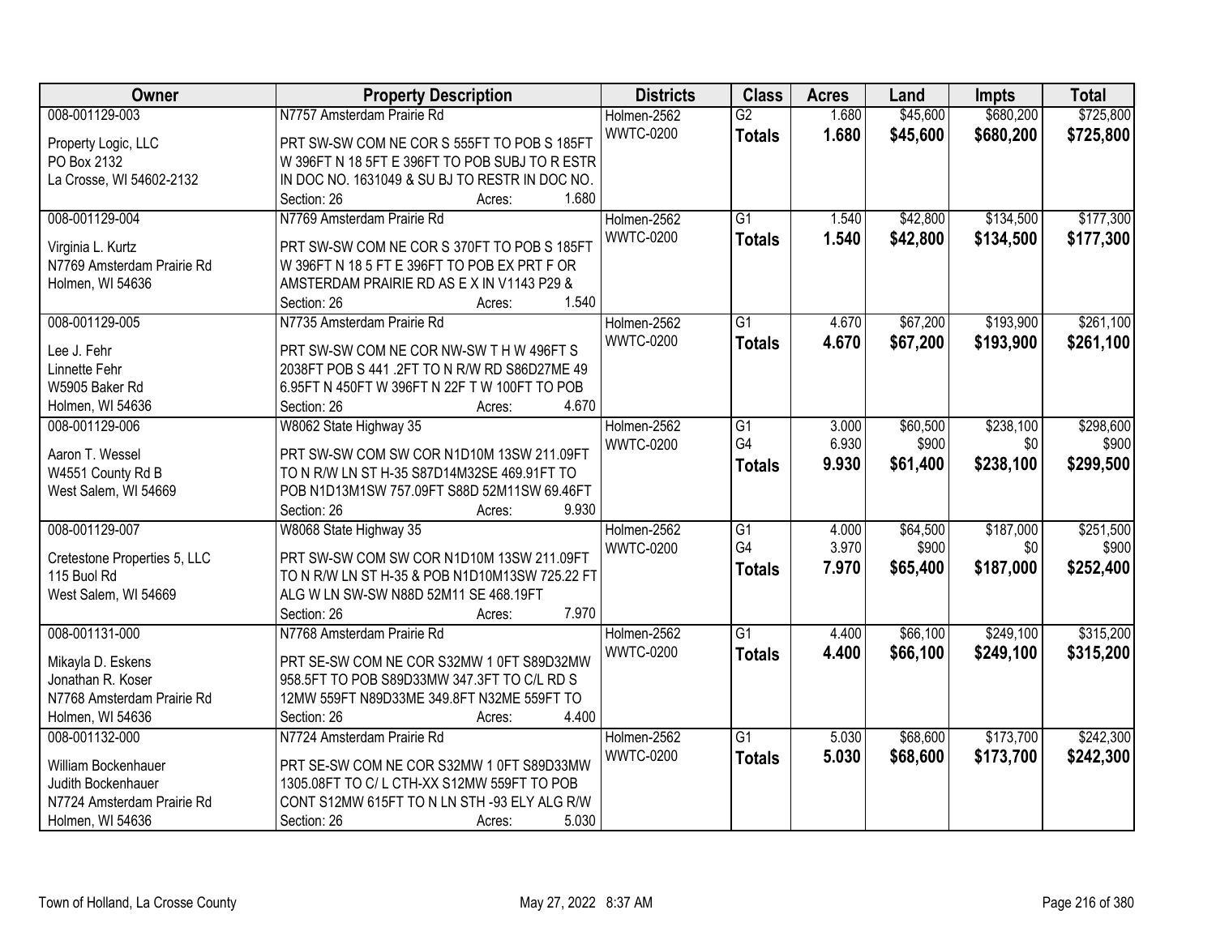| Owner | Property Description | Districts | Class | Acres | Land | Impts | Total |
|---|---|---|---|---|---|---|---|
| 008-001129-003<br><br>Property Logic, LLC<br>PO Box 2132<br>La Crosse, WI 54602-2132 | N7757 Amsterdam Prairie Rd<br><br>PRT SW-SW COM NE COR S 555FT TO POB S 185FT W 396FT N 18 5FT E 396FT TO POB SUBJ TO R ESTR IN DOC NO. 1631049 & SU BJ TO RESTR IN DOC NO.<br>Section: 26 Acres: 1.680 | Holmen-2562<br>WWTC-0200 | G2<br>**Totals** | 1.680<br>**1.680** | $45,600<br>**$45,600** | $680,200<br>**$680,200** | $725,800<br>**$725,800** |
| 008-001129-004<br><br>Virginia L. Kurtz<br>N7769 Amsterdam Prairie Rd<br>Holmen, WI 54636 | N7769 Amsterdam Prairie Rd<br><br>PRT SW-SW COM NE COR S 370FT TO POB S 185FT W 396FT N 18 5 FT E 396FT TO POB EX PRT F OR AMSTERDAM PRAIRIE RD AS E X IN V1143 P29 &<br>Section: 26 Acres: 1.540 | Holmen-2562<br>WWTC-0200 | G1<br>**Totals** | 1.540<br>**1.540** | $42,800<br>**$42,800** | $134,500<br>**$134,500** | $177,300<br>**$177,300** |
| 008-001129-005<br><br>Lee J. Fehr<br>Linnette Fehr<br>W5905 Baker Rd<br>Holmen, WI 54636 | N7735 Amsterdam Prairie Rd<br><br>PRT SW-SW COM NE COR NW-SW T H W 496FT S 2038FT POB S 441 .2FT TO N R/W RD S86D27ME 49 6.95FT N 450FT W 396FT N 22F T W 100FT TO POB<br>Section: 26 Acres: 4.670 | Holmen-2562<br>WWTC-0200 | G1<br>**Totals** | 4.670<br>**4.670** | $67,200<br>**$67,200** | $193,900<br>**$193,900** | $261,100<br>**$261,100** |
| 008-001129-006<br><br>Aaron T. Wessel<br>W4551 County Rd B<br>West Salem, WI 54669 | W8062 State Highway 35<br><br>PRT SW-SW COM SW COR N1D10M 13SW 211.09FT TO N R/W LN ST H-35 S87D14M32SE 469.91FT TO POB N1D13M1SW 757.09FT S88D 52M11SW 69.46FT<br>Section: 26 Acres: 9.930 | Holmen-2562<br>WWTC-0200 | G1<br>G4<br>**Totals** | 3.000<br>6.930<br>**9.930** | $60,500<br>$900<br>**$61,400** | $238,100<br>$0<br>**$238,100** | $298,600<br>$900<br>**$299,500** |
| 008-001129-007<br><br>Cretestone Properties 5, LLC<br>115 Buol Rd<br>West Salem, WI 54669 | W8068 State Highway 35<br><br>PRT SW-SW COM SW COR N1D10M 13SW 211.09FT TO N R/W LN ST H-35 & POB N1D10M13SW 725.22 FT ALG W LN SW-SW N88D 52M11 SE 468.19FT<br>Section: 26 Acres: 7.970 | Holmen-2562<br>WWTC-0200 | G1<br>G4<br>**Totals** | 4.000<br>3.970<br>**7.970** | $64,500<br>$900<br>**$65,400** | $187,000<br>$0<br>**$187,000** | $251,500<br>$900<br>**$252,400** |
| 008-001131-000<br><br>Mikayla D. Eskens<br>Jonathan R. Koser<br>N7768 Amsterdam Prairie Rd<br>Holmen, WI 54636 | N7768 Amsterdam Prairie Rd<br><br>PRT SE-SW COM NE COR S32MW 1 0FT S89D32MW 958.5FT TO POB S89D33MW 347.3FT TO C/L RD S 12MW 559FT N89D33ME 349.8FT N32ME 559FT TO<br>Section: 26 Acres: 4.400 | Holmen-2562<br>WWTC-0200 | G1<br>**Totals** | 4.400<br>**4.400** | $66,100<br>**$66,100** | $249,100<br>**$249,100** | $315,200<br>**$315,200** |
| 008-001132-000<br><br>William Bockenhauer<br>Judith Bockenhauer<br>N7724 Amsterdam Prairie Rd<br>Holmen, WI 54636 | N7724 Amsterdam Prairie Rd<br><br>PRT SE-SW COM NE COR S32MW 1 0FT S89D33MW 1305.08FT TO C/ L CTH-XX S12MW 559FT TO POB CONT S12MW 615FT TO N LN STH -93 ELY ALG R/W<br>Section: 26 Acres: 5.030 | Holmen-2562<br>WWTC-0200 | G1<br>**Totals** | 5.030<br>**5.030** | $68,600<br>**$68,600** | $173,700<br>**$173,700** | $242,300<br>**$242,300** |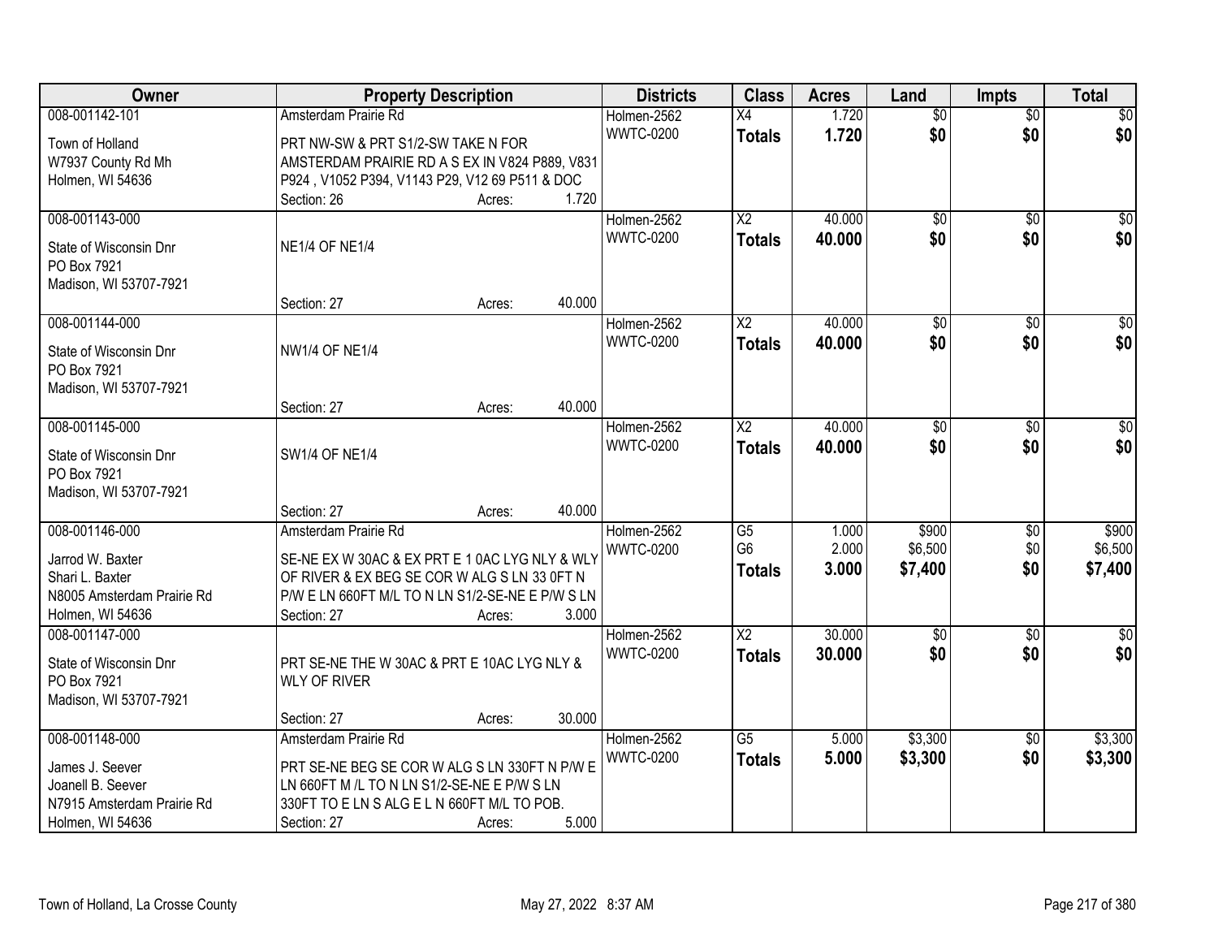| Owner | Property Description | Districts | Class | Acres | Land | Impts | Total |
|---|---|---|---|---|---|---|---|
| 008-001142-101<br>Town of Holland<br>W7937 County Rd Mh<br>Holmen, WI 54636 | Amsterdam Prairie Rd<br>PRT NW-SW & PRT S1/2-SW TAKE N FOR AMSTERDAM PRAIRIE RD A S EX IN V824 P889, V831 P924 , V1052 P394, V1143 P29, V12 69 P511 & DOC<br>Section: 26 Acres: 1.720 | Holmen-2562<br>WWTC-0200 | X4<br>**Totals** | 1.720<br>**1.720** | $0<br>**$0** | $0<br>**$0** | $0<br>**$0** |
| 008-001143-000<br>State of Wisconsin Dnr<br>PO Box 7921<br>Madison, WI 53707-7921 | NE1/4 OF NE1/4<br>Section: 27 Acres: 40.000 | Holmen-2562<br>WWTC-0200 | X2<br>**Totals** | 40.000<br>**40.000** | $0<br>**$0** | $0<br>**$0** | $0<br>**$0** |
| 008-001144-000<br>State of Wisconsin Dnr<br>PO Box 7921<br>Madison, WI 53707-7921 | NW1/4 OF NE1/4<br>Section: 27 Acres: 40.000 | Holmen-2562<br>WWTC-0200 | X2<br>**Totals** | 40.000<br>**40.000** | $0<br>**$0** | $0<br>**$0** | $0<br>**$0** |
| 008-001145-000<br>State of Wisconsin Dnr<br>PO Box 7921<br>Madison, WI 53707-7921 | SW1/4 OF NE1/4<br>Section: 27 Acres: 40.000 | Holmen-2562<br>WWTC-0200 | X2<br>**Totals** | 40.000<br>**40.000** | $0<br>**$0** | $0<br>**$0** | $0<br>**$0** |
| 008-001146-000<br>Jarrod W. Baxter<br>Shari L. Baxter<br>N8005 Amsterdam Prairie Rd<br>Holmen, WI 54636 | Amsterdam Prairie Rd<br>SE-NE EX W 30AC & EX PRT E 1 0AC LYG NLY & WLY OF RIVER & EX BEG SE COR W ALG S LN 33 0FT N P/W E LN 660FT M/L TO N LN S1/2-SE-NE E P/W S LN<br>Section: 27 Acres: 3.000 | Holmen-2562<br>WWTC-0200 | G5<br>G6<br>**Totals** | 1.000<br>2.000<br>**3.000** | $900<br>$6,500<br>**$7,400** | $0<br>$0<br>**$0** | $900<br>$6,500<br>**$7,400** |
| 008-001147-000<br>State of Wisconsin Dnr<br>PO Box 7921<br>Madison, WI 53707-7921 | PRT SE-NE THE W 30AC & PRT E 10AC LYG NLY & WLY OF RIVER<br>Section: 27 Acres: 30.000 | Holmen-2562<br>WWTC-0200 | X2<br>**Totals** | 30.000<br>**30.000** | $0<br>**$0** | $0<br>**$0** | $0<br>**$0** |
| 008-001148-000<br>James J. Seever<br>Joanell B. Seever<br>N7915 Amsterdam Prairie Rd<br>Holmen, WI 54636 | Amsterdam Prairie Rd<br>PRT SE-NE BEG SE COR W ALG S LN 330FT N P/W E LN 660FT M /L TO N LN S1/2-SE-NE E P/W S LN 330FT TO E LN S ALG E L N 660FT M/L TO POB.<br>Section: 27 Acres: 5.000 | Holmen-2562<br>WWTC-0200 | G5<br>**Totals** | 5.000<br>**5.000** | $3,300<br>**$3,300** | $0<br>**$0** | $3,300<br>**$3,300** |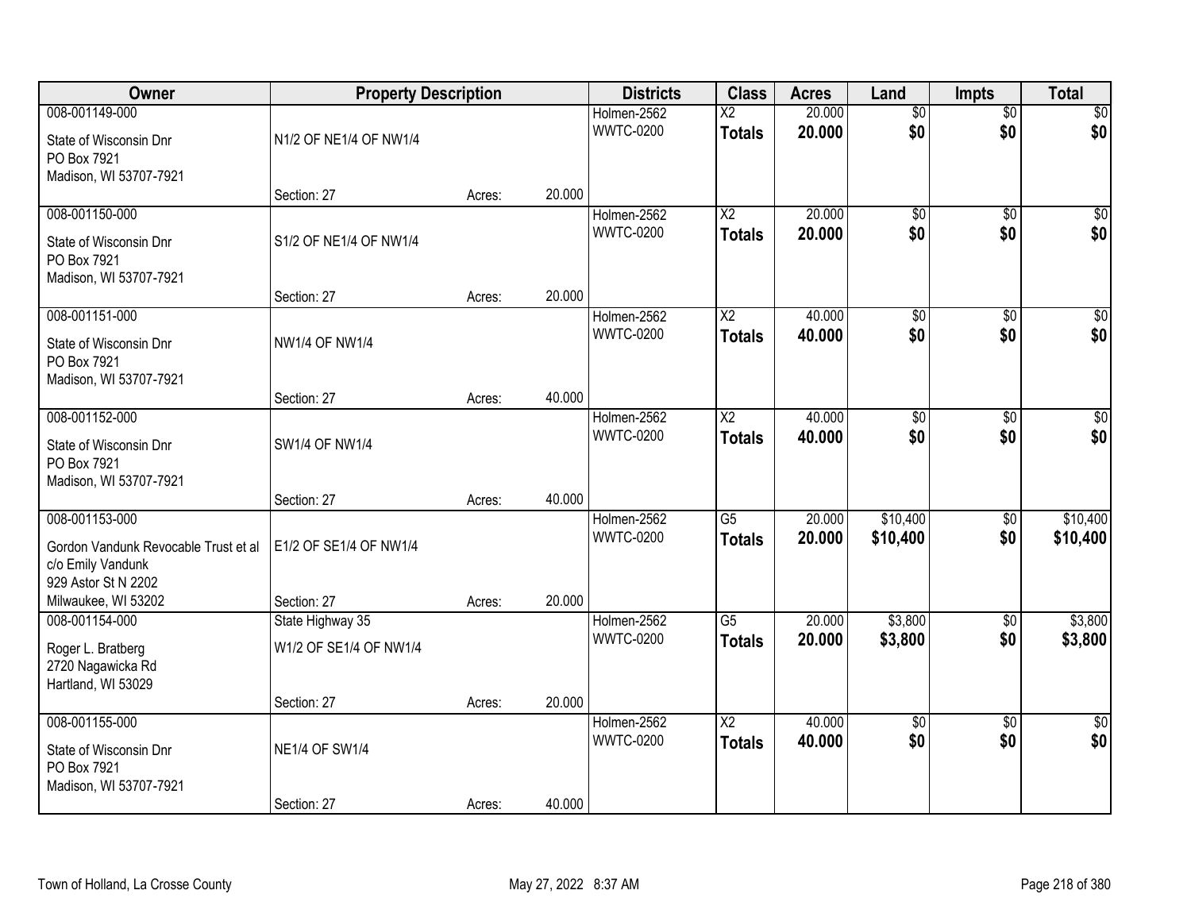| Owner | Property Description | | | Districts | Class | Acres | Land | Impts | Total |
|---|---|---|---|---|---|---|---|---|---|
| 008-001149-000<br>State of Wisconsin Dnr<br>PO Box 7921<br>Madison, WI 53707-7921 | N1/2 OF NE1/4 OF NW1/4<br>Section: 27 | Acres: | 20.000 | Holmen-2562<br>WWTC-0200 | X2<br>**Totals** | 20.000<br>**20.000** | $0<br>**$0** | $0<br>**$0** | $0<br>**$0** |
| 008-001150-000<br>State of Wisconsin Dnr<br>PO Box 7921<br>Madison, WI 53707-7921 | S1/2 OF NE1/4 OF NW1/4<br>Section: 27 | Acres: | 20.000 | Holmen-2562<br>WWTC-0200 | X2<br>**Totals** | 20.000<br>**20.000** | $0<br>**$0** | $0<br>**$0** | $0<br>**$0** |
| 008-001151-000<br>State of Wisconsin Dnr<br>PO Box 7921<br>Madison, WI 53707-7921 | NW1/4 OF NW1/4<br>Section: 27 | Acres: | 40.000 | Holmen-2562<br>WWTC-0200 | X2<br>**Totals** | 40.000<br>**40.000** | $0<br>**$0** | $0<br>**$0** | $0<br>**$0** |
| 008-001152-000<br>State of Wisconsin Dnr<br>PO Box 7921<br>Madison, WI 53707-7921 | SW1/4 OF NW1/4<br>Section: 27 | Acres: | 40.000 | Holmen-2562<br>WWTC-0200 | X2<br>**Totals** | 40.000<br>**40.000** | $0<br>**$0** | $0<br>**$0** | $0<br>**$0** |
| 008-001153-000<br>Gordon Vandunk Revocable Trust et al<br>c/o Emily Vandunk<br>929 Astor St N 2202<br>Milwaukee, WI 53202 | E1/2 OF SE1/4 OF NW1/4<br>Section: 27 | Acres: | 20.000 | Holmen-2562<br>WWTC-0200 | G5<br>**Totals** | 20.000<br>**20.000** | $10,400<br>**$10,400** | $0<br>**$0** | $10,400<br>**$10,400** |
| 008-001154-000<br>Roger L. Bratberg<br>2720 Nagawicka Rd<br>Hartland, WI 53029 | State Highway 35<br>W1/2 OF SE1/4 OF NW1/4<br>Section: 27 | Acres: | 20.000 | Holmen-2562<br>WWTC-0200 | G5<br>**Totals** | 20.000<br>**20.000** | $3,800<br>**$3,800** | $0<br>**$0** | $3,800<br>**$3,800** |
| 008-001155-000<br>State of Wisconsin Dnr<br>PO Box 7921<br>Madison, WI 53707-7921 | NE1/4 OF SW1/4<br>Section: 27 | Acres: | 40.000 | Holmen-2562<br>WWTC-0200 | X2<br>**Totals** | 40.000<br>**40.000** | $0<br>**$0** | $0<br>**$0** | $0<br>**$0** |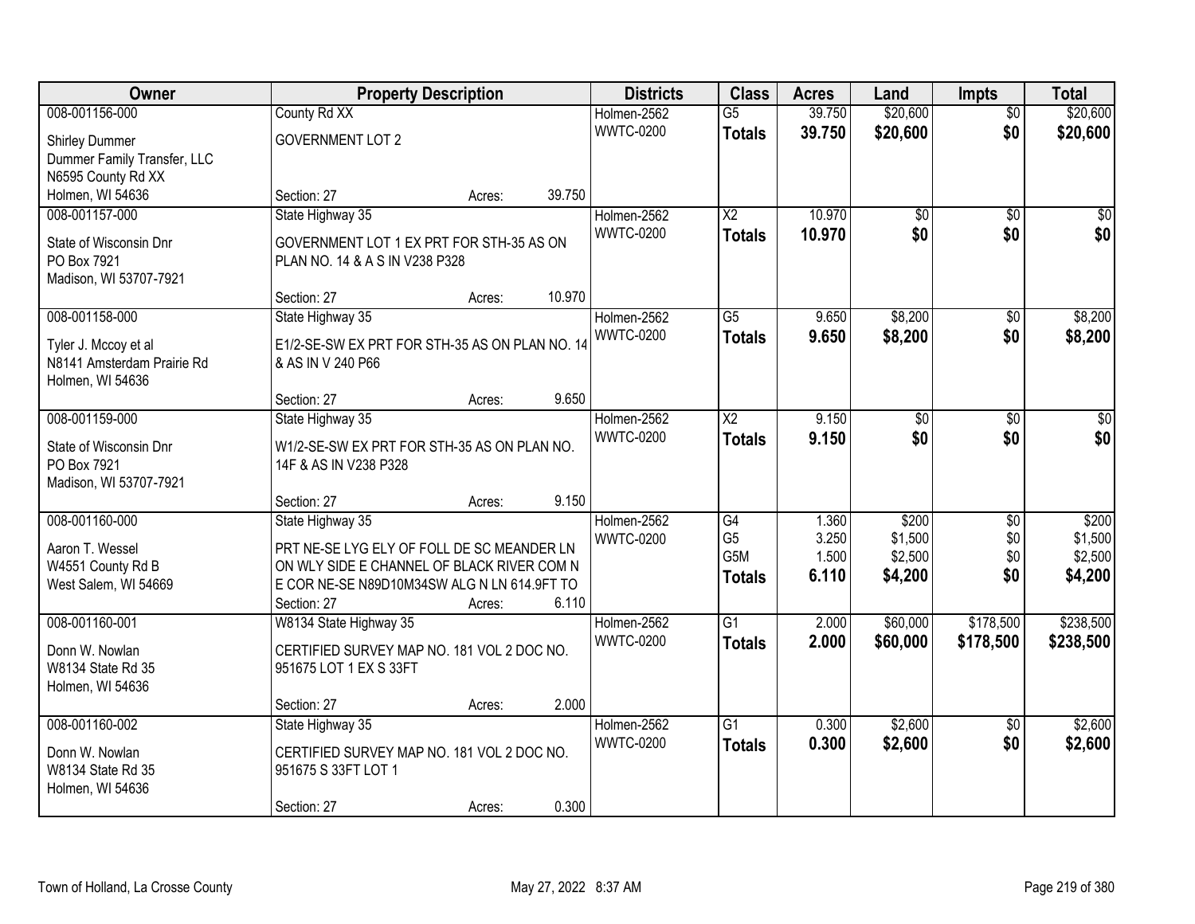| Owner | Property Description | Districts | Class | Acres | Land | Impts | Total |
|---|---|---|---|---|---|---|---|
| 008-001156-000<br>Shirley Dummer<br>Dummer Family Transfer, LLC<br>N6595 County Rd XX<br>Holmen, WI 54636 | County Rd XX<br>GOVERNMENT LOT 2<br>Section: 27 Acres: 39.750 | Holmen-2562<br>WWTC-0200 | G5<br>**Totals** | 39.750<br>**39.750** | $20,600<br>**$20,600** | $0<br>**$0** | $20,600<br>**$20,600** |
| 008-001157-000<br>State of Wisconsin Dnr<br>PO Box 7921<br>Madison, WI 53707-7921 | State Highway 35<br>GOVERNMENT LOT 1 EX PRT FOR STH-35 AS ON PLAN NO. 14 & A S IN V238 P328<br>Section: 27 Acres: 10.970 | Holmen-2562<br>WWTC-0200 | X2<br>**Totals** | 10.970<br>**10.970** | $0<br>**$0** | $0<br>**$0** | $0<br>**$0** |
| 008-001158-000<br>Tyler J. Mccoy et al<br>N8141 Amsterdam Prairie Rd<br>Holmen, WI 54636 | State Highway 35<br>E1/2-SE-SW EX PRT FOR STH-35 AS ON PLAN NO. 14 & AS IN V 240 P66<br>Section: 27 Acres: 9.650 | Holmen-2562<br>WWTC-0200 | G5<br>**Totals** | 9.650<br>**9.650** | $8,200<br>**$8,200** | $0<br>**$0** | $8,200<br>**$8,200** |
| 008-001159-000<br>State of Wisconsin Dnr<br>PO Box 7921<br>Madison, WI 53707-7921 | State Highway 35<br>W1/2-SE-SW EX PRT FOR STH-35 AS ON PLAN NO. 14F & AS IN V238 P328<br>Section: 27 Acres: 9.150 | Holmen-2562<br>WWTC-0200 | X2<br>**Totals** | 9.150<br>**9.150** | $0<br>**$0** | $0<br>**$0** | $0<br>**$0** |
| 008-001160-000<br>Aaron T. Wessel<br>W4551 County Rd B<br>West Salem, WI 54669 | State Highway 35<br>PRT NE-SE LYG ELY OF FOLL DE SC MEANDER LN ON WLY SIDE E CHANNEL OF BLACK RIVER COM N E COR NE-SE N89D10M34SW ALG N LN 614.9FT TO<br>Section: 27 Acres: 6.110 | Holmen-2562<br>WWTC-0200 | G4<br>G5<br>G5M<br>**Totals** | 1.360<br>3.250<br>1.500<br>**6.110** | $200<br>$1,500<br>$2,500<br>**$4,200** | $0<br>$0<br>$0<br>**$0** | $200<br>$1,500<br>$2,500<br>**$4,200** |
| 008-001160-001<br>Donn W. Nowlan<br>W8134 State Rd 35<br>Holmen, WI 54636 | W8134 State Highway 35<br>CERTIFIED SURVEY MAP NO. 181 VOL 2 DOC NO. 951675 LOT 1 EX S 33FT<br>Section: 27 Acres: 2.000 | Holmen-2562<br>WWTC-0200 | G1<br>**Totals** | 2.000<br>**2.000** | $60,000<br>**$60,000** | $178,500<br>**$178,500** | $238,500<br>**$238,500** |
| 008-001160-002<br>Donn W. Nowlan<br>W8134 State Rd 35<br>Holmen, WI 54636 | State Highway 35<br>CERTIFIED SURVEY MAP NO. 181 VOL 2 DOC NO. 951675 S 33FT LOT 1<br>Section: 27 Acres: 0.300 | Holmen-2562<br>WWTC-0200 | G1<br>**Totals** | 0.300<br>**0.300** | $2,600<br>**$2,600** | $0<br>**$0** | $2,600<br>**$2,600** |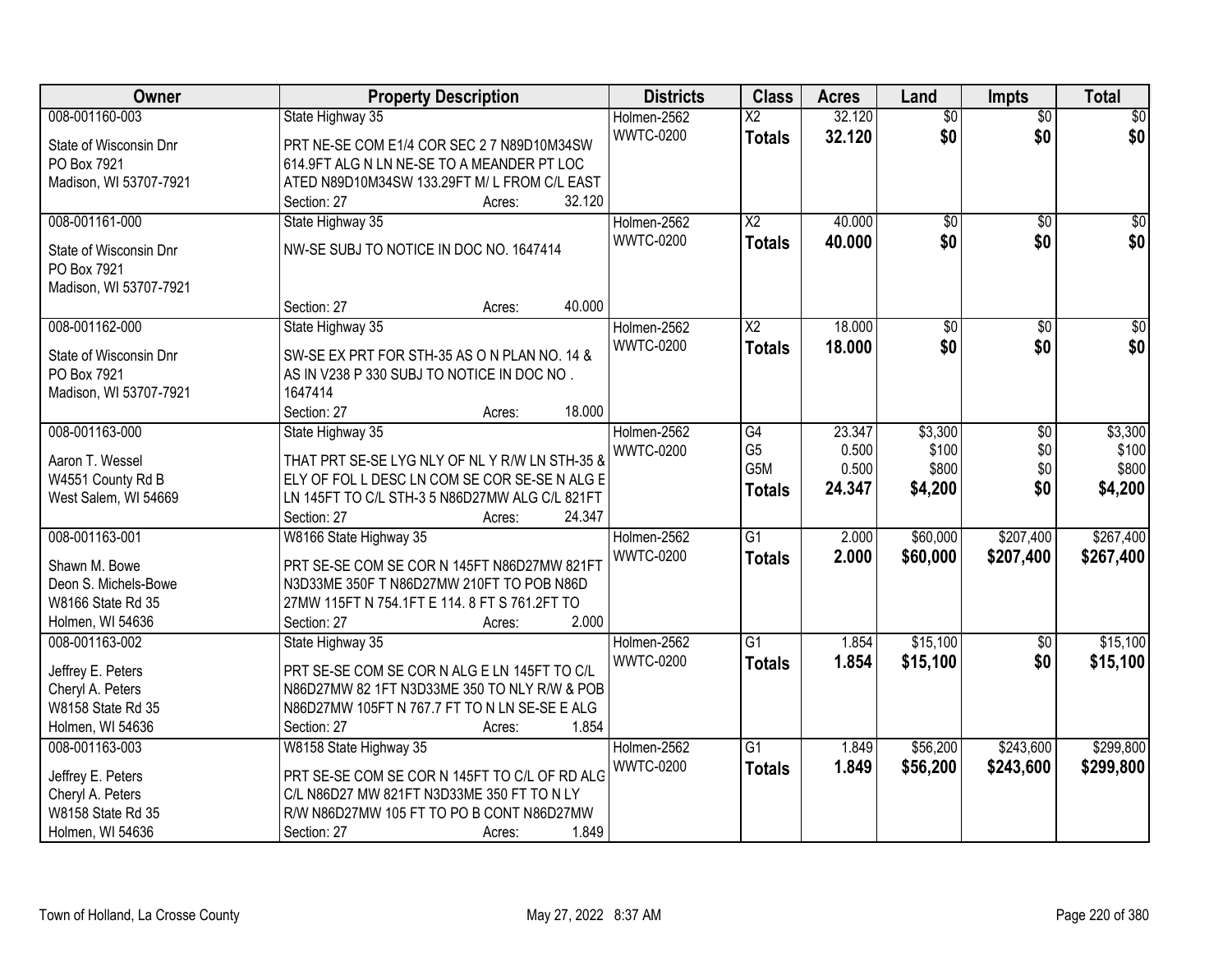| Owner | Property Description | Districts | Class | Acres | Land | Impts | Total |
|---|---|---|---|---|---|---|---|
| 008-001160-003<br>State of Wisconsin Dnr<br>PO Box 7921<br>Madison, WI 53707-7921 | State Highway 35<br>PRT NE-SE COM E1/4 COR SEC 2 7 N89D10M34SW 614.9FT ALG N LN NE-SE TO A MEANDER PT LOC ATED N89D10M34SW 133.29FT M/ L FROM C/L EAST<br>Section: 27 Acres: 32.120 | Holmen-2562<br>WWTC-0200 | X2<br>**Totals** | 32.120<br>**32.120** | $0<br>**$0** | $0<br>**$0** | $0<br>**$0** |
| 008-001161-000<br>State of Wisconsin Dnr<br>PO Box 7921<br>Madison, WI 53707-7921 | State Highway 35<br>NW-SE SUBJ TO NOTICE IN DOC NO. 1647414<br>Section: 27 Acres: 40.000 | Holmen-2562<br>WWTC-0200 | X2<br>**Totals** | 40.000<br>**40.000** | $0<br>**$0** | $0<br>**$0** | $0<br>**$0** |
| 008-001162-000<br>State of Wisconsin Dnr<br>PO Box 7921<br>Madison, WI 53707-7921 | State Highway 35<br>SW-SE EX PRT FOR STH-35 AS O N PLAN NO. 14 & AS IN V238 P 330 SUBJ TO NOTICE IN DOC NO . 1647414<br>Section: 27 Acres: 18.000 | Holmen-2562<br>WWTC-0200 | X2<br>**Totals** | 18.000<br>**18.000** | $0<br>**$0** | $0<br>**$0** | $0<br>**$0** |
| 008-001163-000<br>Aaron T. Wessel<br>W4551 County Rd B<br>West Salem, WI 54669 | State Highway 35<br>THAT PRT SE-SE LYG NLY OF NL Y R/W LN STH-35 & ELY OF FOL L DESC LN COM SE COR SE-SE N ALG E LN 145FT TO C/L STH-3 5 N86D27MW ALG C/L 821FT<br>Section: 27 Acres: 24.347 | Holmen-2562<br>WWTC-0200 | G4<br>G5<br>G5M<br>**Totals** | 23.347<br>0.500<br>0.500<br>**24.347** | $3,300<br>$100<br>$800<br>**$4,200** | $0<br>$0<br>$0<br>**$0** | $3,300<br>$100<br>$800<br>**$4,200** |
| 008-001163-001<br>Shawn M. Bowe<br>Deon S. Michels-Bowe<br>W8166 State Rd 35<br>Holmen, WI 54636 | W8166 State Highway 35<br>PRT SE-SE COM SE COR N 145FT N86D27MW 821FT N3D33ME 350F T N86D27MW 210FT TO POB N86D 27MW 115FT N 754.1FT E 114. 8 FT S 761.2FT TO<br>Section: 27 Acres: 2.000 | Holmen-2562<br>WWTC-0200 | G1<br>**Totals** | 2.000<br>**2.000** | $60,000<br>**$60,000** | $207,400<br>**$207,400** | $267,400<br>**$267,400** |
| 008-001163-002<br>Jeffrey E. Peters<br>Cheryl A. Peters<br>W8158 State Rd 35<br>Holmen, WI 54636 | State Highway 35<br>PRT SE-SE COM SE COR N ALG E LN 145FT TO C/L N86D27MW 82 1FT N3D33ME 350 TO NLY R/W & POB N86D27MW 105FT N 767.7 FT TO N LN SE-SE E ALG<br>Section: 27 Acres: 1.854 | Holmen-2562<br>WWTC-0200 | G1<br>**Totals** | 1.854<br>**1.854** | $15,100<br>**$15,100** | $0<br>**$0** | $15,100<br>**$15,100** |
| 008-001163-003<br>Jeffrey E. Peters<br>Cheryl A. Peters<br>W8158 State Rd 35<br>Holmen, WI 54636 | W8158 State Highway 35<br>PRT SE-SE COM SE COR N 145FT TO C/L OF RD ALG C/L N86D27 MW 821FT N3D33ME 350 FT TO N LY R/W N86D27MW 105 FT TO PO B CONT N86D27MW<br>Section: 27 Acres: 1.849 | Holmen-2562<br>WWTC-0200 | G1<br>**Totals** | 1.849<br>**1.849** | $56,200<br>**$56,200** | $243,600<br>**$243,600** | $299,800<br>**$299,800** |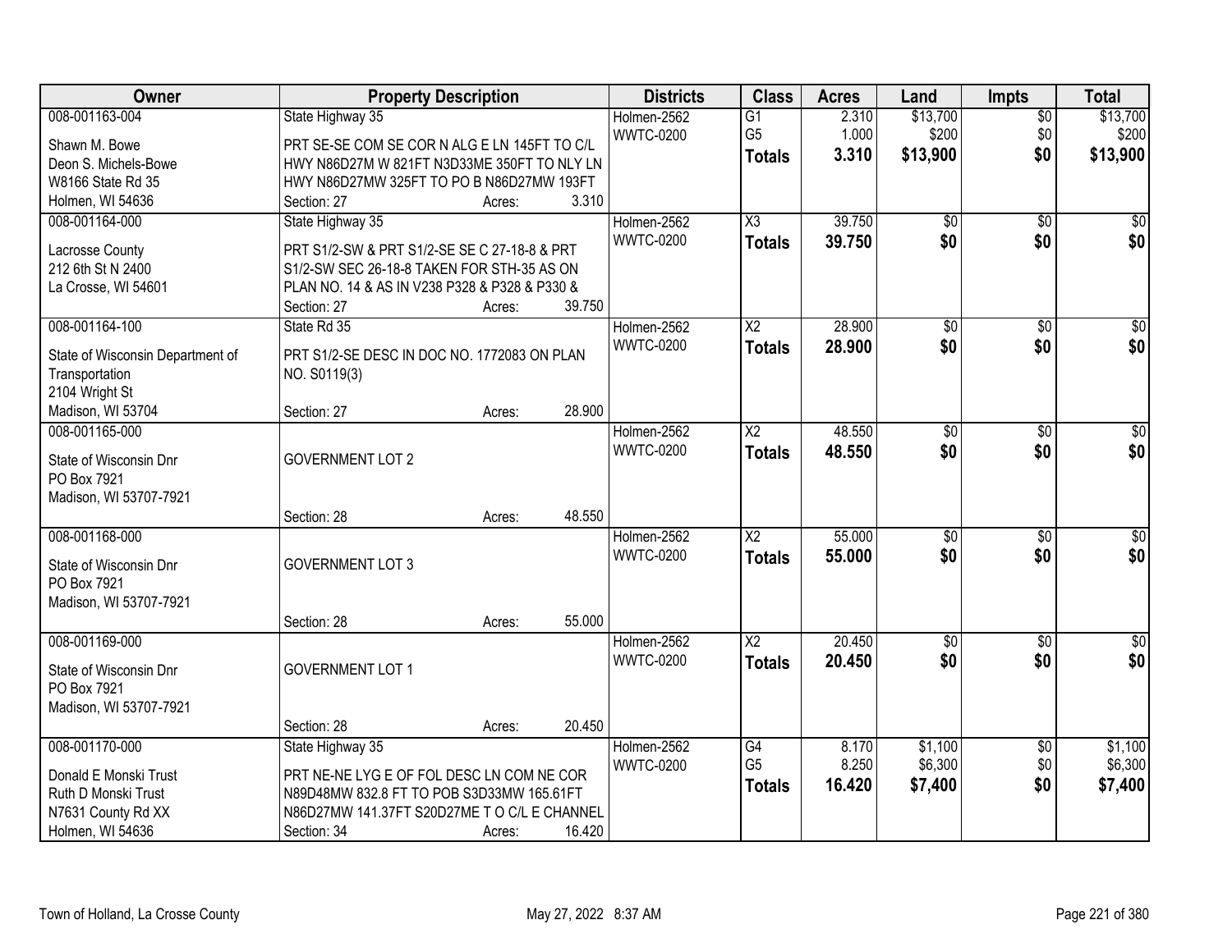| Owner | Property Description | Districts | Class | Acres | Land | Impts | Total |
|---|---|---|---|---|---|---|---|
| 008-001163-004<br>Shawn M. Bowe<br>Deon S. Michels-Bowe<br>W8166 State Rd 35<br>Holmen, WI 54636 | State Highway 35<br>PRT SE-SE COM SE COR N ALG E LN 145FT TO C/L HWY N86D27M W 821FT N3D33ME 350FT TO NLY LN HWY N86D27MW 325FT TO PO B N86D27MW 193FT<br>Section: 27 Acres: 3.310 | Holmen-2562<br>WWTC-0200 | G1<br>G5<br>**Totals** | 2.310<br>1.000<br>**3.310** | $13,700<br>$200<br>**$13,900** | $0<br>$0<br>**$0** | $13,700<br>$200<br>**$13,900** |
| 008-001164-000<br>Lacrosse County<br>212 6th St N 2400<br>La Crosse, WI 54601 | State Highway 35<br>PRT S1/2-SW & PRT S1/2-SE SE C 27-18-8 & PRT S1/2-SW SEC 26-18-8 TAKEN FOR STH-35 AS ON PLAN NO. 14 & AS IN V238 P328 & P328 & P330 &<br>Section: 27 Acres: 39.750 | Holmen-2562<br>WWTC-0200 | X3<br>**Totals** | 39.750<br>**39.750** | $0<br>**$0** | $0<br>**$0** | $0<br>**$0** |
| 008-001164-100<br>State of Wisconsin Department of Transportation<br>2104 Wright St<br>Madison, WI 53704 | State Rd 35<br>PRT S1/2-SE DESC IN DOC NO. 1772083 ON PLAN NO. S0119(3)<br>Section: 27 Acres: 28.900 | Holmen-2562<br>WWTC-0200 | X2<br>**Totals** | 28.900<br>**28.900** | $0<br>**$0** | $0<br>**$0** | $0<br>**$0** |
| 008-001165-000<br>State of Wisconsin Dnr<br>PO Box 7921<br>Madison, WI 53707-7921 | GOVERNMENT LOT 2<br>Section: 28 Acres: 48.550 | Holmen-2562<br>WWTC-0200 | X2<br>**Totals** | 48.550<br>**48.550** | $0<br>**$0** | $0<br>**$0** | $0<br>**$0** |
| 008-001168-000<br>State of Wisconsin Dnr<br>PO Box 7921<br>Madison, WI 53707-7921 | GOVERNMENT LOT 3<br>Section: 28 Acres: 55.000 | Holmen-2562<br>WWTC-0200 | X2<br>**Totals** | 55.000<br>**55.000** | $0<br>**$0** | $0<br>**$0** | $0<br>**$0** |
| 008-001169-000<br>State of Wisconsin Dnr<br>PO Box 7921<br>Madison, WI 53707-7921 | GOVERNMENT LOT 1<br>Section: 28 Acres: 20.450 | Holmen-2562<br>WWTC-0200 | X2<br>**Totals** | 20.450<br>**20.450** | $0<br>**$0** | $0<br>**$0** | $0<br>**$0** |
| 008-001170-000<br>Donald E Monski Trust<br>Ruth D Monski Trust<br>N7631 County Rd XX<br>Holmen, WI 54636 | State Highway 35<br>PRT NE-NE LYG E OF FOL DESC LN COM NE COR N89D48MW 832.8 FT TO POB S3D33MW 165.61FT N86D27MW 141.37FT S20D27ME T O C/L E CHANNEL<br>Section: 34 Acres: 16.420 | Holmen-2562<br>WWTC-0200 | G4<br>G5<br>**Totals** | 8.170<br>8.250<br>**16.420** | $1,100<br>$6,300<br>**$7,400** | $0<br>$0<br>**$0** | $1,100<br>$6,300<br>**$7,400** |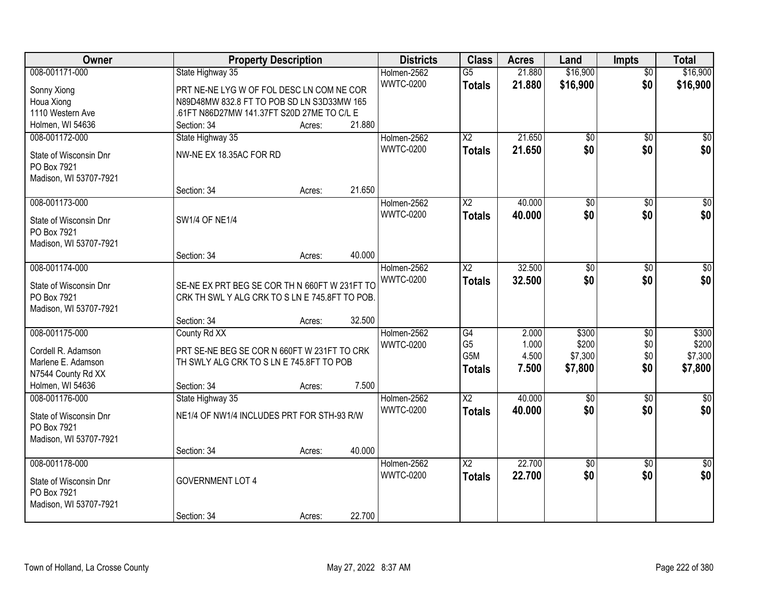| Owner | Property Description | Districts | Class | Acres | Land | Impts | Total |
|---|---|---|---|---|---|---|---|
| 008-001171-000<br>Sonny Xiong<br>Houa Xiong<br>1110 Western Ave<br>Holmen, WI 54636 | State Highway 35<br>PRT NE-NE LYG W OF FOL DESC LN COM NE COR N89D48MW 832.8 FT TO POB SD LN S3D33MW 165 .61FT N86D27MW 141.37FT S20D 27ME TO C/L E<br>Section: 34 Acres: 21.880 | Holmen-2562<br>WWTC-0200 | G5<br>**Totals** | 21.880<br>**21.880** | $16,900<br>**$16,900** | $0<br>**$0** | $16,900<br>**$16,900** |
| 008-001172-000<br>State of Wisconsin Dnr<br>PO Box 7921<br>Madison, WI 53707-7921 | State Highway 35<br>NW-NE EX 18.35AC FOR RD<br>Section: 34 Acres: 21.650 | Holmen-2562<br>WWTC-0200 | X2<br>**Totals** | 21.650<br>**21.650** | $0<br>**$0** | $0<br>**$0** | $0<br>**$0** |
| 008-001173-000<br>State of Wisconsin Dnr<br>PO Box 7921<br>Madison, WI 53707-7921 | SW1/4 OF NE1/4<br>Section: 34 Acres: 40.000 | Holmen-2562<br>WWTC-0200 | X2<br>**Totals** | 40.000<br>**40.000** | $0<br>**$0** | $0<br>**$0** | $0<br>**$0** |
| 008-001174-000<br>State of Wisconsin Dnr<br>PO Box 7921<br>Madison, WI 53707-7921 | SE-NE EX PRT BEG SE COR TH N 660FT W 231FT TO CRK TH SWL Y ALG CRK TO S LN E 745.8FT TO POB.<br>Section: 34 Acres: 32.500 | Holmen-2562<br>WWTC-0200 | X2<br>**Totals** | 32.500<br>**32.500** | $0<br>**$0** | $0<br>**$0** | $0<br>**$0** |
| 008-001175-000<br>Cordell R. Adamson<br>Marlene E. Adamson<br>N7544 County Rd XX<br>Holmen, WI 54636 | County Rd XX<br>PRT SE-NE BEG SE COR N 660FT W 231FT TO CRK TH SWLY ALG CRK TO S LN E 745.8FT TO POB<br>Section: 34 Acres: 7.500 | Holmen-2562<br>WWTC-0200 | G4<br>G5<br>G5M<br>**Totals** | 2.000<br>1.000<br>4.500<br>**7.500** | $300<br>$200<br>$7,300<br>**$7,800** | $0<br>$0<br>$0<br>**$0** | $300<br>$200<br>$7,300<br>**$7,800** |
| 008-001176-000<br>State of Wisconsin Dnr<br>PO Box 7921<br>Madison, WI 53707-7921 | State Highway 35<br>NE1/4 OF NW1/4 INCLUDES PRT FOR STH-93 R/W<br>Section: 34 Acres: 40.000 | Holmen-2562<br>WWTC-0200 | X2<br>**Totals** | 40.000<br>**40.000** | $0<br>**$0** | $0<br>**$0** | $0<br>**$0** |
| 008-001178-000<br>State of Wisconsin Dnr<br>PO Box 7921<br>Madison, WI 53707-7921 | GOVERNMENT LOT 4<br>Section: 34 Acres: 22.700 | Holmen-2562<br>WWTC-0200 | X2<br>**Totals** | 22.700<br>**22.700** | $0<br>**$0** | $0<br>**$0** | $0<br>**$0** |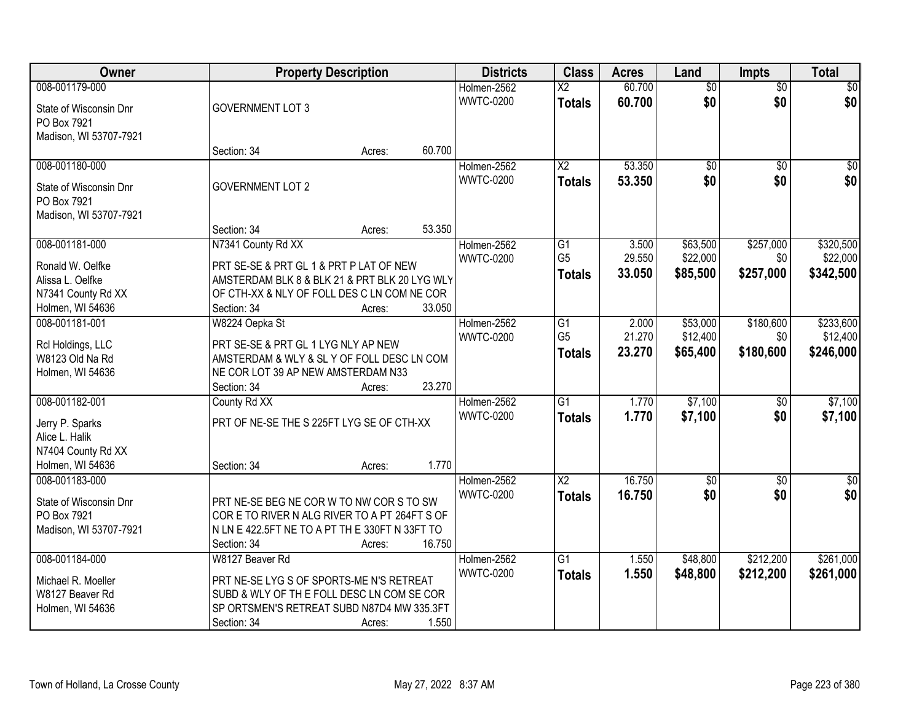| Owner | Property Description | Districts | Class | Acres | Land | Impts | Total |
|---|---|---|---|---|---|---|---|
| 008-001179-000<br>State of Wisconsin Dnr<br>PO Box 7921<br>Madison, WI 53707-7921 | GOVERNMENT LOT 3<br>Section: 34 Acres: 60.700 | Holmen-2562<br>WWTC-0200 | X2<br>**Totals** | 60.700<br>**60.700** | $0<br>**$0** | $0<br>**$0** | $0<br>**$0** |
| 008-001180-000<br>State of Wisconsin Dnr<br>PO Box 7921<br>Madison, WI 53707-7921 | GOVERNMENT LOT 2<br>Section: 34 Acres: 53.350 | Holmen-2562<br>WWTC-0200 | X2<br>**Totals** | 53.350<br>**53.350** | $0<br>**$0** | $0<br>**$0** | $0<br>**$0** |
| 008-001181-000<br>Ronald W. Oelfke<br>Alissa L. Oelfke<br>N7341 County Rd XX<br>Holmen, WI 54636 | N7341 County Rd XX<br>PRT SE-SE & PRT GL 1 & PRT P LAT OF NEW AMSTERDAM BLK 8 & BLK 21 & PRT BLK 20 LYG WLY OF CTH-XX & NLY OF FOLL DES C LN COM NE COR<br>Section: 34 Acres: 33.050 | Holmen-2562<br>WWTC-0200 | G1<br>G5<br>**Totals** | 3.500<br>29.550<br>**33.050** | $63,500<br>$22,000<br>**$85,500** | $257,000<br>$0<br>**$257,000** | $320,500<br>$22,000<br>**$342,500** |
| 008-001181-001<br>Rcl Holdings, LLC<br>W8123 Old Na Rd<br>Holmen, WI 54636 | W8224 Oepka St<br>PRT SE-SE & PRT GL 1 LYG NLY AP NEW AMSTERDAM & WLY & SL Y OF FOLL DESC LN COM NE COR LOT 39 AP NEW AMSTERDAM N33<br>Section: 34 Acres: 23.270 | Holmen-2562<br>WWTC-0200 | G1<br>G5<br>**Totals** | 2.000<br>21.270<br>**23.270** | $53,000<br>$12,400<br>**$65,400** | $180,600<br>$0<br>**$180,600** | $233,600<br>$12,400<br>**$246,000** |
| 008-001182-001<br>Jerry P. Sparks<br>Alice L. Halik<br>N7404 County Rd XX<br>Holmen, WI 54636 | County Rd XX<br>PRT OF NE-SE THE S 225FT LYG SE OF CTH-XX<br>Section: 34 Acres: 1.770 | Holmen-2562<br>WWTC-0200 | G1<br>**Totals** | 1.770<br>**1.770** | $7,100<br>**$7,100** | $0<br>**$0** | $7,100<br>**$7,100** |
| 008-001183-000<br>State of Wisconsin Dnr<br>PO Box 7921<br>Madison, WI 53707-7921 | PRT NE-SE BEG NE COR W TO NW COR S TO SW COR E TO RIVER N ALG RIVER TO A PT 264FT S OF N LN E 422.5FT NE TO A PT TH E 330FT N 33FT TO<br>Section: 34 Acres: 16.750 | Holmen-2562<br>WWTC-0200 | X2<br>**Totals** | 16.750<br>**16.750** | $0<br>**$0** | $0<br>**$0** | $0<br>**$0** |
| 008-001184-000<br>Michael R. Moeller<br>W8127 Beaver Rd<br>Holmen, WI 54636 | W8127 Beaver Rd<br>PRT NE-SE LYG S OF SPORTS-ME N'S RETREAT SUBD & WLY OF TH E FOLL DESC LN COM SE COR SP ORTSMEN'S RETREAT SUBD N87D4 MW 335.3FT<br>Section: 34 Acres: 1.550 | Holmen-2562<br>WWTC-0200 | G1<br>**Totals** | 1.550<br>**1.550** | $48,800<br>**$48,800** | $212,200<br>**$212,200** | $261,000<br>**$261,000** |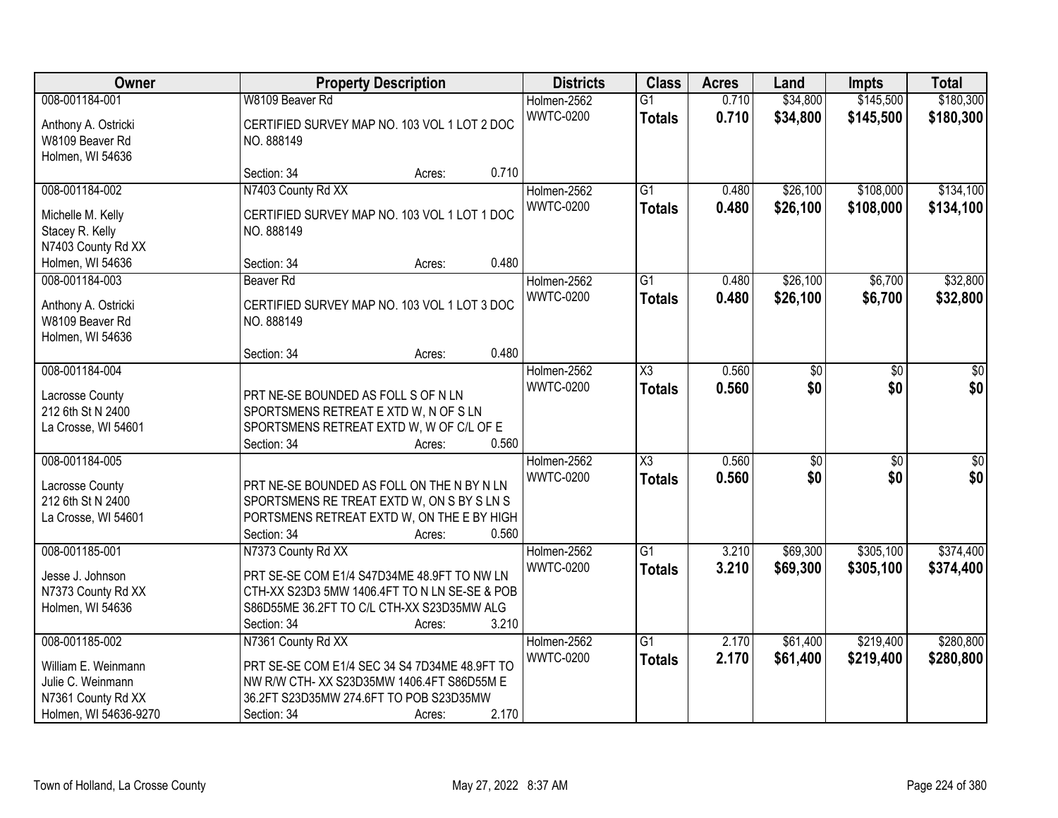| Owner | Property Description | Districts | Class | Acres | Land | Impts | Total |
|---|---|---|---|---|---|---|---|
| 008-001184-001<br>Anthony A. Ostricki<br>W8109 Beaver Rd<br>Holmen, WI 54636 | W8109 Beaver Rd<br>CERTIFIED SURVEY MAP NO. 103 VOL 1 LOT 2 DOC NO. 888149<br>Section: 34 Acres: 0.710 | Holmen-2562<br>WWTC-0200 | G1<br>**Totals** | 0.710<br>**0.710** | $34,800<br>**$34,800** | $145,500<br>**$145,500** | $180,300<br>**$180,300** |
| 008-001184-002<br>Michelle M. Kelly<br>Stacey R. Kelly<br>N7403 County Rd XX<br>Holmen, WI 54636 | N7403 County Rd XX<br>CERTIFIED SURVEY MAP NO. 103 VOL 1 LOT 1 DOC NO. 888149<br>Section: 34 Acres: 0.480 | Holmen-2562<br>WWTC-0200 | G1<br>**Totals** | 0.480<br>**0.480** | $26,100<br>**$26,100** | $108,000<br>**$108,000** | $134,100<br>**$134,100** |
| 008-001184-003<br>Anthony A. Ostricki<br>W8109 Beaver Rd<br>Holmen, WI 54636 | Beaver Rd<br>CERTIFIED SURVEY MAP NO. 103 VOL 1 LOT 3 DOC NO. 888149<br>Section: 34 Acres: 0.480 | Holmen-2562<br>WWTC-0200 | G1<br>**Totals** | 0.480<br>**0.480** | $26,100<br>**$26,100** | $6,700<br>**$6,700** | $32,800<br>**$32,800** |
| 008-001184-004<br>Lacrosse County<br>212 6th St N 2400<br>La Crosse, WI 54601 | PRT NE-SE BOUNDED AS FOLL S OF N LN SPORTSMENS RETREAT E XTD W, N OF S LN SPORTSMENS RETREAT EXTD W, W OF C/L OF E<br>Section: 34 Acres: 0.560 | Holmen-2562<br>WWTC-0200 | X3<br>**Totals** | 0.560<br>**0.560** | $0<br>**$0** | $0<br>**$0** | $0<br>**$0** |
| 008-001184-005<br>Lacrosse County<br>212 6th St N 2400<br>La Crosse, WI 54601 | PRT NE-SE BOUNDED AS FOLL ON THE N BY N LN SPORTSMENS RE TREAT EXTD W, ON S BY S LN S PORTSMENS RETREAT EXTD W, ON THE E BY HIGH<br>Section: 34 Acres: 0.560 | Holmen-2562<br>WWTC-0200 | X3<br>**Totals** | 0.560<br>**0.560** | $0<br>**$0** | $0<br>**$0** | $0<br>**$0** |
| 008-001185-001<br>Jesse J. Johnson<br>N7373 County Rd XX<br>Holmen, WI 54636 | N7373 County Rd XX<br>PRT SE-SE COM E1/4 S47D34ME 48.9FT TO NW LN CTH-XX S23D3 5MW 1406.4FT TO N LN SE-SE & POB S86D55ME 36.2FT TO C/L CTH-XX S23D35MW ALG<br>Section: 34 Acres: 3.210 | Holmen-2562<br>WWTC-0200 | G1<br>**Totals** | 3.210<br>**3.210** | $69,300<br>**$69,300** | $305,100<br>**$305,100** | $374,400<br>**$374,400** |
| 008-001185-002<br>William E. Weinmann<br>Julie C. Weinmann<br>N7361 County Rd XX<br>Holmen, WI 54636-9270 | N7361 County Rd XX<br>PRT SE-SE COM E1/4 SEC 34 S4 7D34ME 48.9FT TO NW R/W CTH- XX S23D35MW 1406.4FT S86D55M E 36.2FT S23D35MW 274.6FT TO POB S23D35MW<br>Section: 34 Acres: 2.170 | Holmen-2562<br>WWTC-0200 | G1<br>**Totals** | 2.170<br>**2.170** | $61,400<br>**$61,400** | $219,400<br>**$219,400** | $280,800<br>**$280,800** |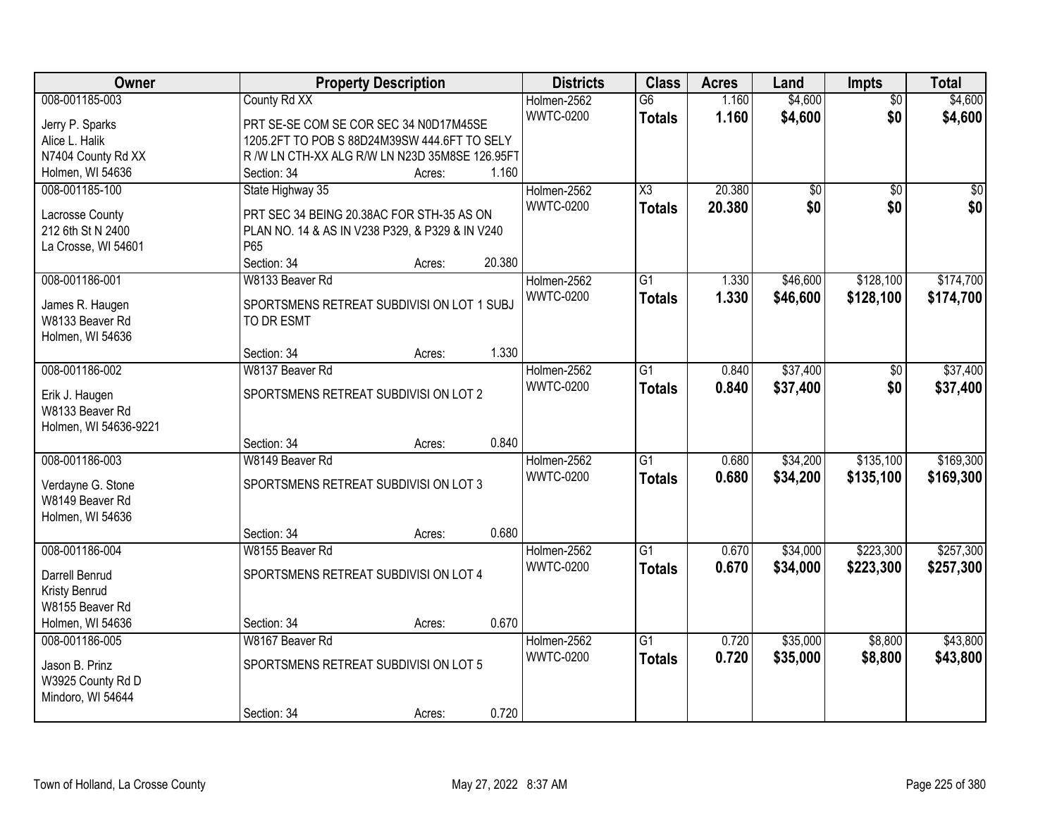| Owner | Property Description | Districts | Class | Acres | Land | Impts | Total |
|---|---|---|---|---|---|---|---|
| 008-001185-003<br>Jerry P. Sparks<br>Alice L. Halik<br>N7404 County Rd XX<br>Holmen, WI 54636 | County Rd XX<br>PRT SE-SE COM SE COR SEC 34 N0D17M45SE 1205.2FT TO POB S 88D24M39SW 444.6FT TO SELY R /W LN CTH-XX ALG R/W LN N23D 35M8SE 126.95FT<br>Section: 34 Acres: 1.160 | Holmen-2562<br>WWTC-0200 | G6<br>**Totals** | 1.160<br>**1.160** | $4,600<br>**$4,600** | $0<br>**$0** | $4,600<br>**$4,600** |
| 008-001185-100<br>Lacrosse County<br>212 6th St N 2400<br>La Crosse, WI 54601 | State Highway 35<br>PRT SEC 34 BEING 20.38AC FOR STH-35 AS ON PLAN NO. 14 & AS IN V238 P329, & P329 & IN V240 P65<br>Section: 34 Acres: 20.380 | Holmen-2562<br>WWTC-0200 | X3<br>**Totals** | 20.380<br>**20.380** | $0<br>**$0** | $0<br>**$0** | $0<br>**$0** |
| 008-001186-001<br>James R. Haugen<br>W8133 Beaver Rd<br>Holmen, WI 54636 | W8133 Beaver Rd<br>SPORTSMENS RETREAT SUBDIVISI ON LOT 1 SUBJ TO DR ESMT<br>Section: 34 Acres: 1.330 | Holmen-2562<br>WWTC-0200 | G1<br>**Totals** | 1.330<br>**1.330** | $46,600<br>**$46,600** | $128,100<br>**$128,100** | $174,700<br>**$174,700** |
| 008-001186-002<br>Erik J. Haugen<br>W8133 Beaver Rd<br>Holmen, WI 54636-9221 | W8137 Beaver Rd<br>SPORTSMENS RETREAT SUBDIVISI ON LOT 2<br>Section: 34 Acres: 0.840 | Holmen-2562<br>WWTC-0200 | G1<br>**Totals** | 0.840<br>**0.840** | $37,400<br>**$37,400** | $0<br>**$0** | $37,400<br>**$37,400** |
| 008-001186-003<br>Verdayne G. Stone<br>W8149 Beaver Rd<br>Holmen, WI 54636 | W8149 Beaver Rd<br>SPORTSMENS RETREAT SUBDIVISI ON LOT 3<br>Section: 34 Acres: 0.680 | Holmen-2562<br>WWTC-0200 | G1<br>**Totals** | 0.680<br>**0.680** | $34,200<br>**$34,200** | $135,100<br>**$135,100** | $169,300<br>**$169,300** |
| 008-001186-004<br>Darrell Benrud<br>Kristy Benrud<br>W8155 Beaver Rd<br>Holmen, WI 54636 | W8155 Beaver Rd<br>SPORTSMENS RETREAT SUBDIVISI ON LOT 4<br>Section: 34 Acres: 0.670 | Holmen-2562<br>WWTC-0200 | G1<br>**Totals** | 0.670<br>**0.670** | $34,000<br>**$34,000** | $223,300<br>**$223,300** | $257,300<br>**$257,300** |
| 008-001186-005<br>Jason B. Prinz<br>W3925 County Rd D<br>Mindoro, WI 54644 | W8167 Beaver Rd<br>SPORTSMENS RETREAT SUBDIVISI ON LOT 5<br>Section: 34 Acres: 0.720 | Holmen-2562<br>WWTC-0200 | G1<br>**Totals** | 0.720<br>**0.720** | $35,000<br>**$35,000** | $8,800<br>**$8,800** | $43,800<br>**$43,800** |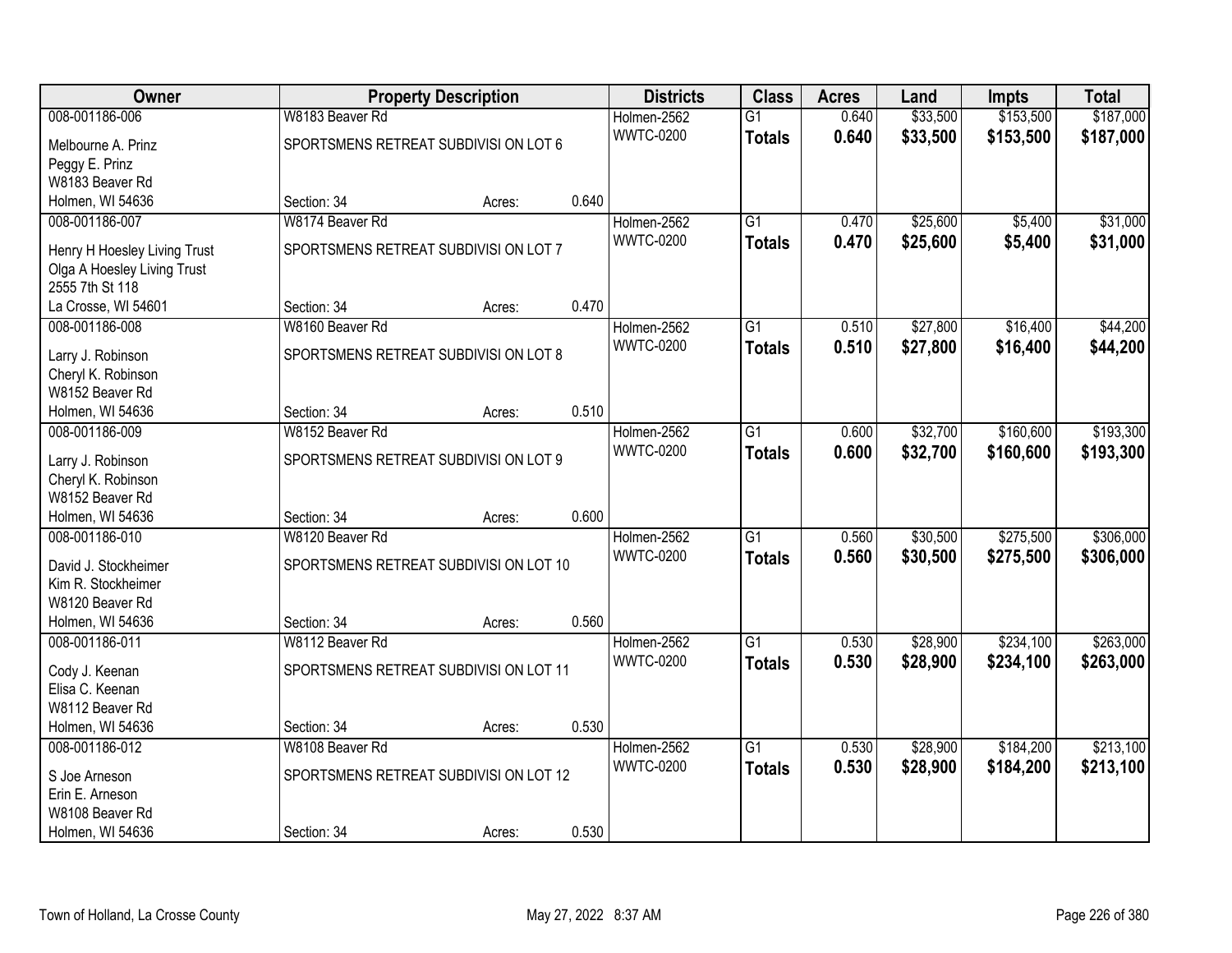| Owner | Property Description | | | Districts | Class | Acres | Land | Impts | Total |
|---|---|---|---|---|---|---|---|---|---|
| 008-001186-006 | W8183 Beaver Rd | | | Holmen-2562 | G1 | 0.640 | $33,500 | $153,500 | $187,000 |
| Melbourne A. Prinz<br>Peggy E. Prinz<br>W8183 Beaver Rd<br>Holmen, WI 54636 | SPORTSMENS RETREAT SUBDIVISI ON LOT 6 | | | WWTC-0200 | **Totals** | **0.640** | **$33,500** | **$153,500** | **$187,000** |
| | Section: 34 | Acres: | 0.640 | | | | | | |
| 008-001186-007 | W8174 Beaver Rd | | | Holmen-2562 | G1 | 0.470 | $25,600 | $5,400 | $31,000 |
| Henry H Hoesley Living Trust<br>Olga A Hoesley Living Trust<br>2555 7th St 118<br>La Crosse, WI 54601 | SPORTSMENS RETREAT SUBDIVISI ON LOT 7 | | | WWTC-0200 | **Totals** | **0.470** | **$25,600** | **$5,400** | **$31,000** |
| | Section: 34 | Acres: | 0.470 | | | | | | |
| 008-001186-008 | W8160 Beaver Rd | | | Holmen-2562 | G1 | 0.510 | $27,800 | $16,400 | $44,200 |
| Larry J. Robinson<br>Cheryl K. Robinson<br>W8152 Beaver Rd<br>Holmen, WI 54636 | SPORTSMENS RETREAT SUBDIVISI ON LOT 8 | | | WWTC-0200 | **Totals** | **0.510** | **$27,800** | **$16,400** | **$44,200** |
| | Section: 34 | Acres: | 0.510 | | | | | | |
| 008-001186-009 | W8152 Beaver Rd | | | Holmen-2562 | G1 | 0.600 | $32,700 | $160,600 | $193,300 |
| Larry J. Robinson<br>Cheryl K. Robinson<br>W8152 Beaver Rd<br>Holmen, WI 54636 | SPORTSMENS RETREAT SUBDIVISI ON LOT 9 | | | WWTC-0200 | **Totals** | **0.600** | **$32,700** | **$160,600** | **$193,300** |
| | Section: 34 | Acres: | 0.600 | | | | | | |
| 008-001186-010 | W8120 Beaver Rd | | | Holmen-2562 | G1 | 0.560 | $30,500 | $275,500 | $306,000 |
| David J. Stockheimer<br>Kim R. Stockheimer<br>W8120 Beaver Rd<br>Holmen, WI 54636 | SPORTSMENS RETREAT SUBDIVISI ON LOT 10 | | | WWTC-0200 | **Totals** | **0.560** | **$30,500** | **$275,500** | **$306,000** |
| | Section: 34 | Acres: | 0.560 | | | | | | |
| 008-001186-011 | W8112 Beaver Rd | | | Holmen-2562 | G1 | 0.530 | $28,900 | $234,100 | $263,000 |
| Cody J. Keenan<br>Elisa C. Keenan<br>W8112 Beaver Rd<br>Holmen, WI 54636 | SPORTSMENS RETREAT SUBDIVISI ON LOT 11 | | | WWTC-0200 | **Totals** | **0.530** | **$28,900** | **$234,100** | **$263,000** |
| | Section: 34 | Acres: | 0.530 | | | | | | |
| 008-001186-012 | W8108 Beaver Rd | | | Holmen-2562 | G1 | 0.530 | $28,900 | $184,200 | $213,100 |
| S Joe Arneson<br>Erin E. Arneson<br>W8108 Beaver Rd<br>Holmen, WI 54636 | SPORTSMENS RETREAT SUBDIVISI ON LOT 12 | | | WWTC-0200 | **Totals** | **0.530** | **$28,900** | **$184,200** | **$213,100** |
| | Section: 34 | Acres: | 0.530 | | | | | | |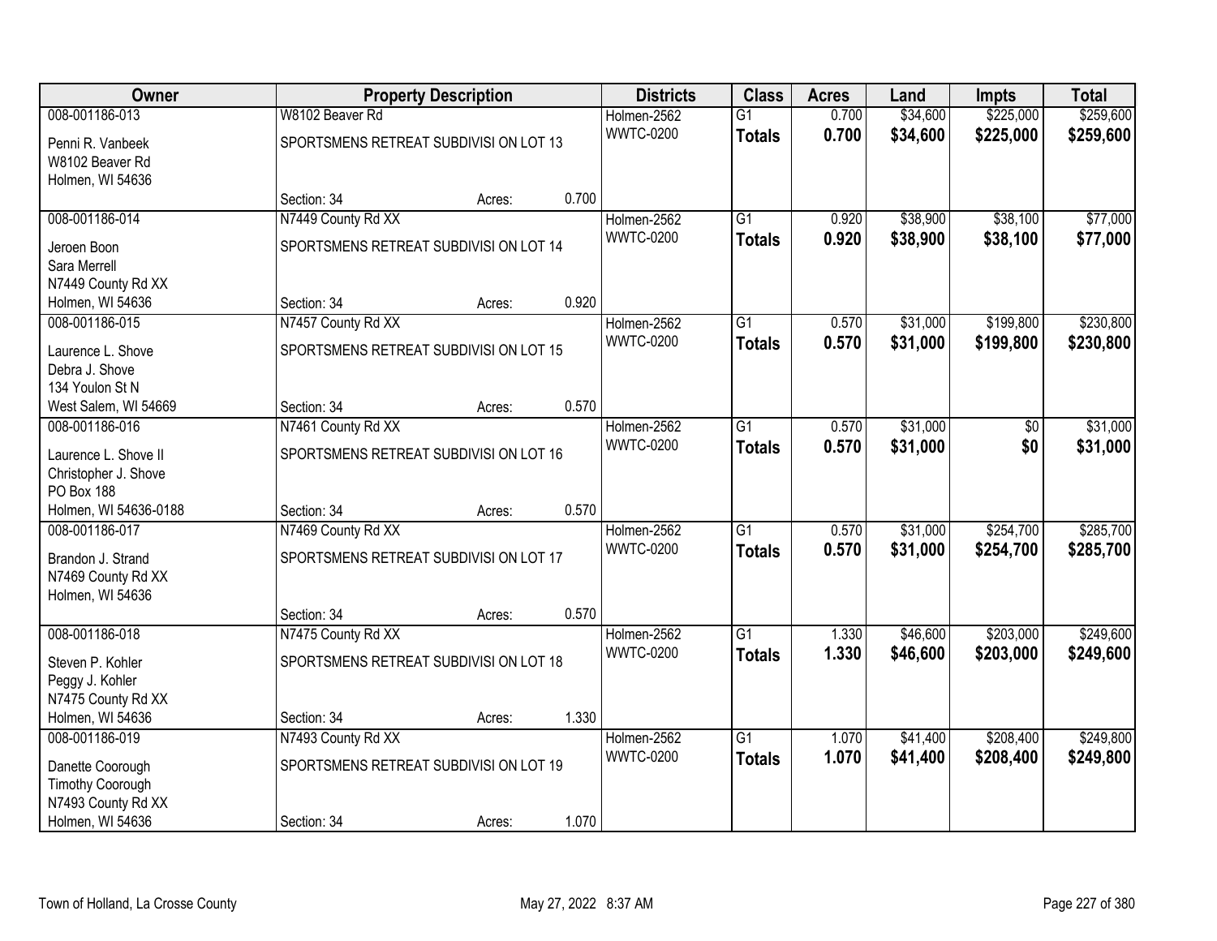| Owner | Property Description | | | Districts | Class | Acres | Land | Impts | Total |
|---|---|---|---|---|---|---|---|---|---|
| 008-001186-013 | W8102 Beaver Rd | | | Holmen-2562 | G1 | 0.700 | $34,600 | $225,000 | $259,600 |
| Penni R. Vanbeek<br>W8102 Beaver Rd<br>Holmen, WI 54636 | SPORTSMENS RETREAT SUBDIVISI ON LOT 13 | | | WWTC-0200 | **Totals** | **0.700** | **$34,600** | **$225,000** | **$259,600** |
| | Section: 34 | Acres: | 0.700 | | | | | | |
| 008-001186-014 | N7449 County Rd XX | | | Holmen-2562 | G1 | 0.920 | $38,900 | $38,100 | $77,000 |
| Jeroen Boon<br>Sara Merrell<br>N7449 County Rd XX<br>Holmen, WI 54636 | SPORTSMENS RETREAT SUBDIVISI ON LOT 14 | | | WWTC-0200 | **Totals** | **0.920** | **$38,900** | **$38,100** | **$77,000** |
| | Section: 34 | Acres: | 0.920 | | | | | | |
| 008-001186-015 | N7457 County Rd XX | | | Holmen-2562 | G1 | 0.570 | $31,000 | $199,800 | $230,800 |
| Laurence L. Shove<br>Debra J. Shove<br>134 Youlon St N<br>West Salem, WI 54669 | SPORTSMENS RETREAT SUBDIVISI ON LOT 15 | | | WWTC-0200 | **Totals** | **0.570** | **$31,000** | **$199,800** | **$230,800** |
| | Section: 34 | Acres: | 0.570 | | | | | | |
| 008-001186-016 | N7461 County Rd XX | | | Holmen-2562 | G1 | 0.570 | $31,000 | $0 | $31,000 |
| Laurence L. Shove II<br>Christopher J. Shove<br>PO Box 188<br>Holmen, WI 54636-0188 | SPORTSMENS RETREAT SUBDIVISI ON LOT 16 | | | WWTC-0200 | **Totals** | **0.570** | **$31,000** | **$0** | **$31,000** |
| | Section: 34 | Acres: | 0.570 | | | | | | |
| 008-001186-017 | N7469 County Rd XX | | | Holmen-2562 | G1 | 0.570 | $31,000 | $254,700 | $285,700 |
| Brandon J. Strand<br>N7469 County Rd XX<br>Holmen, WI 54636 | SPORTSMENS RETREAT SUBDIVISI ON LOT 17 | | | WWTC-0200 | **Totals** | **0.570** | **$31,000** | **$254,700** | **$285,700** |
| | Section: 34 | Acres: | 0.570 | | | | | | |
| 008-001186-018 | N7475 County Rd XX | | | Holmen-2562 | G1 | 1.330 | $46,600 | $203,000 | $249,600 |
| Steven P. Kohler<br>Peggy J. Kohler<br>N7475 County Rd XX<br>Holmen, WI 54636 | SPORTSMENS RETREAT SUBDIVISI ON LOT 18 | | | WWTC-0200 | **Totals** | **1.330** | **$46,600** | **$203,000** | **$249,600** |
| | Section: 34 | Acres: | 1.330 | | | | | | |
| 008-001186-019 | N7493 County Rd XX | | | Holmen-2562 | G1 | 1.070 | $41,400 | $208,400 | $249,800 |
| Danette Coorough<br>Timothy Coorough<br>N7493 County Rd XX<br>Holmen, WI 54636 | SPORTSMENS RETREAT SUBDIVISI ON LOT 19 | | | WWTC-0200 | **Totals** | **1.070** | **$41,400** | **$208,400** | **$249,800** |
| | Section: 34 | Acres: | 1.070 | | | | | | |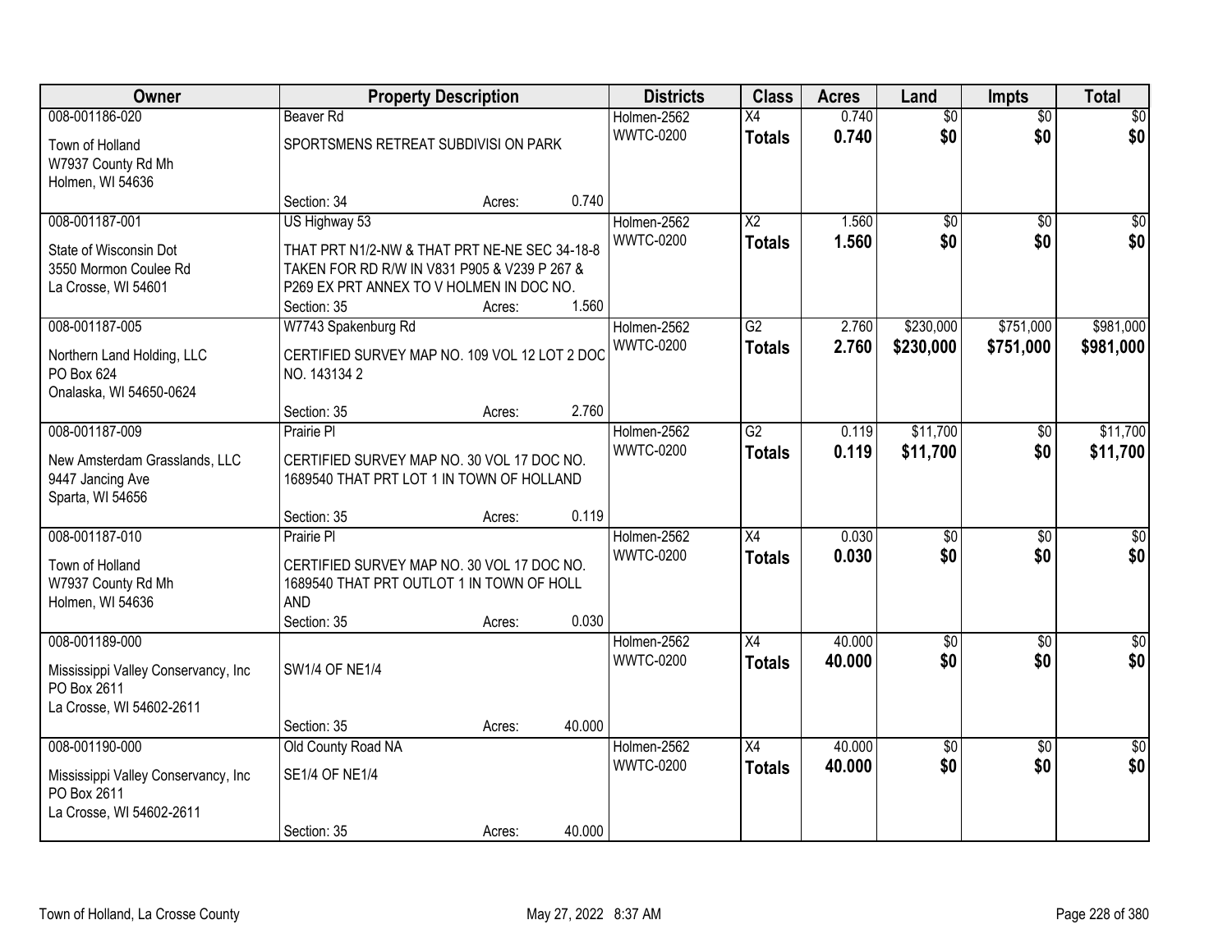| Owner | Property Description | | | Districts | Class | Acres | Land | Impts | Total |
|---|---|---|---|---|---|---|---|---|---|
| 008-001186-020 | Beaver Rd | | | Holmen-2562 | X4 | 0.740 | $0 | $0 | $0 |
| Town of Holland<br>W7937 County Rd Mh<br>Holmen, WI 54636 | SPORTSMENS RETREAT SUBDIVISI ON PARK | | | WWTC-0200 | **Totals** | **0.740** | **$0** | **$0** | **$0** |
| | Section: 34 | Acres: | 0.740 | | | | | | |
| 008-001187-001 | US Highway 53 | | | Holmen-2562 | X2 | 1.560 | $0 | $0 | $0 |
| State of Wisconsin Dot<br>3550 Mormon Coulee Rd<br>La Crosse, WI 54601 | THAT PRT N1/2-NW & THAT PRT NE-NE SEC 34-18-8 TAKEN FOR RD R/W IN V831 P905 & V239 P 267 & P269 EX PRT ANNEX TO V HOLMEN IN DOC NO. | | | WWTC-0200 | **Totals** | **1.560** | **$0** | **$0** | **$0** |
| | Section: 35 | Acres: | 1.560 | | | | | | |
| 008-001187-005 | W7743 Spakenburg Rd | | | Holmen-2562 | G2 | 2.760 | $230,000 | $751,000 | $981,000 |
| Northern Land Holding, LLC<br>PO Box 624<br>Onalaska, WI 54650-0624 | CERTIFIED SURVEY MAP NO. 109 VOL 12 LOT 2 DOC NO. 143134 2 | | | WWTC-0200 | **Totals** | **2.760** | **$230,000** | **$751,000** | **$981,000** |
| | Section: 35 | Acres: | 2.760 | | | | | | |
| 008-001187-009 | Prairie Pl | | | Holmen-2562 | G2 | 0.119 | $11,700 | $0 | $11,700 |
| New Amsterdam Grasslands, LLC<br>9447 Jancing Ave<br>Sparta, WI 54656 | CERTIFIED SURVEY MAP NO. 30 VOL 17 DOC NO. 1689540 THAT PRT LOT 1 IN TOWN OF HOLLAND | | | WWTC-0200 | **Totals** | **0.119** | **$11,700** | **$0** | **$11,700** |
| | Section: 35 | Acres: | 0.119 | | | | | | |
| 008-001187-010 | Prairie Pl | | | Holmen-2562 | X4 | 0.030 | $0 | $0 | $0 |
| Town of Holland<br>W7937 County Rd Mh<br>Holmen, WI 54636 | CERTIFIED SURVEY MAP NO. 30 VOL 17 DOC NO. 1689540 THAT PRT OUTLOT 1 IN TOWN OF HOLL AND | | | WWTC-0200 | **Totals** | **0.030** | **$0** | **$0** | **$0** |
| | Section: 35 | Acres: | 0.030 | | | | | | |
| 008-001189-000 | | | | Holmen-2562 | X4 | 40.000 | $0 | $0 | $0 |
| Mississippi Valley Conservancy, Inc<br>PO Box 2611<br>La Crosse, WI 54602-2611 | SW1/4 OF NE1/4 | | | WWTC-0200 | **Totals** | **40.000** | **$0** | **$0** | **$0** |
| | Section: 35 | Acres: | 40.000 | | | | | | |
| 008-001190-000 | Old County Road NA | | | Holmen-2562 | X4 | 40.000 | $0 | $0 | $0 |
| Mississippi Valley Conservancy, Inc<br>PO Box 2611<br>La Crosse, WI 54602-2611 | SE1/4 OF NE1/4 | | | WWTC-0200 | **Totals** | **40.000** | **$0** | **$0** | **$0** |
| | Section: 35 | Acres: | 40.000 | | | | | | |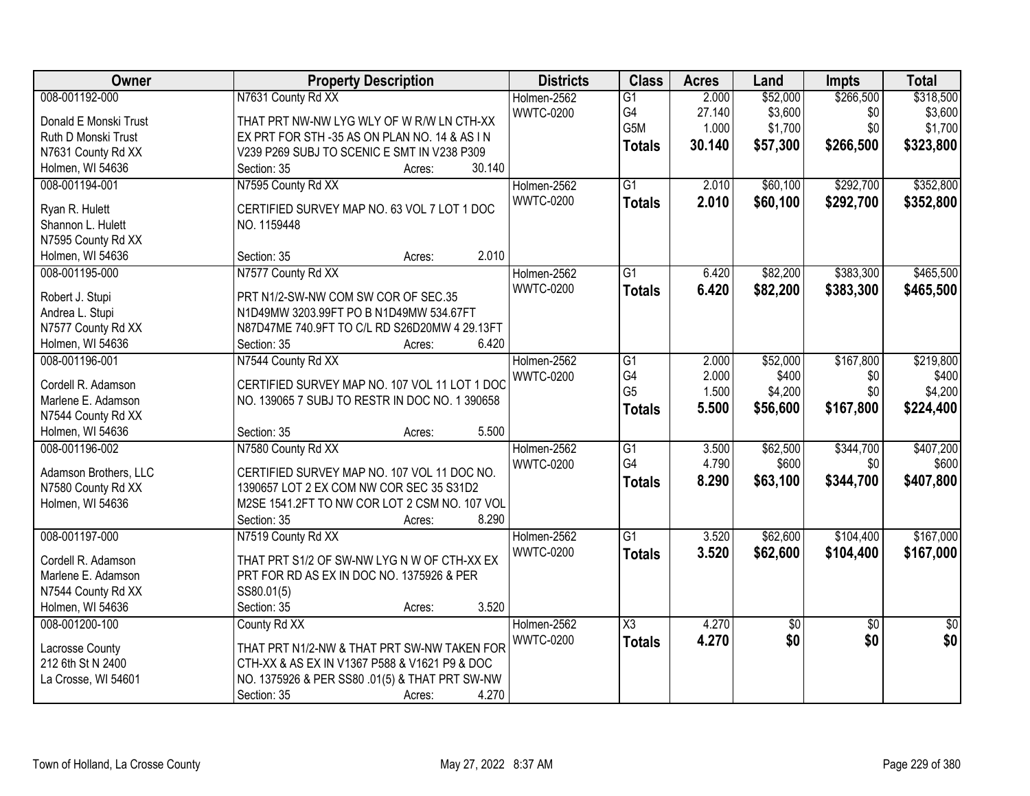| Owner | Property Description | Districts | Class | Acres | Land | Impts | Total |
|---|---|---|---|---|---|---|---|
| 008-001192-000<br>Donald E Monski Trust<br>Ruth D Monski Trust<br>N7631 County Rd XX<br>Holmen, WI 54636 | N7631 County Rd XX<br>THAT PRT NW-NW LYG WLY OF W R/W LN CTH-XX EX PRT FOR STH -35 AS ON PLAN NO. 14 & AS I N V239 P269 SUBJ TO SCENIC E SMT IN V238 P309<br>Section: 35 Acres: 30.140 | Holmen-2562<br>WWTC-0200 | G1<br>G4<br>G5M<br>**Totals** | 2.000<br>27.140<br>1.000<br>**30.140** | $52,000<br>$3,600<br>$1,700<br>**$57,300** | $266,500<br>$0<br>$0<br>**$266,500** | $318,500<br>$3,600<br>$1,700<br>**$323,800** |
| 008-001194-001<br>Ryan R. Hulett<br>Shannon L. Hulett<br>N7595 County Rd XX<br>Holmen, WI 54636 | N7595 County Rd XX<br>CERTIFIED SURVEY MAP NO. 63 VOL 7 LOT 1 DOC NO. 1159448<br>Section: 35 Acres: 2.010 | Holmen-2562<br>WWTC-0200 | G1<br>**Totals** | 2.010<br>**2.010** | $60,100<br>**$60,100** | $292,700<br>**$292,700** | $352,800<br>**$352,800** |
| 008-001195-000<br>Robert J. Stupi<br>Andrea L. Stupi<br>N7577 County Rd XX<br>Holmen, WI 54636 | N7577 County Rd XX<br>PRT N1/2-SW-NW COM SW COR OF SEC.35 N1D49MW 3203.99FT PO B N1D49MW 534.67FT N87D47ME 740.9FT TO C/L RD S26D20MW 4 29.13FT<br>Section: 35 Acres: 6.420 | Holmen-2562<br>WWTC-0200 | G1<br>**Totals** | 6.420<br>**6.420** | $82,200<br>**$82,200** | $383,300<br>**$383,300** | $465,500<br>**$465,500** |
| 008-001196-001<br>Cordell R. Adamson<br>Marlene E. Adamson<br>N7544 County Rd XX<br>Holmen, WI 54636 | N7544 County Rd XX<br>CERTIFIED SURVEY MAP NO. 107 VOL 11 LOT 1 DOC NO. 139065 7 SUBJ TO RESTR IN DOC NO. 1 390658<br>Section: 35 Acres: 5.500 | Holmen-2562<br>WWTC-0200 | G1<br>G4<br>G5<br>**Totals** | 2.000<br>2.000<br>1.500<br>**5.500** | $52,000<br>$400<br>$4,200<br>**$56,600** | $167,800<br>$0<br>$0<br>**$167,800** | $219,800<br>$400<br>$4,200<br>**$224,400** |
| 008-001196-002<br>Adamson Brothers, LLC<br>N7580 County Rd XX<br>Holmen, WI 54636 | N7580 County Rd XX<br>CERTIFIED SURVEY MAP NO. 107 VOL 11 DOC NO. 1390657 LOT 2 EX COM NW COR SEC 35 S31D2 M2SE 1541.2FT TO NW COR LOT 2 CSM NO. 107 VOL<br>Section: 35 Acres: 8.290 | Holmen-2562<br>WWTC-0200 | G1<br>G4<br>**Totals** | 3.500<br>4.790<br>**8.290** | $62,500<br>$600<br>**$63,100** | $344,700<br>$0<br>**$344,700** | $407,200<br>$600<br>**$407,800** |
| 008-001197-000<br>Cordell R. Adamson<br>Marlene E. Adamson<br>N7544 County Rd XX<br>Holmen, WI 54636 | N7519 County Rd XX<br>THAT PRT S1/2 OF SW-NW LYG N W OF CTH-XX EX PRT FOR RD AS EX IN DOC NO. 1375926 & PER SS80.01(5)<br>Section: 35 Acres: 3.520 | Holmen-2562<br>WWTC-0200 | G1<br>**Totals** | 3.520<br>**3.520** | $62,600<br>**$62,600** | $104,400<br>**$104,400** | $167,000<br>**$167,000** |
| 008-001200-100<br>Lacrosse County<br>212 6th St N 2400<br>La Crosse, WI 54601 | County Rd XX<br>THAT PRT N1/2-NW & THAT PRT SW-NW TAKEN FOR CTH-XX & AS EX IN V1367 P588 & V1621 P9 & DOC NO. 1375926 & PER SS80 .01(5) & THAT PRT SW-NW<br>Section: 35 Acres: 4.270 | Holmen-2562<br>WWTC-0200 | X3<br>**Totals** | 4.270<br>**4.270** | $0<br>**$0** | $0<br>**$0** | $0<br>**$0** |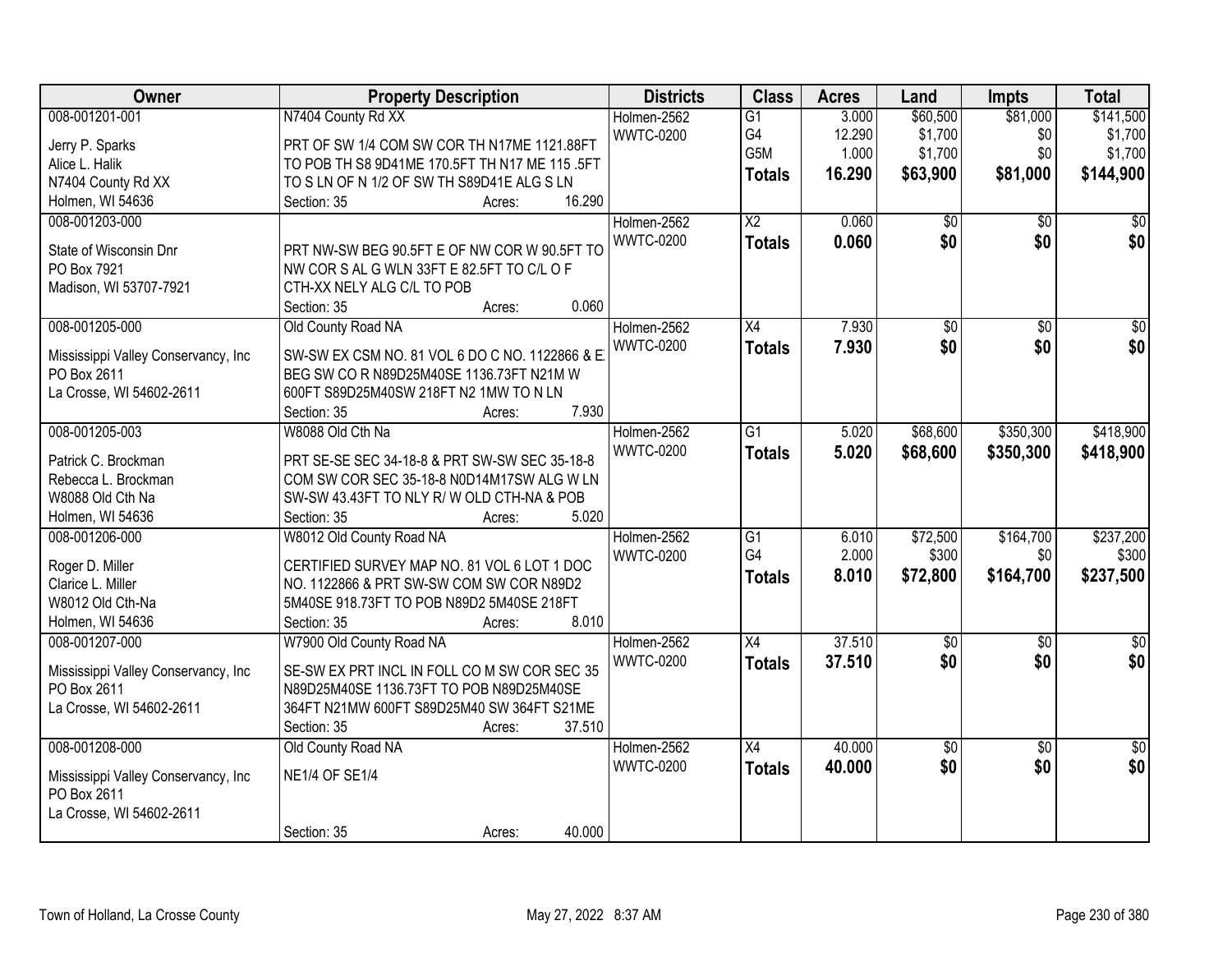| Owner | Property Description | Districts | Class | Acres | Land | Impts | Total |
|---|---|---|---|---|---|---|---|
| 008-001201-001<br><br>Jerry P. Sparks<br>Alice L. Halik<br>N7404 County Rd XX<br>Holmen, WI 54636 | N7404 County Rd XX<br><br>PRT OF SW 1/4 COM SW COR TH N17ME 1121.88FT TO POB TH S8 9D41ME 170.5FT TH N17 ME 115 .5FT TO S LN OF N 1/2 OF SW TH S89D41E ALG S LN<br>Section: 35 Acres: 16.290 | Holmen-2562<br>WWTC-0200 | G1<br>G4<br>G5M<br>**Totals** | 3.000<br>12.290<br>1.000<br>**16.290** | $60,500<br>$1,700<br>$1,700<br>**$63,900** | $81,000<br>$0<br>$0<br>**$81,000** | $141,500<br>$1,700<br>$1,700<br>**$144,900** |
| 008-001203-000<br><br>State of Wisconsin Dnr<br>PO Box 7921<br>Madison, WI 53707-7921 | PRT NW-SW BEG 90.5FT E OF NW COR W 90.5FT TO NW COR S AL G WLN 33FT E 82.5FT TO C/L O F CTH-XX NELY ALG C/L TO POB<br>Section: 35 Acres: 0.060 | Holmen-2562<br>WWTC-0200 | X2<br>**Totals** | 0.060<br>**0.060** | $0<br>**$0** | $0<br>**$0** | $0<br>**$0** |
| 008-001205-000<br><br>Mississippi Valley Conservancy, Inc<br>PO Box 2611<br>La Crosse, WI 54602-2611 | Old County Road NA<br><br>SW-SW EX CSM NO. 81 VOL 6 DO C NO. 1122866 & E BEG SW CO R N89D25M40SE 1136.73FT N21M W 600FT S89D25M40SW 218FT N2 1MW TO N LN<br>Section: 35 Acres: 7.930 | Holmen-2562<br>WWTC-0200 | X4<br>**Totals** | 7.930<br>**7.930** | $0<br>**$0** | $0<br>**$0** | $0<br>**$0** |
| 008-001205-003<br><br>Patrick C. Brockman<br>Rebecca L. Brockman<br>W8088 Old Cth Na<br>Holmen, WI 54636 | W8088 Old Cth Na<br><br>PRT SE-SE SEC 34-18-8 & PRT SW-SW SEC 35-18-8 COM SW COR SEC 35-18-8 N0D14M17SW ALG W LN SW-SW 43.43FT TO NLY R/ W OLD CTH-NA & POB<br>Section: 35 Acres: 5.020 | Holmen-2562<br>WWTC-0200 | G1<br>**Totals** | 5.020<br>**5.020** | $68,600<br>**$68,600** | $350,300<br>**$350,300** | $418,900<br>**$418,900** |
| 008-001206-000<br><br>Roger D. Miller<br>Clarice L. Miller<br>W8012 Old Cth-Na<br>Holmen, WI 54636 | W8012 Old County Road NA<br><br>CERTIFIED SURVEY MAP NO. 81 VOL 6 LOT 1 DOC NO. 1122866 & PRT SW-SW COM SW COR N89D2 5M40SE 918.73FT TO POB N89D2 5M40SE 218FT<br>Section: 35 Acres: 8.010 | Holmen-2562<br>WWTC-0200 | G1<br>G4<br>**Totals** | 6.010<br>2.000<br>**8.010** | $72,500<br>$300<br>**$72,800** | $164,700<br>$0<br>**$164,700** | $237,200<br>$300<br>**$237,500** |
| 008-001207-000<br><br>Mississippi Valley Conservancy, Inc<br>PO Box 2611<br>La Crosse, WI 54602-2611 | W7900 Old County Road NA<br><br>SE-SW EX PRT INCL IN FOLL CO M SW COR SEC 35 N89D25M40SE 1136.73FT TO POB N89D25M40SE 364FT N21MW 600FT S89D25M40 SW 364FT S21ME<br>Section: 35 Acres: 37.510 | Holmen-2562<br>WWTC-0200 | X4<br>**Totals** | 37.510<br>**37.510** | $0<br>**$0** | $0<br>**$0** | $0<br>**$0** |
| 008-001208-000<br><br>Mississippi Valley Conservancy, Inc<br>PO Box 2611<br>La Crosse, WI 54602-2611 | Old County Road NA<br><br>NE1/4 OF SE1/4<br><br>Section: 35 Acres: 40.000 | Holmen-2562<br>WWTC-0200 | X4<br>**Totals** | 40.000<br>**40.000** | $0<br>**$0** | $0<br>**$0** | $0<br>**$0** |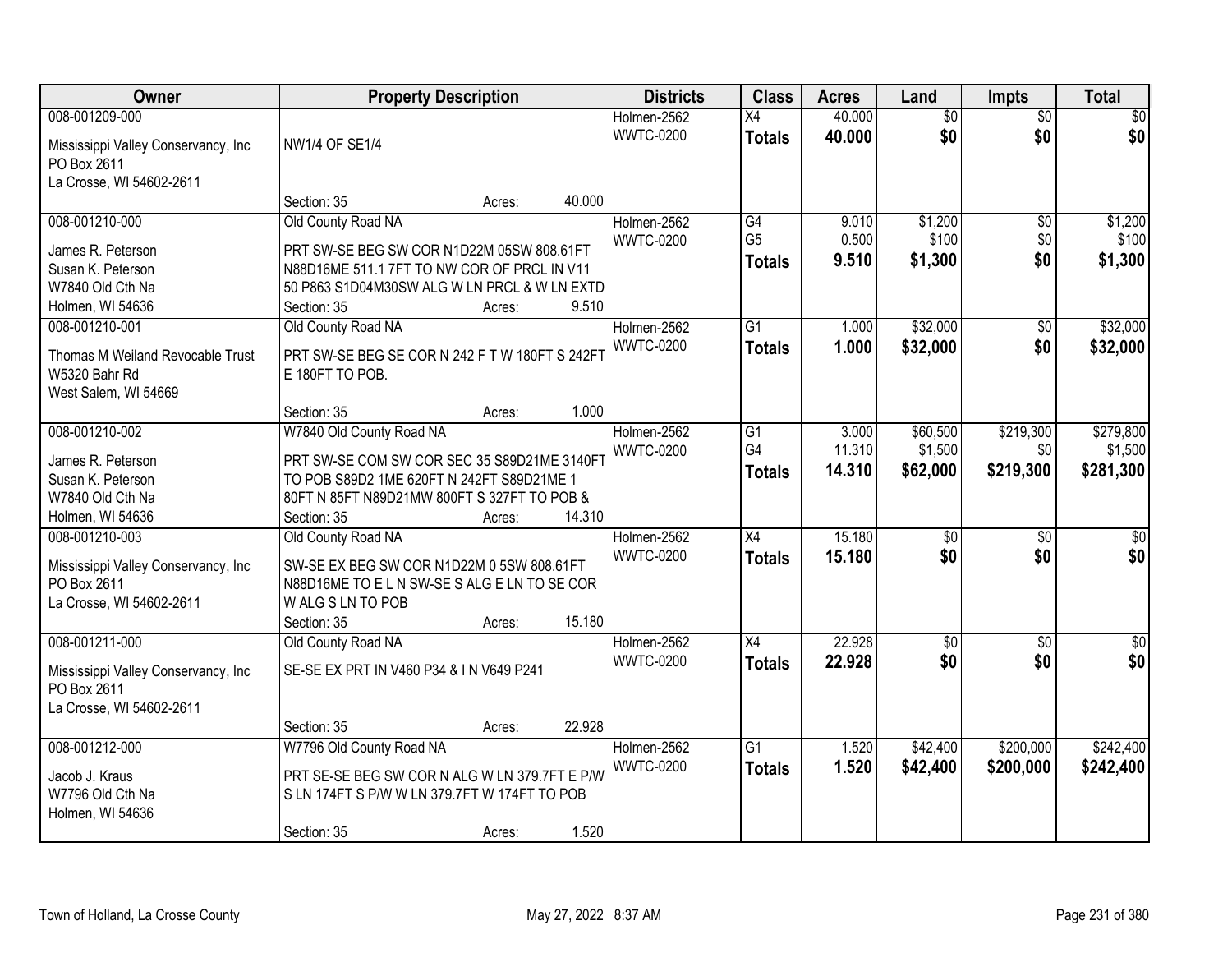| Owner | Property Description | Districts | Class | Acres | Land | Impts | Total |
|---|---|---|---|---|---|---|---|
| 008-001209-000<br>Mississippi Valley Conservancy, Inc<br>PO Box 2611<br>La Crosse, WI 54602-2611 | NW1/4 OF SE1/4<br>Section: 35 Acres: 40.000 | Holmen-2562<br>WWTC-0200 | X4<br>**Totals** | 40.000<br>**40.000** | $0<br>**$0** | $0<br>**$0** | $0<br>**$0** |
| 008-001210-000<br>James R. Peterson<br>Susan K. Peterson<br>W7840 Old Cth Na<br>Holmen, WI 54636 | Old County Road NA<br>PRT SW-SE BEG SW COR N1D22M 05SW 808.61FT N88D16ME 511.1 7FT TO NW COR OF PRCL IN V11 50 P863 S1D04M30SW ALG W LN PRCL & W LN EXTD<br>Section: 35 Acres: 9.510 | Holmen-2562<br>WWTC-0200 | G4<br>G5<br>**Totals** | 9.010<br>0.500<br>**9.510** | $1,200<br>$100<br>**$1,300** | $0<br>$0<br>**$0** | $1,200<br>$100<br>**$1,300** |
| 008-001210-001<br>Thomas M Weiland Revocable Trust<br>W5320 Bahr Rd<br>West Salem, WI 54669 | Old County Road NA<br>PRT SW-SE BEG SE COR N 242 F T W 180FT S 242FT E 180FT TO POB.<br>Section: 35 Acres: 1.000 | Holmen-2562<br>WWTC-0200 | G1<br>**Totals** | 1.000<br>**1.000** | $32,000<br>**$32,000** | $0<br>**$0** | $32,000<br>**$32,000** |
| 008-001210-002<br>James R. Peterson<br>Susan K. Peterson<br>W7840 Old Cth Na<br>Holmen, WI 54636 | W7840 Old County Road NA<br>PRT SW-SE COM SW COR SEC 35 S89D21ME 3140FT TO POB S89D2 1ME 620FT N 242FT S89D21ME 1 80FT N 85FT N89D21MW 800FT S 327FT TO POB &<br>Section: 35 Acres: 14.310 | Holmen-2562<br>WWTC-0200 | G1<br>G4<br>**Totals** | 3.000<br>11.310<br>**14.310** | $60,500<br>$1,500<br>**$62,000** | $219,300<br>$0<br>**$219,300** | $279,800<br>$1,500<br>**$281,300** |
| 008-001210-003<br>Mississippi Valley Conservancy, Inc<br>PO Box 2611<br>La Crosse, WI 54602-2611 | Old County Road NA<br>SW-SE EX BEG SW COR N1D22M 0 5SW 808.61FT N88D16ME TO E L N SW-SE S ALG E LN TO SE COR W ALG S LN TO POB<br>Section: 35 Acres: 15.180 | Holmen-2562<br>WWTC-0200 | X4<br>**Totals** | 15.180<br>**15.180** | $0<br>**$0** | $0<br>**$0** | $0<br>**$0** |
| 008-001211-000<br>Mississippi Valley Conservancy, Inc<br>PO Box 2611<br>La Crosse, WI 54602-2611 | Old County Road NA<br>SE-SE EX PRT IN V460 P34 & I N V649 P241<br>Section: 35 Acres: 22.928 | Holmen-2562<br>WWTC-0200 | X4<br>**Totals** | 22.928<br>**22.928** | $0<br>**$0** | $0<br>**$0** | $0<br>**$0** |
| 008-001212-000<br>Jacob J. Kraus<br>W7796 Old Cth Na<br>Holmen, WI 54636 | W7796 Old County Road NA<br>PRT SE-SE BEG SW COR N ALG W LN 379.7FT E P/W S LN 174FT S P/W W LN 379.7FT W 174FT TO POB<br>Section: 35 Acres: 1.520 | Holmen-2562<br>WWTC-0200 | G1<br>**Totals** | 1.520<br>**1.520** | $42,400<br>**$42,400** | $200,000<br>**$200,000** | $242,400<br>**$242,400** |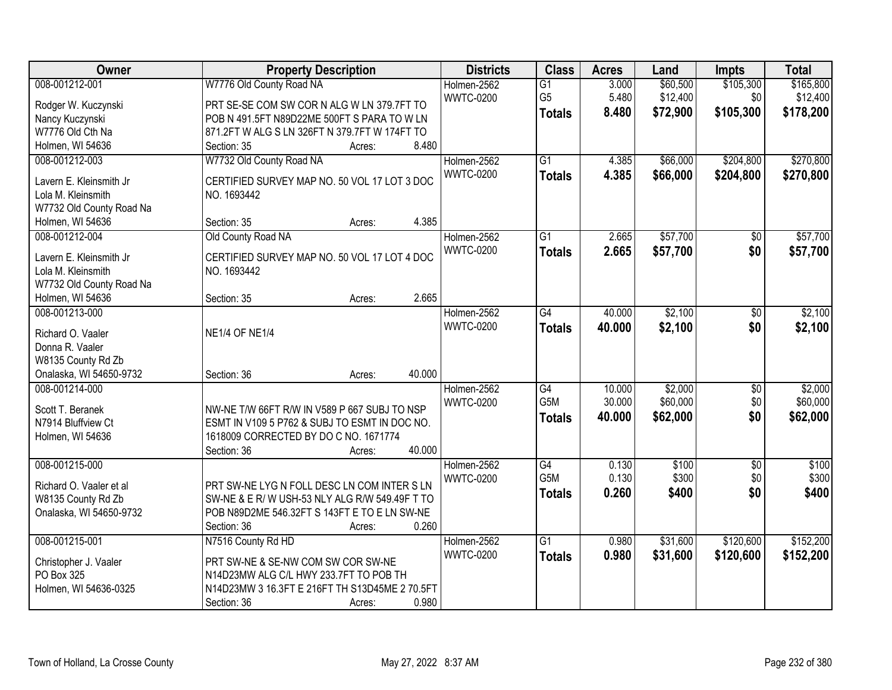| Owner | Property Description | Districts | Class | Acres | Land | Impts | Total |
|---|---|---|---|---|---|---|---|
| 008-001212-001<br>Rodger W. Kuczynski<br>Nancy Kuczynski<br>W7776 Old Cth Na<br>Holmen, WI 54636 | W7776 Old County Road NA<br>PRT SE-SE COM SW COR N ALG W LN 379.7FT TO POB N 491.5FT N89D22ME 500FT S PARA TO W LN 871.2FT W ALG S LN 326FT N 379.7FT W 174FT TO<br>Section: 35 Acres: 8.480 | Holmen-2562<br>WWTC-0200 | G1<br>G5<br>**Totals** | 3.000<br>5.480<br>**8.480** | $60,500<br>$12,400<br>**$72,900** | $105,300<br>$0<br>**$105,300** | $165,800<br>$12,400<br>**$178,200** |
| 008-001212-003<br>Lavern E. Kleinsmith Jr<br>Lola M. Kleinsmith<br>W7732 Old County Road Na<br>Holmen, WI 54636 | W7732 Old County Road NA<br>CERTIFIED SURVEY MAP NO. 50 VOL 17 LOT 3 DOC NO. 1693442<br>Section: 35 Acres: 4.385 | Holmen-2562<br>WWTC-0200 | G1<br>**Totals** | 4.385<br>**4.385** | $66,000<br>**$66,000** | $204,800<br>**$204,800** | $270,800<br>**$270,800** |
| 008-001212-004<br>Lavern E. Kleinsmith Jr<br>Lola M. Kleinsmith<br>W7732 Old County Road Na<br>Holmen, WI 54636 | Old County Road NA<br>CERTIFIED SURVEY MAP NO. 50 VOL 17 LOT 4 DOC NO. 1693442<br>Section: 35 Acres: 2.665 | Holmen-2562<br>WWTC-0200 | G1<br>**Totals** | 2.665<br>**2.665** | $57,700<br>**$57,700** | $0<br>**$0** | $57,700<br>**$57,700** |
| 008-001213-000<br>Richard O. Vaaler<br>Donna R. Vaaler<br>W8135 County Rd Zb<br>Onalaska, WI 54650-9732 | NE1/4 OF NE1/4<br>Section: 36 Acres: 40.000 | Holmen-2562<br>WWTC-0200 | G4<br>**Totals** | 40.000<br>**40.000** | $2,100<br>**$2,100** | $0<br>**$0** | $2,100<br>**$2,100** |
| 008-001214-000<br>Scott T. Beranek<br>N7914 Bluffview Ct<br>Holmen, WI 54636 | NW-NE T/W 66FT R/W IN V589 P 667 SUBJ TO NSP ESMT IN V109 5 P762 & SUBJ TO ESMT IN DOC NO. 1618009 CORRECTED BY DO C NO. 1671774<br>Section: 36 Acres: 40.000 | Holmen-2562<br>WWTC-0200 | G4<br>G5M<br>**Totals** | 10.000<br>30.000<br>**40.000** | $2,000<br>$60,000<br>**$62,000** | $0<br>$0<br>**$0** | $2,000<br>$60,000<br>**$62,000** |
| 008-001215-000<br>Richard O. Vaaler et al<br>W8135 County Rd Zb<br>Onalaska, WI 54650-9732 | PRT SW-NE LYG N FOLL DESC LN COM INTER S LN SW-NE & E R/ W USH-53 NLY ALG R/W 549.49F T TO POB N89D2ME 546.32FT S 143FT E TO E LN SW-NE<br>Section: 36 Acres: 0.260 | Holmen-2562<br>WWTC-0200 | G4<br>G5M<br>**Totals** | 0.130<br>0.130<br>**0.260** | $100<br>$300<br>**$400** | $0<br>$0<br>**$0** | $100<br>$300<br>**$400** |
| 008-001215-001<br>Christopher J. Vaaler<br>PO Box 325<br>Holmen, WI 54636-0325 | N7516 County Rd HD<br>PRT SW-NE & SE-NW COM SW COR SW-NE N14D23MW ALG C/L HWY 233.7FT TO POB TH N14D23MW 3 16.3FT E 216FT TH S13D45ME 2 70.5FT<br>Section: 36 Acres: 0.980 | Holmen-2562<br>WWTC-0200 | G1<br>**Totals** | 0.980<br>**0.980** | $31,600<br>**$31,600** | $120,600<br>**$120,600** | $152,200<br>**$152,200** |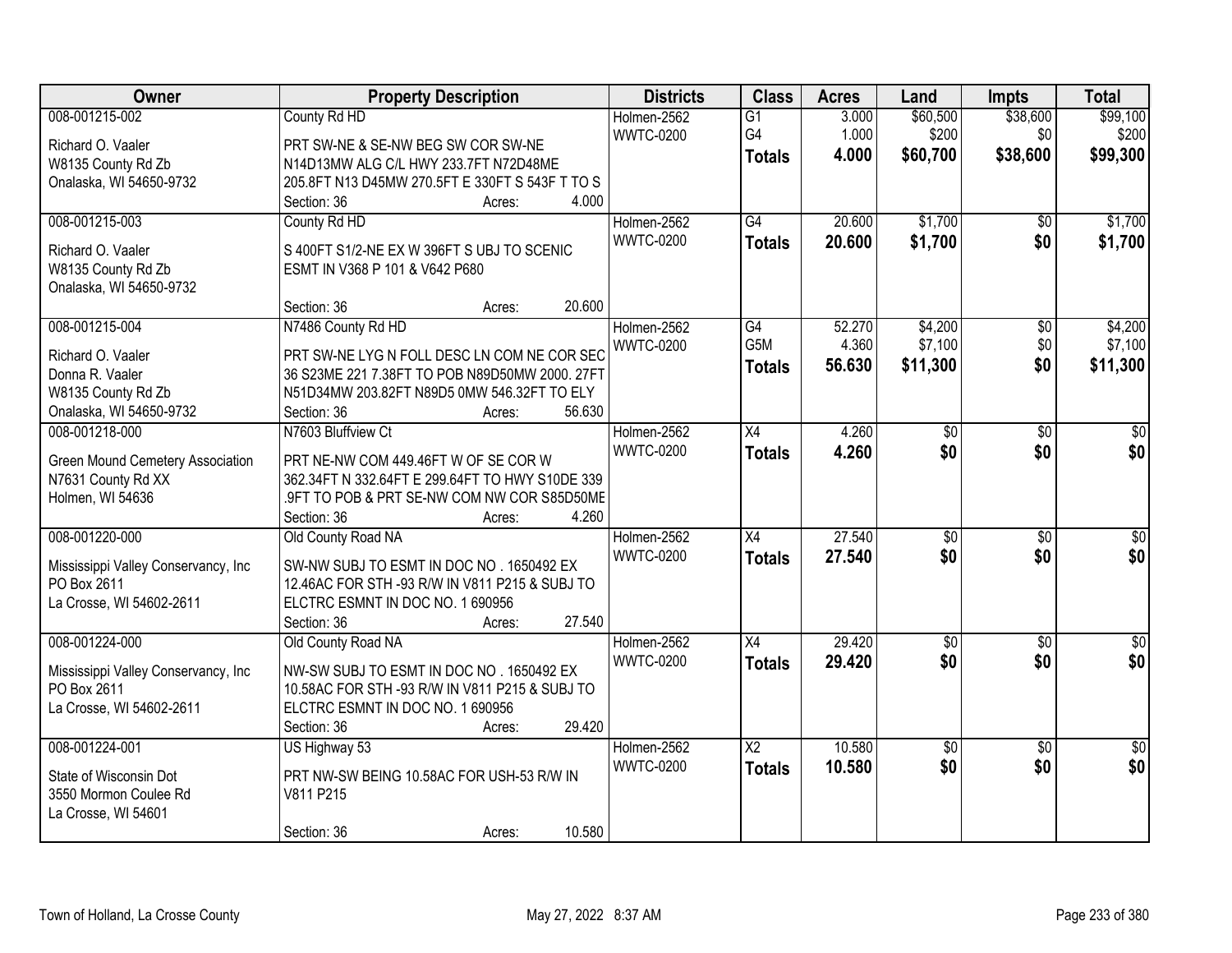| Owner | Property Description | Districts | Class | Acres | Land | Impts | Total |
|---|---|---|---|---|---|---|---|
| 008-001215-002<br>Richard O. Vaaler<br>W8135 County Rd Zb<br>Onalaska, WI 54650-9732 | County Rd HD<br>PRT SW-NE & SE-NW BEG SW COR SW-NE N14D13MW ALG C/L HWY 233.7FT N72D48ME 205.8FT N13 D45MW 270.5FT E 330FT S 543F T TO S<br>Section: 36 Acres: 4.000 | Holmen-2562<br>WWTC-0200 | G1<br>G4<br>**Totals** | 3.000<br>1.000<br>**4.000** | \$60,500<br>\$200<br>**\$60,700** | \$38,600<br>\$0<br>**\$38,600** | \$99,100<br>\$200<br>**\$99,300** |
| 008-001215-003<br>Richard O. Vaaler<br>W8135 County Rd Zb<br>Onalaska, WI 54650-9732 | County Rd HD<br>S 400FT S1/2-NE EX W 396FT S UBJ TO SCENIC ESMT IN V368 P 101 & V642 P680<br>Section: 36 Acres: 20.600 | Holmen-2562<br>WWTC-0200 | G4<br>**Totals** | 20.600<br>**20.600** | \$1,700<br>**\$1,700** | \$0<br>**\$0** | \$1,700<br>**\$1,700** |
| 008-001215-004<br>Richard O. Vaaler<br>Donna R. Vaaler<br>W8135 County Rd Zb<br>Onalaska, WI 54650-9732 | N7486 County Rd HD<br>PRT SW-NE LYG N FOLL DESC LN COM NE COR SEC 36 S23ME 221 7.38FT TO POB N89D50MW 2000. 27FT N51D34MW 203.82FT N89D5 0MW 546.32FT TO ELY<br>Section: 36 Acres: 56.630 | Holmen-2562<br>WWTC-0200 | G4<br>G5M<br>**Totals** | 52.270<br>4.360<br>**56.630** | \$4,200<br>\$7,100<br>**\$11,300** | \$0<br>\$0<br>**\$0** | \$4,200<br>\$7,100<br>**\$11,300** |
| 008-001218-000<br>Green Mound Cemetery Association<br>N7631 County Rd XX<br>Holmen, WI 54636 | N7603 Bluffview Ct<br>PRT NE-NW COM 449.46FT W OF SE COR W 362.34FT N 332.64FT E 299.64FT TO HWY S10DE 339 .9FT TO POB & PRT SE-NW COM NW COR S85D50ME<br>Section: 36 Acres: 4.260 | Holmen-2562<br>WWTC-0200 | X4<br>**Totals** | 4.260<br>**4.260** | \$0<br>**\$0** | \$0<br>**\$0** | \$0<br>**\$0** |
| 008-001220-000<br>Mississippi Valley Conservancy, Inc<br>PO Box 2611<br>La Crosse, WI 54602-2611 | Old County Road NA<br>SW-NW SUBJ TO ESMT IN DOC NO . 1650492 EX 12.46AC FOR STH -93 R/W IN V811 P215 & SUBJ TO ELCTRC ESMNT IN DOC NO. 1 690956<br>Section: 36 Acres: 27.540 | Holmen-2562<br>WWTC-0200 | X4<br>**Totals** | 27.540<br>**27.540** | \$0<br>**\$0** | \$0<br>**\$0** | \$0<br>**\$0** |
| 008-001224-000<br>Mississippi Valley Conservancy, Inc<br>PO Box 2611<br>La Crosse, WI 54602-2611 | Old County Road NA<br>NW-SW SUBJ TO ESMT IN DOC NO . 1650492 EX 10.58AC FOR STH -93 R/W IN V811 P215 & SUBJ TO ELCTRC ESMNT IN DOC NO. 1 690956<br>Section: 36 Acres: 29.420 | Holmen-2562<br>WWTC-0200 | X4<br>**Totals** | 29.420<br>**29.420** | \$0<br>**\$0** | \$0<br>**\$0** | \$0<br>**\$0** |
| 008-001224-001<br>State of Wisconsin Dot<br>3550 Mormon Coulee Rd<br>La Crosse, WI 54601 | US Highway 53<br>PRT NW-SW BEING 10.58AC FOR USH-53 R/W IN V811 P215<br>Section: 36 Acres: 10.580 | Holmen-2562<br>WWTC-0200 | X2<br>**Totals** | 10.580<br>**10.580** | \$0<br>**\$0** | \$0<br>**\$0** | \$0<br>**\$0** |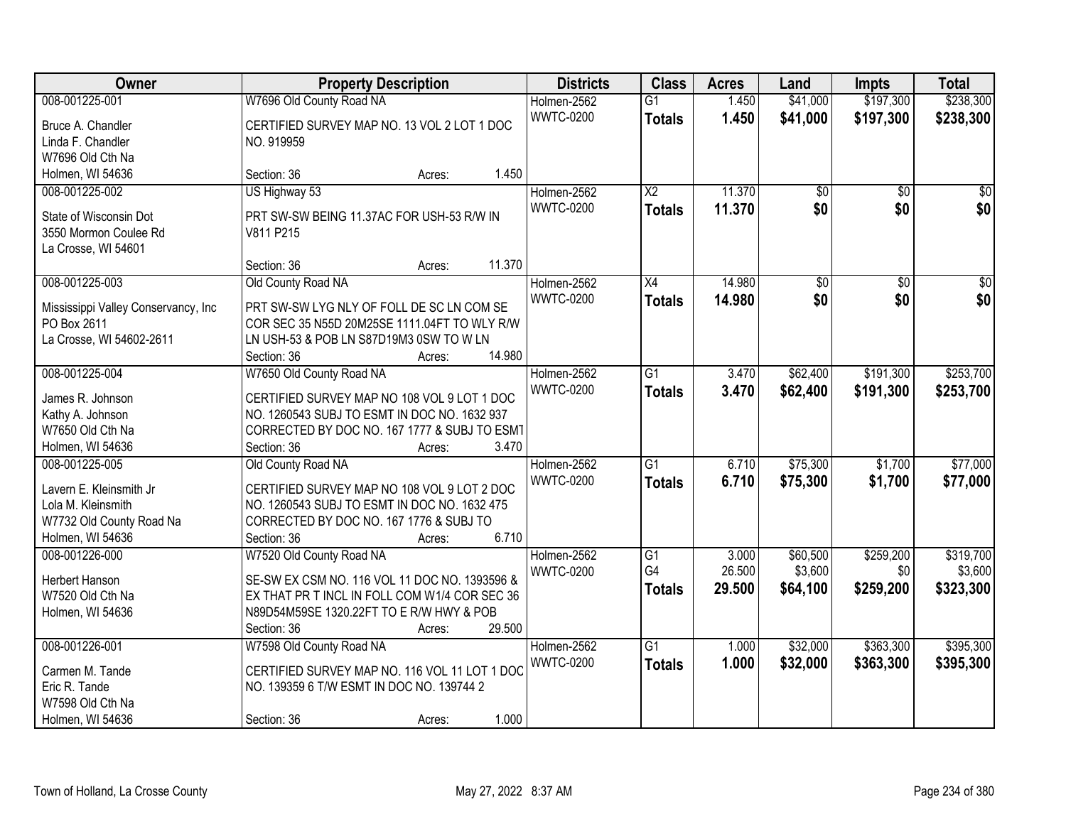| Owner | Property Description | Districts | Class | Acres | Land | Impts | Total |
|---|---|---|---|---|---|---|---|
| 008-001225-001<br>Bruce A. Chandler<br>Linda F. Chandler<br>W7696 Old Cth Na<br>Holmen, WI 54636 | W7696 Old County Road NA<br>CERTIFIED SURVEY MAP NO. 13 VOL 2 LOT 1 DOC NO. 919959<br>Section: 36 Acres: 1.450 | Holmen-2562<br>WWTC-0200 | G1<br>**Totals** | 1.450<br>**1.450** | $41,000<br>**$41,000** | $197,300<br>**$197,300** | $238,300<br>**$238,300** |
| 008-001225-002<br>State of Wisconsin Dot<br>3550 Mormon Coulee Rd<br>La Crosse, WI 54601 | US Highway 53<br>PRT SW-SW BEING 11.37AC FOR USH-53 R/W IN V811 P215<br>Section: 36 Acres: 11.370 | Holmen-2562<br>WWTC-0200 | X2<br>**Totals** | 11.370<br>**11.370** | $0<br>**$0** | $0<br>**$0** | $0<br>**$0** |
| 008-001225-003<br>Mississippi Valley Conservancy, Inc<br>PO Box 2611<br>La Crosse, WI 54602-2611 | Old County Road NA<br>PRT SW-SW LYG NLY OF FOLL DE SC LN COM SE COR SEC 35 N55D 20M25SE 1111.04FT TO WLY R/W LN USH-53 & POB LN S87D19M3 0SW TO W LN<br>Section: 36 Acres: 14.980 | Holmen-2562<br>WWTC-0200 | X4<br>**Totals** | 14.980<br>**14.980** | $0<br>**$0** | $0<br>**$0** | $0<br>**$0** |
| 008-001225-004<br>James R. Johnson<br>Kathy A. Johnson<br>W7650 Old Cth Na<br>Holmen, WI 54636 | W7650 Old County Road NA<br>CERTIFIED SURVEY MAP NO 108 VOL 9 LOT 1 DOC NO. 1260543 SUBJ TO ESMT IN DOC NO. 1632 937 CORRECTED BY DOC NO. 167 1777 & SUBJ TO ESMT<br>Section: 36 Acres: 3.470 | Holmen-2562<br>WWTC-0200 | G1<br>**Totals** | 3.470<br>**3.470** | $62,400<br>**$62,400** | $191,300<br>**$191,300** | $253,700<br>**$253,700** |
| 008-001225-005<br>Lavern E. Kleinsmith Jr<br>Lola M. Kleinsmith<br>W7732 Old County Road Na<br>Holmen, WI 54636 | Old County Road NA<br>CERTIFIED SURVEY MAP NO 108 VOL 9 LOT 2 DOC NO. 1260543 SUBJ TO ESMT IN DOC NO. 1632 475 CORRECTED BY DOC NO. 167 1776 & SUBJ TO<br>Section: 36 Acres: 6.710 | Holmen-2562<br>WWTC-0200 | G1<br>**Totals** | 6.710<br>**6.710** | $75,300<br>**$75,300** | $1,700<br>**$1,700** | $77,000<br>**$77,000** |
| 008-001226-000<br>Herbert Hanson<br>W7520 Old Cth Na<br>Holmen, WI 54636 | W7520 Old County Road NA<br>SE-SW EX CSM NO. 116 VOL 11 DOC NO. 1393596 & EX THAT PR T INCL IN FOLL COM W1/4 COR SEC 36 N89D54M59SE 1320.22FT TO E R/W HWY & POB<br>Section: 36 Acres: 29.500 | Holmen-2562<br>WWTC-0200 | G1<br>G4<br>**Totals** | 3.000<br>26.500<br>**29.500** | $60,500<br>$3,600<br>**$64,100** | $259,200<br>$0<br>**$259,200** | $319,700<br>$3,600<br>**$323,300** |
| 008-001226-001<br>Carmen M. Tande<br>Eric R. Tande<br>W7598 Old Cth Na<br>Holmen, WI 54636 | W7598 Old County Road NA<br>CERTIFIED SURVEY MAP NO. 116 VOL 11 LOT 1 DOC NO. 139359 6 T/W ESMT IN DOC NO. 139744 2<br>Section: 36 Acres: 1.000 | Holmen-2562<br>WWTC-0200 | G1<br>**Totals** | 1.000<br>**1.000** | $32,000<br>**$32,000** | $363,300<br>**$363,300** | $395,300<br>**$395,300** |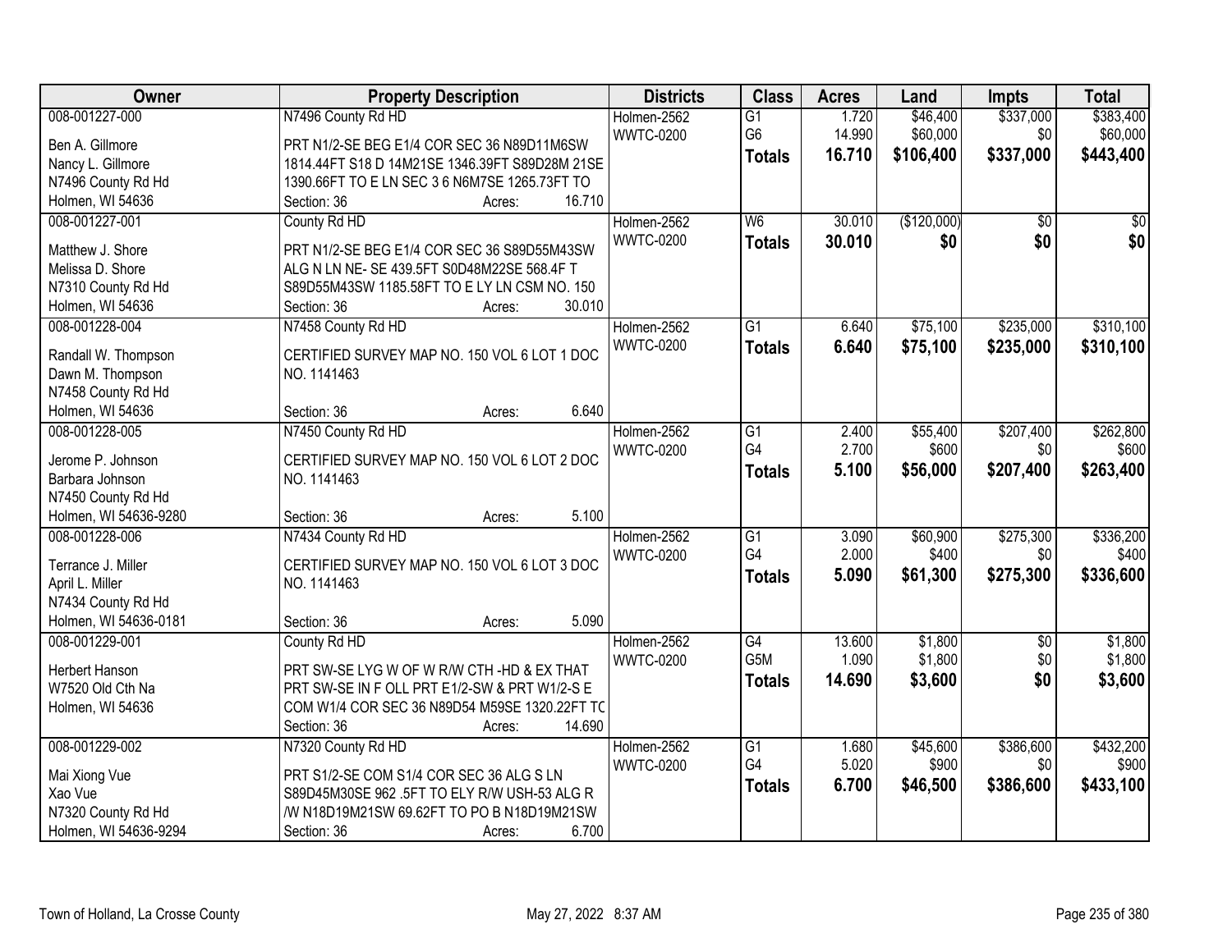| Owner | Property Description | Districts | Class | Acres | Land | Impts | Total |
|---|---|---|---|---|---|---|---|
| 008-001227-000<br>Ben A. Gillmore<br>Nancy L. Gillmore<br>N7496 County Rd Hd<br>Holmen, WI 54636 | N7496 County Rd HD<br>PRT N1/2-SE BEG E1/4 COR SEC 36 N89D11M6SW 1814.44FT S18 D 14M21SE 1346.39FT S89D28M 21SE 1390.66FT TO E LN SEC 3 6 N6M7SE 1265.73FT TO<br>Section: 36 Acres: 16.710 | Holmen-2562<br>WWTC-0200 | G1<br>G6<br>**Totals** | 1.720<br>14.990<br>**16.710** | \$46,400<br>\$60,000<br>**\$106,400** | \$337,000<br>\$0<br>**\$337,000** | \$383,400<br>\$60,000<br>**\$443,400** |
| 008-001227-001<br>Matthew J. Shore<br>Melissa D. Shore<br>N7310 County Rd Hd<br>Holmen, WI 54636 | County Rd HD<br>PRT N1/2-SE BEG E1/4 COR SEC 36 S89D55M43SW ALG N LN NE- SE 439.5FT S0D48M22SE 568.4F T S89D55M43SW 1185.58FT TO E LY LN CSM NO. 150<br>Section: 36 Acres: 30.010 | Holmen-2562<br>WWTC-0200 | W6<br>**Totals** | 30.010<br>**30.010** | (\$120,000)<br>**\$0** | \$0<br>**\$0** | \$0<br>**\$0** |
| 008-001228-004<br>Randall W. Thompson<br>Dawn M. Thompson<br>N7458 County Rd Hd<br>Holmen, WI 54636 | N7458 County Rd HD<br>CERTIFIED SURVEY MAP NO. 150 VOL 6 LOT 1 DOC NO. 1141463<br>Section: 36 Acres: 6.640 | Holmen-2562<br>WWTC-0200 | G1<br>**Totals** | 6.640<br>**6.640** | \$75,100<br>**\$75,100** | \$235,000<br>**\$235,000** | \$310,100<br>**\$310,100** |
| 008-001228-005<br>Jerome P. Johnson<br>Barbara Johnson<br>N7450 County Rd Hd<br>Holmen, WI 54636-9280 | N7450 County Rd HD<br>CERTIFIED SURVEY MAP NO. 150 VOL 6 LOT 2 DOC NO. 1141463<br>Section: 36 Acres: 5.100 | Holmen-2562<br>WWTC-0200 | G1<br>G4<br>**Totals** | 2.400<br>2.700<br>**5.100** | \$55,400<br>\$600<br>**\$56,000** | \$207,400<br>\$0<br>**\$207,400** | \$262,800<br>\$600<br>**\$263,400** |
| 008-001228-006<br>Terrance J. Miller<br>April L. Miller<br>N7434 County Rd Hd<br>Holmen, WI 54636-0181 | N7434 County Rd HD<br>CERTIFIED SURVEY MAP NO. 150 VOL 6 LOT 3 DOC NO. 1141463<br>Section: 36 Acres: 5.090 | Holmen-2562<br>WWTC-0200 | G1<br>G4<br>**Totals** | 3.090<br>2.000<br>**5.090** | \$60,900<br>\$400<br>**\$61,300** | \$275,300<br>\$0<br>**\$275,300** | \$336,200<br>\$400<br>**\$336,600** |
| 008-001229-001<br>Herbert Hanson<br>W7520 Old Cth Na<br>Holmen, WI 54636 | County Rd HD<br>PRT SW-SE LYG W OF W R/W CTH -HD & EX THAT PRT SW-SE IN F OLL PRT E1/2-SW & PRT W1/2-S E COM W1/4 COR SEC 36 N89D54 M59SE 1320.22FT TC<br>Section: 36 Acres: 14.690 | Holmen-2562<br>WWTC-0200 | G4<br>G5M<br>**Totals** | 13.600<br>1.090<br>**14.690** | \$1,800<br>\$1,800<br>**\$3,600** | \$0<br>\$0<br>**\$0** | \$1,800<br>\$1,800<br>**\$3,600** |
| 008-001229-002<br>Mai Xiong Vue<br>Xao Vue<br>N7320 County Rd Hd<br>Holmen, WI 54636-9294 | N7320 County Rd HD<br>PRT S1/2-SE COM S1/4 COR SEC 36 ALG S LN S89D45M30SE 962 .5FT TO ELY R/W USH-53 ALG R /W N18D19M21SW 69.62FT TO PO B N18D19M21SW<br>Section: 36 Acres: 6.700 | Holmen-2562<br>WWTC-0200 | G1<br>G4<br>**Totals** | 1.680<br>5.020<br>**6.700** | \$45,600<br>\$900<br>**\$46,500** | \$386,600<br>\$0<br>**\$386,600** | \$432,200<br>\$900<br>**\$433,100** |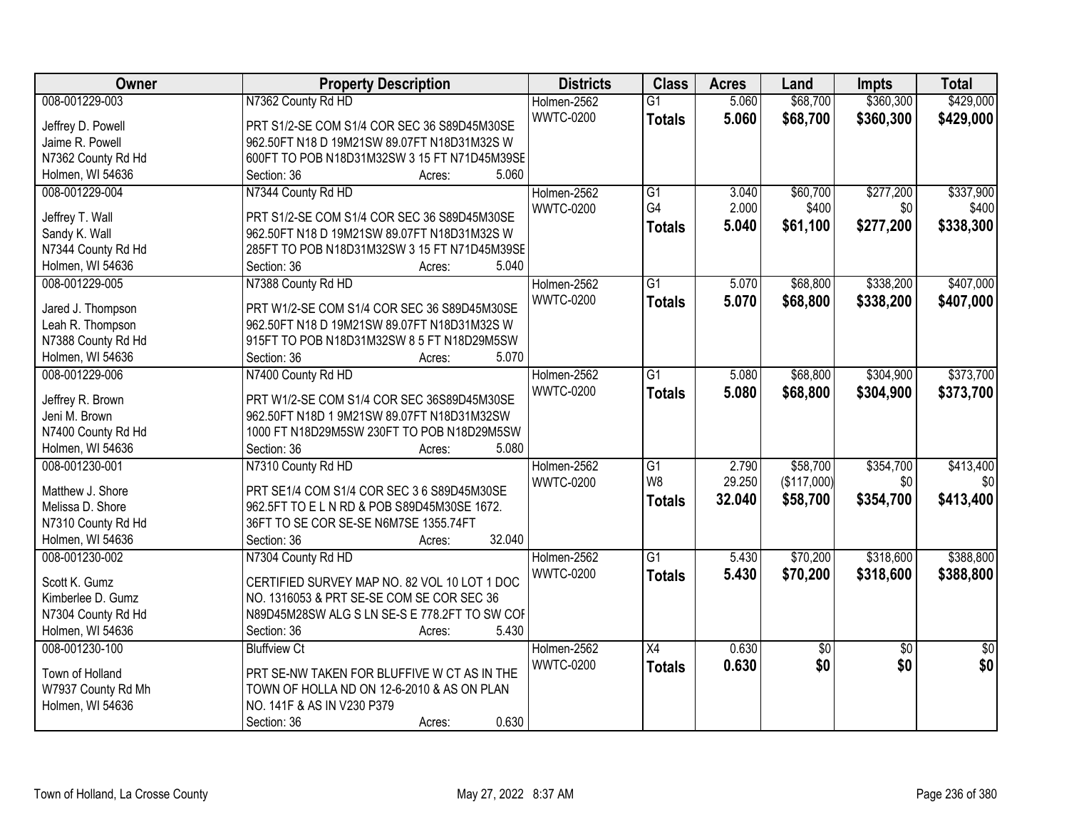| Owner | Property Description | Districts | Class | Acres | Land | Impts | Total |
|---|---|---|---|---|---|---|---|
| 008-001229-003<br>Jeffrey D. Powell<br>Jaime R. Powell<br>N7362 County Rd Hd<br>Holmen, WI 54636 | N7362 County Rd HD<br>PRT S1/2-SE COM S1/4 COR SEC 36 S89D45M30SE 962.50FT N18 D 19M21SW 89.07FT N18D31M32S W 600FT TO POB N18D31M32SW 3 15 FT N71D45M39SE<br>Section: 36 Acres: 5.060 | Holmen-2562<br>WWTC-0200 | G1<br>**Totals** | 5.060<br>**5.060** | $68,700<br>**$68,700** | $360,300<br>**$360,300** | $429,000<br>**$429,000** |
| 008-001229-004<br>Jeffrey T. Wall<br>Sandy K. Wall<br>N7344 County Rd Hd<br>Holmen, WI 54636 | N7344 County Rd HD<br>PRT S1/2-SE COM S1/4 COR SEC 36 S89D45M30SE 962.50FT N18 D 19M21SW 89.07FT N18D31M32S W 285FT TO POB N18D31M32SW 3 15 FT N71D45M39SE<br>Section: 36 Acres: 5.040 | Holmen-2562<br>WWTC-0200 | G1<br>G4<br>**Totals** | 3.040<br>2.000<br>**5.040** | $60,700<br>$400<br>**$61,100** | $277,200<br>$0<br>**$277,200** | $337,900<br>$400<br>**$338,300** |
| 008-001229-005<br>Jared J. Thompson<br>Leah R. Thompson<br>N7388 County Rd Hd<br>Holmen, WI 54636 | N7388 County Rd HD<br>PRT W1/2-SE COM S1/4 COR SEC 36 S89D45M30SE 962.50FT N18 D 19M21SW 89.07FT N18D31M32S W 915FT TO POB N18D31M32SW 8 5 FT N18D29M5SW<br>Section: 36 Acres: 5.070 | Holmen-2562<br>WWTC-0200 | G1<br>**Totals** | 5.070<br>**5.070** | $68,800<br>**$68,800** | $338,200<br>**$338,200** | $407,000<br>**$407,000** |
| 008-001229-006<br>Jeffrey R. Brown<br>Jeni M. Brown<br>N7400 County Rd Hd<br>Holmen, WI 54636 | N7400 County Rd HD<br>PRT W1/2-SE COM S1/4 COR SEC 36S89D45M30SE 962.50FT N18D 1 9M21SW 89.07FT N18D31M32SW 1000 FT N18D29M5SW 230FT TO POB N18D29M5SW<br>Section: 36 Acres: 5.080 | Holmen-2562<br>WWTC-0200 | G1<br>**Totals** | 5.080<br>**5.080** | $68,800<br>**$68,800** | $304,900<br>**$304,900** | $373,700<br>**$373,700** |
| 008-001230-001<br>Matthew J. Shore<br>Melissa D. Shore<br>N7310 County Rd Hd<br>Holmen, WI 54636 | N7310 County Rd HD<br>PRT SE1/4 COM S1/4 COR SEC 3 6 S89D45M30SE 962.5FT TO E L N RD & POB S89D45M30SE 1672. 36FT TO SE COR SE-SE N6M7SE 1355.74FT<br>Section: 36 Acres: 32.040 | Holmen-2562<br>WWTC-0200 | G1<br>W8<br>**Totals** | 2.790<br>29.250<br>**32.040** | $58,700<br>($117,000)<br>**$58,700** | $354,700<br>$0<br>**$354,700** | $413,400<br>$0<br>**$413,400** |
| 008-001230-002<br>Scott K. Gumz<br>Kimberlee D. Gumz<br>N7304 County Rd Hd<br>Holmen, WI 54636 | N7304 County Rd HD<br>CERTIFIED SURVEY MAP NO. 82 VOL 10 LOT 1 DOC NO. 1316053 & PRT SE-SE COM SE COR SEC 36 N89D45M28SW ALG S LN SE-S E 778.2FT TO SW COF<br>Section: 36 Acres: 5.430 | Holmen-2562<br>WWTC-0200 | G1<br>**Totals** | 5.430<br>**5.430** | $70,200<br>**$70,200** | $318,600<br>**$318,600** | $388,800<br>**$388,800** |
| 008-001230-100<br>Town of Holland<br>W7937 County Rd Mh<br>Holmen, WI 54636 | Bluffview Ct<br>PRT SE-NW TAKEN FOR BLUFFIVE W CT AS IN THE TOWN OF HOLLA ND ON 12-6-2010 & AS ON PLAN NO. 141F & AS IN V230 P379<br>Section: 36 Acres: 0.630 | Holmen-2562<br>WWTC-0200 | X4<br>**Totals** | 0.630<br>**0.630** | $0<br>**$0** | $0<br>**$0** | $0<br>**$0** |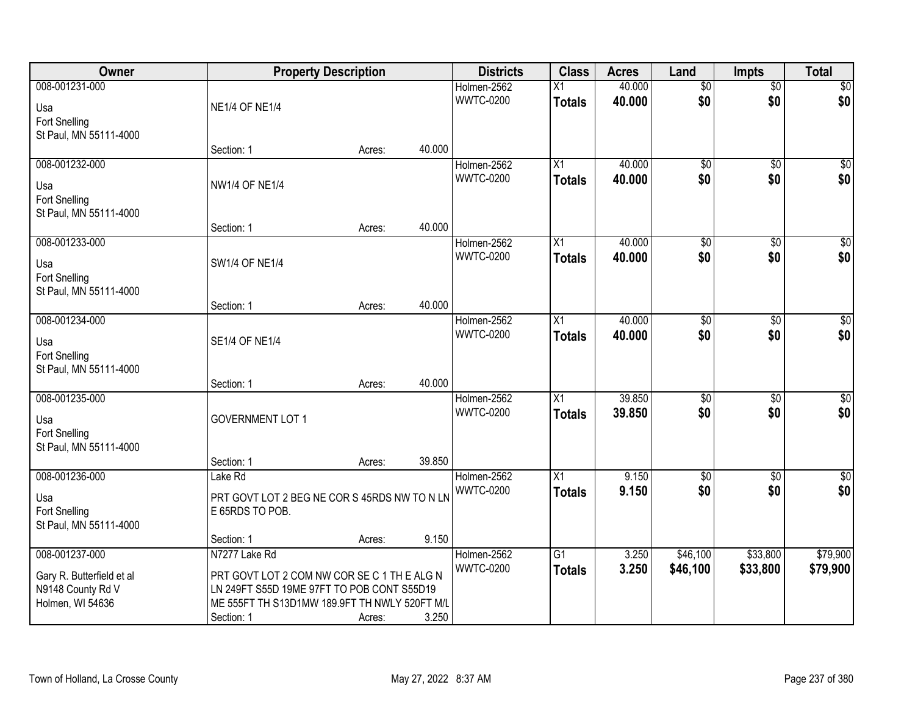| Owner | Property Description | | | Districts | Class | Acres | Land | Impts | Total |
|---|---|---|---|---|---|---|---|---|---|
| 008-001231-000<br>Usa<br>Fort Snelling<br>St Paul, MN 55111-4000 | NE1/4 OF NE1/4<br>Section: 1 | Acres: | 40.000 | Holmen-2562<br>WWTC-0200 | X1<br>**Totals** | 40.000<br>**40.000** | $0<br>**$0** | $0<br>**$0** | $0<br>**$0** |
| 008-001232-000<br>Usa<br>Fort Snelling<br>St Paul, MN 55111-4000 | NW1/4 OF NE1/4<br>Section: 1 | Acres: | 40.000 | Holmen-2562<br>WWTC-0200 | X1<br>**Totals** | 40.000<br>**40.000** | $0<br>**$0** | $0<br>**$0** | $0<br>**$0** |
| 008-001233-000<br>Usa<br>Fort Snelling<br>St Paul, MN 55111-4000 | SW1/4 OF NE1/4<br>Section: 1 | Acres: | 40.000 | Holmen-2562<br>WWTC-0200 | X1<br>**Totals** | 40.000<br>**40.000** | $0<br>**$0** | $0<br>**$0** | $0<br>**$0** |
| 008-001234-000<br>Usa<br>Fort Snelling<br>St Paul, MN 55111-4000 | SE1/4 OF NE1/4<br>Section: 1 | Acres: | 40.000 | Holmen-2562<br>WWTC-0200 | X1<br>**Totals** | 40.000<br>**40.000** | $0<br>**$0** | $0<br>**$0** | $0<br>**$0** |
| 008-001235-000<br>Usa<br>Fort Snelling<br>St Paul, MN 55111-4000 | GOVERNMENT LOT 1<br>Section: 1 | Acres: | 39.850 | Holmen-2562<br>WWTC-0200 | X1<br>**Totals** | 39.850<br>**39.850** | $0<br>**$0** | $0<br>**$0** | $0<br>**$0** |
| 008-001236-000<br>Usa<br>Fort Snelling<br>St Paul, MN 55111-4000 | Lake Rd<br>PRT GOVT LOT 2 BEG NE COR S 45RDS NW TO N LN E 65RDS TO POB.<br>Section: 1 | Acres: | 9.150 | Holmen-2562<br>WWTC-0200 | X1<br>**Totals** | 9.150<br>**9.150** | $0<br>**$0** | $0<br>**$0** | $0<br>**$0** |
| 008-001237-000<br>Gary R. Butterfield et al<br>N9148 County Rd V<br>Holmen, WI 54636 | N7277 Lake Rd<br>PRT GOVT LOT 2 COM NW COR SE C 1 TH E ALG N LN 249FT S55D 19ME 97FT TO POB CONT S55D19 ME 555FT TH S13D1MW 189.9FT TH NWLY 520FT M/L<br>Section: 1 | Acres: | 3.250 | Holmen-2562<br>WWTC-0200 | G1<br>**Totals** | 3.250<br>**3.250** | $46,100<br>**$46,100** | $33,800<br>**$33,800** | $79,900<br>**$79,900** |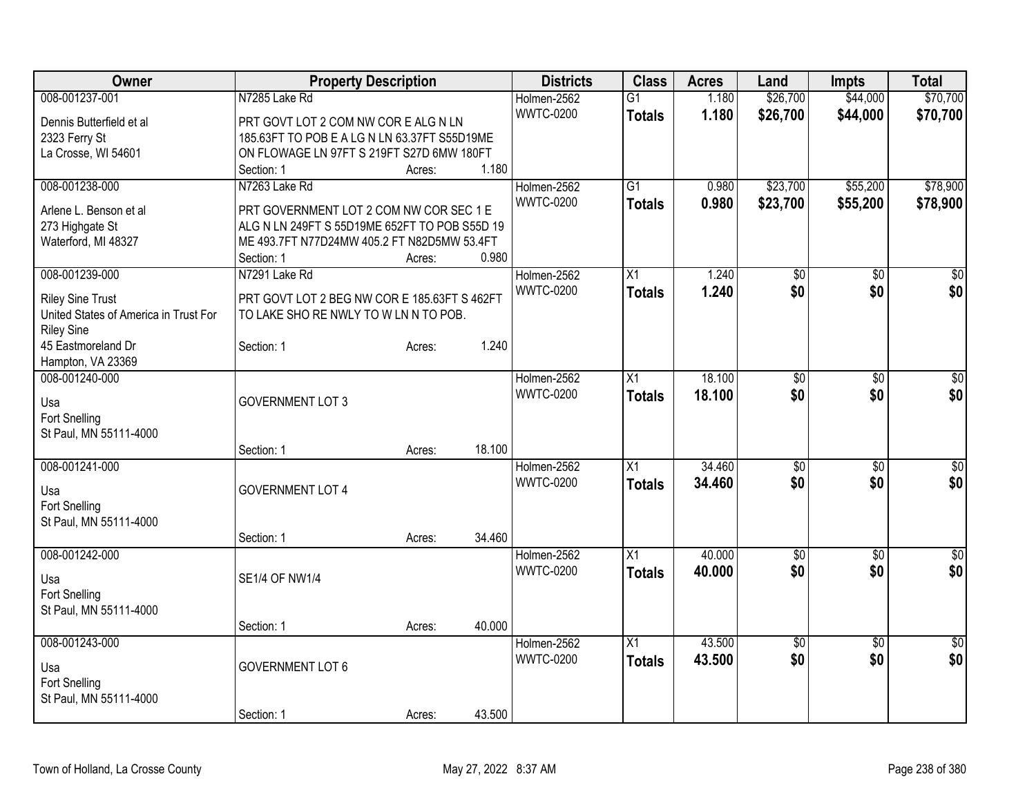| Owner | Property Description | Districts | Class | Acres | Land | Impts | Total |
|---|---|---|---|---|---|---|---|
| 008-001237-001<br>Dennis Butterfield et al<br>2323 Ferry St<br>La Crosse, WI 54601 | N7285 Lake Rd<br>PRT GOVT LOT 2 COM NW COR E ALG N LN 185.63FT TO POB E A LG N LN 63.37FT S55D19ME ON FLOWAGE LN 97FT S 219FT S27D 6MW 180FT<br>Section: 1 Acres: 1.180 | Holmen-2562<br>WWTC-0200 | G1<br>**Totals** | 1.180<br>**1.180** | $26,700<br>**$26,700** | $44,000<br>**$44,000** | $70,700<br>**$70,700** |
| 008-001238-000<br>Arlene L. Benson et al<br>273 Highgate St<br>Waterford, MI 48327 | N7263 Lake Rd<br>PRT GOVERNMENT LOT 2 COM NW COR SEC 1 E ALG N LN 249FT S 55D19ME 652FT TO POB S55D 19 ME 493.7FT N77D24MW 405.2 FT N82D5MW 53.4FT<br>Section: 1 Acres: 0.980 | Holmen-2562<br>WWTC-0200 | G1<br>**Totals** | 0.980<br>**0.980** | $23,700<br>**$23,700** | $55,200<br>**$55,200** | $78,900<br>**$78,900** |
| 008-001239-000<br>Riley Sine Trust<br>United States of America in Trust For Riley Sine<br>45 Eastmoreland Dr<br>Hampton, VA 23369 | N7291 Lake Rd<br>PRT GOVT LOT 2 BEG NW COR E 185.63FT S 462FT TO LAKE SHO RE NWLY TO W LN N TO POB.<br>Section: 1 Acres: 1.240 | Holmen-2562<br>WWTC-0200 | X1<br>**Totals** | 1.240<br>**1.240** | $0<br>**$0** | $0<br>**$0** | $0<br>**$0** |
| 008-001240-000<br>Usa<br>Fort Snelling<br>St Paul, MN 55111-4000 | GOVERNMENT LOT 3<br>Section: 1 Acres: 18.100 | Holmen-2562<br>WWTC-0200 | X1<br>**Totals** | 18.100<br>**18.100** | $0<br>**$0** | $0<br>**$0** | $0<br>**$0** |
| 008-001241-000<br>Usa<br>Fort Snelling<br>St Paul, MN 55111-4000 | GOVERNMENT LOT 4<br>Section: 1 Acres: 34.460 | Holmen-2562<br>WWTC-0200 | X1<br>**Totals** | 34.460<br>**34.460** | $0<br>**$0** | $0<br>**$0** | $0<br>**$0** |
| 008-001242-000<br>Usa<br>Fort Snelling<br>St Paul, MN 55111-4000 | SE1/4 OF NW1/4<br>Section: 1 Acres: 40.000 | Holmen-2562<br>WWTC-0200 | X1<br>**Totals** | 40.000<br>**40.000** | $0<br>**$0** | $0<br>**$0** | $0<br>**$0** |
| 008-001243-000<br>Usa<br>Fort Snelling<br>St Paul, MN 55111-4000 | GOVERNMENT LOT 6<br>Section: 1 Acres: 43.500 | Holmen-2562<br>WWTC-0200 | X1<br>**Totals** | 43.500<br>**43.500** | $0<br>**$0** | $0<br>**$0** | $0<br>**$0** |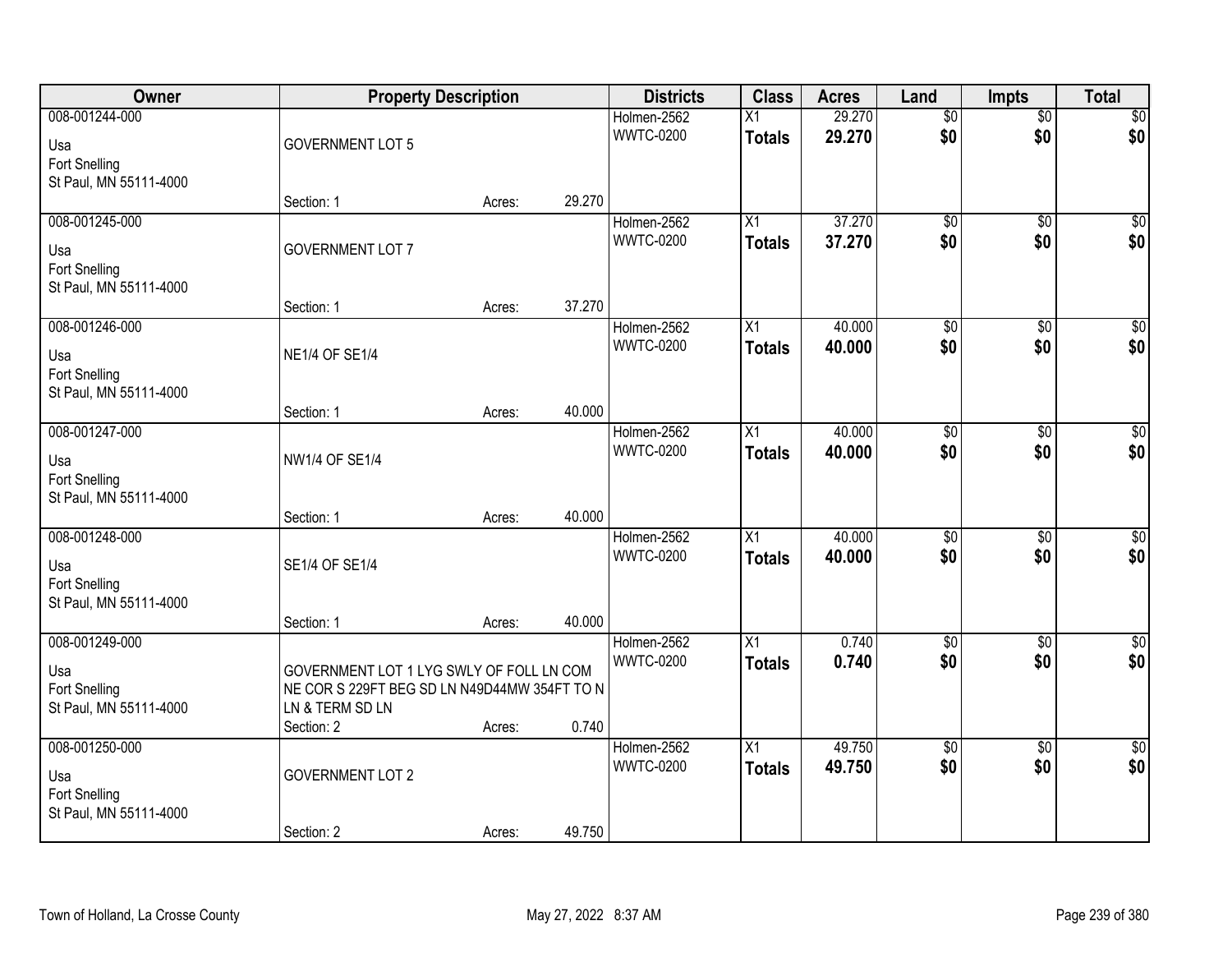| Owner | Property Description | Districts | Class | Acres | Land | Impts | Total |
|---|---|---|---|---|---|---|---|
| 008-001244-000<br>Usa<br>Fort Snelling<br>St Paul, MN 55111-4000 | GOVERNMENT LOT 5<br>Section: 1 Acres: 29.270 | Holmen-2562<br>WWTC-0200 | X1<br>**Totals** | 29.270<br>**29.270** | $0<br>**$0** | $0<br>**$0** | $0<br>**$0** |
| 008-001245-000<br>Usa<br>Fort Snelling<br>St Paul, MN 55111-4000 | GOVERNMENT LOT 7<br>Section: 1 Acres: 37.270 | Holmen-2562<br>WWTC-0200 | X1<br>**Totals** | 37.270<br>**37.270** | $0<br>**$0** | $0<br>**$0** | $0<br>**$0** |
| 008-001246-000<br>Usa<br>Fort Snelling<br>St Paul, MN 55111-4000 | NE1/4 OF SE1/4<br>Section: 1 Acres: 40.000 | Holmen-2562<br>WWTC-0200 | X1<br>**Totals** | 40.000<br>**40.000** | $0<br>**$0** | $0<br>**$0** | $0<br>**$0** |
| 008-001247-000<br>Usa<br>Fort Snelling<br>St Paul, MN 55111-4000 | NW1/4 OF SE1/4<br>Section: 1 Acres: 40.000 | Holmen-2562<br>WWTC-0200 | X1<br>**Totals** | 40.000<br>**40.000** | $0<br>**$0** | $0<br>**$0** | $0<br>**$0** |
| 008-001248-000<br>Usa<br>Fort Snelling<br>St Paul, MN 55111-4000 | SE1/4 OF SE1/4<br>Section: 1 Acres: 40.000 | Holmen-2562<br>WWTC-0200 | X1<br>**Totals** | 40.000<br>**40.000** | $0<br>**$0** | $0<br>**$0** | $0<br>**$0** |
| 008-001249-000<br>Usa<br>Fort Snelling<br>St Paul, MN 55111-4000 | GOVERNMENT LOT 1 LYG SWLY OF FOLL LN COM NE COR S 229FT BEG SD LN N49D44MW 354FT TO N LN & TERM SD LN<br>Section: 2 Acres: 0.740 | Holmen-2562<br>WWTC-0200 | X1<br>**Totals** | 0.740<br>**0.740** | $0<br>**$0** | $0<br>**$0** | $0<br>**$0** |
| 008-001250-000<br>Usa<br>Fort Snelling<br>St Paul, MN 55111-4000 | GOVERNMENT LOT 2<br>Section: 2 Acres: 49.750 | Holmen-2562<br>WWTC-0200 | X1<br>**Totals** | 49.750<br>**49.750** | $0<br>**$0** | $0<br>**$0** | $0<br>**$0** |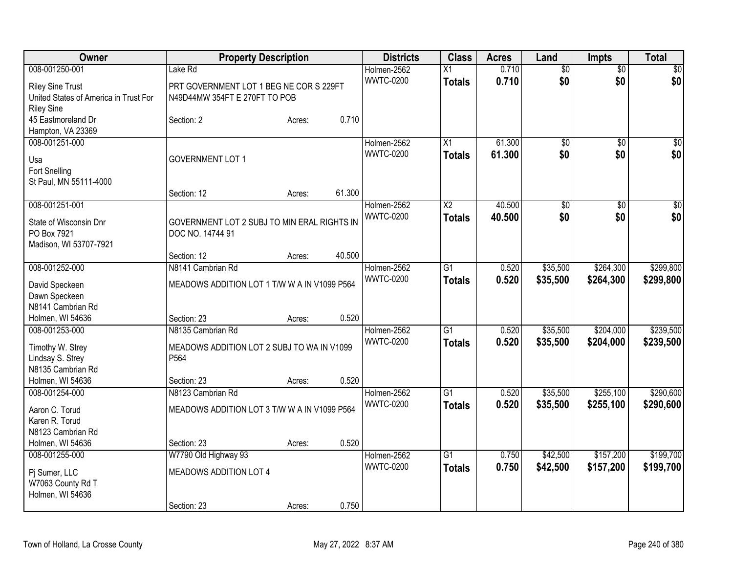| Owner | Property Description | Districts | Class | Acres | Land | Impts | Total |
|---|---|---|---|---|---|---|---|
| 008-001250-001<br>Riley Sine Trust<br>United States of America in Trust For Riley Sine<br>45 Eastmoreland Dr<br>Hampton, VA 23369 | Lake Rd<br>PRT GOVERNMENT LOT 1 BEG NE COR S 229FT N49D44MW 354FT E 270FT TO POB<br>Section: 2 Acres: 0.710 | Holmen-2562<br>WWTC-0200 | X1<br>**Totals** | 0.710<br>**0.710** | $0<br>**$0** | $0<br>**$0** | $0<br>**$0** |
| 008-001251-000<br>Usa<br>Fort Snelling<br>St Paul, MN 55111-4000 | GOVERNMENT LOT 1<br>Section: 12 Acres: 61.300 | Holmen-2562<br>WWTC-0200 | X1<br>**Totals** | 61.300<br>**61.300** | $0<br>**$0** | $0<br>**$0** | $0<br>**$0** |
| 008-001251-001<br>State of Wisconsin Dnr<br>PO Box 7921<br>Madison, WI 53707-7921 | GOVERNMENT LOT 2 SUBJ TO MIN ERAL RIGHTS IN DOC NO. 14744 91<br>Section: 12 Acres: 40.500 | Holmen-2562<br>WWTC-0200 | X2<br>**Totals** | 40.500<br>**40.500** | $0<br>**$0** | $0<br>**$0** | $0<br>**$0** |
| 008-001252-000<br>David Speckeen<br>Dawn Speckeen<br>N8141 Cambrian Rd<br>Holmen, WI 54636 | N8141 Cambrian Rd<br>MEADOWS ADDITION LOT 1 T/W W A IN V1099 P564<br>Section: 23 Acres: 0.520 | Holmen-2562<br>WWTC-0200 | G1<br>**Totals** | 0.520<br>**0.520** | $35,500<br>**$35,500** | $264,300<br>**$264,300** | $299,800<br>**$299,800** |
| 008-001253-000<br>Timothy W. Strey<br>Lindsay S. Strey<br>N8135 Cambrian Rd<br>Holmen, WI 54636 | N8135 Cambrian Rd<br>MEADOWS ADDITION LOT 2 SUBJ TO WA IN V1099 P564<br>Section: 23 Acres: 0.520 | Holmen-2562<br>WWTC-0200 | G1<br>**Totals** | 0.520<br>**0.520** | $35,500<br>**$35,500** | $204,000<br>**$204,000** | $239,500<br>**$239,500** |
| 008-001254-000<br>Aaron C. Torud<br>Karen R. Torud<br>N8123 Cambrian Rd<br>Holmen, WI 54636 | N8123 Cambrian Rd<br>MEADOWS ADDITION LOT 3 T/W W A IN V1099 P564<br>Section: 23 Acres: 0.520 | Holmen-2562<br>WWTC-0200 | G1<br>**Totals** | 0.520<br>**0.520** | $35,500<br>**$35,500** | $255,100<br>**$255,100** | $290,600<br>**$290,600** |
| 008-001255-000<br>Pj Sumer, LLC<br>W7063 County Rd T<br>Holmen, WI 54636 | W7790 Old Highway 93<br>MEADOWS ADDITION LOT 4<br>Section: 23 Acres: 0.750 | Holmen-2562<br>WWTC-0200 | G1<br>**Totals** | 0.750<br>**0.750** | $42,500<br>**$42,500** | $157,200<br>**$157,200** | $199,700<br>**$199,700** |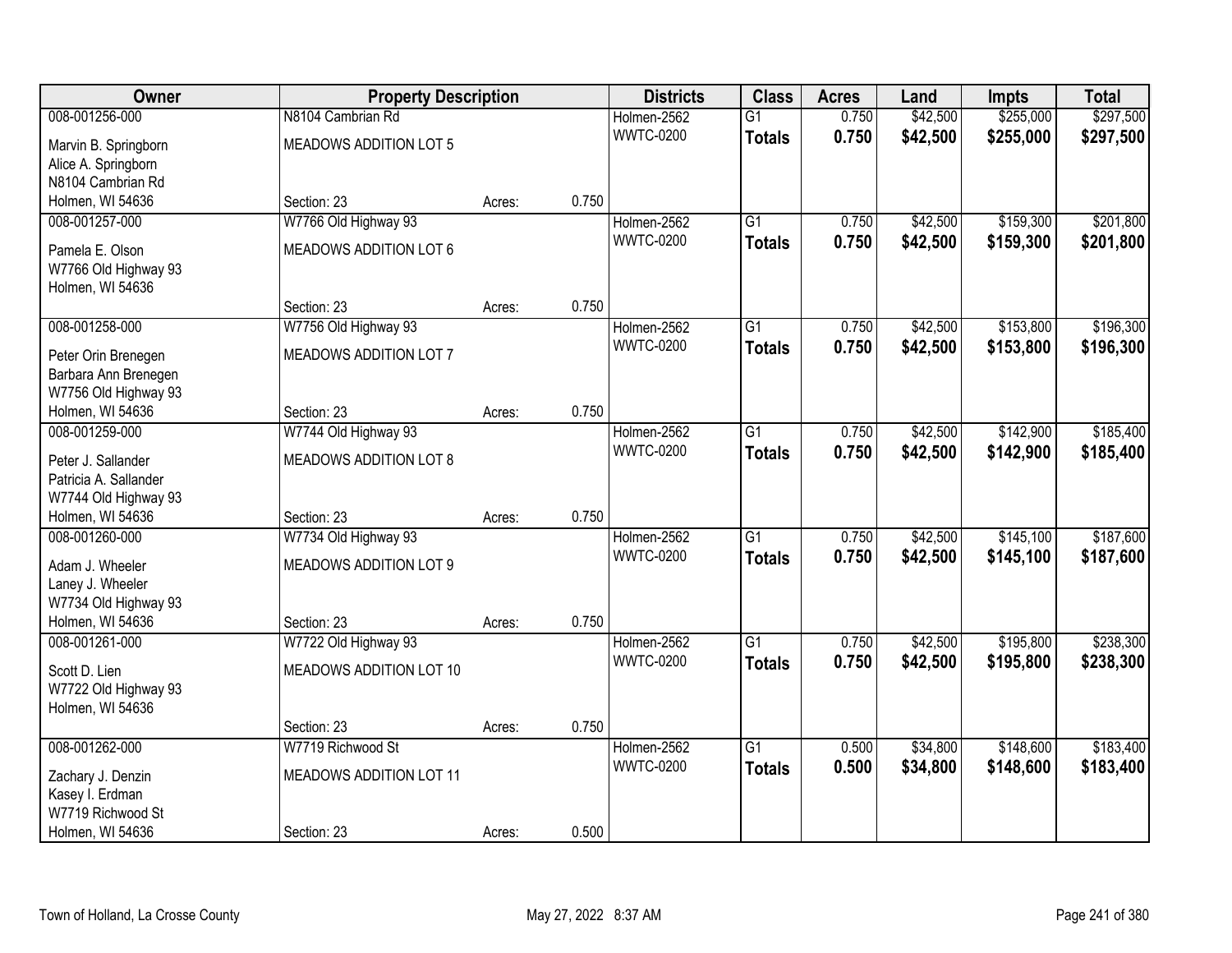| Owner | Property Description | | | Districts | Class | Acres | Land | Impts | Total |
|---|---|---|---|---|---|---|---|---|---|
| 008-001256-000<br>Marvin B. Springborn<br>Alice A. Springborn<br>N8104 Cambrian Rd<br>Holmen, WI 54636 | N8104 Cambrian Rd<br>MEADOWS ADDITION LOT 5<br>Section: 23 | Acres: | 0.750 | Holmen-2562<br>WWTC-0200 | G1<br>**Totals** | 0.750<br>**0.750** | $42,500<br>**$42,500** | $255,000<br>**$255,000** | $297,500<br>**$297,500** |
| 008-001257-000<br>Pamela E. Olson<br>W7766 Old Highway 93<br>Holmen, WI 54636 | W7766 Old Highway 93<br>MEADOWS ADDITION LOT 6<br>Section: 23 | Acres: | 0.750 | Holmen-2562<br>WWTC-0200 | G1<br>**Totals** | 0.750<br>**0.750** | $42,500<br>**$42,500** | $159,300<br>**$159,300** | $201,800<br>**$201,800** |
| 008-001258-000<br>Peter Orin Brenegen<br>Barbara Ann Brenegen<br>W7756 Old Highway 93<br>Holmen, WI 54636 | W7756 Old Highway 93<br>MEADOWS ADDITION LOT 7<br>Section: 23 | Acres: | 0.750 | Holmen-2562<br>WWTC-0200 | G1<br>**Totals** | 0.750<br>**0.750** | $42,500<br>**$42,500** | $153,800<br>**$153,800** | $196,300<br>**$196,300** |
| 008-001259-000<br>Peter J. Sallander<br>Patricia A. Sallander<br>W7744 Old Highway 93<br>Holmen, WI 54636 | W7744 Old Highway 93<br>MEADOWS ADDITION LOT 8<br>Section: 23 | Acres: | 0.750 | Holmen-2562<br>WWTC-0200 | G1<br>**Totals** | 0.750<br>**0.750** | $42,500<br>**$42,500** | $142,900<br>**$142,900** | $185,400<br>**$185,400** |
| 008-001260-000<br>Adam J. Wheeler<br>Laney J. Wheeler<br>W7734 Old Highway 93<br>Holmen, WI 54636 | W7734 Old Highway 93<br>MEADOWS ADDITION LOT 9<br>Section: 23 | Acres: | 0.750 | Holmen-2562<br>WWTC-0200 | G1<br>**Totals** | 0.750<br>**0.750** | $42,500<br>**$42,500** | $145,100<br>**$145,100** | $187,600<br>**$187,600** |
| 008-001261-000<br>Scott D. Lien<br>W7722 Old Highway 93<br>Holmen, WI 54636 | W7722 Old Highway 93<br>MEADOWS ADDITION LOT 10<br>Section: 23 | Acres: | 0.750 | Holmen-2562<br>WWTC-0200 | G1<br>**Totals** | 0.750<br>**0.750** | $42,500<br>**$42,500** | $195,800<br>**$195,800** | $238,300<br>**$238,300** |
| 008-001262-000<br>Zachary J. Denzin<br>Kasey I. Erdman<br>W7719 Richwood St<br>Holmen, WI 54636 | W7719 Richwood St<br>MEADOWS ADDITION LOT 11<br>Section: 23 | Acres: | 0.500 | Holmen-2562<br>WWTC-0200 | G1<br>**Totals** | 0.500<br>**0.500** | $34,800<br>**$34,800** | $148,600<br>**$148,600** | $183,400<br>**$183,400** |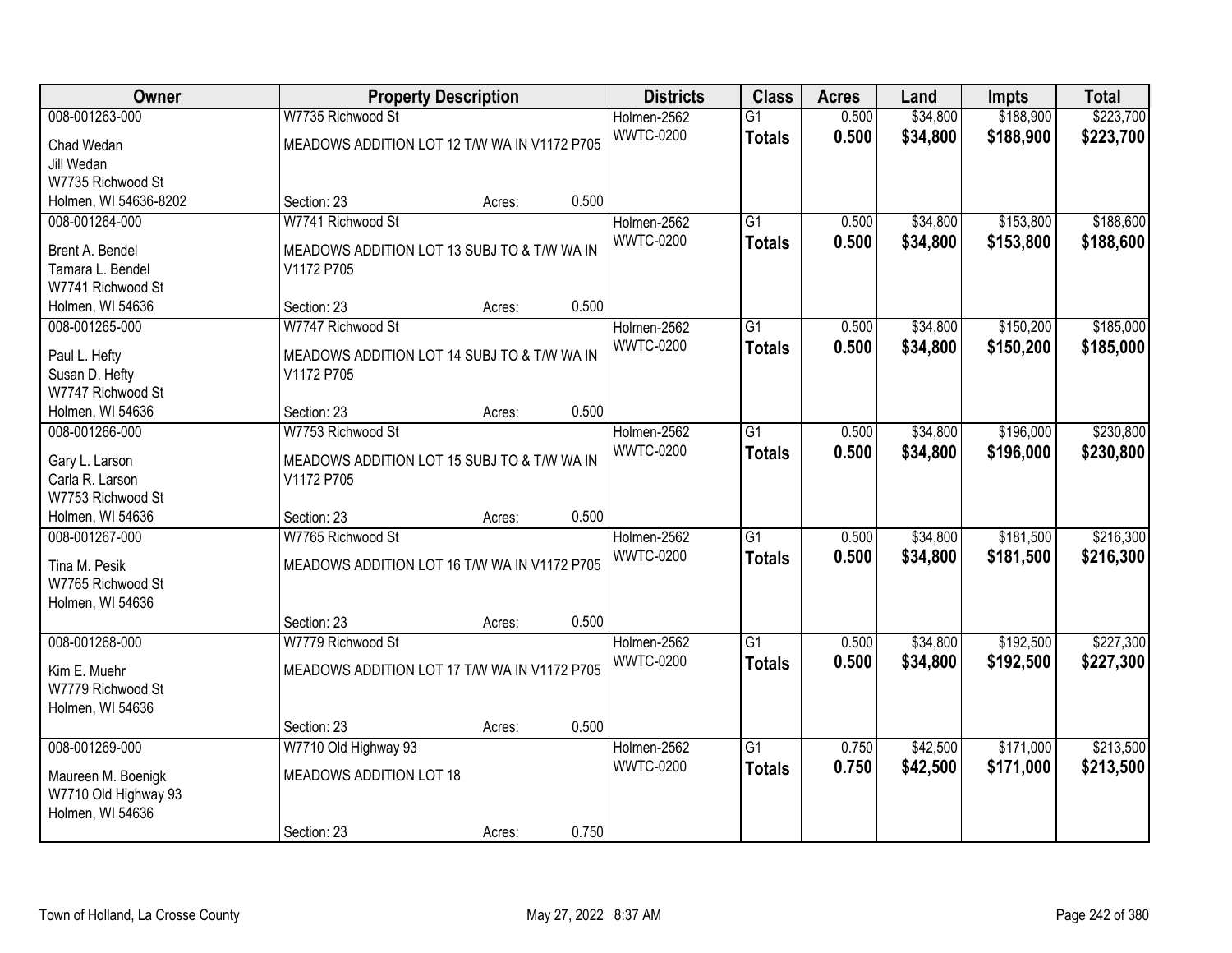| Owner | Property Description | | | Districts | Class | Acres | Land | Impts | Total |
|---|---|---|---|---|---|---|---|---|---|
| 008-001263-000 | W7735 Richwood St | | | Holmen-2562 | G1 | 0.500 | $34,800 | $188,900 | $223,700 |
| Chad Wedan<br>Jill Wedan<br>W7735 Richwood St<br>Holmen, WI 54636-8202 | MEADOWS ADDITION LOT 12 T/W WA IN V1172 P705 | | | WWTC-0200 | **Totals** | **0.500** | **$34,800** | **$188,900** | **$223,700** |
| | Section: 23 | Acres: | 0.500 | | | | | | |
| 008-001264-000 | W7741 Richwood St | | | Holmen-2562 | G1 | 0.500 | $34,800 | $153,800 | $188,600 |
| Brent A. Bendel<br>Tamara L. Bendel<br>W7741 Richwood St<br>Holmen, WI 54636 | MEADOWS ADDITION LOT 13 SUBJ TO & T/W WA IN V1172 P705 | | | WWTC-0200 | **Totals** | **0.500** | **$34,800** | **$153,800** | **$188,600** |
| | Section: 23 | Acres: | 0.500 | | | | | | |
| 008-001265-000 | W7747 Richwood St | | | Holmen-2562 | G1 | 0.500 | $34,800 | $150,200 | $185,000 |
| Paul L. Hefty<br>Susan D. Hefty<br>W7747 Richwood St<br>Holmen, WI 54636 | MEADOWS ADDITION LOT 14 SUBJ TO & T/W WA IN V1172 P705 | | | WWTC-0200 | **Totals** | **0.500** | **$34,800** | **$150,200** | **$185,000** |
| | Section: 23 | Acres: | 0.500 | | | | | | |
| 008-001266-000 | W7753 Richwood St | | | Holmen-2562 | G1 | 0.500 | $34,800 | $196,000 | $230,800 |
| Gary L. Larson<br>Carla R. Larson<br>W7753 Richwood St<br>Holmen, WI 54636 | MEADOWS ADDITION LOT 15 SUBJ TO & T/W WA IN V1172 P705 | | | WWTC-0200 | **Totals** | **0.500** | **$34,800** | **$196,000** | **$230,800** |
| | Section: 23 | Acres: | 0.500 | | | | | | |
| 008-001267-000 | W7765 Richwood St | | | Holmen-2562 | G1 | 0.500 | $34,800 | $181,500 | $216,300 |
| Tina M. Pesik<br>W7765 Richwood St<br>Holmen, WI 54636 | MEADOWS ADDITION LOT 16 T/W WA IN V1172 P705 | | | WWTC-0200 | **Totals** | **0.500** | **$34,800** | **$181,500** | **$216,300** |
| | Section: 23 | Acres: | 0.500 | | | | | | |
| 008-001268-000 | W7779 Richwood St | | | Holmen-2562 | G1 | 0.500 | $34,800 | $192,500 | $227,300 |
| Kim E. Muehr<br>W7779 Richwood St<br>Holmen, WI 54636 | MEADOWS ADDITION LOT 17 T/W WA IN V1172 P705 | | | WWTC-0200 | **Totals** | **0.500** | **$34,800** | **$192,500** | **$227,300** |
| | Section: 23 | Acres: | 0.500 | | | | | | |
| 008-001269-000 | W7710 Old Highway 93 | | | Holmen-2562 | G1 | 0.750 | $42,500 | $171,000 | $213,500 |
| Maureen M. Boenigk<br>W7710 Old Highway 93<br>Holmen, WI 54636 | MEADOWS ADDITION LOT 18 | | | WWTC-0200 | **Totals** | **0.750** | **$42,500** | **$171,000** | **$213,500** |
| | Section: 23 | Acres: | 0.750 | | | | | | |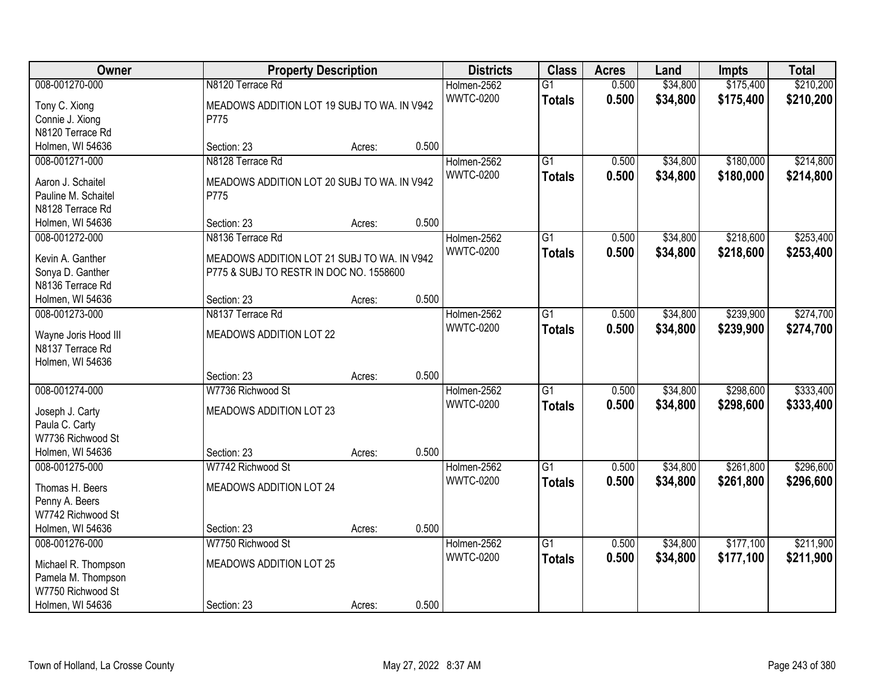| Owner | Property Description | | | Districts | Class | Acres | Land | Impts | Total |
|---|---|---|---|---|---|---|---|---|---|
| 008-001270-000 | N8120 Terrace Rd | | | Holmen-2562 | G1 | 0.500 | $34,800 | $175,400 | $210,200 |
| Tony C. Xiong<br>Connie J. Xiong<br>N8120 Terrace Rd<br>Holmen, WI 54636 | MEADOWS ADDITION LOT 19 SUBJ TO WA. IN V942 P775<br>Section: 23 | Acres: | 0.500 | WWTC-0200 | **Totals** | **0.500** | **$34,800** | **$175,400** | **$210,200** |
| 008-001271-000 | N8128 Terrace Rd | | | Holmen-2562 | G1 | 0.500 | $34,800 | $180,000 | $214,800 |
| Aaron J. Schaitel<br>Pauline M. Schaitel<br>N8128 Terrace Rd<br>Holmen, WI 54636 | MEADOWS ADDITION LOT 20 SUBJ TO WA. IN V942 P775<br>Section: 23 | Acres: | 0.500 | WWTC-0200 | **Totals** | **0.500** | **$34,800** | **$180,000** | **$214,800** |
| 008-001272-000 | N8136 Terrace Rd | | | Holmen-2562 | G1 | 0.500 | $34,800 | $218,600 | $253,400 |
| Kevin A. Ganther<br>Sonya D. Ganther<br>N8136 Terrace Rd<br>Holmen, WI 54636 | MEADOWS ADDITION LOT 21 SUBJ TO WA. IN V942 P775 & SUBJ TO RESTR IN DOC NO. 1558600<br>Section: 23 | Acres: | 0.500 | WWTC-0200 | **Totals** | **0.500** | **$34,800** | **$218,600** | **$253,400** |
| 008-001273-000 | N8137 Terrace Rd | | | Holmen-2562 | G1 | 0.500 | $34,800 | $239,900 | $274,700 |
| Wayne Joris Hood III<br>N8137 Terrace Rd<br>Holmen, WI 54636 | MEADOWS ADDITION LOT 22<br>Section: 23 | Acres: | 0.500 | WWTC-0200 | **Totals** | **0.500** | **$34,800** | **$239,900** | **$274,700** |
| 008-001274-000 | W7736 Richwood St | | | Holmen-2562 | G1 | 0.500 | $34,800 | $298,600 | $333,400 |
| Joseph J. Carty<br>Paula C. Carty<br>W7736 Richwood St<br>Holmen, WI 54636 | MEADOWS ADDITION LOT 23<br>Section: 23 | Acres: | 0.500 | WWTC-0200 | **Totals** | **0.500** | **$34,800** | **$298,600** | **$333,400** |
| 008-001275-000 | W7742 Richwood St | | | Holmen-2562 | G1 | 0.500 | $34,800 | $261,800 | $296,600 |
| Thomas H. Beers<br>Penny A. Beers<br>W7742 Richwood St<br>Holmen, WI 54636 | MEADOWS ADDITION LOT 24<br>Section: 23 | Acres: | 0.500 | WWTC-0200 | **Totals** | **0.500** | **$34,800** | **$261,800** | **$296,600** |
| 008-001276-000 | W7750 Richwood St | | | Holmen-2562 | G1 | 0.500 | $34,800 | $177,100 | $211,900 |
| Michael R. Thompson<br>Pamela M. Thompson<br>W7750 Richwood St<br>Holmen, WI 54636 | MEADOWS ADDITION LOT 25<br>Section: 23 | Acres: | 0.500 | WWTC-0200 | **Totals** | **0.500** | **$34,800** | **$177,100** | **$211,900** |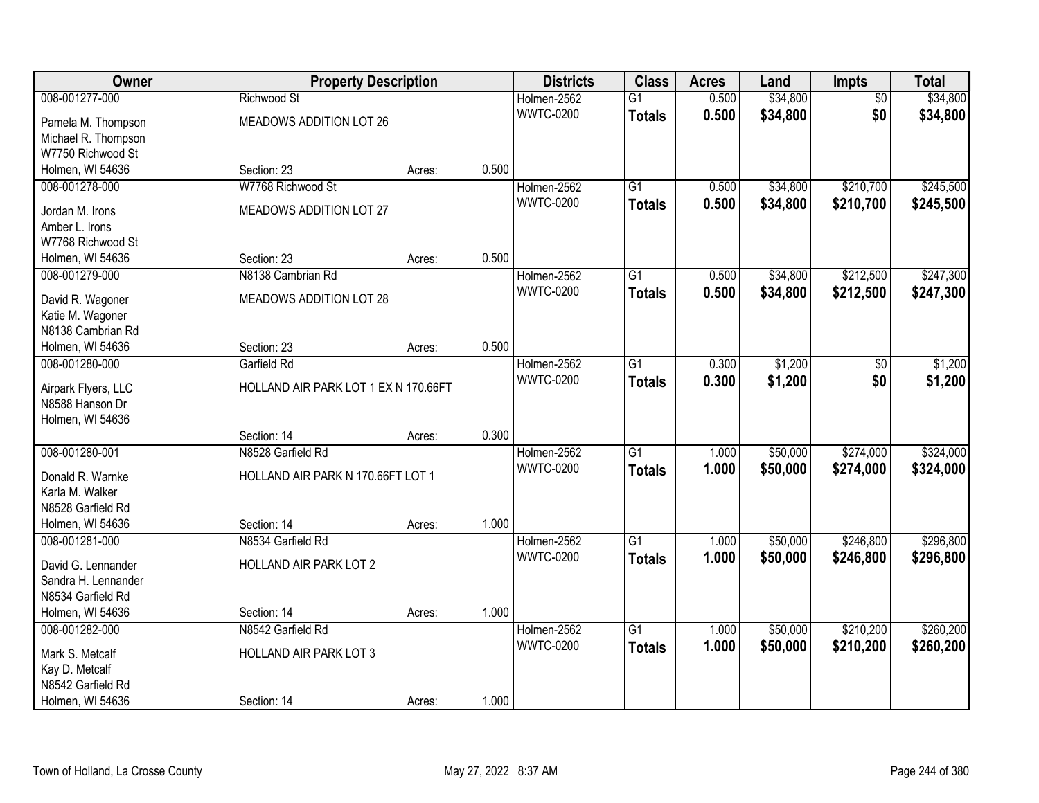| Owner | Property Description | | | Districts | Class | Acres | Land | Impts | Total |
|---|---|---|---|---|---|---|---|---|---|
| 008-001277-000 | Richwood St | | | Holmen-2562 | G1 | 0.500 | $34,800 | $0 | $34,800 |
| Pamela M. Thompson<br>Michael R. Thompson<br>W7750 Richwood St<br>Holmen, WI 54636 | MEADOWS ADDITION LOT 26 | | | WWTC-0200 | **Totals** | **0.500** | **$34,800** | **$0** | **$34,800** |
| | Section: 23 | Acres: | 0.500 | | | | | | |
| 008-001278-000 | W7768 Richwood St | | | Holmen-2562 | G1 | 0.500 | $34,800 | $210,700 | $245,500 |
| Jordan M. Irons<br>Amber L. Irons<br>W7768 Richwood St<br>Holmen, WI 54636 | MEADOWS ADDITION LOT 27 | | | WWTC-0200 | **Totals** | **0.500** | **$34,800** | **$210,700** | **$245,500** |
| | Section: 23 | Acres: | 0.500 | | | | | | |
| 008-001279-000 | N8138 Cambrian Rd | | | Holmen-2562 | G1 | 0.500 | $34,800 | $212,500 | $247,300 |
| David R. Wagoner<br>Katie M. Wagoner<br>N8138 Cambrian Rd<br>Holmen, WI 54636 | MEADOWS ADDITION LOT 28 | | | WWTC-0200 | **Totals** | **0.500** | **$34,800** | **$212,500** | **$247,300** |
| | Section: 23 | Acres: | 0.500 | | | | | | |
| 008-001280-000 | Garfield Rd | | | Holmen-2562 | G1 | 0.300 | $1,200 | $0 | $1,200 |
| Airpark Flyers, LLC<br>N8588 Hanson Dr<br>Holmen, WI 54636 | HOLLAND AIR PARK LOT 1 EX N 170.66FT | | | WWTC-0200 | **Totals** | **0.300** | **$1,200** | **$0** | **$1,200** |
| | Section: 14 | Acres: | 0.300 | | | | | | |
| 008-001280-001 | N8528 Garfield Rd | | | Holmen-2562 | G1 | 1.000 | $50,000 | $274,000 | $324,000 |
| Donald R. Warnke<br>Karla M. Walker<br>N8528 Garfield Rd<br>Holmen, WI 54636 | HOLLAND AIR PARK N 170.66FT LOT 1 | | | WWTC-0200 | **Totals** | **1.000** | **$50,000** | **$274,000** | **$324,000** |
| | Section: 14 | Acres: | 1.000 | | | | | | |
| 008-001281-000 | N8534 Garfield Rd | | | Holmen-2562 | G1 | 1.000 | $50,000 | $246,800 | $296,800 |
| David G. Lennander<br>Sandra H. Lennander<br>N8534 Garfield Rd<br>Holmen, WI 54636 | HOLLAND AIR PARK LOT 2 | | | WWTC-0200 | **Totals** | **1.000** | **$50,000** | **$246,800** | **$296,800** |
| | Section: 14 | Acres: | 1.000 | | | | | | |
| 008-001282-000 | N8542 Garfield Rd | | | Holmen-2562 | G1 | 1.000 | $50,000 | $210,200 | $260,200 |
| Mark S. Metcalf<br>Kay D. Metcalf<br>N8542 Garfield Rd<br>Holmen, WI 54636 | HOLLAND AIR PARK LOT 3 | | | WWTC-0200 | **Totals** | **1.000** | **$50,000** | **$210,200** | **$260,200** |
| | Section: 14 | Acres: | 1.000 | | | | | | |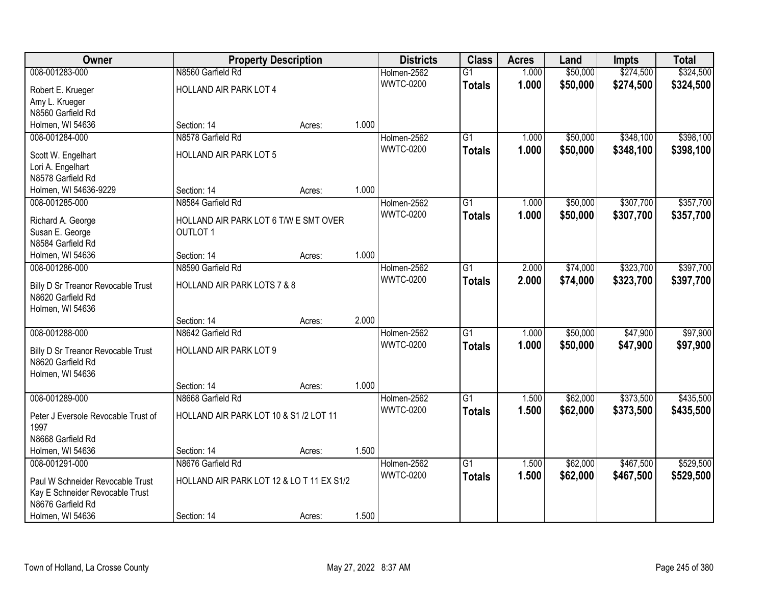| Owner | Property Description | | | Districts | Class | Acres | Land | Impts | Total |
|---|---|---|---|---|---|---|---|---|---|
| 008-001283-000 | N8560 Garfield Rd | | | Holmen-2562 | G1 | 1.000 | \$50,000 | \$274,500 | \$324,500 |
| Robert E. Krueger<br>Amy L. Krueger<br>N8560 Garfield Rd<br>Holmen, WI 54636 | HOLLAND AIR PARK LOT 4 | | | WWTC-0200 | **Totals** | **1.000** | **\$50,000** | **\$274,500** | **\$324,500** |
| | Section: 14 | Acres: | 1.000 | | | | | | |
| 008-001284-000 | N8578 Garfield Rd | | | Holmen-2562 | G1 | 1.000 | \$50,000 | \$348,100 | \$398,100 |
| Scott W. Engelhart<br>Lori A. Engelhart<br>N8578 Garfield Rd<br>Holmen, WI 54636-9229 | HOLLAND AIR PARK LOT 5 | | | WWTC-0200 | **Totals** | **1.000** | **\$50,000** | **\$348,100** | **\$398,100** |
| | Section: 14 | Acres: | 1.000 | | | | | | |
| 008-001285-000 | N8584 Garfield Rd | | | Holmen-2562 | G1 | 1.000 | \$50,000 | \$307,700 | \$357,700 |
| Richard A. George<br>Susan E. George<br>N8584 Garfield Rd<br>Holmen, WI 54636 | HOLLAND AIR PARK LOT 6 T/W E SMT OVER OUTLOT 1 | | | WWTC-0200 | **Totals** | **1.000** | **\$50,000** | **\$307,700** | **\$357,700** |
| | Section: 14 | Acres: | 1.000 | | | | | | |
| 008-001286-000 | N8590 Garfield Rd | | | Holmen-2562 | G1 | 2.000 | \$74,000 | \$323,700 | \$397,700 |
| Billy D Sr Treanor Revocable Trust<br>N8620 Garfield Rd<br>Holmen, WI 54636 | HOLLAND AIR PARK LOTS 7 & 8 | | | WWTC-0200 | **Totals** | **2.000** | **\$74,000** | **\$323,700** | **\$397,700** |
| | Section: 14 | Acres: | 2.000 | | | | | | |
| 008-001288-000 | N8642 Garfield Rd | | | Holmen-2562 | G1 | 1.000 | \$50,000 | \$47,900 | \$97,900 |
| Billy D Sr Treanor Revocable Trust<br>N8620 Garfield Rd<br>Holmen, WI 54636 | HOLLAND AIR PARK LOT 9 | | | WWTC-0200 | **Totals** | **1.000** | **\$50,000** | **\$47,900** | **\$97,900** |
| | Section: 14 | Acres: | 1.000 | | | | | | |
| 008-001289-000 | N8668 Garfield Rd | | | Holmen-2562 | G1 | 1.500 | \$62,000 | \$373,500 | \$435,500 |
| Peter J Eversole Revocable Trust of 1997<br>N8668 Garfield Rd<br>Holmen, WI 54636 | HOLLAND AIR PARK LOT 10 & S1 /2 LOT 11 | | | WWTC-0200 | **Totals** | **1.500** | **\$62,000** | **\$373,500** | **\$435,500** |
| | Section: 14 | Acres: | 1.500 | | | | | | |
| 008-001291-000 | N8676 Garfield Rd | | | Holmen-2562 | G1 | 1.500 | \$62,000 | \$467,500 | \$529,500 |
| Paul W Schneider Revocable Trust<br>Kay E Schneider Revocable Trust<br>N8676 Garfield Rd<br>Holmen, WI 54636 | HOLLAND AIR PARK LOT 12 & LO T 11 EX S1/2 | | | WWTC-0200 | **Totals** | **1.500** | **\$62,000** | **\$467,500** | **\$529,500** |
| | Section: 14 | Acres: | 1.500 | | | | | | |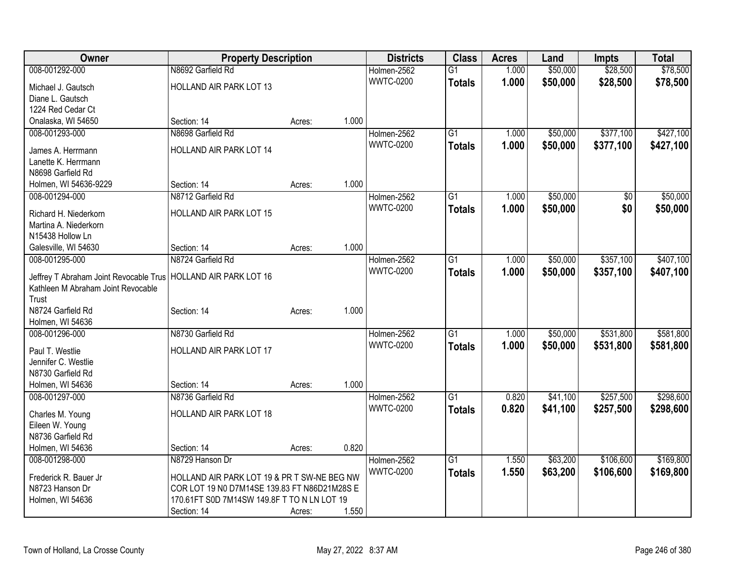| Owner | Property Description | | | Districts | Class | Acres | Land | Impts | Total |
|---|---|---|---|---|---|---|---|---|---|
| 008-001292-000 | N8692 Garfield Rd | | | Holmen-2562 | G1 | 1.000 | $50,000 | $28,500 | $78,500 |
| Michael J. Gautsch<br>Diane L. Gautsch<br>1224 Red Cedar Ct<br>Onalaska, WI 54650 | HOLLAND AIR PARK LOT 13<br><br>Section: 14 | Acres: | 1.000 | WWTC-0200 | **Totals** | **1.000** | **$50,000** | **$28,500** | **$78,500** |
| 008-001293-000 | N8698 Garfield Rd | | | Holmen-2562 | G1 | 1.000 | $50,000 | $377,100 | $427,100 |
| James A. Herrmann<br>Lanette K. Herrmann<br>N8698 Garfield Rd<br>Holmen, WI 54636-9229 | HOLLAND AIR PARK LOT 14<br><br>Section: 14 | Acres: | 1.000 | WWTC-0200 | **Totals** | **1.000** | **$50,000** | **$377,100** | **$427,100** |
| 008-001294-000 | N8712 Garfield Rd | | | Holmen-2562 | G1 | 1.000 | $50,000 | $0 | $50,000 |
| Richard H. Niederkorn<br>Martina A. Niederkorn<br>N15438 Hollow Ln<br>Galesville, WI 54630 | HOLLAND AIR PARK LOT 15<br><br>Section: 14 | Acres: | 1.000 | WWTC-0200 | **Totals** | **1.000** | **$50,000** | **$0** | **$50,000** |
| 008-001295-000 | N8724 Garfield Rd | | | Holmen-2562 | G1 | 1.000 | $50,000 | $357,100 | $407,100 |
| Jeffrey T Abraham Joint Revocable Trus<br>Kathleen M Abraham Joint Revocable Trust<br>N8724 Garfield Rd<br>Holmen, WI 54636 | HOLLAND AIR PARK LOT 16<br><br>Section: 14 | Acres: | 1.000 | WWTC-0200 | **Totals** | **1.000** | **$50,000** | **$357,100** | **$407,100** |
| 008-001296-000 | N8730 Garfield Rd | | | Holmen-2562 | G1 | 1.000 | $50,000 | $531,800 | $581,800 |
| Paul T. Westlie<br>Jennifer C. Westlie<br>N8730 Garfield Rd<br>Holmen, WI 54636 | HOLLAND AIR PARK LOT 17<br><br>Section: 14 | Acres: | 1.000 | WWTC-0200 | **Totals** | **1.000** | **$50,000** | **$531,800** | **$581,800** |
| 008-001297-000 | N8736 Garfield Rd | | | Holmen-2562 | G1 | 0.820 | $41,100 | $257,500 | $298,600 |
| Charles M. Young<br>Eileen W. Young<br>N8736 Garfield Rd<br>Holmen, WI 54636 | HOLLAND AIR PARK LOT 18<br><br>Section: 14 | Acres: | 0.820 | WWTC-0200 | **Totals** | **0.820** | **$41,100** | **$257,500** | **$298,600** |
| 008-001298-000 | N8729 Hanson Dr | | | Holmen-2562 | G1 | 1.550 | $63,200 | $106,600 | $169,800 |
| Frederick R. Bauer Jr<br>N8723 Hanson Dr<br>Holmen, WI 54636 | HOLLAND AIR PARK LOT 19 & PR T SW-NE BEG NW COR LOT 19 N0 D7M14SE 139.83 FT N86D21M28S E 170.61FT S0D 7M14SW 149.8F T TO N LN LOT 19<br>Section: 14 | Acres: | 1.550 | WWTC-0200 | **Totals** | **1.550** | **$63,200** | **$106,600** | **$169,800** |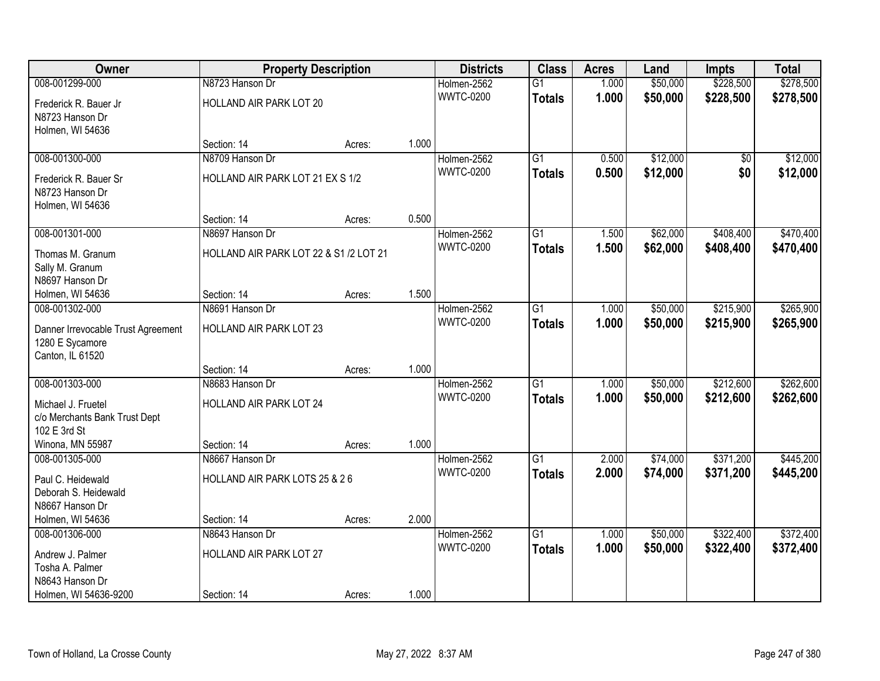| Owner | Property Description | | | Districts | Class | Acres | Land | Impts | Total |
|---|---|---|---|---|---|---|---|---|---|
| 008-001299-000 | N8723 Hanson Dr | | | Holmen-2562 | G1 | 1.000 | \$50,000 | \$228,500 | \$278,500 |
| Frederick R. Bauer Jr<br>N8723 Hanson Dr<br>Holmen, WI 54636 | HOLLAND AIR PARK LOT 20 | | | WWTC-0200 | **Totals** | **1.000** | **\$50,000** | **\$228,500** | **\$278,500** |
| | Section: 14 | Acres: | 1.000 | | | | | | |
| 008-001300-000 | N8709 Hanson Dr | | | Holmen-2562 | G1 | 0.500 | \$12,000 | \$0 | \$12,000 |
| Frederick R. Bauer Sr<br>N8723 Hanson Dr<br>Holmen, WI 54636 | HOLLAND AIR PARK LOT 21 EX S 1/2 | | | WWTC-0200 | **Totals** | **0.500** | **\$12,000** | **\$0** | **\$12,000** |
| | Section: 14 | Acres: | 0.500 | | | | | | |
| 008-001301-000 | N8697 Hanson Dr | | | Holmen-2562 | G1 | 1.500 | \$62,000 | \$408,400 | \$470,400 |
| Thomas M. Granum<br>Sally M. Granum<br>N8697 Hanson Dr<br>Holmen, WI 54636 | HOLLAND AIR PARK LOT 22 & S1 /2 LOT 21 | | | WWTC-0200 | **Totals** | **1.500** | **\$62,000** | **\$408,400** | **\$470,400** |
| | Section: 14 | Acres: | 1.500 | | | | | | |
| 008-001302-000 | N8691 Hanson Dr | | | Holmen-2562 | G1 | 1.000 | \$50,000 | \$215,900 | \$265,900 |
| Danner Irrevocable Trust Agreement<br>1280 E Sycamore<br>Canton, IL 61520 | HOLLAND AIR PARK LOT 23 | | | WWTC-0200 | **Totals** | **1.000** | **\$50,000** | **\$215,900** | **\$265,900** |
| | Section: 14 | Acres: | 1.000 | | | | | | |
| 008-001303-000 | N8683 Hanson Dr | | | Holmen-2562 | G1 | 1.000 | \$50,000 | \$212,600 | \$262,600 |
| Michael J. Fruetel<br>c/o Merchants Bank Trust Dept<br>102 E 3rd St<br>Winona, MN 55987 | HOLLAND AIR PARK LOT 24 | | | WWTC-0200 | **Totals** | **1.000** | **\$50,000** | **\$212,600** | **\$262,600** |
| | Section: 14 | Acres: | 1.000 | | | | | | |
| 008-001305-000 | N8667 Hanson Dr | | | Holmen-2562 | G1 | 2.000 | \$74,000 | \$371,200 | \$445,200 |
| Paul C. Heidewald<br>Deborah S. Heidewald<br>N8667 Hanson Dr<br>Holmen, WI 54636 | HOLLAND AIR PARK LOTS 25 & 2 6 | | | WWTC-0200 | **Totals** | **2.000** | **\$74,000** | **\$371,200** | **\$445,200** |
| | Section: 14 | Acres: | 2.000 | | | | | | |
| 008-001306-000 | N8643 Hanson Dr | | | Holmen-2562 | G1 | 1.000 | \$50,000 | \$322,400 | \$372,400 |
| Andrew J. Palmer<br>Tosha A. Palmer<br>N8643 Hanson Dr<br>Holmen, WI 54636-9200 | HOLLAND AIR PARK LOT 27 | | | WWTC-0200 | **Totals** | **1.000** | **\$50,000** | **\$322,400** | **\$372,400** |
| | Section: 14 | Acres: | 1.000 | | | | | | |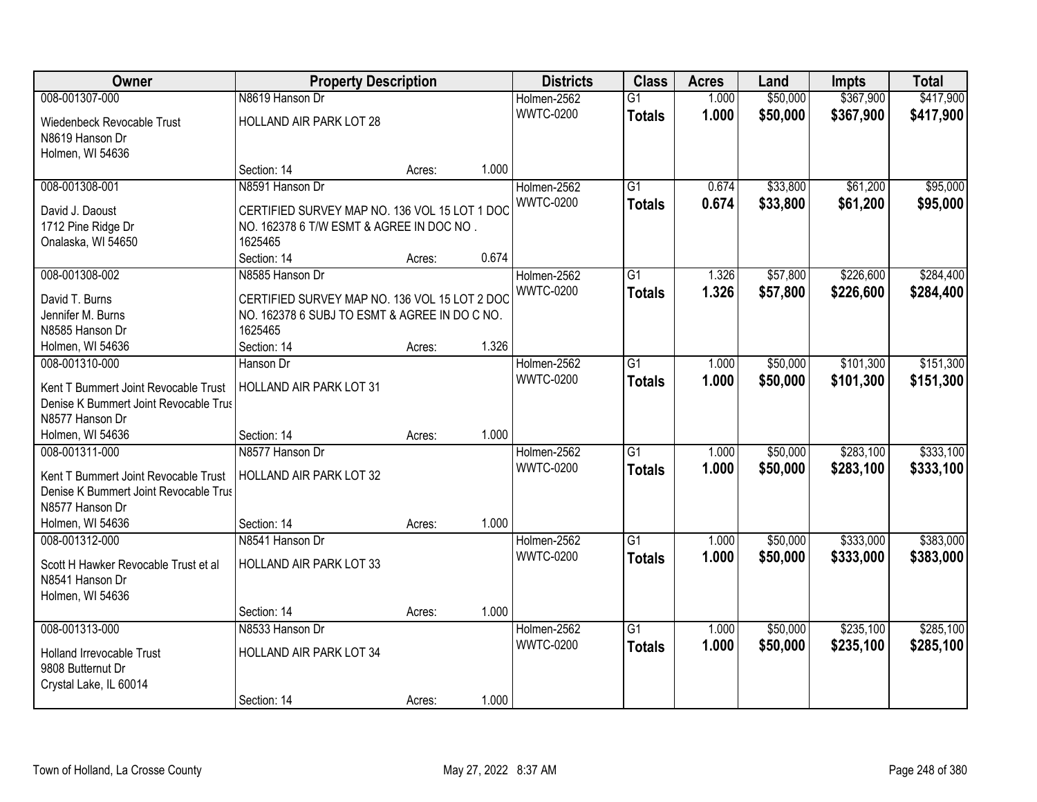| Owner | Property Description | | | Districts | Class | Acres | Land | Impts | Total |
|---|---|---|---|---|---|---|---|---|---|
| 008-001307-000 | N8619 Hanson Dr | | | Holmen-2562 | G1 | 1.000 | $50,000 | $367,900 | $417,900 |
| Wiedenbeck Revocable Trust<br>N8619 Hanson Dr<br>Holmen, WI 54636 | HOLLAND AIR PARK LOT 28 | | | WWTC-0200 | **Totals** | **1.000** | **$50,000** | **$367,900** | **$417,900** |
| | Section: 14 | Acres: | 1.000 | | | | | | |
| 008-001308-001 | N8591 Hanson Dr | | | Holmen-2562 | G1 | 0.674 | $33,800 | $61,200 | $95,000 |
| David J. Daoust<br>1712 Pine Ridge Dr<br>Onalaska, WI 54650 | CERTIFIED SURVEY MAP NO. 136 VOL 15 LOT 1 DOC NO. 162378 6 T/W ESMT & AGREE IN DOC NO . 1625465 | | | WWTC-0200 | **Totals** | **0.674** | **$33,800** | **$61,200** | **$95,000** |
| | Section: 14 | Acres: | 0.674 | | | | | | |
| 008-001308-002 | N8585 Hanson Dr | | | Holmen-2562 | G1 | 1.326 | $57,800 | $226,600 | $284,400 |
| David T. Burns<br>Jennifer M. Burns<br>N8585 Hanson Dr<br>Holmen, WI 54636 | CERTIFIED SURVEY MAP NO. 136 VOL 15 LOT 2 DOC NO. 162378 6 SUBJ TO ESMT & AGREE IN DO C NO. 1625465 | | | WWTC-0200 | **Totals** | **1.326** | **$57,800** | **$226,600** | **$284,400** |
| | Section: 14 | Acres: | 1.326 | | | | | | |
| 008-001310-000 | Hanson Dr | | | Holmen-2562 | G1 | 1.000 | $50,000 | $101,300 | $151,300 |
| Kent T Bummert Joint Revocable Trust<br>Denise K Bummert Joint Revocable Trus<br>N8577 Hanson Dr<br>Holmen, WI 54636 | HOLLAND AIR PARK LOT 31 | | | WWTC-0200 | **Totals** | **1.000** | **$50,000** | **$101,300** | **$151,300** |
| | Section: 14 | Acres: | 1.000 | | | | | | |
| 008-001311-000 | N8577 Hanson Dr | | | Holmen-2562 | G1 | 1.000 | $50,000 | $283,100 | $333,100 |
| Kent T Bummert Joint Revocable Trust<br>Denise K Bummert Joint Revocable Trus<br>N8577 Hanson Dr<br>Holmen, WI 54636 | HOLLAND AIR PARK LOT 32 | | | WWTC-0200 | **Totals** | **1.000** | **$50,000** | **$283,100** | **$333,100** |
| | Section: 14 | Acres: | 1.000 | | | | | | |
| 008-001312-000 | N8541 Hanson Dr | | | Holmen-2562 | G1 | 1.000 | $50,000 | $333,000 | $383,000 |
| Scott H Hawker Revocable Trust et al<br>N8541 Hanson Dr<br>Holmen, WI 54636 | HOLLAND AIR PARK LOT 33 | | | WWTC-0200 | **Totals** | **1.000** | **$50,000** | **$333,000** | **$383,000** |
| | Section: 14 | Acres: | 1.000 | | | | | | |
| 008-001313-000 | N8533 Hanson Dr | | | Holmen-2562 | G1 | 1.000 | $50,000 | $235,100 | $285,100 |
| Holland Irrevocable Trust<br>9808 Butternut Dr<br>Crystal Lake, IL 60014 | HOLLAND AIR PARK LOT 34 | | | WWTC-0200 | **Totals** | **1.000** | **$50,000** | **$235,100** | **$285,100** |
| | Section: 14 | Acres: | 1.000 | | | | | | |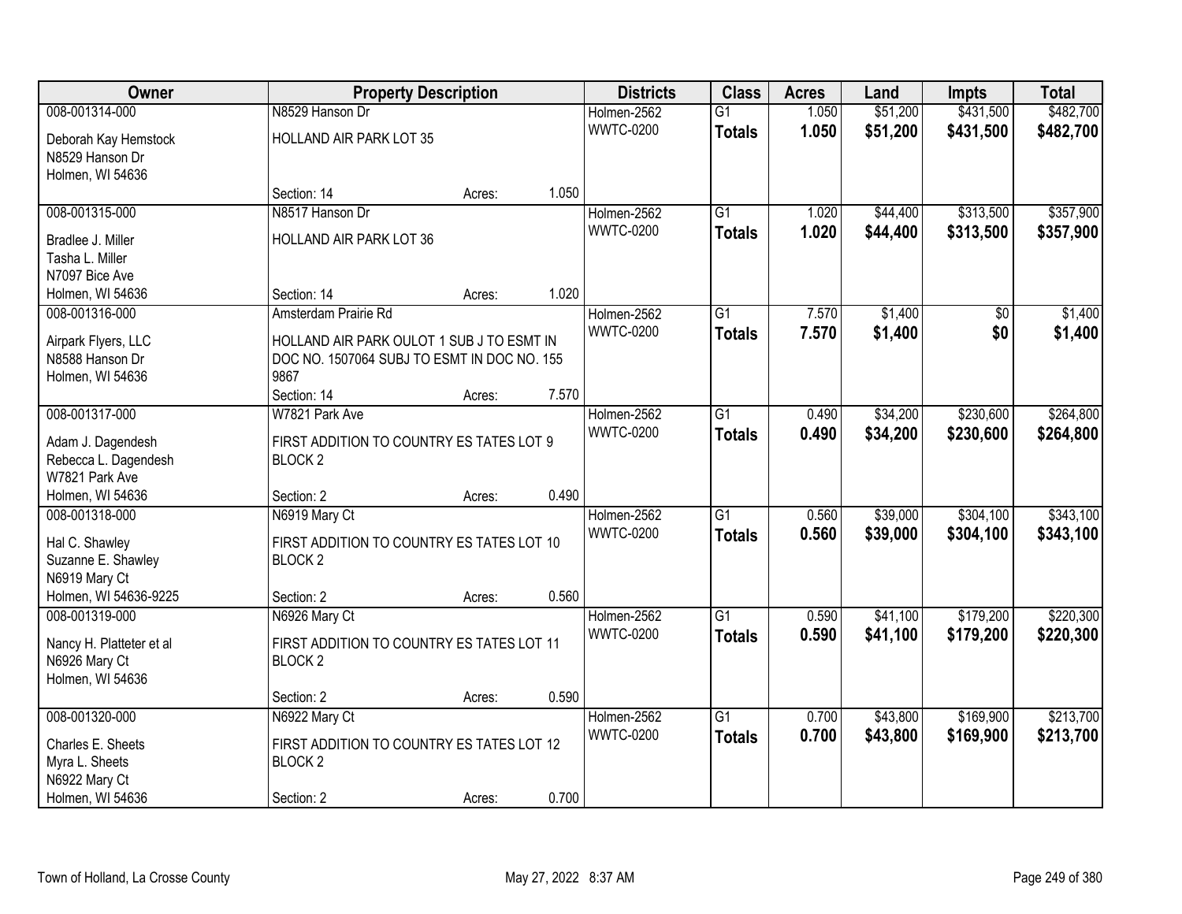| Owner | Property Description | | | Districts | Class | Acres | Land | Impts | Total |
|---|---|---|---|---|---|---|---|---|---|
| 008-001314-000 | N8529 Hanson Dr | | | Holmen-2562 | G1 | 1.050 | $51,200 | $431,500 | $482,700 |
| Deborah Kay Hemstock<br>N8529 Hanson Dr<br>Holmen, WI 54636 | HOLLAND AIR PARK LOT 35 | | | WWTC-0200 | **Totals** | **1.050** | **$51,200** | **$431,500** | **$482,700** |
| | Section: 14 | Acres: | 1.050 | | | | | | |
| 008-001315-000 | N8517 Hanson Dr | | | Holmen-2562 | G1 | 1.020 | $44,400 | $313,500 | $357,900 |
| Bradlee J. Miller<br>Tasha L. Miller<br>N7097 Bice Ave<br>Holmen, WI 54636 | HOLLAND AIR PARK LOT 36 | | | WWTC-0200 | **Totals** | **1.020** | **$44,400** | **$313,500** | **$357,900** |
| | Section: 14 | Acres: | 1.020 | | | | | | |
| 008-001316-000 | Amsterdam Prairie Rd | | | Holmen-2562 | G1 | 7.570 | $1,400 | $0 | $1,400 |
| Airpark Flyers, LLC<br>N8588 Hanson Dr<br>Holmen, WI 54636 | HOLLAND AIR PARK OULOT 1 SUB J TO ESMT IN DOC NO. 1507064 SUBJ TO ESMT IN DOC NO. 155 9867 | | | WWTC-0200 | **Totals** | **7.570** | **$1,400** | **$0** | **$1,400** |
| | Section: 14 | Acres: | 7.570 | | | | | | |
| 008-001317-000 | W7821 Park Ave | | | Holmen-2562 | G1 | 0.490 | $34,200 | $230,600 | $264,800 |
| Adam J. Dagendesh<br>Rebecca L. Dagendesh<br>W7821 Park Ave<br>Holmen, WI 54636 | FIRST ADDITION TO COUNTRY ES TATES LOT 9 BLOCK 2 | | | WWTC-0200 | **Totals** | **0.490** | **$34,200** | **$230,600** | **$264,800** |
| | Section: 2 | Acres: | 0.490 | | | | | | |
| 008-001318-000 | N6919 Mary Ct | | | Holmen-2562 | G1 | 0.560 | $39,000 | $304,100 | $343,100 |
| Hal C. Shawley<br>Suzanne E. Shawley<br>N6919 Mary Ct<br>Holmen, WI 54636-9225 | FIRST ADDITION TO COUNTRY ES TATES LOT 10 BLOCK 2 | | | WWTC-0200 | **Totals** | **0.560** | **$39,000** | **$304,100** | **$343,100** |
| | Section: 2 | Acres: | 0.560 | | | | | | |
| 008-001319-000 | N6926 Mary Ct | | | Holmen-2562 | G1 | 0.590 | $41,100 | $179,200 | $220,300 |
| Nancy H. Platteter et al<br>N6926 Mary Ct<br>Holmen, WI 54636 | FIRST ADDITION TO COUNTRY ES TATES LOT 11 BLOCK 2 | | | WWTC-0200 | **Totals** | **0.590** | **$41,100** | **$179,200** | **$220,300** |
| | Section: 2 | Acres: | 0.590 | | | | | | |
| 008-001320-000 | N6922 Mary Ct | | | Holmen-2562 | G1 | 0.700 | $43,800 | $169,900 | $213,700 |
| Charles E. Sheets<br>Myra L. Sheets<br>N6922 Mary Ct<br>Holmen, WI 54636 | FIRST ADDITION TO COUNTRY ES TATES LOT 12 BLOCK 2 | | | WWTC-0200 | **Totals** | **0.700** | **$43,800** | **$169,900** | **$213,700** |
| | Section: 2 | Acres: | 0.700 | | | | | | |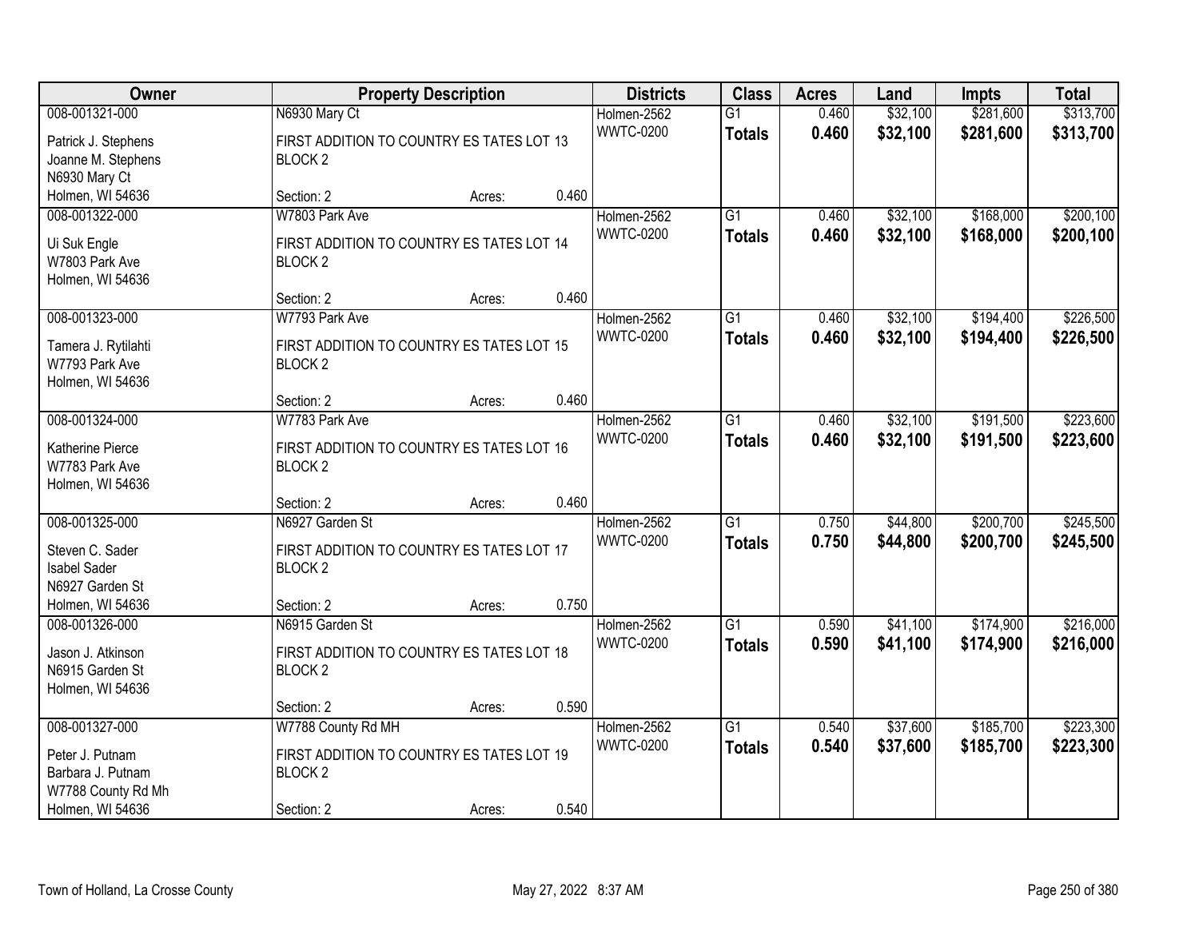| Owner | Property Description | Districts | Class | Acres | Land | Impts | Total |
|---|---|---|---|---|---|---|---|
| 008-001321-000<br>Patrick J. Stephens<br>Joanne M. Stephens<br>N6930 Mary Ct<br>Holmen, WI 54636 | N6930 Mary Ct<br>FIRST ADDITION TO COUNTRY ES TATES LOT 13 BLOCK 2<br>Section: 2 Acres: 0.460 | Holmen-2562<br>WWTC-0200 | G1<br>**Totals** | 0.460<br>**0.460** | $32,100<br>**$32,100** | $281,600<br>**$281,600** | $313,700<br>**$313,700** |
| 008-001322-000<br>Ui Suk Engle<br>W7803 Park Ave<br>Holmen, WI 54636 | W7803 Park Ave<br>FIRST ADDITION TO COUNTRY ES TATES LOT 14 BLOCK 2<br>Section: 2 Acres: 0.460 | Holmen-2562<br>WWTC-0200 | G1<br>**Totals** | 0.460<br>**0.460** | $32,100<br>**$32,100** | $168,000<br>**$168,000** | $200,100<br>**$200,100** |
| 008-001323-000<br>Tamera J. Rytilahti<br>W7793 Park Ave<br>Holmen, WI 54636 | W7793 Park Ave<br>FIRST ADDITION TO COUNTRY ES TATES LOT 15 BLOCK 2<br>Section: 2 Acres: 0.460 | Holmen-2562<br>WWTC-0200 | G1<br>**Totals** | 0.460<br>**0.460** | $32,100<br>**$32,100** | $194,400<br>**$194,400** | $226,500<br>**$226,500** |
| 008-001324-000<br>Katherine Pierce<br>W7783 Park Ave<br>Holmen, WI 54636 | W7783 Park Ave<br>FIRST ADDITION TO COUNTRY ES TATES LOT 16 BLOCK 2<br>Section: 2 Acres: 0.460 | Holmen-2562<br>WWTC-0200 | G1<br>**Totals** | 0.460<br>**0.460** | $32,100<br>**$32,100** | $191,500<br>**$191,500** | $223,600<br>**$223,600** |
| 008-001325-000<br>Steven C. Sader<br>Isabel Sader<br>N6927 Garden St<br>Holmen, WI 54636 | N6927 Garden St<br>FIRST ADDITION TO COUNTRY ES TATES LOT 17 BLOCK 2<br>Section: 2 Acres: 0.750 | Holmen-2562<br>WWTC-0200 | G1<br>**Totals** | 0.750<br>**0.750** | $44,800<br>**$44,800** | $200,700<br>**$200,700** | $245,500<br>**$245,500** |
| 008-001326-000<br>Jason J. Atkinson<br>N6915 Garden St<br>Holmen, WI 54636 | N6915 Garden St<br>FIRST ADDITION TO COUNTRY ES TATES LOT 18 BLOCK 2<br>Section: 2 Acres: 0.590 | Holmen-2562<br>WWTC-0200 | G1<br>**Totals** | 0.590<br>**0.590** | $41,100<br>**$41,100** | $174,900<br>**$174,900** | $216,000<br>**$216,000** |
| 008-001327-000<br>Peter J. Putnam<br>Barbara J. Putnam<br>W7788 County Rd Mh<br>Holmen, WI 54636 | W7788 County Rd MH<br>FIRST ADDITION TO COUNTRY ES TATES LOT 19 BLOCK 2<br>Section: 2 Acres: 0.540 | Holmen-2562<br>WWTC-0200 | G1<br>**Totals** | 0.540<br>**0.540** | $37,600<br>**$37,600** | $185,700<br>**$185,700** | $223,300<br>**$223,300** |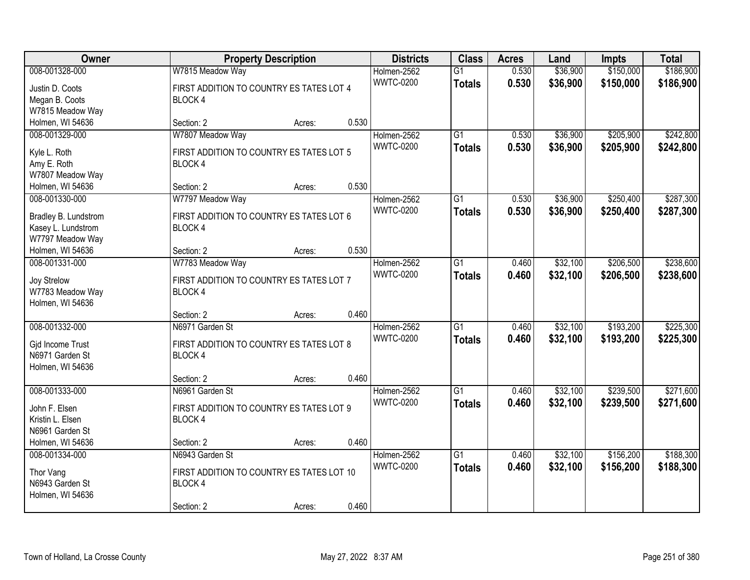| Owner | Property Description | | | Districts | Class | Acres | Land | Impts | Total |
|---|---|---|---|---|---|---|---|---|---|
| 008-001328-000 | W7815 Meadow Way | | | Holmen-2562 | G1 | 0.530 | $36,900 | $150,000 | $186,900 |
| Justin D. Coots<br>Megan B. Coots<br>W7815 Meadow Way<br>Holmen, WI 54636 | FIRST ADDITION TO COUNTRY ES TATES LOT 4 BLOCK 4 | | | WWTC-0200 | **Totals** | **0.530** | **$36,900** | **$150,000** | **$186,900** |
| | Section: 2 | Acres: | 0.530 | | | | | | |
| 008-001329-000 | W7807 Meadow Way | | | Holmen-2562 | G1 | 0.530 | $36,900 | $205,900 | $242,800 |
| Kyle L. Roth<br>Amy E. Roth<br>W7807 Meadow Way<br>Holmen, WI 54636 | FIRST ADDITION TO COUNTRY ES TATES LOT 5 BLOCK 4 | | | WWTC-0200 | **Totals** | **0.530** | **$36,900** | **$205,900** | **$242,800** |
| | Section: 2 | Acres: | 0.530 | | | | | | |
| 008-001330-000 | W7797 Meadow Way | | | Holmen-2562 | G1 | 0.530 | $36,900 | $250,400 | $287,300 |
| Bradley B. Lundstrom<br>Kasey L. Lundstrom<br>W7797 Meadow Way<br>Holmen, WI 54636 | FIRST ADDITION TO COUNTRY ES TATES LOT 6 BLOCK 4 | | | WWTC-0200 | **Totals** | **0.530** | **$36,900** | **$250,400** | **$287,300** |
| | Section: 2 | Acres: | 0.530 | | | | | | |
| 008-001331-000 | W7783 Meadow Way | | | Holmen-2562 | G1 | 0.460 | $32,100 | $206,500 | $238,600 |
| Joy Strelow<br>W7783 Meadow Way<br>Holmen, WI 54636 | FIRST ADDITION TO COUNTRY ES TATES LOT 7 BLOCK 4 | | | WWTC-0200 | **Totals** | **0.460** | **$32,100** | **$206,500** | **$238,600** |
| | Section: 2 | Acres: | 0.460 | | | | | | |
| 008-001332-000 | N6971 Garden St | | | Holmen-2562 | G1 | 0.460 | $32,100 | $193,200 | $225,300 |
| Gjd Income Trust<br>N6971 Garden St<br>Holmen, WI 54636 | FIRST ADDITION TO COUNTRY ES TATES LOT 8 BLOCK 4 | | | WWTC-0200 | **Totals** | **0.460** | **$32,100** | **$193,200** | **$225,300** |
| | Section: 2 | Acres: | 0.460 | | | | | | |
| 008-001333-000 | N6961 Garden St | | | Holmen-2562 | G1 | 0.460 | $32,100 | $239,500 | $271,600 |
| John F. Elsen<br>Kristin L. Elsen<br>N6961 Garden St<br>Holmen, WI 54636 | FIRST ADDITION TO COUNTRY ES TATES LOT 9 BLOCK 4 | | | WWTC-0200 | **Totals** | **0.460** | **$32,100** | **$239,500** | **$271,600** |
| | Section: 2 | Acres: | 0.460 | | | | | | |
| 008-001334-000 | N6943 Garden St | | | Holmen-2562 | G1 | 0.460 | $32,100 | $156,200 | $188,300 |
| Thor Vang<br>N6943 Garden St<br>Holmen, WI 54636 | FIRST ADDITION TO COUNTRY ES TATES LOT 10 BLOCK 4 | | | WWTC-0200 | **Totals** | **0.460** | **$32,100** | **$156,200** | **$188,300** |
| | Section: 2 | Acres: | 0.460 | | | | | | |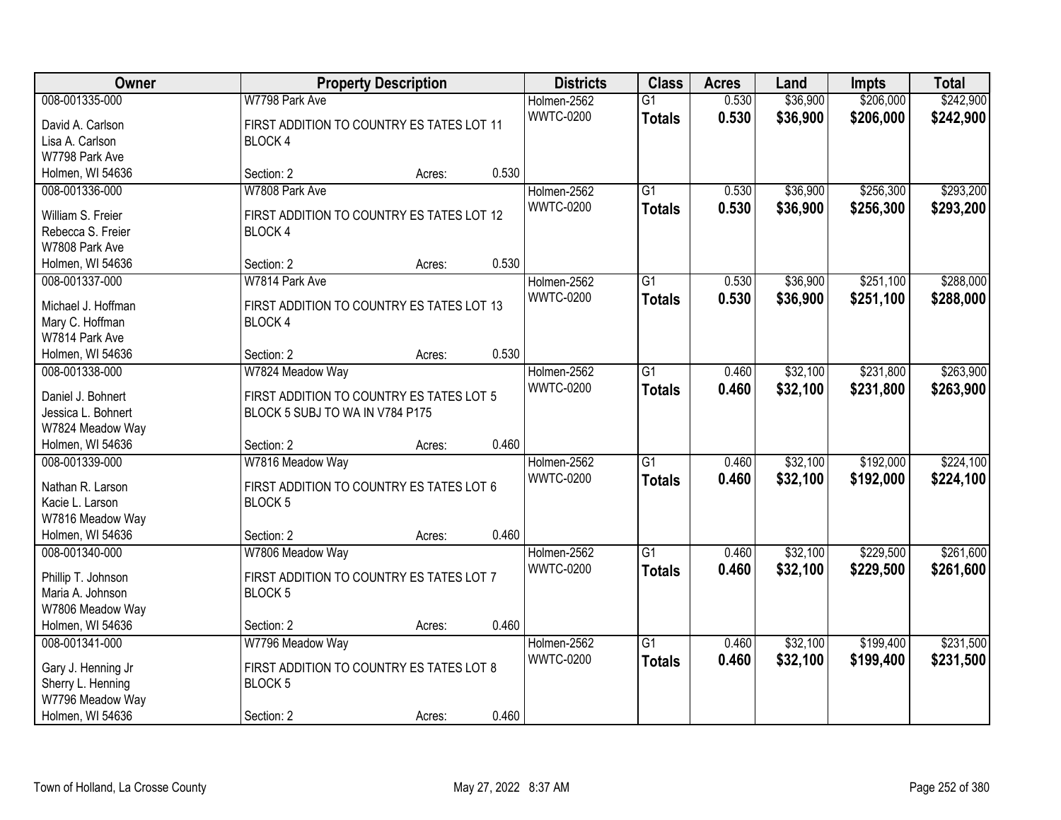| Owner | Property Description | | | Districts | Class | Acres | Land | Impts | Total |
|---|---|---|---|---|---|---|---|---|---|
| 008-001335-000 | W7798 Park Ave | | | Holmen-2562 | G1 | 0.530 | $36,900 | $206,000 | $242,900 |
| David A. Carlson<br>Lisa A. Carlson<br>W7798 Park Ave<br>Holmen, WI 54636 | FIRST ADDITION TO COUNTRY ES TATES LOT 11 BLOCK 4 | | | WWTC-0200 | **Totals** | **0.530** | **$36,900** | **$206,000** | **$242,900** |
| | Section: 2 | Acres: | 0.530 | | | | | | |
| 008-001336-000 | W7808 Park Ave | | | Holmen-2562 | G1 | 0.530 | $36,900 | $256,300 | $293,200 |
| William S. Freier<br>Rebecca S. Freier<br>W7808 Park Ave<br>Holmen, WI 54636 | FIRST ADDITION TO COUNTRY ES TATES LOT 12 BLOCK 4 | | | WWTC-0200 | **Totals** | **0.530** | **$36,900** | **$256,300** | **$293,200** |
| | Section: 2 | Acres: | 0.530 | | | | | | |
| 008-001337-000 | W7814 Park Ave | | | Holmen-2562 | G1 | 0.530 | $36,900 | $251,100 | $288,000 |
| Michael J. Hoffman<br>Mary C. Hoffman<br>W7814 Park Ave<br>Holmen, WI 54636 | FIRST ADDITION TO COUNTRY ES TATES LOT 13 BLOCK 4 | | | WWTC-0200 | **Totals** | **0.530** | **$36,900** | **$251,100** | **$288,000** |
| | Section: 2 | Acres: | 0.530 | | | | | | |
| 008-001338-000 | W7824 Meadow Way | | | Holmen-2562 | G1 | 0.460 | $32,100 | $231,800 | $263,900 |
| Daniel J. Bohnert<br>Jessica L. Bohnert<br>W7824 Meadow Way<br>Holmen, WI 54636 | FIRST ADDITION TO COUNTRY ES TATES LOT 5 BLOCK 5 SUBJ TO WA IN V784 P175 | | | WWTC-0200 | **Totals** | **0.460** | **$32,100** | **$231,800** | **$263,900** |
| | Section: 2 | Acres: | 0.460 | | | | | | |
| 008-001339-000 | W7816 Meadow Way | | | Holmen-2562 | G1 | 0.460 | $32,100 | $192,000 | $224,100 |
| Nathan R. Larson<br>Kacie L. Larson<br>W7816 Meadow Way<br>Holmen, WI 54636 | FIRST ADDITION TO COUNTRY ES TATES LOT 6 BLOCK 5 | | | WWTC-0200 | **Totals** | **0.460** | **$32,100** | **$192,000** | **$224,100** |
| | Section: 2 | Acres: | 0.460 | | | | | | |
| 008-001340-000 | W7806 Meadow Way | | | Holmen-2562 | G1 | 0.460 | $32,100 | $229,500 | $261,600 |
| Phillip T. Johnson<br>Maria A. Johnson<br>W7806 Meadow Way<br>Holmen, WI 54636 | FIRST ADDITION TO COUNTRY ES TATES LOT 7 BLOCK 5 | | | WWTC-0200 | **Totals** | **0.460** | **$32,100** | **$229,500** | **$261,600** |
| | Section: 2 | Acres: | 0.460 | | | | | | |
| 008-001341-000 | W7796 Meadow Way | | | Holmen-2562 | G1 | 0.460 | $32,100 | $199,400 | $231,500 |
| Gary J. Henning Jr<br>Sherry L. Henning<br>W7796 Meadow Way<br>Holmen, WI 54636 | FIRST ADDITION TO COUNTRY ES TATES LOT 8 BLOCK 5 | | | WWTC-0200 | **Totals** | **0.460** | **$32,100** | **$199,400** | **$231,500** |
| | Section: 2 | Acres: | 0.460 | | | | | | |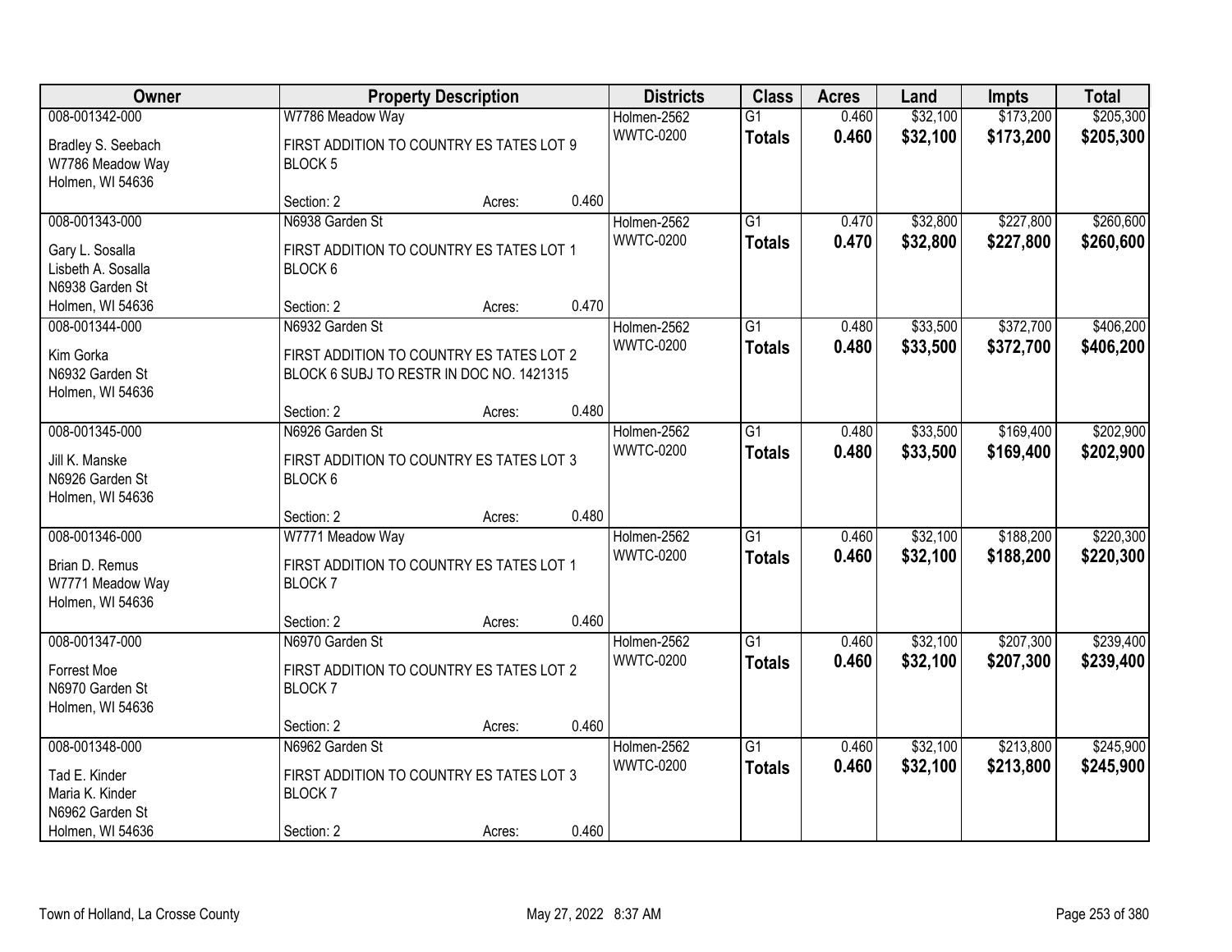| Owner | Property Description | Districts | Class | Acres | Land | Impts | Total |
|---|---|---|---|---|---|---|---|
| 008-001342-000<br>Bradley S. Seebach<br>W7786 Meadow Way<br>Holmen, WI 54636 | W7786 Meadow Way<br>FIRST ADDITION TO COUNTRY ES TATES LOT 9 BLOCK 5<br>Section: 2 Acres: 0.460 | Holmen-2562<br>WWTC-0200 | G1<br>**Totals** | 0.460<br>**0.460** | $32,100<br>**$32,100** | $173,200<br>**$173,200** | $205,300<br>**$205,300** |
| 008-001343-000<br>Gary L. Sosalla<br>Lisbeth A. Sosalla<br>N6938 Garden St<br>Holmen, WI 54636 | N6938 Garden St<br>FIRST ADDITION TO COUNTRY ES TATES LOT 1 BLOCK 6<br>Section: 2 Acres: 0.470 | Holmen-2562<br>WWTC-0200 | G1<br>**Totals** | 0.470<br>**0.470** | $32,800<br>**$32,800** | $227,800<br>**$227,800** | $260,600<br>**$260,600** |
| 008-001344-000<br>Kim Gorka<br>N6932 Garden St<br>Holmen, WI 54636 | N6932 Garden St<br>FIRST ADDITION TO COUNTRY ES TATES LOT 2 BLOCK 6 SUBJ TO RESTR IN DOC NO. 1421315<br>Section: 2 Acres: 0.480 | Holmen-2562<br>WWTC-0200 | G1<br>**Totals** | 0.480<br>**0.480** | $33,500<br>**$33,500** | $372,700<br>**$372,700** | $406,200<br>**$406,200** |
| 008-001345-000<br>Jill K. Manske<br>N6926 Garden St<br>Holmen, WI 54636 | N6926 Garden St<br>FIRST ADDITION TO COUNTRY ES TATES LOT 3 BLOCK 6<br>Section: 2 Acres: 0.480 | Holmen-2562<br>WWTC-0200 | G1<br>**Totals** | 0.480<br>**0.480** | $33,500<br>**$33,500** | $169,400<br>**$169,400** | $202,900<br>**$202,900** |
| 008-001346-000<br>Brian D. Remus<br>W7771 Meadow Way<br>Holmen, WI 54636 | W7771 Meadow Way<br>FIRST ADDITION TO COUNTRY ES TATES LOT 1 BLOCK 7<br>Section: 2 Acres: 0.460 | Holmen-2562<br>WWTC-0200 | G1<br>**Totals** | 0.460<br>**0.460** | $32,100<br>**$32,100** | $188,200<br>**$188,200** | $220,300<br>**$220,300** |
| 008-001347-000<br>Forrest Moe<br>N6970 Garden St<br>Holmen, WI 54636 | N6970 Garden St<br>FIRST ADDITION TO COUNTRY ES TATES LOT 2 BLOCK 7<br>Section: 2 Acres: 0.460 | Holmen-2562<br>WWTC-0200 | G1<br>**Totals** | 0.460<br>**0.460** | $32,100<br>**$32,100** | $207,300<br>**$207,300** | $239,400<br>**$239,400** |
| 008-001348-000<br>Tad E. Kinder<br>Maria K. Kinder<br>N6962 Garden St<br>Holmen, WI 54636 | N6962 Garden St<br>FIRST ADDITION TO COUNTRY ES TATES LOT 3 BLOCK 7<br>Section: 2 Acres: 0.460 | Holmen-2562<br>WWTC-0200 | G1<br>**Totals** | 0.460<br>**0.460** | $32,100<br>**$32,100** | $213,800<br>**$213,800** | $245,900<br>**$245,900** |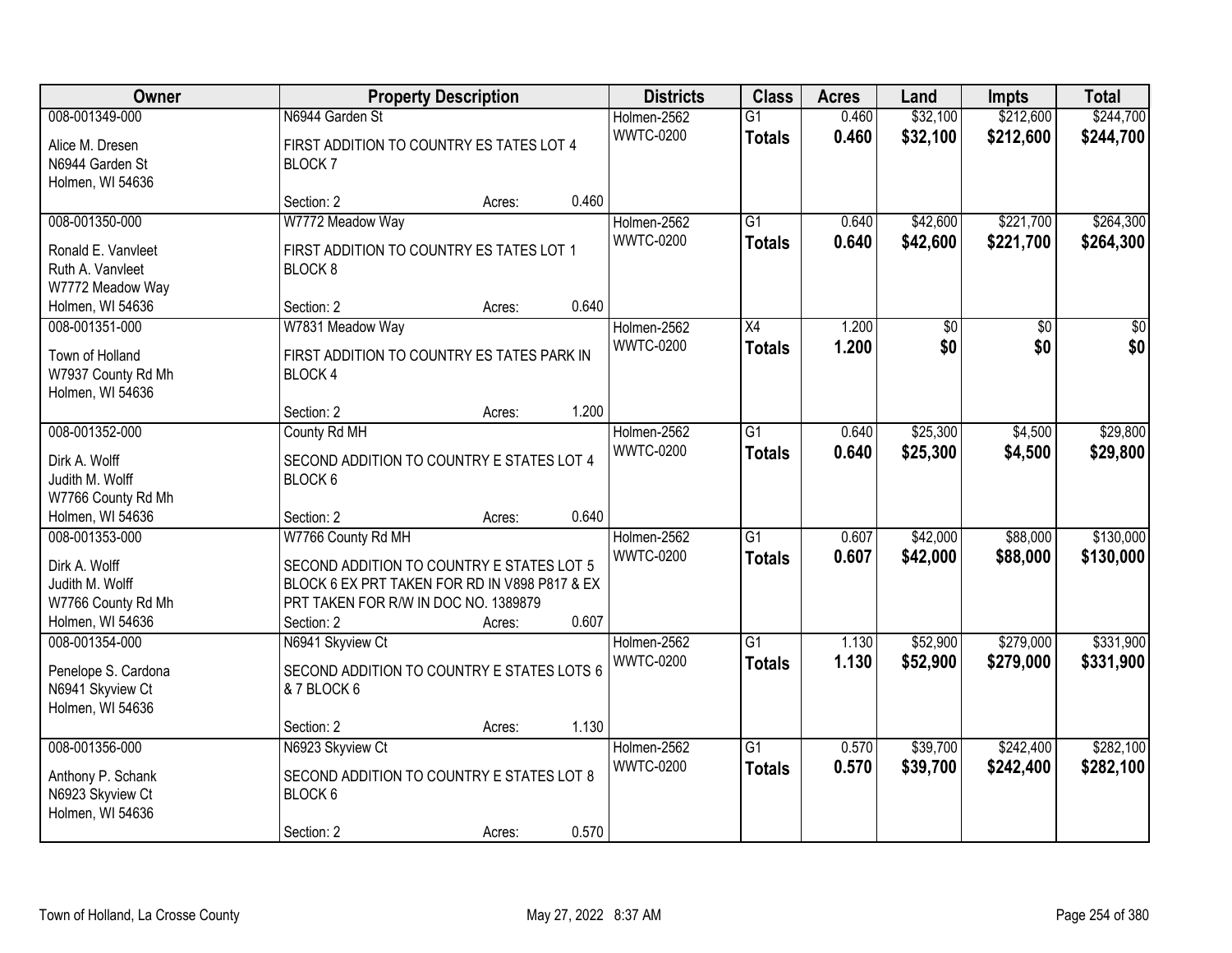| Owner | Property Description | | | Districts | Class | Acres | Land | Impts | Total |
|---|---|---|---|---|---|---|---|---|---|
| 008-001349-000<br>Alice M. Dresen<br>N6944 Garden St<br>Holmen, WI 54636 | N6944 Garden St<br>FIRST ADDITION TO COUNTRY ES TATES LOT 4 BLOCK 7<br>Section: 2 | Acres: | 0.460 | Holmen-2562<br>WWTC-0200 | G1<br>**Totals** | 0.460<br>**0.460** | $32,100<br>**$32,100** | $212,600<br>**$212,600** | $244,700<br>**$244,700** |
| 008-001350-000<br>Ronald E. Vanvleet<br>Ruth A. Vanvleet<br>W7772 Meadow Way<br>Holmen, WI 54636 | W7772 Meadow Way<br>FIRST ADDITION TO COUNTRY ES TATES LOT 1 BLOCK 8<br>Section: 2 | Acres: | 0.640 | Holmen-2562<br>WWTC-0200 | G1<br>**Totals** | 0.640<br>**0.640** | $42,600<br>**$42,600** | $221,700<br>**$221,700** | $264,300<br>**$264,300** |
| 008-001351-000<br>Town of Holland<br>W7937 County Rd Mh<br>Holmen, WI 54636 | W7831 Meadow Way<br>FIRST ADDITION TO COUNTRY ES TATES PARK IN BLOCK 4<br>Section: 2 | Acres: | 1.200 | Holmen-2562<br>WWTC-0200 | X4<br>**Totals** | 1.200<br>**1.200** | $0<br>**$0** | $0<br>**$0** | $0<br>**$0** |
| 008-001352-000<br>Dirk A. Wolff<br>Judith M. Wolff<br>W7766 County Rd Mh<br>Holmen, WI 54636 | County Rd MH<br>SECOND ADDITION TO COUNTRY E STATES LOT 4 BLOCK 6<br>Section: 2 | Acres: | 0.640 | Holmen-2562<br>WWTC-0200 | G1<br>**Totals** | 0.640<br>**0.640** | $25,300<br>**$25,300** | $4,500<br>**$4,500** | $29,800<br>**$29,800** |
| 008-001353-000<br>Dirk A. Wolff<br>Judith M. Wolff<br>W7766 County Rd Mh<br>Holmen, WI 54636 | W7766 County Rd MH<br>SECOND ADDITION TO COUNTRY E STATES LOT 5 BLOCK 6 EX PRT TAKEN FOR RD IN V898 P817 & EX PRT TAKEN FOR R/W IN DOC NO. 1389879<br>Section: 2 | Acres: | 0.607 | Holmen-2562<br>WWTC-0200 | G1<br>**Totals** | 0.607<br>**0.607** | $42,000<br>**$42,000** | $88,000<br>**$88,000** | $130,000<br>**$130,000** |
| 008-001354-000<br>Penelope S. Cardona<br>N6941 Skyview Ct<br>Holmen, WI 54636 | N6941 Skyview Ct<br>SECOND ADDITION TO COUNTRY E STATES LOTS 6 & 7 BLOCK 6<br>Section: 2 | Acres: | 1.130 | Holmen-2562<br>WWTC-0200 | G1<br>**Totals** | 1.130<br>**1.130** | $52,900<br>**$52,900** | $279,000<br>**$279,000** | $331,900<br>**$331,900** |
| 008-001356-000<br>Anthony P. Schank<br>N6923 Skyview Ct<br>Holmen, WI 54636 | N6923 Skyview Ct<br>SECOND ADDITION TO COUNTRY E STATES LOT 8 BLOCK 6<br>Section: 2 | Acres: | 0.570 | Holmen-2562<br>WWTC-0200 | G1<br>**Totals** | 0.570<br>**0.570** | $39,700<br>**$39,700** | $242,400<br>**$242,400** | $282,100<br>**$282,100** |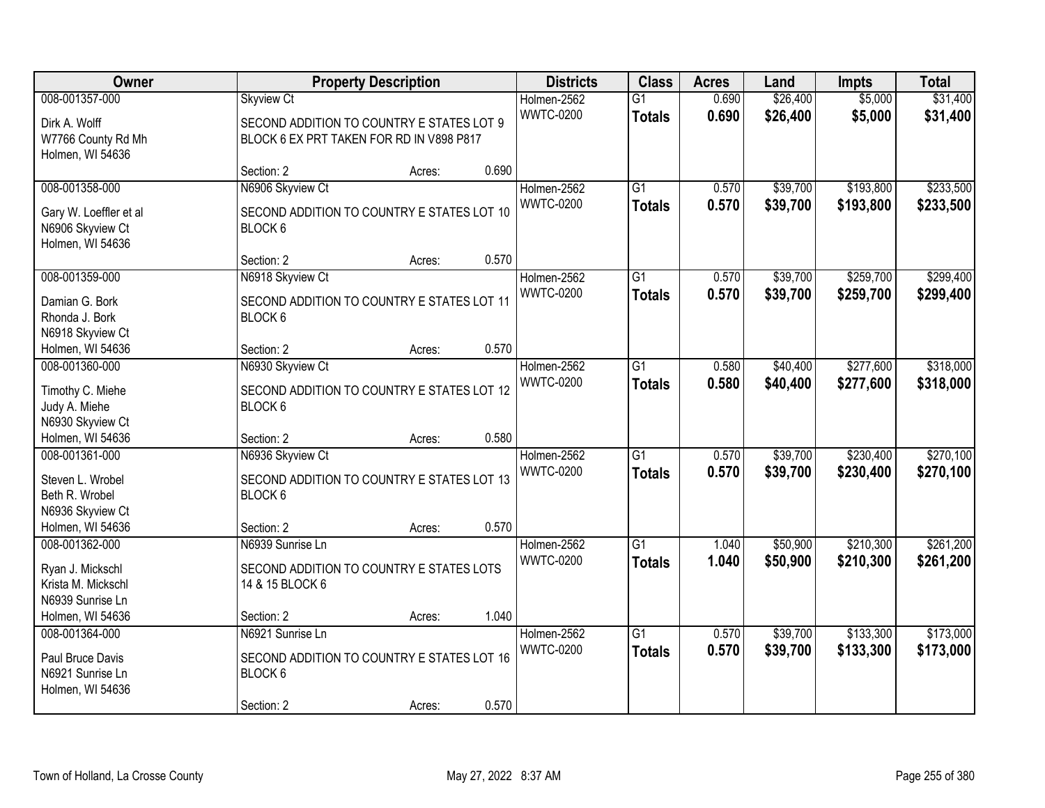| Owner | Property Description | | | Districts | Class | Acres | Land | Impts | Total |
|---|---|---|---|---|---|---|---|---|---|
| 008-001357-000<br>Dirk A. Wolff<br>W7766 County Rd Mh<br>Holmen, WI 54636 | Skyview Ct<br>SECOND ADDITION TO COUNTRY E STATES LOT 9 BLOCK 6 EX PRT TAKEN FOR RD IN V898 P817<br>Section: 2 | Acres: | 0.690 | Holmen-2562<br>WWTC-0200 | G1<br>**Totals** | 0.690<br>**0.690** | $26,400<br>**$26,400** | $5,000<br>**$5,000** | $31,400<br>**$31,400** |
| 008-001358-000<br>Gary W. Loeffler et al<br>N6906 Skyview Ct<br>Holmen, WI 54636 | N6906 Skyview Ct<br>SECOND ADDITION TO COUNTRY E STATES LOT 10 BLOCK 6<br>Section: 2 | Acres: | 0.570 | Holmen-2562<br>WWTC-0200 | G1<br>**Totals** | 0.570<br>**0.570** | $39,700<br>**$39,700** | $193,800<br>**$193,800** | $233,500<br>**$233,500** |
| 008-001359-000<br>Damian G. Bork<br>Rhonda J. Bork<br>N6918 Skyview Ct<br>Holmen, WI 54636 | N6918 Skyview Ct<br>SECOND ADDITION TO COUNTRY E STATES LOT 11 BLOCK 6<br>Section: 2 | Acres: | 0.570 | Holmen-2562<br>WWTC-0200 | G1<br>**Totals** | 0.570<br>**0.570** | $39,700<br>**$39,700** | $259,700<br>**$259,700** | $299,400<br>**$299,400** |
| 008-001360-000<br>Timothy C. Miehe<br>Judy A. Miehe<br>N6930 Skyview Ct<br>Holmen, WI 54636 | N6930 Skyview Ct<br>SECOND ADDITION TO COUNTRY E STATES LOT 12 BLOCK 6<br>Section: 2 | Acres: | 0.580 | Holmen-2562<br>WWTC-0200 | G1<br>**Totals** | 0.580<br>**0.580** | $40,400<br>**$40,400** | $277,600<br>**$277,600** | $318,000<br>**$318,000** |
| 008-001361-000<br>Steven L. Wrobel<br>Beth R. Wrobel<br>N6936 Skyview Ct<br>Holmen, WI 54636 | N6936 Skyview Ct<br>SECOND ADDITION TO COUNTRY E STATES LOT 13 BLOCK 6<br>Section: 2 | Acres: | 0.570 | Holmen-2562<br>WWTC-0200 | G1<br>**Totals** | 0.570<br>**0.570** | $39,700<br>**$39,700** | $230,400<br>**$230,400** | $270,100<br>**$270,100** |
| 008-001362-000<br>Ryan J. Mickschl<br>Krista M. Mickschl<br>N6939 Sunrise Ln<br>Holmen, WI 54636 | N6939 Sunrise Ln<br>SECOND ADDITION TO COUNTRY E STATES LOTS 14 & 15 BLOCK 6<br>Section: 2 | Acres: | 1.040 | Holmen-2562<br>WWTC-0200 | G1<br>**Totals** | 1.040<br>**1.040** | $50,900<br>**$50,900** | $210,300<br>**$210,300** | $261,200<br>**$261,200** |
| 008-001364-000<br>Paul Bruce Davis<br>N6921 Sunrise Ln<br>Holmen, WI 54636 | N6921 Sunrise Ln<br>SECOND ADDITION TO COUNTRY E STATES LOT 16 BLOCK 6<br>Section: 2 | Acres: | 0.570 | Holmen-2562<br>WWTC-0200 | G1<br>**Totals** | 0.570<br>**0.570** | $39,700<br>**$39,700** | $133,300<br>**$133,300** | $173,000<br>**$173,000** |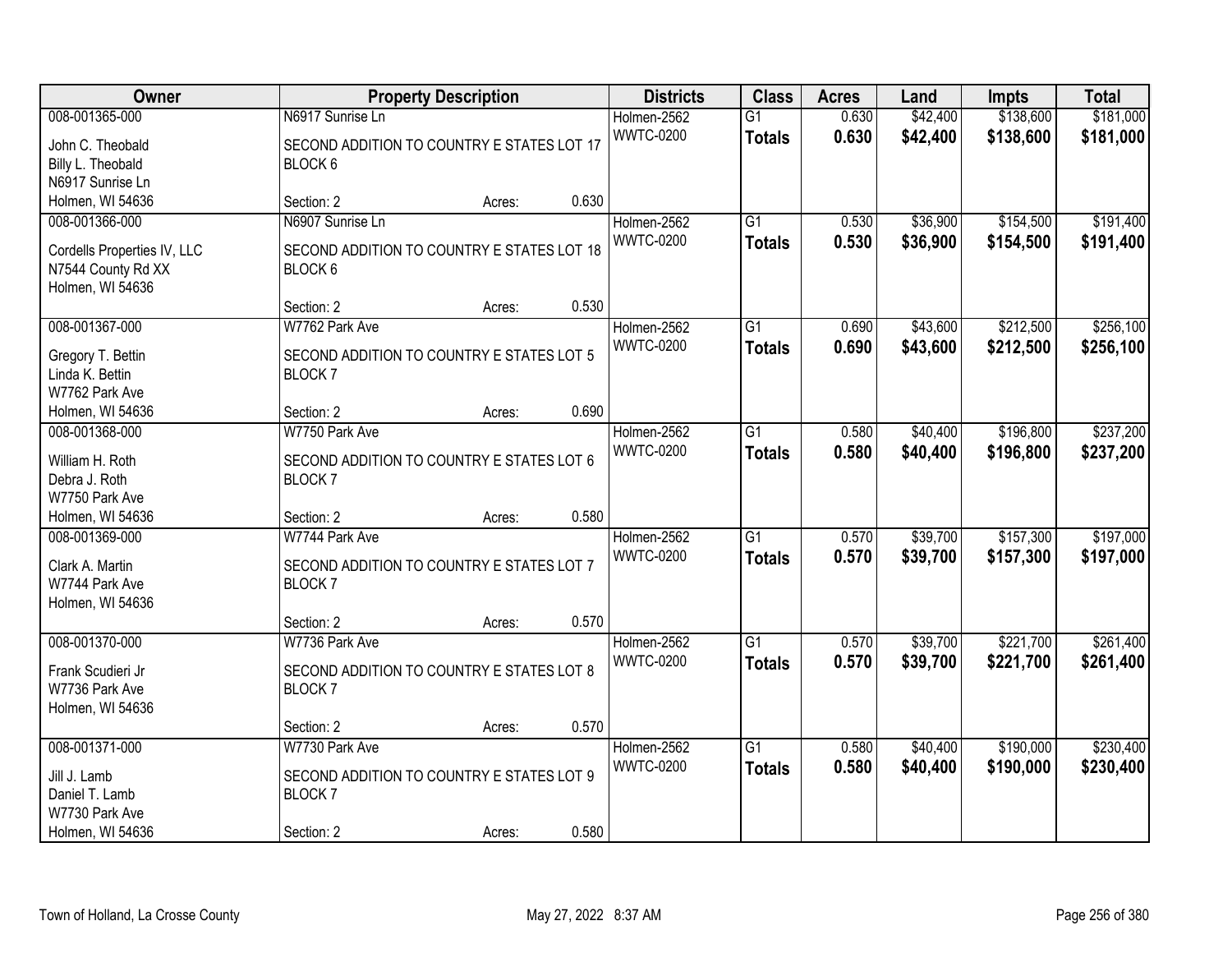| Owner | Property Description | Districts | Class | Acres | Land | Impts | Total |
|---|---|---|---|---|---|---|---|
| 008-001365-000<br>John C. Theobald<br>Billy L. Theobald<br>N6917 Sunrise Ln<br>Holmen, WI 54636 | N6917 Sunrise Ln<br>SECOND ADDITION TO COUNTRY E STATES LOT 17 BLOCK 6<br>Section: 2 Acres: 0.630 | Holmen-2562<br>WWTC-0200 | G1<br>**Totals** | 0.630<br>**0.630** | $42,400<br>**$42,400** | $138,600<br>**$138,600** | $181,000<br>**$181,000** |
| 008-001366-000<br>Cordells Properties IV, LLC<br>N7544 County Rd XX<br>Holmen, WI 54636 | N6907 Sunrise Ln<br>SECOND ADDITION TO COUNTRY E STATES LOT 18 BLOCK 6<br>Section: 2 Acres: 0.530 | Holmen-2562<br>WWTC-0200 | G1<br>**Totals** | 0.530<br>**0.530** | $36,900<br>**$36,900** | $154,500<br>**$154,500** | $191,400<br>**$191,400** |
| 008-001367-000<br>Gregory T. Bettin<br>Linda K. Bettin<br>W7762 Park Ave<br>Holmen, WI 54636 | W7762 Park Ave<br>SECOND ADDITION TO COUNTRY E STATES LOT 5 BLOCK 7<br>Section: 2 Acres: 0.690 | Holmen-2562<br>WWTC-0200 | G1<br>**Totals** | 0.690<br>**0.690** | $43,600<br>**$43,600** | $212,500<br>**$212,500** | $256,100<br>**$256,100** |
| 008-001368-000<br>William H. Roth<br>Debra J. Roth<br>W7750 Park Ave<br>Holmen, WI 54636 | W7750 Park Ave<br>SECOND ADDITION TO COUNTRY E STATES LOT 6 BLOCK 7<br>Section: 2 Acres: 0.580 | Holmen-2562<br>WWTC-0200 | G1<br>**Totals** | 0.580<br>**0.580** | $40,400<br>**$40,400** | $196,800<br>**$196,800** | $237,200<br>**$237,200** |
| 008-001369-000<br>Clark A. Martin<br>W7744 Park Ave<br>Holmen, WI 54636 | W7744 Park Ave<br>SECOND ADDITION TO COUNTRY E STATES LOT 7 BLOCK 7<br>Section: 2 Acres: 0.570 | Holmen-2562<br>WWTC-0200 | G1<br>**Totals** | 0.570<br>**0.570** | $39,700<br>**$39,700** | $157,300<br>**$157,300** | $197,000<br>**$197,000** |
| 008-001370-000<br>Frank Scudieri Jr<br>W7736 Park Ave<br>Holmen, WI 54636 | W7736 Park Ave<br>SECOND ADDITION TO COUNTRY E STATES LOT 8 BLOCK 7<br>Section: 2 Acres: 0.570 | Holmen-2562<br>WWTC-0200 | G1<br>**Totals** | 0.570<br>**0.570** | $39,700<br>**$39,700** | $221,700<br>**$221,700** | $261,400<br>**$261,400** |
| 008-001371-000<br>Jill J. Lamb<br>Daniel T. Lamb<br>W7730 Park Ave<br>Holmen, WI 54636 | W7730 Park Ave<br>SECOND ADDITION TO COUNTRY E STATES LOT 9 BLOCK 7<br>Section: 2 Acres: 0.580 | Holmen-2562<br>WWTC-0200 | G1<br>**Totals** | 0.580<br>**0.580** | $40,400<br>**$40,400** | $190,000<br>**$190,000** | $230,400<br>**$230,400** |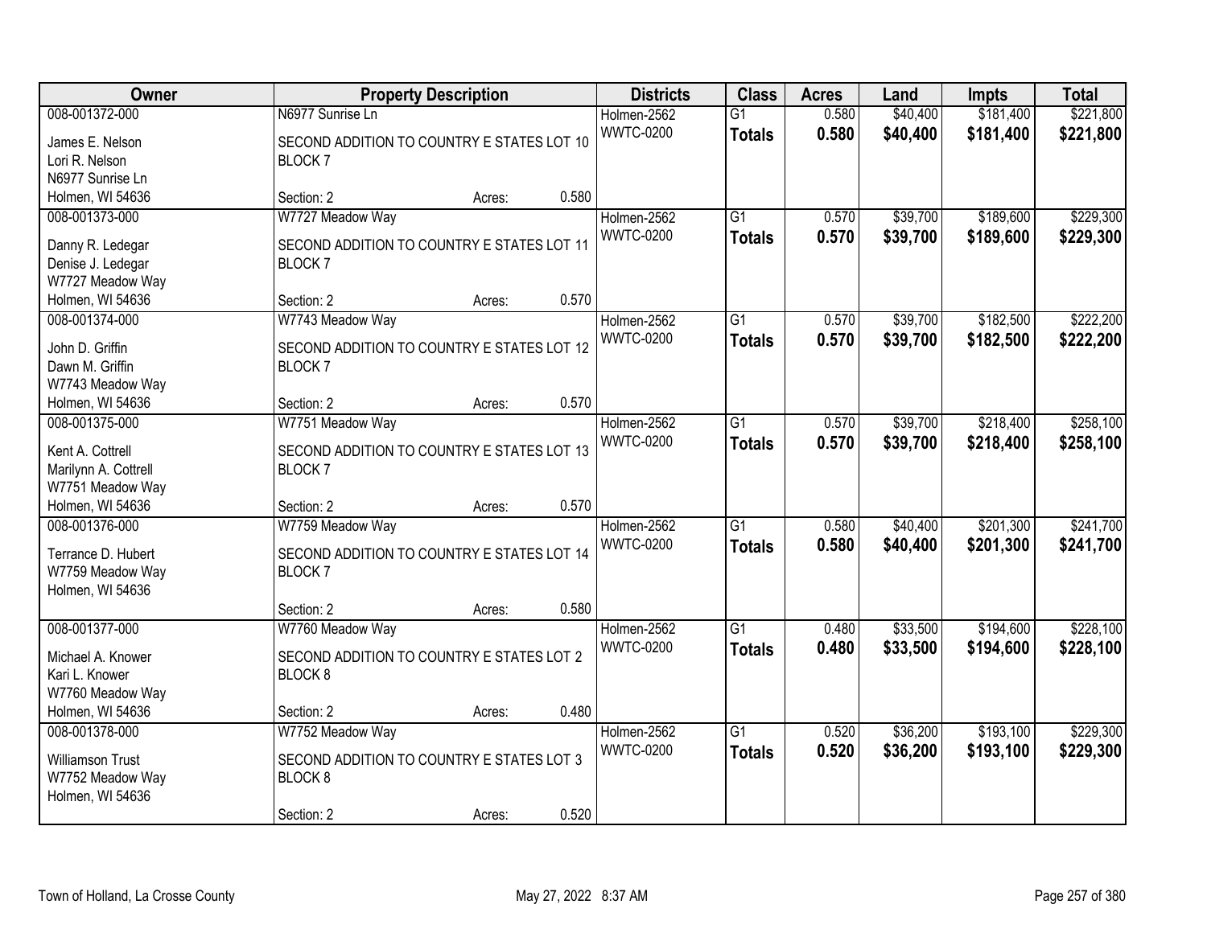| Owner | Property Description | | | Districts | Class | Acres | Land | Impts | Total |
|---|---|---|---|---|---|---|---|---|---|
| 008-001372-000<br>James E. Nelson<br>Lori R. Nelson<br>N6977 Sunrise Ln<br>Holmen, WI 54636 | N6977 Sunrise Ln<br>SECOND ADDITION TO COUNTRY E STATES LOT 10 BLOCK 7<br>Section: 2 | Acres: | 0.580 | Holmen-2562<br>WWTC-0200 | G1<br>**Totals** | 0.580<br>**0.580** | $40,400<br>**$40,400** | $181,400<br>**$181,400** | $221,800<br>**$221,800** |
| 008-001373-000<br>Danny R. Ledegar<br>Denise J. Ledegar<br>W7727 Meadow Way<br>Holmen, WI 54636 | W7727 Meadow Way<br>SECOND ADDITION TO COUNTRY E STATES LOT 11 BLOCK 7<br>Section: 2 | Acres: | 0.570 | Holmen-2562<br>WWTC-0200 | G1<br>**Totals** | 0.570<br>**0.570** | $39,700<br>**$39,700** | $189,600<br>**$189,600** | $229,300<br>**$229,300** |
| 008-001374-000<br>John D. Griffin<br>Dawn M. Griffin<br>W7743 Meadow Way<br>Holmen, WI 54636 | W7743 Meadow Way<br>SECOND ADDITION TO COUNTRY E STATES LOT 12 BLOCK 7<br>Section: 2 | Acres: | 0.570 | Holmen-2562<br>WWTC-0200 | G1<br>**Totals** | 0.570<br>**0.570** | $39,700<br>**$39,700** | $182,500<br>**$182,500** | $222,200<br>**$222,200** |
| 008-001375-000<br>Kent A. Cottrell<br>Marilynn A. Cottrell<br>W7751 Meadow Way<br>Holmen, WI 54636 | W7751 Meadow Way<br>SECOND ADDITION TO COUNTRY E STATES LOT 13 BLOCK 7<br>Section: 2 | Acres: | 0.570 | Holmen-2562<br>WWTC-0200 | G1<br>**Totals** | 0.570<br>**0.570** | $39,700<br>**$39,700** | $218,400<br>**$218,400** | $258,100<br>**$258,100** |
| 008-001376-000<br>Terrance D. Hubert<br>W7759 Meadow Way<br>Holmen, WI 54636 | W7759 Meadow Way<br>SECOND ADDITION TO COUNTRY E STATES LOT 14 BLOCK 7<br>Section: 2 | Acres: | 0.580 | Holmen-2562<br>WWTC-0200 | G1<br>**Totals** | 0.580<br>**0.580** | $40,400<br>**$40,400** | $201,300<br>**$201,300** | $241,700<br>**$241,700** |
| 008-001377-000<br>Michael A. Knower<br>Kari L. Knower<br>W7760 Meadow Way<br>Holmen, WI 54636 | W7760 Meadow Way<br>SECOND ADDITION TO COUNTRY E STATES LOT 2 BLOCK 8<br>Section: 2 | Acres: | 0.480 | Holmen-2562<br>WWTC-0200 | G1<br>**Totals** | 0.480<br>**0.480** | $33,500<br>**$33,500** | $194,600<br>**$194,600** | $228,100<br>**$228,100** |
| 008-001378-000<br>Williamson Trust<br>W7752 Meadow Way<br>Holmen, WI 54636 | W7752 Meadow Way<br>SECOND ADDITION TO COUNTRY E STATES LOT 3 BLOCK 8<br>Section: 2 | Acres: | 0.520 | Holmen-2562<br>WWTC-0200 | G1<br>**Totals** | 0.520<br>**0.520** | $36,200<br>**$36,200** | $193,100<br>**$193,100** | $229,300<br>**$229,300** |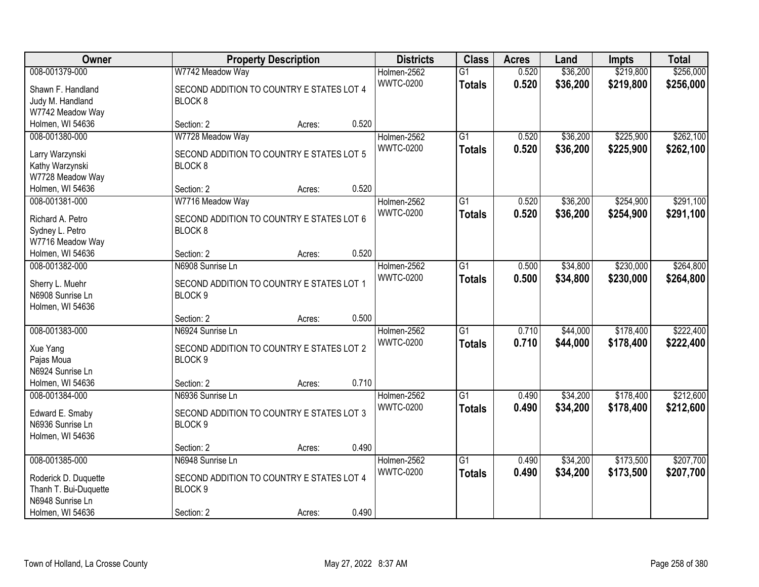| Owner | Property Description | Districts | Class | Acres | Land | Impts | Total |
|---|---|---|---|---|---|---|---|
| 008-001379-000<br>Shawn F. Handland<br>Judy M. Handland<br>W7742 Meadow Way<br>Holmen, WI 54636 | W7742 Meadow Way<br>SECOND ADDITION TO COUNTRY E STATES LOT 4 BLOCK 8<br>Section: 2 Acres: 0.520 | Holmen-2562<br>WWTC-0200 | G1<br>**Totals** | 0.520<br>**0.520** | $36,200<br>**$36,200** | $219,800<br>**$219,800** | $256,000<br>**$256,000** |
| 008-001380-000<br>Larry Warzynski<br>Kathy Warzynski<br>W7728 Meadow Way<br>Holmen, WI 54636 | W7728 Meadow Way<br>SECOND ADDITION TO COUNTRY E STATES LOT 5 BLOCK 8<br>Section: 2 Acres: 0.520 | Holmen-2562<br>WWTC-0200 | G1<br>**Totals** | 0.520<br>**0.520** | $36,200<br>**$36,200** | $225,900<br>**$225,900** | $262,100<br>**$262,100** |
| 008-001381-000<br>Richard A. Petro<br>Sydney L. Petro<br>W7716 Meadow Way<br>Holmen, WI 54636 | W7716 Meadow Way<br>SECOND ADDITION TO COUNTRY E STATES LOT 6 BLOCK 8<br>Section: 2 Acres: 0.520 | Holmen-2562<br>WWTC-0200 | G1<br>**Totals** | 0.520<br>**0.520** | $36,200<br>**$36,200** | $254,900<br>**$254,900** | $291,100<br>**$291,100** |
| 008-001382-000<br>Sherry L. Muehr<br>N6908 Sunrise Ln<br>Holmen, WI 54636 | N6908 Sunrise Ln<br>SECOND ADDITION TO COUNTRY E STATES LOT 1 BLOCK 9<br>Section: 2 Acres: 0.500 | Holmen-2562<br>WWTC-0200 | G1<br>**Totals** | 0.500<br>**0.500** | $34,800<br>**$34,800** | $230,000<br>**$230,000** | $264,800<br>**$264,800** |
| 008-001383-000<br>Xue Yang<br>Pajas Moua<br>N6924 Sunrise Ln<br>Holmen, WI 54636 | N6924 Sunrise Ln<br>SECOND ADDITION TO COUNTRY E STATES LOT 2 BLOCK 9<br>Section: 2 Acres: 0.710 | Holmen-2562<br>WWTC-0200 | G1<br>**Totals** | 0.710<br>**0.710** | $44,000<br>**$44,000** | $178,400<br>**$178,400** | $222,400<br>**$222,400** |
| 008-001384-000<br>Edward E. Smaby<br>N6936 Sunrise Ln<br>Holmen, WI 54636 | N6936 Sunrise Ln<br>SECOND ADDITION TO COUNTRY E STATES LOT 3 BLOCK 9<br>Section: 2 Acres: 0.490 | Holmen-2562<br>WWTC-0200 | G1<br>**Totals** | 0.490<br>**0.490** | $34,200<br>**$34,200** | $178,400<br>**$178,400** | $212,600<br>**$212,600** |
| 008-001385-000<br>Roderick D. Duquette<br>Thanh T. Bui-Duquette<br>N6948 Sunrise Ln<br>Holmen, WI 54636 | N6948 Sunrise Ln<br>SECOND ADDITION TO COUNTRY E STATES LOT 4 BLOCK 9<br>Section: 2 Acres: 0.490 | Holmen-2562<br>WWTC-0200 | G1<br>**Totals** | 0.490<br>**0.490** | $34,200<br>**$34,200** | $173,500<br>**$173,500** | $207,700<br>**$207,700** |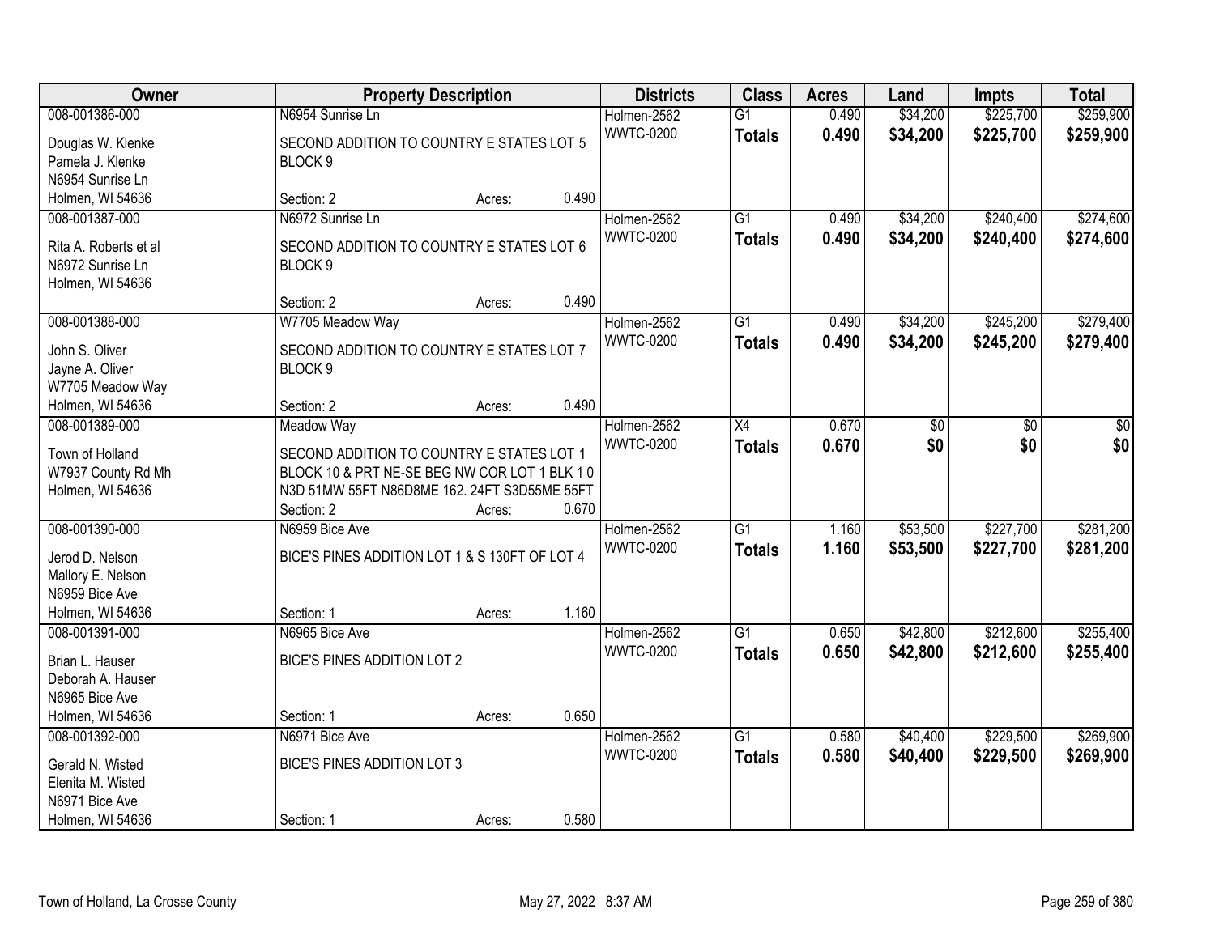| Owner | Property Description | | | Districts | Class | Acres | Land | Impts | Total |
|---|---|---|---|---|---|---|---|---|---|
| 008-001386-000 | N6954 Sunrise Ln | | | Holmen-2562 | G1 | 0.490 | $34,200 | $225,700 | $259,900 |
| Douglas W. Klenke<br>Pamela J. Klenke<br>N6954 Sunrise Ln<br>Holmen, WI 54636 | SECOND ADDITION TO COUNTRY E STATES LOT 5 BLOCK 9 | | | WWTC-0200 | **Totals** | **0.490** | **$34,200** | **$225,700** | **$259,900** |
| | Section: 2 | Acres: | 0.490 | | | | | | |
| 008-001387-000 | N6972 Sunrise Ln | | | Holmen-2562 | G1 | 0.490 | $34,200 | $240,400 | $274,600 |
| Rita A. Roberts et al<br>N6972 Sunrise Ln<br>Holmen, WI 54636 | SECOND ADDITION TO COUNTRY E STATES LOT 6 BLOCK 9 | | | WWTC-0200 | **Totals** | **0.490** | **$34,200** | **$240,400** | **$274,600** |
| | Section: 2 | Acres: | 0.490 | | | | | | |
| 008-001388-000 | W7705 Meadow Way | | | Holmen-2562 | G1 | 0.490 | $34,200 | $245,200 | $279,400 |
| John S. Oliver<br>Jayne A. Oliver<br>W7705 Meadow Way<br>Holmen, WI 54636 | SECOND ADDITION TO COUNTRY E STATES LOT 7 BLOCK 9 | | | WWTC-0200 | **Totals** | **0.490** | **$34,200** | **$245,200** | **$279,400** |
| | Section: 2 | Acres: | 0.490 | | | | | | |
| 008-001389-000 | Meadow Way | | | Holmen-2562 | X4 | 0.670 | $0 | $0 | $0 |
| Town of Holland<br>W7937 County Rd Mh<br>Holmen, WI 54636 | SECOND ADDITION TO COUNTRY E STATES LOT 1 BLOCK 10 & PRT NE-SE BEG NW COR LOT 1 BLK 1 0 N3D 51MW 55FT N86D8ME 162. 24FT S3D55ME 55FT | | | WWTC-0200 | **Totals** | **0.670** | **$0** | **$0** | **$0** |
| | Section: 2 | Acres: | 0.670 | | | | | | |
| 008-001390-000 | N6959 Bice Ave | | | Holmen-2562 | G1 | 1.160 | $53,500 | $227,700 | $281,200 |
| Jerod D. Nelson<br>Mallory E. Nelson<br>N6959 Bice Ave<br>Holmen, WI 54636 | BICE'S PINES ADDITION LOT 1 & S 130FT OF LOT 4 | | | WWTC-0200 | **Totals** | **1.160** | **$53,500** | **$227,700** | **$281,200** |
| | Section: 1 | Acres: | 1.160 | | | | | | |
| 008-001391-000 | N6965 Bice Ave | | | Holmen-2562 | G1 | 0.650 | $42,800 | $212,600 | $255,400 |
| Brian L. Hauser<br>Deborah A. Hauser<br>N6965 Bice Ave<br>Holmen, WI 54636 | BICE'S PINES ADDITION LOT 2 | | | WWTC-0200 | **Totals** | **0.650** | **$42,800** | **$212,600** | **$255,400** |
| | Section: 1 | Acres: | 0.650 | | | | | | |
| 008-001392-000 | N6971 Bice Ave | | | Holmen-2562 | G1 | 0.580 | $40,400 | $229,500 | $269,900 |
| Gerald N. Wisted<br>Elenita M. Wisted<br>N6971 Bice Ave<br>Holmen, WI 54636 | BICE'S PINES ADDITION LOT 3 | | | WWTC-0200 | **Totals** | **0.580** | **$40,400** | **$229,500** | **$269,900** |
| | Section: 1 | Acres: | 0.580 | | | | | | |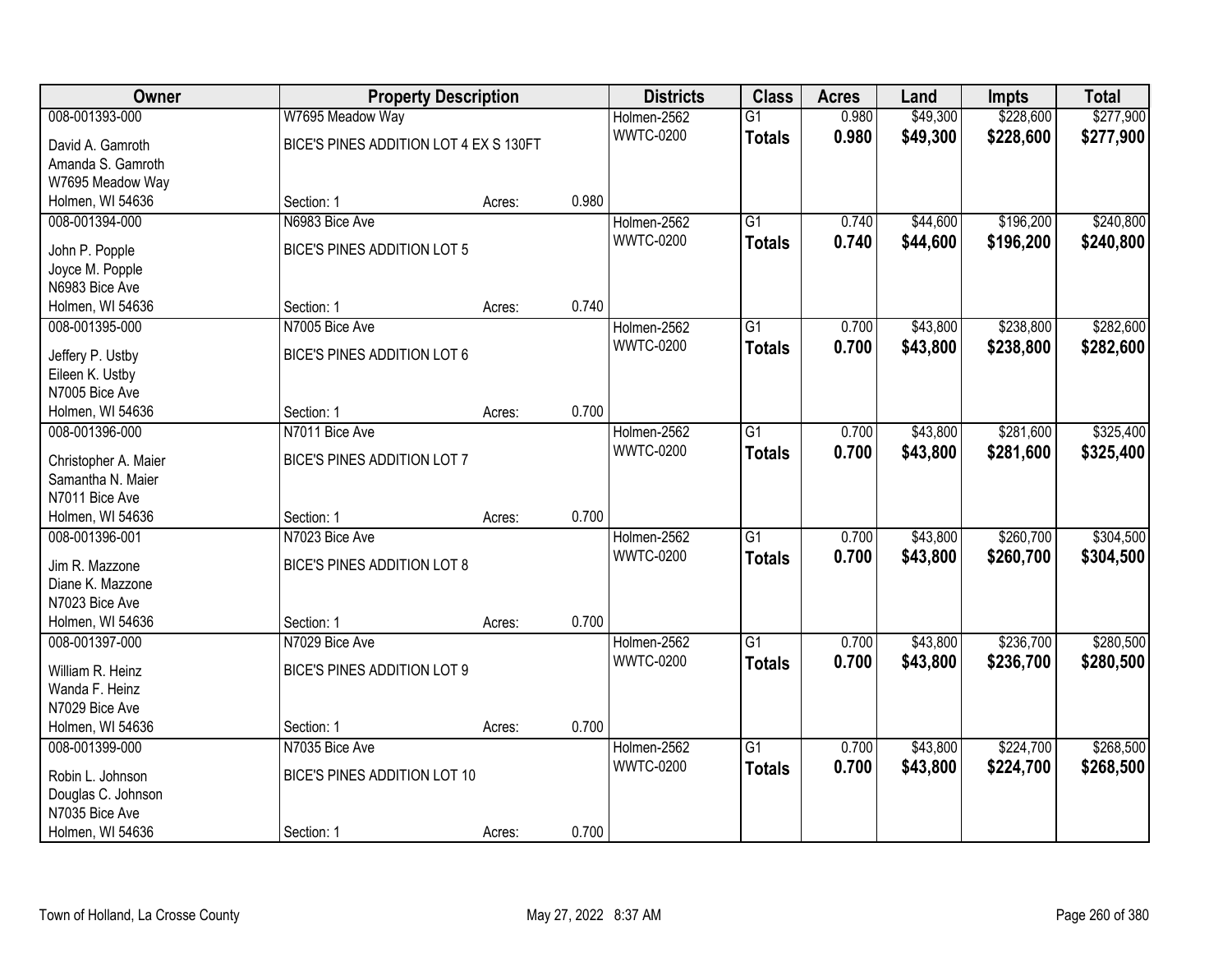| Owner | Property Description | | | Districts | Class | Acres | Land | Impts | Total |
|---|---|---|---|---|---|---|---|---|---|
| 008-001393-000 | W7695 Meadow Way | | | Holmen-2562 | G1 | 0.980 | $49,300 | $228,600 | $277,900 |
| David A. Gamroth<br>Amanda S. Gamroth<br>W7695 Meadow Way<br>Holmen, WI 54636 | BICE'S PINES ADDITION LOT 4 EX S 130FT | | | WWTC-0200 | **Totals** | **0.980** | **$49,300** | **$228,600** | **$277,900** |
| | Section: 1 | Acres: | 0.980 | | | | | | |
| 008-001394-000 | N6983 Bice Ave | | | Holmen-2562 | G1 | 0.740 | $44,600 | $196,200 | $240,800 |
| John P. Popple<br>Joyce M. Popple<br>N6983 Bice Ave<br>Holmen, WI 54636 | BICE'S PINES ADDITION LOT 5 | | | WWTC-0200 | **Totals** | **0.740** | **$44,600** | **$196,200** | **$240,800** |
| | Section: 1 | Acres: | 0.740 | | | | | | |
| 008-001395-000 | N7005 Bice Ave | | | Holmen-2562 | G1 | 0.700 | $43,800 | $238,800 | $282,600 |
| Jeffery P. Ustby<br>Eileen K. Ustby<br>N7005 Bice Ave<br>Holmen, WI 54636 | BICE'S PINES ADDITION LOT 6 | | | WWTC-0200 | **Totals** | **0.700** | **$43,800** | **$238,800** | **$282,600** |
| | Section: 1 | Acres: | 0.700 | | | | | | |
| 008-001396-000 | N7011 Bice Ave | | | Holmen-2562 | G1 | 0.700 | $43,800 | $281,600 | $325,400 |
| Christopher A. Maier<br>Samantha N. Maier<br>N7011 Bice Ave<br>Holmen, WI 54636 | BICE'S PINES ADDITION LOT 7 | | | WWTC-0200 | **Totals** | **0.700** | **$43,800** | **$281,600** | **$325,400** |
| | Section: 1 | Acres: | 0.700 | | | | | | |
| 008-001396-001 | N7023 Bice Ave | | | Holmen-2562 | G1 | 0.700 | $43,800 | $260,700 | $304,500 |
| Jim R. Mazzone<br>Diane K. Mazzone<br>N7023 Bice Ave<br>Holmen, WI 54636 | BICE'S PINES ADDITION LOT 8 | | | WWTC-0200 | **Totals** | **0.700** | **$43,800** | **$260,700** | **$304,500** |
| | Section: 1 | Acres: | 0.700 | | | | | | |
| 008-001397-000 | N7029 Bice Ave | | | Holmen-2562 | G1 | 0.700 | $43,800 | $236,700 | $280,500 |
| William R. Heinz<br>Wanda F. Heinz<br>N7029 Bice Ave<br>Holmen, WI 54636 | BICE'S PINES ADDITION LOT 9 | | | WWTC-0200 | **Totals** | **0.700** | **$43,800** | **$236,700** | **$280,500** |
| | Section: 1 | Acres: | 0.700 | | | | | | |
| 008-001399-000 | N7035 Bice Ave | | | Holmen-2562 | G1 | 0.700 | $43,800 | $224,700 | $268,500 |
| Robin L. Johnson<br>Douglas C. Johnson<br>N7035 Bice Ave<br>Holmen, WI 54636 | BICE'S PINES ADDITION LOT 10 | | | WWTC-0200 | **Totals** | **0.700** | **$43,800** | **$224,700** | **$268,500** |
| | Section: 1 | Acres: | 0.700 | | | | | | |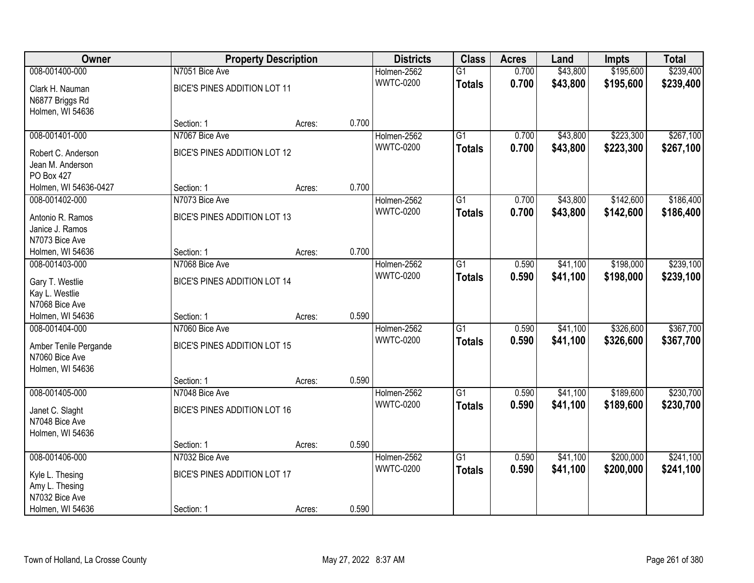| Owner | Property Description | | | Districts | Class | Acres | Land | Impts | Total |
|---|---|---|---|---|---|---|---|---|---|
| 008-001400-000 | N7051 Bice Ave | | | Holmen-2562 | G1 | 0.700 | $43,800 | $195,600 | $239,400 |
| Clark H. Nauman<br>N6877 Briggs Rd<br>Holmen, WI 54636 | BICE'S PINES ADDITION LOT 11 | | | WWTC-0200 | **Totals** | **0.700** | **$43,800** | **$195,600** | **$239,400** |
| | Section: 1 | Acres: | 0.700 | | | | | | |
| 008-001401-000 | N7067 Bice Ave | | | Holmen-2562 | G1 | 0.700 | $43,800 | $223,300 | $267,100 |
| Robert C. Anderson<br>Jean M. Anderson<br>PO Box 427<br>Holmen, WI 54636-0427 | BICE'S PINES ADDITION LOT 12 | | | WWTC-0200 | **Totals** | **0.700** | **$43,800** | **$223,300** | **$267,100** |
| | Section: 1 | Acres: | 0.700 | | | | | | |
| 008-001402-000 | N7073 Bice Ave | | | Holmen-2562 | G1 | 0.700 | $43,800 | $142,600 | $186,400 |
| Antonio R. Ramos<br>Janice J. Ramos<br>N7073 Bice Ave<br>Holmen, WI 54636 | BICE'S PINES ADDITION LOT 13 | | | WWTC-0200 | **Totals** | **0.700** | **$43,800** | **$142,600** | **$186,400** |
| | Section: 1 | Acres: | 0.700 | | | | | | |
| 008-001403-000 | N7068 Bice Ave | | | Holmen-2562 | G1 | 0.590 | $41,100 | $198,000 | $239,100 |
| Gary T. Westlie<br>Kay L. Westlie<br>N7068 Bice Ave<br>Holmen, WI 54636 | BICE'S PINES ADDITION LOT 14 | | | WWTC-0200 | **Totals** | **0.590** | **$41,100** | **$198,000** | **$239,100** |
| | Section: 1 | Acres: | 0.590 | | | | | | |
| 008-001404-000 | N7060 Bice Ave | | | Holmen-2562 | G1 | 0.590 | $41,100 | $326,600 | $367,700 |
| Amber Tenile Pergande<br>N7060 Bice Ave<br>Holmen, WI 54636 | BICE'S PINES ADDITION LOT 15 | | | WWTC-0200 | **Totals** | **0.590** | **$41,100** | **$326,600** | **$367,700** |
| | Section: 1 | Acres: | 0.590 | | | | | | |
| 008-001405-000 | N7048 Bice Ave | | | Holmen-2562 | G1 | 0.590 | $41,100 | $189,600 | $230,700 |
| Janet C. Slaght<br>N7048 Bice Ave<br>Holmen, WI 54636 | BICE'S PINES ADDITION LOT 16 | | | WWTC-0200 | **Totals** | **0.590** | **$41,100** | **$189,600** | **$230,700** |
| | Section: 1 | Acres: | 0.590 | | | | | | |
| 008-001406-000 | N7032 Bice Ave | | | Holmen-2562 | G1 | 0.590 | $41,100 | $200,000 | $241,100 |
| Kyle L. Thesing<br>Amy L. Thesing<br>N7032 Bice Ave<br>Holmen, WI 54636 | BICE'S PINES ADDITION LOT 17 | | | WWTC-0200 | **Totals** | **0.590** | **$41,100** | **$200,000** | **$241,100** |
| | Section: 1 | Acres: | 0.590 | | | | | | |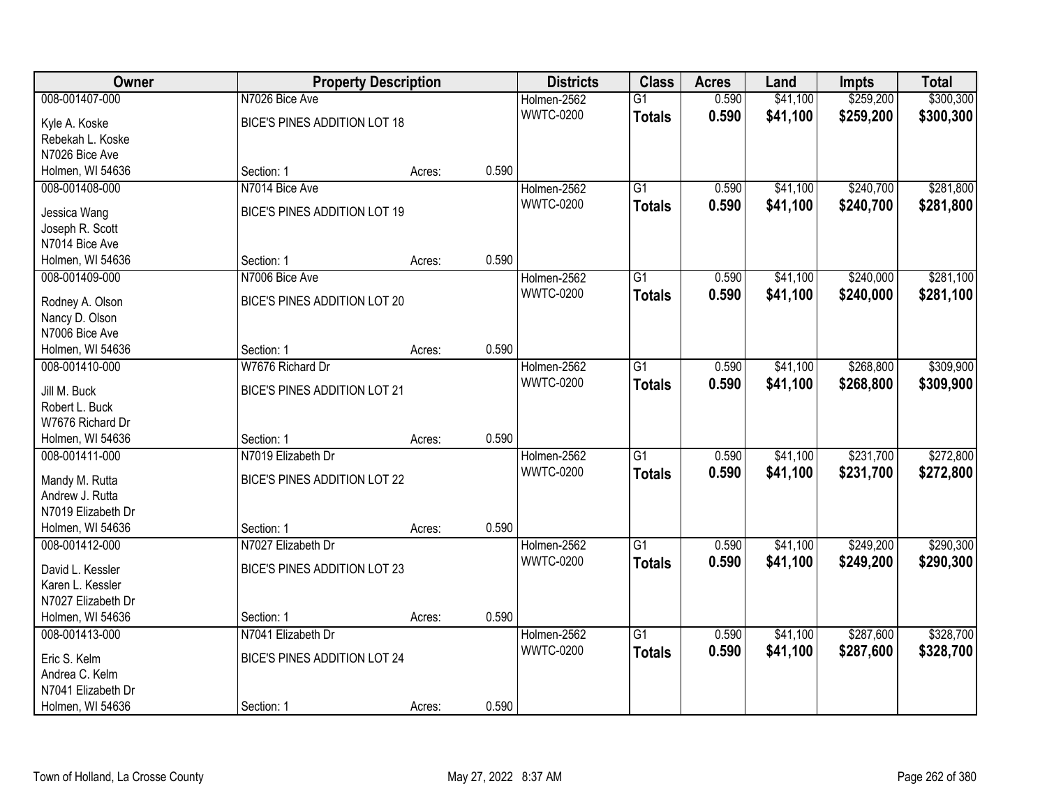| Owner | Property Description | | | Districts | Class | Acres | Land | Impts | Total |
|---|---|---|---|---|---|---|---|---|---|
| 008-001407-000 | N7026 Bice Ave | | | Holmen-2562 | G1 | 0.590 | $41,100 | $259,200 | $300,300 |
| Kyle A. Koske | BICE'S PINES ADDITION LOT 18 | | | WWTC-0200 | **Totals** | **0.590** | **$41,100** | **$259,200** | **$300,300** |
| Rebekah L. Koske | | | | | | | | | |
| N7026 Bice Ave | | | | | | | | | |
| Holmen, WI 54636 | Section: 1 | Acres: | 0.590 | | | | | | |
| 008-001408-000 | N7014 Bice Ave | | | Holmen-2562 | G1 | 0.590 | $41,100 | $240,700 | $281,800 |
| Jessica Wang | BICE'S PINES ADDITION LOT 19 | | | WWTC-0200 | **Totals** | **0.590** | **$41,100** | **$240,700** | **$281,800** |
| Joseph R. Scott | | | | | | | | | |
| N7014 Bice Ave | | | | | | | | | |
| Holmen, WI 54636 | Section: 1 | Acres: | 0.590 | | | | | | |
| 008-001409-000 | N7006 Bice Ave | | | Holmen-2562 | G1 | 0.590 | $41,100 | $240,000 | $281,100 |
| Rodney A. Olson | BICE'S PINES ADDITION LOT 20 | | | WWTC-0200 | **Totals** | **0.590** | **$41,100** | **$240,000** | **$281,100** |
| Nancy D. Olson | | | | | | | | | |
| N7006 Bice Ave | | | | | | | | | |
| Holmen, WI 54636 | Section: 1 | Acres: | 0.590 | | | | | | |
| 008-001410-000 | W7676 Richard Dr | | | Holmen-2562 | G1 | 0.590 | $41,100 | $268,800 | $309,900 |
| Jill M. Buck | BICE'S PINES ADDITION LOT 21 | | | WWTC-0200 | **Totals** | **0.590** | **$41,100** | **$268,800** | **$309,900** |
| Robert L. Buck | | | | | | | | | |
| W7676 Richard Dr | | | | | | | | | |
| Holmen, WI 54636 | Section: 1 | Acres: | 0.590 | | | | | | |
| 008-001411-000 | N7019 Elizabeth Dr | | | Holmen-2562 | G1 | 0.590 | $41,100 | $231,700 | $272,800 |
| Mandy M. Rutta | BICE'S PINES ADDITION LOT 22 | | | WWTC-0200 | **Totals** | **0.590** | **$41,100** | **$231,700** | **$272,800** |
| Andrew J. Rutta | | | | | | | | | |
| N7019 Elizabeth Dr | | | | | | | | | |
| Holmen, WI 54636 | Section: 1 | Acres: | 0.590 | | | | | | |
| 008-001412-000 | N7027 Elizabeth Dr | | | Holmen-2562 | G1 | 0.590 | $41,100 | $249,200 | $290,300 |
| David L. Kessler | BICE'S PINES ADDITION LOT 23 | | | WWTC-0200 | **Totals** | **0.590** | **$41,100** | **$249,200** | **$290,300** |
| Karen L. Kessler | | | | | | | | | |
| N7027 Elizabeth Dr | | | | | | | | | |
| Holmen, WI 54636 | Section: 1 | Acres: | 0.590 | | | | | | |
| 008-001413-000 | N7041 Elizabeth Dr | | | Holmen-2562 | G1 | 0.590 | $41,100 | $287,600 | $328,700 |
| Eric S. Kelm | BICE'S PINES ADDITION LOT 24 | | | WWTC-0200 | **Totals** | **0.590** | **$41,100** | **$287,600** | **$328,700** |
| Andrea C. Kelm | | | | | | | | | |
| N7041 Elizabeth Dr | | | | | | | | | |
| Holmen, WI 54636 | Section: 1 | Acres: | 0.590 | | | | | | |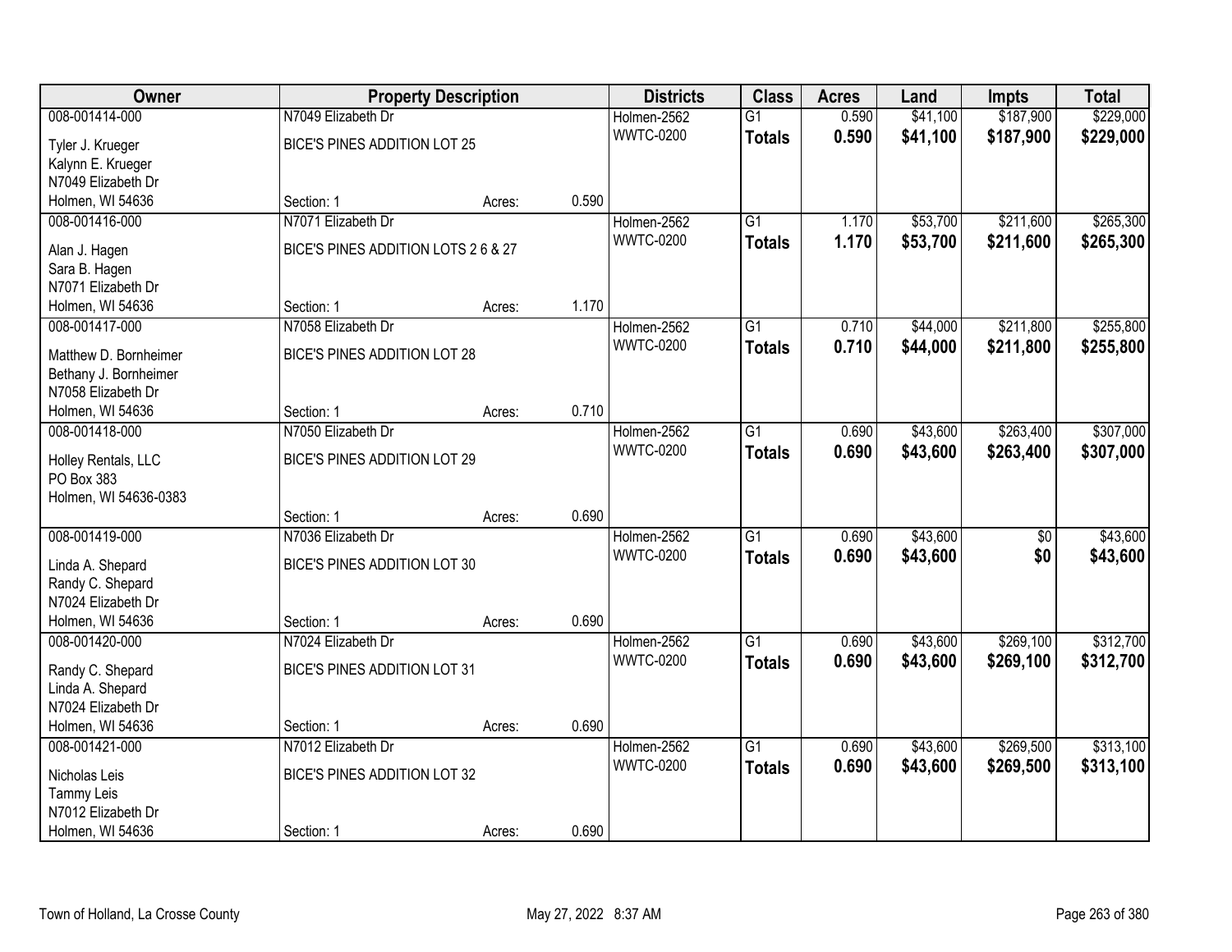| Owner | Property Description | | | Districts | Class | Acres | Land | Impts | Total |
|---|---|---|---|---|---|---|---|---|---|
| 008-001414-000<br>Tyler J. Krueger<br>Kalynn E. Krueger<br>N7049 Elizabeth Dr<br>Holmen, WI 54636 | N7049 Elizabeth Dr<br>BICE'S PINES ADDITION LOT 25<br>Section: 1 | Acres: | 0.590 | Holmen-2562<br>WWTC-0200 | G1<br>**Totals** | 0.590<br>**0.590** | $41,100<br>**$41,100** | $187,900<br>**$187,900** | $229,000<br>**$229,000** |
| 008-001416-000<br>Alan J. Hagen<br>Sara B. Hagen<br>N7071 Elizabeth Dr<br>Holmen, WI 54636 | N7071 Elizabeth Dr<br>BICE'S PINES ADDITION LOTS 2 6 & 27<br>Section: 1 | Acres: | 1.170 | Holmen-2562<br>WWTC-0200 | G1<br>**Totals** | 1.170<br>**1.170** | $53,700<br>**$53,700** | $211,600<br>**$211,600** | $265,300<br>**$265,300** |
| 008-001417-000<br>Matthew D. Bornheimer<br>Bethany J. Bornheimer<br>N7058 Elizabeth Dr<br>Holmen, WI 54636 | N7058 Elizabeth Dr<br>BICE'S PINES ADDITION LOT 28<br>Section: 1 | Acres: | 0.710 | Holmen-2562<br>WWTC-0200 | G1<br>**Totals** | 0.710<br>**0.710** | $44,000<br>**$44,000** | $211,800<br>**$211,800** | $255,800<br>**$255,800** |
| 008-001418-000<br>Holley Rentals, LLC<br>PO Box 383<br>Holmen, WI 54636-0383 | N7050 Elizabeth Dr<br>BICE'S PINES ADDITION LOT 29<br>Section: 1 | Acres: | 0.690 | Holmen-2562<br>WWTC-0200 | G1<br>**Totals** | 0.690<br>**0.690** | $43,600<br>**$43,600** | $263,400<br>**$263,400** | $307,000<br>**$307,000** |
| 008-001419-000<br>Linda A. Shepard<br>Randy C. Shepard<br>N7024 Elizabeth Dr<br>Holmen, WI 54636 | N7036 Elizabeth Dr<br>BICE'S PINES ADDITION LOT 30<br>Section: 1 | Acres: | 0.690 | Holmen-2562<br>WWTC-0200 | G1<br>**Totals** | 0.690<br>**0.690** | $43,600<br>**$43,600** | $0<br>**$0** | $43,600<br>**$43,600** |
| 008-001420-000<br>Randy C. Shepard<br>Linda A. Shepard<br>N7024 Elizabeth Dr<br>Holmen, WI 54636 | N7024 Elizabeth Dr<br>BICE'S PINES ADDITION LOT 31<br>Section: 1 | Acres: | 0.690 | Holmen-2562<br>WWTC-0200 | G1<br>**Totals** | 0.690<br>**0.690** | $43,600<br>**$43,600** | $269,100<br>**$269,100** | $312,700<br>**$312,700** |
| 008-001421-000<br>Nicholas Leis<br>Tammy Leis<br>N7012 Elizabeth Dr<br>Holmen, WI 54636 | N7012 Elizabeth Dr<br>BICE'S PINES ADDITION LOT 32<br>Section: 1 | Acres: | 0.690 | Holmen-2562<br>WWTC-0200 | G1<br>**Totals** | 0.690<br>**0.690** | $43,600<br>**$43,600** | $269,500<br>**$269,500** | $313,100<br>**$313,100** |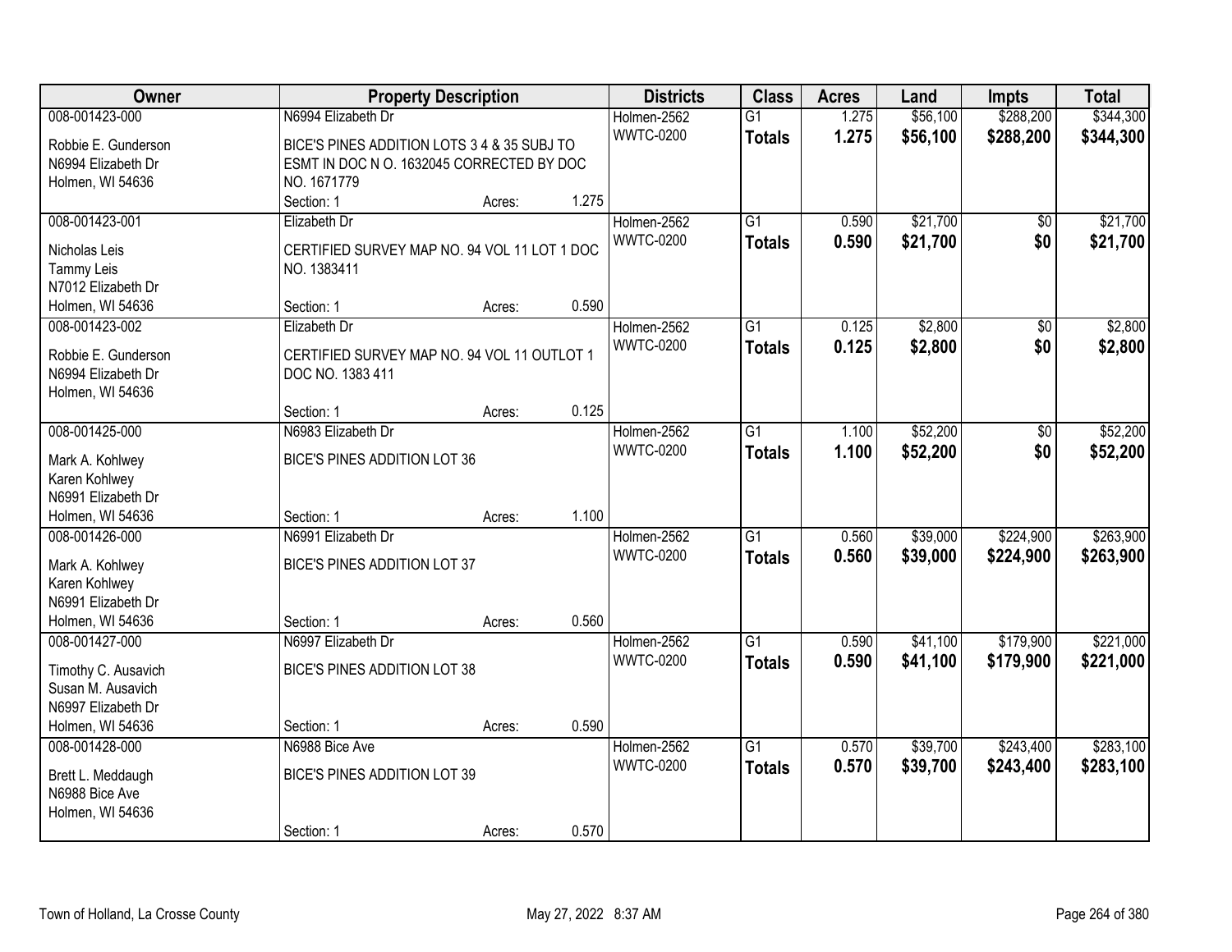| Owner | Property Description | | | Districts | Class | Acres | Land | Impts | Total |
|---|---|---|---|---|---|---|---|---|---|
| 008-001423-000<br>Robbie E. Gunderson<br>N6994 Elizabeth Dr<br>Holmen, WI 54636 | N6994 Elizabeth Dr<br>BICE'S PINES ADDITION LOTS 3 4 & 35 SUBJ TO ESMT IN DOC N O. 1632045 CORRECTED BY DOC NO. 1671779<br>Section: 1 | Acres: | 1.275 | Holmen-2562<br>WWTC-0200 | G1<br>**Totals** | 1.275<br>**1.275** | $56,100<br>**$56,100** | $288,200<br>**$288,200** | $344,300<br>**$344,300** |
| 008-001423-001<br>Nicholas Leis<br>Tammy Leis<br>N7012 Elizabeth Dr<br>Holmen, WI 54636 | Elizabeth Dr<br>CERTIFIED SURVEY MAP NO. 94 VOL 11 LOT 1 DOC NO. 1383411<br>Section: 1 | Acres: | 0.590 | Holmen-2562<br>WWTC-0200 | G1<br>**Totals** | 0.590<br>**0.590** | $21,700<br>**$21,700** | $0<br>**$0** | $21,700<br>**$21,700** |
| 008-001423-002<br>Robbie E. Gunderson<br>N6994 Elizabeth Dr<br>Holmen, WI 54636 | Elizabeth Dr<br>CERTIFIED SURVEY MAP NO. 94 VOL 11 OUTLOT 1 DOC NO. 1383 411<br>Section: 1 | Acres: | 0.125 | Holmen-2562<br>WWTC-0200 | G1<br>**Totals** | 0.125<br>**0.125** | $2,800<br>**$2,800** | $0<br>**$0** | $2,800<br>**$2,800** |
| 008-001425-000<br>Mark A. Kohlwey<br>Karen Kohlwey<br>N6991 Elizabeth Dr<br>Holmen, WI 54636 | N6983 Elizabeth Dr<br>BICE'S PINES ADDITION LOT 36<br>Section: 1 | Acres: | 1.100 | Holmen-2562<br>WWTC-0200 | G1<br>**Totals** | 1.100<br>**1.100** | $52,200<br>**$52,200** | $0<br>**$0** | $52,200<br>**$52,200** |
| 008-001426-000<br>Mark A. Kohlwey<br>Karen Kohlwey<br>N6991 Elizabeth Dr<br>Holmen, WI 54636 | N6991 Elizabeth Dr<br>BICE'S PINES ADDITION LOT 37<br>Section: 1 | Acres: | 0.560 | Holmen-2562<br>WWTC-0200 | G1<br>**Totals** | 0.560<br>**0.560** | $39,000<br>**$39,000** | $224,900<br>**$224,900** | $263,900<br>**$263,900** |
| 008-001427-000<br>Timothy C. Ausavich<br>Susan M. Ausavich<br>N6997 Elizabeth Dr<br>Holmen, WI 54636 | N6997 Elizabeth Dr<br>BICE'S PINES ADDITION LOT 38<br>Section: 1 | Acres: | 0.590 | Holmen-2562<br>WWTC-0200 | G1<br>**Totals** | 0.590<br>**0.590** | $41,100<br>**$41,100** | $179,900<br>**$179,900** | $221,000<br>**$221,000** |
| 008-001428-000<br>Brett L. Meddaugh<br>N6988 Bice Ave<br>Holmen, WI 54636 | N6988 Bice Ave<br>BICE'S PINES ADDITION LOT 39<br>Section: 1 | Acres: | 0.570 | Holmen-2562<br>WWTC-0200 | G1<br>**Totals** | 0.570<br>**0.570** | $39,700<br>**$39,700** | $243,400<br>**$243,400** | $283,100<br>**$283,100** |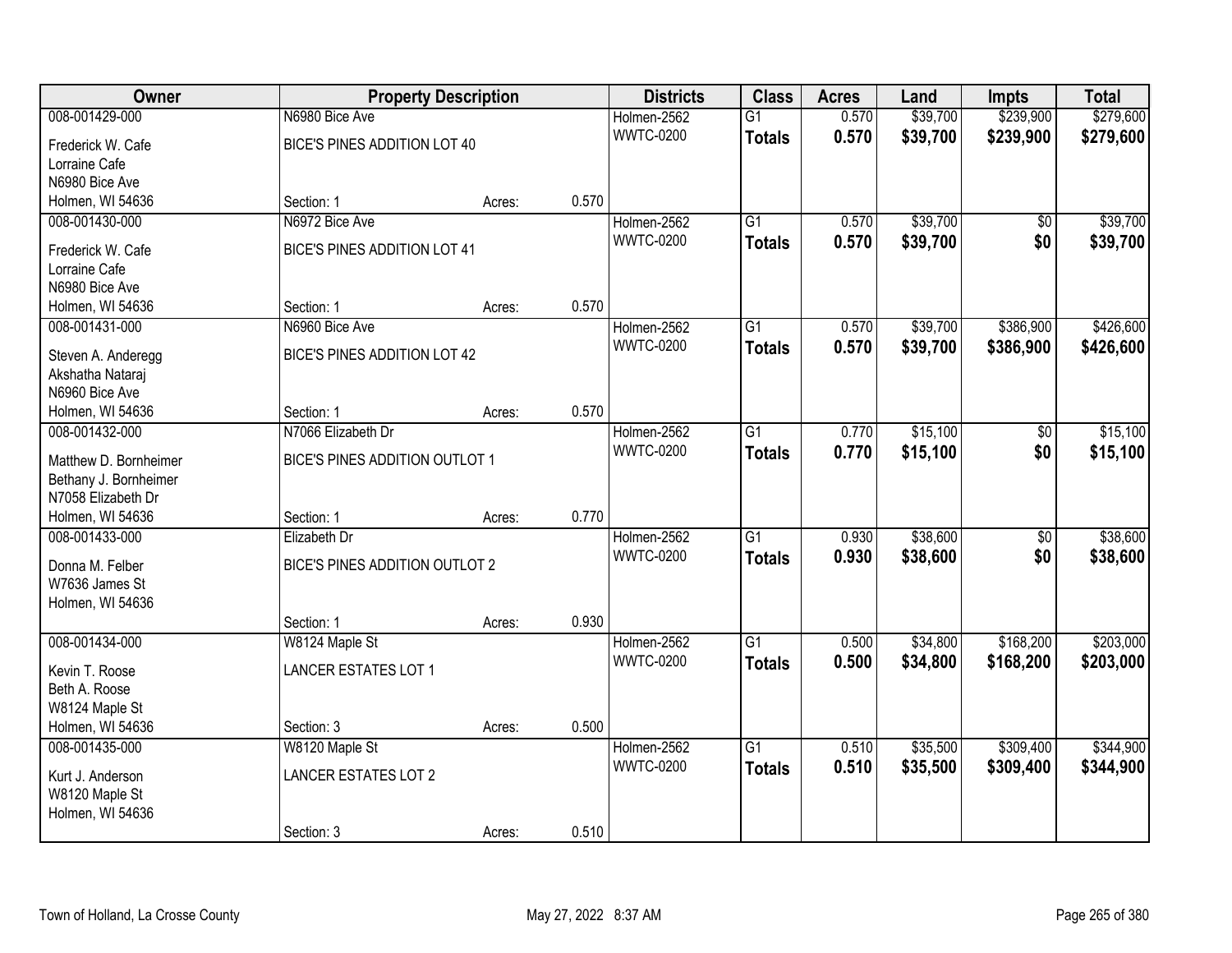| Owner | Property Description | | | Districts | Class | Acres | Land | Impts | Total |
|---|---|---|---|---|---|---|---|---|---|
| 008-001429-000 | N6980 Bice Ave | | | Holmen-2562 | G1 | 0.570 | $39,700 | $239,900 | $279,600 |
| Frederick W. Cafe<br>Lorraine Cafe<br>N6980 Bice Ave<br>Holmen, WI 54636 | BICE'S PINES ADDITION LOT 40 | | | WWTC-0200 | **Totals** | **0.570** | **$39,700** | **$239,900** | **$279,600** |
| | Section: 1 | Acres: | 0.570 | | | | | | |
| 008-001430-000 | N6972 Bice Ave | | | Holmen-2562 | G1 | 0.570 | $39,700 | $0 | $39,700 |
| Frederick W. Cafe<br>Lorraine Cafe<br>N6980 Bice Ave<br>Holmen, WI 54636 | BICE'S PINES ADDITION LOT 41 | | | WWTC-0200 | **Totals** | **0.570** | **$39,700** | **$0** | **$39,700** |
| | Section: 1 | Acres: | 0.570 | | | | | | |
| 008-001431-000 | N6960 Bice Ave | | | Holmen-2562 | G1 | 0.570 | $39,700 | $386,900 | $426,600 |
| Steven A. Anderegg<br>Akshatha Nataraj<br>N6960 Bice Ave<br>Holmen, WI 54636 | BICE'S PINES ADDITION LOT 42 | | | WWTC-0200 | **Totals** | **0.570** | **$39,700** | **$386,900** | **$426,600** |
| | Section: 1 | Acres: | 0.570 | | | | | | |
| 008-001432-000 | N7066 Elizabeth Dr | | | Holmen-2562 | G1 | 0.770 | $15,100 | $0 | $15,100 |
| Matthew D. Bornheimer<br>Bethany J. Bornheimer<br>N7058 Elizabeth Dr<br>Holmen, WI 54636 | BICE'S PINES ADDITION OUTLOT 1 | | | WWTC-0200 | **Totals** | **0.770** | **$15,100** | **$0** | **$15,100** |
| | Section: 1 | Acres: | 0.770 | | | | | | |
| 008-001433-000 | Elizabeth Dr | | | Holmen-2562 | G1 | 0.930 | $38,600 | $0 | $38,600 |
| Donna M. Felber<br>W7636 James St<br>Holmen, WI 54636 | BICE'S PINES ADDITION OUTLOT 2 | | | WWTC-0200 | **Totals** | **0.930** | **$38,600** | **$0** | **$38,600** |
| | Section: 1 | Acres: | 0.930 | | | | | | |
| 008-001434-000 | W8124 Maple St | | | Holmen-2562 | G1 | 0.500 | $34,800 | $168,200 | $203,000 |
| Kevin T. Roose<br>Beth A. Roose<br>W8124 Maple St<br>Holmen, WI 54636 | LANCER ESTATES LOT 1 | | | WWTC-0200 | **Totals** | **0.500** | **$34,800** | **$168,200** | **$203,000** |
| | Section: 3 | Acres: | 0.500 | | | | | | |
| 008-001435-000 | W8120 Maple St | | | Holmen-2562 | G1 | 0.510 | $35,500 | $309,400 | $344,900 |
| Kurt J. Anderson<br>W8120 Maple St<br>Holmen, WI 54636 | LANCER ESTATES LOT 2 | | | WWTC-0200 | **Totals** | **0.510** | **$35,500** | **$309,400** | **$344,900** |
| | Section: 3 | Acres: | 0.510 | | | | | | |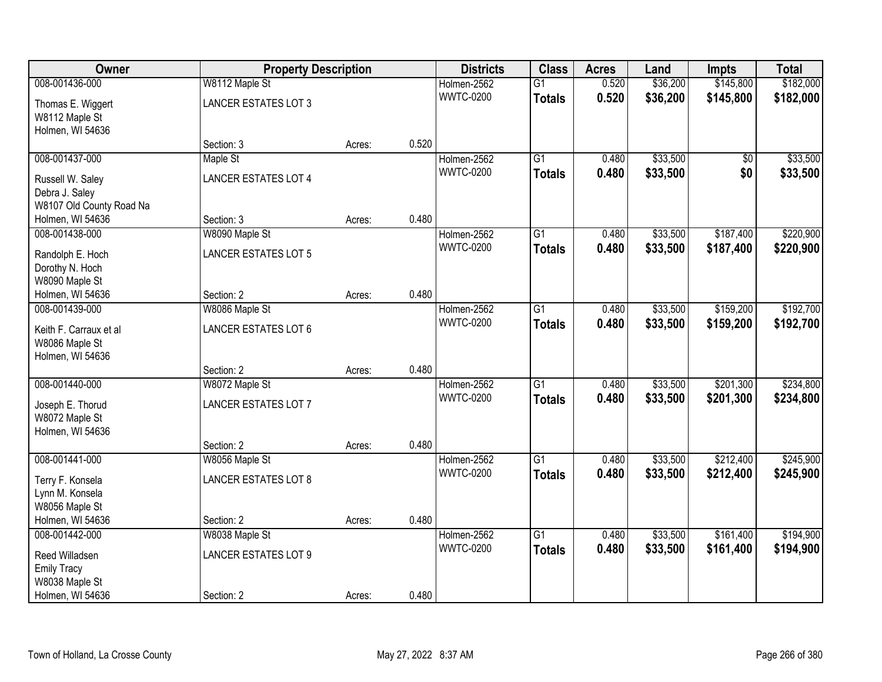| Owner | Property Description | | | Districts | Class | Acres | Land | Impts | Total |
|---|---|---|---|---|---|---|---|---|---|
| 008-001436-000 | W8112 Maple St | | | Holmen-2562 | G1 | 0.520 | $36,200 | $145,800 | $182,000 |
| Thomas E. Wiggert<br>W8112 Maple St<br>Holmen, WI 54636 | LANCER ESTATES LOT 3 | | | WWTC-0200 | **Totals** | **0.520** | **$36,200** | **$145,800** | **$182,000** |
| | Section: 3 | Acres: | 0.520 | | | | | | |
| 008-001437-000 | Maple St | | | Holmen-2562 | G1 | 0.480 | $33,500 | $0 | $33,500 |
| Russell W. Saley<br>Debra J. Saley<br>W8107 Old County Road Na<br>Holmen, WI 54636 | LANCER ESTATES LOT 4 | | | WWTC-0200 | **Totals** | **0.480** | **$33,500** | **$0** | **$33,500** |
| | Section: 3 | Acres: | 0.480 | | | | | | |
| 008-001438-000 | W8090 Maple St | | | Holmen-2562 | G1 | 0.480 | $33,500 | $187,400 | $220,900 |
| Randolph E. Hoch<br>Dorothy N. Hoch<br>W8090 Maple St<br>Holmen, WI 54636 | LANCER ESTATES LOT 5 | | | WWTC-0200 | **Totals** | **0.480** | **$33,500** | **$187,400** | **$220,900** |
| | Section: 2 | Acres: | 0.480 | | | | | | |
| 008-001439-000 | W8086 Maple St | | | Holmen-2562 | G1 | 0.480 | $33,500 | $159,200 | $192,700 |
| Keith F. Carraux et al<br>W8086 Maple St<br>Holmen, WI 54636 | LANCER ESTATES LOT 6 | | | WWTC-0200 | **Totals** | **0.480** | **$33,500** | **$159,200** | **$192,700** |
| | Section: 2 | Acres: | 0.480 | | | | | | |
| 008-001440-000 | W8072 Maple St | | | Holmen-2562 | G1 | 0.480 | $33,500 | $201,300 | $234,800 |
| Joseph E. Thorud<br>W8072 Maple St<br>Holmen, WI 54636 | LANCER ESTATES LOT 7 | | | WWTC-0200 | **Totals** | **0.480** | **$33,500** | **$201,300** | **$234,800** |
| | Section: 2 | Acres: | 0.480 | | | | | | |
| 008-001441-000 | W8056 Maple St | | | Holmen-2562 | G1 | 0.480 | $33,500 | $212,400 | $245,900 |
| Terry F. Konsela<br>Lynn M. Konsela<br>W8056 Maple St<br>Holmen, WI 54636 | LANCER ESTATES LOT 8 | | | WWTC-0200 | **Totals** | **0.480** | **$33,500** | **$212,400** | **$245,900** |
| | Section: 2 | Acres: | 0.480 | | | | | | |
| 008-001442-000 | W8038 Maple St | | | Holmen-2562 | G1 | 0.480 | $33,500 | $161,400 | $194,900 |
| Reed Willadsen<br>Emily Tracy<br>W8038 Maple St<br>Holmen, WI 54636 | LANCER ESTATES LOT 9 | | | WWTC-0200 | **Totals** | **0.480** | **$33,500** | **$161,400** | **$194,900** |
| | Section: 2 | Acres: | 0.480 | | | | | | |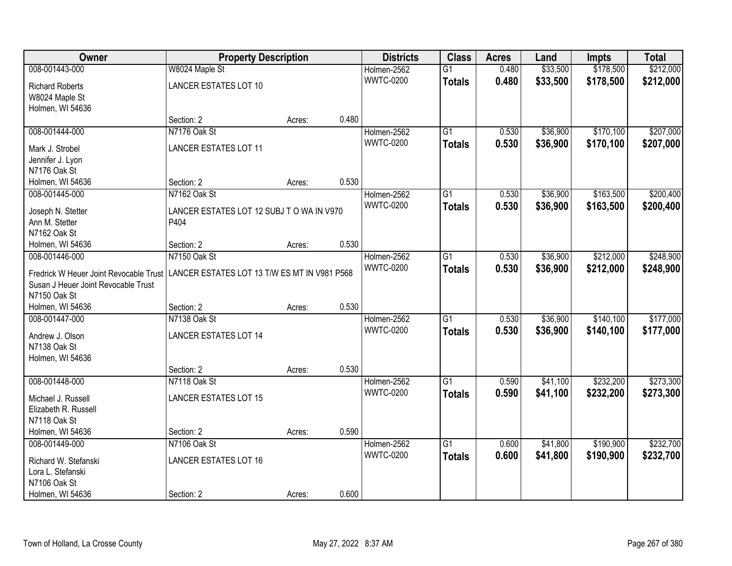| Owner | Property Description | | | Districts | Class | Acres | Land | Impts | Total |
|---|---|---|---|---|---|---|---|---|---|
| 008-001443-000 | W8024 Maple St | | | Holmen-2562 | G1 | 0.480 | $33,500 | $178,500 | $212,000 |
| Richard Roberts<br>W8024 Maple St<br>Holmen, WI 54636 | LANCER ESTATES LOT 10 | | | WWTC-0200 | **Totals** | **0.480** | **$33,500** | **$178,500** | **$212,000** |
| | Section: 2 | Acres: | 0.480 | | | | | | |
| 008-001444-000 | N7176 Oak St | | | Holmen-2562 | G1 | 0.530 | $36,900 | $170,100 | $207,000 |
| Mark J. Strobel<br>Jennifer J. Lyon<br>N7176 Oak St<br>Holmen, WI 54636 | LANCER ESTATES LOT 11 | | | WWTC-0200 | **Totals** | **0.530** | **$36,900** | **$170,100** | **$207,000** |
| | Section: 2 | Acres: | 0.530 | | | | | | |
| 008-001445-000 | N7162 Oak St | | | Holmen-2562 | G1 | 0.530 | $36,900 | $163,500 | $200,400 |
| Joseph N. Stetter<br>Ann M. Stetter<br>N7162 Oak St<br>Holmen, WI 54636 | LANCER ESTATES LOT 12 SUBJ T O WA IN V970 P404 | | | WWTC-0200 | **Totals** | **0.530** | **$36,900** | **$163,500** | **$200,400** |
| | Section: 2 | Acres: | 0.530 | | | | | | |
| 008-001446-000 | N7150 Oak St | | | Holmen-2562 | G1 | 0.530 | $36,900 | $212,000 | $248,900 |
| Fredrick W Heuer Joint Revocable Trust<br>Susan J Heuer Joint Revocable Trust<br>N7150 Oak St<br>Holmen, WI 54636 | LANCER ESTATES LOT 13 T/W ES MT IN V981 P568 | | | WWTC-0200 | **Totals** | **0.530** | **$36,900** | **$212,000** | **$248,900** |
| | Section: 2 | Acres: | 0.530 | | | | | | |
| 008-001447-000 | N7138 Oak St | | | Holmen-2562 | G1 | 0.530 | $36,900 | $140,100 | $177,000 |
| Andrew J. Olson<br>N7138 Oak St<br>Holmen, WI 54636 | LANCER ESTATES LOT 14 | | | WWTC-0200 | **Totals** | **0.530** | **$36,900** | **$140,100** | **$177,000** |
| | Section: 2 | Acres: | 0.530 | | | | | | |
| 008-001448-000 | N7118 Oak St | | | Holmen-2562 | G1 | 0.590 | $41,100 | $232,200 | $273,300 |
| Michael J. Russell<br>Elizabeth R. Russell<br>N7118 Oak St<br>Holmen, WI 54636 | LANCER ESTATES LOT 15 | | | WWTC-0200 | **Totals** | **0.590** | **$41,100** | **$232,200** | **$273,300** |
| | Section: 2 | Acres: | 0.590 | | | | | | |
| 008-001449-000 | N7106 Oak St | | | Holmen-2562 | G1 | 0.600 | $41,800 | $190,900 | $232,700 |
| Richard W. Stefanski<br>Lora L. Stefanski<br>N7106 Oak St<br>Holmen, WI 54636 | LANCER ESTATES LOT 16 | | | WWTC-0200 | **Totals** | **0.600** | **$41,800** | **$190,900** | **$232,700** |
| | Section: 2 | Acres: | 0.600 | | | | | | |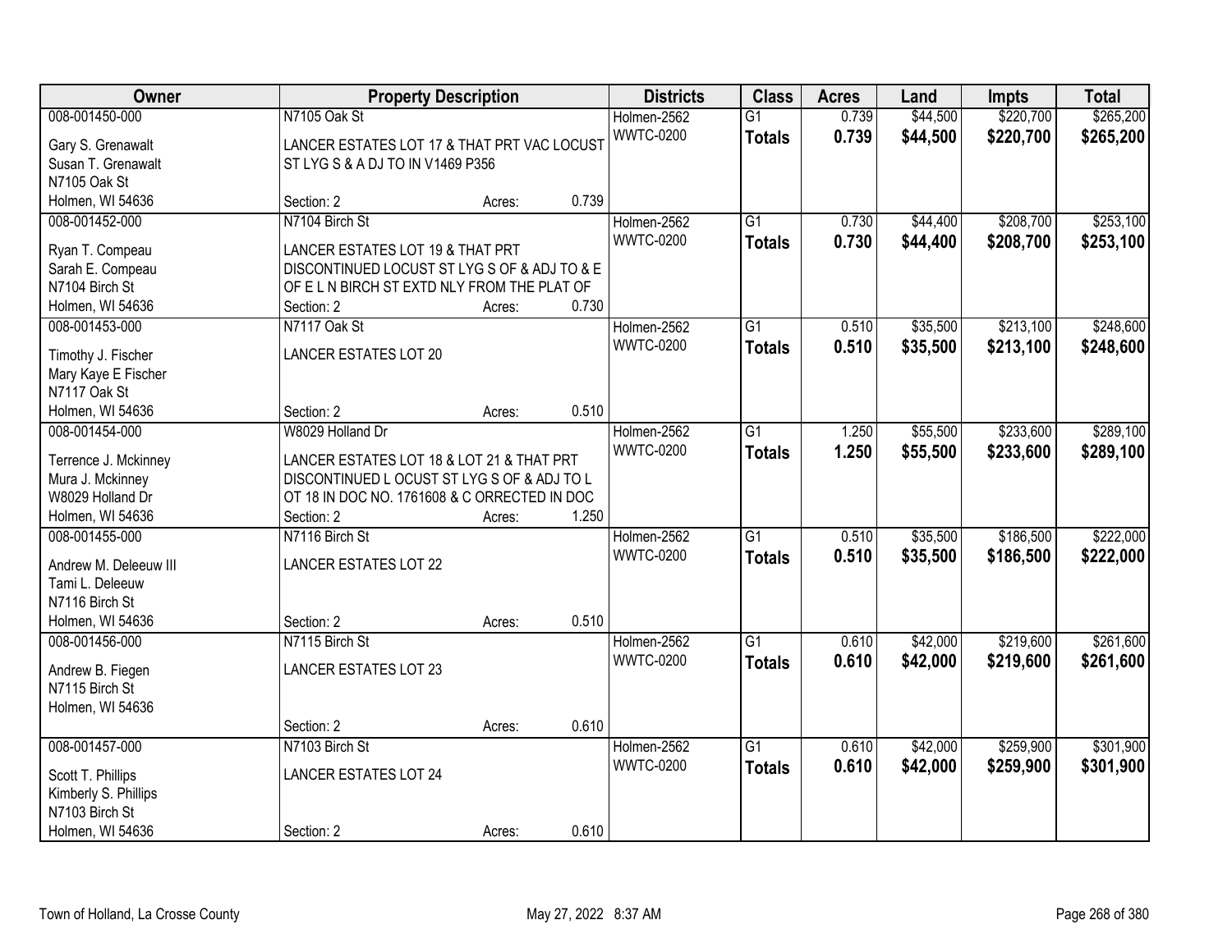| Owner | Property Description | | | Districts | Class | Acres | Land | Impts | Total |
|---|---|---|---|---|---|---|---|---|---|
| 008-001450-000 | N7105 Oak St | | | Holmen-2562 | G1 | 0.739 | $44,500 | $220,700 | $265,200 |
| Gary S. Grenawalt<br>Susan T. Grenawalt<br>N7105 Oak St<br>Holmen, WI 54636 | LANCER ESTATES LOT 17 & THAT PRT VAC LOCUST ST LYG S & A DJ TO IN V1469 P356 | | | WWTC-0200 | **Totals** | **0.739** | **$44,500** | **$220,700** | **$265,200** |
| | Section: 2 | Acres: | 0.739 | | | | | | |
| 008-001452-000 | N7104 Birch St | | | Holmen-2562 | G1 | 0.730 | $44,400 | $208,700 | $253,100 |
| Ryan T. Compeau<br>Sarah E. Compeau<br>N7104 Birch St<br>Holmen, WI 54636 | LANCER ESTATES LOT 19 & THAT PRT DISCONTINUED LOCUST ST LYG S OF & ADJ TO & E OF E L N BIRCH ST EXTD NLY FROM THE PLAT OF | | | WWTC-0200 | **Totals** | **0.730** | **$44,400** | **$208,700** | **$253,100** |
| | Section: 2 | Acres: | 0.730 | | | | | | |
| 008-001453-000 | N7117 Oak St | | | Holmen-2562 | G1 | 0.510 | $35,500 | $213,100 | $248,600 |
| Timothy J. Fischer<br>Mary Kaye E Fischer<br>N7117 Oak St<br>Holmen, WI 54636 | LANCER ESTATES LOT 20 | | | WWTC-0200 | **Totals** | **0.510** | **$35,500** | **$213,100** | **$248,600** |
| | Section: 2 | Acres: | 0.510 | | | | | | |
| 008-001454-000 | W8029 Holland Dr | | | Holmen-2562 | G1 | 1.250 | $55,500 | $233,600 | $289,100 |
| Terrence J. Mckinney<br>Mura J. Mckinney<br>W8029 Holland Dr<br>Holmen, WI 54636 | LANCER ESTATES LOT 18 & LOT 21 & THAT PRT DISCONTINUED L OCUST ST LYG S OF & ADJ TO L OT 18 IN DOC NO. 1761608 & C ORRECTED IN DOC | | | WWTC-0200 | **Totals** | **1.250** | **$55,500** | **$233,600** | **$289,100** |
| | Section: 2 | Acres: | 1.250 | | | | | | |
| 008-001455-000 | N7116 Birch St | | | Holmen-2562 | G1 | 0.510 | $35,500 | $186,500 | $222,000 |
| Andrew M. Deleeuw III<br>Tami L. Deleeuw<br>N7116 Birch St<br>Holmen, WI 54636 | LANCER ESTATES LOT 22 | | | WWTC-0200 | **Totals** | **0.510** | **$35,500** | **$186,500** | **$222,000** |
| | Section: 2 | Acres: | 0.510 | | | | | | |
| 008-001456-000 | N7115 Birch St | | | Holmen-2562 | G1 | 0.610 | $42,000 | $219,600 | $261,600 |
| Andrew B. Fiegen<br>N7115 Birch St<br>Holmen, WI 54636 | LANCER ESTATES LOT 23 | | | WWTC-0200 | **Totals** | **0.610** | **$42,000** | **$219,600** | **$261,600** |
| | Section: 2 | Acres: | 0.610 | | | | | | |
| 008-001457-000 | N7103 Birch St | | | Holmen-2562 | G1 | 0.610 | $42,000 | $259,900 | $301,900 |
| Scott T. Phillips<br>Kimberly S. Phillips<br>N7103 Birch St<br>Holmen, WI 54636 | LANCER ESTATES LOT 24 | | | WWTC-0200 | **Totals** | **0.610** | **$42,000** | **$259,900** | **$301,900** |
| | Section: 2 | Acres: | 0.610 | | | | | | |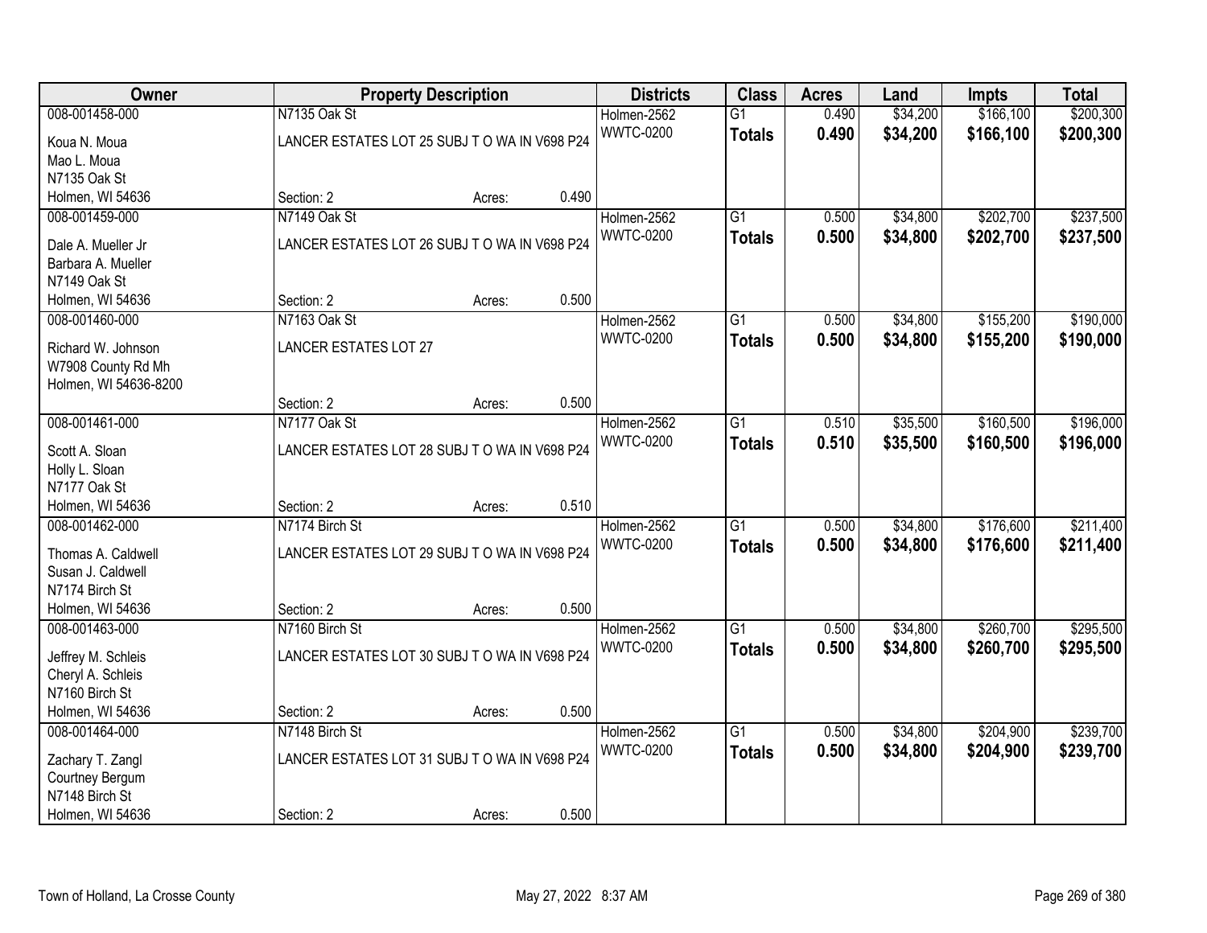| Owner | Property Description | | | Districts | Class | Acres | Land | Impts | Total |
|---|---|---|---|---|---|---|---|---|---|
| 008-001458-000 | N7135 Oak St | | | Holmen-2562 | G1 | 0.490 | $34,200 | $166,100 | $200,300 |
| Koua N. Moua<br>Mao L. Moua<br>N7135 Oak St<br>Holmen, WI 54636 | LANCER ESTATES LOT 25 SUBJ T O WA IN V698 P24 | | | WWTC-0200 | **Totals** | **0.490** | **$34,200** | **$166,100** | **$200,300** |
| | Section: 2 | Acres: | 0.490 | | | | | | |
| 008-001459-000 | N7149 Oak St | | | Holmen-2562 | G1 | 0.500 | $34,800 | $202,700 | $237,500 |
| Dale A. Mueller Jr<br>Barbara A. Mueller<br>N7149 Oak St<br>Holmen, WI 54636 | LANCER ESTATES LOT 26 SUBJ T O WA IN V698 P24 | | | WWTC-0200 | **Totals** | **0.500** | **$34,800** | **$202,700** | **$237,500** |
| | Section: 2 | Acres: | 0.500 | | | | | | |
| 008-001460-000 | N7163 Oak St | | | Holmen-2562 | G1 | 0.500 | $34,800 | $155,200 | $190,000 |
| Richard W. Johnson<br>W7908 County Rd Mh<br>Holmen, WI 54636-8200 | LANCER ESTATES LOT 27 | | | WWTC-0200 | **Totals** | **0.500** | **$34,800** | **$155,200** | **$190,000** |
| | Section: 2 | Acres: | 0.500 | | | | | | |
| 008-001461-000 | N7177 Oak St | | | Holmen-2562 | G1 | 0.510 | $35,500 | $160,500 | $196,000 |
| Scott A. Sloan<br>Holly L. Sloan<br>N7177 Oak St<br>Holmen, WI 54636 | LANCER ESTATES LOT 28 SUBJ T O WA IN V698 P24 | | | WWTC-0200 | **Totals** | **0.510** | **$35,500** | **$160,500** | **$196,000** |
| | Section: 2 | Acres: | 0.510 | | | | | | |
| 008-001462-000 | N7174 Birch St | | | Holmen-2562 | G1 | 0.500 | $34,800 | $176,600 | $211,400 |
| Thomas A. Caldwell<br>Susan J. Caldwell<br>N7174 Birch St<br>Holmen, WI 54636 | LANCER ESTATES LOT 29 SUBJ T O WA IN V698 P24 | | | WWTC-0200 | **Totals** | **0.500** | **$34,800** | **$176,600** | **$211,400** |
| | Section: 2 | Acres: | 0.500 | | | | | | |
| 008-001463-000 | N7160 Birch St | | | Holmen-2562 | G1 | 0.500 | $34,800 | $260,700 | $295,500 |
| Jeffrey M. Schleis<br>Cheryl A. Schleis<br>N7160 Birch St<br>Holmen, WI 54636 | LANCER ESTATES LOT 30 SUBJ T O WA IN V698 P24 | | | WWTC-0200 | **Totals** | **0.500** | **$34,800** | **$260,700** | **$295,500** |
| | Section: 2 | Acres: | 0.500 | | | | | | |
| 008-001464-000 | N7148 Birch St | | | Holmen-2562 | G1 | 0.500 | $34,800 | $204,900 | $239,700 |
| Zachary T. Zangl<br>Courtney Bergum<br>N7148 Birch St<br>Holmen, WI 54636 | LANCER ESTATES LOT 31 SUBJ T O WA IN V698 P24 | | | WWTC-0200 | **Totals** | **0.500** | **$34,800** | **$204,900** | **$239,700** |
| | Section: 2 | Acres: | 0.500 | | | | | | |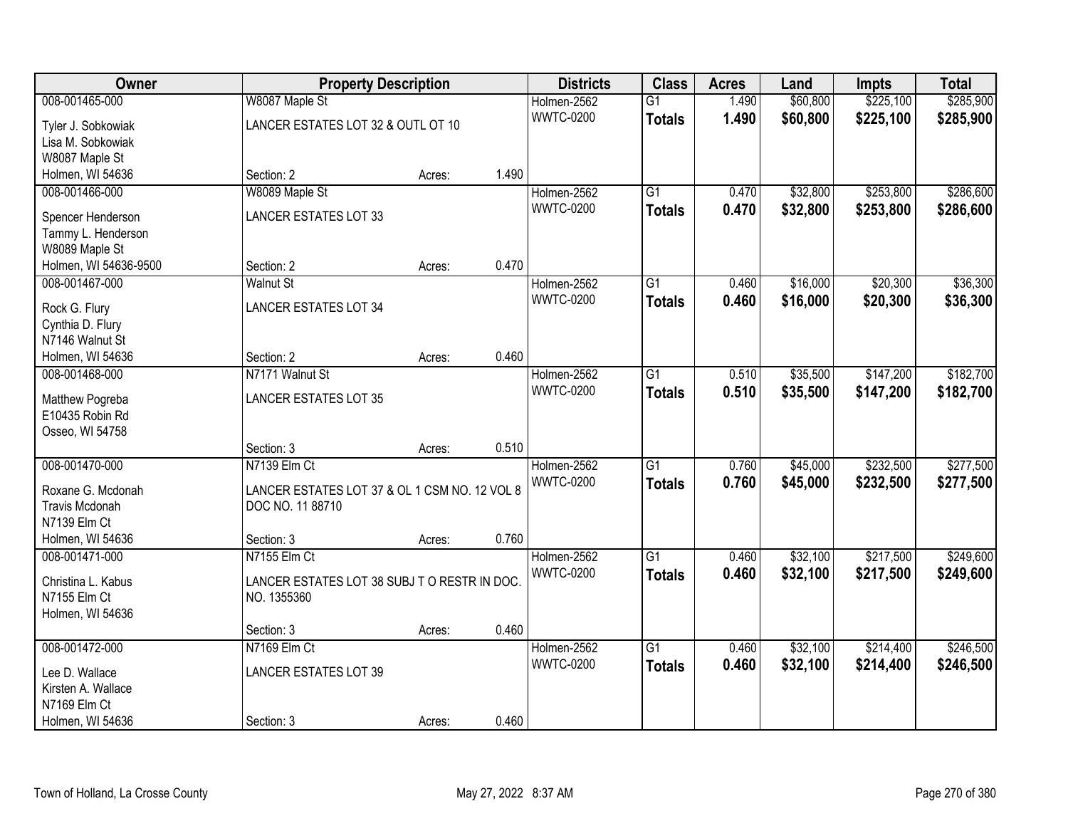| Owner | Property Description | | | Districts | Class | Acres | Land | Impts | Total |
|---|---|---|---|---|---|---|---|---|---|
| 008-001465-000 | W8087 Maple St | | | Holmen-2562 | G1 | 1.490 | $60,800 | $225,100 | $285,900 |
| Tyler J. Sobkowiak<br>Lisa M. Sobkowiak<br>W8087 Maple St<br>Holmen, WI 54636 | LANCER ESTATES LOT 32 & OUTL OT 10 | | | WWTC-0200 | **Totals** | **1.490** | **$60,800** | **$225,100** | **$285,900** |
| | Section: 2 | Acres: | 1.490 | | | | | | |
| 008-001466-000 | W8089 Maple St | | | Holmen-2562 | G1 | 0.470 | $32,800 | $253,800 | $286,600 |
| Spencer Henderson<br>Tammy L. Henderson<br>W8089 Maple St<br>Holmen, WI 54636-9500 | LANCER ESTATES LOT 33 | | | WWTC-0200 | **Totals** | **0.470** | **$32,800** | **$253,800** | **$286,600** |
| | Section: 2 | Acres: | 0.470 | | | | | | |
| 008-001467-000 | Walnut St | | | Holmen-2562 | G1 | 0.460 | $16,000 | $20,300 | $36,300 |
| Rock G. Flury<br>Cynthia D. Flury<br>N7146 Walnut St<br>Holmen, WI 54636 | LANCER ESTATES LOT 34 | | | WWTC-0200 | **Totals** | **0.460** | **$16,000** | **$20,300** | **$36,300** |
| | Section: 2 | Acres: | 0.460 | | | | | | |
| 008-001468-000 | N7171 Walnut St | | | Holmen-2562 | G1 | 0.510 | $35,500 | $147,200 | $182,700 |
| Matthew Pogreba<br>E10435 Robin Rd<br>Osseo, WI 54758 | LANCER ESTATES LOT 35 | | | WWTC-0200 | **Totals** | **0.510** | **$35,500** | **$147,200** | **$182,700** |
| | Section: 3 | Acres: | 0.510 | | | | | | |
| 008-001470-000 | N7139 Elm Ct | | | Holmen-2562 | G1 | 0.760 | $45,000 | $232,500 | $277,500 |
| Roxane G. Mcdonah<br>Travis Mcdonah<br>N7139 Elm Ct<br>Holmen, WI 54636 | LANCER ESTATES LOT 37 & OL 1 CSM NO. 12 VOL 8 DOC NO. 11 88710 | | | WWTC-0200 | **Totals** | **0.760** | **$45,000** | **$232,500** | **$277,500** |
| | Section: 3 | Acres: | 0.760 | | | | | | |
| 008-001471-000 | N7155 Elm Ct | | | Holmen-2562 | G1 | 0.460 | $32,100 | $217,500 | $249,600 |
| Christina L. Kabus<br>N7155 Elm Ct<br>Holmen, WI 54636 | LANCER ESTATES LOT 38 SUBJ T O RESTR IN DOC. NO. 1355360 | | | WWTC-0200 | **Totals** | **0.460** | **$32,100** | **$217,500** | **$249,600** |
| | Section: 3 | Acres: | 0.460 | | | | | | |
| 008-001472-000 | N7169 Elm Ct | | | Holmen-2562 | G1 | 0.460 | $32,100 | $214,400 | $246,500 |
| Lee D. Wallace<br>Kirsten A. Wallace<br>N7169 Elm Ct<br>Holmen, WI 54636 | LANCER ESTATES LOT 39 | | | WWTC-0200 | **Totals** | **0.460** | **$32,100** | **$214,400** | **$246,500** |
| | Section: 3 | Acres: | 0.460 | | | | | | |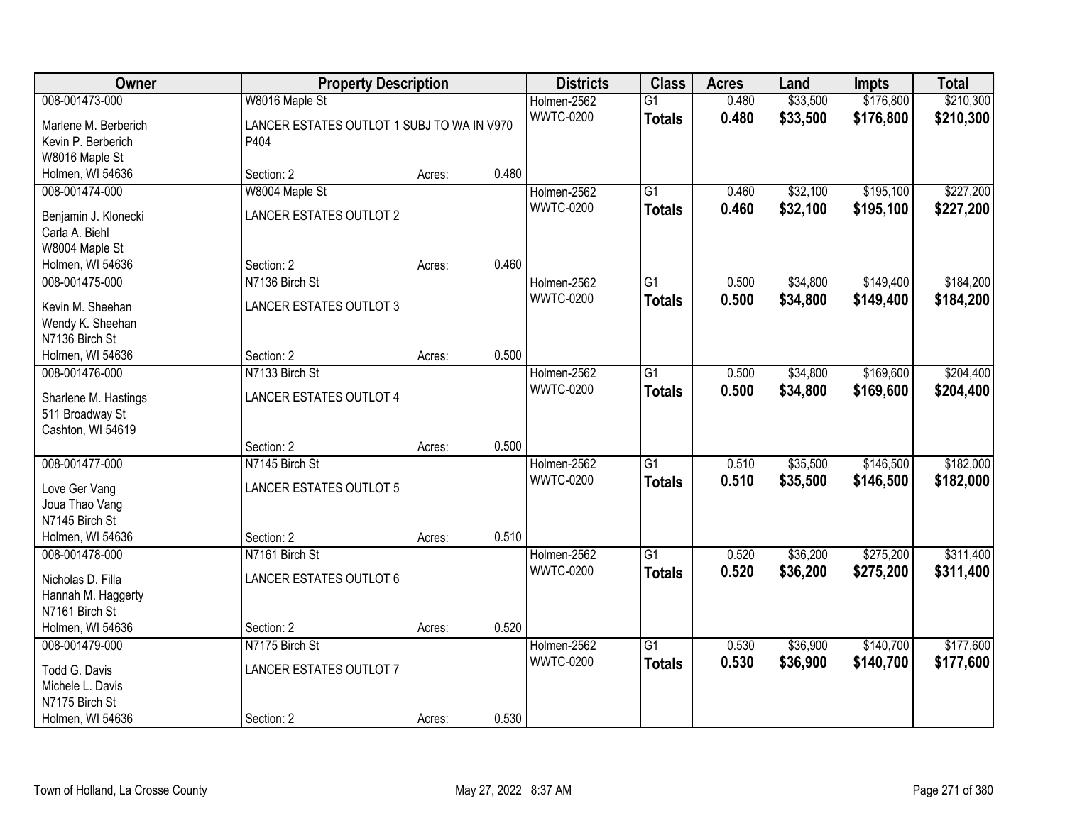| Owner | Property Description | | | Districts | Class | Acres | Land | Impts | Total |
|---|---|---|---|---|---|---|---|---|---|
| 008-001473-000 | W8016 Maple St | | | Holmen-2562 | G1 | 0.480 | $33,500 | $176,800 | $210,300 |
| Marlene M. Berberich<br>Kevin P. Berberich<br>W8016 Maple St<br>Holmen, WI 54636 | LANCER ESTATES OUTLOT 1 SUBJ TO WA IN V970 P404 | | | WWTC-0200 | **Totals** | **0.480** | **$33,500** | **$176,800** | **$210,300** |
| | Section: 2 | Acres: | 0.480 | | | | | | |
| 008-001474-000 | W8004 Maple St | | | Holmen-2562 | G1 | 0.460 | $32,100 | $195,100 | $227,200 |
| Benjamin J. Klonecki<br>Carla A. Biehl<br>W8004 Maple St<br>Holmen, WI 54636 | LANCER ESTATES OUTLOT 2 | | | WWTC-0200 | **Totals** | **0.460** | **$32,100** | **$195,100** | **$227,200** |
| | Section: 2 | Acres: | 0.460 | | | | | | |
| 008-001475-000 | N7136 Birch St | | | Holmen-2562 | G1 | 0.500 | $34,800 | $149,400 | $184,200 |
| Kevin M. Sheehan<br>Wendy K. Sheehan<br>N7136 Birch St<br>Holmen, WI 54636 | LANCER ESTATES OUTLOT 3 | | | WWTC-0200 | **Totals** | **0.500** | **$34,800** | **$149,400** | **$184,200** |
| | Section: 2 | Acres: | 0.500 | | | | | | |
| 008-001476-000 | N7133 Birch St | | | Holmen-2562 | G1 | 0.500 | $34,800 | $169,600 | $204,400 |
| Sharlene M. Hastings<br>511 Broadway St<br>Cashton, WI 54619 | LANCER ESTATES OUTLOT 4 | | | WWTC-0200 | **Totals** | **0.500** | **$34,800** | **$169,600** | **$204,400** |
| | Section: 2 | Acres: | 0.500 | | | | | | |
| 008-001477-000 | N7145 Birch St | | | Holmen-2562 | G1 | 0.510 | $35,500 | $146,500 | $182,000 |
| Love Ger Vang<br>Joua Thao Vang<br>N7145 Birch St<br>Holmen, WI 54636 | LANCER ESTATES OUTLOT 5 | | | WWTC-0200 | **Totals** | **0.510** | **$35,500** | **$146,500** | **$182,000** |
| | Section: 2 | Acres: | 0.510 | | | | | | |
| 008-001478-000 | N7161 Birch St | | | Holmen-2562 | G1 | 0.520 | $36,200 | $275,200 | $311,400 |
| Nicholas D. Filla<br>Hannah M. Haggerty<br>N7161 Birch St<br>Holmen, WI 54636 | LANCER ESTATES OUTLOT 6 | | | WWTC-0200 | **Totals** | **0.520** | **$36,200** | **$275,200** | **$311,400** |
| | Section: 2 | Acres: | 0.520 | | | | | | |
| 008-001479-000 | N7175 Birch St | | | Holmen-2562 | G1 | 0.530 | $36,900 | $140,700 | $177,600 |
| Todd G. Davis<br>Michele L. Davis<br>N7175 Birch St<br>Holmen, WI 54636 | LANCER ESTATES OUTLOT 7 | | | WWTC-0200 | **Totals** | **0.530** | **$36,900** | **$140,700** | **$177,600** |
| | Section: 2 | Acres: | 0.530 | | | | | | |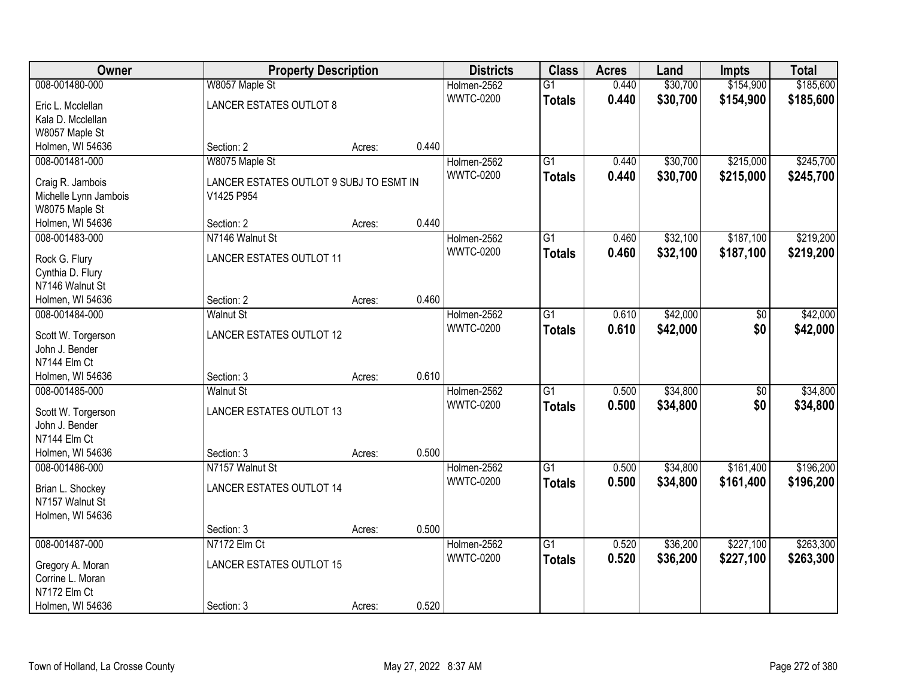| Owner | Property Description | | | Districts | Class | Acres | Land | Impts | Total |
|---|---|---|---|---|---|---|---|---|---|
| 008-001480-000 | W8057 Maple St | | | Holmen-2562 | G1 | 0.440 | $30,700 | $154,900 | $185,600 |
| Eric L. Mcclellan<br>Kala D. Mcclellan<br>W8057 Maple St<br>Holmen, WI 54636 | LANCER ESTATES OUTLOT 8 | | | WWTC-0200 | **Totals** | **0.440** | **$30,700** | **$154,900** | **$185,600** |
| | Section: 2 | Acres: | 0.440 | | | | | | |
| 008-001481-000 | W8075 Maple St | | | Holmen-2562 | G1 | 0.440 | $30,700 | $215,000 | $245,700 |
| Craig R. Jambois<br>Michelle Lynn Jambois<br>W8075 Maple St<br>Holmen, WI 54636 | LANCER ESTATES OUTLOT 9 SUBJ TO ESMT IN V1425 P954 | | | WWTC-0200 | **Totals** | **0.440** | **$30,700** | **$215,000** | **$245,700** |
| | Section: 2 | Acres: | 0.440 | | | | | | |
| 008-001483-000 | N7146 Walnut St | | | Holmen-2562 | G1 | 0.460 | $32,100 | $187,100 | $219,200 |
| Rock G. Flury<br>Cynthia D. Flury<br>N7146 Walnut St<br>Holmen, WI 54636 | LANCER ESTATES OUTLOT 11 | | | WWTC-0200 | **Totals** | **0.460** | **$32,100** | **$187,100** | **$219,200** |
| | Section: 2 | Acres: | 0.460 | | | | | | |
| 008-001484-000 | Walnut St | | | Holmen-2562 | G1 | 0.610 | $42,000 | $0 | $42,000 |
| Scott W. Torgerson<br>John J. Bender<br>N7144 Elm Ct<br>Holmen, WI 54636 | LANCER ESTATES OUTLOT 12 | | | WWTC-0200 | **Totals** | **0.610** | **$42,000** | **$0** | **$42,000** |
| | Section: 3 | Acres: | 0.610 | | | | | | |
| 008-001485-000 | Walnut St | | | Holmen-2562 | G1 | 0.500 | $34,800 | $0 | $34,800 |
| Scott W. Torgerson<br>John J. Bender<br>N7144 Elm Ct<br>Holmen, WI 54636 | LANCER ESTATES OUTLOT 13 | | | WWTC-0200 | **Totals** | **0.500** | **$34,800** | **$0** | **$34,800** |
| | Section: 3 | Acres: | 0.500 | | | | | | |
| 008-001486-000 | N7157 Walnut St | | | Holmen-2562 | G1 | 0.500 | $34,800 | $161,400 | $196,200 |
| Brian L. Shockey<br>N7157 Walnut St<br>Holmen, WI 54636 | LANCER ESTATES OUTLOT 14 | | | WWTC-0200 | **Totals** | **0.500** | **$34,800** | **$161,400** | **$196,200** |
| | Section: 3 | Acres: | 0.500 | | | | | | |
| 008-001487-000 | N7172 Elm Ct | | | Holmen-2562 | G1 | 0.520 | $36,200 | $227,100 | $263,300 |
| Gregory A. Moran<br>Corrine L. Moran<br>N7172 Elm Ct<br>Holmen, WI 54636 | LANCER ESTATES OUTLOT 15 | | | WWTC-0200 | **Totals** | **0.520** | **$36,200** | **$227,100** | **$263,300** |
| | Section: 3 | Acres: | 0.520 | | | | | | |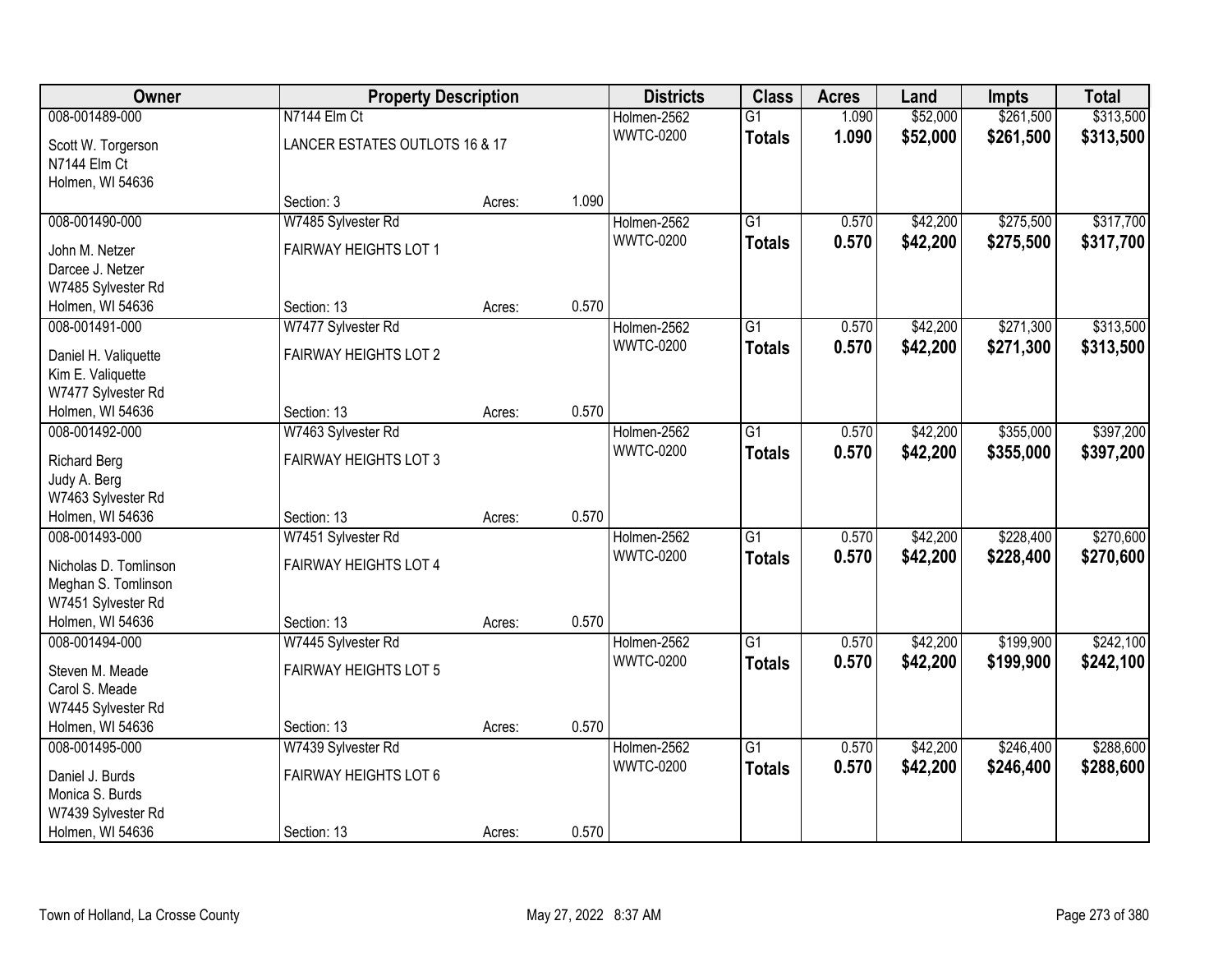| Owner | Property Description | | | Districts | Class | Acres | Land | Impts | Total |
|---|---|---|---|---|---|---|---|---|---|
| 008-001489-000 | N7144 Elm Ct | | | Holmen-2562 | G1 | 1.090 | $52,000 | $261,500 | $313,500 |
| Scott W. Torgerson<br>N7144 Elm Ct<br>Holmen, WI 54636 | LANCER ESTATES OUTLOTS 16 & 17 | | | WWTC-0200 | **Totals** | **1.090** | **$52,000** | **$261,500** | **$313,500** |
| | Section: 3 | Acres: | 1.090 | | | | | | |
| 008-001490-000 | W7485 Sylvester Rd | | | Holmen-2562 | G1 | 0.570 | $42,200 | $275,500 | $317,700 |
| John M. Netzer<br>Darcee J. Netzer<br>W7485 Sylvester Rd<br>Holmen, WI 54636 | FAIRWAY HEIGHTS LOT 1 | | | WWTC-0200 | **Totals** | **0.570** | **$42,200** | **$275,500** | **$317,700** |
| | Section: 13 | Acres: | 0.570 | | | | | | |
| 008-001491-000 | W7477 Sylvester Rd | | | Holmen-2562 | G1 | 0.570 | $42,200 | $271,300 | $313,500 |
| Daniel H. Valiquette<br>Kim E. Valiquette<br>W7477 Sylvester Rd<br>Holmen, WI 54636 | FAIRWAY HEIGHTS LOT 2 | | | WWTC-0200 | **Totals** | **0.570** | **$42,200** | **$271,300** | **$313,500** |
| | Section: 13 | Acres: | 0.570 | | | | | | |
| 008-001492-000 | W7463 Sylvester Rd | | | Holmen-2562 | G1 | 0.570 | $42,200 | $355,000 | $397,200 |
| Richard Berg<br>Judy A. Berg<br>W7463 Sylvester Rd<br>Holmen, WI 54636 | FAIRWAY HEIGHTS LOT 3 | | | WWTC-0200 | **Totals** | **0.570** | **$42,200** | **$355,000** | **$397,200** |
| | Section: 13 | Acres: | 0.570 | | | | | | |
| 008-001493-000 | W7451 Sylvester Rd | | | Holmen-2562 | G1 | 0.570 | $42,200 | $228,400 | $270,600 |
| Nicholas D. Tomlinson<br>Meghan S. Tomlinson<br>W7451 Sylvester Rd<br>Holmen, WI 54636 | FAIRWAY HEIGHTS LOT 4 | | | WWTC-0200 | **Totals** | **0.570** | **$42,200** | **$228,400** | **$270,600** |
| | Section: 13 | Acres: | 0.570 | | | | | | |
| 008-001494-000 | W7445 Sylvester Rd | | | Holmen-2562 | G1 | 0.570 | $42,200 | $199,900 | $242,100 |
| Steven M. Meade<br>Carol S. Meade<br>W7445 Sylvester Rd<br>Holmen, WI 54636 | FAIRWAY HEIGHTS LOT 5 | | | WWTC-0200 | **Totals** | **0.570** | **$42,200** | **$199,900** | **$242,100** |
| | Section: 13 | Acres: | 0.570 | | | | | | |
| 008-001495-000 | W7439 Sylvester Rd | | | Holmen-2562 | G1 | 0.570 | $42,200 | $246,400 | $288,600 |
| Daniel J. Burds<br>Monica S. Burds<br>W7439 Sylvester Rd<br>Holmen, WI 54636 | FAIRWAY HEIGHTS LOT 6 | | | WWTC-0200 | **Totals** | **0.570** | **$42,200** | **$246,400** | **$288,600** |
| | Section: 13 | Acres: | 0.570 | | | | | | |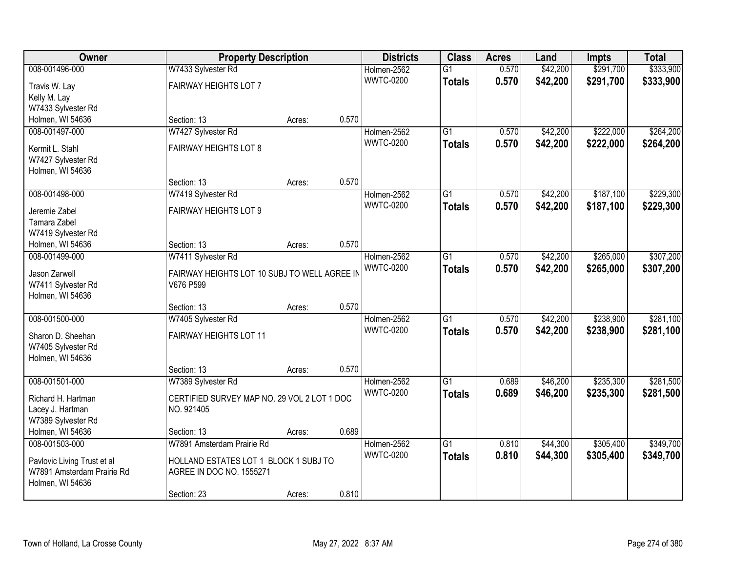| Owner | Property Description | | | Districts | Class | Acres | Land | Impts | Total |
|---|---|---|---|---|---|---|---|---|---|
| 008-001496-000 | W7433 Sylvester Rd | | | Holmen-2562 | G1 | 0.570 | $42,200 | $291,700 | $333,900 |
| Travis W. Lay<br>Kelly M. Lay<br>W7433 Sylvester Rd<br>Holmen, WI 54636 | FAIRWAY HEIGHTS LOT 7 | | | WWTC-0200 | **Totals** | **0.570** | **$42,200** | **$291,700** | **$333,900** |
| | Section: 13 | Acres: | 0.570 | | | | | | |
| 008-001497-000 | W7427 Sylvester Rd | | | Holmen-2562 | G1 | 0.570 | $42,200 | $222,000 | $264,200 |
| Kermit L. Stahl<br>W7427 Sylvester Rd<br>Holmen, WI 54636 | FAIRWAY HEIGHTS LOT 8 | | | WWTC-0200 | **Totals** | **0.570** | **$42,200** | **$222,000** | **$264,200** |
| | Section: 13 | Acres: | 0.570 | | | | | | |
| 008-001498-000 | W7419 Sylvester Rd | | | Holmen-2562 | G1 | 0.570 | $42,200 | $187,100 | $229,300 |
| Jeremie Zabel<br>Tamara Zabel<br>W7419 Sylvester Rd<br>Holmen, WI 54636 | FAIRWAY HEIGHTS LOT 9 | | | WWTC-0200 | **Totals** | **0.570** | **$42,200** | **$187,100** | **$229,300** |
| | Section: 13 | Acres: | 0.570 | | | | | | |
| 008-001499-000 | W7411 Sylvester Rd | | | Holmen-2562 | G1 | 0.570 | $42,200 | $265,000 | $307,200 |
| Jason Zarwell<br>W7411 Sylvester Rd<br>Holmen, WI 54636 | FAIRWAY HEIGHTS LOT 10 SUBJ TO WELL AGREE IN V676 P599 | | | WWTC-0200 | **Totals** | **0.570** | **$42,200** | **$265,000** | **$307,200** |
| | Section: 13 | Acres: | 0.570 | | | | | | |
| 008-001500-000 | W7405 Sylvester Rd | | | Holmen-2562 | G1 | 0.570 | $42,200 | $238,900 | $281,100 |
| Sharon D. Sheehan<br>W7405 Sylvester Rd<br>Holmen, WI 54636 | FAIRWAY HEIGHTS LOT 11 | | | WWTC-0200 | **Totals** | **0.570** | **$42,200** | **$238,900** | **$281,100** |
| | Section: 13 | Acres: | 0.570 | | | | | | |
| 008-001501-000 | W7389 Sylvester Rd | | | Holmen-2562 | G1 | 0.689 | $46,200 | $235,300 | $281,500 |
| Richard H. Hartman<br>Lacey J. Hartman<br>W7389 Sylvester Rd<br>Holmen, WI 54636 | CERTIFIED SURVEY MAP NO. 29 VOL 2 LOT 1 DOC NO. 921405 | | | WWTC-0200 | **Totals** | **0.689** | **$46,200** | **$235,300** | **$281,500** |
| | Section: 13 | Acres: | 0.689 | | | | | | |
| 008-001503-000 | W7891 Amsterdam Prairie Rd | | | Holmen-2562 | G1 | 0.810 | $44,300 | $305,400 | $349,700 |
| Pavlovic Living Trust et al<br>W7891 Amsterdam Prairie Rd<br>Holmen, WI 54636 | HOLLAND ESTATES LOT 1 BLOCK 1 SUBJ TO AGREE IN DOC NO. 1555271 | | | WWTC-0200 | **Totals** | **0.810** | **$44,300** | **$305,400** | **$349,700** |
| | Section: 23 | Acres: | 0.810 | | | | | | |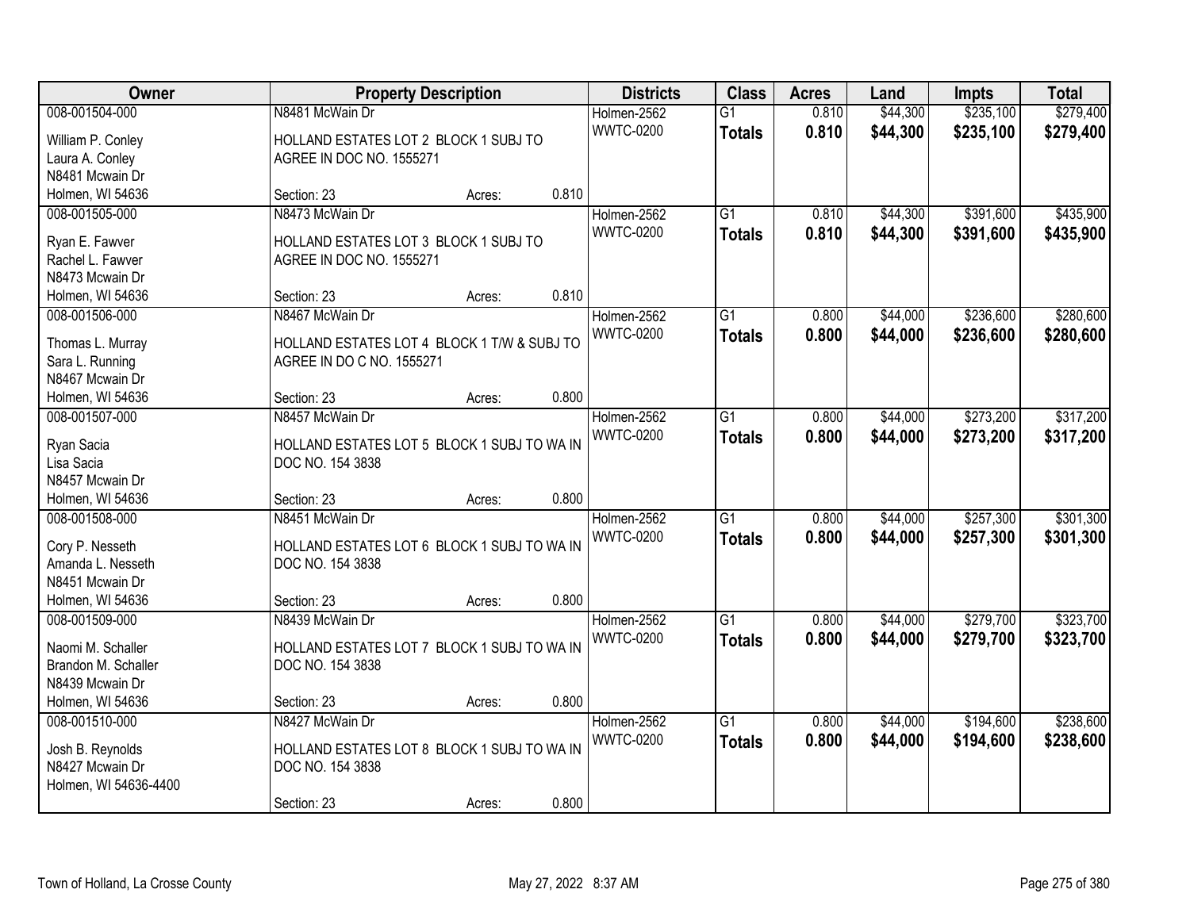| Owner | Property Description | Districts | Class | Acres | Land | Impts | Total |
|---|---|---|---|---|---|---|---|
| 008-001504-000<br>William P. Conley<br>Laura A. Conley<br>N8481 Mcwain Dr<br>Holmen, WI 54636 | N8481 McWain Dr<br>HOLLAND ESTATES LOT 2 BLOCK 1 SUBJ TO AGREE IN DOC NO. 1555271<br>Section: 23 Acres: 0.810 | Holmen-2562<br>WWTC-0200 | G1<br>**Totals** | 0.810<br>**0.810** | $44,300<br>**$44,300** | $235,100<br>**$235,100** | $279,400<br>**$279,400** |
| 008-001505-000<br>Ryan E. Fawver<br>Rachel L. Fawver<br>N8473 Mcwain Dr<br>Holmen, WI 54636 | N8473 McWain Dr<br>HOLLAND ESTATES LOT 3 BLOCK 1 SUBJ TO AGREE IN DOC NO. 1555271<br>Section: 23 Acres: 0.810 | Holmen-2562<br>WWTC-0200 | G1<br>**Totals** | 0.810<br>**0.810** | $44,300<br>**$44,300** | $391,600<br>**$391,600** | $435,900<br>**$435,900** |
| 008-001506-000<br>Thomas L. Murray<br>Sara L. Running<br>N8467 Mcwain Dr<br>Holmen, WI 54636 | N8467 McWain Dr<br>HOLLAND ESTATES LOT 4 BLOCK 1 T/W & SUBJ TO AGREE IN DO C NO. 1555271<br>Section: 23 Acres: 0.800 | Holmen-2562<br>WWTC-0200 | G1<br>**Totals** | 0.800<br>**0.800** | $44,000<br>**$44,000** | $236,600<br>**$236,600** | $280,600<br>**$280,600** |
| 008-001507-000<br>Ryan Sacia<br>Lisa Sacia<br>N8457 Mcwain Dr<br>Holmen, WI 54636 | N8457 McWain Dr<br>HOLLAND ESTATES LOT 5 BLOCK 1 SUBJ TO WA IN DOC NO. 154 3838<br>Section: 23 Acres: 0.800 | Holmen-2562<br>WWTC-0200 | G1<br>**Totals** | 0.800<br>**0.800** | $44,000<br>**$44,000** | $273,200<br>**$273,200** | $317,200<br>**$317,200** |
| 008-001508-000<br>Cory P. Nesseth<br>Amanda L. Nesseth<br>N8451 Mcwain Dr<br>Holmen, WI 54636 | N8451 McWain Dr<br>HOLLAND ESTATES LOT 6 BLOCK 1 SUBJ TO WA IN DOC NO. 154 3838<br>Section: 23 Acres: 0.800 | Holmen-2562<br>WWTC-0200 | G1<br>**Totals** | 0.800<br>**0.800** | $44,000<br>**$44,000** | $257,300<br>**$257,300** | $301,300<br>**$301,300** |
| 008-001509-000<br>Naomi M. Schaller<br>Brandon M. Schaller<br>N8439 Mcwain Dr<br>Holmen, WI 54636 | N8439 McWain Dr<br>HOLLAND ESTATES LOT 7 BLOCK 1 SUBJ TO WA IN DOC NO. 154 3838<br>Section: 23 Acres: 0.800 | Holmen-2562<br>WWTC-0200 | G1<br>**Totals** | 0.800<br>**0.800** | $44,000<br>**$44,000** | $279,700<br>**$279,700** | $323,700<br>**$323,700** |
| 008-001510-000<br>Josh B. Reynolds<br>N8427 Mcwain Dr<br>Holmen, WI 54636-4400 | N8427 McWain Dr<br>HOLLAND ESTATES LOT 8 BLOCK 1 SUBJ TO WA IN DOC NO. 154 3838<br>Section: 23 Acres: 0.800 | Holmen-2562<br>WWTC-0200 | G1<br>**Totals** | 0.800<br>**0.800** | $44,000<br>**$44,000** | $194,600<br>**$194,600** | $238,600<br>**$238,600** |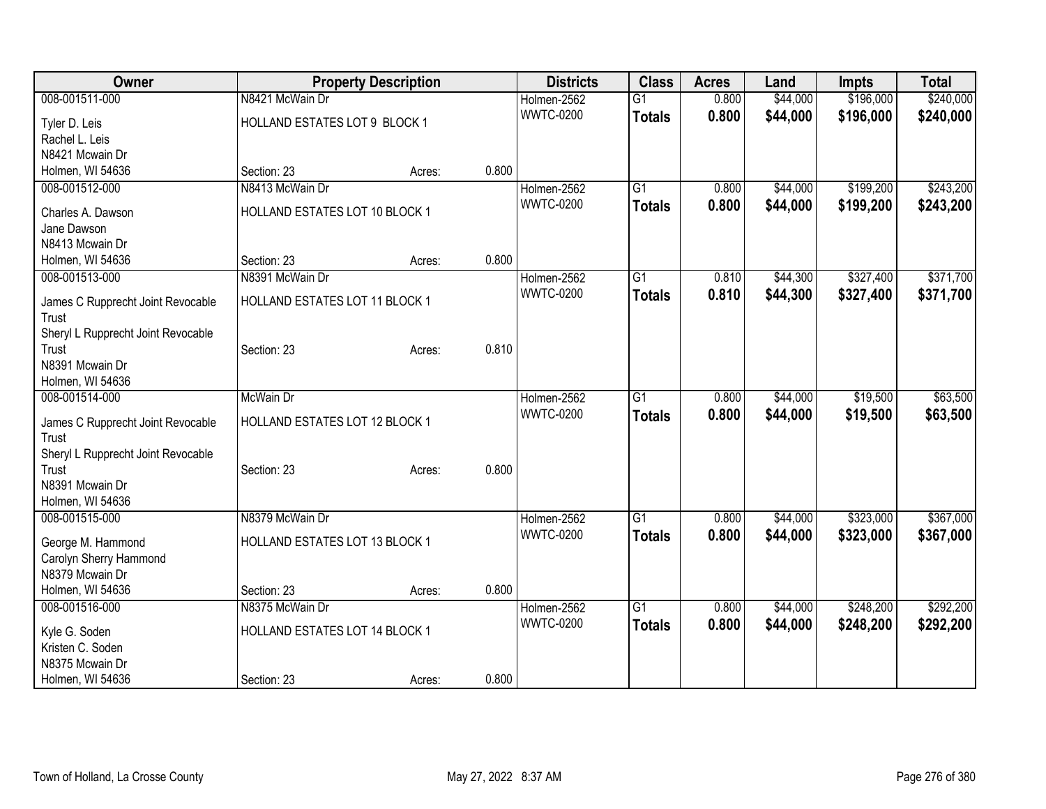| Owner | Property Description | | | Districts | Class | Acres | Land | Impts | Total |
|---|---|---|---|---|---|---|---|---|---|
| 008-001511-000 | N8421 McWain Dr | | | Holmen-2562 | G1 | 0.800 | $44,000 | $196,000 | $240,000 |
| Tyler D. Leis<br>Rachel L. Leis<br>N8421 Mcwain Dr<br>Holmen, WI 54636 | HOLLAND ESTATES LOT 9 BLOCK 1<br>Section: 23 | Acres: | 0.800 | WWTC-0200 | **Totals** | **0.800** | **$44,000** | **$196,000** | **$240,000** |
| 008-001512-000 | N8413 McWain Dr | | | Holmen-2562 | G1 | 0.800 | $44,000 | $199,200 | $243,200 |
| Charles A. Dawson<br>Jane Dawson<br>N8413 Mcwain Dr<br>Holmen, WI 54636 | HOLLAND ESTATES LOT 10 BLOCK 1<br>Section: 23 | Acres: | 0.800 | WWTC-0200 | **Totals** | **0.800** | **$44,000** | **$199,200** | **$243,200** |
| 008-001513-000 | N8391 McWain Dr | | | Holmen-2562 | G1 | 0.810 | $44,300 | $327,400 | $371,700 |
| James C Rupprecht Joint Revocable Trust<br>Sheryl L Rupprecht Joint Revocable Trust<br>N8391 Mcwain Dr<br>Holmen, WI 54636 | HOLLAND ESTATES LOT 11 BLOCK 1<br>Section: 23 | Acres: | 0.810 | WWTC-0200 | **Totals** | **0.810** | **$44,300** | **$327,400** | **$371,700** |
| 008-001514-000 | McWain Dr | | | Holmen-2562 | G1 | 0.800 | $44,000 | $19,500 | $63,500 |
| James C Rupprecht Joint Revocable Trust<br>Sheryl L Rupprecht Joint Revocable Trust<br>N8391 Mcwain Dr<br>Holmen, WI 54636 | HOLLAND ESTATES LOT 12 BLOCK 1<br>Section: 23 | Acres: | 0.800 | WWTC-0200 | **Totals** | **0.800** | **$44,000** | **$19,500** | **$63,500** |
| 008-001515-000 | N8379 McWain Dr | | | Holmen-2562 | G1 | 0.800 | $44,000 | $323,000 | $367,000 |
| George M. Hammond<br>Carolyn Sherry Hammond<br>N8379 Mcwain Dr<br>Holmen, WI 54636 | HOLLAND ESTATES LOT 13 BLOCK 1<br>Section: 23 | Acres: | 0.800 | WWTC-0200 | **Totals** | **0.800** | **$44,000** | **$323,000** | **$367,000** |
| 008-001516-000 | N8375 McWain Dr | | | Holmen-2562 | G1 | 0.800 | $44,000 | $248,200 | $292,200 |
| Kyle G. Soden<br>Kristen C. Soden<br>N8375 Mcwain Dr<br>Holmen, WI 54636 | HOLLAND ESTATES LOT 14 BLOCK 1<br>Section: 23 | Acres: | 0.800 | WWTC-0200 | **Totals** | **0.800** | **$44,000** | **$248,200** | **$292,200** |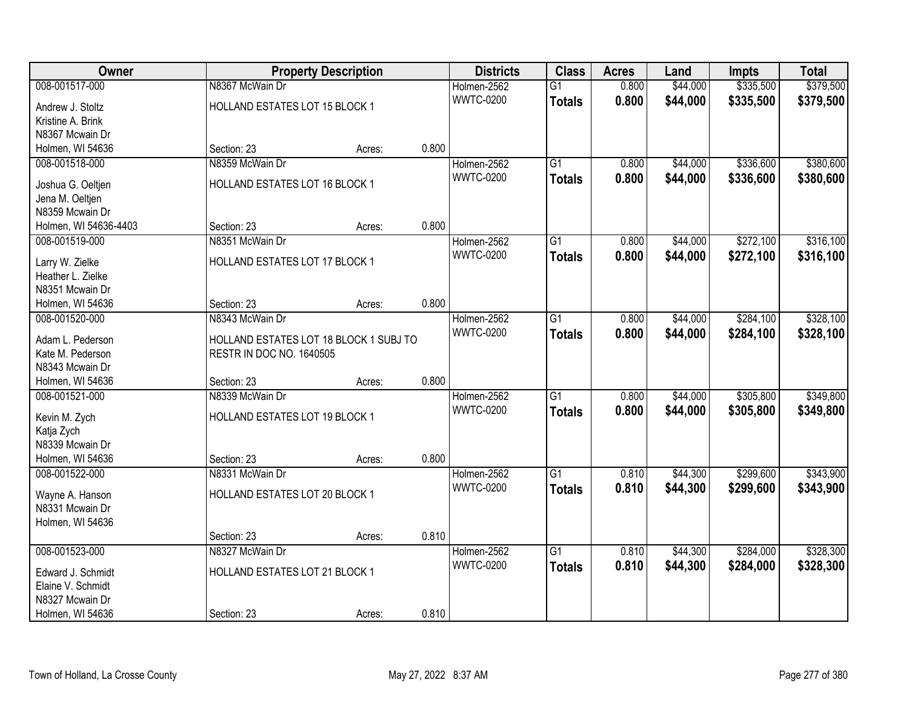| Owner | Property Description | | | Districts | Class | Acres | Land | Impts | Total |
|---|---|---|---|---|---|---|---|---|---|
| 008-001517-000 | N8367 McWain Dr | | | Holmen-2562 | G1 | 0.800 | $44,000 | $335,500 | $379,500 |
| Andrew J. Stoltz<br>Kristine A. Brink<br>N8367 Mcwain Dr<br>Holmen, WI 54636 | HOLLAND ESTATES LOT 15 BLOCK 1 | | | WWTC-0200 | **Totals** | **0.800** | **$44,000** | **$335,500** | **$379,500** |
| | Section: 23 | Acres: | 0.800 | | | | | | |
| 008-001518-000 | N8359 McWain Dr | | | Holmen-2562 | G1 | 0.800 | $44,000 | $336,600 | $380,600 |
| Joshua G. Oeltjen<br>Jena M. Oeltjen<br>N8359 Mcwain Dr<br>Holmen, WI 54636-4403 | HOLLAND ESTATES LOT 16 BLOCK 1 | | | WWTC-0200 | **Totals** | **0.800** | **$44,000** | **$336,600** | **$380,600** |
| | Section: 23 | Acres: | 0.800 | | | | | | |
| 008-001519-000 | N8351 McWain Dr | | | Holmen-2562 | G1 | 0.800 | $44,000 | $272,100 | $316,100 |
| Larry W. Zielke<br>Heather L. Zielke<br>N8351 Mcwain Dr<br>Holmen, WI 54636 | HOLLAND ESTATES LOT 17 BLOCK 1 | | | WWTC-0200 | **Totals** | **0.800** | **$44,000** | **$272,100** | **$316,100** |
| | Section: 23 | Acres: | 0.800 | | | | | | |
| 008-001520-000 | N8343 McWain Dr | | | Holmen-2562 | G1 | 0.800 | $44,000 | $284,100 | $328,100 |
| Adam L. Pederson<br>Kate M. Pederson<br>N8343 Mcwain Dr<br>Holmen, WI 54636 | HOLLAND ESTATES LOT 18 BLOCK 1 SUBJ TO RESTR IN DOC NO. 1640505 | | | WWTC-0200 | **Totals** | **0.800** | **$44,000** | **$284,100** | **$328,100** |
| | Section: 23 | Acres: | 0.800 | | | | | | |
| 008-001521-000 | N8339 McWain Dr | | | Holmen-2562 | G1 | 0.800 | $44,000 | $305,800 | $349,800 |
| Kevin M. Zych<br>Katja Zych<br>N8339 Mcwain Dr<br>Holmen, WI 54636 | HOLLAND ESTATES LOT 19 BLOCK 1 | | | WWTC-0200 | **Totals** | **0.800** | **$44,000** | **$305,800** | **$349,800** |
| | Section: 23 | Acres: | 0.800 | | | | | | |
| 008-001522-000 | N8331 McWain Dr | | | Holmen-2562 | G1 | 0.810 | $44,300 | $299,600 | $343,900 |
| Wayne A. Hanson<br>N8331 Mcwain Dr<br>Holmen, WI 54636 | HOLLAND ESTATES LOT 20 BLOCK 1 | | | WWTC-0200 | **Totals** | **0.810** | **$44,300** | **$299,600** | **$343,900** |
| | Section: 23 | Acres: | 0.810 | | | | | | |
| 008-001523-000 | N8327 McWain Dr | | | Holmen-2562 | G1 | 0.810 | $44,300 | $284,000 | $328,300 |
| Edward J. Schmidt<br>Elaine V. Schmidt<br>N8327 Mcwain Dr<br>Holmen, WI 54636 | HOLLAND ESTATES LOT 21 BLOCK 1 | | | WWTC-0200 | **Totals** | **0.810** | **$44,300** | **$284,000** | **$328,300** |
| | Section: 23 | Acres: | 0.810 | | | | | | |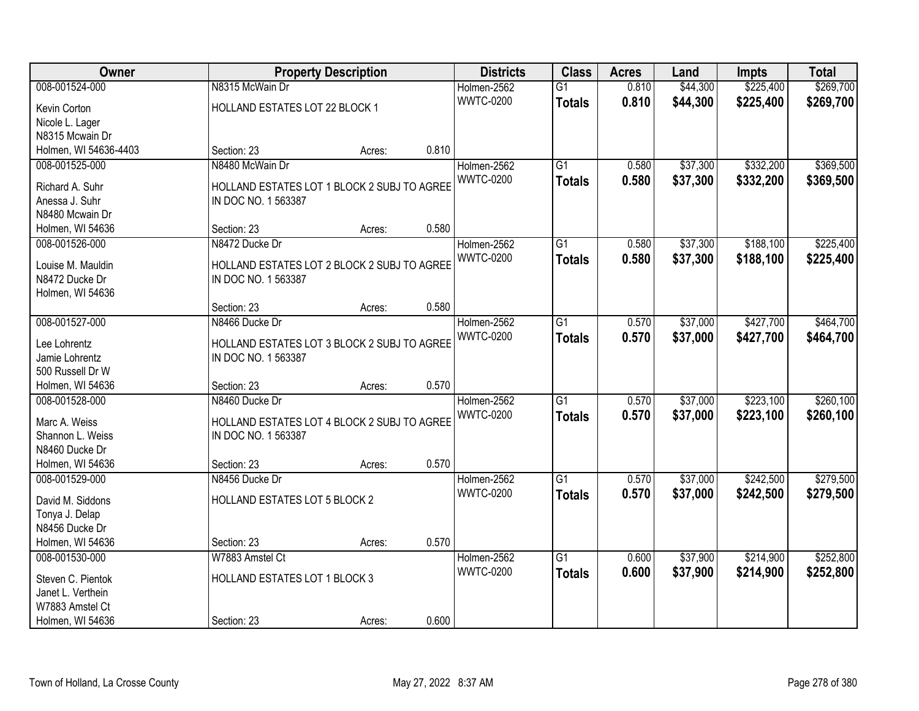| Owner | Property Description | Districts | Class | Acres | Land | Impts | Total |
|---|---|---|---|---|---|---|---|
| 008-001524-000 | N8315 McWain Dr | Holmen-2562 | G1 | 0.810 | $44,300 | $225,400 | $269,700 |
| Kevin Corton<br>Nicole L. Lager<br>N8315 Mcwain Dr<br>Holmen, WI 54636-4403 | HOLLAND ESTATES LOT 22 BLOCK 1<br>Section: 23 Acres: 0.810 | WWTC-0200 | **Totals** | **0.810** | **$44,300** | **$225,400** | **$269,700** |
| 008-001525-000 | N8480 McWain Dr | Holmen-2562 | G1 | 0.580 | $37,300 | $332,200 | $369,500 |
| Richard A. Suhr<br>Anessa J. Suhr<br>N8480 Mcwain Dr<br>Holmen, WI 54636 | HOLLAND ESTATES LOT 1 BLOCK 2 SUBJ TO AGREE IN DOC NO. 1 563387<br>Section: 23 Acres: 0.580 | WWTC-0200 | **Totals** | **0.580** | **$37,300** | **$332,200** | **$369,500** |
| 008-001526-000 | N8472 Ducke Dr | Holmen-2562 | G1 | 0.580 | $37,300 | $188,100 | $225,400 |
| Louise M. Mauldin<br>N8472 Ducke Dr<br>Holmen, WI 54636 | HOLLAND ESTATES LOT 2 BLOCK 2 SUBJ TO AGREE IN DOC NO. 1 563387<br>Section: 23 Acres: 0.580 | WWTC-0200 | **Totals** | **0.580** | **$37,300** | **$188,100** | **$225,400** |
| 008-001527-000 | N8466 Ducke Dr | Holmen-2562 | G1 | 0.570 | $37,000 | $427,700 | $464,700 |
| Lee Lohrentz<br>Jamie Lohrentz<br>500 Russell Dr W<br>Holmen, WI 54636 | HOLLAND ESTATES LOT 3 BLOCK 2 SUBJ TO AGREE IN DOC NO. 1 563387<br>Section: 23 Acres: 0.570 | WWTC-0200 | **Totals** | **0.570** | **$37,000** | **$427,700** | **$464,700** |
| 008-001528-000 | N8460 Ducke Dr | Holmen-2562 | G1 | 0.570 | $37,000 | $223,100 | $260,100 |
| Marc A. Weiss<br>Shannon L. Weiss<br>N8460 Ducke Dr<br>Holmen, WI 54636 | HOLLAND ESTATES LOT 4 BLOCK 2 SUBJ TO AGREE IN DOC NO. 1 563387<br>Section: 23 Acres: 0.570 | WWTC-0200 | **Totals** | **0.570** | **$37,000** | **$223,100** | **$260,100** |
| 008-001529-000 | N8456 Ducke Dr | Holmen-2562 | G1 | 0.570 | $37,000 | $242,500 | $279,500 |
| David M. Siddons<br>Tonya J. Delap<br>N8456 Ducke Dr<br>Holmen, WI 54636 | HOLLAND ESTATES LOT 5 BLOCK 2<br>Section: 23 Acres: 0.570 | WWTC-0200 | **Totals** | **0.570** | **$37,000** | **$242,500** | **$279,500** |
| 008-001530-000 | W7883 Amstel Ct | Holmen-2562 | G1 | 0.600 | $37,900 | $214,900 | $252,800 |
| Steven C. Pientok<br>Janet L. Verthein<br>W7883 Amstel Ct<br>Holmen, WI 54636 | HOLLAND ESTATES LOT 1 BLOCK 3<br>Section: 23 Acres: 0.600 | WWTC-0200 | **Totals** | **0.600** | **$37,900** | **$214,900** | **$252,800** |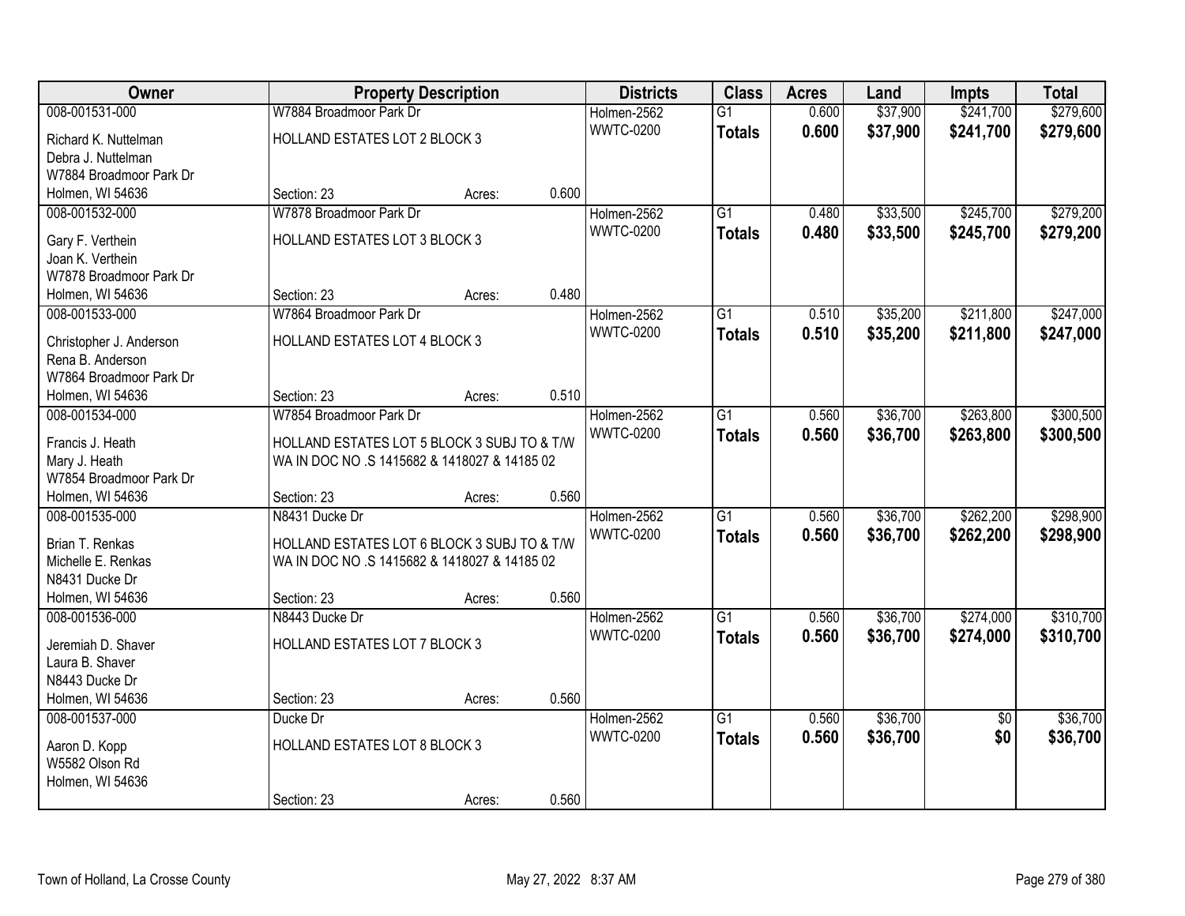| Owner | Property Description | Districts | Class | Acres | Land | Impts | Total |
|---|---|---|---|---|---|---|---|
| 008-001531-000<br>Richard K. Nuttelman<br>Debra J. Nuttelman<br>W7884 Broadmoor Park Dr<br>Holmen, WI 54636 | W7884 Broadmoor Park Dr<br>HOLLAND ESTATES LOT 2 BLOCK 3<br>Section: 23 Acres: 0.600 | Holmen-2562<br>WWTC-0200 | G1<br>**Totals** | 0.600<br>**0.600** | $37,900<br>**$37,900** | $241,700<br>**$241,700** | $279,600<br>**$279,600** |
| 008-001532-000<br>Gary F. Verthein<br>Joan K. Verthein<br>W7878 Broadmoor Park Dr<br>Holmen, WI 54636 | W7878 Broadmoor Park Dr<br>HOLLAND ESTATES LOT 3 BLOCK 3<br>Section: 23 Acres: 0.480 | Holmen-2562<br>WWTC-0200 | G1<br>**Totals** | 0.480<br>**0.480** | $33,500<br>**$33,500** | $245,700<br>**$245,700** | $279,200<br>**$279,200** |
| 008-001533-000<br>Christopher J. Anderson<br>Rena B. Anderson<br>W7864 Broadmoor Park Dr<br>Holmen, WI 54636 | W7864 Broadmoor Park Dr<br>HOLLAND ESTATES LOT 4 BLOCK 3<br>Section: 23 Acres: 0.510 | Holmen-2562<br>WWTC-0200 | G1<br>**Totals** | 0.510<br>**0.510** | $35,200<br>**$35,200** | $211,800<br>**$211,800** | $247,000<br>**$247,000** |
| 008-001534-000<br>Francis J. Heath<br>Mary J. Heath<br>W7854 Broadmoor Park Dr<br>Holmen, WI 54636 | W7854 Broadmoor Park Dr<br>HOLLAND ESTATES LOT 5 BLOCK 3 SUBJ TO & T/W WA IN DOC NO .S 1415682 & 1418027 & 14185 02<br>Section: 23 Acres: 0.560 | Holmen-2562<br>WWTC-0200 | G1<br>**Totals** | 0.560<br>**0.560** | $36,700<br>**$36,700** | $263,800<br>**$263,800** | $300,500<br>**$300,500** |
| 008-001535-000<br>Brian T. Renkas<br>Michelle E. Renkas<br>N8431 Ducke Dr<br>Holmen, WI 54636 | N8431 Ducke Dr<br>HOLLAND ESTATES LOT 6 BLOCK 3 SUBJ TO & T/W WA IN DOC NO .S 1415682 & 1418027 & 14185 02<br>Section: 23 Acres: 0.560 | Holmen-2562<br>WWTC-0200 | G1<br>**Totals** | 0.560<br>**0.560** | $36,700<br>**$36,700** | $262,200<br>**$262,200** | $298,900<br>**$298,900** |
| 008-001536-000<br>Jeremiah D. Shaver<br>Laura B. Shaver<br>N8443 Ducke Dr<br>Holmen, WI 54636 | N8443 Ducke Dr<br>HOLLAND ESTATES LOT 7 BLOCK 3<br>Section: 23 Acres: 0.560 | Holmen-2562<br>WWTC-0200 | G1<br>**Totals** | 0.560<br>**0.560** | $36,700<br>**$36,700** | $274,000<br>**$274,000** | $310,700<br>**$310,700** |
| 008-001537-000<br>Aaron D. Kopp<br>W5582 Olson Rd<br>Holmen, WI 54636 | Ducke Dr<br>HOLLAND ESTATES LOT 8 BLOCK 3<br>Section: 23 Acres: 0.560 | Holmen-2562<br>WWTC-0200 | G1<br>**Totals** | 0.560<br>**0.560** | $36,700<br>**$36,700** | $0<br>**$0** | $36,700<br>**$36,700** |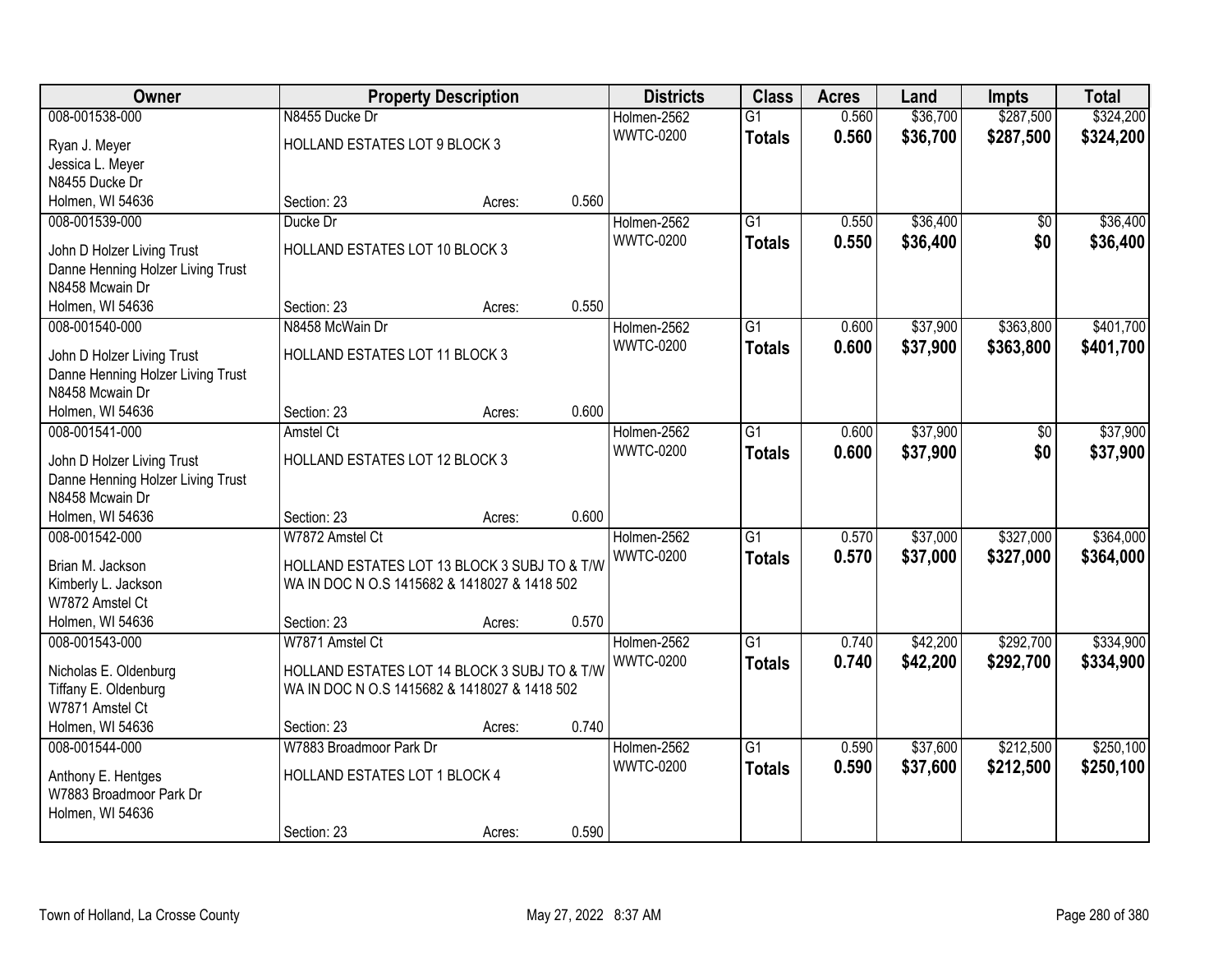| Owner | Property Description | | | Districts | Class | Acres | Land | Impts | Total |
|---|---|---|---|---|---|---|---|---|---|
| 008-001538-000 | N8455 Ducke Dr | | | Holmen-2562 | G1 | 0.560 | $36,700 | $287,500 | $324,200 |
| Ryan J. Meyer<br>Jessica L. Meyer<br>N8455 Ducke Dr<br>Holmen, WI 54636 | HOLLAND ESTATES LOT 9 BLOCK 3 | | | WWTC-0200 | **Totals** | **0.560** | **$36,700** | **$287,500** | **$324,200** |
| | Section: 23 | Acres: | 0.560 | | | | | | |
| 008-001539-000 | Ducke Dr | | | Holmen-2562 | G1 | 0.550 | $36,400 | $0 | $36,400 |
| John D Holzer Living Trust<br>Danne Henning Holzer Living Trust<br>N8458 Mcwain Dr<br>Holmen, WI 54636 | HOLLAND ESTATES LOT 10 BLOCK 3 | | | WWTC-0200 | **Totals** | **0.550** | **$36,400** | **$0** | **$36,400** |
| | Section: 23 | Acres: | 0.550 | | | | | | |
| 008-001540-000 | N8458 McWain Dr | | | Holmen-2562 | G1 | 0.600 | $37,900 | $363,800 | $401,700 |
| John D Holzer Living Trust<br>Danne Henning Holzer Living Trust<br>N8458 Mcwain Dr<br>Holmen, WI 54636 | HOLLAND ESTATES LOT 11 BLOCK 3 | | | WWTC-0200 | **Totals** | **0.600** | **$37,900** | **$363,800** | **$401,700** |
| | Section: 23 | Acres: | 0.600 | | | | | | |
| 008-001541-000 | Amstel Ct | | | Holmen-2562 | G1 | 0.600 | $37,900 | $0 | $37,900 |
| John D Holzer Living Trust<br>Danne Henning Holzer Living Trust<br>N8458 Mcwain Dr<br>Holmen, WI 54636 | HOLLAND ESTATES LOT 12 BLOCK 3 | | | WWTC-0200 | **Totals** | **0.600** | **$37,900** | **$0** | **$37,900** |
| | Section: 23 | Acres: | 0.600 | | | | | | |
| 008-001542-000 | W7872 Amstel Ct | | | Holmen-2562 | G1 | 0.570 | $37,000 | $327,000 | $364,000 |
| Brian M. Jackson<br>Kimberly L. Jackson<br>W7872 Amstel Ct<br>Holmen, WI 54636 | HOLLAND ESTATES LOT 13 BLOCK 3 SUBJ TO & T/W WA IN DOC N O.S 1415682 & 1418027 & 1418 502 | | | WWTC-0200 | **Totals** | **0.570** | **$37,000** | **$327,000** | **$364,000** |
| | Section: 23 | Acres: | 0.570 | | | | | | |
| 008-001543-000 | W7871 Amstel Ct | | | Holmen-2562 | G1 | 0.740 | $42,200 | $292,700 | $334,900 |
| Nicholas E. Oldenburg<br>Tiffany E. Oldenburg<br>W7871 Amstel Ct<br>Holmen, WI 54636 | HOLLAND ESTATES LOT 14 BLOCK 3 SUBJ TO & T/W WA IN DOC N O.S 1415682 & 1418027 & 1418 502 | | | WWTC-0200 | **Totals** | **0.740** | **$42,200** | **$292,700** | **$334,900** |
| | Section: 23 | Acres: | 0.740 | | | | | | |
| 008-001544-000 | W7883 Broadmoor Park Dr | | | Holmen-2562 | G1 | 0.590 | $37,600 | $212,500 | $250,100 |
| Anthony E. Hentges<br>W7883 Broadmoor Park Dr<br>Holmen, WI 54636 | HOLLAND ESTATES LOT 1 BLOCK 4 | | | WWTC-0200 | **Totals** | **0.590** | **$37,600** | **$212,500** | **$250,100** |
| | Section: 23 | Acres: | 0.590 | | | | | | |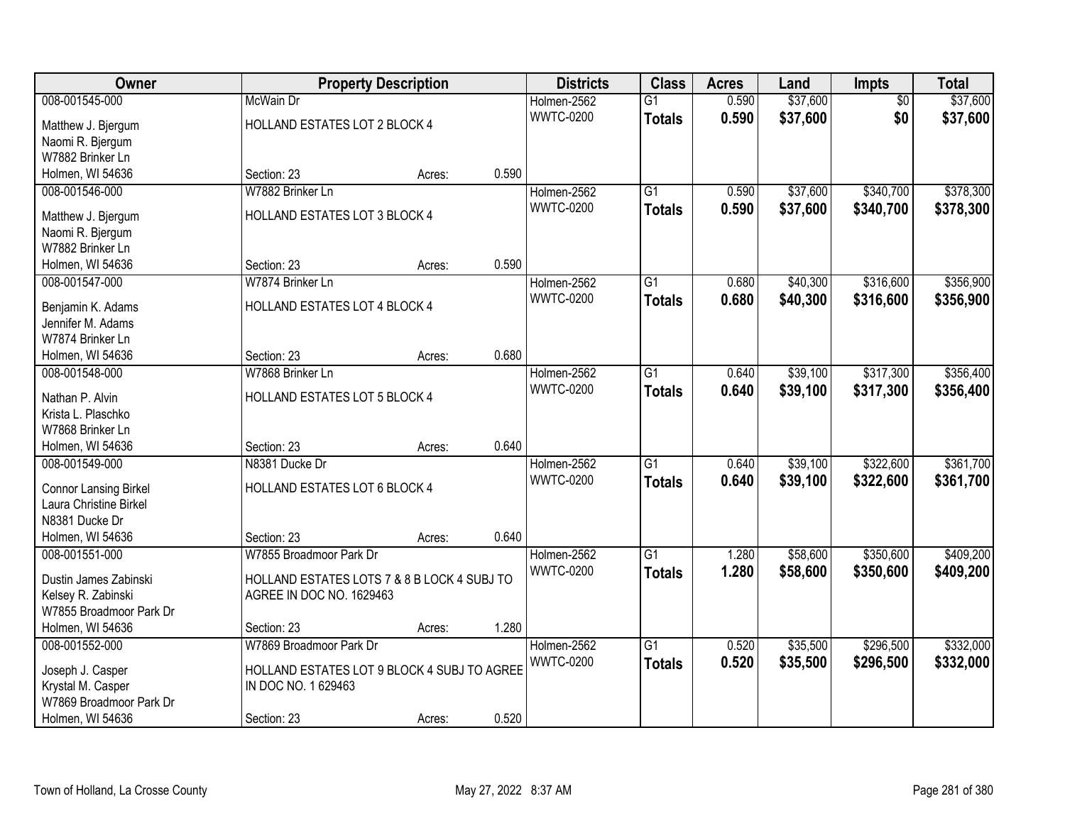| Owner | Property Description | | | Districts | Class | Acres | Land | Impts | Total |
|---|---|---|---|---|---|---|---|---|---|
| 008-001545-000 | McWain Dr | | | Holmen-2562 | G1 | 0.590 | $37,600 | $0 | $37,600 |
| Matthew J. Bjergum<br>Naomi R. Bjergum<br>W7882 Brinker Ln<br>Holmen, WI 54636 | HOLLAND ESTATES LOT 2 BLOCK 4 | | | WWTC-0200 | **Totals** | **0.590** | **$37,600** | **$0** | **$37,600** |
| | Section: 23 | Acres: | 0.590 | | | | | | |
| 008-001546-000 | W7882 Brinker Ln | | | Holmen-2562 | G1 | 0.590 | $37,600 | $340,700 | $378,300 |
| Matthew J. Bjergum<br>Naomi R. Bjergum<br>W7882 Brinker Ln<br>Holmen, WI 54636 | HOLLAND ESTATES LOT 3 BLOCK 4 | | | WWTC-0200 | **Totals** | **0.590** | **$37,600** | **$340,700** | **$378,300** |
| | Section: 23 | Acres: | 0.590 | | | | | | |
| 008-001547-000 | W7874 Brinker Ln | | | Holmen-2562 | G1 | 0.680 | $40,300 | $316,600 | $356,900 |
| Benjamin K. Adams<br>Jennifer M. Adams<br>W7874 Brinker Ln<br>Holmen, WI 54636 | HOLLAND ESTATES LOT 4 BLOCK 4 | | | WWTC-0200 | **Totals** | **0.680** | **$40,300** | **$316,600** | **$356,900** |
| | Section: 23 | Acres: | 0.680 | | | | | | |
| 008-001548-000 | W7868 Brinker Ln | | | Holmen-2562 | G1 | 0.640 | $39,100 | $317,300 | $356,400 |
| Nathan P. Alvin<br>Krista L. Plaschko<br>W7868 Brinker Ln<br>Holmen, WI 54636 | HOLLAND ESTATES LOT 5 BLOCK 4 | | | WWTC-0200 | **Totals** | **0.640** | **$39,100** | **$317,300** | **$356,400** |
| | Section: 23 | Acres: | 0.640 | | | | | | |
| 008-001549-000 | N8381 Ducke Dr | | | Holmen-2562 | G1 | 0.640 | $39,100 | $322,600 | $361,700 |
| Connor Lansing Birkel<br>Laura Christine Birkel<br>N8381 Ducke Dr<br>Holmen, WI 54636 | HOLLAND ESTATES LOT 6 BLOCK 4 | | | WWTC-0200 | **Totals** | **0.640** | **$39,100** | **$322,600** | **$361,700** |
| | Section: 23 | Acres: | 0.640 | | | | | | |
| 008-001551-000 | W7855 Broadmoor Park Dr | | | Holmen-2562 | G1 | 1.280 | $58,600 | $350,600 | $409,200 |
| Dustin James Zabinski<br>Kelsey R. Zabinski<br>W7855 Broadmoor Park Dr<br>Holmen, WI 54636 | HOLLAND ESTATES LOTS 7 & 8 B LOCK 4 SUBJ TO AGREE IN DOC NO. 1629463 | | | WWTC-0200 | **Totals** | **1.280** | **$58,600** | **$350,600** | **$409,200** |
| | Section: 23 | Acres: | 1.280 | | | | | | |
| 008-001552-000 | W7869 Broadmoor Park Dr | | | Holmen-2562 | G1 | 0.520 | $35,500 | $296,500 | $332,000 |
| Joseph J. Casper<br>Krystal M. Casper<br>W7869 Broadmoor Park Dr<br>Holmen, WI 54636 | HOLLAND ESTATES LOT 9 BLOCK 4 SUBJ TO AGREE IN DOC NO. 1 629463 | | | WWTC-0200 | **Totals** | **0.520** | **$35,500** | **$296,500** | **$332,000** |
| | Section: 23 | Acres: | 0.520 | | | | | | |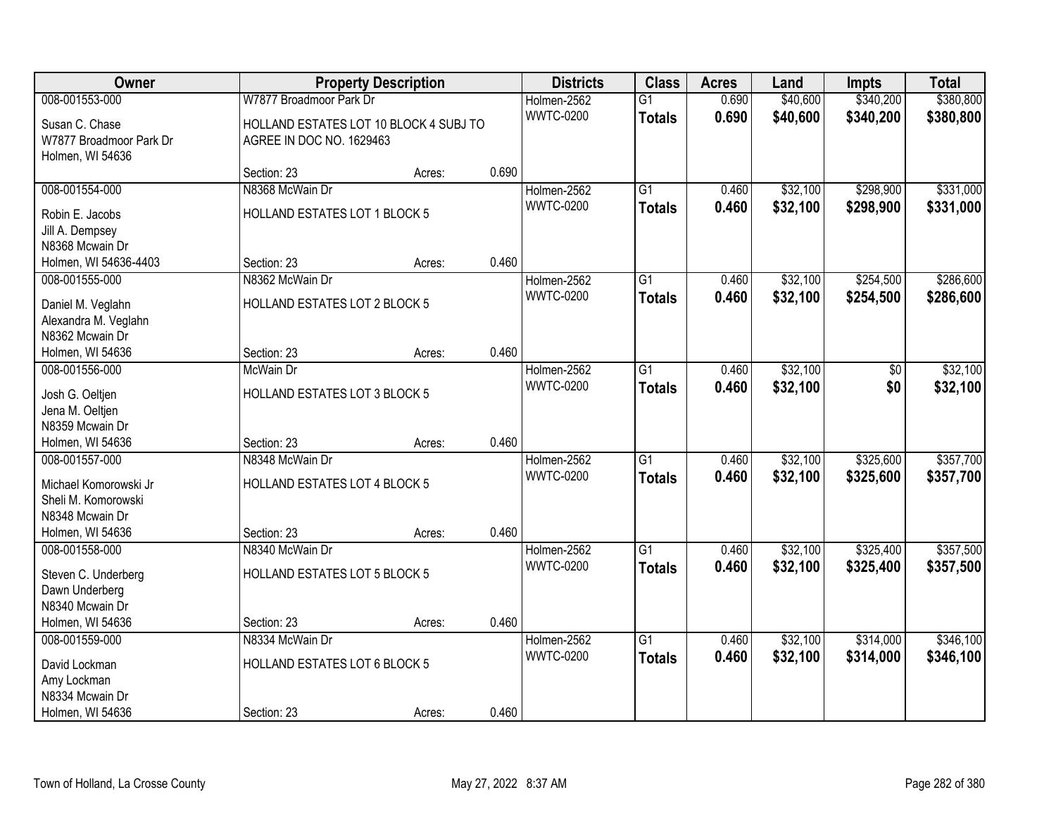| Owner | Property Description | | | Districts | Class | Acres | Land | Impts | Total |
|---|---|---|---|---|---|---|---|---|---|
| 008-001553-000<br>Susan C. Chase<br>W7877 Broadmoor Park Dr<br>Holmen, WI 54636 | W7877 Broadmoor Park Dr<br>HOLLAND ESTATES LOT 10 BLOCK 4 SUBJ TO AGREE IN DOC NO. 1629463<br>Section: 23 | Acres: | 0.690 | Holmen-2562<br>WWTC-0200 | G1<br>**Totals** | 0.690<br>**0.690** | $40,600<br>**$40,600** | $340,200<br>**$340,200** | $380,800<br>**$380,800** |
| 008-001554-000<br>Robin E. Jacobs<br>Jill A. Dempsey<br>N8368 Mcwain Dr<br>Holmen, WI 54636-4403 | N8368 McWain Dr<br>HOLLAND ESTATES LOT 1 BLOCK 5<br>Section: 23 | Acres: | 0.460 | Holmen-2562<br>WWTC-0200 | G1<br>**Totals** | 0.460<br>**0.460** | $32,100<br>**$32,100** | $298,900<br>**$298,900** | $331,000<br>**$331,000** |
| 008-001555-000<br>Daniel M. Veglahn<br>Alexandra M. Veglahn<br>N8362 Mcwain Dr<br>Holmen, WI 54636 | N8362 McWain Dr<br>HOLLAND ESTATES LOT 2 BLOCK 5<br>Section: 23 | Acres: | 0.460 | Holmen-2562<br>WWTC-0200 | G1<br>**Totals** | 0.460<br>**0.460** | $32,100<br>**$32,100** | $254,500<br>**$254,500** | $286,600<br>**$286,600** |
| 008-001556-000<br>Josh G. Oeltjen<br>Jena M. Oeltjen<br>N8359 Mcwain Dr<br>Holmen, WI 54636 | McWain Dr<br>HOLLAND ESTATES LOT 3 BLOCK 5<br>Section: 23 | Acres: | 0.460 | Holmen-2562<br>WWTC-0200 | G1<br>**Totals** | 0.460<br>**0.460** | $32,100<br>**$32,100** | $0<br>**$0** | $32,100<br>**$32,100** |
| 008-001557-000<br>Michael Komorowski Jr<br>Sheli M. Komorowski<br>N8348 Mcwain Dr<br>Holmen, WI 54636 | N8348 McWain Dr<br>HOLLAND ESTATES LOT 4 BLOCK 5<br>Section: 23 | Acres: | 0.460 | Holmen-2562<br>WWTC-0200 | G1<br>**Totals** | 0.460<br>**0.460** | $32,100<br>**$32,100** | $325,600<br>**$325,600** | $357,700<br>**$357,700** |
| 008-001558-000<br>Steven C. Underberg<br>Dawn Underberg<br>N8340 Mcwain Dr<br>Holmen, WI 54636 | N8340 McWain Dr<br>HOLLAND ESTATES LOT 5 BLOCK 5<br>Section: 23 | Acres: | 0.460 | Holmen-2562<br>WWTC-0200 | G1<br>**Totals** | 0.460<br>**0.460** | $32,100<br>**$32,100** | $325,400<br>**$325,400** | $357,500<br>**$357,500** |
| 008-001559-000<br>David Lockman<br>Amy Lockman<br>N8334 Mcwain Dr<br>Holmen, WI 54636 | N8334 McWain Dr<br>HOLLAND ESTATES LOT 6 BLOCK 5<br>Section: 23 | Acres: | 0.460 | Holmen-2562<br>WWTC-0200 | G1<br>**Totals** | 0.460<br>**0.460** | $32,100<br>**$32,100** | $314,000<br>**$314,000** | $346,100<br>**$346,100** |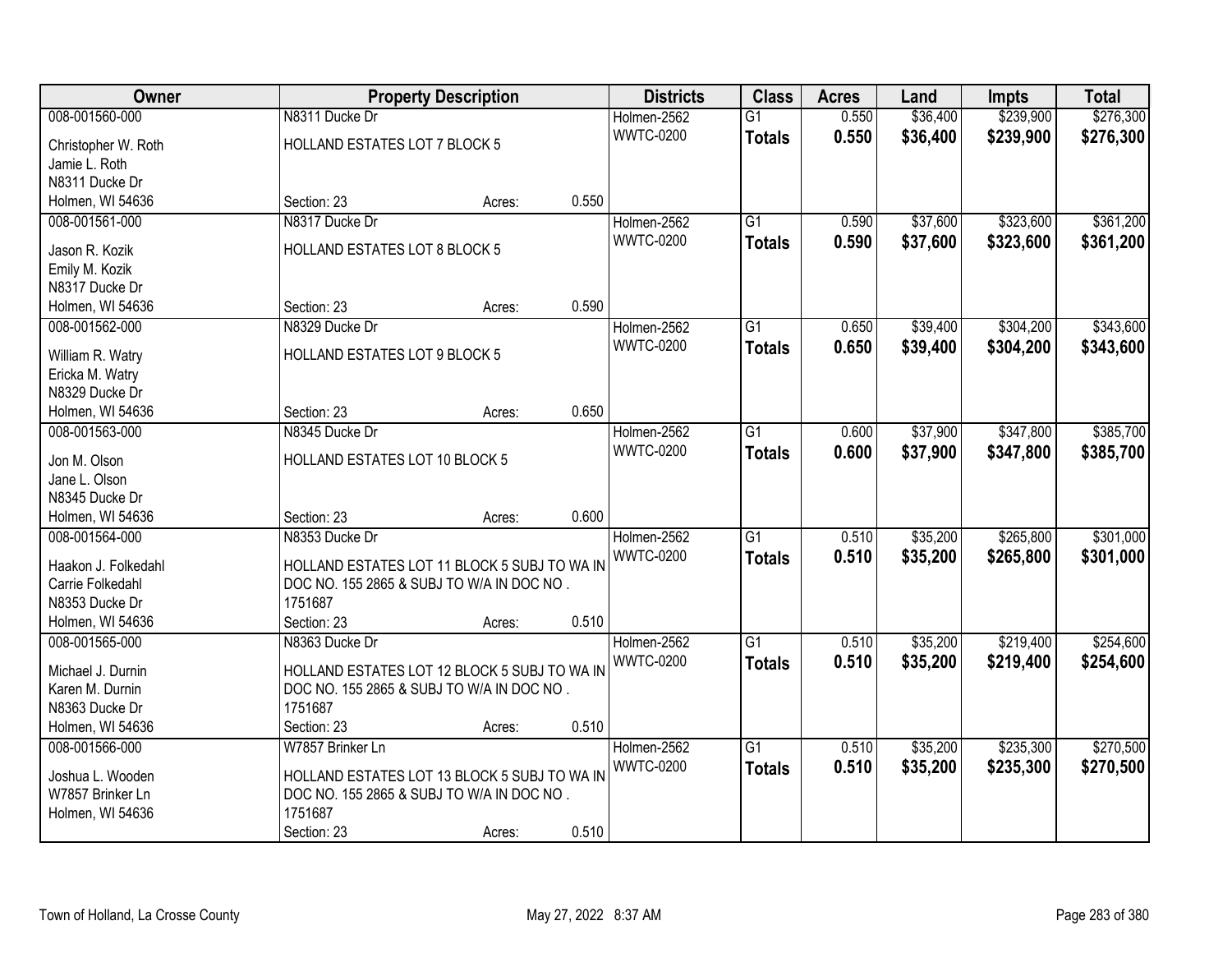| Owner | Property Description | | Districts | Class | Acres | Land | Impts | Total |
|---|---|---|---|---|---|---|---|---|
| 008-001560-000 | N8311 Ducke Dr | | Holmen-2562 | G1 | 0.550 | $36,400 | $239,900 | $276,300 |
| Christopher W. Roth<br>Jamie L. Roth<br>N8311 Ducke Dr<br>Holmen, WI 54636 | HOLLAND ESTATES LOT 7 BLOCK 5<br><br>Section: 23 Acres: | 0.550 | WWTC-0200 | **Totals** | **0.550** | **$36,400** | **$239,900** | **$276,300** |
| 008-001561-000 | N8317 Ducke Dr | | Holmen-2562 | G1 | 0.590 | $37,600 | $323,600 | $361,200 |
| Jason R. Kozik<br>Emily M. Kozik<br>N8317 Ducke Dr<br>Holmen, WI 54636 | HOLLAND ESTATES LOT 8 BLOCK 5<br><br>Section: 23 Acres: | 0.590 | WWTC-0200 | **Totals** | **0.590** | **$37,600** | **$323,600** | **$361,200** |
| 008-001562-000 | N8329 Ducke Dr | | Holmen-2562 | G1 | 0.650 | $39,400 | $304,200 | $343,600 |
| William R. Watry<br>Ericka M. Watry<br>N8329 Ducke Dr<br>Holmen, WI 54636 | HOLLAND ESTATES LOT 9 BLOCK 5<br><br>Section: 23 Acres: | 0.650 | WWTC-0200 | **Totals** | **0.650** | **$39,400** | **$304,200** | **$343,600** |
| 008-001563-000 | N8345 Ducke Dr | | Holmen-2562 | G1 | 0.600 | $37,900 | $347,800 | $385,700 |
| Jon M. Olson<br>Jane L. Olson<br>N8345 Ducke Dr<br>Holmen, WI 54636 | HOLLAND ESTATES LOT 10 BLOCK 5<br><br>Section: 23 Acres: | 0.600 | WWTC-0200 | **Totals** | **0.600** | **$37,900** | **$347,800** | **$385,700** |
| 008-001564-000 | N8353 Ducke Dr | | Holmen-2562 | G1 | 0.510 | $35,200 | $265,800 | $301,000 |
| Haakon J. Folkedahl<br>Carrie Folkedahl<br>N8353 Ducke Dr<br>Holmen, WI 54636 | HOLLAND ESTATES LOT 11 BLOCK 5 SUBJ TO WA IN DOC NO. 155 2865 & SUBJ TO W/A IN DOC NO . 1751687<br>Section: 23 Acres: | 0.510 | WWTC-0200 | **Totals** | **0.510** | **$35,200** | **$265,800** | **$301,000** |
| 008-001565-000 | N8363 Ducke Dr | | Holmen-2562 | G1 | 0.510 | $35,200 | $219,400 | $254,600 |
| Michael J. Durnin<br>Karen M. Durnin<br>N8363 Ducke Dr<br>Holmen, WI 54636 | HOLLAND ESTATES LOT 12 BLOCK 5 SUBJ TO WA IN DOC NO. 155 2865 & SUBJ TO W/A IN DOC NO . 1751687<br>Section: 23 Acres: | 0.510 | WWTC-0200 | **Totals** | **0.510** | **$35,200** | **$219,400** | **$254,600** |
| 008-001566-000 | W7857 Brinker Ln | | Holmen-2562 | G1 | 0.510 | $35,200 | $235,300 | $270,500 |
| Joshua L. Wooden<br>W7857 Brinker Ln<br>Holmen, WI 54636 | HOLLAND ESTATES LOT 13 BLOCK 5 SUBJ TO WA IN DOC NO. 155 2865 & SUBJ TO W/A IN DOC NO . 1751687<br>Section: 23 Acres: | 0.510 | WWTC-0200 | **Totals** | **0.510** | **$35,200** | **$235,300** | **$270,500** |

Town of Holland, La Crosse County May 27, 2022 8:37 AM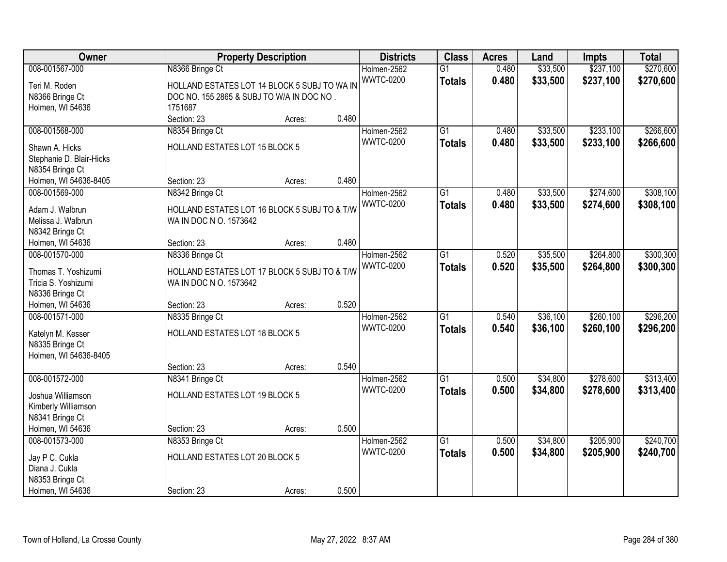| Owner | Property Description | Districts | Class | Acres | Land | Impts | Total |
|---|---|---|---|---|---|---|---|
| 008-001567-000<br>Teri M. Roden<br>N8366 Bringe Ct<br>Holmen, WI 54636 | N8366 Bringe Ct<br>HOLLAND ESTATES LOT 14 BLOCK 5 SUBJ TO WA IN DOC NO. 155 2865 & SUBJ TO W/A IN DOC NO . 1751687<br>Section: 23 Acres: 0.480 | Holmen-2562<br>WWTC-0200 | G1<br>**Totals** | 0.480<br>**0.480** | $33,500<br>**$33,500** | $237,100<br>**$237,100** | $270,600<br>**$270,600** |
| 008-001568-000<br>Shawn A. Hicks<br>Stephanie D. Blair-Hicks<br>N8354 Bringe Ct<br>Holmen, WI 54636-8405 | N8354 Bringe Ct<br>HOLLAND ESTATES LOT 15 BLOCK 5<br>Section: 23 Acres: 0.480 | Holmen-2562<br>WWTC-0200 | G1<br>**Totals** | 0.480<br>**0.480** | $33,500<br>**$33,500** | $233,100<br>**$233,100** | $266,600<br>**$266,600** |
| 008-001569-000<br>Adam J. Walbrun<br>Melissa J. Walbrun<br>N8342 Bringe Ct<br>Holmen, WI 54636 | N8342 Bringe Ct<br>HOLLAND ESTATES LOT 16 BLOCK 5 SUBJ TO & T/W WA IN DOC N O. 1573642<br>Section: 23 Acres: 0.480 | Holmen-2562<br>WWTC-0200 | G1<br>**Totals** | 0.480<br>**0.480** | $33,500<br>**$33,500** | $274,600<br>**$274,600** | $308,100<br>**$308,100** |
| 008-001570-000<br>Thomas T. Yoshizumi<br>Tricia S. Yoshizumi<br>N8336 Bringe Ct<br>Holmen, WI 54636 | N8336 Bringe Ct<br>HOLLAND ESTATES LOT 17 BLOCK 5 SUBJ TO & T/W WA IN DOC N O. 1573642<br>Section: 23 Acres: 0.520 | Holmen-2562<br>WWTC-0200 | G1<br>**Totals** | 0.520<br>**0.520** | $35,500<br>**$35,500** | $264,800<br>**$264,800** | $300,300<br>**$300,300** |
| 008-001571-000<br>Katelyn M. Kesser<br>N8335 Bringe Ct<br>Holmen, WI 54636-8405 | N8335 Bringe Ct<br>HOLLAND ESTATES LOT 18 BLOCK 5<br>Section: 23 Acres: 0.540 | Holmen-2562<br>WWTC-0200 | G1<br>**Totals** | 0.540<br>**0.540** | $36,100<br>**$36,100** | $260,100<br>**$260,100** | $296,200<br>**$296,200** |
| 008-001572-000<br>Joshua Williamson<br>Kimberly Williamson<br>N8341 Bringe Ct<br>Holmen, WI 54636 | N8341 Bringe Ct<br>HOLLAND ESTATES LOT 19 BLOCK 5<br>Section: 23 Acres: 0.500 | Holmen-2562<br>WWTC-0200 | G1<br>**Totals** | 0.500<br>**0.500** | $34,800<br>**$34,800** | $278,600<br>**$278,600** | $313,400<br>**$313,400** |
| 008-001573-000<br>Jay P C. Cukla<br>Diana J. Cukla<br>N8353 Bringe Ct<br>Holmen, WI 54636 | N8353 Bringe Ct<br>HOLLAND ESTATES LOT 20 BLOCK 5<br>Section: 23 Acres: 0.500 | Holmen-2562<br>WWTC-0200 | G1<br>**Totals** | 0.500<br>**0.500** | $34,800<br>**$34,800** | $205,900<br>**$205,900** | $240,700<br>**$240,700** |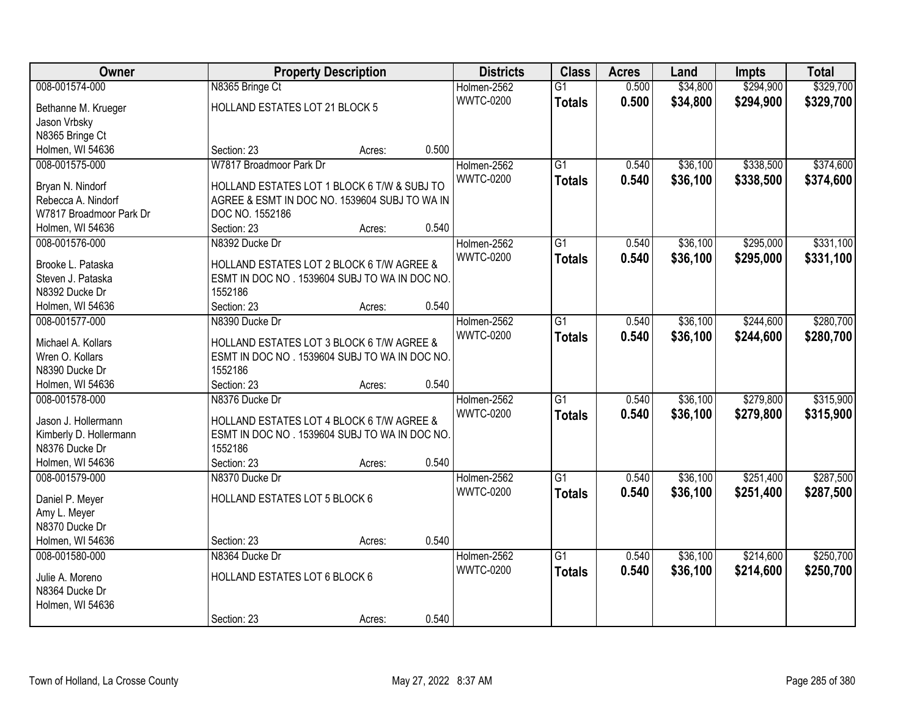| Owner | Property Description | Districts | Class | Acres | Land | Impts | Total |
|---|---|---|---|---|---|---|---|
| 008-001574-000<br>Bethanne M. Krueger<br>Jason Vrbsky<br>N8365 Bringe Ct<br>Holmen, WI 54636 | N8365 Bringe Ct<br>HOLLAND ESTATES LOT 21 BLOCK 5<br>Section: 23 Acres: 0.500 | Holmen-2562<br>WWTC-0200 | G1<br>**Totals** | 0.500<br>**0.500** | $34,800<br>**$34,800** | $294,900<br>**$294,900** | $329,700<br>**$329,700** |
| 008-001575-000<br>Bryan N. Nindorf<br>Rebecca A. Nindorf<br>W7817 Broadmoor Park Dr<br>Holmen, WI 54636 | W7817 Broadmoor Park Dr<br>HOLLAND ESTATES LOT 1 BLOCK 6 T/W & SUBJ TO AGREE & ESMT IN DOC NO. 1539604 SUBJ TO WA IN DOC NO. 1552186<br>Section: 23 Acres: 0.540 | Holmen-2562<br>WWTC-0200 | G1<br>**Totals** | 0.540<br>**0.540** | $36,100<br>**$36,100** | $338,500<br>**$338,500** | $374,600<br>**$374,600** |
| 008-001576-000<br>Brooke L. Pataska<br>Steven J. Pataska<br>N8392 Ducke Dr<br>Holmen, WI 54636 | N8392 Ducke Dr<br>HOLLAND ESTATES LOT 2 BLOCK 6 T/W AGREE & ESMT IN DOC NO . 1539604 SUBJ TO WA IN DOC NO. 1552186<br>Section: 23 Acres: 0.540 | Holmen-2562<br>WWTC-0200 | G1<br>**Totals** | 0.540<br>**0.540** | $36,100<br>**$36,100** | $295,000<br>**$295,000** | $331,100<br>**$331,100** |
| 008-001577-000<br>Michael A. Kollars<br>Wren O. Kollars<br>N8390 Ducke Dr<br>Holmen, WI 54636 | N8390 Ducke Dr<br>HOLLAND ESTATES LOT 3 BLOCK 6 T/W AGREE & ESMT IN DOC NO . 1539604 SUBJ TO WA IN DOC NO. 1552186<br>Section: 23 Acres: 0.540 | Holmen-2562<br>WWTC-0200 | G1<br>**Totals** | 0.540<br>**0.540** | $36,100<br>**$36,100** | $244,600<br>**$244,600** | $280,700<br>**$280,700** |
| 008-001578-000<br>Jason J. Hollermann<br>Kimberly D. Hollermann<br>N8376 Ducke Dr<br>Holmen, WI 54636 | N8376 Ducke Dr<br>HOLLAND ESTATES LOT 4 BLOCK 6 T/W AGREE & ESMT IN DOC NO . 1539604 SUBJ TO WA IN DOC NO. 1552186<br>Section: 23 Acres: 0.540 | Holmen-2562<br>WWTC-0200 | G1<br>**Totals** | 0.540<br>**0.540** | $36,100<br>**$36,100** | $279,800<br>**$279,800** | $315,900<br>**$315,900** |
| 008-001579-000<br>Daniel P. Meyer<br>Amy L. Meyer<br>N8370 Ducke Dr<br>Holmen, WI 54636 | N8370 Ducke Dr<br>HOLLAND ESTATES LOT 5 BLOCK 6<br>Section: 23 Acres: 0.540 | Holmen-2562<br>WWTC-0200 | G1<br>**Totals** | 0.540<br>**0.540** | $36,100<br>**$36,100** | $251,400<br>**$251,400** | $287,500<br>**$287,500** |
| 008-001580-000<br>Julie A. Moreno<br>N8364 Ducke Dr<br>Holmen, WI 54636 | N8364 Ducke Dr<br>HOLLAND ESTATES LOT 6 BLOCK 6<br>Section: 23 Acres: 0.540 | Holmen-2562<br>WWTC-0200 | G1<br>**Totals** | 0.540<br>**0.540** | $36,100<br>**$36,100** | $214,600<br>**$214,600** | $250,700<br>**$250,700** |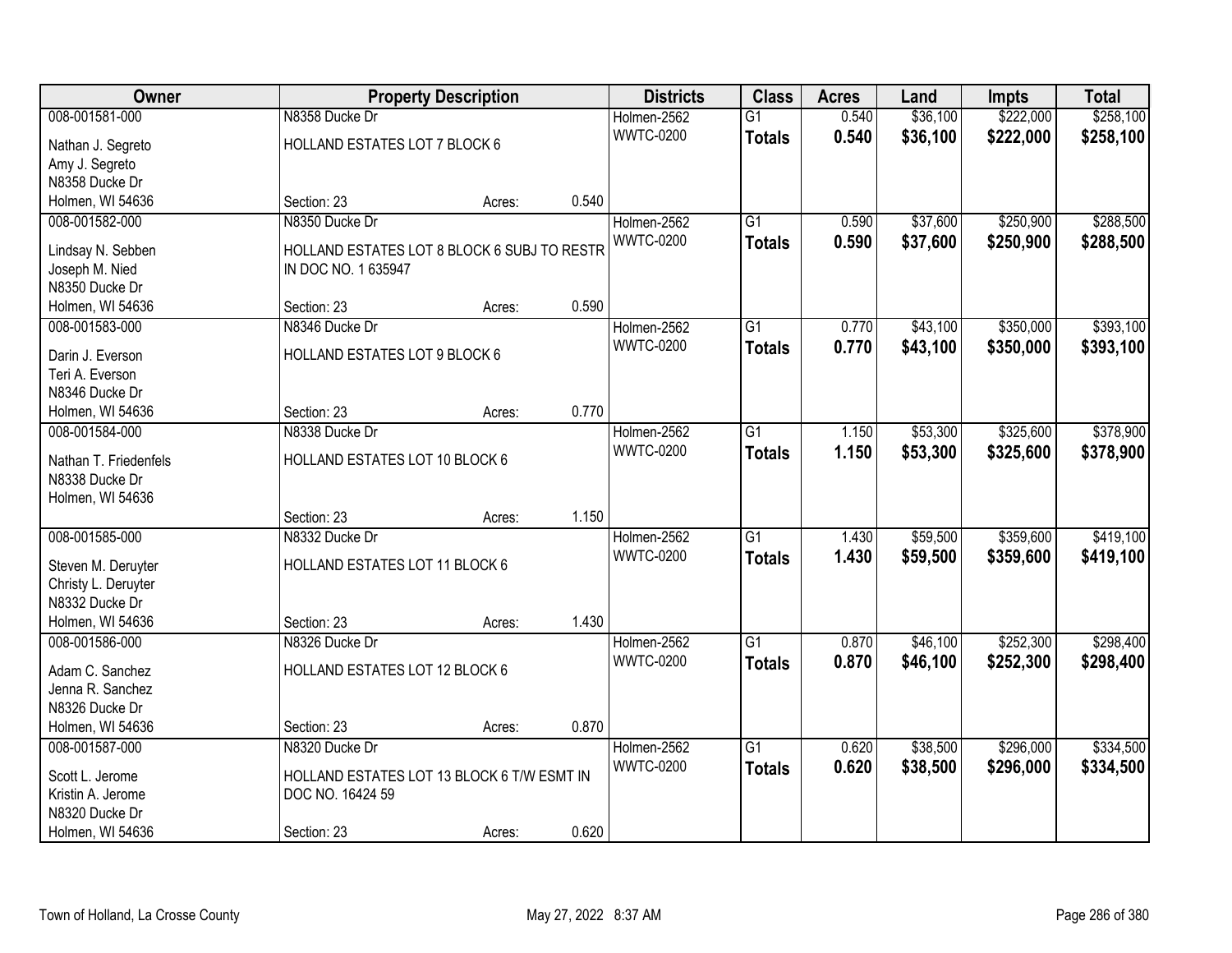| Owner | Property Description | Districts | Class | Acres | Land | Impts | Total |
|---|---|---|---|---|---|---|---|
| 008-001581-000<br>Nathan J. Segreto<br>Amy J. Segreto<br>N8358 Ducke Dr<br>Holmen, WI 54636 | N8358 Ducke Dr<br>HOLLAND ESTATES LOT 7 BLOCK 6<br>Section: 23 Acres: 0.540 | Holmen-2562<br>WWTC-0200 | G1<br>**Totals** | 0.540<br>**0.540** | $36,100<br>**$36,100** | $222,000<br>**$222,000** | $258,100<br>**$258,100** |
| 008-001582-000<br>Lindsay N. Sebben<br>Joseph M. Nied<br>N8350 Ducke Dr<br>Holmen, WI 54636 | N8350 Ducke Dr<br>HOLLAND ESTATES LOT 8 BLOCK 6 SUBJ TO RESTR IN DOC NO. 1 635947<br>Section: 23 Acres: 0.590 | Holmen-2562<br>WWTC-0200 | G1<br>**Totals** | 0.590<br>**0.590** | $37,600<br>**$37,600** | $250,900<br>**$250,900** | $288,500<br>**$288,500** |
| 008-001583-000<br>Darin J. Everson<br>Teri A. Everson<br>N8346 Ducke Dr<br>Holmen, WI 54636 | N8346 Ducke Dr<br>HOLLAND ESTATES LOT 9 BLOCK 6<br>Section: 23 Acres: 0.770 | Holmen-2562<br>WWTC-0200 | G1<br>**Totals** | 0.770<br>**0.770** | $43,100<br>**$43,100** | $350,000<br>**$350,000** | $393,100<br>**$393,100** |
| 008-001584-000<br>Nathan T. Friedenfels<br>N8338 Ducke Dr<br>Holmen, WI 54636 | N8338 Ducke Dr<br>HOLLAND ESTATES LOT 10 BLOCK 6<br>Section: 23 Acres: 1.150 | Holmen-2562<br>WWTC-0200 | G1<br>**Totals** | 1.150<br>**1.150** | $53,300<br>**$53,300** | $325,600<br>**$325,600** | $378,900<br>**$378,900** |
| 008-001585-000<br>Steven M. Deruyter<br>Christy L. Deruyter<br>N8332 Ducke Dr<br>Holmen, WI 54636 | N8332 Ducke Dr<br>HOLLAND ESTATES LOT 11 BLOCK 6<br>Section: 23 Acres: 1.430 | Holmen-2562<br>WWTC-0200 | G1<br>**Totals** | 1.430<br>**1.430** | $59,500<br>**$59,500** | $359,600<br>**$359,600** | $419,100<br>**$419,100** |
| 008-001586-000<br>Adam C. Sanchez<br>Jenna R. Sanchez<br>N8326 Ducke Dr<br>Holmen, WI 54636 | N8326 Ducke Dr<br>HOLLAND ESTATES LOT 12 BLOCK 6<br>Section: 23 Acres: 0.870 | Holmen-2562<br>WWTC-0200 | G1<br>**Totals** | 0.870<br>**0.870** | $46,100<br>**$46,100** | $252,300<br>**$252,300** | $298,400<br>**$298,400** |
| 008-001587-000<br>Scott L. Jerome<br>Kristin A. Jerome<br>N8320 Ducke Dr<br>Holmen, WI 54636 | N8320 Ducke Dr<br>HOLLAND ESTATES LOT 13 BLOCK 6 T/W ESMT IN DOC NO. 16424 59<br>Section: 23 Acres: 0.620 | Holmen-2562<br>WWTC-0200 | G1<br>**Totals** | 0.620<br>**0.620** | $38,500<br>**$38,500** | $296,000<br>**$296,000** | $334,500<br>**$334,500** |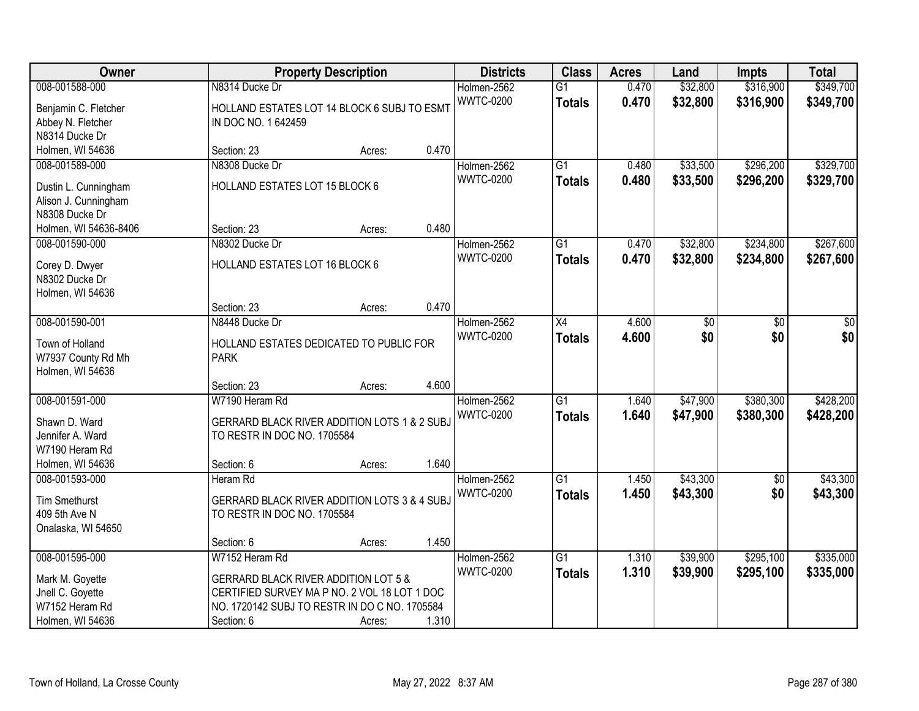| Owner | Property Description | | | Districts | Class | Acres | Land | Impts | Total |
|---|---|---|---|---|---|---|---|---|---|
| 008-001588-000 | N8314 Ducke Dr | | | Holmen-2562 | G1 | 0.470 | $32,800 | $316,900 | $349,700 |
| Benjamin C. Fletcher<br>Abbey N. Fletcher<br>N8314 Ducke Dr<br>Holmen, WI 54636 | HOLLAND ESTATES LOT 14 BLOCK 6 SUBJ TO ESMT IN DOC NO. 1 642459 | | | WWTC-0200 | **Totals** | **0.470** | **$32,800** | **$316,900** | **$349,700** |
| | Section: 23 | Acres: | 0.470 | | | | | | |
| 008-001589-000 | N8308 Ducke Dr | | | Holmen-2562 | G1 | 0.480 | $33,500 | $296,200 | $329,700 |
| Dustin L. Cunningham<br>Alison J. Cunningham<br>N8308 Ducke Dr<br>Holmen, WI 54636-8406 | HOLLAND ESTATES LOT 15 BLOCK 6 | | | WWTC-0200 | **Totals** | **0.480** | **$33,500** | **$296,200** | **$329,700** |
| | Section: 23 | Acres: | 0.480 | | | | | | |
| 008-001590-000 | N8302 Ducke Dr | | | Holmen-2562 | G1 | 0.470 | $32,800 | $234,800 | $267,600 |
| Corey D. Dwyer<br>N8302 Ducke Dr<br>Holmen, WI 54636 | HOLLAND ESTATES LOT 16 BLOCK 6 | | | WWTC-0200 | **Totals** | **0.470** | **$32,800** | **$234,800** | **$267,600** |
| | Section: 23 | Acres: | 0.470 | | | | | | |
| 008-001590-001 | N8448 Ducke Dr | | | Holmen-2562 | X4 | 4.600 | $0 | $0 | $0 |
| Town of Holland<br>W7937 County Rd Mh<br>Holmen, WI 54636 | HOLLAND ESTATES DEDICATED TO PUBLIC FOR PARK | | | WWTC-0200 | **Totals** | **4.600** | **$0** | **$0** | **$0** |
| | Section: 23 | Acres: | 4.600 | | | | | | |
| 008-001591-000 | W7190 Heram Rd | | | Holmen-2562 | G1 | 1.640 | $47,900 | $380,300 | $428,200 |
| Shawn D. Ward<br>Jennifer A. Ward<br>W7190 Heram Rd<br>Holmen, WI 54636 | GERRARD BLACK RIVER ADDITION LOTS 1 & 2 SUBJ TO RESTR IN DOC NO. 1705584 | | | WWTC-0200 | **Totals** | **1.640** | **$47,900** | **$380,300** | **$428,200** |
| | Section: 6 | Acres: | 1.640 | | | | | | |
| 008-001593-000 | Heram Rd | | | Holmen-2562 | G1 | 1.450 | $43,300 | $0 | $43,300 |
| Tim Smethurst<br>409 5th Ave N<br>Onalaska, WI 54650 | GERRARD BLACK RIVER ADDITION LOTS 3 & 4 SUBJ TO RESTR IN DOC NO. 1705584 | | | WWTC-0200 | **Totals** | **1.450** | **$43,300** | **$0** | **$43,300** |
| | Section: 6 | Acres: | 1.450 | | | | | | |
| 008-001595-000 | W7152 Heram Rd | | | Holmen-2562 | G1 | 1.310 | $39,900 | $295,100 | $335,000 |
| Mark M. Goyette<br>Jnell C. Goyette<br>W7152 Heram Rd<br>Holmen, WI 54636 | GERRARD BLACK RIVER ADDITION LOT 5 & CERTIFIED SURVEY MA P NO. 2 VOL 18 LOT 1 DOC NO. 1720142 SUBJ TO RESTR IN DO C NO. 1705584 | | | WWTC-0200 | **Totals** | **1.310** | **$39,900** | **$295,100** | **$335,000** |
| | Section: 6 | Acres: | 1.310 | | | | | | |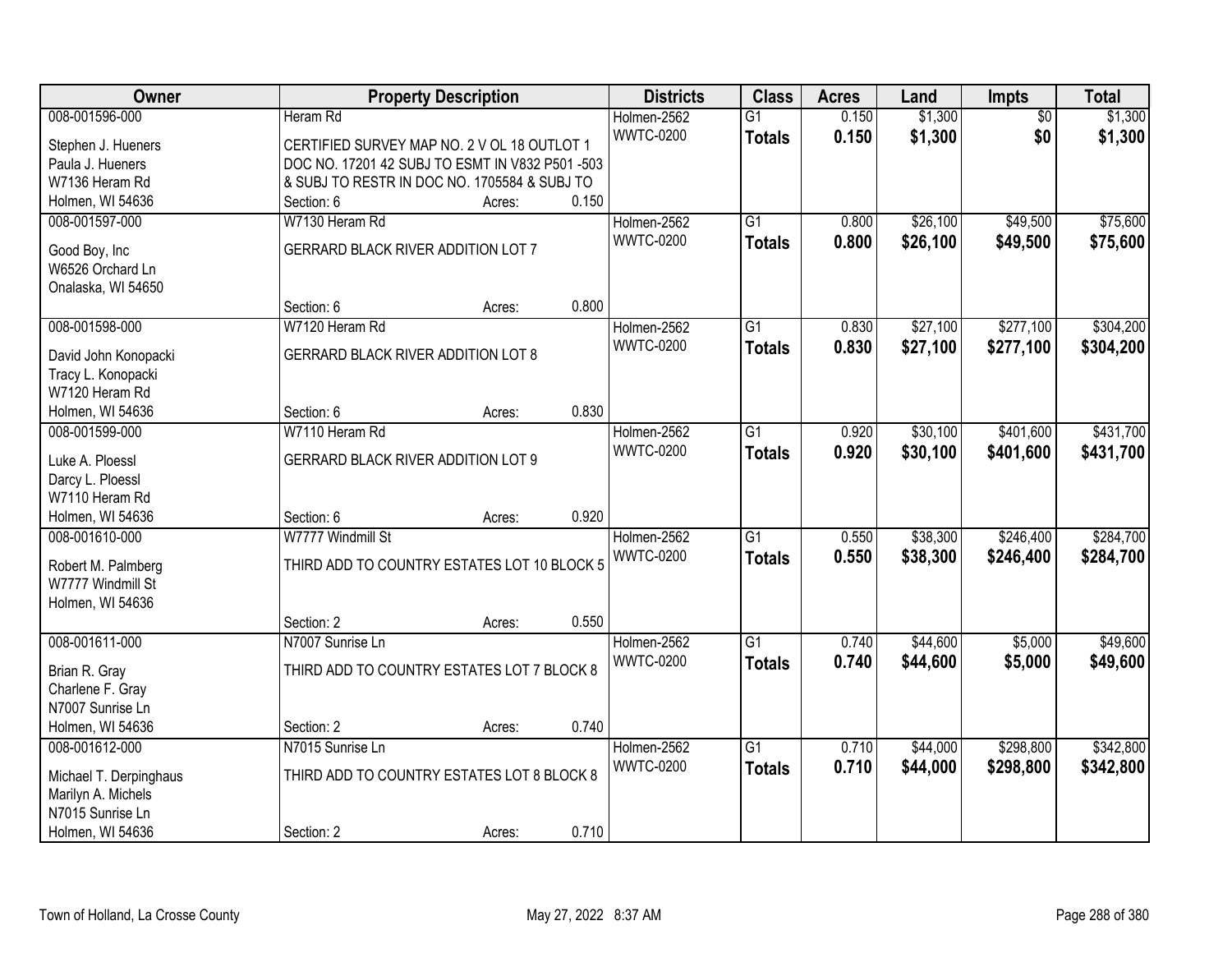| Owner | Property Description | | | Districts | Class | Acres | Land | Impts | Total |
|---|---|---|---|---|---|---|---|---|---|
| 008-001596-000 | Heram Rd | | | Holmen-2562 | G1 | 0.150 | $1,300 | $0 | $1,300 |
| Stephen J. Hueners | CERTIFIED SURVEY MAP NO. 2 V OL 18 OUTLOT 1 | | | WWTC-0200 | **Totals** | **0.150** | **$1,300** | **$0** | **$1,300** |
| Paula J. Hueners | DOC NO. 17201 42 SUBJ TO ESMT IN V832 P501 -503 | | | | | | | | |
| W7136 Heram Rd | & SUBJ TO RESTR IN DOC NO. 1705584 & SUBJ TO | | | | | | | | |
| Holmen, WI 54636 | Section: 6 | Acres: | 0.150 | | | | | | |
| 008-001597-000 | W7130 Heram Rd | | | Holmen-2562 | G1 | 0.800 | $26,100 | $49,500 | $75,600 |
| Good Boy, Inc | GERRARD BLACK RIVER ADDITION LOT 7 | | | WWTC-0200 | **Totals** | **0.800** | **$26,100** | **$49,500** | **$75,600** |
| W6526 Orchard Ln | | | | | | | | | |
| Onalaska, WI 54650 | | | | | | | | | |
| | Section: 6 | Acres: | 0.800 | | | | | | |
| 008-001598-000 | W7120 Heram Rd | | | Holmen-2562 | G1 | 0.830 | $27,100 | $277,100 | $304,200 |
| David John Konopacki | GERRARD BLACK RIVER ADDITION LOT 8 | | | WWTC-0200 | **Totals** | **0.830** | **$27,100** | **$277,100** | **$304,200** |
| Tracy L. Konopacki | | | | | | | | | |
| W7120 Heram Rd | | | | | | | | | |
| Holmen, WI 54636 | Section: 6 | Acres: | 0.830 | | | | | | |
| 008-001599-000 | W7110 Heram Rd | | | Holmen-2562 | G1 | 0.920 | $30,100 | $401,600 | $431,700 |
| Luke A. Ploessl | GERRARD BLACK RIVER ADDITION LOT 9 | | | WWTC-0200 | **Totals** | **0.920** | **$30,100** | **$401,600** | **$431,700** |
| Darcy L. Ploessl | | | | | | | | | |
| W7110 Heram Rd | | | | | | | | | |
| Holmen, WI 54636 | Section: 6 | Acres: | 0.920 | | | | | | |
| 008-001610-000 | W7777 Windmill St | | | Holmen-2562 | G1 | 0.550 | $38,300 | $246,400 | $284,700 |
| Robert M. Palmberg | THIRD ADD TO COUNTRY ESTATES LOT 10 BLOCK 5 | | | WWTC-0200 | **Totals** | **0.550** | **$38,300** | **$246,400** | **$284,700** |
| W7777 Windmill St | | | | | | | | | |
| Holmen, WI 54636 | | | | | | | | | |
| | Section: 2 | Acres: | 0.550 | | | | | | |
| 008-001611-000 | N7007 Sunrise Ln | | | Holmen-2562 | G1 | 0.740 | $44,600 | $5,000 | $49,600 |
| Brian R. Gray | THIRD ADD TO COUNTRY ESTATES LOT 7 BLOCK 8 | | | WWTC-0200 | **Totals** | **0.740** | **$44,600** | **$5,000** | **$49,600** |
| Charlene F. Gray | | | | | | | | | |
| N7007 Sunrise Ln | | | | | | | | | |
| Holmen, WI 54636 | Section: 2 | Acres: | 0.740 | | | | | | |
| 008-001612-000 | N7015 Sunrise Ln | | | Holmen-2562 | G1 | 0.710 | $44,000 | $298,800 | $342,800 |
| Michael T. Derpinghaus | THIRD ADD TO COUNTRY ESTATES LOT 8 BLOCK 8 | | | WWTC-0200 | **Totals** | **0.710** | **$44,000** | **$298,800** | **$342,800** |
| Marilyn A. Michels | | | | | | | | | |
| N7015 Sunrise Ln | | | | | | | | | |
| Holmen, WI 54636 | Section: 2 | Acres: | 0.710 | | | | | | |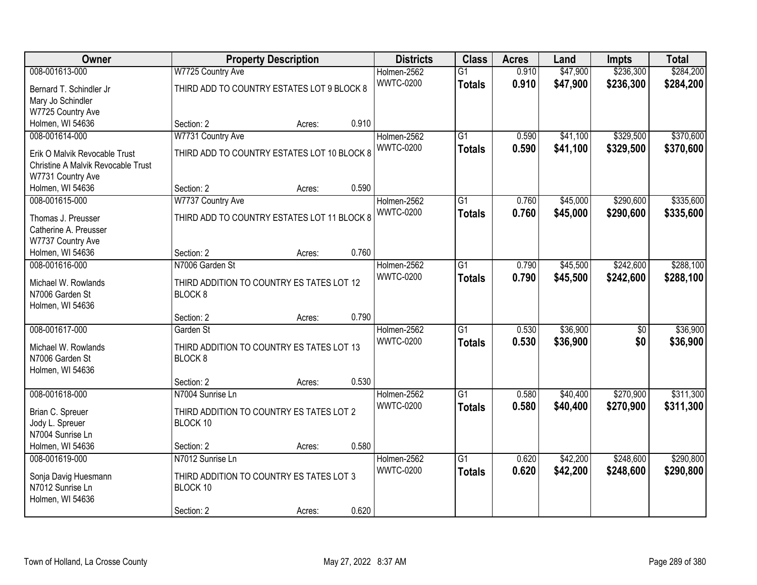| Owner | Property Description | Districts | Class | Acres | Land | Impts | Total |
|---|---|---|---|---|---|---|---|
| 008-001613-000<br>Bernard T. Schindler Jr<br>Mary Jo Schindler<br>W7725 Country Ave<br>Holmen, WI 54636 | W7725 Country Ave<br>THIRD ADD TO COUNTRY ESTATES LOT 9 BLOCK 8<br>Section: 2 Acres: 0.910 | Holmen-2562<br>WWTC-0200 | G1<br>**Totals** | 0.910<br>**0.910** | $47,900<br>**$47,900** | $236,300<br>**$236,300** | $284,200<br>**$284,200** |
| 008-001614-000<br>Erik O Malvik Revocable Trust<br>Christine A Malvik Revocable Trust<br>W7731 Country Ave<br>Holmen, WI 54636 | W7731 Country Ave<br>THIRD ADD TO COUNTRY ESTATES LOT 10 BLOCK 8<br>Section: 2 Acres: 0.590 | Holmen-2562<br>WWTC-0200 | G1<br>**Totals** | 0.590<br>**0.590** | $41,100<br>**$41,100** | $329,500<br>**$329,500** | $370,600<br>**$370,600** |
| 008-001615-000<br>Thomas J. Preusser<br>Catherine A. Preusser<br>W7737 Country Ave<br>Holmen, WI 54636 | W7737 Country Ave<br>THIRD ADD TO COUNTRY ESTATES LOT 11 BLOCK 8<br>Section: 2 Acres: 0.760 | Holmen-2562<br>WWTC-0200 | G1<br>**Totals** | 0.760<br>**0.760** | $45,000<br>**$45,000** | $290,600<br>**$290,600** | $335,600<br>**$335,600** |
| 008-001616-000<br>Michael W. Rowlands<br>N7006 Garden St<br>Holmen, WI 54636 | N7006 Garden St<br>THIRD ADDITION TO COUNTRY ES TATES LOT 12 BLOCK 8<br>Section: 2 Acres: 0.790 | Holmen-2562<br>WWTC-0200 | G1<br>**Totals** | 0.790<br>**0.790** | $45,500<br>**$45,500** | $242,600<br>**$242,600** | $288,100<br>**$288,100** |
| 008-001617-000<br>Michael W. Rowlands<br>N7006 Garden St<br>Holmen, WI 54636 | Garden St<br>THIRD ADDITION TO COUNTRY ES TATES LOT 13 BLOCK 8<br>Section: 2 Acres: 0.530 | Holmen-2562<br>WWTC-0200 | G1<br>**Totals** | 0.530<br>**0.530** | $36,900<br>**$36,900** | $0<br>**$0** | $36,900<br>**$36,900** |
| 008-001618-000<br>Brian C. Spreuer<br>Jody L. Spreuer<br>N7004 Sunrise Ln<br>Holmen, WI 54636 | N7004 Sunrise Ln<br>THIRD ADDITION TO COUNTRY ES TATES LOT 2 BLOCK 10<br>Section: 2 Acres: 0.580 | Holmen-2562<br>WWTC-0200 | G1<br>**Totals** | 0.580<br>**0.580** | $40,400<br>**$40,400** | $270,900<br>**$270,900** | $311,300<br>**$311,300** |
| 008-001619-000<br>Sonja Davig Huesmann<br>N7012 Sunrise Ln<br>Holmen, WI 54636 | N7012 Sunrise Ln<br>THIRD ADDITION TO COUNTRY ES TATES LOT 3 BLOCK 10<br>Section: 2 Acres: 0.620 | Holmen-2562<br>WWTC-0200 | G1<br>**Totals** | 0.620<br>**0.620** | $42,200<br>**$42,200** | $248,600<br>**$248,600** | $290,800<br>**$290,800** |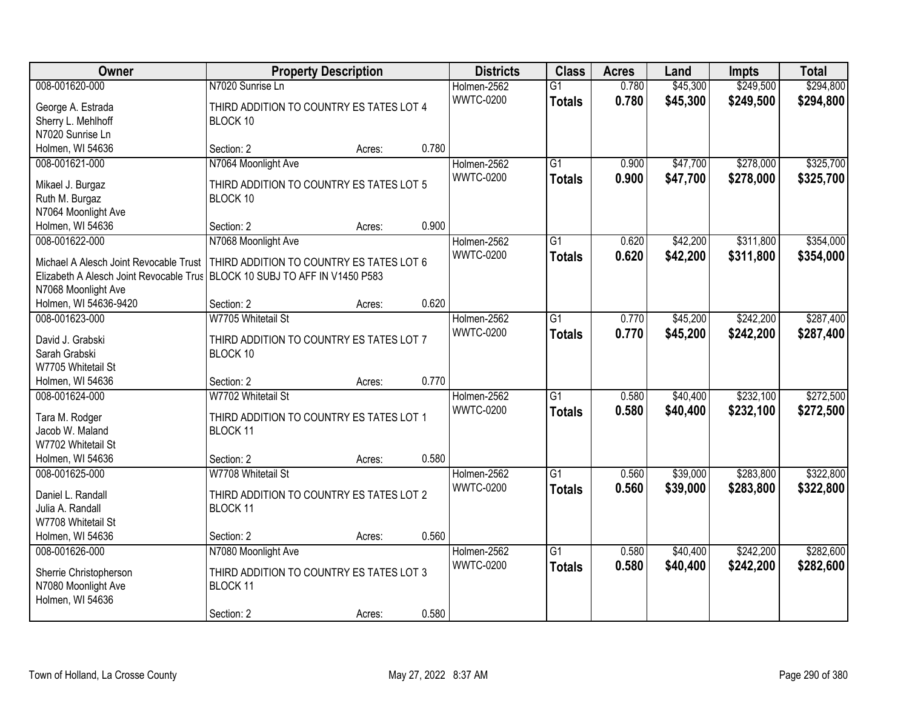| Owner | Property Description | Districts | Class | Acres | Land | Impts | Total |
|---|---|---|---|---|---|---|---|
| 008-001620-000<br>George A. Estrada<br>Sherry L. Mehlhoff<br>N7020 Sunrise Ln<br>Holmen, WI 54636 | N7020 Sunrise Ln<br>THIRD ADDITION TO COUNTRY ES TATES LOT 4 BLOCK 10<br>Section: 2 Acres: 0.780 | Holmen-2562<br>WWTC-0200 | G1<br>**Totals** | 0.780<br>**0.780** | $45,300<br>**$45,300** | $249,500<br>**$249,500** | $294,800<br>**$294,800** |
| 008-001621-000<br>Mikael J. Burgaz<br>Ruth M. Burgaz<br>N7064 Moonlight Ave<br>Holmen, WI 54636 | N7064 Moonlight Ave<br>THIRD ADDITION TO COUNTRY ES TATES LOT 5 BLOCK 10<br>Section: 2 Acres: 0.900 | Holmen-2562<br>WWTC-0200 | G1<br>**Totals** | 0.900<br>**0.900** | $47,700<br>**$47,700** | $278,000<br>**$278,000** | $325,700<br>**$325,700** |
| 008-001622-000<br>Michael A Alesch Joint Revocable Trust<br>Elizabeth A Alesch Joint Revocable Trus<br>N7068 Moonlight Ave<br>Holmen, WI 54636-9420 | N7068 Moonlight Ave<br>THIRD ADDITION TO COUNTRY ES TATES LOT 6 BLOCK 10 SUBJ TO AFF IN V1450 P583<br>Section: 2 Acres: 0.620 | Holmen-2562<br>WWTC-0200 | G1<br>**Totals** | 0.620<br>**0.620** | $42,200<br>**$42,200** | $311,800<br>**$311,800** | $354,000<br>**$354,000** |
| 008-001623-000<br>David J. Grabski<br>Sarah Grabski<br>W7705 Whitetail St<br>Holmen, WI 54636 | W7705 Whitetail St<br>THIRD ADDITION TO COUNTRY ES TATES LOT 7 BLOCK 10<br>Section: 2 Acres: 0.770 | Holmen-2562<br>WWTC-0200 | G1<br>**Totals** | 0.770<br>**0.770** | $45,200<br>**$45,200** | $242,200<br>**$242,200** | $287,400<br>**$287,400** |
| 008-001624-000<br>Tara M. Rodger<br>Jacob W. Maland<br>W7702 Whitetail St<br>Holmen, WI 54636 | W7702 Whitetail St<br>THIRD ADDITION TO COUNTRY ES TATES LOT 1 BLOCK 11<br>Section: 2 Acres: 0.580 | Holmen-2562<br>WWTC-0200 | G1<br>**Totals** | 0.580<br>**0.580** | $40,400<br>**$40,400** | $232,100<br>**$232,100** | $272,500<br>**$272,500** |
| 008-001625-000<br>Daniel L. Randall<br>Julia A. Randall<br>W7708 Whitetail St<br>Holmen, WI 54636 | W7708 Whitetail St<br>THIRD ADDITION TO COUNTRY ES TATES LOT 2 BLOCK 11<br>Section: 2 Acres: 0.560 | Holmen-2562<br>WWTC-0200 | G1<br>**Totals** | 0.560<br>**0.560** | $39,000<br>**$39,000** | $283,800<br>**$283,800** | $322,800<br>**$322,800** |
| 008-001626-000<br>Sherrie Christopherson<br>N7080 Moonlight Ave<br>Holmen, WI 54636 | N7080 Moonlight Ave<br>THIRD ADDITION TO COUNTRY ES TATES LOT 3 BLOCK 11<br>Section: 2 Acres: 0.580 | Holmen-2562<br>WWTC-0200 | G1<br>**Totals** | 0.580<br>**0.580** | $40,400<br>**$40,400** | $242,200<br>**$242,200** | $282,600<br>**$282,600** |

Town of Holland, La Crosse County May 27, 2022 8:37 AM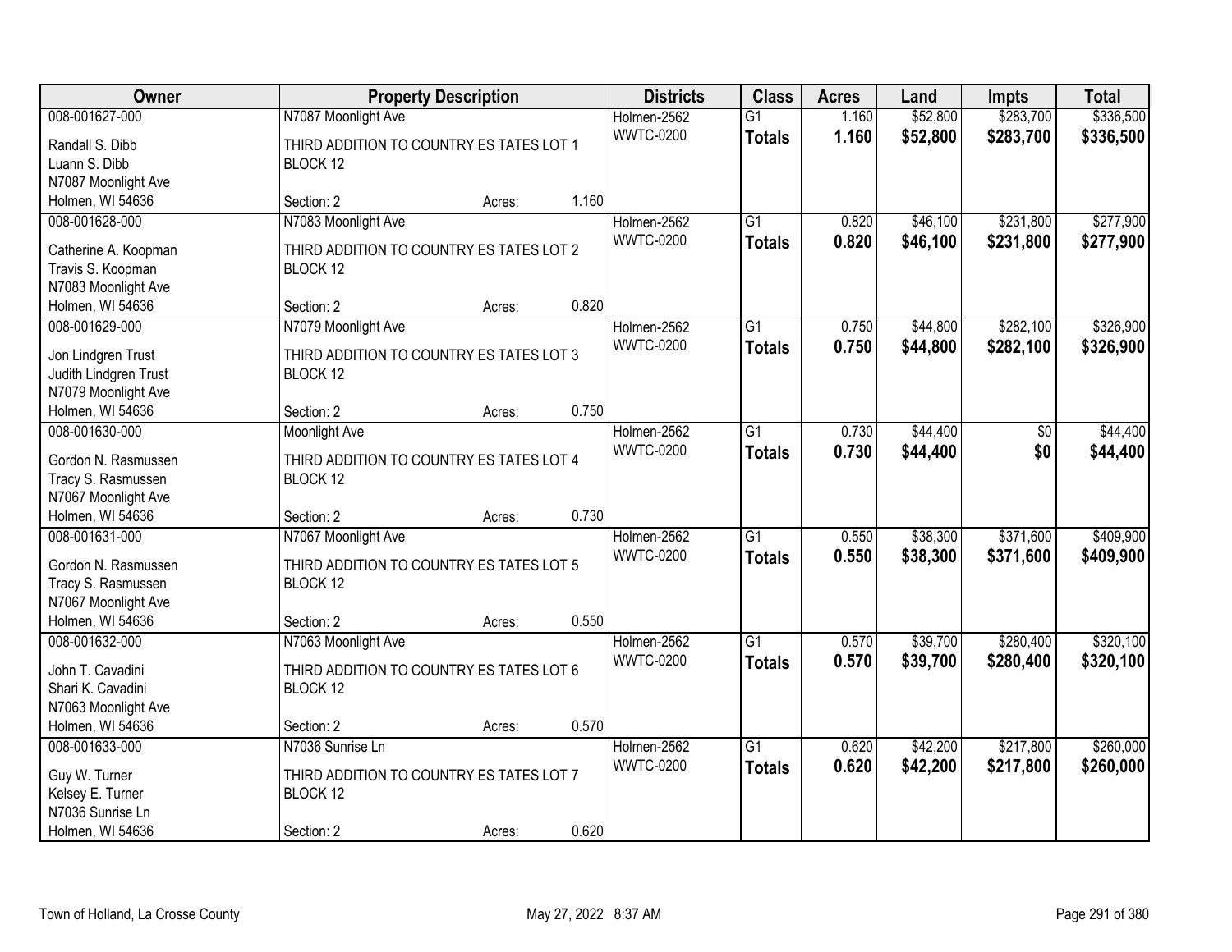| Owner | Property Description | | | Districts | Class | Acres | Land | Impts | Total |
|---|---|---|---|---|---|---|---|---|---|
| 008-001627-000 | N7087 Moonlight Ave | | | Holmen-2562 | G1 | 1.160 | $52,800 | $283,700 | $336,500 |
| Randall S. Dibb<br>Luann S. Dibb<br>N7087 Moonlight Ave<br>Holmen, WI 54636 | THIRD ADDITION TO COUNTRY ES TATES LOT 1 BLOCK 12 | | | WWTC-0200 | **Totals** | **1.160** | **$52,800** | **$283,700** | **$336,500** |
| | Section: 2 | Acres: | 1.160 | | | | | | |
| 008-001628-000 | N7083 Moonlight Ave | | | Holmen-2562 | G1 | 0.820 | $46,100 | $231,800 | $277,900 |
| Catherine A. Koopman<br>Travis S. Koopman<br>N7083 Moonlight Ave<br>Holmen, WI 54636 | THIRD ADDITION TO COUNTRY ES TATES LOT 2 BLOCK 12 | | | WWTC-0200 | **Totals** | **0.820** | **$46,100** | **$231,800** | **$277,900** |
| | Section: 2 | Acres: | 0.820 | | | | | | |
| 008-001629-000 | N7079 Moonlight Ave | | | Holmen-2562 | G1 | 0.750 | $44,800 | $282,100 | $326,900 |
| Jon Lindgren Trust<br>Judith Lindgren Trust<br>N7079 Moonlight Ave<br>Holmen, WI 54636 | THIRD ADDITION TO COUNTRY ES TATES LOT 3 BLOCK 12 | | | WWTC-0200 | **Totals** | **0.750** | **$44,800** | **$282,100** | **$326,900** |
| | Section: 2 | Acres: | 0.750 | | | | | | |
| 008-001630-000 | Moonlight Ave | | | Holmen-2562 | G1 | 0.730 | $44,400 | $0 | $44,400 |
| Gordon N. Rasmussen<br>Tracy S. Rasmussen<br>N7067 Moonlight Ave<br>Holmen, WI 54636 | THIRD ADDITION TO COUNTRY ES TATES LOT 4 BLOCK 12 | | | WWTC-0200 | **Totals** | **0.730** | **$44,400** | **$0** | **$44,400** |
| | Section: 2 | Acres: | 0.730 | | | | | | |
| 008-001631-000 | N7067 Moonlight Ave | | | Holmen-2562 | G1 | 0.550 | $38,300 | $371,600 | $409,900 |
| Gordon N. Rasmussen<br>Tracy S. Rasmussen<br>N7067 Moonlight Ave<br>Holmen, WI 54636 | THIRD ADDITION TO COUNTRY ES TATES LOT 5 BLOCK 12 | | | WWTC-0200 | **Totals** | **0.550** | **$38,300** | **$371,600** | **$409,900** |
| | Section: 2 | Acres: | 0.550 | | | | | | |
| 008-001632-000 | N7063 Moonlight Ave | | | Holmen-2562 | G1 | 0.570 | $39,700 | $280,400 | $320,100 |
| John T. Cavadini<br>Shari K. Cavadini<br>N7063 Moonlight Ave<br>Holmen, WI 54636 | THIRD ADDITION TO COUNTRY ES TATES LOT 6 BLOCK 12 | | | WWTC-0200 | **Totals** | **0.570** | **$39,700** | **$280,400** | **$320,100** |
| | Section: 2 | Acres: | 0.570 | | | | | | |
| 008-001633-000 | N7036 Sunrise Ln | | | Holmen-2562 | G1 | 0.620 | $42,200 | $217,800 | $260,000 |
| Guy W. Turner<br>Kelsey E. Turner<br>N7036 Sunrise Ln<br>Holmen, WI 54636 | THIRD ADDITION TO COUNTRY ES TATES LOT 7 BLOCK 12 | | | WWTC-0200 | **Totals** | **0.620** | **$42,200** | **$217,800** | **$260,000** |
| | Section: 2 | Acres: | 0.620 | | | | | | |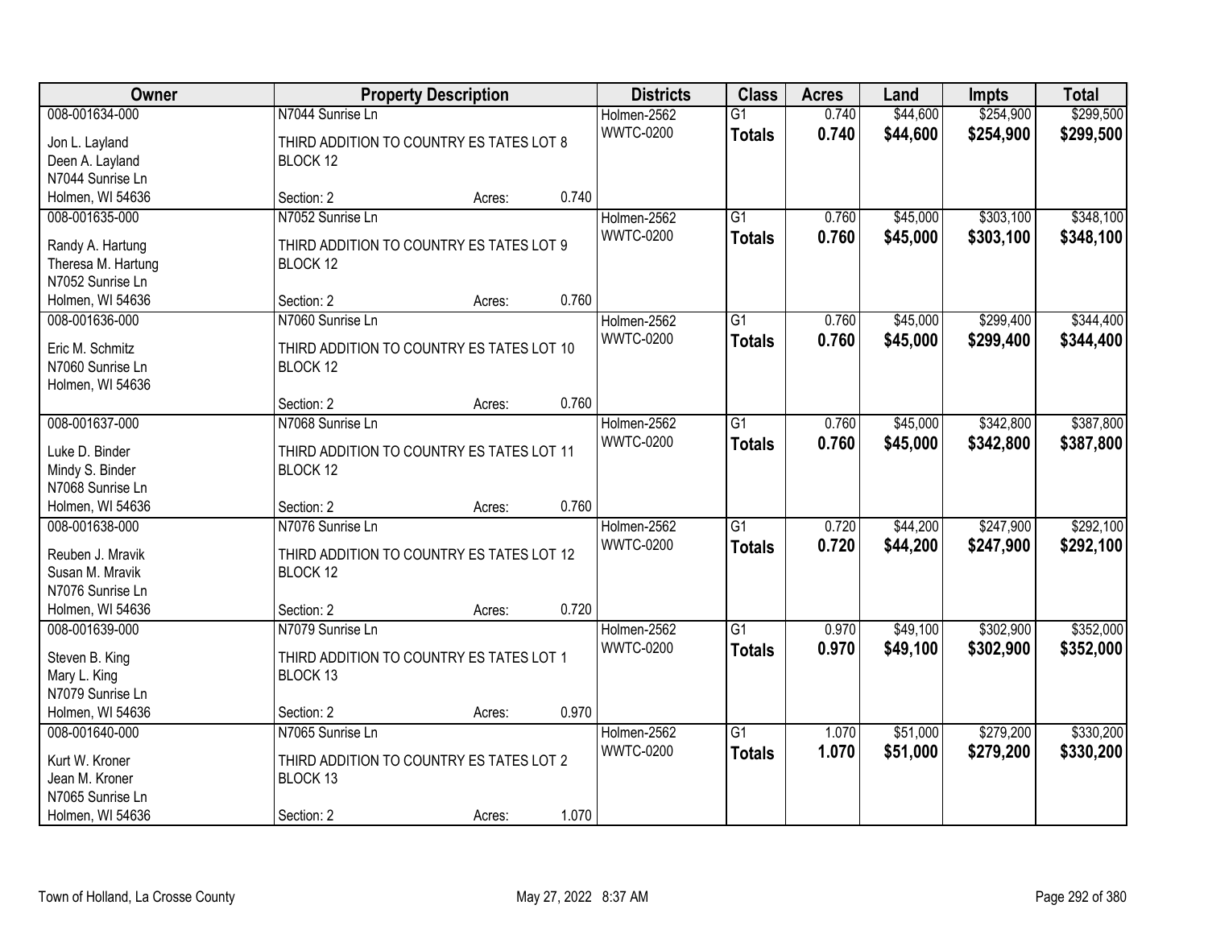| Owner | Property Description | | | Districts | Class | Acres | Land | Impts | Total |
|---|---|---|---|---|---|---|---|---|---|
| 008-001634-000 | N7044 Sunrise Ln | | | Holmen-2562 | G1 | 0.740 | $44,600 | $254,900 | $299,500 |
| Jon L. Layland<br>Deen A. Layland<br>N7044 Sunrise Ln<br>Holmen, WI 54636 | THIRD ADDITION TO COUNTRY ES TATES LOT 8 BLOCK 12 | | | WWTC-0200 | **Totals** | **0.740** | **$44,600** | **$254,900** | **$299,500** |
| | Section: 2 | Acres: | 0.740 | | | | | | |
| 008-001635-000 | N7052 Sunrise Ln | | | Holmen-2562 | G1 | 0.760 | $45,000 | $303,100 | $348,100 |
| Randy A. Hartung<br>Theresa M. Hartung<br>N7052 Sunrise Ln<br>Holmen, WI 54636 | THIRD ADDITION TO COUNTRY ES TATES LOT 9 BLOCK 12 | | | WWTC-0200 | **Totals** | **0.760** | **$45,000** | **$303,100** | **$348,100** |
| | Section: 2 | Acres: | 0.760 | | | | | | |
| 008-001636-000 | N7060 Sunrise Ln | | | Holmen-2562 | G1 | 0.760 | $45,000 | $299,400 | $344,400 |
| Eric M. Schmitz<br>N7060 Sunrise Ln<br>Holmen, WI 54636 | THIRD ADDITION TO COUNTRY ES TATES LOT 10 BLOCK 12 | | | WWTC-0200 | **Totals** | **0.760** | **$45,000** | **$299,400** | **$344,400** |
| | Section: 2 | Acres: | 0.760 | | | | | | |
| 008-001637-000 | N7068 Sunrise Ln | | | Holmen-2562 | G1 | 0.760 | $45,000 | $342,800 | $387,800 |
| Luke D. Binder<br>Mindy S. Binder<br>N7068 Sunrise Ln<br>Holmen, WI 54636 | THIRD ADDITION TO COUNTRY ES TATES LOT 11 BLOCK 12 | | | WWTC-0200 | **Totals** | **0.760** | **$45,000** | **$342,800** | **$387,800** |
| | Section: 2 | Acres: | 0.760 | | | | | | |
| 008-001638-000 | N7076 Sunrise Ln | | | Holmen-2562 | G1 | 0.720 | $44,200 | $247,900 | $292,100 |
| Reuben J. Mravik<br>Susan M. Mravik<br>N7076 Sunrise Ln<br>Holmen, WI 54636 | THIRD ADDITION TO COUNTRY ES TATES LOT 12 BLOCK 12 | | | WWTC-0200 | **Totals** | **0.720** | **$44,200** | **$247,900** | **$292,100** |
| | Section: 2 | Acres: | 0.720 | | | | | | |
| 008-001639-000 | N7079 Sunrise Ln | | | Holmen-2562 | G1 | 0.970 | $49,100 | $302,900 | $352,000 |
| Steven B. King<br>Mary L. King<br>N7079 Sunrise Ln<br>Holmen, WI 54636 | THIRD ADDITION TO COUNTRY ES TATES LOT 1 BLOCK 13 | | | WWTC-0200 | **Totals** | **0.970** | **$49,100** | **$302,900** | **$352,000** |
| | Section: 2 | Acres: | 0.970 | | | | | | |
| 008-001640-000 | N7065 Sunrise Ln | | | Holmen-2562 | G1 | 1.070 | $51,000 | $279,200 | $330,200 |
| Kurt W. Kroner<br>Jean M. Kroner<br>N7065 Sunrise Ln<br>Holmen, WI 54636 | THIRD ADDITION TO COUNTRY ES TATES LOT 2 BLOCK 13 | | | WWTC-0200 | **Totals** | **1.070** | **$51,000** | **$279,200** | **$330,200** |
| | Section: 2 | Acres: | 1.070 | | | | | | |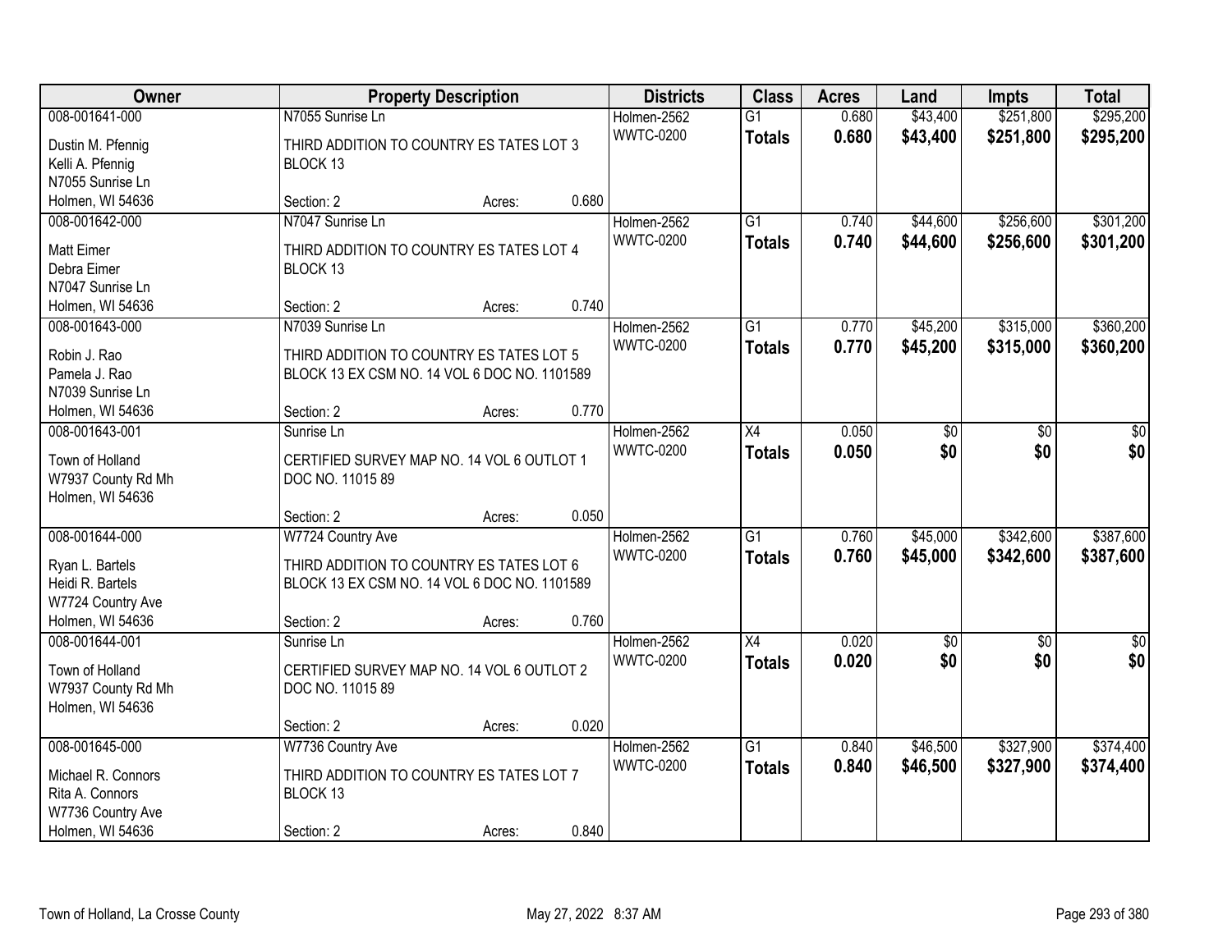| Owner | Property Description | | | Districts | Class | Acres | Land | Impts | Total |
|---|---|---|---|---|---|---|---|---|---|
| 008-001641-000 | N7055 Sunrise Ln | | | Holmen-2562 | G1 | 0.680 | $43,400 | $251,800 | $295,200 |
| Dustin M. Pfennig<br>Kelli A. Pfennig<br>N7055 Sunrise Ln<br>Holmen, WI 54636 | THIRD ADDITION TO COUNTRY ES TATES LOT 3 BLOCK 13 | | | WWTC-0200 | **Totals** | **0.680** | **$43,400** | **$251,800** | **$295,200** |
| | Section: 2 | Acres: | 0.680 | | | | | | |
| 008-001642-000 | N7047 Sunrise Ln | | | Holmen-2562 | G1 | 0.740 | $44,600 | $256,600 | $301,200 |
| Matt Eimer<br>Debra Eimer<br>N7047 Sunrise Ln<br>Holmen, WI 54636 | THIRD ADDITION TO COUNTRY ES TATES LOT 4 BLOCK 13 | | | WWTC-0200 | **Totals** | **0.740** | **$44,600** | **$256,600** | **$301,200** |
| | Section: 2 | Acres: | 0.740 | | | | | | |
| 008-001643-000 | N7039 Sunrise Ln | | | Holmen-2562 | G1 | 0.770 | $45,200 | $315,000 | $360,200 |
| Robin J. Rao<br>Pamela J. Rao<br>N7039 Sunrise Ln<br>Holmen, WI 54636 | THIRD ADDITION TO COUNTRY ES TATES LOT 5 BLOCK 13 EX CSM NO. 14 VOL 6 DOC NO. 1101589 | | | WWTC-0200 | **Totals** | **0.770** | **$45,200** | **$315,000** | **$360,200** |
| | Section: 2 | Acres: | 0.770 | | | | | | |
| 008-001643-001 | Sunrise Ln | | | Holmen-2562 | X4 | 0.050 | $0 | $0 | $0 |
| Town of Holland<br>W7937 County Rd Mh<br>Holmen, WI 54636 | CERTIFIED SURVEY MAP NO. 14 VOL 6 OUTLOT 1 DOC NO. 11015 89 | | | WWTC-0200 | **Totals** | **0.050** | **$0** | **$0** | **$0** |
| | Section: 2 | Acres: | 0.050 | | | | | | |
| 008-001644-000 | W7724 Country Ave | | | Holmen-2562 | G1 | 0.760 | $45,000 | $342,600 | $387,600 |
| Ryan L. Bartels<br>Heidi R. Bartels<br>W7724 Country Ave<br>Holmen, WI 54636 | THIRD ADDITION TO COUNTRY ES TATES LOT 6 BLOCK 13 EX CSM NO. 14 VOL 6 DOC NO. 1101589 | | | WWTC-0200 | **Totals** | **0.760** | **$45,000** | **$342,600** | **$387,600** |
| | Section: 2 | Acres: | 0.760 | | | | | | |
| 008-001644-001 | Sunrise Ln | | | Holmen-2562 | X4 | 0.020 | $0 | $0 | $0 |
| Town of Holland<br>W7937 County Rd Mh<br>Holmen, WI 54636 | CERTIFIED SURVEY MAP NO. 14 VOL 6 OUTLOT 2 DOC NO. 11015 89 | | | WWTC-0200 | **Totals** | **0.020** | **$0** | **$0** | **$0** |
| | Section: 2 | Acres: | 0.020 | | | | | | |
| 008-001645-000 | W7736 Country Ave | | | Holmen-2562 | G1 | 0.840 | $46,500 | $327,900 | $374,400 |
| Michael R. Connors<br>Rita A. Connors<br>W7736 Country Ave<br>Holmen, WI 54636 | THIRD ADDITION TO COUNTRY ES TATES LOT 7 BLOCK 13 | | | WWTC-0200 | **Totals** | **0.840** | **$46,500** | **$327,900** | **$374,400** |
| | Section: 2 | Acres: | 0.840 | | | | | | |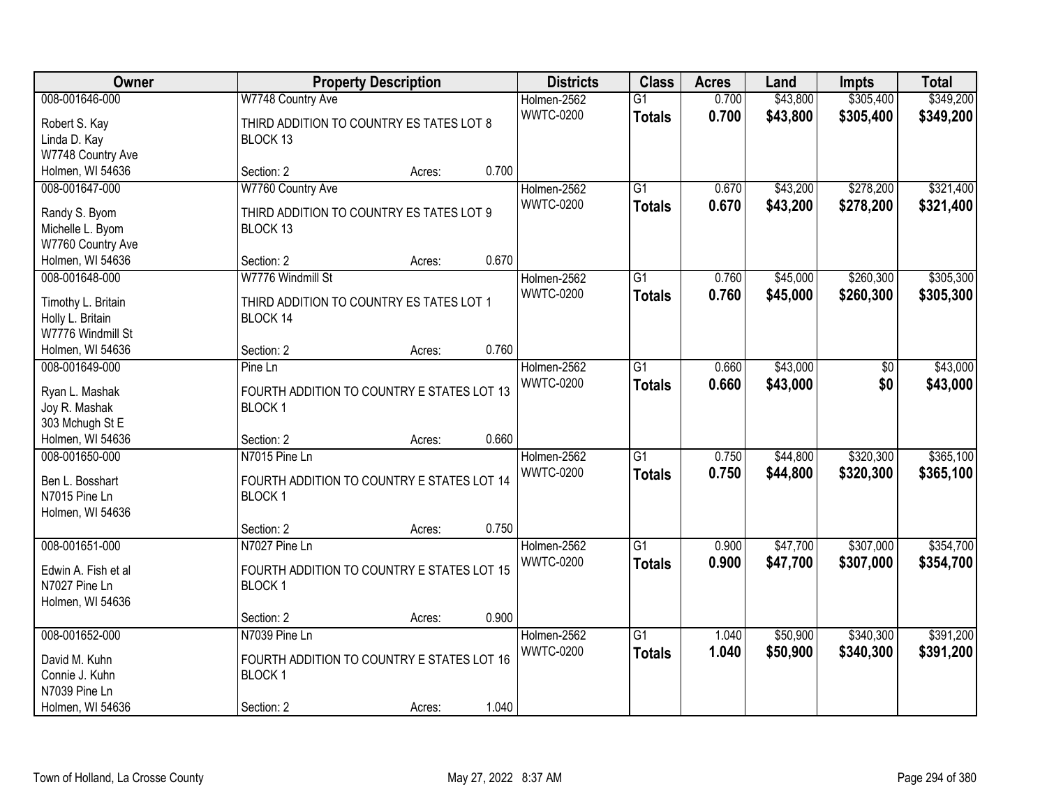| Owner | Property Description | | | Districts | Class | Acres | Land | Impts | Total |
|---|---|---|---|---|---|---|---|---|---|
| 008-001646-000 | W7748 Country Ave | | | Holmen-2562 | G1 | 0.700 | $43,800 | $305,400 | $349,200 |
| Robert S. Kay<br>Linda D. Kay<br>W7748 Country Ave<br>Holmen, WI 54636 | THIRD ADDITION TO COUNTRY ES TATES LOT 8 BLOCK 13 | | | WWTC-0200 | **Totals** | **0.700** | **$43,800** | **$305,400** | **$349,200** |
| | Section: 2 | Acres: | 0.700 | | | | | | |
| 008-001647-000 | W7760 Country Ave | | | Holmen-2562 | G1 | 0.670 | $43,200 | $278,200 | $321,400 |
| Randy S. Byom<br>Michelle L. Byom<br>W7760 Country Ave<br>Holmen, WI 54636 | THIRD ADDITION TO COUNTRY ES TATES LOT 9 BLOCK 13 | | | WWTC-0200 | **Totals** | **0.670** | **$43,200** | **$278,200** | **$321,400** |
| | Section: 2 | Acres: | 0.670 | | | | | | |
| 008-001648-000 | W7776 Windmill St | | | Holmen-2562 | G1 | 0.760 | $45,000 | $260,300 | $305,300 |
| Timothy L. Britain<br>Holly L. Britain<br>W7776 Windmill St<br>Holmen, WI 54636 | THIRD ADDITION TO COUNTRY ES TATES LOT 1 BLOCK 14 | | | WWTC-0200 | **Totals** | **0.760** | **$45,000** | **$260,300** | **$305,300** |
| | Section: 2 | Acres: | 0.760 | | | | | | |
| 008-001649-000 | Pine Ln | | | Holmen-2562 | G1 | 0.660 | $43,000 | $0 | $43,000 |
| Ryan L. Mashak<br>Joy R. Mashak<br>303 Mchugh St E<br>Holmen, WI 54636 | FOURTH ADDITION TO COUNTRY E STATES LOT 13 BLOCK 1 | | | WWTC-0200 | **Totals** | **0.660** | **$43,000** | **$0** | **$43,000** |
| | Section: 2 | Acres: | 0.660 | | | | | | |
| 008-001650-000 | N7015 Pine Ln | | | Holmen-2562 | G1 | 0.750 | $44,800 | $320,300 | $365,100 |
| Ben L. Bosshart<br>N7015 Pine Ln<br>Holmen, WI 54636 | FOURTH ADDITION TO COUNTRY E STATES LOT 14 BLOCK 1 | | | WWTC-0200 | **Totals** | **0.750** | **$44,800** | **$320,300** | **$365,100** |
| | Section: 2 | Acres: | 0.750 | | | | | | |
| 008-001651-000 | N7027 Pine Ln | | | Holmen-2562 | G1 | 0.900 | $47,700 | $307,000 | $354,700 |
| Edwin A. Fish et al<br>N7027 Pine Ln<br>Holmen, WI 54636 | FOURTH ADDITION TO COUNTRY E STATES LOT 15 BLOCK 1 | | | WWTC-0200 | **Totals** | **0.900** | **$47,700** | **$307,000** | **$354,700** |
| | Section: 2 | Acres: | 0.900 | | | | | | |
| 008-001652-000 | N7039 Pine Ln | | | Holmen-2562 | G1 | 1.040 | $50,900 | $340,300 | $391,200 |
| David M. Kuhn<br>Connie J. Kuhn<br>N7039 Pine Ln<br>Holmen, WI 54636 | FOURTH ADDITION TO COUNTRY E STATES LOT 16 BLOCK 1 | | | WWTC-0200 | **Totals** | **1.040** | **$50,900** | **$340,300** | **$391,200** |
| | Section: 2 | Acres: | 1.040 | | | | | | |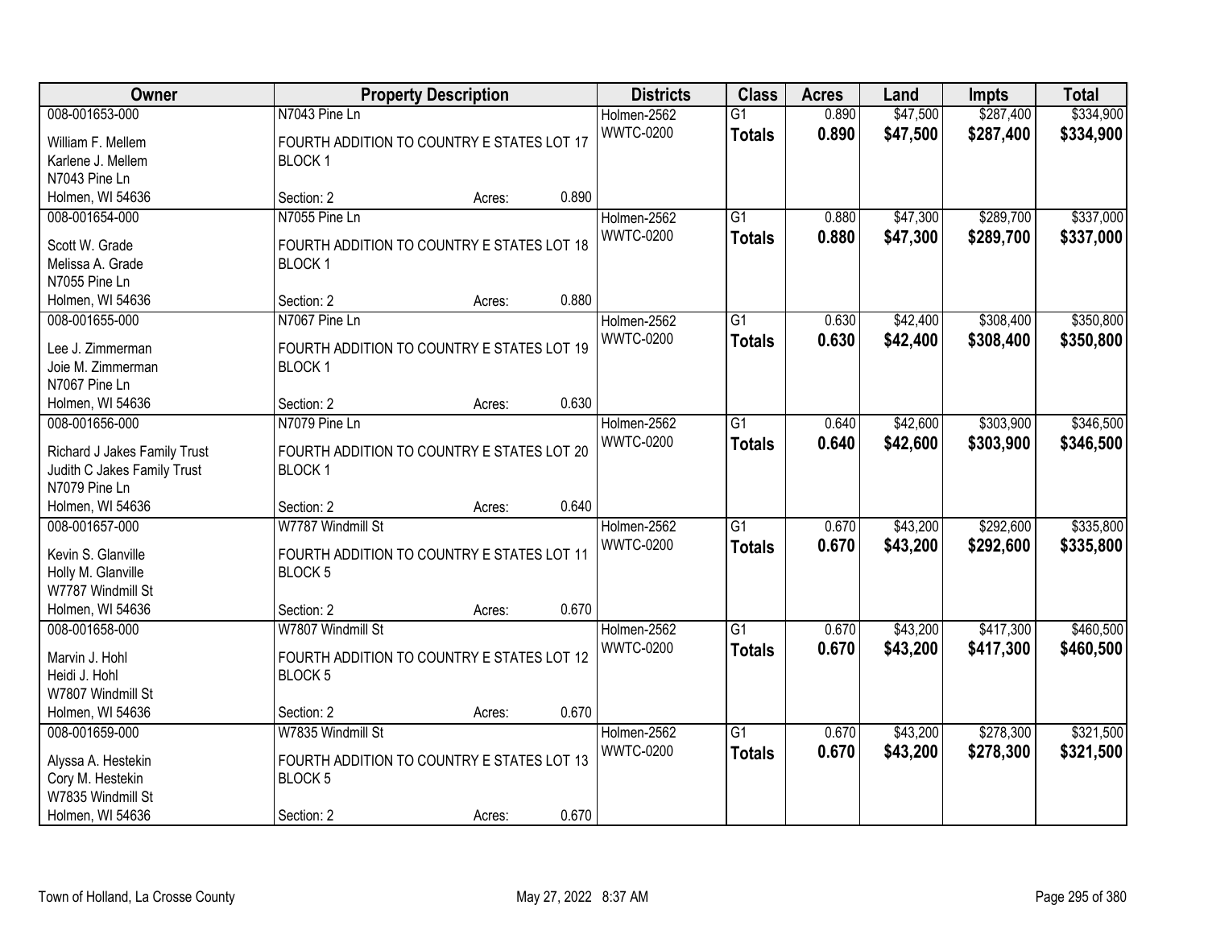| Owner | Property Description | | | Districts | Class | Acres | Land | Impts | Total |
|---|---|---|---|---|---|---|---|---|---|
| 008-001653-000 | N7043 Pine Ln | | | Holmen-2562 | G1 | 0.890 | $47,500 | $287,400 | $334,900 |
| William F. Mellem<br>Karlene J. Mellem<br>N7043 Pine Ln<br>Holmen, WI 54636 | FOURTH ADDITION TO COUNTRY E STATES LOT 17 BLOCK 1 | | | WWTC-0200 | **Totals** | **0.890** | **$47,500** | **$287,400** | **$334,900** |
| | Section: 2 | Acres: | 0.890 | | | | | | |
| 008-001654-000 | N7055 Pine Ln | | | Holmen-2562 | G1 | 0.880 | $47,300 | $289,700 | $337,000 |
| Scott W. Grade<br>Melissa A. Grade<br>N7055 Pine Ln<br>Holmen, WI 54636 | FOURTH ADDITION TO COUNTRY E STATES LOT 18 BLOCK 1 | | | WWTC-0200 | **Totals** | **0.880** | **$47,300** | **$289,700** | **$337,000** |
| | Section: 2 | Acres: | 0.880 | | | | | | |
| 008-001655-000 | N7067 Pine Ln | | | Holmen-2562 | G1 | 0.630 | $42,400 | $308,400 | $350,800 |
| Lee J. Zimmerman<br>Joie M. Zimmerman<br>N7067 Pine Ln<br>Holmen, WI 54636 | FOURTH ADDITION TO COUNTRY E STATES LOT 19 BLOCK 1 | | | WWTC-0200 | **Totals** | **0.630** | **$42,400** | **$308,400** | **$350,800** |
| | Section: 2 | Acres: | 0.630 | | | | | | |
| 008-001656-000 | N7079 Pine Ln | | | Holmen-2562 | G1 | 0.640 | $42,600 | $303,900 | $346,500 |
| Richard J Jakes Family Trust<br>Judith C Jakes Family Trust<br>N7079 Pine Ln<br>Holmen, WI 54636 | FOURTH ADDITION TO COUNTRY E STATES LOT 20 BLOCK 1 | | | WWTC-0200 | **Totals** | **0.640** | **$42,600** | **$303,900** | **$346,500** |
| | Section: 2 | Acres: | 0.640 | | | | | | |
| 008-001657-000 | W7787 Windmill St | | | Holmen-2562 | G1 | 0.670 | $43,200 | $292,600 | $335,800 |
| Kevin S. Glanville<br>Holly M. Glanville<br>W7787 Windmill St<br>Holmen, WI 54636 | FOURTH ADDITION TO COUNTRY E STATES LOT 11 BLOCK 5 | | | WWTC-0200 | **Totals** | **0.670** | **$43,200** | **$292,600** | **$335,800** |
| | Section: 2 | Acres: | 0.670 | | | | | | |
| 008-001658-000 | W7807 Windmill St | | | Holmen-2562 | G1 | 0.670 | $43,200 | $417,300 | $460,500 |
| Marvin J. Hohl<br>Heidi J. Hohl<br>W7807 Windmill St<br>Holmen, WI 54636 | FOURTH ADDITION TO COUNTRY E STATES LOT 12 BLOCK 5 | | | WWTC-0200 | **Totals** | **0.670** | **$43,200** | **$417,300** | **$460,500** |
| | Section: 2 | Acres: | 0.670 | | | | | | |
| 008-001659-000 | W7835 Windmill St | | | Holmen-2562 | G1 | 0.670 | $43,200 | $278,300 | $321,500 |
| Alyssa A. Hestekin<br>Cory M. Hestekin<br>W7835 Windmill St<br>Holmen, WI 54636 | FOURTH ADDITION TO COUNTRY E STATES LOT 13 BLOCK 5 | | | WWTC-0200 | **Totals** | **0.670** | **$43,200** | **$278,300** | **$321,500** |
| | Section: 2 | Acres: | 0.670 | | | | | | |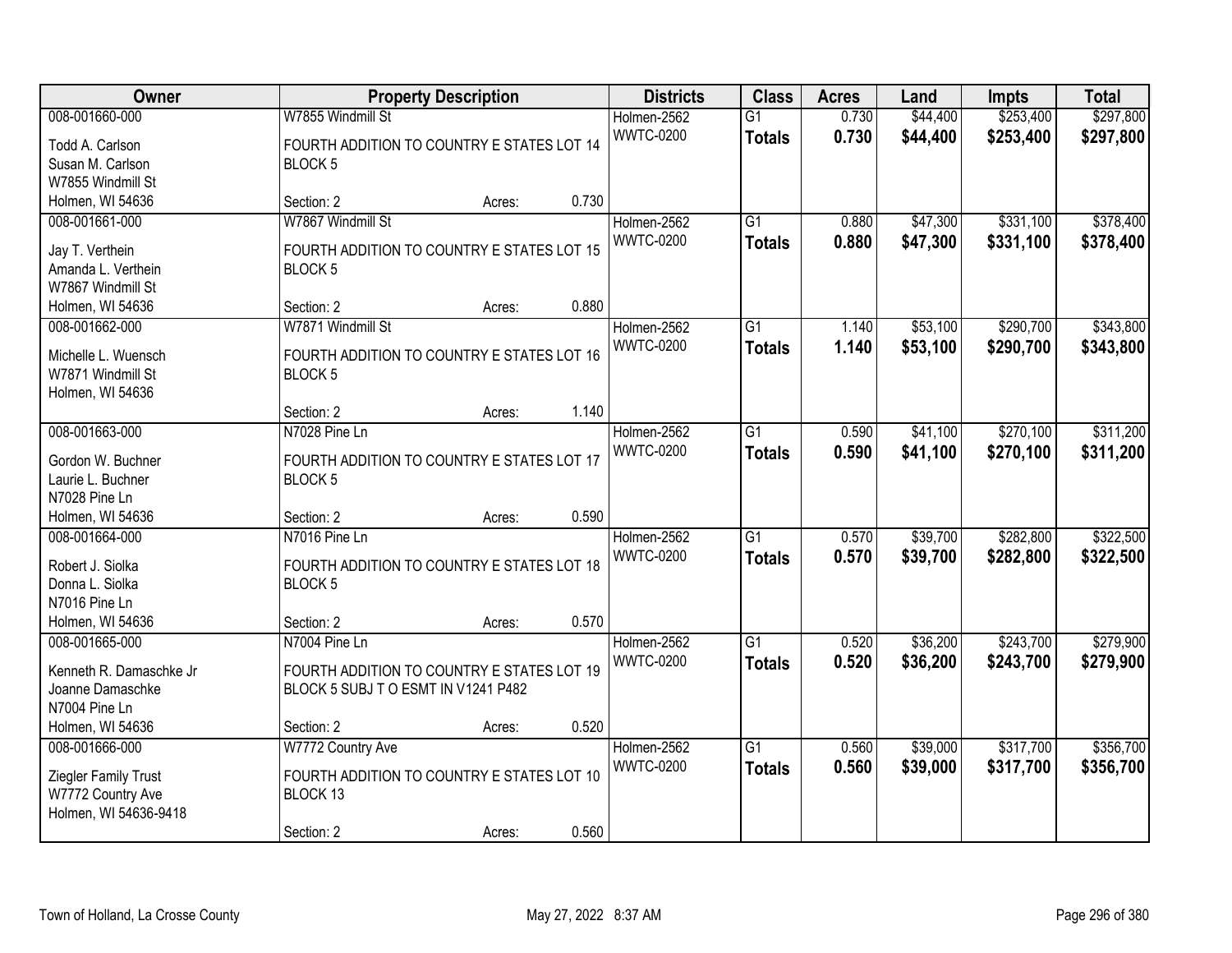| Owner | Property Description | Districts | Class | Acres | Land | Impts | Total |
|---|---|---|---|---|---|---|---|
| 008-001660-000<br>Todd A. Carlson<br>Susan M. Carlson<br>W7855 Windmill St<br>Holmen, WI 54636 | W7855 Windmill St<br>FOURTH ADDITION TO COUNTRY E STATES LOT 14 BLOCK 5<br>Section: 2 Acres: 0.730 | Holmen-2562<br>WWTC-0200 | G1<br>**Totals** | 0.730<br>**0.730** | $44,400<br>**$44,400** | $253,400<br>**$253,400** | $297,800<br>**$297,800** |
| 008-001661-000<br>Jay T. Verthein<br>Amanda L. Verthein<br>W7867 Windmill St<br>Holmen, WI 54636 | W7867 Windmill St<br>FOURTH ADDITION TO COUNTRY E STATES LOT 15 BLOCK 5<br>Section: 2 Acres: 0.880 | Holmen-2562<br>WWTC-0200 | G1<br>**Totals** | 0.880<br>**0.880** | $47,300<br>**$47,300** | $331,100<br>**$331,100** | $378,400<br>**$378,400** |
| 008-001662-000<br>Michelle L. Wuensch<br>W7871 Windmill St<br>Holmen, WI 54636 | W7871 Windmill St<br>FOURTH ADDITION TO COUNTRY E STATES LOT 16 BLOCK 5<br>Section: 2 Acres: 1.140 | Holmen-2562<br>WWTC-0200 | G1<br>**Totals** | 1.140<br>**1.140** | $53,100<br>**$53,100** | $290,700<br>**$290,700** | $343,800<br>**$343,800** |
| 008-001663-000<br>Gordon W. Buchner<br>Laurie L. Buchner<br>N7028 Pine Ln<br>Holmen, WI 54636 | N7028 Pine Ln<br>FOURTH ADDITION TO COUNTRY E STATES LOT 17 BLOCK 5<br>Section: 2 Acres: 0.590 | Holmen-2562<br>WWTC-0200 | G1<br>**Totals** | 0.590<br>**0.590** | $41,100<br>**$41,100** | $270,100<br>**$270,100** | $311,200<br>**$311,200** |
| 008-001664-000<br>Robert J. Siolka<br>Donna L. Siolka<br>N7016 Pine Ln<br>Holmen, WI 54636 | N7016 Pine Ln<br>FOURTH ADDITION TO COUNTRY E STATES LOT 18 BLOCK 5<br>Section: 2 Acres: 0.570 | Holmen-2562<br>WWTC-0200 | G1<br>**Totals** | 0.570<br>**0.570** | $39,700<br>**$39,700** | $282,800<br>**$282,800** | $322,500<br>**$322,500** |
| 008-001665-000<br>Kenneth R. Damaschke Jr<br>Joanne Damaschke<br>N7004 Pine Ln<br>Holmen, WI 54636 | N7004 Pine Ln<br>FOURTH ADDITION TO COUNTRY E STATES LOT 19 BLOCK 5 SUBJ T O ESMT IN V1241 P482<br>Section: 2 Acres: 0.520 | Holmen-2562<br>WWTC-0200 | G1<br>**Totals** | 0.520<br>**0.520** | $36,200<br>**$36,200** | $243,700<br>**$243,700** | $279,900<br>**$279,900** |
| 008-001666-000<br>Ziegler Family Trust<br>W7772 Country Ave<br>Holmen, WI 54636-9418 | W7772 Country Ave<br>FOURTH ADDITION TO COUNTRY E STATES LOT 10 BLOCK 13<br>Section: 2 Acres: 0.560 | Holmen-2562<br>WWTC-0200 | G1<br>**Totals** | 0.560<br>**0.560** | $39,000<br>**$39,000** | $317,700<br>**$317,700** | $356,700<br>**$356,700** |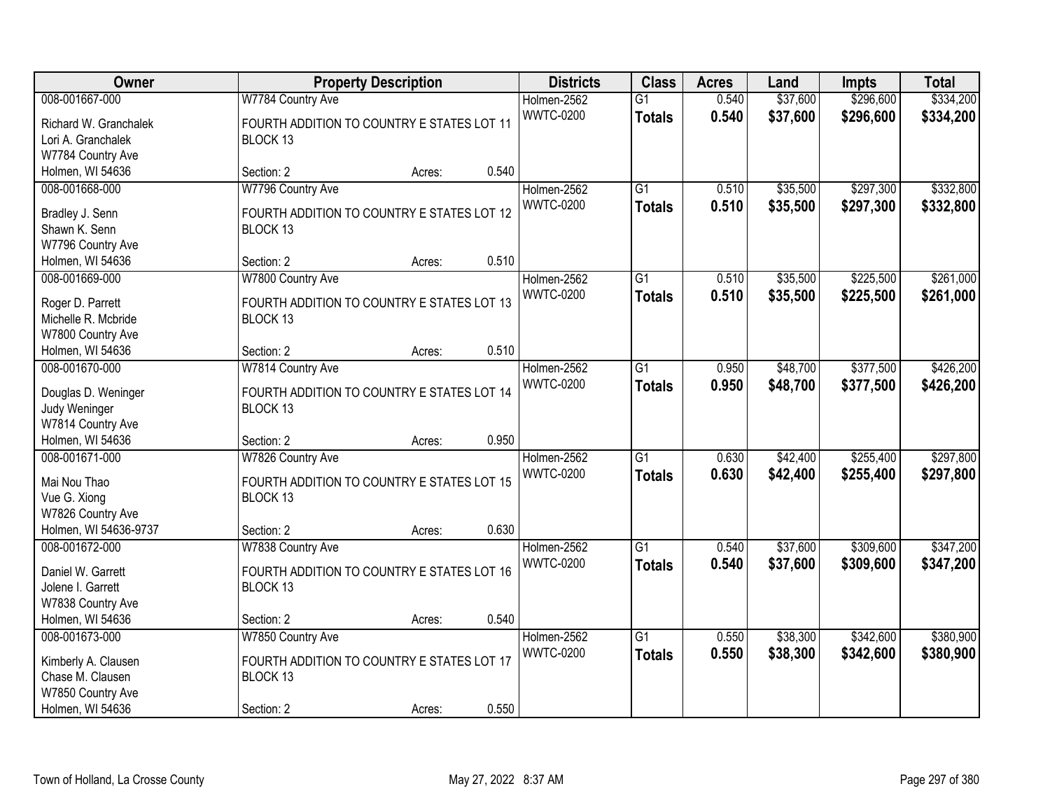| Owner | Property Description | | | Districts | Class | Acres | Land | Impts | Total |
|---|---|---|---|---|---|---|---|---|---|
| 008-001667-000 | W7784 Country Ave | | | Holmen-2562 | G1 | 0.540 | $37,600 | $296,600 | $334,200 |
| Richard W. Granchalek<br>Lori A. Granchalek<br>W7784 Country Ave<br>Holmen, WI 54636 | FOURTH ADDITION TO COUNTRY E STATES LOT 11 BLOCK 13 | | | WWTC-0200 | **Totals** | **0.540** | **$37,600** | **$296,600** | **$334,200** |
| | Section: 2 | Acres: | 0.540 | | | | | | |
| 008-001668-000 | W7796 Country Ave | | | Holmen-2562 | G1 | 0.510 | $35,500 | $297,300 | $332,800 |
| Bradley J. Senn<br>Shawn K. Senn<br>W7796 Country Ave<br>Holmen, WI 54636 | FOURTH ADDITION TO COUNTRY E STATES LOT 12 BLOCK 13 | | | WWTC-0200 | **Totals** | **0.510** | **$35,500** | **$297,300** | **$332,800** |
| | Section: 2 | Acres: | 0.510 | | | | | | |
| 008-001669-000 | W7800 Country Ave | | | Holmen-2562 | G1 | 0.510 | $35,500 | $225,500 | $261,000 |
| Roger D. Parrett<br>Michelle R. Mcbride<br>W7800 Country Ave<br>Holmen, WI 54636 | FOURTH ADDITION TO COUNTRY E STATES LOT 13 BLOCK 13 | | | WWTC-0200 | **Totals** | **0.510** | **$35,500** | **$225,500** | **$261,000** |
| | Section: 2 | Acres: | 0.510 | | | | | | |
| 008-001670-000 | W7814 Country Ave | | | Holmen-2562 | G1 | 0.950 | $48,700 | $377,500 | $426,200 |
| Douglas D. Weninger<br>Judy Weninger<br>W7814 Country Ave<br>Holmen, WI 54636 | FOURTH ADDITION TO COUNTRY E STATES LOT 14 BLOCK 13 | | | WWTC-0200 | **Totals** | **0.950** | **$48,700** | **$377,500** | **$426,200** |
| | Section: 2 | Acres: | 0.950 | | | | | | |
| 008-001671-000 | W7826 Country Ave | | | Holmen-2562 | G1 | 0.630 | $42,400 | $255,400 | $297,800 |
| Mai Nou Thao<br>Vue G. Xiong<br>W7826 Country Ave<br>Holmen, WI 54636-9737 | FOURTH ADDITION TO COUNTRY E STATES LOT 15 BLOCK 13 | | | WWTC-0200 | **Totals** | **0.630** | **$42,400** | **$255,400** | **$297,800** |
| | Section: 2 | Acres: | 0.630 | | | | | | |
| 008-001672-000 | W7838 Country Ave | | | Holmen-2562 | G1 | 0.540 | $37,600 | $309,600 | $347,200 |
| Daniel W. Garrett<br>Jolene I. Garrett<br>W7838 Country Ave<br>Holmen, WI 54636 | FOURTH ADDITION TO COUNTRY E STATES LOT 16 BLOCK 13 | | | WWTC-0200 | **Totals** | **0.540** | **$37,600** | **$309,600** | **$347,200** |
| | Section: 2 | Acres: | 0.540 | | | | | | |
| 008-001673-000 | W7850 Country Ave | | | Holmen-2562 | G1 | 0.550 | $38,300 | $342,600 | $380,900 |
| Kimberly A. Clausen<br>Chase M. Clausen<br>W7850 Country Ave<br>Holmen, WI 54636 | FOURTH ADDITION TO COUNTRY E STATES LOT 17 BLOCK 13 | | | WWTC-0200 | **Totals** | **0.550** | **$38,300** | **$342,600** | **$380,900** |
| | Section: 2 | Acres: | 0.550 | | | | | | |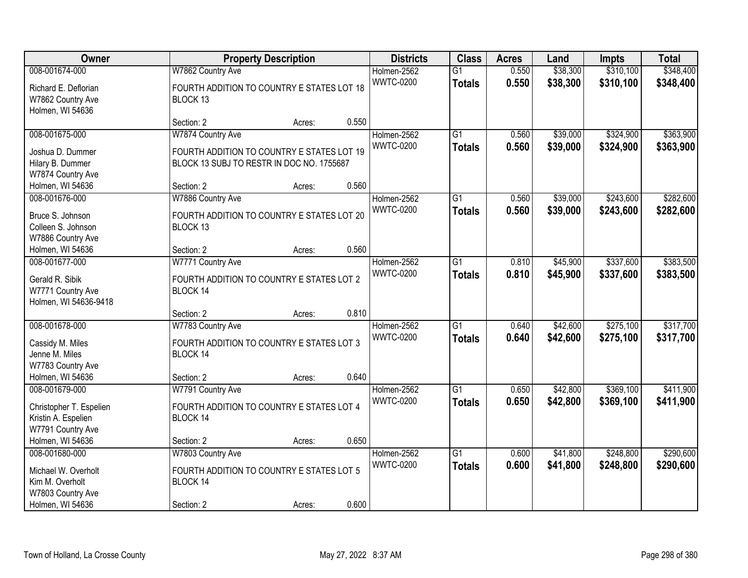| Owner | Property Description | | | Districts | Class | Acres | Land | Impts | Total |
|---|---|---|---|---|---|---|---|---|---|
| 008-001674-000 | W7862 Country Ave | | | Holmen-2562 | G1 | 0.550 | $38,300 | $310,100 | $348,400 |
| Richard E. Deflorian<br>W7862 Country Ave<br>Holmen, WI 54636 | FOURTH ADDITION TO COUNTRY E STATES LOT 18 BLOCK 13 | | | WWTC-0200 | **Totals** | **0.550** | **$38,300** | **$310,100** | **$348,400** |
| | Section: 2 | Acres: | 0.550 | | | | | | |
| 008-001675-000 | W7874 Country Ave | | | Holmen-2562 | G1 | 0.560 | $39,000 | $324,900 | $363,900 |
| Joshua D. Dummer<br>Hilary B. Dummer<br>W7874 Country Ave<br>Holmen, WI 54636 | FOURTH ADDITION TO COUNTRY E STATES LOT 19 BLOCK 13 SUBJ TO RESTR IN DOC NO. 1755687 | | | WWTC-0200 | **Totals** | **0.560** | **$39,000** | **$324,900** | **$363,900** |
| | Section: 2 | Acres: | 0.560 | | | | | | |
| 008-001676-000 | W7886 Country Ave | | | Holmen-2562 | G1 | 0.560 | $39,000 | $243,600 | $282,600 |
| Bruce S. Johnson<br>Colleen S. Johnson<br>W7886 Country Ave<br>Holmen, WI 54636 | FOURTH ADDITION TO COUNTRY E STATES LOT 20 BLOCK 13 | | | WWTC-0200 | **Totals** | **0.560** | **$39,000** | **$243,600** | **$282,600** |
| | Section: 2 | Acres: | 0.560 | | | | | | |
| 008-001677-000 | W7771 Country Ave | | | Holmen-2562 | G1 | 0.810 | $45,900 | $337,600 | $383,500 |
| Gerald R. Sibik<br>W7771 Country Ave<br>Holmen, WI 54636-9418 | FOURTH ADDITION TO COUNTRY E STATES LOT 2 BLOCK 14 | | | WWTC-0200 | **Totals** | **0.810** | **$45,900** | **$337,600** | **$383,500** |
| | Section: 2 | Acres: | 0.810 | | | | | | |
| 008-001678-000 | W7783 Country Ave | | | Holmen-2562 | G1 | 0.640 | $42,600 | $275,100 | $317,700 |
| Cassidy M. Miles<br>Jenne M. Miles<br>W7783 Country Ave<br>Holmen, WI 54636 | FOURTH ADDITION TO COUNTRY E STATES LOT 3 BLOCK 14 | | | WWTC-0200 | **Totals** | **0.640** | **$42,600** | **$275,100** | **$317,700** |
| | Section: 2 | Acres: | 0.640 | | | | | | |
| 008-001679-000 | W7791 Country Ave | | | Holmen-2562 | G1 | 0.650 | $42,800 | $369,100 | $411,900 |
| Christopher T. Espelien<br>Kristin A. Espelien<br>W7791 Country Ave<br>Holmen, WI 54636 | FOURTH ADDITION TO COUNTRY E STATES LOT 4 BLOCK 14 | | | WWTC-0200 | **Totals** | **0.650** | **$42,800** | **$369,100** | **$411,900** |
| | Section: 2 | Acres: | 0.650 | | | | | | |
| 008-001680-000 | W7803 Country Ave | | | Holmen-2562 | G1 | 0.600 | $41,800 | $248,800 | $290,600 |
| Michael W. Overholt<br>Kim M. Overholt<br>W7803 Country Ave<br>Holmen, WI 54636 | FOURTH ADDITION TO COUNTRY E STATES LOT 5 BLOCK 14 | | | WWTC-0200 | **Totals** | **0.600** | **$41,800** | **$248,800** | **$290,600** |
| | Section: 2 | Acres: | 0.600 | | | | | | |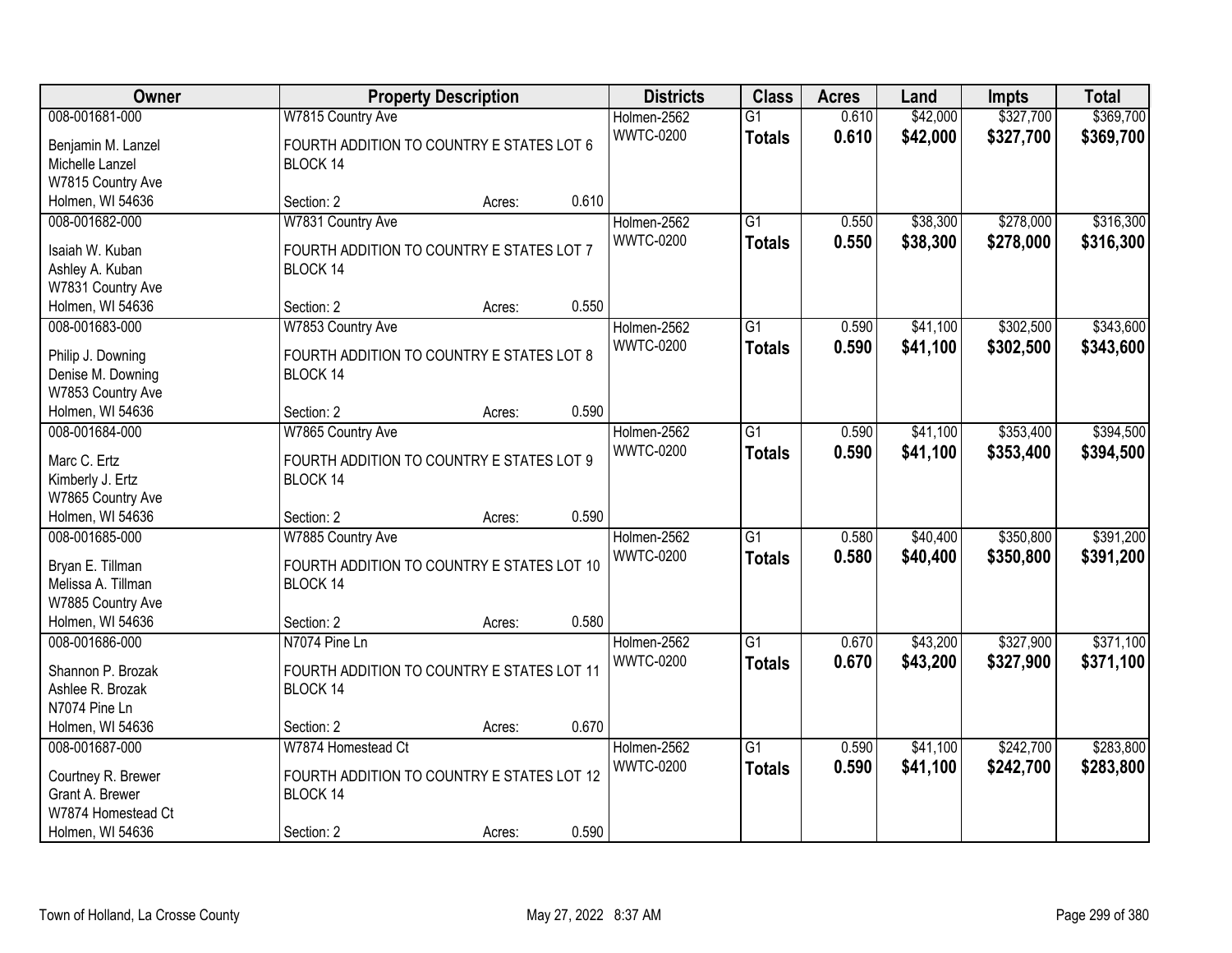| Owner | Property Description | Districts | Class | Acres | Land | Impts | Total |
|---|---|---|---|---|---|---|---|
| 008-001681-000 | W7815 Country Ave | Holmen-2562 | G1 | 0.610 | $42,000 | $327,700 | $369,700 |
| Benjamin M. Lanzel<br>Michelle Lanzel<br>W7815 Country Ave<br>Holmen, WI 54636 | FOURTH ADDITION TO COUNTRY E STATES LOT 6 BLOCK 14<br>Section: 2 Acres: 0.610 | WWTC-0200 | **Totals** | **0.610** | **$42,000** | **$327,700** | **$369,700** |
| 008-001682-000 | W7831 Country Ave | Holmen-2562 | G1 | 0.550 | $38,300 | $278,000 | $316,300 |
| Isaiah W. Kuban<br>Ashley A. Kuban<br>W7831 Country Ave<br>Holmen, WI 54636 | FOURTH ADDITION TO COUNTRY E STATES LOT 7 BLOCK 14<br>Section: 2 Acres: 0.550 | WWTC-0200 | **Totals** | **0.550** | **$38,300** | **$278,000** | **$316,300** |
| 008-001683-000 | W7853 Country Ave | Holmen-2562 | G1 | 0.590 | $41,100 | $302,500 | $343,600 |
| Philip J. Downing<br>Denise M. Downing<br>W7853 Country Ave<br>Holmen, WI 54636 | FOURTH ADDITION TO COUNTRY E STATES LOT 8 BLOCK 14<br>Section: 2 Acres: 0.590 | WWTC-0200 | **Totals** | **0.590** | **$41,100** | **$302,500** | **$343,600** |
| 008-001684-000 | W7865 Country Ave | Holmen-2562 | G1 | 0.590 | $41,100 | $353,400 | $394,500 |
| Marc C. Ertz<br>Kimberly J. Ertz<br>W7865 Country Ave<br>Holmen, WI 54636 | FOURTH ADDITION TO COUNTRY E STATES LOT 9 BLOCK 14<br>Section: 2 Acres: 0.590 | WWTC-0200 | **Totals** | **0.590** | **$41,100** | **$353,400** | **$394,500** |
| 008-001685-000 | W7885 Country Ave | Holmen-2562 | G1 | 0.580 | $40,400 | $350,800 | $391,200 |
| Bryan E. Tillman<br>Melissa A. Tillman<br>W7885 Country Ave<br>Holmen, WI 54636 | FOURTH ADDITION TO COUNTRY E STATES LOT 10 BLOCK 14<br>Section: 2 Acres: 0.580 | WWTC-0200 | **Totals** | **0.580** | **$40,400** | **$350,800** | **$391,200** |
| 008-001686-000 | N7074 Pine Ln | Holmen-2562 | G1 | 0.670 | $43,200 | $327,900 | $371,100 |
| Shannon P. Brozak<br>Ashlee R. Brozak<br>N7074 Pine Ln<br>Holmen, WI 54636 | FOURTH ADDITION TO COUNTRY E STATES LOT 11 BLOCK 14<br>Section: 2 Acres: 0.670 | WWTC-0200 | **Totals** | **0.670** | **$43,200** | **$327,900** | **$371,100** |
| 008-001687-000 | W7874 Homestead Ct | Holmen-2562 | G1 | 0.590 | $41,100 | $242,700 | $283,800 |
| Courtney R. Brewer<br>Grant A. Brewer<br>W7874 Homestead Ct<br>Holmen, WI 54636 | FOURTH ADDITION TO COUNTRY E STATES LOT 12 BLOCK 14<br>Section: 2 Acres: 0.590 | WWTC-0200 | **Totals** | **0.590** | **$41,100** | **$242,700** | **$283,800** |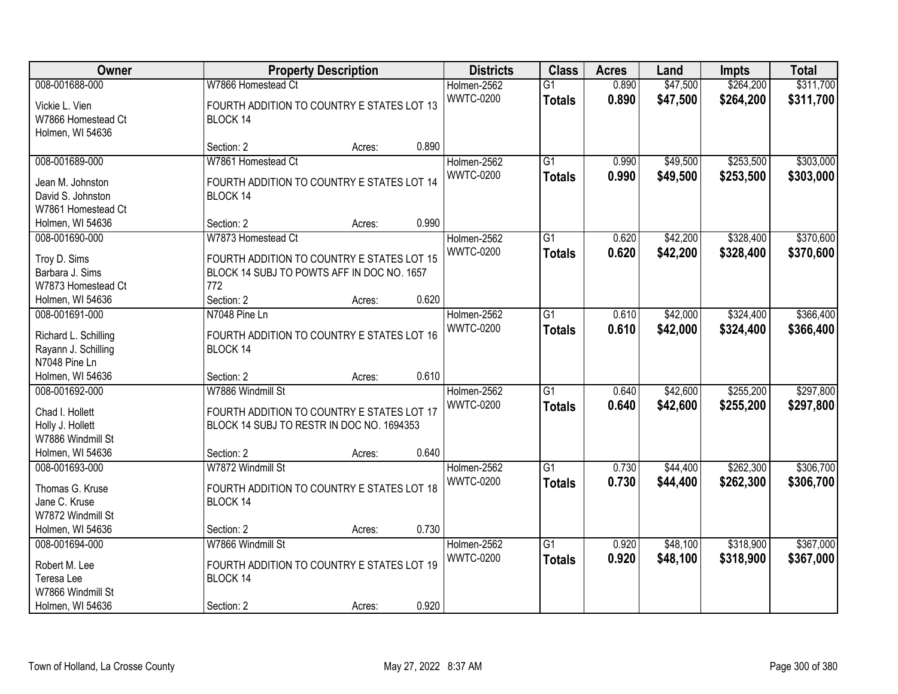| Owner | Property Description | Districts | Class | Acres | Land | Impts | Total |
|---|---|---|---|---|---|---|---|
| 008-001688-000<br>Vickie L. Vien<br>W7866 Homestead Ct<br>Holmen, WI 54636 | W7866 Homestead Ct<br>FOURTH ADDITION TO COUNTRY E STATES LOT 13 BLOCK 14<br>Section: 2 Acres: 0.890 | Holmen-2562<br>WWTC-0200 | G1<br>**Totals** | 0.890<br>**0.890** | $47,500<br>**$47,500** | $264,200<br>**$264,200** | $311,700<br>**$311,700** |
| 008-001689-000<br>Jean M. Johnston<br>David S. Johnston<br>W7861 Homestead Ct<br>Holmen, WI 54636 | W7861 Homestead Ct<br>FOURTH ADDITION TO COUNTRY E STATES LOT 14 BLOCK 14<br>Section: 2 Acres: 0.990 | Holmen-2562<br>WWTC-0200 | G1<br>**Totals** | 0.990<br>**0.990** | $49,500<br>**$49,500** | $253,500<br>**$253,500** | $303,000<br>**$303,000** |
| 008-001690-000<br>Troy D. Sims<br>Barbara J. Sims<br>W7873 Homestead Ct<br>Holmen, WI 54636 | W7873 Homestead Ct<br>FOURTH ADDITION TO COUNTRY E STATES LOT 15 BLOCK 14 SUBJ TO POWTS AFF IN DOC NO. 1657 772<br>Section: 2 Acres: 0.620 | Holmen-2562<br>WWTC-0200 | G1<br>**Totals** | 0.620<br>**0.620** | $42,200<br>**$42,200** | $328,400<br>**$328,400** | $370,600<br>**$370,600** |
| 008-001691-000<br>Richard L. Schilling<br>Rayann J. Schilling<br>N7048 Pine Ln<br>Holmen, WI 54636 | N7048 Pine Ln<br>FOURTH ADDITION TO COUNTRY E STATES LOT 16 BLOCK 14<br>Section: 2 Acres: 0.610 | Holmen-2562<br>WWTC-0200 | G1<br>**Totals** | 0.610<br>**0.610** | $42,000<br>**$42,000** | $324,400<br>**$324,400** | $366,400<br>**$366,400** |
| 008-001692-000<br>Chad I. Hollett<br>Holly J. Hollett<br>W7886 Windmill St<br>Holmen, WI 54636 | W7886 Windmill St<br>FOURTH ADDITION TO COUNTRY E STATES LOT 17 BLOCK 14 SUBJ TO RESTR IN DOC NO. 1694353<br>Section: 2 Acres: 0.640 | Holmen-2562<br>WWTC-0200 | G1<br>**Totals** | 0.640<br>**0.640** | $42,600<br>**$42,600** | $255,200<br>**$255,200** | $297,800<br>**$297,800** |
| 008-001693-000<br>Thomas G. Kruse<br>Jane C. Kruse<br>W7872 Windmill St<br>Holmen, WI 54636 | W7872 Windmill St<br>FOURTH ADDITION TO COUNTRY E STATES LOT 18 BLOCK 14<br>Section: 2 Acres: 0.730 | Holmen-2562<br>WWTC-0200 | G1<br>**Totals** | 0.730<br>**0.730** | $44,400<br>**$44,400** | $262,300<br>**$262,300** | $306,700<br>**$306,700** |
| 008-001694-000<br>Robert M. Lee<br>Teresa Lee<br>W7866 Windmill St<br>Holmen, WI 54636 | W7866 Windmill St<br>FOURTH ADDITION TO COUNTRY E STATES LOT 19 BLOCK 14<br>Section: 2 Acres: 0.920 | Holmen-2562<br>WWTC-0200 | G1<br>**Totals** | 0.920<br>**0.920** | $48,100<br>**$48,100** | $318,900<br>**$318,900** | $367,000<br>**$367,000** |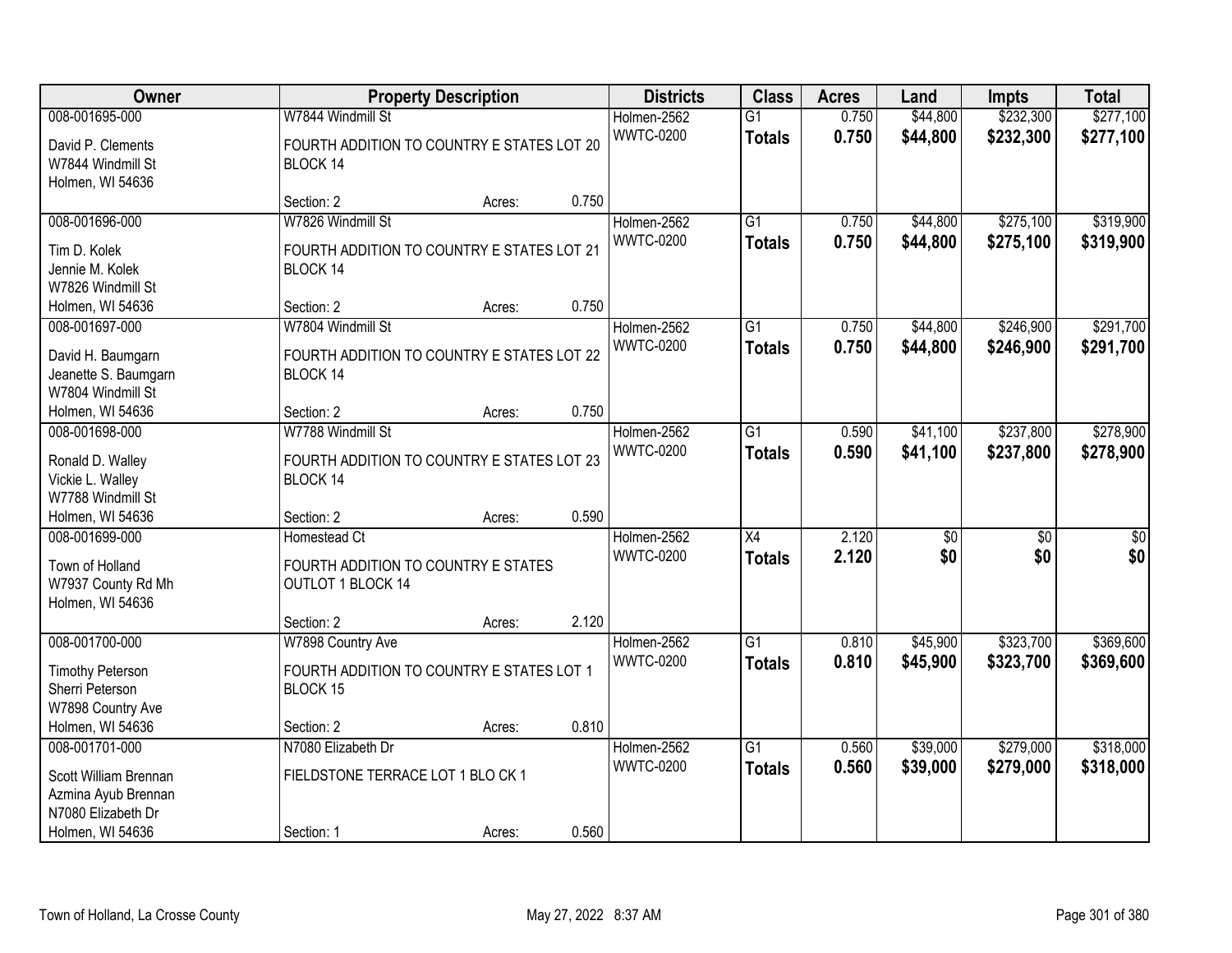| Owner | Property Description | | | Districts | Class | Acres | Land | Impts | Total |
|---|---|---|---|---|---|---|---|---|---|
| 008-001695-000 | W7844 Windmill St | | | Holmen-2562 | G1 | 0.750 | $44,800 | $232,300 | $277,100 |
| David P. Clements<br>W7844 Windmill St<br>Holmen, WI 54636 | FOURTH ADDITION TO COUNTRY E STATES LOT 20 BLOCK 14 | | | WWTC-0200 | **Totals** | **0.750** | **$44,800** | **$232,300** | **$277,100** |
| | Section: 2 | Acres: | 0.750 | | | | | | |
| 008-001696-000 | W7826 Windmill St | | | Holmen-2562 | G1 | 0.750 | $44,800 | $275,100 | $319,900 |
| Tim D. Kolek<br>Jennie M. Kolek<br>W7826 Windmill St<br>Holmen, WI 54636 | FOURTH ADDITION TO COUNTRY E STATES LOT 21 BLOCK 14 | | | WWTC-0200 | **Totals** | **0.750** | **$44,800** | **$275,100** | **$319,900** |
| | Section: 2 | Acres: | 0.750 | | | | | | |
| 008-001697-000 | W7804 Windmill St | | | Holmen-2562 | G1 | 0.750 | $44,800 | $246,900 | $291,700 |
| David H. Baumgarn<br>Jeanette S. Baumgarn<br>W7804 Windmill St<br>Holmen, WI 54636 | FOURTH ADDITION TO COUNTRY E STATES LOT 22 BLOCK 14 | | | WWTC-0200 | **Totals** | **0.750** | **$44,800** | **$246,900** | **$291,700** |
| | Section: 2 | Acres: | 0.750 | | | | | | |
| 008-001698-000 | W7788 Windmill St | | | Holmen-2562 | G1 | 0.590 | $41,100 | $237,800 | $278,900 |
| Ronald D. Walley<br>Vickie L. Walley<br>W7788 Windmill St<br>Holmen, WI 54636 | FOURTH ADDITION TO COUNTRY E STATES LOT 23 BLOCK 14 | | | WWTC-0200 | **Totals** | **0.590** | **$41,100** | **$237,800** | **$278,900** |
| | Section: 2 | Acres: | 0.590 | | | | | | |
| 008-001699-000 | Homestead Ct | | | Holmen-2562 | X4 | 2.120 | $0 | $0 | $0 |
| Town of Holland<br>W7937 County Rd Mh<br>Holmen, WI 54636 | FOURTH ADDITION TO COUNTRY E STATES OUTLOT 1 BLOCK 14 | | | WWTC-0200 | **Totals** | **2.120** | **$0** | **$0** | **$0** |
| | Section: 2 | Acres: | 2.120 | | | | | | |
| 008-001700-000 | W7898 Country Ave | | | Holmen-2562 | G1 | 0.810 | $45,900 | $323,700 | $369,600 |
| Timothy Peterson<br>Sherri Peterson<br>W7898 Country Ave<br>Holmen, WI 54636 | FOURTH ADDITION TO COUNTRY E STATES LOT 1 BLOCK 15 | | | WWTC-0200 | **Totals** | **0.810** | **$45,900** | **$323,700** | **$369,600** |
| | Section: 2 | Acres: | 0.810 | | | | | | |
| 008-001701-000 | N7080 Elizabeth Dr | | | Holmen-2562 | G1 | 0.560 | $39,000 | $279,000 | $318,000 |
| Scott William Brennan<br>Azmina Ayub Brennan<br>N7080 Elizabeth Dr<br>Holmen, WI 54636 | FIELDSTONE TERRACE LOT 1 BLO CK 1 | | | WWTC-0200 | **Totals** | **0.560** | **$39,000** | **$279,000** | **$318,000** |
| | Section: 1 | Acres: | 0.560 | | | | | | |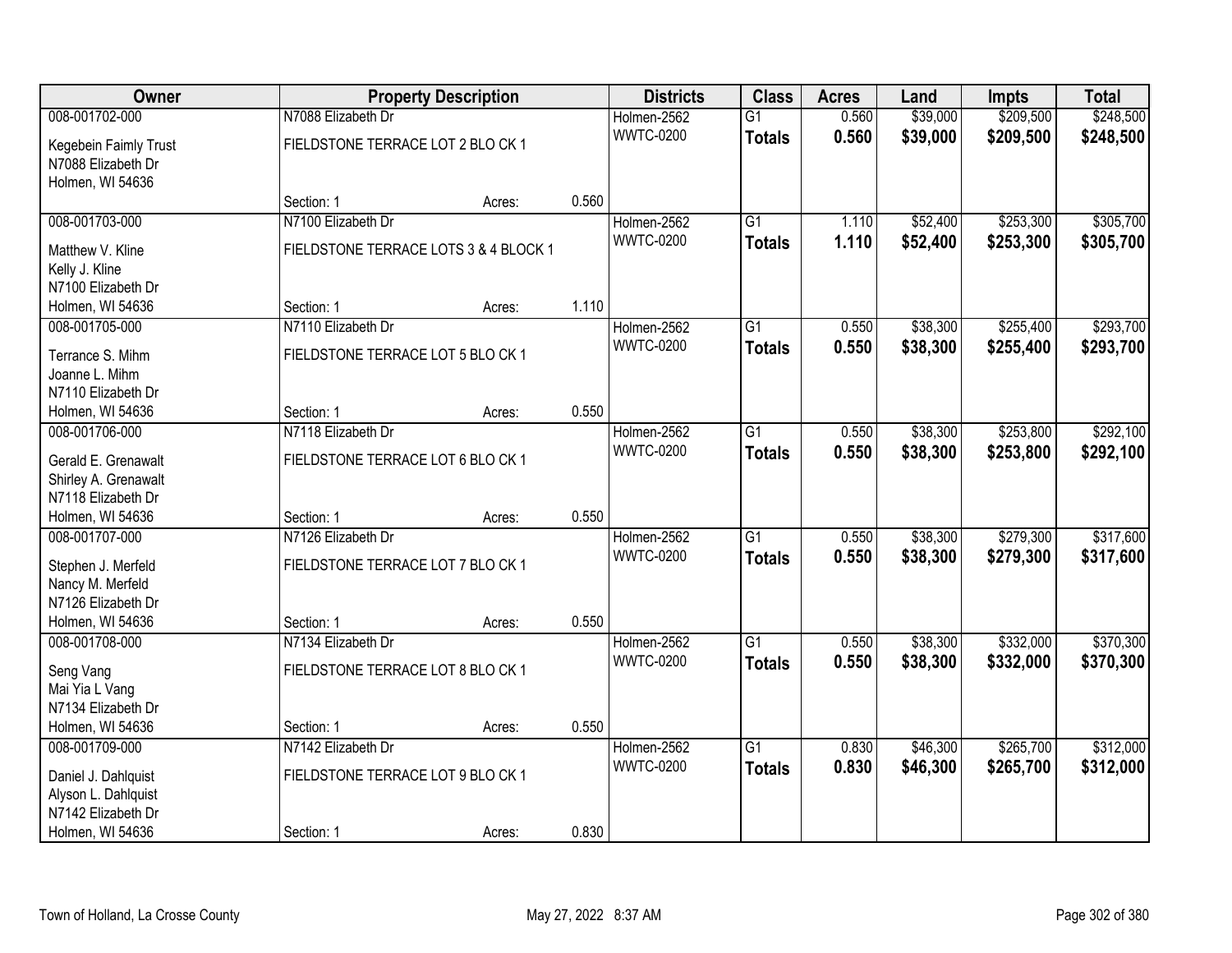| Owner | Property Description | | | Districts | Class | Acres | Land | Impts | Total |
|---|---|---|---|---|---|---|---|---|---|
| 008-001702-000 | N7088 Elizabeth Dr | | | Holmen-2562 | G1 | 0.560 | $39,000 | $209,500 | $248,500 |
| Kegebein Faimly Trust<br>N7088 Elizabeth Dr<br>Holmen, WI 54636 | FIELDSTONE TERRACE LOT 2 BLO CK 1 | | | WWTC-0200 | **Totals** | **0.560** | **$39,000** | **$209,500** | **$248,500** |
| | Section: 1 | Acres: | 0.560 | | | | | | |
| 008-001703-000 | N7100 Elizabeth Dr | | | Holmen-2562 | G1 | 1.110 | $52,400 | $253,300 | $305,700 |
| Matthew V. Kline<br>Kelly J. Kline<br>N7100 Elizabeth Dr<br>Holmen, WI 54636 | FIELDSTONE TERRACE LOTS 3 & 4 BLOCK 1 | | | WWTC-0200 | **Totals** | **1.110** | **$52,400** | **$253,300** | **$305,700** |
| | Section: 1 | Acres: | 1.110 | | | | | | |
| 008-001705-000 | N7110 Elizabeth Dr | | | Holmen-2562 | G1 | 0.550 | $38,300 | $255,400 | $293,700 |
| Terrance S. Mihm<br>Joanne L. Mihm<br>N7110 Elizabeth Dr<br>Holmen, WI 54636 | FIELDSTONE TERRACE LOT 5 BLO CK 1 | | | WWTC-0200 | **Totals** | **0.550** | **$38,300** | **$255,400** | **$293,700** |
| | Section: 1 | Acres: | 0.550 | | | | | | |
| 008-001706-000 | N7118 Elizabeth Dr | | | Holmen-2562 | G1 | 0.550 | $38,300 | $253,800 | $292,100 |
| Gerald E. Grenawalt<br>Shirley A. Grenawalt<br>N7118 Elizabeth Dr<br>Holmen, WI 54636 | FIELDSTONE TERRACE LOT 6 BLO CK 1 | | | WWTC-0200 | **Totals** | **0.550** | **$38,300** | **$253,800** | **$292,100** |
| | Section: 1 | Acres: | 0.550 | | | | | | |
| 008-001707-000 | N7126 Elizabeth Dr | | | Holmen-2562 | G1 | 0.550 | $38,300 | $279,300 | $317,600 |
| Stephen J. Merfeld<br>Nancy M. Merfeld<br>N7126 Elizabeth Dr<br>Holmen, WI 54636 | FIELDSTONE TERRACE LOT 7 BLO CK 1 | | | WWTC-0200 | **Totals** | **0.550** | **$38,300** | **$279,300** | **$317,600** |
| | Section: 1 | Acres: | 0.550 | | | | | | |
| 008-001708-000 | N7134 Elizabeth Dr | | | Holmen-2562 | G1 | 0.550 | $38,300 | $332,000 | $370,300 |
| Seng Vang<br>Mai Yia L Vang<br>N7134 Elizabeth Dr<br>Holmen, WI 54636 | FIELDSTONE TERRACE LOT 8 BLO CK 1 | | | WWTC-0200 | **Totals** | **0.550** | **$38,300** | **$332,000** | **$370,300** |
| | Section: 1 | Acres: | 0.550 | | | | | | |
| 008-001709-000 | N7142 Elizabeth Dr | | | Holmen-2562 | G1 | 0.830 | $46,300 | $265,700 | $312,000 |
| Daniel J. Dahlquist<br>Alyson L. Dahlquist<br>N7142 Elizabeth Dr<br>Holmen, WI 54636 | FIELDSTONE TERRACE LOT 9 BLO CK 1 | | | WWTC-0200 | **Totals** | **0.830** | **$46,300** | **$265,700** | **$312,000** |
| | Section: 1 | Acres: | 0.830 | | | | | | |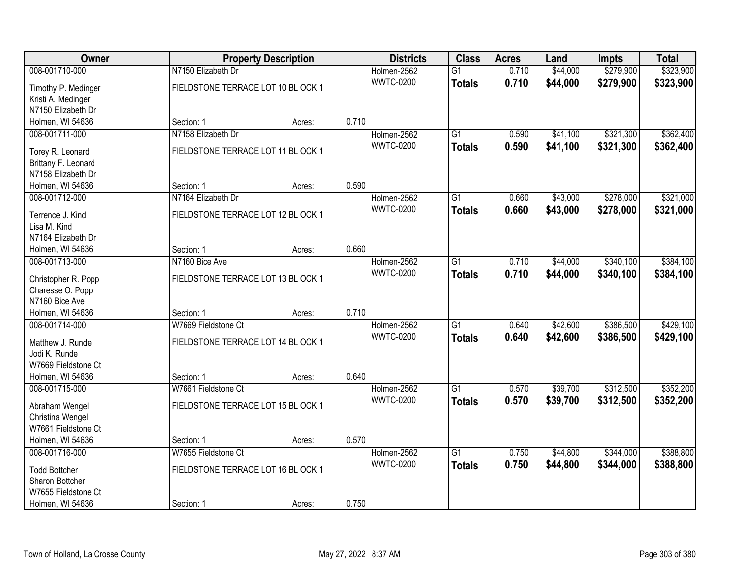| Owner | Property Description | | | Districts | Class | Acres | Land | Impts | Total |
|---|---|---|---|---|---|---|---|---|---|
| 008-001710-000 | N7150 Elizabeth Dr | | | Holmen-2562 | G1 | 0.710 | $44,000 | $279,900 | $323,900 |
| Timothy P. Medinger<br>Kristi A. Medinger<br>N7150 Elizabeth Dr<br>Holmen, WI 54636 | FIELDSTONE TERRACE LOT 10 BL OCK 1 | | | WWTC-0200 | **Totals** | **0.710** | **$44,000** | **$279,900** | **$323,900** |
| | Section: 1 | Acres: | 0.710 | | | | | | |
| 008-001711-000 | N7158 Elizabeth Dr | | | Holmen-2562 | G1 | 0.590 | $41,100 | $321,300 | $362,400 |
| Torey R. Leonard<br>Brittany F. Leonard<br>N7158 Elizabeth Dr<br>Holmen, WI 54636 | FIELDSTONE TERRACE LOT 11 BL OCK 1 | | | WWTC-0200 | **Totals** | **0.590** | **$41,100** | **$321,300** | **$362,400** |
| | Section: 1 | Acres: | 0.590 | | | | | | |
| 008-001712-000 | N7164 Elizabeth Dr | | | Holmen-2562 | G1 | 0.660 | $43,000 | $278,000 | $321,000 |
| Terrence J. Kind<br>Lisa M. Kind<br>N7164 Elizabeth Dr<br>Holmen, WI 54636 | FIELDSTONE TERRACE LOT 12 BL OCK 1 | | | WWTC-0200 | **Totals** | **0.660** | **$43,000** | **$278,000** | **$321,000** |
| | Section: 1 | Acres: | 0.660 | | | | | | |
| 008-001713-000 | N7160 Bice Ave | | | Holmen-2562 | G1 | 0.710 | $44,000 | $340,100 | $384,100 |
| Christopher R. Popp<br>Charesse O. Popp<br>N7160 Bice Ave<br>Holmen, WI 54636 | FIELDSTONE TERRACE LOT 13 BL OCK 1 | | | WWTC-0200 | **Totals** | **0.710** | **$44,000** | **$340,100** | **$384,100** |
| | Section: 1 | Acres: | 0.710 | | | | | | |
| 008-001714-000 | W7669 Fieldstone Ct | | | Holmen-2562 | G1 | 0.640 | $42,600 | $386,500 | $429,100 |
| Matthew J. Runde<br>Jodi K. Runde<br>W7669 Fieldstone Ct<br>Holmen, WI 54636 | FIELDSTONE TERRACE LOT 14 BL OCK 1 | | | WWTC-0200 | **Totals** | **0.640** | **$42,600** | **$386,500** | **$429,100** |
| | Section: 1 | Acres: | 0.640 | | | | | | |
| 008-001715-000 | W7661 Fieldstone Ct | | | Holmen-2562 | G1 | 0.570 | $39,700 | $312,500 | $352,200 |
| Abraham Wengel<br>Christina Wengel<br>W7661 Fieldstone Ct<br>Holmen, WI 54636 | FIELDSTONE TERRACE LOT 15 BL OCK 1 | | | WWTC-0200 | **Totals** | **0.570** | **$39,700** | **$312,500** | **$352,200** |
| | Section: 1 | Acres: | 0.570 | | | | | | |
| 008-001716-000 | W7655 Fieldstone Ct | | | Holmen-2562 | G1 | 0.750 | $44,800 | $344,000 | $388,800 |
| Todd Bottcher<br>Sharon Bottcher<br>W7655 Fieldstone Ct<br>Holmen, WI 54636 | FIELDSTONE TERRACE LOT 16 BL OCK 1 | | | WWTC-0200 | **Totals** | **0.750** | **$44,800** | **$344,000** | **$388,800** |
| | Section: 1 | Acres: | 0.750 | | | | | | |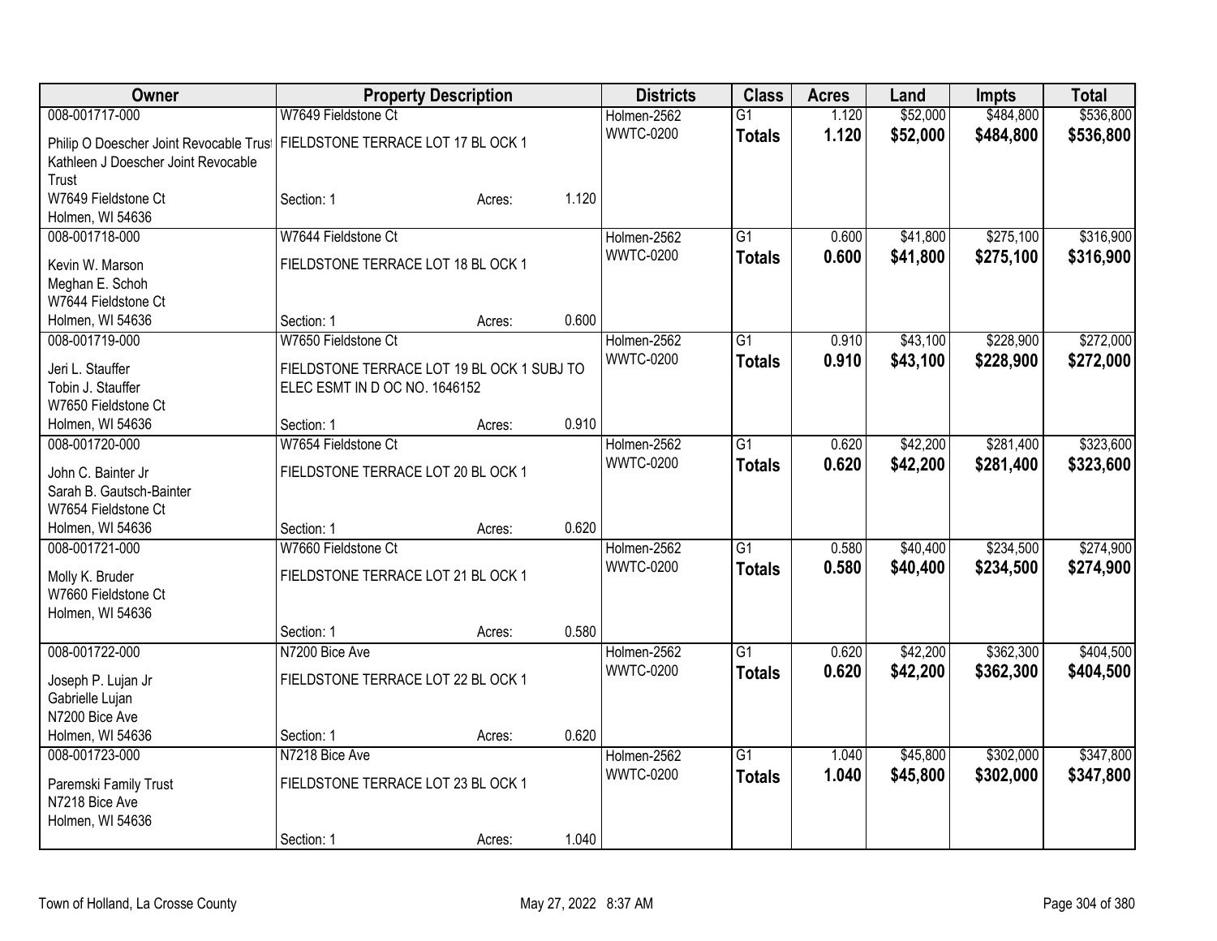| Owner | Property Description | Districts | Class | Acres | Land | Impts | Total |
|---|---|---|---|---|---|---|---|
| 008-001717-000 | W7649 Fieldstone Ct | Holmen-2562 | G1 | 1.120 | $52,000 | $484,800 | $536,800 |
| Philip O Doescher Joint Revocable Trust Kathleen J Doescher Joint Revocable Trust W7649 Fieldstone Ct Holmen, WI 54636 | FIELDSTONE TERRACE LOT 17 BL OCK 1 Section: 1 Acres: 1.120 | WWTC-0200 | **Totals** | **1.120** | **$52,000** | **$484,800** | **$536,800** |
| 008-001718-000 | W7644 Fieldstone Ct | Holmen-2562 | G1 | 0.600 | $41,800 | $275,100 | $316,900 |
| Kevin W. Marson Meghan E. Schoh W7644 Fieldstone Ct Holmen, WI 54636 | FIELDSTONE TERRACE LOT 18 BL OCK 1 Section: 1 Acres: 0.600 | WWTC-0200 | **Totals** | **0.600** | **$41,800** | **$275,100** | **$316,900** |
| 008-001719-000 | W7650 Fieldstone Ct | Holmen-2562 | G1 | 0.910 | $43,100 | $228,900 | $272,000 |
| Jeri L. Stauffer Tobin J. Stauffer W7650 Fieldstone Ct Holmen, WI 54636 | FIELDSTONE TERRACE LOT 19 BL OCK 1 SUBJ TO ELEC ESMT IN D OC NO. 1646152 Section: 1 Acres: 0.910 | WWTC-0200 | **Totals** | **0.910** | **$43,100** | **$228,900** | **$272,000** |
| 008-001720-000 | W7654 Fieldstone Ct | Holmen-2562 | G1 | 0.620 | $42,200 | $281,400 | $323,600 |
| John C. Bainter Jr Sarah B. Gautsch-Bainter W7654 Fieldstone Ct Holmen, WI 54636 | FIELDSTONE TERRACE LOT 20 BL OCK 1 Section: 1 Acres: 0.620 | WWTC-0200 | **Totals** | **0.620** | **$42,200** | **$281,400** | **$323,600** |
| 008-001721-000 | W7660 Fieldstone Ct | Holmen-2562 | G1 | 0.580 | $40,400 | $234,500 | $274,900 |
| Molly K. Bruder W7660 Fieldstone Ct Holmen, WI 54636 | FIELDSTONE TERRACE LOT 21 BL OCK 1 Section: 1 Acres: 0.580 | WWTC-0200 | **Totals** | **0.580** | **$40,400** | **$234,500** | **$274,900** |
| 008-001722-000 | N7200 Bice Ave | Holmen-2562 | G1 | 0.620 | $42,200 | $362,300 | $404,500 |
| Joseph P. Lujan Jr Gabrielle Lujan N7200 Bice Ave Holmen, WI 54636 | FIELDSTONE TERRACE LOT 22 BL OCK 1 Section: 1 Acres: 0.620 | WWTC-0200 | **Totals** | **0.620** | **$42,200** | **$362,300** | **$404,500** |
| 008-001723-000 | N7218 Bice Ave | Holmen-2562 | G1 | 1.040 | $45,800 | $302,000 | $347,800 |
| Paremski Family Trust N7218 Bice Ave Holmen, WI 54636 | FIELDSTONE TERRACE LOT 23 BL OCK 1 Section: 1 Acres: 1.040 | WWTC-0200 | **Totals** | **1.040** | **$45,800** | **$302,000** | **$347,800** |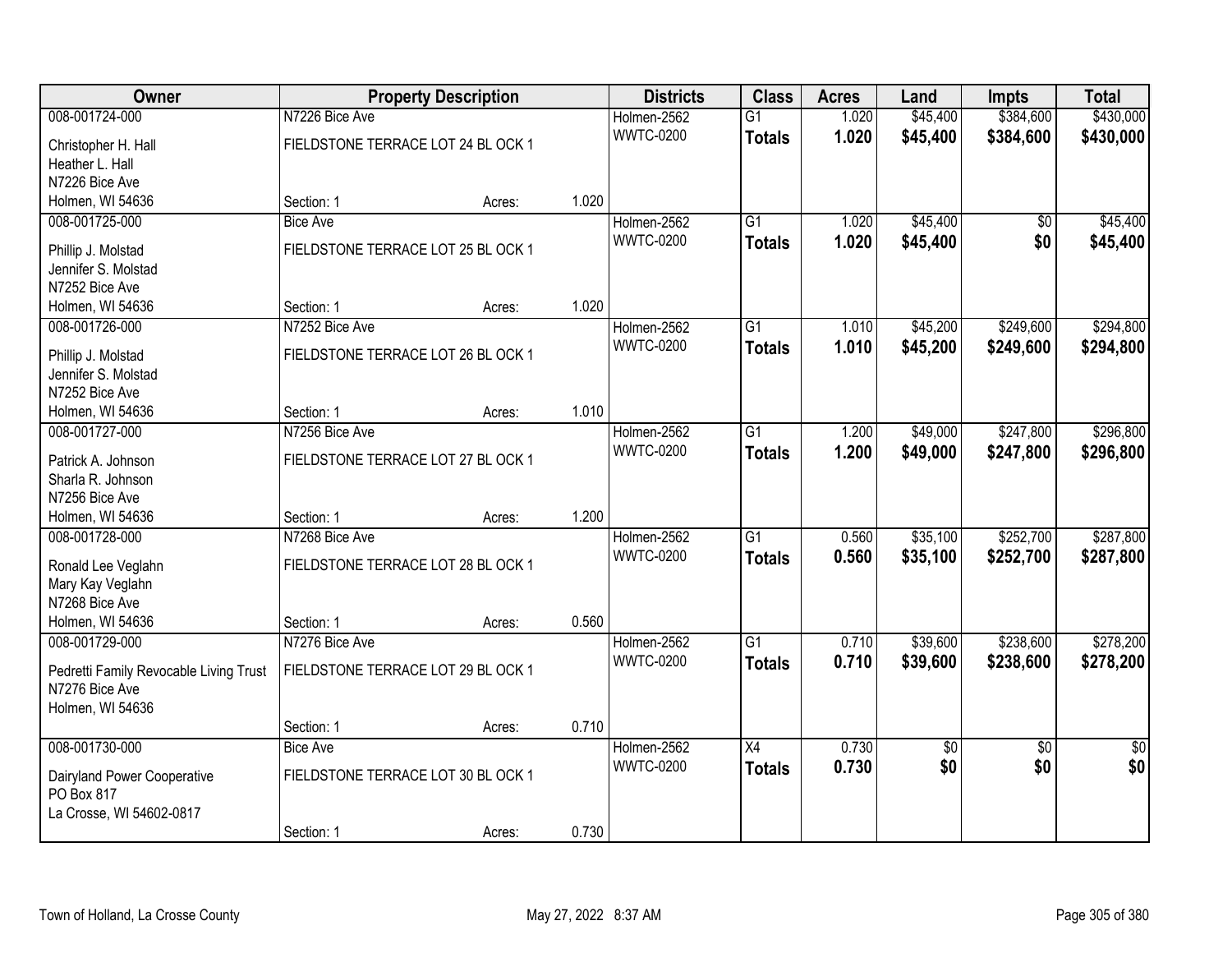| Owner | Property Description | | | Districts | Class | Acres | Land | Impts | Total |
|---|---|---|---|---|---|---|---|---|---|
| 008-001724-000 | N7226 Bice Ave | | | Holmen-2562 | G1 | 1.020 | $45,400 | $384,600 | $430,000 |
| Christopher H. Hall<br>Heather L. Hall<br>N7226 Bice Ave<br>Holmen, WI 54636 | FIELDSTONE TERRACE LOT 24 BL OCK 1 | | | WWTC-0200 | **Totals** | **1.020** | **$45,400** | **$384,600** | **$430,000** |
| | Section: 1 | Acres: | 1.020 | | | | | | |
| 008-001725-000 | Bice Ave | | | Holmen-2562 | G1 | 1.020 | $45,400 | $0 | $45,400 |
| Phillip J. Molstad<br>Jennifer S. Molstad<br>N7252 Bice Ave<br>Holmen, WI 54636 | FIELDSTONE TERRACE LOT 25 BL OCK 1 | | | WWTC-0200 | **Totals** | **1.020** | **$45,400** | **$0** | **$45,400** |
| | Section: 1 | Acres: | 1.020 | | | | | | |
| 008-001726-000 | N7252 Bice Ave | | | Holmen-2562 | G1 | 1.010 | $45,200 | $249,600 | $294,800 |
| Phillip J. Molstad<br>Jennifer S. Molstad<br>N7252 Bice Ave<br>Holmen, WI 54636 | FIELDSTONE TERRACE LOT 26 BL OCK 1 | | | WWTC-0200 | **Totals** | **1.010** | **$45,200** | **$249,600** | **$294,800** |
| | Section: 1 | Acres: | 1.010 | | | | | | |
| 008-001727-000 | N7256 Bice Ave | | | Holmen-2562 | G1 | 1.200 | $49,000 | $247,800 | $296,800 |
| Patrick A. Johnson<br>Sharla R. Johnson<br>N7256 Bice Ave<br>Holmen, WI 54636 | FIELDSTONE TERRACE LOT 27 BL OCK 1 | | | WWTC-0200 | **Totals** | **1.200** | **$49,000** | **$247,800** | **$296,800** |
| | Section: 1 | Acres: | 1.200 | | | | | | |
| 008-001728-000 | N7268 Bice Ave | | | Holmen-2562 | G1 | 0.560 | $35,100 | $252,700 | $287,800 |
| Ronald Lee Veglahn<br>Mary Kay Veglahn<br>N7268 Bice Ave<br>Holmen, WI 54636 | FIELDSTONE TERRACE LOT 28 BL OCK 1 | | | WWTC-0200 | **Totals** | **0.560** | **$35,100** | **$252,700** | **$287,800** |
| | Section: 1 | Acres: | 0.560 | | | | | | |
| 008-001729-000 | N7276 Bice Ave | | | Holmen-2562 | G1 | 0.710 | $39,600 | $238,600 | $278,200 |
| Pedretti Family Revocable Living Trust<br>N7276 Bice Ave<br>Holmen, WI 54636 | FIELDSTONE TERRACE LOT 29 BL OCK 1 | | | WWTC-0200 | **Totals** | **0.710** | **$39,600** | **$238,600** | **$278,200** |
| | Section: 1 | Acres: | 0.710 | | | | | | |
| 008-001730-000 | Bice Ave | | | Holmen-2562 | X4 | 0.730 | $0 | $0 | $0 |
| Dairyland Power Cooperative<br>PO Box 817<br>La Crosse, WI 54602-0817 | FIELDSTONE TERRACE LOT 30 BL OCK 1 | | | WWTC-0200 | **Totals** | **0.730** | **$0** | **$0** | **$0** |
| | Section: 1 | Acres: | 0.730 | | | | | | |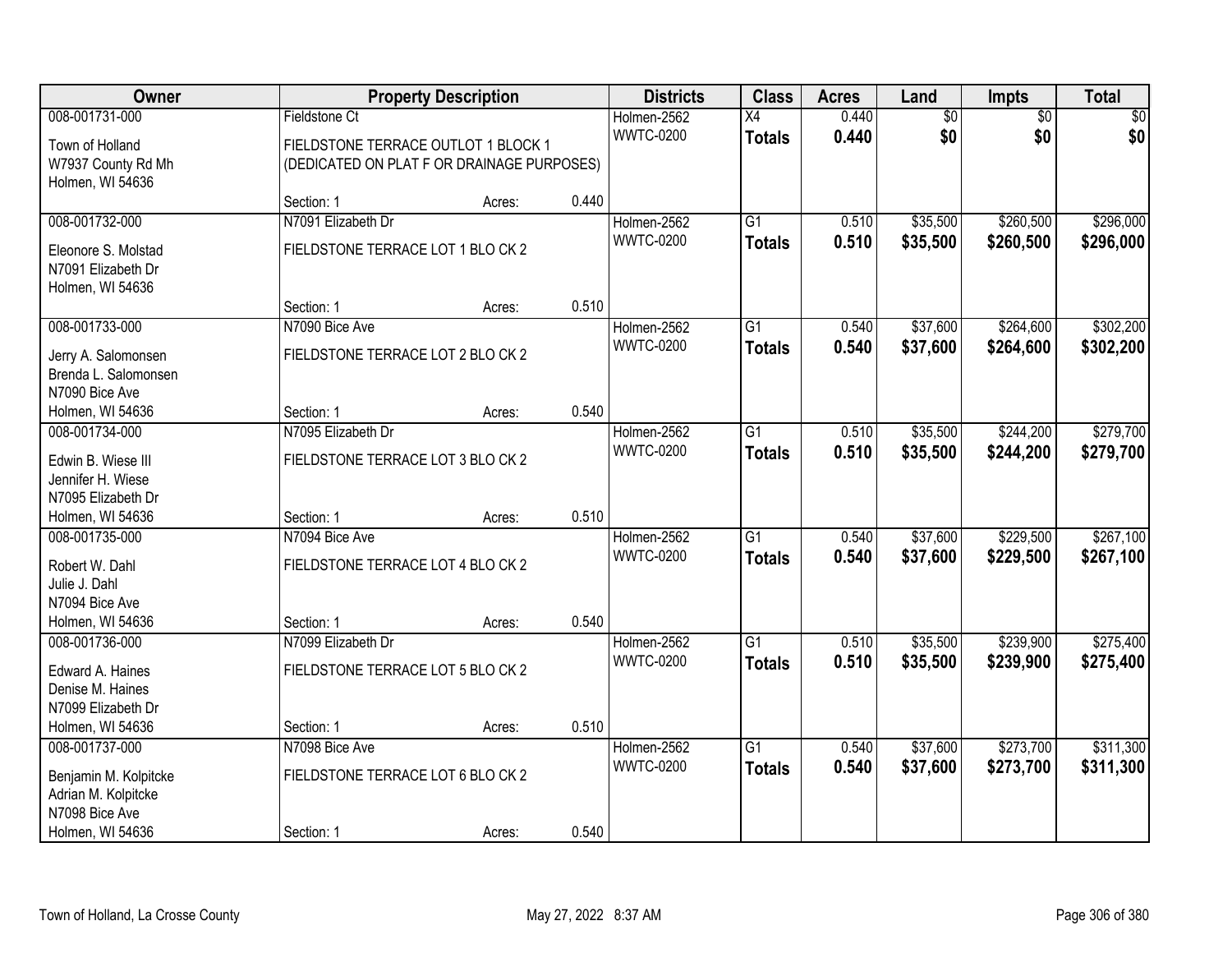| Owner | Property Description | | | Districts | Class | Acres | Land | Impts | Total |
|---|---|---|---|---|---|---|---|---|---|
| 008-001731-000<br>Town of Holland<br>W7937 County Rd Mh<br>Holmen, WI 54636 | Fieldstone Ct<br>FIELDSTONE TERRACE OUTLOT 1 BLOCK 1 (DEDICATED ON PLAT F OR DRAINAGE PURPOSES)<br>Section: 1 | Acres: | 0.440 | Holmen-2562<br>WWTC-0200 | X4<br>**Totals** | 0.440<br>**0.440** | $0<br>**$0** | $0<br>**$0** | $0<br>**$0** |
| 008-001732-000<br>Eleonore S. Molstad<br>N7091 Elizabeth Dr<br>Holmen, WI 54636 | N7091 Elizabeth Dr<br>FIELDSTONE TERRACE LOT 1 BLO CK 2<br>Section: 1 | Acres: | 0.510 | Holmen-2562<br>WWTC-0200 | G1<br>**Totals** | 0.510<br>**0.510** | $35,500<br>**$35,500** | $260,500<br>**$260,500** | $296,000<br>**$296,000** |
| 008-001733-000<br>Jerry A. Salomonsen<br>Brenda L. Salomonsen<br>N7090 Bice Ave<br>Holmen, WI 54636 | N7090 Bice Ave<br>FIELDSTONE TERRACE LOT 2 BLO CK 2<br>Section: 1 | Acres: | 0.540 | Holmen-2562<br>WWTC-0200 | G1<br>**Totals** | 0.540<br>**0.540** | $37,600<br>**$37,600** | $264,600<br>**$264,600** | $302,200<br>**$302,200** |
| 008-001734-000<br>Edwin B. Wiese III<br>Jennifer H. Wiese<br>N7095 Elizabeth Dr<br>Holmen, WI 54636 | N7095 Elizabeth Dr<br>FIELDSTONE TERRACE LOT 3 BLO CK 2<br>Section: 1 | Acres: | 0.510 | Holmen-2562<br>WWTC-0200 | G1<br>**Totals** | 0.510<br>**0.510** | $35,500<br>**$35,500** | $244,200<br>**$244,200** | $279,700<br>**$279,700** |
| 008-001735-000<br>Robert W. Dahl<br>Julie J. Dahl<br>N7094 Bice Ave<br>Holmen, WI 54636 | N7094 Bice Ave<br>FIELDSTONE TERRACE LOT 4 BLO CK 2<br>Section: 1 | Acres: | 0.540 | Holmen-2562<br>WWTC-0200 | G1<br>**Totals** | 0.540<br>**0.540** | $37,600<br>**$37,600** | $229,500<br>**$229,500** | $267,100<br>**$267,100** |
| 008-001736-000<br>Edward A. Haines<br>Denise M. Haines<br>N7099 Elizabeth Dr<br>Holmen, WI 54636 | N7099 Elizabeth Dr<br>FIELDSTONE TERRACE LOT 5 BLO CK 2<br>Section: 1 | Acres: | 0.510 | Holmen-2562<br>WWTC-0200 | G1<br>**Totals** | 0.510<br>**0.510** | $35,500<br>**$35,500** | $239,900<br>**$239,900** | $275,400<br>**$275,400** |
| 008-001737-000<br>Benjamin M. Kolpitcke<br>Adrian M. Kolpitcke<br>N7098 Bice Ave<br>Holmen, WI 54636 | N7098 Bice Ave<br>FIELDSTONE TERRACE LOT 6 BLO CK 2<br>Section: 1 | Acres: | 0.540 | Holmen-2562<br>WWTC-0200 | G1<br>**Totals** | 0.540<br>**0.540** | $37,600<br>**$37,600** | $273,700<br>**$273,700** | $311,300<br>**$311,300** |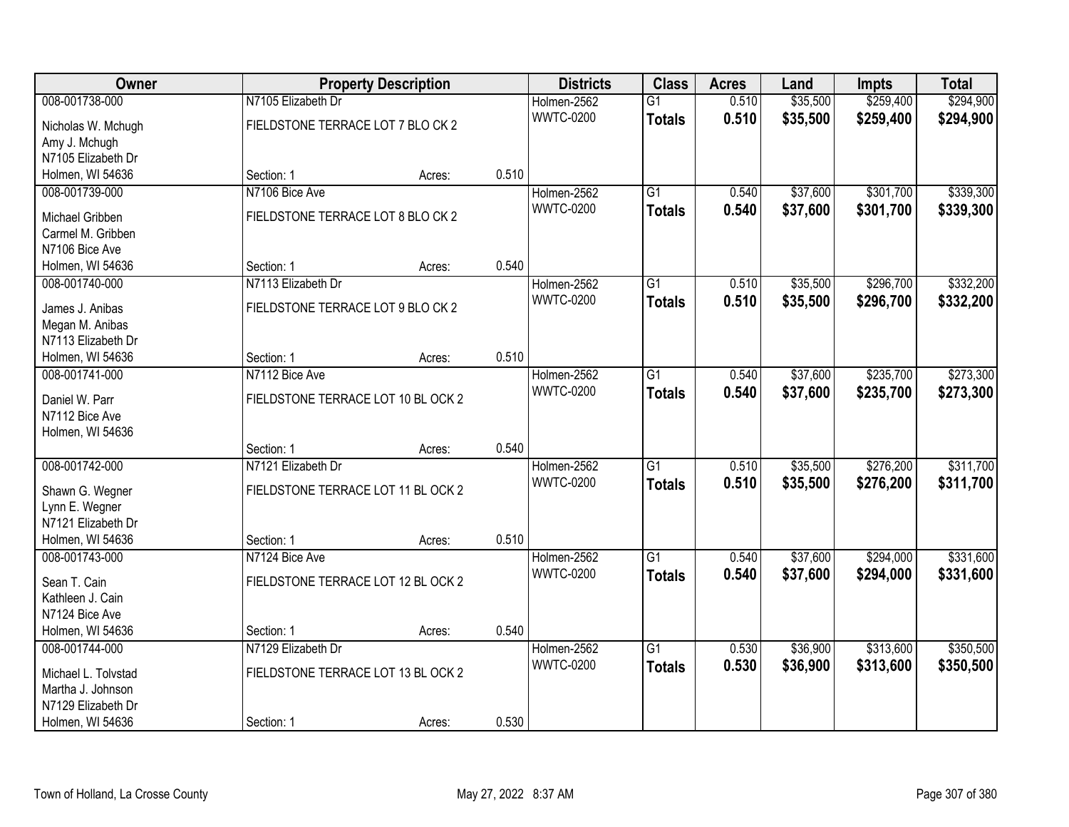| Owner | Property Description | | | Districts | Class | Acres | Land | Impts | Total |
|---|---|---|---|---|---|---|---|---|---|
| 008-001738-000 | N7105 Elizabeth Dr | | | Holmen-2562 | G1 | 0.510 | $35,500 | $259,400 | $294,900 |
| Nicholas W. Mchugh<br>Amy J. Mchugh<br>N7105 Elizabeth Dr<br>Holmen, WI 54636 | FIELDSTONE TERRACE LOT 7 BLO CK 2 | | | WWTC-0200 | **Totals** | **0.510** | **$35,500** | **$259,400** | **$294,900** |
| | Section: 1 | Acres: | 0.510 | | | | | | |
| 008-001739-000 | N7106 Bice Ave | | | Holmen-2562 | G1 | 0.540 | $37,600 | $301,700 | $339,300 |
| Michael Gribben<br>Carmel M. Gribben<br>N7106 Bice Ave<br>Holmen, WI 54636 | FIELDSTONE TERRACE LOT 8 BLO CK 2 | | | WWTC-0200 | **Totals** | **0.540** | **$37,600** | **$301,700** | **$339,300** |
| | Section: 1 | Acres: | 0.540 | | | | | | |
| 008-001740-000 | N7113 Elizabeth Dr | | | Holmen-2562 | G1 | 0.510 | $35,500 | $296,700 | $332,200 |
| James J. Anibas<br>Megan M. Anibas<br>N7113 Elizabeth Dr<br>Holmen, WI 54636 | FIELDSTONE TERRACE LOT 9 BLO CK 2 | | | WWTC-0200 | **Totals** | **0.510** | **$35,500** | **$296,700** | **$332,200** |
| | Section: 1 | Acres: | 0.510 | | | | | | |
| 008-001741-000 | N7112 Bice Ave | | | Holmen-2562 | G1 | 0.540 | $37,600 | $235,700 | $273,300 |
| Daniel W. Parr<br>N7112 Bice Ave<br>Holmen, WI 54636 | FIELDSTONE TERRACE LOT 10 BL OCK 2 | | | WWTC-0200 | **Totals** | **0.540** | **$37,600** | **$235,700** | **$273,300** |
| | Section: 1 | Acres: | 0.540 | | | | | | |
| 008-001742-000 | N7121 Elizabeth Dr | | | Holmen-2562 | G1 | 0.510 | $35,500 | $276,200 | $311,700 |
| Shawn G. Wegner<br>Lynn E. Wegner<br>N7121 Elizabeth Dr<br>Holmen, WI 54636 | FIELDSTONE TERRACE LOT 11 BL OCK 2 | | | WWTC-0200 | **Totals** | **0.510** | **$35,500** | **$276,200** | **$311,700** |
| | Section: 1 | Acres: | 0.510 | | | | | | |
| 008-001743-000 | N7124 Bice Ave | | | Holmen-2562 | G1 | 0.540 | $37,600 | $294,000 | $331,600 |
| Sean T. Cain<br>Kathleen J. Cain<br>N7124 Bice Ave<br>Holmen, WI 54636 | FIELDSTONE TERRACE LOT 12 BL OCK 2 | | | WWTC-0200 | **Totals** | **0.540** | **$37,600** | **$294,000** | **$331,600** |
| | Section: 1 | Acres: | 0.540 | | | | | | |
| 008-001744-000 | N7129 Elizabeth Dr | | | Holmen-2562 | G1 | 0.530 | $36,900 | $313,600 | $350,500 |
| Michael L. Tolvstad<br>Martha J. Johnson<br>N7129 Elizabeth Dr<br>Holmen, WI 54636 | FIELDSTONE TERRACE LOT 13 BL OCK 2 | | | WWTC-0200 | **Totals** | **0.530** | **$36,900** | **$313,600** | **$350,500** |
| | Section: 1 | Acres: | 0.530 | | | | | | |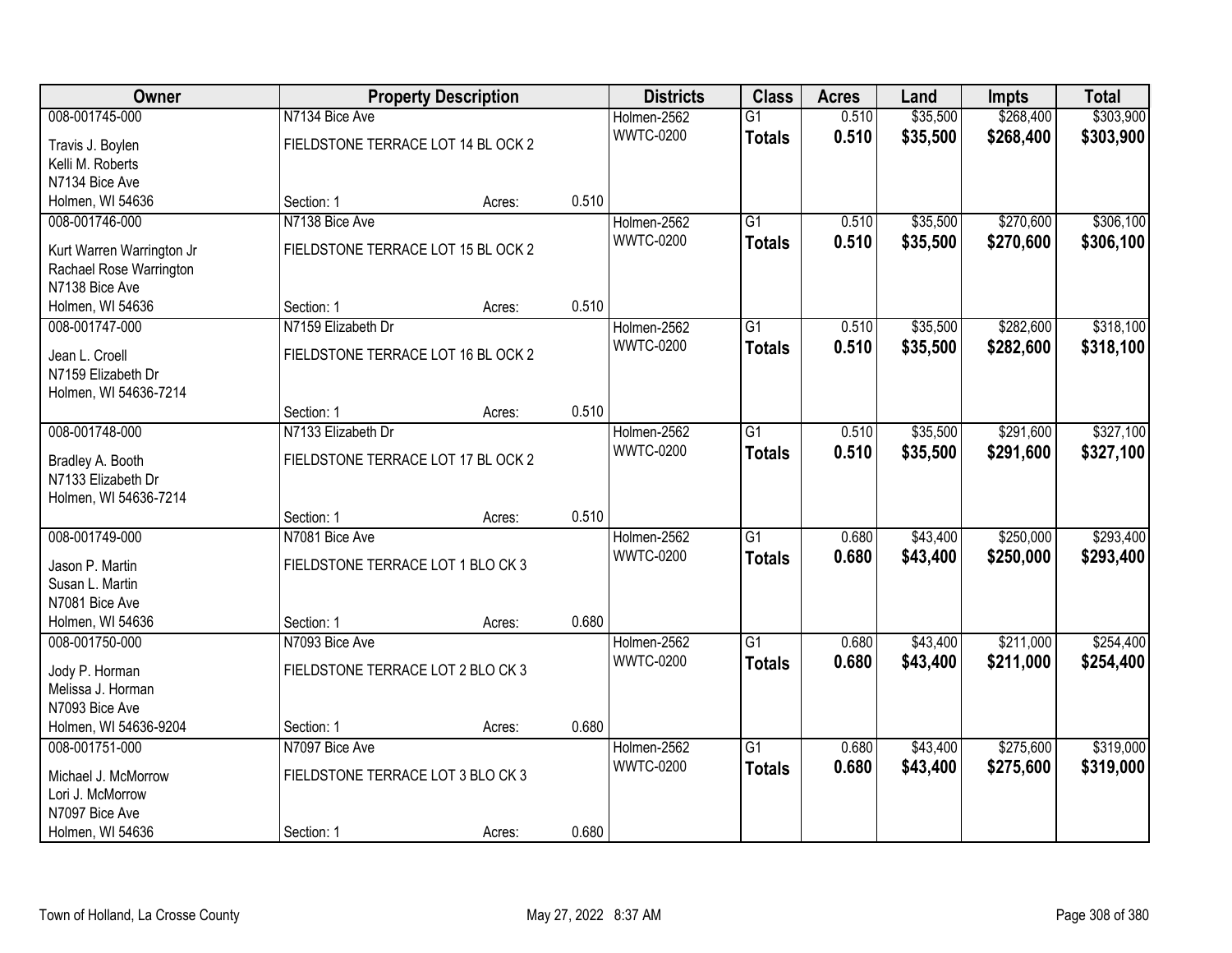| Owner | Property Description | | | Districts | Class | Acres | Land | Impts | Total |
|---|---|---|---|---|---|---|---|---|---|
| 008-001745-000 | N7134 Bice Ave | | | Holmen-2562 | G1 | 0.510 | $35,500 | $268,400 | $303,900 |
| Travis J. Boylen<br>Kelli M. Roberts<br>N7134 Bice Ave<br>Holmen, WI 54636 | FIELDSTONE TERRACE LOT 14 BL OCK 2 | | | WWTC-0200 | **Totals** | **0.510** | **$35,500** | **$268,400** | **$303,900** |
| | Section: 1 | Acres: | 0.510 | | | | | | |
| 008-001746-000 | N7138 Bice Ave | | | Holmen-2562 | G1 | 0.510 | $35,500 | $270,600 | $306,100 |
| Kurt Warren Warrington Jr<br>Rachael Rose Warrington<br>N7138 Bice Ave<br>Holmen, WI 54636 | FIELDSTONE TERRACE LOT 15 BL OCK 2 | | | WWTC-0200 | **Totals** | **0.510** | **$35,500** | **$270,600** | **$306,100** |
| | Section: 1 | Acres: | 0.510 | | | | | | |
| 008-001747-000 | N7159 Elizabeth Dr | | | Holmen-2562 | G1 | 0.510 | $35,500 | $282,600 | $318,100 |
| Jean L. Croell<br>N7159 Elizabeth Dr<br>Holmen, WI 54636-7214 | FIELDSTONE TERRACE LOT 16 BL OCK 2 | | | WWTC-0200 | **Totals** | **0.510** | **$35,500** | **$282,600** | **$318,100** |
| | Section: 1 | Acres: | 0.510 | | | | | | |
| 008-001748-000 | N7133 Elizabeth Dr | | | Holmen-2562 | G1 | 0.510 | $35,500 | $291,600 | $327,100 |
| Bradley A. Booth<br>N7133 Elizabeth Dr<br>Holmen, WI 54636-7214 | FIELDSTONE TERRACE LOT 17 BL OCK 2 | | | WWTC-0200 | **Totals** | **0.510** | **$35,500** | **$291,600** | **$327,100** |
| | Section: 1 | Acres: | 0.510 | | | | | | |
| 008-001749-000 | N7081 Bice Ave | | | Holmen-2562 | G1 | 0.680 | $43,400 | $250,000 | $293,400 |
| Jason P. Martin<br>Susan L. Martin<br>N7081 Bice Ave<br>Holmen, WI 54636 | FIELDSTONE TERRACE LOT 1 BLO CK 3 | | | WWTC-0200 | **Totals** | **0.680** | **$43,400** | **$250,000** | **$293,400** |
| | Section: 1 | Acres: | 0.680 | | | | | | |
| 008-001750-000 | N7093 Bice Ave | | | Holmen-2562 | G1 | 0.680 | $43,400 | $211,000 | $254,400 |
| Jody P. Horman<br>Melissa J. Horman<br>N7093 Bice Ave<br>Holmen, WI 54636-9204 | FIELDSTONE TERRACE LOT 2 BLO CK 3 | | | WWTC-0200 | **Totals** | **0.680** | **$43,400** | **$211,000** | **$254,400** |
| | Section: 1 | Acres: | 0.680 | | | | | | |
| 008-001751-000 | N7097 Bice Ave | | | Holmen-2562 | G1 | 0.680 | $43,400 | $275,600 | $319,000 |
| Michael J. McMorrow<br>Lori J. McMorrow<br>N7097 Bice Ave<br>Holmen, WI 54636 | FIELDSTONE TERRACE LOT 3 BLO CK 3 | | | WWTC-0200 | **Totals** | **0.680** | **$43,400** | **$275,600** | **$319,000** |
| | Section: 1 | Acres: | 0.680 | | | | | | |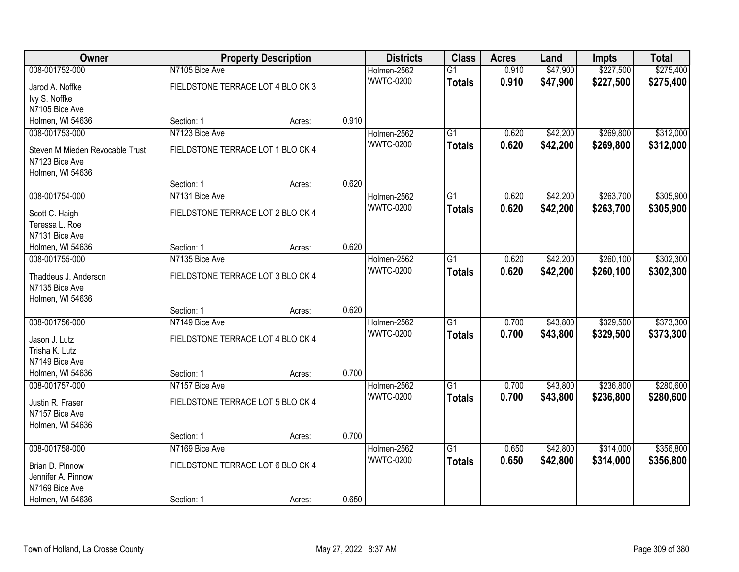| Owner | Property Description | | | Districts | Class | Acres | Land | Impts | Total |
|---|---|---|---|---|---|---|---|---|---|
| 008-001752-000 | N7105 Bice Ave | | | Holmen-2562 | G1 | 0.910 | $47,900 | $227,500 | $275,400 |
| Jarod A. Noffke<br>Ivy S. Noffke<br>N7105 Bice Ave<br>Holmen, WI 54636 | FIELDSTONE TERRACE LOT 4 BLO CK 3 | | | WWTC-0200 | **Totals** | **0.910** | **$47,900** | **$227,500** | **$275,400** |
| | Section: 1 | Acres: | 0.910 | | | | | | |
| 008-001753-000 | N7123 Bice Ave | | | Holmen-2562 | G1 | 0.620 | $42,200 | $269,800 | $312,000 |
| Steven M Mieden Revocable Trust<br>N7123 Bice Ave<br>Holmen, WI 54636 | FIELDSTONE TERRACE LOT 1 BLO CK 4 | | | WWTC-0200 | **Totals** | **0.620** | **$42,200** | **$269,800** | **$312,000** |
| | Section: 1 | Acres: | 0.620 | | | | | | |
| 008-001754-000 | N7131 Bice Ave | | | Holmen-2562 | G1 | 0.620 | $42,200 | $263,700 | $305,900 |
| Scott C. Haigh<br>Teressa L. Roe<br>N7131 Bice Ave<br>Holmen, WI 54636 | FIELDSTONE TERRACE LOT 2 BLO CK 4 | | | WWTC-0200 | **Totals** | **0.620** | **$42,200** | **$263,700** | **$305,900** |
| | Section: 1 | Acres: | 0.620 | | | | | | |
| 008-001755-000 | N7135 Bice Ave | | | Holmen-2562 | G1 | 0.620 | $42,200 | $260,100 | $302,300 |
| Thaddeus J. Anderson<br>N7135 Bice Ave<br>Holmen, WI 54636 | FIELDSTONE TERRACE LOT 3 BLO CK 4 | | | WWTC-0200 | **Totals** | **0.620** | **$42,200** | **$260,100** | **$302,300** |
| | Section: 1 | Acres: | 0.620 | | | | | | |
| 008-001756-000 | N7149 Bice Ave | | | Holmen-2562 | G1 | 0.700 | $43,800 | $329,500 | $373,300 |
| Jason J. Lutz<br>Trisha K. Lutz<br>N7149 Bice Ave<br>Holmen, WI 54636 | FIELDSTONE TERRACE LOT 4 BLO CK 4 | | | WWTC-0200 | **Totals** | **0.700** | **$43,800** | **$329,500** | **$373,300** |
| | Section: 1 | Acres: | 0.700 | | | | | | |
| 008-001757-000 | N7157 Bice Ave | | | Holmen-2562 | G1 | 0.700 | $43,800 | $236,800 | $280,600 |
| Justin R. Fraser<br>N7157 Bice Ave<br>Holmen, WI 54636 | FIELDSTONE TERRACE LOT 5 BLO CK 4 | | | WWTC-0200 | **Totals** | **0.700** | **$43,800** | **$236,800** | **$280,600** |
| | Section: 1 | Acres: | 0.700 | | | | | | |
| 008-001758-000 | N7169 Bice Ave | | | Holmen-2562 | G1 | 0.650 | $42,800 | $314,000 | $356,800 |
| Brian D. Pinnow<br>Jennifer A. Pinnow<br>N7169 Bice Ave<br>Holmen, WI 54636 | FIELDSTONE TERRACE LOT 6 BLO CK 4 | | | WWTC-0200 | **Totals** | **0.650** | **$42,800** | **$314,000** | **$356,800** |
| | Section: 1 | Acres: | 0.650 | | | | | | |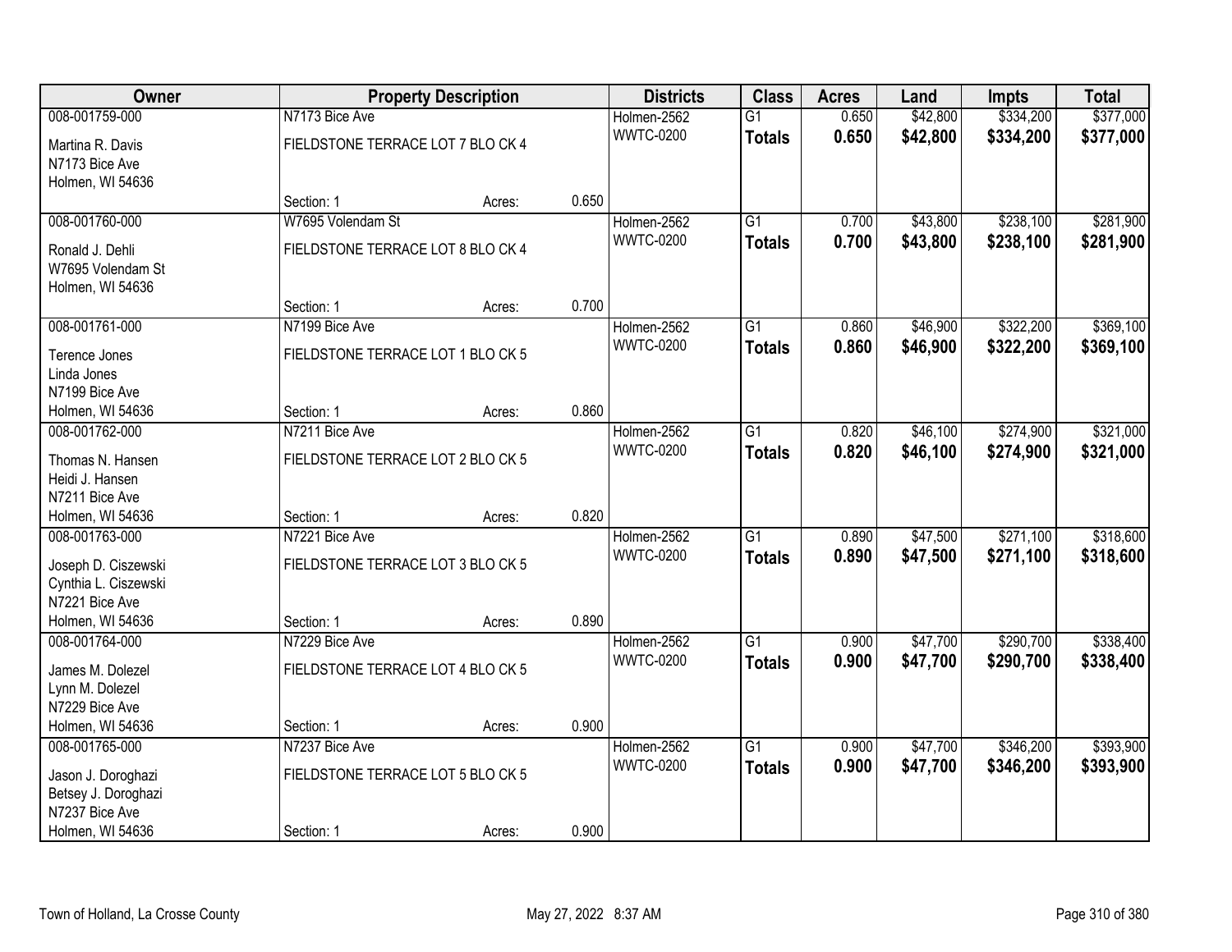| Owner | Property Description | | | Districts | Class | Acres | Land | Impts | Total |
|---|---|---|---|---|---|---|---|---|---|
| 008-001759-000 | N7173 Bice Ave | | | Holmen-2562 | G1 | 0.650 | $42,800 | $334,200 | $377,000 |
| Martina R. Davis<br>N7173 Bice Ave<br>Holmen, WI 54636 | FIELDSTONE TERRACE LOT 7 BLO CK 4 | | | WWTC-0200 | **Totals** | **0.650** | **$42,800** | **$334,200** | **$377,000** |
| | Section: 1 | Acres: | 0.650 | | | | | | |
| 008-001760-000 | W7695 Volendam St | | | Holmen-2562 | G1 | 0.700 | $43,800 | $238,100 | $281,900 |
| Ronald J. Dehli<br>W7695 Volendam St<br>Holmen, WI 54636 | FIELDSTONE TERRACE LOT 8 BLO CK 4 | | | WWTC-0200 | **Totals** | **0.700** | **$43,800** | **$238,100** | **$281,900** |
| | Section: 1 | Acres: | 0.700 | | | | | | |
| 008-001761-000 | N7199 Bice Ave | | | Holmen-2562 | G1 | 0.860 | $46,900 | $322,200 | $369,100 |
| Terence Jones<br>Linda Jones<br>N7199 Bice Ave<br>Holmen, WI 54636 | FIELDSTONE TERRACE LOT 1 BLO CK 5 | | | WWTC-0200 | **Totals** | **0.860** | **$46,900** | **$322,200** | **$369,100** |
| | Section: 1 | Acres: | 0.860 | | | | | | |
| 008-001762-000 | N7211 Bice Ave | | | Holmen-2562 | G1 | 0.820 | $46,100 | $274,900 | $321,000 |
| Thomas N. Hansen<br>Heidi J. Hansen<br>N7211 Bice Ave<br>Holmen, WI 54636 | FIELDSTONE TERRACE LOT 2 BLO CK 5 | | | WWTC-0200 | **Totals** | **0.820** | **$46,100** | **$274,900** | **$321,000** |
| | Section: 1 | Acres: | 0.820 | | | | | | |
| 008-001763-000 | N7221 Bice Ave | | | Holmen-2562 | G1 | 0.890 | $47,500 | $271,100 | $318,600 |
| Joseph D. Ciszewski<br>Cynthia L. Ciszewski<br>N7221 Bice Ave<br>Holmen, WI 54636 | FIELDSTONE TERRACE LOT 3 BLO CK 5 | | | WWTC-0200 | **Totals** | **0.890** | **$47,500** | **$271,100** | **$318,600** |
| | Section: 1 | Acres: | 0.890 | | | | | | |
| 008-001764-000 | N7229 Bice Ave | | | Holmen-2562 | G1 | 0.900 | $47,700 | $290,700 | $338,400 |
| James M. Dolezel<br>Lynn M. Dolezel<br>N7229 Bice Ave<br>Holmen, WI 54636 | FIELDSTONE TERRACE LOT 4 BLO CK 5 | | | WWTC-0200 | **Totals** | **0.900** | **$47,700** | **$290,700** | **$338,400** |
| | Section: 1 | Acres: | 0.900 | | | | | | |
| 008-001765-000 | N7237 Bice Ave | | | Holmen-2562 | G1 | 0.900 | $47,700 | $346,200 | $393,900 |
| Jason J. Doroghazi<br>Betsey J. Doroghazi<br>N7237 Bice Ave<br>Holmen, WI 54636 | FIELDSTONE TERRACE LOT 5 BLO CK 5 | | | WWTC-0200 | **Totals** | **0.900** | **$47,700** | **$346,200** | **$393,900** |
| | Section: 1 | Acres: | 0.900 | | | | | | |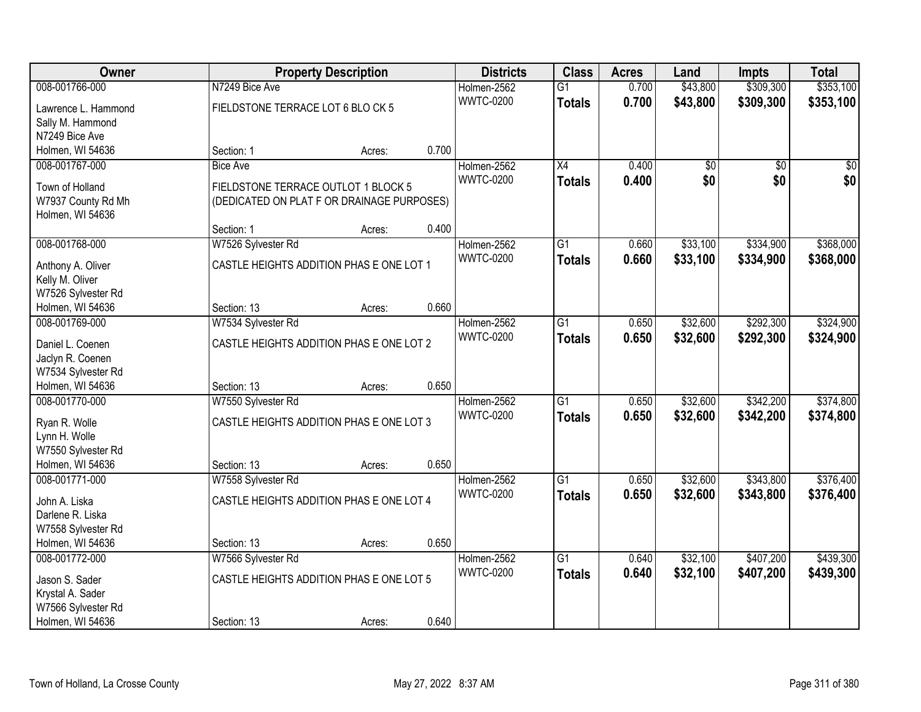| Owner | Property Description | | | Districts | Class | Acres | Land | Impts | Total |
|---|---|---|---|---|---|---|---|---|---|
| 008-001766-000<br>Lawrence L. Hammond<br>Sally M. Hammond<br>N7249 Bice Ave<br>Holmen, WI 54636 | N7249 Bice Ave<br>FIELDSTONE TERRACE LOT 6 BLO CK 5<br>Section: 1 | Acres: | 0.700 | Holmen-2562<br>WWTC-0200 | G1<br>**Totals** | 0.700<br>**0.700** | \$43,800<br>**\$43,800** | \$309,300<br>**\$309,300** | \$353,100<br>**\$353,100** |
| 008-001767-000<br>Town of Holland<br>W7937 County Rd Mh<br>Holmen, WI 54636 | Bice Ave<br>FIELDSTONE TERRACE OUTLOT 1 BLOCK 5<br>(DEDICATED ON PLAT F OR DRAINAGE PURPOSES)<br>Section: 1 | Acres: | 0.400 | Holmen-2562<br>WWTC-0200 | X4<br>**Totals** | 0.400<br>**0.400** | \$0<br>**\$0** | \$0<br>**\$0** | \$0<br>**\$0** |
| 008-001768-000<br>Anthony A. Oliver<br>Kelly M. Oliver<br>W7526 Sylvester Rd<br>Holmen, WI 54636 | W7526 Sylvester Rd<br>CASTLE HEIGHTS ADDITION PHAS E ONE LOT 1<br>Section: 13 | Acres: | 0.660 | Holmen-2562<br>WWTC-0200 | G1<br>**Totals** | 0.660<br>**0.660** | \$33,100<br>**\$33,100** | \$334,900<br>**\$334,900** | \$368,000<br>**\$368,000** |
| 008-001769-000<br>Daniel L. Coenen<br>Jaclyn R. Coenen<br>W7534 Sylvester Rd<br>Holmen, WI 54636 | W7534 Sylvester Rd<br>CASTLE HEIGHTS ADDITION PHAS E ONE LOT 2<br>Section: 13 | Acres: | 0.650 | Holmen-2562<br>WWTC-0200 | G1<br>**Totals** | 0.650<br>**0.650** | \$32,600<br>**\$32,600** | \$292,300<br>**\$292,300** | \$324,900<br>**\$324,900** |
| 008-001770-000<br>Ryan R. Wolle<br>Lynn H. Wolle<br>W7550 Sylvester Rd<br>Holmen, WI 54636 | W7550 Sylvester Rd<br>CASTLE HEIGHTS ADDITION PHAS E ONE LOT 3<br>Section: 13 | Acres: | 0.650 | Holmen-2562<br>WWTC-0200 | G1<br>**Totals** | 0.650<br>**0.650** | \$32,600<br>**\$32,600** | \$342,200<br>**\$342,200** | \$374,800<br>**\$374,800** |
| 008-001771-000<br>John A. Liska<br>Darlene R. Liska<br>W7558 Sylvester Rd<br>Holmen, WI 54636 | W7558 Sylvester Rd<br>CASTLE HEIGHTS ADDITION PHAS E ONE LOT 4<br>Section: 13 | Acres: | 0.650 | Holmen-2562<br>WWTC-0200 | G1<br>**Totals** | 0.650<br>**0.650** | \$32,600<br>**\$32,600** | \$343,800<br>**\$343,800** | \$376,400<br>**\$376,400** |
| 008-001772-000<br>Jason S. Sader<br>Krystal A. Sader<br>W7566 Sylvester Rd<br>Holmen, WI 54636 | W7566 Sylvester Rd<br>CASTLE HEIGHTS ADDITION PHAS E ONE LOT 5<br>Section: 13 | Acres: | 0.640 | Holmen-2562<br>WWTC-0200 | G1<br>**Totals** | 0.640<br>**0.640** | \$32,100<br>**\$32,100** | \$407,200<br>**\$407,200** | \$439,300<br>**\$439,300** |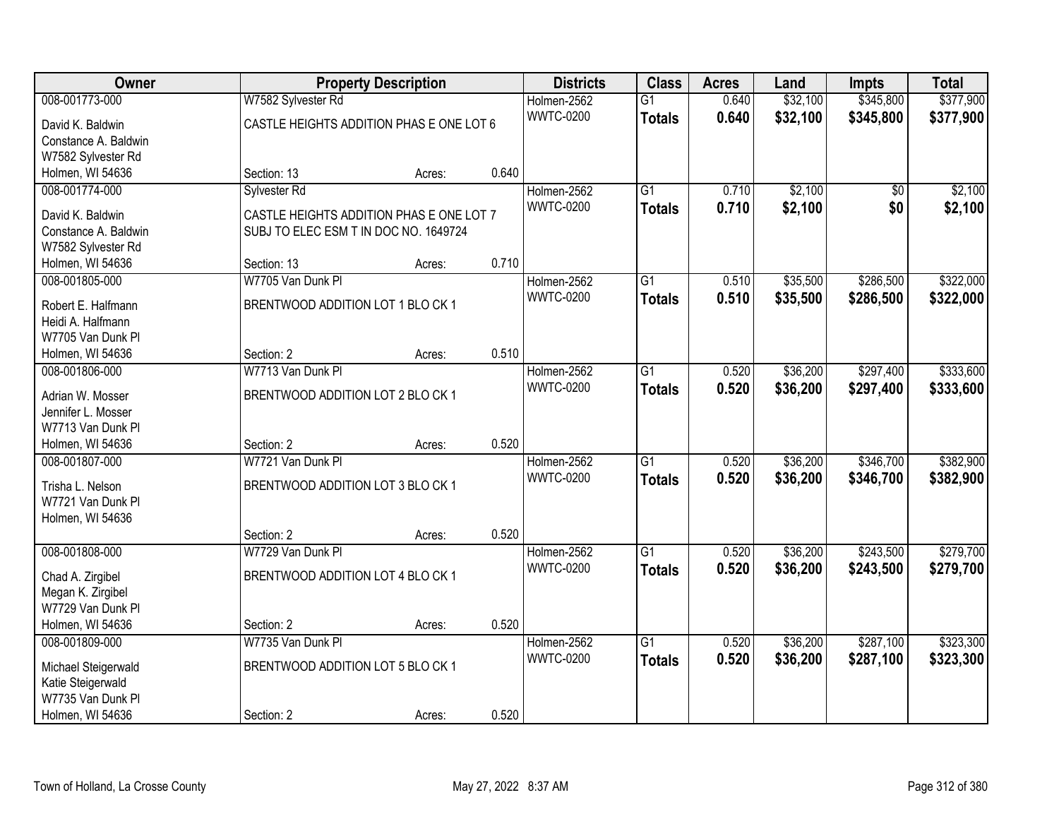| Owner | Property Description | | | Districts | Class | Acres | Land | Impts | Total |
|---|---|---|---|---|---|---|---|---|---|
| 008-001773-000 | W7582 Sylvester Rd | | | Holmen-2562 | G1 | 0.640 | $32,100 | $345,800 | $377,900 |
| David K. Baldwin<br>Constance A. Baldwin<br>W7582 Sylvester Rd<br>Holmen, WI 54636 | CASTLE HEIGHTS ADDITION PHAS E ONE LOT 6<br><br>Section: 13 | Acres: | 0.640 | WWTC-0200 | **Totals** | **0.640** | **$32,100** | **$345,800** | **$377,900** |
| 008-001774-000 | Sylvester Rd | | | Holmen-2562 | G1 | 0.710 | $2,100 | $0 | $2,100 |
| David K. Baldwin<br>Constance A. Baldwin<br>W7582 Sylvester Rd<br>Holmen, WI 54636 | CASTLE HEIGHTS ADDITION PHAS E ONE LOT 7<br>SUBJ TO ELEC ESM T IN DOC NO. 1649724<br><br>Section: 13 | Acres: | 0.710 | WWTC-0200 | **Totals** | **0.710** | **$2,100** | **$0** | **$2,100** |
| 008-001805-000 | W7705 Van Dunk Pl | | | Holmen-2562 | G1 | 0.510 | $35,500 | $286,500 | $322,000 |
| Robert E. Halfmann<br>Heidi A. Halfmann<br>W7705 Van Dunk Pl<br>Holmen, WI 54636 | BRENTWOOD ADDITION LOT 1 BLO CK 1<br><br>Section: 2 | Acres: | 0.510 | WWTC-0200 | **Totals** | **0.510** | **$35,500** | **$286,500** | **$322,000** |
| 008-001806-000 | W7713 Van Dunk Pl | | | Holmen-2562 | G1 | 0.520 | $36,200 | $297,400 | $333,600 |
| Adrian W. Mosser<br>Jennifer L. Mosser<br>W7713 Van Dunk Pl<br>Holmen, WI 54636 | BRENTWOOD ADDITION LOT 2 BLO CK 1<br><br>Section: 2 | Acres: | 0.520 | WWTC-0200 | **Totals** | **0.520** | **$36,200** | **$297,400** | **$333,600** |
| 008-001807-000 | W7721 Van Dunk Pl | | | Holmen-2562 | G1 | 0.520 | $36,200 | $346,700 | $382,900 |
| Trisha L. Nelson<br>W7721 Van Dunk Pl<br>Holmen, WI 54636 | BRENTWOOD ADDITION LOT 3 BLO CK 1<br><br>Section: 2 | Acres: | 0.520 | WWTC-0200 | **Totals** | **0.520** | **$36,200** | **$346,700** | **$382,900** |
| 008-001808-000 | W7729 Van Dunk Pl | | | Holmen-2562 | G1 | 0.520 | $36,200 | $243,500 | $279,700 |
| Chad A. Zirgibel<br>Megan K. Zirgibel<br>W7729 Van Dunk Pl<br>Holmen, WI 54636 | BRENTWOOD ADDITION LOT 4 BLO CK 1<br><br>Section: 2 | Acres: | 0.520 | WWTC-0200 | **Totals** | **0.520** | **$36,200** | **$243,500** | **$279,700** |
| 008-001809-000 | W7735 Van Dunk Pl | | | Holmen-2562 | G1 | 0.520 | $36,200 | $287,100 | $323,300 |
| Michael Steigerwald<br>Katie Steigerwald<br>W7735 Van Dunk Pl<br>Holmen, WI 54636 | BRENTWOOD ADDITION LOT 5 BLO CK 1<br><br>Section: 2 | Acres: | 0.520 | WWTC-0200 | **Totals** | **0.520** | **$36,200** | **$287,100** | **$323,300** |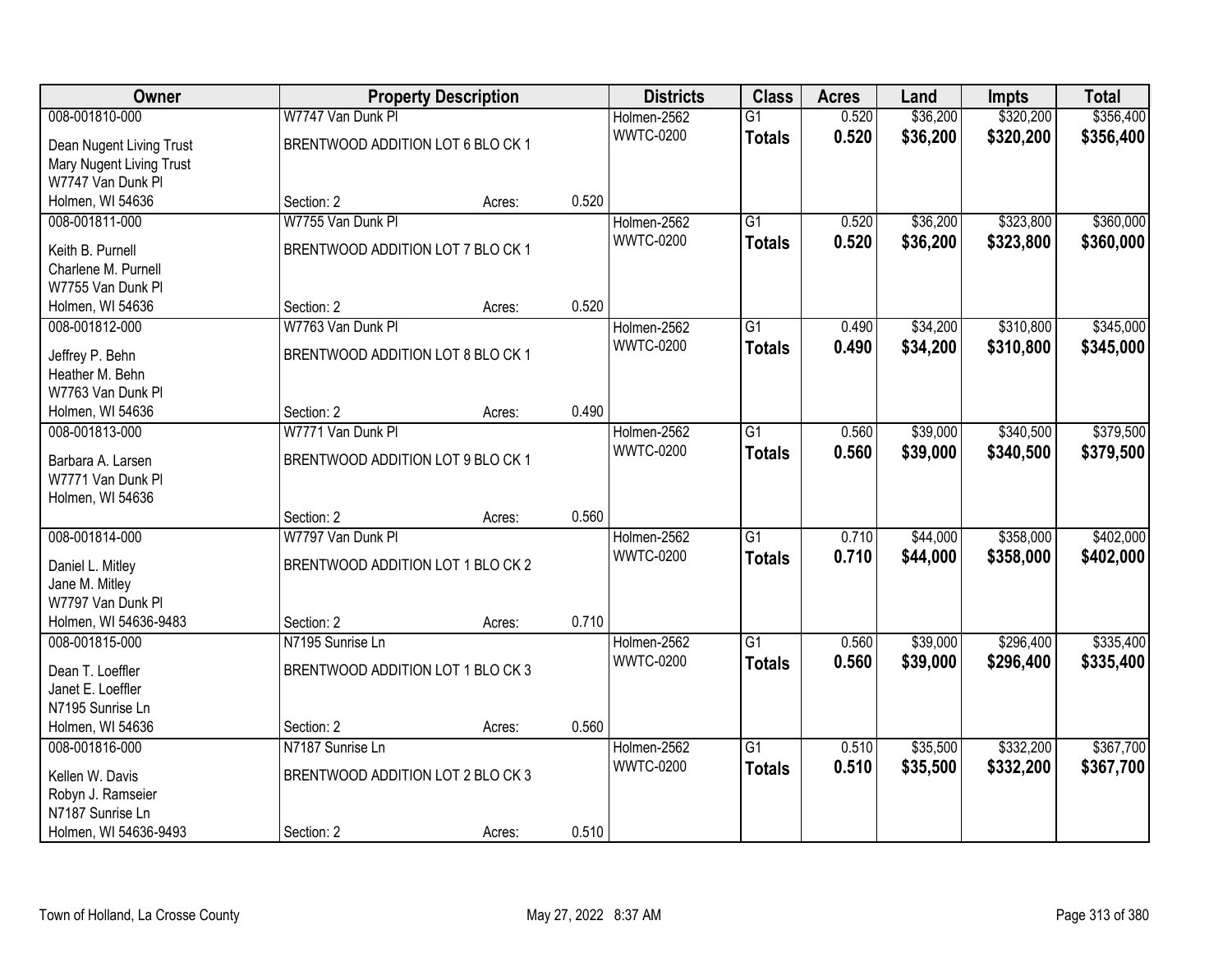| Owner | Property Description | | | Districts | Class | Acres | Land | Impts | Total |
|---|---|---|---|---|---|---|---|---|---|
| 008-001810-000 | W7747 Van Dunk Pl | | | Holmen-2562 | G1 | 0.520 | $36,200 | $320,200 | $356,400 |
| Dean Nugent Living Trust<br>Mary Nugent Living Trust<br>W7747 Van Dunk Pl<br>Holmen, WI 54636 | BRENTWOOD ADDITION LOT 6 BLO CK 1 | | | WWTC-0200 | **Totals** | **0.520** | **$36,200** | **$320,200** | **$356,400** |
| | Section: 2 | Acres: | 0.520 | | | | | | |
| 008-001811-000 | W7755 Van Dunk Pl | | | Holmen-2562 | G1 | 0.520 | $36,200 | $323,800 | $360,000 |
| Keith B. Purnell<br>Charlene M. Purnell<br>W7755 Van Dunk Pl<br>Holmen, WI 54636 | BRENTWOOD ADDITION LOT 7 BLO CK 1 | | | WWTC-0200 | **Totals** | **0.520** | **$36,200** | **$323,800** | **$360,000** |
| | Section: 2 | Acres: | 0.520 | | | | | | |
| 008-001812-000 | W7763 Van Dunk Pl | | | Holmen-2562 | G1 | 0.490 | $34,200 | $310,800 | $345,000 |
| Jeffrey P. Behn<br>Heather M. Behn<br>W7763 Van Dunk Pl<br>Holmen, WI 54636 | BRENTWOOD ADDITION LOT 8 BLO CK 1 | | | WWTC-0200 | **Totals** | **0.490** | **$34,200** | **$310,800** | **$345,000** |
| | Section: 2 | Acres: | 0.490 | | | | | | |
| 008-001813-000 | W7771 Van Dunk Pl | | | Holmen-2562 | G1 | 0.560 | $39,000 | $340,500 | $379,500 |
| Barbara A. Larsen<br>W7771 Van Dunk Pl<br>Holmen, WI 54636 | BRENTWOOD ADDITION LOT 9 BLO CK 1 | | | WWTC-0200 | **Totals** | **0.560** | **$39,000** | **$340,500** | **$379,500** |
| | Section: 2 | Acres: | 0.560 | | | | | | |
| 008-001814-000 | W7797 Van Dunk Pl | | | Holmen-2562 | G1 | 0.710 | $44,000 | $358,000 | $402,000 |
| Daniel L. Mitley<br>Jane M. Mitley<br>W7797 Van Dunk Pl<br>Holmen, WI 54636-9483 | BRENTWOOD ADDITION LOT 1 BLO CK 2 | | | WWTC-0200 | **Totals** | **0.710** | **$44,000** | **$358,000** | **$402,000** |
| | Section: 2 | Acres: | 0.710 | | | | | | |
| 008-001815-000 | N7195 Sunrise Ln | | | Holmen-2562 | G1 | 0.560 | $39,000 | $296,400 | $335,400 |
| Dean T. Loeffler<br>Janet E. Loeffler<br>N7195 Sunrise Ln<br>Holmen, WI 54636 | BRENTWOOD ADDITION LOT 1 BLO CK 3 | | | WWTC-0200 | **Totals** | **0.560** | **$39,000** | **$296,400** | **$335,400** |
| | Section: 2 | Acres: | 0.560 | | | | | | |
| 008-001816-000 | N7187 Sunrise Ln | | | Holmen-2562 | G1 | 0.510 | $35,500 | $332,200 | $367,700 |
| Kellen W. Davis<br>Robyn J. Ramseier<br>N7187 Sunrise Ln<br>Holmen, WI 54636-9493 | BRENTWOOD ADDITION LOT 2 BLO CK 3 | | | WWTC-0200 | **Totals** | **0.510** | **$35,500** | **$332,200** | **$367,700** |
| | Section: 2 | Acres: | 0.510 | | | | | | |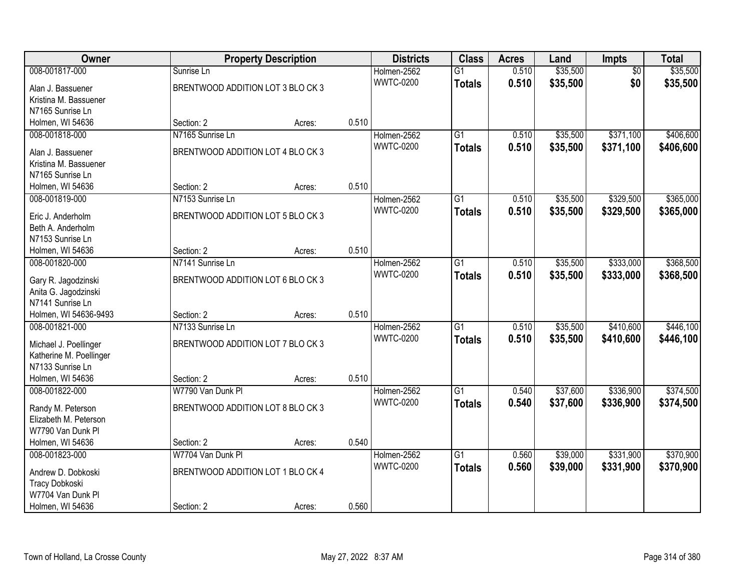| Owner | Property Description | | | Districts | Class | Acres | Land | Impts | Total |
|---|---|---|---|---|---|---|---|---|---|
| 008-001817-000 | Sunrise Ln | | | Holmen-2562 | G1 | 0.510 | $35,500 | $0 | $35,500 |
| Alan J. Bassuener<br>Kristina M. Bassuener<br>N7165 Sunrise Ln<br>Holmen, WI 54636 | BRENTWOOD ADDITION LOT 3 BLO CK 3<br><br><br>Section: 2 | Acres: | 0.510 | WWTC-0200 | **Totals** | **0.510** | **$35,500** | **$0** | **$35,500** |
| 008-001818-000 | N7165 Sunrise Ln | | | Holmen-2562 | G1 | 0.510 | $35,500 | $371,100 | $406,600 |
| Alan J. Bassuener<br>Kristina M. Bassuener<br>N7165 Sunrise Ln<br>Holmen, WI 54636 | BRENTWOOD ADDITION LOT 4 BLO CK 3<br><br><br>Section: 2 | Acres: | 0.510 | WWTC-0200 | **Totals** | **0.510** | **$35,500** | **$371,100** | **$406,600** |
| 008-001819-000 | N7153 Sunrise Ln | | | Holmen-2562 | G1 | 0.510 | $35,500 | $329,500 | $365,000 |
| Eric J. Anderholm<br>Beth A. Anderholm<br>N7153 Sunrise Ln<br>Holmen, WI 54636 | BRENTWOOD ADDITION LOT 5 BLO CK 3<br><br><br>Section: 2 | Acres: | 0.510 | WWTC-0200 | **Totals** | **0.510** | **$35,500** | **$329,500** | **$365,000** |
| 008-001820-000 | N7141 Sunrise Ln | | | Holmen-2562 | G1 | 0.510 | $35,500 | $333,000 | $368,500 |
| Gary R. Jagodzinski<br>Anita G. Jagodzinski<br>N7141 Sunrise Ln<br>Holmen, WI 54636-9493 | BRENTWOOD ADDITION LOT 6 BLO CK 3<br><br><br>Section: 2 | Acres: | 0.510 | WWTC-0200 | **Totals** | **0.510** | **$35,500** | **$333,000** | **$368,500** |
| 008-001821-000 | N7133 Sunrise Ln | | | Holmen-2562 | G1 | 0.510 | $35,500 | $410,600 | $446,100 |
| Michael J. Poellinger<br>Katherine M. Poellinger<br>N7133 Sunrise Ln<br>Holmen, WI 54636 | BRENTWOOD ADDITION LOT 7 BLO CK 3<br><br><br>Section: 2 | Acres: | 0.510 | WWTC-0200 | **Totals** | **0.510** | **$35,500** | **$410,600** | **$446,100** |
| 008-001822-000 | W7790 Van Dunk Pl | | | Holmen-2562 | G1 | 0.540 | $37,600 | $336,900 | $374,500 |
| Randy M. Peterson<br>Elizabeth M. Peterson<br>W7790 Van Dunk Pl<br>Holmen, WI 54636 | BRENTWOOD ADDITION LOT 8 BLO CK 3<br><br><br>Section: 2 | Acres: | 0.540 | WWTC-0200 | **Totals** | **0.540** | **$37,600** | **$336,900** | **$374,500** |
| 008-001823-000 | W7704 Van Dunk Pl | | | Holmen-2562 | G1 | 0.560 | $39,000 | $331,900 | $370,900 |
| Andrew D. Dobkoski<br>Tracy Dobkoski<br>W7704 Van Dunk Pl<br>Holmen, WI 54636 | BRENTWOOD ADDITION LOT 1 BLO CK 4<br><br><br>Section: 2 | Acres: | 0.560 | WWTC-0200 | **Totals** | **0.560** | **$39,000** | **$331,900** | **$370,900** |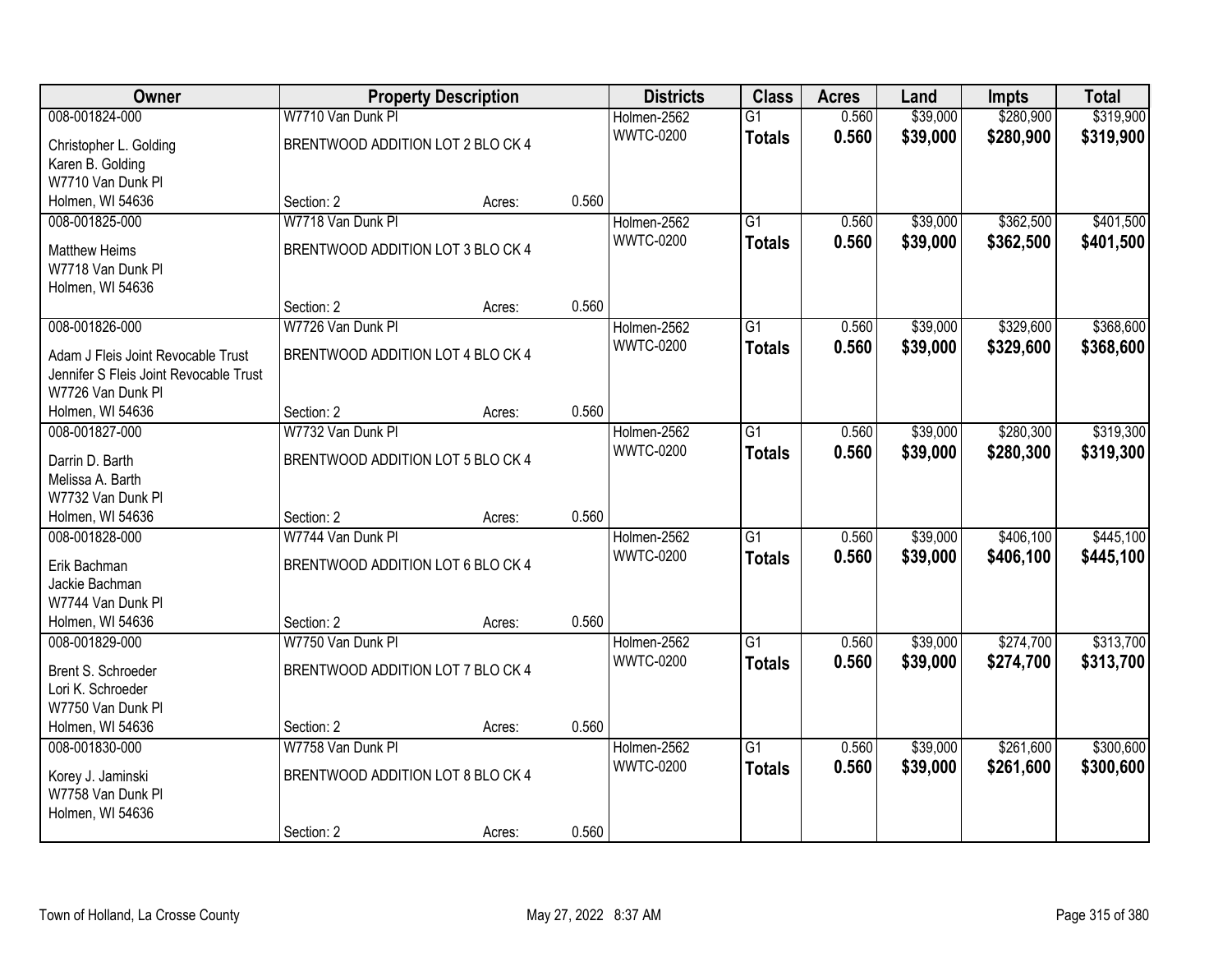| Owner | Property Description | | | Districts | Class | Acres | Land | Impts | Total |
|---|---|---|---|---|---|---|---|---|---|
| 008-001824-000 | W7710 Van Dunk Pl | | | Holmen-2562 | G1 | 0.560 | $39,000 | $280,900 | $319,900 |
| Christopher L. Golding<br>Karen B. Golding<br>W7710 Van Dunk Pl<br>Holmen, WI 54636 | BRENTWOOD ADDITION LOT 2 BLO CK 4 | | | WWTC-0200 | **Totals** | **0.560** | **$39,000** | **$280,900** | **$319,900** |
| | Section: 2 | Acres: | 0.560 | | | | | | |
| 008-001825-000 | W7718 Van Dunk Pl | | | Holmen-2562 | G1 | 0.560 | $39,000 | $362,500 | $401,500 |
| Matthew Heims<br>W7718 Van Dunk Pl<br>Holmen, WI 54636 | BRENTWOOD ADDITION LOT 3 BLO CK 4 | | | WWTC-0200 | **Totals** | **0.560** | **$39,000** | **$362,500** | **$401,500** |
| | Section: 2 | Acres: | 0.560 | | | | | | |
| 008-001826-000 | W7726 Van Dunk Pl | | | Holmen-2562 | G1 | 0.560 | $39,000 | $329,600 | $368,600 |
| Adam J Fleis Joint Revocable Trust<br>Jennifer S Fleis Joint Revocable Trust<br>W7726 Van Dunk Pl<br>Holmen, WI 54636 | BRENTWOOD ADDITION LOT 4 BLO CK 4 | | | WWTC-0200 | **Totals** | **0.560** | **$39,000** | **$329,600** | **$368,600** |
| | Section: 2 | Acres: | 0.560 | | | | | | |
| 008-001827-000 | W7732 Van Dunk Pl | | | Holmen-2562 | G1 | 0.560 | $39,000 | $280,300 | $319,300 |
| Darrin D. Barth<br>Melissa A. Barth<br>W7732 Van Dunk Pl<br>Holmen, WI 54636 | BRENTWOOD ADDITION LOT 5 BLO CK 4 | | | WWTC-0200 | **Totals** | **0.560** | **$39,000** | **$280,300** | **$319,300** |
| | Section: 2 | Acres: | 0.560 | | | | | | |
| 008-001828-000 | W7744 Van Dunk Pl | | | Holmen-2562 | G1 | 0.560 | $39,000 | $406,100 | $445,100 |
| Erik Bachman<br>Jackie Bachman<br>W7744 Van Dunk Pl<br>Holmen, WI 54636 | BRENTWOOD ADDITION LOT 6 BLO CK 4 | | | WWTC-0200 | **Totals** | **0.560** | **$39,000** | **$406,100** | **$445,100** |
| | Section: 2 | Acres: | 0.560 | | | | | | |
| 008-001829-000 | W7750 Van Dunk Pl | | | Holmen-2562 | G1 | 0.560 | $39,000 | $274,700 | $313,700 |
| Brent S. Schroeder<br>Lori K. Schroeder<br>W7750 Van Dunk Pl<br>Holmen, WI 54636 | BRENTWOOD ADDITION LOT 7 BLO CK 4 | | | WWTC-0200 | **Totals** | **0.560** | **$39,000** | **$274,700** | **$313,700** |
| | Section: 2 | Acres: | 0.560 | | | | | | |
| 008-001830-000 | W7758 Van Dunk Pl | | | Holmen-2562 | G1 | 0.560 | $39,000 | $261,600 | $300,600 |
| Korey J. Jaminski<br>W7758 Van Dunk Pl<br>Holmen, WI 54636 | BRENTWOOD ADDITION LOT 8 BLO CK 4 | | | WWTC-0200 | **Totals** | **0.560** | **$39,000** | **$261,600** | **$300,600** |
| | Section: 2 | Acres: | 0.560 | | | | | | |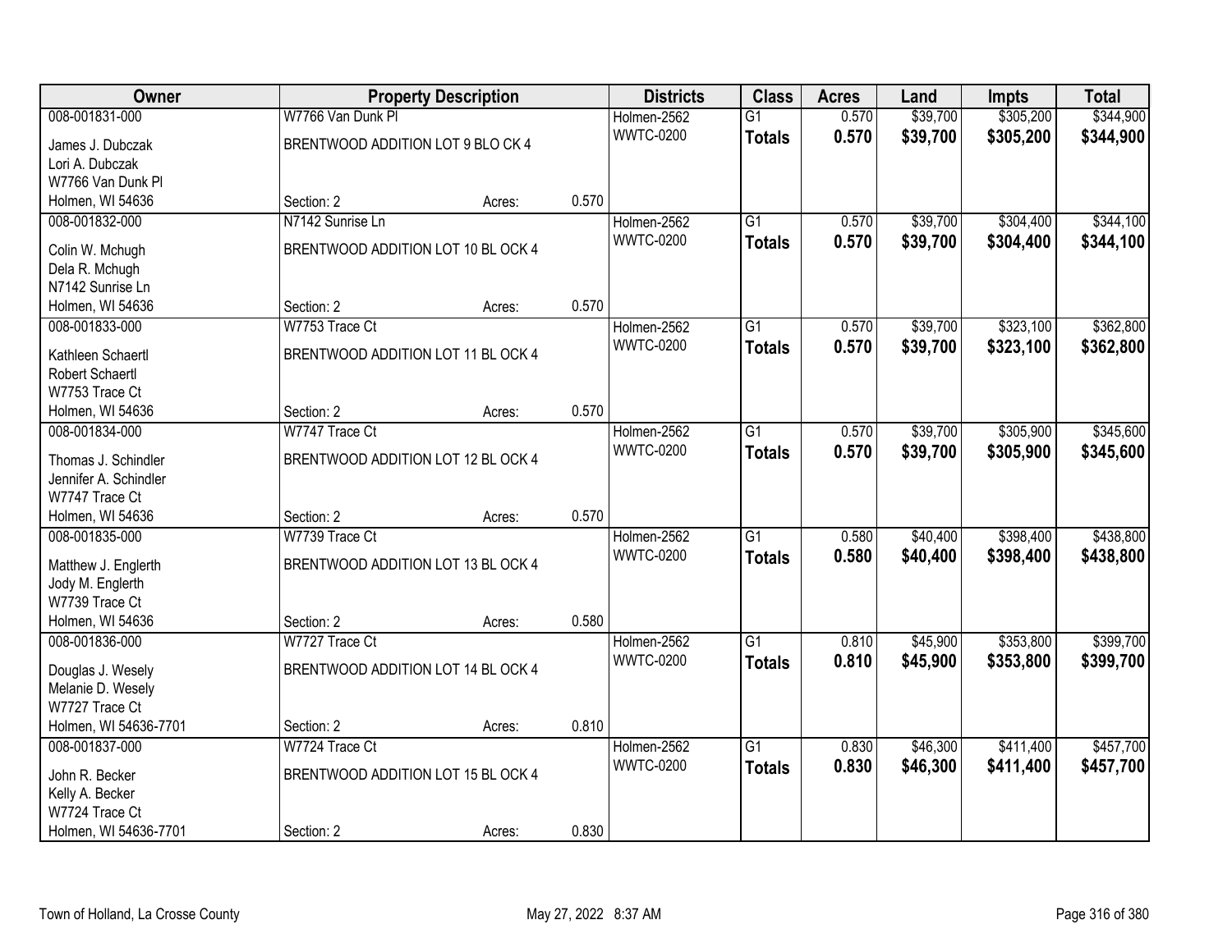| Owner | Property Description | | | Districts | Class | Acres | Land | Impts | Total |
|---|---|---|---|---|---|---|---|---|---|
| 008-001831-000 | W7766 Van Dunk Pl | | | Holmen-2562 | G1 | 0.570 | $39,700 | $305,200 | $344,900 |
| James J. Dubczak<br>Lori A. Dubczak<br>W7766 Van Dunk Pl<br>Holmen, WI 54636 | BRENTWOOD ADDITION LOT 9 BLO CK 4<br>Section: 2 | Acres: | 0.570 | WWTC-0200 | **Totals** | **0.570** | **$39,700** | **$305,200** | **$344,900** |
| 008-001832-000 | N7142 Sunrise Ln | | | Holmen-2562 | G1 | 0.570 | $39,700 | $304,400 | $344,100 |
| Colin W. Mchugh<br>Dela R. Mchugh<br>N7142 Sunrise Ln<br>Holmen, WI 54636 | BRENTWOOD ADDITION LOT 10 BL OCK 4<br>Section: 2 | Acres: | 0.570 | WWTC-0200 | **Totals** | **0.570** | **$39,700** | **$304,400** | **$344,100** |
| 008-001833-000 | W7753 Trace Ct | | | Holmen-2562 | G1 | 0.570 | $39,700 | $323,100 | $362,800 |
| Kathleen Schaertl<br>Robert Schaertl<br>W7753 Trace Ct<br>Holmen, WI 54636 | BRENTWOOD ADDITION LOT 11 BL OCK 4<br>Section: 2 | Acres: | 0.570 | WWTC-0200 | **Totals** | **0.570** | **$39,700** | **$323,100** | **$362,800** |
| 008-001834-000 | W7747 Trace Ct | | | Holmen-2562 | G1 | 0.570 | $39,700 | $305,900 | $345,600 |
| Thomas J. Schindler<br>Jennifer A. Schindler<br>W7747 Trace Ct<br>Holmen, WI 54636 | BRENTWOOD ADDITION LOT 12 BL OCK 4<br>Section: 2 | Acres: | 0.570 | WWTC-0200 | **Totals** | **0.570** | **$39,700** | **$305,900** | **$345,600** |
| 008-001835-000 | W7739 Trace Ct | | | Holmen-2562 | G1 | 0.580 | $40,400 | $398,400 | $438,800 |
| Matthew J. Englerth<br>Jody M. Englerth<br>W7739 Trace Ct<br>Holmen, WI 54636 | BRENTWOOD ADDITION LOT 13 BL OCK 4<br>Section: 2 | Acres: | 0.580 | WWTC-0200 | **Totals** | **0.580** | **$40,400** | **$398,400** | **$438,800** |
| 008-001836-000 | W7727 Trace Ct | | | Holmen-2562 | G1 | 0.810 | $45,900 | $353,800 | $399,700 |
| Douglas J. Wesely<br>Melanie D. Wesely<br>W7727 Trace Ct<br>Holmen, WI 54636-7701 | BRENTWOOD ADDITION LOT 14 BL OCK 4<br>Section: 2 | Acres: | 0.810 | WWTC-0200 | **Totals** | **0.810** | **$45,900** | **$353,800** | **$399,700** |
| 008-001837-000 | W7724 Trace Ct | | | Holmen-2562 | G1 | 0.830 | $46,300 | $411,400 | $457,700 |
| John R. Becker<br>Kelly A. Becker<br>W7724 Trace Ct<br>Holmen, WI 54636-7701 | BRENTWOOD ADDITION LOT 15 BL OCK 4<br>Section: 2 | Acres: | 0.830 | WWTC-0200 | **Totals** | **0.830** | **$46,300** | **$411,400** | **$457,700** |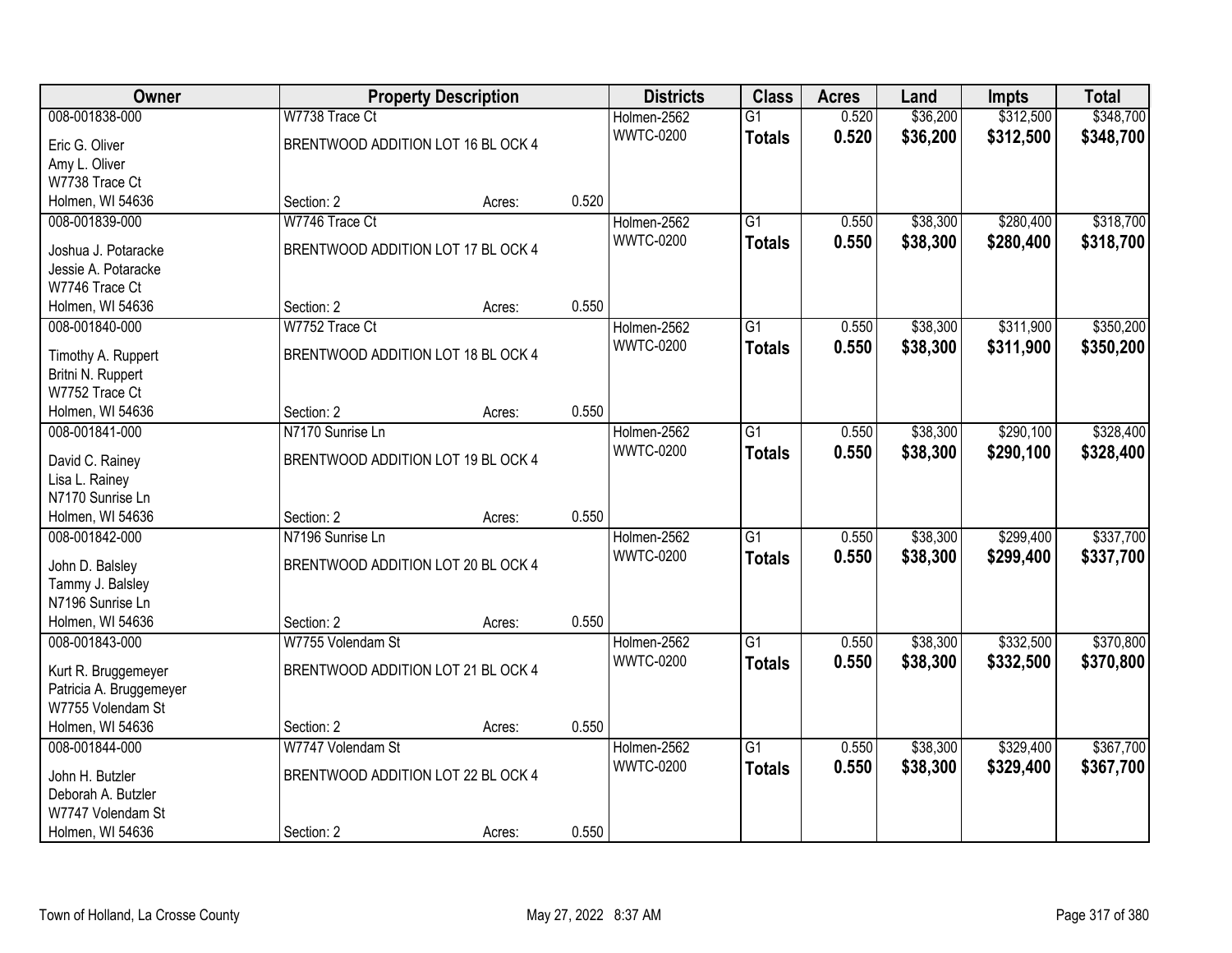| Owner | Property Description | | | Districts | Class | Acres | Land | Impts | Total |
|---|---|---|---|---|---|---|---|---|---|
| 008-001838-000 | W7738 Trace Ct | | | Holmen-2562 | G1 | 0.520 | $36,200 | $312,500 | $348,700 |
| Eric G. Oliver<br>Amy L. Oliver<br>W7738 Trace Ct<br>Holmen, WI 54636 | BRENTWOOD ADDITION LOT 16 BL OCK 4<br>Section: 2 | Acres: | 0.520 | WWTC-0200 | **Totals** | **0.520** | **$36,200** | **$312,500** | **$348,700** |
| 008-001839-000 | W7746 Trace Ct | | | Holmen-2562 | G1 | 0.550 | $38,300 | $280,400 | $318,700 |
| Joshua J. Potaracke<br>Jessie A. Potaracke<br>W7746 Trace Ct<br>Holmen, WI 54636 | BRENTWOOD ADDITION LOT 17 BL OCK 4<br>Section: 2 | Acres: | 0.550 | WWTC-0200 | **Totals** | **0.550** | **$38,300** | **$280,400** | **$318,700** |
| 008-001840-000 | W7752 Trace Ct | | | Holmen-2562 | G1 | 0.550 | $38,300 | $311,900 | $350,200 |
| Timothy A. Ruppert<br>Britni N. Ruppert<br>W7752 Trace Ct<br>Holmen, WI 54636 | BRENTWOOD ADDITION LOT 18 BL OCK 4<br>Section: 2 | Acres: | 0.550 | WWTC-0200 | **Totals** | **0.550** | **$38,300** | **$311,900** | **$350,200** |
| 008-001841-000 | N7170 Sunrise Ln | | | Holmen-2562 | G1 | 0.550 | $38,300 | $290,100 | $328,400 |
| David C. Rainey<br>Lisa L. Rainey<br>N7170 Sunrise Ln<br>Holmen, WI 54636 | BRENTWOOD ADDITION LOT 19 BL OCK 4<br>Section: 2 | Acres: | 0.550 | WWTC-0200 | **Totals** | **0.550** | **$38,300** | **$290,100** | **$328,400** |
| 008-001842-000 | N7196 Sunrise Ln | | | Holmen-2562 | G1 | 0.550 | $38,300 | $299,400 | $337,700 |
| John D. Balsley<br>Tammy J. Balsley<br>N7196 Sunrise Ln<br>Holmen, WI 54636 | BRENTWOOD ADDITION LOT 20 BL OCK 4<br>Section: 2 | Acres: | 0.550 | WWTC-0200 | **Totals** | **0.550** | **$38,300** | **$299,400** | **$337,700** |
| 008-001843-000 | W7755 Volendam St | | | Holmen-2562 | G1 | 0.550 | $38,300 | $332,500 | $370,800 |
| Kurt R. Bruggemeyer<br>Patricia A. Bruggemeyer<br>W7755 Volendam St<br>Holmen, WI 54636 | BRENTWOOD ADDITION LOT 21 BL OCK 4<br>Section: 2 | Acres: | 0.550 | WWTC-0200 | **Totals** | **0.550** | **$38,300** | **$332,500** | **$370,800** |
| 008-001844-000 | W7747 Volendam St | | | Holmen-2562 | G1 | 0.550 | $38,300 | $329,400 | $367,700 |
| John H. Butzler<br>Deborah A. Butzler<br>W7747 Volendam St<br>Holmen, WI 54636 | BRENTWOOD ADDITION LOT 22 BL OCK 4<br>Section: 2 | Acres: | 0.550 | WWTC-0200 | **Totals** | **0.550** | **$38,300** | **$329,400** | **$367,700** |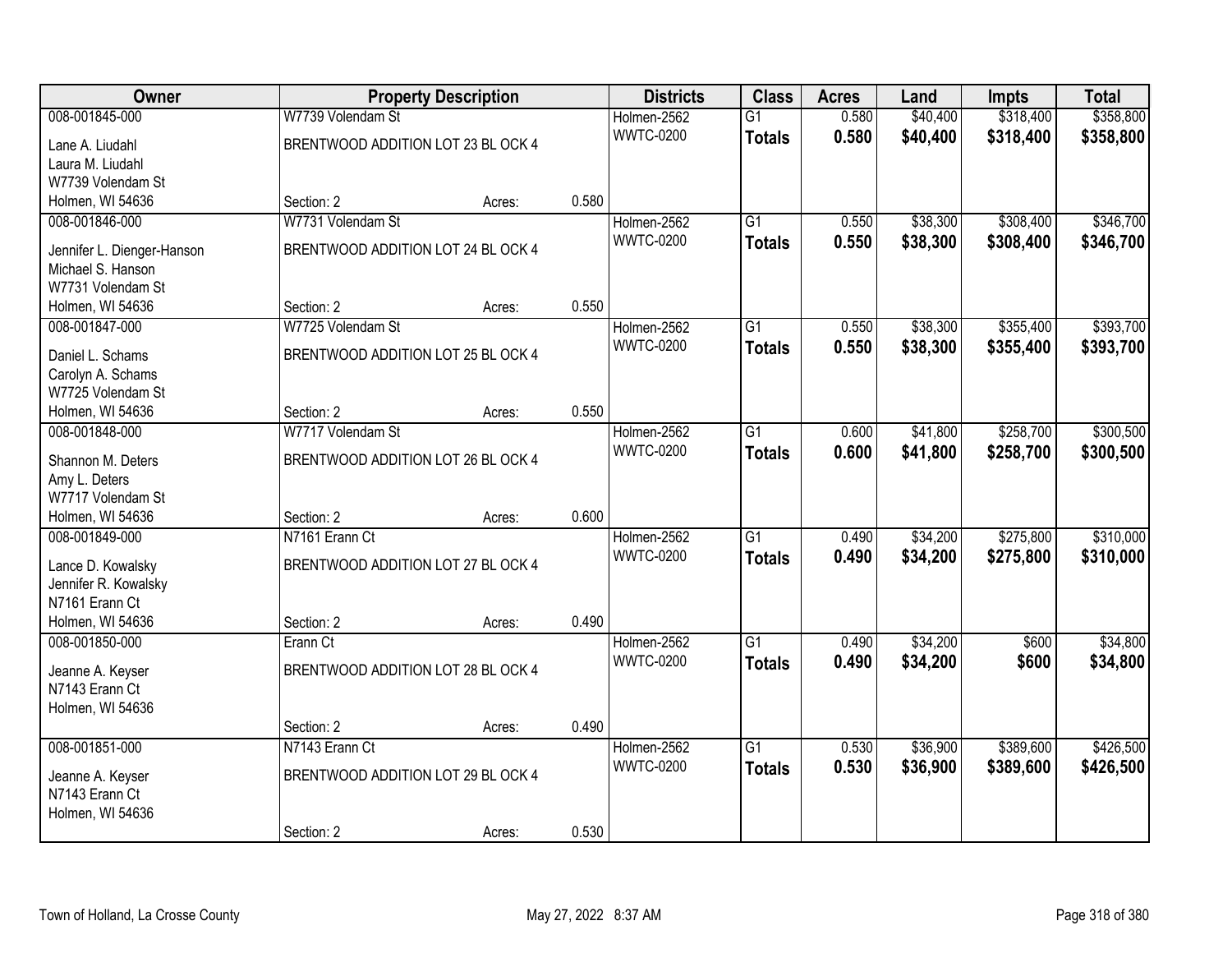| Owner | Property Description | | | Districts | Class | Acres | Land | Impts | Total |
|---|---|---|---|---|---|---|---|---|---|
| 008-001845-000 | W7739 Volendam St | | | Holmen-2562 | G1 | 0.580 | $40,400 | $318,400 | $358,800 |
| Lane A. Liudahl<br>Laura M. Liudahl<br>W7739 Volendam St<br>Holmen, WI 54636 | BRENTWOOD ADDITION LOT 23 BL OCK 4<br><br>Section: 2 | Acres: | 0.580 | WWTC-0200 | **Totals** | **0.580** | **$40,400** | **$318,400** | **$358,800** |
| 008-001846-000 | W7731 Volendam St | | | Holmen-2562 | G1 | 0.550 | $38,300 | $308,400 | $346,700 |
| Jennifer L. Dienger-Hanson<br>Michael S. Hanson<br>W7731 Volendam St<br>Holmen, WI 54636 | BRENTWOOD ADDITION LOT 24 BL OCK 4<br><br>Section: 2 | Acres: | 0.550 | WWTC-0200 | **Totals** | **0.550** | **$38,300** | **$308,400** | **$346,700** |
| 008-001847-000 | W7725 Volendam St | | | Holmen-2562 | G1 | 0.550 | $38,300 | $355,400 | $393,700 |
| Daniel L. Schams<br>Carolyn A. Schams<br>W7725 Volendam St<br>Holmen, WI 54636 | BRENTWOOD ADDITION LOT 25 BL OCK 4<br><br>Section: 2 | Acres: | 0.550 | WWTC-0200 | **Totals** | **0.550** | **$38,300** | **$355,400** | **$393,700** |
| 008-001848-000 | W7717 Volendam St | | | Holmen-2562 | G1 | 0.600 | $41,800 | $258,700 | $300,500 |
| Shannon M. Deters<br>Amy L. Deters<br>W7717 Volendam St<br>Holmen, WI 54636 | BRENTWOOD ADDITION LOT 26 BL OCK 4<br><br>Section: 2 | Acres: | 0.600 | WWTC-0200 | **Totals** | **0.600** | **$41,800** | **$258,700** | **$300,500** |
| 008-001849-000 | N7161 Erann Ct | | | Holmen-2562 | G1 | 0.490 | $34,200 | $275,800 | $310,000 |
| Lance D. Kowalsky<br>Jennifer R. Kowalsky<br>N7161 Erann Ct<br>Holmen, WI 54636 | BRENTWOOD ADDITION LOT 27 BL OCK 4<br><br>Section: 2 | Acres: | 0.490 | WWTC-0200 | **Totals** | **0.490** | **$34,200** | **$275,800** | **$310,000** |
| 008-001850-000 | Erann Ct | | | Holmen-2562 | G1 | 0.490 | $34,200 | $600 | $34,800 |
| Jeanne A. Keyser<br>N7143 Erann Ct<br>Holmen, WI 54636 | BRENTWOOD ADDITION LOT 28 BL OCK 4<br><br>Section: 2 | Acres: | 0.490 | WWTC-0200 | **Totals** | **0.490** | **$34,200** | **$600** | **$34,800** |
| 008-001851-000 | N7143 Erann Ct | | | Holmen-2562 | G1 | 0.530 | $36,900 | $389,600 | $426,500 |
| Jeanne A. Keyser<br>N7143 Erann Ct<br>Holmen, WI 54636 | BRENTWOOD ADDITION LOT 29 BL OCK 4<br><br>Section: 2 | Acres: | 0.530 | WWTC-0200 | **Totals** | **0.530** | **$36,900** | **$389,600** | **$426,500** |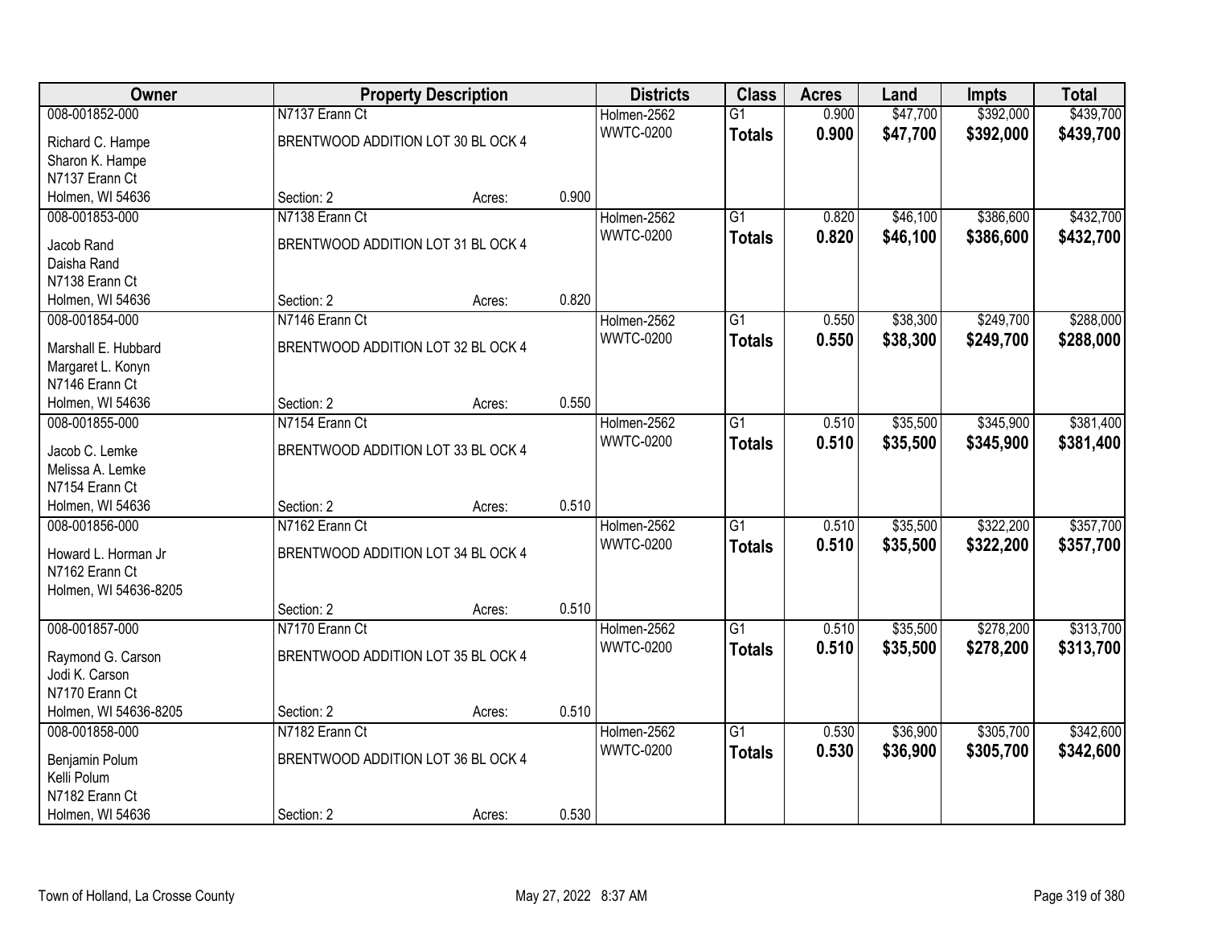| Owner | Property Description | | | Districts | Class | Acres | Land | Impts | Total |
|---|---|---|---|---|---|---|---|---|---|
| 008-001852-000 | N7137 Erann Ct | | | Holmen-2562 | G1 | 0.900 | $47,700 | $392,000 | $439,700 |
| Richard C. Hampe<br>Sharon K. Hampe<br>N7137 Erann Ct<br>Holmen, WI 54636 | BRENTWOOD ADDITION LOT 30 BL OCK 4 | | | WWTC-0200 | **Totals** | **0.900** | **$47,700** | **$392,000** | **$439,700** |
| | Section: 2 | Acres: | 0.900 | | | | | | |
| 008-001853-000 | N7138 Erann Ct | | | Holmen-2562 | G1 | 0.820 | $46,100 | $386,600 | $432,700 |
| Jacob Rand<br>Daisha Rand<br>N7138 Erann Ct<br>Holmen, WI 54636 | BRENTWOOD ADDITION LOT 31 BL OCK 4 | | | WWTC-0200 | **Totals** | **0.820** | **$46,100** | **$386,600** | **$432,700** |
| | Section: 2 | Acres: | 0.820 | | | | | | |
| 008-001854-000 | N7146 Erann Ct | | | Holmen-2562 | G1 | 0.550 | $38,300 | $249,700 | $288,000 |
| Marshall E. Hubbard<br>Margaret L. Konyn<br>N7146 Erann Ct<br>Holmen, WI 54636 | BRENTWOOD ADDITION LOT 32 BL OCK 4 | | | WWTC-0200 | **Totals** | **0.550** | **$38,300** | **$249,700** | **$288,000** |
| | Section: 2 | Acres: | 0.550 | | | | | | |
| 008-001855-000 | N7154 Erann Ct | | | Holmen-2562 | G1 | 0.510 | $35,500 | $345,900 | $381,400 |
| Jacob C. Lemke<br>Melissa A. Lemke<br>N7154 Erann Ct<br>Holmen, WI 54636 | BRENTWOOD ADDITION LOT 33 BL OCK 4 | | | WWTC-0200 | **Totals** | **0.510** | **$35,500** | **$345,900** | **$381,400** |
| | Section: 2 | Acres: | 0.510 | | | | | | |
| 008-001856-000 | N7162 Erann Ct | | | Holmen-2562 | G1 | 0.510 | $35,500 | $322,200 | $357,700 |
| Howard L. Horman Jr<br>N7162 Erann Ct<br>Holmen, WI 54636-8205 | BRENTWOOD ADDITION LOT 34 BL OCK 4 | | | WWTC-0200 | **Totals** | **0.510** | **$35,500** | **$322,200** | **$357,700** |
| | Section: 2 | Acres: | 0.510 | | | | | | |
| 008-001857-000 | N7170 Erann Ct | | | Holmen-2562 | G1 | 0.510 | $35,500 | $278,200 | $313,700 |
| Raymond G. Carson<br>Jodi K. Carson<br>N7170 Erann Ct<br>Holmen, WI 54636-8205 | BRENTWOOD ADDITION LOT 35 BL OCK 4 | | | WWTC-0200 | **Totals** | **0.510** | **$35,500** | **$278,200** | **$313,700** |
| | Section: 2 | Acres: | 0.510 | | | | | | |
| 008-001858-000 | N7182 Erann Ct | | | Holmen-2562 | G1 | 0.530 | $36,900 | $305,700 | $342,600 |
| Benjamin Polum<br>Kelli Polum<br>N7182 Erann Ct<br>Holmen, WI 54636 | BRENTWOOD ADDITION LOT 36 BL OCK 4 | | | WWTC-0200 | **Totals** | **0.530** | **$36,900** | **$305,700** | **$342,600** |
| | Section: 2 | Acres: | 0.530 | | | | | | |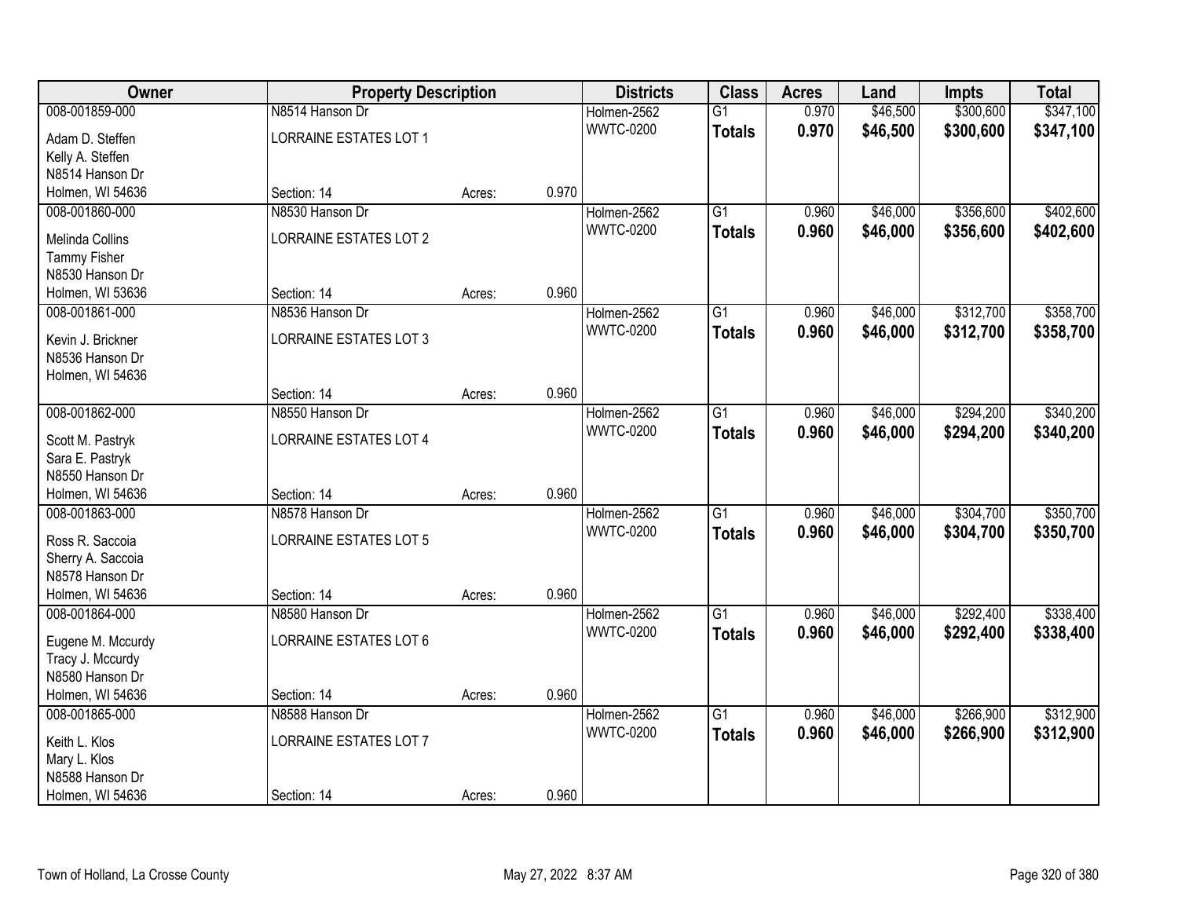| Owner | Property Description | | | Districts | Class | Acres | Land | Impts | Total |
|---|---|---|---|---|---|---|---|---|---|
| 008-001859-000<br>Adam D. Steffen<br>Kelly A. Steffen<br>N8514 Hanson Dr<br>Holmen, WI 54636 | N8514 Hanson Dr<br>LORRAINE ESTATES LOT 1<br>Section: 14 | Acres: | 0.970 | Holmen-2562<br>WWTC-0200 | G1<br>**Totals** | 0.970<br>**0.970** | $46,500<br>**$46,500** | $300,600<br>**$300,600** | $347,100<br>**$347,100** |
| 008-001860-000<br>Melinda Collins<br>Tammy Fisher<br>N8530 Hanson Dr<br>Holmen, WI 53636 | N8530 Hanson Dr<br>LORRAINE ESTATES LOT 2<br>Section: 14 | Acres: | 0.960 | Holmen-2562<br>WWTC-0200 | G1<br>**Totals** | 0.960<br>**0.960** | $46,000<br>**$46,000** | $356,600<br>**$356,600** | $402,600<br>**$402,600** |
| 008-001861-000<br>Kevin J. Brickner<br>N8536 Hanson Dr<br>Holmen, WI 54636 | N8536 Hanson Dr<br>LORRAINE ESTATES LOT 3<br>Section: 14 | Acres: | 0.960 | Holmen-2562<br>WWTC-0200 | G1<br>**Totals** | 0.960<br>**0.960** | $46,000<br>**$46,000** | $312,700<br>**$312,700** | $358,700<br>**$358,700** |
| 008-001862-000<br>Scott M. Pastryk<br>Sara E. Pastryk<br>N8550 Hanson Dr<br>Holmen, WI 54636 | N8550 Hanson Dr<br>LORRAINE ESTATES LOT 4<br>Section: 14 | Acres: | 0.960 | Holmen-2562<br>WWTC-0200 | G1<br>**Totals** | 0.960<br>**0.960** | $46,000<br>**$46,000** | $294,200<br>**$294,200** | $340,200<br>**$340,200** |
| 008-001863-000<br>Ross R. Saccoia<br>Sherry A. Saccoia<br>N8578 Hanson Dr<br>Holmen, WI 54636 | N8578 Hanson Dr<br>LORRAINE ESTATES LOT 5<br>Section: 14 | Acres: | 0.960 | Holmen-2562<br>WWTC-0200 | G1<br>**Totals** | 0.960<br>**0.960** | $46,000<br>**$46,000** | $304,700<br>**$304,700** | $350,700<br>**$350,700** |
| 008-001864-000<br>Eugene M. Mccurdy<br>Tracy J. Mccurdy<br>N8580 Hanson Dr<br>Holmen, WI 54636 | N8580 Hanson Dr<br>LORRAINE ESTATES LOT 6<br>Section: 14 | Acres: | 0.960 | Holmen-2562<br>WWTC-0200 | G1<br>**Totals** | 0.960<br>**0.960** | $46,000<br>**$46,000** | $292,400<br>**$292,400** | $338,400<br>**$338,400** |
| 008-001865-000<br>Keith L. Klos<br>Mary L. Klos<br>N8588 Hanson Dr<br>Holmen, WI 54636 | N8588 Hanson Dr<br>LORRAINE ESTATES LOT 7<br>Section: 14 | Acres: | 0.960 | Holmen-2562<br>WWTC-0200 | G1<br>**Totals** | 0.960<br>**0.960** | $46,000<br>**$46,000** | $266,900<br>**$266,900** | $312,900<br>**$312,900** |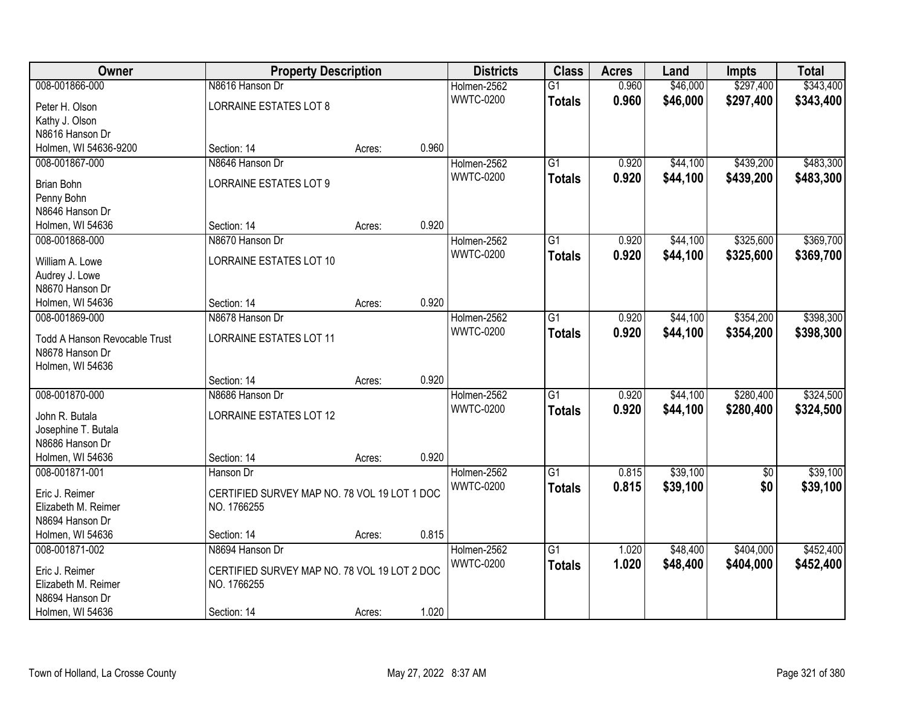| Owner | Property Description | | | Districts | Class | Acres | Land | Impts | Total |
|---|---|---|---|---|---|---|---|---|---|
| 008-001866-000 | N8616 Hanson Dr | | | Holmen-2562 | G1 | 0.960 | $46,000 | $297,400 | $343,400 |
| Peter H. Olson<br>Kathy J. Olson<br>N8616 Hanson Dr<br>Holmen, WI 54636-9200 | LORRAINE ESTATES LOT 8 | | | WWTC-0200 | **Totals** | **0.960** | **$46,000** | **$297,400** | **$343,400** |
| | Section: 14 | Acres: | 0.960 | | | | | | |
| 008-001867-000 | N8646 Hanson Dr | | | Holmen-2562 | G1 | 0.920 | $44,100 | $439,200 | $483,300 |
| Brian Bohn<br>Penny Bohn<br>N8646 Hanson Dr<br>Holmen, WI 54636 | LORRAINE ESTATES LOT 9 | | | WWTC-0200 | **Totals** | **0.920** | **$44,100** | **$439,200** | **$483,300** |
| | Section: 14 | Acres: | 0.920 | | | | | | |
| 008-001868-000 | N8670 Hanson Dr | | | Holmen-2562 | G1 | 0.920 | $44,100 | $325,600 | $369,700 |
| William A. Lowe<br>Audrey J. Lowe<br>N8670 Hanson Dr<br>Holmen, WI 54636 | LORRAINE ESTATES LOT 10 | | | WWTC-0200 | **Totals** | **0.920** | **$44,100** | **$325,600** | **$369,700** |
| | Section: 14 | Acres: | 0.920 | | | | | | |
| 008-001869-000 | N8678 Hanson Dr | | | Holmen-2562 | G1 | 0.920 | $44,100 | $354,200 | $398,300 |
| Todd A Hanson Revocable Trust<br>N8678 Hanson Dr<br>Holmen, WI 54636 | LORRAINE ESTATES LOT 11 | | | WWTC-0200 | **Totals** | **0.920** | **$44,100** | **$354,200** | **$398,300** |
| | Section: 14 | Acres: | 0.920 | | | | | | |
| 008-001870-000 | N8686 Hanson Dr | | | Holmen-2562 | G1 | 0.920 | $44,100 | $280,400 | $324,500 |
| John R. Butala<br>Josephine T. Butala<br>N8686 Hanson Dr<br>Holmen, WI 54636 | LORRAINE ESTATES LOT 12 | | | WWTC-0200 | **Totals** | **0.920** | **$44,100** | **$280,400** | **$324,500** |
| | Section: 14 | Acres: | 0.920 | | | | | | |
| 008-001871-001 | Hanson Dr | | | Holmen-2562 | G1 | 0.815 | $39,100 | $0 | $39,100 |
| Eric J. Reimer<br>Elizabeth M. Reimer<br>N8694 Hanson Dr<br>Holmen, WI 54636 | CERTIFIED SURVEY MAP NO. 78 VOL 19 LOT 1 DOC NO. 1766255 | | | WWTC-0200 | **Totals** | **0.815** | **$39,100** | **$0** | **$39,100** |
| | Section: 14 | Acres: | 0.815 | | | | | | |
| 008-001871-002 | N8694 Hanson Dr | | | Holmen-2562 | G1 | 1.020 | $48,400 | $404,000 | $452,400 |
| Eric J. Reimer<br>Elizabeth M. Reimer<br>N8694 Hanson Dr<br>Holmen, WI 54636 | CERTIFIED SURVEY MAP NO. 78 VOL 19 LOT 2 DOC NO. 1766255 | | | WWTC-0200 | **Totals** | **1.020** | **$48,400** | **$404,000** | **$452,400** |
| | Section: 14 | Acres: | 1.020 | | | | | | |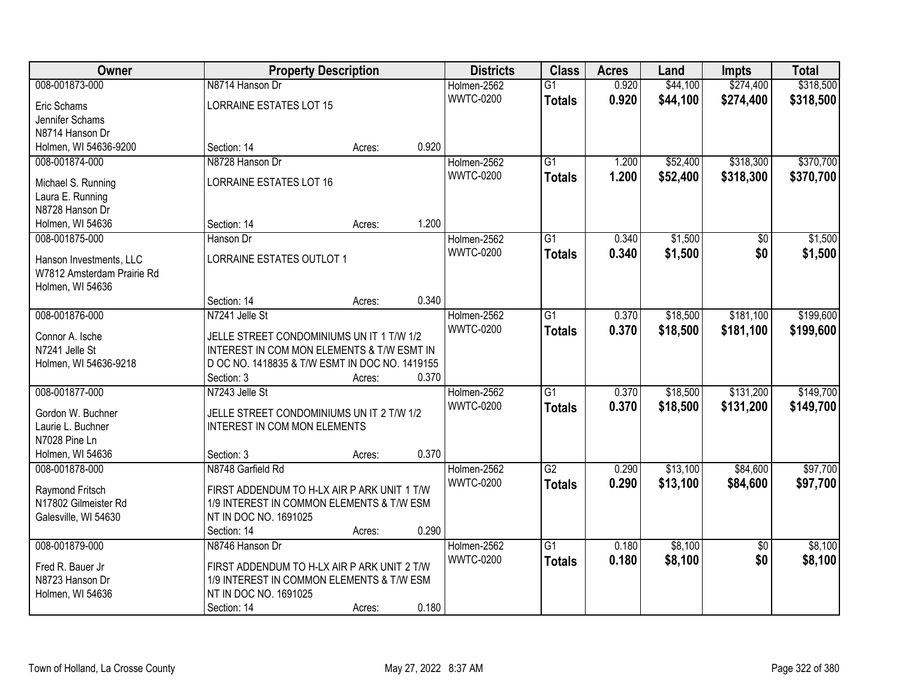| Owner | Property Description | | Districts | Class | Acres | Land | Impts | Total |
|---|---|---|---|---|---|---|---|---|
| 008-001873-000<br>Eric Schams<br>Jennifer Schams<br>N8714 Hanson Dr<br>Holmen, WI 54636-9200 | N8714 Hanson Dr<br>LORRAINE ESTATES LOT 15<br>Section: 14 | Acres: 0.920 | Holmen-2562<br>WWTC-0200 | G1<br>**Totals** | 0.920<br>**0.920** | $44,100<br>**$44,100** | $274,400<br>**$274,400** | $318,500<br>**$318,500** |
| 008-001874-000<br>Michael S. Running<br>Laura E. Running<br>N8728 Hanson Dr<br>Holmen, WI 54636 | N8728 Hanson Dr<br>LORRAINE ESTATES LOT 16<br>Section: 14 | Acres: 1.200 | Holmen-2562<br>WWTC-0200 | G1<br>**Totals** | 1.200<br>**1.200** | $52,400<br>**$52,400** | $318,300<br>**$318,300** | $370,700<br>**$370,700** |
| 008-001875-000<br>Hanson Investments, LLC<br>W7812 Amsterdam Prairie Rd<br>Holmen, WI 54636 | Hanson Dr<br>LORRAINE ESTATES OUTLOT 1<br>Section: 14 | Acres: 0.340 | Holmen-2562<br>WWTC-0200 | G1<br>**Totals** | 0.340<br>**0.340** | $1,500<br>**$1,500** | $0<br>**$0** | $1,500<br>**$1,500** |
| 008-001876-000<br>Connor A. Ische<br>N7241 Jelle St<br>Holmen, WI 54636-9218 | N7241 Jelle St<br>JELLE STREET CONDOMINIUMS UN IT 1 T/W 1/2 INTEREST IN COM MON ELEMENTS & T/W ESMT IN D OC NO. 1418835 & T/W ESMT IN DOC NO. 1419155<br>Section: 3 | Acres: 0.370 | Holmen-2562<br>WWTC-0200 | G1<br>**Totals** | 0.370<br>**0.370** | $18,500<br>**$18,500** | $181,100<br>**$181,100** | $199,600<br>**$199,600** |
| 008-001877-000<br>Gordon W. Buchner<br>Laurie L. Buchner<br>N7028 Pine Ln<br>Holmen, WI 54636 | N7243 Jelle St<br>JELLE STREET CONDOMINIUMS UN IT 2 T/W 1/2 INTEREST IN COM MON ELEMENTS<br>Section: 3 | Acres: 0.370 | Holmen-2562<br>WWTC-0200 | G1<br>**Totals** | 0.370<br>**0.370** | $18,500<br>**$18,500** | $131,200<br>**$131,200** | $149,700<br>**$149,700** |
| 008-001878-000<br>Raymond Fritsch<br>N17802 Gilmeister Rd<br>Galesville, WI 54630 | N8748 Garfield Rd<br>FIRST ADDENDUM TO H-LX AIR P ARK UNIT 1 T/W 1/9 INTEREST IN COMMON ELEMENTS & T/W ESM NT IN DOC NO. 1691025<br>Section: 14 | Acres: 0.290 | Holmen-2562<br>WWTC-0200 | G2<br>**Totals** | 0.290<br>**0.290** | $13,100<br>**$13,100** | $84,600<br>**$84,600** | $97,700<br>**$97,700** |
| 008-001879-000<br>Fred R. Bauer Jr<br>N8723 Hanson Dr<br>Holmen, WI 54636 | N8746 Hanson Dr<br>FIRST ADDENDUM TO H-LX AIR P ARK UNIT 2 T/W 1/9 INTEREST IN COMMON ELEMENTS & T/W ESM NT IN DOC NO. 1691025<br>Section: 14 | Acres: 0.180 | Holmen-2562<br>WWTC-0200 | G1<br>**Totals** | 0.180<br>**0.180** | $8,100<br>**$8,100** | $0<br>**$0** | $8,100<br>**$8,100** |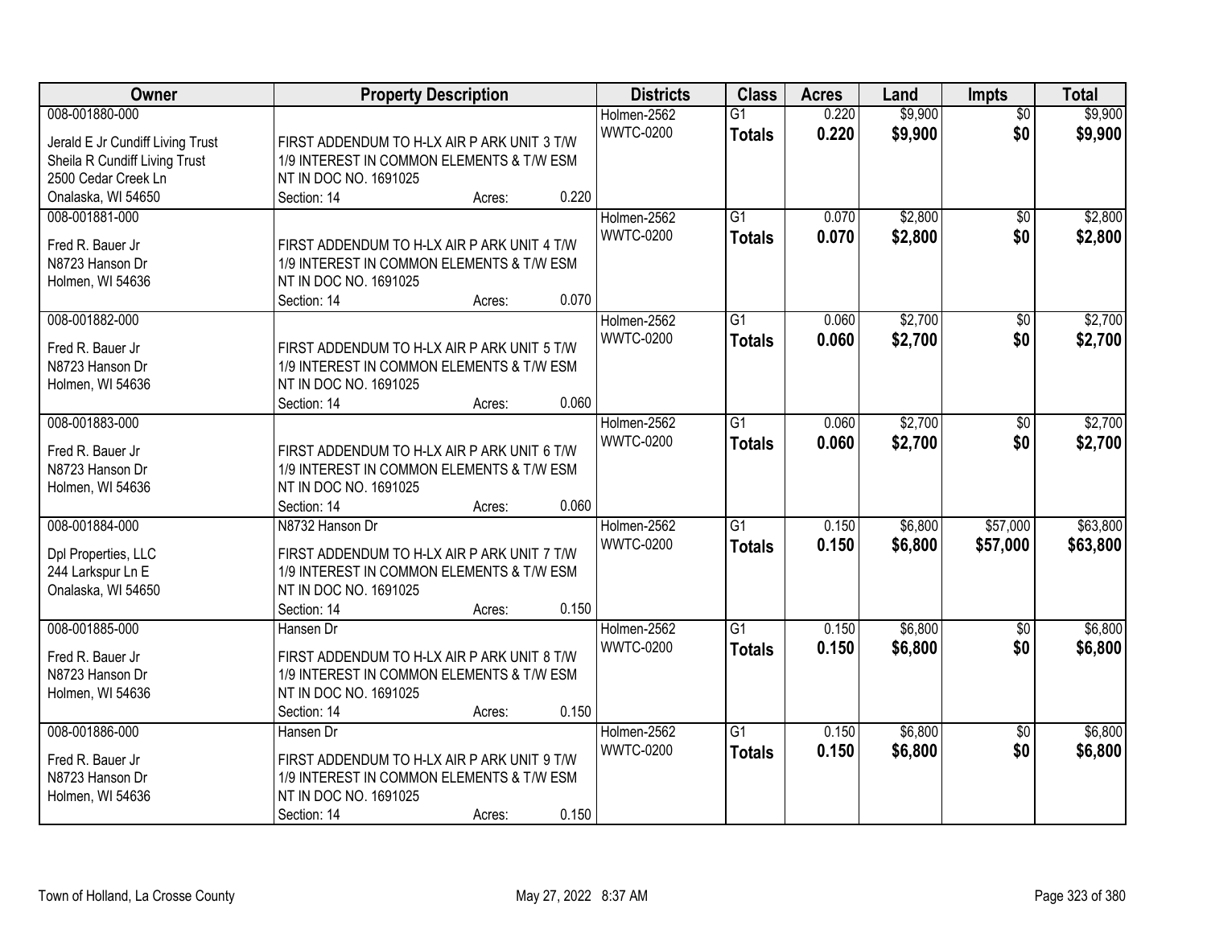| Owner | Property Description | Districts | Class | Acres | Land | Impts | Total |
|---|---|---|---|---|---|---|---|
| 008-001880-000<br>Jerald E Jr Cundiff Living Trust<br>Sheila R Cundiff Living Trust<br>2500 Cedar Creek Ln<br>Onalaska, WI 54650 | FIRST ADDENDUM TO H-LX AIR P ARK UNIT 3 T/W 1/9 INTEREST IN COMMON ELEMENTS & T/W ESM NT IN DOC NO. 1691025<br>Section: 14 Acres: 0.220 | Holmen-2562<br>WWTC-0200 | G1<br>**Totals** | 0.220<br>**0.220** | $9,900<br>**$9,900** | $0<br>**$0** | $9,900<br>**$9,900** |
| 008-001881-000<br>Fred R. Bauer Jr<br>N8723 Hanson Dr<br>Holmen, WI 54636 | FIRST ADDENDUM TO H-LX AIR P ARK UNIT 4 T/W 1/9 INTEREST IN COMMON ELEMENTS & T/W ESM NT IN DOC NO. 1691025<br>Section: 14 Acres: 0.070 | Holmen-2562<br>WWTC-0200 | G1<br>**Totals** | 0.070<br>**0.070** | $2,800<br>**$2,800** | $0<br>**$0** | $2,800<br>**$2,800** |
| 008-001882-000<br>Fred R. Bauer Jr<br>N8723 Hanson Dr<br>Holmen, WI 54636 | FIRST ADDENDUM TO H-LX AIR P ARK UNIT 5 T/W 1/9 INTEREST IN COMMON ELEMENTS & T/W ESM NT IN DOC NO. 1691025<br>Section: 14 Acres: 0.060 | Holmen-2562<br>WWTC-0200 | G1<br>**Totals** | 0.060<br>**0.060** | $2,700<br>**$2,700** | $0<br>**$0** | $2,700<br>**$2,700** |
| 008-001883-000<br>Fred R. Bauer Jr<br>N8723 Hanson Dr<br>Holmen, WI 54636 | FIRST ADDENDUM TO H-LX AIR P ARK UNIT 6 T/W 1/9 INTEREST IN COMMON ELEMENTS & T/W ESM NT IN DOC NO. 1691025<br>Section: 14 Acres: 0.060 | Holmen-2562<br>WWTC-0200 | G1<br>**Totals** | 0.060<br>**0.060** | $2,700<br>**$2,700** | $0<br>**$0** | $2,700<br>**$2,700** |
| 008-001884-000<br>Dpl Properties, LLC<br>244 Larkspur Ln E<br>Onalaska, WI 54650 | N8732 Hanson Dr<br>FIRST ADDENDUM TO H-LX AIR P ARK UNIT 7 T/W 1/9 INTEREST IN COMMON ELEMENTS & T/W ESM NT IN DOC NO. 1691025<br>Section: 14 Acres: 0.150 | Holmen-2562<br>WWTC-0200 | G1<br>**Totals** | 0.150<br>**0.150** | $6,800<br>**$6,800** | $57,000<br>**$57,000** | $63,800<br>**$63,800** |
| 008-001885-000<br>Fred R. Bauer Jr<br>N8723 Hanson Dr<br>Holmen, WI 54636 | Hansen Dr<br>FIRST ADDENDUM TO H-LX AIR P ARK UNIT 8 T/W 1/9 INTEREST IN COMMON ELEMENTS & T/W ESM NT IN DOC NO. 1691025<br>Section: 14 Acres: 0.150 | Holmen-2562<br>WWTC-0200 | G1<br>**Totals** | 0.150<br>**0.150** | $6,800<br>**$6,800** | $0<br>**$0** | $6,800<br>**$6,800** |
| 008-001886-000<br>Fred R. Bauer Jr<br>N8723 Hanson Dr<br>Holmen, WI 54636 | Hansen Dr<br>FIRST ADDENDUM TO H-LX AIR P ARK UNIT 9 T/W 1/9 INTEREST IN COMMON ELEMENTS & T/W ESM NT IN DOC NO. 1691025<br>Section: 14 Acres: 0.150 | Holmen-2562<br>WWTC-0200 | G1<br>**Totals** | 0.150<br>**0.150** | $6,800<br>**$6,800** | $0<br>**$0** | $6,800<br>**$6,800** |

Town of Holland, La Crosse County May 27, 2022 8:37 AM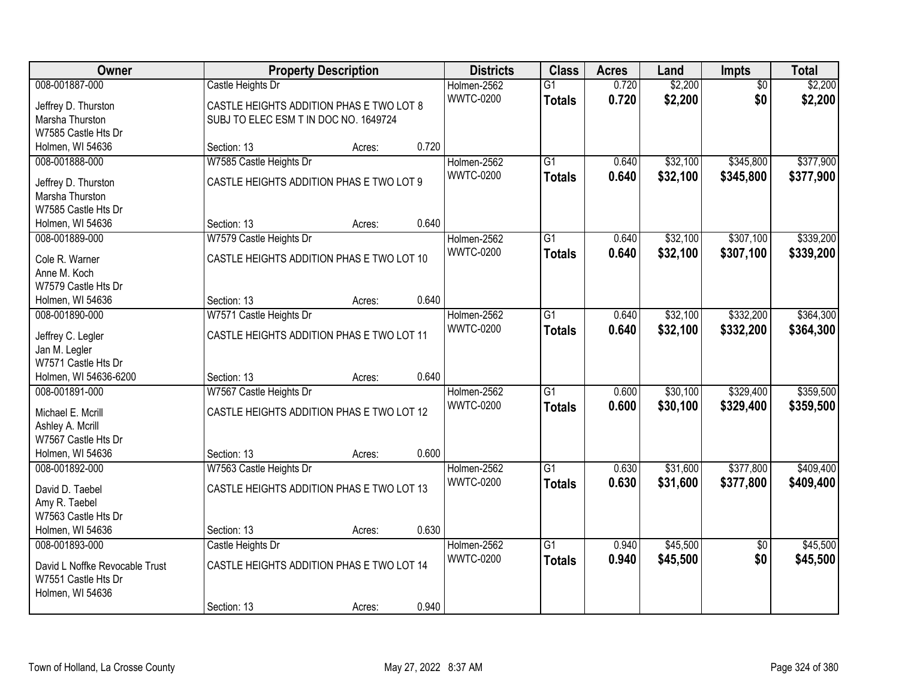| Owner | Property Description | | | Districts | Class | Acres | Land | Impts | Total |
|---|---|---|---|---|---|---|---|---|---|
| 008-001887-000 | Castle Heights Dr | | | Holmen-2562 | G1 | 0.720 | $2,200 | $0 | $2,200 |
| Jeffrey D. Thurston<br>Marsha Thurston<br>W7585 Castle Hts Dr<br>Holmen, WI 54636 | CASTLE HEIGHTS ADDITION PHAS E TWO LOT 8 SUBJ TO ELEC ESM T IN DOC NO. 1649724 | | | WWTC-0200 | **Totals** | **0.720** | **$2,200** | **$0** | **$2,200** |
| | Section: 13 | Acres: | 0.720 | | | | | | |
| 008-001888-000 | W7585 Castle Heights Dr | | | Holmen-2562 | G1 | 0.640 | $32,100 | $345,800 | $377,900 |
| Jeffrey D. Thurston<br>Marsha Thurston<br>W7585 Castle Hts Dr<br>Holmen, WI 54636 | CASTLE HEIGHTS ADDITION PHAS E TWO LOT 9 | | | WWTC-0200 | **Totals** | **0.640** | **$32,100** | **$345,800** | **$377,900** |
| | Section: 13 | Acres: | 0.640 | | | | | | |
| 008-001889-000 | W7579 Castle Heights Dr | | | Holmen-2562 | G1 | 0.640 | $32,100 | $307,100 | $339,200 |
| Cole R. Warner<br>Anne M. Koch<br>W7579 Castle Hts Dr<br>Holmen, WI 54636 | CASTLE HEIGHTS ADDITION PHAS E TWO LOT 10 | | | WWTC-0200 | **Totals** | **0.640** | **$32,100** | **$307,100** | **$339,200** |
| | Section: 13 | Acres: | 0.640 | | | | | | |
| 008-001890-000 | W7571 Castle Heights Dr | | | Holmen-2562 | G1 | 0.640 | $32,100 | $332,200 | $364,300 |
| Jeffrey C. Legler<br>Jan M. Legler<br>W7571 Castle Hts Dr<br>Holmen, WI 54636-6200 | CASTLE HEIGHTS ADDITION PHAS E TWO LOT 11 | | | WWTC-0200 | **Totals** | **0.640** | **$32,100** | **$332,200** | **$364,300** |
| | Section: 13 | Acres: | 0.640 | | | | | | |
| 008-001891-000 | W7567 Castle Heights Dr | | | Holmen-2562 | G1 | 0.600 | $30,100 | $329,400 | $359,500 |
| Michael E. Mcrill<br>Ashley A. Mcrill<br>W7567 Castle Hts Dr<br>Holmen, WI 54636 | CASTLE HEIGHTS ADDITION PHAS E TWO LOT 12 | | | WWTC-0200 | **Totals** | **0.600** | **$30,100** | **$329,400** | **$359,500** |
| | Section: 13 | Acres: | 0.600 | | | | | | |
| 008-001892-000 | W7563 Castle Heights Dr | | | Holmen-2562 | G1 | 0.630 | $31,600 | $377,800 | $409,400 |
| David D. Taebel<br>Amy R. Taebel<br>W7563 Castle Hts Dr<br>Holmen, WI 54636 | CASTLE HEIGHTS ADDITION PHAS E TWO LOT 13 | | | WWTC-0200 | **Totals** | **0.630** | **$31,600** | **$377,800** | **$409,400** |
| | Section: 13 | Acres: | 0.630 | | | | | | |
| 008-001893-000 | Castle Heights Dr | | | Holmen-2562 | G1 | 0.940 | $45,500 | $0 | $45,500 |
| David L Noffke Revocable Trust<br>W7551 Castle Hts Dr<br>Holmen, WI 54636 | CASTLE HEIGHTS ADDITION PHAS E TWO LOT 14 | | | WWTC-0200 | **Totals** | **0.940** | **$45,500** | **$0** | **$45,500** |
| | Section: 13 | Acres: | 0.940 | | | | | | |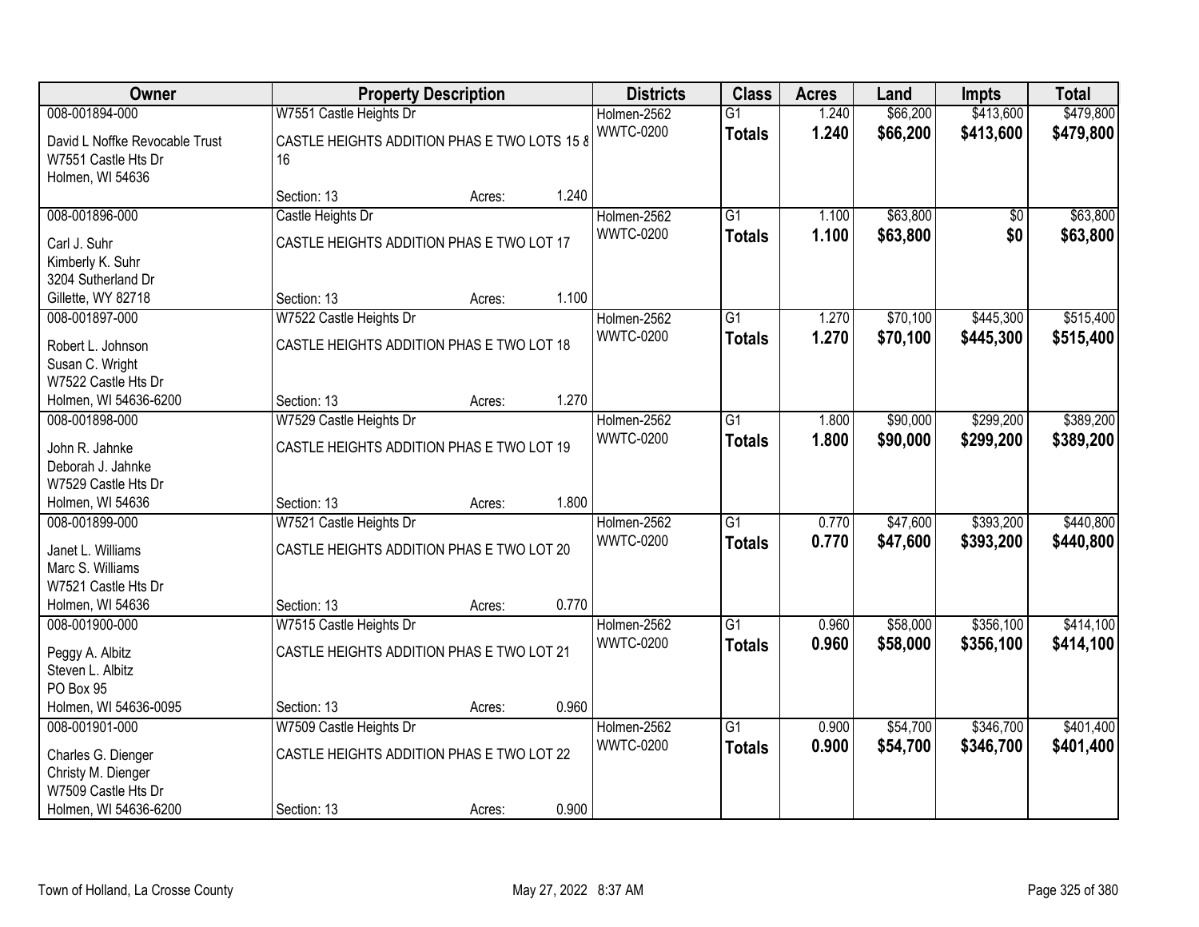| Owner | Property Description | Districts | Class | Acres | Land | Impts | Total |
|---|---|---|---|---|---|---|---|
| 008-001894-000<br>David L Noffke Revocable Trust<br>W7551 Castle Hts Dr<br>Holmen, WI 54636 | W7551 Castle Heights Dr<br>CASTLE HEIGHTS ADDITION PHAS E TWO LOTS 15 & 16<br>Section: 13 Acres: 1.240 | Holmen-2562<br>WWTC-0200 | G1<br>**Totals** | 1.240<br>**1.240** | $66,200<br>**$66,200** | $413,600<br>**$413,600** | $479,800<br>**$479,800** |
| 008-001896-000<br>Carl J. Suhr<br>Kimberly K. Suhr<br>3204 Sutherland Dr<br>Gillette, WY 82718 | Castle Heights Dr<br>CASTLE HEIGHTS ADDITION PHAS E TWO LOT 17<br>Section: 13 Acres: 1.100 | Holmen-2562<br>WWTC-0200 | G1<br>**Totals** | 1.100<br>**1.100** | $63,800<br>**$63,800** | $0<br>**$0** | $63,800<br>**$63,800** |
| 008-001897-000<br>Robert L. Johnson<br>Susan C. Wright<br>W7522 Castle Hts Dr<br>Holmen, WI 54636-6200 | W7522 Castle Heights Dr<br>CASTLE HEIGHTS ADDITION PHAS E TWO LOT 18<br>Section: 13 Acres: 1.270 | Holmen-2562<br>WWTC-0200 | G1<br>**Totals** | 1.270<br>**1.270** | $70,100<br>**$70,100** | $445,300<br>**$445,300** | $515,400<br>**$515,400** |
| 008-001898-000<br>John R. Jahnke<br>Deborah J. Jahnke<br>W7529 Castle Hts Dr<br>Holmen, WI 54636 | W7529 Castle Heights Dr<br>CASTLE HEIGHTS ADDITION PHAS E TWO LOT 19<br>Section: 13 Acres: 1.800 | Holmen-2562<br>WWTC-0200 | G1<br>**Totals** | 1.800<br>**1.800** | $90,000<br>**$90,000** | $299,200<br>**$299,200** | $389,200<br>**$389,200** |
| 008-001899-000<br>Janet L. Williams<br>Marc S. Williams<br>W7521 Castle Hts Dr<br>Holmen, WI 54636 | W7521 Castle Heights Dr<br>CASTLE HEIGHTS ADDITION PHAS E TWO LOT 20<br>Section: 13 Acres: 0.770 | Holmen-2562<br>WWTC-0200 | G1<br>**Totals** | 0.770<br>**0.770** | $47,600<br>**$47,600** | $393,200<br>**$393,200** | $440,800<br>**$440,800** |
| 008-001900-000<br>Peggy A. Albitz<br>Steven L. Albitz<br>PO Box 95<br>Holmen, WI 54636-0095 | W7515 Castle Heights Dr<br>CASTLE HEIGHTS ADDITION PHAS E TWO LOT 21<br>Section: 13 Acres: 0.960 | Holmen-2562<br>WWTC-0200 | G1<br>**Totals** | 0.960<br>**0.960** | $58,000<br>**$58,000** | $356,100<br>**$356,100** | $414,100<br>**$414,100** |
| 008-001901-000<br>Charles G. Dienger<br>Christy M. Dienger<br>W7509 Castle Hts Dr<br>Holmen, WI 54636-6200 | W7509 Castle Heights Dr<br>CASTLE HEIGHTS ADDITION PHAS E TWO LOT 22<br>Section: 13 Acres: 0.900 | Holmen-2562<br>WWTC-0200 | G1<br>**Totals** | 0.900<br>**0.900** | $54,700<br>**$54,700** | $346,700<br>**$346,700** | $401,400<br>**$401,400** |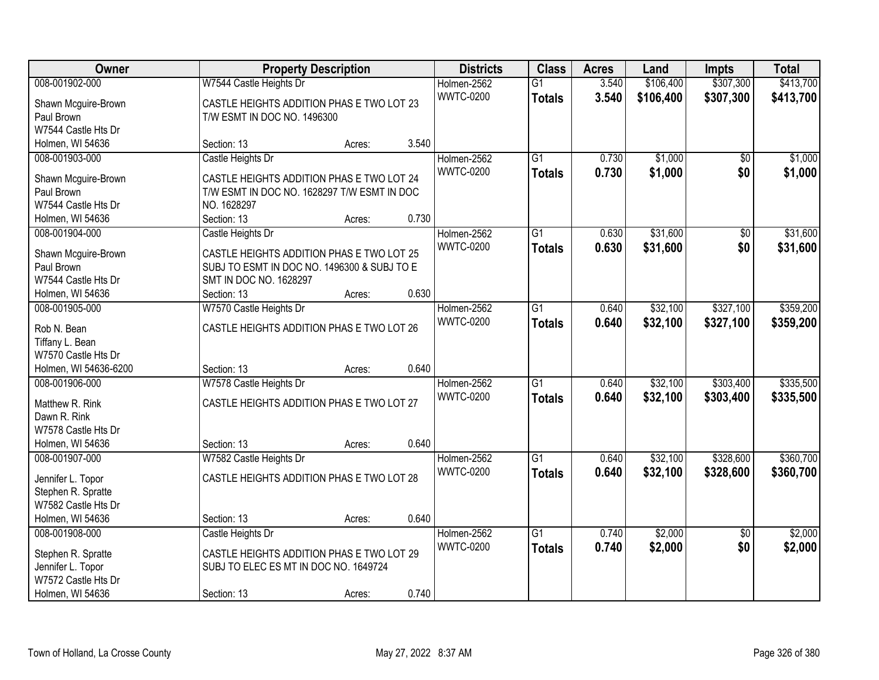| Owner | Property Description | | | Districts | Class | Acres | Land | Impts | Total |
|---|---|---|---|---|---|---|---|---|---|
| 008-001902-000 | W7544 Castle Heights Dr | | | Holmen-2562 | G1 | 3.540 | $106,400 | $307,300 | $413,700 |
| Shawn Mcguire-Brown<br>Paul Brown<br>W7544 Castle Hts Dr<br>Holmen, WI 54636 | CASTLE HEIGHTS ADDITION PHAS E TWO LOT 23 T/W ESMT IN DOC NO. 1496300 | | | WWTC-0200 | **Totals** | **3.540** | **$106,400** | **$307,300** | **$413,700** |
| | Section: 13 | Acres: | 3.540 | | | | | | |
| 008-001903-000 | Castle Heights Dr | | | Holmen-2562 | G1 | 0.730 | $1,000 | $0 | $1,000 |
| Shawn Mcguire-Brown<br>Paul Brown<br>W7544 Castle Hts Dr<br>Holmen, WI 54636 | CASTLE HEIGHTS ADDITION PHAS E TWO LOT 24 T/W ESMT IN DOC NO. 1628297 T/W ESMT IN DOC NO. 1628297 | | | WWTC-0200 | **Totals** | **0.730** | **$1,000** | **$0** | **$1,000** |
| | Section: 13 | Acres: | 0.730 | | | | | | |
| 008-001904-000 | Castle Heights Dr | | | Holmen-2562 | G1 | 0.630 | $31,600 | $0 | $31,600 |
| Shawn Mcguire-Brown<br>Paul Brown<br>W7544 Castle Hts Dr<br>Holmen, WI 54636 | CASTLE HEIGHTS ADDITION PHAS E TWO LOT 25 SUBJ TO ESMT IN DOC NO. 1496300 & SUBJ TO E SMT IN DOC NO. 1628297 | | | WWTC-0200 | **Totals** | **0.630** | **$31,600** | **$0** | **$31,600** |
| | Section: 13 | Acres: | 0.630 | | | | | | |
| 008-001905-000 | W7570 Castle Heights Dr | | | Holmen-2562 | G1 | 0.640 | $32,100 | $327,100 | $359,200 |
| Rob N. Bean<br>Tiffany L. Bean<br>W7570 Castle Hts Dr<br>Holmen, WI 54636-6200 | CASTLE HEIGHTS ADDITION PHAS E TWO LOT 26 | | | WWTC-0200 | **Totals** | **0.640** | **$32,100** | **$327,100** | **$359,200** |
| | Section: 13 | Acres: | 0.640 | | | | | | |
| 008-001906-000 | W7578 Castle Heights Dr | | | Holmen-2562 | G1 | 0.640 | $32,100 | $303,400 | $335,500 |
| Matthew R. Rink<br>Dawn R. Rink<br>W7578 Castle Hts Dr<br>Holmen, WI 54636 | CASTLE HEIGHTS ADDITION PHAS E TWO LOT 27 | | | WWTC-0200 | **Totals** | **0.640** | **$32,100** | **$303,400** | **$335,500** |
| | Section: 13 | Acres: | 0.640 | | | | | | |
| 008-001907-000 | W7582 Castle Heights Dr | | | Holmen-2562 | G1 | 0.640 | $32,100 | $328,600 | $360,700 |
| Jennifer L. Topor<br>Stephen R. Spratte<br>W7582 Castle Hts Dr<br>Holmen, WI 54636 | CASTLE HEIGHTS ADDITION PHAS E TWO LOT 28 | | | WWTC-0200 | **Totals** | **0.640** | **$32,100** | **$328,600** | **$360,700** |
| | Section: 13 | Acres: | 0.640 | | | | | | |
| 008-001908-000 | Castle Heights Dr | | | Holmen-2562 | G1 | 0.740 | $2,000 | $0 | $2,000 |
| Stephen R. Spratte<br>Jennifer L. Topor<br>W7572 Castle Hts Dr<br>Holmen, WI 54636 | CASTLE HEIGHTS ADDITION PHAS E TWO LOT 29 SUBJ TO ELEC ES MT IN DOC NO. 1649724 | | | WWTC-0200 | **Totals** | **0.740** | **$2,000** | **$0** | **$2,000** |
| | Section: 13 | Acres: | 0.740 | | | | | | |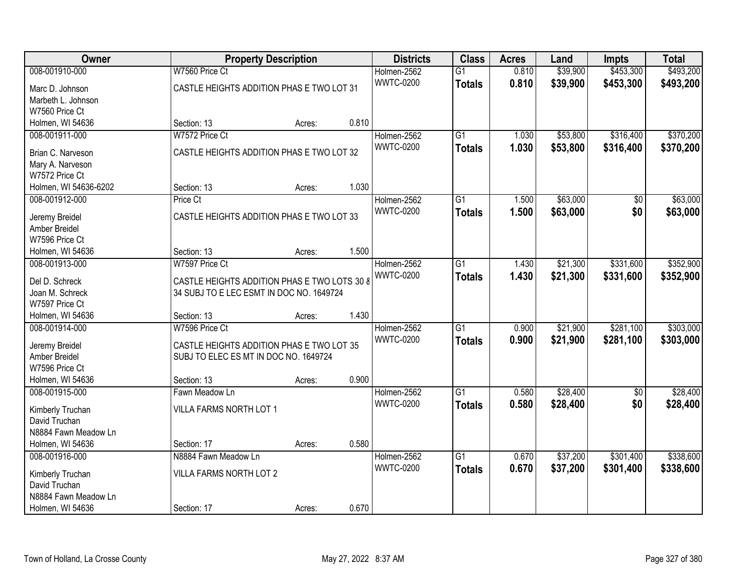| Owner | Property Description | Districts | Class | Acres | Land | Impts | Total |
|---|---|---|---|---|---|---|---|
| 008-001910-000<br>Marc D. Johnson<br>Marbeth L. Johnson<br>W7560 Price Ct<br>Holmen, WI 54636 | W7560 Price Ct<br>CASTLE HEIGHTS ADDITION PHAS E TWO LOT 31<br>Section: 13 Acres: 0.810 | Holmen-2562<br>WWTC-0200 | G1<br>**Totals** | 0.810<br>**0.810** | $39,900<br>**$39,900** | $453,300<br>**$453,300** | $493,200<br>**$493,200** |
| 008-001911-000<br>Brian C. Narveson<br>Mary A. Narveson<br>W7572 Price Ct<br>Holmen, WI 54636-6202 | W7572 Price Ct<br>CASTLE HEIGHTS ADDITION PHAS E TWO LOT 32<br>Section: 13 Acres: 1.030 | Holmen-2562<br>WWTC-0200 | G1<br>**Totals** | 1.030<br>**1.030** | $53,800<br>**$53,800** | $316,400<br>**$316,400** | $370,200<br>**$370,200** |
| 008-001912-000<br>Jeremy Breidel<br>Amber Breidel<br>W7596 Price Ct<br>Holmen, WI 54636 | Price Ct<br>CASTLE HEIGHTS ADDITION PHAS E TWO LOT 33<br>Section: 13 Acres: 1.500 | Holmen-2562<br>WWTC-0200 | G1<br>**Totals** | 1.500<br>**1.500** | $63,000<br>**$63,000** | $0<br>**$0** | $63,000<br>**$63,000** |
| 008-001913-000<br>Del D. Schreck<br>Joan M. Schreck<br>W7597 Price Ct<br>Holmen, WI 54636 | W7597 Price Ct<br>CASTLE HEIGHTS ADDITION PHAS E TWO LOTS 30 & 34 SUBJ TO E LEC ESMT IN DOC NO. 1649724<br>Section: 13 Acres: 1.430 | Holmen-2562<br>WWTC-0200 | G1<br>**Totals** | 1.430<br>**1.430** | $21,300<br>**$21,300** | $331,600<br>**$331,600** | $352,900<br>**$352,900** |
| 008-001914-000<br>Jeremy Breidel<br>Amber Breidel<br>W7596 Price Ct<br>Holmen, WI 54636 | W7596 Price Ct<br>CASTLE HEIGHTS ADDITION PHAS E TWO LOT 35 SUBJ TO ELEC ES MT IN DOC NO. 1649724<br>Section: 13 Acres: 0.900 | Holmen-2562<br>WWTC-0200 | G1<br>**Totals** | 0.900<br>**0.900** | $21,900<br>**$21,900** | $281,100<br>**$281,100** | $303,000<br>**$303,000** |
| 008-001915-000<br>Kimberly Truchan<br>David Truchan<br>N8884 Fawn Meadow Ln<br>Holmen, WI 54636 | Fawn Meadow Ln<br>VILLA FARMS NORTH LOT 1<br>Section: 17 Acres: 0.580 | Holmen-2562<br>WWTC-0200 | G1<br>**Totals** | 0.580<br>**0.580** | $28,400<br>**$28,400** | $0<br>**$0** | $28,400<br>**$28,400** |
| 008-001916-000<br>Kimberly Truchan<br>David Truchan<br>N8884 Fawn Meadow Ln<br>Holmen, WI 54636 | N8884 Fawn Meadow Ln<br>VILLA FARMS NORTH LOT 2<br>Section: 17 Acres: 0.670 | Holmen-2562<br>WWTC-0200 | G1<br>**Totals** | 0.670<br>**0.670** | $37,200<br>**$37,200** | $301,400<br>**$301,400** | $338,600<br>**$338,600** |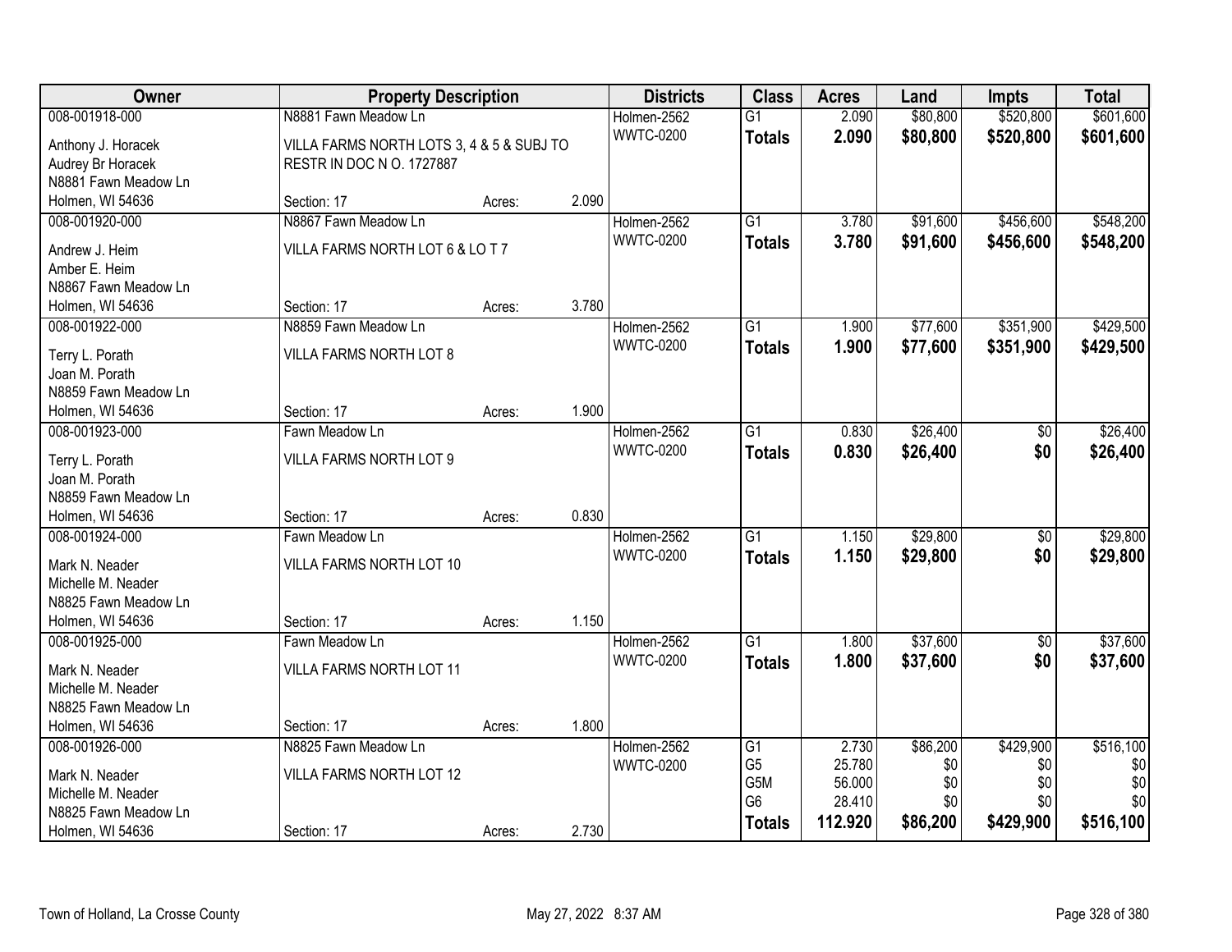| Owner | Property Description | | | Districts | Class | Acres | Land | Impts | Total |
|---|---|---|---|---|---|---|---|---|---|
| 008-001918-000<br>Anthony J. Horacek<br>Audrey Br Horacek<br>N8881 Fawn Meadow Ln<br>Holmen, WI 54636 | N8881 Fawn Meadow Ln<br>VILLA FARMS NORTH LOTS 3, 4 & 5 & SUBJ TO RESTR IN DOC N O. 1727887<br>Section: 17 | Acres: | 2.090 | Holmen-2562<br>WWTC-0200 | G1<br>**Totals** | 2.090<br>**2.090** | $80,800<br>**$80,800** | $520,800<br>**$520,800** | $601,600<br>**$601,600** |
| 008-001920-000<br>Andrew J. Heim<br>Amber E. Heim<br>N8867 Fawn Meadow Ln<br>Holmen, WI 54636 | N8867 Fawn Meadow Ln<br>VILLA FARMS NORTH LOT 6 & LO T 7<br>Section: 17 | Acres: | 3.780 | Holmen-2562<br>WWTC-0200 | G1<br>**Totals** | 3.780<br>**3.780** | $91,600<br>**$91,600** | $456,600<br>**$456,600** | $548,200<br>**$548,200** |
| 008-001922-000<br>Terry L. Porath<br>Joan M. Porath<br>N8859 Fawn Meadow Ln<br>Holmen, WI 54636 | N8859 Fawn Meadow Ln<br>VILLA FARMS NORTH LOT 8<br>Section: 17 | Acres: | 1.900 | Holmen-2562<br>WWTC-0200 | G1<br>**Totals** | 1.900<br>**1.900** | $77,600<br>**$77,600** | $351,900<br>**$351,900** | $429,500<br>**$429,500** |
| 008-001923-000<br>Terry L. Porath<br>Joan M. Porath<br>N8859 Fawn Meadow Ln<br>Holmen, WI 54636 | Fawn Meadow Ln<br>VILLA FARMS NORTH LOT 9<br>Section: 17 | Acres: | 0.830 | Holmen-2562<br>WWTC-0200 | G1<br>**Totals** | 0.830<br>**0.830** | $26,400<br>**$26,400** | $0<br>**$0** | $26,400<br>**$26,400** |
| 008-001924-000<br>Mark N. Neader<br>Michelle M. Neader<br>N8825 Fawn Meadow Ln<br>Holmen, WI 54636 | Fawn Meadow Ln<br>VILLA FARMS NORTH LOT 10<br>Section: 17 | Acres: | 1.150 | Holmen-2562<br>WWTC-0200 | G1<br>**Totals** | 1.150<br>**1.150** | $29,800<br>**$29,800** | $0<br>**$0** | $29,800<br>**$29,800** |
| 008-001925-000<br>Mark N. Neader<br>Michelle M. Neader<br>N8825 Fawn Meadow Ln<br>Holmen, WI 54636 | Fawn Meadow Ln<br>VILLA FARMS NORTH LOT 11<br>Section: 17 | Acres: | 1.800 | Holmen-2562<br>WWTC-0200 | G1<br>**Totals** | 1.800<br>**1.800** | $37,600<br>**$37,600** | $0<br>**$0** | $37,600<br>**$37,600** |
| 008-001926-000<br>Mark N. Neader<br>Michelle M. Neader<br>N8825 Fawn Meadow Ln<br>Holmen, WI 54636 | N8825 Fawn Meadow Ln<br>VILLA FARMS NORTH LOT 12<br>Section: 17 | Acres: | 2.730 | Holmen-2562<br>WWTC-0200 | G1<br>G5<br>G5M<br>G6<br>**Totals** | 2.730<br>25.780<br>56.000<br>28.410<br>**112.920** | $86,200<br>$0<br>$0<br>$0<br>**$86,200** | $429,900<br>$0<br>$0<br>$0<br>**$429,900** | $516,100<br>$0<br>$0<br>$0<br>**$516,100** |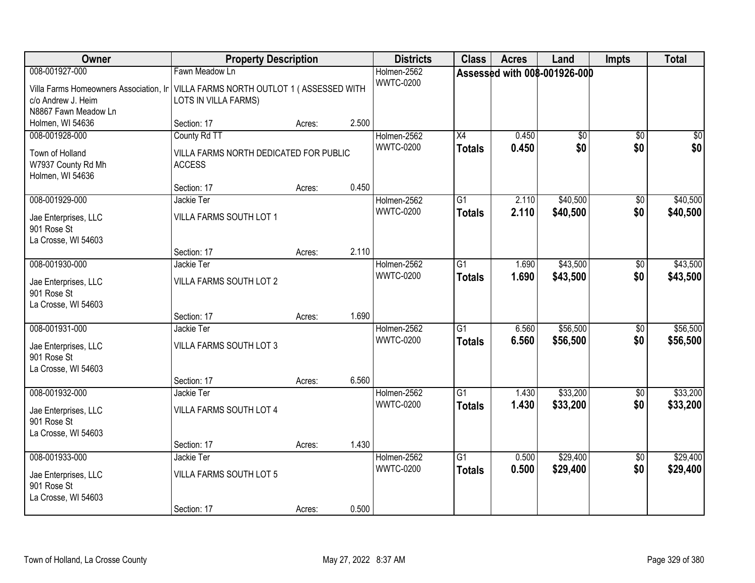| Owner | Property Description | | | Districts | Class | Acres | Land | Impts | Total |
|---|---|---|---|---|---|---|---|---|---|
| 008-001927-000<br>Villa Farms Homeowners Association, Ir<br>c/o Andrew J. Heim<br>N8867 Fawn Meadow Ln<br>Holmen, WI 54636 | Fawn Meadow Ln<br>VILLA FARMS NORTH OUTLOT 1 ( ASSESSED WITH LOTS IN VILLA FARMS)<br>Section: 17 | Acres: | 2.500 | Holmen-2562<br>WWTC-0200 | Assessed with 008-001926-000 | | | | |
| 008-001928-000<br>Town of Holland<br>W7937 County Rd Mh<br>Holmen, WI 54636 | County Rd TT<br>VILLA FARMS NORTH DEDICATED FOR PUBLIC ACCESS<br>Section: 17 | Acres: | 0.450 | Holmen-2562<br>WWTC-0200 | X4<br>**Totals** | 0.450<br>**0.450** | $0<br>**$0** | $0<br>**$0** | $0<br>**$0** |
| 008-001929-000<br>Jae Enterprises, LLC<br>901 Rose St<br>La Crosse, WI 54603 | Jackie Ter<br>VILLA FARMS SOUTH LOT 1<br>Section: 17 | Acres: | 2.110 | Holmen-2562<br>WWTC-0200 | G1<br>**Totals** | 2.110<br>**2.110** | $40,500<br>**$40,500** | $0<br>**$0** | $40,500<br>**$40,500** |
| 008-001930-000<br>Jae Enterprises, LLC<br>901 Rose St<br>La Crosse, WI 54603 | Jackie Ter<br>VILLA FARMS SOUTH LOT 2<br>Section: 17 | Acres: | 1.690 | Holmen-2562<br>WWTC-0200 | G1<br>**Totals** | 1.690<br>**1.690** | $43,500<br>**$43,500** | $0<br>**$0** | $43,500<br>**$43,500** |
| 008-001931-000<br>Jae Enterprises, LLC<br>901 Rose St<br>La Crosse, WI 54603 | Jackie Ter<br>VILLA FARMS SOUTH LOT 3<br>Section: 17 | Acres: | 6.560 | Holmen-2562<br>WWTC-0200 | G1<br>**Totals** | 6.560<br>**6.560** | $56,500<br>**$56,500** | $0<br>**$0** | $56,500<br>**$56,500** |
| 008-001932-000<br>Jae Enterprises, LLC<br>901 Rose St<br>La Crosse, WI 54603 | Jackie Ter<br>VILLA FARMS SOUTH LOT 4<br>Section: 17 | Acres: | 1.430 | Holmen-2562<br>WWTC-0200 | G1<br>**Totals** | 1.430<br>**1.430** | $33,200<br>**$33,200** | $0<br>**$0** | $33,200<br>**$33,200** |
| 008-001933-000<br>Jae Enterprises, LLC<br>901 Rose St<br>La Crosse, WI 54603 | Jackie Ter<br>VILLA FARMS SOUTH LOT 5<br>Section: 17 | Acres: | 0.500 | Holmen-2562<br>WWTC-0200 | G1<br>**Totals** | 0.500<br>**0.500** | $29,400<br>**$29,400** | $0<br>**$0** | $29,400<br>**$29,400** |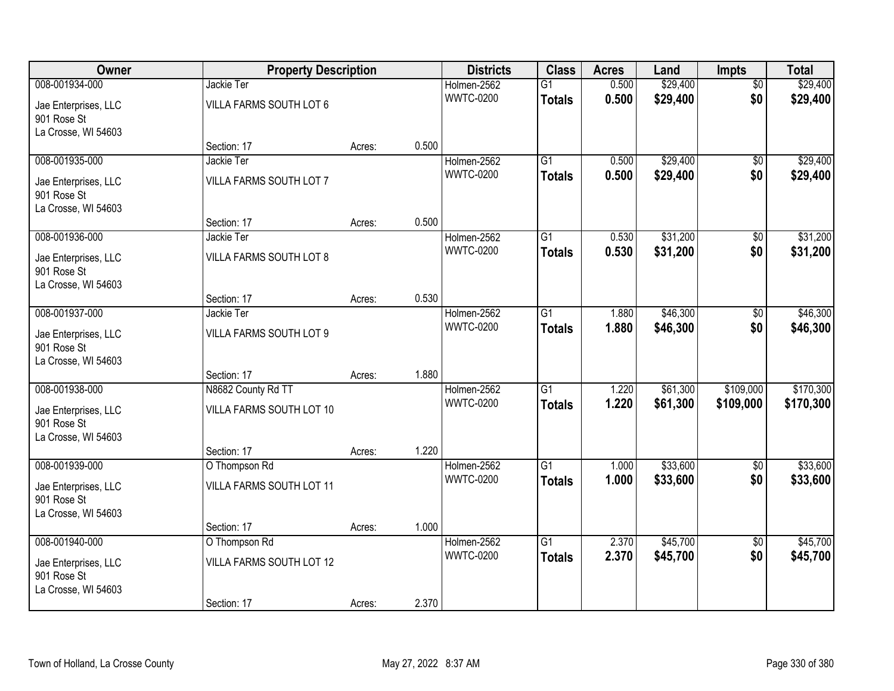| Owner | Property Description | | | Districts | Class | Acres | Land | Impts | Total |
|---|---|---|---|---|---|---|---|---|---|
| 008-001934-000 | Jackie Ter | | | Holmen-2562 | G1 | 0.500 | $29,400 | $0 | $29,400 |
| Jae Enterprises, LLC<br>901 Rose St<br>La Crosse, WI 54603 | VILLA FARMS SOUTH LOT 6 | | | WWTC-0200 | **Totals** | **0.500** | **$29,400** | **$0** | **$29,400** |
| | Section: 17 | Acres: | 0.500 | | | | | | |
| 008-001935-000 | Jackie Ter | | | Holmen-2562 | G1 | 0.500 | $29,400 | $0 | $29,400 |
| Jae Enterprises, LLC<br>901 Rose St<br>La Crosse, WI 54603 | VILLA FARMS SOUTH LOT 7 | | | WWTC-0200 | **Totals** | **0.500** | **$29,400** | **$0** | **$29,400** |
| | Section: 17 | Acres: | 0.500 | | | | | | |
| 008-001936-000 | Jackie Ter | | | Holmen-2562 | G1 | 0.530 | $31,200 | $0 | $31,200 |
| Jae Enterprises, LLC<br>901 Rose St<br>La Crosse, WI 54603 | VILLA FARMS SOUTH LOT 8 | | | WWTC-0200 | **Totals** | **0.530** | **$31,200** | **$0** | **$31,200** |
| | Section: 17 | Acres: | 0.530 | | | | | | |
| 008-001937-000 | Jackie Ter | | | Holmen-2562 | G1 | 1.880 | $46,300 | $0 | $46,300 |
| Jae Enterprises, LLC<br>901 Rose St<br>La Crosse, WI 54603 | VILLA FARMS SOUTH LOT 9 | | | WWTC-0200 | **Totals** | **1.880** | **$46,300** | **$0** | **$46,300** |
| | Section: 17 | Acres: | 1.880 | | | | | | |
| 008-001938-000 | N8682 County Rd TT | | | Holmen-2562 | G1 | 1.220 | $61,300 | $109,000 | $170,300 |
| Jae Enterprises, LLC<br>901 Rose St<br>La Crosse, WI 54603 | VILLA FARMS SOUTH LOT 10 | | | WWTC-0200 | **Totals** | **1.220** | **$61,300** | **$109,000** | **$170,300** |
| | Section: 17 | Acres: | 1.220 | | | | | | |
| 008-001939-000 | O Thompson Rd | | | Holmen-2562 | G1 | 1.000 | $33,600 | $0 | $33,600 |
| Jae Enterprises, LLC<br>901 Rose St<br>La Crosse, WI 54603 | VILLA FARMS SOUTH LOT 11 | | | WWTC-0200 | **Totals** | **1.000** | **$33,600** | **$0** | **$33,600** |
| | Section: 17 | Acres: | 1.000 | | | | | | |
| 008-001940-000 | O Thompson Rd | | | Holmen-2562 | G1 | 2.370 | $45,700 | $0 | $45,700 |
| Jae Enterprises, LLC<br>901 Rose St<br>La Crosse, WI 54603 | VILLA FARMS SOUTH LOT 12 | | | WWTC-0200 | **Totals** | **2.370** | **$45,700** | **$0** | **$45,700** |
| | Section: 17 | Acres: | 2.370 | | | | | | |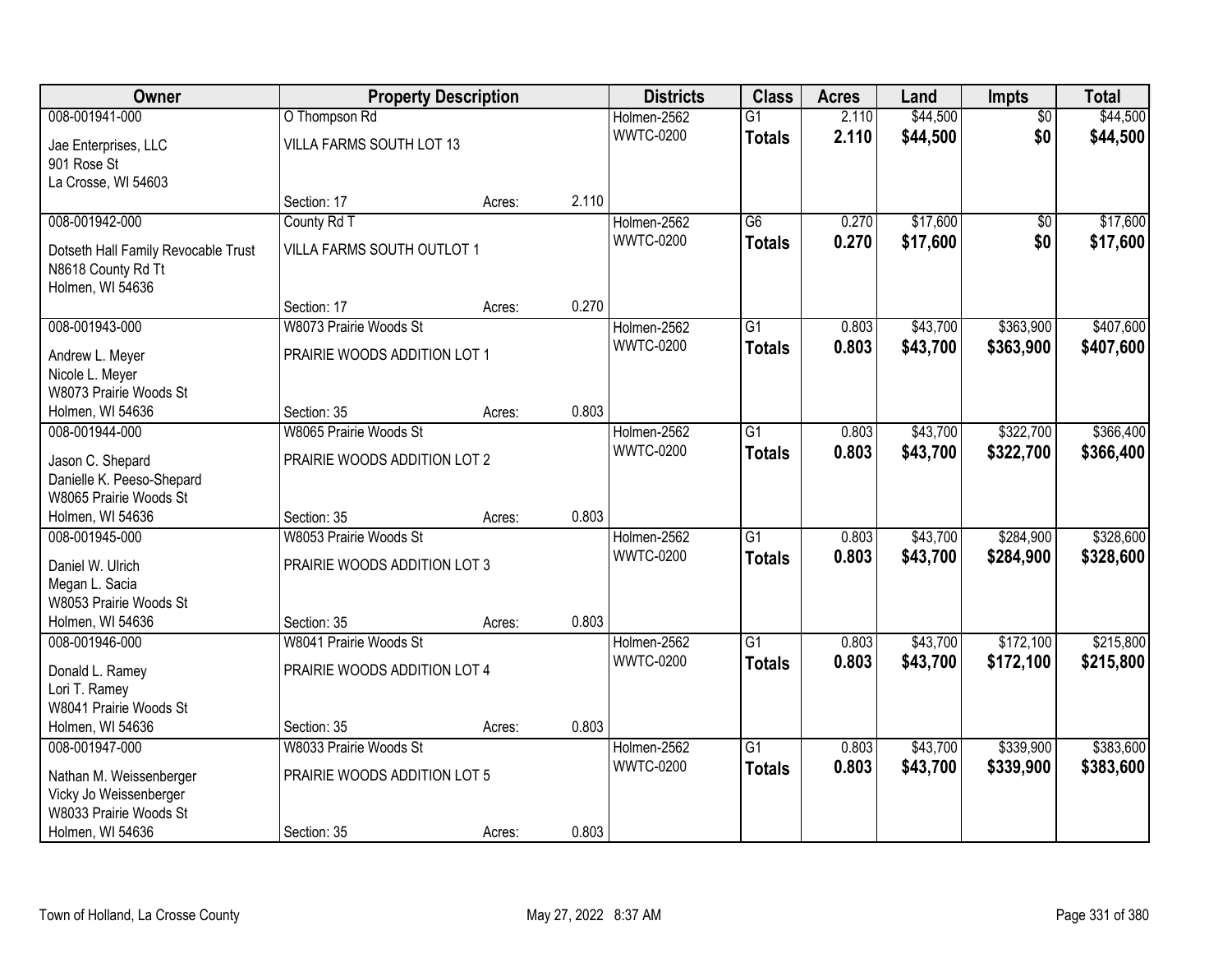| Owner | Property Description | | | Districts | Class | Acres | Land | Impts | Total |
|---|---|---|---|---|---|---|---|---|---|
| 008-001941-000 | O Thompson Rd | | | Holmen-2562 | G1 | 2.110 | $44,500 | $0 | $44,500 |
| Jae Enterprises, LLC<br>901 Rose St<br>La Crosse, WI 54603 | VILLA FARMS SOUTH LOT 13 | | | WWTC-0200 | **Totals** | **2.110** | **$44,500** | **$0** | **$44,500** |
| | Section: 17 | Acres: | 2.110 | | | | | | |
| 008-001942-000 | County Rd T | | | Holmen-2562 | G6 | 0.270 | $17,600 | $0 | $17,600 |
| Dotseth Hall Family Revocable Trust<br>N8618 County Rd Tt<br>Holmen, WI 54636 | VILLA FARMS SOUTH OUTLOT 1 | | | WWTC-0200 | **Totals** | **0.270** | **$17,600** | **$0** | **$17,600** |
| | Section: 17 | Acres: | 0.270 | | | | | | |
| 008-001943-000 | W8073 Prairie Woods St | | | Holmen-2562 | G1 | 0.803 | $43,700 | $363,900 | $407,600 |
| Andrew L. Meyer<br>Nicole L. Meyer<br>W8073 Prairie Woods St<br>Holmen, WI 54636 | PRAIRIE WOODS ADDITION LOT 1 | | | WWTC-0200 | **Totals** | **0.803** | **$43,700** | **$363,900** | **$407,600** |
| | Section: 35 | Acres: | 0.803 | | | | | | |
| 008-001944-000 | W8065 Prairie Woods St | | | Holmen-2562 | G1 | 0.803 | $43,700 | $322,700 | $366,400 |
| Jason C. Shepard<br>Danielle K. Peeso-Shepard<br>W8065 Prairie Woods St<br>Holmen, WI 54636 | PRAIRIE WOODS ADDITION LOT 2 | | | WWTC-0200 | **Totals** | **0.803** | **$43,700** | **$322,700** | **$366,400** |
| | Section: 35 | Acres: | 0.803 | | | | | | |
| 008-001945-000 | W8053 Prairie Woods St | | | Holmen-2562 | G1 | 0.803 | $43,700 | $284,900 | $328,600 |
| Daniel W. Ulrich<br>Megan L. Sacia<br>W8053 Prairie Woods St<br>Holmen, WI 54636 | PRAIRIE WOODS ADDITION LOT 3 | | | WWTC-0200 | **Totals** | **0.803** | **$43,700** | **$284,900** | **$328,600** |
| | Section: 35 | Acres: | 0.803 | | | | | | |
| 008-001946-000 | W8041 Prairie Woods St | | | Holmen-2562 | G1 | 0.803 | $43,700 | $172,100 | $215,800 |
| Donald L. Ramey<br>Lori T. Ramey<br>W8041 Prairie Woods St<br>Holmen, WI 54636 | PRAIRIE WOODS ADDITION LOT 4 | | | WWTC-0200 | **Totals** | **0.803** | **$43,700** | **$172,100** | **$215,800** |
| | Section: 35 | Acres: | 0.803 | | | | | | |
| 008-001947-000 | W8033 Prairie Woods St | | | Holmen-2562 | G1 | 0.803 | $43,700 | $339,900 | $383,600 |
| Nathan M. Weissenberger<br>Vicky Jo Weissenberger<br>W8033 Prairie Woods St<br>Holmen, WI 54636 | PRAIRIE WOODS ADDITION LOT 5 | | | WWTC-0200 | **Totals** | **0.803** | **$43,700** | **$339,900** | **$383,600** |
| | Section: 35 | Acres: | 0.803 | | | | | | |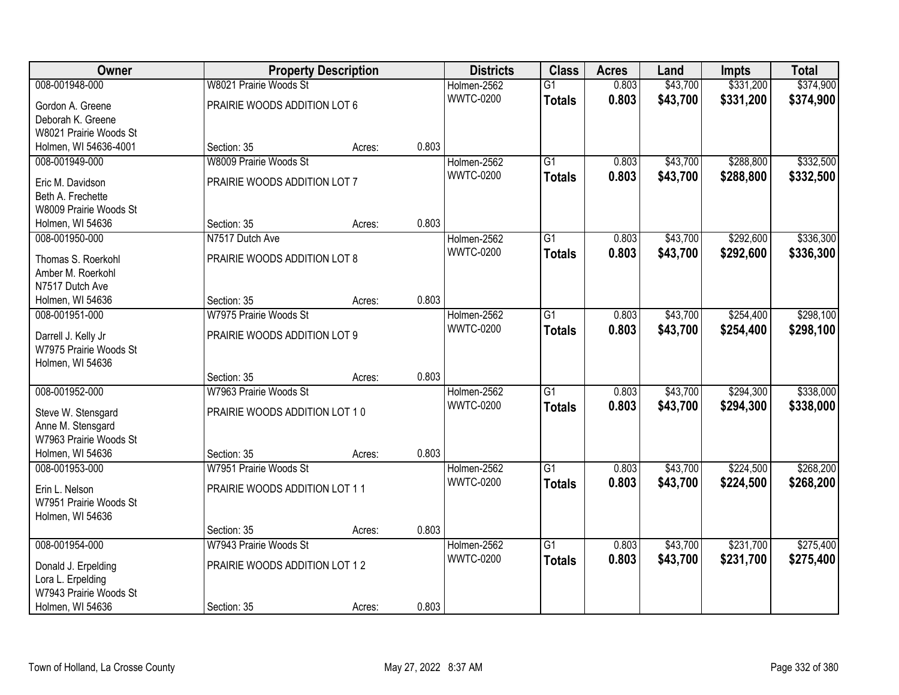| Owner | Property Description | | | Districts | Class | Acres | Land | Impts | Total |
|---|---|---|---|---|---|---|---|---|---|
| 008-001948-000 | W8021 Prairie Woods St | | | Holmen-2562 | G1 | 0.803 | $43,700 | $331,200 | $374,900 |
| Gordon A. Greene<br>Deborah K. Greene<br>W8021 Prairie Woods St<br>Holmen, WI 54636-4001 | PRAIRIE WOODS ADDITION LOT 6<br>Section: 35 | Acres: | 0.803 | WWTC-0200 | **Totals** | **0.803** | **$43,700** | **$331,200** | **$374,900** |
| 008-001949-000 | W8009 Prairie Woods St | | | Holmen-2562 | G1 | 0.803 | $43,700 | $288,800 | $332,500 |
| Eric M. Davidson<br>Beth A. Frechette<br>W8009 Prairie Woods St<br>Holmen, WI 54636 | PRAIRIE WOODS ADDITION LOT 7<br>Section: 35 | Acres: | 0.803 | WWTC-0200 | **Totals** | **0.803** | **$43,700** | **$288,800** | **$332,500** |
| 008-001950-000 | N7517 Dutch Ave | | | Holmen-2562 | G1 | 0.803 | $43,700 | $292,600 | $336,300 |
| Thomas S. Roerkohl<br>Amber M. Roerkohl<br>N7517 Dutch Ave<br>Holmen, WI 54636 | PRAIRIE WOODS ADDITION LOT 8<br>Section: 35 | Acres: | 0.803 | WWTC-0200 | **Totals** | **0.803** | **$43,700** | **$292,600** | **$336,300** |
| 008-001951-000 | W7975 Prairie Woods St | | | Holmen-2562 | G1 | 0.803 | $43,700 | $254,400 | $298,100 |
| Darrell J. Kelly Jr<br>W7975 Prairie Woods St<br>Holmen, WI 54636 | PRAIRIE WOODS ADDITION LOT 9<br>Section: 35 | Acres: | 0.803 | WWTC-0200 | **Totals** | **0.803** | **$43,700** | **$254,400** | **$298,100** |
| 008-001952-000 | W7963 Prairie Woods St | | | Holmen-2562 | G1 | 0.803 | $43,700 | $294,300 | $338,000 |
| Steve W. Stensgard<br>Anne M. Stensgard<br>W7963 Prairie Woods St<br>Holmen, WI 54636 | PRAIRIE WOODS ADDITION LOT 1 0<br>Section: 35 | Acres: | 0.803 | WWTC-0200 | **Totals** | **0.803** | **$43,700** | **$294,300** | **$338,000** |
| 008-001953-000 | W7951 Prairie Woods St | | | Holmen-2562 | G1 | 0.803 | $43,700 | $224,500 | $268,200 |
| Erin L. Nelson<br>W7951 Prairie Woods St<br>Holmen, WI 54636 | PRAIRIE WOODS ADDITION LOT 1 1<br>Section: 35 | Acres: | 0.803 | WWTC-0200 | **Totals** | **0.803** | **$43,700** | **$224,500** | **$268,200** |
| 008-001954-000 | W7943 Prairie Woods St | | | Holmen-2562 | G1 | 0.803 | $43,700 | $231,700 | $275,400 |
| Donald J. Erpelding<br>Lora L. Erpelding<br>W7943 Prairie Woods St<br>Holmen, WI 54636 | PRAIRIE WOODS ADDITION LOT 1 2<br>Section: 35 | Acres: | 0.803 | WWTC-0200 | **Totals** | **0.803** | **$43,700** | **$231,700** | **$275,400** |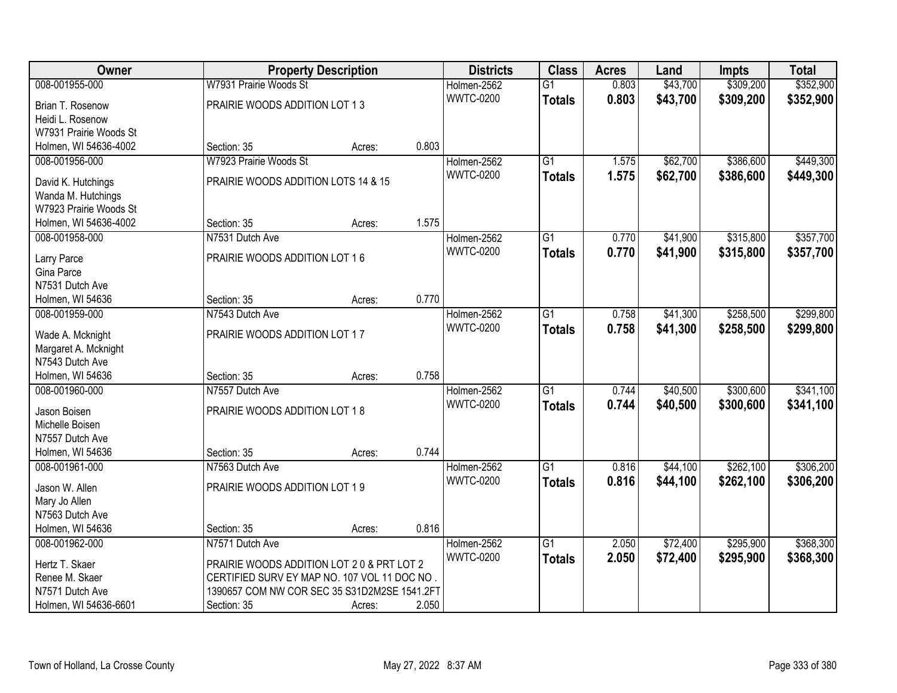| Owner | Property Description | | | Districts | Class | Acres | Land | Impts | Total |
|---|---|---|---|---|---|---|---|---|---|
| 008-001955-000 | W7931 Prairie Woods St | | | Holmen-2562 | G1 | 0.803 | $43,700 | $309,200 | $352,900 |
| Brian T. Rosenow | PRAIRIE WOODS ADDITION LOT 1 3 | | | WWTC-0200 | **Totals** | **0.803** | **$43,700** | **$309,200** | **$352,900** |
| Heidi L. Rosenow | | | | | | | | | |
| W7931 Prairie Woods St | | | | | | | | | |
| Holmen, WI 54636-4002 | Section: 35 | Acres: | 0.803 | | | | | | |
| 008-001956-000 | W7923 Prairie Woods St | | | Holmen-2562 | G1 | 1.575 | $62,700 | $386,600 | $449,300 |
| David K. Hutchings | PRAIRIE WOODS ADDITION LOTS 14 & 15 | | | WWTC-0200 | **Totals** | **1.575** | **$62,700** | **$386,600** | **$449,300** |
| Wanda M. Hutchings | | | | | | | | | |
| W7923 Prairie Woods St | | | | | | | | | |
| Holmen, WI 54636-4002 | Section: 35 | Acres: | 1.575 | | | | | | |
| 008-001958-000 | N7531 Dutch Ave | | | Holmen-2562 | G1 | 0.770 | $41,900 | $315,800 | $357,700 |
| Larry Parce | PRAIRIE WOODS ADDITION LOT 1 6 | | | WWTC-0200 | **Totals** | **0.770** | **$41,900** | **$315,800** | **$357,700** |
| Gina Parce | | | | | | | | | |
| N7531 Dutch Ave | | | | | | | | | |
| Holmen, WI 54636 | Section: 35 | Acres: | 0.770 | | | | | | |
| 008-001959-000 | N7543 Dutch Ave | | | Holmen-2562 | G1 | 0.758 | $41,300 | $258,500 | $299,800 |
| Wade A. Mcknight | PRAIRIE WOODS ADDITION LOT 1 7 | | | WWTC-0200 | **Totals** | **0.758** | **$41,300** | **$258,500** | **$299,800** |
| Margaret A. Mcknight | | | | | | | | | |
| N7543 Dutch Ave | | | | | | | | | |
| Holmen, WI 54636 | Section: 35 | Acres: | 0.758 | | | | | | |
| 008-001960-000 | N7557 Dutch Ave | | | Holmen-2562 | G1 | 0.744 | $40,500 | $300,600 | $341,100 |
| Jason Boisen | PRAIRIE WOODS ADDITION LOT 1 8 | | | WWTC-0200 | **Totals** | **0.744** | **$40,500** | **$300,600** | **$341,100** |
| Michelle Boisen | | | | | | | | | |
| N7557 Dutch Ave | | | | | | | | | |
| Holmen, WI 54636 | Section: 35 | Acres: | 0.744 | | | | | | |
| 008-001961-000 | N7563 Dutch Ave | | | Holmen-2562 | G1 | 0.816 | $44,100 | $262,100 | $306,200 |
| Jason W. Allen | PRAIRIE WOODS ADDITION LOT 1 9 | | | WWTC-0200 | **Totals** | **0.816** | **$44,100** | **$262,100** | **$306,200** |
| Mary Jo Allen | | | | | | | | | |
| N7563 Dutch Ave | | | | | | | | | |
| Holmen, WI 54636 | Section: 35 | Acres: | 0.816 | | | | | | |
| 008-001962-000 | N7571 Dutch Ave | | | Holmen-2562 | G1 | 2.050 | $72,400 | $295,900 | $368,300 |
| Hertz T. Skaer | PRAIRIE WOODS ADDITION LOT 2 0 & PRT LOT 2 | | | WWTC-0200 | **Totals** | **2.050** | **$72,400** | **$295,900** | **$368,300** |
| Renee M. Skaer | CERTIFIED SURV EY MAP NO. 107 VOL 11 DOC NO . | | | | | | | | |
| N7571 Dutch Ave | 1390657 COM NW COR SEC 35 S31D2M2SE 1541.2FT | | | | | | | | |
| Holmen, WI 54636-6601 | Section: 35 | Acres: | 2.050 | | | | | | |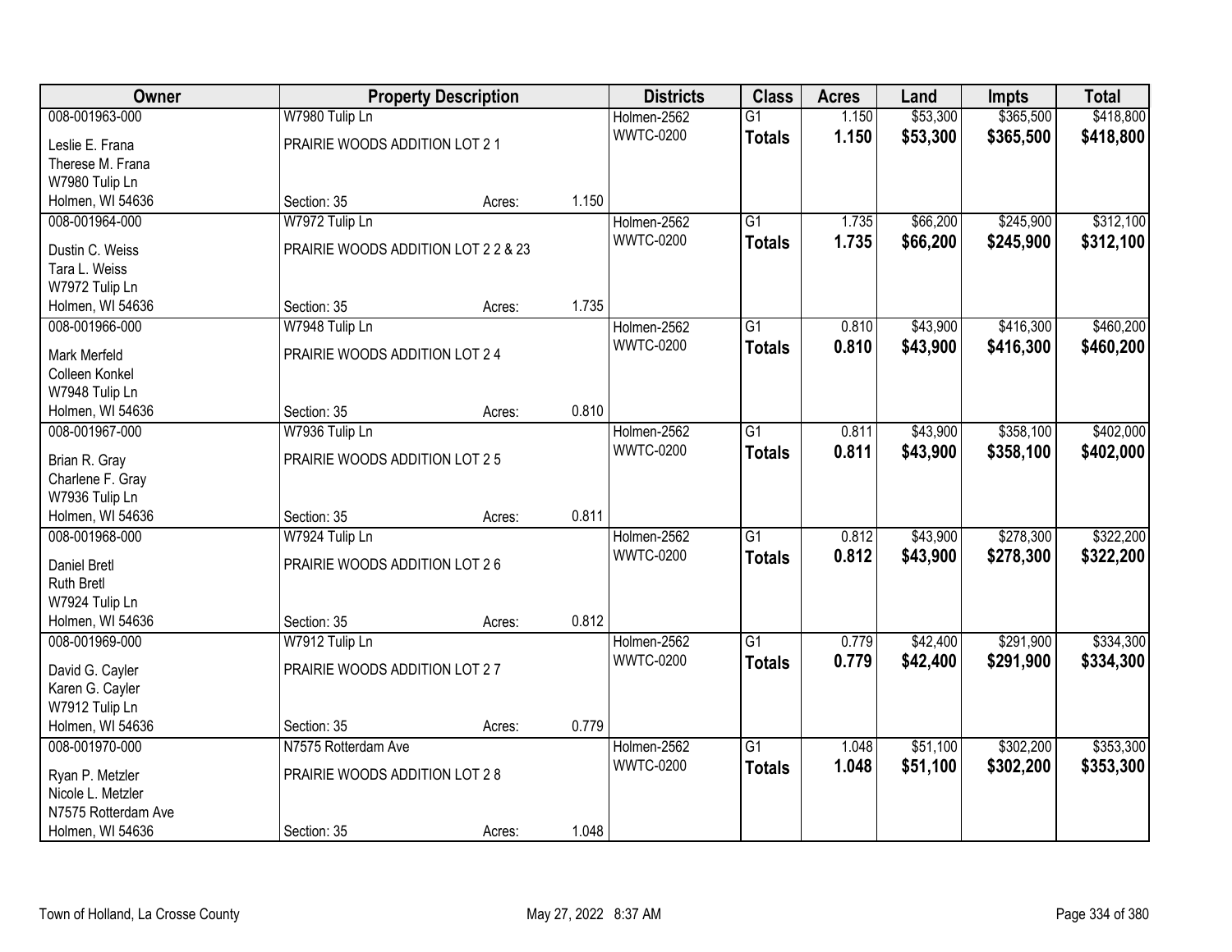| Owner | Property Description | | | Districts | Class | Acres | Land | Impts | Total |
|---|---|---|---|---|---|---|---|---|---|
| 008-001963-000 | W7980 Tulip Ln | | | Holmen-2562 | G1 | 1.150 | $53,300 | $365,500 | $418,800 |
| Leslie E. Frana<br>Therese M. Frana<br>W7980 Tulip Ln<br>Holmen, WI 54636 | PRAIRIE WOODS ADDITION LOT 2 1<br>Section: 35 | Acres: | 1.150 | WWTC-0200 | **Totals** | **1.150** | **$53,300** | **$365,500** | **$418,800** |
| 008-001964-000 | W7972 Tulip Ln | | | Holmen-2562 | G1 | 1.735 | $66,200 | $245,900 | $312,100 |
| Dustin C. Weiss<br>Tara L. Weiss<br>W7972 Tulip Ln<br>Holmen, WI 54636 | PRAIRIE WOODS ADDITION LOT 2 2 & 23<br>Section: 35 | Acres: | 1.735 | WWTC-0200 | **Totals** | **1.735** | **$66,200** | **$245,900** | **$312,100** |
| 008-001966-000 | W7948 Tulip Ln | | | Holmen-2562 | G1 | 0.810 | $43,900 | $416,300 | $460,200 |
| Mark Merfeld<br>Colleen Konkel<br>W7948 Tulip Ln<br>Holmen, WI 54636 | PRAIRIE WOODS ADDITION LOT 2 4<br>Section: 35 | Acres: | 0.810 | WWTC-0200 | **Totals** | **0.810** | **$43,900** | **$416,300** | **$460,200** |
| 008-001967-000 | W7936 Tulip Ln | | | Holmen-2562 | G1 | 0.811 | $43,900 | $358,100 | $402,000 |
| Brian R. Gray<br>Charlene F. Gray<br>W7936 Tulip Ln<br>Holmen, WI 54636 | PRAIRIE WOODS ADDITION LOT 2 5<br>Section: 35 | Acres: | 0.811 | WWTC-0200 | **Totals** | **0.811** | **$43,900** | **$358,100** | **$402,000** |
| 008-001968-000 | W7924 Tulip Ln | | | Holmen-2562 | G1 | 0.812 | $43,900 | $278,300 | $322,200 |
| Daniel Bretl<br>Ruth Bretl<br>W7924 Tulip Ln<br>Holmen, WI 54636 | PRAIRIE WOODS ADDITION LOT 2 6<br>Section: 35 | Acres: | 0.812 | WWTC-0200 | **Totals** | **0.812** | **$43,900** | **$278,300** | **$322,200** |
| 008-001969-000 | W7912 Tulip Ln | | | Holmen-2562 | G1 | 0.779 | $42,400 | $291,900 | $334,300 |
| David G. Cayler<br>Karen G. Cayler<br>W7912 Tulip Ln<br>Holmen, WI 54636 | PRAIRIE WOODS ADDITION LOT 2 7<br>Section: 35 | Acres: | 0.779 | WWTC-0200 | **Totals** | **0.779** | **$42,400** | **$291,900** | **$334,300** |
| 008-001970-000 | N7575 Rotterdam Ave | | | Holmen-2562 | G1 | 1.048 | $51,100 | $302,200 | $353,300 |
| Ryan P. Metzler<br>Nicole L. Metzler<br>N7575 Rotterdam Ave<br>Holmen, WI 54636 | PRAIRIE WOODS ADDITION LOT 2 8<br>Section: 35 | Acres: | 1.048 | WWTC-0200 | **Totals** | **1.048** | **$51,100** | **$302,200** | **$353,300** |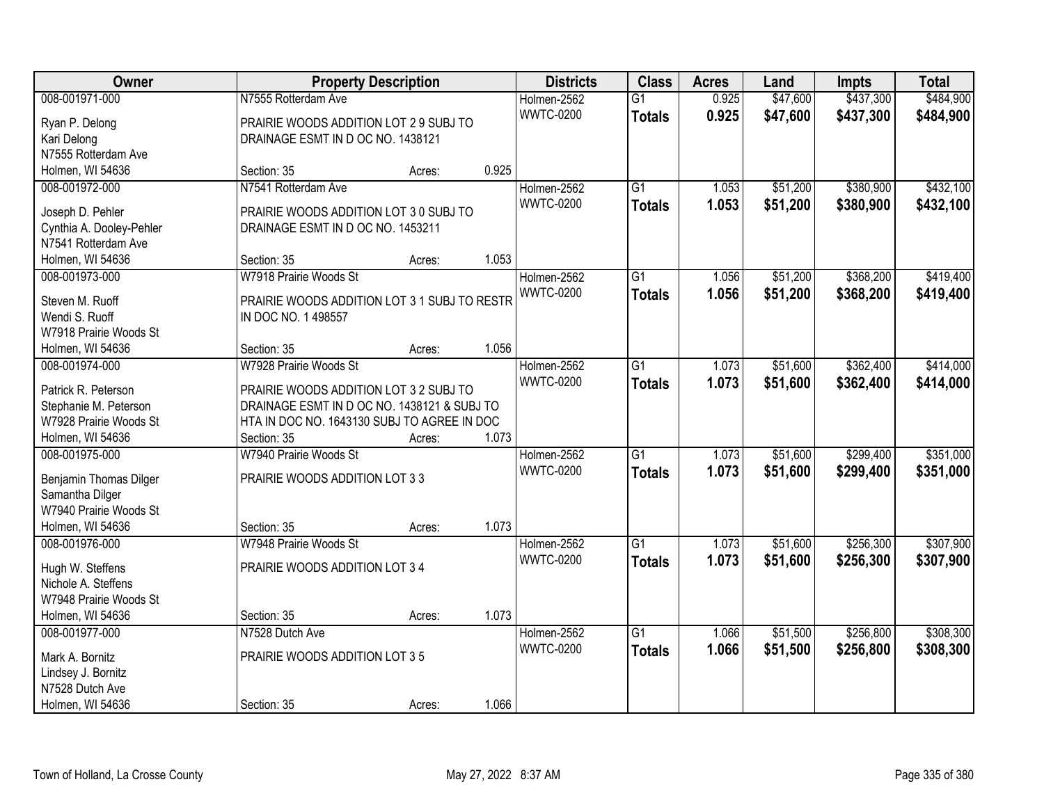| Owner | Property Description | | | Districts | Class | Acres | Land | Impts | Total |
|---|---|---|---|---|---|---|---|---|---|
| 008-001971-000 | N7555 Rotterdam Ave | | | Holmen-2562 | G1 | 0.925 | $47,600 | $437,300 | $484,900 |
| Ryan P. Delong<br>Kari Delong<br>N7555 Rotterdam Ave<br>Holmen, WI 54636 | PRAIRIE WOODS ADDITION LOT 2 9 SUBJ TO DRAINAGE ESMT IN D OC NO. 1438121<br>Section: 35 | Acres: | 0.925 | WWTC-0200 | **Totals** | **0.925** | **$47,600** | **$437,300** | **$484,900** |
| 008-001972-000 | N7541 Rotterdam Ave | | | Holmen-2562 | G1 | 1.053 | $51,200 | $380,900 | $432,100 |
| Joseph D. Pehler<br>Cynthia A. Dooley-Pehler<br>N7541 Rotterdam Ave<br>Holmen, WI 54636 | PRAIRIE WOODS ADDITION LOT 3 0 SUBJ TO DRAINAGE ESMT IN D OC NO. 1453211<br>Section: 35 | Acres: | 1.053 | WWTC-0200 | **Totals** | **1.053** | **$51,200** | **$380,900** | **$432,100** |
| 008-001973-000 | W7918 Prairie Woods St | | | Holmen-2562 | G1 | 1.056 | $51,200 | $368,200 | $419,400 |
| Steven M. Ruoff<br>Wendi S. Ruoff<br>W7918 Prairie Woods St<br>Holmen, WI 54636 | PRAIRIE WOODS ADDITION LOT 3 1 SUBJ TO RESTR IN DOC NO. 1 498557<br>Section: 35 | Acres: | 1.056 | WWTC-0200 | **Totals** | **1.056** | **$51,200** | **$368,200** | **$419,400** |
| 008-001974-000 | W7928 Prairie Woods St | | | Holmen-2562 | G1 | 1.073 | $51,600 | $362,400 | $414,000 |
| Patrick R. Peterson<br>Stephanie M. Peterson<br>W7928 Prairie Woods St<br>Holmen, WI 54636 | PRAIRIE WOODS ADDITION LOT 3 2 SUBJ TO DRAINAGE ESMT IN D OC NO. 1438121 & SUBJ TO HTA IN DOC NO. 1643130 SUBJ TO AGREE IN DOC<br>Section: 35 | Acres: | 1.073 | WWTC-0200 | **Totals** | **1.073** | **$51,600** | **$362,400** | **$414,000** |
| 008-001975-000 | W7940 Prairie Woods St | | | Holmen-2562 | G1 | 1.073 | $51,600 | $299,400 | $351,000 |
| Benjamin Thomas Dilger<br>Samantha Dilger<br>W7940 Prairie Woods St<br>Holmen, WI 54636 | PRAIRIE WOODS ADDITION LOT 3 3<br>Section: 35 | Acres: | 1.073 | WWTC-0200 | **Totals** | **1.073** | **$51,600** | **$299,400** | **$351,000** |
| 008-001976-000 | W7948 Prairie Woods St | | | Holmen-2562 | G1 | 1.073 | $51,600 | $256,300 | $307,900 |
| Hugh W. Steffens<br>Nichole A. Steffens<br>W7948 Prairie Woods St<br>Holmen, WI 54636 | PRAIRIE WOODS ADDITION LOT 3 4<br>Section: 35 | Acres: | 1.073 | WWTC-0200 | **Totals** | **1.073** | **$51,600** | **$256,300** | **$307,900** |
| 008-001977-000 | N7528 Dutch Ave | | | Holmen-2562 | G1 | 1.066 | $51,500 | $256,800 | $308,300 |
| Mark A. Bornitz<br>Lindsey J. Bornitz<br>N7528 Dutch Ave<br>Holmen, WI 54636 | PRAIRIE WOODS ADDITION LOT 3 5<br>Section: 35 | Acres: | 1.066 | WWTC-0200 | **Totals** | **1.066** | **$51,500** | **$256,800** | **$308,300** |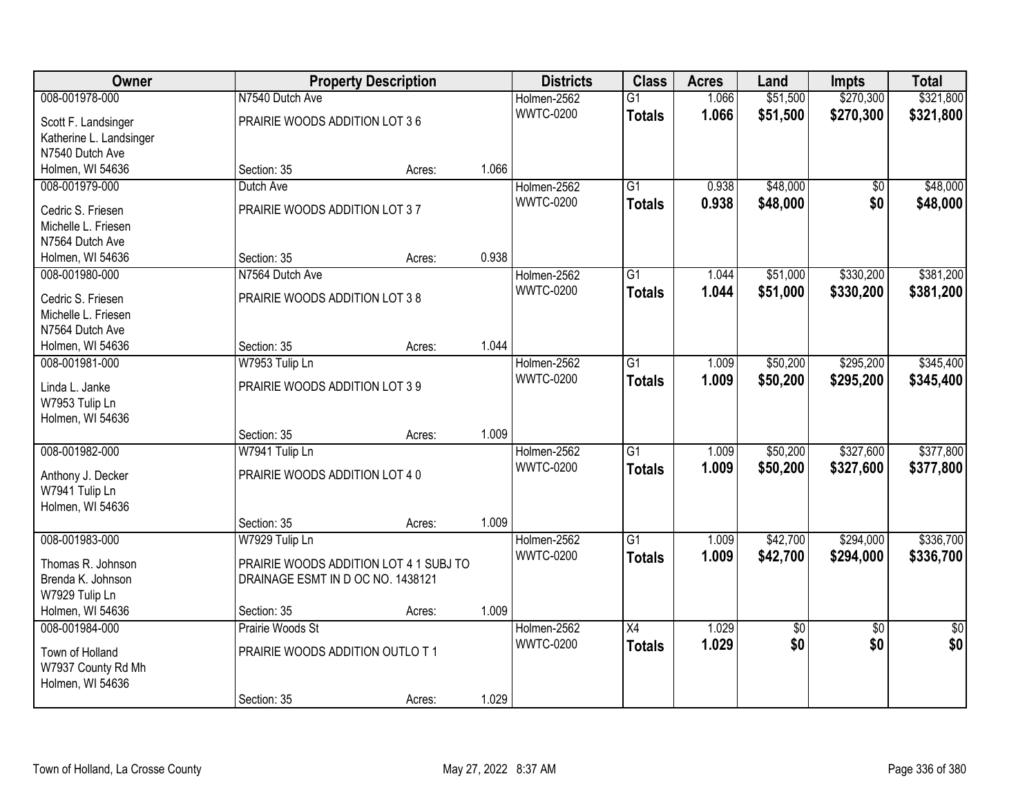| Owner | Property Description | | | Districts | Class | Acres | Land | Impts | Total |
|---|---|---|---|---|---|---|---|---|---|
| 008-001978-000 | N7540 Dutch Ave | | | Holmen-2562 | G1 | 1.066 | \$51,500 | \$270,300 | \$321,800 |
| Scott F. Landsinger<br>Katherine L. Landsinger<br>N7540 Dutch Ave<br>Holmen, WI 54636 | PRAIRIE WOODS ADDITION LOT 3 6 | | | WWTC-0200 | **Totals** | **1.066** | **\$51,500** | **\$270,300** | **\$321,800** |
| | Section: 35 | Acres: | 1.066 | | | | | | |
| 008-001979-000 | Dutch Ave | | | Holmen-2562 | G1 | 0.938 | \$48,000 | \$0 | \$48,000 |
| Cedric S. Friesen<br>Michelle L. Friesen<br>N7564 Dutch Ave<br>Holmen, WI 54636 | PRAIRIE WOODS ADDITION LOT 3 7 | | | WWTC-0200 | **Totals** | **0.938** | **\$48,000** | **\$0** | **\$48,000** |
| | Section: 35 | Acres: | 0.938 | | | | | | |
| 008-001980-000 | N7564 Dutch Ave | | | Holmen-2562 | G1 | 1.044 | \$51,000 | \$330,200 | \$381,200 |
| Cedric S. Friesen<br>Michelle L. Friesen<br>N7564 Dutch Ave<br>Holmen, WI 54636 | PRAIRIE WOODS ADDITION LOT 3 8 | | | WWTC-0200 | **Totals** | **1.044** | **\$51,000** | **\$330,200** | **\$381,200** |
| | Section: 35 | Acres: | 1.044 | | | | | | |
| 008-001981-000 | W7953 Tulip Ln | | | Holmen-2562 | G1 | 1.009 | \$50,200 | \$295,200 | \$345,400 |
| Linda L. Janke<br>W7953 Tulip Ln<br>Holmen, WI 54636 | PRAIRIE WOODS ADDITION LOT 3 9 | | | WWTC-0200 | **Totals** | **1.009** | **\$50,200** | **\$295,200** | **\$345,400** |
| | Section: 35 | Acres: | 1.009 | | | | | | |
| 008-001982-000 | W7941 Tulip Ln | | | Holmen-2562 | G1 | 1.009 | \$50,200 | \$327,600 | \$377,800 |
| Anthony J. Decker<br>W7941 Tulip Ln<br>Holmen, WI 54636 | PRAIRIE WOODS ADDITION LOT 4 0 | | | WWTC-0200 | **Totals** | **1.009** | **\$50,200** | **\$327,600** | **\$377,800** |
| | Section: 35 | Acres: | 1.009 | | | | | | |
| 008-001983-000 | W7929 Tulip Ln | | | Holmen-2562 | G1 | 1.009 | \$42,700 | \$294,000 | \$336,700 |
| Thomas R. Johnson<br>Brenda K. Johnson<br>W7929 Tulip Ln<br>Holmen, WI 54636 | PRAIRIE WOODS ADDITION LOT 4 1 SUBJ TO DRAINAGE ESMT IN D OC NO. 1438121 | | | WWTC-0200 | **Totals** | **1.009** | **\$42,700** | **\$294,000** | **\$336,700** |
| | Section: 35 | Acres: | 1.009 | | | | | | |
| 008-001984-000 | Prairie Woods St | | | Holmen-2562 | X4 | 1.029 | \$0 | \$0 | \$0 |
| Town of Holland<br>W7937 County Rd Mh<br>Holmen, WI 54636 | PRAIRIE WOODS ADDITION OUTLO T 1 | | | WWTC-0200 | **Totals** | **1.029** | **\$0** | **\$0** | **\$0** |
| | Section: 35 | Acres: | 1.029 | | | | | | |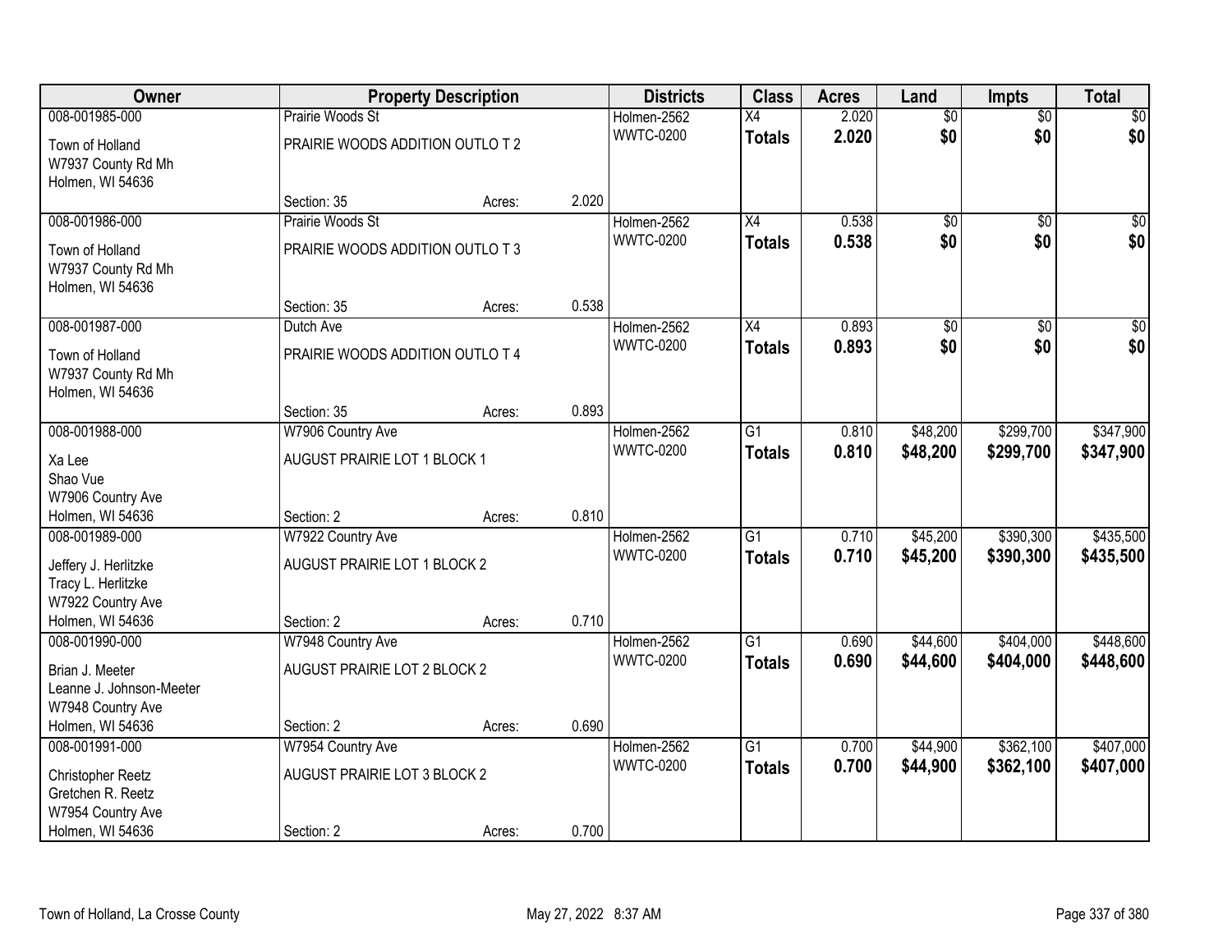| Owner | Property Description | | | Districts | Class | Acres | Land | Impts | Total |
|---|---|---|---|---|---|---|---|---|---|
| 008-001985-000 | Prairie Woods St | | | Holmen-2562 | X4 | 2.020 | $0 | $0 | $0 |
| Town of Holland<br>W7937 County Rd Mh<br>Holmen, WI 54636 | PRAIRIE WOODS ADDITION OUTLO T 2 | | | WWTC-0200 | **Totals** | **2.020** | **$0** | **$0** | **$0** |
| | Section: 35 | Acres: | 2.020 | | | | | | |
| 008-001986-000 | Prairie Woods St | | | Holmen-2562 | X4 | 0.538 | $0 | $0 | $0 |
| Town of Holland<br>W7937 County Rd Mh<br>Holmen, WI 54636 | PRAIRIE WOODS ADDITION OUTLO T 3 | | | WWTC-0200 | **Totals** | **0.538** | **$0** | **$0** | **$0** |
| | Section: 35 | Acres: | 0.538 | | | | | | |
| 008-001987-000 | Dutch Ave | | | Holmen-2562 | X4 | 0.893 | $0 | $0 | $0 |
| Town of Holland<br>W7937 County Rd Mh<br>Holmen, WI 54636 | PRAIRIE WOODS ADDITION OUTLO T 4 | | | WWTC-0200 | **Totals** | **0.893** | **$0** | **$0** | **$0** |
| | Section: 35 | Acres: | 0.893 | | | | | | |
| 008-001988-000 | W7906 Country Ave | | | Holmen-2562 | G1 | 0.810 | $48,200 | $299,700 | $347,900 |
| Xa Lee<br>Shao Vue<br>W7906 Country Ave<br>Holmen, WI 54636 | AUGUST PRAIRIE LOT 1 BLOCK 1 | | | WWTC-0200 | **Totals** | **0.810** | **$48,200** | **$299,700** | **$347,900** |
| | Section: 2 | Acres: | 0.810 | | | | | | |
| 008-001989-000 | W7922 Country Ave | | | Holmen-2562 | G1 | 0.710 | $45,200 | $390,300 | $435,500 |
| Jeffery J. Herlitzke<br>Tracy L. Herlitzke<br>W7922 Country Ave<br>Holmen, WI 54636 | AUGUST PRAIRIE LOT 1 BLOCK 2 | | | WWTC-0200 | **Totals** | **0.710** | **$45,200** | **$390,300** | **$435,500** |
| | Section: 2 | Acres: | 0.710 | | | | | | |
| 008-001990-000 | W7948 Country Ave | | | Holmen-2562 | G1 | 0.690 | $44,600 | $404,000 | $448,600 |
| Brian J. Meeter<br>Leanne J. Johnson-Meeter<br>W7948 Country Ave<br>Holmen, WI 54636 | AUGUST PRAIRIE LOT 2 BLOCK 2 | | | WWTC-0200 | **Totals** | **0.690** | **$44,600** | **$404,000** | **$448,600** |
| | Section: 2 | Acres: | 0.690 | | | | | | |
| 008-001991-000 | W7954 Country Ave | | | Holmen-2562 | G1 | 0.700 | $44,900 | $362,100 | $407,000 |
| Christopher Reetz<br>Gretchen R. Reetz<br>W7954 Country Ave<br>Holmen, WI 54636 | AUGUST PRAIRIE LOT 3 BLOCK 2 | | | WWTC-0200 | **Totals** | **0.700** | **$44,900** | **$362,100** | **$407,000** |
| | Section: 2 | Acres: | 0.700 | | | | | | |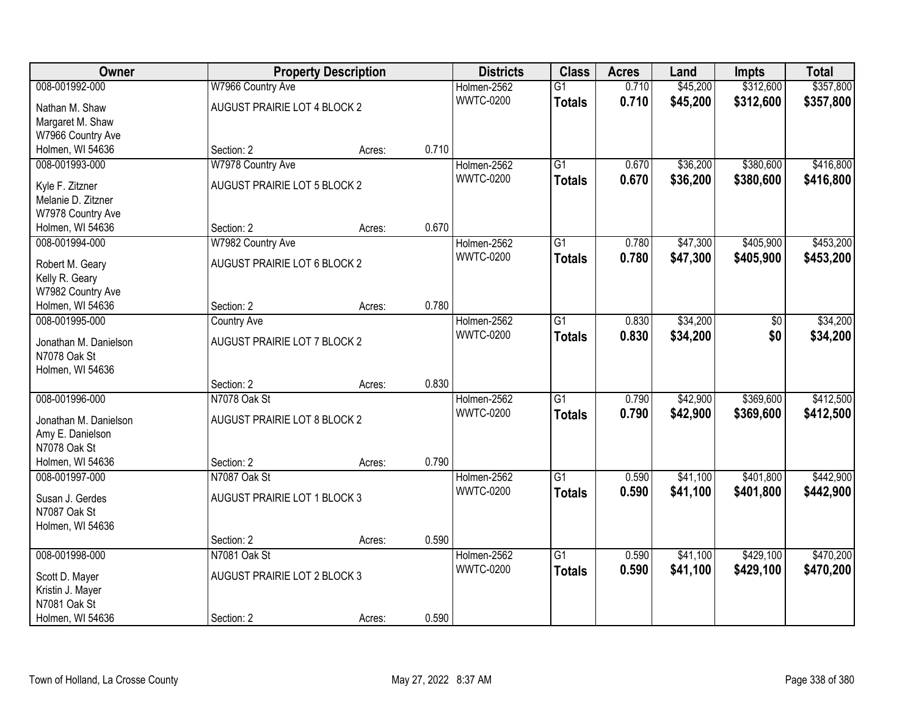| Owner | Property Description | | | Districts | Class | Acres | Land | Impts | Total |
|---|---|---|---|---|---|---|---|---|---|
| 008-001992-000 | W7966 Country Ave | | | Holmen-2562 | G1 | 0.710 | $45,200 | $312,600 | $357,800 |
| Nathan M. Shaw<br>Margaret M. Shaw<br>W7966 Country Ave<br>Holmen, WI 54636 | AUGUST PRAIRIE LOT 4 BLOCK 2 | | | WWTC-0200 | **Totals** | **0.710** | **$45,200** | **$312,600** | **$357,800** |
| | Section: 2 | Acres: | 0.710 | | | | | | |
| 008-001993-000 | W7978 Country Ave | | | Holmen-2562 | G1 | 0.670 | $36,200 | $380,600 | $416,800 |
| Kyle F. Zitzner<br>Melanie D. Zitzner<br>W7978 Country Ave<br>Holmen, WI 54636 | AUGUST PRAIRIE LOT 5 BLOCK 2 | | | WWTC-0200 | **Totals** | **0.670** | **$36,200** | **$380,600** | **$416,800** |
| | Section: 2 | Acres: | 0.670 | | | | | | |
| 008-001994-000 | W7982 Country Ave | | | Holmen-2562 | G1 | 0.780 | $47,300 | $405,900 | $453,200 |
| Robert M. Geary<br>Kelly R. Geary<br>W7982 Country Ave<br>Holmen, WI 54636 | AUGUST PRAIRIE LOT 6 BLOCK 2 | | | WWTC-0200 | **Totals** | **0.780** | **$47,300** | **$405,900** | **$453,200** |
| | Section: 2 | Acres: | 0.780 | | | | | | |
| 008-001995-000 | Country Ave | | | Holmen-2562 | G1 | 0.830 | $34,200 | $0 | $34,200 |
| Jonathan M. Danielson<br>N7078 Oak St<br>Holmen, WI 54636 | AUGUST PRAIRIE LOT 7 BLOCK 2 | | | WWTC-0200 | **Totals** | **0.830** | **$34,200** | **$0** | **$34,200** |
| | Section: 2 | Acres: | 0.830 | | | | | | |
| 008-001996-000 | N7078 Oak St | | | Holmen-2562 | G1 | 0.790 | $42,900 | $369,600 | $412,500 |
| Jonathan M. Danielson<br>Amy E. Danielson<br>N7078 Oak St<br>Holmen, WI 54636 | AUGUST PRAIRIE LOT 8 BLOCK 2 | | | WWTC-0200 | **Totals** | **0.790** | **$42,900** | **$369,600** | **$412,500** |
| | Section: 2 | Acres: | 0.790 | | | | | | |
| 008-001997-000 | N7087 Oak St | | | Holmen-2562 | G1 | 0.590 | $41,100 | $401,800 | $442,900 |
| Susan J. Gerdes<br>N7087 Oak St<br>Holmen, WI 54636 | AUGUST PRAIRIE LOT 1 BLOCK 3 | | | WWTC-0200 | **Totals** | **0.590** | **$41,100** | **$401,800** | **$442,900** |
| | Section: 2 | Acres: | 0.590 | | | | | | |
| 008-001998-000 | N7081 Oak St | | | Holmen-2562 | G1 | 0.590 | $41,100 | $429,100 | $470,200 |
| Scott D. Mayer<br>Kristin J. Mayer<br>N7081 Oak St<br>Holmen, WI 54636 | AUGUST PRAIRIE LOT 2 BLOCK 3 | | | WWTC-0200 | **Totals** | **0.590** | **$41,100** | **$429,100** | **$470,200** |
| | Section: 2 | Acres: | 0.590 | | | | | | |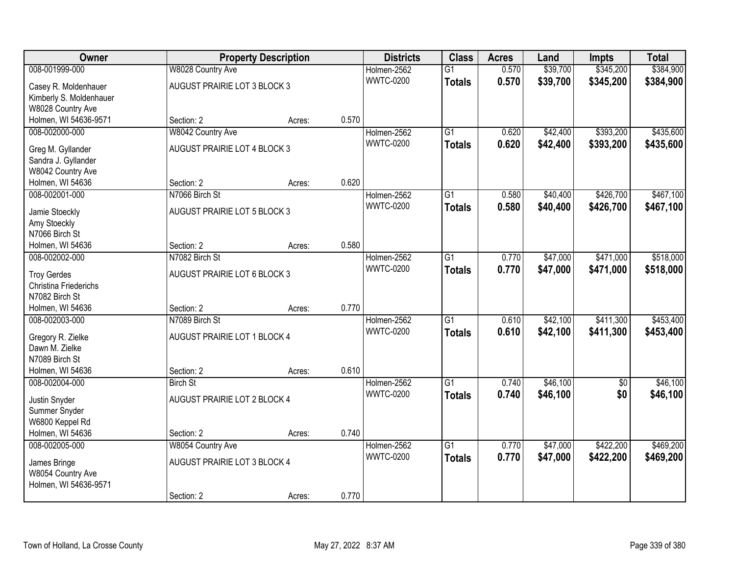| Owner | Property Description | | | Districts | Class | Acres | Land | Impts | Total |
|---|---|---|---|---|---|---|---|---|---|
| 008-001999-000 | W8028 Country Ave | | | Holmen-2562 | G1 | 0.570 | $39,700 | $345,200 | $384,900 |
| Casey R. Moldenhauer<br>Kimberly S. Moldenhauer<br>W8028 Country Ave<br>Holmen, WI 54636-9571 | AUGUST PRAIRIE LOT 3 BLOCK 3 | | | WWTC-0200 | **Totals** | **0.570** | **$39,700** | **$345,200** | **$384,900** |
| | Section: 2 | Acres: | 0.570 | | | | | | |
| 008-002000-000 | W8042 Country Ave | | | Holmen-2562 | G1 | 0.620 | $42,400 | $393,200 | $435,600 |
| Greg M. Gyllander<br>Sandra J. Gyllander<br>W8042 Country Ave<br>Holmen, WI 54636 | AUGUST PRAIRIE LOT 4 BLOCK 3 | | | WWTC-0200 | **Totals** | **0.620** | **$42,400** | **$393,200** | **$435,600** |
| | Section: 2 | Acres: | 0.620 | | | | | | |
| 008-002001-000 | N7066 Birch St | | | Holmen-2562 | G1 | 0.580 | $40,400 | $426,700 | $467,100 |
| Jamie Stoeckly<br>Amy Stoeckly<br>N7066 Birch St<br>Holmen, WI 54636 | AUGUST PRAIRIE LOT 5 BLOCK 3 | | | WWTC-0200 | **Totals** | **0.580** | **$40,400** | **$426,700** | **$467,100** |
| | Section: 2 | Acres: | 0.580 | | | | | | |
| 008-002002-000 | N7082 Birch St | | | Holmen-2562 | G1 | 0.770 | $47,000 | $471,000 | $518,000 |
| Troy Gerdes<br>Christina Friederichs<br>N7082 Birch St<br>Holmen, WI 54636 | AUGUST PRAIRIE LOT 6 BLOCK 3 | | | WWTC-0200 | **Totals** | **0.770** | **$47,000** | **$471,000** | **$518,000** |
| | Section: 2 | Acres: | 0.770 | | | | | | |
| 008-002003-000 | N7089 Birch St | | | Holmen-2562 | G1 | 0.610 | $42,100 | $411,300 | $453,400 |
| Gregory R. Zielke<br>Dawn M. Zielke<br>N7089 Birch St<br>Holmen, WI 54636 | AUGUST PRAIRIE LOT 1 BLOCK 4 | | | WWTC-0200 | **Totals** | **0.610** | **$42,100** | **$411,300** | **$453,400** |
| | Section: 2 | Acres: | 0.610 | | | | | | |
| 008-002004-000 | Birch St | | | Holmen-2562 | G1 | 0.740 | $46,100 | $0 | $46,100 |
| Justin Snyder<br>Summer Snyder<br>W6800 Keppel Rd<br>Holmen, WI 54636 | AUGUST PRAIRIE LOT 2 BLOCK 4 | | | WWTC-0200 | **Totals** | **0.740** | **$46,100** | **$0** | **$46,100** |
| | Section: 2 | Acres: | 0.740 | | | | | | |
| 008-002005-000 | W8054 Country Ave | | | Holmen-2562 | G1 | 0.770 | $47,000 | $422,200 | $469,200 |
| James Bringe<br>W8054 Country Ave<br>Holmen, WI 54636-9571 | AUGUST PRAIRIE LOT 3 BLOCK 4 | | | WWTC-0200 | **Totals** | **0.770** | **$47,000** | **$422,200** | **$469,200** |
| | Section: 2 | Acres: | 0.770 | | | | | | |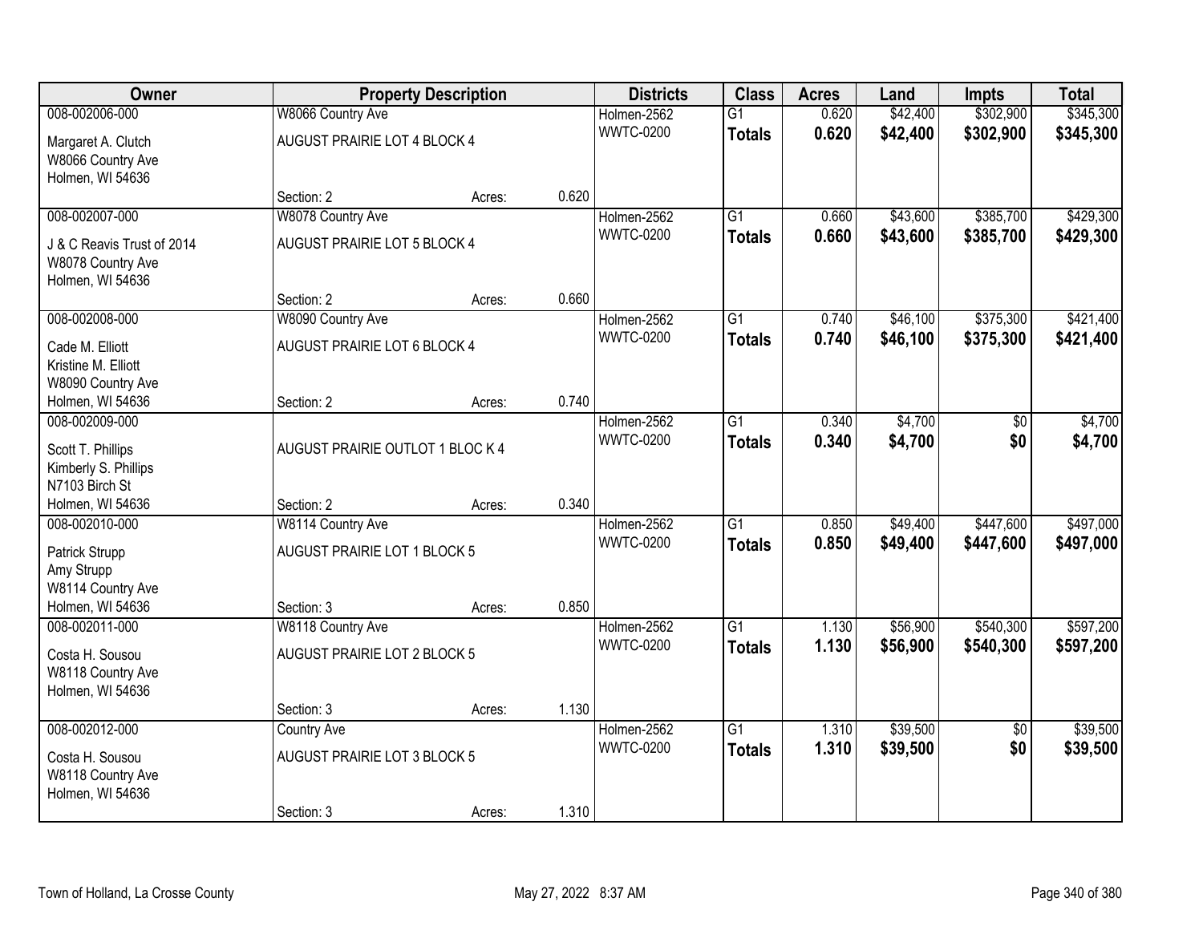| Owner | Property Description | | | Districts | Class | Acres | Land | Impts | Total |
|---|---|---|---|---|---|---|---|---|---|
| 008-002006-000 | W8066 Country Ave | | | Holmen-2562 | G1 | 0.620 | $42,400 | $302,900 | $345,300 |
| Margaret A. Clutch<br>W8066 Country Ave<br>Holmen, WI 54636 | AUGUST PRAIRIE LOT 4 BLOCK 4 | | | WWTC-0200 | **Totals** | **0.620** | **$42,400** | **$302,900** | **$345,300** |
| | Section: 2 | Acres: | 0.620 | | | | | | |
| 008-002007-000 | W8078 Country Ave | | | Holmen-2562 | G1 | 0.660 | $43,600 | $385,700 | $429,300 |
| J & C Reavis Trust of 2014<br>W8078 Country Ave<br>Holmen, WI 54636 | AUGUST PRAIRIE LOT 5 BLOCK 4 | | | WWTC-0200 | **Totals** | **0.660** | **$43,600** | **$385,700** | **$429,300** |
| | Section: 2 | Acres: | 0.660 | | | | | | |
| 008-002008-000 | W8090 Country Ave | | | Holmen-2562 | G1 | 0.740 | $46,100 | $375,300 | $421,400 |
| Cade M. Elliott<br>Kristine M. Elliott<br>W8090 Country Ave<br>Holmen, WI 54636 | AUGUST PRAIRIE LOT 6 BLOCK 4 | | | WWTC-0200 | **Totals** | **0.740** | **$46,100** | **$375,300** | **$421,400** |
| | Section: 2 | Acres: | 0.740 | | | | | | |
| 008-002009-000 | | | | Holmen-2562 | G1 | 0.340 | $4,700 | $0 | $4,700 |
| Scott T. Phillips<br>Kimberly S. Phillips<br>N7103 Birch St<br>Holmen, WI 54636 | AUGUST PRAIRIE OUTLOT 1 BLOC K 4 | | | WWTC-0200 | **Totals** | **0.340** | **$4,700** | **$0** | **$4,700** |
| | Section: 2 | Acres: | 0.340 | | | | | | |
| 008-002010-000 | W8114 Country Ave | | | Holmen-2562 | G1 | 0.850 | $49,400 | $447,600 | $497,000 |
| Patrick Strupp<br>Amy Strupp<br>W8114 Country Ave<br>Holmen, WI 54636 | AUGUST PRAIRIE LOT 1 BLOCK 5 | | | WWTC-0200 | **Totals** | **0.850** | **$49,400** | **$447,600** | **$497,000** |
| | Section: 3 | Acres: | 0.850 | | | | | | |
| 008-002011-000 | W8118 Country Ave | | | Holmen-2562 | G1 | 1.130 | $56,900 | $540,300 | $597,200 |
| Costa H. Sousou<br>W8118 Country Ave<br>Holmen, WI 54636 | AUGUST PRAIRIE LOT 2 BLOCK 5 | | | WWTC-0200 | **Totals** | **1.130** | **$56,900** | **$540,300** | **$597,200** |
| | Section: 3 | Acres: | 1.130 | | | | | | |
| 008-002012-000 | Country Ave | | | Holmen-2562 | G1 | 1.310 | $39,500 | $0 | $39,500 |
| Costa H. Sousou<br>W8118 Country Ave<br>Holmen, WI 54636 | AUGUST PRAIRIE LOT 3 BLOCK 5 | | | WWTC-0200 | **Totals** | **1.310** | **$39,500** | **$0** | **$39,500** |
| | Section: 3 | Acres: | 1.310 | | | | | | |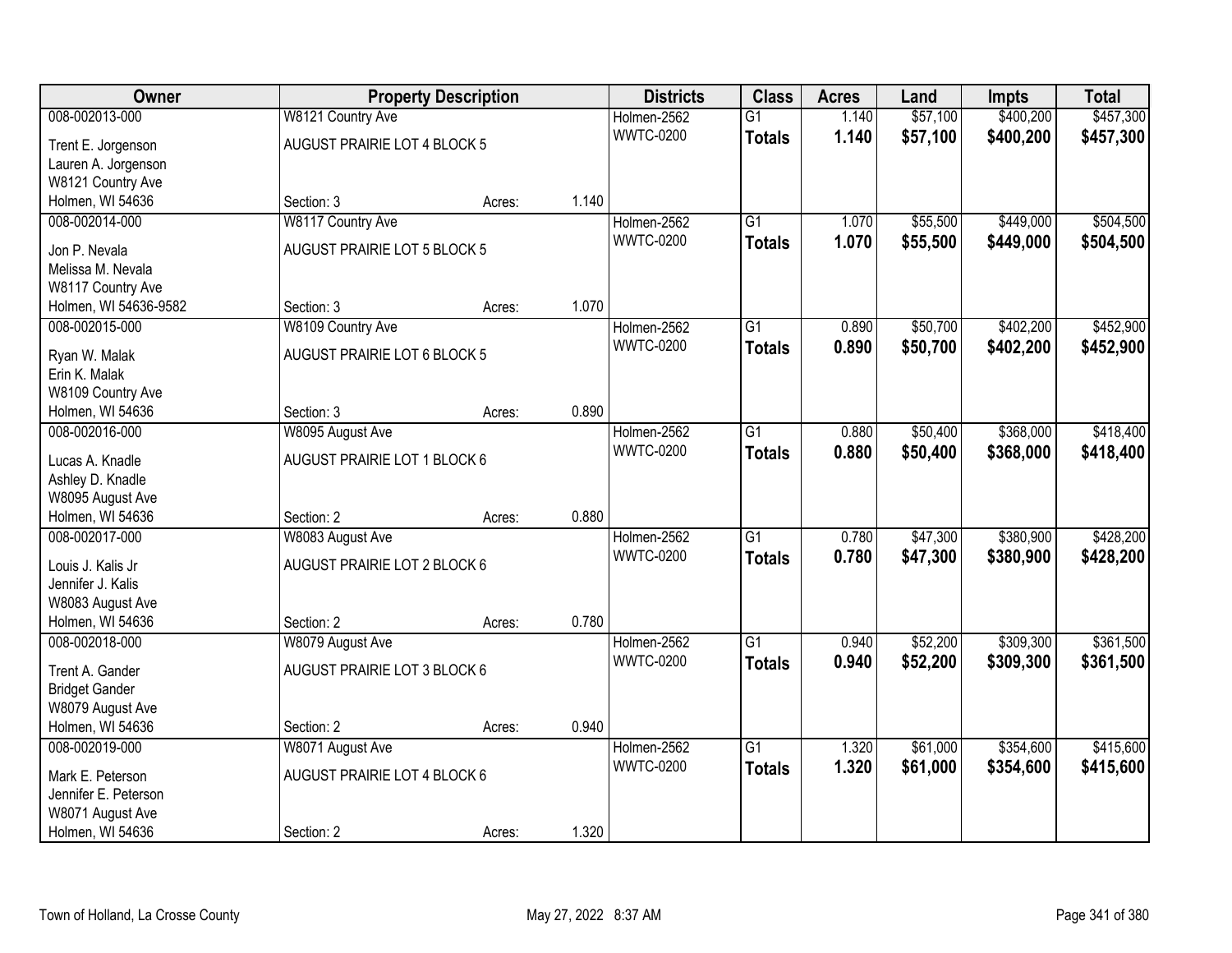| Owner | Property Description | | | Districts | Class | Acres | Land | Impts | Total |
|---|---|---|---|---|---|---|---|---|---|
| 008-002013-000 | W8121 Country Ave | | | Holmen-2562 | G1 | 1.140 | $57,100 | $400,200 | $457,300 |
| Trent E. Jorgenson | AUGUST PRAIRIE LOT 4 BLOCK 5 | | | WWTC-0200 | **Totals** | **1.140** | **$57,100** | **$400,200** | **$457,300** |
| Lauren A. Jorgenson | | | | | | | | | |
| W8121 Country Ave | | | | | | | | | |
| Holmen, WI 54636 | Section: 3 | Acres: | 1.140 | | | | | | |
| 008-002014-000 | W8117 Country Ave | | | Holmen-2562 | G1 | 1.070 | $55,500 | $449,000 | $504,500 |
| Jon P. Nevala | AUGUST PRAIRIE LOT 5 BLOCK 5 | | | WWTC-0200 | **Totals** | **1.070** | **$55,500** | **$449,000** | **$504,500** |
| Melissa M. Nevala | | | | | | | | | |
| W8117 Country Ave | | | | | | | | | |
| Holmen, WI 54636-9582 | Section: 3 | Acres: | 1.070 | | | | | | |
| 008-002015-000 | W8109 Country Ave | | | Holmen-2562 | G1 | 0.890 | $50,700 | $402,200 | $452,900 |
| Ryan W. Malak | AUGUST PRAIRIE LOT 6 BLOCK 5 | | | WWTC-0200 | **Totals** | **0.890** | **$50,700** | **$402,200** | **$452,900** |
| Erin K. Malak | | | | | | | | | |
| W8109 Country Ave | | | | | | | | | |
| Holmen, WI 54636 | Section: 3 | Acres: | 0.890 | | | | | | |
| 008-002016-000 | W8095 August Ave | | | Holmen-2562 | G1 | 0.880 | $50,400 | $368,000 | $418,400 |
| Lucas A. Knadle | AUGUST PRAIRIE LOT 1 BLOCK 6 | | | WWTC-0200 | **Totals** | **0.880** | **$50,400** | **$368,000** | **$418,400** |
| Ashley D. Knadle | | | | | | | | | |
| W8095 August Ave | | | | | | | | | |
| Holmen, WI 54636 | Section: 2 | Acres: | 0.880 | | | | | | |
| 008-002017-000 | W8083 August Ave | | | Holmen-2562 | G1 | 0.780 | $47,300 | $380,900 | $428,200 |
| Louis J. Kalis Jr | AUGUST PRAIRIE LOT 2 BLOCK 6 | | | WWTC-0200 | **Totals** | **0.780** | **$47,300** | **$380,900** | **$428,200** |
| Jennifer J. Kalis | | | | | | | | | |
| W8083 August Ave | | | | | | | | | |
| Holmen, WI 54636 | Section: 2 | Acres: | 0.780 | | | | | | |
| 008-002018-000 | W8079 August Ave | | | Holmen-2562 | G1 | 0.940 | $52,200 | $309,300 | $361,500 |
| Trent A. Gander | AUGUST PRAIRIE LOT 3 BLOCK 6 | | | WWTC-0200 | **Totals** | **0.940** | **$52,200** | **$309,300** | **$361,500** |
| Bridget Gander | | | | | | | | | |
| W8079 August Ave | | | | | | | | | |
| Holmen, WI 54636 | Section: 2 | Acres: | 0.940 | | | | | | |
| 008-002019-000 | W8071 August Ave | | | Holmen-2562 | G1 | 1.320 | $61,000 | $354,600 | $415,600 |
| Mark E. Peterson | AUGUST PRAIRIE LOT 4 BLOCK 6 | | | WWTC-0200 | **Totals** | **1.320** | **$61,000** | **$354,600** | **$415,600** |
| Jennifer E. Peterson | | | | | | | | | |
| W8071 August Ave | | | | | | | | | |
| Holmen, WI 54636 | Section: 2 | Acres: | 1.320 | | | | | | |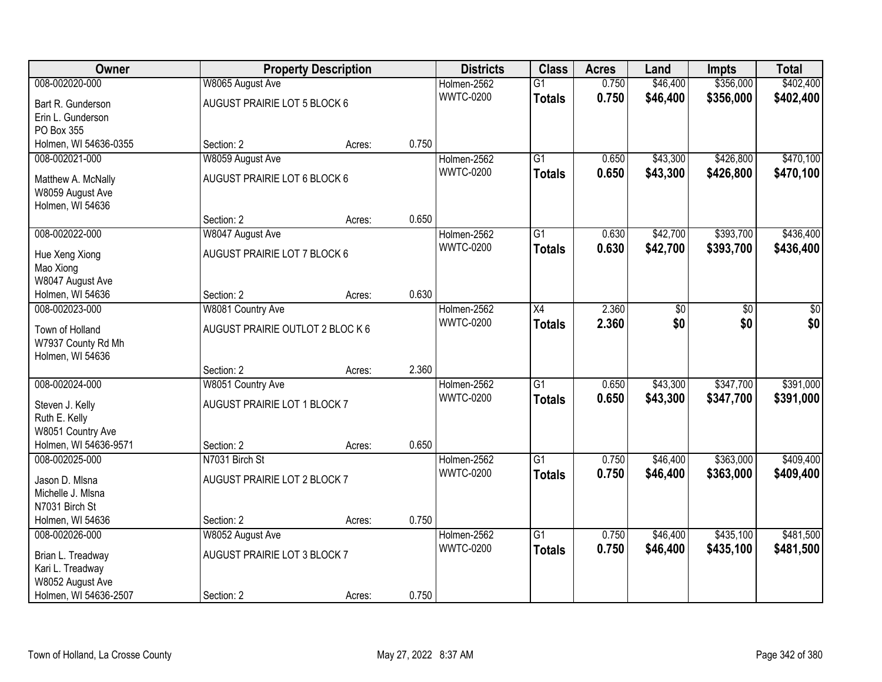| Owner | Property Description | | | Districts | Class | Acres | Land | Impts | Total |
|---|---|---|---|---|---|---|---|---|---|
| 008-002020-000 | W8065 August Ave | | | Holmen-2562 | G1 | 0.750 | $46,400 | $356,000 | $402,400 |
| Bart R. Gunderson<br>Erin L. Gunderson<br>PO Box 355<br>Holmen, WI 54636-0355 | AUGUST PRAIRIE LOT 5 BLOCK 6 | | | WWTC-0200 | **Totals** | **0.750** | **$46,400** | **$356,000** | **$402,400** |
| | Section: 2 | Acres: | 0.750 | | | | | | |
| 008-002021-000 | W8059 August Ave | | | Holmen-2562 | G1 | 0.650 | $43,300 | $426,800 | $470,100 |
| Matthew A. McNally<br>W8059 August Ave<br>Holmen, WI 54636 | AUGUST PRAIRIE LOT 6 BLOCK 6 | | | WWTC-0200 | **Totals** | **0.650** | **$43,300** | **$426,800** | **$470,100** |
| | Section: 2 | Acres: | 0.650 | | | | | | |
| 008-002022-000 | W8047 August Ave | | | Holmen-2562 | G1 | 0.630 | $42,700 | $393,700 | $436,400 |
| Hue Xeng Xiong<br>Mao Xiong<br>W8047 August Ave<br>Holmen, WI 54636 | AUGUST PRAIRIE LOT 7 BLOCK 6 | | | WWTC-0200 | **Totals** | **0.630** | **$42,700** | **$393,700** | **$436,400** |
| | Section: 2 | Acres: | 0.630 | | | | | | |
| 008-002023-000 | W8081 Country Ave | | | Holmen-2562 | X4 | 2.360 | $0 | $0 | $0 |
| Town of Holland<br>W7937 County Rd Mh<br>Holmen, WI 54636 | AUGUST PRAIRIE OUTLOT 2 BLOC K 6 | | | WWTC-0200 | **Totals** | **2.360** | **$0** | **$0** | **$0** |
| | Section: 2 | Acres: | 2.360 | | | | | | |
| 008-002024-000 | W8051 Country Ave | | | Holmen-2562 | G1 | 0.650 | $43,300 | $347,700 | $391,000 |
| Steven J. Kelly<br>Ruth E. Kelly<br>W8051 Country Ave<br>Holmen, WI 54636-9571 | AUGUST PRAIRIE LOT 1 BLOCK 7 | | | WWTC-0200 | **Totals** | **0.650** | **$43,300** | **$347,700** | **$391,000** |
| | Section: 2 | Acres: | 0.650 | | | | | | |
| 008-002025-000 | N7031 Birch St | | | Holmen-2562 | G1 | 0.750 | $46,400 | $363,000 | $409,400 |
| Jason D. Mlsna<br>Michelle J. Mlsna<br>N7031 Birch St<br>Holmen, WI 54636 | AUGUST PRAIRIE LOT 2 BLOCK 7 | | | WWTC-0200 | **Totals** | **0.750** | **$46,400** | **$363,000** | **$409,400** |
| | Section: 2 | Acres: | 0.750 | | | | | | |
| 008-002026-000 | W8052 August Ave | | | Holmen-2562 | G1 | 0.750 | $46,400 | $435,100 | $481,500 |
| Brian L. Treadway<br>Kari L. Treadway<br>W8052 August Ave<br>Holmen, WI 54636-2507 | AUGUST PRAIRIE LOT 3 BLOCK 7 | | | WWTC-0200 | **Totals** | **0.750** | **$46,400** | **$435,100** | **$481,500** |
| | Section: 2 | Acres: | 0.750 | | | | | | |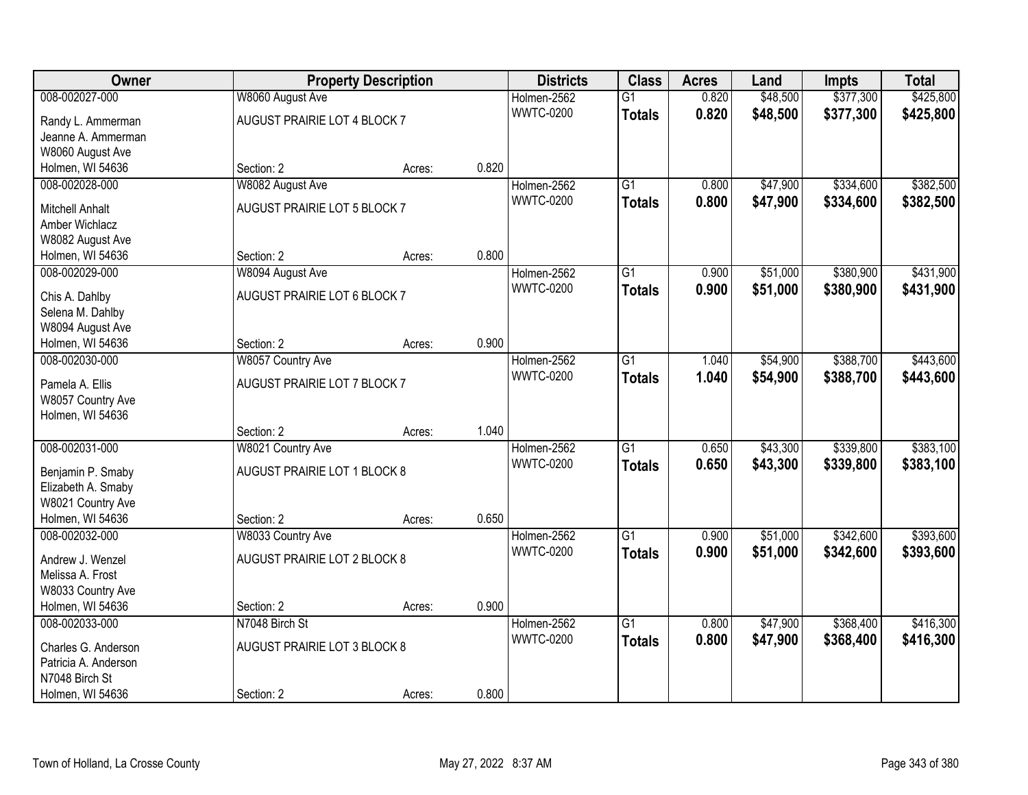| Owner | Property Description | | | Districts | Class | Acres | Land | Impts | Total |
|---|---|---|---|---|---|---|---|---|---|
| 008-002027-000 | W8060 August Ave | | | Holmen-2562 | G1 | 0.820 | $48,500 | $377,300 | $425,800 |
| Randy L. Ammerman<br>Jeanne A. Ammerman<br>W8060 August Ave<br>Holmen, WI 54636 | AUGUST PRAIRIE LOT 4 BLOCK 7<br>Section: 2 | Acres: | 0.820 | WWTC-0200 | **Totals** | **0.820** | **$48,500** | **$377,300** | **$425,800** |
| 008-002028-000 | W8082 August Ave | | | Holmen-2562 | G1 | 0.800 | $47,900 | $334,600 | $382,500 |
| Mitchell Anhalt<br>Amber Wichlacz<br>W8082 August Ave<br>Holmen, WI 54636 | AUGUST PRAIRIE LOT 5 BLOCK 7<br>Section: 2 | Acres: | 0.800 | WWTC-0200 | **Totals** | **0.800** | **$47,900** | **$334,600** | **$382,500** |
| 008-002029-000 | W8094 August Ave | | | Holmen-2562 | G1 | 0.900 | $51,000 | $380,900 | $431,900 |
| Chis A. Dahlby<br>Selena M. Dahlby<br>W8094 August Ave<br>Holmen, WI 54636 | AUGUST PRAIRIE LOT 6 BLOCK 7<br>Section: 2 | Acres: | 0.900 | WWTC-0200 | **Totals** | **0.900** | **$51,000** | **$380,900** | **$431,900** |
| 008-002030-000 | W8057 Country Ave | | | Holmen-2562 | G1 | 1.040 | $54,900 | $388,700 | $443,600 |
| Pamela A. Ellis<br>W8057 Country Ave<br>Holmen, WI 54636 | AUGUST PRAIRIE LOT 7 BLOCK 7<br>Section: 2 | Acres: | 1.040 | WWTC-0200 | **Totals** | **1.040** | **$54,900** | **$388,700** | **$443,600** |
| 008-002031-000 | W8021 Country Ave | | | Holmen-2562 | G1 | 0.650 | $43,300 | $339,800 | $383,100 |
| Benjamin P. Smaby<br>Elizabeth A. Smaby<br>W8021 Country Ave<br>Holmen, WI 54636 | AUGUST PRAIRIE LOT 1 BLOCK 8<br>Section: 2 | Acres: | 0.650 | WWTC-0200 | **Totals** | **0.650** | **$43,300** | **$339,800** | **$383,100** |
| 008-002032-000 | W8033 Country Ave | | | Holmen-2562 | G1 | 0.900 | $51,000 | $342,600 | $393,600 |
| Andrew J. Wenzel<br>Melissa A. Frost<br>W8033 Country Ave<br>Holmen, WI 54636 | AUGUST PRAIRIE LOT 2 BLOCK 8<br>Section: 2 | Acres: | 0.900 | WWTC-0200 | **Totals** | **0.900** | **$51,000** | **$342,600** | **$393,600** |
| 008-002033-000 | N7048 Birch St | | | Holmen-2562 | G1 | 0.800 | $47,900 | $368,400 | $416,300 |
| Charles G. Anderson<br>Patricia A. Anderson<br>N7048 Birch St<br>Holmen, WI 54636 | AUGUST PRAIRIE LOT 3 BLOCK 8<br>Section: 2 | Acres: | 0.800 | WWTC-0200 | **Totals** | **0.800** | **$47,900** | **$368,400** | **$416,300** |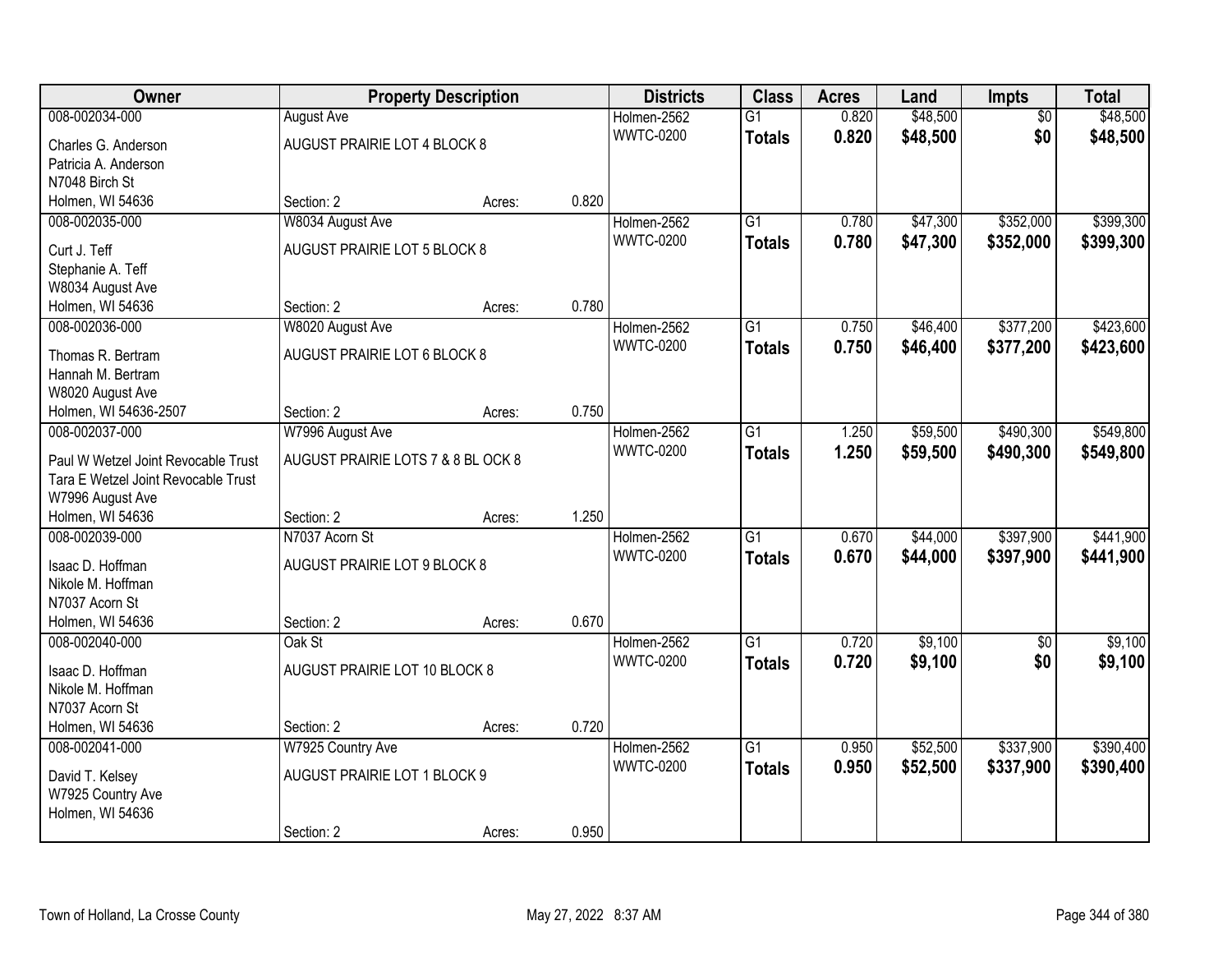| Owner | Property Description | | | Districts | Class | Acres | Land | Impts | Total |
|---|---|---|---|---|---|---|---|---|---|
| 008-002034-000 | August Ave | | | Holmen-2562 | G1 | 0.820 | $48,500 | $0 | $48,500 |
| Charles G. Anderson<br>Patricia A. Anderson<br>N7048 Birch St<br>Holmen, WI 54636 | AUGUST PRAIRIE LOT 4 BLOCK 8 | | | WWTC-0200 | **Totals** | **0.820** | **$48,500** | **$0** | **$48,500** |
| | Section: 2 | Acres: | 0.820 | | | | | | |
| 008-002035-000 | W8034 August Ave | | | Holmen-2562 | G1 | 0.780 | $47,300 | $352,000 | $399,300 |
| Curt J. Teff<br>Stephanie A. Teff<br>W8034 August Ave<br>Holmen, WI 54636 | AUGUST PRAIRIE LOT 5 BLOCK 8 | | | WWTC-0200 | **Totals** | **0.780** | **$47,300** | **$352,000** | **$399,300** |
| | Section: 2 | Acres: | 0.780 | | | | | | |
| 008-002036-000 | W8020 August Ave | | | Holmen-2562 | G1 | 0.750 | $46,400 | $377,200 | $423,600 |
| Thomas R. Bertram<br>Hannah M. Bertram<br>W8020 August Ave<br>Holmen, WI 54636-2507 | AUGUST PRAIRIE LOT 6 BLOCK 8 | | | WWTC-0200 | **Totals** | **0.750** | **$46,400** | **$377,200** | **$423,600** |
| | Section: 2 | Acres: | 0.750 | | | | | | |
| 008-002037-000 | W7996 August Ave | | | Holmen-2562 | G1 | 1.250 | $59,500 | $490,300 | $549,800 |
| Paul W Wetzel Joint Revocable Trust<br>Tara E Wetzel Joint Revocable Trust<br>W7996 August Ave<br>Holmen, WI 54636 | AUGUST PRAIRIE LOTS 7 & 8 BL OCK 8 | | | WWTC-0200 | **Totals** | **1.250** | **$59,500** | **$490,300** | **$549,800** |
| | Section: 2 | Acres: | 1.250 | | | | | | |
| 008-002039-000 | N7037 Acorn St | | | Holmen-2562 | G1 | 0.670 | $44,000 | $397,900 | $441,900 |
| Isaac D. Hoffman<br>Nikole M. Hoffman<br>N7037 Acorn St<br>Holmen, WI 54636 | AUGUST PRAIRIE LOT 9 BLOCK 8 | | | WWTC-0200 | **Totals** | **0.670** | **$44,000** | **$397,900** | **$441,900** |
| | Section: 2 | Acres: | 0.670 | | | | | | |
| 008-002040-000 | Oak St | | | Holmen-2562 | G1 | 0.720 | $9,100 | $0 | $9,100 |
| Isaac D. Hoffman<br>Nikole M. Hoffman<br>N7037 Acorn St<br>Holmen, WI 54636 | AUGUST PRAIRIE LOT 10 BLOCK 8 | | | WWTC-0200 | **Totals** | **0.720** | **$9,100** | **$0** | **$9,100** |
| | Section: 2 | Acres: | 0.720 | | | | | | |
| 008-002041-000 | W7925 Country Ave | | | Holmen-2562 | G1 | 0.950 | $52,500 | $337,900 | $390,400 |
| David T. Kelsey<br>W7925 Country Ave<br>Holmen, WI 54636 | AUGUST PRAIRIE LOT 1 BLOCK 9 | | | WWTC-0200 | **Totals** | **0.950** | **$52,500** | **$337,900** | **$390,400** |
| | Section: 2 | Acres: | 0.950 | | | | | | |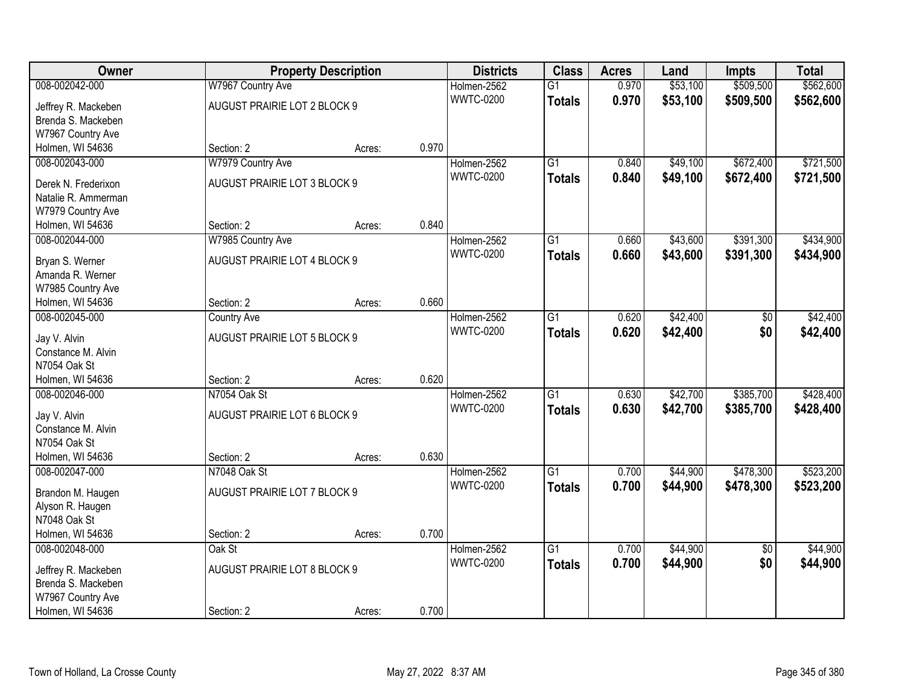| Owner | Property Description | | | Districts | Class | Acres | Land | Impts | Total |
|---|---|---|---|---|---|---|---|---|---|
| 008-002042-000 | W7967 Country Ave | | | Holmen-2562 | G1 | 0.970 | $53,100 | $509,500 | $562,600 |
| Jeffrey R. Mackeben<br>Brenda S. Mackeben<br>W7967 Country Ave<br>Holmen, WI 54636 | AUGUST PRAIRIE LOT 2 BLOCK 9 | | | WWTC-0200 | **Totals** | **0.970** | **$53,100** | **$509,500** | **$562,600** |
| | Section: 2 | Acres: | 0.970 | | | | | | |
| 008-002043-000 | W7979 Country Ave | | | Holmen-2562 | G1 | 0.840 | $49,100 | $672,400 | $721,500 |
| Derek N. Frederixon<br>Natalie R. Ammerman<br>W7979 Country Ave<br>Holmen, WI 54636 | AUGUST PRAIRIE LOT 3 BLOCK 9 | | | WWTC-0200 | **Totals** | **0.840** | **$49,100** | **$672,400** | **$721,500** |
| | Section: 2 | Acres: | 0.840 | | | | | | |
| 008-002044-000 | W7985 Country Ave | | | Holmen-2562 | G1 | 0.660 | $43,600 | $391,300 | $434,900 |
| Bryan S. Werner<br>Amanda R. Werner<br>W7985 Country Ave<br>Holmen, WI 54636 | AUGUST PRAIRIE LOT 4 BLOCK 9 | | | WWTC-0200 | **Totals** | **0.660** | **$43,600** | **$391,300** | **$434,900** |
| | Section: 2 | Acres: | 0.660 | | | | | | |
| 008-002045-000 | Country Ave | | | Holmen-2562 | G1 | 0.620 | $42,400 | $0 | $42,400 |
| Jay V. Alvin<br>Constance M. Alvin<br>N7054 Oak St<br>Holmen, WI 54636 | AUGUST PRAIRIE LOT 5 BLOCK 9 | | | WWTC-0200 | **Totals** | **0.620** | **$42,400** | **$0** | **$42,400** |
| | Section: 2 | Acres: | 0.620 | | | | | | |
| 008-002046-000 | N7054 Oak St | | | Holmen-2562 | G1 | 0.630 | $42,700 | $385,700 | $428,400 |
| Jay V. Alvin<br>Constance M. Alvin<br>N7054 Oak St<br>Holmen, WI 54636 | AUGUST PRAIRIE LOT 6 BLOCK 9 | | | WWTC-0200 | **Totals** | **0.630** | **$42,700** | **$385,700** | **$428,400** |
| | Section: 2 | Acres: | 0.630 | | | | | | |
| 008-002047-000 | N7048 Oak St | | | Holmen-2562 | G1 | 0.700 | $44,900 | $478,300 | $523,200 |
| Brandon M. Haugen<br>Alyson R. Haugen<br>N7048 Oak St<br>Holmen, WI 54636 | AUGUST PRAIRIE LOT 7 BLOCK 9 | | | WWTC-0200 | **Totals** | **0.700** | **$44,900** | **$478,300** | **$523,200** |
| | Section: 2 | Acres: | 0.700 | | | | | | |
| 008-002048-000 | Oak St | | | Holmen-2562 | G1 | 0.700 | $44,900 | $0 | $44,900 |
| Jeffrey R. Mackeben<br>Brenda S. Mackeben<br>W7967 Country Ave<br>Holmen, WI 54636 | AUGUST PRAIRIE LOT 8 BLOCK 9 | | | WWTC-0200 | **Totals** | **0.700** | **$44,900** | **$0** | **$44,900** |
| | Section: 2 | Acres: | 0.700 | | | | | | |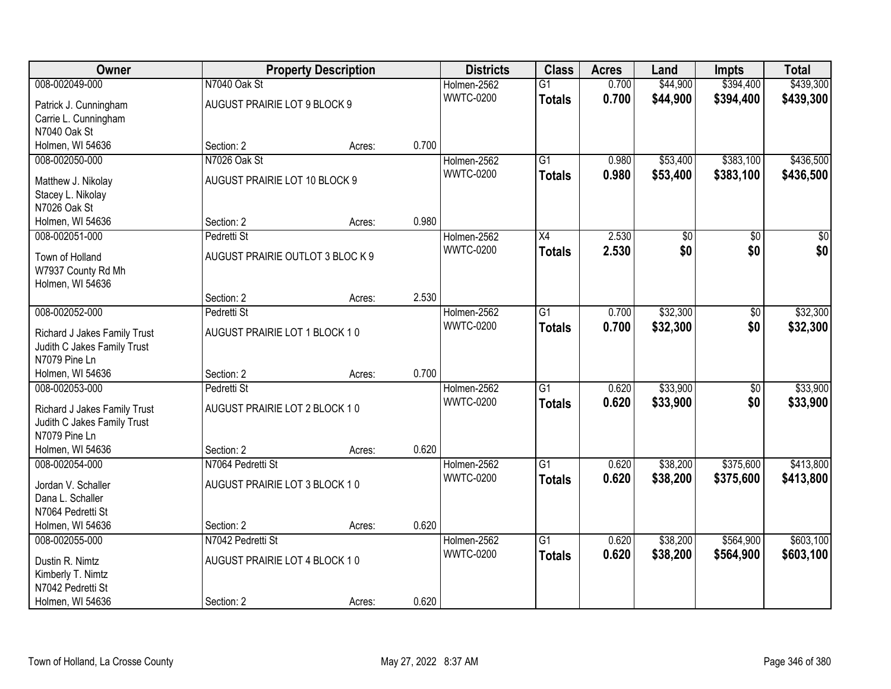| Owner | Property Description | | | Districts | Class | Acres | Land | Impts | Total |
|---|---|---|---|---|---|---|---|---|---|
| 008-002049-000<br>Patrick J. Cunningham<br>Carrie L. Cunningham<br>N7040 Oak St<br>Holmen, WI 54636 | N7040 Oak St<br>AUGUST PRAIRIE LOT 9 BLOCK 9<br><br>Section: 2 | Acres: | 0.700 | Holmen-2562<br>WWTC-0200 | G1<br>**Totals** | 0.700<br>**0.700** | $44,900<br>**$44,900** | $394,400<br>**$394,400** | $439,300<br>**$439,300** |
| 008-002050-000<br>Matthew J. Nikolay<br>Stacey L. Nikolay<br>N7026 Oak St<br>Holmen, WI 54636 | N7026 Oak St<br>AUGUST PRAIRIE LOT 10 BLOCK 9<br><br>Section: 2 | Acres: | 0.980 | Holmen-2562<br>WWTC-0200 | G1<br>**Totals** | 0.980<br>**0.980** | $53,400<br>**$53,400** | $383,100<br>**$383,100** | $436,500<br>**$436,500** |
| 008-002051-000<br>Town of Holland<br>W7937 County Rd Mh<br>Holmen, WI 54636 | Pedretti St<br>AUGUST PRAIRIE OUTLOT 3 BLOC K 9<br><br>Section: 2 | Acres: | 2.530 | Holmen-2562<br>WWTC-0200 | X4<br>**Totals** | 2.530<br>**2.530** | $0<br>**$0** | $0<br>**$0** | $0<br>**$0** |
| 008-002052-000<br>Richard J Jakes Family Trust<br>Judith C Jakes Family Trust<br>N7079 Pine Ln<br>Holmen, WI 54636 | Pedretti St<br>AUGUST PRAIRIE LOT 1 BLOCK 1 0<br><br>Section: 2 | Acres: | 0.700 | Holmen-2562<br>WWTC-0200 | G1<br>**Totals** | 0.700<br>**0.700** | $32,300<br>**$32,300** | $0<br>**$0** | $32,300<br>**$32,300** |
| 008-002053-000<br>Richard J Jakes Family Trust<br>Judith C Jakes Family Trust<br>N7079 Pine Ln<br>Holmen, WI 54636 | Pedretti St<br>AUGUST PRAIRIE LOT 2 BLOCK 1 0<br><br>Section: 2 | Acres: | 0.620 | Holmen-2562<br>WWTC-0200 | G1<br>**Totals** | 0.620<br>**0.620** | $33,900<br>**$33,900** | $0<br>**$0** | $33,900<br>**$33,900** |
| 008-002054-000<br>Jordan V. Schaller<br>Dana L. Schaller<br>N7064 Pedretti St<br>Holmen, WI 54636 | N7064 Pedretti St<br>AUGUST PRAIRIE LOT 3 BLOCK 1 0<br><br>Section: 2 | Acres: | 0.620 | Holmen-2562<br>WWTC-0200 | G1<br>**Totals** | 0.620<br>**0.620** | $38,200<br>**$38,200** | $375,600<br>**$375,600** | $413,800<br>**$413,800** |
| 008-002055-000<br>Dustin R. Nimtz<br>Kimberly T. Nimtz<br>N7042 Pedretti St<br>Holmen, WI 54636 | N7042 Pedretti St<br>AUGUST PRAIRIE LOT 4 BLOCK 1 0<br><br>Section: 2 | Acres: | 0.620 | Holmen-2562<br>WWTC-0200 | G1<br>**Totals** | 0.620<br>**0.620** | $38,200<br>**$38,200** | $564,900<br>**$564,900** | $603,100<br>**$603,100** |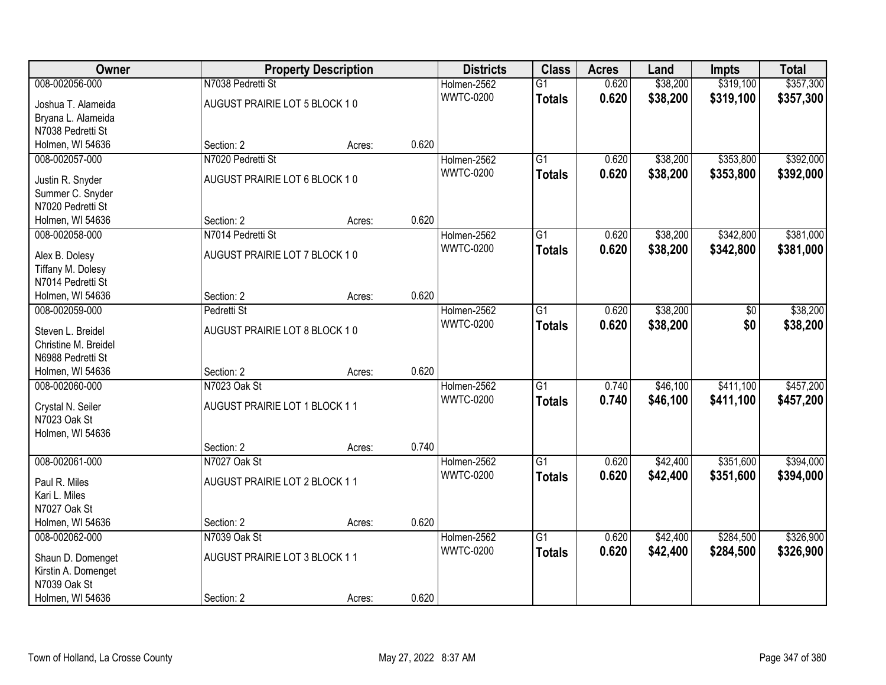| Owner | Property Description | | | Districts | Class | Acres | Land | Impts | Total |
|---|---|---|---|---|---|---|---|---|---|
| 008-002056-000 | N7038 Pedretti St | | | Holmen-2562 | G1 | 0.620 | $38,200 | $319,100 | $357,300 |
| Joshua T. Alameida<br>Bryana L. Alameida<br>N7038 Pedretti St<br>Holmen, WI 54636 | AUGUST PRAIRIE LOT 5 BLOCK 1 0 | | | WWTC-0200 | **Totals** | **0.620** | **$38,200** | **$319,100** | **$357,300** |
| | Section: 2 | Acres: | 0.620 | | | | | | |
| 008-002057-000 | N7020 Pedretti St | | | Holmen-2562 | G1 | 0.620 | $38,200 | $353,800 | $392,000 |
| Justin R. Snyder<br>Summer C. Snyder<br>N7020 Pedretti St<br>Holmen, WI 54636 | AUGUST PRAIRIE LOT 6 BLOCK 1 0 | | | WWTC-0200 | **Totals** | **0.620** | **$38,200** | **$353,800** | **$392,000** |
| | Section: 2 | Acres: | 0.620 | | | | | | |
| 008-002058-000 | N7014 Pedretti St | | | Holmen-2562 | G1 | 0.620 | $38,200 | $342,800 | $381,000 |
| Alex B. Dolesy<br>Tiffany M. Dolesy<br>N7014 Pedretti St<br>Holmen, WI 54636 | AUGUST PRAIRIE LOT 7 BLOCK 1 0 | | | WWTC-0200 | **Totals** | **0.620** | **$38,200** | **$342,800** | **$381,000** |
| | Section: 2 | Acres: | 0.620 | | | | | | |
| 008-002059-000 | Pedretti St | | | Holmen-2562 | G1 | 0.620 | $38,200 | $0 | $38,200 |
| Steven L. Breidel<br>Christine M. Breidel<br>N6988 Pedretti St<br>Holmen, WI 54636 | AUGUST PRAIRIE LOT 8 BLOCK 1 0 | | | WWTC-0200 | **Totals** | **0.620** | **$38,200** | **$0** | **$38,200** |
| | Section: 2 | Acres: | 0.620 | | | | | | |
| 008-002060-000 | N7023 Oak St | | | Holmen-2562 | G1 | 0.740 | $46,100 | $411,100 | $457,200 |
| Crystal N. Seiler<br>N7023 Oak St<br>Holmen, WI 54636 | AUGUST PRAIRIE LOT 1 BLOCK 1 1 | | | WWTC-0200 | **Totals** | **0.740** | **$46,100** | **$411,100** | **$457,200** |
| | Section: 2 | Acres: | 0.740 | | | | | | |
| 008-002061-000 | N7027 Oak St | | | Holmen-2562 | G1 | 0.620 | $42,400 | $351,600 | $394,000 |
| Paul R. Miles<br>Kari L. Miles<br>N7027 Oak St<br>Holmen, WI 54636 | AUGUST PRAIRIE LOT 2 BLOCK 1 1 | | | WWTC-0200 | **Totals** | **0.620** | **$42,400** | **$351,600** | **$394,000** |
| | Section: 2 | Acres: | 0.620 | | | | | | |
| 008-002062-000 | N7039 Oak St | | | Holmen-2562 | G1 | 0.620 | $42,400 | $284,500 | $326,900 |
| Shaun D. Domenget<br>Kirstin A. Domenget<br>N7039 Oak St<br>Holmen, WI 54636 | AUGUST PRAIRIE LOT 3 BLOCK 1 1 | | | WWTC-0200 | **Totals** | **0.620** | **$42,400** | **$284,500** | **$326,900** |
| | Section: 2 | Acres: | 0.620 | | | | | | |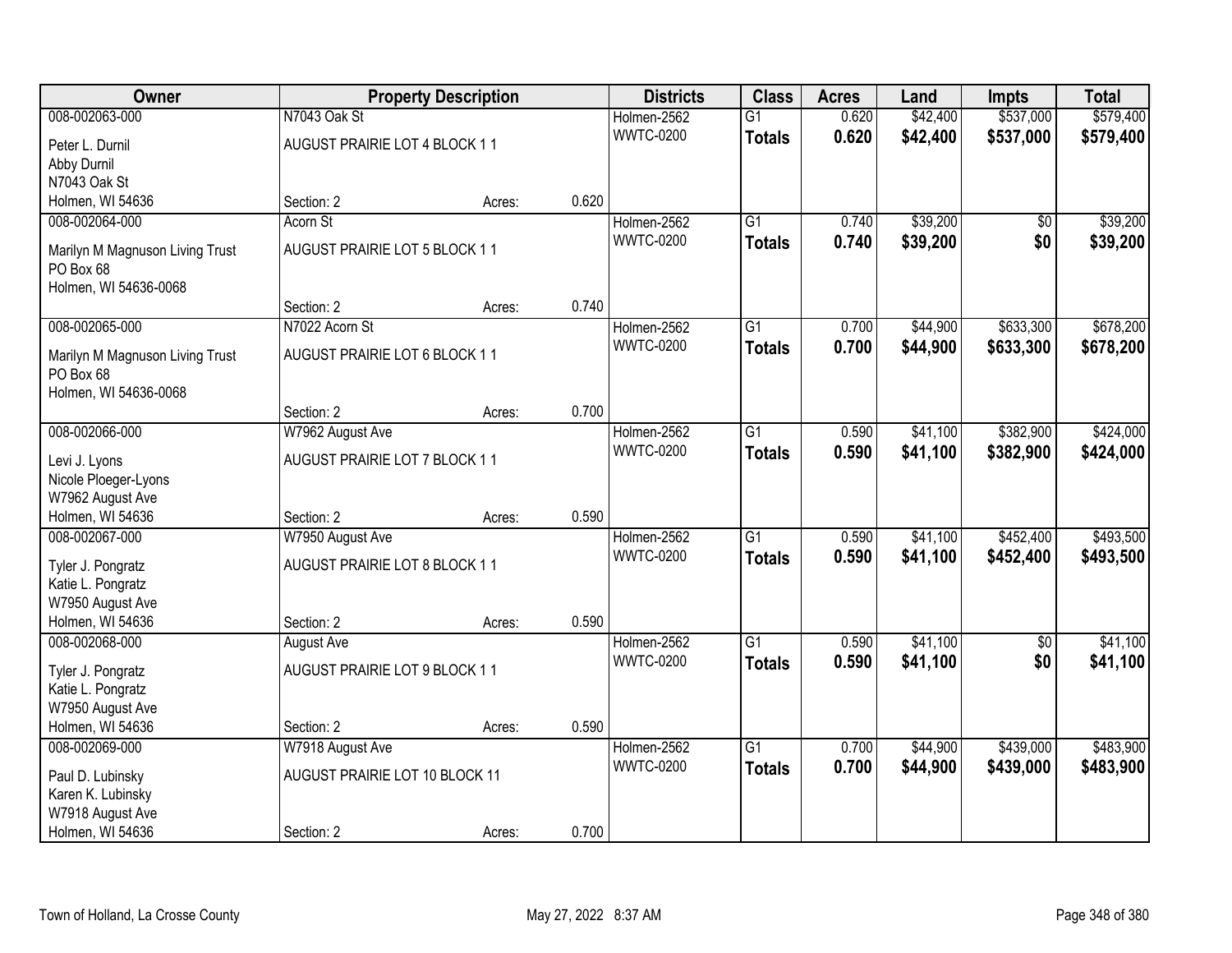| Owner | Property Description | | | Districts | Class | Acres | Land | Impts | Total |
|---|---|---|---|---|---|---|---|---|---|
| 008-002063-000 | N7043 Oak St | | | Holmen-2562 | G1 | 0.620 | $42,400 | $537,000 | $579,400 |
| Peter L. Durnil<br>Abby Durnil<br>N7043 Oak St<br>Holmen, WI 54636 | AUGUST PRAIRIE LOT 4 BLOCK 1 1 | | | WWTC-0200 | **Totals** | **0.620** | **$42,400** | **$537,000** | **$579,400** |
| | Section: 2 | Acres: | 0.620 | | | | | | |
| 008-002064-000 | Acorn St | | | Holmen-2562 | G1 | 0.740 | $39,200 | $0 | $39,200 |
| Marilyn M Magnuson Living Trust<br>PO Box 68<br>Holmen, WI 54636-0068 | AUGUST PRAIRIE LOT 5 BLOCK 1 1 | | | WWTC-0200 | **Totals** | **0.740** | **$39,200** | **$0** | **$39,200** |
| | Section: 2 | Acres: | 0.740 | | | | | | |
| 008-002065-000 | N7022 Acorn St | | | Holmen-2562 | G1 | 0.700 | $44,900 | $633,300 | $678,200 |
| Marilyn M Magnuson Living Trust<br>PO Box 68<br>Holmen, WI 54636-0068 | AUGUST PRAIRIE LOT 6 BLOCK 1 1 | | | WWTC-0200 | **Totals** | **0.700** | **$44,900** | **$633,300** | **$678,200** |
| | Section: 2 | Acres: | 0.700 | | | | | | |
| 008-002066-000 | W7962 August Ave | | | Holmen-2562 | G1 | 0.590 | $41,100 | $382,900 | $424,000 |
| Levi J. Lyons<br>Nicole Ploeger-Lyons<br>W7962 August Ave<br>Holmen, WI 54636 | AUGUST PRAIRIE LOT 7 BLOCK 1 1 | | | WWTC-0200 | **Totals** | **0.590** | **$41,100** | **$382,900** | **$424,000** |
| | Section: 2 | Acres: | 0.590 | | | | | | |
| 008-002067-000 | W7950 August Ave | | | Holmen-2562 | G1 | 0.590 | $41,100 | $452,400 | $493,500 |
| Tyler J. Pongratz<br>Katie L. Pongratz<br>W7950 August Ave<br>Holmen, WI 54636 | AUGUST PRAIRIE LOT 8 BLOCK 1 1 | | | WWTC-0200 | **Totals** | **0.590** | **$41,100** | **$452,400** | **$493,500** |
| | Section: 2 | Acres: | 0.590 | | | | | | |
| 008-002068-000 | August Ave | | | Holmen-2562 | G1 | 0.590 | $41,100 | $0 | $41,100 |
| Tyler J. Pongratz<br>Katie L. Pongratz<br>W7950 August Ave<br>Holmen, WI 54636 | AUGUST PRAIRIE LOT 9 BLOCK 1 1 | | | WWTC-0200 | **Totals** | **0.590** | **$41,100** | **$0** | **$41,100** |
| | Section: 2 | Acres: | 0.590 | | | | | | |
| 008-002069-000 | W7918 August Ave | | | Holmen-2562 | G1 | 0.700 | $44,900 | $439,000 | $483,900 |
| Paul D. Lubinsky<br>Karen K. Lubinsky<br>W7918 August Ave<br>Holmen, WI 54636 | AUGUST PRAIRIE LOT 10 BLOCK 11 | | | WWTC-0200 | **Totals** | **0.700** | **$44,900** | **$439,000** | **$483,900** |
| | Section: 2 | Acres: | 0.700 | | | | | | |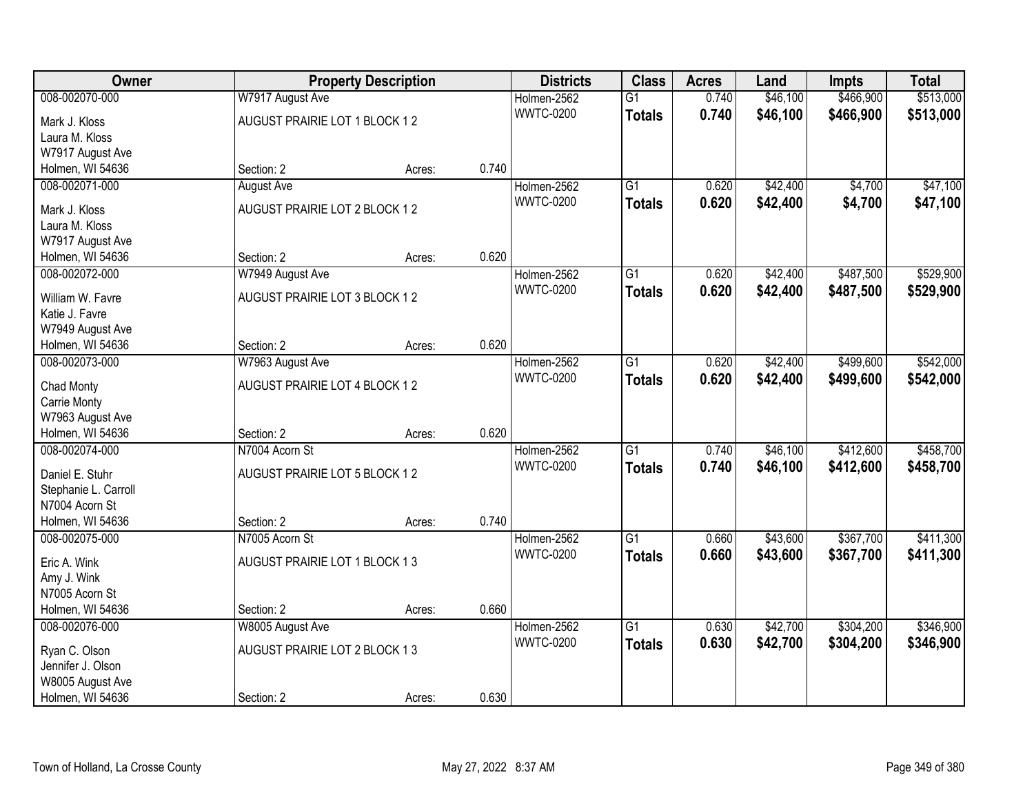| Owner | Property Description | | | Districts | Class | Acres | Land | Impts | Total |
|---|---|---|---|---|---|---|---|---|---|
| 008-002070-000 | W7917 August Ave | | | Holmen-2562 | G1 | 0.740 | $46,100 | $466,900 | $513,000 |
| Mark J. Kloss<br>Laura M. Kloss<br>W7917 August Ave<br>Holmen, WI 54636 | AUGUST PRAIRIE LOT 1 BLOCK 1 2 | | | WWTC-0200 | **Totals** | **0.740** | **$46,100** | **$466,900** | **$513,000** |
| | Section: 2 | Acres: | 0.740 | | | | | | |
| 008-002071-000 | August Ave | | | Holmen-2562 | G1 | 0.620 | $42,400 | $4,700 | $47,100 |
| Mark J. Kloss<br>Laura M. Kloss<br>W7917 August Ave<br>Holmen, WI 54636 | AUGUST PRAIRIE LOT 2 BLOCK 1 2 | | | WWTC-0200 | **Totals** | **0.620** | **$42,400** | **$4,700** | **$47,100** |
| | Section: 2 | Acres: | 0.620 | | | | | | |
| 008-002072-000 | W7949 August Ave | | | Holmen-2562 | G1 | 0.620 | $42,400 | $487,500 | $529,900 |
| William W. Favre<br>Katie J. Favre<br>W7949 August Ave<br>Holmen, WI 54636 | AUGUST PRAIRIE LOT 3 BLOCK 1 2 | | | WWTC-0200 | **Totals** | **0.620** | **$42,400** | **$487,500** | **$529,900** |
| | Section: 2 | Acres: | 0.620 | | | | | | |
| 008-002073-000 | W7963 August Ave | | | Holmen-2562 | G1 | 0.620 | $42,400 | $499,600 | $542,000 |
| Chad Monty<br>Carrie Monty<br>W7963 August Ave<br>Holmen, WI 54636 | AUGUST PRAIRIE LOT 4 BLOCK 1 2 | | | WWTC-0200 | **Totals** | **0.620** | **$42,400** | **$499,600** | **$542,000** |
| | Section: 2 | Acres: | 0.620 | | | | | | |
| 008-002074-000 | N7004 Acorn St | | | Holmen-2562 | G1 | 0.740 | $46,100 | $412,600 | $458,700 |
| Daniel E. Stuhr<br>Stephanie L. Carroll<br>N7004 Acorn St<br>Holmen, WI 54636 | AUGUST PRAIRIE LOT 5 BLOCK 1 2 | | | WWTC-0200 | **Totals** | **0.740** | **$46,100** | **$412,600** | **$458,700** |
| | Section: 2 | Acres: | 0.740 | | | | | | |
| 008-002075-000 | N7005 Acorn St | | | Holmen-2562 | G1 | 0.660 | $43,600 | $367,700 | $411,300 |
| Eric A. Wink<br>Amy J. Wink<br>N7005 Acorn St<br>Holmen, WI 54636 | AUGUST PRAIRIE LOT 1 BLOCK 1 3 | | | WWTC-0200 | **Totals** | **0.660** | **$43,600** | **$367,700** | **$411,300** |
| | Section: 2 | Acres: | 0.660 | | | | | | |
| 008-002076-000 | W8005 August Ave | | | Holmen-2562 | G1 | 0.630 | $42,700 | $304,200 | $346,900 |
| Ryan C. Olson<br>Jennifer J. Olson<br>W8005 August Ave<br>Holmen, WI 54636 | AUGUST PRAIRIE LOT 2 BLOCK 1 3 | | | WWTC-0200 | **Totals** | **0.630** | **$42,700** | **$304,200** | **$346,900** |
| | Section: 2 | Acres: | 0.630 | | | | | | |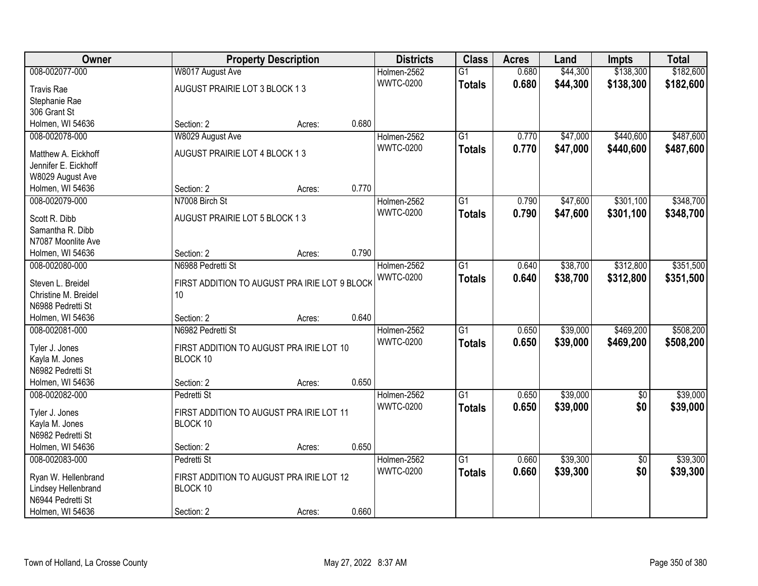| Owner | Property Description | | | Districts | Class | Acres | Land | Impts | Total |
|---|---|---|---|---|---|---|---|---|---|
| 008-002077-000 | W8017 August Ave | | | Holmen-2562 | G1 | 0.680 | $44,300 | $138,300 | $182,600 |
| Travis Rae<br>Stephanie Rae<br>306 Grant St<br>Holmen, WI 54636 | AUGUST PRAIRIE LOT 3 BLOCK 1 3 | | | WWTC-0200 | **Totals** | **0.680** | **$44,300** | **$138,300** | **$182,600** |
| | Section: 2 | Acres: | 0.680 | | | | | | |
| 008-002078-000 | W8029 August Ave | | | Holmen-2562 | G1 | 0.770 | $47,000 | $440,600 | $487,600 |
| Matthew A. Eickhoff<br>Jennifer E. Eickhoff<br>W8029 August Ave<br>Holmen, WI 54636 | AUGUST PRAIRIE LOT 4 BLOCK 1 3 | | | WWTC-0200 | **Totals** | **0.770** | **$47,000** | **$440,600** | **$487,600** |
| | Section: 2 | Acres: | 0.770 | | | | | | |
| 008-002079-000 | N7008 Birch St | | | Holmen-2562 | G1 | 0.790 | $47,600 | $301,100 | $348,700 |
| Scott R. Dibb<br>Samantha R. Dibb<br>N7087 Moonlite Ave<br>Holmen, WI 54636 | AUGUST PRAIRIE LOT 5 BLOCK 1 3 | | | WWTC-0200 | **Totals** | **0.790** | **$47,600** | **$301,100** | **$348,700** |
| | Section: 2 | Acres: | 0.790 | | | | | | |
| 008-002080-000 | N6988 Pedretti St | | | Holmen-2562 | G1 | 0.640 | $38,700 | $312,800 | $351,500 |
| Steven L. Breidel<br>Christine M. Breidel<br>N6988 Pedretti St<br>Holmen, WI 54636 | FIRST ADDITION TO AUGUST PRA IRIE LOT 9 BLOCK 10 | | | WWTC-0200 | **Totals** | **0.640** | **$38,700** | **$312,800** | **$351,500** |
| | Section: 2 | Acres: | 0.640 | | | | | | |
| 008-002081-000 | N6982 Pedretti St | | | Holmen-2562 | G1 | 0.650 | $39,000 | $469,200 | $508,200 |
| Tyler J. Jones<br>Kayla M. Jones<br>N6982 Pedretti St<br>Holmen, WI 54636 | FIRST ADDITION TO AUGUST PRA IRIE LOT 10 BLOCK 10 | | | WWTC-0200 | **Totals** | **0.650** | **$39,000** | **$469,200** | **$508,200** |
| | Section: 2 | Acres: | 0.650 | | | | | | |
| 008-002082-000 | Pedretti St | | | Holmen-2562 | G1 | 0.650 | $39,000 | $0 | $39,000 |
| Tyler J. Jones<br>Kayla M. Jones<br>N6982 Pedretti St<br>Holmen, WI 54636 | FIRST ADDITION TO AUGUST PRA IRIE LOT 11 BLOCK 10 | | | WWTC-0200 | **Totals** | **0.650** | **$39,000** | **$0** | **$39,000** |
| | Section: 2 | Acres: | 0.650 | | | | | | |
| 008-002083-000 | Pedretti St | | | Holmen-2562 | G1 | 0.660 | $39,300 | $0 | $39,300 |
| Ryan W. Hellenbrand<br>Lindsey Hellenbrand<br>N6944 Pedretti St<br>Holmen, WI 54636 | FIRST ADDITION TO AUGUST PRA IRIE LOT 12 BLOCK 10 | | | WWTC-0200 | **Totals** | **0.660** | **$39,300** | **$0** | **$39,300** |
| | Section: 2 | Acres: | 0.660 | | | | | | |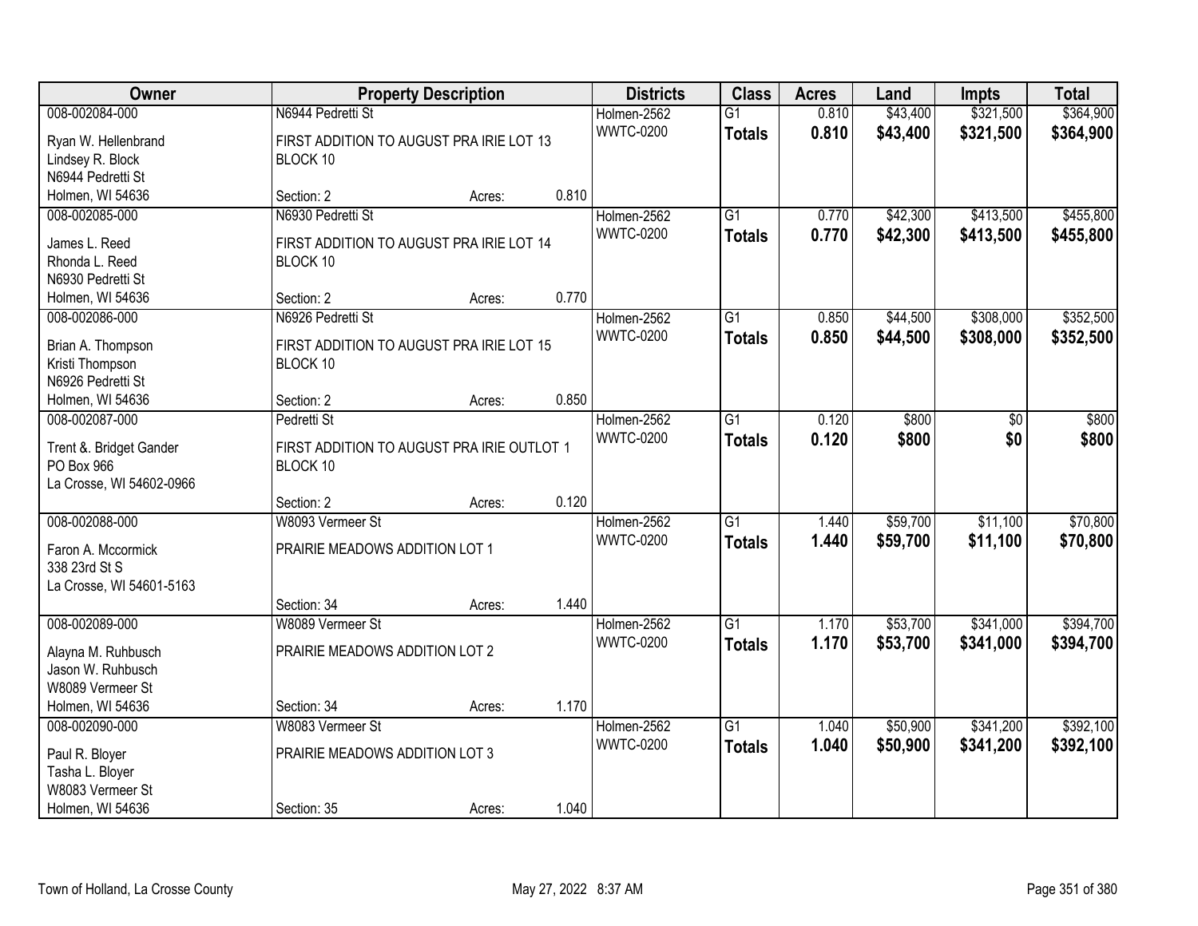| Owner | Property Description | | | Districts | Class | Acres | Land | Impts | Total |
|---|---|---|---|---|---|---|---|---|---|
| 008-002084-000 | N6944 Pedretti St | | | Holmen-2562 | G1 | 0.810 | $43,400 | $321,500 | $364,900 |
| Ryan W. Hellenbrand<br>Lindsey R. Block<br>N6944 Pedretti St<br>Holmen, WI 54636 | FIRST ADDITION TO AUGUST PRA IRIE LOT 13 BLOCK 10 | | | WWTC-0200 | **Totals** | **0.810** | **$43,400** | **$321,500** | **$364,900** |
| | Section: 2 | Acres: | 0.810 | | | | | | |
| 008-002085-000 | N6930 Pedretti St | | | Holmen-2562 | G1 | 0.770 | $42,300 | $413,500 | $455,800 |
| James L. Reed<br>Rhonda L. Reed<br>N6930 Pedretti St<br>Holmen, WI 54636 | FIRST ADDITION TO AUGUST PRA IRIE LOT 14 BLOCK 10 | | | WWTC-0200 | **Totals** | **0.770** | **$42,300** | **$413,500** | **$455,800** |
| | Section: 2 | Acres: | 0.770 | | | | | | |
| 008-002086-000 | N6926 Pedretti St | | | Holmen-2562 | G1 | 0.850 | $44,500 | $308,000 | $352,500 |
| Brian A. Thompson<br>Kristi Thompson<br>N6926 Pedretti St<br>Holmen, WI 54636 | FIRST ADDITION TO AUGUST PRA IRIE LOT 15 BLOCK 10 | | | WWTC-0200 | **Totals** | **0.850** | **$44,500** | **$308,000** | **$352,500** |
| | Section: 2 | Acres: | 0.850 | | | | | | |
| 008-002087-000 | Pedretti St | | | Holmen-2562 | G1 | 0.120 | $800 | $0 | $800 |
| Trent &. Bridget Gander<br>PO Box 966<br>La Crosse, WI 54602-0966 | FIRST ADDITION TO AUGUST PRA IRIE OUTLOT 1 BLOCK 10 | | | WWTC-0200 | **Totals** | **0.120** | **$800** | **$0** | **$800** |
| | Section: 2 | Acres: | 0.120 | | | | | | |
| 008-002088-000 | W8093 Vermeer St | | | Holmen-2562 | G1 | 1.440 | $59,700 | $11,100 | $70,800 |
| Faron A. Mccormick<br>338 23rd St S<br>La Crosse, WI 54601-5163 | PRAIRIE MEADOWS ADDITION LOT 1 | | | WWTC-0200 | **Totals** | **1.440** | **$59,700** | **$11,100** | **$70,800** |
| | Section: 34 | Acres: | 1.440 | | | | | | |
| 008-002089-000 | W8089 Vermeer St | | | Holmen-2562 | G1 | 1.170 | $53,700 | $341,000 | $394,700 |
| Alayna M. Ruhbusch<br>Jason W. Ruhbusch<br>W8089 Vermeer St<br>Holmen, WI 54636 | PRAIRIE MEADOWS ADDITION LOT 2 | | | WWTC-0200 | **Totals** | **1.170** | **$53,700** | **$341,000** | **$394,700** |
| | Section: 34 | Acres: | 1.170 | | | | | | |
| 008-002090-000 | W8083 Vermeer St | | | Holmen-2562 | G1 | 1.040 | $50,900 | $341,200 | $392,100 |
| Paul R. Bloyer<br>Tasha L. Bloyer<br>W8083 Vermeer St<br>Holmen, WI 54636 | PRAIRIE MEADOWS ADDITION LOT 3 | | | WWTC-0200 | **Totals** | **1.040** | **$50,900** | **$341,200** | **$392,100** |
| | Section: 35 | Acres: | 1.040 | | | | | | |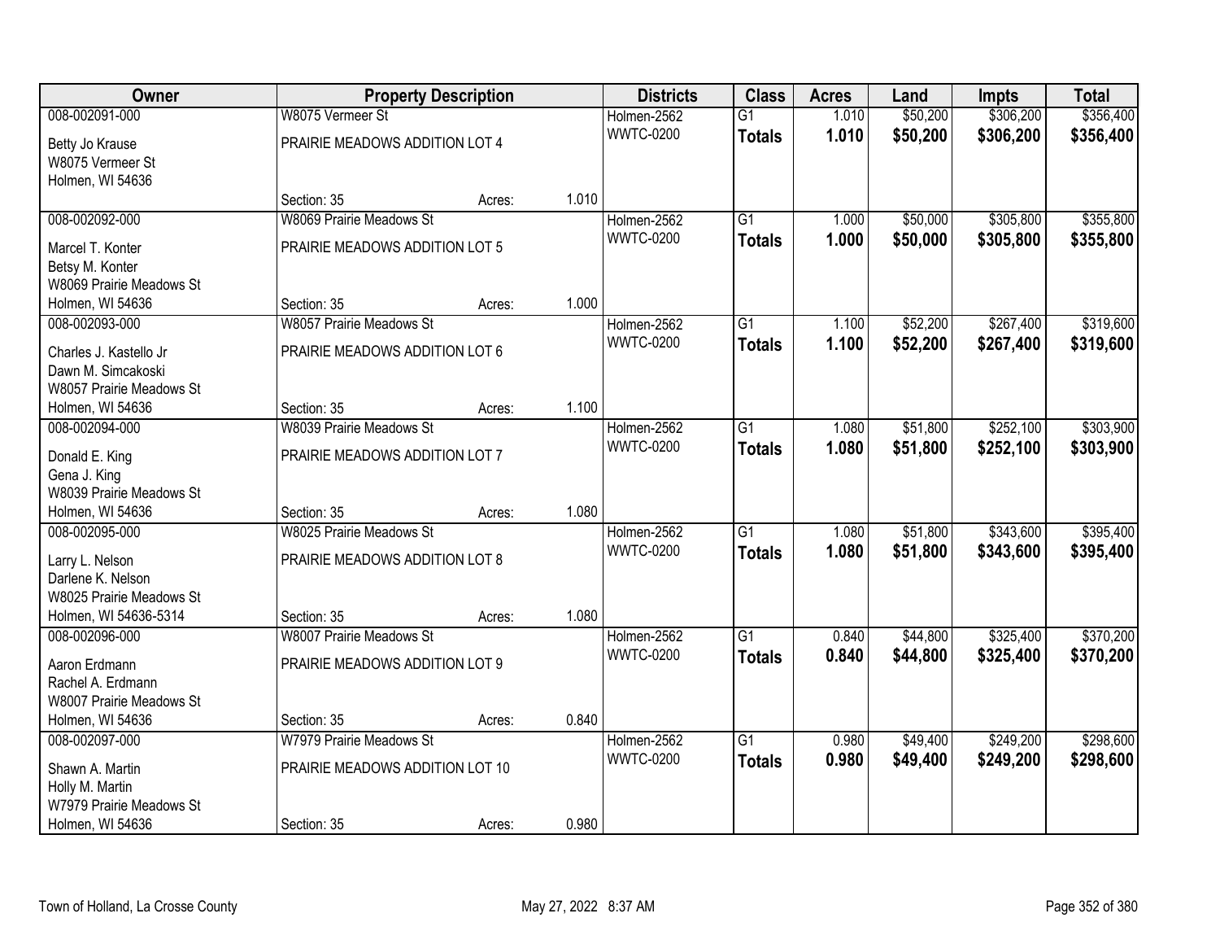| Owner | Property Description | | | Districts | Class | Acres | Land | Impts | Total |
|---|---|---|---|---|---|---|---|---|---|
| 008-002091-000 | W8075 Vermeer St | | | Holmen-2562 | G1 | 1.010 | $50,200 | $306,200 | $356,400 |
| Betty Jo Krause<br>W8075 Vermeer St<br>Holmen, WI 54636 | PRAIRIE MEADOWS ADDITION LOT 4 | | | WWTC-0200 | **Totals** | **1.010** | **$50,200** | **$306,200** | **$356,400** |
| | Section: 35 | Acres: | 1.010 | | | | | | |
| 008-002092-000 | W8069 Prairie Meadows St | | | Holmen-2562 | G1 | 1.000 | $50,000 | $305,800 | $355,800 |
| Marcel T. Konter<br>Betsy M. Konter<br>W8069 Prairie Meadows St<br>Holmen, WI 54636 | PRAIRIE MEADOWS ADDITION LOT 5 | | | WWTC-0200 | **Totals** | **1.000** | **$50,000** | **$305,800** | **$355,800** |
| | Section: 35 | Acres: | 1.000 | | | | | | |
| 008-002093-000 | W8057 Prairie Meadows St | | | Holmen-2562 | G1 | 1.100 | $52,200 | $267,400 | $319,600 |
| Charles J. Kastello Jr<br>Dawn M. Simcakoski<br>W8057 Prairie Meadows St<br>Holmen, WI 54636 | PRAIRIE MEADOWS ADDITION LOT 6 | | | WWTC-0200 | **Totals** | **1.100** | **$52,200** | **$267,400** | **$319,600** |
| | Section: 35 | Acres: | 1.100 | | | | | | |
| 008-002094-000 | W8039 Prairie Meadows St | | | Holmen-2562 | G1 | 1.080 | $51,800 | $252,100 | $303,900 |
| Donald E. King<br>Gena J. King<br>W8039 Prairie Meadows St<br>Holmen, WI 54636 | PRAIRIE MEADOWS ADDITION LOT 7 | | | WWTC-0200 | **Totals** | **1.080** | **$51,800** | **$252,100** | **$303,900** |
| | Section: 35 | Acres: | 1.080 | | | | | | |
| 008-002095-000 | W8025 Prairie Meadows St | | | Holmen-2562 | G1 | 1.080 | $51,800 | $343,600 | $395,400 |
| Larry L. Nelson<br>Darlene K. Nelson<br>W8025 Prairie Meadows St<br>Holmen, WI 54636-5314 | PRAIRIE MEADOWS ADDITION LOT 8 | | | WWTC-0200 | **Totals** | **1.080** | **$51,800** | **$343,600** | **$395,400** |
| | Section: 35 | Acres: | 1.080 | | | | | | |
| 008-002096-000 | W8007 Prairie Meadows St | | | Holmen-2562 | G1 | 0.840 | $44,800 | $325,400 | $370,200 |
| Aaron Erdmann<br>Rachel A. Erdmann<br>W8007 Prairie Meadows St<br>Holmen, WI 54636 | PRAIRIE MEADOWS ADDITION LOT 9 | | | WWTC-0200 | **Totals** | **0.840** | **$44,800** | **$325,400** | **$370,200** |
| | Section: 35 | Acres: | 0.840 | | | | | | |
| 008-002097-000 | W7979 Prairie Meadows St | | | Holmen-2562 | G1 | 0.980 | $49,400 | $249,200 | $298,600 |
| Shawn A. Martin<br>Holly M. Martin<br>W7979 Prairie Meadows St<br>Holmen, WI 54636 | PRAIRIE MEADOWS ADDITION LOT 10 | | | WWTC-0200 | **Totals** | **0.980** | **$49,400** | **$249,200** | **$298,600** |
| | Section: 35 | Acres: | 0.980 | | | | | | |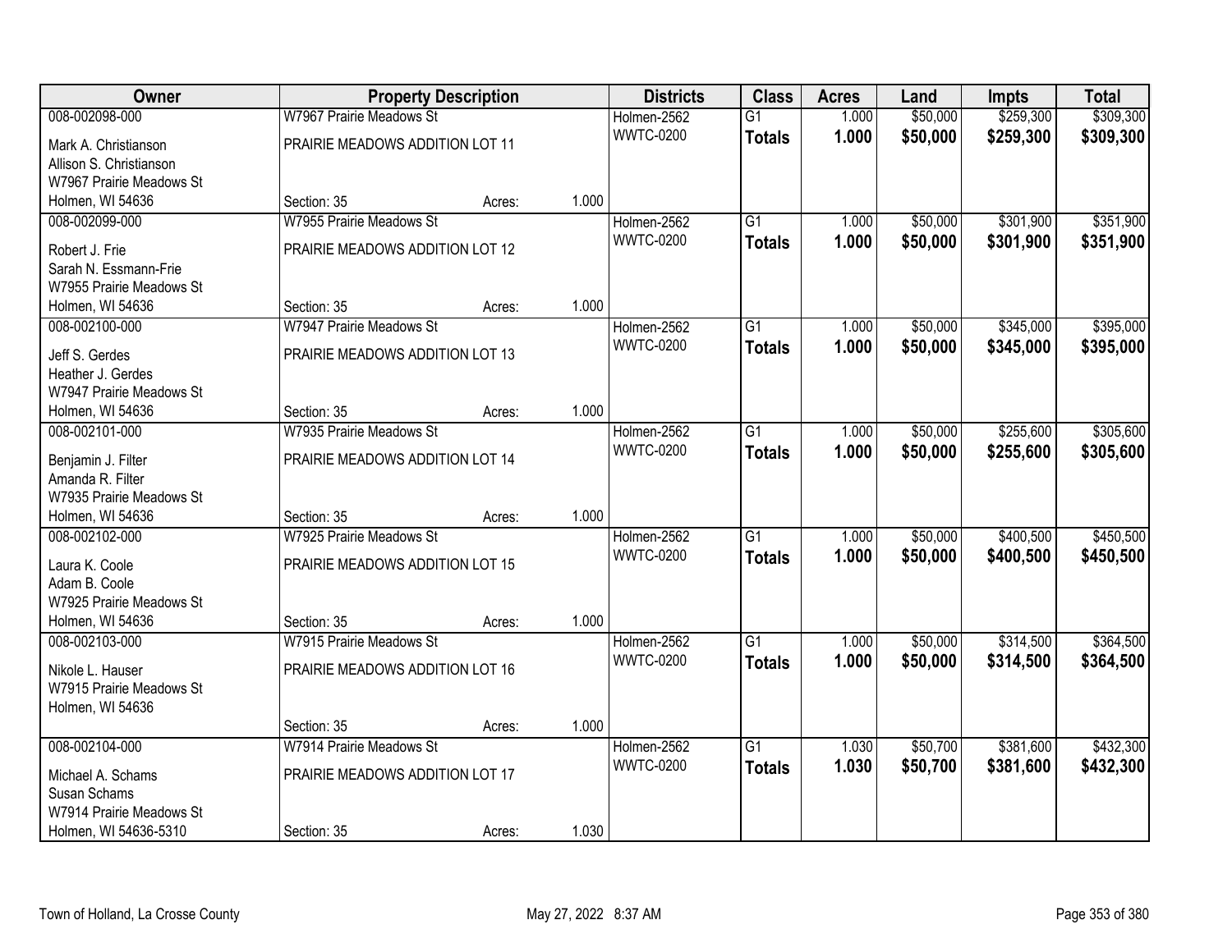| Owner | Property Description | | | Districts | Class | Acres | Land | Impts | Total |
|---|---|---|---|---|---|---|---|---|---|
| 008-002098-000 | W7967 Prairie Meadows St | | | Holmen-2562 | G1 | 1.000 | $50,000 | $259,300 | $309,300 |
| Mark A. Christianson<br>Allison S. Christianson<br>W7967 Prairie Meadows St<br>Holmen, WI 54636 | PRAIRIE MEADOWS ADDITION LOT 11<br>Section: 35 | Acres: | 1.000 | WWTC-0200 | **Totals** | **1.000** | **$50,000** | **$259,300** | **$309,300** |
| 008-002099-000 | W7955 Prairie Meadows St | | | Holmen-2562 | G1 | 1.000 | $50,000 | $301,900 | $351,900 |
| Robert J. Frie<br>Sarah N. Essmann-Frie<br>W7955 Prairie Meadows St<br>Holmen, WI 54636 | PRAIRIE MEADOWS ADDITION LOT 12<br>Section: 35 | Acres: | 1.000 | WWTC-0200 | **Totals** | **1.000** | **$50,000** | **$301,900** | **$351,900** |
| 008-002100-000 | W7947 Prairie Meadows St | | | Holmen-2562 | G1 | 1.000 | $50,000 | $345,000 | $395,000 |
| Jeff S. Gerdes<br>Heather J. Gerdes<br>W7947 Prairie Meadows St<br>Holmen, WI 54636 | PRAIRIE MEADOWS ADDITION LOT 13<br>Section: 35 | Acres: | 1.000 | WWTC-0200 | **Totals** | **1.000** | **$50,000** | **$345,000** | **$395,000** |
| 008-002101-000 | W7935 Prairie Meadows St | | | Holmen-2562 | G1 | 1.000 | $50,000 | $255,600 | $305,600 |
| Benjamin J. Filter<br>Amanda R. Filter<br>W7935 Prairie Meadows St<br>Holmen, WI 54636 | PRAIRIE MEADOWS ADDITION LOT 14<br>Section: 35 | Acres: | 1.000 | WWTC-0200 | **Totals** | **1.000** | **$50,000** | **$255,600** | **$305,600** |
| 008-002102-000 | W7925 Prairie Meadows St | | | Holmen-2562 | G1 | 1.000 | $50,000 | $400,500 | $450,500 |
| Laura K. Coole<br>Adam B. Coole<br>W7925 Prairie Meadows St<br>Holmen, WI 54636 | PRAIRIE MEADOWS ADDITION LOT 15<br>Section: 35 | Acres: | 1.000 | WWTC-0200 | **Totals** | **1.000** | **$50,000** | **$400,500** | **$450,500** |
| 008-002103-000 | W7915 Prairie Meadows St | | | Holmen-2562 | G1 | 1.000 | $50,000 | $314,500 | $364,500 |
| Nikole L. Hauser<br>W7915 Prairie Meadows St<br>Holmen, WI 54636 | PRAIRIE MEADOWS ADDITION LOT 16<br>Section: 35 | Acres: | 1.000 | WWTC-0200 | **Totals** | **1.000** | **$50,000** | **$314,500** | **$364,500** |
| 008-002104-000 | W7914 Prairie Meadows St | | | Holmen-2562 | G1 | 1.030 | $50,700 | $381,600 | $432,300 |
| Michael A. Schams<br>Susan Schams<br>W7914 Prairie Meadows St<br>Holmen, WI 54636-5310 | PRAIRIE MEADOWS ADDITION LOT 17<br>Section: 35 | Acres: | 1.030 | WWTC-0200 | **Totals** | **1.030** | **$50,700** | **$381,600** | **$432,300** |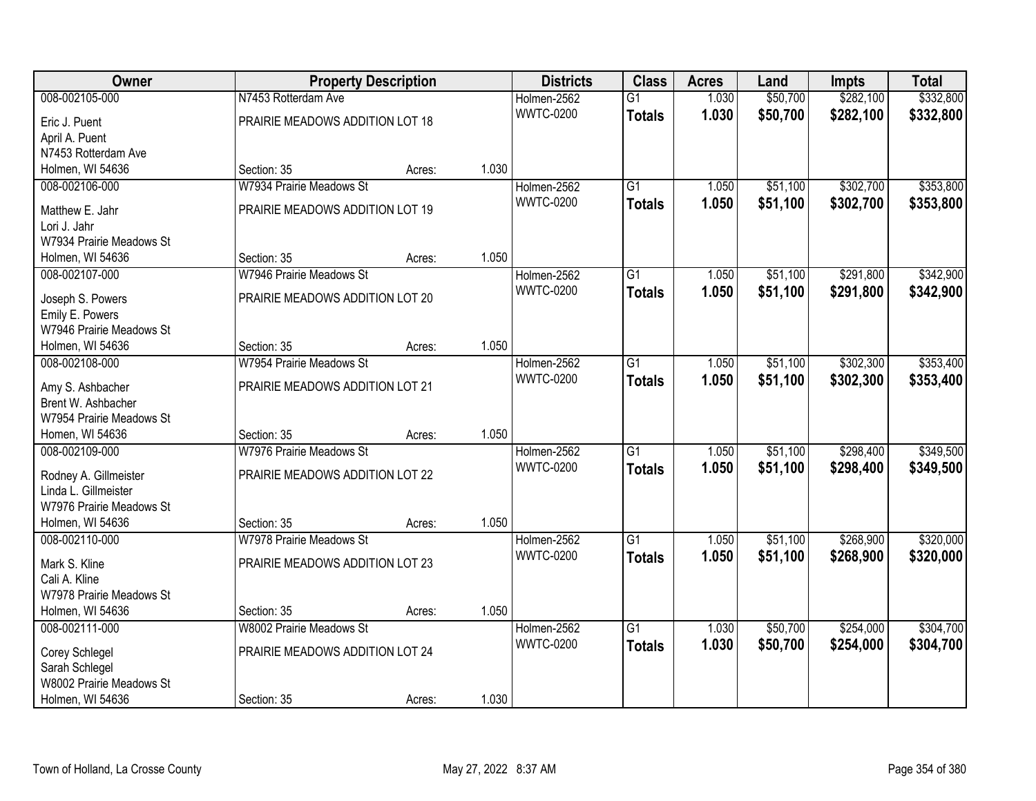| Owner | Property Description | | | Districts | Class | Acres | Land | Impts | Total |
|---|---|---|---|---|---|---|---|---|---|
| 008-002105-000 | N7453 Rotterdam Ave | | | Holmen-2562 | G1 | 1.030 | $50,700 | $282,100 | $332,800 |
| Eric J. Puent<br>April A. Puent<br>N7453 Rotterdam Ave<br>Holmen, WI 54636 | PRAIRIE MEADOWS ADDITION LOT 18<br>Section: 35 | Acres: | 1.030 | WWTC-0200 | **Totals** | **1.030** | **$50,700** | **$282,100** | **$332,800** |
| 008-002106-000 | W7934 Prairie Meadows St | | | Holmen-2562 | G1 | 1.050 | $51,100 | $302,700 | $353,800 |
| Matthew E. Jahr<br>Lori J. Jahr<br>W7934 Prairie Meadows St<br>Holmen, WI 54636 | PRAIRIE MEADOWS ADDITION LOT 19<br>Section: 35 | Acres: | 1.050 | WWTC-0200 | **Totals** | **1.050** | **$51,100** | **$302,700** | **$353,800** |
| 008-002107-000 | W7946 Prairie Meadows St | | | Holmen-2562 | G1 | 1.050 | $51,100 | $291,800 | $342,900 |
| Joseph S. Powers<br>Emily E. Powers<br>W7946 Prairie Meadows St<br>Holmen, WI 54636 | PRAIRIE MEADOWS ADDITION LOT 20<br>Section: 35 | Acres: | 1.050 | WWTC-0200 | **Totals** | **1.050** | **$51,100** | **$291,800** | **$342,900** |
| 008-002108-000 | W7954 Prairie Meadows St | | | Holmen-2562 | G1 | 1.050 | $51,100 | $302,300 | $353,400 |
| Amy S. Ashbacher<br>Brent W. Ashbacher<br>W7954 Prairie Meadows St<br>Homen, WI 54636 | PRAIRIE MEADOWS ADDITION LOT 21<br>Section: 35 | Acres: | 1.050 | WWTC-0200 | **Totals** | **1.050** | **$51,100** | **$302,300** | **$353,400** |
| 008-002109-000 | W7976 Prairie Meadows St | | | Holmen-2562 | G1 | 1.050 | $51,100 | $298,400 | $349,500 |
| Rodney A. Gillmeister<br>Linda L. Gillmeister<br>W7976 Prairie Meadows St<br>Holmen, WI 54636 | PRAIRIE MEADOWS ADDITION LOT 22<br>Section: 35 | Acres: | 1.050 | WWTC-0200 | **Totals** | **1.050** | **$51,100** | **$298,400** | **$349,500** |
| 008-002110-000 | W7978 Prairie Meadows St | | | Holmen-2562 | G1 | 1.050 | $51,100 | $268,900 | $320,000 |
| Mark S. Kline<br>Cali A. Kline<br>W7978 Prairie Meadows St<br>Holmen, WI 54636 | PRAIRIE MEADOWS ADDITION LOT 23<br>Section: 35 | Acres: | 1.050 | WWTC-0200 | **Totals** | **1.050** | **$51,100** | **$268,900** | **$320,000** |
| 008-002111-000 | W8002 Prairie Meadows St | | | Holmen-2562 | G1 | 1.030 | $50,700 | $254,000 | $304,700 |
| Corey Schlegel<br>Sarah Schlegel<br>W8002 Prairie Meadows St<br>Holmen, WI 54636 | PRAIRIE MEADOWS ADDITION LOT 24<br>Section: 35 | Acres: | 1.030 | WWTC-0200 | **Totals** | **1.030** | **$50,700** | **$254,000** | **$304,700** |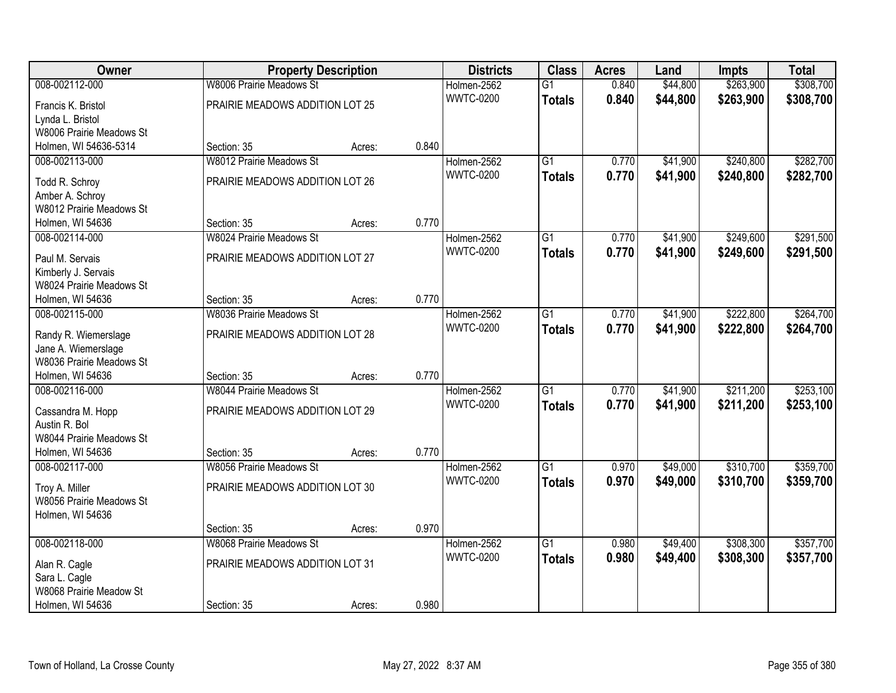| Owner | Property Description | | | Districts | Class | Acres | Land | Impts | Total |
|---|---|---|---|---|---|---|---|---|---|
| 008-002112-000 | W8006 Prairie Meadows St | | | Holmen-2562 | G1 | 0.840 | $44,800 | $263,900 | $308,700 |
| Francis K. Bristol<br>Lynda L. Bristol<br>W8006 Prairie Meadows St<br>Holmen, WI 54636-5314 | PRAIRIE MEADOWS ADDITION LOT 25<br>Section: 35 | Acres: | 0.840 | WWTC-0200 | **Totals** | **0.840** | **$44,800** | **$263,900** | **$308,700** |
| 008-002113-000 | W8012 Prairie Meadows St | | | Holmen-2562 | G1 | 0.770 | $41,900 | $240,800 | $282,700 |
| Todd R. Schroy<br>Amber A. Schroy<br>W8012 Prairie Meadows St<br>Holmen, WI 54636 | PRAIRIE MEADOWS ADDITION LOT 26<br>Section: 35 | Acres: | 0.770 | WWTC-0200 | **Totals** | **0.770** | **$41,900** | **$240,800** | **$282,700** |
| 008-002114-000 | W8024 Prairie Meadows St | | | Holmen-2562 | G1 | 0.770 | $41,900 | $249,600 | $291,500 |
| Paul M. Servais<br>Kimberly J. Servais<br>W8024 Prairie Meadows St<br>Holmen, WI 54636 | PRAIRIE MEADOWS ADDITION LOT 27<br>Section: 35 | Acres: | 0.770 | WWTC-0200 | **Totals** | **0.770** | **$41,900** | **$249,600** | **$291,500** |
| 008-002115-000 | W8036 Prairie Meadows St | | | Holmen-2562 | G1 | 0.770 | $41,900 | $222,800 | $264,700 |
| Randy R. Wiemerslage<br>Jane A. Wiemerslage<br>W8036 Prairie Meadows St<br>Holmen, WI 54636 | PRAIRIE MEADOWS ADDITION LOT 28<br>Section: 35 | Acres: | 0.770 | WWTC-0200 | **Totals** | **0.770** | **$41,900** | **$222,800** | **$264,700** |
| 008-002116-000 | W8044 Prairie Meadows St | | | Holmen-2562 | G1 | 0.770 | $41,900 | $211,200 | $253,100 |
| Cassandra M. Hopp<br>Austin R. Bol<br>W8044 Prairie Meadows St<br>Holmen, WI 54636 | PRAIRIE MEADOWS ADDITION LOT 29<br>Section: 35 | Acres: | 0.770 | WWTC-0200 | **Totals** | **0.770** | **$41,900** | **$211,200** | **$253,100** |
| 008-002117-000 | W8056 Prairie Meadows St | | | Holmen-2562 | G1 | 0.970 | $49,000 | $310,700 | $359,700 |
| Troy A. Miller<br>W8056 Prairie Meadows St<br>Holmen, WI 54636 | PRAIRIE MEADOWS ADDITION LOT 30<br>Section: 35 | Acres: | 0.970 | WWTC-0200 | **Totals** | **0.970** | **$49,000** | **$310,700** | **$359,700** |
| 008-002118-000 | W8068 Prairie Meadows St | | | Holmen-2562 | G1 | 0.980 | $49,400 | $308,300 | $357,700 |
| Alan R. Cagle<br>Sara L. Cagle<br>W8068 Prairie Meadow St<br>Holmen, WI 54636 | PRAIRIE MEADOWS ADDITION LOT 31<br>Section: 35 | Acres: | 0.980 | WWTC-0200 | **Totals** | **0.980** | **$49,400** | **$308,300** | **$357,700** |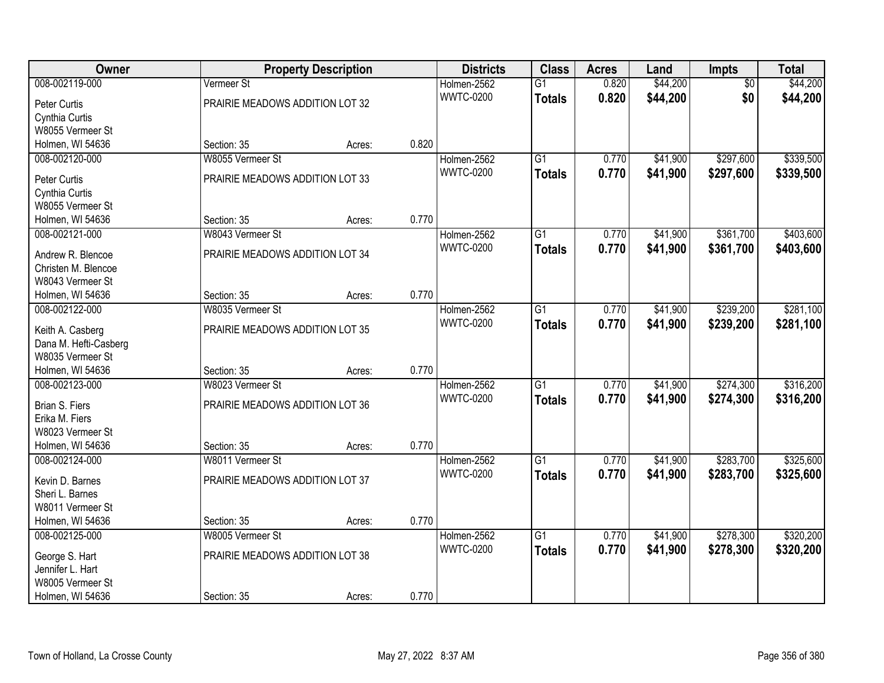| Owner | Property Description | | | Districts | Class | Acres | Land | Impts | Total |
|---|---|---|---|---|---|---|---|---|---|
| 008-002119-000 | Vermeer St | | | Holmen-2562 | G1 | 0.820 | $44,200 | $0 | $44,200 |
| Peter Curtis<br>Cynthia Curtis<br>W8055 Vermeer St<br>Holmen, WI 54636 | PRAIRIE MEADOWS ADDITION LOT 32<br>Section: 35 | Acres: | 0.820 | WWTC-0200 | **Totals** | **0.820** | **$44,200** | **$0** | **$44,200** |
| 008-002120-000 | W8055 Vermeer St | | | Holmen-2562 | G1 | 0.770 | $41,900 | $297,600 | $339,500 |
| Peter Curtis<br>Cynthia Curtis<br>W8055 Vermeer St<br>Holmen, WI 54636 | PRAIRIE MEADOWS ADDITION LOT 33<br>Section: 35 | Acres: | 0.770 | WWTC-0200 | **Totals** | **0.770** | **$41,900** | **$297,600** | **$339,500** |
| 008-002121-000 | W8043 Vermeer St | | | Holmen-2562 | G1 | 0.770 | $41,900 | $361,700 | $403,600 |
| Andrew R. Blencoe<br>Christen M. Blencoe<br>W8043 Vermeer St<br>Holmen, WI 54636 | PRAIRIE MEADOWS ADDITION LOT 34<br>Section: 35 | Acres: | 0.770 | WWTC-0200 | **Totals** | **0.770** | **$41,900** | **$361,700** | **$403,600** |
| 008-002122-000 | W8035 Vermeer St | | | Holmen-2562 | G1 | 0.770 | $41,900 | $239,200 | $281,100 |
| Keith A. Casberg<br>Dana M. Hefti-Casberg<br>W8035 Vermeer St<br>Holmen, WI 54636 | PRAIRIE MEADOWS ADDITION LOT 35<br>Section: 35 | Acres: | 0.770 | WWTC-0200 | **Totals** | **0.770** | **$41,900** | **$239,200** | **$281,100** |
| 008-002123-000 | W8023 Vermeer St | | | Holmen-2562 | G1 | 0.770 | $41,900 | $274,300 | $316,200 |
| Brian S. Fiers<br>Erika M. Fiers<br>W8023 Vermeer St<br>Holmen, WI 54636 | PRAIRIE MEADOWS ADDITION LOT 36<br>Section: 35 | Acres: | 0.770 | WWTC-0200 | **Totals** | **0.770** | **$41,900** | **$274,300** | **$316,200** |
| 008-002124-000 | W8011 Vermeer St | | | Holmen-2562 | G1 | 0.770 | $41,900 | $283,700 | $325,600 |
| Kevin D. Barnes<br>Sheri L. Barnes<br>W8011 Vermeer St<br>Holmen, WI 54636 | PRAIRIE MEADOWS ADDITION LOT 37<br>Section: 35 | Acres: | 0.770 | WWTC-0200 | **Totals** | **0.770** | **$41,900** | **$283,700** | **$325,600** |
| 008-002125-000 | W8005 Vermeer St | | | Holmen-2562 | G1 | 0.770 | $41,900 | $278,300 | $320,200 |
| George S. Hart<br>Jennifer L. Hart<br>W8005 Vermeer St<br>Holmen, WI 54636 | PRAIRIE MEADOWS ADDITION LOT 38<br>Section: 35 | Acres: | 0.770 | WWTC-0200 | **Totals** | **0.770** | **$41,900** | **$278,300** | **$320,200** |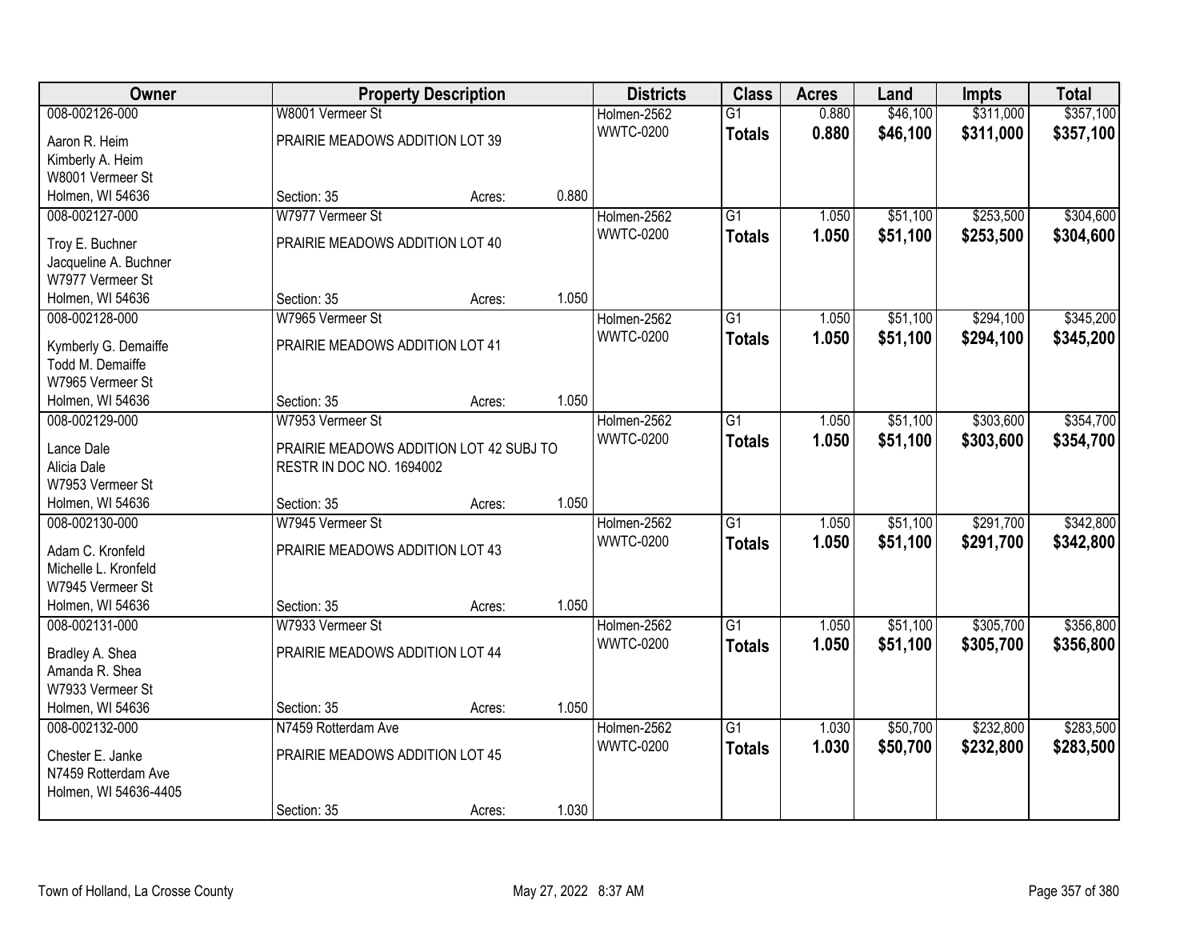| Owner | Property Description | | | Districts | Class | Acres | Land | Impts | Total |
|---|---|---|---|---|---|---|---|---|---|
| 008-002126-000 | W8001 Vermeer St | | | Holmen-2562 | G1 | 0.880 | $46,100 | $311,000 | $357,100 |
| Aaron R. Heim<br>Kimberly A. Heim<br>W8001 Vermeer St<br>Holmen, WI 54636 | PRAIRIE MEADOWS ADDITION LOT 39<br><br><br>Section: 35 | Acres: | 0.880 | WWTC-0200 | **Totals** | **0.880** | **$46,100** | **$311,000** | **$357,100** |
| 008-002127-000 | W7977 Vermeer St | | | Holmen-2562 | G1 | 1.050 | $51,100 | $253,500 | $304,600 |
| Troy E. Buchner<br>Jacqueline A. Buchner<br>W7977 Vermeer St<br>Holmen, WI 54636 | PRAIRIE MEADOWS ADDITION LOT 40<br><br><br>Section: 35 | Acres: | 1.050 | WWTC-0200 | **Totals** | **1.050** | **$51,100** | **$253,500** | **$304,600** |
| 008-002128-000 | W7965 Vermeer St | | | Holmen-2562 | G1 | 1.050 | $51,100 | $294,100 | $345,200 |
| Kymberly G. Demaiffe<br>Todd M. Demaiffe<br>W7965 Vermeer St<br>Holmen, WI 54636 | PRAIRIE MEADOWS ADDITION LOT 41<br><br><br>Section: 35 | Acres: | 1.050 | WWTC-0200 | **Totals** | **1.050** | **$51,100** | **$294,100** | **$345,200** |
| 008-002129-000 | W7953 Vermeer St | | | Holmen-2562 | G1 | 1.050 | $51,100 | $303,600 | $354,700 |
| Lance Dale<br>Alicia Dale<br>W7953 Vermeer St<br>Holmen, WI 54636 | PRAIRIE MEADOWS ADDITION LOT 42 SUBJ TO RESTR IN DOC NO. 1694002<br><br>Section: 35 | Acres: | 1.050 | WWTC-0200 | **Totals** | **1.050** | **$51,100** | **$303,600** | **$354,700** |
| 008-002130-000 | W7945 Vermeer St | | | Holmen-2562 | G1 | 1.050 | $51,100 | $291,700 | $342,800 |
| Adam C. Kronfeld<br>Michelle L. Kronfeld<br>W7945 Vermeer St<br>Holmen, WI 54636 | PRAIRIE MEADOWS ADDITION LOT 43<br><br><br>Section: 35 | Acres: | 1.050 | WWTC-0200 | **Totals** | **1.050** | **$51,100** | **$291,700** | **$342,800** |
| 008-002131-000 | W7933 Vermeer St | | | Holmen-2562 | G1 | 1.050 | $51,100 | $305,700 | $356,800 |
| Bradley A. Shea<br>Amanda R. Shea<br>W7933 Vermeer St<br>Holmen, WI 54636 | PRAIRIE MEADOWS ADDITION LOT 44<br><br><br>Section: 35 | Acres: | 1.050 | WWTC-0200 | **Totals** | **1.050** | **$51,100** | **$305,700** | **$356,800** |
| 008-002132-000 | N7459 Rotterdam Ave | | | Holmen-2562 | G1 | 1.030 | $50,700 | $232,800 | $283,500 |
| Chester E. Janke<br>N7459 Rotterdam Ave<br>Holmen, WI 54636-4405 | PRAIRIE MEADOWS ADDITION LOT 45<br><br><br>Section: 35 | Acres: | 1.030 | WWTC-0200 | **Totals** | **1.030** | **$50,700** | **$232,800** | **$283,500** |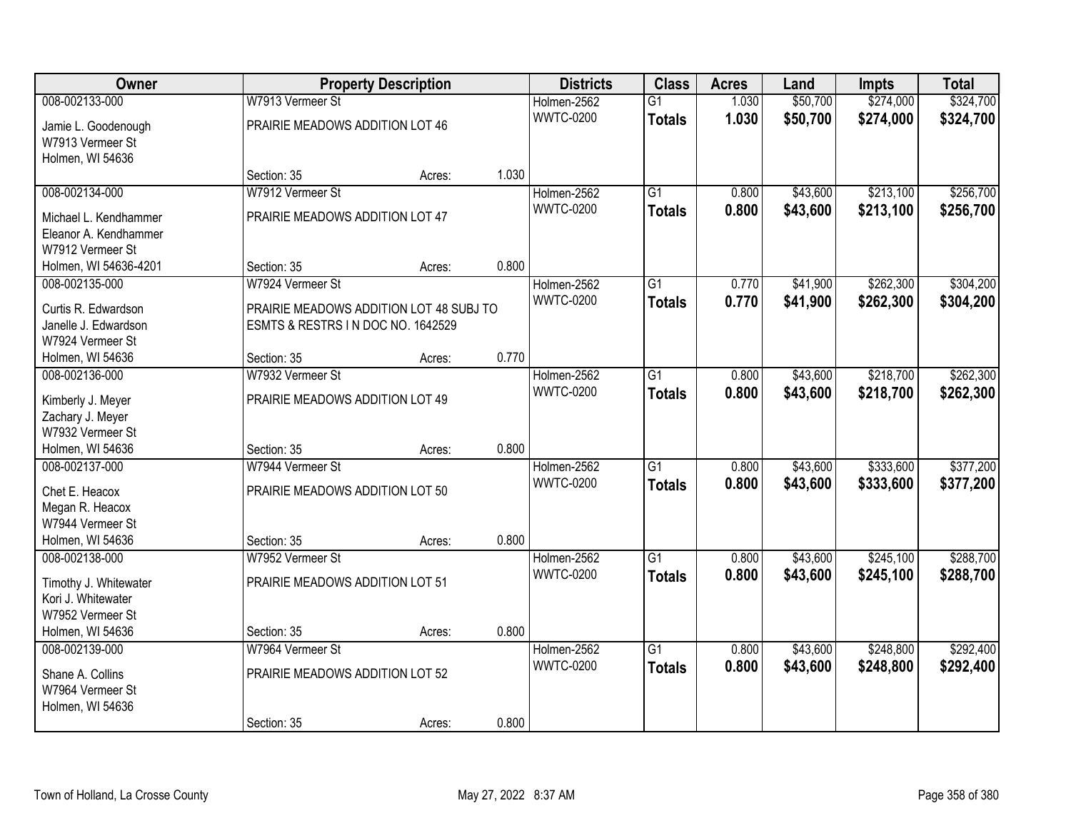| Owner | Property Description | | | Districts | Class | Acres | Land | Impts | Total |
|---|---|---|---|---|---|---|---|---|---|
| 008-002133-000 | W7913 Vermeer St | | | Holmen-2562 | G1 | 1.030 | $50,700 | $274,000 | $324,700 |
| Jamie L. Goodenough<br>W7913 Vermeer St<br>Holmen, WI 54636 | PRAIRIE MEADOWS ADDITION LOT 46 | | | WWTC-0200 | **Totals** | **1.030** | **$50,700** | **$274,000** | **$324,700** |
| | Section: 35 | Acres: | 1.030 | | | | | | |
| 008-002134-000 | W7912 Vermeer St | | | Holmen-2562 | G1 | 0.800 | $43,600 | $213,100 | $256,700 |
| Michael L. Kendhammer<br>Eleanor A. Kendhammer<br>W7912 Vermeer St<br>Holmen, WI 54636-4201 | PRAIRIE MEADOWS ADDITION LOT 47 | | | WWTC-0200 | **Totals** | **0.800** | **$43,600** | **$213,100** | **$256,700** |
| | Section: 35 | Acres: | 0.800 | | | | | | |
| 008-002135-000 | W7924 Vermeer St | | | Holmen-2562 | G1 | 0.770 | $41,900 | $262,300 | $304,200 |
| Curtis R. Edwardson<br>Janelle J. Edwardson<br>W7924 Vermeer St<br>Holmen, WI 54636 | PRAIRIE MEADOWS ADDITION LOT 48 SUBJ TO ESMTS & RESTRS I N DOC NO. 1642529 | | | WWTC-0200 | **Totals** | **0.770** | **$41,900** | **$262,300** | **$304,200** |
| | Section: 35 | Acres: | 0.770 | | | | | | |
| 008-002136-000 | W7932 Vermeer St | | | Holmen-2562 | G1 | 0.800 | $43,600 | $218,700 | $262,300 |
| Kimberly J. Meyer<br>Zachary J. Meyer<br>W7932 Vermeer St<br>Holmen, WI 54636 | PRAIRIE MEADOWS ADDITION LOT 49 | | | WWTC-0200 | **Totals** | **0.800** | **$43,600** | **$218,700** | **$262,300** |
| | Section: 35 | Acres: | 0.800 | | | | | | |
| 008-002137-000 | W7944 Vermeer St | | | Holmen-2562 | G1 | 0.800 | $43,600 | $333,600 | $377,200 |
| Chet E. Heacox<br>Megan R. Heacox<br>W7944 Vermeer St<br>Holmen, WI 54636 | PRAIRIE MEADOWS ADDITION LOT 50 | | | WWTC-0200 | **Totals** | **0.800** | **$43,600** | **$333,600** | **$377,200** |
| | Section: 35 | Acres: | 0.800 | | | | | | |
| 008-002138-000 | W7952 Vermeer St | | | Holmen-2562 | G1 | 0.800 | $43,600 | $245,100 | $288,700 |
| Timothy J. Whitewater<br>Kori J. Whitewater<br>W7952 Vermeer St<br>Holmen, WI 54636 | PRAIRIE MEADOWS ADDITION LOT 51 | | | WWTC-0200 | **Totals** | **0.800** | **$43,600** | **$245,100** | **$288,700** |
| | Section: 35 | Acres: | 0.800 | | | | | | |
| 008-002139-000 | W7964 Vermeer St | | | Holmen-2562 | G1 | 0.800 | $43,600 | $248,800 | $292,400 |
| Shane A. Collins<br>W7964 Vermeer St<br>Holmen, WI 54636 | PRAIRIE MEADOWS ADDITION LOT 52 | | | WWTC-0200 | **Totals** | **0.800** | **$43,600** | **$248,800** | **$292,400** |
| | Section: 35 | Acres: | 0.800 | | | | | | |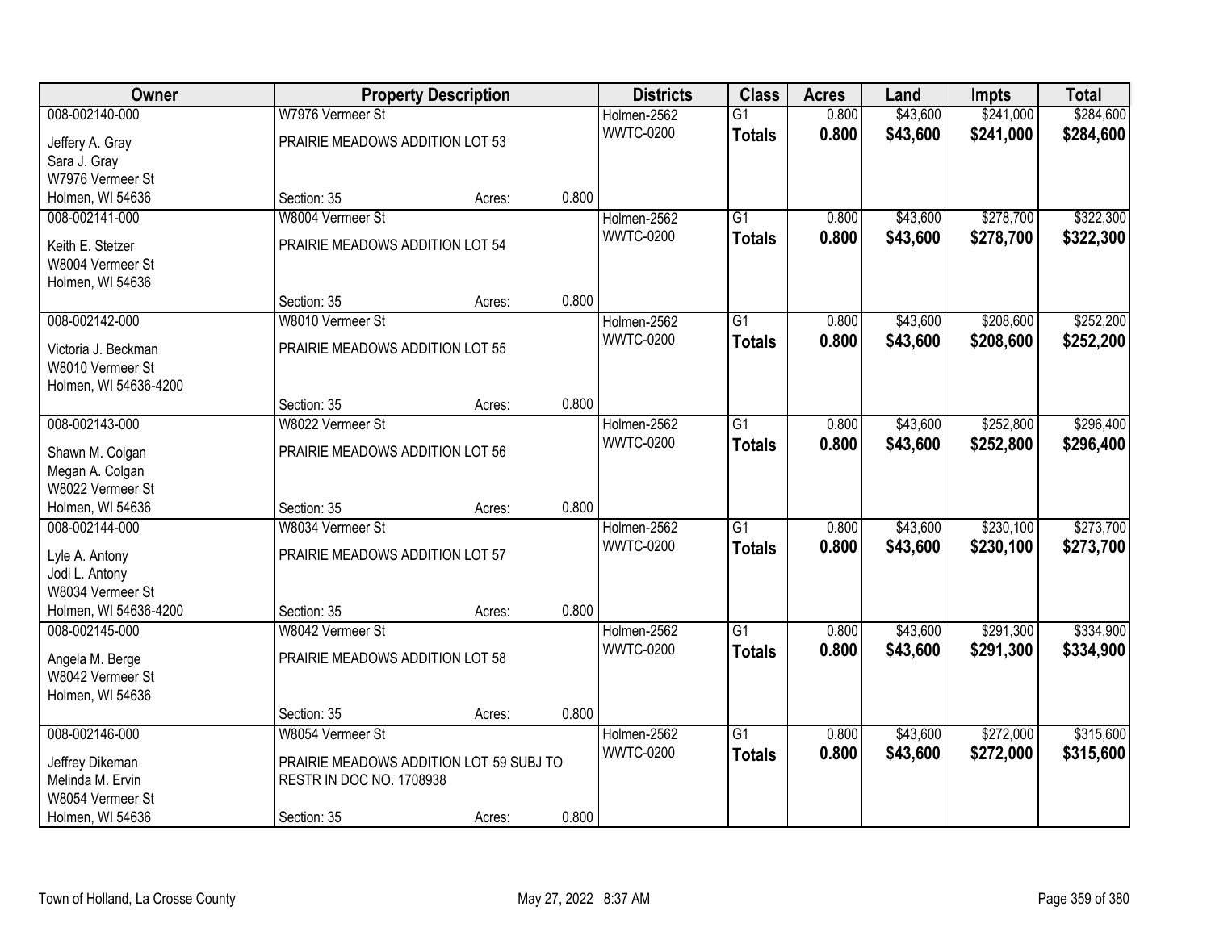| Owner | Property Description | | | Districts | Class | Acres | Land | Impts | Total |
|---|---|---|---|---|---|---|---|---|---|
| 008-002140-000 | W7976 Vermeer St | | | Holmen-2562 | G1 | 0.800 | $43,600 | $241,000 | $284,600 |
| Jeffery A. Gray<br>Sara J. Gray<br>W7976 Vermeer St<br>Holmen, WI 54636 | PRAIRIE MEADOWS ADDITION LOT 53 | | | WWTC-0200 | **Totals** | **0.800** | **$43,600** | **$241,000** | **$284,600** |
| | Section: 35 | Acres: | 0.800 | | | | | | |
| 008-002141-000 | W8004 Vermeer St | | | Holmen-2562 | G1 | 0.800 | $43,600 | $278,700 | $322,300 |
| Keith E. Stetzer<br>W8004 Vermeer St<br>Holmen, WI 54636 | PRAIRIE MEADOWS ADDITION LOT 54 | | | WWTC-0200 | **Totals** | **0.800** | **$43,600** | **$278,700** | **$322,300** |
| | Section: 35 | Acres: | 0.800 | | | | | | |
| 008-002142-000 | W8010 Vermeer St | | | Holmen-2562 | G1 | 0.800 | $43,600 | $208,600 | $252,200 |
| Victoria J. Beckman<br>W8010 Vermeer St<br>Holmen, WI 54636-4200 | PRAIRIE MEADOWS ADDITION LOT 55 | | | WWTC-0200 | **Totals** | **0.800** | **$43,600** | **$208,600** | **$252,200** |
| | Section: 35 | Acres: | 0.800 | | | | | | |
| 008-002143-000 | W8022 Vermeer St | | | Holmen-2562 | G1 | 0.800 | $43,600 | $252,800 | $296,400 |
| Shawn M. Colgan<br>Megan A. Colgan<br>W8022 Vermeer St<br>Holmen, WI 54636 | PRAIRIE MEADOWS ADDITION LOT 56 | | | WWTC-0200 | **Totals** | **0.800** | **$43,600** | **$252,800** | **$296,400** |
| | Section: 35 | Acres: | 0.800 | | | | | | |
| 008-002144-000 | W8034 Vermeer St | | | Holmen-2562 | G1 | 0.800 | $43,600 | $230,100 | $273,700 |
| Lyle A. Antony<br>Jodi L. Antony<br>W8034 Vermeer St<br>Holmen, WI 54636-4200 | PRAIRIE MEADOWS ADDITION LOT 57 | | | WWTC-0200 | **Totals** | **0.800** | **$43,600** | **$230,100** | **$273,700** |
| | Section: 35 | Acres: | 0.800 | | | | | | |
| 008-002145-000 | W8042 Vermeer St | | | Holmen-2562 | G1 | 0.800 | $43,600 | $291,300 | $334,900 |
| Angela M. Berge<br>W8042 Vermeer St<br>Holmen, WI 54636 | PRAIRIE MEADOWS ADDITION LOT 58 | | | WWTC-0200 | **Totals** | **0.800** | **$43,600** | **$291,300** | **$334,900** |
| | Section: 35 | Acres: | 0.800 | | | | | | |
| 008-002146-000 | W8054 Vermeer St | | | Holmen-2562 | G1 | 0.800 | $43,600 | $272,000 | $315,600 |
| Jeffrey Dikeman<br>Melinda M. Ervin<br>W8054 Vermeer St<br>Holmen, WI 54636 | PRAIRIE MEADOWS ADDITION LOT 59 SUBJ TO RESTR IN DOC NO. 1708938 | | | WWTC-0200 | **Totals** | **0.800** | **$43,600** | **$272,000** | **$315,600** |
| | Section: 35 | Acres: | 0.800 | | | | | | |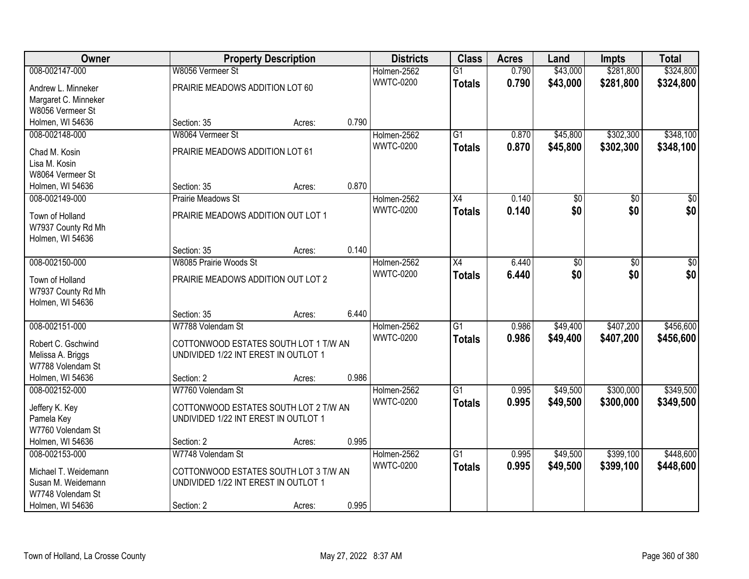| Owner | Property Description | | | Districts | Class | Acres | Land | Impts | Total |
|---|---|---|---|---|---|---|---|---|---|
| 008-002147-000 | W8056 Vermeer St | | | Holmen-2562 | G1 | 0.790 | $43,000 | $281,800 | $324,800 |
| Andrew L. Minneker<br>Margaret C. Minneker<br>W8056 Vermeer St<br>Holmen, WI 54636 | PRAIRIE MEADOWS ADDITION LOT 60 | | | WWTC-0200 | **Totals** | **0.790** | **$43,000** | **$281,800** | **$324,800** |
| | Section: 35 | Acres: | 0.790 | | | | | | |
| 008-002148-000 | W8064 Vermeer St | | | Holmen-2562 | G1 | 0.870 | $45,800 | $302,300 | $348,100 |
| Chad M. Kosin<br>Lisa M. Kosin<br>W8064 Vermeer St<br>Holmen, WI 54636 | PRAIRIE MEADOWS ADDITION LOT 61 | | | WWTC-0200 | **Totals** | **0.870** | **$45,800** | **$302,300** | **$348,100** |
| | Section: 35 | Acres: | 0.870 | | | | | | |
| 008-002149-000 | Prairie Meadows St | | | Holmen-2562 | X4 | 0.140 | $0 | $0 | $0 |
| Town of Holland<br>W7937 County Rd Mh<br>Holmen, WI 54636 | PRAIRIE MEADOWS ADDITION OUT LOT 1 | | | WWTC-0200 | **Totals** | **0.140** | **$0** | **$0** | **$0** |
| | Section: 35 | Acres: | 0.140 | | | | | | |
| 008-002150-000 | W8085 Prairie Woods St | | | Holmen-2562 | X4 | 6.440 | $0 | $0 | $0 |
| Town of Holland<br>W7937 County Rd Mh<br>Holmen, WI 54636 | PRAIRIE MEADOWS ADDITION OUT LOT 2 | | | WWTC-0200 | **Totals** | **6.440** | **$0** | **$0** | **$0** |
| | Section: 35 | Acres: | 6.440 | | | | | | |
| 008-002151-000 | W7788 Volendam St | | | Holmen-2562 | G1 | 0.986 | $49,400 | $407,200 | $456,600 |
| Robert C. Gschwind<br>Melissa A. Briggs<br>W7788 Volendam St<br>Holmen, WI 54636 | COTTONWOOD ESTATES SOUTH LOT 1 T/W AN UNDIVIDED 1/22 INT EREST IN OUTLOT 1 | | | WWTC-0200 | **Totals** | **0.986** | **$49,400** | **$407,200** | **$456,600** |
| | Section: 2 | Acres: | 0.986 | | | | | | |
| 008-002152-000 | W7760 Volendam St | | | Holmen-2562 | G1 | 0.995 | $49,500 | $300,000 | $349,500 |
| Jeffery K. Key<br>Pamela Key<br>W7760 Volendam St<br>Holmen, WI 54636 | COTTONWOOD ESTATES SOUTH LOT 2 T/W AN UNDIVIDED 1/22 INT EREST IN OUTLOT 1 | | | WWTC-0200 | **Totals** | **0.995** | **$49,500** | **$300,000** | **$349,500** |
| | Section: 2 | Acres: | 0.995 | | | | | | |
| 008-002153-000 | W7748 Volendam St | | | Holmen-2562 | G1 | 0.995 | $49,500 | $399,100 | $448,600 |
| Michael T. Weidemann<br>Susan M. Weidemann<br>W7748 Volendam St<br>Holmen, WI 54636 | COTTONWOOD ESTATES SOUTH LOT 3 T/W AN UNDIVIDED 1/22 INT EREST IN OUTLOT 1 | | | WWTC-0200 | **Totals** | **0.995** | **$49,500** | **$399,100** | **$448,600** |
| | Section: 2 | Acres: | 0.995 | | | | | | |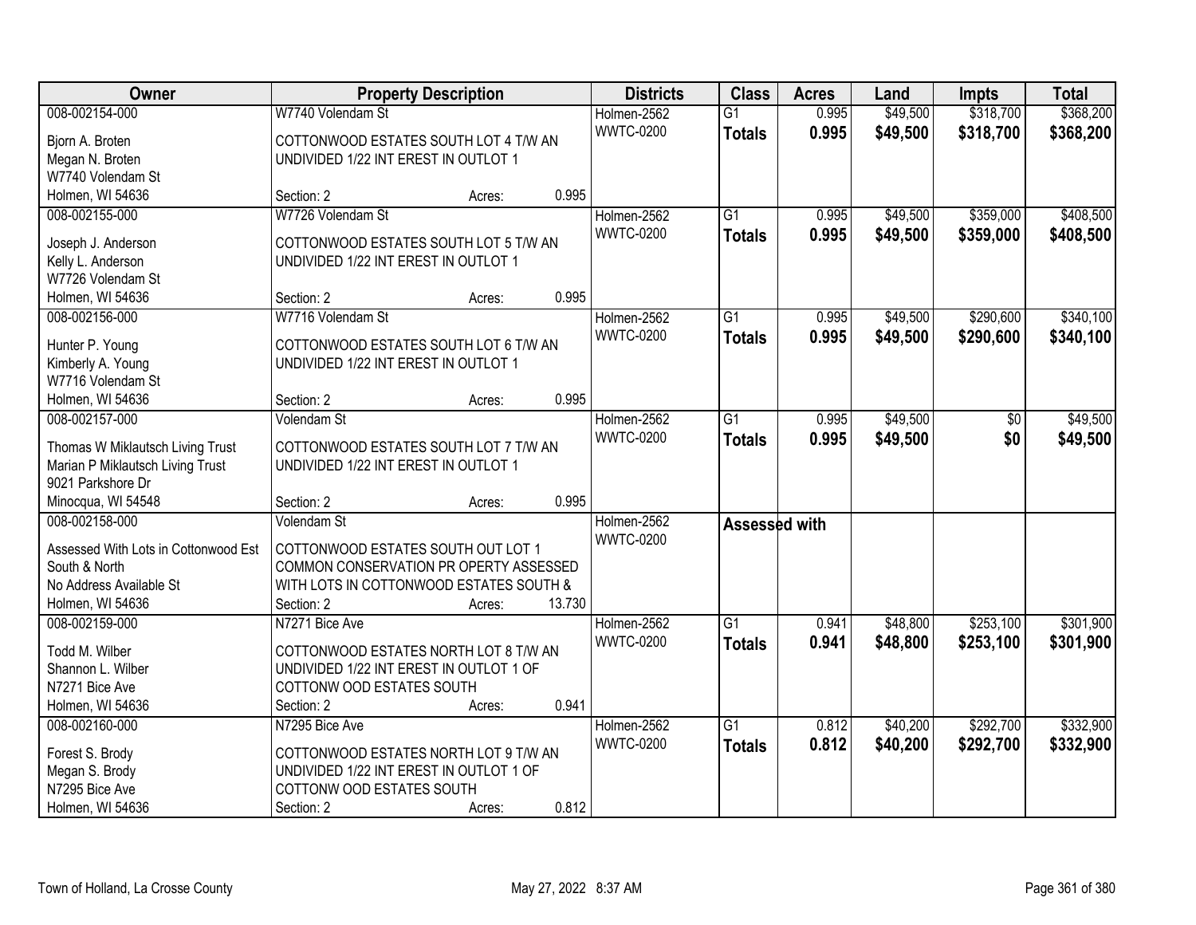| Owner | Property Description | | | Districts | Class | Acres | Land | Impts | Total |
|---|---|---|---|---|---|---|---|---|---|
| 008-002154-000 | W7740 Volendam St | | | Holmen-2562 | G1 | 0.995 | $49,500 | $318,700 | $368,200 |
| Bjorn A. Broten | COTTONWOOD ESTATES SOUTH LOT 4 T/W AN | | | WWTC-0200 | **Totals** | **0.995** | **$49,500** | **$318,700** | **$368,200** |
| Megan N. Broten | UNDIVIDED 1/22 INT EREST IN OUTLOT 1 | | | | | | | | |
| W7740 Volendam St | | | | | | | | | |
| Holmen, WI 54636 | Section: 2 | Acres: | 0.995 | | | | | | |
| 008-002155-000 | W7726 Volendam St | | | Holmen-2562 | G1 | 0.995 | $49,500 | $359,000 | $408,500 |
| Joseph J. Anderson | COTTONWOOD ESTATES SOUTH LOT 5 T/W AN | | | WWTC-0200 | **Totals** | **0.995** | **$49,500** | **$359,000** | **$408,500** |
| Kelly L. Anderson | UNDIVIDED 1/22 INT EREST IN OUTLOT 1 | | | | | | | | |
| W7726 Volendam St | | | | | | | | | |
| Holmen, WI 54636 | Section: 2 | Acres: | 0.995 | | | | | | |
| 008-002156-000 | W7716 Volendam St | | | Holmen-2562 | G1 | 0.995 | $49,500 | $290,600 | $340,100 |
| Hunter P. Young | COTTONWOOD ESTATES SOUTH LOT 6 T/W AN | | | WWTC-0200 | **Totals** | **0.995** | **$49,500** | **$290,600** | **$340,100** |
| Kimberly A. Young | UNDIVIDED 1/22 INT EREST IN OUTLOT 1 | | | | | | | | |
| W7716 Volendam St | | | | | | | | | |
| Holmen, WI 54636 | Section: 2 | Acres: | 0.995 | | | | | | |
| 008-002157-000 | Volendam St | | | Holmen-2562 | G1 | 0.995 | $49,500 | $0 | $49,500 |
| Thomas W Miklautsch Living Trust | COTTONWOOD ESTATES SOUTH LOT 7 T/W AN | | | WWTC-0200 | **Totals** | **0.995** | **$49,500** | **$0** | **$49,500** |
| Marian P Miklautsch Living Trust | UNDIVIDED 1/22 INT EREST IN OUTLOT 1 | | | | | | | | |
| 9021 Parkshore Dr | | | | | | | | | |
| Minocqua, WI 54548 | Section: 2 | Acres: | 0.995 | | | | | | |
| 008-002158-000 | Volendam St | | | Holmen-2562 | **Assessed with** | | | | |
| Assessed With Lots in Cottonwood Est | COTTONWOOD ESTATES SOUTH OUT LOT 1 | | | WWTC-0200 | | | | | |
| South & North | COMMON CONSERVATION PR OPERTY ASSESSED | | | | | | | | |
| No Address Available St | WITH LOTS IN COTTONWOOD ESTATES SOUTH & | | | | | | | | |
| Holmen, WI 54636 | Section: 2 | Acres: | 13.730 | | | | | | |
| 008-002159-000 | N7271 Bice Ave | | | Holmen-2562 | G1 | 0.941 | $48,800 | $253,100 | $301,900 |
| Todd M. Wilber | COTTONWOOD ESTATES NORTH LOT 8 T/W AN | | | WWTC-0200 | **Totals** | **0.941** | **$48,800** | **$253,100** | **$301,900** |
| Shannon L. Wilber | UNDIVIDED 1/22 INT EREST IN OUTLOT 1 OF | | | | | | | | |
| N7271 Bice Ave | COTTONW OOD ESTATES SOUTH | | | | | | | | |
| Holmen, WI 54636 | Section: 2 | Acres: | 0.941 | | | | | | |
| 008-002160-000 | N7295 Bice Ave | | | Holmen-2562 | G1 | 0.812 | $40,200 | $292,700 | $332,900 |
| Forest S. Brody | COTTONWOOD ESTATES NORTH LOT 9 T/W AN | | | WWTC-0200 | **Totals** | **0.812** | **$40,200** | **$292,700** | **$332,900** |
| Megan S. Brody | UNDIVIDED 1/22 INT EREST IN OUTLOT 1 OF | | | | | | | | |
| N7295 Bice Ave | COTTONW OOD ESTATES SOUTH | | | | | | | | |
| Holmen, WI 54636 | Section: 2 | Acres: | 0.812 | | | | | | |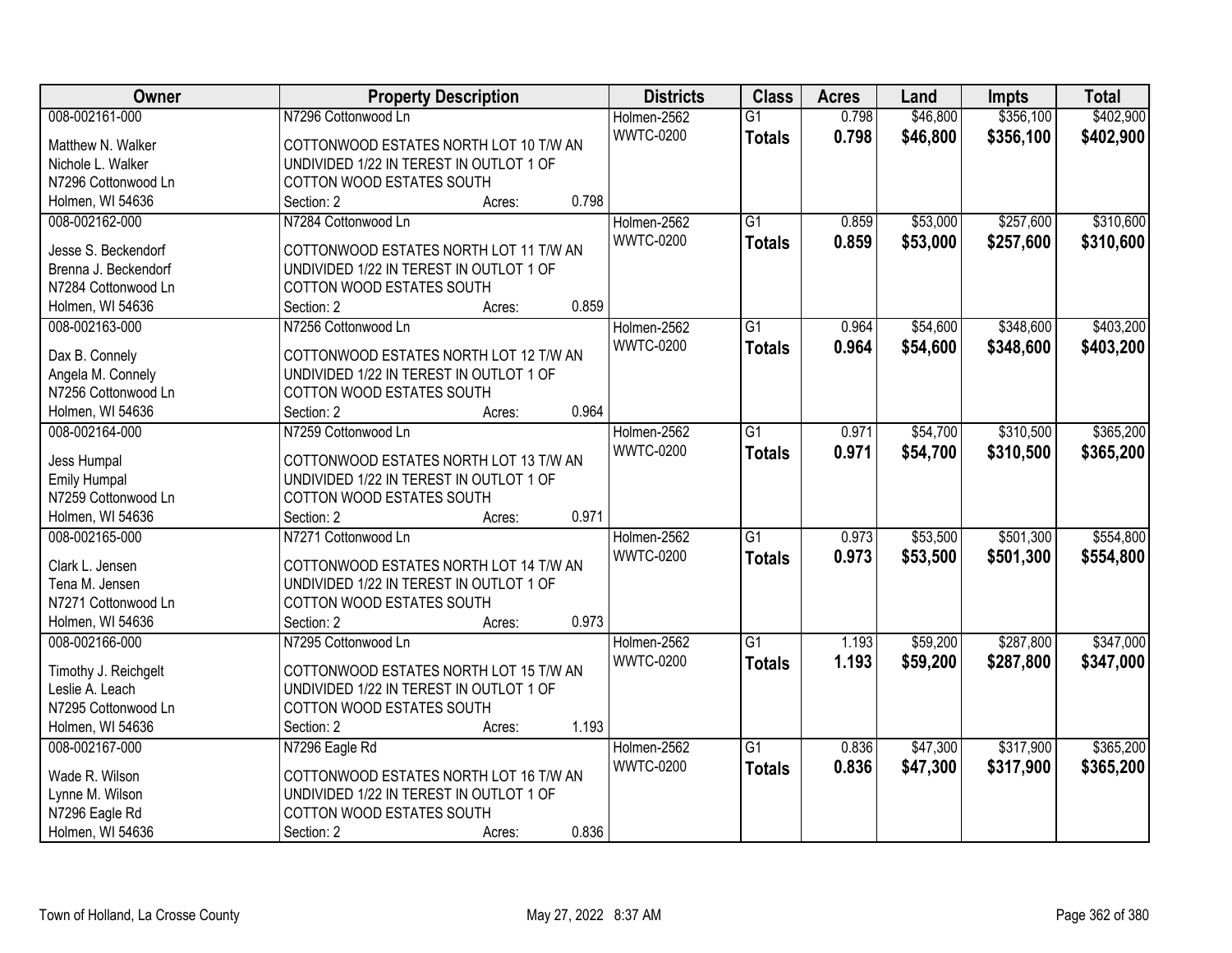| Owner | Property Description | Districts | Class | Acres | Land | Impts | Total |
|---|---|---|---|---|---|---|---|
| 008-002161-000<br>Matthew N. Walker<br>Nichole L. Walker<br>N7296 Cottonwood Ln<br>Holmen, WI 54636 | N7296 Cottonwood Ln<br>COTTONWOOD ESTATES NORTH LOT 10 T/W AN UNDIVIDED 1/22 IN TEREST IN OUTLOT 1 OF COTTON WOOD ESTATES SOUTH<br>Section: 2 Acres: 0.798 | Holmen-2562<br>WWTC-0200 | G1<br>**Totals** | 0.798<br>**0.798** | $46,800<br>**$46,800** | $356,100<br>**$356,100** | $402,900<br>**$402,900** |
| 008-002162-000<br>Jesse S. Beckendorf<br>Brenna J. Beckendorf<br>N7284 Cottonwood Ln<br>Holmen, WI 54636 | N7284 Cottonwood Ln<br>COTTONWOOD ESTATES NORTH LOT 11 T/W AN UNDIVIDED 1/22 IN TEREST IN OUTLOT 1 OF COTTON WOOD ESTATES SOUTH<br>Section: 2 Acres: 0.859 | Holmen-2562<br>WWTC-0200 | G1<br>**Totals** | 0.859<br>**0.859** | $53,000<br>**$53,000** | $257,600<br>**$257,600** | $310,600<br>**$310,600** |
| 008-002163-000<br>Dax B. Connely<br>Angela M. Connely<br>N7256 Cottonwood Ln<br>Holmen, WI 54636 | N7256 Cottonwood Ln<br>COTTONWOOD ESTATES NORTH LOT 12 T/W AN UNDIVIDED 1/22 IN TEREST IN OUTLOT 1 OF COTTON WOOD ESTATES SOUTH<br>Section: 2 Acres: 0.964 | Holmen-2562<br>WWTC-0200 | G1<br>**Totals** | 0.964<br>**0.964** | $54,600<br>**$54,600** | $348,600<br>**$348,600** | $403,200<br>**$403,200** |
| 008-002164-000<br>Jess Humpal<br>Emily Humpal<br>N7259 Cottonwood Ln<br>Holmen, WI 54636 | N7259 Cottonwood Ln<br>COTTONWOOD ESTATES NORTH LOT 13 T/W AN UNDIVIDED 1/22 IN TEREST IN OUTLOT 1 OF COTTON WOOD ESTATES SOUTH<br>Section: 2 Acres: 0.971 | Holmen-2562<br>WWTC-0200 | G1<br>**Totals** | 0.971<br>**0.971** | $54,700<br>**$54,700** | $310,500<br>**$310,500** | $365,200<br>**$365,200** |
| 008-002165-000<br>Clark L. Jensen<br>Tena M. Jensen<br>N7271 Cottonwood Ln<br>Holmen, WI 54636 | N7271 Cottonwood Ln<br>COTTONWOOD ESTATES NORTH LOT 14 T/W AN UNDIVIDED 1/22 IN TEREST IN OUTLOT 1 OF COTTON WOOD ESTATES SOUTH<br>Section: 2 Acres: 0.973 | Holmen-2562<br>WWTC-0200 | G1<br>**Totals** | 0.973<br>**0.973** | $53,500<br>**$53,500** | $501,300<br>**$501,300** | $554,800<br>**$554,800** |
| 008-002166-000<br>Timothy J. Reichgelt<br>Leslie A. Leach<br>N7295 Cottonwood Ln<br>Holmen, WI 54636 | N7295 Cottonwood Ln<br>COTTONWOOD ESTATES NORTH LOT 15 T/W AN UNDIVIDED 1/22 IN TEREST IN OUTLOT 1 OF COTTON WOOD ESTATES SOUTH<br>Section: 2 Acres: 1.193 | Holmen-2562<br>WWTC-0200 | G1<br>**Totals** | 1.193<br>**1.193** | $59,200<br>**$59,200** | $287,800<br>**$287,800** | $347,000<br>**$347,000** |
| 008-002167-000<br>Wade R. Wilson<br>Lynne M. Wilson<br>N7296 Eagle Rd<br>Holmen, WI 54636 | N7296 Eagle Rd<br>COTTONWOOD ESTATES NORTH LOT 16 T/W AN UNDIVIDED 1/22 IN TEREST IN OUTLOT 1 OF COTTON WOOD ESTATES SOUTH<br>Section: 2 Acres: 0.836 | Holmen-2562<br>WWTC-0200 | G1<br>**Totals** | 0.836<br>**0.836** | $47,300<br>**$47,300** | $317,900<br>**$317,900** | $365,200<br>**$365,200** |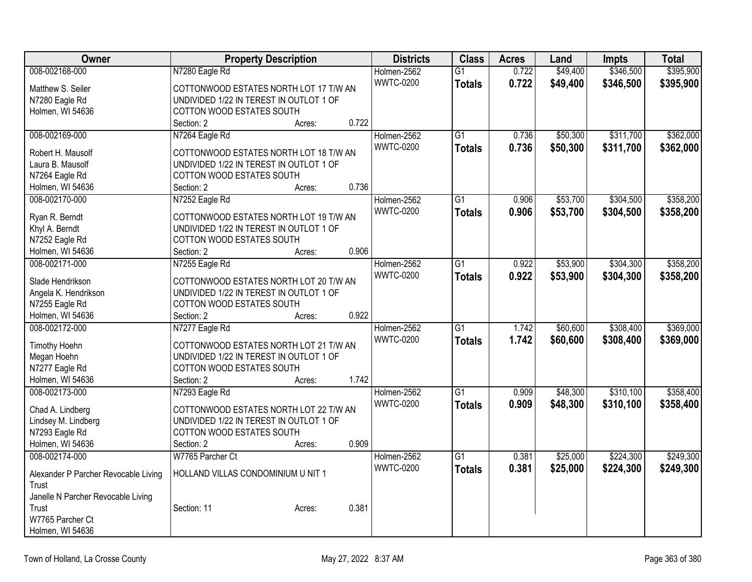| Owner | Property Description | Districts | Class | Acres | Land | Impts | Total |
|---|---|---|---|---|---|---|---|
| 008-002168-000<br><br>Matthew S. Seiler<br>N7280 Eagle Rd<br>Holmen, WI 54636 | N7280 Eagle Rd<br><br>COTTONWOOD ESTATES NORTH LOT 17 T/W AN UNDIVIDED 1/22 IN TEREST IN OUTLOT 1 OF COTTON WOOD ESTATES SOUTH<br>Section: 2 Acres: 0.722 | Holmen-2562<br>WWTC-0200 | G1<br>**Totals** | 0.722<br>**0.722** | $49,400<br>**$49,400** | $346,500<br>**$346,500** | $395,900<br>**$395,900** |
| 008-002169-000<br><br>Robert H. Mausolf<br>Laura B. Mausolf<br>N7264 Eagle Rd<br>Holmen, WI 54636 | N7264 Eagle Rd<br><br>COTTONWOOD ESTATES NORTH LOT 18 T/W AN UNDIVIDED 1/22 IN TEREST IN OUTLOT 1 OF COTTON WOOD ESTATES SOUTH<br>Section: 2 Acres: 0.736 | Holmen-2562<br>WWTC-0200 | G1<br>**Totals** | 0.736<br>**0.736** | $50,300<br>**$50,300** | $311,700<br>**$311,700** | $362,000<br>**$362,000** |
| 008-002170-000<br><br>Ryan R. Berndt<br>Khyl A. Berndt<br>N7252 Eagle Rd<br>Holmen, WI 54636 | N7252 Eagle Rd<br><br>COTTONWOOD ESTATES NORTH LOT 19 T/W AN UNDIVIDED 1/22 IN TEREST IN OUTLOT 1 OF COTTON WOOD ESTATES SOUTH<br>Section: 2 Acres: 0.906 | Holmen-2562<br>WWTC-0200 | G1<br>**Totals** | 0.906<br>**0.906** | $53,700<br>**$53,700** | $304,500<br>**$304,500** | $358,200<br>**$358,200** |
| 008-002171-000<br><br>Slade Hendrikson<br>Angela K. Hendrikson<br>N7255 Eagle Rd<br>Holmen, WI 54636 | N7255 Eagle Rd<br><br>COTTONWOOD ESTATES NORTH LOT 20 T/W AN UNDIVIDED 1/22 IN TEREST IN OUTLOT 1 OF COTTON WOOD ESTATES SOUTH<br>Section: 2 Acres: 0.922 | Holmen-2562<br>WWTC-0200 | G1<br>**Totals** | 0.922<br>**0.922** | $53,900<br>**$53,900** | $304,300<br>**$304,300** | $358,200<br>**$358,200** |
| 008-002172-000<br><br>Timothy Hoehn<br>Megan Hoehn<br>N7277 Eagle Rd<br>Holmen, WI 54636 | N7277 Eagle Rd<br><br>COTTONWOOD ESTATES NORTH LOT 21 T/W AN UNDIVIDED 1/22 IN TEREST IN OUTLOT 1 OF COTTON WOOD ESTATES SOUTH<br>Section: 2 Acres: 1.742 | Holmen-2562<br>WWTC-0200 | G1<br>**Totals** | 1.742<br>**1.742** | $60,600<br>**$60,600** | $308,400<br>**$308,400** | $369,000<br>**$369,000** |
| 008-002173-000<br><br>Chad A. Lindberg<br>Lindsey M. Lindberg<br>N7293 Eagle Rd<br>Holmen, WI 54636 | N7293 Eagle Rd<br><br>COTTONWOOD ESTATES NORTH LOT 22 T/W AN UNDIVIDED 1/22 IN TEREST IN OUTLOT 1 OF COTTON WOOD ESTATES SOUTH<br>Section: 2 Acres: 0.909 | Holmen-2562<br>WWTC-0200 | G1<br>**Totals** | 0.909<br>**0.909** | $48,300<br>**$48,300** | $310,100<br>**$310,100** | $358,400<br>**$358,400** |
| 008-002174-000<br><br>Alexander P Parcher Revocable Living Trust<br>Janelle N Parcher Revocable Living Trust<br>W7765 Parcher Ct<br>Holmen, WI 54636 | W7765 Parcher Ct<br><br>HOLLAND VILLAS CONDOMINIUM U NIT 1<br><br>Section: 11 Acres: 0.381 | Holmen-2562<br>WWTC-0200 | G1<br>**Totals** | 0.381<br>**0.381** | $25,000<br>**$25,000** | $224,300<br>**$224,300** | $249,300<br>**$249,300** |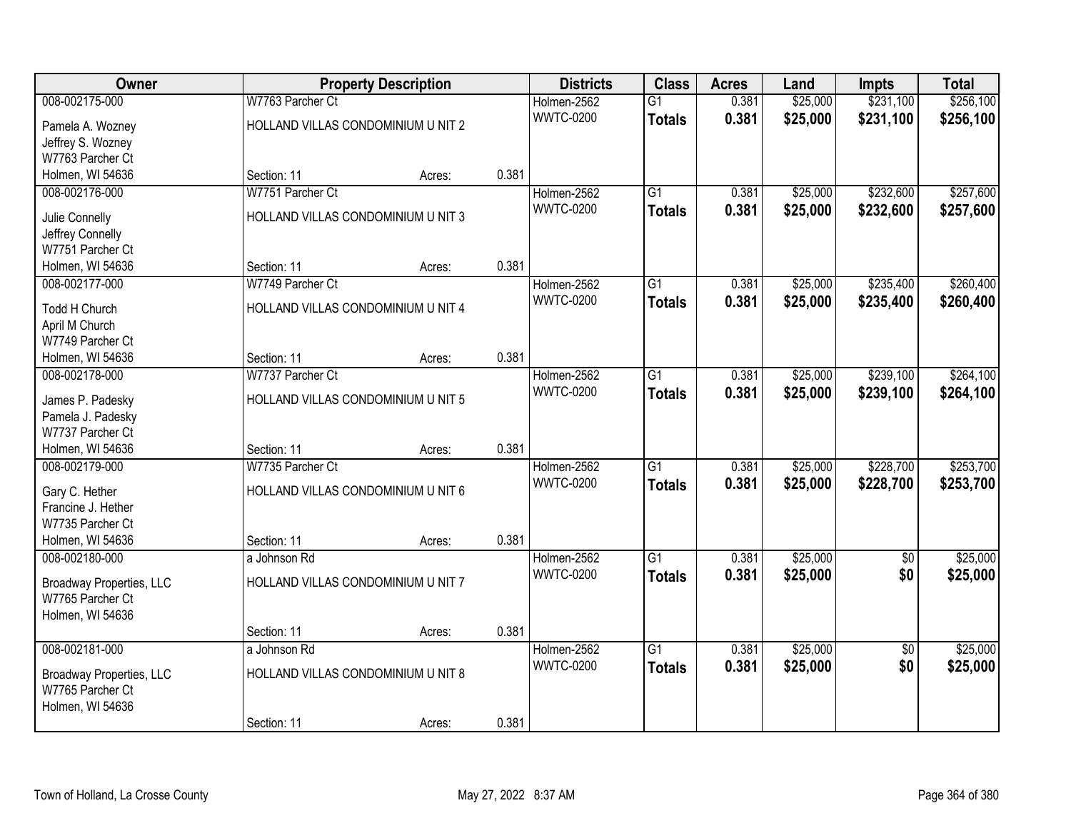| Owner | Property Description | | | Districts | Class | Acres | Land | Impts | Total |
|---|---|---|---|---|---|---|---|---|---|
| 008-002175-000 | W7763 Parcher Ct | | | Holmen-2562 | G1 | 0.381 | $25,000 | $231,100 | $256,100 |
| Pamela A. Wozney<br>Jeffrey S. Wozney<br>W7763 Parcher Ct<br>Holmen, WI 54636 | HOLLAND VILLAS CONDOMINIUM U NIT 2 | | | WWTC-0200 | **Totals** | **0.381** | **$25,000** | **$231,100** | **$256,100** |
| | Section: 11 | Acres: | 0.381 | | | | | | |
| 008-002176-000 | W7751 Parcher Ct | | | Holmen-2562 | G1 | 0.381 | $25,000 | $232,600 | $257,600 |
| Julie Connelly<br>Jeffrey Connelly<br>W7751 Parcher Ct<br>Holmen, WI 54636 | HOLLAND VILLAS CONDOMINIUM U NIT 3 | | | WWTC-0200 | **Totals** | **0.381** | **$25,000** | **$232,600** | **$257,600** |
| | Section: 11 | Acres: | 0.381 | | | | | | |
| 008-002177-000 | W7749 Parcher Ct | | | Holmen-2562 | G1 | 0.381 | $25,000 | $235,400 | $260,400 |
| Todd H Church<br>April M Church<br>W7749 Parcher Ct<br>Holmen, WI 54636 | HOLLAND VILLAS CONDOMINIUM U NIT 4 | | | WWTC-0200 | **Totals** | **0.381** | **$25,000** | **$235,400** | **$260,400** |
| | Section: 11 | Acres: | 0.381 | | | | | | |
| 008-002178-000 | W7737 Parcher Ct | | | Holmen-2562 | G1 | 0.381 | $25,000 | $239,100 | $264,100 |
| James P. Padesky<br>Pamela J. Padesky<br>W7737 Parcher Ct<br>Holmen, WI 54636 | HOLLAND VILLAS CONDOMINIUM U NIT 5 | | | WWTC-0200 | **Totals** | **0.381** | **$25,000** | **$239,100** | **$264,100** |
| | Section: 11 | Acres: | 0.381 | | | | | | |
| 008-002179-000 | W7735 Parcher Ct | | | Holmen-2562 | G1 | 0.381 | $25,000 | $228,700 | $253,700 |
| Gary C. Hether<br>Francine J. Hether<br>W7735 Parcher Ct<br>Holmen, WI 54636 | HOLLAND VILLAS CONDOMINIUM U NIT 6 | | | WWTC-0200 | **Totals** | **0.381** | **$25,000** | **$228,700** | **$253,700** |
| | Section: 11 | Acres: | 0.381 | | | | | | |
| 008-002180-000 | a Johnson Rd | | | Holmen-2562 | G1 | 0.381 | $25,000 | $0 | $25,000 |
| Broadway Properties, LLC<br>W7765 Parcher Ct<br>Holmen, WI 54636 | HOLLAND VILLAS CONDOMINIUM U NIT 7 | | | WWTC-0200 | **Totals** | **0.381** | **$25,000** | **$0** | **$25,000** |
| | Section: 11 | Acres: | 0.381 | | | | | | |
| 008-002181-000 | a Johnson Rd | | | Holmen-2562 | G1 | 0.381 | $25,000 | $0 | $25,000 |
| Broadway Properties, LLC<br>W7765 Parcher Ct<br>Holmen, WI 54636 | HOLLAND VILLAS CONDOMINIUM U NIT 8 | | | WWTC-0200 | **Totals** | **0.381** | **$25,000** | **$0** | **$25,000** |
| | Section: 11 | Acres: | 0.381 | | | | | | |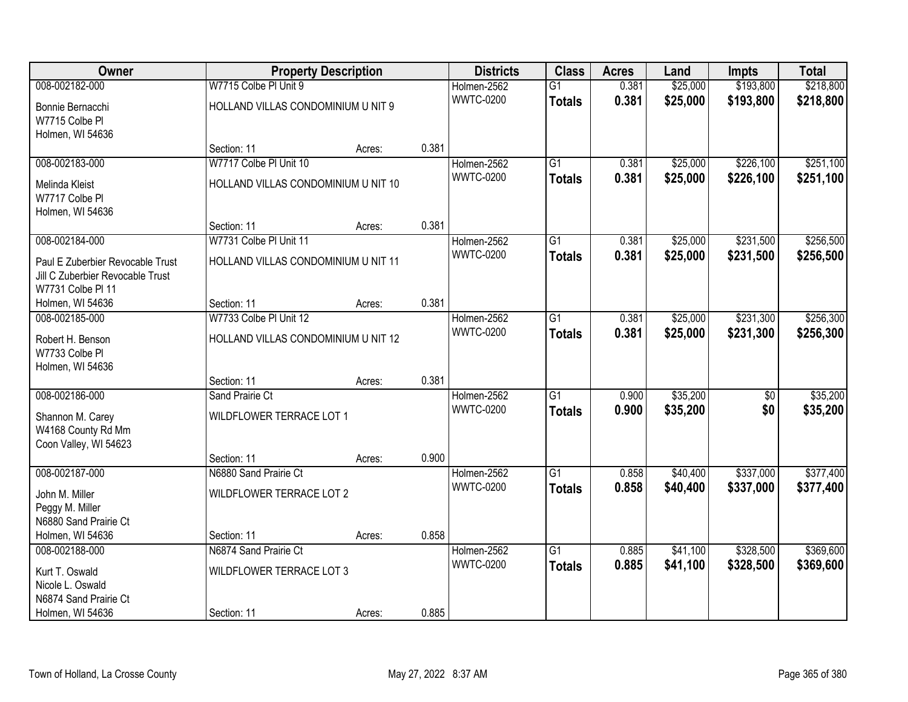| Owner | Property Description | | | Districts | Class | Acres | Land | Impts | Total |
|---|---|---|---|---|---|---|---|---|---|
| 008-002182-000 | W7715 Colbe Pl Unit 9 | | | Holmen-2562 | G1 | 0.381 | $25,000 | $193,800 | $218,800 |
| Bonnie Bernacchi<br>W7715 Colbe Pl<br>Holmen, WI 54636 | HOLLAND VILLAS CONDOMINIUM U NIT 9 | | | WWTC-0200 | **Totals** | **0.381** | **$25,000** | **$193,800** | **$218,800** |
| | Section: 11 | Acres: | 0.381 | | | | | | |
| 008-002183-000 | W7717 Colbe Pl Unit 10 | | | Holmen-2562 | G1 | 0.381 | $25,000 | $226,100 | $251,100 |
| Melinda Kleist<br>W7717 Colbe Pl<br>Holmen, WI 54636 | HOLLAND VILLAS CONDOMINIUM U NIT 10 | | | WWTC-0200 | **Totals** | **0.381** | **$25,000** | **$226,100** | **$251,100** |
| | Section: 11 | Acres: | 0.381 | | | | | | |
| 008-002184-000 | W7731 Colbe Pl Unit 11 | | | Holmen-2562 | G1 | 0.381 | $25,000 | $231,500 | $256,500 |
| Paul E Zuberbier Revocable Trust<br>Jill C Zuberbier Revocable Trust<br>W7731 Colbe Pl 11<br>Holmen, WI 54636 | HOLLAND VILLAS CONDOMINIUM U NIT 11 | | | WWTC-0200 | **Totals** | **0.381** | **$25,000** | **$231,500** | **$256,500** |
| | Section: 11 | Acres: | 0.381 | | | | | | |
| 008-002185-000 | W7733 Colbe Pl Unit 12 | | | Holmen-2562 | G1 | 0.381 | $25,000 | $231,300 | $256,300 |
| Robert H. Benson<br>W7733 Colbe Pl<br>Holmen, WI 54636 | HOLLAND VILLAS CONDOMINIUM U NIT 12 | | | WWTC-0200 | **Totals** | **0.381** | **$25,000** | **$231,300** | **$256,300** |
| | Section: 11 | Acres: | 0.381 | | | | | | |
| 008-002186-000 | Sand Prairie Ct | | | Holmen-2562 | G1 | 0.900 | $35,200 | $0 | $35,200 |
| Shannon M. Carey<br>W4168 County Rd Mm<br>Coon Valley, WI 54623 | WILDFLOWER TERRACE LOT 1 | | | WWTC-0200 | **Totals** | **0.900** | **$35,200** | **$0** | **$35,200** |
| | Section: 11 | Acres: | 0.900 | | | | | | |
| 008-002187-000 | N6880 Sand Prairie Ct | | | Holmen-2562 | G1 | 0.858 | $40,400 | $337,000 | $377,400 |
| John M. Miller<br>Peggy M. Miller<br>N6880 Sand Prairie Ct<br>Holmen, WI 54636 | WILDFLOWER TERRACE LOT 2 | | | WWTC-0200 | **Totals** | **0.858** | **$40,400** | **$337,000** | **$377,400** |
| | Section: 11 | Acres: | 0.858 | | | | | | |
| 008-002188-000 | N6874 Sand Prairie Ct | | | Holmen-2562 | G1 | 0.885 | $41,100 | $328,500 | $369,600 |
| Kurt T. Oswald<br>Nicole L. Oswald<br>N6874 Sand Prairie Ct<br>Holmen, WI 54636 | WILDFLOWER TERRACE LOT 3 | | | WWTC-0200 | **Totals** | **0.885** | **$41,100** | **$328,500** | **$369,600** |
| | Section: 11 | Acres: | 0.885 | | | | | | |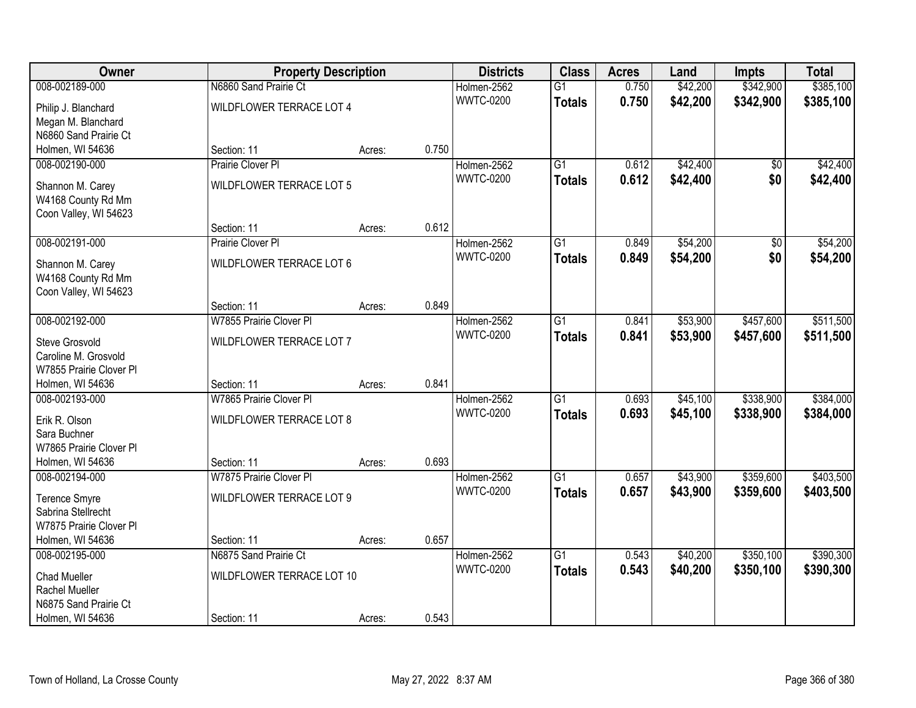| Owner | Property Description | | | Districts | Class | Acres | Land | Impts | Total |
|---|---|---|---|---|---|---|---|---|---|
| 008-002189-000 | N6860 Sand Prairie Ct | | | Holmen-2562 | G1 | 0.750 | $42,200 | $342,900 | $385,100 |
| Philip J. Blanchard<br>Megan M. Blanchard<br>N6860 Sand Prairie Ct<br>Holmen, WI 54636 | WILDFLOWER TERRACE LOT 4<br><br>Section: 11 | Acres: | 0.750 | WWTC-0200 | **Totals** | **0.750** | **$42,200** | **$342,900** | **$385,100** |
| 008-002190-000 | Prairie Clover Pl | | | Holmen-2562 | G1 | 0.612 | $42,400 | $0 | $42,400 |
| Shannon M. Carey<br>W4168 County Rd Mm<br>Coon Valley, WI 54623 | WILDFLOWER TERRACE LOT 5<br><br>Section: 11 | Acres: | 0.612 | WWTC-0200 | **Totals** | **0.612** | **$42,400** | **$0** | **$42,400** |
| 008-002191-000 | Prairie Clover Pl | | | Holmen-2562 | G1 | 0.849 | $54,200 | $0 | $54,200 |
| Shannon M. Carey<br>W4168 County Rd Mm<br>Coon Valley, WI 54623 | WILDFLOWER TERRACE LOT 6<br><br>Section: 11 | Acres: | 0.849 | WWTC-0200 | **Totals** | **0.849** | **$54,200** | **$0** | **$54,200** |
| 008-002192-000 | W7855 Prairie Clover Pl | | | Holmen-2562 | G1 | 0.841 | $53,900 | $457,600 | $511,500 |
| Steve Grosvold<br>Caroline M. Grosvold<br>W7855 Prairie Clover Pl<br>Holmen, WI 54636 | WILDFLOWER TERRACE LOT 7<br><br>Section: 11 | Acres: | 0.841 | WWTC-0200 | **Totals** | **0.841** | **$53,900** | **$457,600** | **$511,500** |
| 008-002193-000 | W7865 Prairie Clover Pl | | | Holmen-2562 | G1 | 0.693 | $45,100 | $338,900 | $384,000 |
| Erik R. Olson<br>Sara Buchner<br>W7865 Prairie Clover Pl<br>Holmen, WI 54636 | WILDFLOWER TERRACE LOT 8<br><br>Section: 11 | Acres: | 0.693 | WWTC-0200 | **Totals** | **0.693** | **$45,100** | **$338,900** | **$384,000** |
| 008-002194-000 | W7875 Prairie Clover Pl | | | Holmen-2562 | G1 | 0.657 | $43,900 | $359,600 | $403,500 |
| Terence Smyre<br>Sabrina Stellrecht<br>W7875 Prairie Clover Pl<br>Holmen, WI 54636 | WILDFLOWER TERRACE LOT 9<br><br>Section: 11 | Acres: | 0.657 | WWTC-0200 | **Totals** | **0.657** | **$43,900** | **$359,600** | **$403,500** |
| 008-002195-000 | N6875 Sand Prairie Ct | | | Holmen-2562 | G1 | 0.543 | $40,200 | $350,100 | $390,300 |
| Chad Mueller<br>Rachel Mueller<br>N6875 Sand Prairie Ct<br>Holmen, WI 54636 | WILDFLOWER TERRACE LOT 10<br><br>Section: 11 | Acres: | 0.543 | WWTC-0200 | **Totals** | **0.543** | **$40,200** | **$350,100** | **$390,300** |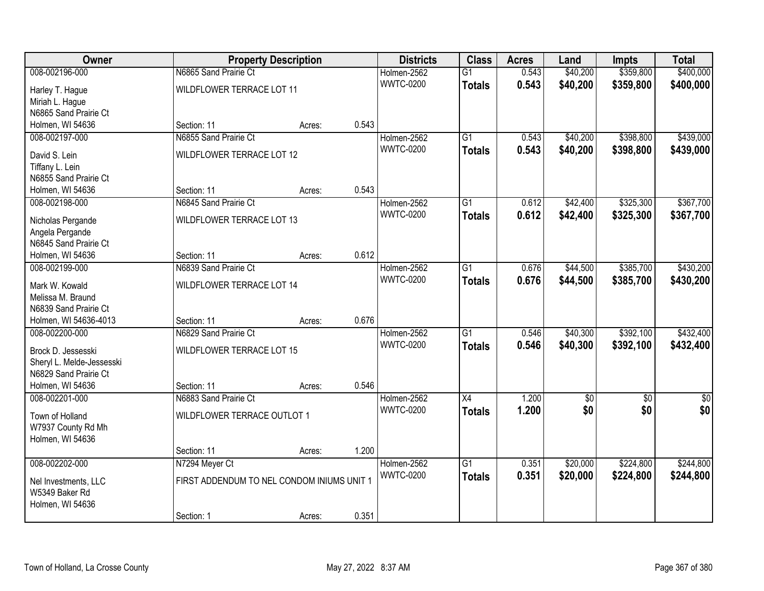| Owner | Property Description | | | Districts | Class | Acres | Land | Impts | Total |
|---|---|---|---|---|---|---|---|---|---|
| 008-002196-000 | N6865 Sand Prairie Ct | | | Holmen-2562 | G1 | 0.543 | $40,200 | $359,800 | $400,000 |
| Harley T. Hague<br>Miriah L. Hague<br>N6865 Sand Prairie Ct<br>Holmen, WI 54636 | WILDFLOWER TERRACE LOT 11 | | | WWTC-0200 | **Totals** | **0.543** | **$40,200** | **$359,800** | **$400,000** |
| | Section: 11 | Acres: | 0.543 | | | | | | |
| 008-002197-000 | N6855 Sand Prairie Ct | | | Holmen-2562 | G1 | 0.543 | $40,200 | $398,800 | $439,000 |
| David S. Lein<br>Tiffany L. Lein<br>N6855 Sand Prairie Ct<br>Holmen, WI 54636 | WILDFLOWER TERRACE LOT 12 | | | WWTC-0200 | **Totals** | **0.543** | **$40,200** | **$398,800** | **$439,000** |
| | Section: 11 | Acres: | 0.543 | | | | | | |
| 008-002198-000 | N6845 Sand Prairie Ct | | | Holmen-2562 | G1 | 0.612 | $42,400 | $325,300 | $367,700 |
| Nicholas Pergande<br>Angela Pergande<br>N6845 Sand Prairie Ct<br>Holmen, WI 54636 | WILDFLOWER TERRACE LOT 13 | | | WWTC-0200 | **Totals** | **0.612** | **$42,400** | **$325,300** | **$367,700** |
| | Section: 11 | Acres: | 0.612 | | | | | | |
| 008-002199-000 | N6839 Sand Prairie Ct | | | Holmen-2562 | G1 | 0.676 | $44,500 | $385,700 | $430,200 |
| Mark W. Kowald<br>Melissa M. Braund<br>N6839 Sand Prairie Ct<br>Holmen, WI 54636-4013 | WILDFLOWER TERRACE LOT 14 | | | WWTC-0200 | **Totals** | **0.676** | **$44,500** | **$385,700** | **$430,200** |
| | Section: 11 | Acres: | 0.676 | | | | | | |
| 008-002200-000 | N6829 Sand Prairie Ct | | | Holmen-2562 | G1 | 0.546 | $40,300 | $392,100 | $432,400 |
| Brock D. Jessesski<br>Sheryl L. Melde-Jessesski<br>N6829 Sand Prairie Ct<br>Holmen, WI 54636 | WILDFLOWER TERRACE LOT 15 | | | WWTC-0200 | **Totals** | **0.546** | **$40,300** | **$392,100** | **$432,400** |
| | Section: 11 | Acres: | 0.546 | | | | | | |
| 008-002201-000 | N6883 Sand Prairie Ct | | | Holmen-2562 | X4 | 1.200 | $0 | $0 | $0 |
| Town of Holland<br>W7937 County Rd Mh<br>Holmen, WI 54636 | WILDFLOWER TERRACE OUTLOT 1 | | | WWTC-0200 | **Totals** | **1.200** | **$0** | **$0** | **$0** |
| | Section: 11 | Acres: | 1.200 | | | | | | |
| 008-002202-000 | N7294 Meyer Ct | | | Holmen-2562 | G1 | 0.351 | $20,000 | $224,800 | $244,800 |
| Nel Investments, LLC<br>W5349 Baker Rd<br>Holmen, WI 54636 | FIRST ADDENDUM TO NEL CONDOM INIUMS UNIT 1 | | | WWTC-0200 | **Totals** | **0.351** | **$20,000** | **$224,800** | **$244,800** |
| | Section: 1 | Acres: | 0.351 | | | | | | |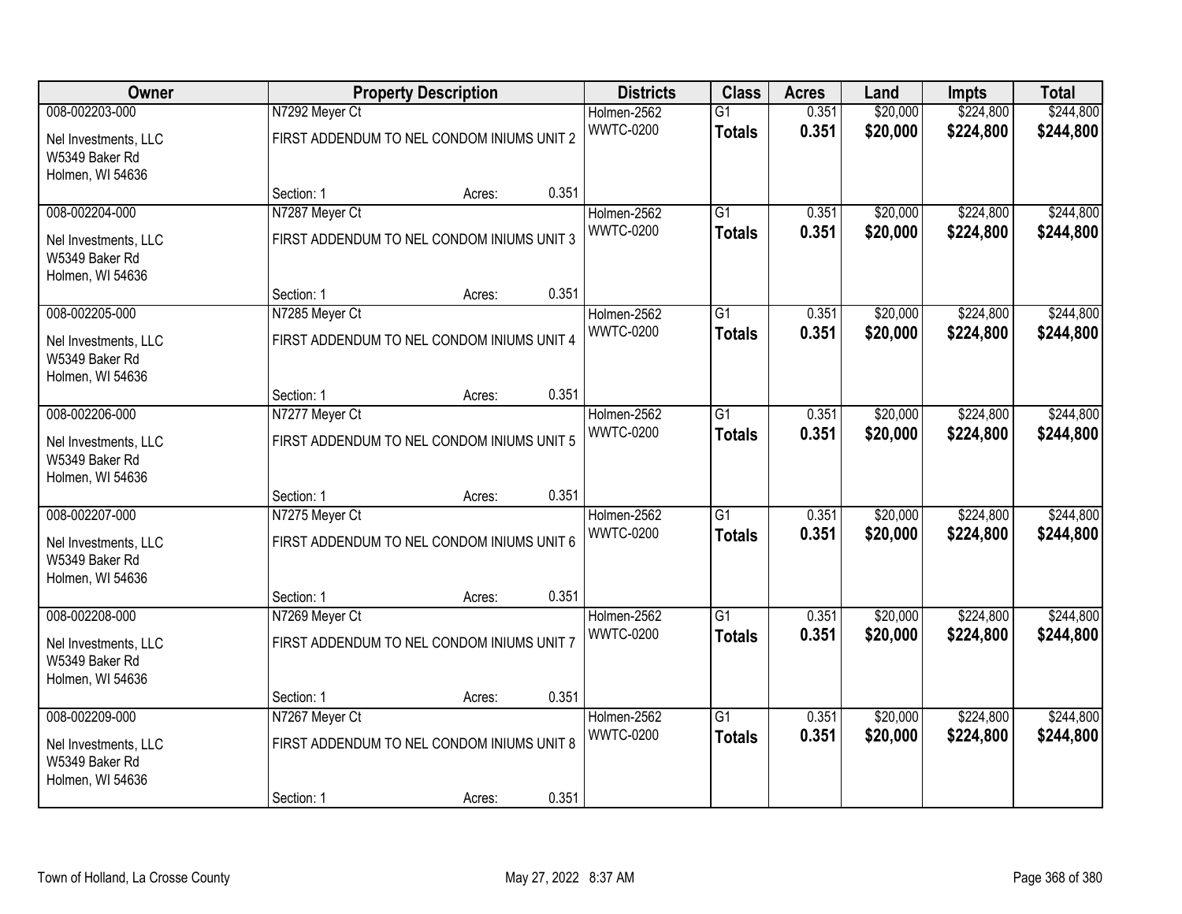| Owner | Property Description | | | Districts | Class | Acres | Land | Impts | Total |
|---|---|---|---|---|---|---|---|---|---|
| 008-002203-000 | N7292 Meyer Ct | | | Holmen-2562 | G1 | 0.351 | $20,000 | $224,800 | $244,800 |
| Nel Investments, LLC<br>W5349 Baker Rd<br>Holmen, WI 54636 | FIRST ADDENDUM TO NEL CONDOM INIUMS UNIT 2 | | | WWTC-0200 | **Totals** | **0.351** | **$20,000** | **$224,800** | **$244,800** |
| | Section: 1 | Acres: | 0.351 | | | | | | |
| 008-002204-000 | N7287 Meyer Ct | | | Holmen-2562 | G1 | 0.351 | $20,000 | $224,800 | $244,800 |
| Nel Investments, LLC<br>W5349 Baker Rd<br>Holmen, WI 54636 | FIRST ADDENDUM TO NEL CONDOM INIUMS UNIT 3 | | | WWTC-0200 | **Totals** | **0.351** | **$20,000** | **$224,800** | **$244,800** |
| | Section: 1 | Acres: | 0.351 | | | | | | |
| 008-002205-000 | N7285 Meyer Ct | | | Holmen-2562 | G1 | 0.351 | $20,000 | $224,800 | $244,800 |
| Nel Investments, LLC<br>W5349 Baker Rd<br>Holmen, WI 54636 | FIRST ADDENDUM TO NEL CONDOM INIUMS UNIT 4 | | | WWTC-0200 | **Totals** | **0.351** | **$20,000** | **$224,800** | **$244,800** |
| | Section: 1 | Acres: | 0.351 | | | | | | |
| 008-002206-000 | N7277 Meyer Ct | | | Holmen-2562 | G1 | 0.351 | $20,000 | $224,800 | $244,800 |
| Nel Investments, LLC<br>W5349 Baker Rd<br>Holmen, WI 54636 | FIRST ADDENDUM TO NEL CONDOM INIUMS UNIT 5 | | | WWTC-0200 | **Totals** | **0.351** | **$20,000** | **$224,800** | **$244,800** |
| | Section: 1 | Acres: | 0.351 | | | | | | |
| 008-002207-000 | N7275 Meyer Ct | | | Holmen-2562 | G1 | 0.351 | $20,000 | $224,800 | $244,800 |
| Nel Investments, LLC<br>W5349 Baker Rd<br>Holmen, WI 54636 | FIRST ADDENDUM TO NEL CONDOM INIUMS UNIT 6 | | | WWTC-0200 | **Totals** | **0.351** | **$20,000** | **$224,800** | **$244,800** |
| | Section: 1 | Acres: | 0.351 | | | | | | |
| 008-002208-000 | N7269 Meyer Ct | | | Holmen-2562 | G1 | 0.351 | $20,000 | $224,800 | $244,800 |
| Nel Investments, LLC<br>W5349 Baker Rd<br>Holmen, WI 54636 | FIRST ADDENDUM TO NEL CONDOM INIUMS UNIT 7 | | | WWTC-0200 | **Totals** | **0.351** | **$20,000** | **$224,800** | **$244,800** |
| | Section: 1 | Acres: | 0.351 | | | | | | |
| 008-002209-000 | N7267 Meyer Ct | | | Holmen-2562 | G1 | 0.351 | $20,000 | $224,800 | $244,800 |
| Nel Investments, LLC<br>W5349 Baker Rd<br>Holmen, WI 54636 | FIRST ADDENDUM TO NEL CONDOM INIUMS UNIT 8 | | | WWTC-0200 | **Totals** | **0.351** | **$20,000** | **$224,800** | **$244,800** |
| | Section: 1 | Acres: | 0.351 | | | | | | |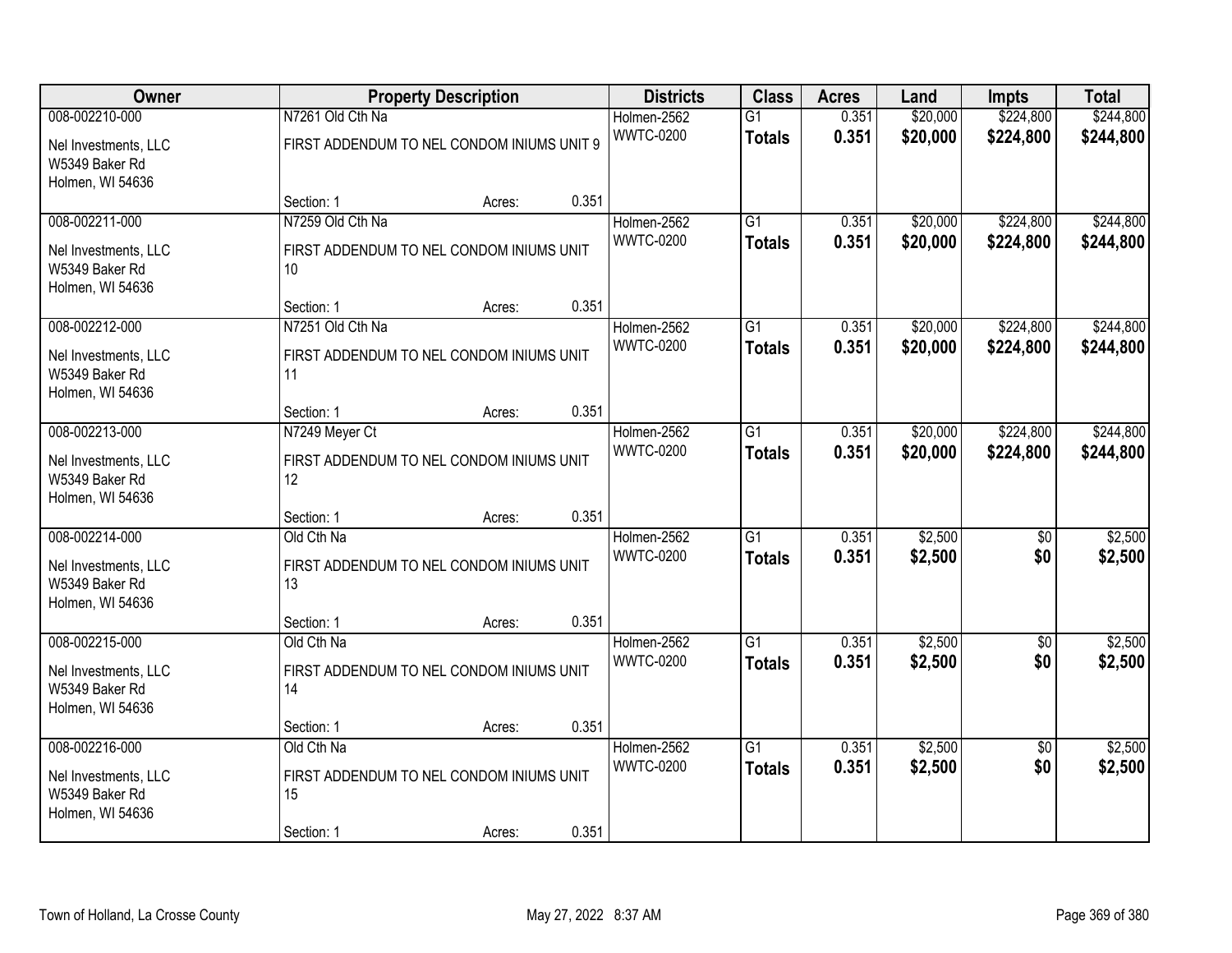| Owner | Property Description | | | Districts | Class | Acres | Land | Impts | Total |
|---|---|---|---|---|---|---|---|---|---|
| 008-002210-000 | N7261 Old Cth Na | | | Holmen-2562 | G1 | 0.351 | $20,000 | $224,800 | $244,800 |
| Nel Investments, LLC<br>W5349 Baker Rd<br>Holmen, WI 54636 | FIRST ADDENDUM TO NEL CONDOM INIUMS UNIT 9 | | | WWTC-0200 | **Totals** | **0.351** | **$20,000** | **$224,800** | **$244,800** |
| | Section: 1 | Acres: | 0.351 | | | | | | |
| 008-002211-000 | N7259 Old Cth Na | | | Holmen-2562 | G1 | 0.351 | $20,000 | $224,800 | $244,800 |
| Nel Investments, LLC<br>W5349 Baker Rd<br>Holmen, WI 54636 | FIRST ADDENDUM TO NEL CONDOM INIUMS UNIT 10 | | | WWTC-0200 | **Totals** | **0.351** | **$20,000** | **$224,800** | **$244,800** |
| | Section: 1 | Acres: | 0.351 | | | | | | |
| 008-002212-000 | N7251 Old Cth Na | | | Holmen-2562 | G1 | 0.351 | $20,000 | $224,800 | $244,800 |
| Nel Investments, LLC<br>W5349 Baker Rd<br>Holmen, WI 54636 | FIRST ADDENDUM TO NEL CONDOM INIUMS UNIT 11 | | | WWTC-0200 | **Totals** | **0.351** | **$20,000** | **$224,800** | **$244,800** |
| | Section: 1 | Acres: | 0.351 | | | | | | |
| 008-002213-000 | N7249 Meyer Ct | | | Holmen-2562 | G1 | 0.351 | $20,000 | $224,800 | $244,800 |
| Nel Investments, LLC<br>W5349 Baker Rd<br>Holmen, WI 54636 | FIRST ADDENDUM TO NEL CONDOM INIUMS UNIT 12 | | | WWTC-0200 | **Totals** | **0.351** | **$20,000** | **$224,800** | **$244,800** |
| | Section: 1 | Acres: | 0.351 | | | | | | |
| 008-002214-000 | Old Cth Na | | | Holmen-2562 | G1 | 0.351 | $2,500 | $0 | $2,500 |
| Nel Investments, LLC<br>W5349 Baker Rd<br>Holmen, WI 54636 | FIRST ADDENDUM TO NEL CONDOM INIUMS UNIT 13 | | | WWTC-0200 | **Totals** | **0.351** | **$2,500** | **$0** | **$2,500** |
| | Section: 1 | Acres: | 0.351 | | | | | | |
| 008-002215-000 | Old Cth Na | | | Holmen-2562 | G1 | 0.351 | $2,500 | $0 | $2,500 |
| Nel Investments, LLC<br>W5349 Baker Rd<br>Holmen, WI 54636 | FIRST ADDENDUM TO NEL CONDOM INIUMS UNIT 14 | | | WWTC-0200 | **Totals** | **0.351** | **$2,500** | **$0** | **$2,500** |
| | Section: 1 | Acres: | 0.351 | | | | | | |
| 008-002216-000 | Old Cth Na | | | Holmen-2562 | G1 | 0.351 | $2,500 | $0 | $2,500 |
| Nel Investments, LLC<br>W5349 Baker Rd<br>Holmen, WI 54636 | FIRST ADDENDUM TO NEL CONDOM INIUMS UNIT 15 | | | WWTC-0200 | **Totals** | **0.351** | **$2,500** | **$0** | **$2,500** |
| | Section: 1 | Acres: | 0.351 | | | | | | |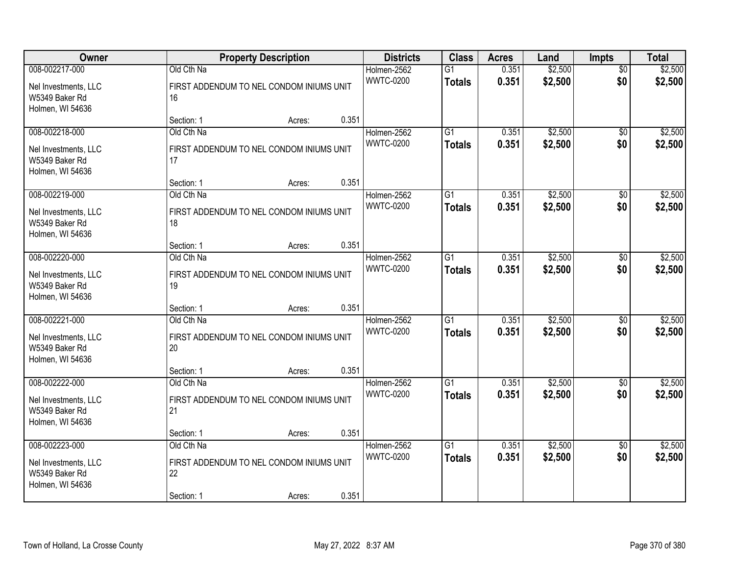| Owner | Property Description | Districts | Class | Acres | Land | Impts | Total |
|---|---|---|---|---|---|---|---|
| 008-002217-000<br>Nel Investments, LLC<br>W5349 Baker Rd<br>Holmen, WI 54636 | Old Cth Na<br>FIRST ADDENDUM TO NEL CONDOM INIUMS UNIT 16<br>Section: 1 Acres: 0.351 | Holmen-2562<br>WWTC-0200 | G1<br>**Totals** | 0.351<br>**0.351** | $2,500<br>**$2,500** | $0<br>**$0** | $2,500<br>**$2,500** |
| 008-002218-000<br>Nel Investments, LLC<br>W5349 Baker Rd<br>Holmen, WI 54636 | Old Cth Na<br>FIRST ADDENDUM TO NEL CONDOM INIUMS UNIT 17<br>Section: 1 Acres: 0.351 | Holmen-2562<br>WWTC-0200 | G1<br>**Totals** | 0.351<br>**0.351** | $2,500<br>**$2,500** | $0<br>**$0** | $2,500<br>**$2,500** |
| 008-002219-000<br>Nel Investments, LLC<br>W5349 Baker Rd<br>Holmen, WI 54636 | Old Cth Na<br>FIRST ADDENDUM TO NEL CONDOM INIUMS UNIT 18<br>Section: 1 Acres: 0.351 | Holmen-2562<br>WWTC-0200 | G1<br>**Totals** | 0.351<br>**0.351** | $2,500<br>**$2,500** | $0<br>**$0** | $2,500<br>**$2,500** |
| 008-002220-000<br>Nel Investments, LLC<br>W5349 Baker Rd<br>Holmen, WI 54636 | Old Cth Na<br>FIRST ADDENDUM TO NEL CONDOM INIUMS UNIT 19<br>Section: 1 Acres: 0.351 | Holmen-2562<br>WWTC-0200 | G1<br>**Totals** | 0.351<br>**0.351** | $2,500<br>**$2,500** | $0<br>**$0** | $2,500<br>**$2,500** |
| 008-002221-000<br>Nel Investments, LLC<br>W5349 Baker Rd<br>Holmen, WI 54636 | Old Cth Na<br>FIRST ADDENDUM TO NEL CONDOM INIUMS UNIT 20<br>Section: 1 Acres: 0.351 | Holmen-2562<br>WWTC-0200 | G1<br>**Totals** | 0.351<br>**0.351** | $2,500<br>**$2,500** | $0<br>**$0** | $2,500<br>**$2,500** |
| 008-002222-000<br>Nel Investments, LLC<br>W5349 Baker Rd<br>Holmen, WI 54636 | Old Cth Na<br>FIRST ADDENDUM TO NEL CONDOM INIUMS UNIT 21<br>Section: 1 Acres: 0.351 | Holmen-2562<br>WWTC-0200 | G1<br>**Totals** | 0.351<br>**0.351** | $2,500<br>**$2,500** | $0<br>**$0** | $2,500<br>**$2,500** |
| 008-002223-000<br>Nel Investments, LLC<br>W5349 Baker Rd<br>Holmen, WI 54636 | Old Cth Na<br>FIRST ADDENDUM TO NEL CONDOM INIUMS UNIT 22<br>Section: 1 Acres: 0.351 | Holmen-2562<br>WWTC-0200 | G1<br>**Totals** | 0.351<br>**0.351** | $2,500<br>**$2,500** | $0<br>**$0** | $2,500<br>**$2,500** |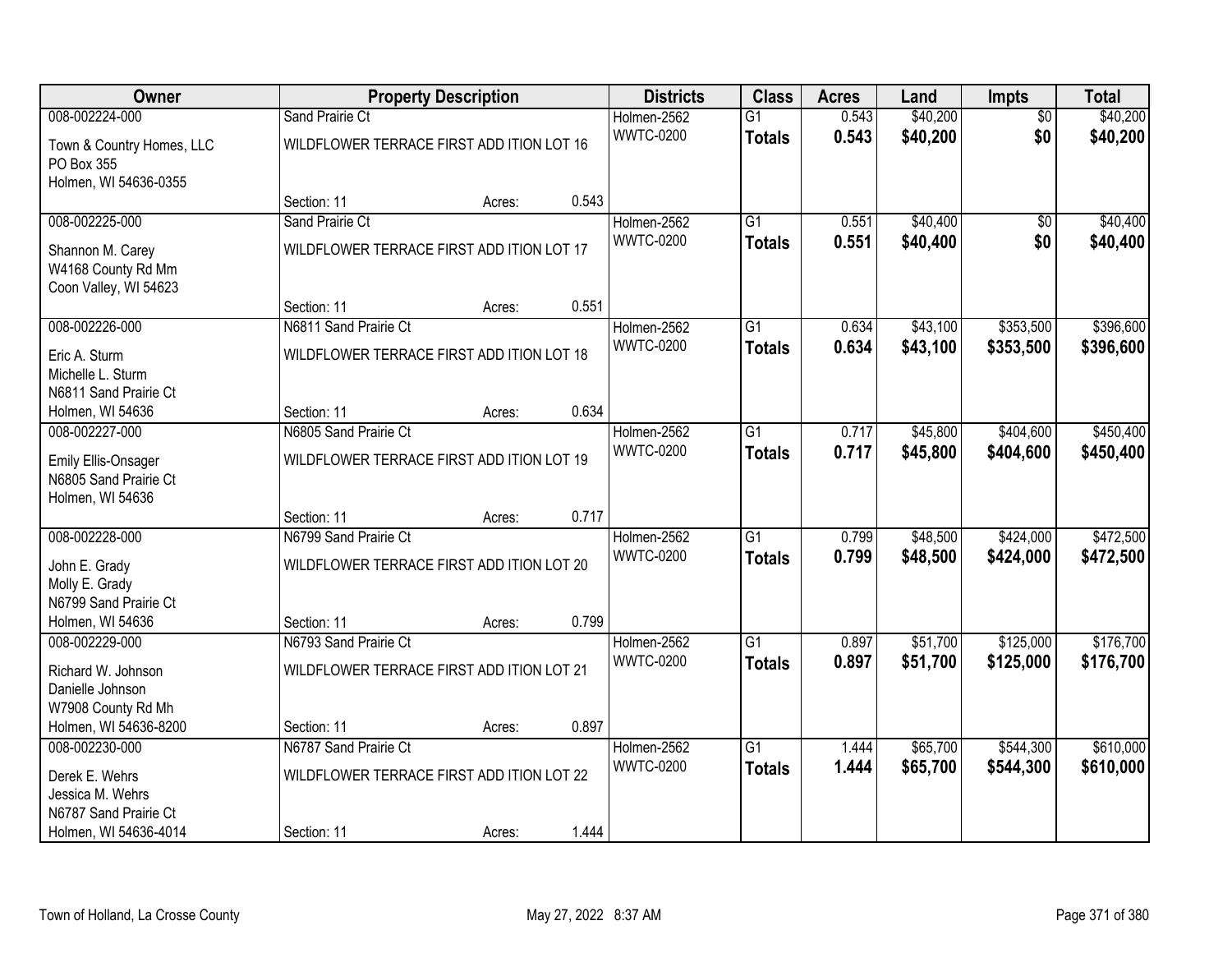| Owner | Property Description | | | Districts | Class | Acres | Land | Impts | Total |
|---|---|---|---|---|---|---|---|---|---|
| 008-002224-000 | Sand Prairie Ct | | | Holmen-2562 | G1 | 0.543 | $40,200 | $0 | $40,200 |
| Town & Country Homes, LLC<br>PO Box 355<br>Holmen, WI 54636-0355 | WILDFLOWER TERRACE FIRST ADD ITION LOT 16 | | | WWTC-0200 | **Totals** | **0.543** | **$40,200** | **$0** | **$40,200** |
| | Section: 11 | Acres: | 0.543 | | | | | | |
| 008-002225-000 | Sand Prairie Ct | | | Holmen-2562 | G1 | 0.551 | $40,400 | $0 | $40,400 |
| Shannon M. Carey<br>W4168 County Rd Mm<br>Coon Valley, WI 54623 | WILDFLOWER TERRACE FIRST ADD ITION LOT 17 | | | WWTC-0200 | **Totals** | **0.551** | **$40,400** | **$0** | **$40,400** |
| | Section: 11 | Acres: | 0.551 | | | | | | |
| 008-002226-000 | N6811 Sand Prairie Ct | | | Holmen-2562 | G1 | 0.634 | $43,100 | $353,500 | $396,600 |
| Eric A. Sturm<br>Michelle L. Sturm<br>N6811 Sand Prairie Ct<br>Holmen, WI 54636 | WILDFLOWER TERRACE FIRST ADD ITION LOT 18 | | | WWTC-0200 | **Totals** | **0.634** | **$43,100** | **$353,500** | **$396,600** |
| | Section: 11 | Acres: | 0.634 | | | | | | |
| 008-002227-000 | N6805 Sand Prairie Ct | | | Holmen-2562 | G1 | 0.717 | $45,800 | $404,600 | $450,400 |
| Emily Ellis-Onsager<br>N6805 Sand Prairie Ct<br>Holmen, WI 54636 | WILDFLOWER TERRACE FIRST ADD ITION LOT 19 | | | WWTC-0200 | **Totals** | **0.717** | **$45,800** | **$404,600** | **$450,400** |
| | Section: 11 | Acres: | 0.717 | | | | | | |
| 008-002228-000 | N6799 Sand Prairie Ct | | | Holmen-2562 | G1 | 0.799 | $48,500 | $424,000 | $472,500 |
| John E. Grady<br>Molly E. Grady<br>N6799 Sand Prairie Ct<br>Holmen, WI 54636 | WILDFLOWER TERRACE FIRST ADD ITION LOT 20 | | | WWTC-0200 | **Totals** | **0.799** | **$48,500** | **$424,000** | **$472,500** |
| | Section: 11 | Acres: | 0.799 | | | | | | |
| 008-002229-000 | N6793 Sand Prairie Ct | | | Holmen-2562 | G1 | 0.897 | $51,700 | $125,000 | $176,700 |
| Richard W. Johnson<br>Danielle Johnson<br>W7908 County Rd Mh<br>Holmen, WI 54636-8200 | WILDFLOWER TERRACE FIRST ADD ITION LOT 21 | | | WWTC-0200 | **Totals** | **0.897** | **$51,700** | **$125,000** | **$176,700** |
| | Section: 11 | Acres: | 0.897 | | | | | | |
| 008-002230-000 | N6787 Sand Prairie Ct | | | Holmen-2562 | G1 | 1.444 | $65,700 | $544,300 | $610,000 |
| Derek E. Wehrs<br>Jessica M. Wehrs<br>N6787 Sand Prairie Ct<br>Holmen, WI 54636-4014 | WILDFLOWER TERRACE FIRST ADD ITION LOT 22 | | | WWTC-0200 | **Totals** | **1.444** | **$65,700** | **$544,300** | **$610,000** |
| | Section: 11 | Acres: | 1.444 | | | | | | |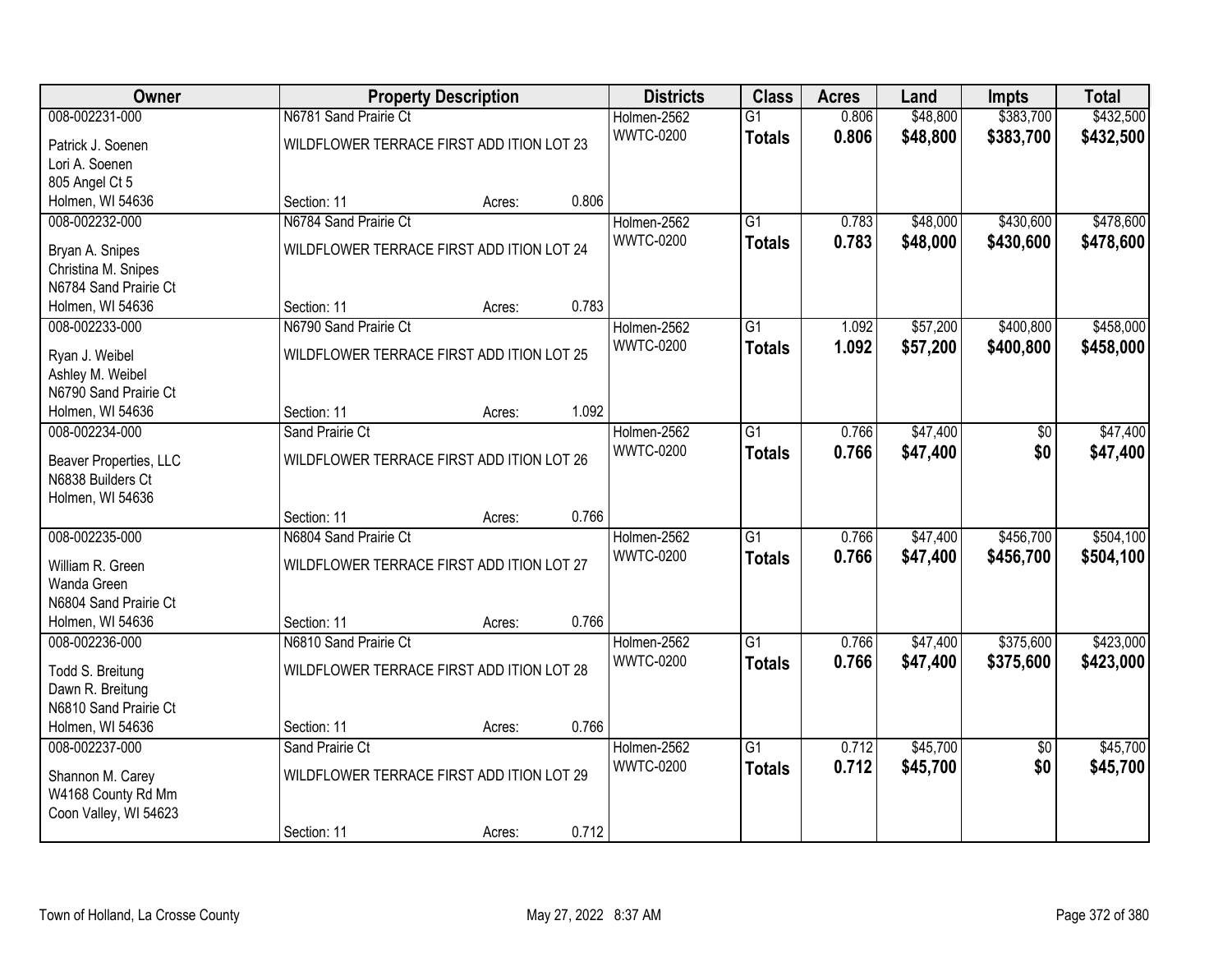| Owner | Property Description | | | Districts | Class | Acres | Land | Impts | Total |
|---|---|---|---|---|---|---|---|---|---|
| 008-002231-000 | N6781 Sand Prairie Ct | | | Holmen-2562 | G1 | 0.806 | $48,800 | $383,700 | $432,500 |
| Patrick J. Soenen<br>Lori A. Soenen<br>805 Angel Ct 5<br>Holmen, WI 54636 | WILDFLOWER TERRACE FIRST ADD ITION LOT 23 | | | WWTC-0200 | **Totals** | **0.806** | **$48,800** | **$383,700** | **$432,500** |
| | Section: 11 | Acres: | 0.806 | | | | | | |
| 008-002232-000 | N6784 Sand Prairie Ct | | | Holmen-2562 | G1 | 0.783 | $48,000 | $430,600 | $478,600 |
| Bryan A. Snipes<br>Christina M. Snipes<br>N6784 Sand Prairie Ct<br>Holmen, WI 54636 | WILDFLOWER TERRACE FIRST ADD ITION LOT 24 | | | WWTC-0200 | **Totals** | **0.783** | **$48,000** | **$430,600** | **$478,600** |
| | Section: 11 | Acres: | 0.783 | | | | | | |
| 008-002233-000 | N6790 Sand Prairie Ct | | | Holmen-2562 | G1 | 1.092 | $57,200 | $400,800 | $458,000 |
| Ryan J. Weibel<br>Ashley M. Weibel<br>N6790 Sand Prairie Ct<br>Holmen, WI 54636 | WILDFLOWER TERRACE FIRST ADD ITION LOT 25 | | | WWTC-0200 | **Totals** | **1.092** | **$57,200** | **$400,800** | **$458,000** |
| | Section: 11 | Acres: | 1.092 | | | | | | |
| 008-002234-000 | Sand Prairie Ct | | | Holmen-2562 | G1 | 0.766 | $47,400 | $0 | $47,400 |
| Beaver Properties, LLC<br>N6838 Builders Ct<br>Holmen, WI 54636 | WILDFLOWER TERRACE FIRST ADD ITION LOT 26 | | | WWTC-0200 | **Totals** | **0.766** | **$47,400** | **$0** | **$47,400** |
| | Section: 11 | Acres: | 0.766 | | | | | | |
| 008-002235-000 | N6804 Sand Prairie Ct | | | Holmen-2562 | G1 | 0.766 | $47,400 | $456,700 | $504,100 |
| William R. Green<br>Wanda Green<br>N6804 Sand Prairie Ct<br>Holmen, WI 54636 | WILDFLOWER TERRACE FIRST ADD ITION LOT 27 | | | WWTC-0200 | **Totals** | **0.766** | **$47,400** | **$456,700** | **$504,100** |
| | Section: 11 | Acres: | 0.766 | | | | | | |
| 008-002236-000 | N6810 Sand Prairie Ct | | | Holmen-2562 | G1 | 0.766 | $47,400 | $375,600 | $423,000 |
| Todd S. Breitung<br>Dawn R. Breitung<br>N6810 Sand Prairie Ct<br>Holmen, WI 54636 | WILDFLOWER TERRACE FIRST ADD ITION LOT 28 | | | WWTC-0200 | **Totals** | **0.766** | **$47,400** | **$375,600** | **$423,000** |
| | Section: 11 | Acres: | 0.766 | | | | | | |
| 008-002237-000 | Sand Prairie Ct | | | Holmen-2562 | G1 | 0.712 | $45,700 | $0 | $45,700 |
| Shannon M. Carey<br>W4168 County Rd Mm<br>Coon Valley, WI 54623 | WILDFLOWER TERRACE FIRST ADD ITION LOT 29 | | | WWTC-0200 | **Totals** | **0.712** | **$45,700** | **$0** | **$45,700** |
| | Section: 11 | Acres: | 0.712 | | | | | | |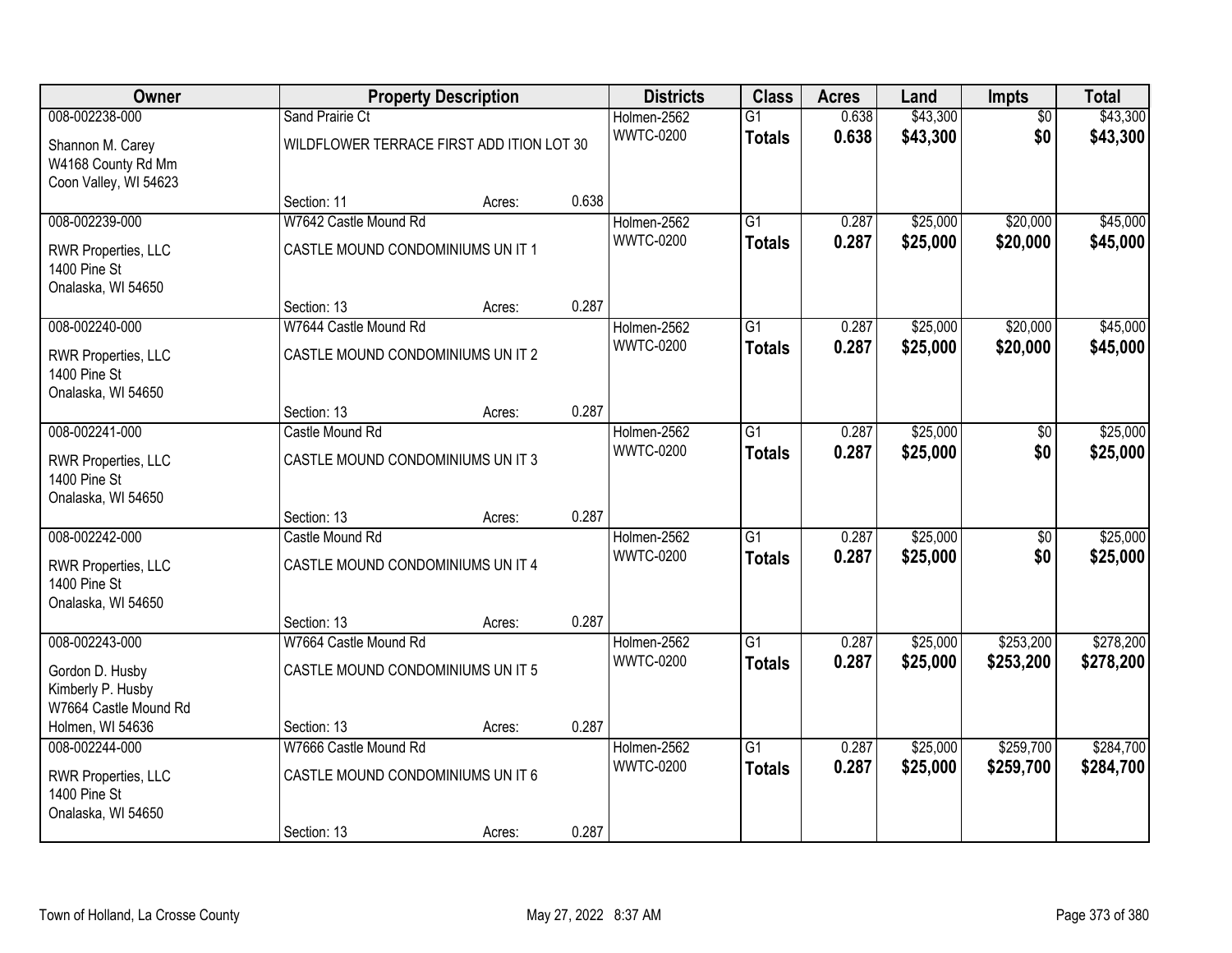| Owner | Property Description | | | Districts | Class | Acres | Land | Impts | Total |
|---|---|---|---|---|---|---|---|---|---|
| 008-002238-000 | Sand Prairie Ct | | | Holmen-2562 | G1 | 0.638 | $43,300 | $0 | $43,300 |
| Shannon M. Carey<br>W4168 County Rd Mm<br>Coon Valley, WI 54623 | WILDFLOWER TERRACE FIRST ADD ITION LOT 30 | | | WWTC-0200 | **Totals** | **0.638** | **$43,300** | **$0** | **$43,300** |
| | Section: 11 | Acres: | 0.638 | | | | | | |
| 008-002239-000 | W7642 Castle Mound Rd | | | Holmen-2562 | G1 | 0.287 | $25,000 | $20,000 | $45,000 |
| RWR Properties, LLC<br>1400 Pine St<br>Onalaska, WI 54650 | CASTLE MOUND CONDOMINIUMS UN IT 1 | | | WWTC-0200 | **Totals** | **0.287** | **$25,000** | **$20,000** | **$45,000** |
| | Section: 13 | Acres: | 0.287 | | | | | | |
| 008-002240-000 | W7644 Castle Mound Rd | | | Holmen-2562 | G1 | 0.287 | $25,000 | $20,000 | $45,000 |
| RWR Properties, LLC<br>1400 Pine St<br>Onalaska, WI 54650 | CASTLE MOUND CONDOMINIUMS UN IT 2 | | | WWTC-0200 | **Totals** | **0.287** | **$25,000** | **$20,000** | **$45,000** |
| | Section: 13 | Acres: | 0.287 | | | | | | |
| 008-002241-000 | Castle Mound Rd | | | Holmen-2562 | G1 | 0.287 | $25,000 | $0 | $25,000 |
| RWR Properties, LLC<br>1400 Pine St<br>Onalaska, WI 54650 | CASTLE MOUND CONDOMINIUMS UN IT 3 | | | WWTC-0200 | **Totals** | **0.287** | **$25,000** | **$0** | **$25,000** |
| | Section: 13 | Acres: | 0.287 | | | | | | |
| 008-002242-000 | Castle Mound Rd | | | Holmen-2562 | G1 | 0.287 | $25,000 | $0 | $25,000 |
| RWR Properties, LLC<br>1400 Pine St<br>Onalaska, WI 54650 | CASTLE MOUND CONDOMINIUMS UN IT 4 | | | WWTC-0200 | **Totals** | **0.287** | **$25,000** | **$0** | **$25,000** |
| | Section: 13 | Acres: | 0.287 | | | | | | |
| 008-002243-000 | W7664 Castle Mound Rd | | | Holmen-2562 | G1 | 0.287 | $25,000 | $253,200 | $278,200 |
| Gordon D. Husby<br>Kimberly P. Husby<br>W7664 Castle Mound Rd<br>Holmen, WI 54636 | CASTLE MOUND CONDOMINIUMS UN IT 5 | | | WWTC-0200 | **Totals** | **0.287** | **$25,000** | **$253,200** | **$278,200** |
| | Section: 13 | Acres: | 0.287 | | | | | | |
| 008-002244-000 | W7666 Castle Mound Rd | | | Holmen-2562 | G1 | 0.287 | $25,000 | $259,700 | $284,700 |
| RWR Properties, LLC<br>1400 Pine St<br>Onalaska, WI 54650 | CASTLE MOUND CONDOMINIUMS UN IT 6 | | | WWTC-0200 | **Totals** | **0.287** | **$25,000** | **$259,700** | **$284,700** |
| | Section: 13 | Acres: | 0.287 | | | | | | |

Town of Holland, La Crosse County — May 27, 2022 8:37 AM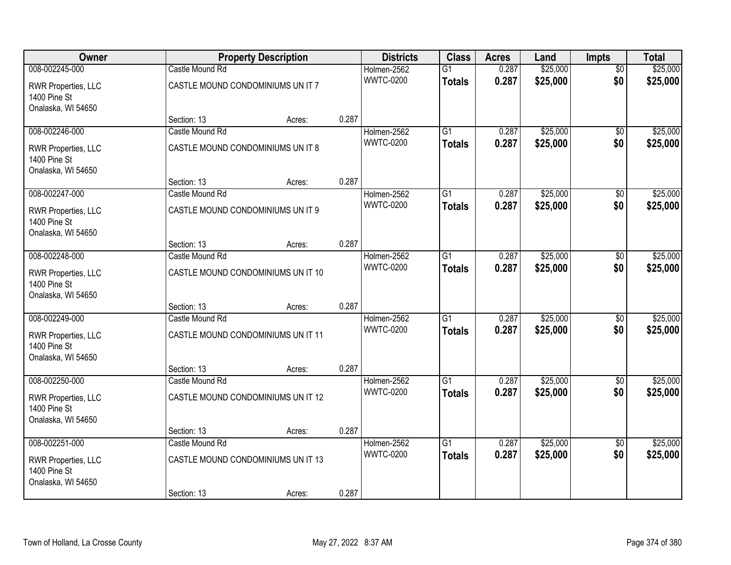| Owner | Property Description | | | Districts | Class | Acres | Land | Impts | Total |
|---|---|---|---|---|---|---|---|---|---|
| 008-002245-000 | Castle Mound Rd | | | Holmen-2562 | G1 | 0.287 | $25,000 | $0 | $25,000 |
| RWR Properties, LLC<br>1400 Pine St<br>Onalaska, WI 54650 | CASTLE MOUND CONDOMINIUMS UN IT 7 | | | WWTC-0200 | **Totals** | **0.287** | **$25,000** | **$0** | **$25,000** |
| | Section: 13 | Acres: | 0.287 | | | | | | |
| 008-002246-000 | Castle Mound Rd | | | Holmen-2562 | G1 | 0.287 | $25,000 | $0 | $25,000 |
| RWR Properties, LLC<br>1400 Pine St<br>Onalaska, WI 54650 | CASTLE MOUND CONDOMINIUMS UN IT 8 | | | WWTC-0200 | **Totals** | **0.287** | **$25,000** | **$0** | **$25,000** |
| | Section: 13 | Acres: | 0.287 | | | | | | |
| 008-002247-000 | Castle Mound Rd | | | Holmen-2562 | G1 | 0.287 | $25,000 | $0 | $25,000 |
| RWR Properties, LLC<br>1400 Pine St<br>Onalaska, WI 54650 | CASTLE MOUND CONDOMINIUMS UN IT 9 | | | WWTC-0200 | **Totals** | **0.287** | **$25,000** | **$0** | **$25,000** |
| | Section: 13 | Acres: | 0.287 | | | | | | |
| 008-002248-000 | Castle Mound Rd | | | Holmen-2562 | G1 | 0.287 | $25,000 | $0 | $25,000 |
| RWR Properties, LLC<br>1400 Pine St<br>Onalaska, WI 54650 | CASTLE MOUND CONDOMINIUMS UN IT 10 | | | WWTC-0200 | **Totals** | **0.287** | **$25,000** | **$0** | **$25,000** |
| | Section: 13 | Acres: | 0.287 | | | | | | |
| 008-002249-000 | Castle Mound Rd | | | Holmen-2562 | G1 | 0.287 | $25,000 | $0 | $25,000 |
| RWR Properties, LLC<br>1400 Pine St<br>Onalaska, WI 54650 | CASTLE MOUND CONDOMINIUMS UN IT 11 | | | WWTC-0200 | **Totals** | **0.287** | **$25,000** | **$0** | **$25,000** |
| | Section: 13 | Acres: | 0.287 | | | | | | |
| 008-002250-000 | Castle Mound Rd | | | Holmen-2562 | G1 | 0.287 | $25,000 | $0 | $25,000 |
| RWR Properties, LLC<br>1400 Pine St<br>Onalaska, WI 54650 | CASTLE MOUND CONDOMINIUMS UN IT 12 | | | WWTC-0200 | **Totals** | **0.287** | **$25,000** | **$0** | **$25,000** |
| | Section: 13 | Acres: | 0.287 | | | | | | |
| 008-002251-000 | Castle Mound Rd | | | Holmen-2562 | G1 | 0.287 | $25,000 | $0 | $25,000 |
| RWR Properties, LLC<br>1400 Pine St<br>Onalaska, WI 54650 | CASTLE MOUND CONDOMINIUMS UN IT 13 | | | WWTC-0200 | **Totals** | **0.287** | **$25,000** | **$0** | **$25,000** |
| | Section: 13 | Acres: | 0.287 | | | | | | |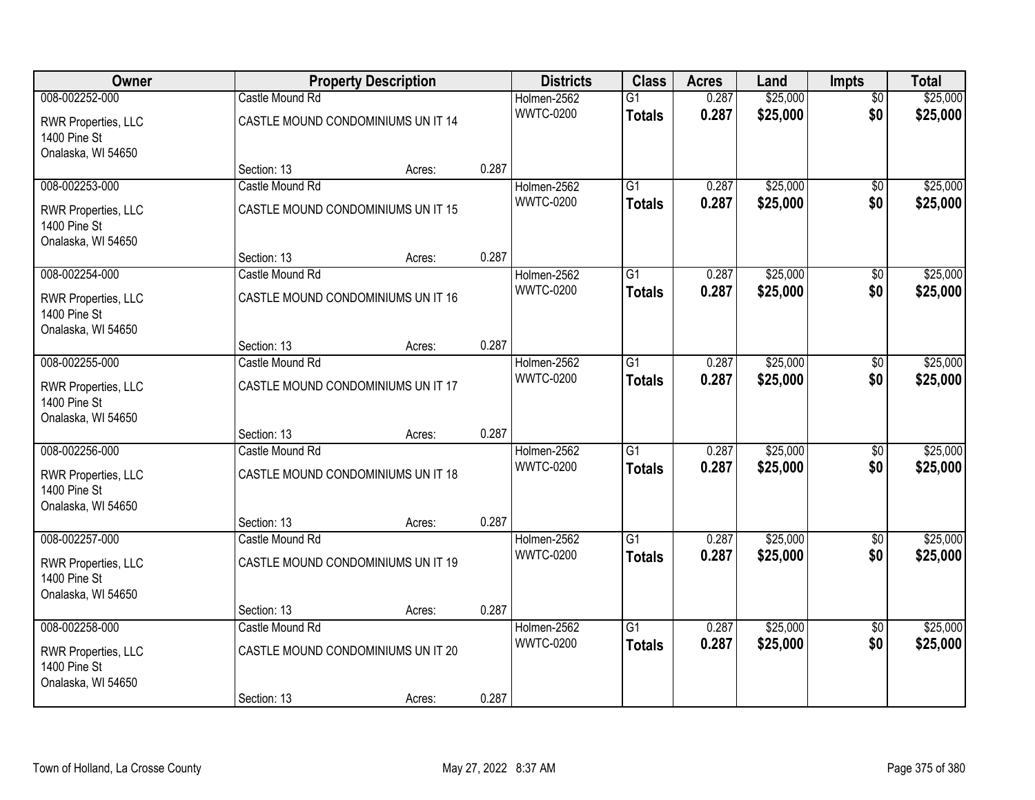| Owner | Property Description | | | Districts | Class | Acres | Land | Impts | Total |
|---|---|---|---|---|---|---|---|---|---|
| 008-002252-000 | Castle Mound Rd | | | Holmen-2562 | G1 | 0.287 | $25,000 | $0 | $25,000 |
| RWR Properties, LLC<br>1400 Pine St<br>Onalaska, WI 54650 | CASTLE MOUND CONDOMINIUMS UN IT 14 | | | WWTC-0200 | **Totals** | **0.287** | **$25,000** | **$0** | **$25,000** |
| | Section: 13 | Acres: | 0.287 | | | | | | |
| 008-002253-000 | Castle Mound Rd | | | Holmen-2562 | G1 | 0.287 | $25,000 | $0 | $25,000 |
| RWR Properties, LLC<br>1400 Pine St<br>Onalaska, WI 54650 | CASTLE MOUND CONDOMINIUMS UN IT 15 | | | WWTC-0200 | **Totals** | **0.287** | **$25,000** | **$0** | **$25,000** |
| | Section: 13 | Acres: | 0.287 | | | | | | |
| 008-002254-000 | Castle Mound Rd | | | Holmen-2562 | G1 | 0.287 | $25,000 | $0 | $25,000 |
| RWR Properties, LLC<br>1400 Pine St<br>Onalaska, WI 54650 | CASTLE MOUND CONDOMINIUMS UN IT 16 | | | WWTC-0200 | **Totals** | **0.287** | **$25,000** | **$0** | **$25,000** |
| | Section: 13 | Acres: | 0.287 | | | | | | |
| 008-002255-000 | Castle Mound Rd | | | Holmen-2562 | G1 | 0.287 | $25,000 | $0 | $25,000 |
| RWR Properties, LLC<br>1400 Pine St<br>Onalaska, WI 54650 | CASTLE MOUND CONDOMINIUMS UN IT 17 | | | WWTC-0200 | **Totals** | **0.287** | **$25,000** | **$0** | **$25,000** |
| | Section: 13 | Acres: | 0.287 | | | | | | |
| 008-002256-000 | Castle Mound Rd | | | Holmen-2562 | G1 | 0.287 | $25,000 | $0 | $25,000 |
| RWR Properties, LLC<br>1400 Pine St<br>Onalaska, WI 54650 | CASTLE MOUND CONDOMINIUMS UN IT 18 | | | WWTC-0200 | **Totals** | **0.287** | **$25,000** | **$0** | **$25,000** |
| | Section: 13 | Acres: | 0.287 | | | | | | |
| 008-002257-000 | Castle Mound Rd | | | Holmen-2562 | G1 | 0.287 | $25,000 | $0 | $25,000 |
| RWR Properties, LLC<br>1400 Pine St<br>Onalaska, WI 54650 | CASTLE MOUND CONDOMINIUMS UN IT 19 | | | WWTC-0200 | **Totals** | **0.287** | **$25,000** | **$0** | **$25,000** |
| | Section: 13 | Acres: | 0.287 | | | | | | |
| 008-002258-000 | Castle Mound Rd | | | Holmen-2562 | G1 | 0.287 | $25,000 | $0 | $25,000 |
| RWR Properties, LLC<br>1400 Pine St<br>Onalaska, WI 54650 | CASTLE MOUND CONDOMINIUMS UN IT 20 | | | WWTC-0200 | **Totals** | **0.287** | **$25,000** | **$0** | **$25,000** |
| | Section: 13 | Acres: | 0.287 | | | | | | |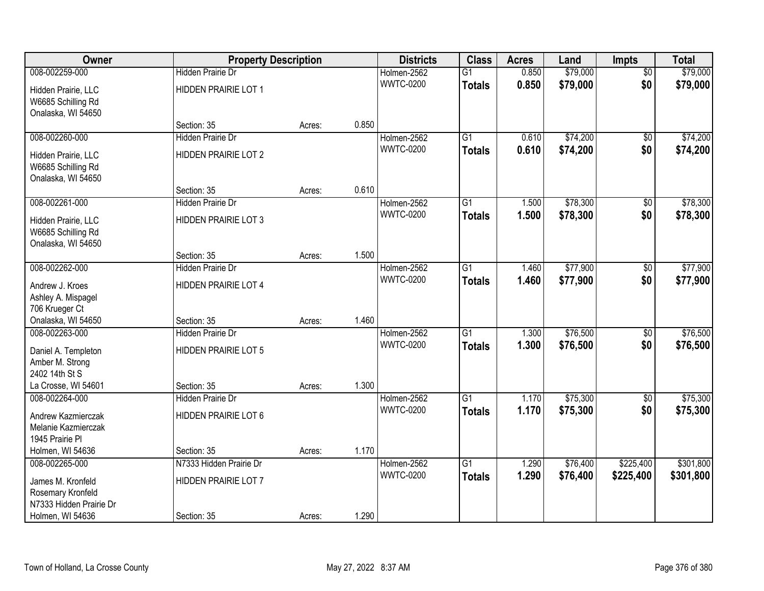| Owner | Property Description | | | Districts | Class | Acres | Land | Impts | Total |
|---|---|---|---|---|---|---|---|---|---|
| 008-002259-000 | Hidden Prairie Dr | | | Holmen-2562 | G1 | 0.850 | $79,000 | $0 | $79,000 |
| Hidden Prairie, LLC<br>W6685 Schilling Rd<br>Onalaska, WI 54650 | HIDDEN PRAIRIE LOT 1 | | | WWTC-0200 | **Totals** | **0.850** | **$79,000** | **$0** | **$79,000** |
| | Section: 35 | Acres: | 0.850 | | | | | | |
| 008-002260-000 | Hidden Prairie Dr | | | Holmen-2562 | G1 | 0.610 | $74,200 | $0 | $74,200 |
| Hidden Prairie, LLC<br>W6685 Schilling Rd<br>Onalaska, WI 54650 | HIDDEN PRAIRIE LOT 2 | | | WWTC-0200 | **Totals** | **0.610** | **$74,200** | **$0** | **$74,200** |
| | Section: 35 | Acres: | 0.610 | | | | | | |
| 008-002261-000 | Hidden Prairie Dr | | | Holmen-2562 | G1 | 1.500 | $78,300 | $0 | $78,300 |
| Hidden Prairie, LLC<br>W6685 Schilling Rd<br>Onalaska, WI 54650 | HIDDEN PRAIRIE LOT 3 | | | WWTC-0200 | **Totals** | **1.500** | **$78,300** | **$0** | **$78,300** |
| | Section: 35 | Acres: | 1.500 | | | | | | |
| 008-002262-000 | Hidden Prairie Dr | | | Holmen-2562 | G1 | 1.460 | $77,900 | $0 | $77,900 |
| Andrew J. Kroes<br>Ashley A. Mispagel<br>706 Krueger Ct<br>Onalaska, WI 54650 | HIDDEN PRAIRIE LOT 4 | | | WWTC-0200 | **Totals** | **1.460** | **$77,900** | **$0** | **$77,900** |
| | Section: 35 | Acres: | 1.460 | | | | | | |
| 008-002263-000 | Hidden Prairie Dr | | | Holmen-2562 | G1 | 1.300 | $76,500 | $0 | $76,500 |
| Daniel A. Templeton<br>Amber M. Strong<br>2402 14th St S<br>La Crosse, WI 54601 | HIDDEN PRAIRIE LOT 5 | | | WWTC-0200 | **Totals** | **1.300** | **$76,500** | **$0** | **$76,500** |
| | Section: 35 | Acres: | 1.300 | | | | | | |
| 008-002264-000 | Hidden Prairie Dr | | | Holmen-2562 | G1 | 1.170 | $75,300 | $0 | $75,300 |
| Andrew Kazmierczak<br>Melanie Kazmierczak<br>1945 Prairie Pl<br>Holmen, WI 54636 | HIDDEN PRAIRIE LOT 6 | | | WWTC-0200 | **Totals** | **1.170** | **$75,300** | **$0** | **$75,300** |
| | Section: 35 | Acres: | 1.170 | | | | | | |
| 008-002265-000 | N7333 Hidden Prairie Dr | | | Holmen-2562 | G1 | 1.290 | $76,400 | $225,400 | $301,800 |
| James M. Kronfeld<br>Rosemary Kronfeld<br>N7333 Hidden Prairie Dr<br>Holmen, WI 54636 | HIDDEN PRAIRIE LOT 7 | | | WWTC-0200 | **Totals** | **1.290** | **$76,400** | **$225,400** | **$301,800** |
| | Section: 35 | Acres: | 1.290 | | | | | | |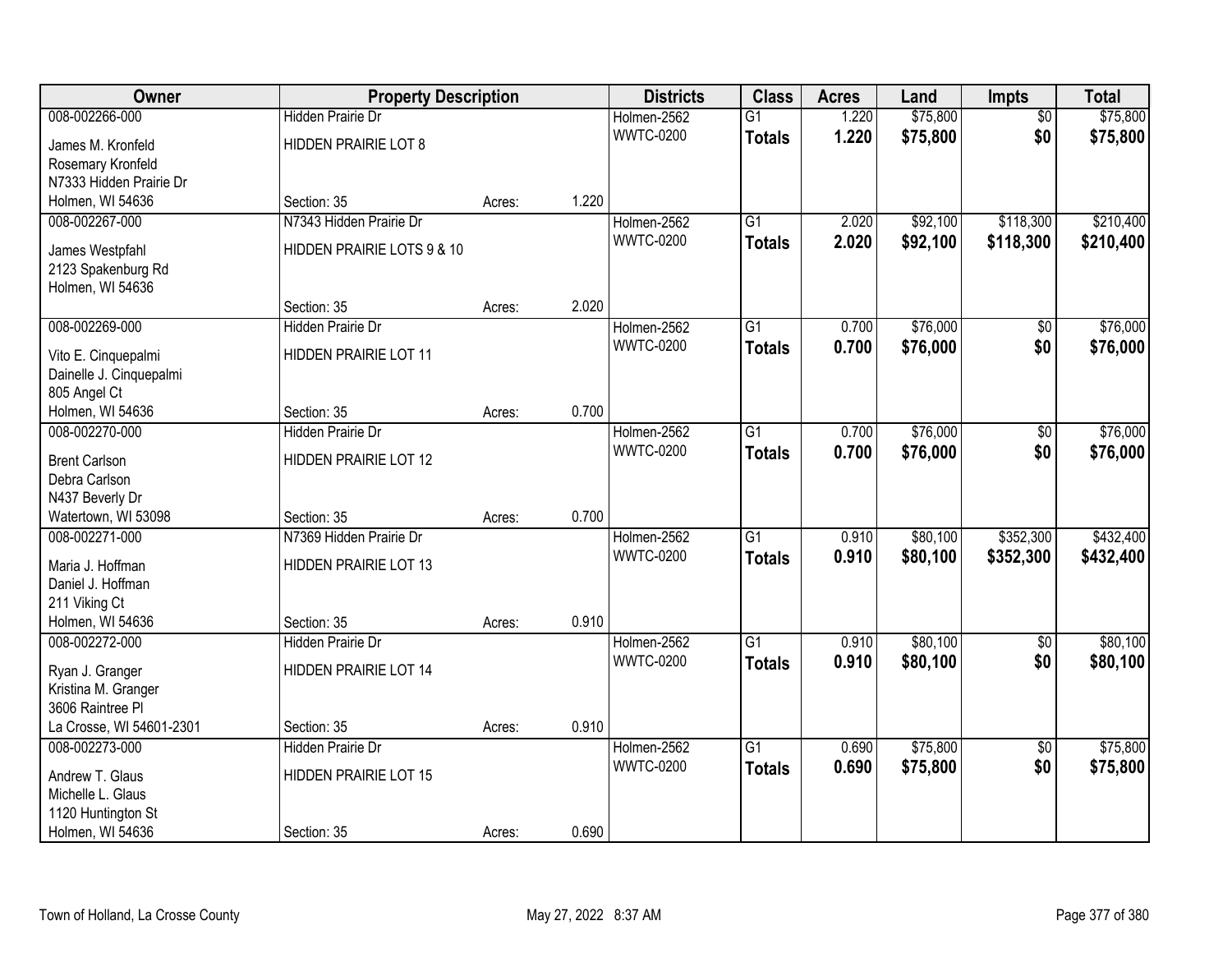| Owner | Property Description | | | Districts | Class | Acres | Land | Impts | Total |
|---|---|---|---|---|---|---|---|---|---|
| 008-002266-000 | Hidden Prairie Dr | | | Holmen-2562 | G1 | 1.220 | $75,800 | $0 | $75,800 |
| James M. Kronfeld<br>Rosemary Kronfeld<br>N7333 Hidden Prairie Dr<br>Holmen, WI 54636 | HIDDEN PRAIRIE LOT 8<br><br>Section: 35 | Acres: | 1.220 | WWTC-0200 | **Totals** | **1.220** | **$75,800** | **$0** | **$75,800** |
| 008-002267-000 | N7343 Hidden Prairie Dr | | | Holmen-2562 | G1 | 2.020 | $92,100 | $118,300 | $210,400 |
| James Westpfahl<br>2123 Spakenburg Rd<br>Holmen, WI 54636 | HIDDEN PRAIRIE LOTS 9 & 10<br><br>Section: 35 | Acres: | 2.020 | WWTC-0200 | **Totals** | **2.020** | **$92,100** | **$118,300** | **$210,400** |
| 008-002269-000 | Hidden Prairie Dr | | | Holmen-2562 | G1 | 0.700 | $76,000 | $0 | $76,000 |
| Vito E. Cinquepalmi<br>Dainelle J. Cinquepalmi<br>805 Angel Ct<br>Holmen, WI 54636 | HIDDEN PRAIRIE LOT 11<br><br>Section: 35 | Acres: | 0.700 | WWTC-0200 | **Totals** | **0.700** | **$76,000** | **$0** | **$76,000** |
| 008-002270-000 | Hidden Prairie Dr | | | Holmen-2562 | G1 | 0.700 | $76,000 | $0 | $76,000 |
| Brent Carlson<br>Debra Carlson<br>N437 Beverly Dr<br>Watertown, WI 53098 | HIDDEN PRAIRIE LOT 12<br><br>Section: 35 | Acres: | 0.700 | WWTC-0200 | **Totals** | **0.700** | **$76,000** | **$0** | **$76,000** |
| 008-002271-000 | N7369 Hidden Prairie Dr | | | Holmen-2562 | G1 | 0.910 | $80,100 | $352,300 | $432,400 |
| Maria J. Hoffman<br>Daniel J. Hoffman<br>211 Viking Ct<br>Holmen, WI 54636 | HIDDEN PRAIRIE LOT 13<br><br>Section: 35 | Acres: | 0.910 | WWTC-0200 | **Totals** | **0.910** | **$80,100** | **$352,300** | **$432,400** |
| 008-002272-000 | Hidden Prairie Dr | | | Holmen-2562 | G1 | 0.910 | $80,100 | $0 | $80,100 |
| Ryan J. Granger<br>Kristina M. Granger<br>3606 Raintree Pl<br>La Crosse, WI 54601-2301 | HIDDEN PRAIRIE LOT 14<br><br>Section: 35 | Acres: | 0.910 | WWTC-0200 | **Totals** | **0.910** | **$80,100** | **$0** | **$80,100** |
| 008-002273-000 | Hidden Prairie Dr | | | Holmen-2562 | G1 | 0.690 | $75,800 | $0 | $75,800 |
| Andrew T. Glaus<br>Michelle L. Glaus<br>1120 Huntington St<br>Holmen, WI 54636 | HIDDEN PRAIRIE LOT 15<br><br>Section: 35 | Acres: | 0.690 | WWTC-0200 | **Totals** | **0.690** | **$75,800** | **$0** | **$75,800** |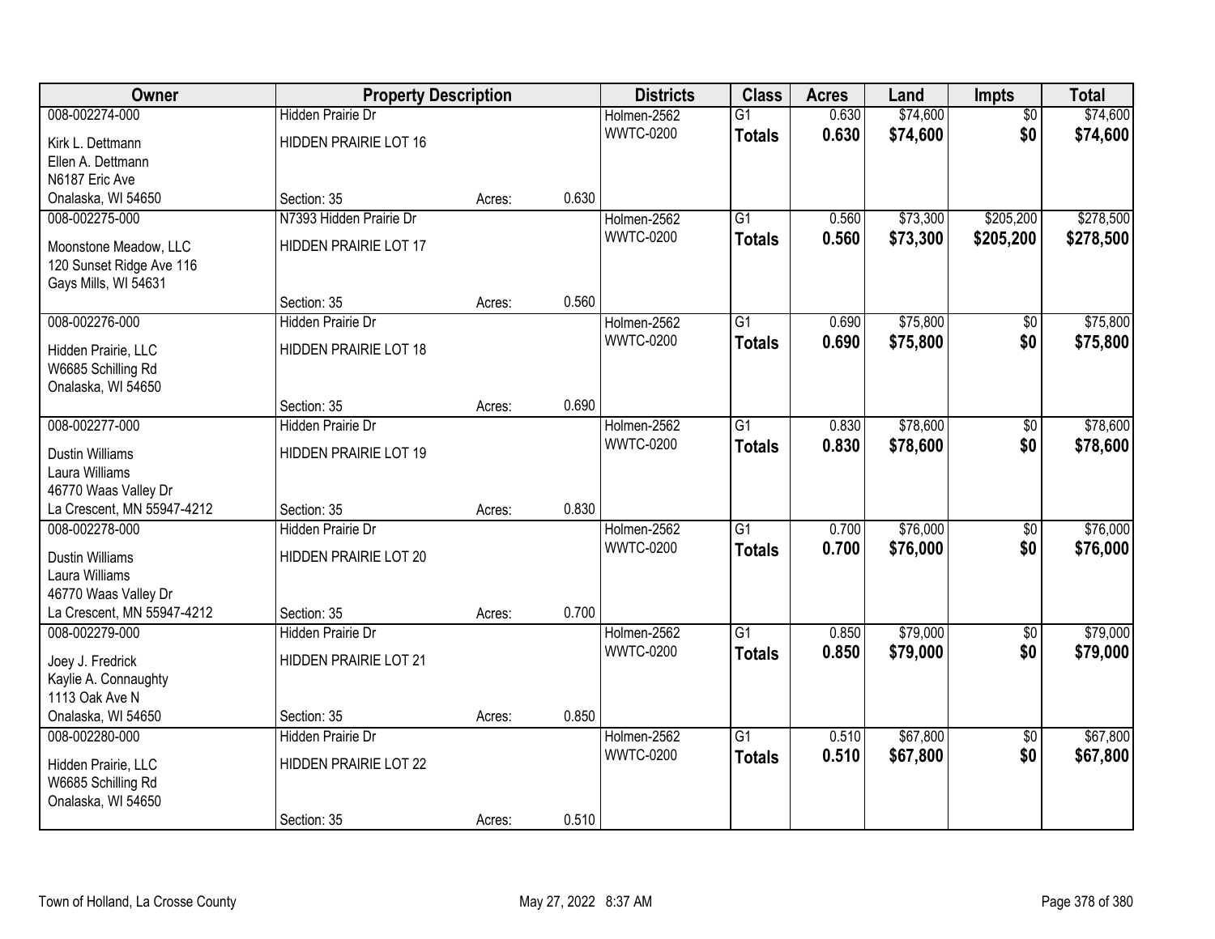| Owner | Property Description | | | Districts | Class | Acres | Land | Impts | Total |
|---|---|---|---|---|---|---|---|---|---|
| 008-002274-000 | Hidden Prairie Dr | | | Holmen-2562 | G1 | 0.630 | $74,600 | $0 | $74,600 |
| Kirk L. Dettmann<br>Ellen A. Dettmann<br>N6187 Eric Ave<br>Onalaska, WI 54650 | HIDDEN PRAIRIE LOT 16 | | | WWTC-0200 | **Totals** | **0.630** | **$74,600** | **$0** | **$74,600** |
| | Section: 35 | Acres: | 0.630 | | | | | | |
| 008-002275-000 | N7393 Hidden Prairie Dr | | | Holmen-2562 | G1 | 0.560 | $73,300 | $205,200 | $278,500 |
| Moonstone Meadow, LLC<br>120 Sunset Ridge Ave 116<br>Gays Mills, WI 54631 | HIDDEN PRAIRIE LOT 17 | | | WWTC-0200 | **Totals** | **0.560** | **$73,300** | **$205,200** | **$278,500** |
| | Section: 35 | Acres: | 0.560 | | | | | | |
| 008-002276-000 | Hidden Prairie Dr | | | Holmen-2562 | G1 | 0.690 | $75,800 | $0 | $75,800 |
| Hidden Prairie, LLC<br>W6685 Schilling Rd<br>Onalaska, WI 54650 | HIDDEN PRAIRIE LOT 18 | | | WWTC-0200 | **Totals** | **0.690** | **$75,800** | **$0** | **$75,800** |
| | Section: 35 | Acres: | 0.690 | | | | | | |
| 008-002277-000 | Hidden Prairie Dr | | | Holmen-2562 | G1 | 0.830 | $78,600 | $0 | $78,600 |
| Dustin Williams<br>Laura Williams<br>46770 Waas Valley Dr<br>La Crescent, MN 55947-4212 | HIDDEN PRAIRIE LOT 19 | | | WWTC-0200 | **Totals** | **0.830** | **$78,600** | **$0** | **$78,600** |
| | Section: 35 | Acres: | 0.830 | | | | | | |
| 008-002278-000 | Hidden Prairie Dr | | | Holmen-2562 | G1 | 0.700 | $76,000 | $0 | $76,000 |
| Dustin Williams<br>Laura Williams<br>46770 Waas Valley Dr<br>La Crescent, MN 55947-4212 | HIDDEN PRAIRIE LOT 20 | | | WWTC-0200 | **Totals** | **0.700** | **$76,000** | **$0** | **$76,000** |
| | Section: 35 | Acres: | 0.700 | | | | | | |
| 008-002279-000 | Hidden Prairie Dr | | | Holmen-2562 | G1 | 0.850 | $79,000 | $0 | $79,000 |
| Joey J. Fredrick<br>Kaylie A. Connaughty<br>1113 Oak Ave N<br>Onalaska, WI 54650 | HIDDEN PRAIRIE LOT 21 | | | WWTC-0200 | **Totals** | **0.850** | **$79,000** | **$0** | **$79,000** |
| | Section: 35 | Acres: | 0.850 | | | | | | |
| 008-002280-000 | Hidden Prairie Dr | | | Holmen-2562 | G1 | 0.510 | $67,800 | $0 | $67,800 |
| Hidden Prairie, LLC<br>W6685 Schilling Rd<br>Onalaska, WI 54650 | HIDDEN PRAIRIE LOT 22 | | | WWTC-0200 | **Totals** | **0.510** | **$67,800** | **$0** | **$67,800** |
| | Section: 35 | Acres: | 0.510 | | | | | | |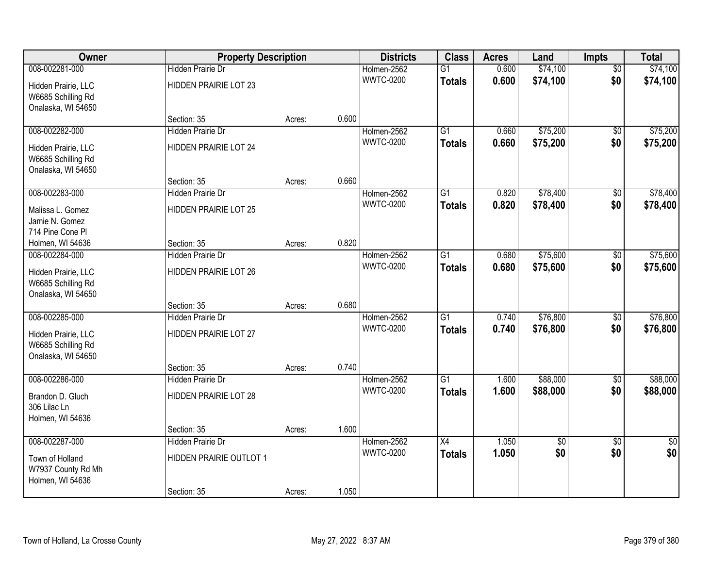| Owner | Property Description | | | Districts | Class | Acres | Land | Impts | Total |
|---|---|---|---|---|---|---|---|---|---|
| 008-002281-000 | Hidden Prairie Dr | | | Holmen-2562 | G1 | 0.600 | $74,100 | $0 | $74,100 |
| Hidden Prairie, LLC W6685 Schilling Rd Onalaska, WI 54650 | HIDDEN PRAIRIE LOT 23 | | | WWTC-0200 | **Totals** | **0.600** | **$74,100** | **$0** | **$74,100** |
| | Section: 35 | Acres: | 0.600 | | | | | | |
| 008-002282-000 | Hidden Prairie Dr | | | Holmen-2562 | G1 | 0.660 | $75,200 | $0 | $75,200 |
| Hidden Prairie, LLC W6685 Schilling Rd Onalaska, WI 54650 | HIDDEN PRAIRIE LOT 24 | | | WWTC-0200 | **Totals** | **0.660** | **$75,200** | **$0** | **$75,200** |
| | Section: 35 | Acres: | 0.660 | | | | | | |
| 008-002283-000 | Hidden Prairie Dr | | | Holmen-2562 | G1 | 0.820 | $78,400 | $0 | $78,400 |
| Malissa L. Gomez Jamie N. Gomez 714 Pine Cone Pl Holmen, WI 54636 | HIDDEN PRAIRIE LOT 25 | | | WWTC-0200 | **Totals** | **0.820** | **$78,400** | **$0** | **$78,400** |
| | Section: 35 | Acres: | 0.820 | | | | | | |
| 008-002284-000 | Hidden Prairie Dr | | | Holmen-2562 | G1 | 0.680 | $75,600 | $0 | $75,600 |
| Hidden Prairie, LLC W6685 Schilling Rd Onalaska, WI 54650 | HIDDEN PRAIRIE LOT 26 | | | WWTC-0200 | **Totals** | **0.680** | **$75,600** | **$0** | **$75,600** |
| | Section: 35 | Acres: | 0.680 | | | | | | |
| 008-002285-000 | Hidden Prairie Dr | | | Holmen-2562 | G1 | 0.740 | $76,800 | $0 | $76,800 |
| Hidden Prairie, LLC W6685 Schilling Rd Onalaska, WI 54650 | HIDDEN PRAIRIE LOT 27 | | | WWTC-0200 | **Totals** | **0.740** | **$76,800** | **$0** | **$76,800** |
| | Section: 35 | Acres: | 0.740 | | | | | | |
| 008-002286-000 | Hidden Prairie Dr | | | Holmen-2562 | G1 | 1.600 | $88,000 | $0 | $88,000 |
| Brandon D. Gluch 306 Lilac Ln Holmen, WI 54636 | HIDDEN PRAIRIE LOT 28 | | | WWTC-0200 | **Totals** | **1.600** | **$88,000** | **$0** | **$88,000** |
| | Section: 35 | Acres: | 1.600 | | | | | | |
| 008-002287-000 | Hidden Prairie Dr | | | Holmen-2562 | X4 | 1.050 | $0 | $0 | $0 |
| Town of Holland W7937 County Rd Mh Holmen, WI 54636 | HIDDEN PRAIRIE OUTLOT 1 | | | WWTC-0200 | **Totals** | **1.050** | **$0** | **$0** | **$0** |
| | Section: 35 | Acres: | 1.050 | | | | | | |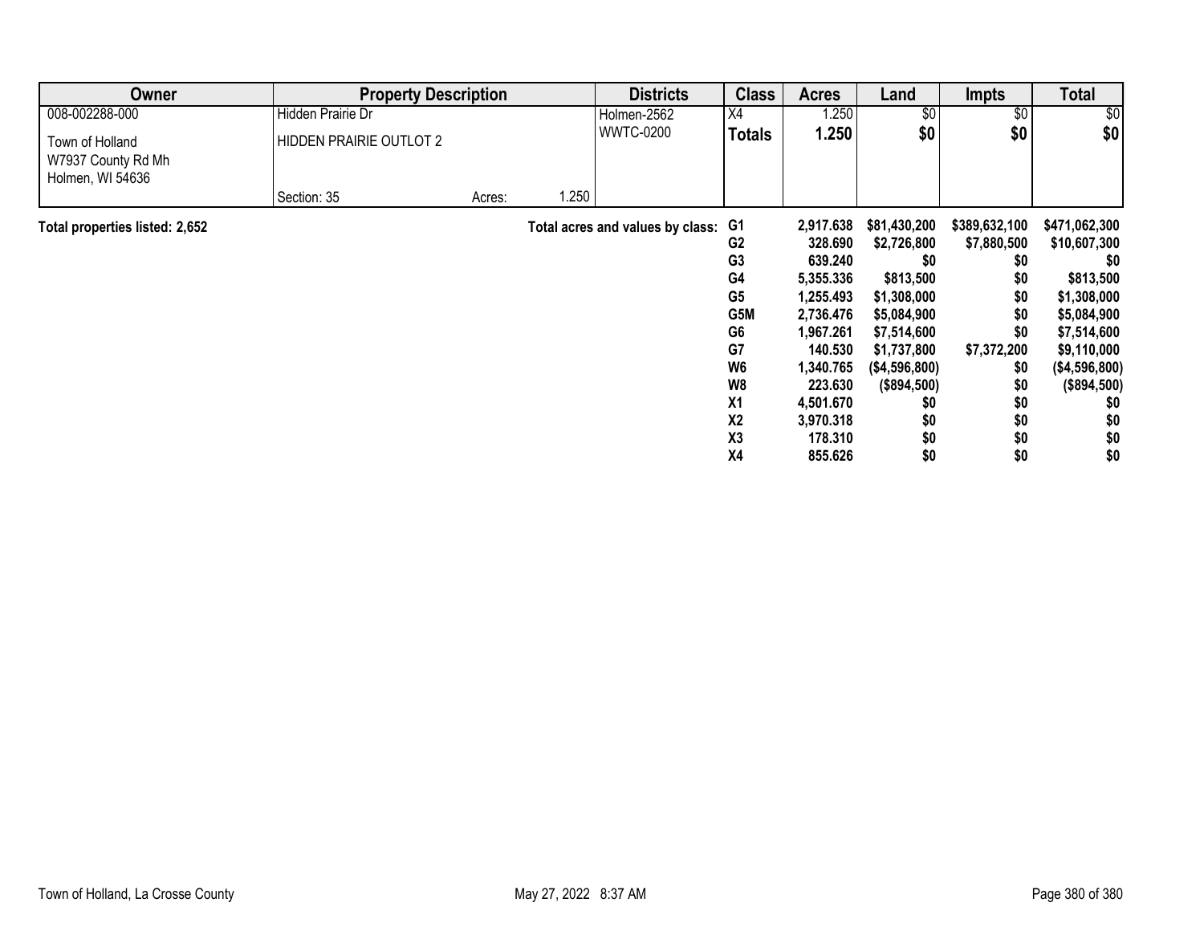| Owner | Property Description | | | Districts | Class | Acres | Land | Impts | Total |
|---|---|---|---|---|---|---|---|---|---|
| 008-002288-000 | Hidden Prairie Dr | | | Holmen-2562 | X4 | 1.250 | $0 | $0 | $0 |
| Town of Holland<br>W7937 County Rd Mh<br>Holmen, WI 54636 | HIDDEN PRAIRIE OUTLOT 2 | | | WWTC-0200 | **Totals** | **1.250** | **$0** | **$0** | **$0** |
| | Section: 35 | Acres: | 1.250 | | | | | | |

**Total properties listed: 2,652**

**Total acres and values by class:**

| Class | Acres | Land | Impts | Total |
|---|---|---|---|---|
| **G1** | **2,917.638** | **$81,430,200** | **$389,632,100** | **$471,062,300** |
| **G2** | **328.690** | **$2,726,800** | **$7,880,500** | **$10,607,300** |
| **G3** | **639.240** | **$0** | **$0** | **$0** |
| **G4** | **5,355.336** | **$813,500** | **$0** | **$813,500** |
| **G5** | **1,255.493** | **$1,308,000** | **$0** | **$1,308,000** |
| **G5M** | **2,736.476** | **$5,084,900** | **$0** | **$5,084,900** |
| **G6** | **1,967.261** | **$7,514,600** | **$0** | **$7,514,600** |
| **G7** | **140.530** | **$1,737,800** | **$7,372,200** | **$9,110,000** |
| **W6** | **1,340.765** | **($4,596,800)** | **$0** | **($4,596,800)** |
| **W8** | **223.630** | **($894,500)** | **$0** | **($894,500)** |
| **X1** | **4,501.670** | **$0** | **$0** | **$0** |
| **X2** | **3,970.318** | **$0** | **$0** | **$0** |
| **X3** | **178.310** | **$0** | **$0** | **$0** |
| **X4** | **855.626** | **$0** | **$0** | **$0** |